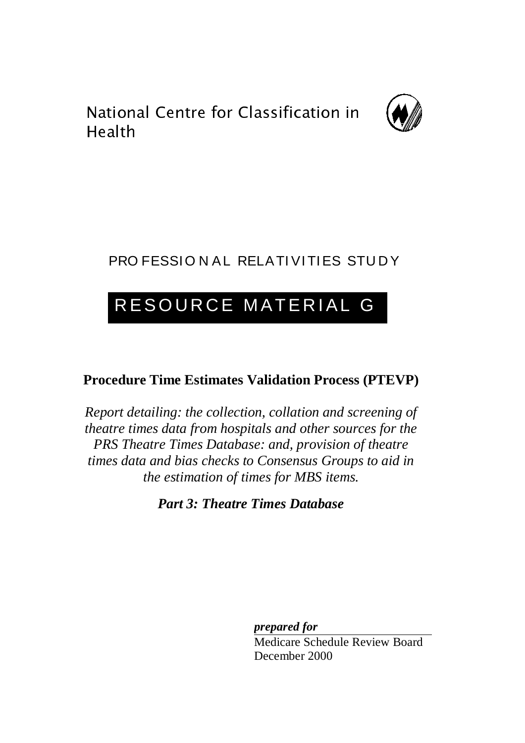National Centre for Classification in Health

PROFESSIONAL RELATIVITIES STUDY

# RESOURCE MATERIAL G

## Procedure Time Estimates Validation Process (PTEVP)

*Report detailing: the collection, collation and screening of theatre times data from hospitals and other sources for the PRS Theatre Times Database: and, provision of theatre times data and bias checks to Consensus Groups to aid in the estimation of times for MBS items.*

***Part 3: Theatre Times Database***

***prepared for***

Medicare Schedule Review Board
December 2000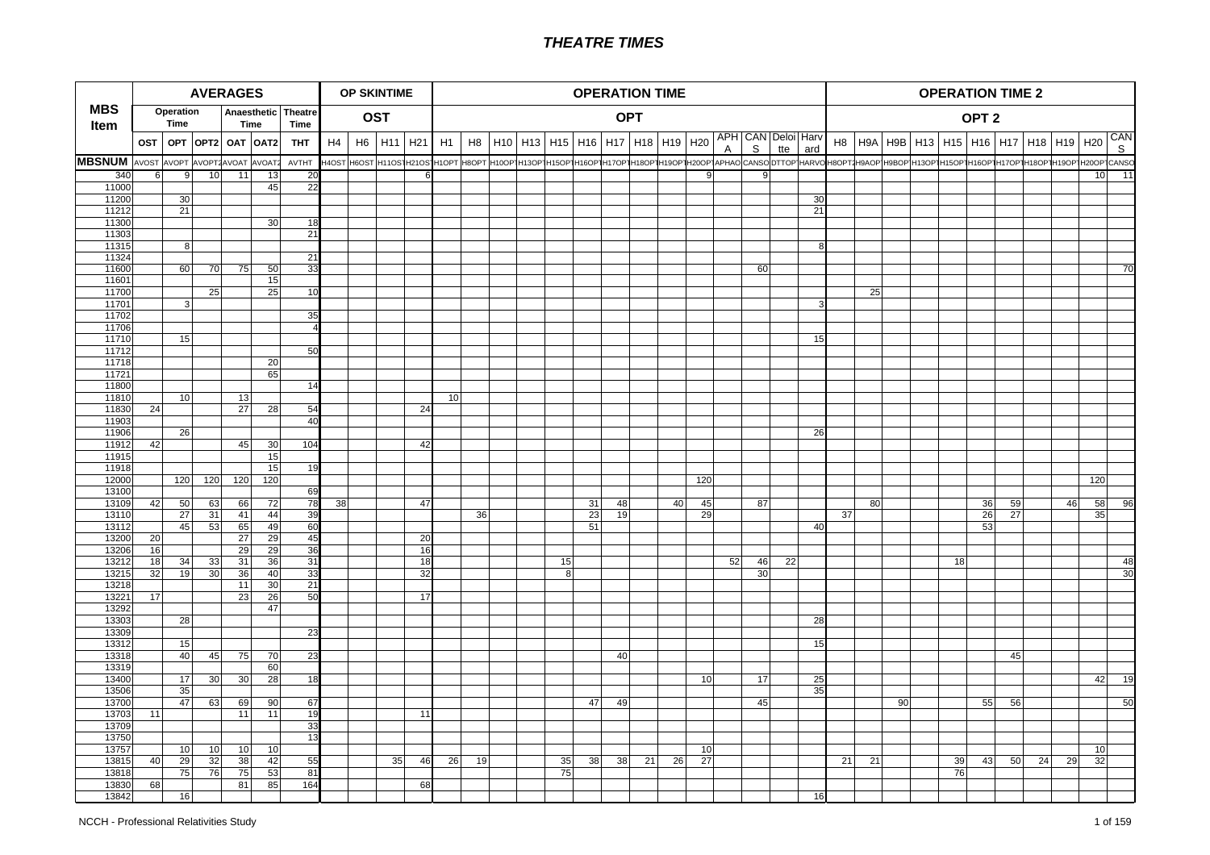# THEATRE TIMES

| MBS Item | AVERAGES | | | | | | OP SKINTIME | | | | OPERATION TIME | | | | | | | | | | | | | | OPERATION TIME 2 | | | | | | | | | | |
|---|---|---|---|---|---|---|---|---|---|---|---|---|---|---|---|---|---|---|---|---|---|---|---|---|---|---|---|---|---|---|---|---|---|---|---|
| | Operation Time | | Anaesthetic Time | | Theatre Time | | OST | | | | OPT | | | | | | | | | | | | | | OPT 2 | | | | | | | | | | |
| | OST | OPT | OPT2 | OAT | OAT2 | THT | H4 | H6 | H11 | H21 | H1 | H8 | H10 | H13 | H15 | H16 | H17 | H18 | H19 | H20 | APHA | CANS | Deloitte | Harvard | H8 | H9A | H9B | H13 | H15 | H16 | H17 | H18 | H19 | H20 | CANS |
| MBSNUM | AVOST | AVOPT | AVOPT2 | AVOAT | AVOAT2 | AVTHT | H4OST | H6OST | H11OST | H21OST | H1OPT | H8OPT | H10OPT | H13OPT | H15OPT | H16OPT | H17OPT | H18OPT | H19OPT | H20OPT | APHAO | CANSO | DTTOP | HARVO | H8OPT2 | H9AOP | H9BOP | H13OPT | H15OPT | H16OPT | H17OPT | H18OPT | H19OPT | H20OPT | CANSO |
| 340 | 6 | 9 | 10 | 11 | 13 | 20 | | | | 6 | | | | | | | | | | 9 | | 9 | | | | | | | | | | | | 10 | 11 |
| 11000 | | | | | 45 | 22 | | | | | | | | | | | | | | | | | | | | | | | | | | | | | |
| 11200 | | 30 | | | | | | | | | | | | | | | | | | | | | | 30 | | | | | | | | | | | |
| 11212 | | 21 | | | | | | | | | | | | | | | | | | | | | | 21 | | | | | | | | | | | |
| 11300 | | | | | 30 | 18 | | | | | | | | | | | | | | | | | | | | | | | | | | | | | |
| 11303 | | | | | | 21 | | | | | | | | | | | | | | | | | | | | | | | | | | | | | |
| 11315 | | 8 | | | | | | | | | | | | | | | | | | | | | | 8 | | | | | | | | | | | |
| 11324 | | | | | | 21 | | | | | | | | | | | | | | | | | | | | | | | | | | | | | |
| 11600 | | 60 | 70 | 75 | 50 | 33 | | | | | | | | | | | | | | | | 60 | | | | | | | | | | | | | 70 |
| 11601 | | | | | 15 | | | | | | | | | | | | | | | | | | | | | | | | | | | | | | |
| 11700 | | | 25 | | 25 | 10 | | | | | | | | | | | | | | | | | | | | 25 | | | | | | | | | |
| 11701 | | 3 | | | | | | | | | | | | | | | | | | | | | | 3 | | | | | | | | | | | |
| 11702 | | | | | | 35 | | | | | | | | | | | | | | | | | | | | | | | | | | | | | |
| 11706 | | | | | | 4 | | | | | | | | | | | | | | | | | | | | | | | | | | | | | |
| 11710 | | 15 | | | | | | | | | | | | | | | | | | | | | | 15 | | | | | | | | | | | |
| 11712 | | | | | | 50 | | | | | | | | | | | | | | | | | | | | | | | | | | | | | |
| 11718 | | | | | 20 | | | | | | | | | | | | | | | | | | | | | | | | | | | | | | |
| 11721 | | | | | 65 | | | | | | | | | | | | | | | | | | | | | | | | | | | | | | |
| 11800 | | | | | | 14 | | | | | | | | | | | | | | | | | | | | | | | | | | | | | |
| 11810 | | 10 | | 13 | | | | | | | 10 | | | | | | | | | | | | | | | | | | | | | | | | |
| 11830 | 24 | | | 27 | 28 | 54 | | | | 24 | | | | | | | | | | | | | | | | | | | | | | | | | |
| 11903 | | | | | | 40 | | | | | | | | | | | | | | | | | | | | | | | | | | | | | |
| 11906 | | 26 | | | | | | | | | | | | | | | | | | | | | | 26 | | | | | | | | | | | |
| 11912 | 42 | | | 45 | 30 | 104 | | | | 42 | | | | | | | | | | | | | | | | | | | | | | | | | |
| 11915 | | | | | 15 | | | | | | | | | | | | | | | | | | | | | | | | | | | | | | |
| 11918 | | | | | 15 | 19 | | | | | | | | | | | | | | | | | | | | | | | | | | | | | |
| 12000 | | 120 | 120 | 120 | 120 | | | | | | | | | | | | | | | 120 | | | | | | | | | | | | | | 120 | |
| 13100 | | | | | | 69 | | | | | | | | | | | | | | | | | | | | | | | | | | | | | |
| 13109 | 42 | 50 | 63 | 66 | 72 | 78 | 38 | | | 47 | | | | | | 31 | 48 | | 40 | 45 | | 87 | | | | 80 | | | | 36 | 59 | | 46 | 58 | 96 |
| 13110 | | 27 | 31 | 41 | 44 | 39 | | | | | | 36 | | | | 23 | 19 | | | 29 | | | | | 37 | | | | | 26 | 27 | | | 35 | |
| 13112 | | 45 | 53 | 65 | 49 | 60 | | | | | | | | | | 51 | | | | | | | | 40 | | | | | | 53 | | | | | |
| 13200 | 20 | | | 27 | 29 | 45 | | | | 20 | | | | | | | | | | | | | | | | | | | | | | | | | |
| 13206 | 16 | | | 29 | 29 | 36 | | | | 16 | | | | | | | | | | | | | | | | | | | | | | | | | |
| 13212 | 18 | 34 | 33 | 31 | 36 | 31 | | | | 18 | | | | | 15 | | | | | | 52 | 46 | 22 | | | | | | 18 | | | | | | 48 |
| 13215 | 32 | 19 | 30 | 36 | 40 | 33 | | | | 32 | | | | | 8 | | | | | | | 30 | | | | | | | | | | | | | 30 |
| 13218 | | | | 11 | 30 | 21 | | | | | | | | | | | | | | | | | | | | | | | | | | | | | |
| 13221 | 17 | | | 23 | 26 | 50 | | | | 17 | | | | | | | | | | | | | | | | | | | | | | | | | |
| 13292 | | | | | 47 | | | | | | | | | | | | | | | | | | | | | | | | | | | | | | |
| 13303 | | 28 | | | | | | | | | | | | | | | | | | | | | | 28 | | | | | | | | | | | |
| 13309 | | | | | | 23 | | | | | | | | | | | | | | | | | | | | | | | | | | | | | |
| 13312 | | 15 | | | | | | | | | | | | | | | | | | | | | | 15 | | | | | | | | | | | |
| 13318 | | 40 | 45 | 75 | 70 | 23 | | | | | | | | | | | 40 | | | | | | | | | | | | | | 45 | | | | |
| 13319 | | | | | 60 | | | | | | | | | | | | | | | | | | | | | | | | | | | | | | |
| 13400 | | 17 | 30 | 30 | 28 | 18 | | | | | | | | | | | | | | 10 | | 17 | | 25 | | | | | | | | | | 42 | 19 |
| 13506 | | 35 | | | | | | | | | | | | | | | | | | | | | | 35 | | | | | | | | | | | |
| 13700 | | 47 | 63 | 69 | 90 | 67 | | | | | | | | | | 47 | 49 | | | | | 45 | | | | | 90 | | | 55 | 56 | | | | 50 |
| 13703 | 11 | | | 11 | 11 | 19 | | | | 11 | | | | | | | | | | | | | | | | | | | | | | | | | |
| 13709 | | | | | | 33 | | | | | | | | | | | | | | | | | | | | | | | | | | | | | |
| 13750 | | | | | | 13 | | | | | | | | | | | | | | | | | | | | | | | | | | | | | |
| 13757 | | 10 | 10 | 10 | 10 | | | | | | | | | | | | | | | 10 | | | | | | | | | | | | | | 10 | |
| 13815 | 40 | 29 | 32 | 38 | 42 | 55 | | | 35 | 46 | 26 | 19 | | | 35 | 38 | 38 | 21 | 26 | 27 | | | | | 21 | 21 | | | 39 | 43 | 50 | 24 | 29 | 32 | |
| 13818 | | 75 | 76 | 75 | 53 | 81 | | | | | | | | | 75 | | | | | | | | | | | | | | 76 | | | | | | |
| 13830 | 68 | | | 81 | 85 | 164 | | | | 68 | | | | | | | | | | | | | | | | | | | | | | | | | |
| 13842 | | 16 | | | | | | | | | | | | | | | | | | | | | | 16 | | | | | | | | | | | |

NCCH - Professional Relativities Study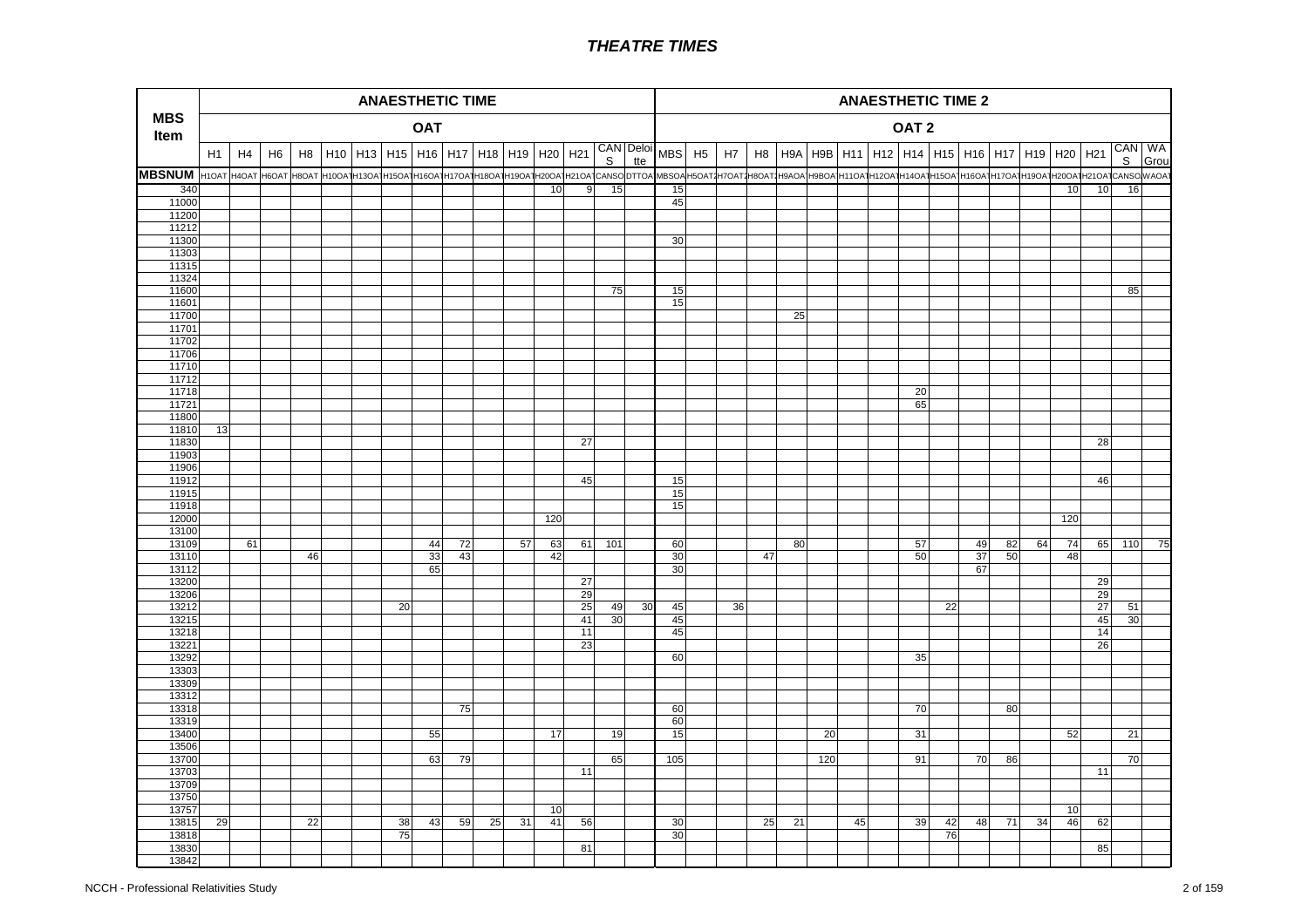# THEATRE TIMES

| MBS Item | ANAESTHETIC TIME | | | | | | | | | | | | | | | ANAESTHETIC TIME 2 | | | | | | | | | | | | | | | | |
|---|---|---|---|---|---|---|---|---|---|---|---|---|---|---|---|---|---|---|---|---|---|---|---|---|---|---|---|---|---|---|---|---|
| | OAT | | | | | | | | | | | | | | | OAT 2 | | | | | | | | | | | | | | | | |
| | H1 | H4 | H6 | H8 | H10 | H13 | H15 | H16 | H17 | H18 | H19 | H20 | H21 | CANS | Deloitte | MBS | H5 | H7 | H8 | H9A | H9B | H11 | H12 | H14 | H15 | H16 | H17 | H19 | H20 | H21 | CANS | WA Grou |
| MBSNUM | H1OAT | H4OAT | H6OAT | H8OAT | H10OAT | H13OAT | H15OAT | H16OAT | H17OAT | H18OAT | H19OAT | H20OAT | H21OAT | CANSO | DTTOA | MBSOA | H5OAT2 | H7OAT2 | H8OAT2 | H9AOA | H9BOA | H11OAT | H12OAT | H14OAT | H15OAT | H16OAT | H17OAT | H19OAT | H20OAT | H21OAT | CANSO | WAOAT |
| 340 | | | | | | | | | | | | 10 | 9 | 15 | | 15 | | | | | | | | | | | | | 10 | 10 | 16 | |
| 11000 | | | | | | | | | | | | | | | | 45 | | | | | | | | | | | | | | | | |
| 11200 | | | | | | | | | | | | | | | | | | | | | | | | | | | | | | | | |
| 11212 | | | | | | | | | | | | | | | | | | | | | | | | | | | | | | | | |
| 11300 | | | | | | | | | | | | | | | | 30 | | | | | | | | | | | | | | | | |
| 11303 | | | | | | | | | | | | | | | | | | | | | | | | | | | | | | | | |
| 11315 | | | | | | | | | | | | | | | | | | | | | | | | | | | | | | | | |
| 11324 | | | | | | | | | | | | | | | | | | | | | | | | | | | | | | | | |
| 11600 | | | | | | | | | | | | | | 75 | | 15 | | | | | | | | | | | | | | | 85 | |
| 11601 | | | | | | | | | | | | | | | | 15 | | | | | | | | | | | | | | | | |
| 11700 | | | | | | | | | | | | | | | | | | | | 25 | | | | | | | | | | | | |
| 11701 | | | | | | | | | | | | | | | | | | | | | | | | | | | | | | | | |
| 11702 | | | | | | | | | | | | | | | | | | | | | | | | | | | | | | | | |
| 11706 | | | | | | | | | | | | | | | | | | | | | | | | | | | | | | | | |
| 11710 | | | | | | | | | | | | | | | | | | | | | | | | | | | | | | | | |
| 11712 | | | | | | | | | | | | | | | | | | | | | | | | | | | | | | | | |
| 11718 | | | | | | | | | | | | | | | | | | | | | | | | 20 | | | | | | | | |
| 11721 | | | | | | | | | | | | | | | | | | | | | | | | 65 | | | | | | | | |
| 11800 | | | | | | | | | | | | | | | | | | | | | | | | | | | | | | | | |
| 11810 | 13 | | | | | | | | | | | | | | | | | | | | | | | | | | | | | | | |
| 11830 | | | | | | | | | | | | | 27 | | | | | | | | | | | | | | | | | 28 | | |
| 11903 | | | | | | | | | | | | | | | | | | | | | | | | | | | | | | | | |
| 11906 | | | | | | | | | | | | | | | | | | | | | | | | | | | | | | | | |
| 11912 | | | | | | | | | | | | | 45 | | | 15 | | | | | | | | | | | | | | 46 | | |
| 11915 | | | | | | | | | | | | | | | | 15 | | | | | | | | | | | | | | | | |
| 11918 | | | | | | | | | | | | | | | | 15 | | | | | | | | | | | | | | | | |
| 12000 | | | | | | | | | | | | 120 | | | | | | | | | | | | | | | | | 120 | | | |
| 13100 | | | | | | | | | | | | | | | | | | | | | | | | | | | | | | | | |
| 13109 | | 61 | | | | | | 44 | 72 | | 57 | 63 | 61 | 101 | | 60 | | | | 80 | | | | 57 | | 49 | 82 | 64 | 74 | 65 | 110 | 75 |
| 13110 | | | | 46 | | | | 33 | 43 | | | 42 | | | | 30 | | | 47 | | | | | 50 | | 37 | 50 | | 48 | | | |
| 13112 | | | | | | | | 65 | | | | | | | | 30 | | | | | | | | | | 67 | | | | | | |
| 13200 | | | | | | | | | | | | | 27 | | | | | | | | | | | | | | | | | 29 | | |
| 13206 | | | | | | | | | | | | | 29 | | | | | | | | | | | | | | | | | 29 | | |
| 13212 | | | | | | | 20 | | | | | | 25 | 49 | 30 | 45 | | 36 | | | | | | | 22 | | | | | 27 | 51 | |
| 13215 | | | | | | | | | | | | | 41 | 30 | | 45 | | | | | | | | | | | | | | 45 | 30 | |
| 13218 | | | | | | | | | | | | | 11 | | | 45 | | | | | | | | | | | | | | 14 | | |
| 13221 | | | | | | | | | | | | | 23 | | | | | | | | | | | | | | | | | 26 | | |
| 13292 | | | | | | | | | | | | | | | | 60 | | | | | | | | 35 | | | | | | | | |
| 13303 | | | | | | | | | | | | | | | | | | | | | | | | | | | | | | | | |
| 13309 | | | | | | | | | | | | | | | | | | | | | | | | | | | | | | | | |
| 13312 | | | | | | | | | | | | | | | | | | | | | | | | | | | | | | | | |
| 13318 | | | | | | | | | 75 | | | | | | | 60 | | | | | | | | 70 | | | 80 | | | | | |
| 13319 | | | | | | | | | | | | | | | | 60 | | | | | | | | | | | | | | | | |
| 13400 | | | | | | | | 55 | | | | 17 | | 19 | | 15 | | | | | 20 | | | 31 | | | | | 52 | | 21 | |
| 13506 | | | | | | | | | | | | | | | | | | | | | | | | | | | | | | | | |
| 13700 | | | | | | | | 63 | 79 | | | | | 65 | | 105 | | | | | 120 | | | 91 | | 70 | 86 | | | | 70 | |
| 13703 | | | | | | | | | | | | | 11 | | | | | | | | | | | | | | | | | 11 | | |
| 13709 | | | | | | | | | | | | | | | | | | | | | | | | | | | | | | | | |
| 13750 | | | | | | | | | | | | | | | | | | | | | | | | | | | | | | | | |
| 13757 | | | | | | | | | | | | 10 | | | | | | | | | | | | | | | | | 10 | | | |
| 13815 | 29 | | | 22 | | | 38 | 43 | 59 | 25 | 31 | 41 | 56 | | | 30 | | | 25 | 21 | | 45 | | 39 | 42 | 48 | 71 | 34 | 46 | 62 | | |
| 13818 | | | | | | | 75 | | | | | | | | | 30 | | | | | | | | | 76 | | | | | | | |
| 13830 | | | | | | | | | | | | | 81 | | | | | | | | | | | | | | | | | 85 | | |
| 13842 | | | | | | | | | | | | | | | | | | | | | | | | | | | | | | | | |

NCCH - Professional Relativities Study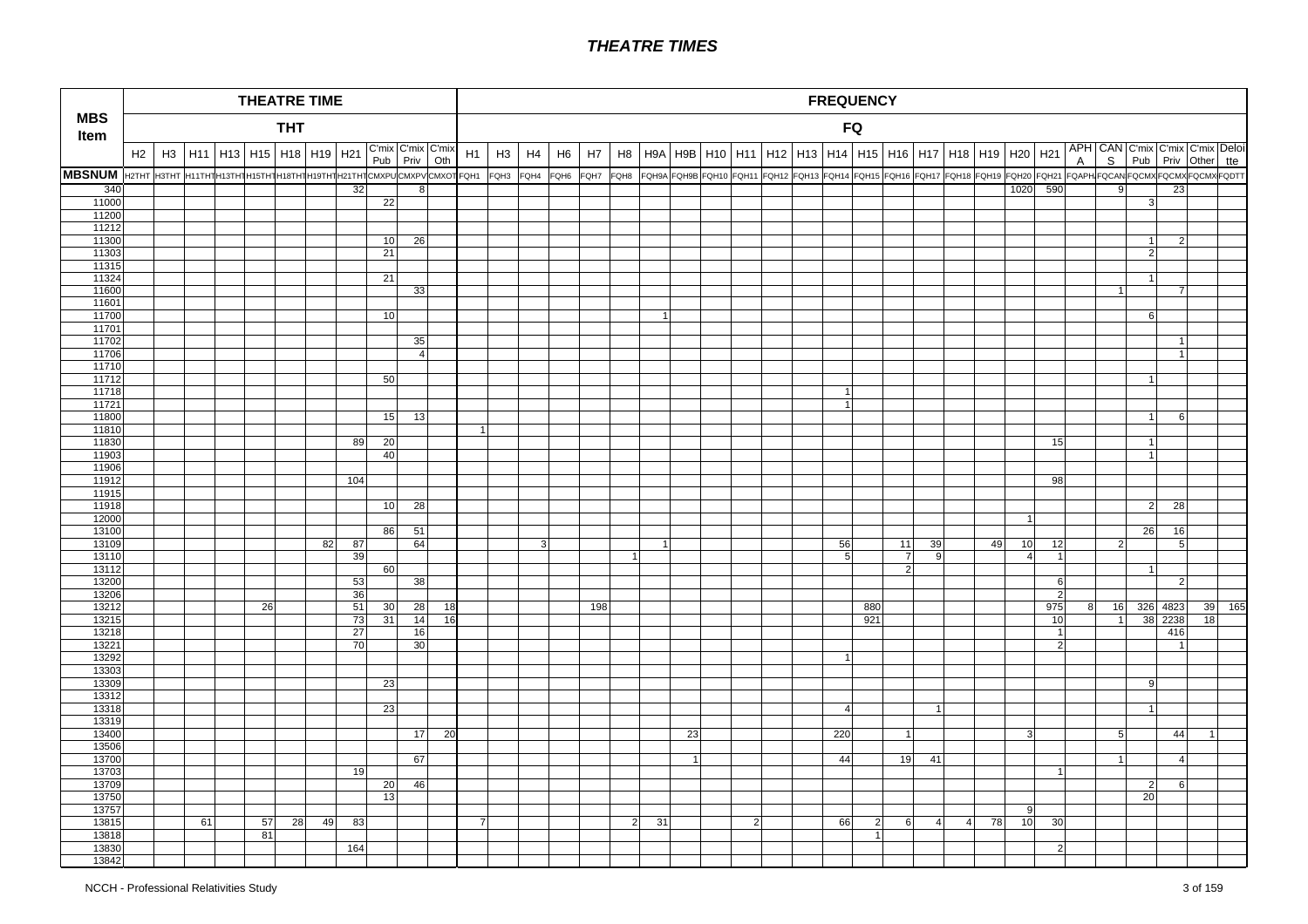# THEATRE TIMES

| MBS Item | THEATRE TIME | | | | | | | | | | | FREQUENCY | | | | | | | | | | | | | | | | | | | | | | | | | |
|---|---|---|---|---|---|---|---|---|---|---|---|---|---|---|---|---|---|---|---|---|---|---|---|---|---|---|---|---|---|---|---|---|---|---|---|---|---|
| | THT | | | | | | | | | | | FQ | | | | | | | | | | | | | | | | | | | | | | | | | |
| | H2 | H3 | H11 | H13 | H15 | H18 | H19 | H21 | C'mix Pub | C'mix Priv | C'mix Oth | H1 | H3 | H4 | H6 | H7 | H8 | H9A | H9B | H10 | H11 | H12 | H13 | H14 | H15 | H16 | H17 | H18 | H19 | H20 | H21 | APHA | CANS | C'mix Pub | C'mix Priv | C'mix Other | Deloitte |
| MBSNUM | H2THT | H3THT | H11THT | H13THT | H15THT | H18THT | H19THT | H21THT | CMXPU | CMXPV | CMXOT | FQH1 | FQH3 | FQH4 | FQH6 | FQH7 | FQH8 | FQH9A | FQH9B | FQH10 | FQH11 | FQH12 | FQH13 | FQH14 | FQH15 | FQH16 | FQH17 | FQH18 | FQH19 | FQH20 | FQH21 | FQAPH | FQCAN | FQCMX | FQCMX | FQCMX | FQDTT |
| 340 | | | | | | | | 32 | | 8 | | | | | | | | | | | | | | | | | | | | 1020 | 590 | | 9 | | 23 | | |
| 11000 | | | | | | | | | 22 | | | | | | | | | | | | | | | | | | | | | | | | | 3 | | | |
| 11200 | | | | | | | | | | | | | | | | | | | | | | | | | | | | | | | | | | | | | |
| 11212 | | | | | | | | | | | | | | | | | | | | | | | | | | | | | | | | | | | | | |
| 11300 | | | | | | | | | 10 | 26 | | | | | | | | | | | | | | | | | | | | | | | | 1 | 2 | | |
| 11303 | | | | | | | | | 21 | | | | | | | | | | | | | | | | | | | | | | | | | 2 | | | |
| 11315 | | | | | | | | | | | | | | | | | | | | | | | | | | | | | | | | | | | | | |
| 11324 | | | | | | | | | 21 | | | | | | | | | | | | | | | | | | | | | | | | | 1 | | | |
| 11600 | | | | | | | | | | 33 | | | | | | | | | | | | | | | | | | | | | | | 1 | | 7 | | |
| 11601 | | | | | | | | | | | | | | | | | | | | | | | | | | | | | | | | | | | | | |
| 11700 | | | | | | | | | 10 | | | | | | | | | 1 | | | | | | | | | | | | | | | | 6 | | | |
| 11701 | | | | | | | | | | | | | | | | | | | | | | | | | | | | | | | | | | | | | |
| 11702 | | | | | | | | | | 35 | | | | | | | | | | | | | | | | | | | | | | | | | 1 | | |
| 11706 | | | | | | | | | | 4 | | | | | | | | | | | | | | | | | | | | | | | | | 1 | | |
| 11710 | | | | | | | | | | | | | | | | | | | | | | | | | | | | | | | | | | | | | |
| 11712 | | | | | | | | | 50 | | | | | | | | | | | | | | | | | | | | | | | | | 1 | | | |
| 11718 | | | | | | | | | | | | | | | | | | | | | | | | 1 | | | | | | | | | | | | | |
| 11721 | | | | | | | | | | | | | | | | | | | | | | | | 1 | | | | | | | | | | | | | |
| 11800 | | | | | | | | | 15 | 13 | | | | | | | | | | | | | | | | | | | | | | | | 1 | 6 | | |
| 11810 | | | | | | | | | | | | 1 | | | | | | | | | | | | | | | | | | | | | | | | | |
| 11830 | | | | | | | | 89 | 20 | | | | | | | | | | | | | | | | | | | | | | 15 | | | 1 | | | |
| 11903 | | | | | | | | | 40 | | | | | | | | | | | | | | | | | | | | | | | | | 1 | | | |
| 11906 | | | | | | | | | | | | | | | | | | | | | | | | | | | | | | | | | | | | | |
| 11912 | | | | | | | | 104 | | | | | | | | | | | | | | | | | | | | | | | 98 | | | | | | |
| 11915 | | | | | | | | | | | | | | | | | | | | | | | | | | | | | | | | | | | | | |
| 11918 | | | | | | | | | 10 | 28 | | | | | | | | | | | | | | | | | | | | | | | | 2 | 28 | | |
| 12000 | | | | | | | | | | | | | | | | | | | | | | | | | | | | | | 1 | | | | | | | |
| 13100 | | | | | | | | | 86 | 51 | | | | | | | | | | | | | | | | | | | | | | | | 26 | 16 | | |
| 13109 | | | | | | | 82 | 87 | | 64 | | | | 3 | | | | 1 | | | | | | 56 | | 11 | 39 | | 49 | 10 | 12 | | 2 | | 5 | | |
| 13110 | | | | | | | | 39 | | | | | | | | | 1 | | | | | | | 5 | | 7 | 9 | | | 4 | 1 | | | | | | |
| 13112 | | | | | | | | | 60 | | | | | | | | | | | | | | | | | 2 | | | | | | | | 1 | | | |
| 13200 | | | | | | | | 53 | | 38 | | | | | | | | | | | | | | | | | | | | | 6 | | | | 2 | | |
| 13206 | | | | | | | | 36 | | | | | | | | | | | | | | | | | | | | | | | 2 | | | | | | |
| 13212 | | | | | 26 | | | 51 | 30 | 28 | 18 | | | | | 198 | | | | | | | | | 880 | | | | | | 975 | 8 | 16 | 326 | 4823 | 39 | 165 |
| 13215 | | | | | | | | 73 | 31 | 14 | 16 | | | | | | | | | | | | | | 921 | | | | | | 10 | | 1 | 38 | 2238 | 18 | |
| 13218 | | | | | | | | 27 | | 16 | | | | | | | | | | | | | | | | | | | | | 1 | | | | 416 | | |
| 13221 | | | | | | | | 70 | | 30 | | | | | | | | | | | | | | | | | | | | | 2 | | | | 1 | | |
| 13292 | | | | | | | | | | | | | | | | | | | | | | | | 1 | | | | | | | | | | | | | |
| 13303 | | | | | | | | | | | | | | | | | | | | | | | | | | | | | | | | | | | | | |
| 13309 | | | | | | | | | 23 | | | | | | | | | | | | | | | | | | | | | | | | | 9 | | | |
| 13312 | | | | | | | | | | | | | | | | | | | | | | | | | | | | | | | | | | | | | |
| 13318 | | | | | | | | | 23 | | | | | | | | | | | | | | | 4 | | | 1 | | | | | | | 1 | | | |
| 13319 | | | | | | | | | | | | | | | | | | | | | | | | | | | | | | | | | | | | | |
| 13400 | | | | | | | | | | 17 | 20 | | | | | | | | 23 | | | | | 220 | | 1 | | | | 3 | | | 5 | | 44 | 1 | |
| 13506 | | | | | | | | | | | | | | | | | | | | | | | | | | | | | | | | | | | | | |
| 13700 | | | | | | | | | | 67 | | | | | | | | | 1 | | | | | 44 | | 19 | 41 | | | | | | 1 | | 4 | | |
| 13703 | | | | | | | | 19 | | | | | | | | | | | | | | | | | | | | | | | 1 | | | | | | |
| 13709 | | | | | | | | | 20 | 46 | | | | | | | | | | | | | | | | | | | | | | | | 2 | 6 | | |
| 13750 | | | | | | | | | 13 | | | | | | | | | | | | | | | | | | | | | | | | | 20 | | | |
| 13757 | | | | | | | | | | | | | | | | | | | | | | | | | | | | | | 9 | | | | | | | |
| 13815 | | | 61 | | 57 | 28 | 49 | 83 | | | | 7 | | | | | 2 | 31 | | | 2 | | | 66 | 2 | 6 | 4 | 4 | 78 | 10 | 30 | | | | | | |
| 13818 | | | | | 81 | | | | | | | | | | | | | | | | | | | | 1 | | | | | | | | | | | | |
| 13830 | | | | | | | | 164 | | | | | | | | | | | | | | | | | | | | | | | 2 | | | | | | |
| 13842 | | | | | | | | | | | | | | | | | | | | | | | | | | | | | | | | | | | | | |

NCCH - Professional Relativities Study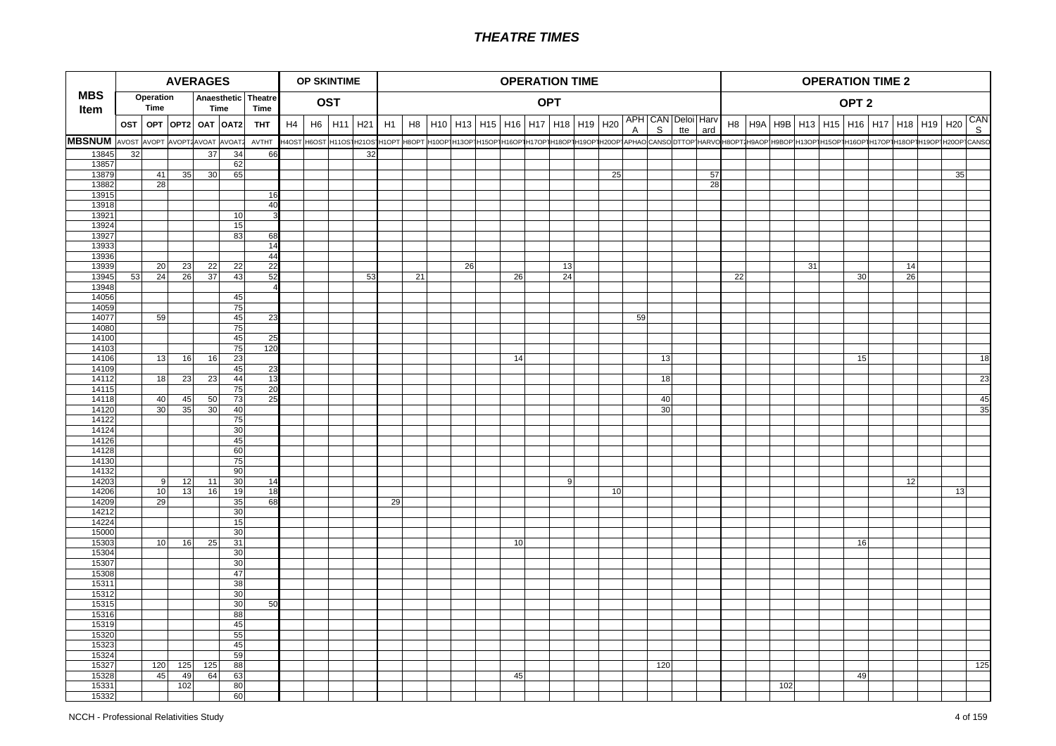# THEATRE TIMES

| MBS Item | AVERAGES | | | | | | OP SKINTIME | | | | OPERATION TIME | | | | | | | | | | | | | | OPERATION TIME 2 | | | | | | | | | | |
|---|---|---|---|---|---|---|---|---|---|---|---|---|---|---|---|---|---|---|---|---|---|---|---|---|---|---|---|---|---|---|---|---|---|---|---|
| | Operation Time | | Anaesthetic Time | | Theatre Time | | OST | | | | OPT | | | | | | | | | | | | | | OPT 2 | | | | | | | | | | |
| | OST | OPT | OPT2 | OAT | OAT2 | THT | H4 | H6 | H11 | H21 | H1 | H8 | H10 | H13 | H15 | H16 | H17 | H18 | H19 | H20 | APHA | CANS | Deloitte | Harvard | H8 | H9A | H9B | H13 | H15 | H16 | H17 | H18 | H19 | H20 | CANS |
| MBSNUM | AVOST | AVOPT | AVOPT2 | AVOAT | AVOAT2 | AVTHT | H4OST | H6OST | H11OST | H21OST | H1OPT | H8OPT | H10OPT | H13OPT | H15OPT | H16OPT | H17OPT | H18OPT | H19OPT | H20OPT | APHAO | CANSO | DTTOP | HARVO | H8OPT2 | H9AOP | H9BOP | H13OPT | H15OPT | H16OPT | H17OPT | H18OPT | H19OPT | H20OPT | CANSO |
| 13845 | 32 | | | 37 | 34 | 66 | | | | 32 | | | | | | | | | | | | | | | | | | | | | | | | | |
| 13857 | | | | | 62 | | | | | | | | | | | | | | | | | | | | | | | | | | | | | | |
| 13879 | | 41 | 35 | 30 | 65 | | | | | | | | | | | | | | | 25 | | | | 57 | | | | | | | | | | 35 | |
| 13882 | | 28 | | | | | | | | | | | | | | | | | | | | | | 28 | | | | | | | | | | | |
| 13915 | | | | | | 16 | | | | | | | | | | | | | | | | | | | | | | | | | | | | | |
| 13918 | | | | | | 40 | | | | | | | | | | | | | | | | | | | | | | | | | | | | | |
| 13921 | | | | | 10 | 3 | | | | | | | | | | | | | | | | | | | | | | | | | | | | | |
| 13924 | | | | | 15 | | | | | | | | | | | | | | | | | | | | | | | | | | | | | | |
| 13927 | | | | | 83 | 68 | | | | | | | | | | | | | | | | | | | | | | | | | | | | | |
| 13933 | | | | | | 14 | | | | | | | | | | | | | | | | | | | | | | | | | | | | | |
| 13936 | | | | | | 44 | | | | | | | | | | | | | | | | | | | | | | | | | | | | | |
| 13939 | | 20 | 23 | 22 | 22 | 22 | | | | | | | | 26 | | | | 13 | | | | | | | | | | 31 | | | | 14 | | | |
| 13945 | 53 | 24 | 26 | 37 | 43 | 52 | | | | 53 | | 21 | | | | 26 | | 24 | | | | | | | 22 | | | | | 30 | | 26 | | | |
| 13948 | | | | | | 4 | | | | | | | | | | | | | | | | | | | | | | | | | | | | | |
| 14056 | | | | | 45 | | | | | | | | | | | | | | | | | | | | | | | | | | | | | | |
| 14059 | | | | | 75 | | | | | | | | | | | | | | | | | | | | | | | | | | | | | | |
| 14077 | | 59 | | | 45 | 23 | | | | | | | | | | | | | | | 59 | | | | | | | | | | | | | | |
| 14080 | | | | | 75 | | | | | | | | | | | | | | | | | | | | | | | | | | | | | | |
| 14100 | | | | | 45 | 25 | | | | | | | | | | | | | | | | | | | | | | | | | | | | | |
| 14103 | | | | | 75 | 120 | | | | | | | | | | | | | | | | | | | | | | | | | | | | | |
| 14106 | | 13 | 16 | 16 | 23 | | | | | | | | | | | 14 | | | | | | 13 | | | | | | | | 15 | | | | | 18 |
| 14109 | | | | | 45 | 23 | | | | | | | | | | | | | | | | | | | | | | | | | | | | | |
| 14112 | | 18 | 23 | 23 | 44 | 13 | | | | | | | | | | | | | | | | 18 | | | | | | | | | | | | | 23 |
| 14115 | | | | | 75 | 20 | | | | | | | | | | | | | | | | | | | | | | | | | | | | | |
| 14118 | | 40 | 45 | 50 | 73 | 25 | | | | | | | | | | | | | | | | 40 | | | | | | | | | | | | | 45 |
| 14120 | | 30 | 35 | 30 | 40 | | | | | | | | | | | | | | | | | 30 | | | | | | | | | | | | | 35 |
| 14122 | | | | | 75 | | | | | | | | | | | | | | | | | | | | | | | | | | | | | | |
| 14124 | | | | | 30 | | | | | | | | | | | | | | | | | | | | | | | | | | | | | | |
| 14126 | | | | | 45 | | | | | | | | | | | | | | | | | | | | | | | | | | | | | | |
| 14128 | | | | | 60 | | | | | | | | | | | | | | | | | | | | | | | | | | | | | | |
| 14130 | | | | | 75 | | | | | | | | | | | | | | | | | | | | | | | | | | | | | | |
| 14132 | | | | | 90 | | | | | | | | | | | | | | | | | | | | | | | | | | | | | | |
| 14203 | | 9 | 12 | 11 | 30 | 14 | | | | | | | | | | | | 9 | | | | | | | | | | | | | | 12 | | | |
| 14206 | | 10 | 13 | 16 | 19 | 18 | | | | | | | | | | | | | | 10 | | | | | | | | | | | | | | 13 | |
| 14209 | | 29 | | | 35 | 68 | | | | | 29 | | | | | | | | | | | | | | | | | | | | | | | | |
| 14212 | | | | | 30 | | | | | | | | | | | | | | | | | | | | | | | | | | | | | | |
| 14224 | | | | | 15 | | | | | | | | | | | | | | | | | | | | | | | | | | | | | | |
| 15000 | | | | | 30 | | | | | | | | | | | | | | | | | | | | | | | | | | | | | | |
| 15303 | | 10 | 16 | 25 | 31 | | | | | | | | | | | 10 | | | | | | | | | | | | | | 16 | | | | | |
| 15304 | | | | | 30 | | | | | | | | | | | | | | | | | | | | | | | | | | | | | | |
| 15307 | | | | | 30 | | | | | | | | | | | | | | | | | | | | | | | | | | | | | | |
| 15308 | | | | | 47 | | | | | | | | | | | | | | | | | | | | | | | | | | | | | | |
| 15311 | | | | | 38 | | | | | | | | | | | | | | | | | | | | | | | | | | | | | | |
| 15312 | | | | | 30 | | | | | | | | | | | | | | | | | | | | | | | | | | | | | | |
| 15315 | | | | | 30 | 50 | | | | | | | | | | | | | | | | | | | | | | | | | | | | | |
| 15316 | | | | | 88 | | | | | | | | | | | | | | | | | | | | | | | | | | | | | | |
| 15319 | | | | | 45 | | | | | | | | | | | | | | | | | | | | | | | | | | | | | | |
| 15320 | | | | | 55 | | | | | | | | | | | | | | | | | | | | | | | | | | | | | | |
| 15323 | | | | | 45 | | | | | | | | | | | | | | | | | | | | | | | | | | | | | | |
| 15324 | | | | | 59 | | | | | | | | | | | | | | | | | | | | | | | | | | | | | | |
| 15327 | | 120 | 125 | 125 | 88 | | | | | | | | | | | | | | | | | 120 | | | | | | | | | | | | | 125 |
| 15328 | | 45 | 49 | 64 | 63 | | | | | | | | | | | 45 | | | | | | | | | | | | | | 49 | | | | | |
| 15331 | | | 102 | | 80 | | | | | | | | | | | | | | | | | | | | | | 102 | | | | | | | | |
| 15332 | | | | | 60 | | | | | | | | | | | | | | | | | | | | | | | | | | | | | | |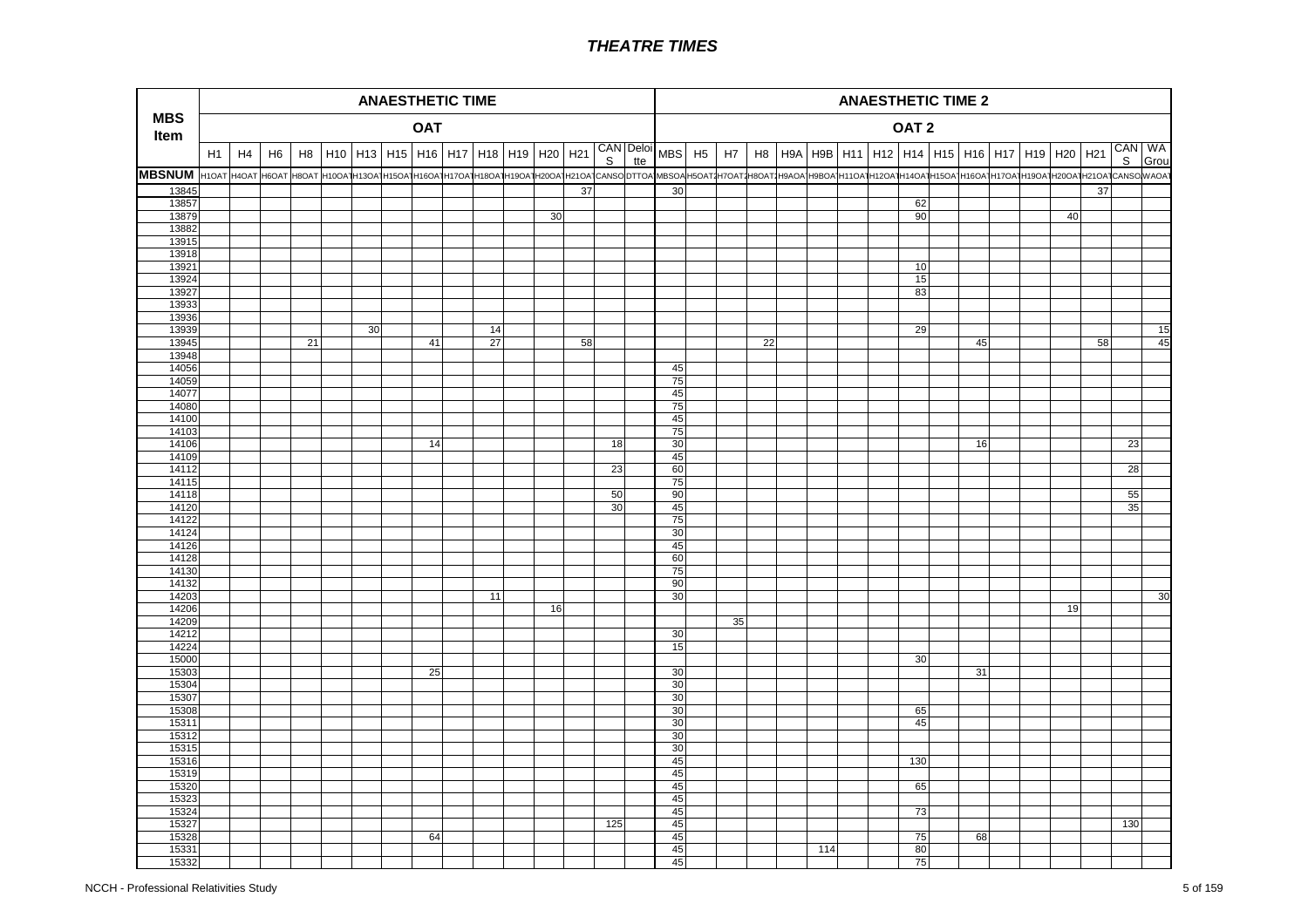| MBS Item | ANAESTHETIC TIME | | | | | | | | | | | | | | | ANAESTHETIC TIME 2 | | | | | | | | | | | | | | | | |
|---|---|---|---|---|---|---|---|---|---|---|---|---|---|---|---|---|---|---|---|---|---|---|---|---|---|---|---|---|---|---|---|---|
| | OAT | | | | | | | | | | | | | | | OAT 2 | | | | | | | | | | | | | | | | |
| | H1 | H4 | H6 | H8 | H10 | H13 | H15 | H16 | H17 | H18 | H19 | H20 | H21 | CANS | Deloitte | MBS | H5 | H7 | H8 | H9A | H9B | H11 | H12 | H14 | H15 | H16 | H17 | H19 | H20 | H21 | CANS | WA Group |
| MBSNUM | H1OAT | H4OAT | H6OAT | H8OAT | H10OAT | H13OAT | H15OAT | H16OAT | H17OAT | H18OAT | H19OAT | H20OAT | H21OAT | CANSO | DTTOA | MBSOA | H5OAT2 | H7OAT2 | H8OAT2 | H9AOA | H9BOA | H11OAT | H12OAT | H14OAT | H15OAT | H16OAT | H17OAT | H19OAT | H20OAT | H21OAT | CANSO | WAOAT |
| 13845 | | | | | | | | | | | | | 37 | | | 30 | | | | | | | | | | | | | | 37 | | |
| 13857 | | | | | | | | | | | | | | | | | | | | | | | | 62 | | | | | | | | |
| 13879 | | | | | | | | | | | | 30 | | | | | | | | | | | | 90 | | | | | 40 | | | |
| 13882 | | | | | | | | | | | | | | | | | | | | | | | | | | | | | | | | |
| 13915 | | | | | | | | | | | | | | | | | | | | | | | | | | | | | | | | |
| 13918 | | | | | | | | | | | | | | | | | | | | | | | | | | | | | | | | |
| 13921 | | | | | | | | | | | | | | | | | | | | | | | | 10 | | | | | | | | |
| 13924 | | | | | | | | | | | | | | | | | | | | | | | | 15 | | | | | | | | |
| 13927 | | | | | | | | | | | | | | | | | | | | | | | | 83 | | | | | | | | |
| 13933 | | | | | | | | | | | | | | | | | | | | | | | | | | | | | | | | |
| 13936 | | | | | | | | | | | | | | | | | | | | | | | | | | | | | | | | |
| 13939 | | | | | | 30 | | | | 14 | | | | | | | | | | | | | | 29 | | | | | | | | 15 |
| 13945 | | | | 21 | | | | 41 | | 27 | | | 58 | | | | | | 22 | | | | | | | 45 | | | | 58 | | 45 |
| 13948 | | | | | | | | | | | | | | | | | | | | | | | | | | | | | | | | |
| 14056 | | | | | | | | | | | | | | | | 45 | | | | | | | | | | | | | | | | |
| 14059 | | | | | | | | | | | | | | | | 75 | | | | | | | | | | | | | | | | |
| 14077 | | | | | | | | | | | | | | | | 45 | | | | | | | | | | | | | | | | |
| 14080 | | | | | | | | | | | | | | | | 75 | | | | | | | | | | | | | | | | |
| 14100 | | | | | | | | | | | | | | | | 45 | | | | | | | | | | | | | | | | |
| 14103 | | | | | | | | | | | | | | | | 75 | | | | | | | | | | | | | | | | |
| 14106 | | | | | | | | 14 | | | | | | 18 | | 30 | | | | | | | | | | 16 | | | | | 23 | |
| 14109 | | | | | | | | | | | | | | | | 45 | | | | | | | | | | | | | | | | |
| 14112 | | | | | | | | | | | | | | 23 | | 60 | | | | | | | | | | | | | | | 28 | |
| 14115 | | | | | | | | | | | | | | | | 75 | | | | | | | | | | | | | | | | |
| 14118 | | | | | | | | | | | | | | 50 | | 90 | | | | | | | | | | | | | | | 55 | |
| 14120 | | | | | | | | | | | | | | 30 | | 45 | | | | | | | | | | | | | | | 35 | |
| 14122 | | | | | | | | | | | | | | | | 75 | | | | | | | | | | | | | | | | |
| 14124 | | | | | | | | | | | | | | | | 30 | | | | | | | | | | | | | | | | |
| 14126 | | | | | | | | | | | | | | | | 45 | | | | | | | | | | | | | | | | |
| 14128 | | | | | | | | | | | | | | | | 60 | | | | | | | | | | | | | | | | |
| 14130 | | | | | | | | | | | | | | | | 75 | | | | | | | | | | | | | | | | |
| 14132 | | | | | | | | | | | | | | | | 90 | | | | | | | | | | | | | | | | |
| 14203 | | | | | | | | | | 11 | | | | | | 30 | | | | | | | | | | | | | | | | 30 |
| 14206 | | | | | | | | | | | | 16 | | | | | | | | | | | | | | | | | 19 | | | |
| 14209 | | | | | | | | | | | | | | | | | | 35 | | | | | | | | | | | | | | |
| 14212 | | | | | | | | | | | | | | | | 30 | | | | | | | | | | | | | | | | |
| 14224 | | | | | | | | | | | | | | | | 15 | | | | | | | | | | | | | | | | |
| 15000 | | | | | | | | | | | | | | | | | | | | | | | | 30 | | | | | | | | |
| 15303 | | | | | | | | 25 | | | | | | | | 30 | | | | | | | | | | 31 | | | | | | |
| 15304 | | | | | | | | | | | | | | | | 30 | | | | | | | | | | | | | | | | |
| 15307 | | | | | | | | | | | | | | | | 30 | | | | | | | | | | | | | | | | |
| 15308 | | | | | | | | | | | | | | | | 30 | | | | | | | | 65 | | | | | | | | |
| 15311 | | | | | | | | | | | | | | | | 30 | | | | | | | | 45 | | | | | | | | |
| 15312 | | | | | | | | | | | | | | | | 30 | | | | | | | | | | | | | | | | |
| 15315 | | | | | | | | | | | | | | | | 30 | | | | | | | | | | | | | | | | |
| 15316 | | | | | | | | | | | | | | | | 45 | | | | | | | | 130 | | | | | | | | |
| 15319 | | | | | | | | | | | | | | | | 45 | | | | | | | | | | | | | | | | |
| 15320 | | | | | | | | | | | | | | | | 45 | | | | | | | | 65 | | | | | | | | |
| 15323 | | | | | | | | | | | | | | | | 45 | | | | | | | | | | | | | | | | |
| 15324 | | | | | | | | | | | | | | | | 45 | | | | | | | | 73 | | | | | | | | |
| 15327 | | | | | | | | | | | | | | 125 | | 45 | | | | | | | | | | | | | | | 130 | |
| 15328 | | | | | | | | 64 | | | | | | | | 45 | | | | | | | | 75 | | 68 | | | | | | |
| 15331 | | | | | | | | | | | | | | | | 45 | | | | | 114 | | | 80 | | | | | | | | |
| 15332 | | | | | | | | | | | | | | | | 45 | | | | | | | | 75 | | | | | | | | |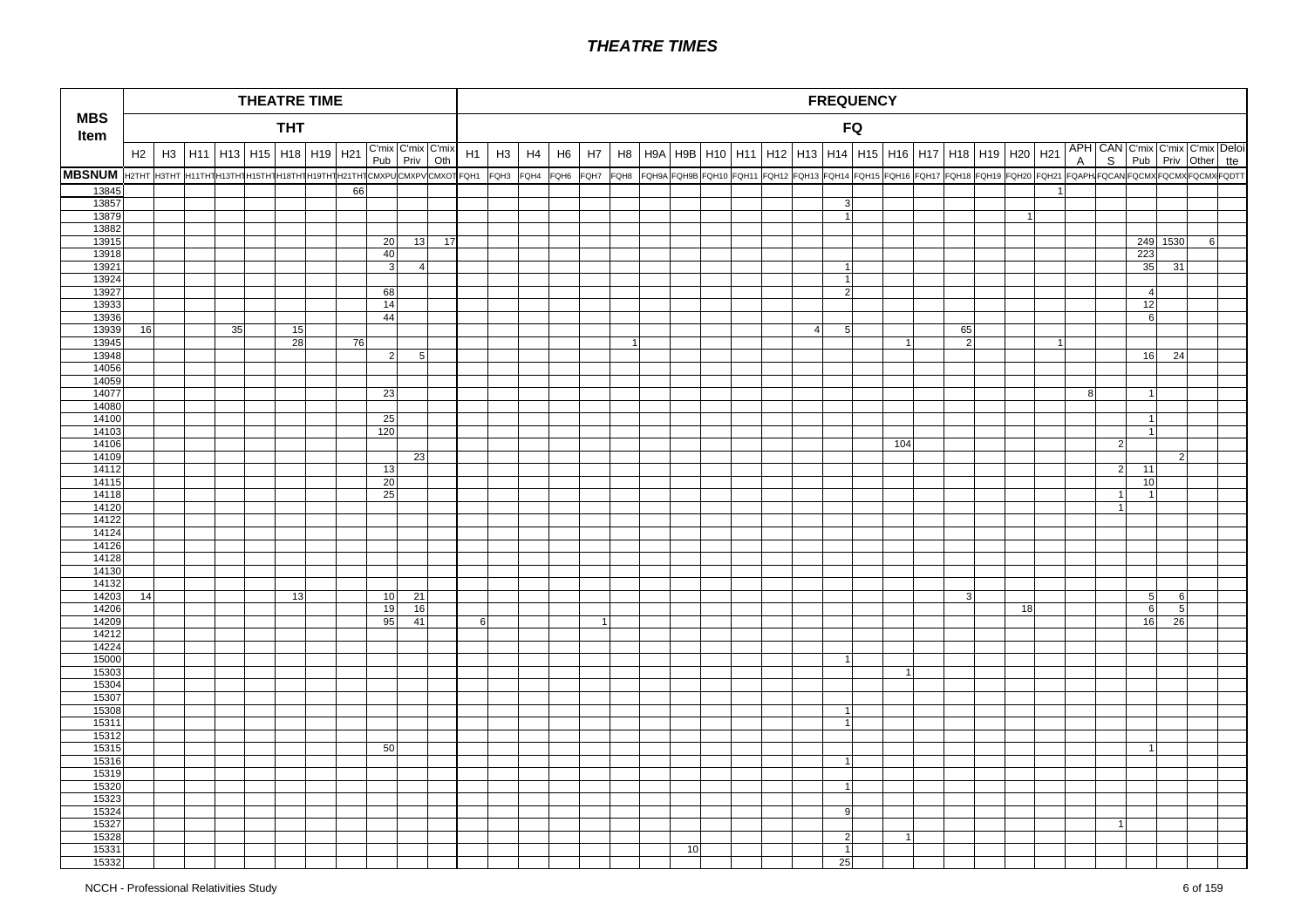# THEATRE TIMES

| MBS Item | THEATRE TIME THT | | | | | | | | | | | FREQUENCY FQ | | | | | | | | | | | | | | | | | | | | | | | | | |
|---|---|---|---|---|---|---|---|---|---|---|---|---|---|---|---|---|---|---|---|---|---|---|---|---|---|---|---|---|---|---|---|---|---|---|---|---|---|
| | H2 | H3 | H11 | H13 | H15 | H18 | H19 | H21 | C'mix Pub | C'mix Priv | C'mix Oth | H1 | H3 | H4 | H6 | H7 | H8 | H9A | H9B | H10 | H11 | H12 | H13 | H14 | H15 | H16 | H17 | H18 | H19 | H20 | H21 | APHA | CANS | C'mix Pub | C'mix Priv | C'mix Other | Deloitte |
| MBSNUM | H2THT | H3THT | H11THT | H13THT | H15THT | H18THT | H19THT | H21THT | CMXPU | CMXPV | CMXOT | FQH1 | FQH3 | FQH4 | FQH6 | FQH7 | FQH8 | FQH9A | FQH9B | FQH10 | FQH11 | FQH12 | FQH13 | FQH14 | FQH15 | FQH16 | FQH17 | FQH18 | FQH19 | FQH20 | FQH21 | FQAPH | FQCAN | FQCMX | FQCMX | FQCMX | FQDTT |
| 13845 | | | | | | | | 66 | | | | | | | | | | | | | | | | | | | | | | | 1 | | | | | | |
| 13857 | | | | | | | | | | | | | | | | | | | | | | | | 3 | | | | | | | | | | | | | |
| 13879 | | | | | | | | | | | | | | | | | | | | | | | | 1 | | | | | | 1 | | | | | | | |
| 13882 | | | | | | | | | | | | | | | | | | | | | | | | | | | | | | | | | | | | | |
| 13915 | | | | | | | | | 20 | 13 | 17 | | | | | | | | | | | | | | | | | | | | | | | 249 | 1530 | 6 | |
| 13918 | | | | | | | | | 40 | | | | | | | | | | | | | | | | | | | | | | | | | 223 | | | |
| 13921 | | | | | | | | | 3 | 4 | | | | | | | | | | | | | | 1 | | | | | | | | | | 35 | 31 | | |
| 13924 | | | | | | | | | | | | | | | | | | | | | | | | 1 | | | | | | | | | | | | | |
| 13927 | | | | | | | | | 68 | | | | | | | | | | | | | | | 2 | | | | | | | | | | 4 | | | |
| 13933 | | | | | | | | | 14 | | | | | | | | | | | | | | | | | | | | | | | | | 12 | | | |
| 13936 | | | | | | | | | 44 | | | | | | | | | | | | | | | | | | | | | | | | | 6 | | | |
| 13939 | 16 | | | 35 | | 15 | | | | | | | | | | | | | | | | | 4 | 5 | | | | 65 | | | | | | | | | |
| 13945 | | | | | | 28 | | 76 | | | | | | | | | 1 | | | | | | | | | 1 | | 2 | | | 1 | | | | | | |
| 13948 | | | | | | | | | 2 | 5 | | | | | | | | | | | | | | | | | | | | | | | | 16 | 24 | | |
| 14056 | | | | | | | | | | | | | | | | | | | | | | | | | | | | | | | | | | | | | |
| 14059 | | | | | | | | | | | | | | | | | | | | | | | | | | | | | | | | | | | | | |
| 14077 | | | | | | | | | 23 | | | | | | | | | | | | | | | | | | | | | | | 8 | | 1 | | | |
| 14080 | | | | | | | | | | | | | | | | | | | | | | | | | | | | | | | | | | | | | |
| 14100 | | | | | | | | | 25 | | | | | | | | | | | | | | | | | | | | | | | | | 1 | | | |
| 14103 | | | | | | | | | 120 | | | | | | | | | | | | | | | | | | | | | | | | | 1 | | | |
| 14106 | | | | | | | | | | | | | | | | | | | | | | | | | | 104 | | | | | | | 2 | | | | |
| 14109 | | | | | | | | | | 23 | | | | | | | | | | | | | | | | | | | | | | | | | 2 | | |
| 14112 | | | | | | | | | 13 | | | | | | | | | | | | | | | | | | | | | | | | 2 | 11 | | | |
| 14115 | | | | | | | | | 20 | | | | | | | | | | | | | | | | | | | | | | | | | 10 | | | |
| 14118 | | | | | | | | | 25 | | | | | | | | | | | | | | | | | | | | | | | | 1 | 1 | | | |
| 14120 | | | | | | | | | | | | | | | | | | | | | | | | | | | | | | | | | 1 | | | | |
| 14122 | | | | | | | | | | | | | | | | | | | | | | | | | | | | | | | | | | | | | |
| 14124 | | | | | | | | | | | | | | | | | | | | | | | | | | | | | | | | | | | | | |
| 14126 | | | | | | | | | | | | | | | | | | | | | | | | | | | | | | | | | | | | | |
| 14128 | | | | | | | | | | | | | | | | | | | | | | | | | | | | | | | | | | | | | |
| 14130 | | | | | | | | | | | | | | | | | | | | | | | | | | | | | | | | | | | | | |
| 14132 | | | | | | | | | | | | | | | | | | | | | | | | | | | | | | | | | | | | | |
| 14203 | 14 | | | | | 13 | | | 10 | 21 | | | | | | | | | | | | | | | | | | 3 | | | | | | 5 | 6 | | |
| 14206 | | | | | | | | | 19 | 16 | | | | | | | | | | | | | | | | | | | | 18 | | | | 6 | 5 | | |
| 14209 | | | | | | | | | 95 | 41 | | 6 | | | | 1 | | | | | | | | | | | | | | | | | | 16 | 26 | | |
| 14212 | | | | | | | | | | | | | | | | | | | | | | | | | | | | | | | | | | | | | |
| 14224 | | | | | | | | | | | | | | | | | | | | | | | | | | | | | | | | | | | | | |
| 15000 | | | | | | | | | | | | | | | | | | | | | | | | 1 | | | | | | | | | | | | | |
| 15303 | | | | | | | | | | | | | | | | | | | | | | | | | | 1 | | | | | | | | | | | |
| 15304 | | | | | | | | | | | | | | | | | | | | | | | | | | | | | | | | | | | | | |
| 15307 | | | | | | | | | | | | | | | | | | | | | | | | | | | | | | | | | | | | | |
| 15308 | | | | | | | | | | | | | | | | | | | | | | | | 1 | | | | | | | | | | | | | |
| 15311 | | | | | | | | | | | | | | | | | | | | | | | | 1 | | | | | | | | | | | | | |
| 15312 | | | | | | | | | | | | | | | | | | | | | | | | | | | | | | | | | | | | | |
| 15315 | | | | | | | | | 50 | | | | | | | | | | | | | | | | | | | | | | | | | 1 | | | |
| 15316 | | | | | | | | | | | | | | | | | | | | | | | | 1 | | | | | | | | | | | | | |
| 15319 | | | | | | | | | | | | | | | | | | | | | | | | | | | | | | | | | | | | | |
| 15320 | | | | | | | | | | | | | | | | | | | | | | | | 1 | | | | | | | | | | | | | |
| 15323 | | | | | | | | | | | | | | | | | | | | | | | | | | | | | | | | | | | | | |
| 15324 | | | | | | | | | | | | | | | | | | | | | | | | 9 | | | | | | | | | | | | | |
| 15327 | | | | | | | | | | | | | | | | | | | | | | | | | | | | | | | | | 1 | | | | |
| 15328 | | | | | | | | | | | | | | | | | | | | | | | | 2 | | 1 | | | | | | | | | | | |
| 15331 | | | | | | | | | | | | | | | | | | | 10 | | | | | 1 | | | | | | | | | | | | | |
| 15332 | | | | | | | | | | | | | | | | | | | | | | | | 25 | | | | | | | | | | | | | |

NCCH - Professional Relativities Study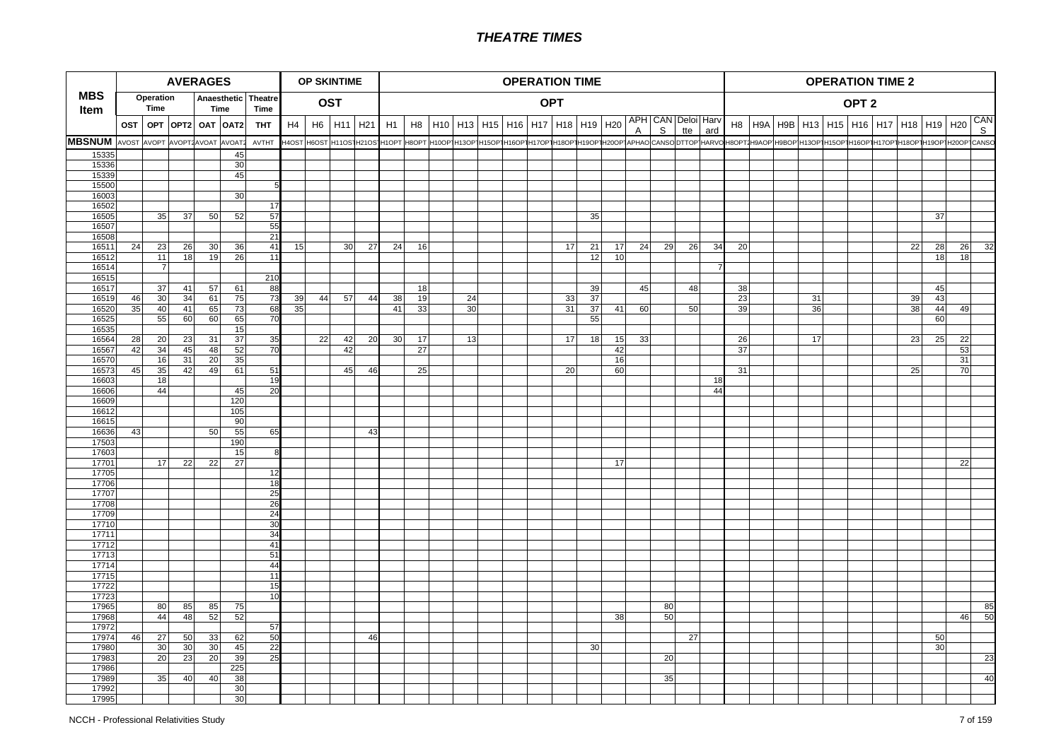# THEATRE TIMES

| MBS Item | AVERAGES | | | | | | OP SKINTIME | | | | OPERATION TIME | | | | | | | | | | | | | | OPERATION TIME 2 | | | | | | | | | | |
|---|---|---|---|---|---|---|---|---|---|---|---|---|---|---|---|---|---|---|---|---|---|---|---|---|---|---|---|---|---|---|---|---|---|---|---|
| | Operation Time | | Anaesthetic Time | | Theatre Time | | OST | | | | OPT | | | | | | | | | | | | | | OPT 2 | | | | | | | | | | |
| | OST | OPT | OPT2 | OAT | OAT2 | THT | H4 | H6 | H11 | H21 | H1 | H8 | H10 | H13 | H15 | H16 | H17 | H18 | H19 | H20 | APHA | CANS | Deloitte | Harvard | H8 | H9A | H9B | H13 | H15 | H16 | H17 | H18 | H19 | H20 | CANS |
| MBSNUM | AVOST | AVOPT | AVOPT2 | AVOAT | AVOAT2 | AVTHT | H4OST | H6OST | H11OST | H21OST | H1OPT | H8OPT | H10OPT | H13OPT | H15OPT | H16OPT | H17OPT | H18OPT | H19OPT | H20OPT | APHAO | CANSO | DTTOP | HARVO | H8OPT2 | H9AOP | H9BOP | H13OPT | H15OPT | H16OPT | H17OPT | H18OPT | H19OPT | H20OPT | CANSO |
| 15335 | | | | | 45 | | | | | | | | | | | | | | | | | | | | | | | | | | | | | | |
| 15336 | | | | | 30 | | | | | | | | | | | | | | | | | | | | | | | | | | | | | | |
| 15339 | | | | | 45 | | | | | | | | | | | | | | | | | | | | | | | | | | | | | | |
| 15500 | | | | | | 5 | | | | | | | | | | | | | | | | | | | | | | | | | | | | | |
| 16003 | | | | | 30 | | | | | | | | | | | | | | | | | | | | | | | | | | | | | | |
| 16502 | | | | | | 17 | | | | | | | | | | | | | | | | | | | | | | | | | | | | | |
| 16505 | | 35 | 37 | 50 | 52 | 57 | | | | | | | | | | | | | 35 | | | | | | | | | | | | | | 37 | | |
| 16507 | | | | | | 55 | | | | | | | | | | | | | | | | | | | | | | | | | | | | | |
| 16508 | | | | | | 21 | | | | | | | | | | | | | | | | | | | | | | | | | | | | | |
| 16511 | 24 | 23 | 26 | 30 | 36 | 41 | 15 | | 30 | 27 | 24 | 16 | | | | | | 17 | 21 | 17 | 24 | 29 | 26 | 34 | 20 | | | | | | | 22 | 28 | 26 | 32 |
| 16512 | | 11 | 18 | 19 | 26 | 11 | | | | | | | | | | | | | 12 | 10 | | | | | | | | | | | | | 18 | 18 | |
| 16514 | | 7 | | | | | | | | | | | | | | | | | | | | | | 7 | | | | | | | | | | | |
| 16515 | | | | | | 210 | | | | | | | | | | | | | | | | | | | | | | | | | | | | | |
| 16517 | | 37 | 41 | 57 | 61 | 88 | | | | | | 18 | | | | | | | 39 | | 45 | | 48 | | 38 | | | | | | | | 45 | | |
| 16519 | 46 | 30 | 34 | 61 | 75 | 73 | 39 | 44 | 57 | 44 | 38 | 19 | | 24 | | | | 33 | 37 | | | | | | 23 | | | 31 | | | | 39 | 43 | | |
| 16520 | 35 | 40 | 41 | 65 | 73 | 68 | 35 | | | | 41 | 33 | | 30 | | | | 31 | 37 | 41 | 60 | | 50 | | 39 | | | 36 | | | | 38 | 44 | 49 | |
| 16525 | | 55 | 60 | 60 | 65 | 70 | | | | | | | | | | | | | 55 | | | | | | | | | | | | | | 60 | | |
| 16535 | | | | | 15 | | | | | | | | | | | | | | | | | | | | | | | | | | | | | | |
| 16564 | 28 | 20 | 23 | 31 | 37 | 35 | | 22 | 42 | 20 | 30 | 17 | | 13 | | | | 17 | 18 | 15 | 33 | | | | 26 | | | 17 | | | | 23 | 25 | 22 | |
| 16567 | 42 | 34 | 45 | 48 | 52 | 70 | | | 42 | | | 27 | | | | | | | | 42 | | | | | 37 | | | | | | | | | 53 | |
| 16570 | | 16 | 31 | 20 | 35 | | | | | | | | | | | | | | | 16 | | | | | | | | | | | | | | 31 | |
| 16573 | 45 | 35 | 42 | 49 | 61 | 51 | | | 45 | 46 | | 25 | | | | | | 20 | | 60 | | | | | 31 | | | | | | | 25 | | 70 | |
| 16603 | | 18 | | | | 19 | | | | | | | | | | | | | | | | | | 18 | | | | | | | | | | | |
| 16606 | | 44 | | | 45 | 20 | | | | | | | | | | | | | | | | | | 44 | | | | | | | | | | | |
| 16609 | | | | | 120 | | | | | | | | | | | | | | | | | | | | | | | | | | | | | | |
| 16612 | | | | | 105 | | | | | | | | | | | | | | | | | | | | | | | | | | | | | | |
| 16615 | | | | | 90 | | | | | | | | | | | | | | | | | | | | | | | | | | | | | | |
| 16636 | 43 | | | 50 | 55 | 65 | | | | 43 | | | | | | | | | | | | | | | | | | | | | | | | | |
| 17503 | | | | | 190 | | | | | | | | | | | | | | | | | | | | | | | | | | | | | | |
| 17603 | | | | | 15 | 8 | | | | | | | | | | | | | | | | | | | | | | | | | | | | | |
| 17701 | | 17 | 22 | 22 | 27 | | | | | | | | | | | | | | | 17 | | | | | | | | | | | | | | 22 | |
| 17705 | | | | | | 12 | | | | | | | | | | | | | | | | | | | | | | | | | | | | | |
| 17706 | | | | | | 18 | | | | | | | | | | | | | | | | | | | | | | | | | | | | | |
| 17707 | | | | | | 25 | | | | | | | | | | | | | | | | | | | | | | | | | | | | | |
| 17708 | | | | | | 26 | | | | | | | | | | | | | | | | | | | | | | | | | | | | | |
| 17709 | | | | | | 24 | | | | | | | | | | | | | | | | | | | | | | | | | | | | | |
| 17710 | | | | | | 30 | | | | | | | | | | | | | | | | | | | | | | | | | | | | | |
| 17711 | | | | | | 34 | | | | | | | | | | | | | | | | | | | | | | | | | | | | | |
| 17712 | | | | | | 41 | | | | | | | | | | | | | | | | | | | | | | | | | | | | | |
| 17713 | | | | | | 51 | | | | | | | | | | | | | | | | | | | | | | | | | | | | | |
| 17714 | | | | | | 44 | | | | | | | | | | | | | | | | | | | | | | | | | | | | | |
| 17715 | | | | | | 11 | | | | | | | | | | | | | | | | | | | | | | | | | | | | | |
| 17722 | | | | | | 15 | | | | | | | | | | | | | | | | | | | | | | | | | | | | | |
| 17723 | | | | | | 10 | | | | | | | | | | | | | | | | | | | | | | | | | | | | | |
| 17965 | | 80 | 85 | 85 | 75 | | | | | | | | | | | | | | | | | 80 | | | | | | | | | | | | | 85 |
| 17968 | | 44 | 48 | 52 | 52 | | | | | | | | | | | | | | | 38 | | 50 | | | | | | | | | | | | 46 | 50 |
| 17972 | | | | | | 57 | | | | | | | | | | | | | | | | | | | | | | | | | | | | | |
| 17974 | 46 | 27 | 50 | 33 | 62 | 50 | | | | 46 | | | | | | | | | | | | | 27 | | | | | | | | | | 50 | | |
| 17980 | | 30 | 30 | 30 | 45 | 22 | | | | | | | | | | | | | 30 | | | | | | | | | | | | | | 30 | | |
| 17983 | | 20 | 23 | 20 | 39 | 25 | | | | | | | | | | | | | | | | 20 | | | | | | | | | | | | | 23 |
| 17986 | | | | | 225 | | | | | | | | | | | | | | | | | | | | | | | | | | | | | | |
| 17989 | | 35 | 40 | 40 | 38 | | | | | | | | | | | | | | | | | 35 | | | | | | | | | | | | | 40 |
| 17992 | | | | | 30 | | | | | | | | | | | | | | | | | | | | | | | | | | | | | | |
| 17995 | | | | | 30 | | | | | | | | | | | | | | | | | | | | | | | | | | | | | | |

NCCH - Professional Relativities Study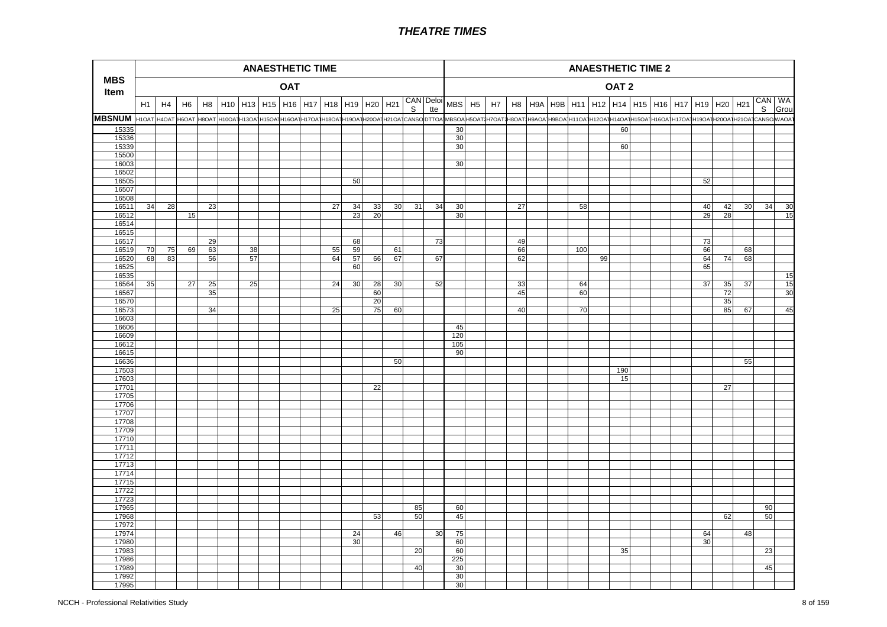# THEATRE TIMES

| MBS Item | ANAESTHETIC TIME | | | | | | | | | | | | | | | ANAESTHETIC TIME 2 | | | | | | | | | | | | | | | | |
|---|---|---|---|---|---|---|---|---|---|---|---|---|---|---|---|---|---|---|---|---|---|---|---|---|---|---|---|---|---|---|---|---|
| | OAT | | | | | | | | | | | | | | | OAT 2 | | | | | | | | | | | | | | | | |
| | H1 | H4 | H6 | H8 | H10 | H13 | H15 | H16 | H17 | H18 | H19 | H20 | H21 | CANS | Deloitte | MBS | H5 | H7 | H8 | H9A | H9B | H11 | H12 | H14 | H15 | H16 | H17 | H19 | H20 | H21 | CANS | WA Grou |
| MBSNUM | H1OAT | H4OAT | H6OAT | H8OAT | H10OAT | H13OAT | H15OAT | H16OAT | H17OAT | H18OAT | H19OAT | H20OAT | H21OAT | CANSO | DTTOA | MBSOA | H5OAT2 | H7OAT2 | H8OAT2 | H9AOA | H9BOA | H11OAT | H12OAT | H14OAT | H15OAT | H16OAT | H17OAT | H19OAT | H20OAT | H21OAT | CANSO | WAOAT |
| 15335 | | | | | | | | | | | | | | | | 30 | | | | | | | | 60 | | | | | | | | |
| 15336 | | | | | | | | | | | | | | | | 30 | | | | | | | | | | | | | | | | |
| 15339 | | | | | | | | | | | | | | | | 30 | | | | | | | | 60 | | | | | | | | |
| 15500 | | | | | | | | | | | | | | | | | | | | | | | | | | | | | | | | |
| 16003 | | | | | | | | | | | | | | | | 30 | | | | | | | | | | | | | | | | |
| 16502 | | | | | | | | | | | | | | | | | | | | | | | | | | | | | | | | |
| 16505 | | | | | | | | | | | 50 | | | | | | | | | | | | | | | | | 52 | | | | |
| 16507 | | | | | | | | | | | | | | | | | | | | | | | | | | | | | | | | |
| 16508 | | | | | | | | | | | | | | | | | | | | | | | | | | | | | | | | |
| 16511 | 34 | 28 | | 23 | | | | | | 27 | 34 | 33 | 30 | 31 | 34 | 30 | | | 27 | | | 58 | | | | | | 40 | 42 | 30 | 34 | 30 |
| 16512 | | | 15 | | | | | | | | 23 | 20 | | | | 30 | | | | | | | | | | | | 29 | 28 | | | 15 |
| 16514 | | | | | | | | | | | | | | | | | | | | | | | | | | | | | | | | |
| 16515 | | | | | | | | | | | | | | | | | | | | | | | | | | | | | | | | |
| 16517 | | | | 29 | | | | | | | 68 | | | | 73 | | | | 49 | | | | | | | | | 73 | | | | |
| 16519 | 70 | 75 | 69 | 63 | | 38 | | | | 55 | 59 | | 61 | | | | | | 66 | | | 100 | | | | | | 66 | | 68 | | |
| 16520 | 68 | 83 | | 56 | | 57 | | | | 64 | 57 | 66 | 67 | | 67 | | | | 62 | | | | 99 | | | | | 64 | 74 | 68 | | |
| 16525 | | | | | | | | | | | 60 | | | | | | | | | | | | | | | | | 65 | | | | |
| 16535 | | | | | | | | | | | | | | | | | | | | | | | | | | | | | | | | 15 |
| 16564 | 35 | | 27 | 25 | | 25 | | | | 24 | 30 | 28 | 30 | | 52 | | | | 33 | | | 64 | | | | | | 37 | 35 | 37 | | 15 |
| 16567 | | | | 35 | | | | | | | | 60 | | | | | | | 45 | | | 60 | | | | | | | 72 | | | 30 |
| 16570 | | | | | | | | | | | | 20 | | | | | | | | | | | | | | | | | 35 | | | |
| 16573 | | | | 34 | | | | | | 25 | | 75 | 60 | | | | | | 40 | | | 70 | | | | | | | 85 | 67 | | 45 |
| 16603 | | | | | | | | | | | | | | | | | | | | | | | | | | | | | | | | |
| 16606 | | | | | | | | | | | | | | | | 45 | | | | | | | | | | | | | | | | |
| 16609 | | | | | | | | | | | | | | | | 120 | | | | | | | | | | | | | | | | |
| 16612 | | | | | | | | | | | | | | | | 105 | | | | | | | | | | | | | | | | |
| 16615 | | | | | | | | | | | | | | | | 90 | | | | | | | | | | | | | | | | |
| 16636 | | | | | | | | | | | | | 50 | | | | | | | | | | | | | | | | | 55 | | |
| 17503 | | | | | | | | | | | | | | | | | | | | | | | | 190 | | | | | | | | |
| 17603 | | | | | | | | | | | | | | | | | | | | | | | | 15 | | | | | | | | |
| 17701 | | | | | | | | | | | | 22 | | | | | | | | | | | | | | | | | 27 | | | |
| 17705 | | | | | | | | | | | | | | | | | | | | | | | | | | | | | | | | |
| 17706 | | | | | | | | | | | | | | | | | | | | | | | | | | | | | | | | |
| 17707 | | | | | | | | | | | | | | | | | | | | | | | | | | | | | | | | |
| 17708 | | | | | | | | | | | | | | | | | | | | | | | | | | | | | | | | |
| 17709 | | | | | | | | | | | | | | | | | | | | | | | | | | | | | | | | |
| 17710 | | | | | | | | | | | | | | | | | | | | | | | | | | | | | | | | |
| 17711 | | | | | | | | | | | | | | | | | | | | | | | | | | | | | | | | |
| 17712 | | | | | | | | | | | | | | | | | | | | | | | | | | | | | | | | |
| 17713 | | | | | | | | | | | | | | | | | | | | | | | | | | | | | | | | |
| 17714 | | | | | | | | | | | | | | | | | | | | | | | | | | | | | | | | |
| 17715 | | | | | | | | | | | | | | | | | | | | | | | | | | | | | | | | |
| 17722 | | | | | | | | | | | | | | | | | | | | | | | | | | | | | | | | |
| 17723 | | | | | | | | | | | | | | | | | | | | | | | | | | | | | | | | |
| 17965 | | | | | | | | | | | | | | 85 | | 60 | | | | | | | | | | | | | | | 90 | |
| 17968 | | | | | | | | | | | | 53 | | 50 | | 45 | | | | | | | | | | | | | 62 | | 50 | |
| 17972 | | | | | | | | | | | | | | | | | | | | | | | | | | | | | | | | |
| 17974 | | | | | | | | | | | 24 | | 46 | | 30 | 75 | | | | | | | | | | | | 64 | | 48 | | |
| 17980 | | | | | | | | | | | 30 | | | | | 60 | | | | | | | | | | | | 30 | | | | |
| 17983 | | | | | | | | | | | | | | 20 | | 60 | | | | | | | | 35 | | | | | | | 23 | |
| 17986 | | | | | | | | | | | | | | | | 225 | | | | | | | | | | | | | | | | |
| 17989 | | | | | | | | | | | | | | 40 | | 30 | | | | | | | | | | | | | | | 45 | |
| 17992 | | | | | | | | | | | | | | | | 30 | | | | | | | | | | | | | | | | |
| 17995 | | | | | | | | | | | | | | | | 30 | | | | | | | | | | | | | | | | |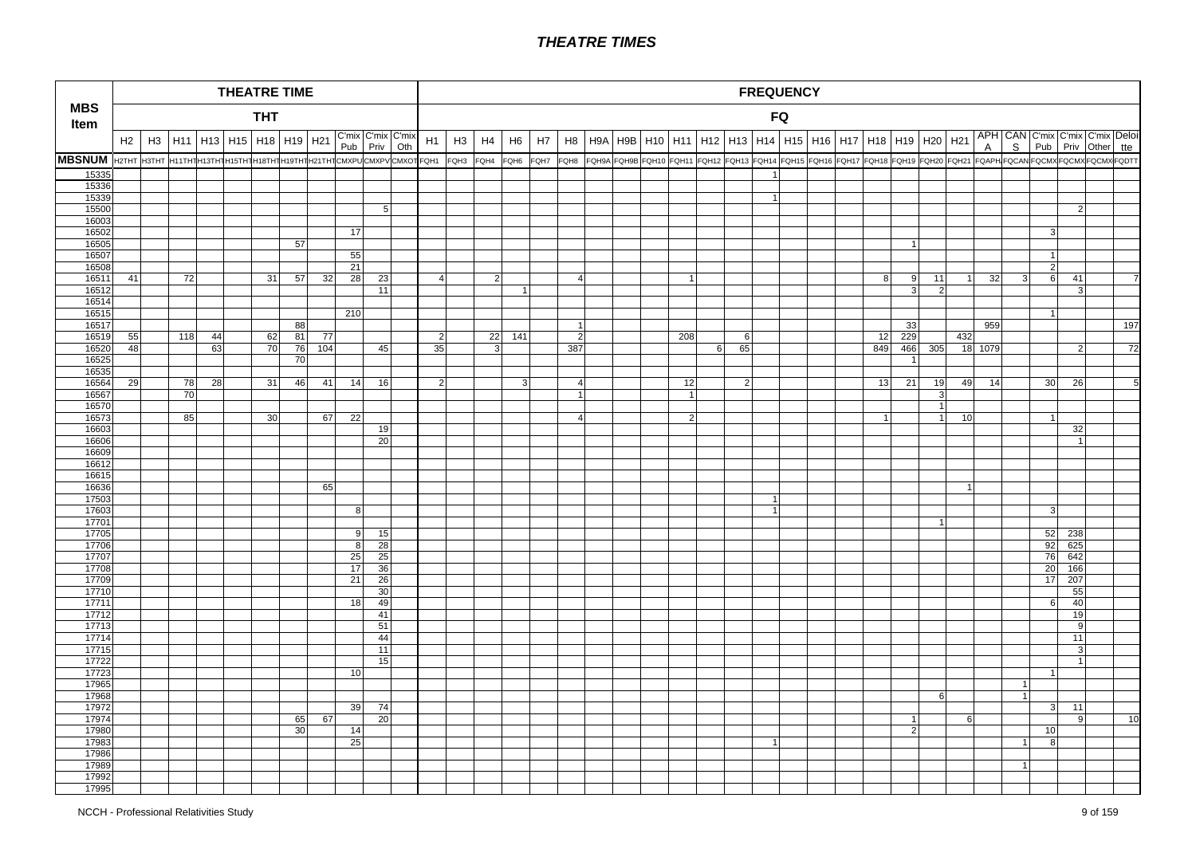# THEATRE TIMES

| MBS Item | THEATRE TIME | | | | | | | | | | | FREQUENCY | | | | | | | | | | | | | | | | | | | | | | | | | |
|---|---|---|---|---|---|---|---|---|---|---|---|---|---|---|---|---|---|---|---|---|---|---|---|---|---|---|---|---|---|---|---|---|---|---|---|---|---|
| | THT | | | | | | | | | | | FQ | | | | | | | | | | | | | | | | | | | | | | | | | |
| | H2 | H3 | H11 | H13 | H15 | H18 | H19 | H21 | C'mix Pub | C'mix Priv | C'mix Oth | H1 | H3 | H4 | H6 | H7 | H8 | H9A | H9B | H10 | H11 | H12 | H13 | H14 | H15 | H16 | H17 | H18 | H19 | H20 | H21 | APHA | CANS | C'mix Pub | C'mix Priv | C'mix Other | Deloitte |
| MBSNUM | H2THT | H3THT | H11THT | H13THT | H15THT | H18THT | H19THT | H21THT | CMXPU | CMXPV | CMXOT | FQH1 | FQH3 | FQH4 | FQH6 | FQH7 | FQH8 | FQH9A | FQH9B | FQH10 | FQH11 | FQH12 | FQH13 | FQH14 | FQH15 | FQH16 | FQH17 | FQH18 | FQH19 | FQH20 | FQH21 | FQAPH | FQCAN | FQCMX | FQCMX | FQCMX | FQDTT |
| 15335 | | | | | | | | | | | | | | | | | | | | | | | | 1 | | | | | | | | | | | | | |
| 15336 | | | | | | | | | | | | | | | | | | | | | | | | | | | | | | | | | | | | | |
| 15339 | | | | | | | | | | | | | | | | | | | | | | | | 1 | | | | | | | | | | | | | |
| 15500 | | | | | | | | | | 5 | | | | | | | | | | | | | | | | | | | | | | | | | 2 | | |
| 16003 | | | | | | | | | | | | | | | | | | | | | | | | | | | | | | | | | | | | | |
| 16502 | | | | | | | | | 17 | | | | | | | | | | | | | | | | | | | | | | | | | 3 | | | |
| 16505 | | | | | | | 57 | | | | | | | | | | | | | | | | | | | | | | 1 | | | | | | | | |
| 16507 | | | | | | | | | 55 | | | | | | | | | | | | | | | | | | | | | | | | | 1 | | | |
| 16508 | | | | | | | | | 21 | | | | | | | | | | | | | | | | | | | | | | | | | 2 | | | |
| 16511 | 41 | | 72 | | | 31 | 57 | 32 | 28 | 23 | | 4 | | 2 | | | 4 | | | | 1 | | | | | | | 8 | 9 | 11 | 1 | 32 | 3 | 6 | 41 | | 7 |
| 16512 | | | | | | | | | | 11 | | | | | 1 | | | | | | | | | | | | | | 3 | 2 | | | | | 3 | | |
| 16514 | | | | | | | | | | | | | | | | | | | | | | | | | | | | | | | | | | | | | |
| 16515 | | | | | | | | | 210 | | | | | | | | | | | | | | | | | | | | | | | | | 1 | | | |
| 16517 | | | | | | | 88 | | | | | | | | | | 1 | | | | | | | | | | | | 33 | | | 959 | | | | | 197 |
| 16519 | 55 | | 118 | 44 | | 62 | 81 | 77 | | | | 2 | | 22 | 141 | | 2 | | | | 208 | | 6 | | | | | 12 | 229 | | 432 | | | | | | |
| 16520 | 48 | | | 63 | | 70 | 76 | 104 | | 45 | | 35 | | 3 | | | 387 | | | | | 6 | 65 | | | | | 849 | 466 | 305 | 18 | 1079 | | | 2 | | 72 |
| 16525 | | | | | | | 70 | | | | | | | | | | | | | | | | | | | | | | 1 | | | | | | | | |
| 16535 | | | | | | | | | | | | | | | | | | | | | | | | | | | | | | | | | | | | | |
| 16564 | 29 | | 78 | 28 | | 31 | 46 | 41 | 14 | 16 | | 2 | | | 3 | | 4 | | | | 12 | | 2 | | | | | 13 | 21 | 19 | 49 | 14 | | 30 | 26 | | 5 |
| 16567 | | | 70 | | | | | | | | | | | | | | 1 | | | | 1 | | | | | | | | | 3 | | | | | | | |
| 16570 | | | | | | | | | | | | | | | | | | | | | | | | | | | | | | 1 | | | | | | | |
| 16573 | | | 85 | | | 30 | | 67 | 22 | | | | | | | | 4 | | | | 2 | | | | | | | 1 | | 1 | 10 | | | 1 | | | |
| 16603 | | | | | | | | | | 19 | | | | | | | | | | | | | | | | | | | | | | | | | 32 | | |
| 16606 | | | | | | | | | | 20 | | | | | | | | | | | | | | | | | | | | | | | | | 1 | | |
| 16609 | | | | | | | | | | | | | | | | | | | | | | | | | | | | | | | | | | | | | |
| 16612 | | | | | | | | | | | | | | | | | | | | | | | | | | | | | | | | | | | | | |
| 16615 | | | | | | | | | | | | | | | | | | | | | | | | | | | | | | | | | | | | | |
| 16636 | | | | | | | | 65 | | | | | | | | | | | | | | | | | | | | | | | 1 | | | | | | |
| 17503 | | | | | | | | | | | | | | | | | | | | | | | | 1 | | | | | | | | | | | | | |
| 17603 | | | | | | | | | 8 | | | | | | | | | | | | | | | 1 | | | | | | | | | | 3 | | | |
| 17701 | | | | | | | | | | | | | | | | | | | | | | | | | | | | | | 1 | | | | | | | |
| 17705 | | | | | | | | | 9 | 15 | | | | | | | | | | | | | | | | | | | | | | | | 52 | 238 | | |
| 17706 | | | | | | | | | 8 | 28 | | | | | | | | | | | | | | | | | | | | | | | | 92 | 625 | | |
| 17707 | | | | | | | | | 25 | 25 | | | | | | | | | | | | | | | | | | | | | | | | 76 | 642 | | |
| 17708 | | | | | | | | | 17 | 36 | | | | | | | | | | | | | | | | | | | | | | | | 20 | 166 | | |
| 17709 | | | | | | | | | 21 | 26 | | | | | | | | | | | | | | | | | | | | | | | | 17 | 207 | | |
| 17710 | | | | | | | | | | 30 | | | | | | | | | | | | | | | | | | | | | | | | | 55 | | |
| 17711 | | | | | | | | | 18 | 49 | | | | | | | | | | | | | | | | | | | | | | | | 6 | 40 | | |
| 17712 | | | | | | | | | | 41 | | | | | | | | | | | | | | | | | | | | | | | | | 19 | | |
| 17713 | | | | | | | | | | 51 | | | | | | | | | | | | | | | | | | | | | | | | | 9 | | |
| 17714 | | | | | | | | | | 44 | | | | | | | | | | | | | | | | | | | | | | | | | 11 | | |
| 17715 | | | | | | | | | | 11 | | | | | | | | | | | | | | | | | | | | | | | | | 3 | | |
| 17722 | | | | | | | | | | 15 | | | | | | | | | | | | | | | | | | | | | | | | | 1 | | |
| 17723 | | | | | | | | | 10 | | | | | | | | | | | | | | | | | | | | | | | | | 1 | | | |
| 17965 | | | | | | | | | | | | | | | | | | | | | | | | | | | | | | | | | 1 | | | | |
| 17968 | | | | | | | | | | | | | | | | | | | | | | | | | | | | | | 6 | | | 1 | | | | |
| 17972 | | | | | | | | | 39 | 74 | | | | | | | | | | | | | | | | | | | | | | | | 3 | 11 | | |
| 17974 | | | | | | | 65 | 67 | | 20 | | | | | | | | | | | | | | | | | | | 1 | | 6 | | | | 9 | | 10 |
| 17980 | | | | | | | 30 | | 14 | | | | | | | | | | | | | | | | | | | | 2 | | | | | 10 | | | |
| 17983 | | | | | | | | | 25 | | | | | | | | | | | | | | | 1 | | | | | | | | | 1 | 8 | | | |
| 17986 | | | | | | | | | | | | | | | | | | | | | | | | | | | | | | | | | | | | | |
| 17989 | | | | | | | | | | | | | | | | | | | | | | | | | | | | | | | | | 1 | | | | |
| 17992 | | | | | | | | | | | | | | | | | | | | | | | | | | | | | | | | | | | | | |
| 17995 | | | | | | | | | | | | | | | | | | | | | | | | | | | | | | | | | | | | | |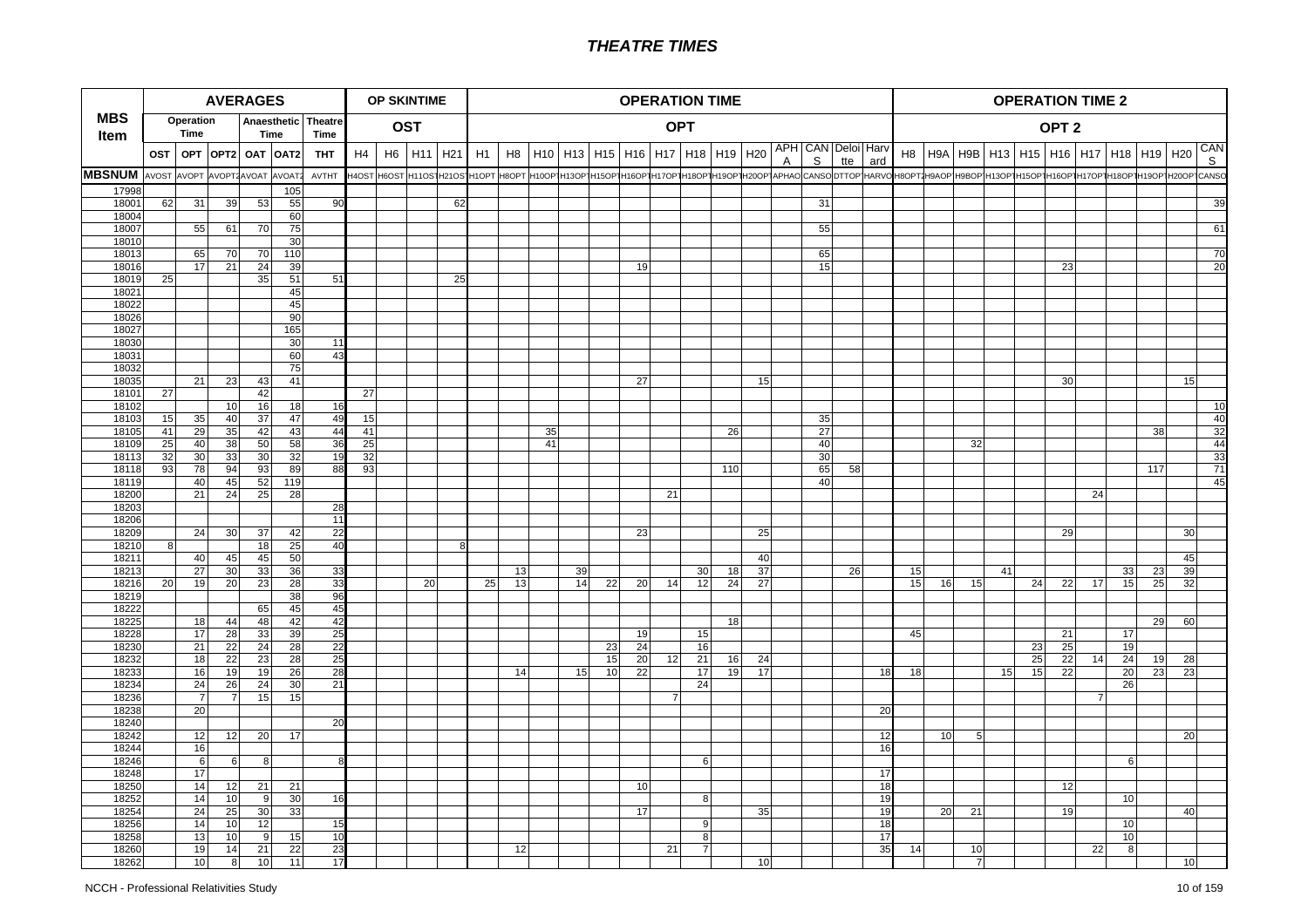# THEATRE TIMES

| MBS Item | AVERAGES | | | | | | OP SKINTIME | | | | OPERATION TIME | | | | | | | | | | | | | | OPERATION TIME 2 | | | | | | | | | | |
|---|---|---|---|---|---|---|---|---|---|---|---|---|---|---|---|---|---|---|---|---|---|---|---|---|---|---|---|---|---|---|---|---|---|---|---|
| | Operation Time | | Anaesthetic Time | | Theatre Time | | OST | | | | OPT | | | | | | | | | | | | | | OPT 2 | | | | | | | | | | |
| | OST | OPT | OPT2 | OAT | OAT2 | THT | H4 | H6 | H11 | H21 | H1 | H8 | H10 | H13 | H15 | H16 | H17 | H18 | H19 | H20 | APHA | CANS | Deloitte | Harvard | H8 | H9A | H9B | H13 | H15 | H16 | H17 | H18 | H19 | H20 | CANS |
| MBSNUM | AVOST | AVOPT | AVOPT2 | AVOAT | AVOAT2 | AVTHT | H4OST | H6OST | H11OST | H21OST | H1OPT | H8OPT | H10OPT | H13OPT | H15OPT | H16OPT | H17OPT | H18OPT | H19OPT | H20OPT | APHAO | CANSO | DTTOP | HARVO | H8OPT2 | H9AOP | H9BOP | H13OPT | H15OPT | H16OPT | H17OPT | H18OPT | H19OPT | H20OPT | CANSO |
| 17998 | | | | | 105 | | | | | | | | | | | | | | | | | | | | | | | | | | | | | | |
| 18001 | 62 | 31 | 39 | 53 | 55 | 90 | | | | 62 | | | | | | | | | | | | 31 | | | | | | | | | | | | | 39 |
| 18004 | | | | | 60 | | | | | | | | | | | | | | | | | | | | | | | | | | | | | | |
| 18007 | | 55 | 61 | 70 | 75 | | | | | | | | | | | | | | | | | 55 | | | | | | | | | | | | | 61 |
| 18010 | | | | | 30 | | | | | | | | | | | | | | | | | | | | | | | | | | | | | | |
| 18013 | | 65 | 70 | 70 | 110 | | | | | | | | | | | | | | | | | 65 | | | | | | | | | | | | | 70 |
| 18016 | | 17 | 21 | 24 | 39 | | | | | | | | | | | 19 | | | | | | 15 | | | | | | | | 23 | | | | | 20 |
| 18019 | 25 | | | 35 | 51 | 51 | | | | 25 | | | | | | | | | | | | | | | | | | | | | | | | | |
| 18021 | | | | | 45 | | | | | | | | | | | | | | | | | | | | | | | | | | | | | | |
| 18022 | | | | | 45 | | | | | | | | | | | | | | | | | | | | | | | | | | | | | | |
| 18026 | | | | | 90 | | | | | | | | | | | | | | | | | | | | | | | | | | | | | | |
| 18027 | | | | | 165 | | | | | | | | | | | | | | | | | | | | | | | | | | | | | | |
| 18030 | | | | | 30 | 11 | | | | | | | | | | | | | | | | | | | | | | | | | | | | | |
| 18031 | | | | | 60 | 43 | | | | | | | | | | | | | | | | | | | | | | | | | | | | | |
| 18032 | | | | | 75 | | | | | | | | | | | | | | | | | | | | | | | | | | | | | | |
| 18035 | | 21 | 23 | 43 | 41 | | | | | | | | | | | 27 | | | | 15 | | | | | | | | | | 30 | | | | 15 | |
| 18101 | 27 | | | 42 | | | 27 | | | | | | | | | | | | | | | | | | | | | | | | | | | | |
| 18102 | | | 10 | 16 | 18 | 16 | | | | | | | | | | | | | | | | | | | | | | | | | | | | | 10 |
| 18103 | 15 | 35 | 40 | 37 | 47 | 49 | 15 | | | | | | | | | | | | | | | 35 | | | | | | | | | | | | | 40 |
| 18105 | 41 | 29 | 35 | 42 | 43 | 44 | 41 | | | | | | 35 | | | | | | 26 | | | 27 | | | | | | | | | | | 38 | | 32 |
| 18109 | 25 | 40 | 38 | 50 | 58 | 36 | 25 | | | | | | 41 | | | | | | | | | 40 | | | | | 32 | | | | | | | | 44 |
| 18113 | 32 | 30 | 33 | 30 | 32 | 19 | 32 | | | | | | | | | | | | | | | 30 | | | | | | | | | | | | | 33 |
| 18118 | 93 | 78 | 94 | 93 | 89 | 88 | 93 | | | | | | | | | | | | 110 | | | 65 | 58 | | | | | | | | | | 117 | | 71 |
| 18119 | | 40 | 45 | 52 | 119 | | | | | | | | | | | | | | | | | 40 | | | | | | | | | | | | | 45 |
| 18200 | | 21 | 24 | 25 | 28 | | | | | | | | | | | | 21 | | | | | | | | | | | | | | 24 | | | | |
| 18203 | | | | | | 28 | | | | | | | | | | | | | | | | | | | | | | | | | | | | | |
| 18206 | | | | | | 11 | | | | | | | | | | | | | | | | | | | | | | | | | | | | | |
| 18209 | | 24 | 30 | 37 | 42 | 22 | | | | | | | | | | 23 | | | | 25 | | | | | | | | | | 29 | | | | 30 | |
| 18210 | 8 | | | 18 | 25 | 40 | | | | 8 | | | | | | | | | | | | | | | | | | | | | | | | | |
| 18211 | | 40 | 45 | 45 | 50 | | | | | | | | | | | | | | | 40 | | | | | | | | | | | | | | 45 | |
| 18213 | | 27 | 30 | 33 | 36 | 33 | | | | | | 13 | | 39 | | | | 30 | 18 | 37 | | | 26 | | 15 | | | 41 | | | | 33 | 23 | 39 | |
| 18216 | 20 | 19 | 20 | 23 | 28 | 33 | | | 20 | | 25 | 13 | | 14 | 22 | 20 | 14 | 12 | 24 | 27 | | | | | 15 | 16 | 15 | | 24 | 22 | 17 | 15 | 25 | 32 | |
| 18219 | | | | | 38 | 96 | | | | | | | | | | | | | | | | | | | | | | | | | | | | | |
| 18222 | | | | 65 | 45 | 45 | | | | | | | | | | | | | | | | | | | | | | | | | | | | | |
| 18225 | | 18 | 44 | 48 | 42 | 42 | | | | | | | | | | | | | 18 | | | | | | | | | | | | | | 29 | 60 | |
| 18228 | | 17 | 28 | 33 | 39 | 25 | | | | | | | | | | 19 | | 15 | | | | | | | 45 | | | | | 21 | | 17 | | | |
| 18230 | | 21 | 22 | 24 | 28 | 22 | | | | | | | | | 23 | 24 | | 16 | | | | | | | | | | | 23 | 25 | | 19 | | | |
| 18232 | | 18 | 22 | 23 | 28 | 25 | | | | | | | | | 15 | 20 | 12 | 21 | 16 | 24 | | | | | | | | | 25 | 22 | 14 | 24 | 19 | 28 | |
| 18233 | | 16 | 19 | 19 | 26 | 28 | | | | | | 14 | | 15 | 10 | 22 | | 17 | 19 | 17 | | | | 18 | 18 | | | 15 | 15 | 22 | | 20 | 23 | 23 | |
| 18234 | | 24 | 26 | 24 | 30 | 21 | | | | | | | | | | | | 24 | | | | | | | | | | | | | | 26 | | | |
| 18236 | | 7 | 7 | 15 | 15 | | | | | | | | | | | | 7 | | | | | | | | | | | | | | 7 | | | | |
| 18238 | | 20 | | | | | | | | | | | | | | | | | | | | | | 20 | | | | | | | | | | | |
| 18240 | | | | | | 20 | | | | | | | | | | | | | | | | | | | | | | | | | | | | | |
| 18242 | | 12 | 12 | 20 | 17 | | | | | | | | | | | | | | | | | | | 12 | | 10 | 5 | | | | | | | 20 | |
| 18244 | | 16 | | | | | | | | | | | | | | | | | | | | | | 16 | | | | | | | | | | | |
| 18246 | | 6 | 6 | 8 | | 8 | | | | | | | | | | | | 6 | | | | | | | | | | | | | | 6 | | | |
| 18248 | | 17 | | | | | | | | | | | | | | | | | | | | | | 17 | | | | | | | | | | | |
| 18250 | | 14 | 12 | 21 | 21 | | | | | | | | | | | 10 | | | | | | | | 18 | | | | | | 12 | | | | | |
| 18252 | | 14 | 10 | 9 | 30 | 16 | | | | | | | | | | | | 8 | | | | | | 19 | | | | | | | | 10 | | | |
| 18254 | | 24 | 25 | 30 | 33 | | | | | | | | | | | 17 | | | | 35 | | | | 19 | | 20 | 21 | | | 19 | | | | 40 | |
| 18256 | | 14 | 10 | 12 | | 15 | | | | | | | | | | | | 9 | | | | | | 18 | | | | | | | | 10 | | | |
| 18258 | | 13 | 10 | 9 | 15 | 10 | | | | | | | | | | | | 8 | | | | | | 17 | | | | | | | | 10 | | | |
| 18260 | | 19 | 14 | 21 | 22 | 23 | | | | | | 12 | | | | | 21 | 7 | | | | | | 35 | 14 | | 10 | | | | 22 | 8 | | | |
| 18262 | | 10 | 8 | 10 | 11 | 17 | | | | | | | | | | | | | | 10 | | | | | | | 7 | | | | | | | 10 | |

NCCH - Professional Relativities Study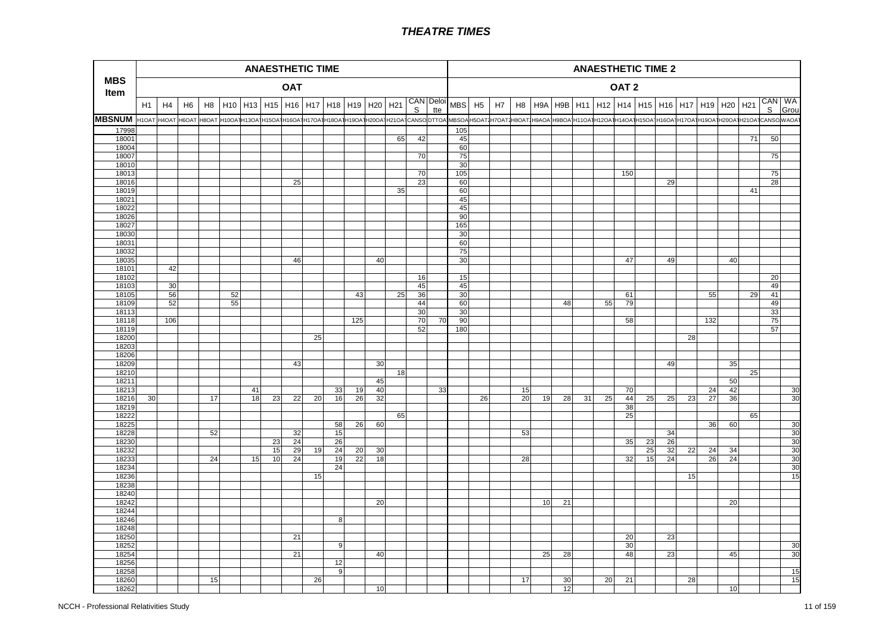# THEATRE TIMES

| MBS Item | ANAESTHETIC TIME | | | | | | | | | | | | | | | ANAESTHETIC TIME 2 | | | | | | | | | | | | | | | | |
|---|---|---|---|---|---|---|---|---|---|---|---|---|---|---|---|---|---|---|---|---|---|---|---|---|---|---|---|---|---|---|---|---|
| | OAT | | | | | | | | | | | | | | | OAT 2 | | | | | | | | | | | | | | | | |
| | H1 | H4 | H6 | H8 | H10 | H13 | H15 | H16 | H17 | H18 | H19 | H20 | H21 | CANS | Deloitte | MBS | H5 | H7 | H8 | H9A | H9B | H11 | H12 | H14 | H15 | H16 | H17 | H19 | H20 | H21 | CANS | WA Group |
| MBSNUM | H1OAT | H4OAT | H6OAT | H8OAT | H10OAT | H13OAT | H15OAT | H16OAT | H17OAT | H18OAT | H19OAT | H20OAT | H21OAT | CANSO | DTTOA | MBSOA | H5OAT2 | H7OAT2 | H8OAT2 | H9AOA | H9BOA | H11OA | H12OA | H14OA | H15OA | H16OA | H17OA | H19OA | H20OA | H21OA | CANSO | WAOA |
| 17998 | | | | | | | | | | | | | | | | 105 | | | | | | | | | | | | | | | | |
| 18001 | | | | | | | | | | | | | 65 | 42 | | 45 | | | | | | | | | | | | | | 71 | 50 | |
| 18004 | | | | | | | | | | | | | | | | 60 | | | | | | | | | | | | | | | | |
| 18007 | | | | | | | | | | | | | | 70 | | 75 | | | | | | | | | | | | | | | 75 | |
| 18010 | | | | | | | | | | | | | | | | 30 | | | | | | | | | | | | | | | | |
| 18013 | | | | | | | | | | | | | | 70 | | 105 | | | | | | | | 150 | | | | | | | 75 | |
| 18016 | | | | | | | | 25 | | | | | | 23 | | 60 | | | | | | | | | | 29 | | | | | 28 | |
| 18019 | | | | | | | | | | | | | 35 | | | 60 | | | | | | | | | | | | | | 41 | | |
| 18021 | | | | | | | | | | | | | | | | 45 | | | | | | | | | | | | | | | | |
| 18022 | | | | | | | | | | | | | | | | 45 | | | | | | | | | | | | | | | | |
| 18026 | | | | | | | | | | | | | | | | 90 | | | | | | | | | | | | | | | | |
| 18027 | | | | | | | | | | | | | | | | 165 | | | | | | | | | | | | | | | | |
| 18030 | | | | | | | | | | | | | | | | 30 | | | | | | | | | | | | | | | | |
| 18031 | | | | | | | | | | | | | | | | 60 | | | | | | | | | | | | | | | | |
| 18032 | | | | | | | | | | | | | | | | 75 | | | | | | | | | | | | | | | | |
| 18035 | | | | | | | | 46 | | | | 40 | | | | 30 | | | | | | | | 47 | | 49 | | | 40 | | | |
| 18101 | | 42 | | | | | | | | | | | | | | | | | | | | | | | | | | | | | | |
| 18102 | | | | | | | | | | | | | | 16 | | 15 | | | | | | | | | | | | | | | 20 | |
| 18103 | | 30 | | | | | | | | | | | | 45 | | 45 | | | | | | | | | | | | | | | 49 | |
| 18105 | | 56 | | | 52 | | | | | | 43 | | 25 | 36 | | 30 | | | | | | | | 61 | | | | 55 | | 29 | 41 | |
| 18109 | | 52 | | | 55 | | | | | | | | | 44 | | 60 | | | | | 48 | | 55 | 79 | | | | | | | 49 | |
| 18113 | | | | | | | | | | | | | | 30 | | 30 | | | | | | | | | | | | | | | 33 | |
| 18118 | | 106 | | | | | | | | | 125 | | | 70 | 70 | 90 | | | | | | | | 58 | | | | 132 | | | 75 | |
| 18119 | | | | | | | | | | | | | | 52 | | 180 | | | | | | | | | | | | | | | 57 | |
| 18200 | | | | | | | | | 25 | | | | | | | | | | | | | | | | | | 28 | | | | | |
| 18203 | | | | | | | | | | | | | | | | | | | | | | | | | | | | | | | | |
| 18206 | | | | | | | | | | | | | | | | | | | | | | | | | | | | | | | | |
| 18209 | | | | | | | | 43 | | | | 30 | | | | | | | | | | | | | | 49 | | | 35 | | | |
| 18210 | | | | | | | | | | | | | 18 | | | | | | | | | | | | | | | | | 25 | | |
| 18211 | | | | | | | | | | | | 45 | | | | | | | | | | | | | | | | | 50 | | | |
| 18213 | | | | | | 41 | | | | 33 | 19 | 40 | | | 33 | | | | 15 | | | | | 70 | | | | 24 | 42 | | | 30 |
| 18216 | 30 | | | 17 | | 18 | 23 | 22 | 20 | 16 | 26 | 32 | | | | | 26 | | 20 | 19 | 28 | 31 | 25 | 44 | 25 | 25 | 23 | 27 | 36 | | | 30 |
| 18219 | | | | | | | | | | | | | | | | | | | | | | | | 38 | | | | | | | | |
| 18222 | | | | | | | | | | | | | 65 | | | | | | | | | | | 25 | | | | | | 65 | | |
| 18225 | | | | | | | | | | 58 | 26 | 60 | | | | | | | | | | | | | | | | 36 | 60 | | | 30 |
| 18228 | | | | 52 | | | | 32 | | 15 | | | | | | | | | 53 | | | | | | | 34 | | | | | | 30 |
| 18230 | | | | | | | 23 | 24 | | 26 | | | | | | | | | | | | | | 35 | 23 | 26 | | | | | | 30 |
| 18232 | | | | | | | 15 | 29 | 19 | 24 | 20 | 30 | | | | | | | | | | | | | 25 | 32 | 22 | 24 | 34 | | | 30 |
| 18233 | | | | 24 | | 15 | 10 | 24 | | 19 | 22 | 18 | | | | | | | 28 | | | | | 32 | 15 | 24 | | 26 | 24 | | | 30 |
| 18234 | | | | | | | | | | 24 | | | | | | | | | | | | | | | | | | | | | | 30 |
| 18236 | | | | | | | | | 15 | | | | | | | | | | | | | | | | | | 15 | | | | | 15 |
| 18238 | | | | | | | | | | | | | | | | | | | | | | | | | | | | | | | | |
| 18240 | | | | | | | | | | | | | | | | | | | | | | | | | | | | | | | | |
| 18242 | | | | | | | | | | | | 20 | | | | | | | | 10 | 21 | | | | | | | | 20 | | | |
| 18244 | | | | | | | | | | | | | | | | | | | | | | | | | | | | | | | | |
| 18246 | | | | | | | | | | 8 | | | | | | | | | | | | | | | | | | | | | | |
| 18248 | | | | | | | | | | | | | | | | | | | | | | | | | | | | | | | | |
| 18250 | | | | | | | | 21 | | | | | | | | | | | | | | | | 20 | | 23 | | | | | | |
| 18252 | | | | | | | | | | 9 | | | | | | | | | | | | | | 30 | | | | | | | | 30 |
| 18254 | | | | | | | | 21 | | | | 40 | | | | | | | | 25 | 28 | | | 48 | | 23 | | | 45 | | | 30 |
| 18256 | | | | | | | | | | 12 | | | | | | | | | | | | | | | | | | | | | | |
| 18258 | | | | | | | | | | 9 | | | | | | | | | | | | | | | | | | | | | | 15 |
| 18260 | | | | 15 | | | | | 26 | | | | | | | | | | 17 | | 30 | | 20 | 21 | | | 28 | | | | | 15 |
| 18262 | | | | | | | | | | | | 10 | | | | | | | | | 12 | | | | | | | | 10 | | | |

NCCH - Professional Relativities Study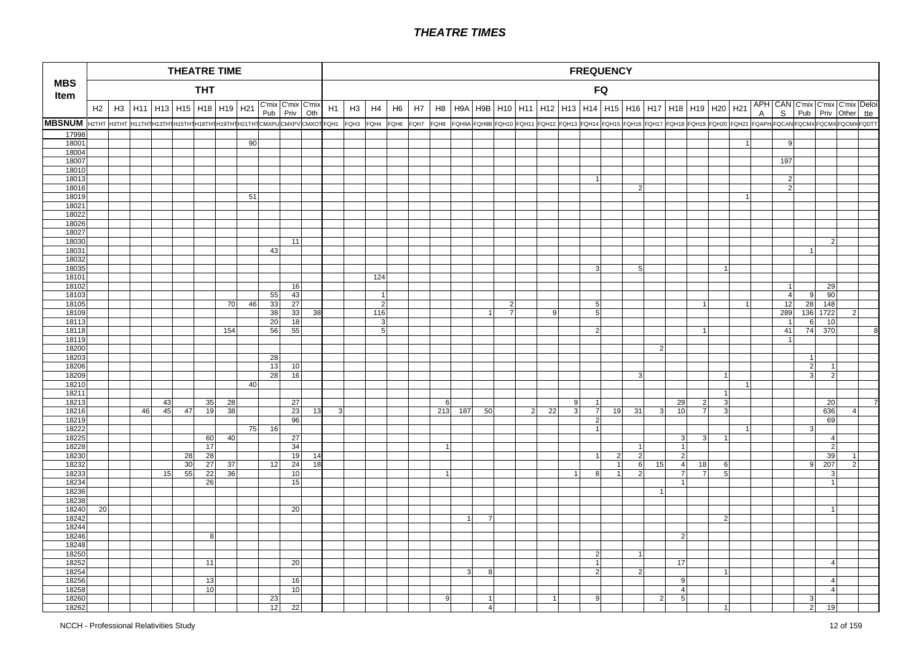# THEATRE TIMES

| MBS Item | THEATRE TIME | | | | | | | | | | | FREQUENCY | | | | | | | | | | | | | | | | | | | | | | | | | |
|---|---|---|---|---|---|---|---|---|---|---|---|---|---|---|---|---|---|---|---|---|---|---|---|---|---|---|---|---|---|---|---|---|---|---|---|---|---|
| | THT | | | | | | | | | | | FQ | | | | | | | | | | | | | | | | | | | | | | | | | |
| | H2 | H3 | H11 | H13 | H15 | H18 | H19 | H21 | C'mix Pub | C'mix Priv | C'mix Oth | H1 | H3 | H4 | H6 | H7 | H8 | H9A | H9B | H10 | H11 | H12 | H13 | H14 | H15 | H16 | H17 | H18 | H19 | H20 | H21 | APHA | CANS | C'mix Pub | C'mix Priv | C'mix Other | Deloitte |
| MBSNUM | H2THT | H3THT | H11THT | H13THT | H15THT | H18THT | H19THT | H21THT | CMXPU | CMXPV | CMXOT | FQH1 | FQH3 | FQH4 | FQH6 | FQH7 | FQH8 | FQH9A | FQH9B | FQH10 | FQH11 | FQH12 | FQH13 | FQH14 | FQH15 | FQH16 | FQH17 | FQH18 | FQH19 | FQH20 | FQH21 | FQAPHA | FQCANS | FQCMX | FQCMX | FQCMX | FQDTT |
| 17998 | | | | | | | | | | | | | | | | | | | | | | | | | | | | | | | | | | | | | |
| 18001 | | | | | | | | 90 | | | | | | | | | | | | | | | | | | | | | | | 1 | | 9 | | | | |
| 18004 | | | | | | | | | | | | | | | | | | | | | | | | | | | | | | | | | | | | | |
| 18007 | | | | | | | | | | | | | | | | | | | | | | | | | | | | | | | | | 197 | | | | |
| 18010 | | | | | | | | | | | | | | | | | | | | | | | | | | | | | | | | | | | | | |
| 18013 | | | | | | | | | | | | | | | | | | | | | | | | 1 | | | | | | | | | 2 | | | | |
| 18016 | | | | | | | | | | | | | | | | | | | | | | | | | | 2 | | | | | | | 2 | | | | |
| 18019 | | | | | | | | 51 | | | | | | | | | | | | | | | | | | | | | | | 1 | | | | | | |
| 18021 | | | | | | | | | | | | | | | | | | | | | | | | | | | | | | | | | | | | | |
| 18022 | | | | | | | | | | | | | | | | | | | | | | | | | | | | | | | | | | | | | |
| 18026 | | | | | | | | | | | | | | | | | | | | | | | | | | | | | | | | | | | | | |
| 18027 | | | | | | | | | | | | | | | | | | | | | | | | | | | | | | | | | | | | | |
| 18030 | | | | | | | | | | 11 | | | | | | | | | | | | | | | | | | | | | | | | | 2 | | |
| 18031 | | | | | | | | | 43 | | | | | | | | | | | | | | | | | | | | | | | | | 1 | | | |
| 18032 | | | | | | | | | | | | | | | | | | | | | | | | | | | | | | | | | | | | | |
| 18035 | | | | | | | | | | | | | | | | | | | | | | | | 3 | | 5 | | | | 1 | | | | | | | |
| 18101 | | | | | | | | | | | | | | 124 | | | | | | | | | | | | | | | | | | | | | | | |
| 18102 | | | | | | | | | | 16 | | | | | | | | | | | | | | | | | | | | | | | 1 | | 29 | | |
| 18103 | | | | | | | | | 55 | 43 | | | | 1 | | | | | | | | | | | | | | | | | | | 4 | 9 | 90 | | |
| 18105 | | | | | | | 70 | 46 | 33 | 27 | | | | 2 | | | | | | 2 | | | | 5 | | | | | 1 | | 1 | | 12 | 28 | 148 | | |
| 18109 | | | | | | | | | 38 | 33 | 38 | | | 116 | | | | | 1 | 7 | | 9 | | 5 | | | | | | | | | 289 | 136 | 1722 | 2 | |
| 18113 | | | | | | | | | 20 | 18 | | | | 3 | | | | | | | | | | | | | | | | | | | 1 | 6 | 10 | | |
| 18118 | | | | | | | 154 | | 56 | 55 | | | | 5 | | | | | | | | | | 2 | | | | | 1 | | | | 41 | 74 | 370 | | 8 |
| 18119 | | | | | | | | | | | | | | | | | | | | | | | | | | | | | | | | | 1 | | | | |
| 18200 | | | | | | | | | | | | | | | | | | | | | | | | | | | 2 | | | | | | | | | | |
| 18203 | | | | | | | | | 28 | | | | | | | | | | | | | | | | | | | | | | | | | 1 | | | |
| 18206 | | | | | | | | | 13 | 10 | | | | | | | | | | | | | | | | | | | | | | | | 2 | 1 | | |
| 18209 | | | | | | | | | 28 | 16 | | | | | | | | | | | | | | | | 3 | | | | 1 | | | | 3 | 2 | | |
| 18210 | | | | | | | | 40 | | | | | | | | | | | | | | | | | | | | | | | 1 | | | | | | |
| 18211 | | | | | | | | | | | | | | | | | | | | | | | | | | | | | | 1 | | | | | | | |
| 18213 | | | | 43 | | 35 | 28 | | | 27 | | | | | | | 6 | | | | | | 9 | 1 | | | | 29 | 2 | 3 | | | | | 20 | | 7 |
| 18216 | | | 46 | 45 | 47 | 19 | 38 | | | 23 | 13 | 3 | | | | | 213 | 187 | 50 | | 2 | 22 | 3 | 7 | 19 | 31 | 3 | 10 | 7 | 3 | | | | | 636 | 4 | |
| 18219 | | | | | | | | | | 96 | | | | | | | | | | | | | | 2 | | | | | | | | | | | 69 | | |
| 18222 | | | | | | | | 75 | 16 | | | | | | | | | | | | | | | 1 | | | | | | | 1 | | | 3 | | | |
| 18225 | | | | | | 60 | 40 | | | 27 | | | | | | | | | | | | | | | | | | 3 | 3 | 1 | | | | | 4 | | |
| 18228 | | | | | | 17 | | | | 34 | | | | | | | 1 | | | | | | | | | 1 | | 1 | | | | | | | 2 | | |
| 18230 | | | | | 28 | 28 | | | | 19 | 14 | | | | | | | | | | | | | 1 | 2 | 2 | | 2 | | | | | | | 39 | 1 | |
| 18232 | | | | | 30 | 27 | 37 | | 12 | 24 | 18 | | | | | | | | | | | | | | 1 | 6 | 15 | 4 | 18 | 6 | | | | 9 | 207 | 2 | |
| 18233 | | | | 15 | 55 | 22 | 36 | | | 10 | | | | | | | 1 | | | | | | 1 | 8 | 1 | 2 | | 7 | 7 | 5 | | | | | 3 | | |
| 18234 | | | | | | 26 | | | | 15 | | | | | | | | | | | | | | | | | | 1 | | | | | | | 1 | | |
| 18236 | | | | | | | | | | | | | | | | | | | | | | | | | | | 1 | | | | | | | | | | |
| 18238 | | | | | | | | | | | | | | | | | | | | | | | | | | | | | | | | | | | | | |
| 18240 | 20 | | | | | | | | | 20 | | | | | | | | | | | | | | | | | | | | | | | | | 1 | | |
| 18242 | | | | | | | | | | | | | | | | | | 1 | 7 | | | | | | | | | | | 2 | | | | | | | |
| 18244 | | | | | | | | | | | | | | | | | | | | | | | | | | | | | | | | | | | | | |
| 18246 | | | | | | 8 | | | | | | | | | | | | | | | | | | | | | | 2 | | | | | | | | | |
| 18248 | | | | | | | | | | | | | | | | | | | | | | | | | | | | | | | | | | | | | |
| 18250 | | | | | | | | | | | | | | | | | | | | | | | | 2 | | 1 | | | | | | | | | | | |
| 18252 | | | | | | 11 | | | | 20 | | | | | | | | | | | | | | 1 | | | | 17 | | | | | | | 4 | | |
| 18254 | | | | | | | | | | | | | | | | | | 3 | 8 | | | | | 2 | | 2 | | | | 1 | | | | | | | |
| 18256 | | | | | | 13 | | | | 16 | | | | | | | | | | | | | | | | | | 9 | | | | | | | 4 | | |
| 18258 | | | | | | 10 | | | | 10 | | | | | | | | | | | | | | | | | | 4 | | | | | | | 4 | | |
| 18260 | | | | | | | | | 23 | | | | | | | | 9 | | 1 | | | 1 | | 9 | | | 2 | 5 | | | | | | 3 | | | |
| 18262 | | | | | | | | | 12 | 22 | | | | | | | | | 4 | | | | | | | | | | | 1 | | | | 2 | 19 | | |

NCCH - Professional Relativities Study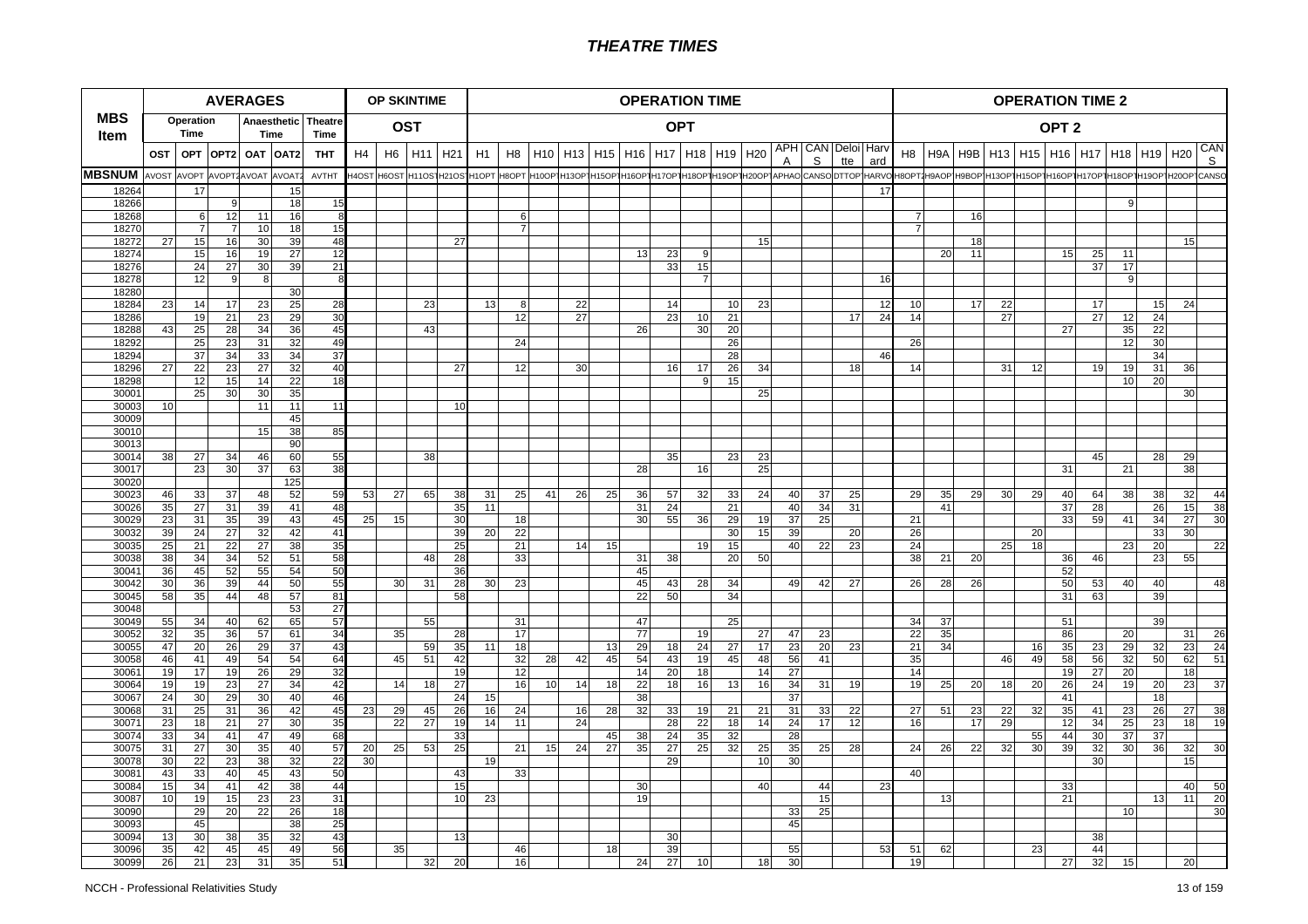# THEATRE TIMES

| MBS Item | AVERAGES | | | | | | OP SKINTIME | | | | OPERATION TIME | | | | | | | | | | | | | | OPERATION TIME 2 | | | | | | | | | | |
|---|---|---|---|---|---|---|---|---|---|---|---|---|---|---|---|---|---|---|---|---|---|---|---|---|---|---|---|---|---|---|---|---|---|---|---|
| | Operation Time | | Anaesthetic Time | | Theatre Time | | OST | | | | OPT | | | | | | | | | | | | | | OPT 2 | | | | | | | | | | |
| | OST | OPT | OPT2 | OAT | OAT2 | THT | H4 | H6 | H11 | H21 | H1 | H8 | H10 | H13 | H15 | H16 | H17 | H18 | H19 | H20 | APHA | CANS | Deloitte | Harvard | H8 | H9A | H9B | H13 | H15 | H16 | H17 | H18 | H19 | H20 | CANS |
| MBSNUM | AVOST | AVOPT | AVOPT2 | AVOAT | AVOAT2 | AVTHT | H4OST | H6OST | H11OST | H21OST | H1OPT | H8OPT | H10OPT | H13OPT | H15OPT | H16OPT | H17OPT | H18OPT | H19OPT | H20OPT | APHAO | CANSO | DTTOP | HARVO | H8OPT2 | H9AOP | H9BOP | H13OPT | H15OPT | H16OPT | H17OPT | H18OPT | H19OPT | H20OPT | CANSO |
| 18264 | | 17 | | | 15 | | | | | | | | | | | | | | | | | | | 17 | | | | | | | | | | | |
| 18266 | | | 9 | | 18 | 15 | | | | | | | | | | | | | | | | | | | | | | | | | | 9 | | | |
| 18268 | | 6 | 12 | 11 | 16 | 8 | | | | | | 6 | | | | | | | | | | | | | 7 | | 16 | | | | | | | | |
| 18270 | | 7 | 7 | 10 | 18 | 15 | | | | | | 7 | | | | | | | | | | | | | 7 | | | | | | | | | | |
| 18272 | 27 | 15 | 16 | 30 | 39 | 48 | | | | 27 | | | | | | | | | | 15 | | | | | | | 18 | | | | | | | 15 | |
| 18274 | | 15 | 16 | 19 | 27 | 12 | | | | | | | | | | 13 | 23 | 9 | | | | | | | | 20 | 11 | | | 15 | 25 | 11 | | | |
| 18276 | | 24 | 27 | 30 | 39 | 21 | | | | | | | | | | | 33 | 15 | | | | | | | | | | | | | 37 | 17 | | | |
| 18278 | | 12 | 9 | 8 | | 8 | | | | | | | | | | | | 7 | | | | | | 16 | | | | | | | | 9 | | | |
| 18280 | | | | | 30 | | | | | | | | | | | | | | | | | | | | | | | | | | | | | | |
| 18284 | 23 | 14 | 17 | 23 | 25 | 28 | | | 23 | | 13 | 8 | | 22 | | | 14 | | 10 | 23 | | | | 12 | 10 | | 17 | 22 | | | 17 | | 15 | 24 | |
| 18286 | | 19 | 21 | 23 | 29 | 30 | | | | | | 12 | | 27 | | | 23 | 10 | 21 | | | | 17 | 24 | 14 | | | 27 | | | 27 | 12 | 24 | | |
| 18288 | 43 | 25 | 28 | 34 | 36 | 45 | | | 43 | | | | | | | 26 | | 30 | 20 | | | | | | | | | | | 27 | | 35 | 22 | | |
| 18292 | | 25 | 23 | 31 | 32 | 49 | | | | | | 24 | | | | | | | 26 | | | | | | 26 | | | | | | | 12 | 30 | | |
| 18294 | | 37 | 34 | 33 | 34 | 37 | | | | | | | | | | | | | 28 | | | | | 46 | | | | | | | | | 34 | | |
| 18296 | 27 | 22 | 23 | 27 | 32 | 40 | | | | 27 | | 12 | | 30 | | | 16 | 17 | 26 | 34 | | | 18 | | 14 | | | 31 | 12 | | 19 | 19 | 31 | 36 | |
| 18298 | | 12 | 15 | 14 | 22 | 18 | | | | | | | | | | | | 9 | 15 | | | | | | | | | | | | | 10 | 20 | | |
| 30001 | | 25 | 30 | 30 | 35 | | | | | | | | | | | | | | | 25 | | | | | | | | | | | | | | 30 | |
| 30003 | 10 | | | 11 | 11 | 11 | | | | 10 | | | | | | | | | | | | | | | | | | | | | | | | | |
| 30009 | | | | | 45 | | | | | | | | | | | | | | | | | | | | | | | | | | | | | | |
| 30010 | | | | 15 | 38 | 85 | | | | | | | | | | | | | | | | | | | | | | | | | | | | | |
| 30013 | | | | | 90 | | | | | | | | | | | | | | | | | | | | | | | | | | | | | | |
| 30014 | 38 | 27 | 34 | 46 | 60 | 55 | | | 38 | | | | | | | | 35 | | 23 | 23 | | | | | | | | | | | 45 | | 28 | 29 | |
| 30017 | | 23 | 30 | 37 | 63 | 38 | | | | | | | | | | 28 | | 16 | | 25 | | | | | | | | | | 31 | | 21 | | 38 | |
| 30020 | | | | | 125 | | | | | | | | | | | | | | | | | | | | | | | | | | | | | | |
| 30023 | 46 | 33 | 37 | 48 | 52 | 59 | 53 | 27 | 65 | 38 | 31 | 25 | 41 | 26 | 25 | 36 | 57 | 32 | 33 | 24 | 40 | 37 | 25 | | 29 | 35 | 29 | 30 | 29 | 40 | 64 | 38 | 38 | 32 | 44 |
| 30026 | 35 | 27 | 31 | 39 | 41 | 48 | | | | 35 | 11 | | | | | 31 | 24 | | 21 | | 40 | 34 | 31 | | | 41 | | | | 37 | 28 | | 26 | 15 | 38 |
| 30029 | 23 | 31 | 35 | 39 | 43 | 45 | 25 | 15 | | 30 | | 18 | | | | 30 | 55 | 36 | 29 | 19 | 37 | 25 | | | 21 | | | | | 33 | 59 | 41 | 34 | 27 | 30 |
| 30032 | 39 | 24 | 27 | 32 | 42 | 41 | | | | 39 | 20 | 22 | | | | | | | 30 | 15 | 39 | | 20 | | 26 | | | | 20 | | | | 33 | 30 | |
| 30035 | 25 | 21 | 22 | 27 | 38 | 35 | | | | 25 | | 21 | | 14 | 15 | | | 19 | 15 | | 40 | 22 | 23 | | 24 | | | 25 | 18 | | | 23 | 20 | | 22 |
| 30038 | 38 | 34 | 34 | 52 | 51 | 58 | | | 48 | 28 | | 33 | | | | 31 | 38 | | 20 | 50 | | | | | 38 | 21 | 20 | | | 36 | 46 | | 23 | 55 | |
| 30041 | 36 | 45 | 52 | 55 | 54 | 50 | | | | 36 | | | | | | 45 | | | | | | | | | | | | | | 52 | | | | | |
| 30042 | 30 | 36 | 39 | 44 | 50 | 55 | | 30 | 31 | 28 | 30 | 23 | | | | 45 | 43 | 28 | 34 | | 49 | 42 | 27 | | 26 | 28 | 26 | | | 50 | 53 | 40 | 40 | | 48 |
| 30045 | 58 | 35 | 44 | 48 | 57 | 81 | | | | 58 | | | | | | 22 | 50 | | 34 | | | | | | | | | | | 31 | 63 | | 39 | | |
| 30048 | | | | | 53 | 27 | | | | | | | | | | | | | | | | | | | | | | | | | | | | | |
| 30049 | 55 | 34 | 40 | 62 | 65 | 57 | | | 55 | | | 31 | | | | 47 | | | 25 | | | | | | 34 | 37 | | | | 51 | | | 39 | | |
| 30052 | 32 | 35 | 36 | 57 | 61 | 34 | | 35 | | 28 | | 17 | | | | 77 | | 19 | | 27 | 47 | 23 | | | 22 | 35 | | | | 86 | | 20 | | 31 | 26 |
| 30055 | 47 | 20 | 26 | 29 | 37 | 43 | | | 59 | 35 | 11 | 18 | | | 13 | 29 | 18 | 24 | 27 | 17 | 23 | 20 | 23 | | 21 | 34 | | | 16 | 35 | 23 | 29 | 32 | 23 | 24 |
| 30058 | 46 | 41 | 49 | 54 | 54 | 64 | | 45 | 51 | 42 | | 32 | 28 | 42 | 45 | 54 | 43 | 19 | 45 | 48 | 56 | 41 | | | 35 | | | 46 | 49 | 58 | 56 | 32 | 50 | 62 | 51 |
| 30061 | 19 | 17 | 19 | 26 | 29 | 32 | | | | 19 | | 12 | | | | 14 | 20 | 18 | | 14 | 27 | | | | 14 | | | | | 19 | 27 | 20 | | 18 | |
| 30064 | 19 | 19 | 23 | 27 | 34 | 42 | | 14 | 18 | 27 | | 16 | 10 | 14 | 18 | 22 | 18 | 16 | 13 | 16 | 34 | 31 | 19 | | 19 | 25 | 20 | 18 | 20 | 26 | 24 | 19 | 20 | 23 | 37 |
| 30067 | 24 | 30 | 29 | 30 | 40 | 46 | | | | 24 | 15 | | | | | 38 | | | | | 37 | | | | | | | | | 41 | | | 18 | | |
| 30068 | 31 | 25 | 31 | 36 | 42 | 45 | 23 | 29 | 45 | 26 | 16 | 24 | | 16 | 28 | 32 | 33 | 19 | 21 | 21 | 31 | 33 | 22 | | 27 | 51 | 23 | 22 | 32 | 35 | 41 | 23 | 26 | 27 | 38 |
| 30071 | 23 | 18 | 21 | 27 | 30 | 35 | | 22 | 27 | 19 | 14 | 11 | | 24 | | | 28 | 22 | 18 | 14 | 24 | 17 | 12 | | 16 | | 17 | 29 | | 12 | 34 | 25 | 23 | 18 | 19 |
| 30074 | 33 | 34 | 41 | 47 | 49 | 68 | | | | 33 | | | | | 45 | 38 | 24 | 35 | 32 | | 28 | | | | | | | | 55 | 44 | 30 | 37 | 37 | | |
| 30075 | 31 | 27 | 30 | 35 | 40 | 57 | 20 | 25 | 53 | 25 | | 21 | 15 | 24 | 27 | 35 | 27 | 25 | 32 | 25 | 35 | 25 | 28 | | 24 | 26 | 22 | 32 | 30 | 39 | 32 | 30 | 36 | 32 | 30 |
| 30078 | 30 | 22 | 23 | 38 | 32 | 22 | 30 | | | | 19 | | | | | | 29 | | | 10 | 30 | | | | | | | | | | 30 | | | 15 | |
| 30081 | 43 | 33 | 40 | 45 | 43 | 50 | | | | 43 | | 33 | | | | | | | | | | | | | 40 | | | | | | | | | | |
| 30084 | 15 | 34 | 41 | 42 | 38 | 44 | | | | 15 | | | | | | 30 | | | | 40 | | 44 | | 23 | | | | | | 33 | | | | 40 | 50 |
| 30087 | 10 | 19 | 15 | 23 | 23 | 31 | | | | 10 | 23 | | | | | 19 | | | | | | 15 | | | | 13 | | | | 21 | | | 13 | 11 | 20 |
| 30090 | | 29 | 20 | 22 | 26 | 18 | | | | | | | | | | | | | | | 33 | 25 | | | | | | | | | | 10 | | | 30 |
| 30093 | | 45 | | | 38 | 25 | | | | | | | | | | | | | | | 45 | | | | | | | | | | | | | | |
| 30094 | 13 | 30 | 38 | 35 | 32 | 43 | | | | 13 | | | | | | | 30 | | | | | | | | | | | | | | 38 | | | | |
| 30096 | 35 | 42 | 45 | 45 | 49 | 56 | | 35 | | | | 46 | | | 18 | | 39 | | | | 55 | | | 53 | 51 | 62 | | | 23 | | 44 | | | | |
| 30099 | 26 | 21 | 23 | 31 | 35 | 51 | | | 32 | 20 | | 16 | | | | 24 | 27 | 10 | | 18 | 30 | | | | 19 | | | | | 27 | 32 | 15 | | 20 | |

NCCH - Professional Relativities Study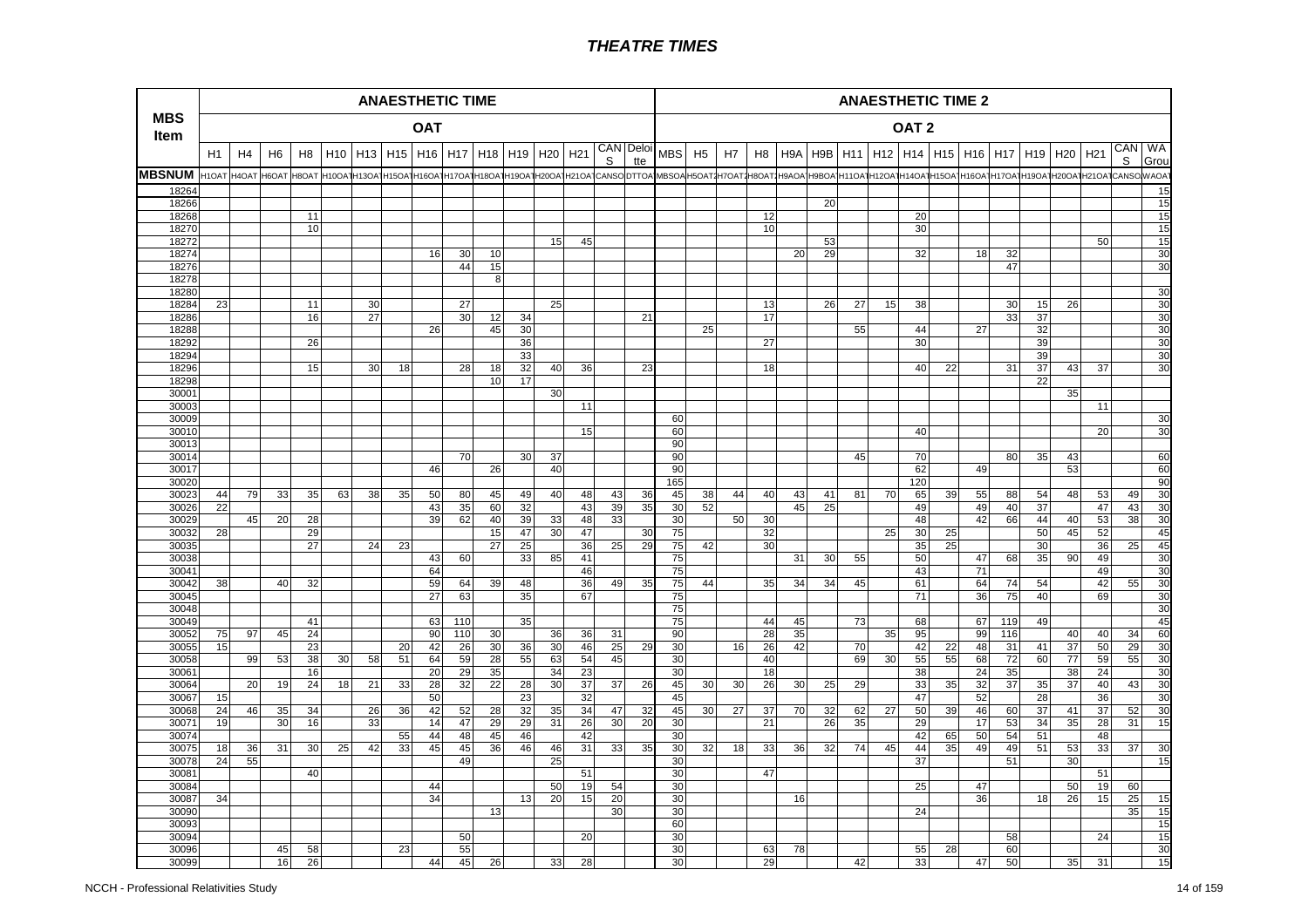# THEATRE TIMES

| MBS Item | ANAESTHETIC TIME | | | | | | | | | | | | | | | ANAESTHETIC TIME 2 | | | | | | | | | | | | | | | | |
|---|---|---|---|---|---|---|---|---|---|---|---|---|---|---|---|---|---|---|---|---|---|---|---|---|---|---|---|---|---|---|---|---|
| | OAT | | | | | | | | | | | | | | | OAT 2 | | | | | | | | | | | | | | | | |
| | H1 | H4 | H6 | H8 | H10 | H13 | H15 | H16 | H17 | H18 | H19 | H20 | H21 | CANS | Deloitte | MBS | H5 | H7 | H8 | H9A | H9B | H11 | H12 | H14 | H15 | H16 | H17 | H19 | H20 | H21 | CANS | WA Grou |
| MBSNUM | H1OAT | H4OAT | H6OAT | H8OAT | H10OAT | H13OAT | H15OAT | H16OAT | H17OAT | H18OAT | H19OAT | H20OAT | H21OAT | CANSO | DTTOA | MBSOA | H5OAT2 | H7OAT2 | H8OAT2 | H9AOA | H9BOA | H11OAT | H12OAT | H14OAT | H15OAT | H16OAT | H17OAT | H19OAT | H20OAT | H21OAT | CANSO | WAOAT |
| 18264 | | | | | | | | | | | | | | | | | | | | | | | | | | | | | | | | 15 |
| 18266 | | | | | | | | | | | | | | | | | | | | | 20 | | | | | | | | | | | 15 |
| 18268 | | | | 11 | | | | | | | | | | | | | | | 12 | | | | | 20 | | | | | | | | 15 |
| 18270 | | | | 10 | | | | | | | | | | | | | | | 10 | | | | | 30 | | | | | | | | 15 |
| 18272 | | | | | | | | | | | | 15 | 45 | | | | | | | | 53 | | | | | | | | | 50 | | 15 |
| 18274 | | | | | | | | 16 | 30 | 10 | | | | | | | | | | 20 | 29 | | | 32 | | 18 | 32 | | | | | 30 |
| 18276 | | | | | | | | | 44 | 15 | | | | | | | | | | | | | | | | | 47 | | | | | 30 |
| 18278 | | | | | | | | | | 8 | | | | | | | | | | | | | | | | | | | | | | |
| 18280 | | | | | | | | | | | | | | | | | | | | | | | | | | | | | | | | 30 |
| 18284 | 23 | | | 11 | | 30 | | | 27 | | | 25 | | | | | | | 13 | | 26 | 27 | 15 | 38 | | | 30 | 15 | 26 | | | 30 |
| 18286 | | | | 16 | | 27 | | | 30 | 12 | 34 | | | | 21 | | | | 17 | | | | | | | | 33 | 37 | | | | 30 |
| 18288 | | | | | | | | 26 | | 45 | 30 | | | | | | 25 | | | | | 55 | | 44 | | 27 | | 32 | | | | 30 |
| 18292 | | | | 26 | | | | | | | 36 | | | | | | | | 27 | | | | | 30 | | | | 39 | | | | 30 |
| 18294 | | | | | | | | | | | 33 | | | | | | | | | | | | | | | | | 39 | | | | 30 |
| 18296 | | | | 15 | | 30 | 18 | | 28 | 18 | 32 | 40 | 36 | | 23 | | | | 18 | | | | | 40 | 22 | | 31 | 37 | 43 | 37 | | 30 |
| 18298 | | | | | | | | | | 10 | 17 | | | | | | | | | | | | | | | | | 22 | | | | |
| 30001 | | | | | | | | | | | | 30 | | | | | | | | | | | | | | | | | 35 | | | |
| 30003 | | | | | | | | | | | | | 11 | | | | | | | | | | | | | | | | | 11 | | |
| 30009 | | | | | | | | | | | | | | | | 60 | | | | | | | | | | | | | | | | 30 |
| 30010 | | | | | | | | | | | | | 15 | | | 60 | | | | | | | | 40 | | | | | | 20 | | 30 |
| 30013 | | | | | | | | | | | | | | | | 90 | | | | | | | | | | | | | | | | |
| 30014 | | | | | | | | | 70 | | 30 | 37 | | | | 90 | | | | | | 45 | | 70 | | | 80 | 35 | 43 | | | 60 |
| 30017 | | | | | | | | 46 | | 26 | | 40 | | | | 90 | | | | | | | | 62 | | 49 | | | 53 | | | 60 |
| 30020 | | | | | | | | | | | | | | | | 165 | | | | | | | | 120 | | | | | | | | 90 |
| 30023 | 44 | 79 | 33 | 35 | 63 | 38 | 35 | 50 | 80 | 45 | 49 | 40 | 48 | 43 | 36 | 45 | 38 | 44 | 40 | 43 | 41 | 81 | 70 | 65 | 39 | 55 | 88 | 54 | 48 | 53 | 49 | 30 |
| 30026 | 22 | | | | | | | 43 | 35 | 60 | 32 | | 43 | 39 | 35 | 30 | 52 | | | 45 | 25 | | | 49 | | 49 | 40 | 37 | | 47 | 43 | 30 |
| 30029 | | 45 | 20 | 28 | | | | 39 | 62 | 40 | 39 | 33 | 48 | 33 | | 30 | | 50 | 30 | | | | | 48 | | 42 | 66 | 44 | 40 | 53 | 38 | 30 |
| 30032 | 28 | | | 29 | | | | | | 15 | 47 | 30 | 47 | | 30 | 75 | | | 32 | | | | 25 | 30 | 25 | | | 50 | 45 | 52 | | 45 |
| 30035 | | | | 27 | | 24 | 23 | | | 27 | 25 | | 36 | 25 | 29 | 75 | 42 | | 30 | | | | | 35 | 25 | | | 30 | | 36 | 25 | 45 |
| 30038 | | | | | | | | 43 | 60 | | 33 | 85 | 41 | | | 75 | | | | 31 | 30 | 55 | | 50 | | 47 | 68 | 35 | 90 | 49 | | 30 |
| 30041 | | | | | | | | 64 | | | | | 46 | | | 75 | | | | | | | | 43 | | 71 | | | | 49 | | 30 |
| 30042 | 38 | | 40 | 32 | | | | 59 | 64 | 39 | 48 | | 36 | 49 | 35 | 75 | 44 | | 35 | 34 | 34 | 45 | | 61 | | 64 | 74 | 54 | | 42 | 55 | 30 |
| 30045 | | | | | | | | 27 | 63 | | 35 | | 67 | | | 75 | | | | | | | | 71 | | 36 | 75 | 40 | | 69 | | 30 |
| 30048 | | | | | | | | | | | | | | | | 75 | | | | | | | | | | | | | | | | 30 |
| 30049 | | | | 41 | | | | 63 | 110 | | 35 | | | | | 75 | | | 44 | 45 | | 73 | | 68 | | 67 | 119 | 49 | | | | 45 |
| 30052 | 75 | 97 | 45 | 24 | | | | 90 | 110 | 30 | | 36 | 36 | 31 | | 90 | | | 28 | 35 | | | 35 | 95 | | 99 | 116 | | 40 | 40 | 34 | 60 |
| 30055 | 15 | | | 23 | | | 20 | 42 | 26 | 30 | 36 | 30 | 46 | 25 | 29 | 30 | | 16 | 26 | 42 | | 70 | | 42 | 22 | 48 | 31 | 41 | 37 | 50 | 29 | 30 |
| 30058 | | 99 | 53 | 38 | 30 | 58 | 51 | 64 | 59 | 28 | 55 | 63 | 54 | 45 | | 30 | | | 40 | | | 69 | 30 | 55 | 55 | 68 | 72 | 60 | 77 | 59 | 55 | 30 |
| 30061 | | | | 16 | | | | 20 | 29 | 35 | | 34 | 23 | | | 30 | | | 18 | | | | | 38 | | 24 | 35 | | 38 | 24 | | 30 |
| 30064 | | 20 | 19 | 24 | 18 | 21 | 33 | 28 | 32 | 22 | 28 | 30 | 37 | 37 | 26 | 45 | 30 | 30 | 26 | 30 | 25 | 29 | | 33 | 35 | 32 | 37 | 35 | 37 | 40 | 43 | 30 |
| 30067 | 15 | | | | | | | 50 | | | 23 | | 32 | | | 45 | | | | | | | | 47 | | 52 | | 28 | | 36 | | 30 |
| 30068 | 24 | 46 | 35 | 34 | | 26 | 36 | 42 | 52 | 28 | 32 | 35 | 34 | 47 | 32 | 45 | 30 | 27 | 37 | 70 | 32 | 62 | 27 | 50 | 39 | 46 | 60 | 37 | 41 | 37 | 52 | 30 |
| 30071 | 19 | | 30 | 16 | | 33 | | 14 | 47 | 29 | 29 | 31 | 26 | 30 | 20 | 30 | | | 21 | | 26 | 35 | | 29 | | 17 | 53 | 34 | 35 | 28 | 31 | 15 |
| 30074 | | | | | | | 55 | 44 | 48 | 45 | 46 | | 42 | | | 30 | | | | | | | | 42 | 65 | 50 | 54 | 51 | | 48 | | |
| 30075 | 18 | 36 | 31 | 30 | 25 | 42 | 33 | 45 | 45 | 36 | 46 | 46 | 31 | 33 | 35 | 30 | 32 | 18 | 33 | 36 | 32 | 74 | 45 | 44 | 35 | 49 | 49 | 51 | 53 | 33 | 37 | 30 |
| 30078 | 24 | 55 | | | | | | | 49 | | | 25 | | | | 30 | | | | | | | | 37 | | | 51 | | 30 | | | 15 |
| 30081 | | | | 40 | | | | | | | | | 51 | | | 30 | | | 47 | | | | | | | | | | | 51 | | |
| 30084 | | | | | | | | 44 | | | | 50 | 19 | 54 | | 30 | | | | | | | | 25 | | 47 | | | 50 | 19 | 60 | |
| 30087 | 34 | | | | | | | 34 | | | 13 | 20 | 15 | 20 | | 30 | | | | 16 | | | | | | 36 | | 18 | 26 | 15 | 25 | 15 |
| 30090 | | | | | | | | | | 13 | | | | 30 | | 30 | | | | | | | | 24 | | | | | | | 35 | 15 |
| 30093 | | | | | | | | | | | | | | | | 60 | | | | | | | | | | | | | | | | 15 |
| 30094 | | | | | | | | | 50 | | | | 20 | | | 30 | | | | | | | | | | | 58 | | | 24 | | 15 |
| 30096 | | | 45 | 58 | | | 23 | | 55 | | | | | | | 30 | | | 63 | 78 | | | | 55 | 28 | | 60 | | | | | 30 |
| 30099 | | | 16 | 26 | | | | 44 | 45 | 26 | | 33 | 28 | | | 30 | | | 29 | | | 42 | | 33 | | 47 | 50 | | 35 | 31 | | 15 |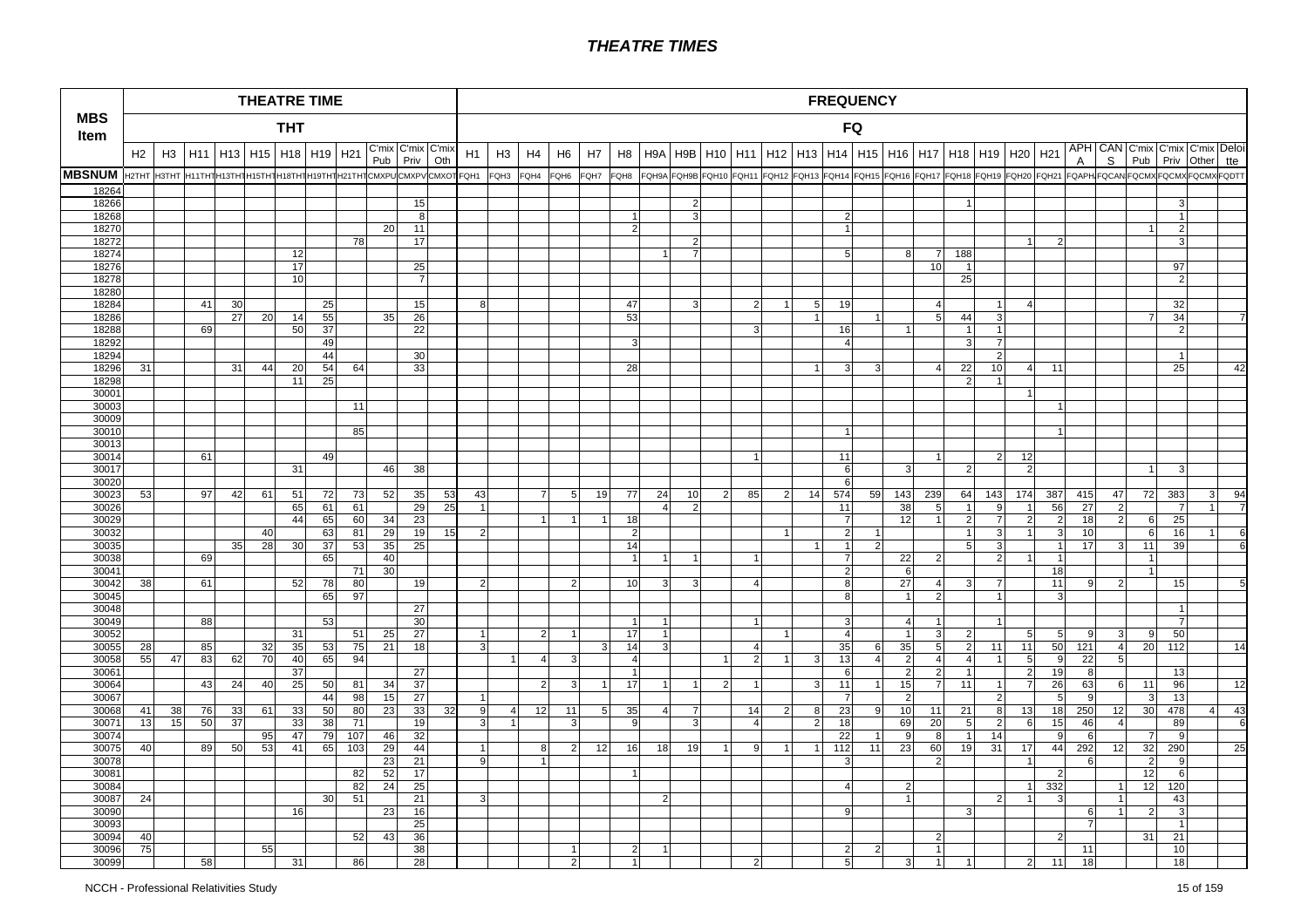# THEATRE TIMES

| MBS Item | THEATRE TIME (THT) | | | | | | | | | | | FREQUENCY (FQ) | | | | | | | | | | | | | | | | | | | | | | | | | |
|---|---|---|---|---|---|---|---|---|---|---|---|---|---|---|---|---|---|---|---|---|---|---|---|---|---|---|---|---|---|---|---|---|---|---|---|---|---|
| | H2 | H3 | H11 | H13 | H15 | H18 | H19 | H21 | C'mix Pub | C'mix Priv | C'mix Oth | H1 | H3 | H4 | H6 | H7 | H8 | H9A | H9B | H10 | H11 | H12 | H13 | H14 | H15 | H16 | H17 | H18 | H19 | H20 | H21 | APHA | CANS | C'mix Pub | C'mix Priv | C'mix Other | Deloitte |
| MBSNUM | H2THT | H3THT | H11THT | H13THT | H15THT | H18THT | H19THT | H21THT | CMXPU | CMXPV | CMXOT | FQH1 | FQH3 | FQH4 | FQH6 | FQH7 | FQH8 | FQH9A | FQH9B | FQH10 | FQH11 | FQH12 | FQH13 | FQH14 | FQH15 | FQH16 | FQH17 | FQH18 | FQH19 | FQH20 | FQH21 | FQAPHA | FQCANS | FQCMX | FQCMX | FQCMX | FQDTT |
| 18264 | | | | | | | | | | | | | | | | | | | | | | | | | | | | | | | | | | | | | |
| 18266 | | | | | | | | | | 15 | | | | | | | | | 2 | | | | | | | | | | 1 | | | | | | 3 | | |
| 18268 | | | | | | | | | | 8 | | | | | | | 1 | | 3 | | | | | 2 | | | | | | | | | | | 1 | | |
| 18270 | | | | | | | | | 20 | 11 | | | | | | | 2 | | | | | | | 1 | | | | | | | | | | 1 | 2 | | |
| 18272 | | | | | | | | 78 | | 17 | | | | | | | | | 2 | | | | | | | | | | | 1 | 2 | | | | 3 | | |
| 18274 | | | | | | 12 | | | | | | | | | | | | 1 | 7 | | | | | 5 | | 8 | 7 | 188 | | | | | | | | | |
| 18276 | | | | | | 17 | | | | 25 | | | | | | | | | | | | | | | | | 10 | 1 | | | | | | | 97 | | |
| 18278 | | | | | | 10 | | | | 7 | | | | | | | | | | | | | | | | | | 25 | | | | | | | 2 | | |
| 18280 | | | | | | | | | | | | | | | | | | | | | | | | | | | | | | | | | | | | | |
| 18284 | | | 41 | 30 | | | 25 | | | 15 | | 8 | | | | | 47 | | 3 | | 2 | 1 | 5 | 19 | | | 4 | | 1 | 4 | | | | | 32 | | |
| 18286 | | | | 27 | 20 | 14 | 55 | | 35 | 26 | | | | | | | 53 | | | | | | 1 | | 1 | | 5 | 44 | 3 | | | | | 7 | 34 | | 7 |
| 18288 | | | 69 | | | 50 | 37 | | | 22 | | | | | | | | | | | 3 | | | 16 | | 1 | | 1 | 1 | | | | | | 2 | | |
| 18292 | | | | | | | 49 | | | | | | | | | | 3 | | | | | | | 4 | | | | 3 | 7 | | | | | | | | |
| 18294 | | | | | | | 44 | | | 30 | | | | | | | | | | | | | | | | | | | 2 | | | | | | 1 | | |
| 18296 | 31 | | | 31 | 44 | 20 | 54 | 64 | | 33 | | | | | | | 28 | | | | | | 1 | 3 | 3 | | 4 | 22 | 10 | 4 | 11 | | | | 25 | | 42 |
| 18298 | | | | | | 11 | 25 | | | | | | | | | | | | | | | | | | | | | 2 | 1 | | | | | | | | |
| 30001 | | | | | | | | | | | | | | | | | | | | | | | | | | | | | | 1 | | | | | | | |
| 30003 | | | | | | | | 11 | | | | | | | | | | | | | | | | | | | | | | | 1 | | | | | | |
| 30009 | | | | | | | | | | | | | | | | | | | | | | | | | | | | | | | | | | | | | |
| 30010 | | | | | | | | 85 | | | | | | | | | | | | | | | | 1 | | | | | | | 1 | | | | | | |
| 30013 | | | | | | | | | | | | | | | | | | | | | | | | | | | | | | | | | | | | | |
| 30014 | | | 61 | | | | 49 | | | | | | | | | | | | | | 1 | | | 11 | | | 1 | | 2 | 12 | | | | | | | |
| 30017 | | | | | | 31 | | | 46 | 38 | | | | | | | | | | | | | | 6 | | 3 | | 2 | | 2 | | | | 1 | 3 | | |
| 30020 | | | | | | | | | | | | | | | | | | | | | | | | 6 | | | | | | | | | | | | | |
| 30023 | 53 | | 97 | 42 | 61 | 51 | 72 | 73 | 52 | 35 | 53 | 43 | | 7 | 5 | 19 | 77 | 24 | 10 | 2 | 85 | 2 | 14 | 574 | 59 | 143 | 239 | 64 | 143 | 174 | 387 | 415 | 47 | 72 | 383 | 3 | 94 |
| 30026 | | | | | | 65 | 61 | 61 | | 29 | 25 | 1 | | | | | | 4 | 2 | | | | | 11 | | 38 | 5 | 1 | 9 | 1 | 56 | 27 | 2 | | 7 | 1 | 7 |
| 30029 | | | | | | 44 | 65 | 60 | 34 | 23 | | | | 1 | 1 | 1 | 18 | | | | | | | 7 | | 12 | 1 | 2 | 7 | 2 | 2 | 18 | 2 | 6 | 25 | | |
| 30032 | | | | | 40 | | 63 | 81 | 29 | 19 | 15 | 2 | | | | | 2 | | | | | 1 | | 2 | 1 | | | 1 | 3 | 1 | 3 | 10 | | 6 | 16 | 1 | 6 |
| 30035 | | | | 35 | 28 | 30 | 37 | 53 | 35 | 25 | | | | | | | 14 | | | | | | 1 | 1 | 2 | | | 5 | 3 | | 1 | 17 | 3 | 11 | 39 | | 6 |
| 30038 | | | 69 | | | | 65 | | 40 | | | | | | | | 1 | 1 | 1 | | 1 | | | 7 | | 22 | 2 | | 2 | 1 | 1 | | | 1 | | | |
| 30041 | | | | | | | | 71 | 30 | | | | | | | | | | | | | | | 2 | | 6 | | | | | 18 | | | 1 | | | |
| 30042 | 38 | | 61 | | | 52 | 78 | 80 | | 19 | | 2 | | | 2 | | 10 | 3 | 3 | | 4 | | | 8 | | 27 | 4 | 3 | 7 | | 11 | 9 | 2 | | 15 | | 5 |
| 30045 | | | | | | | 65 | 97 | | | | | | | | | | | | | | | | 8 | | 1 | 2 | | 1 | | 3 | | | | | | |
| 30048 | | | | | | | | | | 27 | | | | | | | | | | | | | | | | | | | | | | | | | 1 | | |
| 30049 | | | 88 | | | | 53 | | | 30 | | | | | | | 1 | 1 | | | 1 | | | 3 | | 4 | 1 | | 1 | | | | | | 7 | | |
| 30052 | | | | | | 31 | | 51 | 25 | 27 | | 1 | | 2 | 1 | | 17 | 1 | | | | 1 | | 4 | | 1 | 3 | 2 | | 5 | 5 | 9 | 3 | 9 | 50 | | |
| 30055 | 28 | | 85 | | 32 | 35 | 53 | 75 | 21 | 18 | | 3 | | | | 3 | 14 | 3 | | | 4 | | | 35 | 6 | 35 | 5 | 2 | 11 | 11 | 50 | 121 | 4 | 20 | 112 | | 14 |
| 30058 | 55 | 47 | 83 | 62 | 70 | 40 | 65 | 94 | | | | | 1 | 4 | 3 | | 4 | | | 1 | 2 | 1 | 3 | 13 | 4 | 2 | 4 | 4 | 1 | 5 | 9 | 22 | 5 | | | | |
| 30061 | | | | | | 37 | | | | 27 | | | | | | | 1 | | | | | | | 6 | | 2 | 2 | 1 | | 2 | 19 | 8 | | | 13 | | |
| 30064 | | | 43 | 24 | 40 | 25 | 50 | 81 | 34 | 37 | | | | 2 | 3 | 1 | 17 | 1 | 1 | 2 | 1 | | 3 | 11 | 1 | 15 | 7 | 11 | 1 | 7 | 26 | 63 | 6 | 11 | 96 | | 12 |
| 30067 | | | | | | | 44 | 98 | 15 | 27 | | 1 | | | | | | | | | | | | 7 | | 2 | | | 2 | | 5 | 9 | | 3 | 13 | | |
| 30068 | 41 | 38 | 76 | 33 | 61 | 33 | 50 | 80 | 23 | 33 | 32 | 9 | 4 | 12 | 11 | 5 | 35 | 4 | 7 | | 14 | 2 | 8 | 23 | 9 | 10 | 11 | 21 | 8 | 13 | 18 | 250 | 12 | 30 | 478 | 4 | 43 |
| 30071 | 13 | 15 | 50 | 37 | | 33 | 38 | 71 | | 19 | | 3 | 1 | | 3 | | 9 | | 3 | | 4 | | 2 | 18 | | 69 | 20 | 5 | 2 | 6 | 15 | 46 | 4 | | 89 | | 6 |
| 30074 | | | | | 95 | 47 | 79 | 107 | 46 | 32 | | | | | | | | | | | | | | 22 | 1 | 9 | 8 | 1 | 14 | | 9 | 6 | | 7 | 9 | | |
| 30075 | 40 | | 89 | 50 | 53 | 41 | 65 | 103 | 29 | 44 | | 1 | | 8 | 2 | 12 | 16 | 18 | 19 | 1 | 9 | 1 | 1 | 112 | 11 | 23 | 60 | 19 | 31 | 17 | 44 | 292 | 12 | 32 | 290 | | 25 |
| 30078 | | | | | | | | | 23 | 21 | | 9 | | 1 | | | | | | | | | | 3 | | | 2 | | | 1 | | 6 | | 2 | 9 | | |
| 30081 | | | | | | | | 82 | 52 | 17 | | | | | | | 1 | | | | | | | | | | | | | | 2 | | | 12 | 6 | | |
| 30084 | | | | | | | | 82 | 24 | 25 | | | | | | | | | | | | | | 4 | | 2 | | | | 1 | 332 | | 1 | 12 | 120 | | |
| 30087 | 24 | | | | | | 30 | 51 | | 21 | | 3 | | | | | | 2 | | | | | | | | 1 | | | 2 | 1 | 3 | | 1 | | 43 | | |
| 30090 | | | | | | 16 | | | 23 | 16 | | | | | | | | | | | | | | 9 | | | | 3 | | | | 6 | 1 | 2 | 3 | | |
| 30093 | | | | | | | | | | 25 | | | | | | | | | | | | | | | | | | | | | | 7 | | | 1 | | |
| 30094 | 40 | | | | | | | 52 | 43 | 36 | | | | | | | | | | | | | | | | | 2 | | | | 2 | | | 31 | 21 | | |
| 30096 | 75 | | | | 55 | | | | | 38 | | | | | 1 | | 2 | 1 | | | | | | 2 | 2 | | 1 | | | | | 11 | | | 10 | | |
| 30099 | | | 58 | | | 31 | | 86 | | 28 | | | | | 2 | | 1 | | | | 2 | | | 5 | | 3 | 1 | 1 | | 2 | 11 | 18 | | | 18 | | |

NCCH - Professional Relativities Study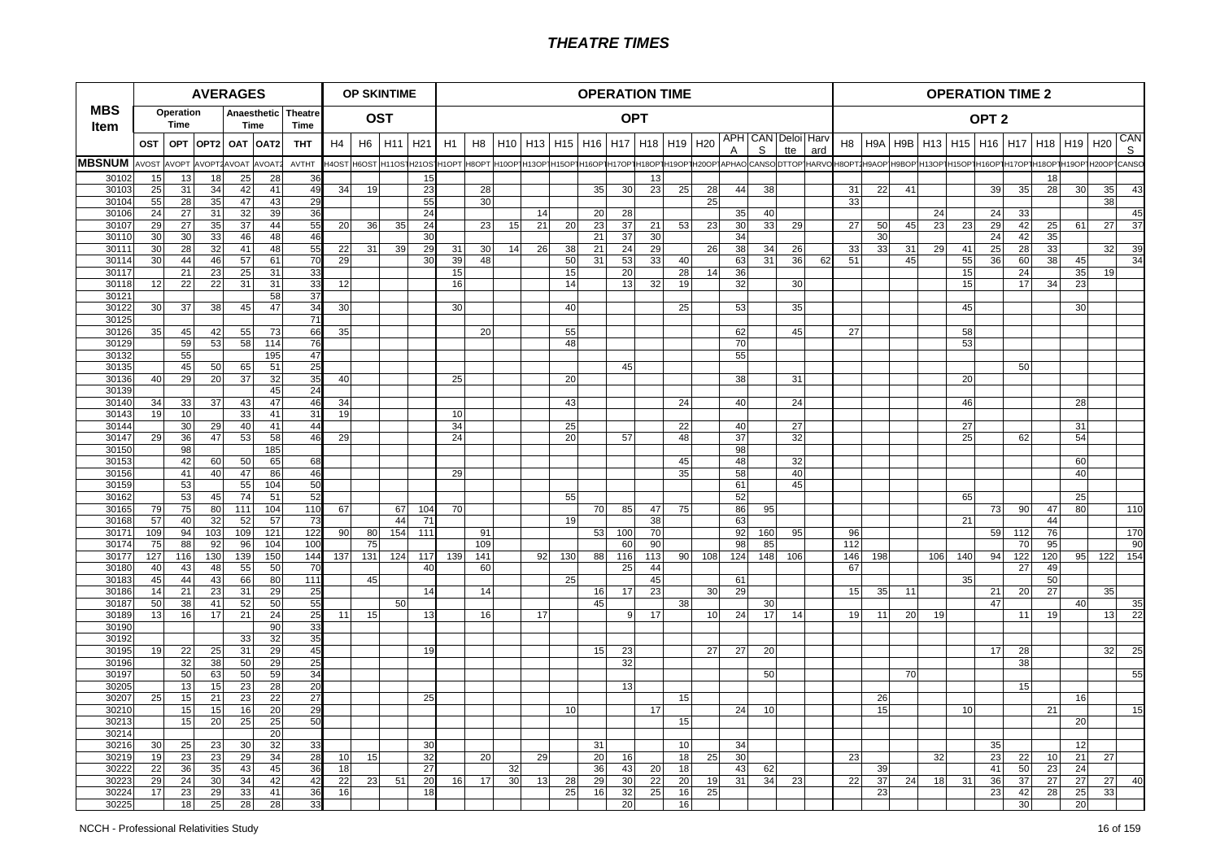# THEATRE TIMES

| MBS Item | AVERAGES | | | | | | OP SKINTIME | | | | OPERATION TIME | | | | | | | | | | | | | | OPERATION TIME 2 | | | | | | | | | | |
|---|---|---|---|---|---|---|---|---|---|---|---|---|---|---|---|---|---|---|---|---|---|---|---|---|---|---|---|---|---|---|---|---|---|---|---|
| | Operation Time | | Anaesthetic Time | | | Theatre Time | OST | | | | OPT | | | | | | | | | | | | | | OPT 2 | | | | | | | | | | |
| | OST | OPT | OPT2 | OAT | OAT2 | THT | H4 | H6 | H11 | H21 | H1 | H8 | H10 | H13 | H15 | H16 | H17 | H18 | H19 | H20 | APHA | CANS | Deloitte | Harvard | H8 | H9A | H9B | H13 | H15 | H16 | H17 | H18 | H19 | H20 | CANS |
| MBSNUM | AVOST | AVOPT | AVOPT2 | AVOAT | AVOAT2 | AVTHT | H4OST | H6OST | H11OST | H21OST | H1OPT | H8OPT | H10OPT | H13OPT | H15OPT | H16OPT | H17OPT | H18OPT | H19OPT | H20OPT | APHAOPT | CANSOPT | DTTOPT | HARVOPT | H8OPT2 | H9AOPT2 | H9BOPT2 | H13OPT2 | H15OPT2 | H16OPT2 | H17OPT2 | H18OPT2 | H19OPT2 | H20OPT2 | CANSOPT2 |
| 30102 | 15 | 13 | 18 | 25 | 28 | 36 | | | | 15 | | | | | | | | 13 | | | | | | | | | | | | | | 18 | | | |
| 30103 | 25 | 31 | 34 | 42 | 41 | 49 | 34 | 19 | | 23 | | 28 | | | | 35 | 30 | 23 | 25 | 28 | 44 | 38 | | | 31 | 22 | 41 | | | 39 | 35 | 28 | 30 | 35 | 43 |
| 30104 | 55 | 28 | 35 | 47 | 43 | 29 | | | | 55 | | 30 | | | | | | | | 25 | | | | | 33 | | | | | | | | | 38 | |
| 30106 | 24 | 27 | 31 | 32 | 39 | 36 | | | | 24 | | | | 14 | | 20 | 28 | | | | 35 | 40 | | | | | | 24 | | 24 | 33 | | | | 45 |
| 30107 | 29 | 27 | 35 | 37 | 44 | 55 | 20 | 36 | 35 | 24 | | 23 | 15 | 21 | 20 | 23 | 37 | 21 | 53 | 23 | 30 | 33 | 29 | | 27 | 50 | 45 | 23 | 23 | 29 | 42 | 25 | 61 | 27 | 37 |
| 30110 | 30 | 30 | 33 | 46 | 48 | 46 | | | | 30 | | | | | | 21 | 37 | 30 | | | 34 | | | | | 30 | | | | 24 | 42 | 35 | | | |
| 30111 | 30 | 28 | 32 | 41 | 48 | 55 | 22 | 31 | 39 | 29 | 31 | 30 | 14 | 26 | 38 | 21 | 24 | 29 | | 26 | 38 | 34 | 26 | | 33 | 33 | 31 | 29 | 41 | 25 | 28 | 33 | | 32 | 39 |
| 30114 | 30 | 44 | 46 | 57 | 61 | 70 | 29 | | | 30 | 39 | 48 | | | 50 | 31 | 53 | 33 | 40 | | 63 | 31 | 36 | 62 | 51 | | 45 | | 55 | 36 | 60 | 38 | 45 | | 34 |
| 30117 | | 21 | 23 | 25 | 31 | 33 | | | | | 15 | | | | 15 | | 20 | | 28 | 14 | 36 | | | | | | | | 15 | | 24 | | 35 | 19 | |
| 30118 | 12 | 22 | 22 | 31 | 31 | 33 | 12 | | | | 16 | | | | 14 | | 13 | 32 | 19 | | 32 | | 30 | | | | | | 15 | | 17 | 34 | 23 | | |
| 30121 | | | | | 58 | 37 | | | | | | | | | | | | | | | | | | | | | | | | | | | | | |
| 30122 | 30 | 37 | 38 | 45 | 47 | 34 | 30 | | | | 30 | | | | 40 | | | | 25 | | 53 | | 35 | | | | | | 45 | | | | 30 | | |
| 30125 | | | | | | 71 | | | | | | | | | | | | | | | | | | | | | | | | | | | | | |
| 30126 | 35 | 45 | 42 | 55 | 73 | 66 | 35 | | | | | 20 | | | 55 | | | | | | 62 | | 45 | | 27 | | | | 58 | | | | | | |
| 30129 | | 59 | 53 | 58 | 114 | 76 | | | | | | | | | 48 | | | | | | 70 | | | | | | | | 53 | | | | | | |
| 30132 | | 55 | | | 195 | 47 | | | | | | | | | | | | | | | 55 | | | | | | | | | | | | | | |
| 30135 | | 45 | 50 | 65 | 51 | 25 | | | | | | | | | | | 45 | | | | | | | | | | | | | | 50 | | | | |
| 30136 | 40 | 29 | 20 | 37 | 32 | 35 | 40 | | | | 25 | | | | 20 | | | | | | 38 | | 31 | | | | | | 20 | | | | | | |
| 30139 | | | | | 45 | 24 | | | | | | | | | | | | | | | | | | | | | | | | | | | | | |
| 30140 | 34 | 33 | 37 | 43 | 47 | 46 | 34 | | | | | | | | 43 | | | | 24 | | 40 | | 24 | | | | | | 46 | | | | 28 | | |
| 30143 | 19 | 10 | | 33 | 41 | 31 | 19 | | | | 10 | | | | | | | | | | | | | | | | | | | | | | | | |
| 30144 | | 30 | 29 | 40 | 41 | 44 | | | | | 34 | | | | 25 | | | | 22 | | 40 | | 27 | | | | | | 27 | | | | 31 | | |
| 30147 | 29 | 36 | 47 | 53 | 58 | 46 | 29 | | | | 24 | | | | 20 | | 57 | | 48 | | 37 | | 32 | | | | | | 25 | | 62 | | 54 | | |
| 30150 | | 98 | | | 185 | | | | | | | | | | | | | | | | 98 | | | | | | | | | | | | | | |
| 30153 | | 42 | 60 | 50 | 65 | 68 | | | | | | | | | | | | | 45 | | 48 | | 32 | | | | | | | | | | 60 | | |
| 30156 | | 41 | 40 | 47 | 86 | 46 | | | | | 29 | | | | | | | | 35 | | 58 | | 40 | | | | | | | | | | 40 | | |
| 30159 | | 53 | | 55 | 104 | 50 | | | | | | | | | | | | | | | 61 | | 45 | | | | | | | | | | | | |
| 30162 | | 53 | 45 | 74 | 51 | 52 | | | | | | | | | 55 | | | | | | 52 | | | | | | | | 65 | | | | 25 | | |
| 30165 | 79 | 75 | 80 | 111 | 104 | 110 | 67 | | 67 | 104 | 70 | | | | | 70 | 85 | 47 | 75 | | 86 | 95 | | | | | | | | 73 | 90 | 47 | 80 | | 110 |
| 30168 | 57 | 40 | 32 | 52 | 57 | 73 | | | 44 | 71 | | | | | 19 | | | 38 | | | 63 | | | | | | | | 21 | | | 44 | | | |
| 30171 | 109 | 94 | 103 | 109 | 121 | 122 | 90 | 80 | 154 | 111 | | 91 | | | | 53 | 100 | 70 | | | 92 | 160 | 95 | | 96 | | | | | 59 | 112 | 76 | | | 170 |
| 30174 | 75 | 88 | 92 | 104 | 96 | 100 | | 75 | | | | 109 | | | | | 60 | 90 | | | 98 | 85 | | | 112 | | | | | | 70 | 95 | | | 90 |
| 30177 | 127 | 116 | 130 | 139 | 150 | 144 | 137 | 131 | 124 | 117 | 139 | 141 | | 92 | 130 | 88 | 116 | 113 | 90 | 108 | 124 | 148 | 106 | | 146 | 198 | | 106 | 140 | 94 | 122 | 120 | 95 | 122 | 154 |
| 30180 | 40 | 43 | 48 | 55 | 50 | 70 | | | | 40 | | 60 | | | | | 25 | 44 | | | | | | | 67 | | | | | | 27 | 49 | | | |
| 30183 | 45 | 44 | 43 | 66 | 80 | 111 | | 45 | | | | | | | 25 | | | 45 | | | 61 | | | | | | | | 35 | | | 50 | | | |
| 30186 | 14 | 21 | 23 | 31 | 29 | 25 | | | | 14 | | 14 | | | | 16 | 17 | 23 | | 30 | 29 | | | | 15 | 35 | 11 | | | 21 | 20 | 27 | | 35 | |
| 30187 | 50 | 38 | 41 | 52 | 50 | 55 | | | 50 | | | | | | | 45 | | | 38 | | | 30 | | | | | | | | 47 | | | 40 | | 35 |
| 30189 | 13 | 16 | 17 | 21 | 24 | 25 | 11 | 15 | | 13 | | 16 | | 17 | | | 9 | 17 | | 10 | 24 | 17 | 14 | | 19 | 11 | 20 | 19 | | | 11 | 19 | | 13 | 22 |
| 30190 | | | | | 90 | 33 | | | | | | | | | | | | | | | | | | | | | | | | | | | | | |
| 30192 | | | | 33 | 32 | 35 | | | | | | | | | | | | | | | | | | | | | | | | | | | | | |
| 30195 | 19 | 22 | 25 | 31 | 29 | 45 | | | | 19 | | | | | | 15 | 23 | | | 27 | 27 | 20 | | | | | | | | 17 | 28 | | | 32 | 25 |
| 30196 | | 32 | 38 | 50 | 29 | 25 | | | | | | | | | | | 32 | | | | | | | | | | | | | | 38 | | | | |
| 30197 | | 50 | 63 | 50 | 59 | 34 | | | | | | | | | | | | | | | | 50 | | | | | 70 | | | | | | | | 55 |
| 30205 | | 13 | 15 | 23 | 28 | 20 | | | | | | | | | | | 13 | | | | | | | | | | | | | | 15 | | | | |
| 30207 | 25 | 15 | 21 | 23 | 22 | 27 | | | | 25 | | | | | | | | | 15 | | | | | | | 26 | | | | | | | 16 | | |
| 30210 | | 15 | 15 | 16 | 20 | 29 | | | | | | | | | 10 | | | 17 | | | 24 | 10 | | | | 15 | | | 10 | | | 21 | | | 15 |
| 30213 | | 15 | 20 | 25 | 25 | 50 | | | | | | | | | | | | | 15 | | | | | | | | | | | | | | 20 | | |
| 30214 | | | | | 20 | | | | | | | | | | | | | | | | | | | | | | | | | | | | | | |
| 30216 | 30 | 25 | 23 | 30 | 32 | 33 | | | | 30 | | | | | | 31 | | | 10 | | 34 | | | | | | | | | 35 | | | 12 | | |
| 30219 | 19 | 23 | 23 | 29 | 34 | 28 | 10 | 15 | | 32 | | 20 | | 29 | | 20 | 16 | | 18 | 25 | 30 | | | | 23 | | | 32 | | 23 | 22 | 10 | 21 | 27 | |
| 30222 | 22 | 36 | 35 | 43 | 45 | 36 | 18 | | | 27 | | | 32 | | | 36 | 43 | 20 | 18 | | 43 | 62 | | | | 39 | | | | 41 | 50 | 23 | 24 | | |
| 30223 | 29 | 24 | 30 | 34 | 42 | 42 | 22 | 23 | 51 | 20 | 16 | 17 | 30 | 13 | 28 | 29 | 30 | 22 | 20 | 19 | 31 | 34 | 23 | | 22 | 37 | 24 | 18 | 31 | 36 | 37 | 27 | 27 | 27 | 40 |
| 30224 | 17 | 23 | 29 | 33 | 41 | 36 | 16 | | | 18 | | | | | 25 | 16 | 32 | 25 | 16 | 25 | | | | | | 23 | | | | 23 | 42 | 28 | 25 | 33 | |
| 30225 | | 18 | 25 | 28 | 28 | 33 | | | | | | | | | | | 20 | | 16 | | | | | | | | | | | | 30 | | 20 | | |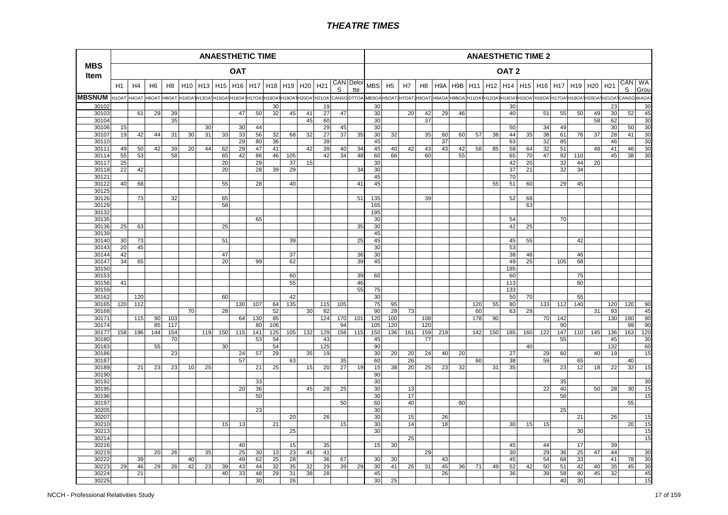# THEATRE TIMES

| MBS Item | ANAESTHETIC TIME | | | | | | | | | | | | | | | ANAESTHETIC TIME 2 | | | | | | | | | | | | | | | | |
|---|---|---|---|---|---|---|---|---|---|---|---|---|---|---|---|---|---|---|---|---|---|---|---|---|---|---|---|---|---|---|---|---|
| | OAT | | | | | | | | | | | | | | | OAT 2 | | | | | | | | | | | | | | | | |
| | H1 | H4 | H6 | H8 | H10 | H13 | H15 | H16 | H17 | H18 | H19 | H20 | H21 | CANS | Deloitte | MBS | H5 | H7 | H8 | H9A | H9B | H11 | H12 | H14 | H15 | H16 | H17 | H19 | H20 | H21 | CANS | WA Group |
| MBSNUM | H1OAT | H4OAT | H6OAT | H8OAT | H10OAT | H13OAT | H15OAT | H16OAT | H17OAT | H18OAT | H19OAT | H20OAT | H21OAT | CANSO | DTTOA | MBSOA | H5OAT2 | H7OAT2 | H8OAT2 | H9AOA | H9BOA | H11OAT | H12OAT | H14OAT | H15OAT | H16OAT | H17OAT | H19OAT | H20OAT | H21OAT | CANSO | WAOAT |
| 30102 | | | | | | | | | | 30 | | | 19 | | | 30 | | | | | | | | 30 | | | | | | 23 | | 30 |
| 30103 | | 61 | 29 | 39 | | | | 47 | 50 | 32 | 45 | 41 | 27 | 47 | | 30 | | 20 | 42 | 29 | 46 | | | 40 | | 51 | 55 | 50 | 49 | 30 | 52 | 45 |
| 30104 | | | | 35 | | | | | | | | 45 | 60 | | | 30 | | | 37 | | | | | | | | | | 58 | 62 | | 30 |
| 30106 | 15 | | | | | 30 | | 30 | 44 | | | | 29 | 45 | | 30 | | | | | | | | 50 | | 34 | 49 | | | 30 | 50 | 30 |
| 30107 | 19 | 42 | 44 | 31 | 30 | 31 | 33 | 33 | 56 | 32 | 68 | 32 | 27 | 37 | 35 | 30 | 32 | | 35 | 60 | 60 | 57 | 38 | 44 | 35 | 38 | 61 | 76 | 37 | 28 | 41 | 30 |
| 30110 | | | | | | | | 29 | 80 | 36 | | | 39 | | | 45 | | | | 37 | | | | 63 | | 32 | 85 | | | 46 | | 30 |
| 30111 | 49 | 50 | 42 | 39 | 20 | 44 | 62 | 29 | 47 | 41 | | 42 | 39 | 40 | 34 | 45 | 40 | 42 | 43 | 43 | 42 | 58 | 85 | 58 | 64 | 32 | 51 | | 48 | 41 | 46 | 30 |
| 30114 | 55 | 53 | | 58 | | | 65 | 42 | 86 | 46 | 105 | | 42 | 34 | 48 | 60 | 66 | | 60 | | 55 | | | 65 | 70 | 47 | 92 | 110 | | 45 | 38 | 30 |
| 30117 | 25 | | | | | | 20 | | 29 | | 37 | 15 | | | | 30 | | | | | | | | 42 | 20 | | 32 | 44 | 20 | | | |
| 30118 | 22 | 42 | | | | | 20 | | 28 | 39 | 29 | | | | 34 | 30 | | | | | | | | 37 | 21 | | 32 | 34 | | | | |
| 30121 | | | | | | | | | | | | | | | | 45 | | | | | | | | 70 | | | | | | | | |
| 30122 | 40 | 68 | | | | | 55 | | 28 | | 40 | | | | 41 | 45 | | | | | | | 55 | 51 | 60 | | 29 | 45 | | | | |
| 30125 | | | | | | | | | | | | | | | | | | | | | | | | | | | | | | | | |
| 30126 | | 73 | | 32 | | | 65 | | | | | | | | 51 | 135 | | | 39 | | | | | 52 | 68 | | | | | | | |
| 30129 | | | | | | | 58 | | | | | | | | | 165 | | | | | | | | | 63 | | | | | | | |
| 30132 | | | | | | | | | | | | | | | | 195 | | | | | | | | | | | | | | | | |
| 30135 | | | | | | | | | 65 | | | | | | | 30 | | | | | | | | 54 | | | 70 | | | | | |
| 30136 | 25 | 63 | | | | | 25 | | | | | | | | 35 | 30 | | | | | | | | 42 | 25 | | | | | | | |
| 30139 | | | | | | | | | | | | | | | | 45 | | | | | | | | | | | | | | | | |
| 30140 | 30 | 73 | | | | | 51 | | | | 39 | | | | 25 | 45 | | | | | | | | 45 | 55 | | | 42 | | | | |
| 30143 | 20 | 45 | | | | | | | | | | | | | | 30 | | | | | | | | 53 | | | | | | | | |
| 30144 | 42 | | | | | | 47 | | | | 37 | | | | 36 | 30 | | | | | | | | 38 | 48 | | | 46 | | | | |
| 30147 | 34 | 65 | | | | | 20 | | 99 | | 62 | | | | 39 | 45 | | | | | | | | 49 | 25 | | 105 | 68 | | | | |
| 30150 | | | | | | | | | | | | | | | | | | | | | | | | 185 | | | | | | | | |
| 30153 | | | | | | | | | | | 60 | | | | 39 | 60 | | | | | | | | 60 | | | | 75 | | | | |
| 30156 | 41 | | | | | | | | | | 55 | | | | 46 | | | | | | | | | 113 | | | | 60 | | | | |
| 30159 | | | | | | | | | | | | | | | 55 | 75 | | | | | | | | 133 | | | | | | | | |
| 30162 | | 120 | | | | | 60 | | | | 42 | | | | | 30 | | | | | | | | 50 | 70 | | | 55 | | | | |
| 30165 | 120 | 112 | | | | | | 130 | 107 | 64 | 135 | | 115 | 105 | | 75 | 95 | | | | | 120 | 55 | 80 | | 133 | 112 | 140 | | 120 | 120 | 90 |
| 30168 | | | | | 70 | | 28 | | | 52 | | 30 | 82 | | | 90 | 28 | 73 | | | | 60 | | 63 | 29 | | | | 31 | 93 | | 45 |
| 30171 | | 115 | 90 | 103 | | | | 64 | 130 | 85 | | | 124 | 170 | 101 | 120 | 100 | | 108 | | | 178 | 90 | | | 70 | 142 | | | 130 | 180 | 90 |
| 30174 | | | 85 | 117 | | | | | 80 | 106 | | | | 94 | | 105 | 120 | | 120 | | | | | | | | 90 | | | | 99 | 90 |
| 30177 | 158 | 196 | 144 | 154 | | 119 | 150 | 115 | 141 | 125 | 105 | 132 | 129 | 156 | 115 | 150 | 136 | 161 | 159 | 219 | | 142 | 150 | 185 | 160 | 122 | 147 | 110 | 145 | 136 | 163 | 120 |
| 30180 | | | | 70 | | | | | 53 | 54 | | | 43 | | | 45 | | | 77 | | | | | | | | 55 | | | 45 | | 30 |
| 30183 | | | 55 | | | | 30 | | | 54 | | | 125 | | | 90 | | | | | | | | | 40 | | | | | 132 | | 60 |
| 30186 | | | | 23 | | | | 24 | 57 | 29 | | 35 | 19 | | | 30 | 20 | 20 | 24 | 40 | 20 | | | 27 | | 29 | 60 | | 40 | 19 | | 15 |
| 30187 | | | | | | | | 57 | | | 63 | | | 35 | | 60 | | 26 | | | | 60 | | 38 | | 59 | | 65 | | | 40 | |
| 30189 | | 21 | 23 | 23 | 10 | 25 | | | 21 | 25 | | 15 | 20 | 27 | 19 | 15 | 38 | 20 | 25 | 23 | 32 | | 31 | 35 | | | 23 | 12 | 18 | 22 | 32 | 15 |
| 30190 | | | | | | | | | | | | | | | | 90 | | | | | | | | | | | | | | | | |
| 30192 | | | | | | | | | 33 | | | | | | | 30 | | | | | | | | | | | 35 | | | | | 30 |
| 30195 | | | | | | | | 20 | 36 | | | 45 | 28 | 25 | | 30 | | 13 | | | | | | | | 22 | 40 | | 50 | 28 | 30 | 15 |
| 30196 | | | | | | | | | 50 | | | | | | | 30 | | 17 | | | | | | | | | 56 | | | | | 15 |
| 30197 | | | | | | | | | | | | | | 50 | | 60 | | 40 | | | 80 | | | | | | | | | | 55 | |
| 30205 | | | | | | | | | 23 | | | | | | | 30 | | | | | | | | | | | 25 | | | | | |
| 30207 | | | | | | | | | | | 20 | | 26 | | | 30 | | 15 | | 26 | | | | | | | | 21 | | 26 | | 15 |
| 30210 | | | | | | | 15 | 13 | | 21 | | | | 15 | | 30 | | 14 | | 18 | | | | 30 | 15 | 15 | | | | | 20 | 15 |
| 30213 | | | | | | | | | | | 25 | | | | | 30 | | | | | | | | | | | | 30 | | | | 15 |
| 30214 | | | | | | | | | | | | | | | | | | 25 | | | | | | | | | | | | | | 15 |
| 30216 | | | | | | | | 40 | | | 15 | | 35 | | | 15 | 30 | | | | | | | 45 | | 44 | | 17 | | 39 | | |
| 30219 | | | 20 | 26 | | 35 | | 25 | 30 | 13 | 23 | 45 | 41 | | | | | | 29 | | | | | 30 | | 29 | 36 | 25 | 47 | 44 | | 30 |
| 30222 | | 39 | | | 40 | | | 49 | 62 | 25 | 28 | | 36 | 67 | | 30 | 30 | | | 43 | | | | 45 | | 54 | 68 | 33 | | 41 | 78 | 30 |
| 30223 | 29 | 46 | 29 | 26 | 42 | 23 | 39 | 43 | 44 | 32 | 35 | 32 | 29 | 39 | 29 | 30 | 41 | 25 | 31 | 45 | 36 | 71 | 49 | 52 | 42 | 50 | 51 | 42 | 40 | 35 | 45 | 30 |
| 30224 | | 21 | | | | | 40 | 33 | 48 | 29 | 31 | 38 | 28 | | | 45 | | | | 26 | | | | 36 | | 39 | 58 | 40 | 45 | 32 | | 45 |
| 30225 | | | | | | | | | 30 | | 26 | | | | | 30 | 25 | | | | | | | | | | 40 | 30 | | | | 15 |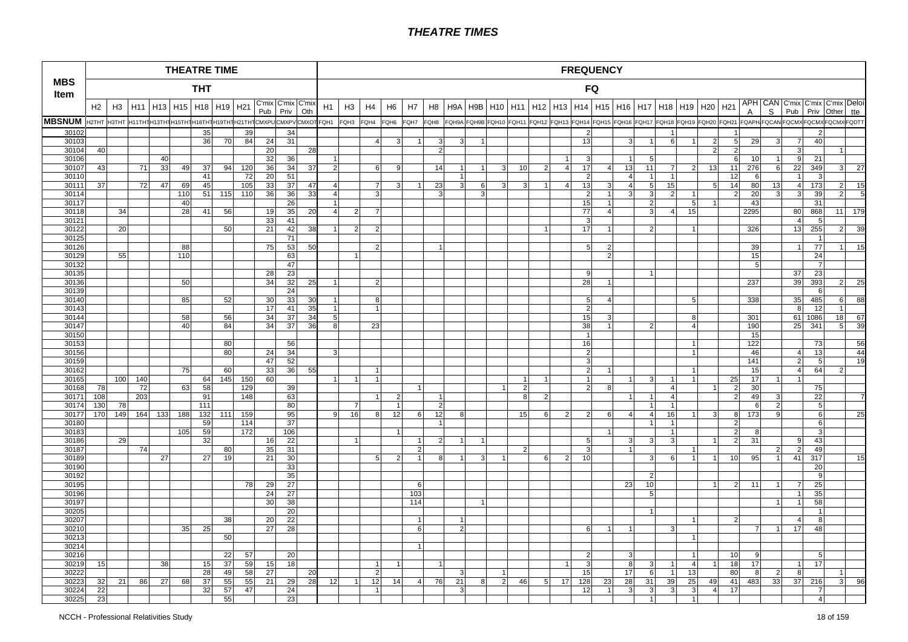# THEATRE TIMES

| MBS Item | THEATRE TIME | | | | | | | | | | | FREQUENCY | | | | | | | | | | | | | | | | | | | | | | | | | |
|---|---|---|---|---|---|---|---|---|---|---|---|---|---|---|---|---|---|---|---|---|---|---|---|---|---|---|---|---|---|---|---|---|---|---|---|---|---|
| | THT | | | | | | | | | | | FQ | | | | | | | | | | | | | | | | | | | | | | | | | |
| | H2 | H3 | H11 | H13 | H15 | H18 | H19 | H21 | C'mix Pub | C'mix Priv | C'mix Oth | H1 | H3 | H4 | H6 | H7 | H8 | H9A | H9B | H10 | H11 | H12 | H13 | H14 | H15 | H16 | H17 | H18 | H19 | H20 | H21 | APH A | CAN S | C'mix Pub | C'mix Priv | C'mix Other | Deloitte |
| MBSNUM | H2THT | H3THT | H11THT | H13THT | H15THT | H18THT | H19THT | H21THT | CMXPU | CMXPV | CMXOT | FQH1 | FQH3 | FQH4 | FQH6 | FQH7 | FQH8 | FQH9A | FQH9B | FQH10 | FQH11 | FQH12 | FQH13 | FQH14 | FQH15 | FQH16 | FQH17 | FQH18 | FQH19 | FQH20 | FQH21 | FQAPH | FQCAN | FQCMX | FQCMX | FQCMX | FQDTT |
| 30102 | | | | | | 35 | | 39 | | 34 | | | | | | | | | | | | | | 2 | | | | 1 | | | 1 | | | | 2 | | |
| 30103 | | | | | | 36 | 70 | 84 | 24 | 31 | | | | 4 | 3 | 1 | 3 | 3 | 1 | | | | | 13 | | 3 | 1 | 6 | 1 | 2 | 5 | 29 | 3 | 7 | 40 | | |
| 30104 | 40 | | | | | | | | 20 | | 28 | | | | | | 2 | | | | | | | | | | | | | 2 | 2 | | | 3 | | 1 | |
| 30106 | | | | 40 | | | | | 32 | 36 | | 1 | | | | | | | | | | | 1 | 3 | | 1 | 5 | | | | 6 | 10 | 1 | 9 | 21 | | |
| 30107 | 43 | | 71 | 33 | 49 | 37 | 94 | 120 | 36 | 34 | 37 | 2 | | 6 | 9 | | 14 | 1 | 1 | 3 | 10 | 2 | 4 | 17 | 4 | 13 | 11 | 7 | 2 | 13 | 11 | 276 | 6 | 22 | 349 | 3 | 27 |
| 30110 | | | | | | 41 | | 72 | 20 | 51 | | | | | | | | 1 | | | | | | 2 | | 4 | 1 | 1 | | | 12 | 6 | | 1 | 3 | | |
| 30111 | 37 | | 72 | 47 | 69 | 45 | | 105 | 33 | 37 | 47 | 4 | | 7 | 3 | 1 | 23 | 3 | 6 | 3 | 3 | 1 | 4 | 13 | 3 | 4 | 5 | 15 | | 5 | 14 | 80 | 13 | 4 | 173 | 2 | 15 |
| 30114 | | | | | 110 | 51 | 115 | 110 | 36 | 36 | 33 | 4 | | 3 | | | 3 | | 3 | | | | | 2 | 1 | 3 | 3 | 2 | 1 | | 2 | 20 | 3 | 3 | 39 | 2 | 5 |
| 30117 | | | | | 40 | | | | | 26 | | 1 | | | | | | | | | | | | 15 | 1 | | 2 | | 5 | 1 | | 43 | | | 31 | | |
| 30118 | | 34 | | | 28 | 41 | 56 | | 19 | 35 | 20 | 4 | 2 | 7 | | | | | | | | | | 77 | 4 | | 3 | 4 | 15 | | | 2295 | | 80 | 868 | 11 | 179 |
| 30121 | | | | | | | | | 33 | 41 | | | | | | | | | | | | | | 3 | | | | | | | | | | 4 | 5 | | |
| 30122 | | 20 | | | | | 50 | | 21 | 42 | 38 | 1 | 2 | 2 | | | | | | | | | 1 | 17 | 1 | | 2 | | 1 | | | 326 | | 13 | 255 | 2 | 39 |
| 30125 | | | | | | | | | | 71 | | | | | | | | | | | | | | | | | | | | | | | | | 1 | | |
| 30126 | | | | | 88 | | | | 75 | 53 | 50 | | | 2 | | | 1 | | | | | | | 5 | 2 | | | | | | | 39 | | 1 | 77 | 1 | 15 |
| 30129 | | 55 | | | 110 | | | | | 63 | | | 1 | | | | | | | | | | | | 2 | | | | | | | 15 | | | 24 | | |
| 30132 | | | | | | | | | | 47 | | | | | | | | | | | | | | | | | | | | | | 5 | | | 7 | | |
| 30135 | | | | | | | | | 28 | 23 | | | | | | | | | | | | | | 9 | | | 1 | | | | | | | 37 | 23 | | |
| 30136 | | | | | 50 | | | | 34 | 32 | 25 | 1 | | 2 | | | | | | | | | | 28 | 1 | | | | | | | 237 | | 39 | 393 | 2 | 25 |
| 30139 | | | | | | | | | | 24 | | | | | | | | | | | | | | | | | | | | | | | | | 6 | | |
| 30140 | | | | | 85 | | 52 | | 30 | 33 | 30 | 1 | | 8 | | | | | | | | | | 5 | 4 | | | | 5 | | | 338 | | 35 | 485 | 6 | 88 |
| 30143 | | | | | | | | | 17 | 41 | 35 | 1 | | 1 | | | | | | | | | | 2 | | | | | | | | | | 8 | 12 | 1 | |
| 30144 | | | | | 58 | | 56 | | 34 | 37 | 34 | 5 | | | | | | | | | | | | 15 | 3 | | | | 8 | | | 301 | | 61 | 1086 | 18 | 67 |
| 30147 | | | | | 40 | | 84 | | 34 | 37 | 36 | 8 | | 23 | | | | | | | | | | 38 | 1 | | 2 | | 4 | | | 190 | | 25 | 341 | 5 | 39 |
| 30150 | | | | | | | | | | | | | | | | | | | | | | | | 1 | | | | | | | | 15 | | | | | |
| 30153 | | | | | | | 80 | | | 56 | | | | | | | | | | | | | | 16 | | | | | 1 | | | 122 | | | 73 | | 56 |
| 30156 | | | | | | | 80 | | 24 | 34 | | 3 | | | | | | | | | | | | 2 | | | | | 1 | | | 46 | | 4 | 13 | | 44 |
| 30159 | | | | | | | | | 47 | 52 | | | | | | | | | | | | | | 3 | | | | | | | | 141 | | 2 | 5 | | 19 |
| 30162 | | | | | 75 | | 60 | | 33 | 36 | 55 | | | 1 | | | | | | | | | | 2 | 1 | | | | 1 | | | 15 | | 4 | 64 | 2 | |
| 30165 | | 100 | 140 | | | 64 | 145 | 150 | 60 | | | 1 | 1 | 1 | | | | | | | 1 | 1 | | 1 | | 1 | 3 | 1 | 1 | | 25 | 17 | 1 | 1 | | | |
| 30168 | 78 | | 72 | | 63 | 58 | | 129 | | 39 | | | | | | 1 | | | | 1 | 2 | | | 2 | 8 | | | 4 | | 1 | 2 | 30 | | | 75 | | |
| 30171 | 108 | | 203 | | | 91 | | 148 | | 63 | | | | 1 | 2 | | 1 | | | | 8 | 2 | | | | 1 | 1 | 4 | | | 2 | 49 | 3 | | 22 | | 7 |
| 30174 | 130 | 78 | | | | 111 | | | | 80 | | | 7 | | 1 | | 2 | | | | | | | | | | 1 | 1 | | | | 6 | 2 | | 5 | | |
| 30177 | 170 | 149 | 164 | 133 | 188 | 132 | 111 | 159 | | 95 | | 9 | 16 | 8 | 12 | 6 | 12 | 8 | | | 15 | 6 | 2 | 2 | 6 | 4 | 4 | 16 | 1 | 3 | 8 | 173 | 9 | | 6 | | 25 |
| 30180 | | | | | | 59 | | 114 | | 37 | | | | | | | 1 | | | | | | | | | | 1 | 1 | | | 2 | | | | 6 | | |
| 30183 | | | | | 105 | 59 | | 172 | | 106 | | | | | 1 | | | | | | | | | | 1 | | | 1 | | | 2 | 8 | | | 3 | | |
| 30186 | | 29 | | | | 32 | | | 16 | 22 | | | 1 | | | 1 | 2 | 1 | 1 | | | | | 5 | | 3 | 3 | 3 | | 1 | 2 | 31 | | 9 | 43 | | |
| 30187 | | | 74 | | | | 80 | | 35 | 31 | | | | | | 2 | | | | | 2 | | | 3 | | 1 | | | 1 | | | | 2 | 2 | 49 | | |
| 30189 | | | | 27 | | 27 | 19 | | 21 | 30 | | | | 5 | 2 | 1 | 8 | 1 | 3 | 1 | | 6 | 2 | 10 | | | 3 | 6 | 1 | 1 | 10 | 95 | 1 | 41 | 317 | | 15 |
| 30190 | | | | | | | | | | 33 | | | | | | | | | | | | | | | | | | | | | | | | | 20 | | |
| 30192 | | | | | | | | | | 35 | | | | | | | | | | | | | | | | | 2 | | | | | | | | 9 | | |
| 30195 | | | | | | | | 78 | 29 | 27 | | | | | | 6 | | | | | | | | | | 23 | 10 | | | 1 | 2 | 11 | 1 | 7 | 25 | | |
| 30196 | | | | | | | | | 24 | 27 | | | | | | 103 | | | | | | | | | | | 5 | | | | | | | 1 | 35 | | |
| 30197 | | | | | | | | | 30 | 38 | | | | | | 114 | | | 1 | | | | | | | | | | | | | | 1 | 1 | 58 | | |
| 30205 | | | | | | | | | | 20 | | | | | | | | | | | | | | | | | 1 | | | | | | | | 1 | | |
| 30207 | | | | | | | 38 | | 20 | 22 | | | | | | 1 | | 1 | | | | | | | | | | | 1 | | 2 | | | 4 | 8 | | |
| 30210 | | | | | 35 | 25 | | | 27 | 28 | | | | | | 6 | | 2 | | | | | | 6 | 1 | 1 | | 3 | | | | 7 | 1 | 17 | 48 | | |
| 30213 | | | | | | | 50 | | | | | | | | | | | | | | | | | | | | | | 1 | | | | | | | | |
| 30214 | | | | | | | | | | | | | | | | 1 | | | | | | | | | | | | | | | | | | | | | |
| 30216 | | | | | | | 22 | 57 | | 20 | | | | | | | | | | | | | | 2 | | 3 | | | 1 | | 10 | 9 | | | 5 | | |
| 30219 | 15 | | | 38 | | 15 | 37 | 59 | 15 | 18 | | | | 1 | 1 | | 1 | | | | | | 1 | 3 | | 8 | 3 | 1 | 4 | 1 | 18 | 17 | | 1 | 17 | | |
| 30222 | | | | | | 28 | 49 | 58 | 27 | | 20 | | | 2 | | | | 3 | | 1 | | | | 15 | | 17 | 6 | 1 | 13 | | 80 | 8 | 2 | 8 | | 1 | |
| 30223 | 32 | 21 | 86 | 27 | 68 | 37 | 55 | 55 | 21 | 29 | 28 | 12 | 1 | 12 | 14 | 4 | 76 | 21 | 8 | 2 | 46 | 5 | 17 | 128 | 23 | 28 | 31 | 39 | 25 | 49 | 41 | 483 | 33 | 37 | 216 | 3 | 96 |
| 30224 | 22 | | | | | 32 | 57 | 47 | | 24 | | | | 1 | | | | 3 | | | | | | 12 | 1 | 3 | 3 | 3 | 3 | 4 | 17 | | | | 7 | | |
| 30225 | 23 | | | | | | 55 | | | 23 | | | | | | | | | | | | | | | | | 1 | | 1 | | | | | | 4 | | |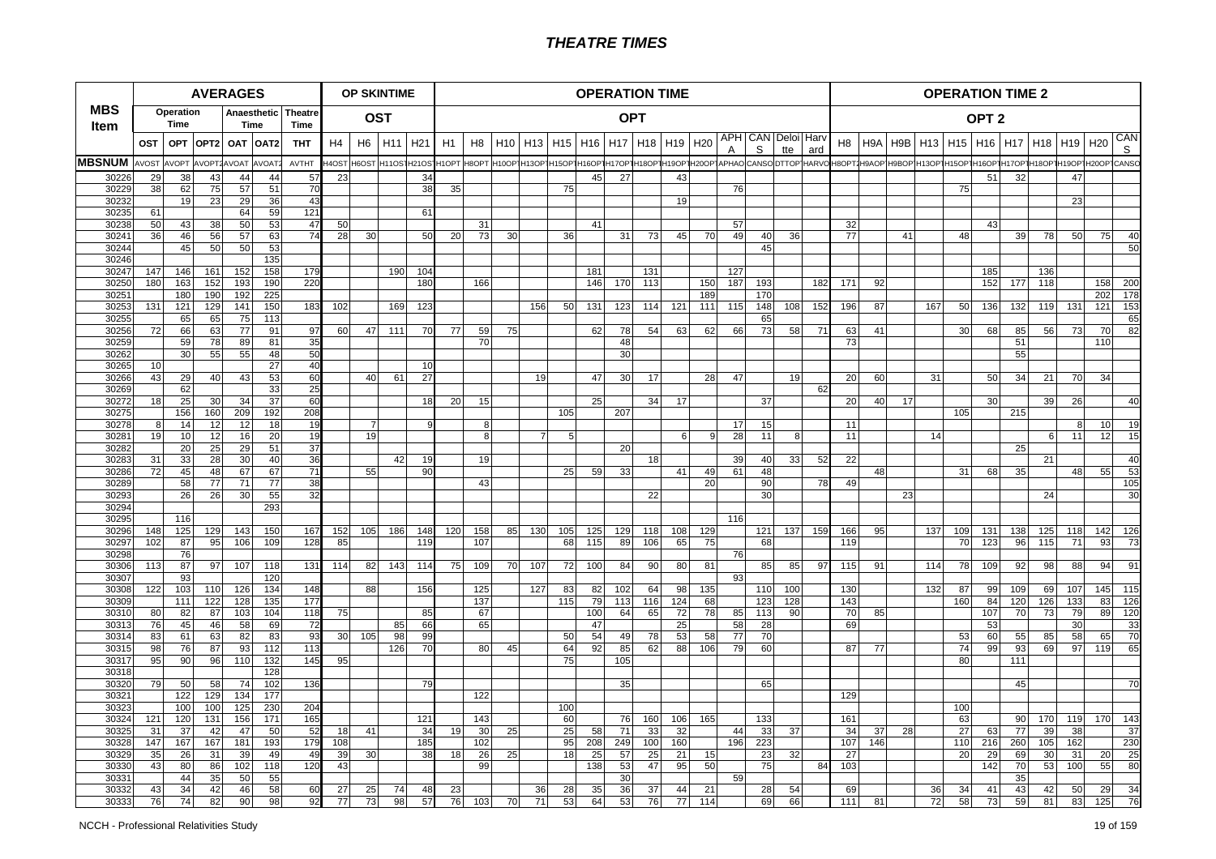# THEATRE TIMES

| MBS Item | AVERAGES | | | | | | OP SKINTIME | | | | OPERATION TIME | | | | | | | | | | | | | | OPERATION TIME 2 | | | | | | | | | | | | |
|---|---|---|---|---|---|---|---|---|---|---|---|---|---|---|---|---|---|---|---|---|---|---|---|---|---|---|---|---|---|---|---|---|---|---|---|---|---|
| | Operation Time | | | Anaesthetic Time | | Theatre Time | OST | | | | OPT | | | | | | | | | | | | | | OPT 2 | | | | | | | | | | | | |
| | OST | OPT | OPT2 | OAT | OAT2 | THT | H4 | H6 | H11 | H21 | H1 | H8 | H10 | H13 | H15 | H16 | H17 | H18 | H19 | H20 | APH A | CAN S | Deloi tte | Harv ard | H8 | H9A | H9B | H13 | H15 | H16 | H17 | H18 | H19 | H20 | CAN S |
| MBSNUM | AVOST | AVOPT | AVOPT2 | AVOAT | AVOAT2 | AVTHT | H4OST | H6OST | H11OST | H21OST | H1OPT | H8OPT | H10OPT | H13OPT | H15OPT | H16OPT | H17OPT | H18OPT | H19OPT | H20OPT | APHAO | CANSO | DTTOP | HARVO | H8OPT2 | H9AOP | H9BOP | H13OPT | H15OPT | H16OPT | H17OPT | H18OPT | H19OPT | H20OPT | CANSO |
| 30226 | 29 | 38 | 43 | 44 | 44 | 57 | 23 | | | 34 | | | | | | 45 | 27 | | 43 | | | | | | | | | | | 51 | 32 | | 47 | | |
| 30229 | 38 | 62 | 75 | 57 | 51 | 70 | | | | 38 | 35 | | | | 75 | | | | | | 76 | | | | | | | | 75 | | | | | | |
| 30232 | | 19 | 23 | 29 | 36 | 43 | | | | | | | | | | | | | 19 | | | | | | | | | | | | | | 23 | | |
| 30235 | 61 | | | 64 | 59 | 121 | | | | 61 | | | | | | | | | | | | | | | | | | | | | | | | | |
| 30238 | 50 | 43 | 38 | 50 | 53 | 47 | 50 | | | | | 31 | | | | 41 | | | | | 57 | | | | 32 | | | | | 43 | | | | | |
| 30241 | 36 | 46 | 56 | 57 | 63 | 74 | 28 | 30 | | 50 | 20 | 73 | 30 | | 36 | | 31 | 73 | 45 | 70 | 49 | 40 | 36 | | 77 | | 41 | | 48 | | 39 | 78 | 50 | 75 | 40 |
| 30244 | | 45 | 50 | 50 | 53 | | | | | | | | | | | | | | | | | 45 | | | | | | | | | | | | | 50 |
| 30246 | | | | | 135 | | | | | | | | | | | | | | | | | | | | | | | | | | | | | | |
| 30247 | 147 | 146 | 161 | 152 | 158 | 179 | | | 190 | 104 | | | | | | 181 | | 131 | | | 127 | | | | | | | | | 185 | | 136 | | | |
| 30250 | 180 | 163 | 152 | 193 | 190 | 220 | | | | 180 | | 166 | | | | 146 | 170 | 113 | | 150 | 187 | 193 | | 182 | 171 | 92 | | | | 152 | 177 | 118 | | 158 | 200 |
| 30251 | | 180 | 190 | 192 | 225 | | | | | | | | | | | | | | | 189 | | 170 | | | | | | | | | | | | 202 | 178 |
| 30253 | 131 | 121 | 129 | 141 | 150 | 183 | 102 | | 169 | 123 | | | | 156 | 50 | 131 | 123 | 114 | 121 | 111 | 115 | 148 | 108 | 152 | 196 | 87 | | 167 | 50 | 136 | 132 | 119 | 131 | 121 | 153 |
| 30255 | | 65 | 65 | 75 | 113 | | | | | | | | | | | | | | | | | 65 | | | | | | | | | | | | | 65 |
| 30256 | 72 | 66 | 63 | 77 | 91 | 97 | 60 | 47 | 111 | 70 | 77 | 59 | 75 | | | 62 | 78 | 54 | 63 | 62 | 66 | 73 | 58 | 71 | 63 | 41 | | | 30 | 68 | 85 | 56 | 73 | 70 | 82 |
| 30259 | | 59 | 78 | 89 | 81 | 35 | | | | | | 70 | | | | | 48 | | | | | | | | 73 | | | | | | 51 | | | 110 | |
| 30262 | | 30 | 55 | 55 | 48 | 50 | | | | | | | | | | | 30 | | | | | | | | | | | | | | 55 | | | | |
| 30265 | 10 | | | | 27 | 40 | | | | 10 | | | | | | | | | | | | | | | | | | | | | | | | | |
| 30266 | 43 | 29 | 40 | 43 | 53 | 60 | | 40 | 61 | 27 | | | | 19 | | 47 | 30 | 17 | | 28 | 47 | | 19 | | 20 | 60 | | 31 | | 50 | 34 | 21 | 70 | 34 | |
| 30269 | | 62 | | | 33 | 25 | | | | | | | | | | | | | | | | | | 62 | | | | | | | | | | | |
| 30272 | 18 | 25 | 30 | 34 | 37 | 60 | | | | 18 | 20 | 15 | | | | 25 | | 34 | 17 | | | 37 | | | 20 | 40 | 17 | | | 30 | | 39 | 26 | | 40 |
| 30275 | | 156 | 160 | 209 | 192 | 208 | | | | | | | | | 105 | | 207 | | | | | | | | | | | | 105 | | 215 | | | | |
| 30278 | 8 | 14 | 12 | 12 | 18 | 19 | | 7 | | 9 | | 8 | | | | | | | | | 17 | 15 | | | 11 | | | | | | | | 8 | 10 | 19 |
| 30281 | 19 | 10 | 12 | 16 | 20 | 19 | | 19 | | | | 8 | | 7 | 5 | | | | 6 | 9 | 28 | 11 | 8 | | 11 | | | 14 | | | | 6 | 11 | 12 | 15 |
| 30282 | | 20 | 25 | 29 | 51 | 37 | | | | | | | | | | | 20 | | | | | | | | | | | | | | 25 | | | | |
| 30283 | 31 | 33 | 28 | 30 | 40 | 36 | | | 42 | 19 | | 19 | | | | | | 18 | | | 39 | 40 | 33 | 52 | 22 | | | | | | | 21 | | | 40 |
| 30286 | 72 | 45 | 48 | 67 | 67 | 71 | | 55 | | 90 | | | | | 25 | 59 | 33 | | 41 | 49 | 61 | 48 | | | | 48 | | | 31 | 68 | 35 | | 48 | 55 | 53 |
| 30289 | | 58 | 77 | 71 | 77 | 38 | | | | | | 43 | | | | | | | | 20 | | 90 | | 78 | 49 | | | | | | | | | | 105 |
| 30293 | | 26 | 26 | 30 | 55 | 32 | | | | | | | | | | | | 22 | | | | 30 | | | | | 23 | | | | | 24 | | | 30 |
| 30294 | | | | | 293 | | | | | | | | | | | | | | | | | | | | | | | | | | | | | | |
| 30295 | | 116 | | | | | | | | | | | | | | | | | | | 116 | | | | | | | | | | | | | | |
| 30296 | 148 | 125 | 129 | 143 | 150 | 167 | 152 | 105 | 186 | 148 | 120 | 158 | 85 | 130 | 105 | 125 | 129 | 118 | 108 | 129 | | 121 | 137 | 159 | 166 | 95 | | 137 | 109 | 131 | 138 | 125 | 118 | 142 | 126 |
| 30297 | 102 | 87 | 95 | 106 | 109 | 128 | 85 | | | 119 | | 107 | | | 68 | 115 | 89 | 106 | 65 | 75 | | 68 | | | 119 | | | | 70 | 123 | 96 | 115 | 71 | 93 | 73 |
| 30298 | | 76 | | | | | | | | | | | | | | | | | | | 76 | | | | | | | | | | | | | | |
| 30306 | 113 | 87 | 97 | 107 | 118 | 131 | 114 | 82 | 143 | 114 | 75 | 109 | 70 | 107 | 72 | 100 | 84 | 90 | 80 | 81 | | 85 | 85 | 97 | 115 | 91 | | 114 | 78 | 109 | 92 | 98 | 88 | 94 | 91 |
| 30307 | | 93 | | | 120 | | | | | | | | | | | | | | | | 93 | | | | | | | | | | | | | | |
| 30308 | 122 | 103 | 110 | 126 | 134 | 148 | | 88 | | 156 | | 125 | | 127 | 83 | 82 | 102 | 64 | 98 | 135 | | 110 | 100 | | 130 | | | 132 | 87 | 99 | 109 | 69 | 107 | 145 | 115 |
| 30309 | | 111 | 122 | 128 | 135 | 177 | | | | | | 137 | | | 115 | 79 | 113 | 116 | 124 | 68 | | 123 | 128 | | 143 | | | | 160 | 84 | 120 | 126 | 133 | 83 | 126 |
| 30310 | 80 | 82 | 87 | 103 | 104 | 118 | 75 | | | 85 | | 67 | | | | 100 | 64 | 65 | 72 | 78 | 85 | 113 | 90 | | 70 | 85 | | | | 107 | 70 | 73 | 79 | 89 | 120 |
| 30313 | 76 | 45 | 46 | 58 | 69 | 72 | | | 85 | 66 | | 65 | | | | 47 | | | 25 | | 58 | 28 | | | 69 | | | | | 53 | | | 30 | | 33 |
| 30314 | 83 | 61 | 63 | 82 | 83 | 93 | 30 | 105 | 98 | 99 | | | | | 50 | 54 | 49 | 78 | 53 | 58 | 77 | 70 | | | | | | | 53 | 60 | 55 | 85 | 58 | 65 | 70 |
| 30315 | 98 | 76 | 87 | 93 | 112 | 113 | | | 126 | 70 | | 80 | 45 | | 64 | 92 | 85 | 62 | 88 | 106 | 79 | 60 | | | 87 | 77 | | | 74 | 99 | 93 | 69 | 97 | 119 | 65 |
| 30317 | 95 | 90 | 96 | 110 | 132 | 145 | 95 | | | | | | | | 75 | | 105 | | | | | | | | | | | | 80 | | 111 | | | | |
| 30318 | | | | | 128 | | | | | | | | | | | | | | | | | | | | | | | | | | | | | | |
| 30320 | 79 | 50 | 58 | 74 | 102 | 136 | | | | 79 | | | | | | | 35 | | | | | 65 | | | | | | | | | 45 | | | | 70 |
| 30321 | | 122 | 129 | 134 | 177 | | | | | | | 122 | | | | | | | | | | | | | 129 | | | | | | | | | | |
| 30323 | | 100 | 100 | 125 | 230 | 204 | | | | | | | | | 100 | | | | | | | | | | | | | | 100 | | | | | | |
| 30324 | 121 | 120 | 131 | 156 | 171 | 165 | | | | 121 | | 143 | | | 60 | | 76 | 160 | 106 | 165 | | 133 | | | 161 | | | | 63 | | 90 | 170 | 119 | 170 | 143 |
| 30325 | 31 | 37 | 42 | 47 | 50 | 52 | 18 | 41 | | 34 | 19 | 30 | 25 | | 25 | 58 | 71 | 33 | 32 | | 44 | 33 | 37 | | 34 | 37 | 28 | | 27 | 63 | 77 | 39 | 38 | | 37 |
| 30328 | 147 | 167 | 167 | 181 | 193 | 179 | 108 | | | 185 | | 102 | | | 95 | 208 | 249 | 100 | 160 | | 196 | 223 | | | 107 | 146 | | | 110 | 216 | 260 | 105 | 162 | | 230 |
| 30329 | 35 | 26 | 31 | 39 | 49 | 49 | 39 | 30 | | 38 | 18 | 26 | 25 | | 18 | 25 | 57 | 25 | 21 | 15 | | 23 | 32 | | 27 | | | | 20 | 29 | 69 | 30 | 31 | 20 | 25 |
| 30330 | 43 | 80 | 86 | 102 | 118 | 120 | 43 | | | | | 99 | | | | 138 | 53 | 47 | 95 | 50 | | 75 | | 84 | 103 | | | | | 142 | 70 | 53 | 100 | 55 | 80 |
| 30331 | | 44 | 35 | 50 | 55 | | | | | | | | | | | | 30 | | | | 59 | | | | | | | | | | 35 | | | | |
| 30332 | 43 | 34 | 42 | 46 | 58 | 60 | 27 | 25 | 74 | 48 | 23 | | | 36 | 28 | 35 | 36 | 37 | 44 | 21 | | 28 | 54 | | 69 | | | 36 | 34 | 41 | 43 | 42 | 50 | 29 | 34 |
| 30333 | 76 | 74 | 82 | 90 | 98 | 92 | 77 | 73 | 98 | 57 | 76 | 103 | 70 | 71 | 53 | 64 | 53 | 76 | 77 | 114 | | 69 | 66 | | 111 | 81 | | 72 | 58 | 73 | 59 | 81 | 83 | 125 | 76 |

NCCH - Professional Relativities Study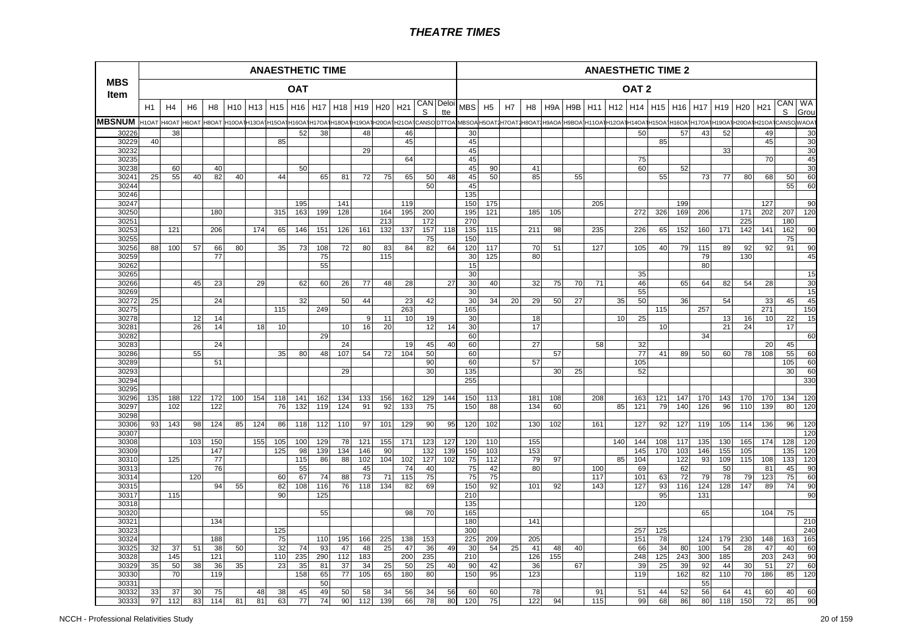# THEATRE TIMES

| MBS Item | ANAESTHETIC TIME | | | | | | | | | | | | | | | ANAESTHETIC TIME 2 | | | | | | | | | | | | | | | | |
|---|---|---|---|---|---|---|---|---|---|---|---|---|---|---|---|---|---|---|---|---|---|---|---|---|---|---|---|---|---|---|---|---|
| | OAT | | | | | | | | | | | | | | | OAT 2 | | | | | | | | | | | | | | | | |
| | H1 | H4 | H6 | H8 | H10 | H13 | H15 | H16 | H17 | H18 | H19 | H20 | H21 | CANS | Deloitte | MBS | H5 | H7 | H8 | H9A | H9B | H11 | H12 | H14 | H15 | H16 | H17 | H19 | H20 | H21 | CANS | WA Grou |
| MBSNUM | H1OAT | H4OAT | H6OAT | H8OAT | H10OAT | H13OAT | H15OAT | H16OAT | H17OAT | H18OAT | H19OAT | H20OAT | H21OAT | CANSO | DTTOA | MBSOA | H5OAT2 | H7OAT2 | H8OAT2 | H9AOA | H9BOA | H11OAT | H12OAT | H14OAT | H15OAT | H16OAT | H17OAT | H19OAT | H20OAT | H21OAT | CANSO | WAOAT |
| 30226 | | 38 | | | | | | 52 | 38 | | 48 | | 46 | | | 30 | | | | | | | | 50 | | 57 | 43 | 52 | | 49 | | 30 |
| 30229 | 40 | | | | | | 85 | | | | | | 45 | | | 45 | | | | | | | | | 85 | | | | | 45 | | 30 |
| 30232 | | | | | | | | | | | 29 | | | | | 45 | | | | | | | | | | | | 33 | | | | 30 |
| 30235 | | | | | | | | | | | | | 64 | | | 45 | | | | | | | | 75 | | | | | | 70 | | 45 |
| 30238 | | 60 | | 40 | | | | 50 | | | | | | | | 45 | 90 | | 41 | | | | | 60 | | 52 | | | | | | 30 |
| 30241 | 25 | 55 | 40 | 82 | 40 | | 44 | | 65 | 81 | 72 | 75 | 65 | 50 | 48 | 45 | 50 | | 85 | | 55 | | | | 55 | | 73 | 77 | 80 | 68 | 50 | 60 |
| 30244 | | | | | | | | | | | | | | 50 | | 45 | | | | | | | | | | | | | | | 55 | 60 |
| 30246 | | | | | | | | | | | | | | | | 135 | | | | | | | | | | | | | | | | |
| 30247 | | | | | | | | 195 | | 141 | | | 119 | | | 150 | 175 | | | | | 205 | | | | 199 | | | | 127 | | 90 |
| 30250 | | | | 180 | | | 315 | 163 | 199 | 128 | | 164 | 195 | 200 | | 195 | 121 | | 185 | 105 | | | | 272 | 326 | 169 | 206 | | 171 | 202 | 207 | 120 |
| 30251 | | | | | | | | | | | | 213 | | 172 | | 270 | | | | | | | | | | | | | 225 | | 180 | |
| 30253 | | 121 | | 206 | | 174 | 65 | 146 | 151 | 126 | 161 | 132 | 137 | 157 | 118 | 135 | 115 | | 211 | 98 | | 235 | | 226 | 65 | 152 | 160 | 171 | 142 | 141 | 162 | 90 |
| 30255 | | | | | | | | | | | | | | 75 | | 150 | | | | | | | | | | | | | | | 75 | |
| 30256 | 88 | 100 | 57 | 66 | 80 | | 35 | 73 | 108 | 72 | 80 | 83 | 84 | 82 | 64 | 120 | 117 | | 70 | 51 | | 127 | | 105 | 40 | 79 | 115 | 89 | 92 | 92 | 91 | 90 |
| 30259 | | | | 77 | | | | | 75 | | | 115 | | | | 30 | 125 | | 80 | | | | | | | | 79 | | 130 | | | 45 |
| 30262 | | | | | | | | | 55 | | | | | | | 15 | | | | | | | | | | | 80 | | | | | |
| 30265 | | | | | | | | | | | | | | | | 30 | | | | | | | | 35 | | | | | | | | 15 |
| 30266 | | | 45 | 23 | | 29 | | 62 | 60 | 26 | 77 | 48 | 28 | | 27 | 30 | 40 | | 32 | 75 | 70 | 71 | | 46 | | 65 | 64 | 82 | 54 | 28 | | 30 |
| 30269 | | | | | | | | | | | | | | | | 30 | | | | | | | | 55 | | | | | | | | 15 |
| 30272 | 25 | | | 24 | | | | 32 | | 50 | 44 | | 23 | 42 | | 30 | 34 | 20 | 29 | 50 | 27 | | 35 | 50 | | 36 | | 54 | | 33 | 45 | 45 |
| 30275 | | | | | | | 115 | | 249 | | | | 263 | | | 165 | | | | | | | | | 115 | | 257 | | | 271 | | 150 |
| 30278 | | | 12 | 14 | | | | | | | 9 | 11 | 10 | 19 | | 30 | | | 18 | | | | 10 | 25 | | | | 13 | 16 | 10 | 22 | 15 |
| 30281 | | | 26 | 14 | | 18 | 10 | | | 10 | 16 | 20 | | 12 | 14 | 30 | | | 17 | | | | | | 10 | | | 21 | 24 | | 17 | |
| 30282 | | | | | | | | | 29 | | | | | | | 60 | | | | | | | | | | | 34 | | | | | 60 |
| 30283 | | | | 24 | | | | | | 24 | | | 19 | 45 | 40 | 60 | | | 27 | | | 58 | | 32 | | | | | | 20 | 45 | |
| 30286 | | | 55 | | | | 35 | 80 | 48 | 107 | 54 | 72 | 104 | 50 | | 60 | | | | 57 | | | | 77 | 41 | 89 | 50 | 60 | 78 | 108 | 55 | 60 |
| 30289 | | | | 51 | | | | | | | | | | 90 | | 60 | | | 57 | | | | | 105 | | | | | | | 105 | 60 |
| 30293 | | | | | | | | | | 29 | | | | 30 | | 135 | | | | 30 | 25 | | | 52 | | | | | | | 30 | 60 |
| 30294 | | | | | | | | | | | | | | | | 255 | | | | | | | | | | | | | | | | 330 |
| 30295 | | | | | | | | | | | | | | | | | | | | | | | | | | | | | | | | |
| 30296 | 135 | 188 | 122 | 172 | 100 | 154 | 118 | 141 | 162 | 134 | 133 | 156 | 162 | 129 | 144 | 150 | 113 | | 181 | 108 | | 208 | | 163 | 121 | 147 | 170 | 143 | 170 | 170 | 134 | 120 |
| 30297 | | 102 | | 122 | | | 76 | 132 | 119 | 124 | 91 | 92 | 133 | 75 | | 150 | 88 | | 134 | 60 | | | 85 | 121 | 79 | 140 | 126 | 96 | 110 | 139 | 80 | 120 |
| 30298 | | | | | | | | | | | | | | | | | | | | | | | | | | | | | | | | |
| 30306 | 93 | 143 | 98 | 124 | 85 | 124 | 86 | 118 | 112 | 110 | 97 | 101 | 129 | 90 | 95 | 120 | 102 | | 130 | 102 | | 161 | | 127 | 92 | 127 | 119 | 105 | 114 | 136 | 96 | 120 |
| 30307 | | | | | | | | | | | | | | | | | | | | | | | | | | | | | | | | 120 |
| 30308 | | | 103 | 150 | | 155 | 105 | 100 | 129 | 78 | 121 | 155 | 171 | 123 | 127 | 120 | 110 | | 155 | | | | 140 | 144 | 108 | 117 | 135 | 130 | 165 | 174 | 128 | 120 |
| 30309 | | | | 147 | | | 125 | 98 | 139 | 134 | 146 | 90 | | 132 | 139 | 150 | 103 | | 153 | | | | | 145 | 170 | 103 | 146 | 155 | 105 | | 135 | 120 |
| 30310 | | 125 | | 77 | | | | 115 | 86 | 88 | 102 | 104 | 102 | 127 | 102 | 75 | 112 | | 79 | 97 | | | 85 | 104 | | 122 | 93 | 109 | 115 | 108 | 133 | 120 |
| 30313 | | | | 76 | | | | 55 | | | 45 | | 74 | 40 | | 75 | 42 | | 80 | | | 100 | | 69 | | 62 | | 50 | | 81 | 45 | 90 |
| 30314 | | | 120 | | | | 60 | 67 | 74 | 88 | 73 | 71 | 115 | 75 | | 75 | 75 | | | | | 117 | | 101 | 63 | 72 | 79 | 78 | 79 | 123 | 75 | 60 |
| 30315 | | | | 94 | 55 | | 82 | 108 | 116 | 76 | 118 | 134 | 82 | 69 | | 150 | 92 | | 101 | 92 | | 143 | | 127 | 93 | 116 | 124 | 128 | 147 | 89 | 74 | 90 |
| 30317 | | 115 | | | | | 90 | | 125 | | | | | | | 210 | | | | | | | | | 95 | | 131 | | | | | 90 |
| 30318 | | | | | | | | | | | | | | | | 135 | | | | | | | | 120 | | | | | | | | |
| 30320 | | | | | | | | | 55 | | | | 98 | 70 | | 165 | | | | | | | | | | | 65 | | | 104 | 75 | |
| 30321 | | | | 134 | | | | | | | | | | | | 180 | | | 141 | | | | | | | | | | | | | 210 |
| 30323 | | | | | | | 125 | | | | | | | | | 300 | | | | | | | | 257 | 125 | | | | | | | 240 |
| 30324 | | | | 188 | | | 75 | | 110 | 195 | 166 | 225 | 138 | 153 | | 225 | 209 | | 205 | | | | | 151 | 78 | | 124 | 179 | 230 | 148 | 163 | 165 |
| 30325 | 32 | 37 | 51 | 38 | 50 | | 32 | 74 | 93 | 47 | 48 | 25 | 47 | 36 | 49 | 30 | 54 | 25 | 41 | 48 | 40 | | | 66 | 34 | 80 | 100 | 54 | 28 | 47 | 40 | 60 |
| 30328 | | 145 | | 121 | | | 110 | 235 | 290 | 112 | 183 | | 200 | 235 | | 210 | | | 126 | 155 | | | | 248 | 125 | 243 | 300 | 185 | | 203 | 243 | 90 |
| 30329 | 35 | 50 | 38 | 36 | 35 | | 23 | 35 | 81 | 37 | 34 | 25 | 50 | 25 | 40 | 90 | 42 | | 36 | | 67 | | | 39 | 25 | 39 | 92 | 44 | 30 | 51 | 27 | 60 |
| 30330 | | 70 | | 119 | | | | 158 | 65 | 77 | 105 | 65 | 180 | 80 | | 150 | 95 | | 123 | | | | | 119 | | 162 | 82 | 110 | 70 | 186 | 85 | 120 |
| 30331 | | | | | | | | | 50 | | | | | | | | | | | | | | | | | | 55 | | | | | |
| 30332 | 33 | 37 | 30 | 75 | | 48 | 38 | 45 | 49 | 50 | 58 | 34 | 56 | 34 | 56 | 60 | 60 | | 78 | | | 91 | | 51 | 44 | 52 | 56 | 64 | 41 | 60 | 40 | 60 |
| 30333 | 97 | 112 | 83 | 114 | 81 | 81 | 63 | 77 | 74 | 90 | 112 | 139 | 66 | 78 | 80 | 120 | 75 | | 122 | 94 | | 115 | | 99 | 68 | 86 | 80 | 118 | 150 | 72 | 85 | 90 |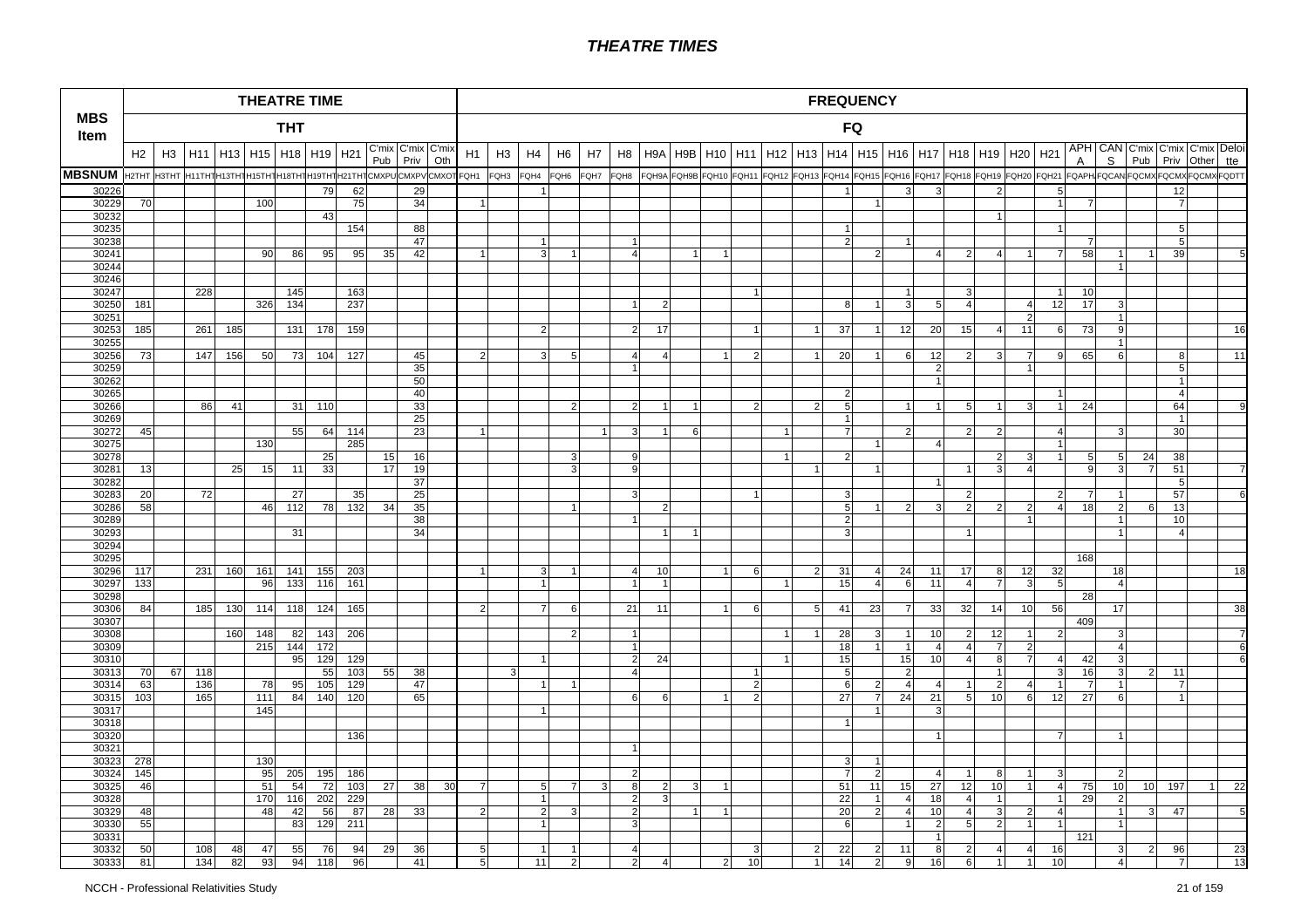# THEATRE TIMES

| MBS Item | THEATRE TIME | | | | | | | | | | | FREQUENCY | | | | | | | | | | | | | | | | | | | | | | | | | |
|---|---|---|---|---|---|---|---|---|---|---|---|---|---|---|---|---|---|---|---|---|---|---|---|---|---|---|---|---|---|---|---|---|---|---|---|---|---|
| | THT | | | | | | | | | | | FQ | | | | | | | | | | | | | | | | | | | | | | | | | |
| | H2 | H3 | H11 | H13 | H15 | H18 | H19 | H21 | C'mix Pub | C'mix Priv | C'mix Oth | H1 | H3 | H4 | H6 | H7 | H8 | H9A | H9B | H10 | H11 | H12 | H13 | H14 | H15 | H16 | H17 | H18 | H19 | H20 | H21 | APHA | CANS | C'mix Pub | C'mix Priv | C'mix Other | Deloitte |
| MBSNUM | H2THT | H3THT | H11THT | H13THT | H15THT | H18THT | H19THT | H21THT | CMXPU | CMXPV | CMXOT | FQH1 | FQH3 | FQH4 | FQH6 | FQH7 | FQH8 | FQH9A | FQH9B | FQH10 | FQH11 | FQH12 | FQH13 | FQH14 | FQH15 | FQH16 | FQH17 | FQH18 | FQH19 | FQH20 | FQH21 | FQAPHA | FQCANS | FQCMXPU | FQCMXPV | FQCMXOT | FQDTT |
| 30226 | | | | | | | 79 | 62 | | 29 | | | | 1 | | | | | | | | | | 1 | | 3 | 3 | | 2 | | 5 | | | | 12 | | |
| 30229 | 70 | | | | 100 | | | 75 | | 34 | | 1 | | | | | | | | | | | | | 1 | | | | | | 1 | 7 | | | 7 | | |
| 30232 | | | | | | | 43 | | | | | | | | | | | | | | | | | | | | | | 1 | | | | | | | | |
| 30235 | | | | | | | | 154 | | 88 | | | | | | | | | | | | | | 1 | | | | | | | 1 | | | | 5 | | |
| 30238 | | | | | | | | | | 47 | | | | 1 | | | 1 | | | | | | | 2 | | 1 | | | | | | 7 | | | 5 | | |
| 30241 | | | | | 90 | 86 | 95 | 95 | 35 | 42 | | 1 | | 3 | 1 | | 4 | | 1 | 1 | | | | | 2 | | 4 | 2 | 4 | 1 | 7 | 58 | 1 | 1 | 39 | | 5 |
| 30244 | | | | | | | | | | | | | | | | | | | | | | | | | | | | | | | | | 1 | | | | |
| 30246 | | | | | | | | | | | | | | | | | | | | | | | | | | | | | | | | | | | | | |
| 30247 | | | 228 | | | 145 | | 163 | | | | | | | | | | | | | 1 | | | | | 1 | | 3 | | | 1 | 10 | | | | | |
| 30250 | 181 | | | | 326 | 134 | | 237 | | | | | | | | | 1 | 2 | | | | | | 8 | 1 | 3 | 5 | 4 | | 4 | 12 | 17 | 3 | | | | |
| 30251 | | | | | | | | | | | | | | | | | | | | | | | | | | | | | | 2 | | | 1 | | | | |
| 30253 | 185 | | 261 | 185 | | 131 | 178 | 159 | | | | | | 2 | | | 2 | 17 | | | 1 | | 1 | 37 | 1 | 12 | 20 | 15 | 4 | 11 | 6 | 73 | 9 | | | | 16 |
| 30255 | | | | | | | | | | | | | | | | | | | | | | | | | | | | | | | | | 1 | | | | |
| 30256 | 73 | | 147 | 156 | 50 | 73 | 104 | 127 | | 45 | | 2 | | 3 | 5 | | 4 | 4 | | 1 | 2 | | 1 | 20 | 1 | 6 | 12 | 2 | 3 | 7 | 9 | 65 | 6 | | 8 | | 11 |
| 30259 | | | | | | | | | | 35 | | | | | | | 1 | | | | | | | | | | 2 | | | 1 | | | | | 5 | | |
| 30262 | | | | | | | | | | 50 | | | | | | | | | | | | | | | | | 1 | | | | | | | | 1 | | |
| 30265 | | | | | | | | | | 40 | | | | | | | | | | | | | | 2 | | | | | | | 1 | | | | 4 | | |
| 30266 | | | 86 | 41 | | 31 | 110 | | | 33 | | | | | 2 | | 2 | 1 | 1 | | 2 | | 2 | 5 | | 1 | 1 | 5 | 1 | 3 | 1 | 24 | | | 64 | | 9 |
| 30269 | | | | | | | | | | 25 | | | | | | | | | | | | | | 1 | | | | | | | | | | | 1 | | |
| 30272 | 45 | | | | | 55 | 64 | 114 | | 23 | | 1 | | | | 1 | 3 | 1 | 6 | | | 1 | | 7 | | 2 | | 2 | 2 | | 4 | | 3 | | 30 | | |
| 30275 | | | | | 130 | | | 285 | | | | | | | | | | | | | | | | | 1 | | 4 | | | | 1 | | | | | | |
| 30278 | | | | | | | 25 | | 15 | 16 | | | | | 3 | | 9 | | | | | 1 | | 2 | | | | | 2 | 3 | 1 | 5 | 5 | 24 | 38 | | |
| 30281 | 13 | | | 25 | 15 | 11 | 33 | | 17 | 19 | | | | | 3 | | 9 | | | | | | 1 | | 1 | | | 1 | 3 | 4 | | 9 | 3 | 7 | 51 | | 7 |
| 30282 | | | | | | | | | | 37 | | | | | | | | | | | | | | | | | 1 | | | | | | | | 5 | | |
| 30283 | 20 | | 72 | | | 27 | | 35 | | 25 | | | | | | | 3 | | | | 1 | | | 3 | | | | 2 | | | 2 | 7 | 1 | | 57 | | 6 |
| 30286 | 58 | | | | 46 | 112 | 78 | 132 | 34 | 35 | | | | | 1 | | | 2 | | | | | | 5 | 1 | 2 | 3 | 2 | 2 | 2 | 4 | 18 | 2 | 6 | 13 | | |
| 30289 | | | | | | | | | | 38 | | | | | | | 1 | | | | | | | 2 | | | | | | 1 | | | 1 | | 10 | | |
| 30293 | | | | | | 31 | | | | 34 | | | | | | | | 1 | 1 | | | | | 3 | | | | 1 | | | | | 1 | | 4 | | |
| 30294 | | | | | | | | | | | | | | | | | | | | | | | | | | | | | | | | | | | | | |
| 30295 | | | | | | | | | | | | | | | | | | | | | | | | | | | | | | | | 168 | | | | | |
| 30296 | 117 | | 231 | 160 | 161 | 141 | 155 | 203 | | | | 1 | | 3 | 1 | | 4 | 10 | | 1 | 6 | | 2 | 31 | 4 | 24 | 11 | 17 | 8 | 12 | 32 | | 18 | | | | 18 |
| 30297 | 133 | | | | 96 | 133 | 116 | 161 | | | | | | 1 | | | 1 | 1 | | | | 1 | | 15 | 4 | 6 | 11 | 4 | 7 | 3 | 5 | | 4 | | | | |
| 30298 | | | | | | | | | | | | | | | | | | | | | | | | | | | | | | | | 28 | | | | | |
| 30306 | 84 | | 185 | 130 | 114 | 118 | 124 | 165 | | | | 2 | | 7 | 6 | | 21 | 11 | | 1 | 6 | | 5 | 41 | 23 | 7 | 33 | 32 | 14 | 10 | 56 | | 17 | | | | 38 |
| 30307 | | | | | | | | | | | | | | | | | | | | | | | | | | | | | | | | 409 | | | | | |
| 30308 | | | | 160 | 148 | 82 | 143 | 206 | | | | | | | 2 | | 1 | | | | | 1 | 1 | 28 | 3 | 1 | 10 | 2 | 12 | 1 | 2 | | 3 | | | | 7 |
| 30309 | | | | | 215 | 144 | 172 | | | | | | | | | | 1 | | | | | | | 18 | 1 | 1 | 4 | 4 | 7 | 2 | | | 4 | | | | 6 |
| 30310 | | | | | | 95 | 129 | 129 | | | | | | 1 | | | 2 | 24 | | | | 1 | | 15 | | 15 | 10 | 4 | 8 | 7 | 4 | 42 | 3 | | | | 6 |
| 30313 | 70 | 67 | 118 | | | | 55 | 103 | 55 | 38 | | | 3 | | | | 4 | | | | 1 | | | 5 | | 2 | | | 1 | | 3 | 16 | 3 | 2 | 11 | | |
| 30314 | 63 | | 136 | | 78 | 95 | 105 | 129 | | 47 | | | | 1 | 1 | | | | | | 2 | | | 6 | 2 | 4 | 4 | 1 | 2 | 4 | 1 | 7 | 1 | | 7 | | |
| 30315 | 103 | | 165 | | 111 | 84 | 140 | 120 | | 65 | | | | | | | 6 | 6 | | 1 | 2 | | | 27 | 7 | 24 | 21 | 5 | 10 | 6 | 12 | 27 | 6 | | 1 | | |
| 30317 | | | | | 145 | | | | | | | | | 1 | | | | | | | | | | | 1 | | 3 | | | | | | | | | | |
| 30318 | | | | | | | | | | | | | | | | | | | | | | | | 1 | | | | | | | | | | | | | |
| 30320 | | | | | | | | 136 | | | | | | | | | | | | | | | | | | | 1 | | | | 7 | | 1 | | | | |
| 30321 | | | | | | | | | | | | | | | | | 1 | | | | | | | | | | | | | | | | | | | | |
| 30323 | 278 | | | | 130 | | | | | | | | | | | | | | | | | | | 3 | 1 | | | | | | | | | | | | |
| 30324 | 145 | | | | 95 | 205 | 195 | 186 | | | | | | | | | 2 | | | | | | | 7 | 2 | | 4 | 1 | 8 | 1 | 3 | | 2 | | | | |
| 30325 | 46 | | | | 51 | 54 | 72 | 103 | 27 | 38 | 30 | 7 | | 5 | 7 | 3 | 8 | 2 | 3 | 1 | | | | 51 | 11 | 15 | 27 | 12 | 10 | 1 | 4 | 75 | 10 | 10 | 197 | 1 | 22 |
| 30328 | | | | | 170 | 116 | 202 | 229 | | | | | | 1 | | | 2 | 3 | | | | | | 22 | 1 | 4 | 18 | 4 | 1 | | 1 | 29 | 2 | | | | |
| 30329 | 48 | | | | 48 | 42 | 56 | 87 | 28 | 33 | | 2 | | 2 | 3 | | 2 | | 1 | 1 | | | | 20 | 2 | 4 | 10 | 4 | 3 | 2 | 4 | | 1 | 3 | 47 | | 5 |
| 30330 | 55 | | | | | 83 | 129 | 211 | | | | | | 1 | | | 3 | | | | | | | 6 | | 1 | 2 | 5 | 2 | 1 | 1 | | 1 | | | | |
| 30331 | | | | | | | | | | | | | | | | | | | | | | | | | | | 1 | | | | | 121 | | | | | |
| 30332 | 50 | | 108 | 48 | 47 | 55 | 76 | 94 | 29 | 36 | | 5 | | 1 | 1 | | 4 | | | | 3 | | 2 | 22 | 2 | 11 | 8 | 2 | 4 | 4 | 16 | | 3 | 2 | 96 | | 23 |
| 30333 | 81 | | 134 | 82 | 93 | 94 | 118 | 96 | | 41 | | 5 | | 11 | 2 | | 2 | 4 | | 2 | 10 | | 1 | 14 | 2 | 9 | 16 | 6 | 1 | 1 | 10 | | 4 | | 7 | | 13 |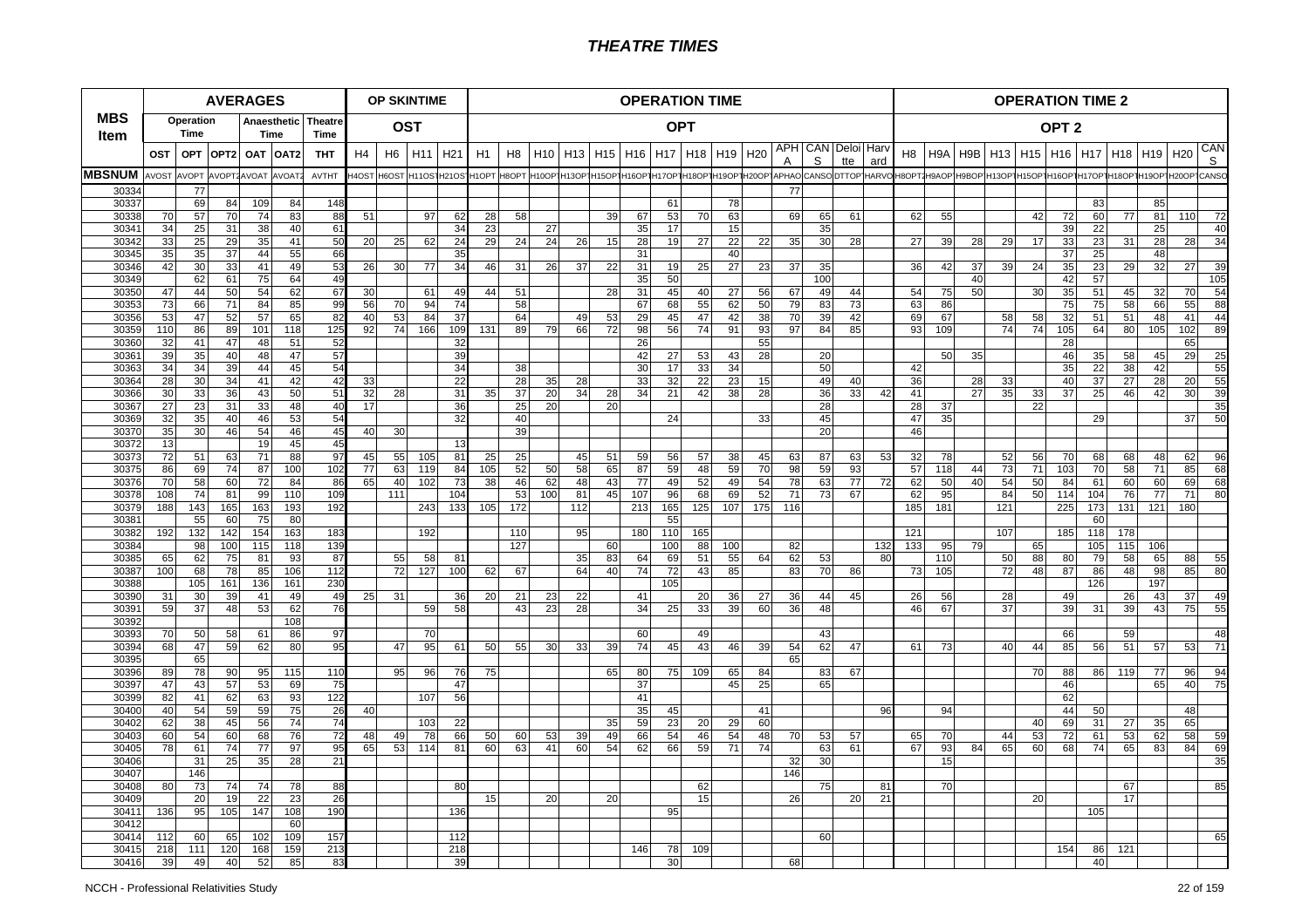# THEATRE TIMES

| MBS Item | AVERAGES | | | | | | OP SKINTIME | | | | OPERATION TIME | | | | | | | | | | | | | | OPERATION TIME 2 | | | | | | | | | | |
|---|---|---|---|---|---|---|---|---|---|---|---|---|---|---|---|---|---|---|---|---|---|---|---|---|---|---|---|---|---|---|---|---|---|---|---|
| | Operation Time | | | Anaesthetic Time | | Theatre Time | OST | | | | OPT | | | | | | | | | | | | | | OPT 2 | | | | | | | | | | |
| | OST | OPT | OPT2 | OAT | OAT2 | THT | H4 | H6 | H11 | H21 | H1 | H8 | H10 | H13 | H15 | H16 | H17 | H18 | H19 | H20 | APHA | CANS | Deloitte | Harvard | H8 | H9A | H9B | H13 | H15 | H16 | H17 | H18 | H19 | H20 | CANS |
| MBSNUM | AVOST | AVOPT | AVOPT2 | AVOAT | AVOAT2 | AVTHT | H4OST | H6OST | H11OST | H21OST | H1OPT | H8OPT | H10OPT | H13OPT | H15OPT | H16OPT | H17OPT | H18OPT | H19OPT | H20OPT | APHAOPT | CANSOPT | DTTOPT | HARVOPT | H8OPT2 | H9AOPT2 | H9BOPT2 | H13OPT2 | H15OPT2 | H16OPT2 | H17OPT2 | H18OPT2 | H19OPT2 | H20OPT2 | CANSOPT2 |
| 30334 | | 77 | | | | | | | | | | | | | | | | | | | 77 | | | | | | | | | | | | | | |
| 30337 | | 69 | 84 | 109 | 84 | 148 | | | | | | | | | | | 61 | | 78 | | | | | | | | | | | | 83 | | 85 | | |
| 30338 | 70 | 57 | 70 | 74 | 83 | 88 | 51 | | 97 | 62 | 28 | 58 | | | 39 | 67 | 53 | 70 | 63 | | 69 | 65 | 61 | | 62 | 55 | | | 42 | 72 | 60 | 77 | 81 | 110 | 72 |
| 30341 | 34 | 25 | 31 | 38 | 40 | 61 | | | | 34 | 23 | | 27 | | | 35 | 17 | | 15 | | | 35 | | | | | | | | 39 | 22 | | 25 | | 40 |
| 30342 | 33 | 25 | 29 | 35 | 41 | 50 | 20 | 25 | 62 | 24 | 29 | 24 | 24 | 26 | 15 | 28 | 19 | 27 | 22 | 22 | 35 | 30 | 28 | | 27 | 39 | 28 | 29 | 17 | 33 | 23 | 31 | 28 | 28 | 34 |
| 30345 | 35 | 35 | 37 | 44 | 55 | 66 | | | | 35 | | | | | | 31 | | | 40 | | | | | | | | | | | 37 | 25 | | 48 | | |
| 30346 | 42 | 30 | 33 | 41 | 49 | 53 | 26 | 30 | 77 | 34 | 46 | 31 | 26 | 37 | 22 | 31 | 19 | 25 | 27 | 23 | 37 | 35 | | | 36 | 42 | 37 | 39 | 24 | 35 | 23 | 29 | 32 | 27 | 39 |
| 30349 | | 62 | 61 | 75 | 64 | 49 | | | | | | | | | | 35 | 50 | | | | | 100 | | | | | 40 | | | 42 | 57 | | | | 105 |
| 30350 | 47 | 44 | 50 | 54 | 62 | 67 | 30 | | 61 | 49 | 44 | 51 | | | 28 | 31 | 45 | 40 | 27 | 56 | 67 | 49 | 44 | | 54 | 75 | 50 | | 30 | 35 | 51 | 45 | 32 | 70 | 54 |
| 30353 | 73 | 66 | 71 | 84 | 85 | 99 | 56 | 70 | 94 | 74 | | 58 | | | | 67 | 68 | 55 | 62 | 50 | 79 | 83 | 73 | | 63 | 86 | | | | 75 | 75 | 58 | 66 | 55 | 88 |
| 30356 | 53 | 47 | 52 | 57 | 65 | 82 | 40 | 53 | 84 | 37 | | 64 | | 49 | 53 | 29 | 45 | 47 | 42 | 38 | 70 | 39 | 42 | | 69 | 67 | | 58 | 58 | 32 | 51 | 51 | 48 | 41 | 44 |
| 30359 | 110 | 86 | 89 | 101 | 118 | 125 | 92 | 74 | 166 | 109 | 131 | 89 | 79 | 66 | 72 | 98 | 56 | 74 | 91 | 93 | 97 | 84 | 85 | | 93 | 109 | | 74 | 74 | 105 | 64 | 80 | 105 | 102 | 89 |
| 30360 | 32 | 41 | 47 | 48 | 51 | 52 | | | | 32 | | | | | | 26 | | | | 55 | | | | | | | | | | 28 | | | | 65 | |
| 30361 | 39 | 35 | 40 | 48 | 47 | 57 | | | | 39 | | | | | | 42 | 27 | 53 | 43 | 28 | | 20 | | | | 50 | 35 | | | 46 | 35 | 58 | 45 | 29 | 25 |
| 30363 | 34 | 34 | 39 | 44 | 45 | 54 | | | | 34 | | 38 | | | | 30 | 17 | 33 | 34 | | | 50 | | | 42 | | | | | 35 | 22 | 38 | 42 | | 55 |
| 30364 | 28 | 30 | 34 | 41 | 42 | 42 | 33 | | | 22 | | 28 | 35 | 28 | | 33 | 32 | 22 | 23 | 15 | | 49 | 40 | | 36 | | 28 | 33 | | 40 | 37 | 27 | 28 | 20 | 55 |
| 30366 | 30 | 33 | 36 | 43 | 50 | 51 | 32 | 28 | | 31 | 35 | 37 | 20 | 34 | 28 | 34 | 21 | 42 | 38 | 28 | | 36 | 33 | 42 | 41 | | 27 | 35 | 33 | 37 | 25 | 46 | 42 | 30 | 39 |
| 30367 | 27 | 23 | 31 | 33 | 48 | 40 | 17 | | | 36 | | 25 | 20 | | 20 | | | | | | | 28 | | | 28 | 37 | | | 22 | | | | | | 35 |
| 30369 | 32 | 35 | 40 | 46 | 53 | 54 | | | | 32 | | 40 | | | | | 24 | | | 33 | | 45 | | | 47 | 35 | | | | | 29 | | | 37 | 50 |
| 30370 | 35 | 30 | 46 | 54 | 46 | 45 | 40 | 30 | | | | 39 | | | | | | | | | | 20 | | | 46 | | | | | | | | | | |
| 30372 | 13 | | | 19 | 45 | 45 | | | | 13 | | | | | | | | | | | | | | | | | | | | | | | | | |
| 30373 | 72 | 51 | 63 | 71 | 88 | 97 | 45 | 55 | 105 | 81 | 25 | 25 | | 45 | 51 | 59 | 56 | 57 | 38 | 45 | 63 | 87 | 63 | 53 | 32 | 78 | | 52 | 56 | 70 | 68 | 68 | 48 | 62 | 96 |
| 30375 | 86 | 69 | 74 | 87 | 100 | 102 | 77 | 63 | 119 | 84 | 105 | 52 | 50 | 58 | 65 | 87 | 59 | 48 | 59 | 70 | 98 | 59 | 93 | | 57 | 118 | 44 | 73 | 71 | 103 | 70 | 58 | 71 | 85 | 68 |
| 30376 | 70 | 58 | 60 | 72 | 84 | 86 | 65 | 40 | 102 | 73 | 38 | 46 | 62 | 48 | 43 | 77 | 49 | 52 | 49 | 54 | 78 | 63 | 77 | 72 | 62 | 50 | 40 | 54 | 50 | 84 | 61 | 60 | 60 | 69 | 68 |
| 30378 | 108 | 74 | 81 | 99 | 110 | 109 | | 111 | | 104 | | 53 | 100 | 81 | 45 | 107 | 96 | 68 | 69 | 52 | 71 | 73 | 67 | | 62 | 95 | | 84 | 50 | 114 | 104 | 76 | 77 | 71 | 80 |
| 30379 | 188 | 143 | 165 | 163 | 193 | 192 | | | 243 | 133 | 105 | 172 | | 112 | | 213 | 165 | 125 | 107 | 175 | 116 | | | | 185 | 181 | | 121 | | 225 | 173 | 131 | 121 | 180 | |
| 30381 | | 55 | 60 | 75 | 80 | | | | | | | | | | | | 55 | | | | | | | | | | | | | | 60 | | | | |
| 30382 | 192 | 132 | 142 | 154 | 163 | 183 | | | 192 | | | 110 | | 95 | | 180 | 110 | 165 | | | | | | | 121 | | | 107 | | 185 | 118 | 178 | | | |
| 30384 | | 98 | 100 | 115 | 118 | 139 | | | | | | 127 | | | 60 | | 100 | 88 | 100 | | 82 | | | 132 | 133 | 95 | 79 | | 65 | | 105 | 115 | 106 | | |
| 30385 | 65 | 62 | 75 | 81 | 93 | 87 | | 55 | 58 | 81 | | | | 35 | 83 | 64 | 69 | 51 | 55 | 64 | 62 | 53 | | 80 | | 110 | | 50 | 88 | 80 | 79 | 58 | 65 | 88 | 55 |
| 30387 | 100 | 68 | 78 | 85 | 106 | 112 | | 72 | 127 | 100 | 62 | 67 | | 64 | 40 | 74 | 72 | 43 | 85 | | 83 | 70 | 86 | | 73 | 105 | | 72 | 48 | 87 | 86 | 48 | 98 | 85 | 80 |
| 30388 | | 105 | 161 | 136 | 161 | 230 | | | | | | | | | | | 105 | | | | | | | | | | | | | | 126 | | 197 | | |
| 30390 | 31 | 30 | 39 | 41 | 49 | 49 | 25 | 31 | | 36 | 20 | 21 | 23 | 22 | | 41 | | 20 | 36 | 27 | 36 | 44 | 45 | | 26 | 56 | | 28 | | 49 | | 26 | 43 | 37 | 49 |
| 30391 | 59 | 37 | 48 | 53 | 62 | 76 | | | 59 | 58 | | 43 | 23 | 28 | | 34 | 25 | 33 | 39 | 60 | 36 | 48 | | | 46 | 67 | | 37 | | 39 | 31 | 39 | 43 | 75 | 55 |
| 30392 | | | | | 108 | | | | | | | | | | | | | | | | | | | | | | | | | | | | | | |
| 30393 | 70 | 50 | 58 | 61 | 86 | 97 | | | 70 | | | | | | | 60 | | 49 | | | | 43 | | | | | | | | 66 | | 59 | | | 48 |
| 30394 | 68 | 47 | 59 | 62 | 80 | 95 | | 47 | 95 | 61 | 50 | 55 | 30 | 33 | 39 | 74 | 45 | 43 | 46 | 39 | 54 | 62 | 47 | | 61 | 73 | | 40 | 44 | 85 | 56 | 51 | 57 | 53 | 71 |
| 30395 | | 65 | | | | | | | | | | | | | | | | | | | 65 | | | | | | | | | | | | | | |
| 30396 | 89 | 78 | 90 | 95 | 115 | 110 | | 95 | 96 | 76 | 75 | | | | 65 | 80 | 75 | 109 | 65 | 84 | | 83 | 67 | | | | | | 70 | 88 | 86 | 119 | 77 | 96 | 94 |
| 30397 | 47 | 43 | 57 | 53 | 69 | 75 | | | | 47 | | | | | | 37 | | | 45 | 25 | | 65 | | | | | | | | 46 | | | 65 | 40 | 75 |
| 30399 | 82 | 41 | 62 | 63 | 93 | 122 | | | 107 | 56 | | | | | | 41 | | | | | | | | | | | | | | 62 | | | | | |
| 30400 | 40 | 54 | 59 | 59 | 75 | 26 | 40 | | | | | | | | | 35 | 45 | | | 41 | | | | 96 | | 94 | | | | 44 | 50 | | | 48 | |
| 30402 | 62 | 38 | 45 | 56 | 74 | 74 | | | 103 | 22 | | | | | 35 | 59 | 23 | 20 | 29 | 60 | | | | | | | | | 40 | 69 | 31 | 27 | 35 | 65 | |
| 30403 | 60 | 54 | 60 | 68 | 76 | 72 | 48 | 49 | 78 | 66 | 50 | 60 | 53 | 39 | 49 | 66 | 54 | 46 | 54 | 48 | 70 | 53 | 57 | | 65 | 70 | | 44 | 53 | 72 | 61 | 53 | 62 | 58 | 59 |
| 30405 | 78 | 61 | 74 | 77 | 97 | 95 | 65 | 53 | 114 | 81 | 60 | 63 | 41 | 60 | 54 | 62 | 66 | 59 | 71 | 74 | | 63 | 61 | | 67 | 93 | 84 | 65 | 60 | 68 | 74 | 65 | 83 | 84 | 69 |
| 30406 | | 31 | 25 | 35 | 28 | 21 | | | | | | | | | | | | | | | 32 | 30 | | | | 15 | | | | | | | | | 35 |
| 30407 | | 146 | | | | | | | | | | | | | | | | | | | 146 | | | | | | | | | | | | | | |
| 30408 | 80 | 73 | 74 | 74 | 78 | 88 | | | | 80 | | | | | | | | 62 | | | | 75 | | 81 | | 70 | | | | | | 67 | | | 85 |
| 30409 | | 20 | 19 | 22 | 23 | 26 | | | | | 15 | | 20 | | 20 | | | 15 | | | 26 | | 20 | 21 | | | | | 20 | | | 17 | | | |
| 30411 | 136 | 95 | 105 | 147 | 108 | 190 | | | | 136 | | | | | | | 95 | | | | | | | | | | | | | | 105 | | | | |
| 30412 | | | | | 60 | | | | | | | | | | | | | | | | | | | | | | | | | | | | | | |
| 30414 | 112 | 60 | 65 | 102 | 109 | 157 | | | | 112 | | | | | | | | | | | | 60 | | | | | | | | | | | | | 65 |
| 30415 | 218 | 111 | 120 | 168 | 159 | 213 | | | | 218 | | | | | | 146 | 78 | 109 | | | | | | | | | | | | 154 | 86 | 121 | | | |
| 30416 | 39 | 49 | 40 | 52 | 85 | 83 | | | | 39 | | | | | | | 30 | | | | 68 | | | | | | | | | | 40 | | | | |

NCCH - Professional Relativities Study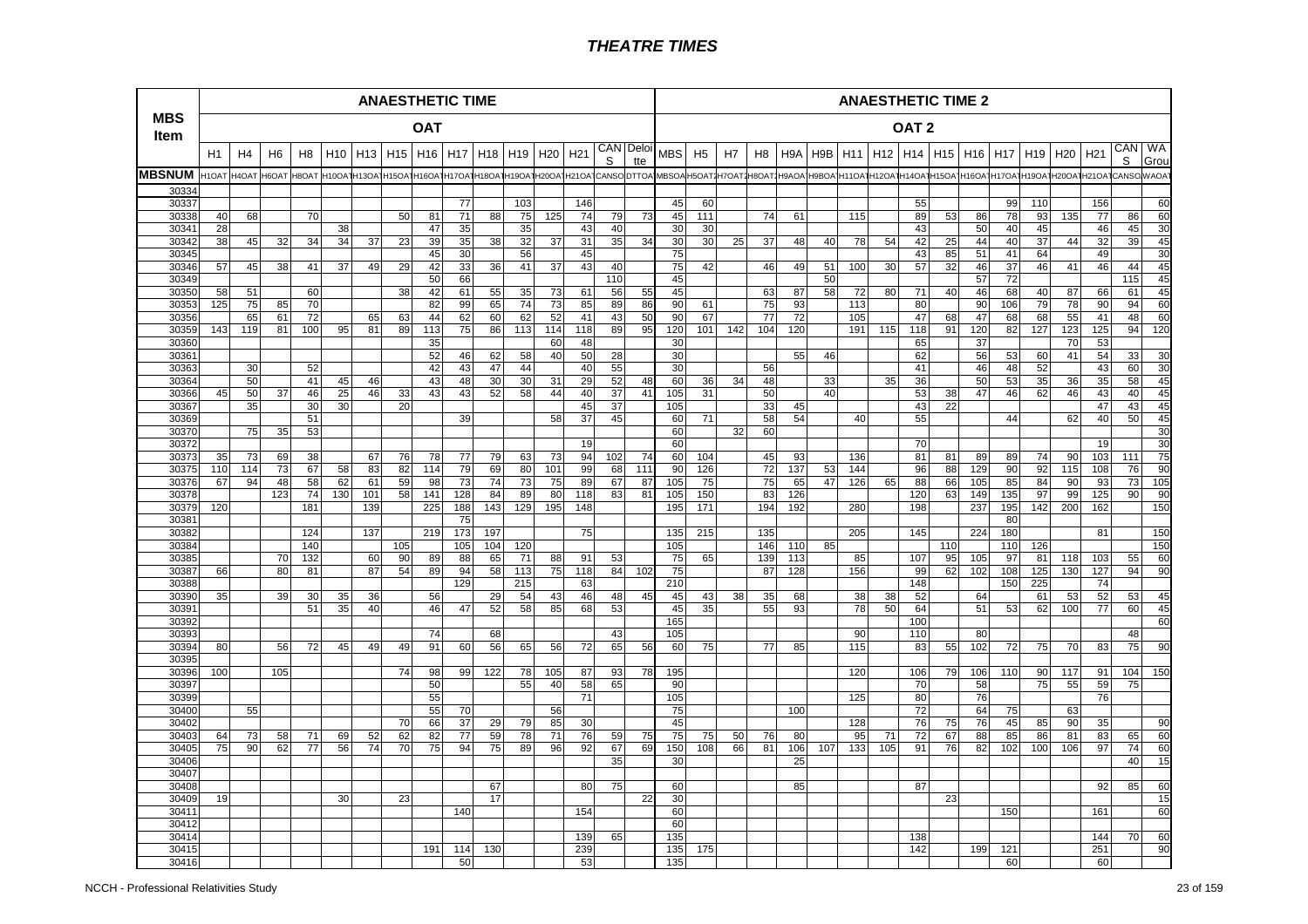# THEATRE TIMES

| MBS Item | ANAESTHETIC TIME | | | | | | | | | | | | | | | ANAESTHETIC TIME 2 | | | | | | | | | | | | | | | | |
|---|---|---|---|---|---|---|---|---|---|---|---|---|---|---|---|---|---|---|---|---|---|---|---|---|---|---|---|---|---|---|---|---|
| | OAT | | | | | | | | | | | | | | | OAT 2 | | | | | | | | | | | | | | | | |
| | H1 | H4 | H6 | H8 | H10 | H13 | H15 | H16 | H17 | H18 | H19 | H20 | H21 | CANS | Deloitte | MBS | H5 | H7 | H8 | H9A | H9B | H11 | H12 | H14 | H15 | H16 | H17 | H19 | H20 | H21 | CANS | WA Group |
| MBSNUM | H1OAT | H4OAT | H6OAT | H8OAT | H10OAT | H13OAT | H15OAT | H16OAT | H17OAT | H18OAT | H19OAT | H20OAT | H21OAT | CANSO | DTTOA | MBSOA | H5OAT2 | H7OAT2 | H8OAT2 | H9AOA | H9BOA | H11OAT | H12OAT | H14OAT | H15OAT | H16OAT | H17OAT | H19OAT | H20OAT | H21OAT | CANSO | WAOAT |
| 30334 | | | | | | | | | | | | | | | | | | | | | | | | | | | | | | | | |
| 30337 | | | | | | | | | 77 | | 103 | | 146 | | | 45 | 60 | | | | | | | 55 | | | 99 | 110 | | 156 | | 60 |
| 30338 | 40 | 68 | | 70 | | | 50 | 81 | 71 | 88 | 75 | 125 | 74 | 79 | 73 | 45 | 111 | | 74 | 61 | | 115 | | 89 | 53 | 86 | 78 | 93 | 135 | 77 | 86 | 60 |
| 30341 | 28 | | | | 38 | | | 47 | 35 | | 35 | | 43 | 40 | | 30 | 30 | | | | | | | 43 | | 50 | 40 | 45 | | 46 | 45 | 30 |
| 30342 | 38 | 45 | 32 | 34 | 34 | 37 | 23 | 39 | 35 | 38 | 32 | 37 | 31 | 35 | 34 | 30 | 30 | 25 | 37 | 48 | 40 | 78 | 54 | 42 | 25 | 44 | 40 | 37 | 44 | 32 | 39 | 45 |
| 30345 | | | | | | | | 45 | 30 | | 56 | | 45 | | | 75 | | | | | | | | 43 | 85 | 51 | 41 | 64 | | 49 | | 30 |
| 30346 | 57 | 45 | 38 | 41 | 37 | 49 | 29 | 42 | 33 | 36 | 41 | 37 | 43 | 40 | | 75 | 42 | | 46 | 49 | 51 | 100 | 30 | 57 | 32 | 46 | 37 | 46 | 41 | 46 | 44 | 45 |
| 30349 | | | | | | | | 50 | 66 | | | | | 110 | | 45 | | | | | 50 | | | | | 57 | 72 | | | | 115 | 45 |
| 30350 | 58 | 51 | | 60 | | | 38 | 42 | 61 | 55 | 35 | 73 | 61 | 56 | 55 | 45 | | | 63 | 87 | 58 | 72 | 80 | 71 | 40 | 46 | 68 | 40 | 87 | 66 | 61 | 45 |
| 30353 | 125 | 75 | 85 | 70 | | | | 82 | 99 | 65 | 74 | 73 | 85 | 89 | 86 | 90 | 61 | | 75 | 93 | | 113 | | 80 | | 90 | 106 | 79 | 78 | 90 | 94 | 60 |
| 30356 | | 65 | 61 | 72 | | 65 | 63 | 44 | 62 | 60 | 62 | 52 | 41 | 43 | 50 | 90 | 67 | | 77 | 72 | | 105 | | 47 | 68 | 47 | 68 | 68 | 55 | 41 | 48 | 60 |
| 30359 | 143 | 119 | 81 | 100 | 95 | 81 | 89 | 113 | 75 | 86 | 113 | 114 | 118 | 89 | 95 | 120 | 101 | 142 | 104 | 120 | | 191 | 115 | 118 | 91 | 120 | 82 | 127 | 123 | 125 | 94 | 120 |
| 30360 | | | | | | | | 35 | | | | 60 | 48 | | | 30 | | | | | | | | 65 | | 37 | | | 70 | 53 | | |
| 30361 | | | | | | | | 52 | 46 | 62 | 58 | 40 | 50 | 28 | | 30 | | | | 55 | 46 | | | 62 | | 56 | 53 | 60 | 41 | 54 | 33 | 30 |
| 30363 | | 30 | | 52 | | | | 42 | 43 | 47 | 44 | | 40 | 55 | | 30 | | | 56 | | | | | 41 | | 46 | 48 | 52 | | 43 | 60 | 30 |
| 30364 | | 50 | | 41 | 45 | 46 | | 43 | 48 | 30 | 30 | 31 | 29 | 52 | 48 | 60 | 36 | 34 | 48 | | 33 | | 35 | 36 | | 50 | 53 | 35 | 36 | 35 | 58 | 45 |
| 30366 | 45 | 50 | 37 | 46 | 25 | 46 | 33 | 43 | 43 | 52 | 58 | 44 | 40 | 37 | 41 | 105 | 31 | | 50 | | 40 | | | 53 | 38 | 47 | 46 | 62 | 46 | 43 | 40 | 45 |
| 30367 | | 35 | | 30 | 30 | | 20 | | | | | | 45 | 37 | | 105 | | | 33 | 45 | | | | 43 | 22 | | | | | 47 | 43 | 45 |
| 30369 | | | | 51 | | | | | 39 | | | 58 | 37 | 45 | | 60 | 71 | | 58 | 54 | | 40 | | 55 | | | 44 | | 62 | 40 | 50 | 45 |
| 30370 | | 75 | 35 | 53 | | | | | | | | | | | | 60 | | 32 | 60 | | | | | | | | | | | | | 30 |
| 30372 | | | | | | | | | | | | | 19 | | | 60 | | | | | | | | 70 | | | | | | 19 | | 30 |
| 30373 | 35 | 73 | 69 | 38 | | 67 | 76 | 78 | 77 | 79 | 63 | 73 | 94 | 102 | 74 | 60 | 104 | | 45 | 93 | | 136 | | 81 | 81 | 89 | 89 | 74 | 90 | 103 | 111 | 75 |
| 30375 | 110 | 114 | 73 | 67 | 58 | 83 | 82 | 114 | 79 | 69 | 80 | 101 | 99 | 68 | 111 | 90 | 126 | | 72 | 137 | 53 | 144 | | 96 | 88 | 129 | 90 | 92 | 115 | 108 | 76 | 90 |
| 30376 | 67 | 94 | 48 | 58 | 62 | 61 | 59 | 98 | 73 | 74 | 73 | 75 | 89 | 67 | 87 | 105 | 75 | | 75 | 65 | 47 | 126 | 65 | 88 | 66 | 105 | 85 | 84 | 90 | 93 | 73 | 105 |
| 30378 | | | 123 | 74 | 130 | 101 | 58 | 141 | 128 | 84 | 89 | 80 | 118 | 83 | 81 | 105 | 150 | | 83 | 126 | | | | 120 | 63 | 149 | 135 | 97 | 99 | 125 | 90 | 90 |
| 30379 | 120 | | | 181 | | 139 | | 225 | 188 | 143 | 129 | 195 | 148 | | | 195 | 171 | | 194 | 192 | | 280 | | 198 | | 237 | 195 | 142 | 200 | 162 | | 150 |
| 30381 | | | | | | | | | 75 | | | | | | | | | | | | | | | | | | 80 | | | | | |
| 30382 | | | | 124 | | 137 | | 219 | 173 | 197 | | | 75 | | | 135 | 215 | | 135 | | | 205 | | 145 | | 224 | 180 | | | 81 | | 150 |
| 30384 | | | | 140 | | | 105 | | 105 | 104 | 120 | | | | | 105 | | | 146 | 110 | 85 | | | | 110 | | 110 | 126 | | | | 150 |
| 30385 | | | 70 | 132 | | 60 | 90 | 89 | 88 | 65 | 71 | 88 | 91 | 53 | | 75 | 65 | | 139 | 113 | | 85 | | 107 | 95 | 105 | 97 | 81 | 118 | 103 | 55 | 60 |
| 30387 | 66 | | 80 | 81 | | 87 | 54 | 89 | 94 | 58 | 113 | 75 | 118 | 84 | 102 | 75 | | | 87 | 128 | | 156 | | 99 | 62 | 102 | 108 | 125 | 130 | 127 | 94 | 90 |
| 30388 | | | | | | | | | 129 | | 215 | | 63 | | | 210 | | | | | | | | 148 | | | 150 | 225 | | 74 | | |
| 30390 | 35 | | 39 | 30 | 35 | 36 | | 56 | | 29 | 54 | 43 | 46 | 48 | 45 | 45 | 43 | 38 | 35 | 68 | | 38 | 38 | 52 | | 64 | | 61 | 53 | 52 | 53 | 45 |
| 30391 | | | | 51 | 35 | 40 | | 46 | 47 | 52 | 58 | 85 | 68 | 53 | | 45 | 35 | | 55 | 93 | | 78 | 50 | 64 | | 51 | 53 | 62 | 100 | 77 | 60 | 45 |
| 30392 | | | | | | | | | | | | | | | | 165 | | | | | | | | 100 | | | | | | | | 60 |
| 30393 | | | | | | | | 74 | | 68 | | | | 43 | | 105 | | | | | | 90 | | 110 | | 80 | | | | | 48 | |
| 30394 | 80 | | 56 | 72 | 45 | 49 | 49 | 91 | 60 | 56 | 65 | 56 | 72 | 65 | 56 | 60 | 75 | | 77 | 85 | | 115 | | 83 | 55 | 102 | 72 | 75 | 70 | 83 | 75 | 90 |
| 30395 | | | | | | | | | | | | | | | | | | | | | | | | | | | | | | | | |
| 30396 | 100 | | 105 | | | | 74 | 98 | 99 | 122 | 78 | 105 | 87 | 93 | 78 | 195 | | | | | | 120 | | 106 | 79 | 106 | 110 | 90 | 117 | 91 | 104 | 150 |
| 30397 | | | | | | | | 50 | | | 55 | 40 | 58 | 65 | | 90 | | | | | | | | 70 | | 58 | | 75 | 55 | 59 | 75 | |
| 30399 | | | | | | | | 55 | | | | | 71 | | | 105 | | | | | | 125 | | 80 | | 76 | | | | 76 | | |
| 30400 | | 55 | | | | | | 55 | 70 | | | 56 | | | | 75 | | | | 100 | | | | 72 | | 64 | 75 | | 63 | | | |
| 30402 | | | | | | | 70 | 66 | 37 | 29 | 79 | 85 | 30 | | | 45 | | | | | | 128 | | 76 | 75 | 76 | 45 | 85 | 90 | 35 | | 90 |
| 30403 | 64 | 73 | 58 | 71 | 69 | 52 | 62 | 82 | 77 | 59 | 78 | 71 | 76 | 59 | 75 | 75 | 75 | 50 | 76 | 80 | | 95 | 71 | 72 | 67 | 88 | 85 | 86 | 81 | 83 | 65 | 60 |
| 30405 | 75 | 90 | 62 | 77 | 56 | 74 | 70 | 75 | 94 | 75 | 89 | 96 | 92 | 67 | 69 | 150 | 108 | 66 | 81 | 106 | 107 | 133 | 105 | 91 | 76 | 82 | 102 | 100 | 106 | 97 | 74 | 60 |
| 30406 | | | | | | | | | | | | | | 35 | | 30 | | | | 25 | | | | | | | | | | | 40 | 15 |
| 30407 | | | | | | | | | | | | | | | | | | | | | | | | | | | | | | | | |
| 30408 | | | | | | | | | | 67 | | | 80 | 75 | | 60 | | | | 85 | | | | 87 | | | | | | 92 | 85 | 60 |
| 30409 | 19 | | | | 30 | | 23 | | | 17 | | | | | 22 | 30 | | | | | | | | | 23 | | | | | | | 15 |
| 30411 | | | | | | | | | 140 | | | | 154 | | | 60 | | | | | | | | | | | 150 | | | 161 | | 60 |
| 30412 | | | | | | | | | | | | | | | | 60 | | | | | | | | | | | | | | | | |
| 30414 | | | | | | | | | | | | | 139 | 65 | | 135 | | | | | | | | 138 | | | | | | 144 | 70 | 60 |
| 30415 | | | | | | | | 191 | 114 | 130 | | | 239 | | | 135 | 175 | | | | | | | 142 | | 199 | 121 | | | 251 | | 90 |
| 30416 | | | | | | | | | 50 | | | | 53 | | | 135 | | | | | | | | | | | 60 | | | 60 | | |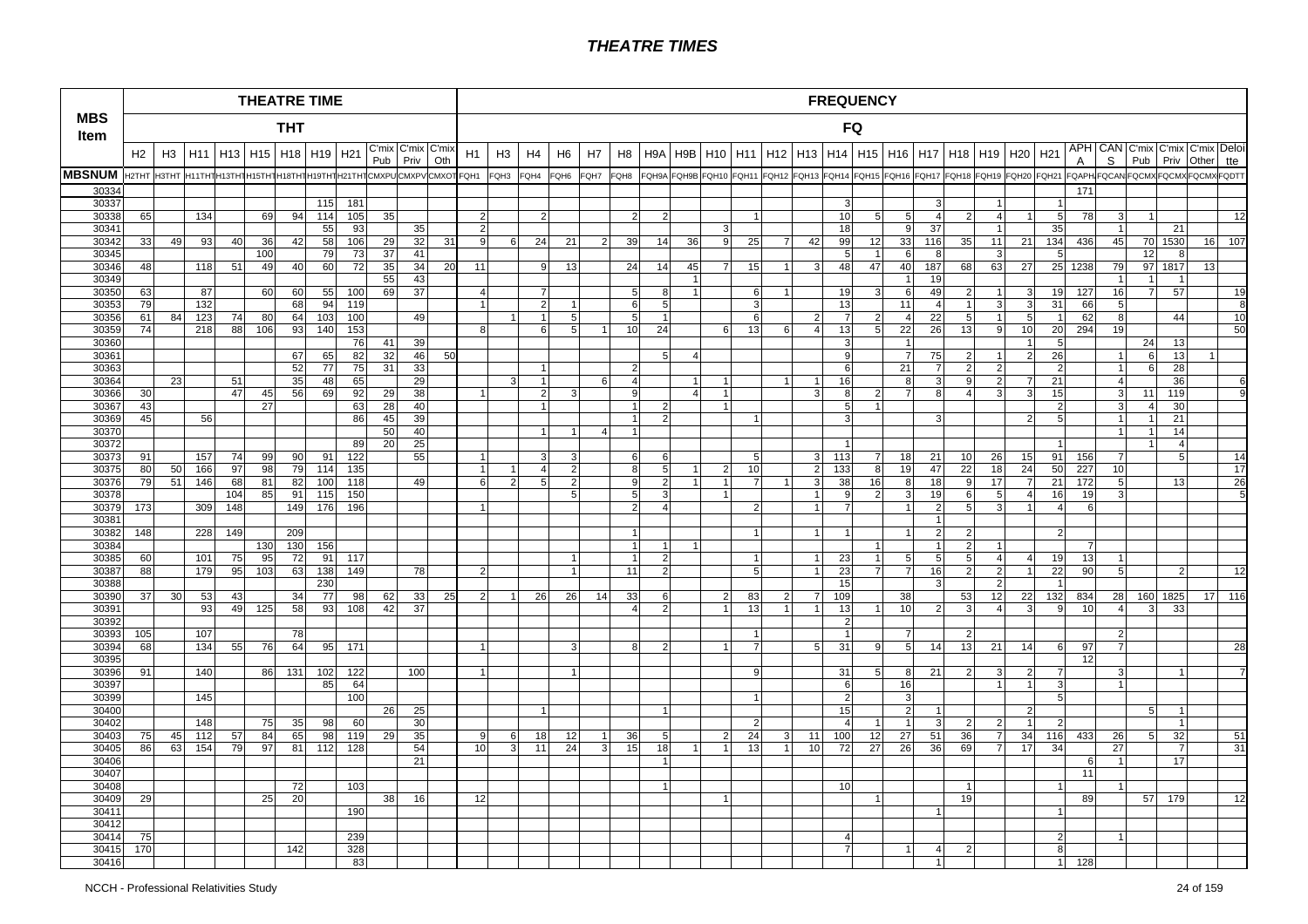# THEATRE TIMES

| MBS Item | THEATRE TIME (THT) | | | | | | | | | | | FREQUENCY (FQ) | | | | | | | | | | | | | | | | | | | | | | | | | |
|---|---|---|---|---|---|---|---|---|---|---|---|---|---|---|---|---|---|---|---|---|---|---|---|---|---|---|---|---|---|---|---|---|---|---|---|---|---|
| | H2 | H3 | H11 | H13 | H15 | H18 | H19 | H21 | C'mix Pub | C'mix Priv | C'mix Oth | H1 | H3 | H4 | H6 | H7 | H8 | H9A | H9B | H10 | H11 | H12 | H13 | H14 | H15 | H16 | H17 | H18 | H19 | H20 | H21 | APH A | CAN S | C'mix Pub | C'mix Priv | C'mix Other | Deloitte |
| MBSNUM | H2THT | H3THT | H11THT | H13THT | H15THT | H18THT | H19THT | H21THT | CMXPU | CMXPV | CMXOT | FQH1 | FQH3 | FQH4 | FQH6 | FQH7 | FQH8 | FQH9A | FQH9B | FQH10 | FQH11 | FQH12 | FQH13 | FQH14 | FQH15 | FQH16 | FQH17 | FQH18 | FQH19 | FQH20 | FQH21 | FQAPHA | FQCAN | FQCMX | FQCMX | FQCMX | FQDTT |
| 30334 | | | | | | | | | | | | | | | | | | | | | | | | | | | | | | | | 171 | | | | | |
| 30337 | | | | | | | 115 | 181 | | | | | | | | | | | | | | | | 3 | | | 3 | | 1 | | 1 | | | | | | |
| 30338 | 65 | | 134 | | 69 | 94 | 114 | 105 | 35 | | | 2 | | 2 | | | 2 | 2 | | | 1 | | | 10 | 5 | 5 | 4 | 2 | 4 | 1 | 5 | 78 | 3 | 1 | | | 12 |
| 30341 | | | | | | | 55 | 93 | | 35 | | 2 | | | | | | | | 3 | | | | 18 | | 9 | 37 | | 1 | | 35 | | 1 | | 21 | | |
| 30342 | 33 | 49 | 93 | 40 | 36 | 42 | 58 | 106 | 29 | 32 | 31 | 9 | 6 | 24 | 21 | 2 | 39 | 14 | 36 | 9 | 25 | 7 | 42 | 99 | 12 | 33 | 116 | 35 | 11 | 21 | 134 | 436 | 45 | 70 | 1530 | 16 | 107 |
| 30345 | | | | | 100 | | 79 | 73 | 37 | 41 | | | | | | | | | | | | | | 5 | 1 | 6 | 8 | | 3 | | 5 | | | 12 | 8 | | |
| 30346 | 48 | | 118 | 51 | 49 | 40 | 60 | 72 | 35 | 34 | 20 | 11 | | 9 | 13 | | 24 | 14 | 45 | 7 | 15 | 1 | 3 | 48 | 47 | 40 | 187 | 68 | 63 | 27 | 25 | 1238 | 79 | 97 | 1817 | 13 | |
| 30349 | | | | | | | | | 55 | 43 | | | | | | | | | 1 | | | | | | | | | | | | | | 1 | 1 | 1 | | |
| 30350 | 63 | | 87 | | 60 | 60 | 55 | 100 | 69 | 37 | | 4 | | 7 | | | 5 | 8 | 1 | | 6 | 1 | | 19 | 3 | 6 | 49 | 2 | 1 | 3 | 19 | 127 | 16 | 7 | 57 | | 19 |
| 30353 | 79 | | 132 | | | 68 | 94 | 119 | | | | 1 | | 2 | 1 | | 6 | 5 | | | 3 | | | 13 | | 11 | 4 | 1 | 3 | 3 | 31 | 66 | 5 | | | | 8 |
| 30356 | 61 | 84 | 123 | 74 | 80 | 64 | 103 | 100 | | 49 | | | 1 | 1 | 5 | | 5 | 1 | | | 6 | | 2 | 7 | 2 | 4 | 22 | 5 | 1 | 5 | 1 | 62 | 8 | | 44 | | 10 |
| 30359 | 74 | | 218 | 88 | 106 | 93 | 140 | 153 | | | | 8 | | 6 | 5 | 1 | 10 | 24 | | 6 | 13 | 6 | 4 | 13 | 5 | 22 | 26 | 13 | 9 | 10 | 20 | 294 | 19 | | | | 50 |
| 30360 | | | | | | | | 76 | 41 | 39 | | | | | | | | | | | | | | 3 | | 1 | | | | 1 | 5 | | | 24 | 13 | | |
| 30361 | | | | | | 67 | 65 | 82 | 32 | 46 | 50 | | | | | | | 5 | 4 | | | | | 9 | | 7 | 75 | 2 | 1 | 2 | 26 | | 1 | 6 | 13 | 1 | |
| 30363 | | | | | | 52 | 77 | 75 | 31 | 33 | | | | 1 | | | 2 | | | | | | | 6 | | 21 | 7 | 2 | 2 | | 2 | | 1 | 6 | 28 | | |
| 30364 | | 23 | | 51 | | 35 | 48 | 65 | | 29 | | | 3 | 1 | | 6 | 4 | | 1 | 1 | | 1 | 1 | 16 | | 8 | 3 | 9 | 2 | 7 | 21 | | 4 | | 36 | | 6 |
| 30366 | 30 | | | 47 | 45 | 56 | 69 | 92 | 29 | 38 | | 1 | | 2 | 3 | | 9 | | 4 | 1 | | | 3 | 8 | 2 | 7 | 8 | 4 | 3 | 3 | 15 | | 3 | 11 | 119 | | 9 |
| 30367 | 43 | | | | 27 | | | 63 | 28 | 40 | | | | 1 | | | 1 | 2 | | 1 | | | | 5 | 1 | | | | | | 2 | | 3 | 4 | 30 | | |
| 30369 | 45 | | 56 | | | | | 86 | 45 | 39 | | | | | | | 1 | 2 | | | 1 | | | 3 | | | 3 | | | 2 | 5 | | 1 | 1 | 21 | | |
| 30370 | | | | | | | | | 50 | 40 | | | | 1 | 1 | 4 | 1 | | | | | | | | | | | | | | | | 1 | 1 | 14 | | |
| 30372 | | | | | | | | 89 | 20 | 25 | | | | | | | | | | | | | | 1 | | | | | | | 1 | | | 1 | 4 | | |
| 30373 | 91 | | 157 | 74 | 99 | 90 | 91 | 122 | | 55 | | 1 | | 3 | 3 | | 6 | 6 | | | 5 | | 3 | 113 | 7 | 18 | 21 | 10 | 26 | 15 | 91 | 156 | 7 | | 5 | | 14 |
| 30375 | 80 | 50 | 166 | 97 | 98 | 79 | 114 | 135 | | | | 1 | 1 | 4 | 2 | | 8 | 5 | 1 | 2 | 10 | | 2 | 133 | 8 | 19 | 47 | 22 | 18 | 24 | 50 | 227 | 10 | | | | 17 |
| 30376 | 79 | 51 | 146 | 68 | 81 | 82 | 100 | 118 | | 49 | | 6 | 2 | 5 | 2 | | 9 | 2 | 1 | 1 | 7 | 1 | 3 | 38 | 16 | 8 | 18 | 9 | 17 | 7 | 21 | 172 | 5 | | 13 | | 26 |
| 30378 | | | | 104 | 85 | 91 | 115 | 150 | | | | | | | 5 | | 5 | 3 | | 1 | | | 1 | 9 | 2 | 3 | 19 | 6 | 5 | 4 | 16 | 19 | 3 | | | | 5 |
| 30379 | 173 | | 309 | 148 | | 149 | 176 | 196 | | | | 1 | | | | | 2 | 4 | | | 2 | | 1 | 7 | | 1 | 2 | 5 | 3 | 1 | 4 | 6 | | | | | |
| 30381 | | | | | | | | | | | | | | | | | | | | | | | | | | | 1 | | | | | | | | | | |
| 30382 | 148 | | 228 | 149 | | 209 | | | | | | | | | | | 1 | | | | 1 | | 1 | 1 | | 1 | 2 | 2 | | | 2 | | | | | | |
| 30384 | | | | | 130 | 130 | 156 | | | | | | | | | | 1 | 1 | 1 | | | | | | 1 | | 1 | 2 | 1 | | | 7 | | | | | |
| 30385 | 60 | | 101 | 75 | 95 | 72 | 91 | 117 | | | | | | | 1 | | 1 | 2 | | | 1 | | 1 | 23 | 1 | 5 | 5 | 5 | 4 | 4 | 19 | 13 | 1 | | | | |
| 30387 | 88 | | 179 | 95 | 103 | 63 | 138 | 149 | | 78 | | 2 | | | 1 | | 11 | 2 | | | 5 | | 1 | 23 | 7 | 7 | 16 | 2 | 2 | 1 | 22 | 90 | 5 | | 2 | | 12 |
| 30388 | | | | | | | 230 | | | | | | | | | | | | | | | | | 15 | | | 3 | | 2 | | 1 | | | | | | |
| 30390 | 37 | 30 | 53 | 43 | | 34 | 77 | 98 | 62 | 33 | 25 | 2 | 1 | 26 | 26 | 14 | 33 | 6 | | 2 | 83 | 2 | 7 | 109 | | 38 | | 53 | 12 | 22 | 132 | 834 | 28 | 160 | 1825 | 17 | 116 |
| 30391 | | | 93 | 49 | 125 | 58 | 93 | 108 | 42 | 37 | | | | | | | 4 | 2 | | 1 | 13 | 1 | 1 | 13 | 1 | 10 | 2 | 3 | 4 | 3 | 9 | 10 | 4 | 3 | 33 | | |
| 30392 | | | | | | | | | | | | | | | | | | | | | | | | 2 | | | | | | | | | | | | | |
| 30393 | 105 | | 107 | | | 78 | | | | | | | | | | | | | | | 1 | | | 1 | | 7 | | 2 | | | | | 2 | | | | |
| 30394 | 68 | | 134 | 55 | 76 | 64 | 95 | 171 | | | | 1 | | | 3 | | 8 | 2 | | 1 | 7 | | 5 | 31 | 9 | 5 | 14 | 13 | 21 | 14 | 6 | 97 | 7 | | | | 28 |
| 30395 | | | | | | | | | | | | | | | | | | | | | | | | | | | | | | | | 12 | | | | | |
| 30396 | 91 | | 140 | | 86 | 131 | 102 | 122 | | 100 | | 1 | | | 1 | | | | | | 9 | | | 31 | 5 | 8 | 21 | 2 | 3 | 2 | 7 | | 3 | | 1 | | 7 |
| 30397 | | | | | | | 85 | 64 | | | | | | | | | | | | | | | | 6 | | 16 | | | 1 | 1 | 3 | | 1 | | | | |
| 30399 | | | 145 | | | | | 100 | | | | | | | | | | | | | 1 | | | 2 | | 3 | | | | | 5 | | | | | | |
| 30400 | | | | | | | | | 26 | 25 | | | | 1 | | | | 1 | | | | | | 15 | | 2 | 1 | | | 2 | | | | 5 | 1 | | |
| 30402 | | | 148 | | 75 | 35 | 98 | 60 | | 30 | | | | | | | | | | | 2 | | | 4 | 1 | 1 | 3 | 2 | 2 | 1 | 2 | | | | 1 | | |
| 30403 | 75 | 45 | 112 | 57 | 84 | 65 | 98 | 119 | 29 | 35 | | 9 | 6 | 18 | 12 | 1 | 36 | 5 | | 2 | 24 | 3 | 11 | 100 | 12 | 27 | 51 | 36 | 7 | 34 | 116 | 433 | 26 | 5 | 32 | | 51 |
| 30405 | 86 | 63 | 154 | 79 | 97 | 81 | 112 | 128 | | 54 | | 10 | 3 | 11 | 24 | 3 | 15 | 18 | 1 | 1 | 13 | 1 | 10 | 72 | 27 | 26 | 36 | 69 | 7 | 17 | 34 | | 27 | | 7 | | 31 |
| 30406 | | | | | | | | | | 21 | | | | | | | | 1 | | | | | | | | | | | | | | 6 | 1 | | 17 | | |
| 30407 | | | | | | | | | | | | | | | | | | | | | | | | | | | | | | | | 11 | | | | | |
| 30408 | | | | | | 72 | | 103 | | | | | | | | | | 1 | | | | | | 10 | | | | 1 | | | 1 | | 1 | | | | |
| 30409 | 29 | | | | 25 | 20 | | | 38 | 16 | | 12 | | | | | | | | 1 | | | | | 1 | | | 19 | | | | 89 | | 57 | 179 | | 12 |
| 30411 | | | | | | | | 190 | | | | | | | | | | | | | | | | | | | 1 | | | | 1 | | | | | | |
| 30412 | | | | | | | | | | | | | | | | | | | | | | | | | | | | | | | | | | | | | |
| 30414 | 75 | | | | | | | 239 | | | | | | | | | | | | | | | | 4 | | | | | | | 2 | | 1 | | | | |
| 30415 | 170 | | | | | 142 | | 328 | | | | | | | | | | | | | | | | 7 | | 1 | 4 | 2 | | | 8 | | | | | | |
| 30416 | | | | | | | | 83 | | | | | | | | | | | | | | | | | | | 1 | | | | 1 | 128 | | | | | |

NCCH - Professional Relativities Study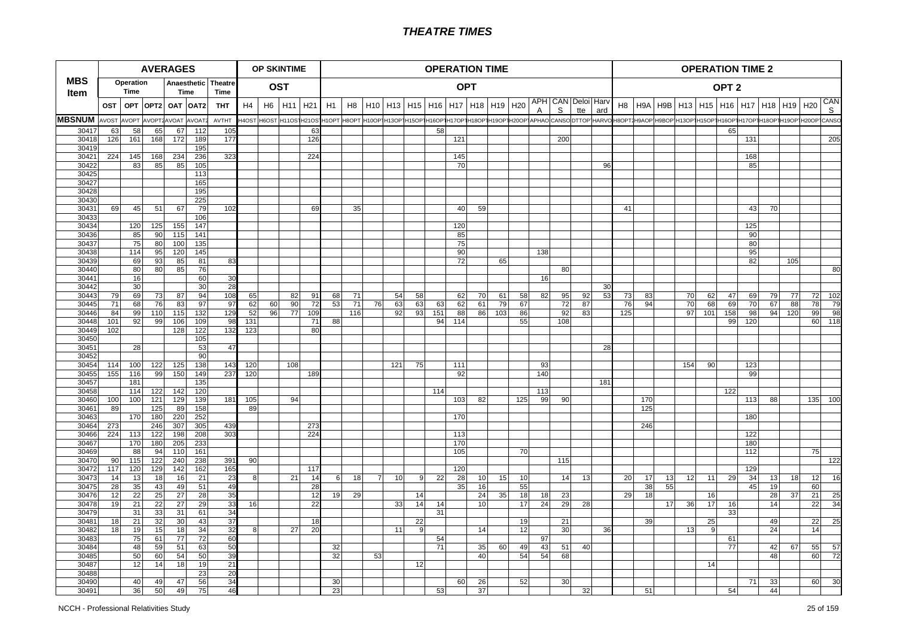# THEATRE TIMES

| MBS Item | AVERAGES | | | | | | OP SKINTIME | | | | OPERATION TIME | | | | | | | | | | | | | | OPERATION TIME 2 | | | | | | | | | | |
|---|---|---|---|---|---|---|---|---|---|---|---|---|---|---|---|---|---|---|---|---|---|---|---|---|---|---|---|---|---|---|---|---|---|---|---|
| | Operation Time | | Anaesthetic Time | | | Theatre Time | OST | | | | OPT | | | | | | | | | | | | | | OPT 2 | | | | | | | | | | |
| | OST | OPT | OPT2 | OAT | OAT2 | THT | H4 | H6 | H11 | H21 | H1 | H8 | H10 | H13 | H15 | H16 | H17 | H18 | H19 | H20 | APHA | CANS | Deloitte | Harvard | H8 | H9A | H9B | H13 | H15 | H16 | H17 | H18 | H19 | H20 | CANS |
| MBSNUM | AVOST | AVOPT | AVOPT2 | AVOAT | AVOAT2 | AVTHT | H4OST | H6OST | H11OST | H21OST | H1OPT | H8OPT | H10OPT | H13OPT | H15OPT | H16OPT | H17OPT | H18OPT | H19OPT | H20OPT | APHAO | CANSO | DTTOP | HARVO | H8OPT2 | H9AOP | H9BOP | H13OPT | H15OPT | H16OPT | H17OPT | H18OPT | H19OPT | H20OPT | CANSO |
| 30417 | 63 | 58 | 65 | 67 | 112 | 105 | | | | 63 | | | | | | 58 | | | | | | | | | | | | | | 65 | | | | | |
| 30418 | 126 | 161 | 168 | 172 | 189 | 177 | | | | 126 | | | | | | | 121 | | | | | 200 | | | | | | | | | 131 | | | | 205 |
| 30419 | | | | | 195 | | | | | | | | | | | | | | | | | | | | | | | | | | | | | | |
| 30421 | 224 | 145 | 168 | 234 | 236 | 323 | | | | 224 | | | | | | | 145 | | | | | | | | | | | | | | 168 | | | | |
| 30422 | | 83 | 85 | 85 | 105 | | | | | | | | | | | | 70 | | | | | | | 96 | | | | | | | 85 | | | | |
| 30425 | | | | | 113 | | | | | | | | | | | | | | | | | | | | | | | | | | | | | | |
| 30427 | | | | | 165 | | | | | | | | | | | | | | | | | | | | | | | | | | | | | | |
| 30428 | | | | | 195 | | | | | | | | | | | | | | | | | | | | | | | | | | | | | | |
| 30430 | | | | | 225 | | | | | | | | | | | | | | | | | | | | | | | | | | | | | | |
| 30431 | 69 | 45 | 51 | 67 | 79 | 102 | | | | 69 | | 35 | | | | | 40 | 59 | | | | | | | 41 | | | | | | 43 | 70 | | | |
| 30433 | | | | | 106 | | | | | | | | | | | | | | | | | | | | | | | | | | | | | | |
| 30434 | | 120 | 125 | 155 | 147 | | | | | | | | | | | | 120 | | | | | | | | | | | | | | 125 | | | | |
| 30436 | | 85 | 90 | 115 | 141 | | | | | | | | | | | | 85 | | | | | | | | | | | | | | 90 | | | | |
| 30437 | | 75 | 80 | 100 | 135 | | | | | | | | | | | | 75 | | | | | | | | | | | | | | 80 | | | | |
| 30438 | | 114 | 95 | 120 | 145 | | | | | | | | | | | | 90 | | | | 138 | | | | | | | | | | 95 | | | | |
| 30439 | | 69 | 93 | 85 | 81 | 83 | | | | | | | | | | | 72 | | 65 | | | | | | | | | | | | 82 | | 105 | | |
| 30440 | | 80 | 80 | 85 | 76 | | | | | | | | | | | | | | | | | 80 | | | | | | | | | | | | | 80 |
| 30441 | | 16 | | | 60 | 30 | | | | | | | | | | | | | | | 16 | | | | | | | | | | | | | | |
| 30442 | | 30 | | | 30 | 28 | | | | | | | | | | | | | | | | | | 30 | | | | | | | | | | | |
| 30443 | 79 | 69 | 73 | 87 | 94 | 108 | 65 | 60 | 82 | 91 | 68 | 71 | | 54 | 58 | | 62 | 70 | 61 | 58 | 82 | 95 | 92 | 53 | 73 | 83 | | 70 | 62 | 47 | 69 | 79 | 77 | 72 | 102 |
| 30445 | 71 | 68 | 76 | 83 | 97 | 97 | 62 | 60 | 90 | 72 | 53 | 71 | 76 | 63 | 63 | 63 | 62 | 61 | 79 | 67 | | 72 | 87 | | 76 | 94 | | 70 | 68 | 69 | 70 | 67 | 88 | 78 | 79 |
| 30446 | 84 | 99 | 110 | 115 | 132 | 129 | 52 | 96 | 77 | 109 | | 116 | | 92 | 93 | 151 | 88 | 86 | 103 | 86 | | 92 | 83 | | 125 | | | 97 | 101 | 158 | 98 | 94 | 120 | 99 | 98 |
| 30448 | 101 | 92 | 99 | 106 | 109 | 98 | 131 | | | 71 | 88 | | | | | 94 | 114 | | | 55 | | 108 | | | | | | | | 99 | 120 | | | 60 | 118 |
| 30449 | 102 | | | 128 | 122 | 132 | 123 | | | 80 | | | | | | | | | | | | | | | | | | | | | | | | | |
| 30450 | | | | | 105 | | | | | | | | | | | | | | | | | | | | | | | | | | | | | | |
| 30451 | | 28 | | | 53 | 47 | | | | | | | | | | | | | | | | | | 28 | | | | | | | | | | | |
| 30452 | | | | | 90 | | | | | | | | | | | | | | | | | | | | | | | | | | | | | | |
| 30454 | 114 | 100 | 122 | 125 | 138 | 143 | 120 | | 108 | | | | | 121 | 75 | | 111 | | | | 93 | | | | | | | 154 | 90 | | 123 | | | | |
| 30455 | 155 | 116 | 99 | 150 | 149 | 237 | 120 | | | 189 | | | | | | | 92 | | | | 140 | | | | | | | | | | 99 | | | | |
| 30457 | | 181 | | | 135 | | | | | | | | | | | | | | | | | | | 181 | | | | | | | | | | | |
| 30458 | | 114 | 122 | 142 | 120 | | | | | | | | | | | 114 | | | | | 113 | | | | | | | | | 122 | | | | | |
| 30460 | 100 | 100 | 121 | 129 | 139 | 181 | 105 | | 94 | | | | | | | | 103 | 82 | | 125 | 99 | 90 | | | | 170 | | | | | 113 | 88 | | 135 | 100 |
| 30461 | 89 | | 125 | 89 | 158 | | 89 | | | | | | | | | | | | | | | | | | | 125 | | | | | | | | | |
| 30463 | | 170 | 180 | 220 | 252 | | | | | | | | | | | | 170 | | | | | | | | | | | | | | 180 | | | | |
| 30464 | 273 | | 246 | 307 | 305 | 439 | | | | 273 | | | | | | | | | | | | | | | | 246 | | | | | | | | | |
| 30466 | 224 | 113 | 122 | 198 | 208 | 303 | | | | 224 | | | | | | | 113 | | | | | | | | | | | | | | 122 | | | | |
| 30467 | | 170 | 180 | 205 | 233 | | | | | | | | | | | | 170 | | | | | | | | | | | | | | 180 | | | | |
| 30469 | | 88 | 94 | 110 | 161 | | | | | | | | | | | | 105 | | | 70 | | | | | | | | | | | 112 | | | 75 | |
| 30470 | 90 | 115 | 122 | 240 | 238 | 391 | 90 | | | | | | | | | | | | | | | 115 | | | | | | | | | | | | | 122 |
| 30472 | 117 | 120 | 129 | 142 | 162 | 165 | | | | 117 | | | | | | | 120 | | | | | | | | | | | | | | 129 | | | | |
| 30473 | 14 | 13 | 18 | 16 | 21 | 23 | 8 | | 21 | 14 | 6 | 18 | 7 | 10 | 9 | 22 | 28 | 10 | 15 | 10 | | 14 | 13 | | 20 | 17 | 13 | 12 | 11 | 29 | 34 | 13 | 18 | 12 | 16 |
| 30475 | 28 | 35 | 43 | 49 | 51 | 49 | | | | 28 | | | | | | | 35 | 16 | | 55 | | | | | | 38 | 55 | | | | 45 | 19 | | 60 | |
| 30476 | 12 | 22 | 25 | 27 | 28 | 35 | | | | 12 | 19 | 29 | | | 14 | | | 24 | 35 | 18 | 18 | 23 | | | 29 | 18 | | | 16 | | | 28 | 37 | 21 | 25 |
| 30478 | 19 | 21 | 22 | 27 | 29 | 33 | 16 | | | 22 | | | | 33 | 14 | 14 | | 10 | | 17 | 24 | 29 | 28 | | | | 17 | 36 | 17 | 16 | | 14 | | 22 | 34 |
| 30479 | | 31 | 33 | 31 | 61 | 34 | | | | | | | | | | 31 | | | | | | | | | | | | | | 33 | | | | | |
| 30481 | 18 | 21 | 32 | 30 | 43 | 37 | | | | 18 | | | | | 22 | | | | | 19 | | 21 | | | | 39 | | | 25 | | | 49 | | 22 | 25 |
| 30482 | 18 | 19 | 15 | 18 | 34 | 32 | 8 | | 27 | 20 | | | | 11 | 9 | | | 14 | | 12 | | 30 | | 36 | | | | 13 | 9 | | | 24 | | 14 | |
| 30483 | | 75 | 61 | 77 | 72 | 60 | | | | | | | | | | 54 | | | | | 97 | | | | | | | | | 61 | | | | | |
| 30484 | | 48 | 59 | 51 | 63 | 50 | | | | | 32 | | | | | 71 | | 35 | 60 | 49 | 43 | 51 | 40 | | | | | | | 77 | | 42 | 67 | 55 | 57 |
| 30485 | | 50 | 60 | 54 | 50 | 39 | | | | | 32 | | 53 | | | | | 40 | | 54 | 54 | 68 | | | | | | | | | | 48 | | 60 | 72 |
| 30487 | | 12 | 14 | 18 | 19 | 21 | | | | | | | | | 12 | | | | | | | | | | | | | | 14 | | | | | | |
| 30488 | | | | | 23 | 20 | | | | | | | | | | | | | | | | | | | | | | | | | | | | | |
| 30490 | | 40 | 49 | 47 | 56 | 34 | | | | | 30 | | | | | | 60 | 26 | | 52 | | 30 | | | | | | | | | 71 | 33 | | 60 | 30 |
| 30491 | | 36 | 50 | 49 | 75 | 46 | | | | | 23 | | | | | 53 | | 37 | | | | | 32 | | | 51 | | | | 54 | | 44 | | | |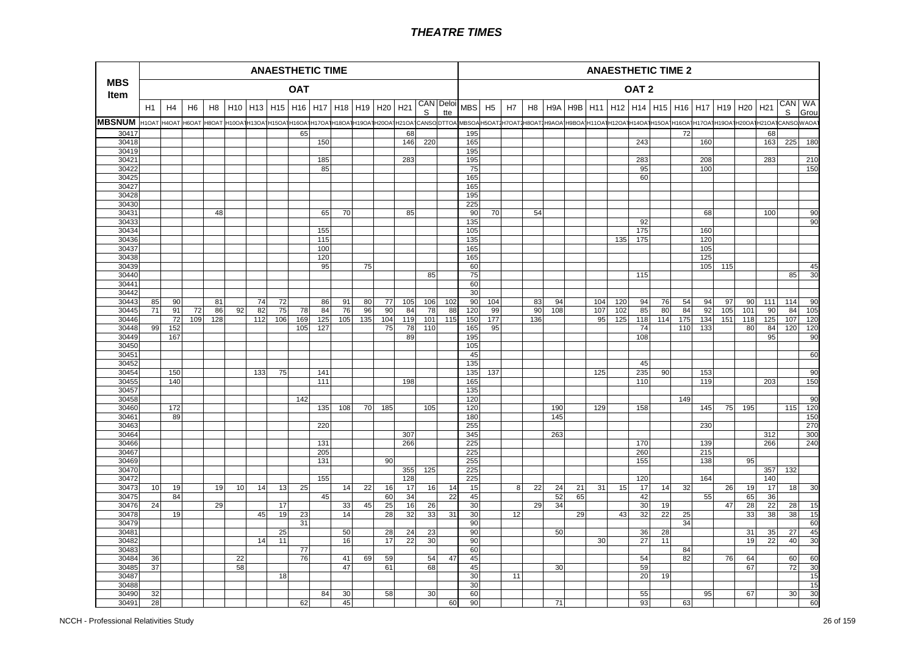| MBS Item | ANAESTHETIC TIME | | | | | | | | | | | | | | | ANAESTHETIC TIME 2 | | | | | | | | | | | | | | | | |
|---|---|---|---|---|---|---|---|---|---|---|---|---|---|---|---|---|---|---|---|---|---|---|---|---|---|---|---|---|---|---|---|---|
| | OAT | | | | | | | | | | | | | | | OAT 2 | | | | | | | | | | | | | | | | |
| | H1 | H4 | H6 | H8 | H10 | H13 | H15 | H16 | H17 | H18 | H19 | H20 | H21 | CANS | Deloitte | MBS | H5 | H7 | H8 | H9A | H9B | H11 | H12 | H14 | H15 | H16 | H17 | H19 | H20 | H21 | CANS | WA Group |
| MBSNUM | H1OAT | H4OAT | H6OAT | H8OAT | H10OAT | H13OAT | H15OAT | H16OAT | H17OAT | H18OAT | H19OAT | H20OAT | H21OAT | CANSO | DTTOA | MBSOA | H5OAT2 | H7OAT2 | H8OAT2 | H9AOA | H9BOA | H11OAT | H12OAT | H14OAT | H15OAT | H16OAT | H17OAT | H19OAT | H20OAT | H21OAT | CANSO | WAOAT |
| 30417 | | | | | | | | 65 | | | | | 68 | | | 195 | | | | | | | | | | 72 | | | | 68 | | |
| 30418 | | | | | | | | | 150 | | | | 146 | 220 | | 165 | | | | | | | | 243 | | | 160 | | | 163 | 225 | 180 |
| 30419 | | | | | | | | | | | | | | | | 195 | | | | | | | | | | | | | | | | |
| 30421 | | | | | | | | | 185 | | | | 283 | | | 195 | | | | | | | | 283 | | | 208 | | | 283 | | 210 |
| 30422 | | | | | | | | | 85 | | | | | | | 75 | | | | | | | | 95 | | | 100 | | | | | 150 |
| 30425 | | | | | | | | | | | | | | | | 165 | | | | | | | | 60 | | | | | | | | |
| 30427 | | | | | | | | | | | | | | | | 165 | | | | | | | | | | | | | | | | |
| 30428 | | | | | | | | | | | | | | | | 195 | | | | | | | | | | | | | | | | |
| 30430 | | | | | | | | | | | | | | | | 225 | | | | | | | | | | | | | | | | |
| 30431 | | | | 48 | | | | | 65 | 70 | | | 85 | | | 90 | 70 | | 54 | | | | | | | | 68 | | | 100 | | 90 |
| 30433 | | | | | | | | | | | | | | | | 135 | | | | | | | | 92 | | | | | | | | 90 |
| 30434 | | | | | | | | | 155 | | | | | | | 105 | | | | | | | | 175 | | | 160 | | | | | |
| 30436 | | | | | | | | | 115 | | | | | | | 135 | | | | | | | 135 | 175 | | | 120 | | | | | |
| 30437 | | | | | | | | | 100 | | | | | | | 165 | | | | | | | | | | | 105 | | | | | |
| 30438 | | | | | | | | | 120 | | | | | | | 165 | | | | | | | | | | | 125 | | | | | |
| 30439 | | | | | | | | | 95 | | 75 | | | | | 60 | | | | | | | | | | | 105 | 115 | | | | 45 |
| 30440 | | | | | | | | | | | | | | 85 | | 75 | | | | | | | | 115 | | | | | | | 85 | 30 |
| 30441 | | | | | | | | | | | | | | | | 60 | | | | | | | | | | | | | | | | |
| 30442 | | | | | | | | | | | | | | | | 30 | | | | | | | | | | | | | | | | |
| 30443 | 85 | 90 | | 81 | | 74 | 72 | | 86 | 91 | 80 | 77 | 105 | 106 | 102 | 90 | 104 | | 83 | 94 | | 104 | 120 | 94 | 76 | 54 | 94 | 97 | 90 | 111 | 114 | 90 |
| 30445 | 71 | 91 | 72 | 86 | 92 | 82 | 75 | 78 | 84 | 76 | 96 | 90 | 84 | 78 | 88 | 120 | 99 | | 90 | 108 | | 107 | 102 | 85 | 80 | 84 | 92 | 105 | 101 | 90 | 84 | 105 |
| 30446 | | 72 | 109 | 128 | | 112 | 106 | 169 | 125 | 105 | 135 | 104 | 119 | 101 | 115 | 150 | 177 | | 136 | | | 95 | 125 | 118 | 114 | 175 | 134 | 151 | 118 | 125 | 107 | 120 |
| 30448 | 99 | 152 | | | | | | 105 | 127 | | | 75 | 78 | 110 | | 165 | 95 | | | | | | | 74 | | 110 | 133 | | 80 | 84 | 120 | 120 |
| 30449 | | 167 | | | | | | | | | | | 89 | | | 195 | | | | | | | | 108 | | | | | | 95 | | 90 |
| 30450 | | | | | | | | | | | | | | | | 105 | | | | | | | | | | | | | | | | |
| 30451 | | | | | | | | | | | | | | | | 45 | | | | | | | | | | | | | | | | 60 |
| 30452 | | | | | | | | | | | | | | | | 135 | | | | | | | | 45 | | | | | | | | |
| 30454 | | 150 | | | | 133 | 75 | | 141 | | | | | | | 135 | 137 | | | | | 125 | | 235 | 90 | | 153 | | | | | 90 |
| 30455 | | 140 | | | | | | | 111 | | | | 198 | | | 165 | | | | | | | | 110 | | | 119 | | | 203 | | 150 |
| 30457 | | | | | | | | | | | | | | | | 135 | | | | | | | | | | | | | | | | |
| 30458 | | | | | | | | 142 | | | | | | | | 120 | | | | | | | | | | 149 | | | | | | 90 |
| 30460 | | 172 | | | | | | | 135 | 108 | 70 | 185 | | 105 | | 120 | | | | 190 | | 129 | | 158 | | | 145 | 75 | 195 | | 115 | 120 |
| 30461 | | 89 | | | | | | | | | | | | | | 180 | | | | 145 | | | | | | | | | | | | 150 |
| 30463 | | | | | | | | | 220 | | | | | | | 255 | | | | | | | | | | | 230 | | | | | 270 |
| 30464 | | | | | | | | | | | | | 307 | | | 345 | | | | 263 | | | | | | | | | | 312 | | 300 |
| 30466 | | | | | | | | | 131 | | | | 266 | | | 225 | | | | | | | | 170 | | | 139 | | | 266 | | 240 |
| 30467 | | | | | | | | | 205 | | | | | | | 225 | | | | | | | | 260 | | | 215 | | | | | |
| 30469 | | | | | | | | | 131 | | | 90 | | | | 255 | | | | | | | | 155 | | | 138 | | 95 | | | |
| 30470 | | | | | | | | | | | | | 355 | 125 | | 225 | | | | | | | | | | | | | | 357 | 132 | |
| 30472 | | | | | | | | | 155 | | | | 128 | | | 225 | | | | | | | | 120 | | | 164 | | | 140 | | |
| 30473 | 10 | 19 | | 19 | 10 | 14 | 13 | 25 | | 14 | 22 | 16 | 17 | 16 | 14 | 15 | | 8 | 22 | 24 | 21 | 31 | 15 | 17 | 14 | 32 | | 26 | 19 | 17 | 18 | 30 |
| 30475 | | 84 | | | | | | | 45 | | | 60 | 34 | | 22 | 45 | | | | 52 | 65 | | | 42 | | | 55 | | 65 | 36 | | |
| 30476 | 24 | | | 29 | | | 17 | | | 33 | 45 | 25 | 16 | 26 | | 30 | | | 29 | 34 | | | | 30 | 19 | | | 47 | 28 | 22 | 28 | 15 |
| 30478 | | 19 | | | | 45 | 19 | 23 | | 14 | | 28 | 32 | 33 | 31 | 30 | | 12 | | | 29 | | 43 | 32 | 22 | 25 | | | 33 | 38 | 38 | 15 |
| 30479 | | | | | | | | 31 | | | | | | | | 90 | | | | | | | | | | 34 | | | | | | 60 |
| 30481 | | | | | | | 25 | | | 50 | | 28 | 24 | 23 | | 90 | | | | 50 | | | | 36 | 28 | | | | 31 | 35 | 27 | 45 |
| 30482 | | | | | | 14 | 11 | | | 16 | | 17 | 22 | 30 | | 90 | | | | | | 30 | | 27 | 11 | | | | 19 | 22 | 40 | 30 |
| 30483 | | | | | | | | 77 | | | | | | | | 60 | | | | | | | | | | 84 | | | | | | |
| 30484 | 36 | | | | 22 | | | 76 | | 41 | 69 | 59 | | 54 | 47 | 45 | | | | | | | | 54 | | 82 | | 76 | 64 | | 60 | 60 |
| 30485 | 37 | | | | 58 | | | | | 47 | | 61 | | 68 | | 45 | | | | 30 | | | | 59 | | | | | 67 | | 72 | 30 |
| 30487 | | | | | | | 18 | | | | | | | | | 30 | | 11 | | | | | | 20 | 19 | | | | | | | 15 |
| 30488 | | | | | | | | | | | | | | | | 30 | | | | | | | | | | | | | | | | 15 |
| 30490 | 32 | | | | | | | | 84 | 30 | | 58 | | 30 | | 60 | | | | | | | | 55 | | | 95 | | 67 | | 30 | 30 |
| 30491 | 28 | | | | | | | 62 | | 45 | | | | | 60 | 90 | | | | 71 | | | | 93 | | 63 | | | | | | 60 |

NCCH - Professional Relativities Study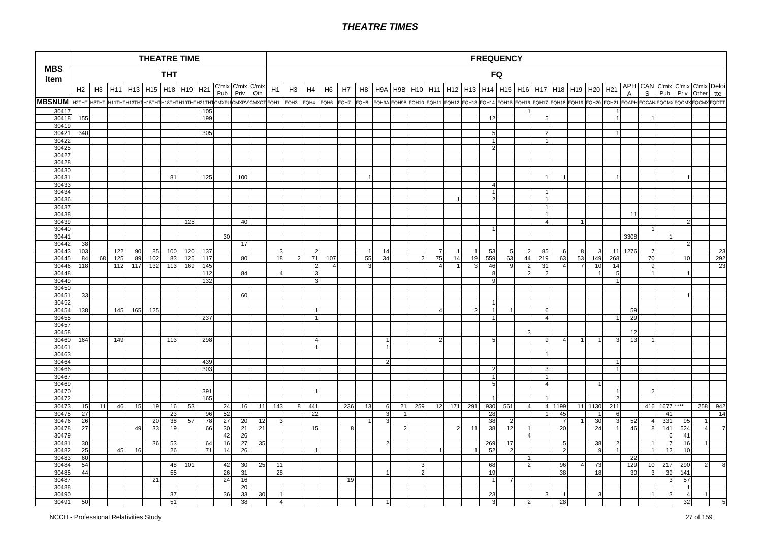# THEATRE TIMES

| MBS Item | THEATRE TIME THT | | | | | | | | | | | FREQUENCY FQ | | | | | | | | | | | | | | | | | | | | | | | | | |
|---|---|---|---|---|---|---|---|---|---|---|---|---|---|---|---|---|---|---|---|---|---|---|---|---|---|---|---|---|---|---|---|---|---|---|---|---|---|
| | H2 | H3 | H11 | H13 | H15 | H18 | H19 | H21 | C'mix Pub | C'mix Priv | C'mix Oth | H1 | H3 | H4 | H6 | H7 | H8 | H9A | H9B | H10 | H11 | H12 | H13 | H14 | H15 | H16 | H17 | H18 | H19 | H20 | H21 | APHA | CANS | C'mix Pub | C'mix Priv | C'mix Other | Deloitte |
| MBSNUM | H2THT | H3THT | H11THT | H13THT | H15THT | H18THT | H19THT | H21THT | CMXPU | CMXPV | CMXOT | FQH1 | FQH3 | FQH4 | FQH6 | FQH7 | FQH8 | FQH9A | FQH9B | FQH10 | FQH11 | FQH12 | FQH13 | FQH14 | FQH15 | FQH16 | FQH17 | FQH18 | FQH19 | FQH20 | FQH21 | FQAPH | FQCAN | FQCMX | FQCMX | FQCMX | FQDTT |
| 30417 | | | | | | | | 105 | | | | | | | | | | | | | | | | | | 1 | | | | | 1 | | | | | | |
| 30418 | 155 | | | | | | | 199 | | | | | | | | | | | | | | | | 12 | | | 5 | | | | 1 | | 1 | | | | |
| 30419 | | | | | | | | | | | | | | | | | | | | | | | | | | | | | | | | | | | | | |
| 30421 | 340 | | | | | | | 305 | | | | | | | | | | | | | | | | 5 | | | 2 | | | | 1 | | | | | | |
| 30422 | | | | | | | | | | | | | | | | | | | | | | | | 1 | | | 1 | | | | | | | | | | |
| 30425 | | | | | | | | | | | | | | | | | | | | | | | | 2 | | | | | | | | | | | | | |
| 30427 | | | | | | | | | | | | | | | | | | | | | | | | | | | | | | | | | | | | | |
| 30428 | | | | | | | | | | | | | | | | | | | | | | | | | | | | | | | | | | | | | |
| 30430 | | | | | | | | | | | | | | | | | | | | | | | | | | | | | | | | | | | | | |
| 30431 | | | | | | 81 | | 125 | | 100 | | | | | | | 1 | | | | | | | | | | 1 | 1 | | | 1 | | | | 1 | | |
| 30433 | | | | | | | | | | | | | | | | | | | | | | | | 4 | | | | | | | | | | | | | |
| 30434 | | | | | | | | | | | | | | | | | | | | | | | | 1 | | | 1 | | | | | | | | | | |
| 30436 | | | | | | | | | | | | | | | | | | | | | | 1 | | 2 | | | 1 | | | | | | | | | | |
| 30437 | | | | | | | | | | | | | | | | | | | | | | | | | | | 1 | | | | | | | | | | |
| 30438 | | | | | | | | | | | | | | | | | | | | | | | | | | | 1 | | | | | 11 | | | | | |
| 30439 | | | | | | | 125 | | | 40 | | | | | | | | | | | | | | | | | 4 | | 1 | | | | | | 2 | | |
| 30440 | | | | | | | | | | | | | | | | | | | | | | | | 1 | | | | | | | | | 1 | | | | |
| 30441 | | | | | | | | | 30 | | | | | | | | | | | | | | | | | | | | | | | 3308 | | 1 | | | |
| 30442 | 38 | | | | | | | | | 17 | | | | | | | | | | | | | | | | | | | | | | | | | 2 | | |
| 30443 | 103 | | 122 | 90 | 85 | 100 | 120 | 137 | | | | 3 | | 2 | | | 1 | 14 | | | 7 | 1 | 1 | 53 | 5 | 2 | 85 | 6 | 8 | 3 | 11 | 1276 | 7 | | | | 23 |
| 30445 | 84 | 68 | 125 | 89 | 102 | 83 | 125 | 117 | | 80 | | 18 | 2 | 71 | 107 | | 55 | 34 | | 2 | 75 | 14 | 19 | 559 | 63 | 44 | 219 | 63 | 53 | 149 | 268 | | 70 | | 10 | | 292 |
| 30446 | 118 | | 112 | 117 | 132 | 113 | 169 | 145 | | | | | | 2 | 4 | | 3 | | | | 4 | 1 | 3 | 46 | 9 | 2 | 31 | 4 | 7 | 10 | 14 | | 9 | | | | 23 |
| 30448 | | | | | | | | 112 | | 84 | | 4 | | 3 | | | | | | | | | | 8 | | 2 | 2 | | | 1 | 5 | | 1 | | 1 | | |
| 30449 | | | | | | | | 132 | | | | | | 3 | | | | | | | | | | 9 | | | | | | | 1 | | | | | | |
| 30450 | | | | | | | | | | | | | | | | | | | | | | | | | | | | | | | | | | | | | |
| 30451 | 33 | | | | | | | | | 60 | | | | | | | | | | | | | | | | | | | | | | | | | 1 | | |
| 30452 | | | | | | | | | | | | | | | | | | | | | | | | 1 | | | | | | | | | | | | | |
| 30454 | 138 | | 145 | 165 | 125 | | | | | | | | | 1 | | | | | | | 4 | | 2 | 1 | 1 | | 6 | | | | | 59 | | | | | |
| 30455 | | | | | | | | 237 | | | | | | 1 | | | | | | | | | | 1 | | | 4 | | | | 1 | 29 | | | | | |
| 30457 | | | | | | | | | | | | | | | | | | | | | | | | | | | | | | | | | | | | | |
| 30458 | | | | | | | | | | | | | | | | | | | | | | | | | | 3 | | | | | | 12 | | | | | |
| 30460 | 164 | | 149 | | | 113 | | 298 | | | | | | 4 | | | | 1 | | | 2 | | | 5 | | | 9 | 4 | 1 | 1 | 3 | 13 | 1 | | | | |
| 30461 | | | | | | | | | | | | | | 1 | | | | 1 | | | | | | | | | | | | | | | | | | | |
| 30463 | | | | | | | | | | | | | | | | | | | | | | | | | | | 1 | | | | | | | | | | |
| 30464 | | | | | | | | 439 | | | | | | | | | | 2 | | | | | | | | | | | | | 1 | | | | | | |
| 30466 | | | | | | | | 303 | | | | | | | | | | | | | | | | 2 | | | 3 | | | | 1 | | | | | | |
| 30467 | | | | | | | | | | | | | | | | | | | | | | | | 1 | | | 1 | | | | | | | | | | |
| 30469 | | | | | | | | | | | | | | | | | | | | | | | | 5 | | | 4 | | | 1 | | | | | | | |
| 30470 | | | | | | | | 391 | | | | | | 1 | | | | | | | | | | | | | | | | | 1 | | 2 | | | | |
| 30472 | | | | | | | | 165 | | | | | | | | | | | | | | | | 1 | | | 1 | | | | 2 | | | | | | |
| 30473 | 15 | 11 | 46 | 15 | 19 | 16 | 53 | | 24 | 16 | 11 | 143 | 8 | 441 | | 236 | 13 | 6 | 21 | 259 | 12 | 171 | 291 | 930 | 561 | 4 | 4 | 1199 | 11 | 1130 | 211 | | 416 | 1677 | **** | 258 | 942 |
| 30475 | 27 | | | | | 23 | | 96 | 52 | | | | | 22 | | | | 3 | 1 | | | | | 28 | | | 1 | 45 | | 1 | 6 | | | 41 | | | 14 |
| 30476 | 26 | | | | 20 | 38 | 57 | 78 | 27 | 20 | 12 | 3 | | | | | 1 | 3 | | | | | | 38 | 2 | | | 7 | 1 | 30 | 3 | 52 | 4 | 331 | 95 | 1 | |
| 30478 | 27 | | | 49 | 33 | 19 | | 66 | 30 | 21 | 21 | | | 15 | | 8 | | | 2 | | | 2 | 11 | 38 | 12 | 1 | | 20 | | 24 | 1 | 46 | 8 | 141 | 524 | 4 | 7 |
| 30479 | | | | | | | | | 42 | 26 | | | | | | | | | | | | | | | | 4 | | | | | | | | 6 | 41 | | |
| 30481 | 30 | | | | 36 | 53 | | 64 | 16 | 27 | 35 | | | | | | | 2 | | | | | | 269 | 17 | | | 5 | | 38 | 2 | | 1 | 7 | 16 | 1 | |
| 30482 | 25 | | 45 | 16 | | 26 | | 71 | 14 | 26 | | | | 1 | | | | | | | 1 | | 1 | 52 | 2 | | | 2 | | 9 | 1 | | 1 | 12 | 10 | | |
| 30483 | 60 | | | | | | | | | | | | | | | | | | | | | | | | | 1 | | | | | | 22 | | | | | |
| 30484 | 54 | | | | | 48 | 101 | | 42 | 30 | 25 | 11 | | | | | | | | 3 | | | | 68 | | 2 | | 96 | 4 | 73 | | 129 | 10 | 217 | 290 | 2 | 8 |
| 30485 | 44 | | | | | 55 | | | 26 | 31 | | 28 | | | | | | 1 | | 2 | | | | 19 | | | | 38 | | 18 | | 30 | 3 | 39 | 141 | | |
| 30487 | | | | | 21 | | | | 24 | 16 | | | | | | 19 | | | | | | | | 1 | 7 | | | | | | | | | 3 | 57 | | |
| 30488 | | | | | | | | | | 20 | | | | | | | | | | | | | | | | | | | | | | | | | 1 | | |
| 30490 | | | | | | 37 | | | 36 | 33 | 30 | 1 | | | | | | | | | | | | 23 | | | 3 | 1 | | 3 | | | 1 | 3 | 4 | 1 | |
| 30491 | 50 | | | | | 51 | | | | 38 | | 4 | | | | | | 1 | | | | | | 3 | | 2 | | 28 | | | | | | | 32 | | 5 |

NCCH - Professional Relativities Study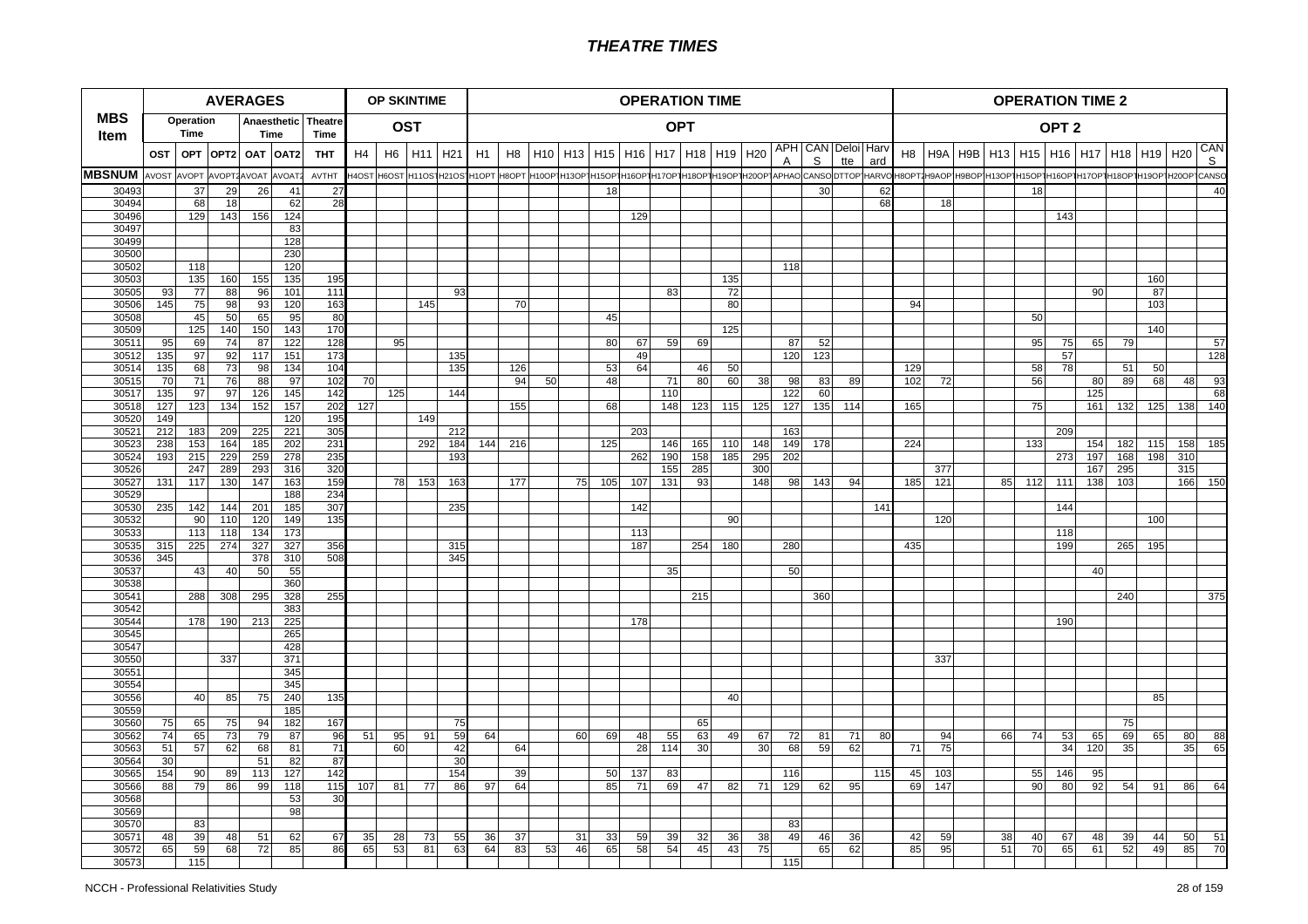# THEATRE TIMES

| MBS Item | AVERAGES | | | | | | OP SKINTIME | | | | OPERATION TIME | | | | | | | | | | | | | | OPERATION TIME 2 | | | | | | | | | | |
|---|---|---|---|---|---|---|---|---|---|---|---|---|---|---|---|---|---|---|---|---|---|---|---|---|---|---|---|---|---|---|---|---|---|---|---|
| | Operation Time | | Anaesthetic Time | | Theatre Time | | OST | | | | OPT | | | | | | | | | | | | | | OPT 2 | | | | | | | | | | |
| | OST | OPT | OPT2 | OAT | OAT2 | THT | H4 | H6 | H11 | H21 | H1 | H8 | H10 | H13 | H15 | H16 | H17 | H18 | H19 | H20 | APHA | CANS | Deloitte | Harvard | H8 | H9A | H9B | H13 | H15 | H16 | H17 | H18 | H19 | H20 | CANS |
| MBSNUM | AVOST | AVOPT | AVOPT2 | AVOAT | AVOAT2 | AVTHT | H4OST | H6OST | H11OST | H21OST | H1OPT | H8OPT | H10OPT | H13OPT | H15OPT | H16OPT | H17OPT | H18OPT | H19OPT | H20OPT | APHAO | CANSO | DTTOP | HARVO | H8OPT2 | H9AOP | H9BOP | H13OPT | H15OPT | H16OPT | H17OPT | H18OPT | H19OPT | H20OPT | CANSO |
| 30493 | | 37 | 29 | 26 | 41 | 27 | | | | | | | | | 18 | | | | | | | 30 | | 62 | | | | | 18 | | | | | | 40 |
| 30494 | | 68 | 18 | | 62 | 28 | | | | | | | | | | | | | | | | | | 68 | | 18 | | | | | | | | | |
| 30496 | | 129 | 143 | 156 | 124 | | | | | | | | | | | 129 | | | | | | | | | | | | | | 143 | | | | | |
| 30497 | | | | | 83 | | | | | | | | | | | | | | | | | | | | | | | | | | | | | | |
| 30499 | | | | | 128 | | | | | | | | | | | | | | | | | | | | | | | | | | | | | | |
| 30500 | | | | | 230 | | | | | | | | | | | | | | | | | | | | | | | | | | | | | | |
| 30502 | | 118 | | | 120 | | | | | | | | | | | | | | | | 118 | | | | | | | | | | | | | | |
| 30503 | | 135 | 160 | 155 | 135 | 195 | | | | | | | | | | | | | 135 | | | | | | | | | | | | | | 160 | | |
| 30505 | 93 | 77 | 88 | 96 | 101 | 111 | | | | 93 | | | | | | | 83 | | 72 | | | | | | | | | | | | 90 | | 87 | | |
| 30506 | 145 | 75 | 98 | 93 | 120 | 163 | | | 145 | | | 70 | | | | | | | 80 | | | | | | 94 | | | | | | | | 103 | | |
| 30508 | | 45 | 50 | 65 | 95 | 80 | | | | | | | | | 45 | | | | | | | | | | | | | | 50 | | | | | | |
| 30509 | | 125 | 140 | 150 | 143 | 170 | | | | | | | | | | | | | 125 | | | | | | | | | | | | | | 140 | | |
| 30511 | 95 | 69 | 74 | 87 | 122 | 128 | | 95 | | | | | | | 80 | 67 | 59 | 69 | | | 87 | 52 | | | | | | | 95 | 75 | 65 | 79 | | | 57 |
| 30512 | 135 | 97 | 92 | 117 | 151 | 173 | | | | 135 | | | | | | 49 | | | | | 120 | 123 | | | | | | | | 57 | | | | | 128 |
| 30514 | 135 | 68 | 73 | 98 | 134 | 104 | | | | 135 | | 126 | | | 53 | 64 | | 46 | 50 | | | | | | 129 | | | | 58 | 78 | | 51 | 50 | | |
| 30515 | 70 | 71 | 76 | 88 | 97 | 102 | 70 | | | | | 94 | 50 | | 48 | | 71 | 80 | 60 | 38 | 98 | 83 | 89 | | 102 | 72 | | | 56 | | 80 | 89 | 68 | 48 | 93 |
| 30517 | 135 | 97 | 97 | 126 | 145 | 142 | | 125 | | 144 | | | | | | | 110 | | | | 122 | 60 | | | | | | | | | 125 | | | | 68 |
| 30518 | 127 | 123 | 134 | 152 | 157 | 202 | 127 | | | | | 155 | | | 68 | | 148 | 123 | 115 | 125 | 127 | 135 | 114 | | 165 | | | | 75 | | 161 | 132 | 125 | 138 | 140 |
| 30520 | 149 | | | | 120 | 195 | | | 149 | | | | | | | | | | | | | | | | | | | | | | | | | | |
| 30521 | 212 | 183 | 209 | 225 | 221 | 305 | | | | 212 | | | | | | 203 | | | | | 163 | | | | | | | | | 209 | | | | | |
| 30523 | 238 | 153 | 164 | 185 | 202 | 231 | | | 292 | 184 | 144 | 216 | | | 125 | | 146 | 165 | 110 | 148 | 149 | 178 | | | 224 | | | | 133 | | 154 | 182 | 115 | 158 | 185 |
| 30524 | 193 | 215 | 229 | 259 | 278 | 235 | | | | 193 | | | | | | 262 | 190 | 158 | 185 | 295 | 202 | | | | | | | | | 273 | 197 | 168 | 198 | 310 | |
| 30526 | | 247 | 289 | 293 | 316 | 320 | | | | | | | | | | | 155 | 285 | | 300 | | | | | | 377 | | | | | 167 | 295 | | 315 | |
| 30527 | 131 | 117 | 130 | 147 | 163 | 159 | | 78 | 153 | 163 | | 177 | | 75 | 105 | 107 | 131 | 93 | | 148 | 98 | 143 | 94 | | 185 | 121 | | 85 | 112 | 111 | 138 | 103 | | 166 | 150 |
| 30529 | | | | | 188 | 234 | | | | | | | | | | | | | | | | | | | | | | | | | | | | | |
| 30530 | 235 | 142 | 144 | 201 | 185 | 307 | | | | 235 | | | | | | 142 | | | | | | | | 141 | | | | | | 144 | | | | | |
| 30532 | | 90 | 110 | 120 | 149 | 135 | | | | | | | | | | | | | 90 | | | | | | | 120 | | | | | | | 100 | | |
| 30533 | | 113 | 118 | 134 | 173 | | | | | | | | | | | 113 | | | | | | | | | | | | | | 118 | | | | | |
| 30535 | 315 | 225 | 274 | 327 | 327 | 356 | | | | 315 | | | | | | 187 | | 254 | 180 | | 280 | | | | 435 | | | | | 199 | | 265 | 195 | | |
| 30536 | 345 | | | 378 | 310 | 508 | | | | 345 | | | | | | | | | | | | | | | | | | | | | | | | | |
| 30537 | | 43 | 40 | 50 | 55 | | | | | | | | | | | | 35 | | | | 50 | | | | | | | | | | 40 | | | | |
| 30538 | | | | | 360 | | | | | | | | | | | | | | | | | | | | | | | | | | | | | | |
| 30541 | | 288 | 308 | 295 | 328 | 255 | | | | | | | | | | | | 215 | | | | 360 | | | | | | | | | | 240 | | | 375 |
| 30542 | | | | | 383 | | | | | | | | | | | | | | | | | | | | | | | | | | | | | | |
| 30544 | | 178 | 190 | 213 | 225 | | | | | | | | | | | 178 | | | | | | | | | | | | | | 190 | | | | | |
| 30545 | | | | | 265 | | | | | | | | | | | | | | | | | | | | | | | | | | | | | | |
| 30547 | | | | | 428 | | | | | | | | | | | | | | | | | | | | | | | | | | | | | | |
| 30550 | | | 337 | | 371 | | | | | | | | | | | | | | | | | | | | | 337 | | | | | | | | | |
| 30551 | | | | | 345 | | | | | | | | | | | | | | | | | | | | | | | | | | | | | | |
| 30554 | | | | | 345 | | | | | | | | | | | | | | | | | | | | | | | | | | | | | | |
| 30556 | | 40 | 85 | 75 | 240 | 135 | | | | | | | | | | | | | 40 | | | | | | | | | | | | | | 85 | | |
| 30559 | | | | | 185 | | | | | | | | | | | | | | | | | | | | | | | | | | | | | | |
| 30560 | 75 | 65 | 75 | 94 | 182 | 167 | | | | 75 | | | | | | | | 65 | | | | | | | | | | | | | | 75 | | | |
| 30562 | 74 | 65 | 73 | 79 | 87 | 96 | 51 | 95 | 91 | 59 | 64 | | | 60 | 69 | 48 | 55 | 63 | 49 | 67 | 72 | 81 | 71 | 80 | | 94 | | 66 | 74 | 53 | 65 | 69 | 65 | 80 | 88 |
| 30563 | 51 | 57 | 62 | 68 | 81 | 71 | | 60 | | 42 | | 64 | | | | 28 | 114 | 30 | | 30 | 68 | 59 | 62 | | 71 | 75 | | | | 34 | 120 | 35 | | 35 | 65 |
| 30564 | 30 | | | 51 | 82 | 87 | | | | 30 | | | | | | | | | | | | | | | | | | | | | | | | | |
| 30565 | 154 | 90 | 89 | 113 | 127 | 142 | | | | 154 | | 39 | | | 50 | 137 | 83 | | | | 116 | | | 115 | 45 | 103 | | | 55 | 146 | 95 | | | | |
| 30566 | 88 | 79 | 86 | 99 | 118 | 115 | 107 | 81 | 77 | 86 | 97 | 64 | | | 85 | 71 | 69 | 47 | 82 | 71 | 129 | 62 | 95 | | 69 | 147 | | | 90 | 80 | 92 | 54 | 91 | 86 | 64 |
| 30568 | | | | | 53 | 30 | | | | | | | | | | | | | | | | | | | | | | | | | | | | | |
| 30569 | | | | | 98 | | | | | | | | | | | | | | | | | | | | | | | | | | | | | | |
| 30570 | | 83 | | | | | | | | | | | | | | | | | | | 83 | | | | | | | | | | | | | | |
| 30571 | 48 | 39 | 48 | 51 | 62 | 67 | 35 | 28 | 73 | 55 | 36 | 37 | | 31 | 33 | 59 | 39 | 32 | 36 | 38 | 49 | 46 | 36 | | 42 | 59 | | 38 | 40 | 67 | 48 | 39 | 44 | 50 | 51 |
| 30572 | 65 | 59 | 68 | 72 | 85 | 86 | 65 | 53 | 81 | 63 | 64 | 83 | 53 | 46 | 65 | 58 | 54 | 45 | 43 | 75 | | 65 | 62 | | 85 | 95 | | 51 | 70 | 65 | 61 | 52 | 49 | 85 | 70 |
| 30573 | | 115 | | | | | | | | | | | | | | | | | | | 115 | | | | | | | | | | | | | | |

NCCH - Professional Relativities Study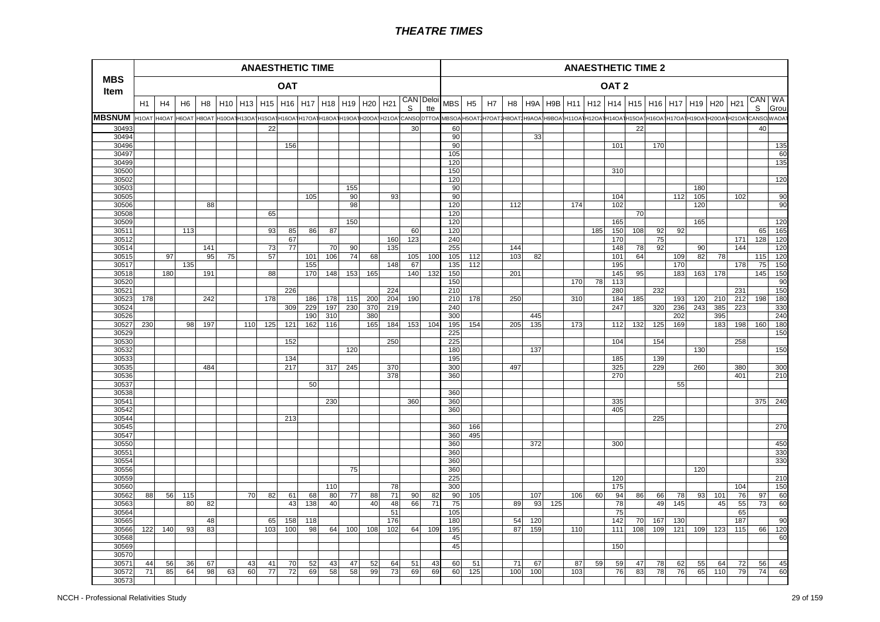# THEATRE TIMES

| MBS Item | ANAESTHETIC TIME | | | | | | | | | | | | | | | ANAESTHETIC TIME 2 | | | | | | | | | | | | | | | | | | | |
|---|---|---|---|---|---|---|---|---|---|---|---|---|---|---|---|---|---|---|---|---|---|---|---|---|---|---|---|---|---|---|---|---|---|---|---|
| | OAT | | | | | | | | | | | | | | | OAT 2 | | | | | | | | | | | | | | | | | | | |
| | H1 | H4 | H6 | H8 | H10 | H13 | H15 | H16 | H17 | H18 | H19 | H20 | H21 | CANS | Deloitte | MBS | H5 | H7 | H8 | H9A | H9B | H11 | H12 | H14 | H15 | H16 | H17 | H19 | H20 | H21 | CANS | WA Grou |
| MBSNUM | H1OAT | H4OAT | H6OAT | H8OAT | H10OAT | H13OAT | H15OAT | H16OAT | H17OAT | H18OAT | H19OAT | H20OAT | H21OAT | CANSO | DTTOA | MBSOA | H5OAT2 | H7OAT2 | H8OAT2 | H9AOA | H9BOA | H11OAT | H12OAT | H14OAT | H15OAT | H16OAT | H17OAT | H19OAT | H20OAT | H21OAT | CANSO | WAOAT |
| 30493 | | | | | | | 22 | | | | | | | 30 | | 60 | | | | | | | | | 22 | | | | | | 40 | |
| 30494 | | | | | | | | | | | | | | | | 90 | | | | 33 | | | | | | | | | | | | |
| 30496 | | | | | | | | 156 | | | | | | | | 90 | | | | | | | | 101 | | 170 | | | | | | 135 |
| 30497 | | | | | | | | | | | | | | | | 105 | | | | | | | | | | | | | | | | 60 |
| 30499 | | | | | | | | | | | | | | | | 120 | | | | | | | | | | | | | | | | 135 |
| 30500 | | | | | | | | | | | | | | | | 150 | | | | | | | | 310 | | | | | | | | |
| 30502 | | | | | | | | | | | | | | | | 120 | | | | | | | | | | | | | | | | 120 |
| 30503 | | | | | | | | | | | 155 | | | | | 90 | | | | | | | | | | | | 180 | | | | |
| 30505 | | | | | | | | | 105 | | 90 | | 93 | | | 90 | | | | | | | | 104 | | | 112 | 105 | | 102 | | 90 |
| 30506 | | | | 88 | | | | | | | 98 | | | | | 120 | | | 112 | | | 174 | | 102 | | | | 120 | | | | 90 |
| 30508 | | | | | | | 65 | | | | | | | | | 120 | | | | | | | | | 70 | | | | | | | |
| 30509 | | | | | | | | | | | 150 | | | | | 120 | | | | | | | | 165 | | | | 165 | | | | 120 |
| 30511 | | | 113 | | | | 93 | 85 | 86 | 87 | | | | 60 | | 120 | | | | | | | 185 | 150 | 108 | 92 | 92 | | | | 65 | 165 |
| 30512 | | | | | | | | 67 | | | | | 160 | 123 | | 240 | | | | | | | | 170 | | 75 | | | | 171 | 128 | 120 |
| 30514 | | | | 141 | | | 73 | 77 | | 70 | 90 | | 135 | | | 255 | | | 144 | | | | | 148 | 78 | 92 | | 90 | | 144 | | 120 |
| 30515 | | 97 | | 95 | 75 | | 57 | | 101 | 106 | 74 | 68 | | 105 | 100 | 105 | 112 | | 103 | 82 | | | | 101 | 64 | | 109 | 82 | 78 | | 115 | 120 |
| 30517 | | | 135 | | | | | | 155 | | | | 148 | 67 | | 135 | 112 | | | | | | | 195 | | | 170 | | | 178 | 75 | 150 |
| 30518 | | 180 | | 191 | | | 88 | | 170 | 148 | 153 | 165 | | 140 | 132 | 150 | | | 201 | | | | | 145 | 95 | | 183 | 163 | 178 | | 145 | 150 |
| 30520 | | | | | | | | | | | | | | | | 150 | | | | | | 170 | 78 | 113 | | | | | | | | 90 |
| 30521 | | | | | | | | 226 | | | | | 224 | | | 210 | | | | | | | | 280 | | 232 | | | | 231 | | 150 |
| 30523 | 178 | | | 242 | | | 178 | | 186 | 178 | 115 | 200 | 204 | 190 | | 210 | 178 | | 250 | | | 310 | | 184 | 185 | | 193 | 120 | 210 | 212 | 198 | 180 |
| 30524 | | | | | | | | 309 | 229 | 197 | 230 | 370 | 219 | | | 240 | | | | | | | | 247 | | 320 | 236 | 243 | 385 | 223 | | 330 |
| 30526 | | | | | | | | | 190 | 310 | | 380 | | | | 300 | | | | 445 | | | | | | | 202 | | 395 | | | 240 |
| 30527 | 230 | | 98 | 197 | | 110 | 125 | 121 | 162 | 116 | | 165 | 184 | 153 | 104 | 195 | 154 | | 205 | 135 | | 173 | | 112 | 132 | 125 | 169 | | 183 | 198 | 160 | 180 |
| 30529 | | | | | | | | | | | | | | | | 225 | | | | | | | | | | | | | | | | 150 |
| 30530 | | | | | | | | 152 | | | | | 250 | | | 225 | | | | | | | | 104 | | 154 | | | | 258 | | |
| 30532 | | | | | | | | | | | 120 | | | | | 180 | | | | 137 | | | | | | | | 130 | | | | 150 |
| 30533 | | | | | | | | 134 | | | | | | | | 195 | | | | | | | | 185 | | 139 | | | | | | |
| 30535 | | | | 484 | | | | 217 | | 317 | 245 | | 370 | | | 300 | | | 497 | | | | | 325 | | 229 | | 260 | | 380 | | 300 |
| 30536 | | | | | | | | | | | | | 378 | | | 360 | | | | | | | | 270 | | | | | | 401 | | 210 |
| 30537 | | | | | | | | | 50 | | | | | | | | | | | | | | | | | | 55 | | | | | |
| 30538 | | | | | | | | | | | | | | | | 360 | | | | | | | | | | | | | | | | |
| 30541 | | | | | | | | | | 230 | | | | 360 | | 360 | | | | | | | | 335 | | | | | | | 375 | 240 |
| 30542 | | | | | | | | | | | | | | | | 360 | | | | | | | | 405 | | | | | | | | |
| 30544 | | | | | | | | 213 | | | | | | | | | | | | | | | | | | 225 | | | | | | |
| 30545 | | | | | | | | | | | | | | | | 360 | 166 | | | | | | | | | | | | | | | 270 |
| 30547 | | | | | | | | | | | | | | | | 360 | 495 | | | | | | | | | | | | | | | |
| 30550 | | | | | | | | | | | | | | | | 360 | | | | 372 | | | | 300 | | | | | | | | 450 |
| 30551 | | | | | | | | | | | | | | | | 360 | | | | | | | | | | | | | | | | 330 |
| 30554 | | | | | | | | | | | | | | | | 360 | | | | | | | | | | | | | | | | 330 |
| 30556 | | | | | | | | | | | 75 | | | | | 360 | | | | | | | | | | | | 120 | | | | |
| 30559 | | | | | | | | | | | | | | | | 225 | | | | | | | | 120 | | | | | | | | 210 |
| 30560 | | | | | | | | | | 110 | | | 78 | | | 300 | | | | | | | | 175 | | | | | | 104 | | 150 |
| 30562 | 88 | 56 | 115 | | | 70 | 82 | 61 | 68 | 80 | 77 | 88 | 71 | 90 | 82 | 90 | 105 | | | 107 | | 106 | 60 | 94 | 86 | 66 | 78 | 93 | 101 | 76 | 97 | 60 |
| 30563 | | | 80 | 82 | | | | 43 | 138 | 40 | | 40 | 48 | 66 | 71 | 75 | | | 89 | 93 | 125 | | | 78 | | 49 | 145 | | 45 | 55 | 73 | 60 |
| 30564 | | | | | | | | | | | | | 51 | | | 105 | | | | | | | | 75 | | | | | | 65 | | |
| 30565 | | | | 48 | | | 65 | 158 | 118 | | | | 176 | | | 180 | | | 54 | 120 | | | | 142 | 70 | 167 | 130 | | | 187 | | 90 |
| 30566 | 122 | 140 | 93 | 83 | | | 103 | 100 | 98 | 64 | 100 | 108 | 102 | 64 | 109 | 195 | | | 87 | 159 | | 110 | | 111 | 108 | 109 | 121 | 109 | 123 | 115 | 66 | 120 |
| 30568 | | | | | | | | | | | | | | | | 45 | | | | | | | | | | | | | | | | 60 |
| 30569 | | | | | | | | | | | | | | | | 45 | | | | | | | | 150 | | | | | | | | |
| 30570 | | | | | | | | | | | | | | | | | | | | | | | | | | | | | | | | |
| 30571 | 44 | 56 | 36 | 67 | | 43 | 41 | 70 | 52 | 43 | 47 | 52 | 64 | 51 | 43 | 60 | 51 | | 71 | 67 | | 87 | 59 | 59 | 47 | 78 | 62 | 55 | 64 | 72 | 56 | 45 |
| 30572 | 71 | 85 | 64 | 98 | 63 | 60 | 77 | 72 | 69 | 58 | 58 | 99 | 73 | 69 | 69 | 60 | 125 | | 100 | 100 | | 103 | | 76 | 83 | 78 | 76 | 65 | 110 | 79 | 74 | 60 |
| 30573 | | | | | | | | | | | | | | | | | | | | | | | | | | | | | | | | |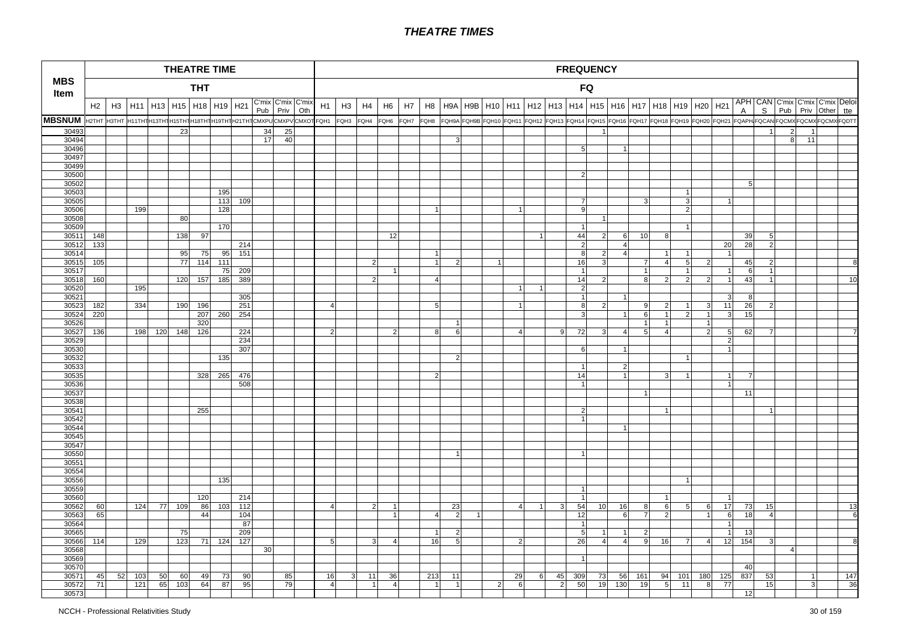# THEATRE TIMES

| MBS Item | THEATRE TIME (THT) | | | | | | | | | | | FREQUENCY (FQ) | | | | | | | | | | | | | | | | | | | | | | | | | |
|---|---|---|---|---|---|---|---|---|---|---|---|---|---|---|---|---|---|---|---|---|---|---|---|---|---|---|---|---|---|---|---|---|---|---|---|---|---|
| | H2 | H3 | H11 | H13 | H15 | H18 | H19 | H21 | C'mix Pub | C'mix Priv | C'mix Oth | H1 | H3 | H4 | H6 | H7 | H8 | H9A | H9B | H10 | H11 | H12 | H13 | H14 | H15 | H16 | H17 | H18 | H19 | H20 | H21 | APH A | CAN S | C'mix Pub | C'mix Priv | C'mix Other | Deloi tte |
| MBSNUM | H2THT | H3THT | H11THT | H13THT | H15THT | H18THT | H19THT | H21THT | CMXPU | CMXPV | CMXOT | FQH1 | FQH3 | FQH4 | FQH6 | FQH7 | FQH8 | FQH9A | FQH9B | FQH10 | FQH11 | FQH12 | FQH13 | FQH14 | FQH15 | FQH16 | FQH17 | FQH18 | FQH19 | FQH20 | FQH21 | FQAPH | FQCAN | FQCMX | FQCMX | FQCMX | FQDTT |
| 30493 | | | | | 23 | | | | 34 | 25 | | | | | | | | | | | | | | | 1 | | | | | | | | 1 | 2 | 1 | | |
| 30494 | | | | | | | | | 17 | 40 | | | | | | | | 3 | | | | | | | | | | | | | | | | 8 | 11 | | |
| 30496 | | | | | | | | | | | | | | | | | | | | | | | | 5 | | 1 | | | | | | | | | | | |
| 30497 | | | | | | | | | | | | | | | | | | | | | | | | | | | | | | | | | | | | | |
| 30499 | | | | | | | | | | | | | | | | | | | | | | | | | | | | | | | | | | | | | |
| 30500 | | | | | | | | | | | | | | | | | | | | | | | | 2 | | | | | | | | | | | | | |
| 30502 | | | | | | | | | | | | | | | | | | | | | | | | | | | | | | | | 5 | | | | | |
| 30503 | | | | | | | 195 | | | | | | | | | | | | | | | | | | | | | | 1 | | | | | | | | |
| 30505 | | | | | | | 113 | 109 | | | | | | | | | | | | | | | | 7 | | | 3 | | 3 | | 1 | | | | | | |
| 30506 | | | 199 | | | | 128 | | | | | | | | | | 1 | | | | 1 | | | 9 | | | | | 2 | | | | | | | | |
| 30508 | | | | | 80 | | | | | | | | | | | | | | | | | | | | 1 | | | | | | | | | | | | |
| 30509 | | | | | | | 170 | | | | | | | | | | | | | | | | | 1 | | | | | 1 | | | | | | | | |
| 30511 | 148 | | | | 138 | 97 | | | | | | | | | 12 | | | | | | | 1 | | 44 | 2 | 6 | 10 | 8 | | | | 39 | 5 | | | | |
| 30512 | 133 | | | | | | | 214 | | | | | | | | | | | | | | | | 2 | | 4 | | | | | 20 | 28 | 2 | | | | |
| 30514 | | | | | 95 | 75 | 95 | 151 | | | | | | | | | 1 | | | | | | | 8 | 2 | 4 | | 1 | 1 | | 1 | | | | | | |
| 30515 | 105 | | | | 77 | 114 | 111 | | | | | | | 2 | | | 1 | 2 | | 1 | | | | 16 | 3 | | 7 | 4 | 5 | 2 | | 45 | 2 | | | | 8 |
| 30517 | | | | | | | 75 | 209 | | | | | | | 1 | | | | | | | | | 1 | | | 1 | | 1 | | 1 | 6 | 1 | | | | |
| 30518 | 160 | | | | 120 | 157 | 185 | 389 | | | | | | 2 | | | 4 | | | | | | | 14 | 2 | | 8 | 2 | 2 | 2 | 1 | 43 | 1 | | | | 10 |
| 30520 | | | 195 | | | | | | | | | | | | | | | | | | 1 | 1 | | 2 | | | | | | | | | | | | | |
| 30521 | | | | | | | | 305 | | | | | | | | | | | | | | | | 1 | | 1 | | | | | 3 | 8 | | | | | |
| 30523 | 182 | | 334 | | 190 | 196 | | 251 | | | | 4 | | | | | 5 | | | | 1 | | | 8 | 2 | | 9 | 2 | 1 | 3 | 11 | 26 | 2 | | | | |
| 30524 | 220 | | | | | 207 | 260 | 254 | | | | | | | | | | | | | | | | 3 | | 1 | 6 | 1 | 2 | 1 | 3 | 15 | | | | | |
| 30526 | | | | | | 320 | | | | | | | | | | | | 1 | | | | | | | | | 1 | 1 | | 1 | | | | | | | |
| 30527 | 136 | | 198 | 120 | 148 | 126 | | 224 | | | | 2 | | | 2 | | 8 | 6 | | | 4 | | 9 | 72 | 3 | 4 | 5 | 4 | | 2 | 5 | 62 | 7 | | | | 7 |
| 30529 | | | | | | | | 234 | | | | | | | | | | | | | | | | | | | | | | | 2 | | | | | | |
| 30530 | | | | | | | | 307 | | | | | | | | | | | | | | | | 6 | | 1 | | | | | 1 | | | | | | |
| 30532 | | | | | | | 135 | | | | | | | | | | | 2 | | | | | | | | | | | 1 | | | | | | | | |
| 30533 | | | | | | | | | | | | | | | | | | | | | | | | 1 | | 2 | | | | | | | | | | | |
| 30535 | | | | | | 328 | 265 | 476 | | | | | | | | | 2 | | | | | | | 14 | | 1 | | 3 | 1 | | 1 | 7 | | | | | |
| 30536 | | | | | | | | 508 | | | | | | | | | | | | | | | | 1 | | | | | | | 1 | | | | | | |
| 30537 | | | | | | | | | | | | | | | | | | | | | | | | | | | 1 | | | | | 11 | | | | | |
| 30538 | | | | | | | | | | | | | | | | | | | | | | | | | | | | | | | | | | | | | |
| 30541 | | | | | | 255 | | | | | | | | | | | | | | | | | | 2 | | | | 1 | | | | | 1 | | | | |
| 30542 | | | | | | | | | | | | | | | | | | | | | | | | 1 | | | | | | | | | | | | | |
| 30544 | | | | | | | | | | | | | | | | | | | | | | | | | | 1 | | | | | | | | | | | |
| 30545 | | | | | | | | | | | | | | | | | | | | | | | | | | | | | | | | | | | | | |
| 30547 | | | | | | | | | | | | | | | | | | | | | | | | | | | | | | | | | | | | | |
| 30550 | | | | | | | | | | | | | | | | | | 1 | | | | | | 1 | | | | | | | | | | | | | |
| 30551 | | | | | | | | | | | | | | | | | | | | | | | | | | | | | | | | | | | | | |
| 30554 | | | | | | | | | | | | | | | | | | | | | | | | | | | | | | | | | | | | | |
| 30556 | | | | | | | 135 | | | | | | | | | | | | | | | | | | | | | | 1 | | | | | | | | |
| 30559 | | | | | | | | | | | | | | | | | | | | | | | | 1 | | | | | | | | | | | | | |
| 30560 | | | | | | 120 | | 214 | | | | | | | | | | | | | | | | 1 | | | | 1 | | | 1 | | | | | | |
| 30562 | 60 | | 124 | 77 | 109 | 86 | 103 | 112 | | | | 4 | | 2 | 1 | | | 23 | | | 4 | 1 | 3 | 54 | 10 | 16 | 8 | 6 | 5 | 6 | 17 | 73 | 15 | | | | 13 |
| 30563 | 65 | | | | | 44 | | 104 | | | | | | | 1 | | 4 | 2 | 1 | | | | | 12 | | 6 | 7 | 2 | | 1 | 6 | 18 | 4 | | | | 6 |
| 30564 | | | | | | | | 87 | | | | | | | | | | | | | | | | 1 | | | | | | | 1 | | | | | | |
| 30565 | | | | | 75 | | | 209 | | | | | | | | | 1 | 2 | | | | | | 5 | 1 | 1 | 2 | | | | 1 | 13 | | | | | |
| 30566 | 114 | | 129 | | 123 | 71 | 124 | 127 | | | | 5 | | 3 | 4 | | 16 | 5 | | | 2 | | | 26 | 4 | 4 | 9 | 16 | 7 | 4 | 12 | 154 | 3 | | | | 8 |
| 30568 | | | | | | | | | 30 | | | | | | | | | | | | | | | | | | | | | | | | | 4 | | | |
| 30569 | | | | | | | | | | | | | | | | | | | | | | | | 1 | | | | | | | | | | | | | |
| 30570 | | | | | | | | | | | | | | | | | | | | | | | | | | | | | | | | 40 | | | | | |
| 30571 | 45 | 52 | 103 | 50 | 60 | 49 | 73 | 90 | | 85 | | 16 | 3 | 11 | 36 | | 213 | 11 | | | 29 | 6 | 45 | 309 | 73 | 56 | 161 | 94 | 101 | 180 | 125 | 837 | 53 | | 1 | | 147 |
| 30572 | 71 | | 121 | 65 | 103 | 64 | 87 | 95 | | 79 | | 4 | | 1 | 4 | | 1 | 1 | | 2 | 6 | | 2 | 50 | 19 | 130 | 19 | 5 | 11 | 8 | 77 | | 15 | | 3 | | 36 |
| 30573 | | | | | | | | | | | | | | | | | | | | | | | | | | | | | | | | 12 | | | | | |

NCCH - Professional Relativities Study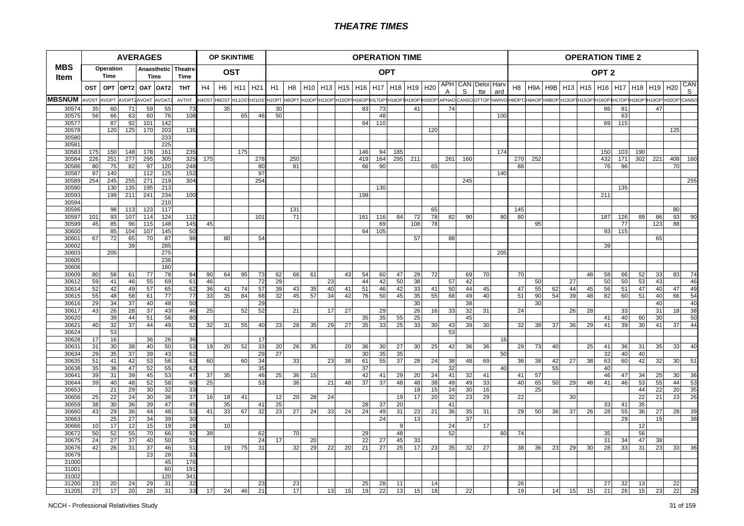# THEATRE TIMES

| MBS Item | AVERAGES | | | | | | OP SKINTIME | | | | OPERATION TIME | | | | | | | | | | | | | | OPERATION TIME 2 | | | | | | | | | | |
|---|---|---|---|---|---|---|---|---|---|---|---|---|---|---|---|---|---|---|---|---|---|---|---|---|---|---|---|---|---|---|---|---|---|---|---|
| | Operation Time | | Anaesthetic Time | | | Theatre Time | OST | | | | OPT | | | | | | | | | | | | | | OPT 2 | | | | | | | | | | |
| | OST | OPT | OPT2 | OAT | OAT2 | THT | H4 | H6 | H11 | H21 | H1 | H8 | H10 | H13 | H15 | H16 | H17 | H18 | H19 | H20 | APHA | CANS | Deloitte | Harvard | H8 | H9A | H9B | H13 | H15 | H16 | H17 | H18 | H19 | H20 | CANS |
| MBSNUM | AVOST | AVOPT | AVOPT2 | AVOAT | AVOAT2 | AVTHT | H4OST | H6OST | H11OST | H21OST | H1OPT | H8OPT | H10OPT | H13OPT | H15OPT | H16OPT | H17OPT | H18OPT | H19OPT | H20OPT | APHAO | CANSO | DTTOP | HARVO | H8OPT2 | H9AOP | H9BOP | H13OPT | H15OPT | H16OPT | H17OPT | H18OPT | H19OPT | H20OPT | CANSO |
| 30574 | 35 | 60 | 71 | 59 | 55 | 73 | | 35 | | | 30 | | | | | 83 | 73 | | 41 | | 74 | | | | | | | | | 86 | 81 | | 47 | | |
| 30575 | 56 | 66 | 63 | 60 | 76 | 108 | | | 65 | 46 | 50 | | | | | | 48 | | | | | | | 100 | | | | | | | 63 | | | | |
| 30577 | | 87 | 92 | 101 | 142 | | | | | | | | | | | 64 | 110 | | | | | | | | | | | | | 69 | 115 | | | | |
| 30578 | | 120 | 125 | 170 | 203 | 135 | | | | | | | | | | | | | | 120 | | | | | | | | | | | | | | 125 | |
| 30580 | | | | | 233 | | | | | | | | | | | | | | | | | | | | | | | | | | | | | | |
| 30581 | | | | | 225 | | | | | | | | | | | | | | | | | | | | | | | | | | | | | | |
| 30583 | 175 | 150 | 148 | 178 | 161 | 235 | | | 175 | | | | | | | 146 | 94 | 185 | | | | | | 174 | | | | | | 150 | 103 | 190 | | | |
| 30584 | 226 | 251 | 277 | 295 | 305 | 325 | 175 | | | 278 | | 250 | | | | 419 | 164 | 295 | 211 | | 261 | 160 | | | 270 | 252 | | | | 432 | 171 | 302 | 221 | 408 | 160 |
| 30586 | 80 | 75 | 82 | 97 | 120 | 248 | | | | 80 | | 81 | | | | 66 | 90 | | | 65 | | | | | 88 | | | | | 76 | 96 | | | 70 | |
| 30587 | 97 | 140 | | 112 | 125 | 152 | | | | 97 | | | | | | | | | | | | | | 140 | | | | | | | | | | | |
| 30589 | 254 | 245 | 255 | 271 | 219 | 304 | | | | 254 | | | | | | | | | | | | 245 | | | | | | | | | | | | | 255 |
| 30590 | | 130 | 135 | 195 | 213 | | | | | | | | | | | | 130 | | | | | | | | | | | | | | 135 | | | | |
| 30593 | | 199 | 211 | 241 | 234 | 100 | | | | | | | | | | 199 | | | | | | | | | | | | | | 211 | | | | | |
| 30594 | | | | | 210 | | | | | | | | | | | | | | | | | | | | | | | | | | | | | | |
| 30596 | | 98 | 113 | 123 | 117 | | | | | | | 131 | | | | | | | | 65 | | | | | 145 | | | | | | | | | 80 | |
| 30597 | 101 | 93 | 107 | 114 | 124 | 112 | | | | 101 | | 71 | | | | 161 | 116 | 84 | 72 | 78 | 82 | 90 | | 80 | 80 | | | | | 187 | 126 | 89 | 86 | 93 | 90 |
| 30599 | 45 | 85 | 96 | 115 | 148 | 145 | 45 | | | | | | | | | | 69 | | 108 | 78 | | | | | | 95 | | | | | 77 | | 123 | 88 | |
| 30600 | | 85 | 104 | 107 | 145 | 50 | | | | | | | | | | 64 | 105 | | | | | | | | | | | | | 93 | 115 | | | | |
| 30601 | 67 | 72 | 65 | 70 | 87 | 98 | | 80 | | 54 | | | | | | | | | 57 | | 88 | | | | | | | | | | | | 65 | | |
| 30602 | | | 39 | | 285 | | | | | | | | | | | | | | | | | | | | | | | | | 39 | | | | | |
| 30603 | | 205 | | | 275 | | | | | | | | | | | | | | | | | | | 205 | | | | | | | | | | | |
| 30605 | | | | | 236 | | | | | | | | | | | | | | | | | | | | | | | | | | | | | | |
| 30606 | | | | | 180 | | | | | | | | | | | | | | | | | | | | | | | | | | | | | | |
| 30609 | 80 | 58 | 61 | 77 | 78 | 84 | 90 | 64 | 95 | 73 | 62 | 66 | 61 | | 43 | 54 | 60 | 47 | 29 | 72 | | 69 | 70 | | 70 | | | | 48 | 58 | 66 | 52 | 33 | 83 | 74 |
| 30612 | 59 | 41 | 46 | 55 | 69 | 61 | 46 | | | 72 | 29 | | | 23 | | 44 | 42 | 50 | 38 | | 57 | 42 | | | | 50 | | 27 | | 50 | 50 | 53 | 43 | | 46 |
| 30614 | 52 | 42 | 49 | 57 | 65 | 62 | 36 | 41 | 74 | 57 | 39 | 43 | 35 | 40 | 41 | 51 | 46 | 42 | 33 | 41 | 50 | 44 | 45 | | 47 | 55 | 62 | 44 | 45 | 56 | 51 | 47 | 40 | 47 | 49 |
| 30615 | 55 | 48 | 58 | 61 | 77 | 77 | 33 | 35 | 84 | 68 | 32 | 45 | 57 | 34 | 42 | 76 | 50 | 45 | 35 | 55 | 68 | 49 | 40 | | 51 | 90 | 54 | 39 | 48 | 82 | 60 | 51 | 40 | 66 | 54 |
| 30616 | 29 | 34 | 37 | 40 | 48 | 50 | | | | 29 | | | | | | | | | 30 | | | 38 | | | | 30 | | | | | | | 40 | | 40 |
| 30617 | 43 | 26 | 28 | 37 | 43 | 46 | 25 | | 52 | 52 | | 21 | | 17 | 27 | | 29 | | 26 | 16 | 33 | 32 | 31 | | 24 | | | 26 | 28 | | 33 | | 31 | 18 | 38 |
| 30620 | | 39 | 44 | 51 | 56 | 80 | | | | | | | | | | 35 | 35 | 55 | 25 | | | 45 | | | | | | | | 41 | 40 | 60 | 30 | | 50 |
| 30621 | 40 | 32 | 37 | 44 | 49 | 52 | 32 | 31 | 55 | 40 | 23 | 28 | 35 | 29 | 27 | 35 | 33 | 25 | 33 | 30 | 43 | 39 | 30 | | 32 | 38 | 37 | 36 | 29 | 41 | 39 | 30 | 41 | 37 | 44 |
| 30624 | | 53 | | | | | | | | | | | | | | | | | | | 53 | | | | | | | | | | | | | | |
| 30628 | 17 | 16 | | 36 | 26 | 36 | | | | 17 | | | | | | | | | | | | | | 16 | | | | | | | | | | | |
| 30631 | 31 | 30 | 38 | 40 | 50 | 53 | 19 | 20 | 52 | 33 | 20 | 26 | 35 | | 20 | 36 | 30 | 27 | 30 | 25 | 42 | 36 | 36 | | 29 | 73 | 40 | | 25 | 41 | 36 | 31 | 35 | 33 | 40 |
| 30634 | 29 | 35 | 37 | 39 | 43 | 62 | | | | 29 | 27 | | | | | 30 | 35 | 35 | | | | | | 50 | | | | | | 32 | 40 | 40 | | | |
| 30635 | 51 | 41 | 42 | 53 | 56 | 63 | 60 | | 60 | 34 | | 33 | | 23 | 38 | 61 | 55 | 37 | 28 | 24 | 38 | 48 | 69 | | 36 | 38 | 42 | 27 | 38 | 63 | 60 | 42 | 32 | 30 | 51 |
| 30638 | 35 | 36 | 47 | 52 | 55 | 62 | | | | 35 | | | | | | 37 | | | | | 32 | | | 40 | | | 55 | | | 40 | | | | | |
| 30641 | 39 | 31 | 39 | 45 | 53 | 47 | 37 | 35 | | 46 | 25 | 36 | 15 | | | 42 | 41 | 29 | 20 | 24 | 41 | 32 | 41 | | 41 | 57 | | | | 46 | 47 | 34 | 25 | 30 | 36 |
| 30644 | 39 | 40 | 48 | 52 | 58 | 60 | 25 | | | 53 | | 36 | | 21 | 48 | 37 | 37 | 48 | 48 | 38 | 49 | 49 | 33 | | 40 | 65 | 50 | 29 | 48 | 41 | 46 | 53 | 55 | 44 | 53 |
| 30653 | | 21 | 29 | 30 | 32 | 33 | | | | | | | | | | | | | 18 | 15 | 24 | 30 | 16 | | | 25 | | | | | | 44 | 22 | 20 | 35 |
| 30656 | 25 | 22 | 24 | 30 | 36 | 37 | 16 | 18 | 41 | | 12 | 20 | 28 | 24 | | | | 19 | 17 | 20 | 32 | 23 | 29 | | 22 | | | 30 | | | | 22 | 21 | 23 | 26 |
| 30659 | 38 | 30 | 36 | 39 | 47 | 45 | | 35 | | 41 | 25 | | | | | 28 | 37 | 20 | | | 41 | | | | | | | | | 33 | 41 | 35 | | | |
| 30660 | 43 | 29 | 36 | 44 | 48 | 53 | 41 | 33 | 67 | 32 | 23 | 27 | 24 | 33 | 24 | 24 | 49 | 31 | 23 | 21 | 36 | 35 | 31 | | 29 | 50 | 36 | 37 | 26 | 28 | 55 | 36 | 27 | 28 | 39 |
| 30663 | | 25 | 27 | 34 | 39 | 30 | | | | | | | | | | | 24 | | 13 | | | 37 | | | | | | | | | 29 | | 15 | | 38 |
| 30666 | 10 | 17 | 12 | 15 | 19 | 18 | | 10 | | | | | | | | | | 9 | | | 24 | | 17 | | | | | | | | | 12 | | | |
| 30672 | 50 | 52 | 55 | 70 | 66 | 92 | 39 | | | 62 | | 70 | | | | 29 | | 48 | | | 52 | | | 60 | 74 | | | | | 35 | | 56 | | | |
| 30675 | 24 | 27 | 37 | 40 | 50 | 55 | | | | 24 | 17 | | 20 | | | 22 | 27 | 45 | 33 | | | | | | | | | | | 31 | 34 | 47 | 38 | | |
| 30676 | 42 | 26 | 31 | 37 | 46 | 51 | | 19 | 75 | 31 | | 32 | 29 | 22 | 20 | 21 | 27 | 25 | 17 | 23 | 35 | 32 | 27 | | 38 | 36 | 23 | 29 | 30 | 28 | 33 | 31 | 23 | 33 | 36 |
| 30679 | | | | 23 | 28 | 33 | | | | | | | | | | | | | | | | | | | | | | | | | | | | | |
| 31000 | | | | | 45 | 176 | | | | | | | | | | | | | | | | | | | | | | | | | | | | | |
| 31001 | | | | | 60 | 191 | | | | | | | | | | | | | | | | | | | | | | | | | | | | | |
| 31002 | | | | | 120 | 341 | | | | | | | | | | | | | | | | | | | | | | | | | | | | | |
| 31200 | 23 | 20 | 24 | 29 | 31 | 32 | | | | 23 | | 23 | | | | 25 | 28 | 11 | | 14 | | | | | 26 | | | | | 27 | 32 | 13 | | 22 | |
| 31205 | 27 | 17 | 20 | 28 | 31 | 33 | 17 | 24 | 46 | 21 | | 17 | | 13 | 15 | 19 | 22 | 13 | 15 | 18 | | 22 | | | 19 | | 14 | 15 | 15 | 21 | 26 | 15 | 23 | 22 | 26 |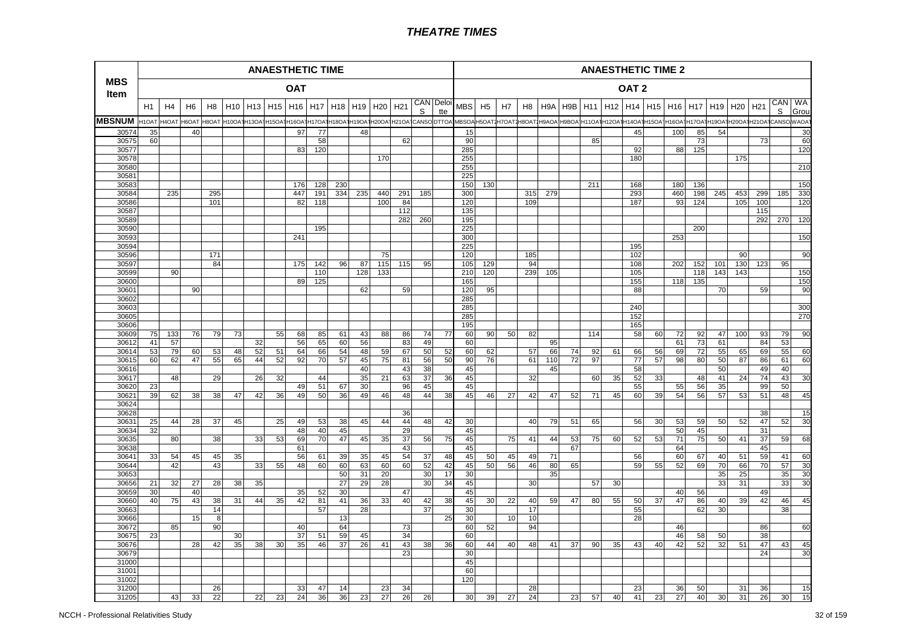# THEATRE TIMES

| MBS Item | ANAESTHETIC TIME | | | | | | | | | | | | | | | ANAESTHETIC TIME 2 | | | | | | | | | | | | | | | | |
|---|---|---|---|---|---|---|---|---|---|---|---|---|---|---|---|---|---|---|---|---|---|---|---|---|---|---|---|---|---|---|---|---|
| | OAT | | | | | | | | | | | | | | | OAT 2 | | | | | | | | | | | | | | | | |
| | H1 | H4 | H6 | H8 | H10 | H13 | H15 | H16 | H17 | H18 | H19 | H20 | H21 | CANS | Deloitte | MBS | H5 | H7 | H8 | H9A | H9B | H11 | H12 | H14 | H15 | H16 | H17 | H19 | H20 | H21 | CANS | WA Group |
| MBSNUM | H1OAT | H4OAT | H6OAT | H8OAT | H10OAT | H13OAT | H15OAT | H16OAT | H17OAT | H18OAT | H19OAT | H20OAT | H21OAT | CANSO | DTTOA | MBSOA | H5OAT2 | H7OAT2 | H8OAT2 | H9AOA | H9BOA | H11OAT | H12OAT | H14OAT | H15OAT | H16OAT | H17OAT | H19OAT | H20OAT | H21OAT | CANSO | WAOAT |
| 30574 | 35 | | 40 | | | | | 97 | 77 | | 48 | | | | | 15 | | | | | | | | 45 | | 100 | 85 | 54 | | | | 30 |
| 30575 | 60 | | | | | | | | 58 | | | | 62 | | | 90 | | | | | | 85 | | | | | 73 | | | 73 | | 60 |
| 30577 | | | | | | | | 83 | 120 | | | | | | | 285 | | | | | | | | 92 | | 88 | 125 | | | | | 120 |
| 30578 | | | | | | | | | | | | 170 | | | | 255 | | | | | | | | 180 | | | | | 175 | | | |
| 30580 | | | | | | | | | | | | | | | | 255 | | | | | | | | | | | | | | | | 210 |
| 30581 | | | | | | | | | | | | | | | | 225 | | | | | | | | | | | | | | | | |
| 30583 | | | | | | | | 176 | 128 | 230 | | | | | | 150 | 130 | | | | | 211 | | 168 | | 180 | 136 | | | | | 150 |
| 30584 | | 235 | | 295 | | | | 447 | 191 | 334 | 235 | 440 | 291 | 185 | | 300 | | | 315 | 279 | | | | 293 | | 460 | 198 | 245 | 453 | 299 | 185 | 330 |
| 30586 | | | | 101 | | | | 82 | 118 | | | 100 | 84 | | | 120 | | | 109 | | | | | 187 | | 93 | 124 | | 105 | 100 | | 120 |
| 30587 | | | | | | | | | | | | | 112 | | | 135 | | | | | | | | | | | | | | 115 | | |
| 30589 | | | | | | | | | | | | | 282 | 260 | | 195 | | | | | | | | | | | | | | 292 | 270 | 120 |
| 30590 | | | | | | | | | 195 | | | | | | | 225 | | | | | | | | | | | 200 | | | | | |
| 30593 | | | | | | | | 241 | | | | | | | | 300 | | | | | | | | | | 253 | | | | | | 150 |
| 30594 | | | | | | | | | | | | | | | | 225 | | | | | | | | 195 | | | | | | | | |
| 30596 | | | | 171 | | | | | | | | 75 | | | | 120 | | | 185 | | | | | 102 | | | | | 90 | | | 90 |
| 30597 | | | | 84 | | | | 175 | 142 | 96 | 87 | 115 | 115 | 95 | | 105 | 129 | | 94 | | | | | 108 | | 202 | 152 | 101 | 130 | 123 | 95 | |
| 30599 | | 90 | | | | | | | 110 | | 128 | 133 | | | | 210 | 120 | | 239 | 105 | | | | 105 | | | 118 | 143 | 143 | | | 150 |
| 30600 | | | | | | | | 89 | 125 | | | | | | | 165 | | | | | | | | 155 | | 118 | 135 | | | | | 150 |
| 30601 | | | 90 | | | | | | | | 62 | | 59 | | | 120 | 95 | | | | | | | 88 | | | | 70 | | 59 | | 90 |
| 30602 | | | | | | | | | | | | | | | | 285 | | | | | | | | | | | | | | | | |
| 30603 | | | | | | | | | | | | | | | | 285 | | | | | | | | 240 | | | | | | | | 300 |
| 30605 | | | | | | | | | | | | | | | | 285 | | | | | | | | 152 | | | | | | | | 270 |
| 30606 | | | | | | | | | | | | | | | | 195 | | | | | | | | 165 | | | | | | | | |
| 30609 | 75 | 133 | 76 | 79 | 73 | | 55 | 68 | 85 | 61 | 43 | 88 | 86 | 74 | 77 | 60 | 90 | 50 | 82 | | | 114 | | 58 | 60 | 72 | 92 | 47 | 100 | 93 | 79 | 90 |
| 30612 | 41 | 57 | | | | 32 | | 56 | 65 | 60 | 56 | | 83 | 49 | | 60 | | | | 95 | | | | | | 61 | 73 | 61 | | 84 | 53 | |
| 30614 | 53 | 79 | 60 | 53 | 48 | 52 | 51 | 64 | 66 | 54 | 48 | 59 | 67 | 50 | 52 | 60 | 62 | | 57 | 66 | 74 | 92 | 61 | 66 | 56 | 69 | 72 | 55 | 65 | 69 | 55 | 60 |
| 30615 | 60 | 62 | 47 | 55 | 65 | 44 | 52 | 92 | 70 | 57 | 45 | 75 | 81 | 56 | 50 | 90 | 76 | | 61 | 110 | 72 | 97 | | 77 | 57 | 98 | 80 | 50 | 87 | 86 | 61 | 60 |
| 30616 | | | | | | | | | | | 40 | | 43 | 38 | | 45 | | | | 45 | | | | 58 | | | | 50 | | 49 | 40 | |
| 30617 | | 48 | | 29 | | 26 | 32 | | 44 | | 35 | 21 | 63 | 37 | 36 | 45 | | | 32 | | | 60 | 35 | 52 | 33 | | 48 | 41 | 24 | 74 | 43 | 30 |
| 30620 | 23 | | | | | | | 49 | 51 | 67 | 30 | | 96 | 45 | | 45 | | | | | | | | 55 | | 55 | 56 | 35 | | 99 | 50 | |
| 30621 | 39 | 62 | 38 | 38 | 47 | 42 | 36 | 49 | 50 | 36 | 49 | 46 | 48 | 44 | 38 | 45 | 46 | 27 | 42 | 47 | 52 | 71 | 45 | 60 | 39 | 54 | 56 | 57 | 53 | 51 | 48 | 45 |
| 30624 | | | | | | | | | | | | | | | | | | | | | | | | | | | | | | | | |
| 30628 | | | | | | | | | | | | | 36 | | | | | | | | | | | | | | | | | 38 | | 15 |
| 30631 | 25 | 44 | 28 | 37 | 45 | | 25 | 49 | 53 | 38 | 45 | 44 | 44 | 48 | 42 | 30 | | | 40 | 79 | 51 | 65 | | 56 | 30 | 53 | 59 | 50 | 52 | 47 | 52 | 30 |
| 30634 | 32 | | | | | | | 48 | 40 | 45 | | | 29 | | | 45 | | | | | | | | | | 50 | 45 | | | 31 | | |
| 30635 | | 80 | | 38 | | 33 | 53 | 69 | 70 | 47 | 45 | 35 | 37 | 56 | 75 | 45 | | 75 | 41 | 44 | 53 | 75 | 60 | 52 | 53 | 71 | 75 | 50 | 41 | 37 | 59 | 68 |
| 30638 | | | | | | | | 61 | | | | | 43 | | | 45 | | | | | 67 | | | | | 64 | | | | 45 | | |
| 30641 | 33 | 54 | 45 | 45 | 35 | | | 56 | 61 | 39 | 35 | 45 | 54 | 37 | 48 | 45 | 50 | 45 | 49 | 71 | | | | 56 | | 60 | 67 | 40 | 51 | 59 | 41 | 60 |
| 30644 | | 42 | | 43 | | 33 | 55 | 48 | 60 | 60 | 63 | 60 | 60 | 52 | 42 | 45 | 50 | 56 | 46 | 80 | 65 | | | 59 | 55 | 52 | 69 | 70 | 66 | 70 | 57 | 30 |
| 30653 | | | | | | | | | | 50 | 31 | 20 | | 30 | 17 | 30 | | | | 35 | | | | | | | | 35 | 25 | | 35 | 30 |
| 30656 | 21 | 32 | 27 | 28 | 38 | 35 | | | | 27 | 29 | 28 | | 30 | 34 | 45 | | | 30 | | | 57 | 30 | | | | | 33 | 31 | | 33 | 30 |
| 30659 | 30 | | 40 | | | | | 35 | 52 | 30 | | | 47 | | | 45 | | | | | | | | | | 40 | 56 | | | 49 | | |
| 30660 | 40 | 75 | 43 | 38 | 31 | 44 | 35 | 42 | 81 | 41 | 36 | 33 | 40 | 42 | 38 | 45 | 30 | 22 | 40 | 59 | 47 | 80 | 55 | 50 | 37 | 47 | 86 | 40 | 39 | 42 | 46 | 45 |
| 30663 | | | | 14 | | | | | 57 | | 28 | | | 37 | | 30 | | | 17 | | | | | 55 | | | 62 | 30 | | | 38 | |
| 30666 | | | 15 | 8 | | | | | | 13 | | | | | 25 | 30 | | 10 | 10 | | | | | 28 | | | | | | | | |
| 30672 | | 85 | | 90 | | | | 40 | | 64 | | | 73 | | | 60 | 52 | | 94 | | | | | | | 46 | | | | 86 | | 60 |
| 30675 | 23 | | | | 30 | | | 37 | 51 | 59 | 45 | | 34 | | | 60 | | | | | | | | | | 46 | 58 | 50 | | 38 | | |
| 30676 | | | 28 | 42 | 35 | 38 | 30 | 35 | 46 | 37 | 26 | 41 | 43 | 38 | 36 | 60 | 44 | 40 | 48 | 41 | 37 | 90 | 35 | 43 | 40 | 42 | 52 | 32 | 51 | 47 | 43 | 45 |
| 30679 | | | | | | | | | | | | | 23 | | | 30 | | | | | | | | | | | | | | 24 | | 30 |
| 31000 | | | | | | | | | | | | | | | | 45 | | | | | | | | | | | | | | | | |
| 31001 | | | | | | | | | | | | | | | | 60 | | | | | | | | | | | | | | | | |
| 31002 | | | | | | | | | | | | | | | | 120 | | | | | | | | | | | | | | | | |
| 31200 | | | | 26 | | | | 33 | 47 | 14 | | 23 | 34 | | | | | | 28 | | | | | 23 | | 36 | 50 | | 31 | 36 | | 15 |
| 31205 | | 43 | 33 | 22 | | 22 | 23 | 24 | 36 | 36 | 23 | 27 | 26 | 26 | | 30 | 39 | 27 | 24 | | 23 | 57 | 40 | 41 | 23 | 27 | 40 | 30 | 31 | 26 | 30 | 15 |

NCCH - Professional Relativities Study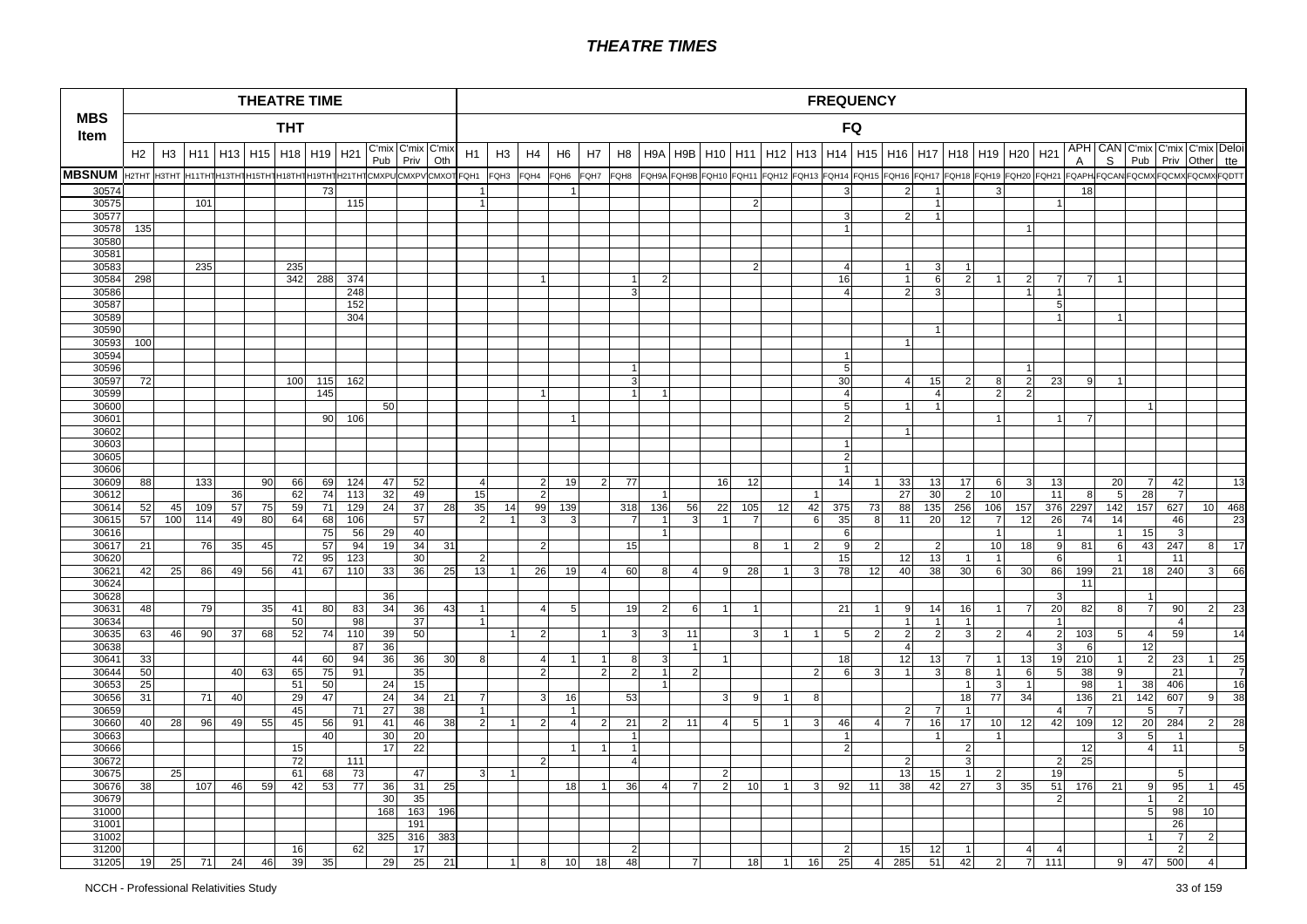# THEATRE TIMES

| MBS Item | THEATRE TIME THT | | | | | | | | | | | FREQUENCY FQ | | | | | | | | | | | | | | | | | | | | | | | | | |
|---|---|---|---|---|---|---|---|---|---|---|---|---|---|---|---|---|---|---|---|---|---|---|---|---|---|---|---|---|---|---|---|---|---|---|---|---|---|
| | H2 | H3 | H11 | H13 | H15 | H18 | H19 | H21 | C'mix Pub | C'mix Priv | C'mix Oth | H1 | H3 | H4 | H6 | H7 | H8 | H9A | H9B | H10 | H11 | H12 | H13 | H14 | H15 | H16 | H17 | H18 | H19 | H20 | H21 | APHA | CANS | C'mix Pub | C'mix Priv | C'mix Other | Deloitte |
| MBSNUM | H2THT | H3THT | H11THT | H13THT | H15THT | H18THT | H19THT | H21THT | CMXPUB | CMXPVT | CMXOTH | FQH1 | FQH3 | FQH4 | FQH6 | FQH7 | FQH8 | FQH9A | FQH9B | FQH10 | FQH11 | FQH12 | FQH13 | FQH14 | FQH15 | FQH16 | FQH17 | FQH18 | FQH19 | FQH20 | FQH21 | FQAPHA | FQCANS | FQCMXPUB | FQCMXPVT | FQCMXOTH | FQDTT |
| 30574 | | | | | | | 73 | | | | | 1 | | | 1 | | | | | | | | | 3 | | 2 | 1 | | 3 | | | 18 | | | | | |
| 30575 | | | 101 | | | | | 115 | | | | 1 | | | | | | | | | 2 | | | | | | 1 | | | | 1 | | | | | | |
| 30577 | | | | | | | | | | | | | | | | | | | | | | | | 3 | | 2 | 1 | | | | | | | | | | |
| 30578 | 135 | | | | | | | | | | | | | | | | | | | | | | | 1 | | | | | | 1 | | | | | | | |
| 30580 | | | | | | | | | | | | | | | | | | | | | | | | | | | | | | | | | | | | | |
| 30581 | | | | | | | | | | | | | | | | | | | | | | | | | | | | | | | | | | | | | |
| 30583 | | | 235 | | | 235 | | | | | | | | | | | | | | | 2 | | | 4 | | 1 | 3 | 1 | | | | | | | | | |
| 30584 | 298 | | | | | 342 | 288 | 374 | | | | | | 1 | | | 1 | 2 | | | | | | 16 | | 1 | 6 | 2 | 1 | 2 | 7 | 7 | 1 | | | | |
| 30586 | | | | | | | | 248 | | | | | | | | | 3 | | | | | | | 4 | | 2 | 3 | | | 1 | 1 | | | | | | |
| 30587 | | | | | | | | 152 | | | | | | | | | | | | | | | | | | | | | | | 5 | | | | | | |
| 30589 | | | | | | | | 304 | | | | | | | | | | | | | | | | | | | | | | | 1 | | 1 | | | | |
| 30590 | | | | | | | | | | | | | | | | | | | | | | | | | | | 1 | | | | | | | | | | |
| 30593 | 100 | | | | | | | | | | | | | | | | | | | | | | | | | 1 | | | | | | | | | | | |
| 30594 | | | | | | | | | | | | | | | | | | | | | | | | 1 | | | | | | | | | | | | | |
| 30596 | | | | | | | | | | | | | | | | | 1 | | | | | | | 5 | | | | | | 1 | | | | | | | |
| 30597 | 72 | | | | | 100 | 115 | 162 | | | | | | | | | 3 | | | | | | | 30 | | 4 | 15 | 2 | 8 | 2 | 23 | 9 | 1 | | | | |
| 30599 | | | | | | | 145 | | | | | | | 1 | | | 1 | 1 | | | | | | 4 | | | 4 | | 2 | 2 | | | | | | | |
| 30600 | | | | | | | | | 50 | | | | | | | | | | | | | | | 5 | | 1 | 1 | | | | | | | 1 | | | |
| 30601 | | | | | | | 90 | 106 | | | | | | | 1 | | | | | | | | | 2 | | | | | 1 | | 1 | 7 | | | | | |
| 30602 | | | | | | | | | | | | | | | | | | | | | | | | | | 1 | | | | | | | | | | | |
| 30603 | | | | | | | | | | | | | | | | | | | | | | | | 1 | | | | | | | | | | | | | |
| 30605 | | | | | | | | | | | | | | | | | | | | | | | | 2 | | | | | | | | | | | | | |
| 30606 | | | | | | | | | | | | | | | | | | | | | | | | 1 | | | | | | | | | | | | | |
| 30609 | 88 | | 133 | | 90 | 66 | 69 | 124 | 47 | 52 | | 4 | | 2 | 19 | 2 | 77 | | | 16 | 12 | | | 14 | 1 | 33 | 13 | 17 | 6 | 3 | 13 | | 20 | 7 | 42 | | 13 |
| 30612 | | | | 36 | | 62 | 74 | 113 | 32 | 49 | | 15 | | 2 | | | | 1 | | | | | 1 | | | 27 | 30 | 2 | 10 | | 11 | 8 | 5 | 28 | 7 | | |
| 30614 | 52 | 45 | 109 | 57 | 75 | 59 | 71 | 129 | 24 | 37 | 28 | 35 | 14 | 99 | 139 | | 318 | 136 | 56 | 22 | 105 | 12 | 42 | 375 | 73 | 88 | 135 | 256 | 106 | 157 | 376 | 2297 | 142 | 157 | 627 | 10 | 468 |
| 30615 | 57 | 100 | 114 | 49 | 80 | 64 | 68 | 106 | | 57 | | 2 | 1 | 3 | 3 | | 7 | 1 | 3 | 1 | 7 | | 6 | 35 | 8 | 11 | 20 | 12 | 7 | 12 | 26 | 74 | 14 | | 46 | | 23 |
| 30616 | | | | | | | 75 | 56 | 29 | 40 | | | | | | | | 1 | | | | | | 6 | | | | | 1 | | 1 | | 1 | 15 | 3 | | |
| 30617 | 21 | | 76 | 35 | 45 | | 57 | 94 | 19 | 34 | 31 | | | 2 | | | 15 | | | | 8 | 1 | 2 | 9 | 2 | | 2 | | 10 | 18 | 9 | 81 | 6 | 43 | 247 | 8 | 17 |
| 30620 | | | | | | 72 | 95 | 123 | | 30 | | 2 | | | | | | | | | | | | 15 | | 12 | 13 | 1 | 1 | | 6 | | 1 | | 11 | | |
| 30621 | 42 | 25 | 86 | 49 | 56 | 41 | 67 | 110 | 33 | 36 | 25 | 13 | 1 | 26 | 19 | 4 | 60 | 8 | 4 | 9 | 28 | 1 | 3 | 78 | 12 | 40 | 38 | 30 | 6 | 30 | 86 | 199 | 21 | 18 | 240 | 3 | 66 |
| 30624 | | | | | | | | | | | | | | | | | | | | | | | | | | | | | | | | 11 | | | | | |
| 30628 | | | | | | | | | 36 | | | | | | | | | | | | | | | | | | | | | | 3 | | | 1 | | | |
| 30631 | 48 | | 79 | | 35 | 41 | 80 | 83 | 34 | 36 | 43 | 1 | | 4 | 5 | | 19 | 2 | 6 | 1 | 1 | | | 21 | 1 | 9 | 14 | 16 | 1 | 7 | 20 | 82 | 8 | 7 | 90 | 2 | 23 |
| 30634 | | | | | | 50 | | 98 | | 37 | | 1 | | | | | | | | | | | | | | 1 | 1 | 1 | | | 1 | | | | 4 | | |
| 30635 | 63 | 46 | 90 | 37 | 68 | 52 | 74 | 110 | 39 | 50 | | | 1 | 2 | | 1 | 3 | 3 | 11 | | 3 | 1 | 1 | 5 | 2 | 2 | 2 | 3 | 2 | 4 | 2 | 103 | 5 | 4 | 59 | | 14 |
| 30638 | | | | | | | | 87 | 36 | | | | | | | | | | 1 | | | | | | | 4 | | | | | 3 | 6 | | 12 | | | |
| 30641 | 33 | | | | | 44 | 60 | 94 | 36 | 36 | 30 | 8 | | 4 | 1 | 1 | 8 | 3 | | 1 | | | | 18 | | 12 | 13 | 7 | 1 | 13 | 19 | 210 | 1 | 2 | 23 | 1 | 25 |
| 30644 | 50 | | | 40 | 63 | 65 | 75 | 91 | | 35 | | | | 2 | | 2 | 2 | 1 | 2 | | | | 2 | 6 | 3 | 1 | 3 | 8 | 1 | 6 | 5 | 38 | 9 | | 21 | | 7 |
| 30653 | 25 | | | | | 51 | 50 | | 24 | 15 | | | | | | | | 1 | | | | | | | | | | 1 | 3 | 1 | | 98 | 1 | 38 | 406 | | 16 |
| 30656 | 31 | | 71 | 40 | | 29 | 47 | | 24 | 34 | 21 | 7 | | 3 | 16 | | 53 | | | 3 | 9 | 1 | 8 | | | | | 18 | 77 | 34 | | 136 | 21 | 142 | 607 | 9 | 38 |
| 30659 | | | | | | 45 | | 71 | 27 | 38 | | 1 | | | 1 | | | | | | | | | | | 2 | 7 | 1 | | | 4 | 7 | | 5 | 7 | | |
| 30660 | 40 | 28 | 96 | 49 | 55 | 45 | 56 | 91 | 41 | 46 | 38 | 2 | 1 | 2 | 4 | 2 | 21 | 2 | 11 | 4 | 5 | 1 | 3 | 46 | 4 | 7 | 16 | 17 | 10 | 12 | 42 | 109 | 12 | 20 | 284 | 2 | 28 |
| 30663 | | | | | | | 40 | | 30 | 20 | | | | | | | 1 | | | | | | | 1 | | | 1 | | 1 | | | | 3 | 5 | 1 | | |
| 30666 | | | | | | 15 | | | 17 | 22 | | | | | 1 | 1 | 1 | | | | | | | 2 | | | | 2 | | | | 12 | | 4 | 11 | | 5 |
| 30672 | | | | | | 72 | | 111 | | | | | | 2 | | | 4 | | | | | | | | | 2 | | 3 | | | 2 | 25 | | | | | |
| 30675 | | 25 | | | | 61 | 68 | 73 | | 47 | | 3 | 1 | | | | | | | 2 | | | | | | 13 | 15 | 1 | 2 | | 19 | | | | 5 | | |
| 30676 | 38 | | 107 | 46 | 59 | 42 | 53 | 77 | 36 | 31 | 25 | | | | 18 | 1 | 36 | 4 | 7 | 2 | 10 | 1 | 3 | 92 | 11 | 38 | 42 | 27 | 3 | 35 | 51 | 176 | 21 | 9 | 95 | 1 | 45 |
| 30679 | | | | | | | | | 30 | 35 | | | | | | | | | | | | | | | | | | | | | 2 | | | 1 | 2 | | |
| 31000 | | | | | | | | | 168 | 163 | 196 | | | | | | | | | | | | | | | | | | | | | | | 5 | 98 | 10 | |
| 31001 | | | | | | | | | | 191 | | | | | | | | | | | | | | | | | | | | | | | | | 26 | | |
| 31002 | | | | | | | | | 325 | 316 | 383 | | | | | | | | | | | | | | | | | | | | | | | 1 | 7 | 2 | |
| 31200 | | | | | | 16 | | 62 | | 17 | | | | | | | 2 | | | | | | | 2 | | 15 | 12 | 1 | | 4 | 4 | | | | 2 | | |
| 31205 | 19 | 25 | 71 | 24 | 46 | 39 | 35 | | 29 | 25 | 21 | | 1 | 8 | 10 | 18 | 48 | | 7 | | 18 | 1 | 16 | 25 | 4 | 285 | 51 | 42 | 2 | 7 | 111 | | 9 | 47 | 500 | 4 | |

NCCH - Professional Relativities Study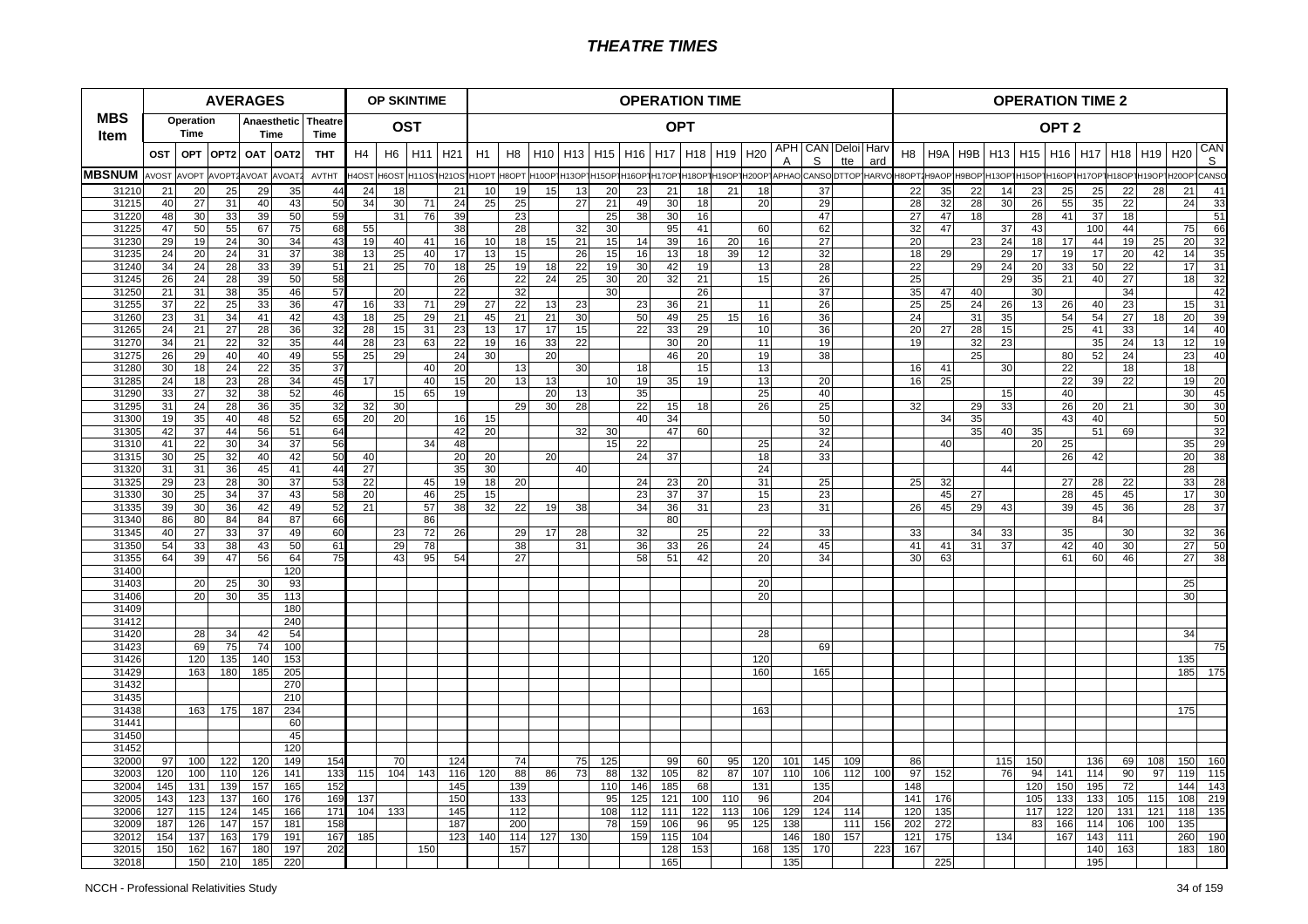# THEATRE TIMES

| MBS Item | AVERAGES | | | | | | OP SKINTIME | | | | OPERATION TIME | | | | | | | | | | | | | | OPERATION TIME 2 | | | | | | | | | | |
|---|---|---|---|---|---|---|---|---|---|---|---|---|---|---|---|---|---|---|---|---|---|---|---|---|---|---|---|---|---|---|---|---|---|---|---|
| | Operation Time | | | Anaesthetic Time | | Theatre Time | OST | | | | OPT | | | | | | | | | | | | | | OPT 2 | | | | | | | | | | |
| | OST | OPT | OPT2 | OAT | OAT2 | THT | H4 | H6 | H11 | H21 | H1 | H8 | H10 | H13 | H15 | H16 | H17 | H18 | H19 | H20 | APHA | CANS | Deloitte | Harvard | H8 | H9A | H9B | H13 | H15 | H16 | H17 | H18 | H19 | H20 | CANS |
| MBSNUM | AVOST | AVOPT | AVOPT2 | AVOAT | AVOAT2 | AVTHT | H4OST | H6OST | H11OST | H21OST | H1OPT | H8OPT | H10OPT | H13OPT | H15OPT | H16OPT | H17OPT | H18OPT | H19OPT | H20OPT | APHAO | CANSO | DTTOP | HARVO | H8OPT2 | H9AOP | H9BOP | H13OPT | H15OPT | H16OPT | H17OPT | H18OPT | H19OPT | H20OPT | CANSO |
| 31210 | 21 | 20 | 25 | 29 | 35 | 44 | 24 | 18 | | 21 | 10 | 19 | 15 | 13 | 20 | 23 | 21 | 18 | 21 | 18 | | 37 | | | 22 | 35 | 22 | 14 | 23 | 25 | 25 | 22 | 28 | 21 | 41 |
| 31215 | 40 | 27 | 31 | 40 | 43 | 50 | 34 | 30 | 71 | 24 | 25 | 25 | | 27 | 21 | 49 | 30 | 18 | | 20 | | 29 | | | 28 | 32 | 28 | 30 | 26 | 55 | 35 | 22 | | 24 | 33 |
| 31220 | 48 | 30 | 33 | 39 | 50 | 59 | | 31 | 76 | 39 | | 23 | | | 25 | 38 | 30 | 16 | | | | 47 | | | 27 | 47 | 18 | | 28 | 41 | 37 | 18 | | | 51 |
| 31225 | 47 | 50 | 55 | 67 | 75 | 68 | 55 | | | 38 | | 28 | | 32 | 30 | | 95 | 41 | | 60 | | 62 | | | 32 | 47 | | 37 | 43 | | 100 | 44 | | 75 | 66 |
| 31230 | 29 | 19 | 24 | 30 | 34 | 43 | 19 | 40 | 41 | 16 | 10 | 18 | 15 | 21 | 15 | 14 | 39 | 16 | 20 | 16 | | 27 | | | 20 | | 23 | 24 | 18 | 17 | 44 | 19 | 25 | 20 | 32 |
| 31235 | 24 | 20 | 24 | 31 | 37 | 38 | 13 | 25 | 40 | 17 | 13 | 15 | | 26 | 15 | 16 | 13 | 18 | 39 | 12 | | 32 | | | 18 | 29 | | 29 | 17 | 19 | 17 | 20 | 42 | 14 | 35 |
| 31240 | 34 | 24 | 28 | 33 | 39 | 51 | 21 | 25 | 70 | 18 | 25 | 19 | 18 | 22 | 19 | 30 | 42 | 19 | | 13 | | 28 | | | 22 | | 29 | 24 | 20 | 33 | 50 | 22 | | 17 | 31 |
| 31245 | 26 | 24 | 28 | 39 | 50 | 58 | | | | 26 | | 22 | 24 | 25 | 30 | 20 | 32 | 21 | | 15 | | 26 | | | 25 | | | 29 | 35 | 21 | 40 | 27 | | 18 | 32 |
| 31250 | 21 | 31 | 38 | 35 | 46 | 57 | | 20 | | 22 | | 32 | | | 30 | | | 26 | | | | 37 | | | 35 | 47 | 40 | | 30 | | | 34 | | | 42 |
| 31255 | 37 | 22 | 25 | 33 | 36 | 47 | 16 | 33 | 71 | 29 | 27 | 22 | 13 | 23 | | 23 | 36 | 21 | | 11 | | 26 | | | 25 | 25 | 24 | 26 | 13 | 26 | 40 | 23 | | 15 | 31 |
| 31260 | 23 | 31 | 34 | 41 | 42 | 43 | 18 | 25 | 29 | 21 | 45 | 21 | 21 | 30 | | 50 | 49 | 25 | 15 | 16 | | 36 | | | 24 | | 31 | 35 | | 54 | 54 | 27 | 18 | 20 | 39 |
| 31265 | 24 | 21 | 27 | 28 | 36 | 32 | 28 | 15 | 31 | 23 | 13 | 17 | 17 | 15 | | 22 | 33 | 29 | | 10 | | 36 | | | 20 | 27 | 28 | 15 | | 25 | 41 | 33 | | 14 | 40 |
| 31270 | 34 | 21 | 22 | 32 | 35 | 44 | 28 | 23 | 63 | 22 | 19 | 16 | 33 | 22 | | | 30 | 20 | | 11 | | 19 | | | 19 | | 32 | 23 | | | 35 | 24 | 13 | 12 | 19 |
| 31275 | 26 | 29 | 40 | 40 | 49 | 55 | 25 | 29 | | 24 | 30 | | 20 | | | | 46 | 20 | | 19 | | 38 | | | | | 25 | | | 80 | 52 | 24 | | 23 | 40 |
| 31280 | 30 | 18 | 24 | 22 | 35 | 37 | | | 40 | 20 | | 13 | | 30 | | 18 | | 15 | | 13 | | | | | 16 | 41 | | 30 | | 22 | | 18 | | 18 | |
| 31285 | 24 | 18 | 23 | 28 | 34 | 45 | 17 | | 40 | 15 | 20 | 13 | 13 | | 10 | 19 | 35 | 19 | | 13 | | 20 | | | 16 | 25 | | | | 22 | 39 | 22 | | 19 | 20 |
| 31290 | 33 | 27 | 32 | 38 | 52 | 46 | | 15 | 65 | 19 | | | 20 | 13 | | 35 | | | | 25 | | 40 | | | | | | 15 | | 40 | | | | 30 | 45 |
| 31295 | 31 | 24 | 28 | 36 | 35 | 32 | 32 | 30 | | | | 29 | 30 | 28 | | 22 | 15 | 18 | | 26 | | 25 | | | 32 | | 29 | 33 | | 26 | 20 | 21 | | 30 | 30 |
| 31300 | 19 | 35 | 40 | 48 | 52 | 65 | 20 | 20 | | 16 | 15 | | | | | 40 | 34 | | | | | 50 | | | | 34 | 35 | | | 43 | 40 | | | | 50 |
| 31305 | 42 | 37 | 44 | 56 | 51 | 64 | | | | 42 | 20 | | | 32 | 30 | | 47 | 60 | | | | 32 | | | | | 35 | 40 | 35 | | 51 | 69 | | | 32 |
| 31310 | 41 | 22 | 30 | 34 | 37 | 56 | | | 34 | 48 | | | | | 15 | 22 | | | | 25 | | 24 | | | | 40 | | | 20 | 25 | | | | 35 | 29 |
| 31315 | 30 | 25 | 32 | 40 | 42 | 50 | 40 | | | 20 | 20 | | 20 | | | 24 | 37 | | | 18 | | 33 | | | | | | | | 26 | 42 | | | 20 | 38 |
| 31320 | 31 | 31 | 36 | 45 | 41 | 44 | 27 | | | 35 | 30 | | | 40 | | | | | | 24 | | | | | | | | 44 | | | | | | 28 | |
| 31325 | 29 | 23 | 28 | 30 | 37 | 53 | 22 | | 45 | 19 | 18 | 20 | | | | 24 | 23 | 20 | | 31 | | 25 | | | 25 | 32 | | | | 27 | 28 | 22 | | 33 | 28 |
| 31330 | 30 | 25 | 34 | 37 | 43 | 58 | 20 | | 46 | 25 | 15 | | | | | 23 | 37 | 37 | | 15 | | 23 | | | | 45 | 27 | | | 28 | 45 | 45 | | 17 | 30 |
| 31335 | 39 | 30 | 36 | 42 | 49 | 52 | 21 | | 57 | 38 | 32 | 22 | 19 | 38 | | 34 | 36 | 31 | | 23 | | 31 | | | 26 | 45 | 29 | 43 | | 39 | 45 | 36 | | 28 | 37 |
| 31340 | 86 | 80 | 84 | 84 | 87 | 66 | | | 86 | | | | | | | | 80 | | | | | | | | | | | | | | 84 | | | | |
| 31345 | 40 | 27 | 33 | 37 | 49 | 60 | | 23 | 72 | 26 | | 29 | 17 | 28 | | 32 | | 25 | | 22 | | 33 | | | 33 | | 34 | 33 | | 35 | | 30 | | 32 | 36 |
| 31350 | 54 | 33 | 38 | 43 | 50 | 61 | | 29 | 78 | | | 38 | | 31 | | 36 | 33 | 26 | | 24 | | 45 | | | 41 | 41 | 31 | 37 | | 42 | 40 | 30 | | 27 | 50 |
| 31355 | 64 | 39 | 47 | 56 | 64 | 75 | | 43 | 95 | 54 | | 27 | | | | 58 | 51 | 42 | | 20 | | 34 | | | 30 | 63 | | | | 61 | 60 | 46 | | 27 | 38 |
| 31400 | | | | | 120 | | | | | | | | | | | | | | | | | | | | | | | | | | | | | | |
| 31403 | | 20 | 25 | 30 | 93 | | | | | | | | | | | | | | | 20 | | | | | | | | | | | | | | 25 | |
| 31406 | | 20 | 30 | 35 | 113 | | | | | | | | | | | | | | | 20 | | | | | | | | | | | | | | 30 | |
| 31409 | | | | | 180 | | | | | | | | | | | | | | | | | | | | | | | | | | | | | | |
| 31412 | | | | | 240 | | | | | | | | | | | | | | | | | | | | | | | | | | | | | | |
| 31420 | | 28 | 34 | 42 | 54 | | | | | | | | | | | | | | | 28 | | | | | | | | | | | | | | 34 | |
| 31423 | | 69 | 75 | 74 | 100 | | | | | | | | | | | | | | | | | 69 | | | | | | | | | | | | | 75 |
| 31426 | | 120 | 135 | 140 | 153 | | | | | | | | | | | | | | | 120 | | | | | | | | | | | | | | 135 | |
| 31429 | | 163 | 180 | 185 | 205 | | | | | | | | | | | | | | | 160 | | 165 | | | | | | | | | | | | 185 | 175 |
| 31432 | | | | | 270 | | | | | | | | | | | | | | | | | | | | | | | | | | | | | | |
| 31435 | | | | | 210 | | | | | | | | | | | | | | | | | | | | | | | | | | | | | | |
| 31438 | | 163 | 175 | 187 | 234 | | | | | | | | | | | | | | | 163 | | | | | | | | | | | | | | 175 | |
| 31441 | | | | | 60 | | | | | | | | | | | | | | | | | | | | | | | | | | | | | | |
| 31450 | | | | | 45 | | | | | | | | | | | | | | | | | | | | | | | | | | | | | | |
| 31452 | | | | | 120 | | | | | | | | | | | | | | | | | | | | | | | | | | | | | | |
| 32000 | 97 | 100 | 122 | 120 | 149 | 154 | | 70 | | 124 | | 74 | | 75 | 125 | | 99 | 60 | 95 | 120 | 101 | 145 | 109 | | 86 | | | 115 | 150 | | 136 | 69 | 108 | 150 | 160 |
| 32003 | 120 | 100 | 110 | 126 | 141 | 133 | 115 | 104 | 143 | 116 | 120 | 88 | 86 | 73 | 88 | 132 | 105 | 82 | 87 | 107 | 110 | 106 | 112 | 100 | 97 | 152 | | 76 | 94 | 141 | 114 | 90 | 97 | 119 | 115 |
| 32004 | 145 | 131 | 139 | 157 | 165 | 152 | | | | 145 | | 139 | | | 110 | 146 | 185 | 68 | | 131 | | 135 | | | 148 | | | | 120 | 150 | 195 | 72 | | 144 | 143 |
| 32005 | 143 | 123 | 137 | 160 | 176 | 169 | 137 | | | 150 | | 133 | | | 95 | 125 | 121 | 100 | 110 | 96 | | 204 | | | 141 | 176 | | | 105 | 133 | 133 | 105 | 115 | 108 | 219 |
| 32006 | 127 | 115 | 124 | 145 | 166 | 171 | 104 | 133 | | 145 | | 112 | | | 108 | 112 | 111 | 122 | 113 | 106 | 129 | 124 | 114 | | 120 | 135 | | | 117 | 122 | 120 | 131 | 121 | 118 | 135 |
| 32009 | 187 | 126 | 147 | 157 | 181 | 158 | | | | 187 | | 200 | | | 78 | 159 | 106 | 96 | 95 | 125 | 138 | | 111 | 156 | 202 | 272 | | | 83 | 166 | 114 | 106 | 100 | 135 | |
| 32012 | 154 | 137 | 163 | 179 | 191 | 167 | 185 | | | 123 | 140 | 114 | 127 | 130 | | 159 | 115 | 104 | | | 146 | 180 | 157 | | 121 | 175 | | 134 | | 167 | 143 | 111 | | 260 | 190 |
| 32015 | 150 | 162 | 167 | 180 | 197 | 202 | | | 150 | | | 157 | | | | | 128 | 153 | | 168 | 135 | 170 | | 223 | 167 | | | | | | 140 | 163 | | 183 | 180 |
| 32018 | | 150 | 210 | 185 | 220 | | | | | | | | | | | | 165 | | | | 135 | | | | | 225 | | | | | 195 | | | | |

NCCH - Professional Relativities Study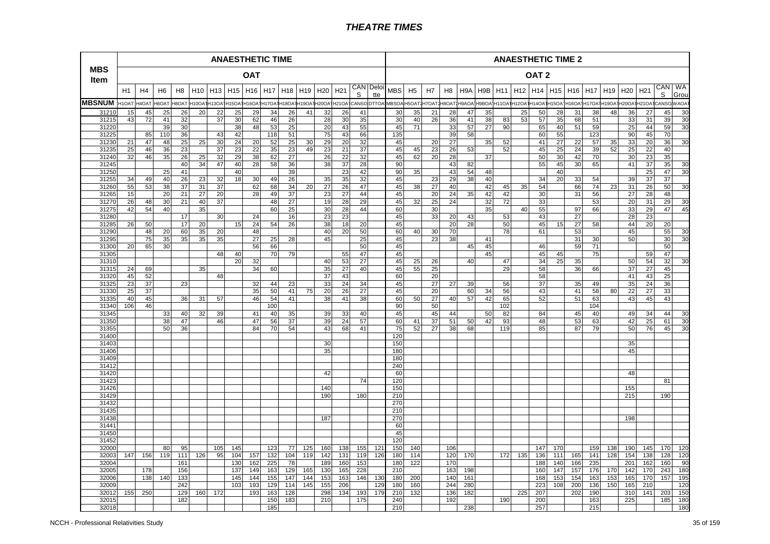# THEATRE TIMES

| MBS Item | ANAESTHETIC TIME | | | | | | | | | | | | | | | ANAESTHETIC TIME 2 | | | | | | | | | | | | | | | | |
|---|---|---|---|---|---|---|---|---|---|---|---|---|---|---|---|---|---|---|---|---|---|---|---|---|---|---|---|---|---|---|---|---|
| | OAT | | | | | | | | | | | | | | | OAT 2 | | | | | | | | | | | | | | | | |
| | H1 | H4 | H6 | H8 | H10 | H13 | H15 | H16 | H17 | H18 | H19 | H20 | H21 | CANS | Deloitte | MBS | H5 | H7 | H8 | H9A | H9B | H11 | H12 | H14 | H15 | H16 | H17 | H19 | H20 | H21 | CANS | WA Grou |
| MBSNUM | H1OAT | H4OAT | H6OAT | H8OAT | H10OAT | H13OAT | H15OAT | H16OAT | H17OAT | H18OAT | H19OAT | H20OAT | H21OAT | CANSO | DTTOA | MBSOA | H5OAT2 | H7OAT2 | H8OAT2 | H9AOA | H9BOA | H11OAT | H12OAT | H14OAT | H15OAT | H16OAT | H17OAT | H19OAT | H20OAT | H21OAT | CANSO | WAOAT |
| 31210 | 15 | 45 | 25 | 26 | 20 | 22 | 25 | 29 | 34 | 26 | 41 | 32 | 26 | 41 | | 30 | 35 | 21 | 28 | 47 | 35 | | 25 | 50 | 28 | 31 | 38 | 48 | 36 | 27 | 45 | 30 |
| 31215 | 43 | 72 | 41 | 32 | | 37 | 30 | 62 | 46 | 26 | | 28 | 30 | 35 | | 30 | 40 | 26 | 36 | 41 | 38 | 83 | 53 | 57 | 35 | 68 | 51 | | 33 | 31 | 39 | 30 |
| 31220 | | | 39 | 30 | | | 38 | 48 | 53 | 25 | | 20 | 43 | 55 | | 45 | 71 | | 33 | 57 | 27 | 90 | | 65 | 40 | 51 | 59 | | 25 | 44 | 59 | 30 |
| 31225 | | 85 | 110 | 36 | | 43 | 42 | | 118 | 51 | | 75 | 43 | 66 | | 135 | | | 39 | 58 | | | | 60 | 55 | | 123 | | 90 | 45 | 70 | |
| 31230 | 21 | 47 | 48 | 25 | 25 | 30 | 24 | 20 | 52 | 25 | 30 | 29 | 20 | 32 | | 45 | | 20 | 27 | | 35 | 52 | | 41 | 27 | 22 | 57 | 35 | 33 | 20 | 36 | 30 |
| 31235 | 25 | 46 | 36 | 23 | | 37 | 23 | 22 | 35 | 23 | 49 | 23 | 21 | 37 | | 45 | 45 | 23 | 26 | 53 | | 52 | | 45 | 25 | 24 | 39 | 52 | 25 | 22 | 40 | |
| 31240 | 32 | 46 | 35 | 26 | 25 | 32 | 29 | 38 | 62 | 27 | | 26 | 22 | 32 | | 45 | 62 | 20 | 28 | | 37 | | | 50 | 30 | 42 | 70 | | 30 | 23 | 35 | |
| 31245 | | | | 40 | 34 | 47 | 40 | 28 | 58 | 36 | | 38 | 37 | 28 | | 90 | | | 43 | 82 | | | | 55 | 45 | 30 | 65 | | 41 | 37 | 35 | 30 |
| 31250 | | | 25 | 41 | | | 40 | | | 39 | | | 23 | 42 | | 90 | 35 | | 43 | 54 | 48 | | | | 40 | | | | | 25 | 47 | 30 |
| 31255 | 34 | 49 | 40 | 26 | 23 | 32 | 18 | 30 | 49 | 26 | | 35 | 35 | 32 | | 45 | | 23 | 29 | 38 | 40 | | | 34 | 20 | 33 | 54 | | 39 | 37 | 37 | |
| 31260 | 55 | 53 | 38 | 37 | 31 | 37 | | 62 | 68 | 34 | 20 | 27 | 26 | 47 | | 45 | 38 | 27 | 40 | | 42 | 45 | 35 | 54 | | 66 | 74 | 23 | 31 | 26 | 50 | 30 |
| 31265 | 15 | | 20 | 21 | 27 | 20 | | 28 | 49 | 37 | | 23 | 27 | 44 | | 45 | | 20 | 24 | 35 | 42 | 42 | | 30 | | 31 | 56 | | 27 | 28 | 48 | |
| 31270 | 26 | 48 | 30 | 21 | 40 | 37 | | | 48 | 27 | | 19 | 28 | 29 | | 45 | 32 | 25 | 24 | | 32 | 72 | | 33 | | | 53 | | 20 | 31 | 29 | 30 |
| 31275 | 42 | 54 | 40 | | 35 | | | | 60 | 25 | | 30 | 28 | 44 | | 60 | | 30 | | | 35 | | 40 | 55 | | 97 | 66 | | 33 | 29 | 47 | 45 |
| 31280 | | | | 17 | | 30 | | 24 | | 16 | | 23 | 23 | | | 45 | | 33 | 20 | 43 | | 53 | | 43 | | 27 | | | 28 | 23 | | |
| 31285 | 26 | 50 | | 17 | 20 | | 15 | 24 | 54 | 26 | | 38 | 18 | 20 | | 45 | | | 20 | 28 | | 50 | | 45 | 15 | 27 | 58 | | 44 | 20 | 20 | |
| 31290 | | 48 | 20 | 60 | 35 | 20 | | 48 | | | | 40 | 20 | 50 | | 60 | 40 | 30 | 70 | | | 78 | | 61 | | 53 | | | 45 | | 55 | 30 |
| 31295 | | 75 | 35 | 35 | 35 | 35 | | 27 | 25 | 28 | | 45 | | 25 | | 45 | | 23 | 38 | | 41 | | | | | 31 | 30 | | 50 | | 30 | 30 |
| 31300 | 20 | 65 | 30 | | | | | 56 | 66 | | | | | 50 | | 45 | | | | 45 | 45 | | | 46 | | 59 | 71 | | | | 50 | |
| 31305 | | | | | | 48 | 40 | | 70 | 79 | | | 55 | 47 | | 45 | | | | | 45 | | | 45 | 45 | | 75 | | | 59 | 47 | |
| 31310 | | | | | | | 20 | 32 | | | | 40 | 53 | 27 | | 45 | 25 | 26 | | 40 | | 47 | | 34 | 25 | 35 | | | 50 | 54 | 32 | 30 |
| 31315 | 24 | 69 | | | 35 | | | 34 | 60 | | | 35 | 27 | 40 | | 45 | 55 | 25 | | | | 29 | | 58 | | 36 | 66 | | 37 | 27 | 45 | |
| 31320 | 45 | 52 | | | | 48 | | | | | | 37 | 43 | | | 60 | | 20 | | | | | | 58 | | | | | 41 | 43 | 25 | |
| 31325 | 23 | 37 | | 23 | | | | 32 | 44 | 23 | | 33 | 24 | 34 | | 45 | | 27 | 27 | 39 | | 56 | | 37 | | 35 | 49 | | 35 | 24 | 36 | |
| 31330 | 25 | 37 | | | | | | 35 | 50 | 41 | 75 | 20 | 26 | 27 | | 45 | | 20 | | 60 | 34 | 56 | | 43 | | 41 | 58 | 80 | 22 | 27 | 33 | |
| 31335 | 40 | 45 | | 36 | 31 | 57 | | 46 | 54 | 41 | | 38 | 41 | 38 | | 60 | 50 | 27 | 40 | 57 | 42 | 65 | | 52 | | 51 | 63 | | 43 | 45 | 43 | |
| 31340 | 106 | 46 | | | | | | | 100 | | | | | | | 90 | | 50 | | | | 102 | | | | | 104 | | | | | |
| 31345 | | | 33 | 40 | 32 | 39 | | 41 | 40 | 35 | | 39 | 33 | 40 | | 45 | | 45 | 44 | | 50 | 82 | | 84 | | 45 | 40 | | 49 | 34 | 44 | 30 |
| 31350 | | | 38 | 47 | | 46 | | 47 | 56 | 37 | | 39 | 24 | 57 | | 60 | 41 | 37 | 51 | 50 | 42 | 93 | | 48 | | 53 | 63 | | 42 | 25 | 61 | 30 |
| 31355 | | | 50 | 36 | | | | 84 | 70 | 54 | | 43 | 68 | 41 | | 75 | 52 | 27 | 38 | 68 | | 119 | | 85 | | 87 | 79 | | 50 | 76 | 45 | 30 |
| 31400 | | | | | | | | | | | | | | | | 120 | | | | | | | | | | | | | | | | |
| 31403 | | | | | | | | | | | | 30 | | | | 150 | | | | | | | | | | | | | 35 | | | |
| 31406 | | | | | | | | | | | | 35 | | | | 180 | | | | | | | | | | | | | 45 | | | |
| 31409 | | | | | | | | | | | | | | | | 180 | | | | | | | | | | | | | | | | |
| 31412 | | | | | | | | | | | | | | | | 240 | | | | | | | | | | | | | | | | |
| 31420 | | | | | | | | | | | | 42 | | | | 60 | | | | | | | | | | | | | 48 | | | |
| 31423 | | | | | | | | | | | | | | 74 | | 120 | | | | | | | | | | | | | | | 81 | |
| 31426 | | | | | | | | | | | | 140 | | | | 150 | | | | | | | | | | | | | 155 | | | |
| 31429 | | | | | | | | | | | | 190 | | 180 | | 210 | | | | | | | | | | | | | 215 | | 190 | |
| 31432 | | | | | | | | | | | | | | | | 270 | | | | | | | | | | | | | | | | |
| 31435 | | | | | | | | | | | | | | | | 210 | | | | | | | | | | | | | | | | |
| 31438 | | | | | | | | | | | | 187 | | | | 270 | | | | | | | | | | | | | 198 | | | |
| 31441 | | | | | | | | | | | | | | | | 60 | | | | | | | | | | | | | | | | |
| 31450 | | | | | | | | | | | | | | | | 45 | | | | | | | | | | | | | | | | |
| 31452 | | | | | | | | | | | | | | | | 120 | | | | | | | | | | | | | | | | |
| 32000 | | | 80 | 95 | | 105 | 145 | | 123 | 77 | 125 | 160 | 138 | 155 | 121 | 150 | 140 | | 106 | | | | | 147 | 170 | | 159 | 138 | 190 | 145 | 170 | 120 |
| 32003 | 147 | 156 | 119 | 111 | 126 | 95 | 104 | 157 | 132 | 104 | 119 | 142 | 131 | 119 | 126 | 180 | 114 | | 120 | 170 | | 172 | 135 | 136 | 111 | 165 | 141 | 128 | 154 | 138 | 128 | 120 |
| 32004 | | | | 161 | | | 130 | 162 | 225 | 78 | | 189 | 160 | 153 | | 180 | 122 | | 170 | | | | | 188 | 140 | 166 | 235 | | 201 | 162 | 160 | 90 |
| 32005 | | 178 | | 156 | | | 137 | 149 | 163 | 129 | 165 | 130 | 165 | 228 | | 210 | | | 163 | 198 | | | | 160 | 147 | 157 | 176 | 170 | 142 | 170 | 243 | 180 |
| 32006 | | 138 | 140 | 133 | | | 145 | 144 | 155 | 147 | 144 | 153 | 163 | 146 | 130 | 180 | 200 | | 140 | 161 | | | | 168 | 153 | 154 | 163 | 153 | 165 | 170 | 157 | 195 |
| 32009 | | | | 242 | | | 103 | 193 | 129 | 114 | 145 | 155 | 206 | | 129 | 180 | 160 | | 244 | 280 | | | | 223 | 108 | 200 | 136 | 150 | 165 | 210 | | 120 |
| 32012 | 155 | 250 | | 129 | 160 | 172 | | 193 | 163 | 128 | | 298 | 134 | 193 | 179 | 210 | 132 | | 136 | 182 | | | 225 | 207 | | 202 | 190 | | 310 | 141 | 203 | 150 |
| 32015 | | | | 182 | | | | | 150 | 183 | | 210 | | 175 | | 240 | | | 192 | | | 190 | | 200 | | | 163 | | 225 | | 185 | 180 |
| 32018 | | | | | | | | | 185 | | | | | | | 210 | | | | 238 | | | | 257 | | | 215 | | | | | 180 |

NCCH - Professional Relativities Study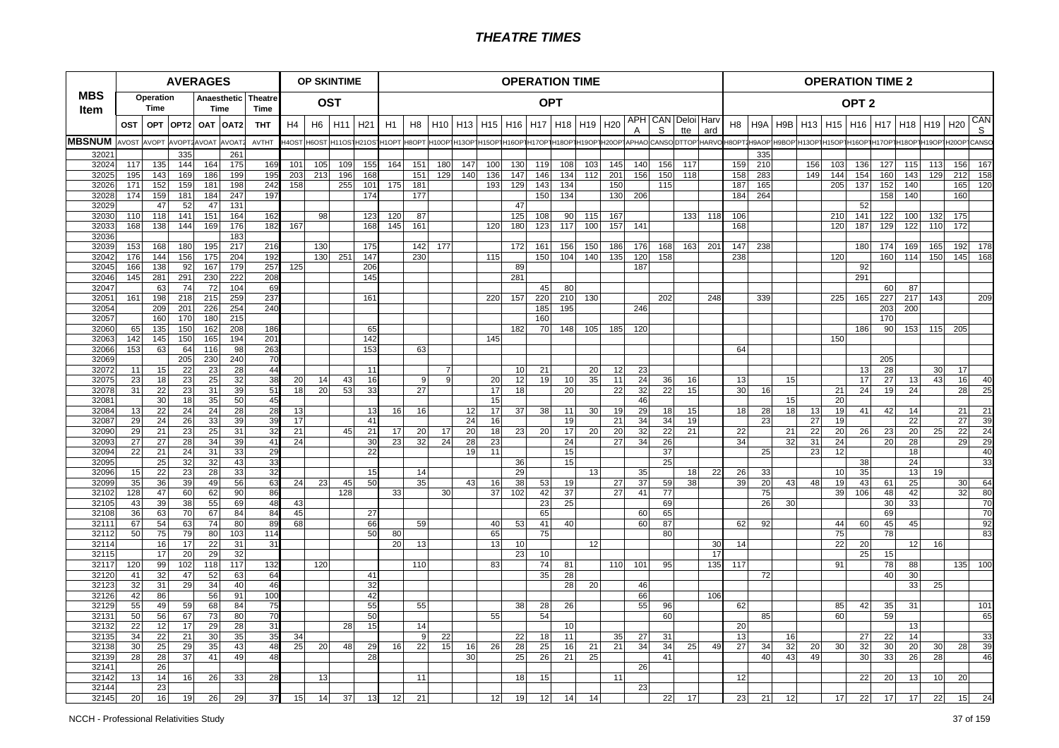| MBS Item | AVERAGES | | | | | | OP SKINTIME | | | | OPERATION TIME | | | | | | | | | | | | | | OPERATION TIME 2 | | | | | | | | | | |
|---|---|---|---|---|---|---|---|---|---|---|---|---|---|---|---|---|---|---|---|---|---|---|---|---|---|---|---|---|---|---|---|---|---|---|---|
| | Operation Time | | Anaesthetic Time | | | Theatre Time | OST | | | | OPT | | | | | | | | | | | | | | OPT 2 | | | | | | | | | | |
| | OST | OPT | OPT2 | OAT | OAT2 | THT | H4 | H6 | H11 | H21 | H1 | H8 | H10 | H13 | H15 | H16 | H17 | H18 | H19 | H20 | APHA | CANS | Deloitte | Harvard | H8 | H9A | H9B | H13 | H15 | H16 | H17 | H18 | H19 | H20 | CANS |
| MBSNUM | AVOST | AVOPT | AVOPT2 | AVOAT | AVOAT2 | AVTHT | H4OST | H6OST | H11OST | H21OST | H1OPT | H8OPT | H10OPT | H13OPT | H15OPT | H16OPT | H17OPT | H18OPT | H19OPT | H20OPT | APHAO | CANSO | DTTOP | HARVO | H8OPT2 | H9AOP | H9BOP | H13OPT | H15OPT | H16OPT | H17OPT | H18OPT | H19OPT | H20OPT | CANSO |
| 32021 | | | 335 | | 261 | | | | | | | | | | | | | | | | | | | | | 335 | | | | | | | | | |
| 32024 | 117 | 135 | 144 | 154 | 175 | 169 | 101 | 105 | 109 | 155 | 164 | 151 | 180 | 147 | 100 | 130 | 119 | 108 | 103 | 145 | 140 | 156 | 117 | | 159 | 210 | | 156 | 103 | 136 | 127 | 115 | 113 | 156 | 167 |
| 32025 | 195 | 143 | 169 | 186 | 199 | 195 | 203 | 213 | 196 | 168 | | 151 | 129 | 140 | 136 | 147 | 146 | 134 | 112 | 201 | 156 | 150 | 118 | | 158 | 283 | | 149 | 144 | 154 | 160 | 143 | 129 | 212 | 158 |
| 32026 | 171 | 152 | 159 | 181 | 198 | 242 | 158 | | 255 | 101 | 175 | 181 | | | 193 | 129 | 143 | 134 | | 150 | | 115 | | | 187 | 165 | | | 205 | 137 | 152 | 140 | | 165 | 120 |
| 32028 | 174 | 159 | 181 | 184 | 247 | 197 | | | | 174 | | 177 | | | | | 150 | 134 | | 130 | 206 | | | | 184 | 264 | | | | | 158 | 140 | | 160 | |
| 32029 | | 47 | 52 | 47 | 131 | | | | | | | | | | | 47 | | | | | | | | | | | | | | 52 | | | | | |
| 32030 | 110 | 118 | 141 | 151 | 164 | 162 | | 98 | | 123 | 120 | 87 | | | | 125 | 108 | 90 | 115 | 167 | | | 133 | 118 | 106 | | | | 210 | 141 | 122 | 100 | 132 | 175 | |
| 32033 | 168 | 138 | 144 | 169 | 176 | 182 | 167 | | | 168 | 145 | 161 | | | 120 | 180 | 123 | 117 | 100 | 157 | 141 | | | | 168 | | | | 120 | 187 | 129 | 122 | 110 | 172 | |
| 32036 | | | | | 183 | | | | | | | | | | | | | | | | | | | | | | | | | | | | | | |
| 32039 | 153 | 168 | 180 | 195 | 217 | 216 | | 130 | | 175 | | 142 | 177 | | | 172 | 161 | 156 | 150 | 186 | 176 | 168 | 163 | 201 | 147 | 238 | | | | 180 | 174 | 169 | 165 | 192 | 178 |
| 32042 | 176 | 144 | 156 | 175 | 204 | 192 | | 130 | 251 | 147 | | 230 | | | 115 | | 150 | 104 | 140 | 135 | 120 | 158 | | | 238 | | | | 120 | | 160 | 114 | 150 | 145 | 168 |
| 32045 | 166 | 138 | 92 | 167 | 179 | 257 | 125 | | | 206 | | | | | | 89 | | | | | 187 | | | | | | | | | 92 | | | | | |
| 32046 | 145 | 281 | 291 | 230 | 222 | 208 | | | | 145 | | | | | | 281 | | | | | | | | | | | | | | 291 | | | | | |
| 32047 | | 63 | 74 | 72 | 104 | 69 | | | | | | | | | | | 45 | 80 | | | | | | | | | | | | | 60 | 87 | | | |
| 32051 | 161 | 198 | 218 | 215 | 259 | 237 | | | | 161 | | | | | 220 | 157 | 220 | 210 | 130 | | | 202 | | 248 | | 339 | | | 225 | 165 | 227 | 217 | 143 | | 209 |
| 32054 | | 209 | 201 | 226 | 254 | 240 | | | | | | | | | | | 185 | 195 | | | 246 | | | | | | | | | | 203 | 200 | | | |
| 32057 | | 160 | 170 | 180 | 215 | | | | | | | | | | | | 160 | | | | | | | | | | | | | | 170 | | | | |
| 32060 | 65 | 135 | 150 | 162 | 208 | 186 | | | | 65 | | | | | | 182 | 70 | 148 | 105 | 185 | 120 | | | | | | | | | 186 | 90 | 153 | 115 | 205 | |
| 32063 | 142 | 145 | 150 | 165 | 194 | 201 | | | | 142 | | | | | 145 | | | | | | | | | | | | | | 150 | | | | | | |
| 32066 | 153 | 63 | 64 | 116 | 98 | 263 | | | | 153 | | 63 | | | | | | | | | | | | | 64 | | | | | | | | | | |
| 32069 | | | 205 | 230 | 240 | 70 | | | | | | | | | | | | | | | | | | | | | | | | | 205 | | | | |
| 32072 | 11 | 15 | 22 | 23 | 28 | 44 | | | | 11 | | | 7 | | | 10 | 21 | | 20 | 12 | 23 | | | | | | | | | 13 | 28 | | 30 | 17 | |
| 32075 | 23 | 18 | 23 | 25 | 32 | 38 | 20 | 14 | 43 | 16 | | 9 | 9 | | 20 | 12 | 19 | 10 | 35 | 11 | 24 | 36 | 16 | | 13 | | 15 | | | 17 | 27 | 13 | 43 | 16 | 40 |
| 32078 | 31 | 22 | 23 | 31 | 39 | 51 | 18 | 20 | 53 | 33 | | 27 | | | 17 | 18 | | 20 | | 22 | 32 | 22 | 15 | | 30 | 16 | | | 21 | 24 | 19 | 24 | | 28 | 25 |
| 32081 | | 30 | 18 | 35 | 50 | 45 | | | | | | | | | 15 | | | | | | 46 | | | | | | 15 | | 20 | | | | | | |
| 32084 | 13 | 22 | 24 | 24 | 28 | 28 | 13 | | | 13 | 16 | 16 | | 12 | 17 | 37 | 38 | 11 | 30 | 19 | 29 | 18 | 15 | | 18 | 28 | 18 | 13 | 19 | 41 | 42 | 14 | | 21 | 21 |
| 32087 | 29 | 24 | 26 | 33 | 39 | 39 | 17 | | | 41 | | | | 24 | 16 | | | 19 | | 21 | 34 | 34 | 19 | | | 23 | | 27 | 19 | | | 22 | | 27 | 39 |
| 32090 | 29 | 21 | 23 | 25 | 31 | 32 | 21 | | 45 | 21 | 17 | 20 | 17 | 20 | 18 | 23 | 20 | 17 | 20 | 20 | 32 | 22 | 21 | | 22 | | 21 | 22 | 20 | 26 | 23 | 20 | 25 | 22 | 24 |
| 32093 | 27 | 27 | 28 | 34 | 39 | 41 | 24 | | | 30 | 23 | 32 | 24 | 28 | 23 | | | 24 | | 27 | 34 | 26 | | | 34 | | 32 | 31 | 24 | | 20 | 28 | | 29 | 29 |
| 32094 | 22 | 21 | 24 | 31 | 33 | 29 | | | | 22 | | | | 19 | 11 | | | 15 | | | | 37 | | | | 25 | | 23 | 12 | | | 18 | | | 40 |
| 32095 | | 25 | 32 | 32 | 43 | 33 | | | | | | | | | | 36 | | 15 | | | | 25 | | | | | | | | 38 | | 24 | | | 33 |
| 32096 | 15 | 22 | 23 | 28 | 33 | 32 | | | | 15 | | 14 | | | | 29 | | | 13 | | 35 | | 18 | 22 | 26 | 33 | | | 10 | 35 | | 13 | 19 | | |
| 32099 | 35 | 36 | 39 | 49 | 56 | 63 | 24 | 23 | 45 | 50 | | 35 | | 43 | 16 | 38 | 53 | 19 | | 27 | 37 | 59 | 38 | | 39 | 20 | 43 | 48 | 19 | 43 | 61 | 25 | | 30 | 64 |
| 32102 | 128 | 47 | 60 | 62 | 90 | 86 | | | 128 | | 33 | | 30 | | 37 | 102 | 42 | 37 | | 27 | 41 | 77 | | | | 75 | | | 39 | 106 | 48 | 42 | | 32 | 80 |
| 32105 | 43 | 39 | 38 | 55 | 69 | 48 | 43 | | | | | | | | | | 23 | 25 | | | | 69 | | | | 26 | 30 | | | | 30 | 33 | | | 70 |
| 32108 | 36 | 63 | 70 | 67 | 84 | 84 | 45 | | | 27 | | | | | | | 65 | | | | 60 | 65 | | | | | | | | | 69 | | | | 70 |
| 32111 | 67 | 54 | 63 | 74 | 80 | 89 | 68 | | | 66 | | 59 | | | 40 | 53 | 41 | 40 | | | 60 | 87 | | | 62 | 92 | | | 44 | 60 | 45 | 45 | | | 92 |
| 32112 | 50 | 75 | 79 | 80 | 103 | 114 | | | | 50 | 80 | | | | 65 | | 75 | | | | | 80 | | | | | | | 75 | | 78 | | | | 83 |
| 32114 | | 16 | 17 | 22 | 31 | 31 | | | | | 20 | 13 | | | 13 | 10 | | | 12 | | | | | 30 | 14 | | | | 22 | 20 | | 12 | 16 | | |
| 32115 | | 17 | 20 | 29 | 32 | | | | | | | | | | | 23 | 10 | | | | | | | 17 | | | | | | 25 | 15 | | | | |
| 32117 | 120 | 99 | 102 | 118 | 117 | 132 | | 120 | | | | 110 | | | 83 | | 74 | 81 | | 110 | 101 | 95 | | 135 | 117 | | | | 91 | | 78 | 88 | | 135 | 100 |
| 32120 | 41 | 32 | 47 | 52 | 63 | 64 | | | | 41 | | | | | | | 35 | 28 | | | | | | | | 72 | | | | | 40 | 30 | | | |
| 32123 | 32 | 31 | 29 | 34 | 40 | 46 | | | | 32 | | | | | | | | 28 | 20 | | 46 | | | | | | | | | | | 33 | 25 | | |
| 32126 | 42 | 86 | | 56 | 91 | 100 | | | | 42 | | | | | | | | | | | 66 | | | 106 | | | | | | | | | | | |
| 32129 | 55 | 49 | 59 | 68 | 84 | 75 | | | | 55 | | 55 | | | | 38 | 28 | 26 | | | 55 | 96 | | | 62 | | | | 85 | 42 | 35 | 31 | | | 101 |
| 32131 | 50 | 56 | 67 | 73 | 80 | 70 | | | | 50 | | | | | 55 | | 54 | | | | | 60 | | | | 85 | | | 60 | | 59 | | | | 65 |
| 32132 | 22 | 12 | 17 | 29 | 28 | 31 | | | 28 | 15 | | 14 | | | | | | 10 | | | | | | | 20 | | | | | | | 13 | | | |
| 32135 | 34 | 22 | 21 | 30 | 35 | 35 | 34 | | | | | 9 | 22 | | | 22 | 18 | 11 | | 35 | 27 | 31 | | | 13 | | 16 | | | 27 | 22 | 14 | | | 33 |
| 32138 | 30 | 25 | 29 | 35 | 43 | 48 | 25 | 20 | 48 | 29 | 16 | 22 | 15 | 16 | 26 | 28 | 25 | 16 | 21 | 21 | 34 | 34 | 25 | 49 | 27 | 34 | 32 | 20 | 30 | 32 | 30 | 20 | 30 | 28 | 39 |
| 32139 | 28 | 28 | 37 | 41 | 49 | 48 | | | | 28 | | | | 30 | | 25 | 26 | 21 | 25 | | | 41 | | | | 40 | 43 | 49 | | 30 | 33 | 26 | 28 | | 46 |
| 32141 | | 26 | | | | | | | | | | | | | | | | | | | 26 | | | | | | | | | | | | | | |
| 32142 | 13 | 14 | 16 | 26 | 33 | 28 | | 13 | | | | 11 | | | | 18 | 15 | | | 11 | | | | | 12 | | | | | 22 | 20 | 13 | 10 | 20 | |
| 32144 | | 23 | | | | | | | | | | | | | | | | | | | 23 | | | | | | | | | | | | | | |
| 32145 | 20 | 16 | 19 | 26 | 29 | 37 | 15 | 14 | 37 | 13 | 12 | 21 | | | 12 | 19 | 12 | 14 | 14 | | | 22 | 17 | | 23 | 21 | 12 | | 17 | 22 | 17 | 17 | 22 | 15 | 24 |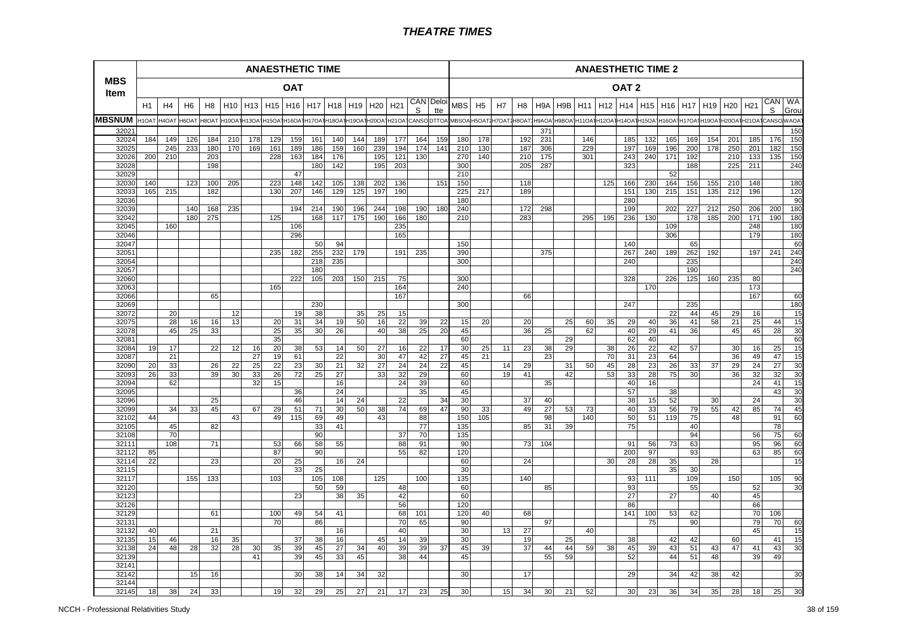# THEATRE TIMES

| MBS Item | ANAESTHETIC TIME | | | | | | | | | | | | | | | ANAESTHETIC TIME 2 | | | | | | | | | | | | | | | | | |
|---|---|---|---|---|---|---|---|---|---|---|---|---|---|---|---|---|---|---|---|---|---|---|---|---|---|---|---|---|---|---|---|---|---|
| | OAT | | | | | | | | | | | | | | | OAT 2 | | | | | | | | | | | | | | | | | |
| | H1 | H4 | H6 | H8 | H10 | H13 | H15 | H16 | H17 | H18 | H19 | H20 | H21 | CANS | Deloitte | MBS | H5 | H7 | H8 | H9A | H9B | H11 | H12 | H14 | H15 | H16 | H17 | H19 | H20 | H21 | CANS | WA Grou |
| MBSNUM | H1OAT | H4OAT | H6OAT | H8OAT | H10OAT | H13OAT | H15OAT | H16OAT | H17OAT | H18OAT | H19OAT | H20OAT | H21OAT | CANSO | DTTOA | MBSOA | H5OAT2 | H7OAT2 | H8OAT2 | H9AOA | H9BOA | H11OAT | H12OAT | H14OAT | H15OAT | H16OAT | H17OAT | H19OAT | H20OAT | H21OAT | CANSO | WAOAT |
| 32021 | | | | | | | | | | | | | | | | | | | | 371 | | | | | | | | | | | | 150 |
| 32024 | 184 | 149 | 126 | 184 | 210 | 178 | 129 | 159 | 161 | 140 | 144 | 189 | 177 | 164 | 159 | 180 | 178 | | 192 | 231 | | 146 | | 185 | 132 | 165 | 169 | 154 | 201 | 185 | 176 | 150 |
| 32025 | | 245 | 233 | 180 | 170 | 169 | 161 | 189 | 186 | 159 | 160 | 239 | 194 | 174 | 141 | 210 | 130 | | 187 | 306 | | 229 | | 197 | 169 | 196 | 200 | 178 | 250 | 201 | 182 | 150 |
| 32026 | 200 | 210 | | 203 | | | 228 | 163 | 184 | 176 | | 195 | 121 | 130 | | 270 | 140 | | 210 | 175 | | 301 | | 243 | 240 | 171 | 192 | | 210 | 133 | 135 | 150 |
| 32028 | | | | 198 | | | | | 180 | 142 | | 195 | 203 | | | 300 | | | 205 | 287 | | | | 323 | | | 188 | | 225 | 211 | | 240 |
| 32029 | | | | | | | | 47 | | | | | | | | 210 | | | | | | | | | | 52 | | | | | | |
| 32030 | 140 | | 123 | 100 | 205 | | 223 | 148 | 142 | 105 | 138 | 202 | 136 | | 151 | 150 | | | 118 | | | | 125 | 166 | 230 | 164 | 156 | 155 | 210 | 148 | | 180 |
| 32033 | 165 | 215 | | 182 | | | 130 | 207 | 146 | 129 | 125 | 197 | 190 | | | 225 | 217 | | 189 | | | | | 151 | 130 | 215 | 151 | 135 | 212 | 196 | | 120 |
| 32036 | | | | | | | | | | | | | | | | 180 | | | | | | | | 280 | | | | | | | | 90 |
| 32039 | | | 140 | 168 | 235 | | | 194 | 214 | 190 | 196 | 244 | 198 | 190 | 180 | 240 | | | 172 | 298 | | | | 199 | | 202 | 227 | 212 | 250 | 206 | 200 | 180 |
| 32042 | | | 180 | 275 | | | 125 | | 168 | 117 | 175 | 190 | 166 | 180 | | 210 | | | 283 | | | 295 | 195 | 236 | 130 | | 178 | 185 | 200 | 171 | 190 | 180 |
| 32045 | | 160 | | | | | | 106 | | | | | 235 | | | | | | | | | | | | | 109 | | | | 248 | | 180 |
| 32046 | | | | | | | | 296 | | | | | 165 | | | | | | | | | | | | | 306 | | | | 179 | | 180 |
| 32047 | | | | | | | | | 50 | 94 | | | | | | 150 | | | | | | | | 140 | | | 65 | | | | | 60 |
| 32051 | | | | | | | 235 | 182 | 255 | 232 | 179 | | 191 | 235 | | 390 | | | | 375 | | | | 267 | 240 | 189 | 262 | 192 | | 197 | 241 | 240 |
| 32054 | | | | | | | | | 218 | 235 | | | | | | 300 | | | | | | | | 240 | | | 235 | | | | | 240 |
| 32057 | | | | | | | | | 180 | | | | | | | | | | | | | | | | | | 190 | | | | | 240 |
| 32060 | | | | | | | | 222 | 105 | 203 | 150 | 215 | 75 | | | 300 | | | | | | | | 328 | | 226 | 125 | 160 | 235 | 80 | | |
| 32063 | | | | | | | 165 | | | | | | 164 | | | 240 | | | | | | | | | 170 | | | | | 173 | | |
| 32066 | | | | 65 | | | | | | | | | 167 | | | | | | 66 | | | | | | | | | | | 167 | | 60 |
| 32069 | | | | | | | | | 230 | | | | | | | 300 | | | | | | | | 247 | | | 235 | | | | | 180 |
| 32072 | | 20 | | | 12 | | | 19 | 38 | | 35 | 25 | 15 | | | | | | | | | | | | | 22 | 44 | 45 | 29 | 16 | | 15 |
| 32075 | | 28 | 16 | 16 | 13 | | 20 | 31 | 34 | 19 | 50 | 16 | 22 | 39 | 22 | 15 | 20 | | 20 | | 25 | 60 | 35 | 29 | 40 | 36 | 41 | 58 | 21 | 25 | 44 | 15 |
| 32078 | | 45 | 25 | 33 | | | 25 | 35 | 30 | 26 | | 40 | 38 | 25 | 20 | 45 | | | 36 | 25 | | 62 | | 40 | 29 | 41 | 36 | | 45 | 45 | 28 | 30 |
| 32081 | | | | | | | 35 | | | | | | | | | 60 | | | | | 29 | | | 62 | 40 | | | | | | | 60 |
| 32084 | 19 | 17 | | 22 | 12 | 16 | 20 | 38 | 53 | 14 | 50 | 27 | 16 | 22 | 17 | 30 | 25 | 11 | 23 | 38 | 29 | | 38 | 26 | 22 | 42 | 57 | | 30 | 16 | 25 | 15 |
| 32087 | | 21 | | | | 27 | 19 | 61 | | 22 | | 30 | 47 | 42 | 27 | 45 | 21 | | | 23 | | | 70 | 31 | 23 | 64 | | | 36 | 49 | 47 | 15 |
| 32090 | 20 | 33 | | 26 | 22 | 25 | 22 | 23 | 30 | 21 | 32 | 27 | 24 | 24 | 22 | 45 | | 14 | 29 | | 31 | 50 | 45 | 28 | 23 | 26 | 33 | 37 | 29 | 24 | 27 | 30 |
| 32093 | 26 | 33 | | 39 | 30 | 33 | 26 | 72 | 25 | 27 | | 33 | 32 | 29 | | 60 | | 19 | 41 | | 42 | | 53 | 33 | 28 | 75 | 30 | | 36 | 32 | 32 | 30 |
| 32094 | | 62 | | | | 32 | 15 | | | 16 | | | 24 | 39 | | 60 | | | | 35 | | | | 40 | 16 | | | | | 24 | 41 | 15 |
| 32095 | | | | | | | | 36 | | 24 | | | | 35 | | 45 | | | | | | | | 57 | | 38 | | | | | 43 | 30 |
| 32096 | | | | 25 | | | | 46 | | 14 | 24 | | 22 | | 34 | 30 | | | 37 | 40 | | | | 38 | 15 | 52 | | 30 | | 24 | | 30 |
| 32099 | | 34 | 33 | 45 | | 67 | 29 | 51 | 71 | 30 | 50 | 38 | 74 | 69 | 47 | 90 | 33 | | 49 | 27 | 53 | 73 | | 40 | 33 | 56 | 79 | 55 | 42 | 85 | 74 | 45 |
| 32102 | 44 | | | | 43 | | 49 | 115 | 69 | 49 | | 43 | | 88 | | 150 | 105 | | | 98 | | 140 | | 50 | 51 | 119 | 75 | | 48 | | 91 | 60 |
| 32105 | | 45 | | 82 | | | | | 33 | 41 | | | | 77 | | 135 | | | 85 | 31 | 39 | | | 75 | | | 40 | | | | 78 | |
| 32108 | | 70 | | | | | | | 90 | | | | 37 | 70 | | 135 | | | | | | | | | | | 94 | | | 56 | 75 | 60 |
| 32111 | | 108 | | 71 | | | 53 | 66 | 58 | 55 | | | 88 | 91 | | 90 | | | 73 | 104 | | | | 91 | 56 | 73 | 63 | | | 95 | 96 | 60 |
| 32112 | 85 | | | | | | 87 | | 90 | | | | 55 | 82 | | 120 | | | | | | | | 200 | 97 | | 93 | | | 63 | 85 | 60 |
| 32114 | 22 | | | 23 | | | 20 | 25 | | 16 | 24 | | | | | 60 | | | 24 | | | | 30 | 28 | 28 | 35 | | 28 | | | | 15 |
| 32115 | | | | | | | | 33 | 25 | | | | | | | 30 | | | | | | | | | | 35 | 30 | | | | | |
| 32117 | | | 155 | 133 | | | 103 | | 105 | 108 | | 125 | | 100 | | 135 | | | 140 | | | | | 93 | 111 | | 109 | | 150 | | 105 | 90 |
| 32120 | | | | | | | | | 50 | 59 | | | 48 | | | 60 | | | | 85 | | | | 93 | | | 55 | | | 52 | | 30 |
| 32123 | | | | | | | | 23 | | 38 | 35 | | 42 | | | 60 | | | | | | | | 27 | | 27 | | 40 | | 45 | | |
| 32126 | | | | | | | | | | | | | 56 | | | 120 | | | | | | | | 86 | | | | | | 66 | | |
| 32129 | | | | 61 | | | 100 | 49 | 54 | 41 | | | 68 | 101 | | 120 | 40 | | 68 | | | | | 141 | 100 | 53 | 62 | | | 70 | 106 | |
| 32131 | | | | | | | 70 | | 86 | | | | 70 | 65 | | 90 | | | | 97 | | | | | 75 | | 90 | | | 79 | 70 | 60 |
| 32132 | 40 | | | 21 | | | | | | 16 | | | 40 | | | 30 | | 13 | 27 | | | 40 | | | | | | | | 45 | | 15 |
| 32135 | 15 | 46 | | 16 | 35 | | | 37 | 38 | 16 | | 45 | 14 | 39 | | 30 | | | 19 | | 25 | | | 38 | | 42 | 42 | | 60 | | 41 | 15 |
| 32138 | 24 | 48 | 28 | 32 | 28 | 30 | 35 | 39 | 45 | 27 | 34 | 40 | 39 | 39 | 37 | 45 | 39 | | 37 | 44 | 44 | 59 | 38 | 45 | 39 | 43 | 51 | 43 | 47 | 41 | 43 | 30 |
| 32139 | | | | | | 41 | | 39 | 45 | 33 | 45 | | 38 | 44 | | 45 | | | | 55 | 59 | | | 52 | | 44 | 51 | 48 | | 39 | 49 | |
| 32141 | | | | | | | | | | | | | | | | | | | | | | | | | | | | | | | | |
| 32142 | | | 15 | 16 | | | | 30 | 38 | 14 | 34 | 32 | | | | 30 | | | 17 | | | | | 29 | | 34 | 42 | 38 | 42 | | | 30 |
| 32144 | | | | | | | | | | | | | | | | | | | | | | | | | | | | | | | | |
| 32145 | 18 | 38 | 24 | 33 | | | 19 | 32 | 29 | 25 | 27 | 21 | 17 | 23 | 25 | 30 | | 15 | 34 | 30 | 21 | 52 | | 30 | 23 | 36 | 34 | 35 | 28 | 18 | 25 | 30 |

NCCH - Professional Relativities Study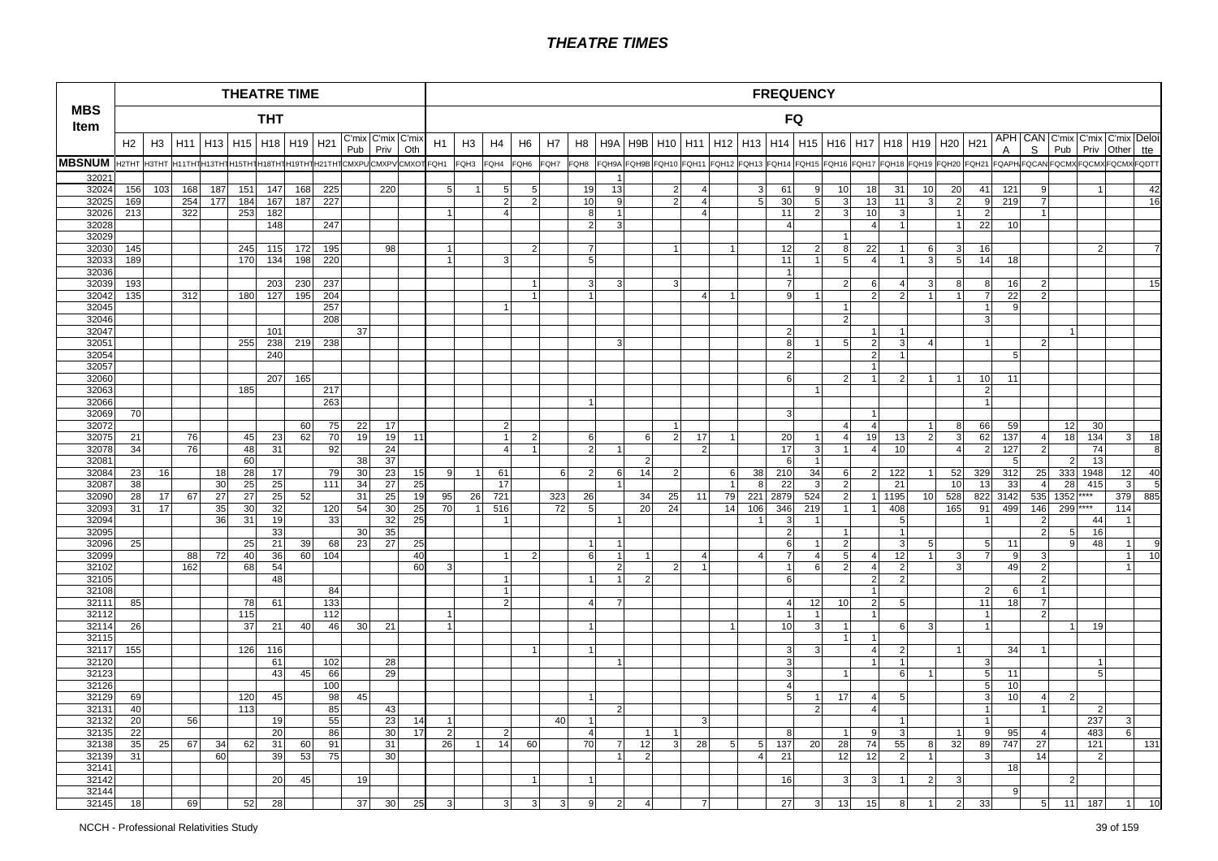# THEATRE TIMES

| MBS Item | THEATRE TIME | | | | | | | | | | | FREQUENCY | | | | | | | | | | | | | | | | | | | | | | | | | |
|---|---|---|---|---|---|---|---|---|---|---|---|---|---|---|---|---|---|---|---|---|---|---|---|---|---|---|---|---|---|---|---|---|---|---|---|---|---|
| | THT | | | | | | | | | | | FQ | | | | | | | | | | | | | | | | | | | | | | | | | |
| | H2 | H3 | H11 | H13 | H15 | H18 | H19 | H21 | C'mix Pub | C'mix Priv | C'mix Oth | H1 | H3 | H4 | H6 | H7 | H8 | H9A | H9B | H10 | H11 | H12 | H13 | H14 | H15 | H16 | H17 | H18 | H19 | H20 | H21 | APH A | CAN S | C'mix Pub | C'mix Priv | C'mix Other | Deloitte |
| MBSNUM | H2THT | H3THT | H11THT | H13THT | H15THT | H18THT | H19THT | H21THT | CMXPU | CMXPV | CMXOT | FQH1 | FQH3 | FQH4 | FQH6 | FQH7 | FQH8 | FQH9A | FQH9B | FQH10 | FQH11 | FQH12 | FQH13 | FQH14 | FQH15 | FQH16 | FQH17 | FQH18 | FQH19 | FQH20 | FQH21 | FQAPH | FQCAN | FQCMX | FQCMX | FQCMX | FQDTT |
| 32021 | | | | | | | | | | | | | | | | | | 1 | | | | | | | | | | | | | | | | | | | |
| 32024 | 156 | 103 | 168 | 187 | 151 | 147 | 168 | 225 | | 220 | | 5 | 1 | 5 | 5 | | 19 | 13 | | 2 | 4 | | 3 | 61 | 9 | 10 | 18 | 31 | 10 | 20 | 41 | 121 | 9 | | 1 | | 42 |
| 32025 | 169 | | 254 | 177 | 184 | 167 | 187 | 227 | | | | | | 2 | 2 | | 10 | 9 | | 2 | 4 | | 5 | 30 | 5 | 3 | 13 | 11 | 3 | 2 | 9 | 219 | 7 | | | | 16 |
| 32026 | 213 | | 322 | | 253 | 182 | | | | | | 1 | | 4 | | | 8 | 1 | | | 4 | | | 11 | 2 | 3 | 10 | 3 | | 1 | 2 | | 1 | | | | |
| 32028 | | | | | | 148 | | 247 | | | | | | | | | 2 | 3 | | | | | | 4 | | | 4 | 1 | | 1 | 22 | 10 | | | | | |
| 32029 | | | | | | | | | | | | | | | | | | | | | | | | | | 1 | | | | | | | | | | | |
| 32030 | 145 | | | | 245 | 115 | 172 | 195 | | 98 | | 1 | | | 2 | | 7 | | | 1 | | 1 | | 12 | 2 | 8 | 22 | 1 | 6 | 3 | 16 | | | | 2 | | 7 |
| 32033 | 189 | | | | 170 | 134 | 198 | 220 | | | | 1 | | 3 | | | 5 | | | | | | | 11 | 1 | 5 | 4 | 1 | 3 | 5 | 14 | 18 | | | | | |
| 32036 | | | | | | | | | | | | | | | | | | | | | | | | 1 | | | | | | | | | | | | | |
| 32039 | 193 | | | | | 203 | 230 | 237 | | | | | | | 1 | | 3 | 3 | | 3 | | | | 7 | | 2 | 6 | 4 | 3 | 8 | 8 | 16 | 2 | | | | 15 |
| 32042 | 135 | | 312 | | 180 | 127 | 195 | 204 | | | | | | | 1 | | 1 | | | | 4 | 1 | | 9 | 1 | | 2 | 2 | 1 | 1 | 7 | 22 | 2 | | | | |
| 32045 | | | | | | | | 257 | | | | | | 1 | | | | | | | | | | | | 1 | | | | | 1 | 9 | | | | | |
| 32046 | | | | | | | | 208 | | | | | | | | | | | | | | | | | | 2 | | | | | 3 | | | | | | |
| 32047 | | | | | | 101 | | | 37 | | | | | | | | | | | | | | | 2 | | | 1 | 1 | | | | | | 1 | | | |
| 32051 | | | | | 255 | 238 | 219 | 238 | | | | | | | | | | 3 | | | | | | 8 | 1 | 5 | 2 | 3 | 4 | | 1 | | 2 | | | | |
| 32054 | | | | | | 240 | | | | | | | | | | | | | | | | | | 2 | | | 2 | 1 | | | | 5 | | | | | |
| 32057 | | | | | | | | | | | | | | | | | | | | | | | | | | | 1 | | | | | | | | | | |
| 32060 | | | | | | 207 | 165 | | | | | | | | | | | | | | | | | 6 | | 2 | 1 | 2 | 1 | 1 | 10 | 11 | | | | | |
| 32063 | | | | | 185 | | | 217 | | | | | | | | | | | | | | | | | 1 | | | | | | 2 | | | | | | |
| 32066 | | | | | | | | 263 | | | | | | | | | 1 | | | | | | | | | | | | | | 1 | | | | | | |
| 32069 | 70 | | | | | | | | | | | | | | | | | | | | | | | 3 | | | 1 | | | | | | | | | | |
| 32072 | | | | | | | 60 | 75 | 22 | 17 | | | | 2 | | | | | | 1 | | | | | | 4 | 4 | | 1 | 8 | 66 | 59 | | 12 | 30 | | |
| 32075 | 21 | | 76 | | 45 | 23 | 62 | 70 | 19 | 19 | 11 | | | 1 | 2 | | 6 | | 6 | 2 | 17 | 1 | | 20 | 1 | 4 | 19 | 13 | 2 | 3 | 62 | 137 | 4 | 18 | 134 | 3 | 18 |
| 32078 | 34 | | 76 | | 48 | 31 | | 92 | | 24 | | | | 4 | 1 | | 2 | 1 | | | 2 | | | 17 | 3 | 1 | 4 | 10 | | 4 | 2 | 127 | 2 | | 74 | | 8 |
| 32081 | | | | | 60 | | | | 38 | 37 | | | | | | | | | 2 | | | | | 6 | 1 | | | | | | | 5 | | 2 | 13 | | |
| 32084 | 23 | 16 | | 18 | 28 | 17 | | 79 | 30 | 23 | 15 | 9 | 1 | 61 | | 6 | 2 | 6 | 14 | 2 | | 6 | 38 | 210 | 34 | 6 | 2 | 122 | 1 | 52 | 329 | 312 | 25 | 333 | 1948 | 12 | 40 |
| 32087 | 38 | | | 30 | 25 | 25 | | 111 | 34 | 27 | 25 | | | 17 | | | | 1 | | | | 1 | 8 | 22 | 3 | 2 | | 21 | | 10 | 13 | 33 | 4 | 28 | 415 | 3 | 5 |
| 32090 | 28 | 17 | 67 | 27 | 27 | 25 | 52 | | 31 | 25 | 19 | 95 | 26 | 721 | | 323 | 26 | | 34 | 25 | 11 | 79 | 221 | 2879 | 524 | 2 | 1 | 1195 | 10 | 528 | 822 | 3142 | 535 | 1352 | **** | 379 | 885 |
| 32093 | 31 | 17 | | 35 | 30 | 32 | | 120 | 54 | 30 | 25 | 70 | 1 | 516 | | 72 | 5 | | 20 | 24 | | 14 | 106 | 346 | 219 | 1 | 1 | 408 | | 165 | 91 | 499 | 146 | 299 | **** | 114 | |
| 32094 | | | | 36 | 31 | 19 | | 33 | | 32 | 25 | | | 1 | | | | 1 | | | | | 1 | 3 | 1 | | | 5 | | | 1 | | 2 | | 44 | 1 | |
| 32095 | | | | | | 33 | | | 30 | 35 | | | | | | | | | | | | | | 2 | | 1 | | 1 | | | | | 2 | 5 | 16 | | |
| 32096 | 25 | | | | 25 | 21 | 39 | 68 | 23 | 27 | 25 | | | | | | 1 | 1 | | | | | | 6 | 1 | 2 | | 3 | 5 | | 5 | 11 | | 9 | 48 | 1 | 9 |
| 32099 | | | 88 | 72 | 40 | 36 | 60 | 104 | | | 40 | | | 1 | 2 | | 6 | 1 | 1 | | 4 | | 4 | 7 | 4 | 5 | 4 | 12 | 1 | 3 | 7 | 9 | 3 | | | 1 | 10 |
| 32102 | | | 162 | | 68 | 54 | | | | | 60 | 3 | | | | | | 2 | | 2 | 1 | | | 1 | 6 | 2 | 4 | 2 | | 3 | | 49 | 2 | | | 1 | |
| 32105 | | | | | | 48 | | | | | | | | 1 | | | 1 | 1 | 2 | | | | | 6 | | | 2 | 2 | | | | | 2 | | | | |
| 32108 | | | | | | | | 84 | | | | | | 1 | | | | | | | | | | | | | 1 | | | | 2 | 6 | 1 | | | | |
| 32111 | 85 | | | | 78 | 61 | | 133 | | | | | | 2 | | | 4 | 7 | | | | | | 4 | 12 | 10 | 2 | 5 | | | 11 | 18 | 7 | | | | |
| 32112 | | | | | 115 | | | 112 | | | | 1 | | | | | | | | | | | | 1 | 1 | | 1 | | | | 1 | | 2 | | | | |
| 32114 | 26 | | | | 37 | 21 | 40 | 46 | 30 | 21 | | 1 | | | | | 1 | | | | | 1 | | 10 | 3 | 1 | | 6 | 3 | | 1 | | | 1 | 19 | | |
| 32115 | | | | | | | | | | | | | | | | | | | | | | | | | | 1 | 1 | | | | | | | | | | |
| 32117 | 155 | | | | 126 | 116 | | | | | | | | | 1 | | 1 | | | | | | | 3 | 3 | | 4 | 2 | | 1 | | 34 | 1 | | | | |
| 32120 | | | | | | 61 | | 102 | | 28 | | | | | | | | 1 | | | | | | 3 | | | 1 | 1 | | | 3 | | | | 1 | | |
| 32123 | | | | | | 43 | 45 | 66 | | 29 | | | | | | | | | | | | | | 3 | | 1 | | 6 | 1 | | 5 | 11 | | | 5 | | |
| 32126 | | | | | | | | 100 | | | | | | | | | | | | | | | | 4 | | | | | | | 5 | 10 | | | | | |
| 32129 | 69 | | | | 120 | 45 | | 98 | 45 | | | | | | | | 1 | | | | | | | 5 | 1 | 17 | 4 | 5 | | | 3 | 10 | 4 | 2 | | | |
| 32131 | 40 | | | | 113 | | | 85 | | 43 | | | | | | | | 2 | | | | | | | 2 | | 4 | | | | 1 | | 1 | | 2 | | |
| 32132 | 20 | | 56 | | | 19 | | 55 | | 23 | 14 | 1 | | | | 40 | 1 | | | | 3 | | | | | | | 1 | | | 1 | | | | 237 | 3 | |
| 32135 | 22 | | | | | 20 | | 86 | | 30 | 17 | 2 | | 2 | | | 4 | | 1 | 1 | | | | 8 | | 1 | 9 | 3 | | 1 | 9 | 95 | 4 | | 483 | 6 | |
| 32138 | 35 | 25 | 67 | 34 | 62 | 31 | 60 | 91 | | 31 | | 26 | 1 | 14 | 60 | | 70 | 7 | 12 | 3 | 28 | 5 | 5 | 137 | 20 | 28 | 74 | 55 | 8 | 32 | 89 | 747 | 27 | | 121 | | 131 |
| 32139 | 31 | | | 60 | | 39 | 53 | 75 | | 30 | | | | | | | | 1 | 2 | | | | 4 | 21 | | 12 | 12 | 2 | 1 | | 3 | | 14 | | 2 | | |
| 32141 | | | | | | | | | | | | | | | | | | | | | | | | | | | | | | | | 18 | | | | | |
| 32142 | | | | | | 20 | 45 | | 19 | | | | | | 1 | | 1 | | | | | | | 16 | | 3 | 3 | 1 | 2 | 3 | | | | 2 | | | |
| 32144 | | | | | | | | | | | | | | | | | | | | | | | | | | | | | | | | 9 | | | | | |
| 32145 | 18 | | 69 | | 52 | 28 | | | 37 | 30 | 25 | 3 | | 3 | 3 | 3 | 9 | 2 | 4 | | 7 | | | 27 | 3 | 13 | 15 | 8 | 1 | 2 | 33 | | 5 | 11 | 187 | 1 | 10 |

NCCH - Professional Relativities Study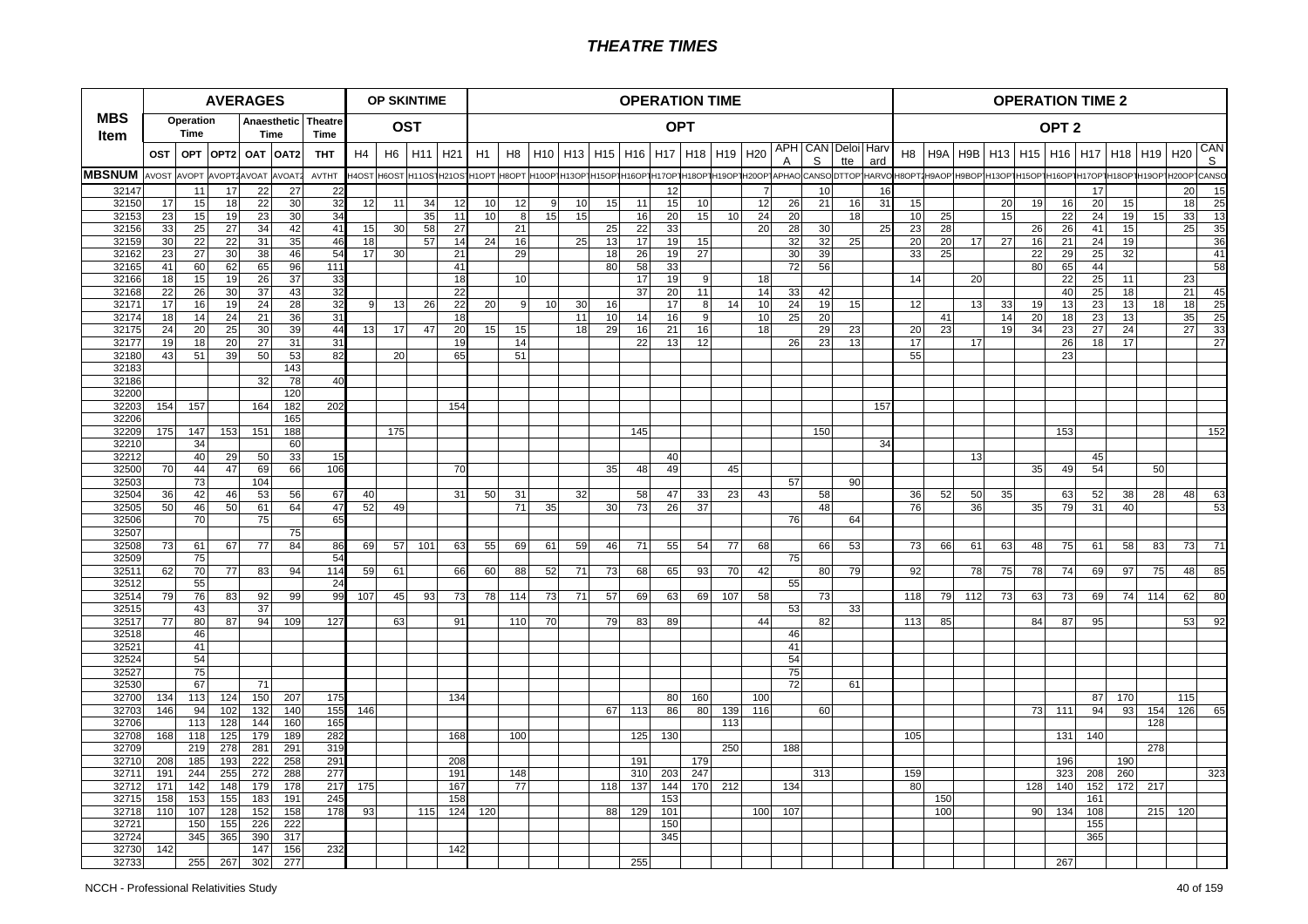# THEATRE TIMES

| MBS Item | AVERAGES | | | | | | OP SKINTIME | | | | OPERATION TIME | | | | | | | | | | | | | | OPERATION TIME 2 | | | | | | | | | | |
|---|---|---|---|---|---|---|---|---|---|---|---|---|---|---|---|---|---|---|---|---|---|---|---|---|---|---|---|---|---|---|---|---|---|---|---|
| | Operation Time | | | Anaesthetic Time | | Theatre Time | OST | | | | OPT | | | | | | | | | | | | | | OPT 2 | | | | | | | | | | |
| | OST | OPT | OPT2 | OAT | OAT2 | THT | H4 | H6 | H11 | H21 | H1 | H8 | H10 | H13 | H15 | H16 | H17 | H18 | H19 | H20 | APHA | CANS | Deloitte | Harvard | H8 | H9A | H9B | H13 | H15 | H16 | H17 | H18 | H19 | H20 | CANS |
| MBSNUM | AVOST | AVOPT | AVOPT2 | AVOAT | AVOAT2 | AVTHT | H4OST | H6OST | H11OST | H21OST | H1OPT | H8OPT | H10OPT | H13OPT | H15OPT | H16OPT | H17OPT | H18OPT | H19OPT | H20OPT | APHAO | CANSO | DTTOP | HARVO | H8OPT2 | H9AOP | H9BOP | H13OPT | H15OPT | H16OPT | H17OPT | H18OPT | H19OPT | H20OPT | CANSO |
| 32147 | | 11 | 17 | 22 | 27 | 22 | | | | | | | | | | | 12 | | | 7 | | 10 | | 16 | | | | | | | 17 | | | 20 | 15 |
| 32150 | 17 | 15 | 18 | 22 | 30 | 32 | 12 | 11 | 34 | 12 | 10 | 12 | 9 | 10 | 15 | 11 | 15 | 10 | | 12 | 26 | 21 | 16 | 31 | 15 | | | 20 | 19 | 16 | 20 | 15 | | 18 | 25 |
| 32153 | 23 | 15 | 19 | 23 | 30 | 34 | | | 35 | 11 | 10 | 8 | 15 | 15 | | 16 | 20 | 15 | 10 | 24 | 20 | | 18 | | 10 | 25 | | 15 | | 22 | 24 | 19 | 15 | 33 | 13 |
| 32156 | 33 | 25 | 27 | 34 | 42 | 41 | 15 | 30 | 58 | 27 | | 21 | | | 25 | 22 | 33 | | | 20 | 28 | 30 | | 25 | 23 | 28 | | | 26 | 26 | 41 | 15 | | 25 | 35 |
| 32159 | 30 | 22 | 22 | 31 | 35 | 46 | 18 | | 57 | 14 | 24 | 16 | | 25 | 13 | 17 | 19 | 15 | | | 32 | 32 | 25 | | 20 | 20 | 17 | 27 | 16 | 21 | 24 | 19 | | | 36 |
| 32162 | 23 | 27 | 30 | 38 | 46 | 54 | 17 | 30 | | 21 | | 29 | | | 18 | 26 | 19 | 27 | | | 30 | 39 | | | 33 | 25 | | | 22 | 29 | 25 | 32 | | | 41 |
| 32165 | 41 | 60 | 62 | 65 | 96 | 111 | | | | 41 | | | | | 80 | 58 | 33 | | | | 72 | 56 | | | | | | | 80 | 65 | 44 | | | | 58 |
| 32166 | 18 | 15 | 19 | 26 | 37 | 33 | | | | 18 | | 10 | | | | 17 | 19 | 9 | | 18 | | | | | 14 | | 20 | | | 22 | 25 | 11 | | 23 | |
| 32168 | 22 | 26 | 30 | 37 | 43 | 32 | | | | 22 | | | | | | 37 | 20 | 11 | | 14 | 33 | 42 | | | | | | | | 40 | 25 | 18 | | 21 | 45 |
| 32171 | 17 | 16 | 19 | 24 | 28 | 32 | 9 | 13 | 26 | 22 | 20 | 9 | 10 | 30 | 16 | | 17 | 8 | 14 | 10 | 24 | 19 | 15 | | 12 | | 13 | 33 | 19 | 13 | 23 | 13 | 18 | 18 | 25 |
| 32174 | 18 | 14 | 24 | 21 | 36 | 31 | | | | 18 | | | | 11 | 10 | 14 | 16 | 9 | | 10 | 25 | 20 | | | | 41 | | 14 | 20 | 18 | 23 | 13 | | 35 | 25 |
| 32175 | 24 | 20 | 25 | 30 | 39 | 44 | 13 | 17 | 47 | 20 | 15 | 15 | | 18 | 29 | 16 | 21 | 16 | | 18 | | 29 | 23 | | 20 | 23 | | 19 | 34 | 23 | 27 | 24 | | 27 | 33 |
| 32177 | 19 | 18 | 20 | 27 | 31 | 31 | | | | 19 | | 14 | | | | 22 | 13 | 12 | | | 26 | 23 | 13 | | 17 | | 17 | | | 26 | 18 | 17 | | | 27 |
| 32180 | 43 | 51 | 39 | 50 | 53 | 82 | | 20 | | 65 | | 51 | | | | | | | | | | | | | 55 | | | | | 23 | | | | | |
| 32183 | | | | | 143 | | | | | | | | | | | | | | | | | | | | | | | | | | | | | | |
| 32186 | | | | 32 | 78 | 40 | | | | | | | | | | | | | | | | | | | | | | | | | | | | | |
| 32200 | | | | | 120 | | | | | | | | | | | | | | | | | | | | | | | | | | | | | | |
| 32203 | 154 | 157 | | 164 | 182 | 202 | | | | 154 | | | | | | | | | | | | | | 157 | | | | | | | | | | | |
| 32206 | | | | | 165 | | | | | | | | | | | | | | | | | | | | | | | | | | | | | | |
| 32209 | 175 | 147 | 153 | 151 | 188 | | | 175 | | | | | | | | 145 | | | | | | 150 | | | | | | | | 153 | | | | | 152 |
| 32210 | | 34 | | | 60 | | | | | | | | | | | | | | | | | | | 34 | | | | | | | | | | | |
| 32212 | | 40 | 29 | 50 | 33 | 15 | | | | | | | | | | | 40 | | | | | | | | | | 13 | | | | 45 | | | | |
| 32500 | 70 | 44 | 47 | 69 | 66 | 106 | | | | 70 | | | | | 35 | 48 | 49 | | 45 | | | | | | | | | | 35 | 49 | 54 | | 50 | | |
| 32503 | | 73 | | 104 | | | | | | | | | | | | | | | | | 57 | | 90 | | | | | | | | | | | | |
| 32504 | 36 | 42 | 46 | 53 | 56 | 67 | 40 | | | 31 | 50 | 31 | | 32 | | 58 | 47 | 33 | 23 | 43 | | 58 | | | 36 | 52 | 50 | 35 | | 63 | 52 | 38 | 28 | 48 | 63 |
| 32505 | 50 | 46 | 50 | 61 | 64 | 47 | 52 | 49 | | | | 71 | 35 | | 30 | 73 | 26 | 37 | | | | 48 | | | 76 | | 36 | | 35 | 79 | 31 | 40 | | | 53 |
| 32506 | | 70 | | 75 | | 65 | | | | | | | | | | | | | | | 76 | | 64 | | | | | | | | | | | | |
| 32507 | | | | | 75 | | | | | | | | | | | | | | | | | | | | | | | | | | | | | | |
| 32508 | 73 | 61 | 67 | 77 | 84 | 86 | 69 | 57 | 101 | 63 | 55 | 69 | 61 | 59 | 46 | 71 | 55 | 54 | 77 | 68 | | 66 | 53 | | 73 | 66 | 61 | 63 | 48 | 75 | 61 | 58 | 83 | 73 | 71 |
| 32509 | | 75 | | | | 54 | | | | | | | | | | | | | | | 75 | | | | | | | | | | | | | | |
| 32511 | 62 | 70 | 77 | 83 | 94 | 114 | 59 | 61 | | 66 | 60 | 88 | 52 | 71 | 73 | 68 | 65 | 93 | 70 | 42 | | 80 | 79 | | 92 | | 78 | 75 | 78 | 74 | 69 | 97 | 75 | 48 | 85 |
| 32512 | | 55 | | | | 24 | | | | | | | | | | | | | | | 55 | | | | | | | | | | | | | | |
| 32514 | 79 | 76 | 83 | 92 | 99 | 99 | 107 | 45 | 93 | 73 | 78 | 114 | 73 | 71 | 57 | 69 | 63 | 69 | 107 | 58 | | 73 | | | 118 | 79 | 112 | 73 | 63 | 73 | 69 | 74 | 114 | 62 | 80 |
| 32515 | | 43 | | 37 | | | | | | | | | | | | | | | | | 53 | | 33 | | | | | | | | | | | | |
| 32517 | 77 | 80 | 87 | 94 | 109 | 127 | | 63 | | 91 | | 110 | 70 | | 79 | 83 | 89 | | | 44 | | 82 | | | 113 | 85 | | | 84 | 87 | 95 | | | 53 | 92 |
| 32518 | | 46 | | | | | | | | | | | | | | | | | | | 46 | | | | | | | | | | | | | | |
| 32521 | | 41 | | | | | | | | | | | | | | | | | | | 41 | | | | | | | | | | | | | | |
| 32524 | | 54 | | | | | | | | | | | | | | | | | | | 54 | | | | | | | | | | | | | | |
| 32527 | | 75 | | | | | | | | | | | | | | | | | | | 75 | | | | | | | | | | | | | | |
| 32530 | | 67 | | 71 | | | | | | | | | | | | | | | | | 72 | | 61 | | | | | | | | | | | | |
| 32700 | 134 | 113 | 124 | 150 | 207 | 175 | | | | 134 | | | | | | | 80 | 160 | | 100 | | | | | | | | | | | 87 | 170 | | 115 | |
| 32703 | 146 | 94 | 102 | 132 | 140 | 155 | 146 | | | | | | | | 67 | 113 | 86 | 80 | 139 | 116 | | 60 | | | | | | | 73 | 111 | 94 | 93 | 154 | 126 | 65 |
| 32706 | | 113 | 128 | 144 | 160 | 165 | | | | | | | | | | | | | 113 | | | | | | | | | | | | | | 128 | | |
| 32708 | 168 | 118 | 125 | 179 | 189 | 282 | | | | 168 | | 100 | | | | 125 | 130 | | | | | | | | 105 | | | | | 131 | 140 | | | | |
| 32709 | | 219 | 278 | 281 | 291 | 319 | | | | | | | | | | | | | 250 | | 188 | | | | | | | | | | | | 278 | | |
| 32710 | 208 | 185 | 193 | 222 | 258 | 291 | | | | 208 | | | | | | 191 | | 179 | | | | | | | | | | | | 196 | | 190 | | | |
| 32711 | 191 | 244 | 255 | 272 | 288 | 277 | | | | 191 | | 148 | | | | 310 | 203 | 247 | | | | 313 | | | 159 | | | | | 323 | 208 | 260 | | | 323 |
| 32712 | 171 | 142 | 148 | 179 | 178 | 217 | 175 | | | 167 | | 77 | | | 118 | 137 | 144 | 170 | 212 | | 134 | | | | 80 | | | | 128 | 140 | 152 | 172 | 217 | | |
| 32715 | 158 | 153 | 155 | 183 | 191 | 245 | | | | 158 | | | | | | | 153 | | | | | | | | | 150 | | | | | 161 | | | | |
| 32718 | 110 | 107 | 128 | 152 | 158 | 178 | 93 | | 115 | 124 | 120 | | | | 88 | 129 | 101 | | | 100 | 107 | | | | | 100 | | | 90 | 134 | 108 | | 215 | 120 | |
| 32721 | | 150 | 155 | 226 | 222 | | | | | | | | | | | | 150 | | | | | | | | | | | | | | 155 | | | | |
| 32724 | | 345 | 365 | 390 | 317 | | | | | | | | | | | | 345 | | | | | | | | | | | | | | 365 | | | | |
| 32730 | 142 | | | 147 | 156 | 232 | | | | 142 | | | | | | | | | | | | | | | | | | | | | | | | | |
| 32733 | | 255 | 267 | 302 | 277 | | | | | | | | | | | 255 | | | | | | | | | | | | | | 267 | | | | | |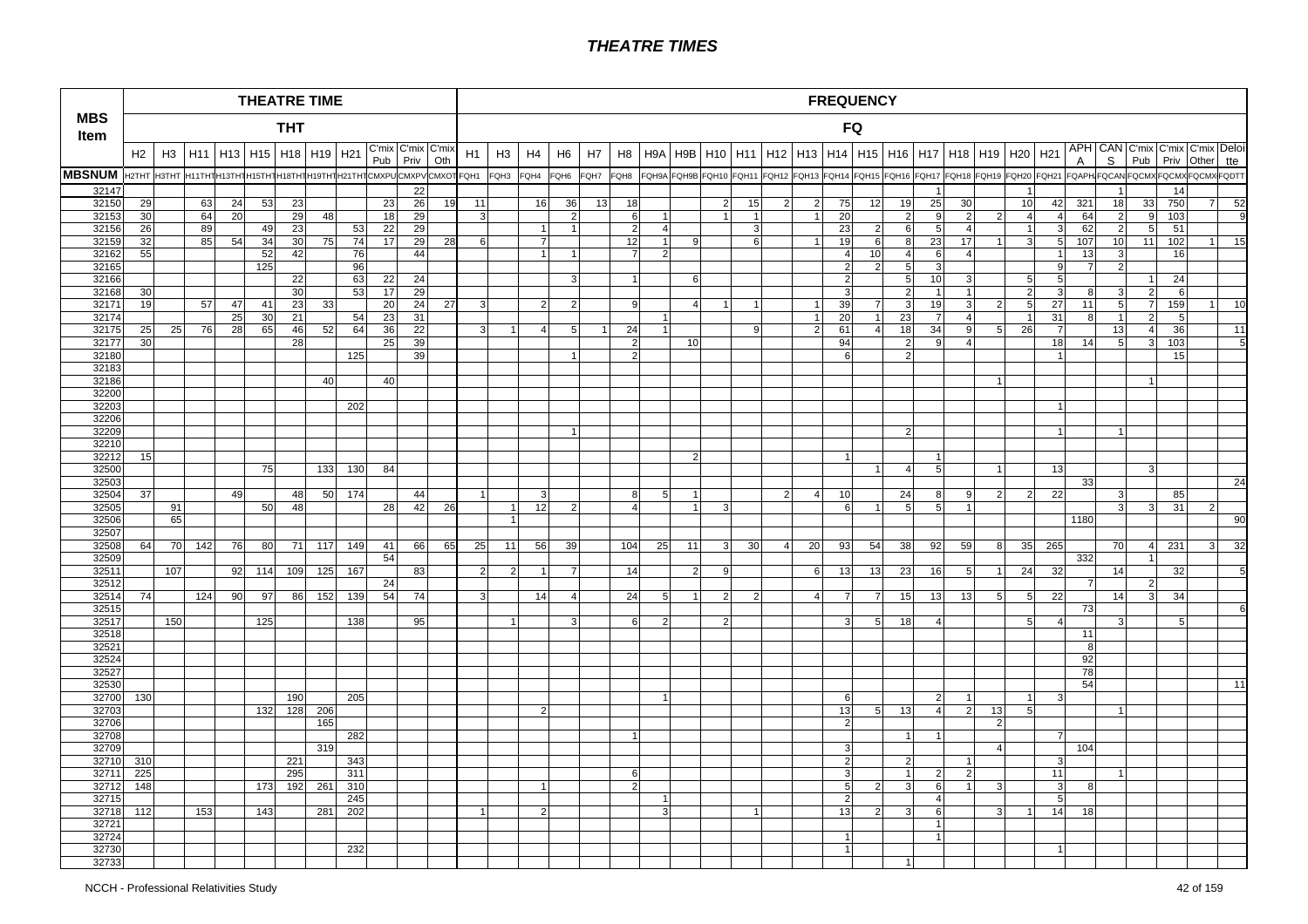# THEATRE TIMES

| MBS Item | THEATRE TIME | | | | | | | | | | | FREQUENCY | | | | | | | | | | | | | | | | | | | | | | | | | |
|---|---|---|---|---|---|---|---|---|---|---|---|---|---|---|---|---|---|---|---|---|---|---|---|---|---|---|---|---|---|---|---|---|---|---|---|---|---|
| | THT | | | | | | | | | | | FQ | | | | | | | | | | | | | | | | | | | | | | | | | |
| | H2 | H3 | H11 | H13 | H15 | H18 | H19 | H21 | C'mix Pub | C'mix Priv | C'mix Oth | H1 | H3 | H4 | H6 | H7 | H8 | H9A | H9B | H10 | H11 | H12 | H13 | H14 | H15 | H16 | H17 | H18 | H19 | H20 | H21 | APHA | CANS | C'mix Pub | C'mix Priv | C'mix Other | Deloitte |
| MBSNUM | H2THT | H3THT | H11THT | H13THT | H15THT | H18THT | H19THT | H21THT | CMXPU | CMXPV | CMXOT | FQH1 | FQH3 | FQH4 | FQH6 | FQH7 | FQH8 | FQH9A | FQH9B | FQH10 | FQH11 | FQH12 | FQH13 | FQH14 | FQH15 | FQH16 | FQH17 | FQH18 | FQH19 | FQH20 | FQH21 | FQAPH | FQCAN | FQCMX | FQCMX | FQCMX | FQDTT |
| 32147 | | | | | | | | | | 22 | | | | | | | | | | | | | | | | | 1 | | | 1 | | | 1 | | 14 | | |
| 32150 | 29 | | 63 | 24 | 53 | 23 | | | 23 | 26 | 19 | 11 | | 16 | 36 | 13 | 18 | | | 2 | 15 | 2 | 2 | 75 | 12 | 19 | 25 | 30 | | 10 | 42 | 321 | 18 | 33 | 750 | 7 | 52 |
| 32153 | 30 | | 64 | 20 | | 29 | 48 | | 18 | 29 | | 3 | | | 2 | | 6 | 1 | | 1 | 1 | | 1 | 20 | | 2 | 9 | 2 | 2 | 4 | 4 | 64 | 2 | 9 | 103 | | 9 |
| 32156 | 26 | | 89 | | 49 | 23 | | 53 | 22 | 29 | | | | 1 | 1 | | 2 | 4 | | | 3 | | | 23 | 2 | 6 | 5 | 4 | | 1 | 3 | 62 | 2 | 5 | 51 | | |
| 32159 | 32 | | 85 | 54 | 34 | 30 | 75 | 74 | 17 | 29 | 28 | 6 | | 7 | | | 12 | 1 | 9 | | 6 | | 1 | 19 | 6 | 8 | 23 | 17 | 1 | 3 | 5 | 107 | 10 | 11 | 102 | 1 | 15 |
| 32162 | 55 | | | | 52 | 42 | | 76 | | 44 | | | | 1 | 1 | | 7 | 2 | | | | | | 4 | 10 | 4 | 6 | 4 | | | 1 | 13 | 3 | | 16 | | |
| 32165 | | | | | 125 | | | 96 | | | | | | | | | | | | | | | | 2 | 2 | 5 | 3 | | | | 9 | 7 | 2 | | | | |
| 32166 | | | | | | 22 | | 63 | 22 | 24 | | | | | 3 | | 1 | | 6 | | | | | 2 | | 5 | 10 | 3 | | 5 | 5 | | | 1 | 24 | | |
| 32168 | 30 | | | | | 30 | | 53 | 17 | 29 | | | | | | | | | | | | | | 3 | | 2 | 1 | 1 | | 2 | 3 | 8 | 3 | 2 | 6 | | |
| 32171 | 19 | | 57 | 47 | 41 | 23 | 33 | | 20 | 24 | 27 | 3 | | 2 | 2 | | 9 | | 4 | 1 | 1 | | 1 | 39 | 7 | 3 | 19 | 3 | 2 | 5 | 27 | 11 | 5 | 7 | 159 | 1 | 10 |
| 32174 | | | | 25 | 30 | 21 | | 54 | 23 | 31 | | | | | | | | 1 | | | | | 1 | 20 | 1 | 23 | 7 | 4 | | 1 | 31 | 8 | 1 | 2 | 5 | | |
| 32175 | 25 | 25 | 76 | 28 | 65 | 46 | 52 | 64 | 36 | 22 | | 3 | 1 | 4 | 5 | 1 | 24 | 1 | | | 9 | | 2 | 61 | 4 | 18 | 34 | 9 | 5 | 26 | 7 | | 13 | 4 | 36 | | 11 |
| 32177 | 30 | | | | | 28 | | | 25 | 39 | | | | | | | 2 | | 10 | | | | | 94 | | 2 | 9 | 4 | | | 18 | 14 | 5 | 3 | 103 | | 5 |
| 32180 | | | | | | | | 125 | | 39 | | | | | 1 | | 2 | | | | | | | 6 | | 2 | | | | | 1 | | | | 15 | | |
| 32183 | | | | | | | | | | | | | | | | | | | | | | | | | | | | | | | | | | | | | |
| 32186 | | | | | | | 40 | | 40 | | | | | | | | | | | | | | | | | | | | 1 | | | | | 1 | | | |
| 32200 | | | | | | | | | | | | | | | | | | | | | | | | | | | | | | | | | | | | | |
| 32203 | | | | | | | | 202 | | | | | | | | | | | | | | | | | | | | | | | 1 | | | | | | |
| 32206 | | | | | | | | | | | | | | | | | | | | | | | | | | | | | | | | | | | | | |
| 32209 | | | | | | | | | | | | | | | 1 | | | | | | | | | | | 2 | | | | | 1 | | 1 | | | | |
| 32210 | | | | | | | | | | | | | | | | | | | | | | | | | | | | | | | | | | | | | |
| 32212 | 15 | | | | | | | | | | | | | | | | | | 2 | | | | | 1 | | | 1 | | | | | | | | | | |
| 32500 | | | | | 75 | | 133 | 130 | 84 | | | | | | | | | | | | | | | | 1 | 4 | 5 | | 1 | | 13 | | | 3 | | | |
| 32503 | | | | | | | | | | | | | | | | | | | | | | | | | | | | | | | | 33 | | | | | 24 |
| 32504 | 37 | | | 49 | | 48 | 50 | 174 | | 44 | | 1 | | 3 | | | 8 | 5 | 1 | | | 2 | 4 | 10 | | 24 | 8 | 9 | 2 | 2 | 22 | | 3 | | 85 | | |
| 32505 | | 91 | | | 50 | 48 | | | 28 | 42 | 26 | | 1 | 12 | 2 | | 4 | | 1 | 3 | | | | 6 | 1 | 5 | 5 | 1 | | | | | 3 | 3 | 31 | 2 | |
| 32506 | | 65 | | | | | | | | | | | 1 | | | | | | | | | | | | | | | | | | | 1180 | | | | | 90 |
| 32507 | | | | | | | | | | | | | | | | | | | | | | | | | | | | | | | | | | | | | |
| 32508 | 64 | 70 | 142 | 76 | 80 | 71 | 117 | 149 | 41 | 66 | 65 | 25 | 11 | 56 | 39 | | 104 | 25 | 11 | 3 | 30 | 4 | 20 | 93 | 54 | 38 | 92 | 59 | 8 | 35 | 265 | | 70 | 4 | 231 | 3 | 32 |
| 32509 | | | | | | | | | 54 | | | | | | | | | | | | | | | | | | | | | | | 332 | | 1 | | | |
| 32511 | | 107 | | 92 | 114 | 109 | 125 | 167 | | 83 | | 2 | 2 | 1 | 7 | | 14 | | 2 | 9 | | | 6 | 13 | 13 | 23 | 16 | 5 | 1 | 24 | 32 | | 14 | | 32 | | 5 |
| 32512 | | | | | | | | | 24 | | | | | | | | | | | | | | | | | | | | | | | 7 | | 2 | | | |
| 32514 | 74 | | 124 | 90 | 97 | 86 | 152 | 139 | 54 | 74 | | 3 | | 14 | 4 | | 24 | 5 | 1 | 2 | 2 | | 4 | 7 | 7 | 15 | 13 | 13 | 5 | 5 | 22 | | 14 | 3 | 34 | | |
| 32515 | | | | | | | | | | | | | | | | | | | | | | | | | | | | | | | | 73 | | | | | 6 |
| 32517 | | 150 | | | 125 | | | 138 | | 95 | | | 1 | | 3 | | 6 | 2 | | 2 | | | | 3 | 5 | 18 | 4 | | | 5 | 4 | | 3 | | 5 | | |
| 32518 | | | | | | | | | | | | | | | | | | | | | | | | | | | | | | | | 11 | | | | | |
| 32521 | | | | | | | | | | | | | | | | | | | | | | | | | | | | | | | | 8 | | | | | |
| 32524 | | | | | | | | | | | | | | | | | | | | | | | | | | | | | | | | 92 | | | | | |
| 32527 | | | | | | | | | | | | | | | | | | | | | | | | | | | | | | | | 78 | | | | | |
| 32530 | | | | | | | | | | | | | | | | | | | | | | | | | | | | | | | | 54 | | | | | 11 |
| 32700 | 130 | | | | | 190 | | 205 | | | | | | | | | | 1 | | | | | | 6 | | | 2 | 1 | | 1 | 3 | | | | | | |
| 32703 | | | | | 132 | 128 | 206 | | | | | | | 2 | | | | | | | | | | 13 | 5 | 13 | 4 | 2 | 13 | 5 | | | 1 | | | | |
| 32706 | | | | | | | 165 | | | | | | | | | | | | | | | | | 2 | | | | | 2 | | | | | | | | |
| 32708 | | | | | | | | 282 | | | | | | | | | 1 | | | | | | | | | 1 | 1 | | | | 7 | | | | | | |
| 32709 | | | | | | | 319 | | | | | | | | | | | | | | | | | 3 | | | | | 4 | | | 104 | | | | | |
| 32710 | 310 | | | | | 221 | | 343 | | | | | | | | | | | | | | | | 2 | | 2 | | 1 | | | 3 | | | | | | |
| 32711 | 225 | | | | | 295 | | 311 | | | | | | | | | 6 | | | | | | | 3 | | 1 | 2 | 2 | | | 11 | | 1 | | | | |
| 32712 | 148 | | | | 173 | 192 | 261 | 310 | | | | | | 1 | | | 2 | | | | | | | 5 | 2 | 3 | 6 | 1 | 3 | | 3 | 8 | | | | | |
| 32715 | | | | | | | | 245 | | | | | | | | | | 1 | | | | | | 2 | | | 4 | | | | 5 | | | | | | |
| 32718 | 112 | | 153 | | 143 | | 281 | 202 | | | | 1 | | 2 | | | | 3 | | | 1 | | | 13 | 2 | 3 | 6 | | 3 | 1 | 14 | 18 | | | | | |
| 32721 | | | | | | | | | | | | | | | | | | | | | | | | | | | 1 | | | | | | | | | | |
| 32724 | | | | | | | | | | | | | | | | | | | | | | | | 1 | | | 1 | | | | | | | | | | |
| 32730 | | | | | | | | 232 | | | | | | | | | | | | | | | | 1 | | | | | | | 1 | | | | | | |
| 32733 | | | | | | | | | | | | | | | | | | | | | | | | | | 1 | | | | | | | | | | | |

NCCH - Professional Relativities Study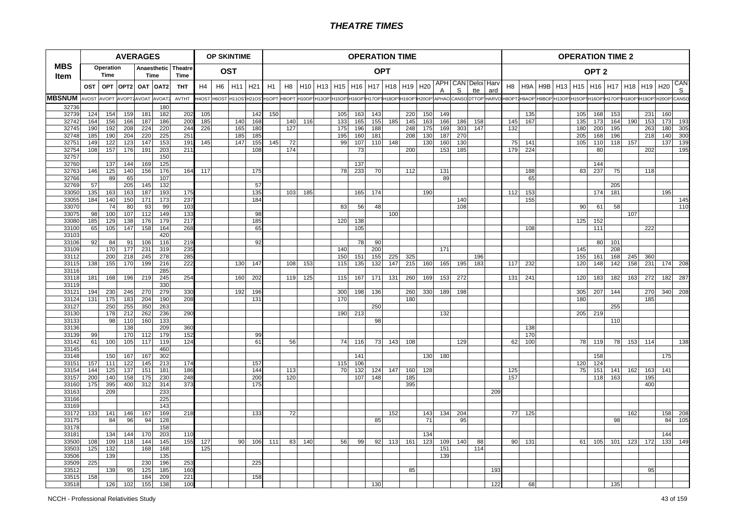# THEATRE TIMES

| MBS Item | AVERAGES | | | | | | OP SKINTIME | | | | OPERATION TIME | | | | | | | | | | | | | | OPERATION TIME 2 | | | | | | | | | | |
|---|---|---|---|---|---|---|---|---|---|---|---|---|---|---|---|---|---|---|---|---|---|---|---|---|---|---|---|---|---|---|---|---|---|---|---|
| | Operation Time | | | Anaesthetic Time | | Theatre Time | OST | | | | OPT | | | | | | | | | | | | | | OPT 2 | | | | | | | | | | |
| | OST | OPT | OPT2 | OAT | OAT2 | THT | H4 | H6 | H11 | H21 | H1 | H8 | H10 | H13 | H15 | H16 | H17 | H18 | H19 | H20 | APHA | CANS | Deloitte | Harvard | H8 | H9A | H9B | H13 | H15 | H16 | H17 | H18 | H19 | H20 | CANS |
| MBSNUM | AVOST | AVOPT | AVOPT2 | AVOAT | AVOAT2 | AVTHT | H4OST | H6OST | H11OST | H21OST | H1OPT | H8OPT | H10OPT | H13OPT | H15OPT | H16OPT | H17OPT | H18OPT | H19OPT | H20OPT | APHAOPT | CANSOPT | DTTOPT | HARVOPT | H8OPT2 | H9AOPT2 | H9BOPT2 | H13OPT2 | H15OPT2 | H16OPT2 | H17OPT2 | H18OPT2 | H19OPT2 | H20OPT2 | CANSOPT2 |
| 32736 | | | | | 180 | | | | | | | | | | | | | | | | | | | | | | | | | | | | | | |
| 32739 | 124 | 154 | 159 | 181 | 182 | 202 | 105 | | | | 150 | | | | 105 | 163 | 143 | | 220 | 150 | 149 | | | | | 135 | | | 105 | 168 | 153 | | 231 | 160 | |
| 32742 | 164 | 156 | 166 | 187 | 186 | 200 | 185 | | 140 | 168 | | 140 | 116 | | 133 | 165 | 155 | 185 | 145 | 163 | 166 | 186 | 158 | | 145 | 167 | | | 135 | 173 | 164 | 190 | 153 | 173 | 193 |
| 32745 | 190 | 192 | 208 | 224 | 220 | 244 | 226 | | 165 | 180 | | 127 | | | 175 | 196 | 188 | | 248 | 175 | 169 | 303 | 147 | | 132 | | | | 180 | 200 | 195 | | 263 | 180 | 305 |
| 32748 | 185 | 190 | 204 | 220 | 225 | 251 | | | 185 | 185 | | | | | 195 | 160 | 181 | | 208 | 130 | 187 | 270 | | | | | | | 205 | 168 | 196 | | 218 | 140 | 300 |
| 32751 | 149 | 122 | 123 | 147 | 153 | 191 | 145 | | 147 | 155 | 145 | 72 | | | 99 | 107 | 110 | 148 | | 130 | 160 | 130 | | | 75 | 141 | | | 105 | 110 | 118 | 157 | | 137 | 139 |
| 32754 | 108 | 157 | 176 | 191 | 203 | 211 | | | | 108 | | 174 | | | | 73 | | | 200 | | 153 | 185 | | | 179 | 224 | | | | 80 | | | 202 | | 195 |
| 32757 | | | | | 150 | | | | | | | | | | | | | | | | | | | | | | | | | | | | | | |
| 32760 | | 137 | 144 | 169 | 125 | | | | | | | | | | | 137 | | | | | | | | | | | | | | 144 | | | | | |
| 32763 | 146 | 125 | 140 | 156 | 176 | 164 | 117 | | | 175 | | | | | 78 | 233 | 70 | | 112 | | 131 | | | | | 188 | | | 83 | 237 | 75 | | 118 | | |
| 32766 | | 89 | 65 | | 107 | | | | | | | | | | | | | | | | 89 | | | | | 65 | | | | | | | | | |
| 32769 | 57 | | 205 | 145 | 132 | | | | | 57 | | | | | | | | | | | | | | | | | | | | | 205 | | | | |
| 33050 | 135 | 163 | 163 | 187 | 193 | 175 | | | | 135 | | 103 | 185 | | | 165 | 174 | | | 190 | | | | | 112 | 153 | | | | 174 | 181 | | | 195 | |
| 33055 | 184 | 140 | 150 | 171 | 173 | 237 | | | | 184 | | | | | | | | | | | | 140 | | | | 155 | | | | | | | | | 145 |
| 33070 | | 74 | 80 | 93 | 99 | 103 | | | | | | | | | 83 | 56 | 48 | | | | | 108 | | | | | | | 90 | 61 | 58 | | | | 110 |
| 33075 | 98 | 100 | 107 | 112 | 149 | 133 | | | | 98 | | | | | | | | 100 | | | | | | | | | | | | | | 107 | | | |
| 33080 | 185 | 129 | 138 | 176 | 179 | 217 | | | | 185 | | | | | 120 | 138 | | | | | | | | | | | | | 125 | 152 | | | | | |
| 33100 | 65 | 105 | 147 | 158 | 164 | 268 | | | | 65 | | | | | | 105 | | | | | | | | | | 108 | | | | 111 | | | 222 | | |
| 33103 | | | | | 420 | | | | | | | | | | | | | | | | | | | | | | | | | | | | | | |
| 33106 | 92 | 84 | 91 | 106 | 116 | 219 | | | | 92 | | | | | | 78 | 90 | | | | | | | | | | | | | 80 | 101 | | | | |
| 33109 | | 170 | 177 | 231 | 319 | 235 | | | | | | | | | 140 | | 200 | | | | 171 | | | | | | | | 145 | | 208 | | | | |
| 33112 | | 200 | 218 | 245 | 278 | 285 | | | | | | | | | 150 | 151 | 155 | 225 | 325 | | | | 196 | | | | | | 155 | 161 | 168 | 245 | 360 | | |
| 33115 | 138 | 155 | 170 | 199 | 216 | 222 | | | 130 | 147 | | 108 | 153 | | 115 | 135 | 132 | 147 | 215 | 160 | 165 | 195 | 183 | | 117 | 232 | | | 120 | 148 | 142 | 158 | 231 | 174 | 208 |
| 33116 | | | | | 285 | | | | | | | | | | | | | | | | | | | | | | | | | | | | | | |
| 33118 | 181 | 168 | 196 | 219 | 245 | 254 | | | 160 | 202 | | 119 | 125 | | 115 | 167 | 171 | 131 | 260 | 169 | 153 | 272 | | | 131 | 241 | | | 120 | 183 | 182 | 163 | 272 | 182 | 287 |
| 33119 | | | | | 330 | | | | | | | | | | | | | | | | | | | | | | | | | | | | | | |
| 33121 | 194 | 230 | 246 | 270 | 279 | 330 | | | 192 | 196 | | | | | 300 | 198 | 136 | | 260 | 330 | 189 | 198 | | | | | | | 305 | 207 | 144 | | 270 | 340 | 208 |
| 33124 | 131 | 175 | 183 | 204 | 190 | 208 | | | | 131 | | | | | 170 | | | | 180 | | | | | | | | | | 180 | | | | 185 | | |
| 33127 | | 250 | 255 | 350 | 263 | | | | | | | | | | | | 250 | | | | | | | | | | | | | | 255 | | | | |
| 33130 | | 178 | 212 | 262 | 236 | 290 | | | | | | | | | 190 | 213 | | | | | 132 | | | | | | | | 205 | 219 | | | | | |
| 33133 | | 98 | 110 | 160 | 133 | | | | | | | | | | | | 98 | | | | | | | | | | | | | | 110 | | | | |
| 33136 | | | 138 | | 209 | 360 | | | | | | | | | | | | | | | | | | | | 138 | | | | | | | | | |
| 33139 | 99 | | 170 | 112 | 179 | 152 | | | | 99 | | | | | | | | | | | | | | | | 170 | | | | | | | | | |
| 33142 | 61 | 100 | 105 | 117 | 119 | 124 | | | | 61 | | 56 | | | 74 | 116 | 73 | 143 | 108 | | | 129 | | | 62 | 100 | | | 78 | 119 | 78 | 153 | 114 | | 138 |
| 33145 | | | | | 460 | | | | | | | | | | | | | | | | | | | | | | | | | | | | | | |
| 33148 | | 150 | 167 | 167 | 302 | | | | | | | | | | | 141 | | | | 130 | 180 | | | | | | | | | 158 | | | | 175 | |
| 33151 | 157 | 111 | 122 | 145 | 213 | 174 | | | | 157 | | | | | 115 | 106 | | | | | | | | | | | | | 120 | 124 | | | | | |
| 33154 | 144 | 125 | 137 | 151 | 181 | 186 | | | | 144 | | 113 | | | 70 | 132 | 124 | 147 | 160 | 128 | | | | | 125 | | | | 75 | 151 | 141 | 162 | 163 | 141 | |
| 33157 | 200 | 140 | 158 | 175 | 230 | 248 | | | | 200 | | 120 | | | | 107 | 148 | | 185 | | | | | | 157 | | | | | 118 | 163 | | 195 | | |
| 33160 | 175 | 395 | 400 | 312 | 314 | 373 | | | | 175 | | | | | | | | | 395 | | | | | | | | | | | | | | 400 | | |
| 33163 | | 209 | | | 233 | | | | | | | | | | | | | | | | | | | 209 | | | | | | | | | | | |
| 33166 | | | | | 225 | | | | | | | | | | | | | | | | | | | | | | | | | | | | | | |
| 33169 | | | | | 143 | | | | | | | | | | | | | | | | | | | | | | | | | | | | | | |
| 33172 | 133 | 141 | 146 | 167 | 169 | 218 | | | | 133 | | 72 | | | | | | 152 | | 143 | 134 | 204 | | | 77 | 125 | | | | | | 162 | | 158 | 208 |
| 33175 | | 84 | 96 | 94 | 128 | | | | | | | | | | | | 85 | | | 71 | | 95 | | | | | | | | | 98 | | | 84 | 105 |
| 33178 | | | | | 158 | | | | | | | | | | | | | | | | | | | | | | | | | | | | | | |
| 33181 | | 134 | 144 | 170 | 203 | 110 | | | | | | | | | | | | | | 134 | | | | | | | | | | | | | | 144 | |
| 33500 | 108 | 109 | 118 | 144 | 145 | 155 | 127 | | 90 | 106 | 111 | 83 | 140 | | 56 | 99 | 92 | 113 | 161 | 123 | 109 | 140 | 88 | | 90 | 131 | | | 61 | 105 | 101 | 123 | 172 | 133 | 149 |
| 33503 | 125 | 132 | | 168 | 168 | | 125 | | | | | | | | | | | | | | 151 | | 114 | | | | | | | | | | | | |
| 33506 | | 139 | | | 135 | | | | | | | | | | | | | | | | 139 | | | | | | | | | | | | | | |
| 33509 | 225 | | | 230 | 196 | 253 | | | | 225 | | | | | | | | | | | | | | | | | | | | | | | | | |
| 33512 | | 139 | 95 | 125 | 185 | 160 | | | | | | | | | | | | | 85 | | | | | 193 | | | | | | | | | 95 | | |
| 33515 | 158 | | | 184 | 209 | 221 | | | | 158 | | | | | | | | | | | | | | | | | | | | | | | | | |
| 33518 | | 126 | 102 | 155 | 138 | 100 | | | | | | | | | | | 130 | | | | | | | 122 | | 68 | | | | | 135 | | | | |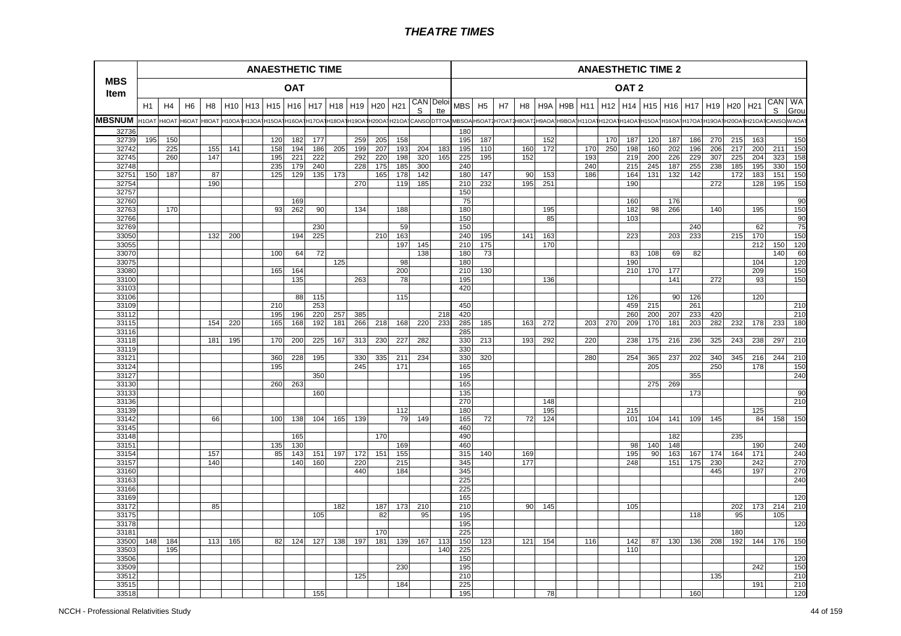| MBS Item | ANAESTHETIC TIME | | | | | | | | | | | | | | | ANAESTHETIC TIME 2 | | | | | | | | | | | | | | | | |
|---|---|---|---|---|---|---|---|---|---|---|---|---|---|---|---|---|---|---|---|---|---|---|---|---|---|---|---|---|---|---|---|---|
| | OAT | | | | | | | | | | | | | | | OAT 2 | | | | | | | | | | | | | | | | |
| | H1 | H4 | H6 | H8 | H10 | H13 | H15 | H16 | H17 | H18 | H19 | H20 | H21 | CANS | Deloitte | MBS | H5 | H7 | H8 | H9A | H9B | H11 | H12 | H14 | H15 | H16 | H17 | H19 | H20 | H21 | CANS | WA Group |
| MBSNUM | H1OAT | H4OAT | H6OAT | H8OAT | H10OAT | H13OAT | H15OAT | H16OAT | H17OAT | H18OAT | H19OAT | H20OAT | H21OAT | CANSO | DTTOA | MBSOA | H5OAT2 | H7OAT2 | H8OAT2 | H9AOA | H9BOA | H11OAT | H12OAT | H14OAT | H15OAT | H16OAT | H17OAT | H19OAT | H20OAT | H21OAT | CANSO | WAOAT |
| 32736 | | | | | | | | | | | | | | | | 180 | | | | | | | | | | | | | | | | |
| 32739 | 195 | 150 | | | | | 120 | 182 | 177 | | 259 | 205 | 158 | | | 195 | 187 | | | 152 | | | 170 | 187 | 120 | 187 | 186 | 270 | 215 | 163 | | 150 |
| 32742 | | 225 | | 155 | 141 | | 158 | 194 | 186 | 205 | 199 | 207 | 193 | 204 | 183 | 195 | 110 | | 160 | 172 | | 170 | 250 | 198 | 160 | 202 | 196 | 206 | 217 | 200 | 211 | 150 |
| 32745 | | 260 | | 147 | | | 195 | 221 | 222 | | 292 | 220 | 198 | 320 | 165 | 225 | 195 | | 152 | | | 193 | | 219 | 200 | 226 | 229 | 307 | 225 | 204 | 323 | 158 |
| 32748 | | | | | | | 235 | 179 | 240 | | 228 | 175 | 185 | 300 | | 240 | | | | | | 240 | | 215 | 245 | 187 | 255 | 238 | 185 | 195 | 330 | 150 |
| 32751 | 150 | 187 | | 87 | | | 125 | 129 | 135 | 173 | | 165 | 178 | 142 | | 180 | 147 | | 90 | 153 | | 186 | | 164 | 131 | 132 | 142 | | 172 | 183 | 151 | 150 |
| 32754 | | | | 190 | | | | | | | 270 | | 119 | 185 | | 210 | 232 | | 195 | 251 | | | | 190 | | | | 272 | | 128 | 195 | 150 |
| 32757 | | | | | | | | | | | | | | | | 150 | | | | | | | | | | | | | | | | |
| 32760 | | | | | | | | 169 | | | | | | | | 75 | | | | | | | | 160 | | 176 | | | | | | 90 |
| 32763 | | 170 | | | | | 93 | 262 | 90 | | 134 | | 188 | | | 180 | | | | 195 | | | | 182 | 98 | 266 | | 140 | | 195 | | 150 |
| 32766 | | | | | | | | | | | | | | | | 150 | | | | 85 | | | | 103 | | | | | | | | 90 |
| 32769 | | | | | | | | | 230 | | | | 59 | | | 150 | | | | | | | | | | | 240 | | | 62 | | 75 |
| 33050 | | | | 132 | 200 | | | 194 | 225 | | | 210 | 163 | | | 240 | 195 | | 141 | 163 | | | | 223 | | 203 | 233 | | 215 | 170 | | 150 |
| 33055 | | | | | | | | | | | | | 197 | 145 | | 210 | 175 | | | 170 | | | | | | | | | | 212 | 150 | 120 |
| 33070 | | | | | | | 100 | 64 | 72 | | | | | 138 | | 180 | 73 | | | | | | | 83 | 108 | 69 | 82 | | | | 140 | 60 |
| 33075 | | | | | | | | | | 125 | | | 98 | | | 180 | | | | | | | | 190 | | | | | | 104 | | 120 |
| 33080 | | | | | | | 165 | 164 | | | | | 200 | | | 210 | 130 | | | | | | | 210 | 170 | 177 | | | | 209 | | 150 |
| 33100 | | | | | | | | 135 | | | 263 | | 78 | | | 195 | | | | 136 | | | | | | 141 | | 272 | | 93 | | 150 |
| 33103 | | | | | | | | | | | | | | | | 420 | | | | | | | | | | | | | | | | |
| 33106 | | | | | | | | 88 | 115 | | | | 115 | | | | | | | | | | | 126 | | 90 | 126 | | | 120 | | |
| 33109 | | | | | | | 210 | | 253 | | | | | | | 450 | | | | | | | | 459 | 215 | | 261 | | | | | 210 |
| 33112 | | | | | | | 195 | 196 | 220 | 257 | 385 | | | | 218 | 420 | | | | | | | | 260 | 200 | 207 | 233 | 420 | | | | 210 |
| 33115 | | | | 154 | 220 | | 165 | 168 | 192 | 181 | 266 | 218 | 168 | 220 | 233 | 285 | 185 | | 163 | 272 | | 203 | 270 | 209 | 170 | 181 | 203 | 282 | 232 | 178 | 233 | 180 |
| 33116 | | | | | | | | | | | | | | | | 285 | | | | | | | | | | | | | | | | |
| 33118 | | | | 181 | 195 | | 170 | 200 | 225 | 167 | 313 | 230 | 227 | 282 | | 330 | 213 | | 193 | 292 | | 220 | | 238 | 175 | 216 | 236 | 325 | 243 | 238 | 297 | 210 |
| 33119 | | | | | | | | | | | | | | | | 330 | | | | | | | | | | | | | | | | |
| 33121 | | | | | | | 360 | 228 | 195 | | 330 | 335 | 211 | 234 | | 330 | 320 | | | | | 280 | | 254 | 365 | 237 | 202 | 340 | 345 | 216 | 244 | 210 |
| 33124 | | | | | | | 195 | | | | 245 | | 171 | | | 165 | | | | | | | | | 205 | | | 250 | | 178 | | 150 |
| 33127 | | | | | | | | | 350 | | | | | | | 195 | | | | | | | | | | | 355 | | | | | 240 |
| 33130 | | | | | | | 260 | 263 | | | | | | | | 165 | | | | | | | | | 275 | 269 | | | | | | |
| 33133 | | | | | | | | | 160 | | | | | | | 135 | | | | | | | | | | | 173 | | | | | 90 |
| 33136 | | | | | | | | | | | | | | | | 270 | | | | 148 | | | | | | | | | | | | 210 |
| 33139 | | | | | | | | | | | | | 112 | | | 180 | | | | 195 | | | | 215 | | | | | | 125 | | |
| 33142 | | | | 66 | | | 100 | 138 | 104 | 165 | 139 | | 79 | 149 | | 165 | 72 | | 72 | 124 | | | | 101 | 104 | 141 | 109 | 145 | | 84 | 158 | 150 |
| 33145 | | | | | | | | | | | | | | | | 460 | | | | | | | | | | | | | | | | |
| 33148 | | | | | | | | 165 | | | | 170 | | | | 490 | | | | | | | | | | 182 | | | 235 | | | |
| 33151 | | | | | | | 135 | 130 | | | | | 169 | | | 460 | | | | | | | | 98 | 140 | 148 | | | | 190 | | 240 |
| 33154 | | | | 157 | | | 85 | 143 | 151 | 197 | 172 | 151 | 155 | | | 315 | 140 | | 169 | | | | | 195 | 90 | 163 | 167 | 174 | 164 | 171 | | 240 |
| 33157 | | | | 140 | | | | 140 | 160 | | 220 | | 215 | | | 345 | | | 177 | | | | | 248 | | 151 | 175 | 230 | | 242 | | 270 |
| 33160 | | | | | | | | | | | 440 | | 184 | | | 345 | | | | | | | | | | | | 445 | | 197 | | 270 |
| 33163 | | | | | | | | | | | | | | | | 225 | | | | | | | | | | | | | | | | 240 |
| 33166 | | | | | | | | | | | | | | | | 225 | | | | | | | | | | | | | | | | |
| 33169 | | | | | | | | | | | | | | | | 165 | | | | | | | | | | | | | | | | 120 |
| 33172 | | | | 85 | | | | | | 182 | | 187 | 173 | 210 | | 210 | | | 90 | 145 | | | | 105 | | | | | 202 | 173 | 214 | 210 |
| 33175 | | | | | | | | | 105 | | | 82 | | 95 | | 195 | | | | | | | | | | | 118 | | 95 | | 105 | |
| 33178 | | | | | | | | | | | | | | | | 195 | | | | | | | | | | | | | | | | 120 |
| 33181 | | | | | | | | | | | | 170 | | | | 225 | | | | | | | | | | | | | 180 | | | |
| 33500 | 148 | 184 | | 113 | 165 | | 82 | 124 | 127 | 138 | 197 | 181 | 139 | 167 | 113 | 150 | 123 | | 121 | 154 | | 116 | | 142 | 87 | 130 | 136 | 208 | 192 | 144 | 176 | 150 |
| 33503 | | 195 | | | | | | | | | | | | | 140 | 225 | | | | | | | | 110 | | | | | | | | |
| 33506 | | | | | | | | | | | | | | | | 150 | | | | | | | | | | | | | | | | 120 |
| 33509 | | | | | | | | | | | | | 230 | | | 195 | | | | | | | | | | | | | | 242 | | 150 |
| 33512 | | | | | | | | | | | 125 | | | | | 210 | | | | | | | | | | | | 135 | | | | 210 |
| 33515 | | | | | | | | | | | | | 184 | | | 225 | | | | | | | | | | | | | | 191 | | 210 |
| 33518 | | | | | | | | | 155 | | | | | | | 195 | | | | 78 | | | | | | | 160 | | | | | 120 |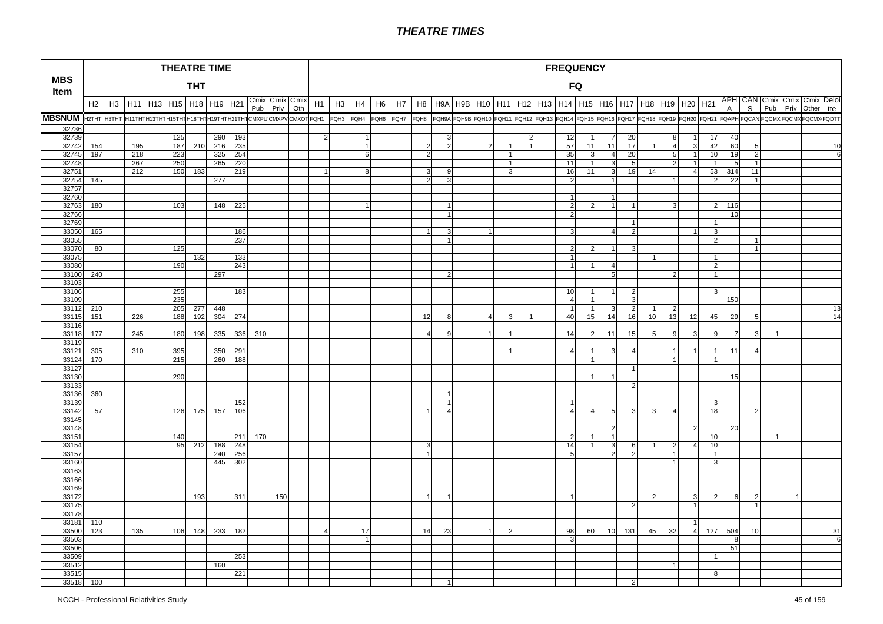| MBS Item | THEATRE TIME THT | | | | | | | | | | | FREQUENCY FQ | | | | | | | | | | | | | | | | | | | | | | | | | |
|---|---|---|---|---|---|---|---|---|---|---|---|---|---|---|---|---|---|---|---|---|---|---|---|---|---|---|---|---|---|---|---|---|---|---|---|---|---|
| | H2 | H3 | H11 | H13 | H15 | H18 | H19 | H21 | C'mix Pub | C'mix Priv | C'mix Oth | H1 | H3 | H4 | H6 | H7 | H8 | H9A | H9B | H10 | H11 | H12 | H13 | H14 | H15 | H16 | H17 | H18 | H19 | H20 | H21 | APHA | CANS | C'mix Pub | C'mix Priv | C'mix Other | Deloitte |
| MBSNUM | H2THT | H3THT | H11THT | H13THT | H15THT | H18THT | H19THT | H21THT | CMXPU | CMXPV | CMXOT | FQH1 | FQH3 | FQH4 | FQH6 | FQH7 | FQH8 | FQH9A | FQH9B | FQH10 | FQH11 | FQH12 | FQH13 | FQH14 | FQH15 | FQH16 | FQH17 | FQH18 | FQH19 | FQH20 | FQH21 | FQAPH | FQCAN | FQCMX | FQCMX | FQCMX | FQDTT |
| 32736 | | | | | | | | | | | | | | | | | | | | | | | | | | | | | | | | | | | | | |
| 32739 | | | | | 125 | | 290 | 193 | | | | 2 | | 1 | | | | | | | | 2 | | 12 | 1 | 7 | 20 | | 8 | 1 | 17 | 40 | | | | | |
| 32742 | 154 | | 195 | | 187 | 210 | 216 | 235 | | | | | | 1 | | | 2 | 2 | | 2 | 1 | 1 | | 57 | 11 | 11 | 17 | 1 | 4 | 3 | 42 | 60 | 5 | | | | 10 |
| 32745 | 197 | | 218 | | 223 | | 325 | 254 | | | | | | 6 | | | 2 | | | | 1 | | | 35 | 3 | 4 | 20 | | 5 | 1 | 10 | 19 | 2 | | | | 6 |
| 32748 | | | 267 | | 250 | | 265 | 220 | | | | | | | | | | | | | 1 | | | 11 | 1 | 3 | 5 | | 2 | 1 | 1 | 5 | 1 | | | | |
| 32751 | | | 212 | | 150 | 183 | | 219 | | | | 1 | | 8 | | | 3 | 9 | | | 3 | | | 16 | 11 | 3 | 19 | 14 | | 4 | 53 | 314 | 11 | | | | |
| 32754 | 145 | | | | | | 277 | | | | | | | | | | 2 | 3 | | | | | | 2 | | 1 | | | 1 | | 2 | 22 | 1 | | | | |
| 32757 | | | | | | | | | | | | | | | | | | | | | | | | | | | | | | | | | | | | | |
| 32760 | | | | | | | | | | | | | | | | | | | | | | | | 1 | | 1 | | | | | | | | | | | |
| 32763 | 180 | | | | 103 | | 148 | 225 | | | | | | 1 | | | | 1 | | | | | | 2 | 2 | 1 | 1 | | 3 | | 2 | 116 | | | | | |
| 32766 | | | | | | | | | | | | | | 1 | | | | | | | | | | 2 | | | | | | | | 10 | | | | | |
| 32769 | | | | | | | | | | | | | | | | | | | | | | | | | | | 1 | | | | 1 | | | | | | |
| 33050 | 165 | | | | | | | 186 | | | | | | | | | 1 | 3 | 1 | | | | | 3 | | 4 | 2 | | | 1 | 3 | | | | | | |
| 33055 | | | | | | | | 237 | | | | | | | | | | 1 | | | | | | | | | | | | | 2 | | 1 | | | | |
| 33070 | 80 | | | | 125 | | | | | | | | | | | | | | | | | | | 2 | 2 | 1 | 3 | | | | | | 1 | | | | |
| 33075 | | | | | | 132 | | 133 | | | | | | | | | | | | | | | | 1 | | | | 1 | | | 1 | | | | | | |
| 33080 | | | | | 190 | | | 243 | | | | | | | | | | | | | | | | 1 | 1 | 4 | | | | | 2 | | | | | | |
| 33100 | 240 | | | | | | 297 | | | | | | | | | | | 2 | | | | | | | | 5 | | | 2 | | 1 | | | | | | |
| 33103 | | | | | | | | | | | | | | | | | | | | | | | | | | | | | | | | | | | | | |
| 33106 | | | | | 255 | | | 183 | | | | | | | | | | | | | | | | 10 | 1 | 1 | 2 | | | | 3 | | | | | | |
| 33109 | | | | | 235 | | | | | | | | | | | | | | | | | | | 4 | 1 | | 3 | | | | | 150 | | | | | |
| 33112 | 210 | | | | 205 | 277 | 448 | | | | | | | | | | | | | | | | | 1 | 1 | 3 | 2 | 1 | 2 | | | | | | | | 13 |
| 33115 | 151 | | 226 | | 188 | 192 | 304 | 274 | | | | | | | | | 12 | 8 | | 4 | 3 | 1 | | 40 | 15 | 14 | 16 | 10 | 13 | 12 | 45 | 29 | 5 | | | | 14 |
| 33116 | | | | | | | | | | | | | | | | | | | | | | | | | | | | | | | | | | | | | |
| 33118 | 177 | | 245 | | 180 | 198 | 335 | 336 | 310 | | | | | | | | 4 | 9 | | 1 | 1 | | | 14 | 2 | 11 | 15 | 5 | 9 | 3 | 9 | 7 | 3 | 1 | | | |
| 33119 | | | | | | | | | | | | | | | | | | | | | | | | | | | | | | | | | | | | | |
| 33121 | 305 | | 310 | | 395 | | 350 | 291 | | | | | | | | | | | | | 1 | | | 4 | 1 | 3 | 4 | | 1 | 1 | 1 | 11 | 4 | | | | |
| 33124 | 170 | | | | 215 | | 260 | 188 | | | | | | | | | | | | | | | | | 1 | | | | 1 | | 1 | | | | | | |
| 33127 | | | | | | | | | | | | | | | | | | | | | | | | | | | 1 | | | | | | | | | | |
| 33130 | | | | | 290 | | | | | | | | | | | | | | | | | | | | 1 | 1 | | | | | | 15 | | | | | |
| 33133 | | | | | | | | | | | | | | | | | | | | | | | | | | | 2 | | | | | | | | | | |
| 33136 | 360 | | | | | | | | | | | | | | | | | 1 | | | | | | | | | | | | | | | | | | | |
| 33139 | | | | | | | | 152 | | | | | | | | | | 1 | | | | | | 1 | | | | | | | 3 | | | | | | |
| 33142 | 57 | | | | 126 | 175 | 157 | 106 | | | | | | | | | 1 | 4 | | | | | | 4 | 4 | 5 | 3 | 3 | 4 | | 18 | | 2 | | | | |
| 33145 | | | | | | | | | | | | | | | | | | | | | | | | | | | | | | | | | | | | | |
| 33148 | | | | | | | | | | | | | | | | | | | | | | | | | | 2 | | | | 2 | | 20 | | | | | |
| 33151 | | | | | 140 | | | 211 | 170 | | | | | | | | | | | | | | | 2 | 1 | 1 | | | | | 10 | | | 1 | | | |
| 33154 | | | | | 95 | 212 | 188 | 248 | | | | | | | | | 3 | | | | | | | 14 | 1 | 3 | 6 | 1 | 2 | 4 | 10 | | | | | | |
| 33157 | | | | | | | 240 | 256 | | | | | | | | | 1 | | | | | | | 5 | | 2 | 2 | | 1 | | 1 | | | | | | |
| 33160 | | | | | | | 445 | 302 | | | | | | | | | | | | | | | | | | | | | 1 | | 3 | | | | | | |
| 33163 | | | | | | | | | | | | | | | | | | | | | | | | | | | | | | | | | | | | | |
| 33166 | | | | | | | | | | | | | | | | | | | | | | | | | | | | | | | | | | | | | |
| 33169 | | | | | | | | | | | | | | | | | | | | | | | | | | | | | | | | | | | | | |
| 33172 | | | | | | 193 | | 311 | | 150 | | | | | | | 1 | 1 | | | | | | 1 | | | | 2 | | 3 | 2 | 6 | 2 | | 1 | | |
| 33175 | | | | | | | | | | | | | | | | | | | | | | | | | | | 2 | | | 1 | | | 1 | | | | |
| 33178 | | | | | | | | | | | | | | | | | | | | | | | | | | | | | | | | | | | | | |
| 33181 | 110 | | | | | | | | | | | | | | | | | | | | | | | | | | | | | 1 | | | | | | | |
| 33500 | 123 | | 135 | | 106 | 148 | 233 | 182 | | | | 4 | | 17 | | | 14 | 23 | | 1 | 2 | | | 98 | 60 | 10 | 131 | 45 | 32 | 4 | 127 | 504 | 10 | | | | 31 |
| 33503 | | | | | | | | | | | | | | 1 | | | | | | | | | | 3 | | | | | | | | 8 | | | | | 6 |
| 33506 | | | | | | | | | | | | | | | | | | | | | | | | | | | | | | | | 51 | | | | | |
| 33509 | | | | | | | | 253 | | | | | | | | | | | | | | | | | | | | | | | 1 | | | | | | |
| 33512 | | | | | | | 160 | | | | | | | | | | | | | | | | | | | | | | 1 | | | | | | | | |
| 33515 | | | | | | | | 221 | | | | | | | | | | | | | | | | | | | | | | | 8 | | | | | | |
| 33518 | 100 | | | | | | | | | | | | | | | | | 1 | | | | | | | | | 2 | | | | | | | | | | |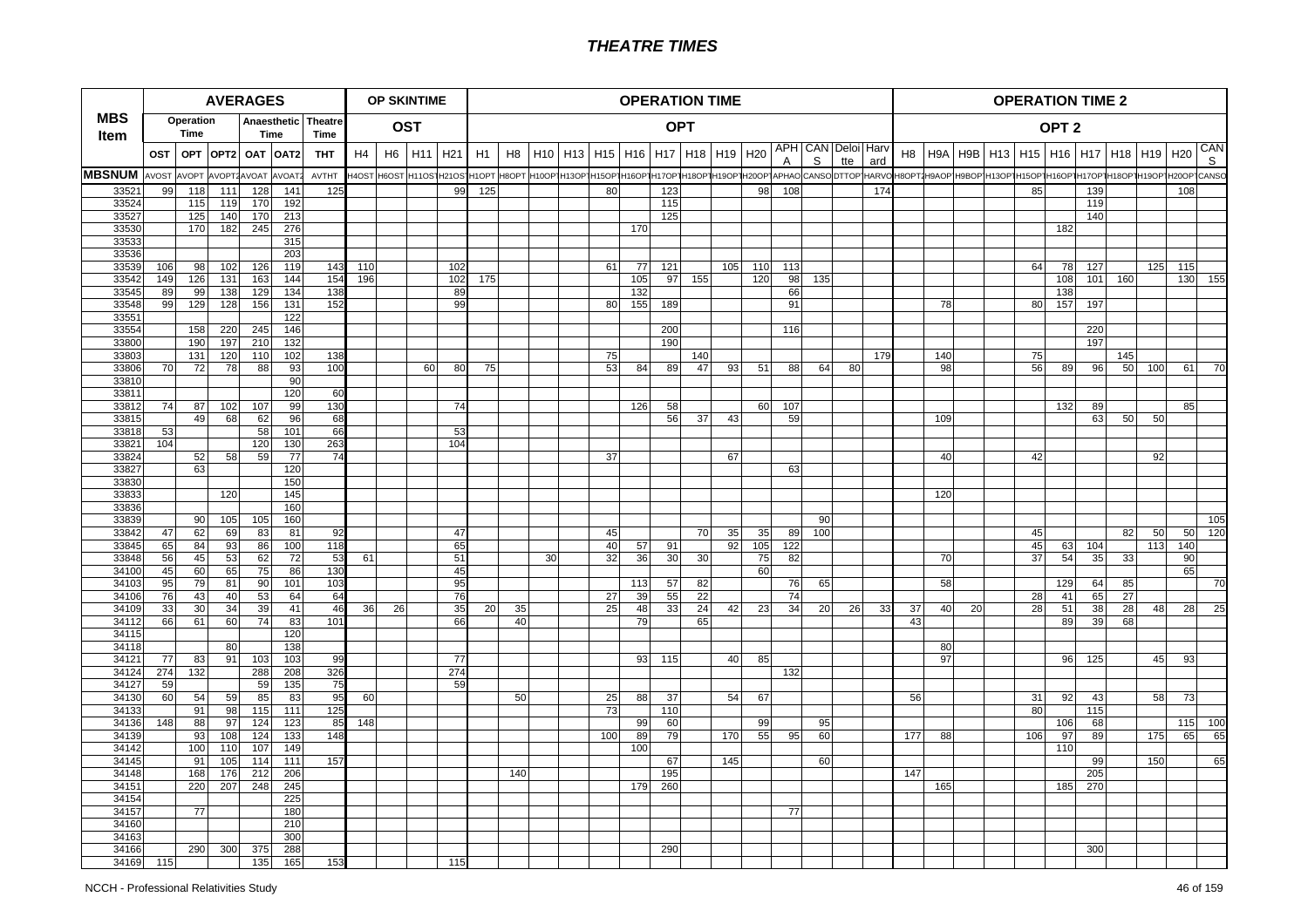# THEATRE TIMES

| MBS Item | AVERAGES | | | | | | OP SKINTIME | | | | OPERATION TIME | | | | | | | | | | | | | | | OPERATION TIME 2 | | | | | | | | | | | |
|---|---|---|---|---|---|---|---|---|---|---|---|---|---|---|---|---|---|---|---|---|---|---|---|---|---|---|---|---|---|---|---|---|---|---|---|---|---|
| | Operation Time | | | Anaesthetic Time | | Theatre Time | OST | | | | OPT | | | | | | | | | | | | | | | OPT 2 | | | | | | | | | | | |
| | OST | OPT | OPT2 | OAT | OAT2 | THT | H4 | H6 | H11 | H21 | H1 | H8 | H10 | H13 | H15 | H16 | H17 | H18 | H19 | H20 | APHA | CANS | Deloitte | Harvard | H8 | H9A | H9B | H13 | H15 | H16 | H17 | H18 | H19 | H20 | CANS |
| MBSNUM | AVOST | AVOPT | AVOPT2 | AVOAT | AVOAT2 | AVTHT | H4OST | H6OST | H11OST | H21OST | H1OPT | H8OPT | H10OPT | H13OPT | H15OPT | H16OPT | H17OPT | H18OPT | H19OPT | H20OPT | APHAO | CANSO | DTTOP | HARVO | H8OPT2 | H9AOP | H9BOP | H13OPT | H15OPT | H16OPT | H17OPT | H18OPT | H19OPT | H20OPT | CANSO |
| 33521 | 99 | 118 | 111 | 128 | 141 | 125 | | | | 99 | 125 | | | | 80 | | 123 | | | 98 | 108 | | | 174 | | | | | 85 | | 139 | | | 108 | |
| 33524 | | 115 | 119 | 170 | 192 | | | | | | | | | | | | 115 | | | | | | | | | | | | | | 119 | | | | |
| 33527 | | 125 | 140 | 170 | 213 | | | | | | | | | | | | 125 | | | | | | | | | | | | | | 140 | | | | |
| 33530 | | 170 | 182 | 245 | 276 | | | | | | | | | | | 170 | | | | | | | | | | | | | | 182 | | | | | |
| 33533 | | | | | 315 | | | | | | | | | | | | | | | | | | | | | | | | | | | | | | |
| 33536 | | | | | 203 | | | | | | | | | | | | | | | | | | | | | | | | | | | | | | |
| 33539 | 106 | 98 | 102 | 126 | 119 | 143 | 110 | | | 102 | | | | | 61 | 77 | 121 | | 105 | 110 | 113 | | | | | | | | 64 | 78 | 127 | | 125 | 115 | |
| 33542 | 149 | 126 | 131 | 163 | 144 | 154 | 196 | | | 102 | 175 | | | | | 105 | 97 | 155 | | 120 | 98 | 135 | | | | | | | | 108 | 101 | 160 | | 130 | 155 |
| 33545 | 89 | 99 | 138 | 129 | 134 | 138 | | | | 89 | | | | | | 132 | | | | | 66 | | | | | | | | | 138 | | | | | |
| 33548 | 99 | 129 | 128 | 156 | 131 | 152 | | | | 99 | | | | | 80 | 155 | 189 | | | | 91 | | | | | 78 | | | 80 | 157 | 197 | | | | |
| 33551 | | | | | 122 | | | | | | | | | | | | | | | | | | | | | | | | | | | | | | |
| 33554 | | 158 | 220 | 245 | 146 | | | | | | | | | | | | 200 | | | | 116 | | | | | | | | | | 220 | | | | |
| 33800 | | 190 | 197 | 210 | 132 | | | | | | | | | | | | 190 | | | | | | | | | | | | | | 197 | | | | |
| 33803 | | 131 | 120 | 110 | 102 | 138 | | | | | | | | | 75 | | | 140 | | | | | | 179 | | 140 | | | 75 | | | 145 | | | |
| 33806 | 70 | 72 | 78 | 88 | 93 | 100 | | | 60 | 80 | 75 | | | | 53 | 84 | 89 | 47 | 93 | 51 | 88 | 64 | 80 | | | 98 | | | 56 | 89 | 96 | 50 | 100 | 61 | 70 |
| 33810 | | | | | 90 | | | | | | | | | | | | | | | | | | | | | | | | | | | | | | |
| 33811 | | | | | 120 | 60 | | | | | | | | | | | | | | | | | | | | | | | | | | | | | |
| 33812 | 74 | 87 | 102 | 107 | 99 | 130 | | | | 74 | | | | | | 126 | 58 | | | 60 | 107 | | | | | | | | | 132 | 89 | | | 85 | |
| 33815 | | 49 | 68 | 62 | 96 | 68 | | | | | | | | | | | 56 | 37 | 43 | | 59 | | | | | 109 | | | | | 63 | 50 | 50 | | |
| 33818 | 53 | | | 58 | 101 | 66 | | | | 53 | | | | | | | | | | | | | | | | | | | | | | | | | |
| 33821 | 104 | | | 120 | 130 | 263 | | | | 104 | | | | | | | | | | | | | | | | | | | | | | | | | |
| 33824 | | 52 | 58 | 59 | 77 | 74 | | | | | | | | | 37 | | | | 67 | | | | | | | 40 | | | 42 | | | | 92 | | |
| 33827 | | 63 | | | 120 | | | | | | | | | | | | | | | | 63 | | | | | | | | | | | | | | |
| 33830 | | | | | 150 | | | | | | | | | | | | | | | | | | | | | | | | | | | | | | |
| 33833 | | | 120 | | 145 | | | | | | | | | | | | | | | | | | | | | 120 | | | | | | | | | |
| 33836 | | | | | 160 | | | | | | | | | | | | | | | | | | | | | | | | | | | | | | |
| 33839 | | 90 | 105 | 105 | 160 | | | | | | | | | | | | | | | | | 90 | | | | | | | | | | | | | 105 |
| 33842 | 47 | 62 | 69 | 83 | 81 | 92 | | | | 47 | | | | | 45 | | | 70 | 35 | 35 | 89 | 100 | | | | | | | 45 | | | 82 | 50 | 50 | 120 |
| 33845 | 65 | 84 | 93 | 86 | 100 | 118 | | | | 65 | | | | | 40 | 57 | 91 | | 92 | 105 | 122 | | | | | | | | 45 | 63 | 104 | | 113 | 140 | |
| 33848 | 56 | 45 | 53 | 62 | 72 | 53 | 61 | | | 51 | | | 30 | | 32 | 36 | 30 | 30 | | 75 | 82 | | | | | 70 | | | 37 | 54 | 35 | 33 | | 90 | |
| 34100 | 45 | 60 | 65 | 75 | 86 | 130 | | | | 45 | | | | | | | | | | 60 | | | | | | | | | | | | | | 65 | |
| 34103 | 95 | 79 | 81 | 90 | 101 | 103 | | | | 95 | | | | | | 113 | 57 | 82 | | | 76 | 65 | | | | 58 | | | | 129 | 64 | 85 | | | 70 |
| 34106 | 76 | 43 | 40 | 53 | 64 | 64 | | | | 76 | | | | | 27 | 39 | 55 | 22 | | | 74 | | | | | | | | 28 | 41 | 65 | 27 | | | |
| 34109 | 33 | 30 | 34 | 39 | 41 | 46 | 36 | 26 | | 35 | 20 | 35 | | | 25 | 48 | 33 | 24 | 42 | 23 | 34 | 20 | 26 | 33 | 37 | 40 | 20 | | 28 | 51 | 38 | 28 | 48 | 28 | 25 |
| 34112 | 66 | 61 | 60 | 74 | 83 | 101 | | | | 66 | | 40 | | | | 79 | | 65 | | | | | | | 43 | | | | | 89 | 39 | 68 | | | |
| 34115 | | | | | 120 | | | | | | | | | | | | | | | | | | | | | | | | | | | | | | |
| 34118 | | | 80 | | 138 | | | | | | | | | | | | | | | | | | | | | 80 | | | | | | | | | |
| 34121 | 77 | 83 | 91 | 103 | 103 | 99 | | | | 77 | | | | | | 93 | 115 | | 40 | 85 | | | | | | 97 | | | | 96 | 125 | | 45 | 93 | |
| 34124 | 274 | 132 | | 288 | 208 | 326 | | | | 274 | | | | | | | | | | | 132 | | | | | | | | | | | | | | |
| 34127 | 59 | | | 59 | 135 | 75 | | | | 59 | | | | | | | | | | | | | | | | | | | | | | | | | |
| 34130 | 60 | 54 | 59 | 85 | 83 | 95 | 60 | | | | | 50 | | | 25 | 88 | 37 | | 54 | 67 | | | | | 56 | | | | 31 | 92 | 43 | | 58 | 73 | |
| 34133 | | 91 | 98 | 115 | 111 | 125 | | | | | | | | | 73 | | 110 | | | | | | | | | | | | 80 | | 115 | | | | |
| 34136 | 148 | 88 | 97 | 124 | 123 | 85 | 148 | | | | | | | | | 99 | 60 | | | 99 | | 95 | | | | | | | | 106 | 68 | | | 115 | 100 |
| 34139 | | 93 | 108 | 124 | 133 | 148 | | | | | | | | | 100 | 89 | 79 | | 170 | 55 | 95 | 60 | | | 177 | 88 | | | 106 | 97 | 89 | | 175 | 65 | 65 |
| 34142 | | 100 | 110 | 107 | 149 | | | | | | | | | | | 100 | | | | | | | | | | | | | | 110 | | | | | |
| 34145 | | 91 | 105 | 114 | 111 | 157 | | | | | | | | | | | 67 | | 145 | | | 60 | | | | | | | | | 99 | | 150 | | 65 |
| 34148 | | 168 | 176 | 212 | 206 | | | | | | | 140 | | | | | 195 | | | | | | | | 147 | | | | | | 205 | | | | |
| 34151 | | 220 | 207 | 248 | 245 | | | | | | | | | | | 179 | 260 | | | | | | | | | 165 | | | | 185 | 270 | | | | |
| 34154 | | | | | 225 | | | | | | | | | | | | | | | | | | | | | | | | | | | | | | |
| 34157 | | 77 | | | 180 | | | | | | | | | | | | | | | | 77 | | | | | | | | | | | | | | |
| 34160 | | | | | 210 | | | | | | | | | | | | | | | | | | | | | | | | | | | | | | |
| 34163 | | | | | 300 | | | | | | | | | | | | | | | | | | | | | | | | | | | | | | |
| 34166 | | 290 | 300 | 375 | 288 | | | | | | | | | | | | 290 | | | | | | | | | | | | | | 300 | | | | |
| 34169 | 115 | | | 135 | 165 | 153 | | | | 115 | | | | | | | | | | | | | | | | | | | | | | | | | |

NCCH - Professional Relativities Study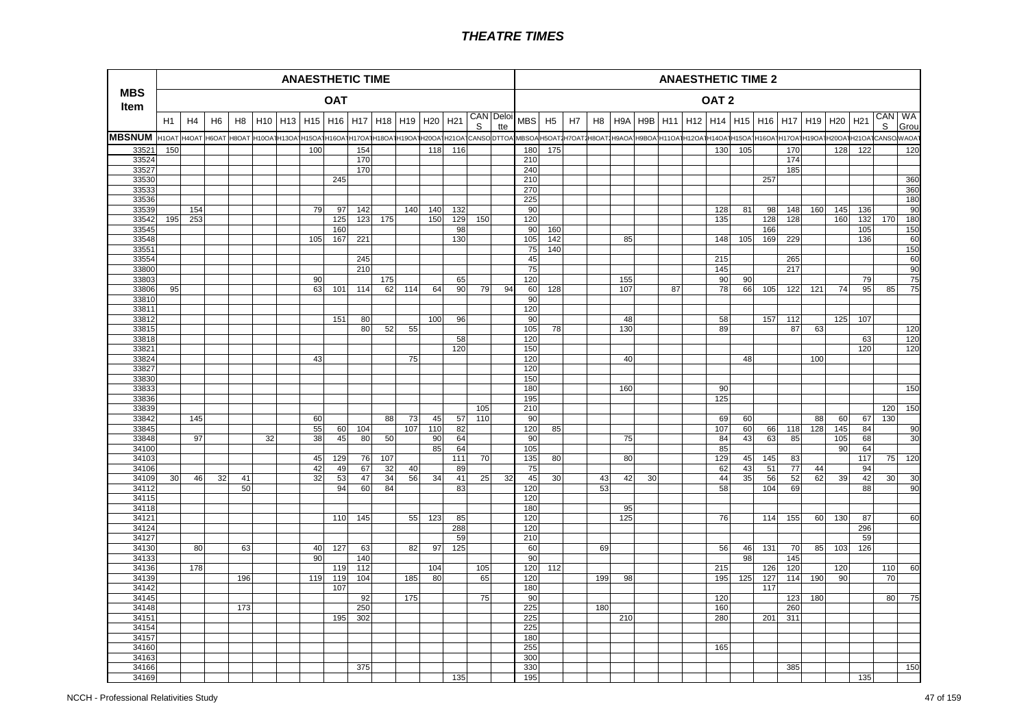# THEATRE TIMES

| MBS Item | ANAESTHETIC TIME | | | | | | | | | | | | | | | ANAESTHETIC TIME 2 | | | | | | | | | | | | | | | | |
|---|---|---|---|---|---|---|---|---|---|---|---|---|---|---|---|---|---|---|---|---|---|---|---|---|---|---|---|---|---|---|---|---|
| | OAT | | | | | | | | | | | | | | | OAT 2 | | | | | | | | | | | | | | | | |
| | H1 | H4 | H6 | H8 | H10 | H13 | H15 | H16 | H17 | H18 | H19 | H20 | H21 | CANS | Deloitte | MBS | H5 | H7 | H8 | H9A | H9B | H11 | H12 | H14 | H15 | H16 | H17 | H19 | H20 | H21 | CANS | WA Group |
| MBSNUM | H1OAT | H4OAT | H6OAT | H8OAT | H10OAT | H13OAT | H15OAT | H16OAT | H17OAT | H18OAT | H19OAT | H20OAT | H21OAT | CANSO | DTTOA | MBSOA | H5OAT2 | H7OAT2 | H8OAT2 | H9AOA | H9BOA | H11OAT | H12OAT | H14OAT | H15OAT | H16OAT | H17OAT | H19OAT | H20OAT | H21OAT | CANSO | WAOAT |
| 33521 | 150 | | | | | | 100 | | 154 | | | 118 | 116 | | | 180 | 175 | | | | | | | 130 | 105 | | 170 | | 128 | 122 | | 120 |
| 33524 | | | | | | | | | 170 | | | | | | | 210 | | | | | | | | | | | 174 | | | | | |
| 33527 | | | | | | | | | 170 | | | | | | | 240 | | | | | | | | | | | 185 | | | | | |
| 33530 | | | | | | | | 245 | | | | | | | | 210 | | | | | | | | | | 257 | | | | | | 360 |
| 33533 | | | | | | | | | | | | | | | | 270 | | | | | | | | | | | | | | | | 360 |
| 33536 | | | | | | | | | | | | | | | | 225 | | | | | | | | | | | | | | | | 180 |
| 33539 | | 154 | | | | | 79 | 97 | 142 | | 140 | 140 | 132 | | | 90 | | | | | | | | 128 | 81 | 98 | 148 | 160 | 145 | 136 | | 90 |
| 33542 | 195 | 253 | | | | | | 125 | 123 | 175 | | 150 | 129 | 150 | | 120 | | | | | | | | 135 | | 128 | 128 | | 160 | 132 | 170 | 180 |
| 33545 | | | | | | | | 160 | | | | | 98 | | | 90 | 160 | | | | | | | | | 166 | | | | 105 | | 150 |
| 33548 | | | | | | | 105 | 167 | 221 | | | | 130 | | | 105 | 142 | | | 85 | | | | 148 | 105 | 169 | 229 | | | 136 | | 60 |
| 33551 | | | | | | | | | | | | | | | | 75 | 140 | | | | | | | | | | | | | | | 150 |
| 33554 | | | | | | | | | 245 | | | | | | | 45 | | | | | | | | 215 | | | 265 | | | | | 60 |
| 33800 | | | | | | | | | 210 | | | | | | | 75 | | | | | | | | 145 | | | 217 | | | | | 90 |
| 33803 | | | | | | | 90 | | | 175 | | | 65 | | | 120 | | | | 155 | | | | 90 | 90 | | | | | 79 | | 75 |
| 33806 | 95 | | | | | | 63 | 101 | 114 | 62 | 114 | 64 | 90 | 79 | 94 | 60 | 128 | | | 107 | | 87 | | 78 | 66 | 105 | 122 | 121 | 74 | 95 | 85 | 75 |
| 33810 | | | | | | | | | | | | | | | | 90 | | | | | | | | | | | | | | | | |
| 33811 | | | | | | | | | | | | | | | | 120 | | | | | | | | | | | | | | | | |
| 33812 | | | | | | | | 151 | 80 | | | 100 | 96 | | | 90 | | | | 48 | | | | 58 | | 157 | 112 | | 125 | 107 | | |
| 33815 | | | | | | | | | 80 | 52 | 55 | | | | | 105 | 78 | | | 130 | | | | 89 | | | 87 | 63 | | | | 120 |
| 33818 | | | | | | | | | | | | | 58 | | | 120 | | | | | | | | | | | | | | 63 | | 120 |
| 33821 | | | | | | | | | | | | | 120 | | | 150 | | | | | | | | | | | | | | 120 | | 120 |
| 33824 | | | | | | | 43 | | | | 75 | | | | | 120 | | | | 40 | | | | | 48 | | | 100 | | | | |
| 33827 | | | | | | | | | | | | | | | | 120 | | | | | | | | | | | | | | | | |
| 33830 | | | | | | | | | | | | | | | | 150 | | | | | | | | | | | | | | | | |
| 33833 | | | | | | | | | | | | | | | | 180 | | | | 160 | | | | 90 | | | | | | | | 150 |
| 33836 | | | | | | | | | | | | | | | | 195 | | | | | | | | 125 | | | | | | | | |
| 33839 | | | | | | | | | | | | | | 105 | | 210 | | | | | | | | | | | | | | | 120 | 150 |
| 33842 | | 145 | | | | | 60 | | | 88 | 73 | 45 | 57 | 110 | | 90 | | | | | | | | 69 | 60 | | | 88 | 60 | 67 | 130 | |
| 33845 | | | | | | | 55 | 60 | 104 | | 107 | 110 | 82 | | | 120 | 85 | | | | | | | 107 | 60 | 66 | 118 | 128 | 145 | 84 | | 90 |
| 33848 | | 97 | | | | 32 | 38 | 45 | 80 | 50 | | 90 | 64 | | | 90 | | | | 75 | | | | 84 | 43 | 63 | 85 | | 105 | 68 | | 30 |
| 34100 | | | | | | | | | | | | 85 | 64 | | | 105 | | | | | | | | 85 | | | | | 90 | 64 | | |
| 34103 | | | | | | | 45 | 129 | 76 | 107 | | | 111 | 70 | | 135 | 80 | | | 80 | | | | 129 | 45 | 145 | 83 | | | 117 | 75 | 120 |
| 34106 | | | | | | | 42 | 49 | 67 | 32 | 40 | | 89 | | | 75 | | | | | | | | 62 | 43 | 51 | 77 | 44 | | 94 | | |
| 34109 | 30 | 46 | 32 | 41 | | | 32 | 53 | 47 | 34 | 56 | 34 | 41 | 25 | 32 | 45 | 30 | | 43 | 42 | 30 | | | 44 | 35 | 56 | 52 | 62 | 39 | 42 | 30 | 30 |
| 34112 | | | | 50 | | | | 94 | 60 | 84 | | | 83 | | | 120 | | | 53 | | | | | 58 | | 104 | 69 | | | 88 | | 90 |
| 34115 | | | | | | | | | | | | | | | | 120 | | | | | | | | | | | | | | | | |
| 34118 | | | | | | | | | | | | | | | | 180 | | | | 95 | | | | | | | | | | | | |
| 34121 | | | | | | | | 110 | 145 | | 55 | 123 | 85 | | | 120 | | | | 125 | | | | 76 | | 114 | 155 | 60 | 130 | 87 | | 60 |
| 34124 | | | | | | | | | | | | | 288 | | | 120 | | | | | | | | | | | | | | 296 | | |
| 34127 | | | | | | | | | | | | | 59 | | | 210 | | | | | | | | | | | | | | 59 | | |
| 34130 | | 80 | | 63 | | | 40 | 127 | 63 | | 82 | 97 | 125 | | | 60 | | | 69 | | | | | 56 | 46 | 131 | 70 | 85 | 103 | 126 | | |
| 34133 | | | | | | | 90 | | 140 | | | | | | | 90 | | | | | | | | | 98 | | 145 | | | | | |
| 34136 | | 178 | | | | | | 119 | 112 | | | 104 | | 105 | | 120 | 112 | | | | | | | 215 | | 126 | 120 | | 120 | | 110 | 60 |
| 34139 | | | | 196 | | | 119 | 119 | 104 | | 185 | 80 | | 65 | | 120 | | | 199 | 98 | | | | 195 | 125 | 127 | 114 | 190 | 90 | | 70 | |
| 34142 | | | | | | | | 107 | | | | | | | | 180 | | | | | | | | | | 117 | | | | | | |
| 34145 | | | | | | | | | 92 | | 175 | | | 75 | | 90 | | | | | | | | 120 | | | 123 | 180 | | | 80 | 75 |
| 34148 | | | | 173 | | | | | 250 | | | | | | | 225 | | | 180 | | | | | 160 | | | 260 | | | | | |
| 34151 | | | | | | | | 195 | 302 | | | | | | | 225 | | | | 210 | | | | 280 | | 201 | 311 | | | | | |
| 34154 | | | | | | | | | | | | | | | | 225 | | | | | | | | | | | | | | | | |
| 34157 | | | | | | | | | | | | | | | | 180 | | | | | | | | | | | | | | | | |
| 34160 | | | | | | | | | | | | | | | | 255 | | | | | | | | 165 | | | | | | | | |
| 34163 | | | | | | | | | | | | | | | | 300 | | | | | | | | | | | | | | | | |
| 34166 | | | | | | | | | 375 | | | | | | | 330 | | | | | | | | | | | 385 | | | | | 150 |
| 34169 | | | | | | | | | | | | | 135 | | | 195 | | | | | | | | | | | | | | 135 | | |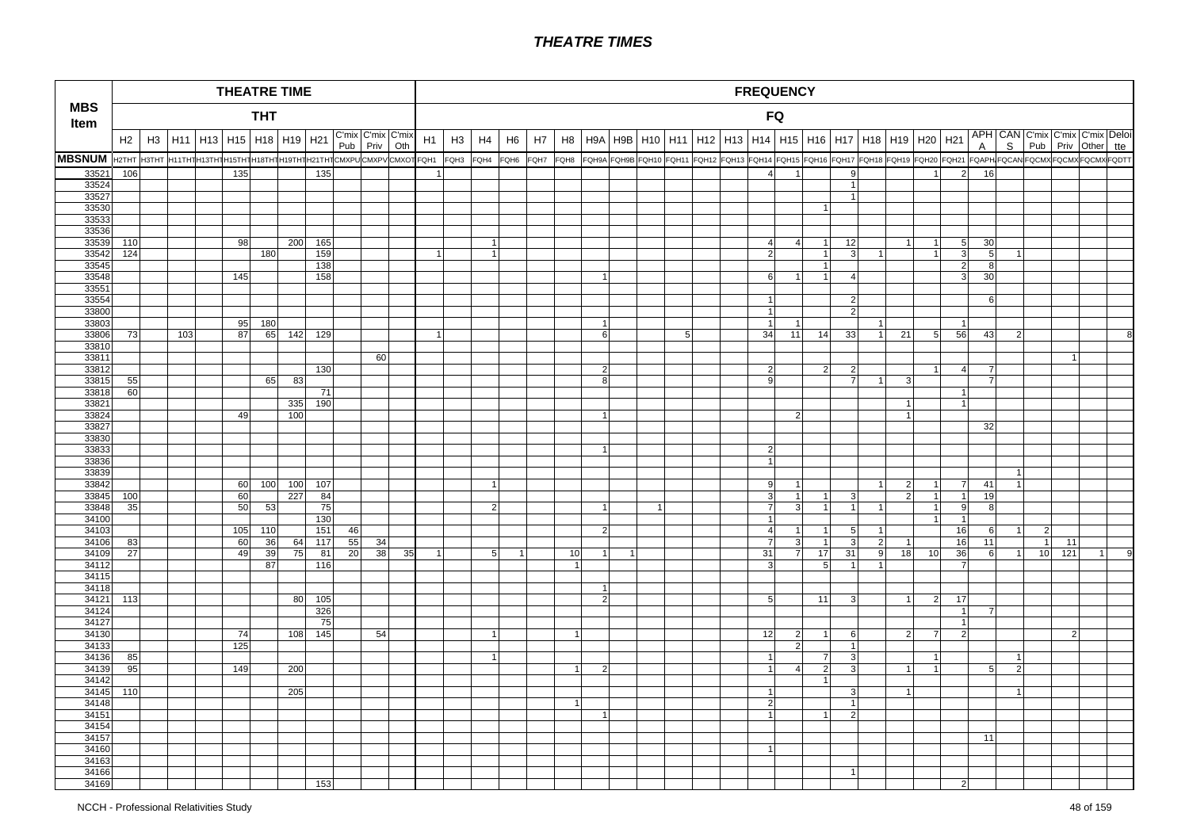# THEATRE TIMES

| MBS Item | THEATRE TIME THT | | | | | | | | | | | FREQUENCY FQ | | | | | | | | | | | | | | | | | | | | | | | | | |
|---|---|---|---|---|---|---|---|---|---|---|---|---|---|---|---|---|---|---|---|---|---|---|---|---|---|---|---|---|---|---|---|---|---|---|---|---|---|
| | H2 | H3 | H11 | H13 | H15 | H18 | H19 | H21 | C'mix Pub | C'mix Priv | C'mix Oth | H1 | H3 | H4 | H6 | H7 | H8 | H9A | H9B | H10 | H11 | H12 | H13 | H14 | H15 | H16 | H17 | H18 | H19 | H20 | H21 | APHA | CANS | C'mix Pub | C'mix Priv | C'mix Other | Delotte |
| MBSNUM | H2THT | H3THT | H11THT | H13THT | H15THT | H18THT | H19THT | H21THT | CMXPU | CMXPV | CMXOT | FQH1 | FQH3 | FQH4 | FQH6 | FQH7 | FQH8 | FQH9A | FQH9B | FQH10 | FQH11 | FQH12 | FQH13 | FQH14 | FQH15 | FQH16 | FQH17 | FQH18 | FQH19 | FQH20 | FQH21 | FQAPHA | FQCANS | FQCMX | FQCMX | FQCMX | FQDTT |
| 33521 | 106 | | | | 135 | | | 135 | | | | 1 | | | | | | | | | | | | 4 | 1 | | 9 | | | 1 | 2 | 16 | | | | | |
| 33524 | | | | | | | | | | | | | | | | | | | | | | | | | | | 1 | | | | | | | | | | |
| 33527 | | | | | | | | | | | | | | | | | | | | | | | | | | | 1 | | | | | | | | | | |
| 33530 | | | | | | | | | | | | | | | | | | | | | | | | | | 1 | | | | | | | | | | | |
| 33533 | | | | | | | | | | | | | | | | | | | | | | | | | | | | | | | | | | | | | |
| 33536 | | | | | | | | | | | | | | | | | | | | | | | | | | | | | | | | | | | | | |
| 33539 | 110 | | | | 98 | | 200 | 165 | | | | | | 1 | | | | | | | | | | 4 | 4 | 1 | 12 | | 1 | 1 | 5 | 30 | | | | | |
| 33542 | 124 | | | | | 180 | | 159 | | | | 1 | | 1 | | | | | | | | | | 2 | | 1 | 3 | 1 | | 1 | 3 | 5 | 1 | | | | |
| 33545 | | | | | | | | 138 | | | | | | | | | | | | | | | | | | 1 | | | | | 2 | 8 | | | | | |
| 33548 | | | | | 145 | | | 158 | | | | | | | | | | 1 | | | | | | 6 | 1 | 1 | 4 | | | | 3 | 30 | | | | | |
| 33551 | | | | | | | | | | | | | | | | | | | | | | | | | | | | | | | | | | | | | |
| 33554 | | | | | | | | | | | | | | | | | | | | | | | | 1 | | | 2 | | | | | 6 | | | | | |
| 33800 | | | | | | | | | | | | | | | | | | | | | | | | 1 | | | 2 | | | | | | | | | | |
| 33803 | | | | | 95 | 180 | | | | | | | | | | | | 1 | | | | | | 1 | 1 | | | 1 | | | 1 | | | | | | |
| 33806 | 73 | | 103 | | 87 | 65 | 142 | 129 | | | | 1 | | | | | | 6 | | | 5 | | | 34 | 11 | 14 | 33 | 1 | 21 | 5 | 56 | 43 | 2 | | | | 8 |
| 33810 | | | | | | | | | | | | | | | | | | | | | | | | | | | | | | | | | | | | | |
| 33811 | | | | | | | | | | 60 | | | | | | | | | | | | | | | | | | | | | | | | | 1 | | |
| 33812 | | | | | | | | 130 | | | | | | | | | | 2 | | | | | | 2 | | 2 | 2 | | | 1 | 4 | 7 | | | | | |
| 33815 | 55 | | | | | 65 | 83 | | | | | | | | | | | 8 | | | | | | 9 | | | 7 | 1 | 3 | | | 7 | | | | | |
| 33818 | 60 | | | | | | | 71 | | | | | | | | | | | | | | | | | | | | | | | 1 | | | | | | |
| 33821 | | | | | | | 335 | 190 | | | | | | | | | | | | | | | | | | | | | 1 | | 1 | | | | | | |
| 33824 | | | | | 49 | | 100 | | | | | | | | | | | 1 | | | | | | | 2 | | | | 1 | | | | | | | | |
| 33827 | | | | | | | | | | | | | | | | | | | | | | | | | | | | | | | | 32 | | | | | |
| 33830 | | | | | | | | | | | | | | | | | | | | | | | | | | | | | | | | | | | | | |
| 33833 | | | | | | | | | | | | | | | | | | 1 | | | | | | 2 | | | | | | | | | | | | | |
| 33836 | | | | | | | | | | | | | | | | | | | | | | | | 1 | | | | | | | | | | | | | |
| 33839 | | | | | | | | | | | | | | | | | | | | | | | | | | | | | | | | | 1 | | | | |
| 33842 | | | | | 60 | 100 | 100 | 107 | | | | | | 1 | | | | | | | | | | 9 | 1 | | | 1 | 2 | 1 | 7 | 41 | 1 | | | | |
| 33845 | 100 | | | | 60 | | 227 | 84 | | | | | | | | | | | | | | | | 3 | 1 | 1 | 3 | | 2 | 1 | 1 | 19 | | | | | |
| 33848 | 35 | | | | 50 | 53 | | 75 | | | | | | 2 | | | | 1 | | 1 | | | | 7 | 3 | 1 | 1 | 1 | | 1 | 9 | 8 | | | | | |
| 34100 | | | | | | | | 130 | | | | | | | | | | | | | | | | 1 | | | | | | 1 | 1 | | | | | | |
| 34103 | | | | | 105 | 110 | | 151 | 46 | | | | | | | | | 2 | | | | | | 4 | 1 | 1 | 5 | 1 | | | 16 | 6 | 1 | 2 | | | |
| 34106 | 83 | | | | 60 | 36 | 64 | 117 | 55 | 34 | | | | | | | | | | | | | | 7 | 3 | 1 | 3 | 2 | 1 | | 16 | 11 | | 1 | 11 | | |
| 34109 | 27 | | | | 49 | 39 | 75 | 81 | 20 | 38 | 35 | 1 | | 5 | 1 | | 10 | 1 | 1 | | | | | 31 | 7 | 17 | 31 | 9 | 18 | 10 | 36 | 6 | 1 | 10 | 121 | 1 | 9 |
| 34112 | | | | | | 87 | | 116 | | | | | | | | | 1 | | | | | | | 3 | | 5 | 1 | 1 | | | 7 | | | | | | |
| 34115 | | | | | | | | | | | | | | | | | | | | | | | | | | | | | | | | | | | | | |
| 34118 | | | | | | | | | | | | | | | | | | 1 | | | | | | | | | | | | | | | | | | | |
| 34121 | 113 | | | | | | 80 | 105 | | | | | | | | | | 2 | | | | | | 5 | | 11 | 3 | | 1 | 2 | 17 | | | | | | |
| 34124 | | | | | | | | 326 | | | | | | | | | | | | | | | | | | | | | | | 1 | 7 | | | | | |
| 34127 | | | | | | | | 75 | | | | | | | | | | | | | | | | | | | | | | | 1 | | | | | | |
| 34130 | | | | | 74 | | 108 | 145 | | 54 | | | | 1 | | | 1 | | | | | | | 12 | 2 | 1 | 6 | | 2 | 7 | 2 | | | | 2 | | |
| 34133 | | | | | 125 | | | | | | | | | | | | | | | | | | | | 2 | | 1 | | | | | | | | | | |
| 34136 | 85 | | | | | | | | | | | | | 1 | | | | | | | | | | 1 | | 7 | 3 | | | 1 | | | 1 | | | | |
| 34139 | 95 | | | | 149 | | 200 | | | | | | | | | | 1 | 2 | | | | | | 1 | 4 | 2 | 3 | | 1 | 1 | | 5 | 2 | | | | |
| 34142 | | | | | | | | | | | | | | | | | | | | | | | | | | 1 | | | | | | | | | | | |
| 34145 | 110 | | | | | | 205 | | | | | | | | | | | | | | | | | 1 | | | 3 | | 1 | | | | 1 | | | | |
| 34148 | | | | | | | | | | | | | | | | | 1 | | | | | | | 2 | | | 1 | | | | | | | | | | |
| 34151 | | | | | | | | | | | | | | | | | | 1 | | | | | | 1 | | 1 | 2 | | | | | | | | | | |
| 34154 | | | | | | | | | | | | | | | | | | | | | | | | | | | | | | | | | | | | | |
| 34157 | | | | | | | | | | | | | | | | | | | | | | | | | | | | | | | | 11 | | | | | |
| 34160 | | | | | | | | | | | | | | | | | | | | | | | | 1 | | | | | | | | | | | | | |
| 34163 | | | | | | | | | | | | | | | | | | | | | | | | | | | | | | | | | | | | | |
| 34166 | | | | | | | | | | | | | | | | | | | | | | | | | | | 1 | | | | | | | | | | |
| 34169 | | | | | | | | 153 | | | | | | | | | | | | | | | | | | | | | | | 2 | | | | | | |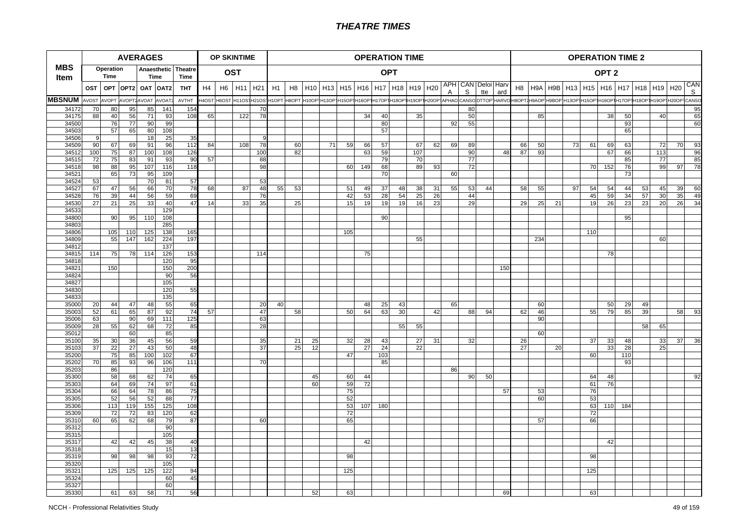# THEATRE TIMES

| MBS Item | AVERAGES | | | | | | OP SKINTIME | | | | OPERATION TIME | | | | | | | | | | | | | | OPERATION TIME 2 | | | | | | | | | | |
|---|---|---|---|---|---|---|---|---|---|---|---|---|---|---|---|---|---|---|---|---|---|---|---|---|---|---|---|---|---|---|---|---|---|---|---|
| | Operation Time | | Anaesthetic Time | | | Theatre Time | OST | | | | OPT | | | | | | | | | | | | | | OPT 2 | | | | | | | | | | |
| | OST | OPT | OPT2 | OAT | OAT2 | THT | H4 | H6 | H11 | H21 | H1 | H8 | H10 | H13 | H15 | H16 | H17 | H18 | H19 | H20 | APHA | CANS | Deloitte | Harvard | H8 | H9A | H9B | H13 | H15 | H16 | H17 | H18 | H19 | H20 | CANS |
| MBSNUM | AVOST | AVOPT | AVOPT2 | AVOAT | AVOAT2 | AVTHT | H4OST | H6OST | H11OST | H21OST | H1OPT | H8OPT | H10OPT | H13OPT | H15OPT | H16OPT | H17OPT | H18OPT | H19OPT | H20OPT | APHAO | CANSO | DTTOP | HARVO | H8OPT2 | H9AOP | H9BOP | H13OPT | H15OPT | H16OPT | H17OPT | H18OPT | H19OPT | H20OPT | CANSO |
| 34172 | 70 | 80 | 95 | 85 | 141 | 154 | | | | 70 | | | | | | | | | | | | 80 | | | | | | | | | | | | | 95 |
| 34175 | 88 | 40 | 56 | 71 | 93 | 108 | 65 | | 122 | 78 | | | | | | 34 | 40 | | 35 | | | 50 | | | | 85 | | | | 38 | 50 | | 40 | | 65 |
| 34500 | | 76 | 77 | 90 | 99 | | | | | | | | | | | | 80 | | | | 92 | 55 | | | | | | | | | 93 | | | | 60 |
| 34503 | | 57 | 65 | 80 | 108 | | | | | | | | | | | | 57 | | | | | | | | | | | | | | 65 | | | | |
| 34506 | 9 | | | 18 | 25 | 35 | | | | 9 | | | | | | | | | | | | | | | | | | | | | | | | | |
| 34509 | 90 | 67 | 69 | 91 | 96 | 112 | 84 | | 108 | 78 | | 60 | | 71 | 59 | 66 | 57 | | 67 | 62 | 69 | 89 | | | 66 | 50 | | 73 | 61 | 69 | 63 | | 72 | 70 | 93 |
| 34512 | 100 | 75 | 87 | 100 | 108 | 126 | | | | 100 | | 82 | | | | 63 | 59 | | 107 | | | 90 | | 48 | 87 | 93 | | | | 67 | 66 | | 113 | | 96 |
| 34515 | 72 | 75 | 83 | 91 | 93 | 90 | 57 | | | 88 | | | | | | | 79 | | 70 | | | 77 | | | | | | | | | 85 | | 77 | | 85 |
| 34518 | 98 | 88 | 95 | 107 | 116 | 118 | | | | 98 | | | | | 60 | 149 | 68 | | 89 | 93 | | 72 | | | | | | | 70 | 152 | 76 | | 99 | 97 | 78 |
| 34521 | | 65 | 73 | 95 | 109 | | | | | | | | | | | | 70 | | | | 60 | | | | | | | | | | 73 | | | | |
| 34524 | 53 | | | 70 | 81 | 57 | | | | 53 | | | | | | | | | | | | | | | | | | | | | | | | | |
| 34527 | 67 | 47 | 56 | 66 | 70 | 78 | 68 | | 87 | 48 | 55 | 53 | | | 51 | 49 | 37 | 48 | 38 | 31 | 55 | 53 | 44 | | 58 | 55 | | 97 | 54 | 54 | 44 | 53 | 45 | 39 | 60 |
| 34528 | 76 | 39 | 44 | 56 | 59 | 69 | | | | 76 | | | | | 42 | 53 | 28 | 54 | 25 | 26 | | 44 | | | | | | | 45 | 59 | 34 | 57 | 30 | 35 | 49 |
| 34530 | 27 | 21 | 25 | 33 | 40 | 47 | 14 | | 33 | 35 | | 25 | | | 15 | 19 | 19 | 19 | 16 | 23 | | 29 | | | 29 | 25 | 21 | | 19 | 26 | 23 | 23 | 20 | 26 | 34 |
| 34533 | | | | | 129 | | | | | | | | | | | | | | | | | | | | | | | | | | | | | | |
| 34800 | | 90 | 95 | 110 | 108 | | | | | | | | | | | | 90 | | | | | | | | | | | | | | 95 | | | | |
| 34803 | | | | | 285 | | | | | | | | | | | | | | | | | | | | | | | | | | | | | | |
| 34806 | | 105 | 110 | 125 | 138 | 165 | | | | | | | | | 105 | | | | | | | | | | | | | | 110 | | | | | | |
| 34809 | | 55 | 147 | 162 | 224 | 197 | | | | | | | | | | | | | 55 | | | | | | | 234 | | | | | | | 60 | | |
| 34812 | | | | | 137 | | | | | | | | | | | | | | | | | | | | | | | | | | | | | | |
| 34815 | 114 | 75 | 78 | 114 | 126 | 153 | | | | 114 | | | | | | 75 | | | | | | | | | | | | | | 78 | | | | | |
| 34818 | | | | | 120 | 95 | | | | | | | | | | | | | | | | | | | | | | | | | | | | | |
| 34821 | | 150 | | | 150 | 200 | | | | | | | | | | | | | | | | | | 150 | | | | | | | | | | | |
| 34824 | | | | | 90 | 56 | | | | | | | | | | | | | | | | | | | | | | | | | | | | | |
| 34827 | | | | | 105 | | | | | | | | | | | | | | | | | | | | | | | | | | | | | | |
| 34830 | | | | | 120 | 55 | | | | | | | | | | | | | | | | | | | | | | | | | | | | | |
| 34833 | | | | | 135 | | | | | | | | | | | | | | | | | | | | | | | | | | | | | | |
| 35000 | 20 | 44 | 47 | 48 | 55 | 65 | | | | 20 | 40 | | | | | 48 | 25 | 43 | | | 65 | | | | | 60 | | | | 50 | 29 | 49 | | | |
| 35003 | 52 | 61 | 65 | 87 | 92 | 74 | 57 | | | 47 | | 58 | | | 50 | 64 | 63 | 30 | | 42 | | 88 | 94 | | 62 | 46 | | | 55 | 79 | 85 | 39 | | 58 | 93 |
| 35006 | 63 | | 90 | 69 | 111 | 125 | | | | 63 | | | | | | | | | | | | | | | | 90 | | | | | | | | | |
| 35009 | 28 | 55 | 62 | 68 | 72 | 85 | | | | 28 | | | | | | | | 55 | 55 | | | | | | | | | | | | | 58 | 65 | | |
| 35012 | | | 60 | | 85 | | | | | | | | | | | | | | | | | | | | | 60 | | | | | | | | | |
| 35100 | 35 | 30 | 36 | 45 | 56 | 59 | | | | 35 | | 21 | 25 | | 32 | 28 | 43 | | 27 | 31 | | 32 | | | 26 | | | | 37 | 33 | 48 | | 33 | 37 | 36 |
| 35103 | 37 | 22 | 27 | 43 | 50 | 48 | | | | 37 | | 25 | 12 | | | 27 | 24 | | 22 | | | | | | 27 | | 20 | | | 33 | 28 | | 25 | | |
| 35200 | | 75 | 85 | 100 | 102 | 67 | | | | | | | | | 47 | | 103 | | | | | | | | | | | | 60 | | 110 | | | | |
| 35202 | 70 | 85 | 93 | 96 | 106 | 111 | | | | 70 | | | | | | | 85 | | | | | | | | | | | | | | 93 | | | | |
| 35203 | | 86 | | | 120 | | | | | | | | | | | | | | | | 86 | | | | | | | | | | | | | | |
| 35300 | | 58 | 68 | 62 | 74 | 65 | | | | | | | 45 | | 60 | 44 | | | | | | 90 | 50 | | | | | | 64 | 48 | | | | | 92 |
| 35303 | | 64 | 69 | 74 | 97 | 61 | | | | | | | 60 | | 59 | 72 | | | | | | | | | | | | | 61 | 76 | | | | | |
| 35304 | | 66 | 64 | 78 | 86 | 75 | | | | | | | | | 75 | | | | | | | | | 57 | | 53 | | | 76 | | | | | | |
| 35305 | | 52 | 56 | 52 | 88 | 77 | | | | | | | | | 52 | | | | | | | | | | | 60 | | | 53 | | | | | | |
| 35306 | | 113 | 119 | 155 | 125 | 108 | | | | | | | | | 53 | 107 | 180 | | | | | | | | | | | | 63 | 110 | 184 | | | | |
| 35309 | | 72 | 72 | 83 | 120 | 62 | | | | | | | | | 72 | | | | | | | | | | | | | | 72 | | | | | | |
| 35310 | 60 | 65 | 62 | 68 | 79 | 87 | | | | 60 | | | | | 65 | | | | | | | | | | | 57 | | | 66 | | | | | | |
| 35312 | | | | | 90 | | | | | | | | | | | | | | | | | | | | | | | | | | | | | | |
| 35315 | | | | | 105 | | | | | | | | | | | | | | | | | | | | | | | | | | | | | | |
| 35317 | | 42 | 42 | 45 | 38 | 40 | | | | | | | | | | 42 | | | | | | | | | | | | | | 42 | | | | | |
| 35318 | | | | | 15 | 13 | | | | | | | | | | | | | | | | | | | | | | | | | | | | | |
| 35319 | | 98 | 98 | 98 | 93 | 72 | | | | | | | | | 98 | | | | | | | | | | | | | | 98 | | | | | | |
| 35320 | | | | | 105 | | | | | | | | | | | | | | | | | | | | | | | | | | | | | | |
| 35321 | | 125 | 125 | 125 | 122 | 94 | | | | | | | | | 125 | | | | | | | | | | | | | | 125 | | | | | | |
| 35324 | | | | | 60 | 45 | | | | | | | | | | | | | | | | | | | | | | | | | | | | | |
| 35327 | | | | | 60 | | | | | | | | | | | | | | | | | | | | | | | | | | | | | | |
| 35330 | | 61 | 63 | 58 | 71 | 56 | | | | | | | 52 | | 63 | | | | | | | | | 69 | | | | | 63 | | | | | | |

NCCH - Professional Relativities Study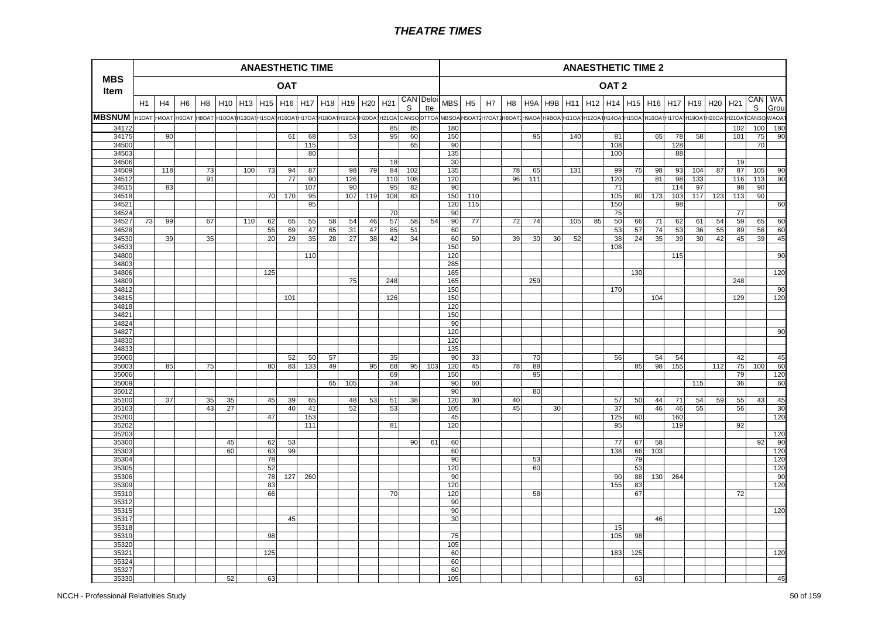# THEATRE TIMES

| MBS Item | ANAESTHETIC TIME OAT H1 | H4 | H6 | H8 | H10 | H13 | H15 | H16 | H17 | H18 | H19 | H20 | H21 | CANS | Deloitte | ANAESTHETIC TIME 2 OAT 2 MBS | H5 | H7 | H8 | H9A | H9B | H11 | H12 | H14 | H15 | H16 | H17 | H19 | H20 | H21 | CANS | WA Group |
|---|---|---|---|---|---|---|---|---|---|---|---|---|---|---|---|---|---|---|---|---|---|---|---|---|---|---|---|---|---|---|---|---|
| MBSNUM | H1OAT | H4OAT | H6OAT | H8OAT | H10OAT | H13OAT | H15OAT | H16OAT | H17OAT | H18OAT | H19OAT | H20OAT | H21OAT | CANSOAT | DTTOAT | MBSOAT2 | H5OAT2 | H7OAT2 | H8OAT2 | H9AOAT2 | H9BOAT2 | H11OAT2 | H12OAT2 | H14OAT2 | H15OAT2 | H16OAT2 | H17OAT2 | H19OAT2 | H20OAT2 | H21OAT2 | CANSOAT2 | WAOAT2 |
| 34172 | | | | | | | | | | | | | 85 | 85 | | 180 | | | | | | | | | | | | | | 102 | 100 | 180 |
| 34175 | | 90 | | | | | | 61 | 68 | | 53 | | 95 | 60 | | 150 | | | | 95 | | 140 | | 81 | | 65 | 78 | 58 | | 101 | 75 | 90 |
| 34500 | | | | | | | | | 115 | | | | | 65 | | 90 | | | | | | | | 108 | | | 128 | | | | 70 | |
| 34503 | | | | | | | | | 80 | | | | | | | 135 | | | | | | | | 100 | | | 88 | | | | | |
| 34506 | | | | | | | | | | | | | 18 | | | 30 | | | | | | | | | | | | | | 19 | | |
| 34509 | | 118 | | 73 | | 100 | 73 | 94 | 87 | | 98 | 79 | 84 | 102 | | 135 | | | 78 | 65 | | 131 | | 99 | 75 | 98 | 93 | 104 | 87 | 87 | 105 | 90 |
| 34512 | | | | 91 | | | | 77 | 90 | | 126 | | 110 | 108 | | 120 | | | 96 | 111 | | | | 120 | | 81 | 98 | 133 | | 116 | 113 | 90 |
| 34515 | | 83 | | | | | | | 107 | | 90 | | 95 | 82 | | 90 | | | | | | | | 71 | | | 114 | 97 | | 98 | 90 | |
| 34518 | | | | | | | 70 | 170 | 95 | | 107 | 119 | 108 | 83 | | 150 | 110 | | | | | | | 105 | 80 | 173 | 103 | 117 | 123 | 113 | 90 | |
| 34521 | | | | | | | | | 95 | | | | | | | 120 | 115 | | | | | | | 150 | | | 98 | | | | | 60 |
| 34524 | | | | | | | | | | | | | 70 | | | 90 | | | | | | | | 75 | | | | | | 77 | | |
| 34527 | 73 | 99 | | 67 | | 110 | 62 | 65 | 55 | 58 | 54 | 46 | 57 | 58 | 54 | 90 | 77 | | 72 | 74 | | 105 | 85 | 50 | 66 | 71 | 62 | 61 | 54 | 59 | 65 | 60 |
| 34528 | | | | | | | 55 | 69 | 47 | 65 | 31 | 47 | 85 | 51 | | 60 | | | | | | | | 53 | 57 | 74 | 53 | 36 | 55 | 89 | 56 | 60 |
| 34530 | | 39 | | 35 | | | 20 | 29 | 35 | 28 | 27 | 38 | 42 | 34 | | 60 | 50 | | 39 | 30 | 30 | 52 | | 38 | 24 | 35 | 39 | 30 | 42 | 45 | 39 | 45 |
| 34533 | | | | | | | | | | | | | | | | 150 | | | | | | | | 108 | | | | | | | | |
| 34800 | | | | | | | | | 110 | | | | | | | 120 | | | | | | | | | | | 115 | | | | | 90 |
| 34803 | | | | | | | | | | | | | | | | 285 | | | | | | | | | | | | | | | | |
| 34806 | | | | | | | 125 | | | | | | | | | 165 | | | | | | | | | 130 | | | | | | | 120 |
| 34809 | | | | | | | | | | | 75 | | 248 | | | 165 | | | | 259 | | | | | | | | | | 248 | | |
| 34812 | | | | | | | | | | | | | | | | 150 | | | | | | | | 170 | | | | | | | | 90 |
| 34815 | | | | | | | | 101 | | | | | 126 | | | 150 | | | | | | | | | | 104 | | | | 129 | | 120 |
| 34818 | | | | | | | | | | | | | | | | 120 | | | | | | | | | | | | | | | | |
| 34821 | | | | | | | | | | | | | | | | 150 | | | | | | | | | | | | | | | | |
| 34824 | | | | | | | | | | | | | | | | 90 | | | | | | | | | | | | | | | | |
| 34827 | | | | | | | | | | | | | | | | 120 | | | | | | | | | | | | | | | | 90 |
| 34830 | | | | | | | | | | | | | | | | 120 | | | | | | | | | | | | | | | | |
| 34833 | | | | | | | | | | | | | | | | 135 | | | | | | | | | | | | | | | | |
| 35000 | | | | | | | | 52 | 50 | 57 | | | 35 | | | 90 | 33 | | | 70 | | | | 56 | | 54 | 54 | | | 42 | | 45 |
| 35003 | | 85 | | 75 | | | 80 | 83 | 133 | 49 | | 95 | 68 | 95 | 103 | 120 | 45 | | 78 | 88 | | | | | 85 | 98 | 155 | | 112 | 75 | 100 | 60 |
| 35006 | | | | | | | | | | | | | 69 | | | 150 | | | | 95 | | | | | | | | | | 79 | | 120 |
| 35009 | | | | | | | | | | 65 | 105 | | 34 | | | 90 | 60 | | | | | | | | | | | 115 | | 36 | | 60 |
| 35012 | | | | | | | | | | | | | | | | 90 | | | | 80 | | | | | | | | | | | | |
| 35100 | | 37 | | 35 | 35 | | 45 | 39 | 65 | | 48 | 53 | 51 | 38 | | 120 | 30 | | 40 | | | | | 57 | 50 | 44 | 71 | 54 | 59 | 55 | 43 | 45 |
| 35103 | | | | 43 | 27 | | | 40 | 41 | | 52 | | 53 | | | 105 | | | 45 | | 30 | | | 37 | | 46 | 46 | 55 | | 56 | | 30 |
| 35200 | | | | | | | 47 | | 153 | | | | | | | 45 | | | | | | | | 125 | 60 | | 160 | | | | | 120 |
| 35202 | | | | | | | | | 111 | | | | 81 | | | 120 | | | | | | | | 95 | | | 119 | | | 92 | | |
| 35203 | | | | | | | | | | | | | | | | | | | | | | | | | | | | | | | | 120 |
| 35300 | | | | | 45 | | 62 | 53 | | | | | | 90 | 61 | 60 | | | | | | | | 77 | 67 | 58 | | | | | 92 | 90 |
| 35303 | | | | | 60 | | 63 | 99 | | | | | | | | 60 | | | | | | | | 138 | 66 | 103 | | | | | | 120 |
| 35304 | | | | | | | 78 | | | | | | | | | 90 | | | | 53 | | | | | 79 | | | | | | | 120 |
| 35305 | | | | | | | 52 | | | | | | | | | 120 | | | | 60 | | | | | 53 | | | | | | | 120 |
| 35306 | | | | | | | 78 | 127 | 260 | | | | | | | 90 | | | | | | | | 90 | 88 | 130 | 264 | | | | | 90 |
| 35309 | | | | | | | 83 | | | | | | | | | 120 | | | | | | | | 155 | 83 | | | | | | | 120 |
| 35310 | | | | | | | 66 | | | | | | 70 | | | 120 | | | | 58 | | | | | 67 | | | | | 72 | | |
| 35312 | | | | | | | | | | | | | | | | 90 | | | | | | | | | | | | | | | | |
| 35315 | | | | | | | | | | | | | | | | 90 | | | | | | | | | | | | | | | | 120 |
| 35317 | | | | | | | | 45 | | | | | | | | 30 | | | | | | | | | | 46 | | | | | | |
| 35318 | | | | | | | | | | | | | | | | | | | | | | | | 15 | | | | | | | | |
| 35319 | | | | | | | 98 | | | | | | | | | 75 | | | | | | | | 105 | 98 | | | | | | | |
| 35320 | | | | | | | | | | | | | | | | 105 | | | | | | | | | | | | | | | | |
| 35321 | | | | | | | 125 | | | | | | | | | 60 | | | | | | | | 183 | 125 | | | | | | | 120 |
| 35324 | | | | | | | | | | | | | | | | 60 | | | | | | | | | | | | | | | | |
| 35327 | | | | | | | | | | | | | | | | 60 | | | | | | | | | | | | | | | | |
| 35330 | | | | | 52 | | 63 | | | | | | | | | 105 | | | | | | | | | 63 | | | | | | | 45 |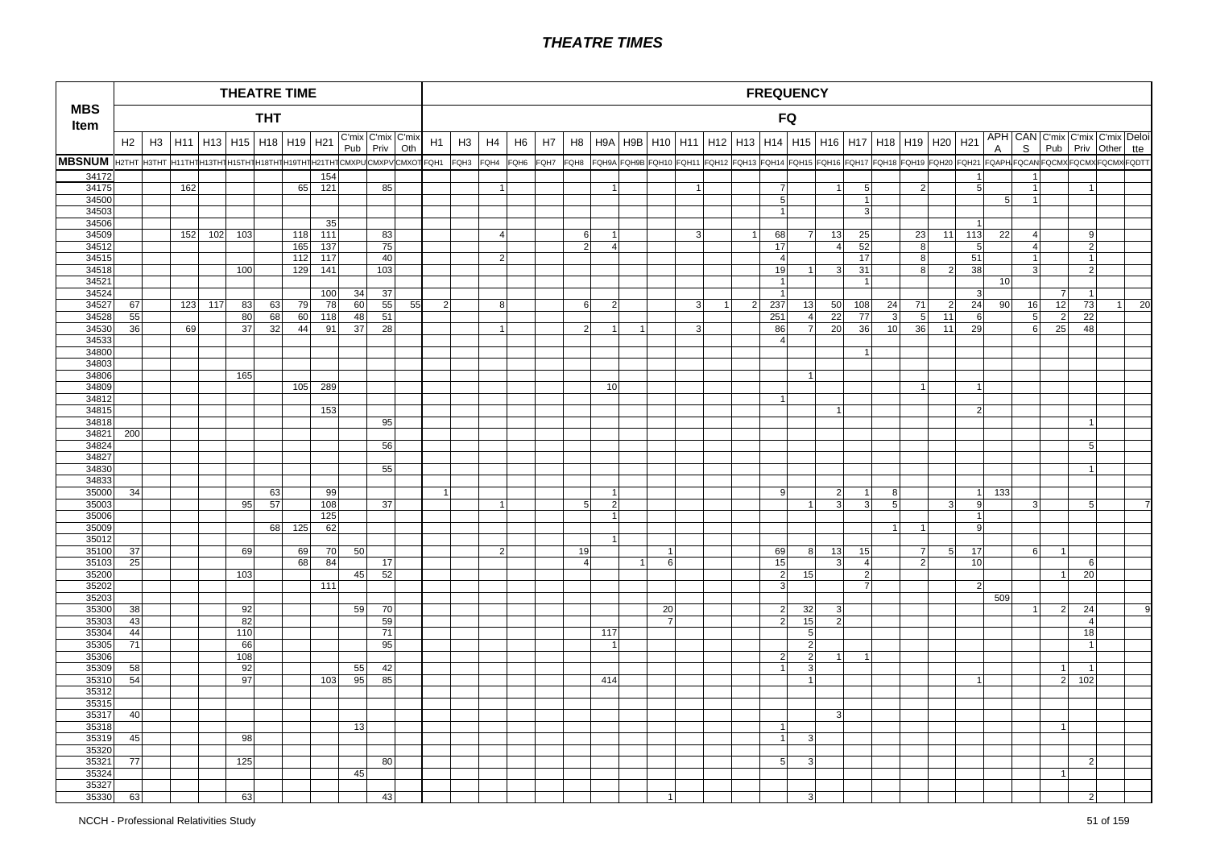# THEATRE TIMES

| MBS Item | THEATRE TIME | | | | | | | | | | | FREQUENCY | | | | | | | | | | | | | | | | | | | | | | | | | |
|---|---|---|---|---|---|---|---|---|---|---|---|---|---|---|---|---|---|---|---|---|---|---|---|---|---|---|---|---|---|---|---|---|---|---|---|---|---|
| | THT | | | | | | | | | | | FQ | | | | | | | | | | | | | | | | | | | | | | | | | |
| | H2 | H3 | H11 | H13 | H15 | H18 | H19 | H21 | C'mix Pub | C'mix Priv | C'mix Oth | H1 | H3 | H4 | H6 | H7 | H8 | H9A | H9B | H10 | H11 | H12 | H13 | H14 | H15 | H16 | H17 | H18 | H19 | H20 | H21 | APHA | CANS | C'mix Pub | C'mix Priv | C'mix Other | Deloitte |
| MBSNUM | H2THT | H3THT | H11THT | H13THT | H15THT | H18THT | H19THT | H21THT | CMXPU | CMXPV | CMXOT | FQH1 | FQH3 | FQH4 | FQH6 | FQH7 | FQH8 | FQH9A | FQH9B | FQH10 | FQH11 | FQH12 | FQH13 | FQH14 | FQH15 | FQH16 | FQH17 | FQH18 | FQH19 | FQH20 | FQH21 | FQAPHA | FQCANS | FQCMX | FQCMX | FQCMX | FQDTT |
| 34172 | | | | | | | | 154 | | | | | | | | | | | | | | | | | | | | | | | 1 | | 1 | | | | |
| 34175 | | | 162 | | | | 65 | 121 | | 85 | | | | 1 | | | | 1 | | | 1 | | | 7 | | 1 | 5 | | 2 | | 5 | | 1 | | 1 | | |
| 34500 | | | | | | | | | | | | | | | | | | | | | | | | 5 | | | 1 | | | | | 5 | 1 | | | | |
| 34503 | | | | | | | | | | | | | | | | | | | | | | | | 1 | | | 3 | | | | | | | | | | |
| 34506 | | | | | | | | 35 | | | | | | | | | | | | | | | | | | | | | | | 1 | | | | | | |
| 34509 | | | 152 | 102 | 103 | | 118 | 111 | | 83 | | | | 4 | | | 6 | 1 | | | 3 | | 1 | 68 | 7 | 13 | 25 | | 23 | 11 | 113 | 22 | 4 | | 9 | | |
| 34512 | | | | | | | 165 | 137 | | 75 | | | | | | | 2 | 4 | | | | | | 17 | | 4 | 52 | | 8 | | 5 | | 4 | | 2 | | |
| 34515 | | | | | | | 112 | 117 | | 40 | | | | 2 | | | | | | | | | | 4 | | | 17 | | 8 | | 51 | | 1 | | 1 | | |
| 34518 | | | | | 100 | | 129 | 141 | | 103 | | | | | | | | | | | | | | 19 | 1 | 3 | 31 | | 8 | 2 | 38 | | 3 | | 2 | | |
| 34521 | | | | | | | | | | | | | | | | | | | | | | | | 1 | | | 1 | | | | | 10 | | | | | |
| 34524 | | | | | | | | 100 | 34 | 37 | | | | | | | | | | | | | | 1 | | | | | | | 3 | | | 7 | 1 | | |
| 34527 | 67 | | 123 | 117 | 83 | 63 | 79 | 78 | 60 | 55 | 55 | 2 | | 8 | | | 6 | 2 | | | 3 | 1 | 2 | 237 | 13 | 50 | 108 | 24 | 71 | 2 | 24 | 90 | 16 | 12 | 73 | 1 | 20 |
| 34528 | 55 | | | | 80 | 68 | 60 | 118 | 48 | 51 | | | | | | | | | | | | | | 251 | 4 | 22 | 77 | 3 | 5 | 11 | 6 | | 5 | 2 | 22 | | |
| 34530 | 36 | | 69 | | 37 | 32 | 44 | 91 | 37 | 28 | | | | 1 | | | 2 | 1 | 1 | | 3 | | | 86 | 7 | 20 | 36 | 10 | 36 | 11 | 29 | | 6 | 25 | 48 | | |
| 34533 | | | | | | | | | | | | | | | | | | | | | | | | 4 | | | | | | | | | | | | | |
| 34800 | | | | | | | | | | | | | | | | | | | | | | | | | | | 1 | | | | | | | | | | |
| 34803 | | | | | | | | | | | | | | | | | | | | | | | | | | | | | | | | | | | | | |
| 34806 | | | | | 165 | | | | | | | | | | | | | | | | | | | | 1 | | | | | | | | | | | | |
| 34809 | | | | | | | 105 | 289 | | | | | | | | | | 10 | | | | | | | | | | | 1 | | 1 | | | | | | |
| 34812 | | | | | | | | | | | | | | | | | | | | | | | | 1 | | | | | | | | | | | | | |
| 34815 | | | | | | | | 153 | | | | | | | | | | | | | | | | | | 1 | | | | | 2 | | | | | | |
| 34818 | | | | | | | | | | 95 | | | | | | | | | | | | | | | | | | | | | | | | | 1 | | |
| 34821 | 200 | | | | | | | | | | | | | | | | | | | | | | | | | | | | | | | | | | | | |
| 34824 | | | | | | | | | | 56 | | | | | | | | | | | | | | | | | | | | | | | | | 5 | | |
| 34827 | | | | | | | | | | | | | | | | | | | | | | | | | | | | | | | | | | | | | |
| 34830 | | | | | | | | | | 55 | | | | | | | | | | | | | | | | | | | | | | | | | 1 | | |
| 34833 | | | | | | | | | | | | | | | | | | | | | | | | | | | | | | | | | | | | | |
| 35000 | 34 | | | | | 63 | | 99 | | | | 1 | | | | | | 1 | | | | | | 9 | | 2 | 1 | 8 | | | 1 | 133 | | | | | |
| 35003 | | | | | 95 | 57 | | 108 | | 37 | | | | 1 | | | 5 | 2 | | | | | | | 1 | 3 | 3 | 5 | | 3 | 9 | | 3 | | 5 | | 7 |
| 35006 | | | | | | | | 125 | | | | | | | | | | 1 | | | | | | | | | | | | | 1 | | | | | | |
| 35009 | | | | | | 68 | 125 | 62 | | | | | | | | | | | | | | | | | | | | 1 | 1 | | 9 | | | | | | |
| 35012 | | | | | | | | | | | | | | | | | | 1 | | | | | | | | | | | | | | | | | | | |
| 35100 | 37 | | | | 69 | | 69 | 70 | 50 | | | | | 2 | | | 19 | | | 1 | | | | 69 | 8 | 13 | 15 | | 7 | 5 | 17 | | 6 | 1 | | | |
| 35103 | 25 | | | | | | 68 | 84 | | 17 | | | | | | | 4 | | 1 | 6 | | | | 15 | | 3 | 4 | | 2 | | 10 | | | | 6 | | |
| 35200 | | | | | 103 | | | | 45 | 52 | | | | | | | | | | | | | | 2 | 15 | | 2 | | | | | | | 1 | 20 | | |
| 35202 | | | | | | | | 111 | | | | | | | | | | | | | | | | 3 | | | 7 | | | | 2 | | | | | | |
| 35203 | | | | | | | | | | | | | | | | | | | | | | | | | | | | | | | | 509 | | | | | |
| 35300 | 38 | | | | 92 | | | | 59 | 70 | | | | | | | | | | 20 | | | | 2 | 32 | 3 | | | | | | | 1 | 2 | 24 | | 9 |
| 35303 | 43 | | | | 82 | | | | | 59 | | | | | | | | | | 7 | | | | 2 | 15 | 2 | | | | | | | | | 4 | | |
| 35304 | 44 | | | | 110 | | | | | 71 | | | | | | | | 117 | | | | | | | 5 | | | | | | | | | | 18 | | |
| 35305 | 71 | | | | 66 | | | | | 95 | | | | | | | | 1 | | | | | | | 2 | | | | | | | | | | 1 | | |
| 35306 | | | | | 108 | | | | | | | | | | | | | | | | | | | 2 | 2 | 1 | 1 | | | | | | | | | | |
| 35309 | 58 | | | | 92 | | | | 55 | 42 | | | | | | | | | | | | | | 1 | 3 | | | | | | | | | 1 | 1 | | |
| 35310 | 54 | | | | 97 | | | 103 | 95 | 85 | | | | | | | | 414 | | | | | | | 1 | | | | | | 1 | | | 2 | 102 | | |
| 35312 | | | | | | | | | | | | | | | | | | | | | | | | | | | | | | | | | | | | | |
| 35315 | | | | | | | | | | | | | | | | | | | | | | | | | | | | | | | | | | | | | |
| 35317 | 40 | | | | | | | | | | | | | | | | | | | | | | | | | 3 | | | | | | | | | | | |
| 35318 | | | | | | | | | 13 | | | | | | | | | | | | | | | 1 | | | | | | | | | | 1 | | | |
| 35319 | 45 | | | | 98 | | | | | | | | | | | | | | | | | | | 1 | 3 | | | | | | | | | | | | |
| 35320 | | | | | | | | | | | | | | | | | | | | | | | | | | | | | | | | | | | | | |
| 35321 | 77 | | | | 125 | | | | | 80 | | | | | | | | | | | | | | 5 | 3 | | | | | | | | | | 2 | | |
| 35324 | | | | | | | | | 45 | | | | | | | | | | | | | | | | | | | | | | | | | 1 | | | |
| 35327 | | | | | | | | | | | | | | | | | | | | | | | | | | | | | | | | | | | | | |
| 35330 | 63 | | | | 63 | | | | | 43 | | | | | | | | | | 1 | | | | | 3 | | | | | | | | | | 2 | | |

NCCH - Professional Relativities Study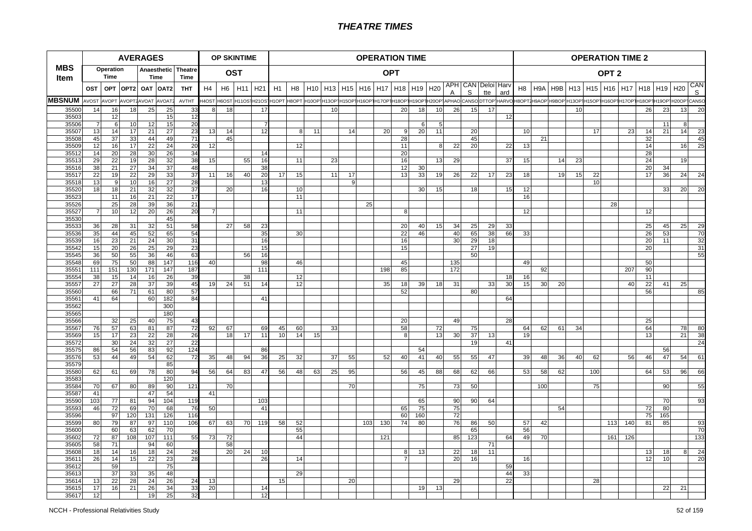# THEATRE TIMES

| MBS Item | AVERAGES | | | | | | OP SKINTIME | | | | OPERATION TIME | | | | | | | | | | | | | | OPERATION TIME 2 | | | | | | | | | | |
|---|---|---|---|---|---|---|---|---|---|---|---|---|---|---|---|---|---|---|---|---|---|---|---|---|---|---|---|---|---|---|---|---|---|---|---|
| | Operation Time | | Anaesthetic Time | | | Theatre Time | OST | | | | OPT | | | | | | | | | | | | | | OPT 2 | | | | | | | | | | |
| | OST | OPT | OPT2 | OAT | OAT2 | THT | H4 | H6 | H11 | H21 | H1 | H8 | H10 | H13 | H15 | H16 | H17 | H18 | H19 | H20 | APHA | CANS | Deloitte | Harvard | H8 | H9A | H9B | H13 | H15 | H16 | H17 | H18 | H19 | H20 | CANS |
| MBSNUM | AVOST | AVOPT | AVOPT2 | AVOAT | AVOAT2 | AVTHT | H4OST | H6OST | H11OST | H21OST | H1OPT | H8OPT | H10OPT | H13OPT | H15OPT | H16OPT | H17OPT | H18OPT | H19OPT | H20OPT | APHAO | CANSO | DTTOP | HARVO | H8OPT2 | H9AOP | H9BOP | H13OPT | H15OPT | H16OPT | H17OPT | H18OPT | H19OPT | H20OPT | CANSO |
| 35500 | 14 | 16 | 18 | 25 | 25 | 33 | 8 | 18 | | 17 | | | | 10 | | | | 20 | 18 | 10 | 26 | 15 | 17 | | | | | 10 | | | | 26 | 23 | 13 | 20 |
| 35503 | | 12 | | | 15 | 12 | | | | | | | | | | | | | | | | | | 12 | | | | | | | | | | | |
| 35506 | 7 | 6 | 10 | 12 | 15 | 20 | | | | 7 | | | | | | | | | 6 | 5 | | | | | | | | | | | | | 11 | 8 | |
| 35507 | 13 | 14 | 17 | 21 | 27 | 23 | 13 | 14 | | 12 | | 8 | 11 | | 14 | | 20 | 9 | 20 | 11 | | 20 | | | 10 | | | | 17 | | 23 | 14 | 21 | 14 | 23 |
| 35508 | 45 | 37 | 33 | 44 | 49 | 71 | | 45 | | | | | | | | | | 28 | | | | 45 | | | | 21 | | | | | | 32 | | | 45 |
| 35509 | 12 | 16 | 17 | 22 | 24 | 20 | 12 | | | | | 12 | | | | | | 11 | | 8 | 22 | 20 | | 22 | 13 | | | | | | | 14 | | 16 | 25 |
| 35512 | 14 | 20 | 28 | 30 | 26 | 34 | | | | 14 | | | | | | | | 20 | | | | | | | | | | | | | | 28 | | | |
| 35513 | 29 | 22 | 19 | 28 | 32 | 38 | 15 | | 55 | 16 | | 11 | | 23 | | | | 16 | | 13 | 29 | | | 37 | 15 | | 14 | 23 | | | | 24 | | 19 | |
| 35516 | 38 | 21 | 27 | 34 | 37 | 48 | | | | 38 | | | | | | | | 12 | 30 | | | | | | | | | | | | | 20 | 34 | | |
| 35517 | 22 | 19 | 22 | 29 | 33 | 37 | 11 | 16 | 40 | 20 | 17 | 15 | | 11 | 17 | | | 13 | 33 | 19 | 26 | 22 | 17 | 23 | 18 | | 19 | 15 | 22 | | | 17 | 36 | 24 | 24 |
| 35518 | 13 | 9 | 10 | 16 | 27 | 28 | | | | 13 | | | | | 9 | | | | | | | | | | | | | | 10 | | | | | | |
| 35520 | 18 | 18 | 21 | 32 | 32 | 37 | | 20 | | 16 | | 10 | | | | | | | 30 | 15 | | 18 | | 15 | 12 | | | | | | | | 33 | 20 | 20 |
| 35523 | | 11 | 16 | 21 | 22 | 17 | | | | | | 11 | | | | | | | | | | | | | 16 | | | | | | | | | | |
| 35526 | | 25 | 28 | 39 | 36 | 21 | | | | | | | | | | 25 | | | | | | | | | | | | | | 28 | | | | | |
| 35527 | 7 | 10 | 12 | 20 | 26 | 20 | 7 | | | | | 11 | | | | | | 8 | | | | | | | 12 | | | | | | | 12 | | | |
| 35530 | | | | | 45 | | | | | | | | | | | | | | | | | | | | | | | | | | | | | | |
| 35533 | 36 | 28 | 31 | 32 | 51 | 58 | | 27 | 58 | 23 | | | | | | | | 20 | 40 | 15 | 34 | 25 | 29 | 33 | | | | | | | | 25 | 45 | 25 | 29 |
| 35536 | 35 | 44 | 45 | 52 | 65 | 54 | | | | 35 | | 30 | | | | | | 22 | 46 | | 40 | 65 | 38 | 66 | 33 | | | | | | | 26 | 53 | | 70 |
| 35539 | 16 | 23 | 21 | 24 | 30 | 31 | | | | 16 | | | | | | | | 16 | | | 30 | 29 | 18 | | | | | | | | | 20 | 11 | | 32 |
| 35542 | 15 | 20 | 26 | 25 | 29 | 23 | | | | 15 | | | | | | | | 15 | | | | 27 | 19 | | | | | | | | | 20 | | | 31 |
| 35545 | 36 | 50 | 55 | 36 | 46 | 63 | | | 56 | 16 | | | | | | | | | | | | 50 | | | | | | | | | | | | | 55 |
| 35548 | 69 | 75 | 50 | 88 | 147 | 116 | 40 | | | 98 | | 46 | | | | | | 45 | | | 135 | | | | 49 | | | | | | | 50 | | | |
| 35551 | 111 | 151 | 130 | 171 | 147 | 187 | | | | 111 | | | | | | | 198 | 85 | | | 172 | | | | | 92 | | | | | 207 | 90 | | | |
| 35554 | 38 | 15 | 14 | 16 | 26 | 39 | | | 38 | | | 12 | | | | | | | | | | | | 18 | 16 | | | | | | | 11 | | | |
| 35557 | 27 | 27 | 28 | 37 | 39 | 45 | 19 | 24 | 51 | 14 | | 12 | | | | | 35 | 18 | 39 | 18 | 31 | | 33 | 30 | 15 | 30 | 20 | | | | 40 | 22 | 41 | 25 | |
| 35560 | | 66 | 71 | 61 | 80 | 57 | | | | | | | | | | | | 52 | | | | 80 | | | | | | | | | | 56 | | | 85 |
| 35561 | 41 | 64 | | 60 | 182 | 84 | | | | 41 | | | | | | | | | | | | | | 64 | | | | | | | | | | | |
| 35562 | | | | | 300 | | | | | | | | | | | | | | | | | | | | | | | | | | | | | | |
| 35565 | | | | | 180 | | | | | | | | | | | | | | | | | | | | | | | | | | | | | | |
| 35566 | | 32 | 25 | 40 | 75 | 43 | | | | | | | | | | | | 20 | | | 49 | | | 28 | | | | | | | | 25 | | | |
| 35567 | 76 | 57 | 63 | 81 | 87 | 72 | 92 | 67 | | 69 | 45 | 60 | | 33 | | | | 58 | | 72 | | 75 | | | 64 | 62 | 61 | 34 | | | | 64 | | 78 | 80 |
| 35569 | 15 | 17 | 23 | 22 | 28 | 26 | | 18 | 17 | 11 | 10 | 14 | 15 | | | | | 8 | | 13 | 30 | 37 | 13 | | 19 | | | | | | | 13 | | 21 | 38 |
| 35572 | | 30 | 24 | 32 | 27 | 22 | | | | | | | | | | | | | | | | 19 | | 41 | | | | | | | | | | | 24 |
| 35575 | 86 | 54 | 56 | 83 | 92 | 124 | | | | 86 | | | | | | | | | 54 | | | | | | | | | | | | | | 56 | | |
| 35576 | 53 | 44 | 49 | 54 | 62 | 72 | 35 | 48 | 94 | 36 | 25 | 32 | | 37 | 55 | | 52 | 40 | 41 | 40 | 55 | 55 | 47 | | 39 | 48 | 36 | 40 | 62 | | 56 | 46 | 47 | 54 | 61 |
| 35579 | | | | | 85 | | | | | | | | | | | | | | | | | | | | | | | | | | | | | | |
| 35580 | 62 | 61 | 69 | 78 | 80 | 94 | 56 | 64 | 83 | 47 | 56 | 48 | 63 | 25 | 95 | | | 56 | 45 | 88 | 68 | 62 | 66 | | 53 | 58 | 62 | | 100 | | | 64 | 53 | 96 | 66 |
| 35583 | | | | | 120 | | | | | | | | | | | | | | | | | | | | | | | | | | | | | | |
| 35584 | 70 | 67 | 80 | 89 | 90 | 121 | | 70 | | | | | | | 70 | | | | 75 | | 73 | 50 | | | | 100 | | | 75 | | | | 90 | | 55 |
| 35587 | 41 | | | 47 | 54 | | 41 | | | | | | | | | | | | | | | | | | | | | | | | | | | | |
| 35590 | 103 | 77 | 81 | 94 | 104 | 119 | | | | 103 | | | | | | | | | 65 | | 90 | 90 | 64 | | | | | | | | | | 70 | | 93 |
| 35593 | 46 | 72 | 69 | 70 | 68 | 76 | 50 | | | 41 | | | | | | | | 65 | 75 | | 75 | | | | | | 54 | | | | | 72 | 80 | | |
| 35596 | | 97 | 120 | 131 | 126 | 116 | | | | | | | | | | | | 60 | 160 | | 72 | | | | | | | | | | | 75 | 165 | | |
| 35599 | 80 | 79 | 87 | 97 | 110 | 106 | 67 | 63 | 70 | 119 | 58 | 52 | | | | 103 | 130 | 74 | 80 | | 76 | 86 | 50 | | 57 | 42 | | | | 113 | 140 | 81 | 85 | | 93 |
| 35600 | | 60 | 63 | 62 | 70 | | | | | | | 55 | | | | | | | | | | 65 | | | 56 | | | | | | | | | | 70 |
| 35602 | 72 | 87 | 108 | 107 | 111 | 55 | 73 | 72 | | | | 44 | | | | | 121 | | | | 85 | 123 | | 64 | 49 | 70 | | | | 161 | 126 | | | | 133 |
| 35605 | 58 | 71 | | 94 | 60 | | | 58 | | | | | | | | | | | | | | | 71 | | | | | | | | | | | | |
| 35608 | 18 | 14 | 16 | 18 | 24 | 26 | | 20 | 24 | 10 | | | | | | | | 8 | 13 | | 22 | 18 | 11 | | | | | | | | | 13 | 18 | 8 | 24 |
| 35611 | 26 | 14 | 15 | 22 | 23 | 28 | | | | 26 | | 14 | | | | | | 7 | | | 20 | 16 | | | 16 | | | | | | | 12 | 10 | | 20 |
| 35612 | | 59 | | | 75 | | | | | | | | | | | | | | | | | | | 59 | | | | | | | | | | | |
| 35613 | | 37 | 33 | 35 | 48 | | | | | | | 29 | | | | | | | | | | | | 44 | 33 | | | | | | | | | | |
| 35614 | 13 | 22 | 28 | 24 | 26 | 24 | 13 | | | | 15 | | | | 20 | | | | | | 29 | | | 22 | | | | | 28 | | | | | | |
| 35615 | 17 | 16 | 21 | 26 | 34 | 33 | 20 | | | 14 | | | | | | | | | 19 | 13 | | | | | | | | | | | | | 22 | 21 | |
| 35617 | 12 | | | 19 | 25 | 32 | | | | 12 | | | | | | | | | | | | | | | | | | | | | | | | | |

NCCH - Professional Relativities Study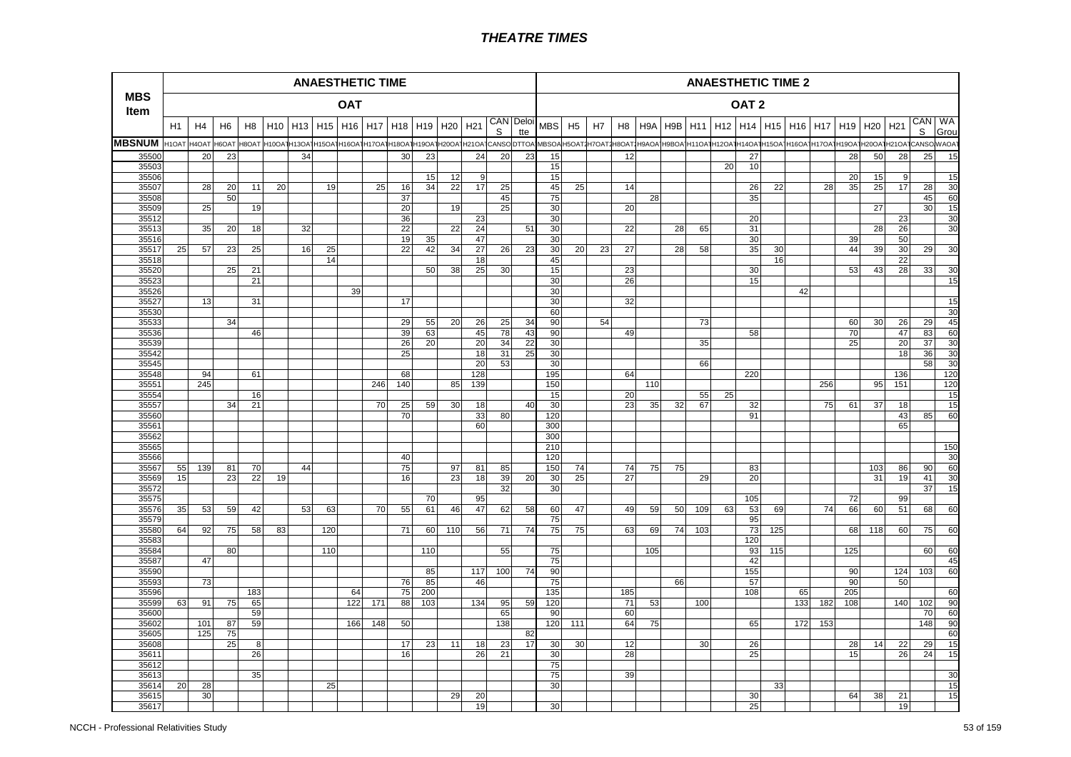# THEATRE TIMES

| MBS Item | ANAESTHETIC TIME | | | | | | | | | | | | | | | ANAESTHETIC TIME 2 | | | | | | | | | | | | | | | | | | |
|---|---|---|---|---|---|---|---|---|---|---|---|---|---|---|---|---|---|---|---|---|---|---|---|---|---|---|---|---|---|---|---|---|---|---|
| | OAT | | | | | | | | | | | | | | | OAT 2 | | | | | | | | | | | | | | | | | | |
| | H1 | H4 | H6 | H8 | H10 | H13 | H15 | H16 | H17 | H18 | H19 | H20 | H21 | CANS | Deloitte | MBS | H5 | H7 | H8 | H9A | H9B | H11 | H12 | H14 | H15 | H16 | H17 | H19 | H20 | H21 | CANS | WA Grou |
| MBSNUM | H1OAT | H4OAT | H6OAT | H8OAT | H10OAT | H13OAT | H15OAT | H16OAT | H17OAT | H18OAT | H19OAT | H20OAT | H21OAT | CANSO | DTTOA | MBSOA | H5OAT2 | H7OAT2 | H8OAT2 | H9AOA | H9BOA | H11OAT | H12OAT | H14OAT | H15OAT | H16OAT | H17OAT | H19OAT | H20OAT | H21OAT | CANSO | WAOAT |
| 35500 | | 20 | 23 | | | 34 | | | | 30 | 23 | | 24 | 20 | 23 | 15 | | | 12 | | | | | 27 | | | | 28 | 50 | 28 | 25 | 15 |
| 35503 | | | | | | | | | | | | | | | | 15 | | | | | | | 20 | 10 | | | | | | | | |
| 35506 | | | | | | | | | | | 15 | 12 | 9 | | | 15 | | | | | | | | | | | | 20 | 15 | 9 | | 15 |
| 35507 | | 28 | 20 | 11 | 20 | | 19 | | 25 | 16 | 34 | 22 | 17 | 25 | | 45 | 25 | | 14 | | | | | 26 | 22 | | 28 | 35 | 25 | 17 | 28 | 30 |
| 35508 | | | 50 | | | | | | | 37 | | | | 45 | | 75 | | | | 28 | | | | 35 | | | | | | | 45 | 60 |
| 35509 | | 25 | | 19 | | | | | | 20 | | 19 | | 25 | | 30 | | | 20 | | | | | | | | | | 27 | | 30 | 15 |
| 35512 | | | | | | | | | | 36 | | | 23 | | | 30 | | | | | | | | 20 | | | | | | 23 | | 30 |
| 35513 | | 35 | 20 | 18 | | 32 | | | | 22 | | 22 | 24 | | 51 | 30 | | | 22 | | 28 | 65 | | 31 | | | | | 28 | 26 | | 30 |
| 35516 | | | | | | | | | | 19 | 35 | | 47 | | | 30 | | | | | | | | 30 | | | | 39 | | 50 | | |
| 35517 | 25 | 57 | 23 | 25 | | 16 | 25 | | | 22 | 42 | 34 | 27 | 26 | 23 | 30 | 20 | 23 | 27 | | 28 | 58 | | 35 | 30 | | | 44 | 39 | 30 | 29 | 30 |
| 35518 | | | | | | | 14 | | | | | | 18 | | | 45 | | | | | | | | | 16 | | | | | 22 | | |
| 35520 | | | 25 | 21 | | | | | | | 50 | 38 | 25 | 30 | | 15 | | | 23 | | | | | 30 | | | | 53 | 43 | 28 | 33 | 30 |
| 35523 | | | | 21 | | | | | | | | | | | | 30 | | | 26 | | | | | 15 | | | | | | | | 15 |
| 35526 | | | | | | | | 39 | | | | | | | | 30 | | | | | | | | | | 42 | | | | | | |
| 35527 | | 13 | | 31 | | | | | | 17 | | | | | | 30 | | | 32 | | | | | | | | | | | | | 15 |
| 35530 | | | | | | | | | | | | | | | | 60 | | | | | | | | | | | | | | | | 30 |
| 35533 | | | 34 | | | | | | | 29 | 55 | 20 | 26 | 25 | 34 | 90 | | 54 | | | | 73 | | | | | | 60 | 30 | 26 | 29 | 45 |
| 35536 | | | | 46 | | | | | | 39 | 63 | | 45 | 78 | 43 | 90 | | | 49 | | | | | 58 | | | | 70 | | 47 | 83 | 60 |
| 35539 | | | | | | | | | | 26 | 20 | | 20 | 34 | 22 | 30 | | | | | | 35 | | | | | | 25 | | 20 | 37 | 30 |
| 35542 | | | | | | | | | | 25 | | | 18 | 31 | 25 | 30 | | | | | | | | | | | | | | 18 | 36 | 30 |
| 35545 | | | | | | | | | | | | | 20 | 53 | | 30 | | | | | | 66 | | | | | | | | | 58 | 30 |
| 35548 | | 94 | | 61 | | | | | | 68 | | | 128 | | | 195 | | | 64 | | | | | 220 | | | | | | 136 | | 120 |
| 35551 | | 245 | | | | | | | 246 | 140 | | 85 | 139 | | | 150 | | | | 110 | | | | | | | 256 | | 95 | 151 | | 120 |
| 35554 | | | | 16 | | | | | | | | | | | | 15 | | | 20 | | | 55 | 25 | | | | | | | | | 15 |
| 35557 | | | 34 | 21 | | | | | 70 | 25 | 59 | 30 | 18 | | 40 | 30 | | | 23 | 35 | 32 | 67 | | 32 | | | 75 | 61 | 37 | 18 | | 15 |
| 35560 | | | | | | | | | | 70 | | | 33 | 80 | | 120 | | | | | | | | 91 | | | | | | 43 | 85 | 60 |
| 35561 | | | | | | | | | | | | | 60 | | | 300 | | | | | | | | | | | | | | 65 | | |
| 35562 | | | | | | | | | | | | | | | | 300 | | | | | | | | | | | | | | | | |
| 35565 | | | | | | | | | | | | | | | | 210 | | | | | | | | | | | | | | | | 150 |
| 35566 | | | | | | | | | | 40 | | | | | | 120 | | | | | | | | | | | | | | | | 30 |
| 35567 | 55 | 139 | 81 | 70 | | 44 | | | | 75 | | 97 | 81 | 85 | | 150 | 74 | | 74 | 75 | 75 | | | 83 | | | | | 103 | 86 | 90 | 60 |
| 35569 | 15 | | 23 | 22 | 19 | | | | | 16 | | 23 | 18 | 39 | 20 | 30 | 25 | | 27 | | | 29 | | 20 | | | | | 31 | 19 | 41 | 30 |
| 35572 | | | | | | | | | | | | | | 32 | | 30 | | | | | | | | | | | | | | | 37 | 15 |
| 35575 | | | | | | | | | | | 70 | | 95 | | | | | | | | | | | 105 | | | | 72 | | 99 | | |
| 35576 | 35 | 53 | 59 | 42 | | 53 | 63 | | 70 | 55 | 61 | 46 | 47 | 62 | 58 | 60 | 47 | | 49 | 59 | 50 | 109 | 63 | 53 | 69 | | 74 | 66 | 60 | 51 | 68 | 60 |
| 35579 | | | | | | | | | | | | | | | | 75 | | | | | | | | 95 | | | | | | | | |
| 35580 | 64 | 92 | 75 | 58 | 83 | | 120 | | | 71 | 60 | 110 | 56 | 71 | 74 | 75 | 75 | | 63 | 69 | 74 | 103 | | 73 | 125 | | | 68 | 118 | 60 | 75 | 60 |
| 35583 | | | | | | | | | | | | | | | | | | | | | | | | 120 | | | | | | | | |
| 35584 | | | 80 | | | | 110 | | | | 110 | | | 55 | | 75 | | | | 105 | | | | 93 | 115 | | | 125 | | | 60 | 60 |
| 35587 | | 47 | | | | | | | | | | | | | | 75 | | | | | | | | 42 | | | | | | | | 45 |
| 35590 | | | | | | | | | | | 85 | | 117 | 100 | 74 | 90 | | | | | | | | 155 | | | | 90 | | 124 | 103 | 60 |
| 35593 | | 73 | | | | | | | | 76 | 85 | | 46 | | | 75 | | | | | 66 | | | 57 | | | | 90 | | 50 | | |
| 35596 | | | | 183 | | | | 64 | | 75 | 200 | | | | | 135 | | | 185 | | | | | 108 | | 65 | | 205 | | | | 60 |
| 35599 | 63 | 91 | 75 | 65 | | | | 122 | 171 | 88 | 103 | | 134 | 95 | 59 | 120 | | | 71 | 53 | | 100 | | | | 133 | 182 | 108 | | 140 | 102 | 90 |
| 35600 | | | | 59 | | | | | | | | | | 65 | | 90 | | | 60 | | | | | | | | | | | | 70 | 60 |
| 35602 | | 101 | 87 | 59 | | | | 166 | 148 | 50 | | | | 138 | | 120 | 111 | | 64 | 75 | | | | 65 | | 172 | 153 | | | | 148 | 90 |
| 35605 | | 125 | 75 | | | | | | | | | | | | 82 | | | | | | | | | | | | | | | | | 60 |
| 35608 | | | 25 | 8 | | | | | | 17 | 23 | 11 | 18 | 23 | 17 | 30 | 30 | | 12 | | | 30 | | 26 | | | | 28 | 14 | 22 | 29 | 15 |
| 35611 | | | | 26 | | | | | | 16 | | | 26 | 21 | | 30 | | | 28 | | | | | 25 | | | | 15 | | 26 | 24 | 15 |
| 35612 | | | | | | | | | | | | | | | | 75 | | | | | | | | | | | | | | | | |
| 35613 | | | | 35 | | | | | | | | | | | | 75 | | | 39 | | | | | | | | | | | | | 30 |
| 35614 | 20 | 28 | | | | | 25 | | | | | | | | | 30 | | | | | | | | | 33 | | | | | | | 15 |
| 35615 | | 30 | | | | | | | | | | 29 | 20 | | | | | | | | | | | 30 | | | | 64 | 38 | 21 | | 15 |
| 35617 | | | | | | | | | | | | | 19 | | | 30 | | | | | | | | 25 | | | | | | 19 | | |

NCCH - Professional Relativities Study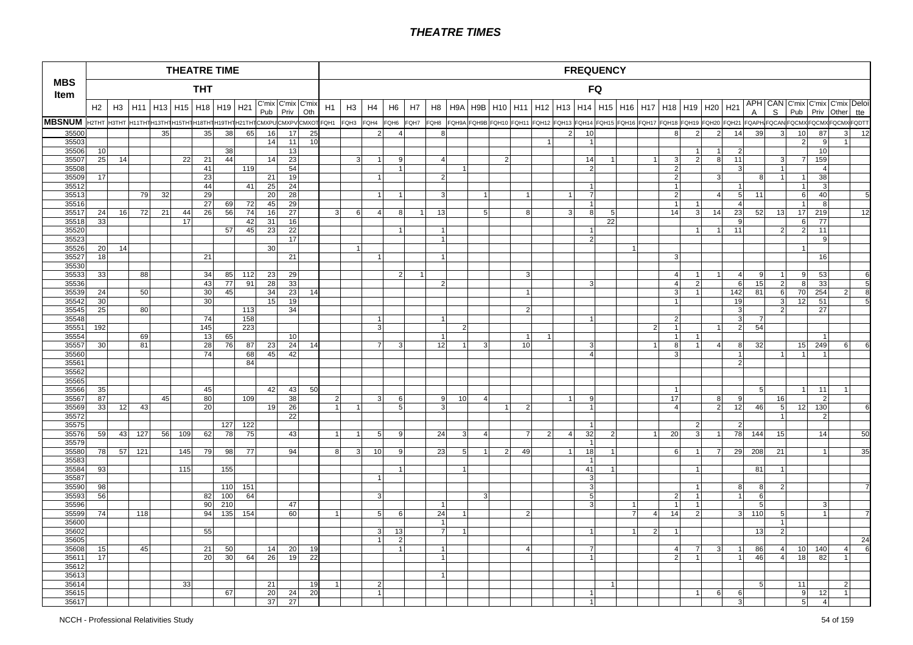# THEATRE TIMES

| MBS Item | THEATRE TIME (THT) | | | | | | | | | | | FREQUENCY (FQ) | | | | | | | | | | | | | | | | | | | | | | | | | |
|---|---|---|---|---|---|---|---|---|---|---|---|---|---|---|---|---|---|---|---|---|---|---|---|---|---|---|---|---|---|---|---|---|---|---|---|---|---|
| | H2 | H3 | H11 | H13 | H15 | H18 | H19 | H21 | C'mix Pub | C'mix Priv | C'mix Oth | H1 | H3 | H4 | H6 | H7 | H8 | H9A | H9B | H10 | H11 | H12 | H13 | H14 | H15 | H16 | H17 | H18 | H19 | H20 | H21 | APHA | CANS | C'mix Pub | C'mix Priv | C'mix Other | Deloitte |
| MBSNUM | H2THT | H3THT | H11THT | H13THT | H15THT | H18THT | H19THT | H21THT | CMXPU | CMXPV | CMXOT | FQH1 | FQH3 | FQH4 | FQH6 | FQH7 | FQH8 | FQH9A | FQH9B | FQH10 | FQH11 | FQH12 | FQH13 | FQH14 | FQH15 | FQH16 | FQH17 | FQH18 | FQH19 | FQH20 | FQH21 | FQAPHA | FQCAN | FQCMX | FQCMX | FQCMX | FQDTT |
| 35500 | | | | 35 | | 35 | 38 | 65 | 16 | 17 | 25 | | | 2 | 4 | | 8 | | | | | | 2 | 10 | | | | 8 | 2 | 2 | 14 | 39 | 3 | 10 | 87 | 3 | 12 |
| 35503 | | | | | | | | | 14 | 11 | 10 | | | | | | | | | | | 1 | | 1 | | | | | | | | | | 2 | 9 | 1 | |
| 35506 | 10 | | | | | | 38 | | | 13 | | | | | | | | | | | | | | | | | | | 1 | 1 | 2 | | | | 10 | | |
| 35507 | 25 | 14 | | | 22 | 21 | 44 | | 14 | 23 | | | 3 | 1 | 9 | | 4 | | | 2 | | | | 14 | 1 | | 1 | 3 | 2 | 8 | 11 | | 3 | 7 | 159 | | |
| 35508 | | | | | | 41 | | 119 | | 54 | | | | | 1 | | | 1 | | | | | | 2 | | | | 2 | | | 3 | | 1 | | 4 | | |
| 35509 | 17 | | | | | 23 | | | 21 | 19 | | | | 1 | | | 2 | | | | | | | | | | | 2 | | 3 | | 8 | 1 | 1 | 38 | | |
| 35512 | | | | | | 44 | | 41 | 25 | 24 | | | | | | | | | | | | | | 1 | | | | 1 | | | 1 | | | 1 | 3 | | |
| 35513 | | | 79 | 32 | | 29 | | | 20 | 28 | | | | 1 | 1 | | 3 | | 1 | | 1 | | 1 | 7 | | | | 2 | | 4 | 5 | 11 | | 6 | 40 | | 5 |
| 35516 | | | | | | 27 | 69 | 72 | 45 | 29 | | | | | | | | | | | | | | 1 | | | | 1 | 1 | | 4 | | | 1 | 8 | | |
| 35517 | 24 | 16 | 72 | 21 | 44 | 26 | 56 | 74 | 16 | 27 | | 3 | 6 | 4 | 8 | 1 | 13 | | 5 | | 8 | | 3 | 8 | 5 | | | 14 | 3 | 14 | 23 | 52 | 13 | 17 | 219 | | 12 |
| 35518 | 33 | | | | 17 | | | 42 | 31 | 16 | | | | | | | | | | | | | | | 22 | | | | | | 9 | | | 6 | 77 | | |
| 35520 | | | | | | | 57 | 45 | 23 | 22 | | | | | 1 | | 1 | | | | | | | 1 | | | | | 1 | 1 | 11 | | 2 | 2 | 11 | | |
| 35523 | | | | | | | | | | 17 | | | | | | | 1 | | | | | | | 2 | | | | | | | | | | | 9 | | |
| 35526 | 20 | 14 | | | | | | | 30 | | | | 1 | | | | | | | | | | | | | 1 | | | | | | | | 1 | | | |
| 35527 | 18 | | | | | 21 | | | | 21 | | | | 1 | | | 1 | | | | | | | | | | | 3 | | | | | | | 16 | | |
| 35530 | | | | | | | | | | | | | | | | | | | | | | | | | | | | | | | | | | | | | |
| 35533 | 33 | | 88 | | | 34 | 85 | 112 | 23 | 29 | | | | | 2 | 1 | | | | | 3 | | | | | | | 4 | 1 | 1 | 4 | 9 | 1 | 9 | 53 | | 6 |
| 35536 | | | | | | 43 | 77 | 91 | 28 | 33 | | | | | | | 2 | | | | | | | 3 | | | | 4 | 2 | | 6 | 15 | 2 | 8 | 33 | | 5 |
| 35539 | 24 | | 50 | | | 30 | 45 | | 34 | 23 | 14 | | | | | | | | | | 1 | | | | | | | 3 | 1 | | 142 | 81 | 6 | 70 | 254 | 2 | 8 |
| 35542 | 30 | | | | | 30 | | | 15 | 19 | | | | | | | | | | | | | | | | | | 1 | | | 19 | | 3 | 12 | 51 | | 5 |
| 35545 | 25 | | 80 | | | | | 113 | | 34 | | | | | | | | | | | 2 | | | | | | | | | | 3 | | 2 | | 27 | | |
| 35548 | | | | | | 74 | | 158 | | | | | | 1 | | | 1 | | | | | | | 1 | | | | 2 | | | 3 | 7 | | | | | |
| 35551 | 192 | | | | | 145 | | 223 | | | | | | 3 | | | | 2 | | | | | | | | | 2 | 1 | | 1 | 2 | 54 | | | | | |
| 35554 | | | 69 | | | 13 | 65 | | | 10 | | | | | | | 1 | | | | 1 | 1 | | | | | | 1 | 1 | | | | | | 1 | | |
| 35557 | 30 | | 81 | | | 28 | 76 | 87 | 23 | 24 | 14 | | | 7 | 3 | | 12 | 1 | 3 | | 10 | | | 3 | | | 1 | 8 | 1 | 4 | 8 | 32 | | 15 | 249 | 6 | 6 |
| 35560 | | | | | | 74 | | 68 | 45 | 42 | | | | | | | | | | | | | | 4 | | | | 3 | | | 1 | | 1 | 1 | 1 | | |
| 35561 | | | | | | | | 84 | | | | | | | | | | | | | | | | | | | | | | | 2 | | | | | | |
| 35562 | | | | | | | | | | | | | | | | | | | | | | | | | | | | | | | | | | | | | |
| 35565 | | | | | | | | | | | | | | | | | | | | | | | | | | | | | | | | | | | | | |
| 35566 | 35 | | | | | 45 | | | 42 | 43 | 50 | | | | | | | | | | | | | | | | | 1 | | | | 5 | | 1 | 11 | 1 | |
| 35567 | 87 | | | 45 | | 80 | | 109 | | 38 | | 2 | | 3 | 6 | | 9 | 10 | 4 | | | | 1 | 9 | | | | 17 | | 8 | 9 | | 16 | | 2 | | |
| 35569 | 33 | 12 | 43 | | | 20 | | | 19 | 26 | | 1 | 1 | | 5 | | 3 | | | 1 | 2 | | | 1 | | | | 4 | | 2 | 12 | 46 | 5 | 12 | 130 | | 6 |
| 35572 | | | | | | | | | | 22 | | | | | | | | | | | | | | | | | | | | | | | 1 | | 2 | | |
| 35575 | | | | | | | 127 | 122 | | | | | | | | | | | | | | | | 1 | | | | | 2 | | 2 | | | | | | |
| 35576 | 59 | 43 | 127 | 56 | 109 | 62 | 78 | 75 | | 43 | | 1 | 1 | 5 | 9 | | 24 | 3 | 4 | | 7 | 2 | 4 | 32 | 2 | | 1 | 20 | 3 | 1 | 78 | 144 | 15 | | 14 | | 50 |
| 35579 | | | | | | | | | | | | | | | | | | | | | | | | 1 | | | | | | | | | | | | | |
| 35580 | 78 | 57 | 121 | | 145 | 79 | 98 | 77 | | 94 | | 8 | 3 | 10 | 9 | | 23 | 5 | 1 | 2 | 49 | | 1 | 18 | 1 | | | 6 | 1 | 7 | 29 | 208 | 21 | | 1 | | 35 |
| 35583 | | | | | | | | | | | | | | | | | | | | | | | | 1 | | | | | | | | | | | | | |
| 35584 | 93 | | | | 115 | | 155 | | | | | | | | 1 | | | 1 | | | | | | 41 | 1 | | | | 1 | | | 81 | 1 | | | | |
| 35587 | | | | | | | | | | | | | | 1 | | | | | | | | | | 3 | | | | | | | | | | | | | |
| 35590 | 98 | | | | | | 110 | 151 | | | | | | | | | | | | | | | | 3 | | | | | 1 | | 8 | 8 | 2 | | | | 7 |
| 35593 | 56 | | | | | 82 | 100 | 64 | | | | | | 3 | | | | | 3 | | | | | 5 | | | | 2 | 1 | | 1 | 6 | | | | | |
| 35596 | | | | | | 90 | 210 | | | 47 | | | | | | | 1 | | | | | | | 3 | | 1 | | 1 | 1 | | | 5 | | | 3 | | |
| 35599 | 74 | | 118 | | | 94 | 135 | 154 | | 60 | | 1 | | 5 | 6 | | 24 | 1 | | | 2 | | | | | 7 | 4 | 14 | 2 | | 3 | 110 | 5 | | 1 | | 7 |
| 35600 | | | | | | | | | | | | | | | | | 1 | | | | | | | | | | | | | | | | 1 | | | | |
| 35602 | | | | | | 55 | | | | | | | | 3 | 13 | | 7 | 1 | | | | | | 1 | | 1 | 2 | 1 | | | | 13 | 2 | | | | |
| 35605 | | | | | | | | | | | | | | 1 | 2 | | | | | | | | | | | | | | | | | | | | | | 24 |
| 35608 | 15 | | 45 | | | 21 | 50 | | 14 | 20 | 19 | | | | 1 | | 1 | | | | 4 | | | 7 | | | | 4 | 7 | 3 | 1 | 86 | 4 | 10 | 140 | 4 | 6 |
| 35611 | 17 | | | | | 20 | 30 | 64 | 26 | 19 | 22 | | | | | | 1 | | | | | | | 1 | | | | 2 | 1 | | 1 | 46 | 4 | 18 | 82 | 1 | |
| 35612 | | | | | | | | | | | | | | | | | | | | | | | | | | | | | | | | | | | | | |
| 35613 | | | | | | | | | | | | | | | | | 1 | | | | | | | | | | | | | | | | | | | | |
| 35614 | | | | | 33 | | | | 21 | | 19 | 1 | | 2 | | | | | | | | | | | 1 | | | | | | | 5 | | 11 | | 2 | |
| 35615 | | | | | | | 67 | | 20 | 24 | 20 | | | 1 | | | | | | | | | | 1 | | | | | 1 | 6 | 6 | | | 9 | 12 | 1 | |
| 35617 | | | | | | | | | 37 | 27 | | | | | | | | | | | | | | 1 | | | | | | | 3 | | | 5 | 4 | | |

NCCH - Professional Relativities Study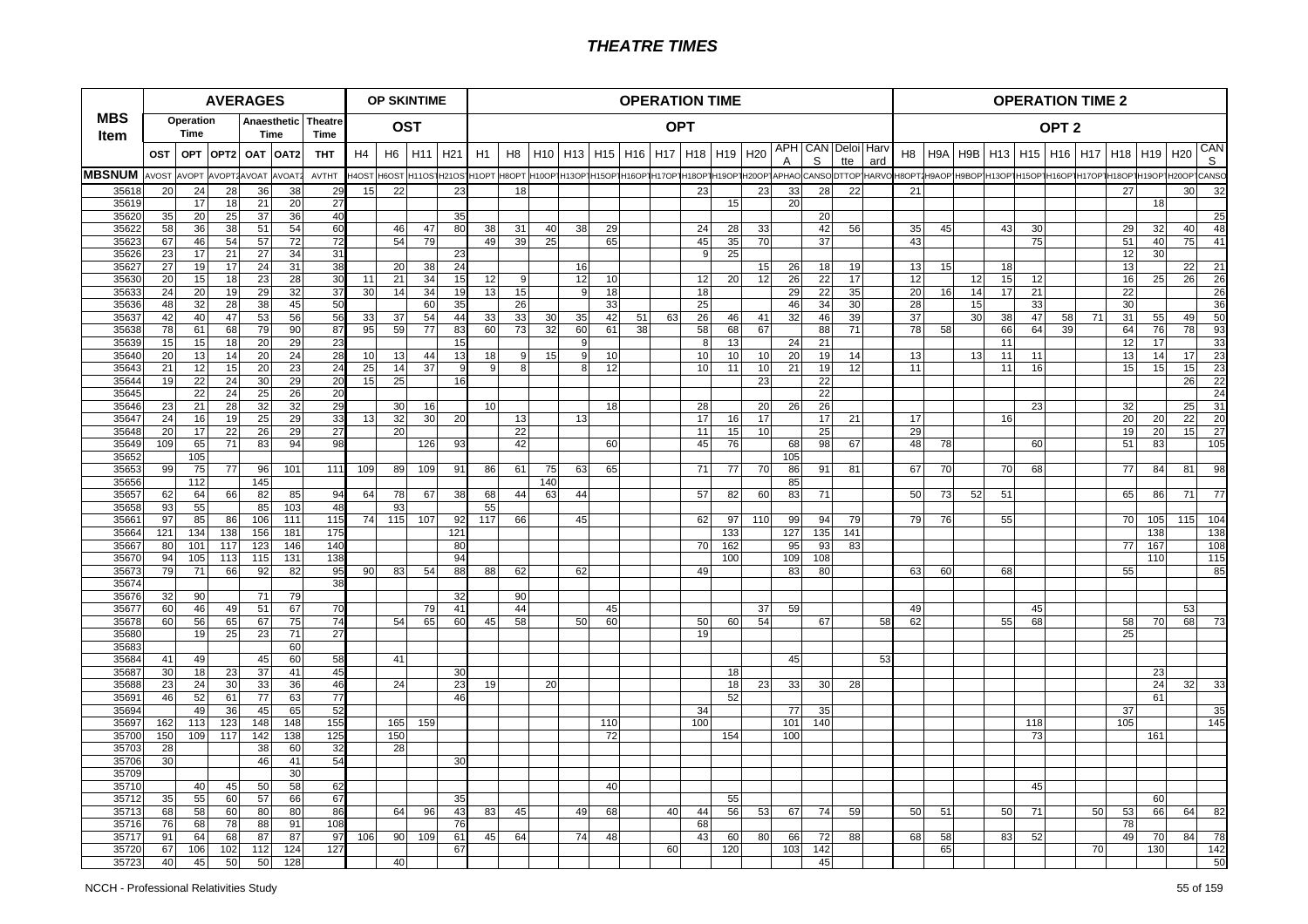# THEATRE TIMES

| MBS Item | AVERAGES | | | | | | OP SKINTIME | | | | OPERATION TIME | | | | | | | | | | | | | | OPERATION TIME 2 | | | | | | | | | | |
|---|---|---|---|---|---|---|---|---|---|---|---|---|---|---|---|---|---|---|---|---|---|---|---|---|---|---|---|---|---|---|---|---|---|---|---|
| | Operation Time | | | Anaesthetic Time | | Theatre Time | OST | | | | OPT | | | | | | | | | | | | | | OPT 2 | | | | | | | | | | |
| | OST | OPT | OPT2 | OAT | OAT2 | THT | H4 | H6 | H11 | H21 | H1 | H8 | H10 | H13 | H15 | H16 | H17 | H18 | H19 | H20 | APHA | CANS | Deloitte | Harvard | H8 | H9A | H9B | H13 | H15 | H16 | H17 | H18 | H19 | H20 | CANS |
| MBSNUM | AVOST | AVOPT | AVOPT2 | AVOAT | AVOAT2 | AVTHT | H4OST | H6OST | H11OST | H21OST | H1OPT | H8OPT | H10OPT | H13OPT | H15OPT | H16OPT | H17OPT | H18OPT | H19OPT | H20OPT | APHAO | CANSO | DTTOP | HARVO | H8OPT2 | H9AOP | H9BOP | H13OPT | H15OPT | H16OPT | H17OPT | H18OPT | H19OPT | H20OPT | CANSO |
| 35618 | 20 | 24 | 28 | 36 | 38 | 29 | 15 | 22 | | 23 | | 18 | | | | | | 23 | | 23 | 33 | 28 | 22 | | 21 | | | | | | | 27 | | 30 | 32 |
| 35619 | | 17 | 18 | 21 | 20 | 27 | | | | | | | | | | | | | 15 | | 20 | | | | | | | | | | | | 18 | | |
| 35620 | 35 | 20 | 25 | 37 | 36 | 40 | | | | 35 | | | | | | | | | | | | 20 | | | | | | | | | | | | | 25 |
| 35622 | 58 | 36 | 38 | 51 | 54 | 60 | | 46 | 47 | 80 | 38 | 31 | 40 | 38 | 29 | | | 24 | 28 | 33 | | 42 | 56 | | 35 | 45 | | 43 | 30 | | | 29 | 32 | 40 | 48 |
| 35623 | 67 | 46 | 54 | 57 | 72 | 72 | | 54 | 79 | | 49 | 39 | 25 | | 65 | | | 45 | 35 | 70 | | 37 | | | 43 | | | | 75 | | | 51 | 40 | 75 | 41 |
| 35626 | 23 | 17 | 21 | 27 | 34 | 31 | | | | 23 | | | | | | | | 9 | 25 | | | | | | | | | | | | | 12 | 30 | | |
| 35627 | 27 | 19 | 17 | 24 | 31 | 38 | | 20 | 38 | 24 | | | | 16 | | | | | | 15 | 26 | 18 | 19 | | 13 | 15 | | 18 | | | | 13 | | 22 | 21 |
| 35630 | 20 | 15 | 18 | 23 | 28 | 30 | 11 | 21 | 34 | 15 | 12 | 9 | | 12 | 10 | | | 12 | 20 | 12 | 26 | 22 | 17 | | 12 | | 12 | 15 | 12 | | | 16 | 25 | 26 | 26 |
| 35633 | 24 | 20 | 19 | 29 | 32 | 37 | 30 | 14 | 34 | 19 | 13 | 15 | | 9 | 18 | | | 18 | | | 29 | 22 | 35 | | 20 | 16 | 14 | 17 | 21 | | | 22 | | | 26 |
| 35636 | 48 | 32 | 28 | 38 | 45 | 50 | | | 60 | 35 | | 26 | | | 33 | | | 25 | | | 46 | 34 | 30 | | 28 | | 15 | | 33 | | | 30 | | | 36 |
| 35637 | 42 | 40 | 47 | 53 | 56 | 56 | 33 | 37 | 54 | 44 | 33 | 33 | 30 | 35 | 42 | 51 | 63 | 26 | 46 | 41 | 32 | 46 | 39 | | 37 | | 30 | 38 | 47 | 58 | 71 | 31 | 55 | 49 | 50 |
| 35638 | 78 | 61 | 68 | 79 | 90 | 87 | 95 | 59 | 77 | 83 | 60 | 73 | 32 | 60 | 61 | 38 | | 58 | 68 | 67 | | 88 | 71 | | 78 | 58 | | 66 | 64 | 39 | | 64 | 76 | 78 | 93 |
| 35639 | 15 | 15 | 18 | 20 | 29 | 23 | | | | 15 | | | | 9 | | | | 8 | 13 | | 24 | 21 | | | | | | 11 | | | | 12 | 17 | | 33 |
| 35640 | 20 | 13 | 14 | 20 | 24 | 28 | 10 | 13 | 44 | 13 | 18 | 9 | 15 | 9 | 10 | | | 10 | 10 | 10 | 20 | 19 | 14 | | 13 | | 13 | 11 | 11 | | | 13 | 14 | 17 | 23 |
| 35643 | 21 | 12 | 15 | 20 | 23 | 24 | 25 | 14 | 37 | 9 | 9 | 8 | | 8 | 12 | | | 10 | 11 | 10 | 21 | 19 | 12 | | 11 | | | 11 | 16 | | | 15 | 15 | 15 | 23 |
| 35644 | 19 | 22 | 24 | 30 | 29 | 20 | 15 | 25 | | 16 | | | | | | | | | | 23 | | 22 | | | | | | | | | | | | 26 | 22 |
| 35645 | | 22 | 24 | 25 | 26 | 20 | | | | | | | | | | | | | | | | 22 | | | | | | | | | | | | | 24 |
| 35646 | 23 | 21 | 28 | 32 | 32 | 29 | | 30 | 16 | | 10 | | | | 18 | | | 28 | | 20 | 26 | 26 | | | | | | | 23 | | | 32 | | 25 | 31 |
| 35647 | 24 | 16 | 19 | 25 | 29 | 33 | 13 | 32 | 30 | 20 | | 13 | | 13 | | | | 17 | 16 | 17 | | 17 | 21 | | 17 | | | 16 | | | | 20 | 20 | 22 | 20 |
| 35648 | 20 | 17 | 22 | 26 | 29 | 27 | | 20 | | | | 22 | | | | | | 11 | 15 | 10 | | 25 | | | 29 | | | | | | | 19 | 20 | 15 | 27 |
| 35649 | 109 | 65 | 71 | 83 | 94 | 98 | | | 126 | 93 | | 42 | | | 60 | | | 45 | 76 | | 68 | 98 | 67 | | 48 | 78 | | | 60 | | | 51 | 83 | | 105 |
| 35652 | | 105 | | | | | | | | | | | | | | | | | | | 105 | | | | | | | | | | | | | | |
| 35653 | 99 | 75 | 77 | 96 | 101 | 111 | 109 | 89 | 109 | 91 | 86 | 61 | 75 | 63 | 65 | | | 71 | 77 | 70 | 86 | 91 | 81 | | 67 | 70 | | 70 | 68 | | | 77 | 84 | 81 | 98 |
| 35656 | | 112 | | 145 | | | | | | | | | 140 | | | | | | | | 85 | | | | | | | | | | | | | | |
| 35657 | 62 | 64 | 66 | 82 | 85 | 94 | 64 | 78 | 67 | 38 | 68 | 44 | 63 | 44 | | | | 57 | 82 | 60 | 83 | 71 | | | 50 | 73 | 52 | 51 | | | | 65 | 86 | 71 | 77 |
| 35658 | 93 | 55 | | 85 | 103 | 48 | | 93 | | | 55 | | | | | | | | | | | | | | | | | | | | | | | | |
| 35661 | 97 | 85 | 86 | 106 | 111 | 115 | 74 | 115 | 107 | 92 | 117 | 66 | | 45 | | | | 62 | 97 | 110 | 99 | 94 | 79 | | 79 | 76 | | 55 | | | | 70 | 105 | 115 | 104 |
| 35664 | 121 | 134 | 138 | 156 | 181 | 175 | | | | 121 | | | | | | | | | 133 | | 127 | 135 | 141 | | | | | | | | | | 138 | | 138 |
| 35667 | 80 | 101 | 117 | 123 | 146 | 140 | | | | 80 | | | | | | | | 70 | 162 | | 95 | 93 | 83 | | | | | | | | | 77 | 167 | | 108 |
| 35670 | 94 | 105 | 113 | 115 | 131 | 138 | | | | 94 | | | | | | | | | 100 | | 109 | 108 | | | | | | | | | | | 110 | | 115 |
| 35673 | 79 | 71 | 66 | 92 | 82 | 95 | 90 | 83 | 54 | 88 | 88 | 62 | | 62 | | | | 49 | | | 83 | 80 | | | 63 | 60 | | 68 | | | | 55 | | | 85 |
| 35674 | | | | | | 38 | | | | | | | | | | | | | | | | | | | | | | | | | | | | | |
| 35676 | 32 | 90 | | 71 | 79 | | | | | 32 | | 90 | | | | | | | | | | | | | | | | | | | | | | | |
| 35677 | 60 | 46 | 49 | 51 | 67 | 70 | | | 79 | 41 | | 44 | | | 45 | | | | | 37 | 59 | | | | 49 | | | | 45 | | | | | 53 | |
| 35678 | 60 | 56 | 65 | 67 | 75 | 74 | | 54 | 65 | 60 | 45 | 58 | | 50 | 60 | | | 50 | 60 | 54 | | 67 | | 58 | 62 | | | 55 | 68 | | | 58 | 70 | 68 | 73 |
| 35680 | | 19 | 25 | 23 | 71 | 27 | | | | | | | | | | | | 19 | | | | | | | | | | | | | | 25 | | | |
| 35683 | | | | | 60 | | | | | | | | | | | | | | | | | | | | | | | | | | | | | | |
| 35684 | 41 | 49 | | 45 | 60 | 58 | | 41 | | | | | | | | | | | | | 45 | | | 53 | | | | | | | | | | | |
| 35687 | 30 | 18 | 23 | 37 | 41 | 45 | | | | 30 | | | | | | | | | 18 | | | | | | | | | | | | | | 23 | | |
| 35688 | 23 | 24 | 30 | 33 | 36 | 46 | | 24 | | 23 | 19 | | 20 | | | | | | 18 | 23 | 33 | 30 | 28 | | | | | | | | | | 24 | 32 | 33 |
| 35691 | 46 | 52 | 61 | 77 | 63 | 77 | | | | 46 | | | | | | | | | 52 | | | | | | | | | | | | | | 61 | | |
| 35694 | | 49 | 36 | 45 | 65 | 52 | | | | | | | | | | | | 34 | | | 77 | 35 | | | | | | | | | | 37 | | | 35 |
| 35697 | 162 | 113 | 123 | 148 | 148 | 155 | | 165 | 159 | | | | | | 110 | | | 100 | | | 101 | 140 | | | | | | | 118 | | | 105 | | | 145 |
| 35700 | 150 | 109 | 117 | 142 | 138 | 125 | | 150 | | | | | | | 72 | | | | 154 | | 100 | | | | | | | | 73 | | | | 161 | | |
| 35703 | 28 | | | 38 | 60 | 32 | | 28 | | | | | | | | | | | | | | | | | | | | | | | | | | | |
| 35706 | 30 | | | 46 | 41 | 54 | | | | 30 | | | | | | | | | | | | | | | | | | | | | | | | | |
| 35709 | | | | | 30 | | | | | | | | | | | | | | | | | | | | | | | | | | | | | | |
| 35710 | | 40 | 45 | 50 | 58 | 62 | | | | | | | | | 40 | | | | | | | | | | | | | | 45 | | | | | | |
| 35712 | 35 | 55 | 60 | 57 | 66 | 67 | | | | 35 | | | | | | | | | 55 | | | | | | | | | | | | | | 60 | | |
| 35713 | 68 | 58 | 60 | 80 | 80 | 86 | | 64 | 96 | 43 | 83 | 45 | | 49 | 68 | | 40 | 44 | 56 | 53 | 67 | 74 | 59 | | 50 | 51 | | 50 | 71 | | 50 | 53 | 66 | 64 | 82 |
| 35716 | 76 | 68 | 78 | 88 | 91 | 108 | | | | 76 | | | | | | | | 68 | | | | | | | | | | | | | | 78 | | | |
| 35717 | 91 | 64 | 68 | 87 | 87 | 97 | 106 | 90 | 109 | 61 | 45 | 64 | | 74 | 48 | | | 43 | 60 | 80 | 66 | 72 | 88 | | 68 | 58 | | 83 | 52 | | | 49 | 70 | 84 | 78 |
| 35720 | 67 | 106 | 102 | 112 | 124 | 127 | | | | 67 | | | | | | | 60 | | 120 | | 103 | 142 | | | | 65 | | | | | 70 | | 130 | | 142 |
| 35723 | 40 | 45 | 50 | 50 | 128 | | | 40 | | | | | | | | | | | | | | 45 | | | | | | | | | | | | | 50 |

NCCH - Professional Relativities Study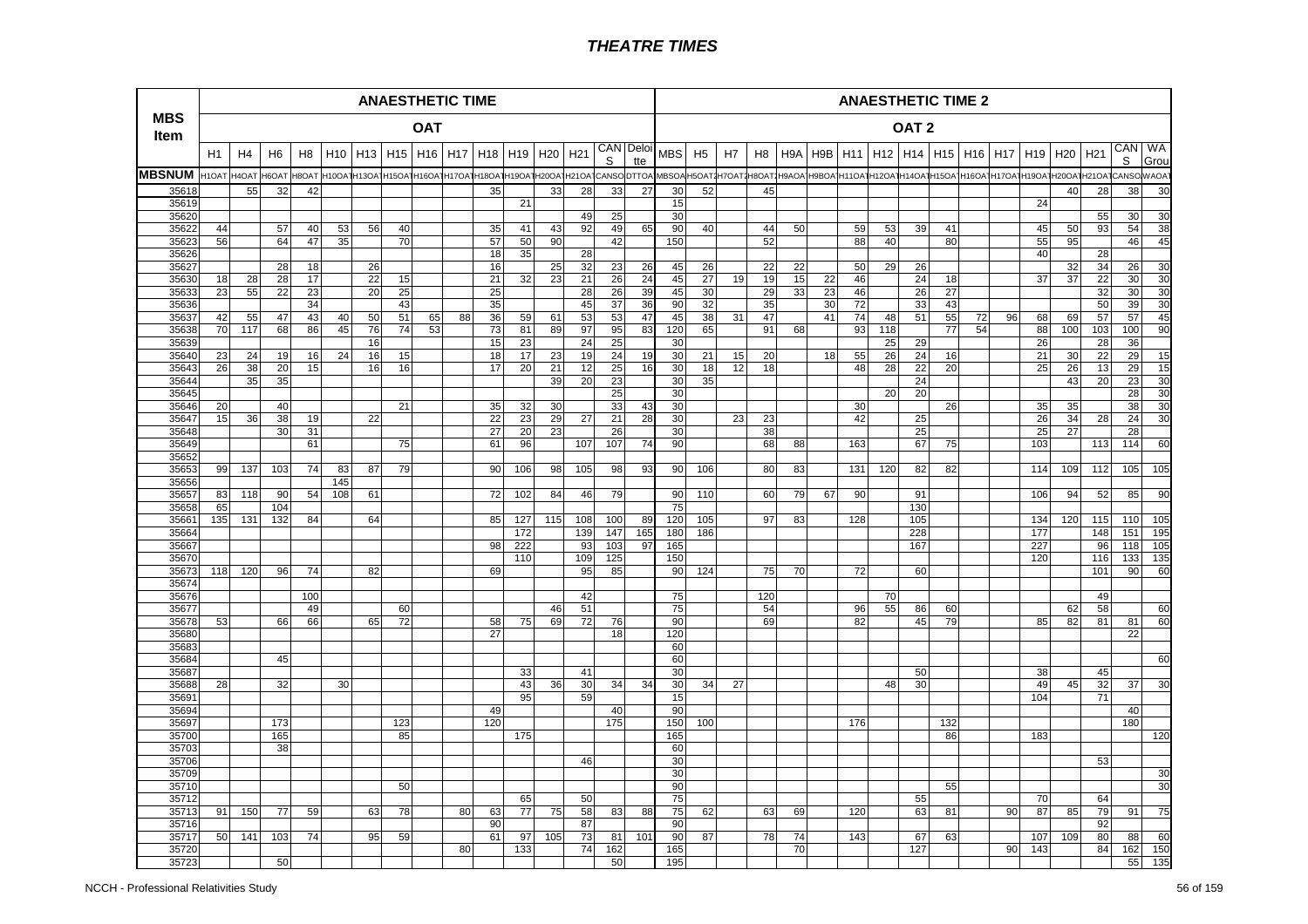# THEATRE TIMES

| MBS Item | ANAESTHETIC TIME | | | | | | | | | | | | | | | ANAESTHETIC TIME 2 | | | | | | | | | | | | | | | | | | |
|---|---|---|---|---|---|---|---|---|---|---|---|---|---|---|---|---|---|---|---|---|---|---|---|---|---|---|---|---|---|---|---|---|---|---|
| | OAT | | | | | | | | | | | | | | | OAT 2 | | | | | | | | | | | | | | | | | | |
| | H1 | H4 | H6 | H8 | H10 | H13 | H15 | H16 | H17 | H18 | H19 | H20 | H21 | CANS | Deloitte | MBS | H5 | H7 | H8 | H9A | H9B | H11 | H12 | H14 | H15 | H16 | H17 | H19 | H20 | H21 | CANS | WA Grou |
| MBSNUM | H1OAT | H4OAT | H6OAT | H8OAT | H10OAT | H13OAT | H15OAT | H16OAT | H17OAT | H18OAT | H19OAT | H20OAT | H21OAT | CANSO | DTTOA | MBSOA | H5OAT2 | H7OAT2 | H8OAT2 | H9AOA | H9BOA | H11OAT | H12OAT | H14OAT | H15OAT | H16OAT | H17OAT | H19OAT | H20OAT | H21OAT | CANSO | WAOAT |
| 35618 | | 55 | 32 | 42 | | | | | | 35 | | 33 | 28 | 33 | 27 | 30 | 52 | | 45 | | | | | | | | | | 40 | 28 | 38 | 30 |
| 35619 | | | | | | | | | | | 21 | | | | | 15 | | | | | | | | | | | | 24 | | | | |
| 35620 | | | | | | | | | | | | | 49 | 25 | | 30 | | | | | | | | | | | | | | 55 | 30 | 30 |
| 35622 | 44 | | 57 | 40 | 53 | 56 | 40 | | | 35 | 41 | 43 | 92 | 49 | 65 | 90 | 40 | | 44 | 50 | | 59 | 53 | 39 | 41 | | | 45 | 50 | 93 | 54 | 38 |
| 35623 | 56 | | 64 | 47 | 35 | | 70 | | | 57 | 50 | 90 | | 42 | | 150 | | | 52 | | | 88 | 40 | | 80 | | | 55 | 95 | | 46 | 45 |
| 35626 | | | | | | | | | | 18 | 35 | | 28 | | | | | | | | | | | | | | | 40 | | 28 | | |
| 35627 | | | 28 | 18 | | 26 | | | | 16 | | 25 | 32 | 23 | 26 | 45 | 26 | | 22 | 22 | | 50 | 29 | 26 | | | | | 32 | 34 | 26 | 30 |
| 35630 | 18 | 28 | 28 | 17 | | 22 | 15 | | | 21 | 32 | 23 | 21 | 26 | 24 | 45 | 27 | 19 | 19 | 15 | 22 | 46 | | 24 | 18 | | | 37 | 37 | 22 | 30 | 30 |
| 35633 | 23 | 55 | 22 | 23 | | 20 | 25 | | | 25 | | | 28 | 26 | 39 | 45 | 30 | | 29 | 33 | 23 | 46 | | 26 | 27 | | | | | 32 | 30 | 30 |
| 35636 | | | | 34 | | | 43 | | | 35 | | | 45 | 37 | 36 | 90 | 32 | | 35 | | 30 | 72 | | 33 | 43 | | | | | 50 | 39 | 30 |
| 35637 | 42 | 55 | 47 | 43 | 40 | 50 | 51 | 65 | 88 | 36 | 59 | 61 | 53 | 53 | 47 | 45 | 38 | 31 | 47 | | 41 | 74 | 48 | 51 | 55 | 72 | 96 | 68 | 69 | 57 | 57 | 45 |
| 35638 | 70 | 117 | 68 | 86 | 45 | 76 | 74 | 53 | | 73 | 81 | 89 | 97 | 95 | 83 | 120 | 65 | | 91 | 68 | | 93 | 118 | | 77 | 54 | | 88 | 100 | 103 | 100 | 90 |
| 35639 | | | | | | 16 | | | | 15 | 23 | | 24 | 25 | | 30 | | | | | | | 25 | 29 | | | | 26 | | 28 | 36 | |
| 35640 | 23 | 24 | 19 | 16 | 24 | 16 | 15 | | | 18 | 17 | 23 | 19 | 24 | 19 | 30 | 21 | 15 | 20 | | 18 | 55 | 26 | 24 | 16 | | | 21 | 30 | 22 | 29 | 15 |
| 35643 | 26 | 38 | 20 | 15 | | 16 | 16 | | | 17 | 20 | 21 | 12 | 25 | 16 | 30 | 18 | 12 | 18 | | | 48 | 28 | 22 | 20 | | | 25 | 26 | 13 | 29 | 15 |
| 35644 | | 35 | 35 | | | | | | | | | 39 | 20 | 23 | | 30 | 35 | | | | | | | 24 | | | | | 43 | 20 | 23 | 30 |
| 35645 | | | | | | | | | | | | | | 25 | | 30 | | | | | | | 20 | 20 | | | | | | | 28 | 30 |
| 35646 | 20 | | 40 | | | | 21 | | | 35 | 32 | 30 | | 33 | 43 | 30 | | | | | | 30 | | | 26 | | | 35 | 35 | | 38 | 30 |
| 35647 | 15 | 36 | 38 | 19 | | 22 | | | | 22 | 23 | 29 | 27 | 21 | 28 | 30 | | 23 | 23 | | | 42 | | 25 | | | | 26 | 34 | 28 | 24 | 30 |
| 35648 | | | 30 | 31 | | | | | | 27 | 20 | 23 | | 26 | | 30 | | | 38 | | | | | 25 | | | | 25 | 27 | | 28 | |
| 35649 | | | | 61 | | | 75 | | | 61 | 96 | | 107 | 107 | 74 | 90 | | | 68 | 88 | | 163 | | 67 | 75 | | | 103 | | 113 | 114 | 60 |
| 35652 | | | | | | | | | | | | | | | | | | | | | | | | | | | | | | | | |
| 35653 | 99 | 137 | 103 | 74 | 83 | 87 | 79 | | | 90 | 106 | 98 | 105 | 98 | 93 | 90 | 106 | | 80 | 83 | | 131 | 120 | 82 | 82 | | | 114 | 109 | 112 | 105 | 105 |
| 35656 | | | | | 145 | | | | | | | | | | | | | | | | | | | | | | | | | | | |
| 35657 | 83 | 118 | 90 | 54 | 108 | 61 | | | | 72 | 102 | 84 | 46 | 79 | | 90 | 110 | | 60 | 79 | 67 | 90 | | 91 | | | | 106 | 94 | 52 | 85 | 90 |
| 35658 | 65 | | 104 | | | | | | | | | | | | | 75 | | | | | | | | 130 | | | | | | | | |
| 35661 | 135 | 131 | 132 | 84 | | 64 | | | | 85 | 127 | 115 | 108 | 100 | 89 | 120 | 105 | | 97 | 83 | | 128 | | 105 | | | | 134 | 120 | 115 | 110 | 105 |
| 35664 | | | | | | | | | | | 172 | | 139 | 147 | 165 | 180 | 186 | | | | | | | 228 | | | | 177 | | 148 | 151 | 195 |
| 35667 | | | | | | | | | | 98 | 222 | | 93 | 103 | 97 | 165 | | | | | | | | 167 | | | | 227 | | 96 | 118 | 105 |
| 35670 | | | | | | | | | | | 110 | | 109 | 125 | | 150 | | | | | | | | | | | | 120 | | 116 | 133 | 135 |
| 35673 | 118 | 120 | 96 | 74 | | 82 | | | | 69 | | | 95 | 85 | | 90 | 124 | | 75 | 70 | | 72 | | 60 | | | | | | 101 | 90 | 60 |
| 35674 | | | | | | | | | | | | | | | | | | | | | | | | | | | | | | | | |
| 35676 | | | | 100 | | | | | | | | | 42 | | | 75 | | | 120 | | | | 70 | | | | | | | 49 | | |
| 35677 | | | | 49 | | | 60 | | | | | 46 | 51 | | | 75 | | | 54 | | | 96 | 55 | 86 | 60 | | | | 62 | 58 | | 60 |
| 35678 | 53 | | 66 | 66 | | 65 | 72 | | | 58 | 75 | 69 | 72 | 76 | | 90 | | | 69 | | | 82 | | 45 | 79 | | | 85 | 82 | 81 | 81 | 60 |
| 35680 | | | | | | | | | | 27 | | | | 18 | | 120 | | | | | | | | | | | | | | | 22 | |
| 35683 | | | | | | | | | | | | | | | | 60 | | | | | | | | | | | | | | | | |
| 35684 | | | 45 | | | | | | | | | | | | | 60 | | | | | | | | | | | | | | | | 60 |
| 35687 | | | | | | | | | | | 33 | | 41 | | | 30 | | | | | | | | 50 | | | | 38 | | 45 | | |
| 35688 | 28 | | 32 | | 30 | | | | | | 43 | 36 | 30 | 34 | 34 | 30 | 34 | 27 | | | | | 48 | 30 | | | | 49 | 45 | 32 | 37 | 30 |
| 35691 | | | | | | | | | | | 95 | | 59 | | | 15 | | | | | | | | | | | | 104 | | 71 | | |
| 35694 | | | | | | | | | | 49 | | | | 40 | | 90 | | | | | | | | | | | | | | | 40 | |
| 35697 | | | 173 | | | | 123 | | | 120 | | | | 175 | | 150 | 100 | | | | | 176 | | | 132 | | | | | | 180 | |
| 35700 | | | 165 | | | | 85 | | | | 175 | | | | | 165 | | | | | | | | | 86 | | | 183 | | | | 120 |
| 35703 | | | 38 | | | | | | | | | | | | | 60 | | | | | | | | | | | | | | | | |
| 35706 | | | | | | | | | | | | | 46 | | | 30 | | | | | | | | | | | | | | 53 | | |
| 35709 | | | | | | | | | | | | | | | | 30 | | | | | | | | | | | | | | | | 30 |
| 35710 | | | | | | | 50 | | | | | | | | | 90 | | | | | | | | | 55 | | | | | | | 30 |
| 35712 | | | | | | | | | | | 65 | | 50 | | | 75 | | | | | | | | 55 | | | | 70 | | 64 | | |
| 35713 | 91 | 150 | 77 | 59 | | 63 | 78 | | 80 | 63 | 77 | 75 | 58 | 83 | 88 | 75 | 62 | | 63 | 69 | | 120 | | 63 | 81 | | 90 | 87 | 85 | 79 | 91 | 75 |
| 35716 | | | | | | | | | | 90 | | | 87 | | | 90 | | | | | | | | | | | | | | 92 | | |
| 35717 | 50 | 141 | 103 | 74 | | 95 | 59 | | | 61 | 97 | 105 | 73 | 81 | 101 | 90 | 87 | | 78 | 74 | | 143 | | 67 | 63 | | | 107 | 109 | 80 | 88 | 60 |
| 35720 | | | | | | | | | 80 | | 133 | | 74 | 162 | | 165 | | | | 70 | | | | 127 | | | 90 | 143 | | 84 | 162 | 150 |
| 35723 | | | 50 | | | | | | | | | | | 50 | | 195 | | | | | | | | | | | | | | | 55 | 135 |

NCCH - Professional Relativities Study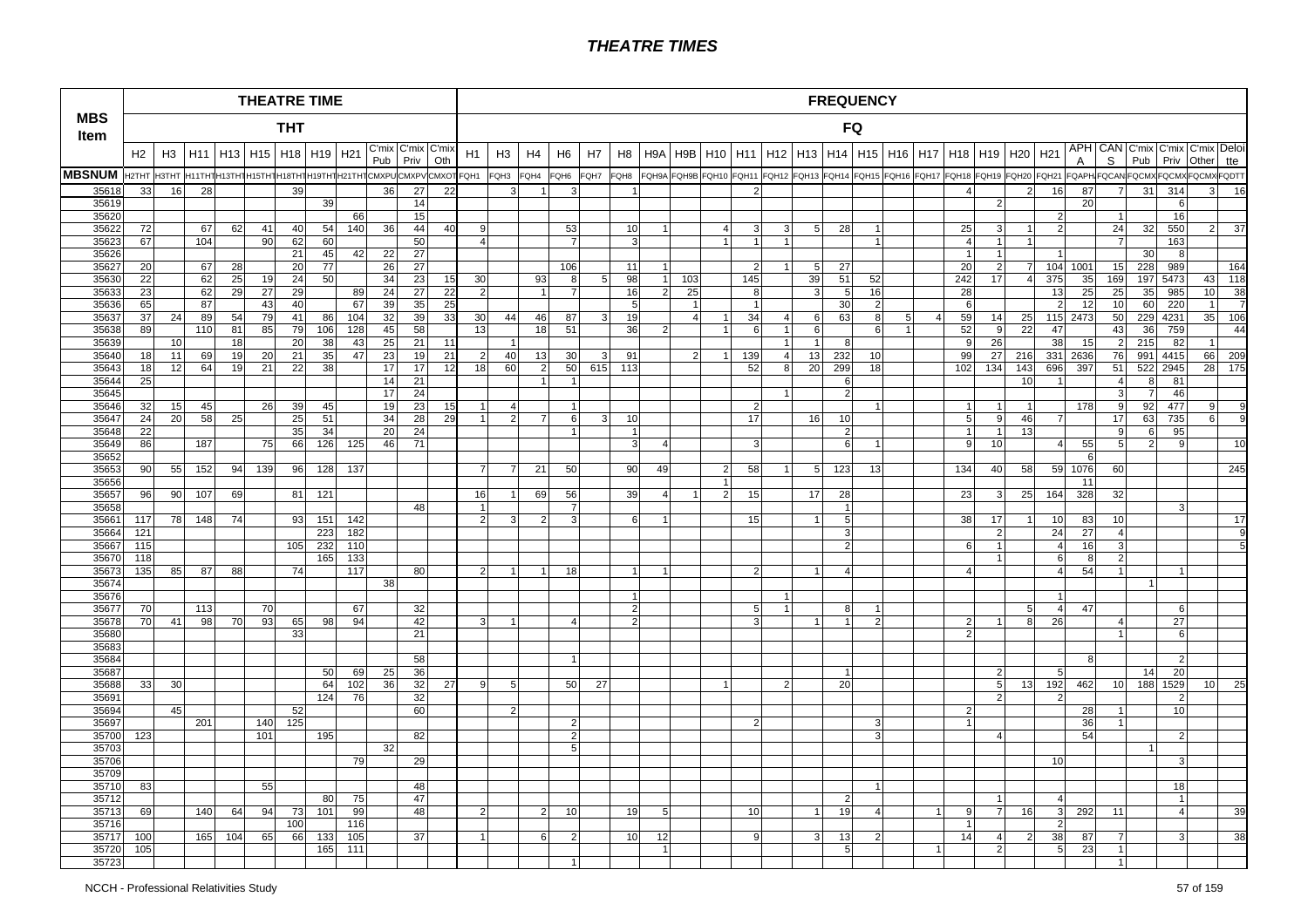# THEATRE TIMES

| MBS Item | THEATRE TIME | | | | | | | | | | | FREQUENCY | | | | | | | | | | | | | | | | | | | | | | | | | |
|---|---|---|---|---|---|---|---|---|---|---|---|---|---|---|---|---|---|---|---|---|---|---|---|---|---|---|---|---|---|---|---|---|---|---|---|---|---|
| | THT | | | | | | | | | | | FQ | | | | | | | | | | | | | | | | | | | | | | | | | |
| | H2 | H3 | H11 | H13 | H15 | H18 | H19 | H21 | C'mix Pub | C'mix Priv | C'mix Oth | H1 | H3 | H4 | H6 | H7 | H8 | H9A | H9B | H10 | H11 | H12 | H13 | H14 | H15 | H16 | H17 | H18 | H19 | H20 | H21 | APH A | CAN S | C'mix Pub | C'mix Priv | C'mix Other | Deloitte |
| MBSNUM | H2THT | H3THT | H11THT | H13THT | H15THT | H18THT | H19THT | H21THT | CMXPU | CMXPV | CMXOT | FQH1 | FQH3 | FQH4 | FQH6 | FQH7 | FQH8 | FQH9A | FQH9B | FQH10 | FQH11 | FQH12 | FQH13 | FQH14 | FQH15 | FQH16 | FQH17 | FQH18 | FQH19 | FQH20 | FQH21 | FQAPH | FQCAN | FQCMX | FQCMX | FQCMX | FQDTT |
| 35618 | 33 | 16 | 28 | | | 39 | | | 36 | 27 | 22 | | 3 | 1 | 3 | | 1 | | | | 2 | | | | | | | 4 | | 2 | 16 | 87 | 7 | 31 | 314 | 3 | 16 |
| 35619 | | | | | | | 39 | | | 14 | | | | | | | | | | | | | | | | | | | 2 | | | 20 | | | 6 | | |
| 35620 | | | | | | | | 66 | | 15 | | | | | | | | | | | | | | | | | | | | | 2 | | 1 | | 16 | | |
| 35622 | 72 | | 67 | 62 | 41 | 40 | 54 | 140 | 36 | 44 | 40 | 9 | | | 53 | | 10 | 1 | | 4 | 3 | 3 | 5 | 28 | 1 | | | 25 | 3 | 1 | 2 | | 24 | 32 | 550 | 2 | 37 |
| 35623 | 67 | | 104 | | 90 | 62 | 60 | | | 50 | | 4 | | | 7 | | 3 | | | 1 | 1 | 1 | | | 1 | | | 4 | 1 | 1 | | | 7 | | 163 | | |
| 35626 | | | | | | 21 | 45 | 42 | 22 | 27 | | | | | | | | | | | | | | | | | | 1 | 1 | | 1 | | | 30 | 8 | | |
| 35627 | 20 | | 67 | 28 | | 20 | 77 | | 26 | 27 | | | | | 106 | | 11 | 1 | | | 2 | 1 | 5 | 27 | | | | 20 | 2 | 7 | 104 | 1001 | 15 | 228 | 989 | | 164 |
| 35630 | 22 | | 62 | 25 | 19 | 24 | 50 | | 34 | 23 | 15 | 30 | | 93 | 8 | 5 | 98 | 1 | 103 | | 145 | | 39 | 51 | 52 | | | 242 | 17 | 4 | 375 | 35 | 169 | 197 | 5473 | 43 | 118 |
| 35633 | 23 | | 62 | 29 | 27 | 29 | | 89 | 24 | 27 | 22 | 2 | | 1 | 7 | | 16 | 2 | 25 | | 8 | | 3 | 5 | 16 | | | 28 | | | 13 | 25 | 25 | 35 | 985 | 10 | 38 |
| 35636 | 65 | | 87 | | 43 | 40 | | 67 | 39 | 35 | 25 | | | | | | 5 | | 1 | | 1 | | | 30 | 2 | | | 6 | | | 2 | 12 | 10 | 60 | 220 | 1 | 7 |
| 35637 | 37 | 24 | 89 | 54 | 79 | 41 | 86 | 104 | 32 | 39 | 33 | 30 | 44 | 46 | 87 | 3 | 19 | | 4 | 1 | 34 | 4 | 6 | 63 | 8 | 5 | 4 | 59 | 14 | 25 | 115 | 2473 | 50 | 229 | 4231 | 35 | 106 |
| 35638 | 89 | | 110 | 81 | 85 | 79 | 106 | 128 | 45 | 58 | | 13 | | 18 | 51 | | 36 | 2 | | 1 | 6 | 1 | 6 | | 6 | 1 | | 52 | 9 | 22 | 47 | | 43 | 36 | 759 | | 44 |
| 35639 | | 10 | | 18 | | 20 | 38 | 43 | 25 | 21 | 11 | | 1 | | | | | | | | | 1 | 1 | 8 | | | | 9 | 26 | | 38 | 15 | 2 | 215 | 82 | 1 | |
| 35640 | 18 | 11 | 69 | 19 | 20 | 21 | 35 | 47 | 23 | 19 | 21 | 2 | 40 | 13 | 30 | 3 | 91 | | 2 | 1 | 139 | 4 | 13 | 232 | 10 | | | 99 | 27 | 216 | 331 | 2636 | 76 | 991 | 4415 | 66 | 209 |
| 35643 | 18 | 12 | 64 | 19 | 21 | 22 | 38 | | 17 | 17 | 12 | 18 | 60 | 2 | 50 | 615 | 113 | | | | 52 | 8 | 20 | 299 | 18 | | | 102 | 134 | 143 | 696 | 397 | 51 | 522 | 2945 | 28 | 175 |
| 35644 | 25 | | | | | | | | 14 | 21 | | | | 1 | 1 | | | | | | | | | 6 | | | | | | 10 | 1 | | 4 | 8 | 81 | | |
| 35645 | | | | | | | | | 17 | 24 | | | | | | | | | | | | 1 | | 2 | | | | | | | | | 3 | 7 | 46 | | |
| 35646 | 32 | 15 | 45 | | 26 | 39 | 45 | | 19 | 23 | 15 | 1 | 4 | | 1 | | | | | | 2 | | | | 1 | | | 1 | 1 | 1 | | 178 | 9 | 92 | 477 | 9 | 9 |
| 35647 | 24 | 20 | 58 | 25 | | 25 | 51 | | 34 | 28 | 29 | 1 | 2 | 7 | 6 | 3 | 10 | | | | 17 | | 16 | 10 | | | | 5 | 9 | 46 | 7 | | 17 | 63 | 735 | 6 | 9 |
| 35648 | 22 | | | | | 35 | 34 | | 20 | 24 | | | | | 1 | | 1 | | | | | | | 2 | | | | 1 | 1 | 13 | | | 9 | 6 | 95 | | |
| 35649 | 86 | | 187 | | 75 | 66 | 126 | 125 | 46 | 71 | | | | | | | 3 | 4 | | | 3 | | | 6 | 1 | | | 9 | 10 | | 4 | 55 | 5 | 2 | 9 | | 10 |
| 35652 | | | | | | | | | | | | | | | | | | | | | | | | | | | | | | | | 6 | | | | | |
| 35653 | 90 | 55 | 152 | 94 | 139 | 96 | 128 | 137 | | | | 7 | 7 | 21 | 50 | | 90 | 49 | | 2 | 58 | 1 | 5 | 123 | 13 | | | 134 | 40 | 58 | 59 | 1076 | 60 | | | | 245 |
| 35656 | | | | | | | | | | | | | | | | | | | | 1 | | | | | | | | | | | | 11 | | | | | |
| 35657 | 96 | 90 | 107 | 69 | | 81 | 121 | | | | | 16 | 1 | 69 | 56 | | 39 | 4 | 1 | 2 | 15 | | 17 | 28 | | | | 23 | 3 | 25 | 164 | 328 | 32 | | | | |
| 35658 | | | | | | | | | | 48 | | 1 | | | 7 | | | | | | | | | 1 | | | | | | | | | | | 3 | | |
| 35661 | 117 | 78 | 148 | 74 | | 93 | 151 | 142 | | | | 2 | 3 | 2 | 3 | | 6 | 1 | | | 15 | | 1 | 5 | | | | 38 | 17 | 1 | 10 | 83 | 10 | | | | 17 |
| 35664 | 121 | | | | | | 223 | 182 | | | | | | | | | | | | | | | | 3 | | | | | 2 | | 24 | 27 | 4 | | | | 9 |
| 35667 | 115 | | | | | 105 | 232 | 110 | | | | | | | | | | | | | | | | 2 | | | | 6 | 1 | | 4 | 16 | 3 | | | | 5 |
| 35670 | 118 | | | | | | 165 | 133 | | | | | | | | | | | | | | | | | | | | | 1 | | 6 | 8 | 2 | | | | |
| 35673 | 135 | 85 | 87 | 88 | | 74 | | 117 | | 80 | | 2 | 1 | 1 | 18 | | 1 | 1 | | | 2 | | 1 | 4 | | | | 4 | | | 4 | 54 | 1 | | 1 | | |
| 35674 | | | | | | | | | 38 | | | | | | | | | | | | | | | | | | | | | | | | | 1 | | | |
| 35676 | | | | | | | | | | | | | | | | | 1 | | | | | 1 | | | | | | | | | 1 | | | | | | |
| 35677 | 70 | | 113 | | 70 | | | 67 | | 32 | | | | | | | 2 | | | | 5 | 1 | | 8 | 1 | | | | | 5 | 4 | 47 | | | 6 | | |
| 35678 | 70 | 41 | 98 | 70 | 93 | 65 | 98 | 94 | | 42 | | 3 | 1 | | 4 | | 2 | | | | 3 | | 1 | 1 | 2 | | | 2 | 1 | 8 | 26 | | 4 | | 27 | | |
| 35680 | | | | | | 33 | | | | 21 | | | | | | | | | | | | | | | | | | 2 | | | | | 1 | | 6 | | |
| 35683 | | | | | | | | | | | | | | | | | | | | | | | | | | | | | | | | | | | | | |
| 35684 | | | | | | | | | | 58 | | | | | 1 | | | | | | | | | | | | | | | | | 8 | | | 2 | | |
| 35687 | | | | | | | 50 | 69 | 25 | 36 | | | | | | | | | | | | | | 1 | | | | | 2 | | 5 | | | 14 | 20 | | |
| 35688 | 33 | 30 | | | | | 64 | 102 | 36 | 32 | 27 | 9 | 5 | | 50 | 27 | | | | 1 | | 2 | | 20 | | | | | 5 | 13 | 192 | 462 | 10 | 188 | 1529 | 10 | 25 |
| 35691 | | | | | | | 124 | 76 | | 32 | | | | | | | | | | | | | | | | | | | 2 | | 2 | | | | 2 | | |
| 35694 | | 45 | | | | 52 | | | | 60 | | | 2 | | | | | | | | | | | | | | | 2 | | | | 28 | 1 | | 10 | | |
| 35697 | | | 201 | | 140 | 125 | | | | | | | | | 2 | | | | | | 2 | | | | 3 | | | 1 | | | | 36 | 1 | | | | |
| 35700 | 123 | | | | 101 | | 195 | | | 82 | | | | | 2 | | | | | | | | | | 3 | | | | 4 | | | 54 | | | 2 | | |
| 35703 | | | | | | | | | 32 | | | | | | 5 | | | | | | | | | | | | | | | | | | | 1 | | | |
| 35706 | | | | | | | | 79 | | 29 | | | | | | | | | | | | | | | | | | | | | 10 | | | | 3 | | |
| 35709 | | | | | | | | | | | | | | | | | | | | | | | | | | | | | | | | | | | | | |
| 35710 | 83 | | | | 55 | | | | | 48 | | | | | | | | | | | | | | | 1 | | | | | | | | | | 18 | | |
| 35712 | | | | | | | 80 | 75 | | 47 | | | | | | | | | | | | | | 2 | | | | | 1 | | 4 | | | | 1 | | |
| 35713 | 69 | | 140 | 64 | 94 | 73 | 101 | 99 | | 48 | | 2 | | 2 | 10 | | 19 | 5 | | | 10 | | 1 | 19 | 4 | | 1 | 9 | 7 | 16 | 3 | 292 | 11 | | 4 | | 39 |
| 35716 | | | | | | 100 | | 116 | | | | | | | | | | | | | | | | | | | | 1 | | | 2 | | | | | | |
| 35717 | 100 | | 165 | 104 | 65 | 66 | 133 | 105 | | 37 | | 1 | | 6 | 2 | | 10 | 12 | | | 9 | | 3 | 13 | 2 | | | 14 | 4 | 2 | 38 | 87 | 7 | | 3 | | 38 |
| 35720 | 105 | | | | | | 165 | 111 | | | | | | | | | | 1 | | | | | | 5 | | | 1 | | 2 | | 5 | 23 | 1 | | | | |
| 35723 | | | | | | | | | | | | | | | 1 | | | | | | | | | | | | | | | | | | 1 | | | | |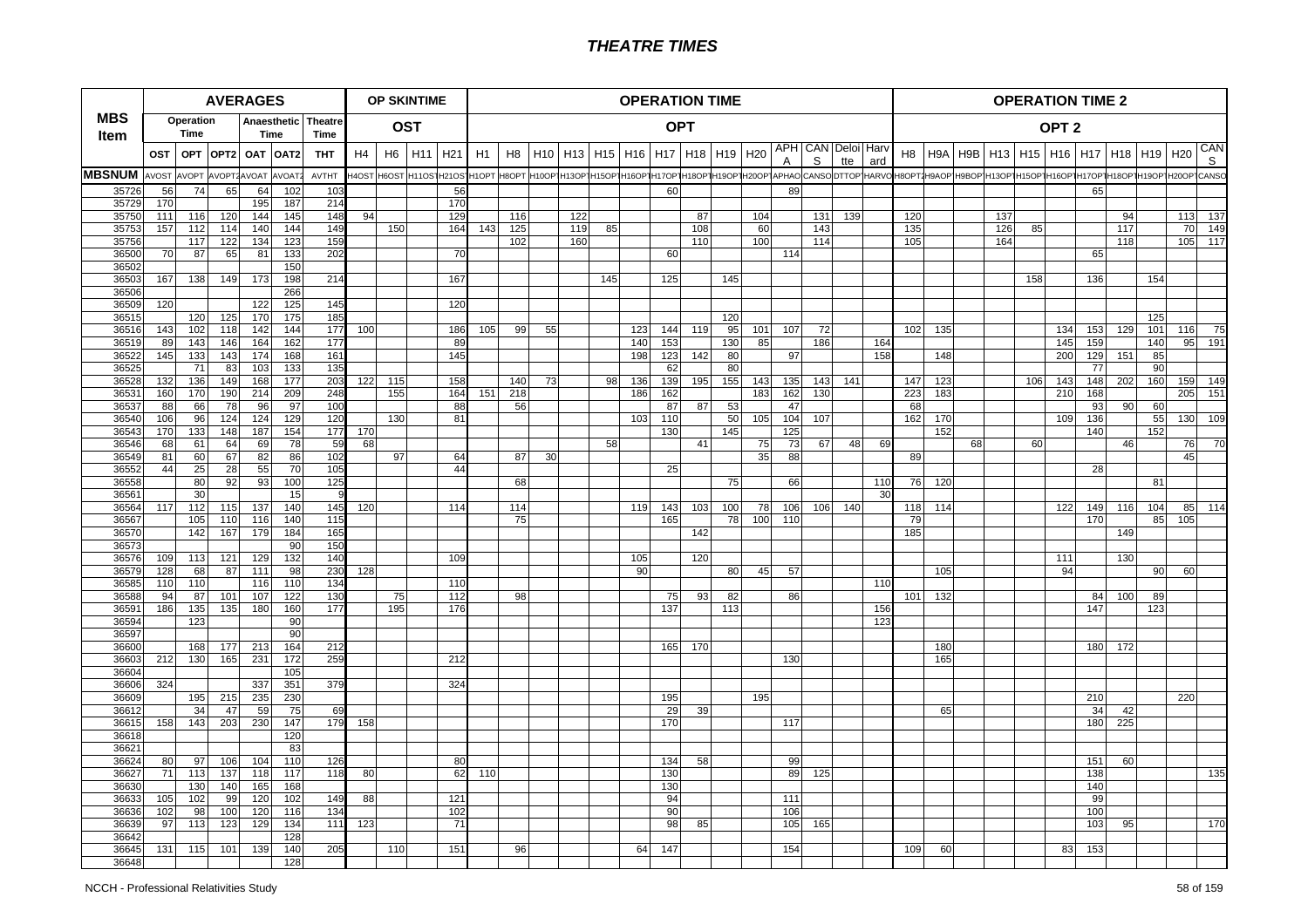# THEATRE TIMES

| MBS Item | AVERAGES | | | | | | OP SKINTIME | | | | OPERATION TIME | | | | | | | | | | | | | | OPERATION TIME 2 | | | | | | | | | | |
|---|---|---|---|---|---|---|---|---|---|---|---|---|---|---|---|---|---|---|---|---|---|---|---|---|---|---|---|---|---|---|---|---|---|---|---|
| | Operation Time | | Anaesthetic Time | | | Theatre Time | OST | | | | OPT | | | | | | | | | | | | | | OPT 2 | | | | | | | | | | |
| | OST | OPT | OPT2 | OAT | OAT2 | THT | H4 | H6 | H11 | H21 | H1 | H8 | H10 | H13 | H15 | H16 | H17 | H18 | H19 | H20 | APHA | CANS | Deloitte | Harvard | H8 | H9A | H9B | H13 | H15 | H16 | H17 | H18 | H19 | H20 | CANS |
| MBSNUM | AVOST | AVOPT | AVOPT2 | AVOAT | AVOAT2 | AVTHT | H4OST | H6OST | H11OST | H21OST | H1OPT | H8OPT | H10OPT | H13OPT | H15OPT | H16OPT | H17OPT | H18OPT | H19OPT | H20OPT | APHAO | CANSO | DTTOP | HARVO | H8OPT2 | H9AOP | H9BOP | H13OPT | H15OPT | H16OPT | H17OPT | H18OPT | H19OPT | H20OPT | CANSO |
| 35726 | 56 | 74 | 65 | 64 | 102 | 103 | | | | 56 | | | | | | | 60 | | | | 89 | | | | | | | | | | 65 | | | | |
| 35729 | 170 | | | 195 | 187 | 214 | | | | 170 | | | | | | | | | | | | | | | | | | | | | | | | | |
| 35750 | 111 | 116 | 120 | 144 | 145 | 148 | 94 | | | 129 | | 116 | | 122 | | | | 87 | | 104 | | 131 | 139 | | 120 | | | 137 | | | | 94 | | 113 | 137 |
| 35753 | 157 | 112 | 114 | 140 | 144 | 149 | | 150 | | 164 | 143 | 125 | | 119 | 85 | | | 108 | | 60 | | 143 | | | 135 | | | 126 | 85 | | | 117 | | 70 | 149 |
| 35756 | | 117 | 122 | 134 | 123 | 159 | | | | | | 102 | | 160 | | | | 110 | | 100 | | 114 | | | 105 | | | 164 | | | | 118 | | 105 | 117 |
| 36500 | 70 | 87 | 65 | 81 | 133 | 202 | | | | 70 | | | | | | | 60 | | | | 114 | | | | | | | | | | 65 | | | | |
| 36502 | | | | | 150 | | | | | | | | | | | | | | | | | | | | | | | | | | | | | | |
| 36503 | 167 | 138 | 149 | 173 | 198 | 214 | | | | 167 | | | | | 145 | | 125 | | 145 | | | | | | | | | | 158 | | 136 | | 154 | | |
| 36506 | | | | | 266 | | | | | | | | | | | | | | | | | | | | | | | | | | | | | | |
| 36509 | 120 | | | 122 | 125 | 145 | | | | 120 | | | | | | | | | | | | | | | | | | | | | | | | | |
| 36515 | | 120 | 125 | 170 | 175 | 185 | | | | | | | | | | | | | 120 | | | | | | | | | | | | | | 125 | | |
| 36516 | 143 | 102 | 118 | 142 | 144 | 177 | 100 | | | 186 | 105 | 99 | 55 | | | 123 | 144 | 119 | 95 | 101 | 107 | 72 | | | 102 | 135 | | | | 134 | 153 | 129 | 101 | 116 | 75 |
| 36519 | 89 | 143 | 146 | 164 | 162 | 177 | | | | 89 | | | | | | 140 | 153 | | 130 | 85 | | 186 | | 164 | | | | | | 145 | 159 | | 140 | 95 | 191 |
| 36522 | 145 | 133 | 143 | 174 | 168 | 161 | | | | 145 | | | | | | 198 | 123 | 142 | 80 | | 97 | | | 158 | | 148 | | | | 200 | 129 | 151 | 85 | | |
| 36525 | | 71 | 83 | 103 | 133 | 135 | | | | | | | | | | | 62 | | 80 | | | | | | | | | | | | 77 | | 90 | | |
| 36528 | 132 | 136 | 149 | 168 | 177 | 203 | 122 | 115 | | 158 | | 140 | 73 | | 98 | 136 | 139 | 195 | 155 | 143 | 135 | 143 | 141 | | 147 | 123 | | | 106 | 143 | 148 | 202 | 160 | 159 | 149 |
| 36531 | 160 | 170 | 190 | 214 | 209 | 248 | | 155 | | 164 | 151 | 218 | | | | 186 | 162 | | | 183 | 162 | 130 | | | 223 | 183 | | | | 210 | 168 | | | 205 | 151 |
| 36537 | 88 | 66 | 78 | 96 | 97 | 100 | | | | 88 | | 56 | | | | | 87 | 87 | 53 | | 47 | | | | 68 | | | | | | 93 | 90 | 60 | | |
| 36540 | 106 | 96 | 124 | 124 | 129 | 120 | | 130 | | 81 | | | | | | 103 | 110 | | 50 | 105 | 104 | 107 | | | 162 | 170 | | | | 109 | 136 | | 55 | 130 | 109 |
| 36543 | 170 | 133 | 148 | 187 | 154 | 177 | 170 | | | | | | | | | | 130 | | 145 | | 125 | | | | | 152 | | | | | 140 | | 152 | | |
| 36546 | 68 | 61 | 64 | 69 | 78 | 59 | 68 | | | | | | | | 58 | | | 41 | | 75 | 73 | 67 | 48 | 69 | | | 68 | | 60 | | | 46 | | 76 | 70 |
| 36549 | 81 | 60 | 67 | 82 | 86 | 102 | | 97 | | 64 | | 87 | 30 | | | | | | | 35 | 88 | | | | 89 | | | | | | | | | 45 | |
| 36552 | 44 | 25 | 28 | 55 | 70 | 105 | | | | 44 | | | | | | | 25 | | | | | | | | | | | | | | 28 | | | | |
| 36558 | | 80 | 92 | 93 | 100 | 125 | | | | | | 68 | | | | | | | 75 | | 66 | | | 110 | 76 | 120 | | | | | | | 81 | | |
| 36561 | | 30 | | | 15 | 9 | | | | | | | | | | | | | | | | | | 30 | | | | | | | | | | | |
| 36564 | 117 | 112 | 115 | 137 | 140 | 145 | 120 | | | 114 | | 114 | | | | 119 | 143 | 103 | 100 | 78 | 106 | 106 | 140 | | 118 | 114 | | | | 122 | 149 | 116 | 104 | 85 | 114 |
| 36567 | | 105 | 110 | 116 | 140 | 115 | | | | | | 75 | | | | | 165 | | 78 | 100 | 110 | | | | 79 | | | | | | 170 | | 85 | 105 | |
| 36570 | | 142 | 167 | 179 | 184 | 165 | | | | | | | | | | | | 142 | | | | | | | 185 | | | | | | | 149 | | | |
| 36573 | | | | | 90 | 150 | | | | | | | | | | | | | | | | | | | | | | | | | | | | | |
| 36576 | 109 | 113 | 121 | 129 | 132 | 140 | | | | 109 | | | | | | 105 | | 120 | | | | | | | | | | | | 111 | | 130 | | | |
| 36579 | 128 | 68 | 87 | 111 | 98 | 230 | 128 | | | | | | | | | 90 | | | 80 | 45 | 57 | | | | | 105 | | | | 94 | | | 90 | 60 | |
| 36585 | 110 | 110 | | 116 | 110 | 134 | | | | 110 | | | | | | | | | | | | | | 110 | | | | | | | | | | | |
| 36588 | 94 | 87 | 101 | 107 | 122 | 130 | | 75 | | 112 | | 98 | | | | | 75 | 93 | 82 | | 86 | | | | 101 | 132 | | | | | 84 | 100 | 89 | | |
| 36591 | 186 | 135 | 135 | 180 | 160 | 177 | | 195 | | 176 | | | | | | | 137 | | 113 | | | | | 156 | | | | | | | 147 | | 123 | | |
| 36594 | | 123 | | | 90 | | | | | | | | | | | | | | | | | | | 123 | | | | | | | | | | | |
| 36597 | | | | | 90 | | | | | | | | | | | | | | | | | | | | | | | | | | | | | | |
| 36600 | | 168 | 177 | 213 | 164 | 212 | | | | | | | | | | | 165 | 170 | | | | | | | | 180 | | | | | 180 | 172 | | | |
| 36603 | 212 | 130 | 165 | 231 | 172 | 259 | | | | 212 | | | | | | | | | | | 130 | | | | | 165 | | | | | | | | | |
| 36604 | | | | | 105 | | | | | | | | | | | | | | | | | | | | | | | | | | | | | | |
| 36606 | 324 | | | 337 | 351 | 379 | | | | 324 | | | | | | | | | | | | | | | | | | | | | | | | | |
| 36609 | | 195 | 215 | 235 | 230 | | | | | | | | | | | | 195 | | | 195 | | | | | | | | | | | 210 | | | 220 | |
| 36612 | | 34 | 47 | 59 | 75 | 69 | | | | | | | | | | | 29 | 39 | | | | | | | | 65 | | | | | 34 | 42 | | | |
| 36615 | 158 | 143 | 203 | 230 | 147 | 179 | 158 | | | | | | | | | | 170 | | | | 117 | | | | | | | | | | 180 | 225 | | | |
| 36618 | | | | | 120 | | | | | | | | | | | | | | | | | | | | | | | | | | | | | | |
| 36621 | | | | | 83 | | | | | | | | | | | | | | | | | | | | | | | | | | | | | | |
| 36624 | 80 | 97 | 106 | 104 | 110 | 126 | | | | 80 | | | | | | | 134 | 58 | | | 99 | | | | | | | | | | 151 | 60 | | | |
| 36627 | 71 | 113 | 137 | 118 | 117 | 118 | 80 | | | 62 | 110 | | | | | | 130 | | | | 89 | 125 | | | | | | | | | 138 | | | | 135 |
| 36630 | | 130 | 140 | 165 | 168 | | | | | | | | | | | | 130 | | | | | | | | | | | | | | 140 | | | | |
| 36633 | 105 | 102 | 99 | 120 | 102 | 149 | 88 | | | 121 | | | | | | | 94 | | | | 111 | | | | | | | | | | 99 | | | | |
| 36636 | 102 | 98 | 100 | 120 | 116 | 134 | | | | 102 | | | | | | | 90 | | | | 106 | | | | | | | | | | 100 | | | | |
| 36639 | 97 | 113 | 123 | 129 | 134 | 111 | 123 | | | 71 | | | | | | | 98 | 85 | | | 105 | 165 | | | | | | | | | 103 | 95 | | | 170 |
| 36642 | | | | | 128 | | | | | | | | | | | | | | | | | | | | | | | | | | | | | | |
| 36645 | 131 | 115 | 101 | 139 | 140 | 205 | | 110 | | 151 | | 96 | | | | 64 | 147 | | | | 154 | | | | 109 | 60 | | | | 83 | 153 | | | | |
| 36648 | | | | | 128 | | | | | | | | | | | | | | | | | | | | | | | | | | | | | | |

NCCH - Professional Relativities Study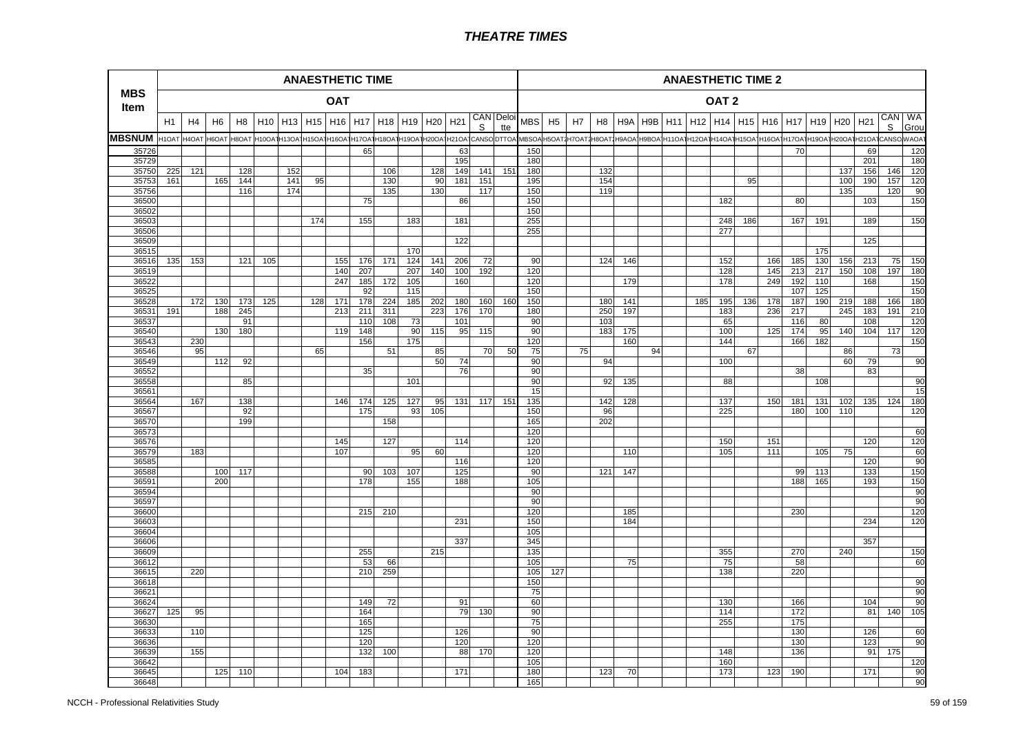| MBS Item | ANAESTHETIC TIME | | | | | | | | | | | | | | | ANAESTHETIC TIME 2 | | | | | | | | | | | | | | | | |
|---|---|---|---|---|---|---|---|---|---|---|---|---|---|---|---|---|---|---|---|---|---|---|---|---|---|---|---|---|---|---|---|---|
| | OAT | | | | | | | | | | | | | | | OAT 2 | | | | | | | | | | | | | | | | |
| | H1 | H4 | H6 | H8 | H10 | H13 | H15 | H16 | H17 | H18 | H19 | H20 | H21 | CANS | Deloitte | MBS | H5 | H7 | H8 | H9A | H9B | H11 | H12 | H14 | H15 | H16 | H17 | H19 | H20 | H21 | CANS | WA Group |
| MBSNUM | H1OAT | H4OAT | H6OAT | H8OAT | H10OAT | H13OAT | H15OAT | H16OAT | H17OAT | H18OAT | H19OAT | H20OAT | H21OAT | CANSO | DTTOA | MBSOA | H5OAT2 | H7OAT2 | H8OAT2 | H9AOA | H9BOA | H11OAT | H12OAT | H14OAT | H15OAT | H16OAT | H17OAT | H19OAT | H20OAT | H21OAT | CANSO | WAOAT |
| 35726 | | | | | | | | | 65 | | | | 63 | | | 150 | | | | | | | | | | | 70 | | | 69 | | 120 |
| 35729 | | | | | | | | | | | | | 195 | | | 180 | | | | | | | | | | | | | | 201 | | |
| 35750 | 225 | 121 | | 128 | | 152 | | | | 106 | | 128 | 149 | 141 | 151 | 180 | | | 132 | | | | | | | | | | 137 | 156 | 146 | 120 |
| 35753 | 161 | | 165 | 144 | | 141 | 95 | | | 130 | | 90 | 181 | 151 | | 195 | | | 154 | | | | | | 95 | | | | 100 | 190 | 157 | 120 |
| 35756 | | | | 116 | | 174 | | | | 135 | | 130 | | 117 | | 150 | | | 119 | | | | | | | | | | 135 | | 120 | 90 |
| 36500 | | | | | | | | | 75 | | | | 86 | | | 150 | | | | | | | | 182 | | | 80 | | | 103 | | 150 |
| 36502 | | | | | | | | | | | | | | | | 150 | | | | | | | | | | | | | | | | |
| 36503 | | | | | | | 174 | | 155 | | 183 | | 181 | | | 255 | | | | | | | | 248 | 186 | | 167 | 191 | | 189 | | 150 |
| 36506 | | | | | | | | | | | | | | | | 255 | | | | | | | | 277 | | | | | | | | |
| 36509 | | | | | | | | | | | | | 122 | | | | | | | | | | | | | | | | | 125 | | |
| 36515 | | | | | | | | | | | 170 | | | | | | | | | | | | | | | | | 175 | | | | |
| 36516 | 135 | 153 | | 121 | 105 | | | 155 | 176 | 171 | 124 | 141 | 206 | 72 | | 90 | | | 124 | 146 | | | | 152 | | 166 | 185 | 130 | 156 | 213 | 75 | 150 |
| 36519 | | | | | | | | 140 | 207 | | 207 | 140 | 100 | 192 | | 120 | | | | | | | | 128 | | 145 | 213 | 217 | 150 | 108 | 197 | 180 |
| 36522 | | | | | | | | 247 | 185 | 172 | 105 | | 160 | | | 120 | | | | 179 | | | | 178 | | 249 | 192 | 110 | | 168 | | 150 |
| 36525 | | | | | | | | | 92 | | 115 | | | | | 150 | | | | | | | | | | | 107 | 125 | | | | 150 |
| 36528 | | 172 | 130 | 173 | 125 | | 128 | 171 | 178 | 224 | 185 | 202 | 180 | 160 | 160 | 150 | | | 180 | 141 | | | 185 | 195 | 136 | 178 | 187 | 190 | 219 | 188 | 166 | 180 |
| 36531 | 191 | | 188 | 245 | | | | 213 | 211 | 311 | | 223 | 176 | 170 | | 180 | | | 250 | 197 | | | | 183 | | 236 | 217 | | 245 | 183 | 191 | 210 |
| 36537 | | | | 91 | | | | | 110 | 108 | 73 | | 101 | | | 90 | | | 103 | | | | | 65 | | | 116 | 80 | | 108 | | 120 |
| 36540 | | | 130 | 180 | | | | 119 | 148 | | 90 | 115 | 95 | 115 | | 90 | | | 183 | 175 | | | | 100 | | 125 | 174 | 95 | 140 | 104 | 117 | 120 |
| 36543 | | 230 | | | | | | | 156 | | 175 | | | | | 120 | | | | 160 | | | | 144 | | | 166 | 182 | | | | 150 |
| 36546 | | 95 | | | | | 65 | | | 51 | | 85 | | 70 | 50 | 75 | | 75 | | | 94 | | | | 67 | | | | 86 | | 73 | |
| 36549 | | | 112 | 92 | | | | | | | | 50 | 74 | | | 90 | | | 94 | | | | | 100 | | | | | 60 | 79 | | 90 |
| 36552 | | | | | | | | | 35 | | | | 76 | | | 90 | | | | | | | | | | | 38 | | | 83 | | |
| 36558 | | | | 85 | | | | | | | 101 | | | | | 90 | | | 92 | 135 | | | | 88 | | | | 108 | | | | 90 |
| 36561 | | | | | | | | | | | | | | | | 15 | | | | | | | | | | | | | | | | 15 |
| 36564 | | 167 | | 138 | | | | 146 | 174 | 125 | 127 | 95 | 131 | 117 | 151 | 135 | | | 142 | 128 | | | | 137 | | 150 | 181 | 131 | 102 | 135 | 124 | 180 |
| 36567 | | | | 92 | | | | | 175 | | 93 | 105 | | | | 150 | | | 96 | | | | | 225 | | | 180 | 100 | 110 | | | 120 |
| 36570 | | | | 199 | | | | | | 158 | | | | | | 165 | | | 202 | | | | | | | | | | | | | |
| 36573 | | | | | | | | | | | | | | | | 120 | | | | | | | | | | | | | | | | 60 |
| 36576 | | | | | | | | 145 | | 127 | | | 114 | | | 120 | | | | | | | | 150 | | 151 | | | | 120 | | 120 |
| 36579 | | 183 | | | | | | 107 | | | 95 | 60 | | | | 120 | | | | 110 | | | | 105 | | 111 | | 105 | 75 | | | 60 |
| 36585 | | | | | | | | | | | | | 116 | | | 120 | | | | | | | | | | | | | | 120 | | 90 |
| 36588 | | | 100 | 117 | | | | | 90 | 103 | 107 | | 125 | | | 90 | | | 121 | 147 | | | | | | | 99 | 113 | | 133 | | 150 |
| 36591 | | | 200 | | | | | | 178 | | 155 | | 188 | | | 105 | | | | | | | | | | | 188 | 165 | | 193 | | 150 |
| 36594 | | | | | | | | | | | | | | | | 90 | | | | | | | | | | | | | | | | 90 |
| 36597 | | | | | | | | | | | | | | | | 90 | | | | | | | | | | | | | | | | 90 |
| 36600 | | | | | | | | | 215 | 210 | | | | | | 120 | | | | 185 | | | | | | | 230 | | | | | 120 |
| 36603 | | | | | | | | | | | | | 231 | | | 150 | | | | 184 | | | | | | | | | | 234 | | 120 |
| 36604 | | | | | | | | | | | | | | | | 105 | | | | | | | | | | | | | | | | |
| 36606 | | | | | | | | | | | | | 337 | | | 345 | | | | | | | | | | | | | | 357 | | |
| 36609 | | | | | | | | | 255 | | | 215 | | | | 135 | | | | | | | | 355 | | | 270 | | 240 | | | 150 |
| 36612 | | | | | | | | | 53 | 66 | | | | | | 105 | | | | 75 | | | | 75 | | | 58 | | | | | 60 |
| 36615 | | 220 | | | | | | | 210 | 259 | | | | | | 105 | 127 | | | | | | | 138 | | | 220 | | | | | |
| 36618 | | | | | | | | | | | | | | | | 150 | | | | | | | | | | | | | | | | 90 |
| 36621 | | | | | | | | | | | | | | | | 75 | | | | | | | | | | | | | | | | 90 |
| 36624 | | | | | | | | | 149 | 72 | | | 91 | | | 60 | | | | | | | | 130 | | | 166 | | | 104 | | 90 |
| 36627 | 125 | 95 | | | | | | | 164 | | | | 79 | 130 | | 90 | | | | | | | | 114 | | | 172 | | | 81 | 140 | 105 |
| 36630 | | | | | | | | | 165 | | | | | | | 75 | | | | | | | | 255 | | | 175 | | | | | |
| 36633 | | 110 | | | | | | | 125 | | | | 126 | | | 90 | | | | | | | | | | | 130 | | | 126 | | 60 |
| 36636 | | | | | | | | | 120 | | | | 120 | | | 120 | | | | | | | | | | | 130 | | | 123 | | 90 |
| 36639 | | 155 | | | | | | | 132 | 100 | | | 88 | 170 | | 120 | | | | | | | | 148 | | | 136 | | | 91 | 175 | |
| 36642 | | | | | | | | | | | | | | | | 105 | | | | | | | | 160 | | | | | | | | 120 |
| 36645 | | | 125 | 110 | | | | 104 | 183 | | | | 171 | | | 180 | | | 123 | 70 | | | | 173 | | 123 | 190 | | | 171 | | 90 |
| 36648 | | | | | | | | | | | | | | | | 165 | | | | | | | | | | | | | | | | 90 |

NCCH - Professional Relativities Study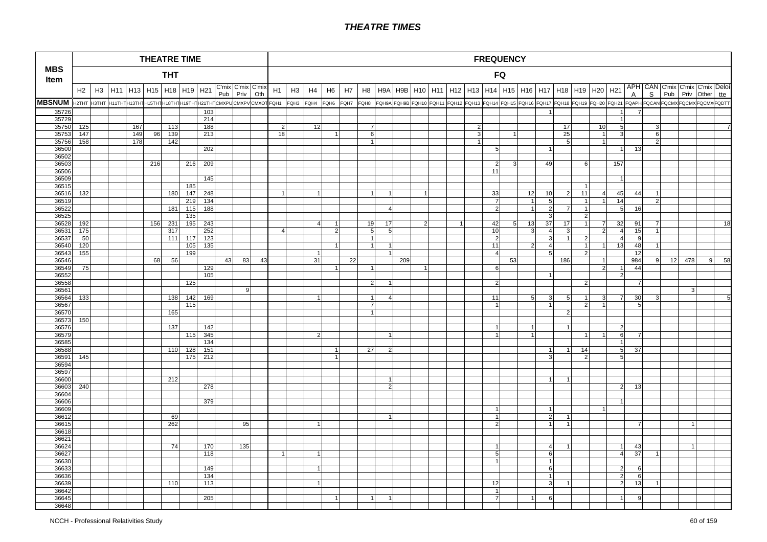| MBS Item | THEATRE TIME THT | | | | | | | | | | | FREQUENCY FQ | | | | | | | | | | | | | | | | | | | | | | | | | |
|---|---|---|---|---|---|---|---|---|---|---|---|---|---|---|---|---|---|---|---|---|---|---|---|---|---|---|---|---|---|---|---|---|---|---|---|---|---|
| | H2 | H3 | H11 | H13 | H15 | H18 | H19 | H21 | C'mix Pub | C'mix Priv | C'mix Oth | H1 | H3 | H4 | H6 | H7 | H8 | H9A | H9B | H10 | H11 | H12 | H13 | H14 | H15 | H16 | H17 | H18 | H19 | H20 | H21 | APHA | CANS | C'mix Pub | C'mix Priv | C'mix Other | Deloitte |
| MBSNUM | H2THT | H3THT | H11THT | H13THT | H15THT | H18THT | H19THT | H21THT | CMXPU | CMXPV | CMXOT | FQH1 | FQH3 | FQH4 | FQH6 | FQH7 | FQH8 | FQH9A | FQH9B | FQH10 | FQH11 | FQH12 | FQH13 | FQH14 | FQH15 | FQH16 | FQH17 | FQH18 | FQH19 | FQH20 | FQH21 | FQAPH | FQCAN | FQCMX | FQCMX | FQCMX | FQDTT |
| 35726 | | | | | | | | 103 | | | | | | | | | | | | | | | | | | | 1 | | | | 1 | 7 | | | | | |
| 35729 | | | | | | | | 214 | | | | | | | | | | | | | | | | | | | | | | | 1 | | | | | | |
| 35750 | 125 | | | 167 | | 113 | | 188 | | | | 2 | | 12 | | | 7 | | | | | | 2 | | | | | 17 | | 10 | 5 | | 3 | | | | 7 |
| 35753 | 147 | | | 149 | 96 | 139 | | 213 | | | | 18 | | | 1 | | 6 | | | | | | 3 | | 1 | | | 25 | | 1 | 3 | | 6 | | | | |
| 35756 | 158 | | | 178 | | 142 | | | | | | | | | | | 1 | | | | | | 1 | | | | | 5 | | 1 | | | 2 | | | | |
| 36500 | | | | | | | | 202 | | | | | | | | | | | | | | | | 5 | | | 1 | | | | 1 | 13 | | | | | |
| 36502 | | | | | | | | | | | | | | | | | | | | | | | | | | | | | | | | | | | | | |
| 36503 | | | | | 216 | | 216 | 209 | | | | | | | | | | | | | | | | 2 | 3 | | 49 | | 6 | | 157 | | | | | | |
| 36506 | | | | | | | | | | | | | | | | | | | | | | | | 11 | | | | | | | | | | | | | |
| 36509 | | | | | | | | 145 | | | | | | | | | | | | | | | | | | | | | | | 1 | | | | | | |
| 36515 | | | | | | | 185 | | | | | | | | | | | | | | | | | | | | | | 1 | | | | | | | | |
| 36516 | 132 | | | | | 180 | 147 | 248 | | | | 1 | | 1 | | | 1 | 1 | | 1 | | | | 33 | | 12 | 10 | 2 | 11 | 4 | 45 | 44 | 1 | | | | |
| 36519 | | | | | | | 219 | 134 | | | | | | | | | | | | | | | | 7 | | 1 | 5 | | 1 | 1 | 14 | | 2 | | | | |
| 36522 | | | | | | 181 | 115 | 188 | | | | | | | | | | 4 | | | | | | 2 | | 1 | 2 | 7 | 1 | | 5 | 16 | | | | | |
| 36525 | | | | | | | 135 | | | | | | | | | | | | | | | | | | | | 3 | | 2 | | | | | | | | |
| 36528 | 192 | | | | 156 | 231 | 195 | 243 | | | | | | 4 | 1 | | 19 | 17 | | 2 | | 1 | | 42 | 5 | 13 | 37 | 17 | 1 | 7 | 32 | 91 | 7 | | | | 18 |
| 36531 | 175 | | | | | 317 | | 252 | | | | 4 | | | 2 | | 5 | 5 | | | | | | 10 | | 3 | 4 | 3 | | 2 | 4 | 15 | 1 | | | | |
| 36537 | 50 | | | | | 111 | 117 | 123 | | | | | | | | | 1 | | | | | | | 2 | | | 3 | 1 | 2 | | 4 | 9 | | | | | |
| 36540 | 120 | | | | | | 105 | 135 | | | | | | | 1 | | 1 | 1 | | | | | | 11 | | 2 | 4 | | | 1 | 13 | 48 | 1 | | | | |
| 36543 | 155 | | | | | | 199 | | | | | | | 1 | | | | 1 | | | | | | 4 | | | 5 | | 2 | | | 12 | | | | | |
| 36546 | | | | | 68 | 56 | | | 43 | 83 | 43 | | | 31 | | 22 | | | 209 | | | | | | 53 | | | 186 | | 1 | | 984 | 9 | 12 | 478 | 9 | 58 |
| 36549 | 75 | | | | | | | 129 | | | | | | | 1 | | 1 | | | 1 | | | | 6 | | | | | | 2 | 1 | 44 | | | | | |
| 36552 | | | | | | | | 105 | | | | | | | | | | | | | | | | | | | 1 | | | | 2 | | | | | | |
| 36558 | | | | | | | 125 | | | | | | | | | | 2 | 1 | | | | | | 2 | | | | | 2 | | | 7 | | | | | |
| 36561 | | | | | | | | | | 9 | | | | | | | | | | | | | | | | | | | | | | | | | 3 | | |
| 36564 | 133 | | | | | 138 | 142 | 169 | | | | | | 1 | | | 1 | 4 | | | | | | 11 | | 5 | 3 | 5 | 1 | 3 | 7 | 30 | 3 | | | | 5 |
| 36567 | | | | | | | 115 | | | | | | | | | | 7 | | | | | | | 1 | | | 1 | | 2 | 1 | | 5 | | | | | |
| 36570 | | | | | | 165 | | | | | | | | | | | 1 | | | | | | | | | | | 2 | | | | | | | | | |
| 36573 | 150 | | | | | | | | | | | | | | | | | | | | | | | | | | | | | | | | | | | | |
| 36576 | | | | | | 137 | | 142 | | | | | | | | | | | | | | | | 1 | | 1 | | 1 | | | 2 | | | | | | |
| 36579 | | | | | | | 115 | 345 | | | | | | 2 | | | | 1 | | | | | | 1 | | 1 | | | 1 | 1 | 6 | 7 | | | | | |
| 36585 | | | | | | | | 134 | | | | | | | | | | | | | | | | | | | | | | | 1 | | | | | | |
| 36588 | | | | | | 110 | 128 | 151 | | | | | | | 1 | | 27 | 2 | | | | | | | | | 1 | 1 | 14 | | 5 | 37 | | | | | |
| 36591 | 145 | | | | | | 175 | 212 | | | | | | | 1 | | | | | | | | | | | | 3 | | 2 | | 5 | | | | | | |
| 36594 | | | | | | | | | | | | | | | | | | | | | | | | | | | | | | | | | | | | | |
| 36597 | | | | | | | | | | | | | | | | | | | | | | | | | | | | | | | | | | | | | |
| 36600 | | | | | | 212 | | | | | | | | | | | | 1 | | | | | | | | | 1 | 1 | | | | | | | | | |
| 36603 | 240 | | | | | | | 278 | | | | | | | | | | 2 | | | | | | | | | | | | | 2 | 13 | | | | | |
| 36604 | | | | | | | | | | | | | | | | | | | | | | | | | | | | | | | | | | | | | |
| 36606 | | | | | | | | 379 | | | | | | | | | | | | | | | | | | | | | | | 1 | | | | | | |
| 36609 | | | | | | | | | | | | | | | | | | | | | | | | 1 | | | 1 | | | 1 | | | | | | | |
| 36612 | | | | | | 69 | | | | | | | | | | | | 1 | | | | | | 1 | | | 2 | 1 | | | | | | | | | |
| 36615 | | | | | | 262 | | | | 95 | | | | 1 | | | | | | | | | | 2 | | | 1 | 1 | | | | 7 | | | 1 | | |
| 36618 | | | | | | | | | | | | | | | | | | | | | | | | | | | | | | | | | | | | | |
| 36621 | | | | | | | | | | | | | | | | | | | | | | | | | | | | | | | | | | | | | |
| 36624 | | | | | | 74 | | 170 | | 135 | | | | | | | | | | | | | | 1 | | | 4 | 1 | | | 1 | 43 | | | 1 | | |
| 36627 | | | | | | | | 118 | | | | 1 | | 1 | | | | | | | | | | 5 | | | 6 | | | | 4 | 37 | 1 | | | | |
| 36630 | | | | | | | | | | | | | | | | | | | | | | | | 1 | | | 1 | | | | | | | | | | |
| 36633 | | | | | | | | 149 | | | | | | 1 | | | | | | | | | | | | | 6 | | | | 2 | 6 | | | | | |
| 36636 | | | | | | | | 134 | | | | | | | | | | | | | | | | | | | 1 | | | | 2 | 6 | | | | | |
| 36639 | | | | | | 110 | | 113 | | | | | | 1 | | | | | | | | | | 12 | | | 3 | 1 | | | 2 | 13 | 1 | | | | |
| 36642 | | | | | | | | | | | | | | | | | | | | | | | | 1 | | | | | | | | | | | | | |
| 36645 | | | | | | | | 205 | | | | | | | 1 | | 1 | 1 | | | | | | 7 | | 1 | 6 | | | | 1 | 9 | | | | | |
| 36648 | | | | | | | | | | | | | | | | | | | | | | | | | | | | | | | | | | | | | |

NCCH - Professional Relativities Study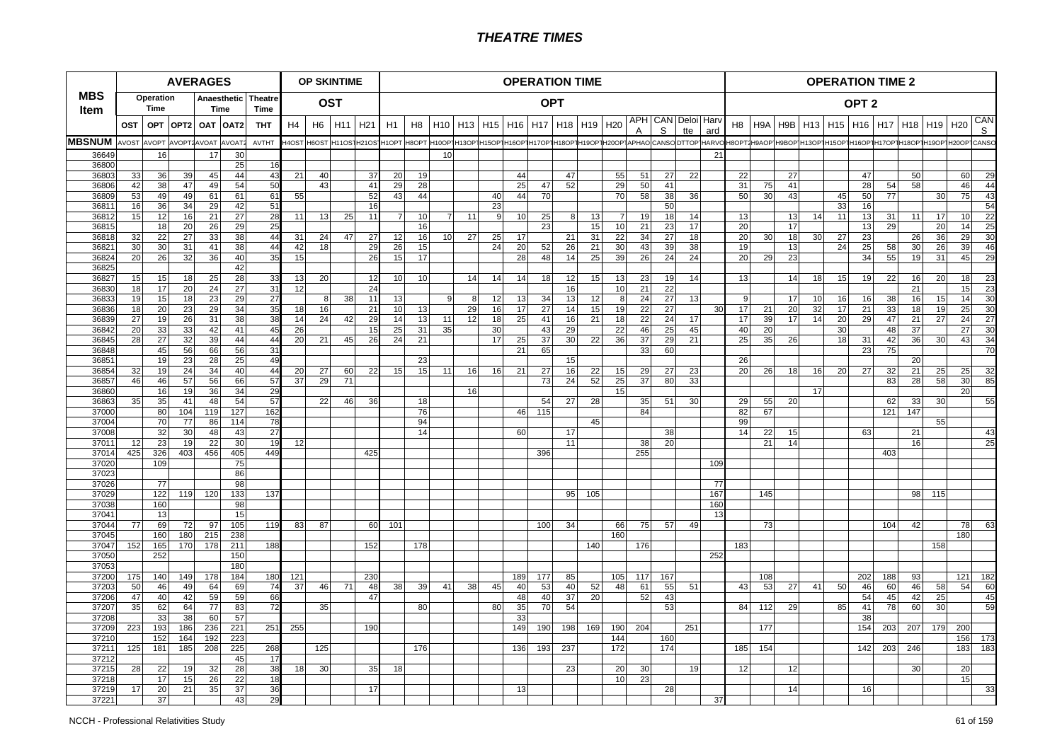# THEATRE TIMES

| MBS Item | AVERAGES | | | | | | OP SKINTIME | | | | OPERATION TIME | | | | | | | | | | | | | | OPERATION TIME 2 | | | | | | | | | | |
|---|---|---|---|---|---|---|---|---|---|---|---|---|---|---|---|---|---|---|---|---|---|---|---|---|---|---|---|---|---|---|---|---|---|---|---|
| | Operation Time | | | Anaesthetic Time | | Theatre Time | OST | | | | OPT | | | | | | | | | | | | | | OPT 2 | | | | | | | | | | |
| | OST | OPT | OPT2 | OAT | OAT2 | THT | H4 | H6 | H11 | H21 | H1 | H8 | H10 | H13 | H15 | H16 | H17 | H18 | H19 | H20 | APHA | CANS | Deloitte | Harvard | H8 | H9A | H9B | H13 | H15 | H16 | H17 | H18 | H19 | H20 | CANS |
| MBSNUM | AVOST | AVOPT | AVOPT2 | AVOAT | AVOAT2 | AVTHT | H4OST | H6OST | H11OST | H21OST | H1OPT | H8OPT | H10OPT | H13OPT | H15OPT | H16OPT | H17OPT | H18OPT | H19OPT | H20OPT | APHAO | CANSO | DTTOPT | HARVO | H8OPT2 | H9AOP | H9BOP | H13OPT | H15OPT | H16OPT | H17OPT | H18OPT | H19OPT | H20OPT | CANSO |
| 36649 | | 16 | | 17 | 30 | | | | | | | | 10 | | | | | | | | | | | 21 | | | | | | | | | | | |
| 36800 | | | | | 25 | 16 | | | | | | | | | | | | | | | | | | | | | | | | | | | | | |
| 36803 | 33 | 36 | 39 | 45 | 44 | 43 | 21 | 40 | | 37 | 20 | 19 | | | | 44 | | 47 | | 55 | 51 | 27 | 22 | | 22 | | 27 | | | 47 | | 50 | | 60 | 29 |
| 36806 | 42 | 38 | 47 | 49 | 54 | 50 | | 43 | | 41 | 29 | 28 | | | | 25 | 47 | 52 | | 29 | 50 | 41 | | | 31 | 75 | 41 | | | 28 | 54 | 58 | | 46 | 44 |
| 36809 | 53 | 49 | 49 | 61 | 61 | 61 | 55 | | | 52 | 43 | 44 | | | 40 | 44 | 70 | | | 70 | 58 | 38 | 36 | | 50 | 30 | 43 | | 45 | 50 | 77 | | 30 | 75 | 43 |
| 36811 | 16 | 36 | 34 | 29 | 42 | 51 | | | | 16 | | | | | 23 | | | | | | | 50 | | | | | | | 33 | 16 | | | | | 54 |
| 36812 | 15 | 12 | 16 | 21 | 27 | 28 | 11 | 13 | 25 | 11 | 7 | 10 | 7 | 11 | 9 | 10 | 25 | 8 | 13 | 7 | 19 | 18 | 14 | | 13 | | 13 | 14 | 11 | 13 | 31 | 11 | 17 | 10 | 22 |
| 36815 | | 18 | 20 | 26 | 29 | 25 | | | | | | 16 | | | | | 23 | | 15 | 10 | 21 | 23 | 17 | | 20 | | 17 | | | 13 | 29 | | 20 | 14 | 25 |
| 36818 | 32 | 22 | 27 | 33 | 38 | 44 | 31 | 24 | 47 | 27 | 12 | 16 | 10 | 27 | 25 | 17 | | 21 | 31 | 22 | 34 | 27 | 18 | | 20 | 30 | 18 | 30 | 27 | 23 | | 26 | 36 | 29 | 30 |
| 36821 | 30 | 30 | 31 | 41 | 38 | 44 | 42 | 18 | | 29 | 26 | 15 | | | 24 | 20 | 52 | 26 | 21 | 30 | 43 | 39 | 38 | | 19 | | 13 | | 24 | 25 | 58 | 30 | 26 | 39 | 46 |
| 36824 | 20 | 26 | 32 | 36 | 40 | 35 | 15 | | | 26 | 15 | 17 | | | | 28 | 48 | 14 | 25 | 39 | 26 | 24 | 24 | | 20 | 29 | 23 | | | 34 | 55 | 19 | 31 | 45 | 29 |
| 36825 | | | | | 42 | | | | | | | | | | | | | | | | | | | | | | | | | | | | | | |
| 36827 | 15 | 15 | 18 | 25 | 28 | 33 | 13 | 20 | | 12 | 10 | 10 | | 14 | 14 | 14 | 18 | 12 | 15 | 13 | 23 | 19 | 14 | | 13 | | 14 | 18 | 15 | 19 | 22 | 16 | 20 | 18 | 23 |
| 36830 | 18 | 17 | 20 | 24 | 27 | 31 | 12 | | | 24 | | | | | | | | 16 | | 10 | 21 | 22 | | | | | | | | | | 21 | | 15 | 23 |
| 36833 | 19 | 15 | 18 | 23 | 29 | 27 | | 8 | 38 | 11 | 13 | | 9 | 8 | 12 | 13 | 34 | 13 | 12 | 8 | 24 | 27 | 13 | | 9 | | 17 | 10 | 16 | 16 | 38 | 16 | 15 | 14 | 30 |
| 36836 | 18 | 20 | 23 | 29 | 34 | 35 | 18 | 16 | | 21 | 10 | 13 | | 29 | 16 | 17 | 27 | 14 | 15 | 19 | 22 | 27 | | 30 | 17 | 21 | 20 | 32 | 17 | 21 | 33 | 18 | 19 | 25 | 30 |
| 36839 | 27 | 19 | 26 | 31 | 38 | 38 | 14 | 24 | 42 | 29 | 14 | 13 | 11 | 12 | 18 | 25 | 41 | 16 | 21 | 18 | 22 | 24 | 17 | | 17 | 39 | 17 | 14 | 20 | 29 | 47 | 21 | 27 | 24 | 27 |
| 36842 | 20 | 33 | 33 | 42 | 41 | 45 | 26 | | | 15 | 25 | 31 | 35 | | 30 | | 43 | 29 | | 22 | 46 | 25 | 45 | | 40 | 20 | | | 30 | | 48 | 37 | | 27 | 30 |
| 36845 | 28 | 27 | 32 | 39 | 44 | 44 | 20 | 21 | 45 | 26 | 24 | 21 | | | 17 | 25 | 37 | 30 | 22 | 36 | 37 | 29 | 21 | | 25 | 35 | 26 | | 18 | 31 | 42 | 36 | 30 | 43 | 34 |
| 36848 | | 45 | 56 | 66 | 56 | 31 | | | | | | | | | | 21 | 65 | | | | 33 | 60 | | | | | | | | 23 | 75 | | | | 70 |
| 36851 | | 19 | 23 | 28 | 25 | 49 | | | | | | 23 | | | | | | 15 | | | | | | | 26 | | | | | | | 20 | | | |
| 36854 | 32 | 19 | 24 | 34 | 40 | 44 | 20 | 27 | 60 | 22 | 15 | 15 | 11 | 16 | 16 | 21 | 27 | 16 | 22 | 15 | 29 | 27 | 23 | | 20 | 26 | 18 | 16 | 20 | 27 | 32 | 21 | 25 | 25 | 32 |
| 36857 | 46 | 46 | 57 | 56 | 66 | 57 | 37 | 29 | 71 | | | | | | | | 73 | 24 | 52 | 25 | 37 | 80 | 33 | | | | | | | | 83 | 28 | 58 | 30 | 85 |
| 36860 | | 16 | 19 | 36 | 34 | 29 | | | | | | | | 16 | | | | | | 15 | | | | | | | | 17 | | | | | | 20 | |
| 36863 | 35 | 35 | 41 | 48 | 54 | 57 | | 22 | 46 | 36 | | 18 | | | | | 54 | 27 | 28 | | 35 | 51 | 30 | | 29 | 55 | 20 | | | | 62 | 33 | 30 | | 55 |
| 37000 | | 80 | 104 | 119 | 127 | 162 | | | | | | 76 | | | | 46 | 115 | | | | 84 | | | | 82 | 67 | | | | | 121 | 147 | | | |
| 37004 | | 70 | 77 | 86 | 114 | 78 | | | | | | 94 | | | | | | | 45 | | | | | | 99 | | | | | | | | 55 | | |
| 37008 | | 32 | 30 | 48 | 43 | 27 | | | | | | 14 | | | | 60 | | 17 | | | | 38 | | | 14 | 22 | 15 | | | 63 | | 21 | | | 43 |
| 37011 | 12 | 23 | 19 | 22 | 30 | 19 | 12 | | | | | | | | | | | 11 | | | 38 | 20 | | | | 21 | 14 | | | | | 16 | | | 25 |
| 37014 | 425 | 326 | 403 | 456 | 405 | 449 | | | | 425 | | | | | | | 396 | | | | 255 | | | | | | | | | | 403 | | | | |
| 37020 | | 109 | | | 75 | | | | | | | | | | | | | | | | | | | 109 | | | | | | | | | | | |
| 37023 | | | | | 86 | | | | | | | | | | | | | | | | | | | | | | | | | | | | | | |
| 37026 | | 77 | | | 98 | | | | | | | | | | | | | | | | | | | 77 | | | | | | | | | | | |
| 37029 | | 122 | 119 | 120 | 133 | 137 | | | | | | | | | | | | 95 | 105 | | | | | 167 | | 145 | | | | | | 98 | 115 | | |
| 37038 | | 160 | | | 98 | | | | | | | | | | | | | | | | | | | 160 | | | | | | | | | | | |
| 37041 | | 13 | | | 15 | | | | | | | | | | | | | | | | | | | 13 | | | | | | | | | | | |
| 37044 | 77 | 69 | 72 | 97 | 105 | 119 | 83 | 87 | | 60 | 101 | | | | | | 100 | 34 | | 66 | 75 | 57 | 49 | | | 73 | | | | | 104 | 42 | | 78 | 63 |
| 37045 | | 160 | 180 | 215 | 238 | | | | | | | | | | | | | | | 160 | | | | | | | | | | | | | | 180 | |
| 37047 | 152 | 165 | 170 | 178 | 211 | 188 | | | | 152 | | 178 | | | | | | | 140 | | 176 | | | | 183 | | | | | | | | 158 | | |
| 37050 | | 252 | | | 150 | | | | | | | | | | | | | | | | | | | 252 | | | | | | | | | | | |
| 37053 | | | | | 180 | | | | | | | | | | | | | | | | | | | | | | | | | | | | | | |
| 37200 | 175 | 140 | 149 | 178 | 184 | 180 | 121 | | | 230 | | | | | | 189 | 177 | 85 | | 105 | 117 | 167 | | | | 108 | | | | 202 | 188 | 93 | | 121 | 182 |
| 37203 | 50 | 46 | 49 | 64 | 69 | 74 | 37 | 46 | 71 | 48 | 38 | 39 | 41 | 38 | 45 | 40 | 53 | 40 | 52 | 48 | 61 | 55 | 51 | | 43 | 53 | 27 | 41 | 50 | 46 | 60 | 46 | 58 | 54 | 60 |
| 37206 | 47 | 40 | 42 | 59 | 59 | 66 | | | | 47 | | | | | | 48 | 40 | 37 | 20 | | 52 | 43 | | | | | | | | 54 | 45 | 42 | 25 | | 45 |
| 37207 | 35 | 62 | 64 | 77 | 83 | 72 | | 35 | | | | 80 | | | 80 | 35 | 70 | 54 | | | | 53 | | | 84 | 112 | 29 | | 85 | 41 | 78 | 60 | 30 | | 59 |
| 37208 | | 33 | 38 | 60 | 57 | | | | | | | | | | | 33 | | | | | | | | | | | | | | 38 | | | | | |
| 37209 | 223 | 193 | 186 | 236 | 221 | 251 | 255 | | | 190 | | | | | | 149 | 190 | 198 | 169 | 190 | 204 | | 251 | | | 177 | | | | 154 | 203 | 207 | 179 | 200 | |
| 37210 | | 152 | 164 | 192 | 223 | | | | | | | | | | | | | | | 144 | | 160 | | | | | | | | | | | | 156 | 173 |
| 37211 | 125 | 181 | 185 | 208 | 225 | 268 | | 125 | | | | 176 | | | | 136 | 193 | 237 | | 172 | | 174 | | | 185 | 154 | | | | 142 | 203 | 246 | | 183 | 183 |
| 37212 | | | | | 45 | 17 | | | | | | | | | | | | | | | | | | | | | | | | | | | | | |
| 37215 | 28 | 22 | 19 | 32 | 28 | 38 | 18 | 30 | | 35 | 18 | | | | | | | 23 | | 20 | 30 | | 19 | | 12 | | 12 | | | | | 30 | | 20 | |
| 37218 | | 17 | 15 | 26 | 22 | 18 | | | | | | | | | | | | | | 10 | 23 | | | | | | | | | | | | | 15 | |
| 37219 | 17 | 20 | 21 | 35 | 37 | 36 | | | | 17 | | | | | | 13 | | | | | | 28 | | | | | 14 | | | 16 | | | | | 33 |
| 37221 | | 37 | | | 43 | 29 | | | | | | | | | | | | | | | | | | 37 | | | | | | | | | | | |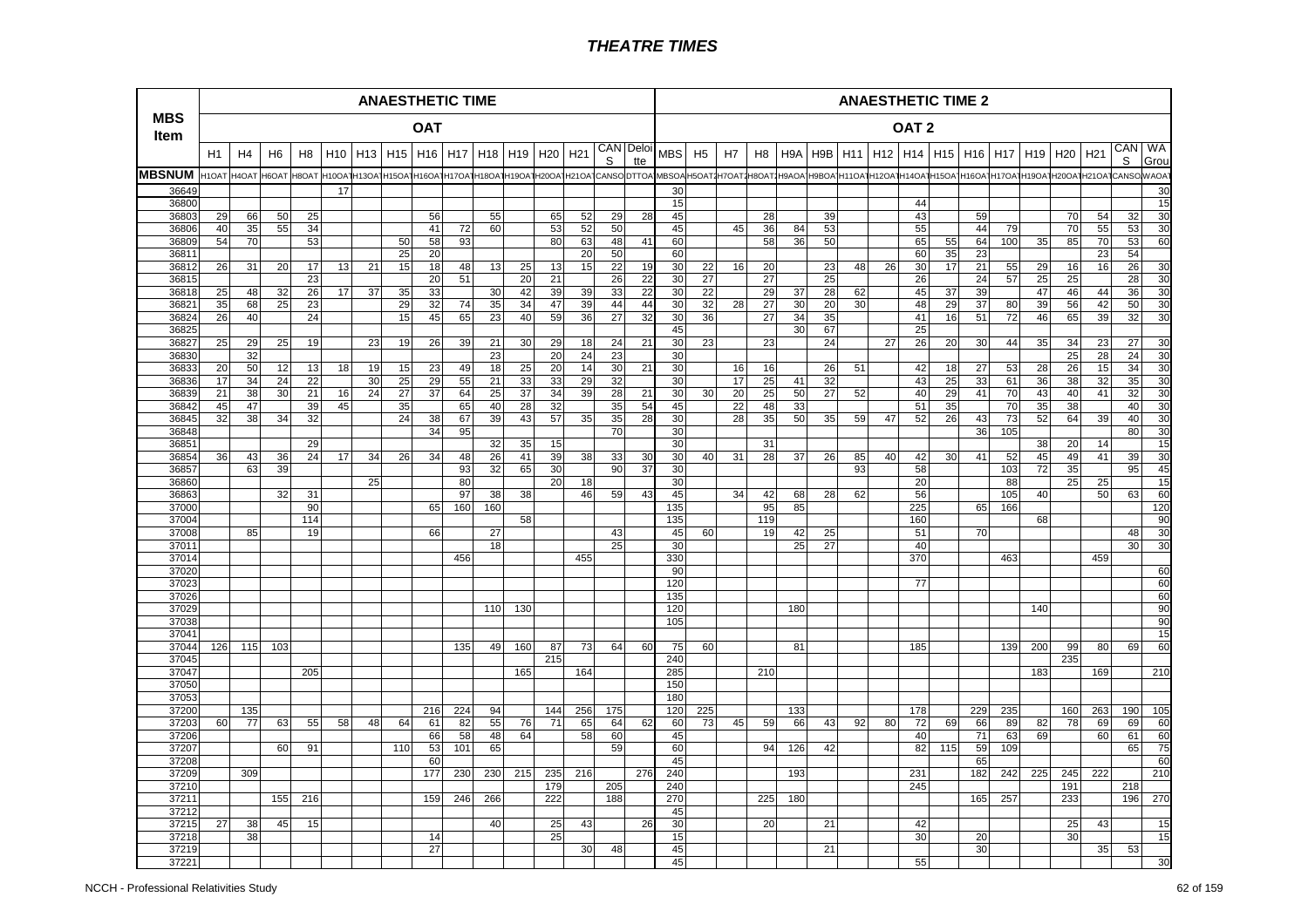| MBS Item | ANAESTHETIC TIME | | | | | | | | | | | | | | | ANAESTHETIC TIME 2 | | | | | | | | | | | | | | | | |
|---|---|---|---|---|---|---|---|---|---|---|---|---|---|---|---|---|---|---|---|---|---|---|---|---|---|---|---|---|---|---|---|---|
| | OAT | | | | | | | | | | | | | | | OAT 2 | | | | | | | | | | | | | | | | |
| | H1 | H4 | H6 | H8 | H10 | H13 | H15 | H16 | H17 | H18 | H19 | H20 | H21 | CANS | Deloitte | MBS | H5 | H7 | H8 | H9A | H9B | H11 | H12 | H14 | H15 | H16 | H17 | H19 | H20 | H21 | CANS | WA Grou |
| MBSNUM | H1OAT | H4OAT | H6OAT | H8OAT | H10OAT | H13OAT | H15OAT | H16OAT | H17OAT | H18OAT | H19OAT | H20OAT | H21OAT | CANSO | DTTOA | MBSOA | H5OAT | H7OAT | H8OAT | H9AOA | H9BOA | H11OAT | H12OAT | H14OAT | H15OAT | H16OAT | H17OAT | H19OAT | H20OAT | H21OAT | CANSO | WAOAT |
| 36649 | | | | | 17 | | | | | | | | | | | 30 | | | | | | | | | | | | | | | | 30 |
| 36800 | | | | | | | | | | | | | | | | 15 | | | | | | | | 44 | | | | | | | | 15 |
| 36803 | 29 | 66 | 50 | 25 | | | | 56 | | 55 | | 65 | 52 | 29 | 28 | 45 | | | 28 | | 39 | | | 43 | | 59 | | | 70 | 54 | 32 | 30 |
| 36806 | 40 | 35 | 55 | 34 | | | | 41 | 72 | 60 | | 53 | 52 | 50 | | 45 | | 45 | 36 | 84 | 53 | | | 55 | | 44 | 79 | | 70 | 55 | 53 | 30 |
| 36809 | 54 | 70 | | 53 | | | 50 | 58 | 93 | | | 80 | 63 | 48 | 41 | 60 | | | 58 | 36 | 50 | | | 65 | 55 | 64 | 100 | 35 | 85 | 70 | 53 | 60 |
| 36811 | | | | | | | 25 | 20 | | | | | 20 | 50 | | 60 | | | | | | | | 60 | 35 | 23 | | | | 23 | 54 | |
| 36812 | 26 | 31 | 20 | 17 | 13 | 21 | 15 | 18 | 48 | 13 | 25 | 13 | 15 | 22 | 19 | 30 | 22 | 16 | 20 | | 23 | 48 | 26 | 30 | 17 | 21 | 55 | 29 | 16 | 16 | 26 | 30 |
| 36815 | | | | 23 | | | | 20 | 51 | | 20 | 21 | | | 22 | 30 | 27 | | 27 | | 25 | | | 26 | | 24 | 57 | 25 | 25 | | 28 | 30 |
| 36818 | 25 | 48 | 32 | 26 | 17 | 37 | 35 | 33 | | 30 | 42 | 39 | 39 | 33 | 22 | 30 | 22 | | 29 | 37 | 28 | 62 | | 45 | 37 | 39 | | 47 | 46 | 44 | 36 | 30 |
| 36821 | 35 | 68 | 25 | 23 | | | 29 | 32 | 74 | 35 | 34 | 47 | 39 | 44 | 44 | 30 | 32 | 28 | 27 | 30 | 20 | 30 | | 48 | 29 | 37 | 80 | 39 | 56 | 42 | 50 | 30 |
| 36824 | 26 | 40 | | 24 | | | 15 | 45 | 65 | 23 | 40 | 59 | 36 | 27 | 32 | 30 | 36 | | 27 | 34 | 35 | | | 41 | 16 | 51 | 72 | 46 | 65 | 39 | 32 | 30 |
| 36825 | | | | | | | | | | | | | | | | 45 | | | | 30 | 67 | | | 25 | | | | | | | | |
| 36827 | 25 | 29 | 25 | 19 | | 23 | 19 | 26 | 39 | 21 | 30 | 29 | 18 | 24 | 21 | 30 | 23 | | 23 | | 24 | | 27 | 26 | 20 | 30 | 44 | 35 | 34 | 23 | 27 | 30 |
| 36830 | | 32 | | | | | | | | 23 | | 20 | 24 | 23 | | 30 | | | | | | | | | | | | | 25 | 28 | 24 | 30 |
| 36833 | 20 | 50 | 12 | 13 | 18 | 19 | 15 | 23 | 49 | 18 | 25 | 20 | 14 | 30 | 21 | 30 | | 16 | 16 | | 26 | 51 | | 42 | 18 | 27 | 53 | 28 | 26 | 15 | 34 | 30 |
| 36836 | 17 | 34 | 24 | 22 | | 30 | 25 | 29 | 55 | 21 | 33 | 33 | 29 | 32 | | 30 | | 17 | 25 | 41 | 32 | | | 43 | 25 | 33 | 61 | 36 | 38 | 32 | 35 | 30 |
| 36839 | 21 | 38 | 30 | 21 | 16 | 24 | 27 | 37 | 64 | 25 | 37 | 34 | 39 | 28 | 21 | 30 | 30 | 20 | 25 | 50 | 27 | 52 | | 40 | 29 | 41 | 70 | 43 | 40 | 41 | 32 | 30 |
| 36842 | 45 | 47 | | 39 | 45 | | 35 | | 65 | 40 | 28 | 32 | | 35 | 54 | 45 | | 22 | 48 | 33 | | | | 51 | 35 | | 70 | 35 | 38 | | 40 | 30 |
| 36845 | 32 | 38 | 34 | 32 | | | 24 | 38 | 67 | 39 | 43 | 57 | 35 | 35 | 28 | 30 | | 28 | 35 | 50 | 35 | 59 | 47 | 52 | 26 | 43 | 73 | 52 | 64 | 39 | 40 | 30 |
| 36848 | | | | | | | | 34 | 95 | | | | | 70 | | 30 | | | | | | | | | | 36 | 105 | | | | 80 | 30 |
| 36851 | | | | 29 | | | | | | 32 | 35 | 15 | | | | 30 | | | 31 | | | | | | | | | 38 | 20 | 14 | | 15 |
| 36854 | 36 | 43 | 36 | 24 | 17 | 34 | 26 | 34 | 48 | 26 | 41 | 39 | 38 | 33 | 30 | 30 | 40 | 31 | 28 | 37 | 26 | 85 | 40 | 42 | 30 | 41 | 52 | 45 | 49 | 41 | 39 | 30 |
| 36857 | | 63 | 39 | | | | | | 93 | 32 | 65 | 30 | | 90 | 37 | 30 | | | | | | 93 | | 58 | | | 103 | 72 | 35 | | 95 | 45 |
| 36860 | | | | | | 25 | | | 80 | | | 20 | 18 | | | 30 | | | | | | | | 20 | | | 88 | | 25 | 25 | | 15 |
| 36863 | | | 32 | 31 | | | | | 97 | 38 | 38 | | 46 | 59 | 43 | 45 | | 34 | 42 | 68 | 28 | 62 | | 56 | | | 105 | 40 | | 50 | 63 | 60 |
| 37000 | | | | 90 | | | | 65 | 160 | 160 | | | | | | 135 | | | 95 | 85 | | | | 225 | | 65 | 166 | | | | | 120 |
| 37004 | | | | 114 | | | | | | | 58 | | | | | 135 | | | 119 | | | | | 160 | | | | 68 | | | | 90 |
| 37008 | | 85 | | 19 | | | | 66 | | 27 | | | | 43 | | 45 | 60 | | 19 | 42 | 25 | | | 51 | | 70 | | | | | 48 | 30 |
| 37011 | | | | | | | | | | 18 | | | | 25 | | 30 | | | | 25 | 27 | | | 40 | | | | | | | 30 | 30 |
| 37014 | | | | | | | | | 456 | | | | 455 | | | 330 | | | | | | | | 370 | | | 463 | | | 459 | | |
| 37020 | | | | | | | | | | | | | | | | 90 | | | | | | | | | | | | | | | | 60 |
| 37023 | | | | | | | | | | | | | | | | 120 | | | | | | | | 77 | | | | | | | | 60 |
| 37026 | | | | | | | | | | | | | | | | 135 | | | | | | | | | | | | | | | | 60 |
| 37029 | | | | | | | | | | 110 | 130 | | | | | 120 | | | | 180 | | | | | | | | 140 | | | | 90 |
| 37038 | | | | | | | | | | | | | | | | 105 | | | | | | | | | | | | | | | | 90 |
| 37041 | | | | | | | | | | | | | | | | | | | | | | | | | | | | | | | | 15 |
| 37044 | 126 | 115 | 103 | | | | | | 135 | 49 | 160 | 87 | 73 | 64 | 60 | 75 | 60 | | | 81 | | | | 185 | | | 139 | 200 | 99 | 80 | 69 | 60 |
| 37045 | | | | | | | | | | | | 215 | | | | 240 | | | | | | | | | | | | | 235 | | | |
| 37047 | | | | 205 | | | | | | | 165 | | 164 | | | 285 | | | 210 | | | | | | | | | 183 | | 169 | | 210 |
| 37050 | | | | | | | | | | | | | | | | 150 | | | | | | | | | | | | | | | | |
| 37053 | | | | | | | | | | | | | | | | 180 | | | | | | | | | | | | | | | | |
| 37200 | | 135 | | | | | | 216 | 224 | 94 | | 144 | 256 | 175 | | 120 | 225 | | | 133 | | | | 178 | | 229 | 235 | | 160 | 263 | 190 | 105 |
| 37203 | 60 | 77 | 63 | 55 | 58 | 48 | 64 | 61 | 82 | 55 | 76 | 71 | 65 | 64 | 62 | 60 | 73 | 45 | 59 | 66 | 43 | 92 | 80 | 72 | 69 | 66 | 89 | 82 | 78 | 69 | 69 | 60 |
| 37206 | | | | | | | | 66 | 58 | 48 | 64 | | 58 | 60 | | 45 | | | | | | | | 40 | | 71 | 63 | 69 | | 60 | 61 | 60 |
| 37207 | | | 60 | 91 | | | 110 | 53 | 101 | 65 | | | | 59 | | 60 | | | 94 | 126 | 42 | | | 82 | 115 | 59 | 109 | | | | 65 | 75 |
| 37208 | | | | | | | | 60 | | | | | | | | 45 | | | | | | | | | | 65 | | | | | | 60 |
| 37209 | | 309 | | | | | | 177 | 230 | 230 | 215 | 235 | 216 | | 276 | 240 | | | | 193 | | | | 231 | | 182 | 242 | 225 | 245 | 222 | | 210 |
| 37210 | | | | | | | | | | | | 179 | | 205 | | 240 | | | | | | | | 245 | | | | | 191 | | 218 | |
| 37211 | | | 155 | 216 | | | | 159 | 246 | 266 | | 222 | | 188 | | 270 | | | 225 | 180 | | | | | | 165 | 257 | | 233 | | 196 | 270 |
| 37212 | | | | | | | | | | | | | | | | 45 | | | | | | | | | | | | | | | | |
| 37215 | 27 | 38 | 45 | 15 | | | | | | 40 | | 25 | 43 | | 26 | 30 | | | 20 | | 21 | | | 42 | | | | | 25 | 43 | | 15 |
| 37218 | | 38 | | | | | | 14 | | | | 25 | | | | 15 | | | | | | | | 30 | | 20 | | | 30 | | | 15 |
| 37219 | | | | | | | | 27 | | | | | 30 | 48 | | 45 | | | | | 21 | | | | | 30 | | | | 35 | 53 | |
| 37221 | | | | | | | | | | | | | | | | 45 | | | | | | | | 55 | | | | | | | | 30 |

NCCH - Professional Relativities Study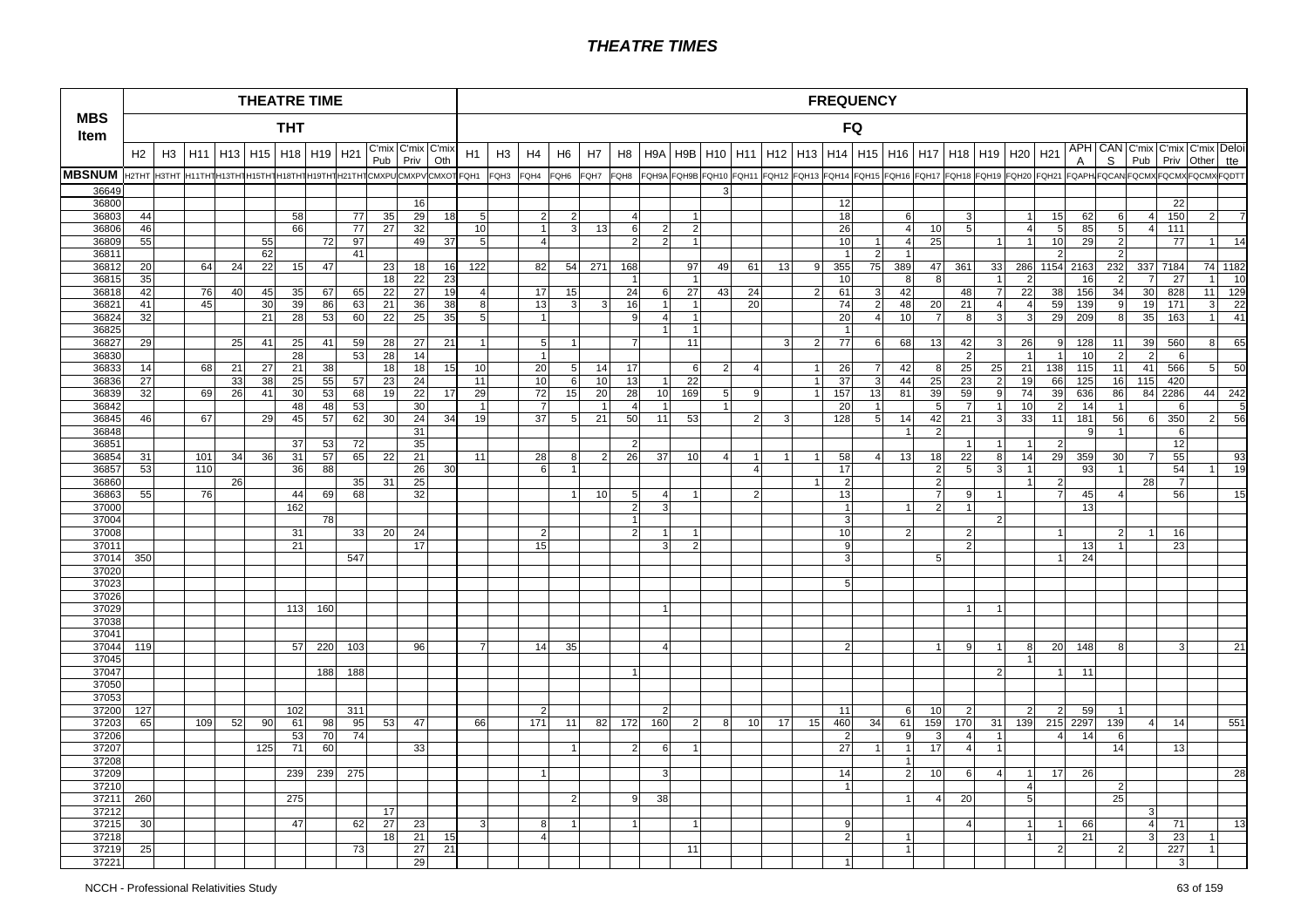# THEATRE TIMES

| MBS Item | THEATRE TIME (THT) | | | | | | | | | | | FREQUENCY (FQ) | | | | | | | | | | | | | | | | | | | | | | | | | |
|---|---|---|---|---|---|---|---|---|---|---|---|---|---|---|---|---|---|---|---|---|---|---|---|---|---|---|---|---|---|---|---|---|---|---|---|---|---|
| | H2 | H3 | H11 | H13 | H15 | H18 | H19 | H21 | C'mix Pub | C'mix Priv | C'mix Oth | H1 | H3 | H4 | H6 | H7 | H8 | H9A | H9B | H10 | H11 | H12 | H13 | H14 | H15 | H16 | H17 | H18 | H19 | H20 | H21 | APH A | CAN S | C'mix Pub | C'mix Priv | C'mix Other | Deloitte |
| MBSNUM | H2THT | H3THT | H11THT | H13THT | H15THT | H18THT | H19THT | H21THT | CMXPUB | CMXPV | CMXOT | FQH1 | FQH3 | FQH4 | FQH6 | FQH7 | FQH8 | FQH9A | FQH9B | FQH10 | FQH11 | FQH12 | FQH13 | FQH14 | FQH15 | FQH16 | FQH17 | FQH18 | FQH19 | FQH20 | FQH21 | FQAPH | FQCAN | FQCMX | FQCMX | FQCMX | FQDTT |
| 36649 | | | | | | | | | | | | | | | | | | | | 3 | | | | | | | | | | | | | | | | | |
| 36800 | | | | | | | | | | 16 | | | | | | | | | | | | | | 12 | | | | | | | | | | | 22 | | |
| 36803 | 44 | | | | | 58 | | 77 | 35 | 29 | 18 | 5 | | 2 | 2 | | 4 | | 1 | | | | | 18 | | 6 | | 3 | | 1 | 15 | 62 | 6 | 4 | 150 | 2 | 7 |
| 36806 | 46 | | | | | 66 | | 77 | 27 | 32 | | 10 | | 1 | 3 | 13 | 6 | 2 | 2 | | | | | 26 | | 4 | 10 | 5 | | 4 | 5 | 85 | 5 | 4 | 111 | | |
| 36809 | 55 | | | | 55 | | 72 | 97 | | 49 | 37 | 5 | | 4 | | | 2 | 2 | 1 | | | | | 10 | 1 | 4 | 25 | | 1 | 1 | 10 | 29 | 2 | | 77 | 1 | 14 |
| 36811 | | | | | 62 | | | 41 | | | | | | | | | | | | | | | | 1 | 2 | 1 | | | | | 2 | | 2 | | | | |
| 36812 | 20 | | 64 | 24 | 22 | 15 | 47 | | 23 | 18 | 16 | 122 | | 82 | 54 | 271 | 168 | | 97 | 49 | 61 | 13 | 9 | 355 | 75 | 389 | 47 | 361 | 33 | 286 | 1154 | 2163 | 232 | 337 | 7184 | 74 | 1182 |
| 36815 | 35 | | | | | | | | 18 | 22 | 23 | | | | | | 1 | | 1 | | | | | 10 | | 8 | 8 | | 1 | 2 | | 16 | 2 | 7 | 27 | 1 | 10 |
| 36818 | 42 | | 76 | 40 | 45 | 35 | 67 | 65 | 22 | 27 | 19 | 4 | | 17 | 15 | | 24 | 6 | 27 | 43 | 24 | | 2 | 61 | 3 | 42 | | 48 | 7 | 22 | 38 | 156 | 34 | 30 | 828 | 11 | 129 |
| 36821 | 41 | | 45 | | 30 | 39 | 86 | 63 | 21 | 36 | 38 | 8 | | 13 | 3 | 3 | 16 | 1 | 1 | | 20 | | | 74 | 2 | 48 | 20 | 21 | 4 | 4 | 59 | 139 | 9 | 19 | 171 | 3 | 22 |
| 36824 | 32 | | | | 21 | 28 | 53 | 60 | 22 | 25 | 35 | 5 | | 1 | | | 9 | 4 | 1 | | | | | 20 | 4 | 10 | 7 | 8 | 3 | 3 | 29 | 209 | 8 | 35 | 163 | 1 | 41 |
| 36825 | | | | | | | | | | | | | | | | | | 1 | 1 | | | | | 1 | | | | | | | | | | | | | |
| 36827 | 29 | | | 25 | 41 | 25 | 41 | 59 | 28 | 27 | 21 | 1 | | 5 | 1 | | 7 | | 11 | | | 3 | 2 | 77 | 6 | 68 | 13 | 42 | 3 | 26 | 9 | 128 | 11 | 39 | 560 | 8 | 65 |
| 36830 | | | | | | 28 | | 53 | 28 | 14 | | | | 1 | | | | | | | | | | | | | | 2 | | 1 | 1 | 10 | 2 | 2 | 6 | | |
| 36833 | 14 | | 68 | 21 | 27 | 21 | 38 | | 18 | 18 | 15 | 10 | | 20 | 5 | 14 | 17 | | 6 | 2 | 4 | | 1 | 26 | 7 | 42 | 8 | 25 | 25 | 21 | 138 | 115 | 11 | 41 | 566 | 5 | 50 |
| 36836 | 27 | | | 33 | 38 | 25 | 55 | 57 | 23 | 24 | | 11 | | 10 | 6 | 10 | 13 | 1 | 22 | | | | 1 | 37 | 3 | 44 | 25 | 23 | 2 | 19 | 66 | 125 | 16 | 115 | 420 | | |
| 36839 | 32 | | 69 | 26 | 41 | 30 | 53 | 68 | 19 | 22 | 17 | 29 | | 72 | 15 | 20 | 28 | 10 | 169 | 5 | 9 | | 1 | 157 | 13 | 81 | 39 | 59 | 9 | 74 | 39 | 636 | 86 | 84 | 2286 | 44 | 242 |
| 36842 | | | | | | 48 | 48 | 53 | | 30 | | 1 | | 7 | | 1 | 4 | 1 | | 1 | | | | 20 | 1 | | 5 | 7 | 1 | 10 | 2 | 14 | 1 | | 6 | | 5 |
| 36845 | 46 | | 67 | | 29 | 45 | 57 | 62 | 30 | 24 | 34 | 19 | | 37 | 5 | 21 | 50 | 11 | 53 | | 2 | 3 | | 128 | 5 | 14 | 42 | 21 | 3 | 33 | 11 | 181 | 56 | 6 | 350 | 2 | 56 |
| 36848 | | | | | | | | | | 31 | | | | | | | | | | | | | | | | 1 | 2 | | | | | 9 | 1 | | 6 | | |
| 36851 | | | | | | 37 | 53 | 72 | | 35 | | | | | | | 2 | | | | | | | | | | | 1 | 1 | 1 | 2 | | | | 12 | | |
| 36854 | 31 | | 101 | 34 | 36 | 31 | 57 | 65 | 22 | 21 | | 11 | | 28 | 8 | 2 | 26 | 37 | 10 | 4 | 1 | 1 | 1 | 58 | 4 | 13 | 18 | 22 | 8 | 14 | 29 | 359 | 30 | 7 | 55 | | 93 |
| 36857 | 53 | | 110 | | | 36 | 88 | | | 26 | 30 | | | 6 | 1 | | | | | | 4 | | | 17 | | | 2 | 5 | 3 | 1 | | 93 | 1 | | 54 | 1 | 19 |
| 36860 | | | | 26 | | | | 35 | 31 | 25 | | | | | | | | | | | | | 1 | 2 | | | 2 | | | 1 | 2 | | | 28 | 7 | | |
| 36863 | 55 | | 76 | | | 44 | 69 | 68 | | 32 | | | | | 1 | 10 | 5 | 4 | 1 | | 2 | | | 13 | | | 7 | 9 | 1 | | 7 | 45 | 4 | | 56 | | 15 |
| 37000 | | | | | | 162 | | | | | | | | | | | 2 | 3 | | | | | | 1 | | 1 | 2 | 1 | | | | 13 | | | | | |
| 37004 | | | | | | | 78 | | | | | | | | | | 1 | | | | | | | 3 | | | | | 2 | | | | | | | | |
| 37008 | | | | | | 31 | | 33 | 20 | 24 | | | | 2 | | | 2 | 1 | 1 | | | | | 10 | | 2 | | 2 | | | 1 | | 2 | 1 | 16 | | |
| 37011 | | | | | | 21 | | | | 17 | | | | 15 | | | | 3 | 2 | | | | | 9 | | | | 2 | | | | 13 | 1 | | 23 | | |
| 37014 | 350 | | | | | | | 547 | | | | | | | | | | | | | | | | 3 | | | 5 | | | | 1 | 24 | | | | | |
| 37020 | | | | | | | | | | | | | | | | | | | | | | | | | | | | | | | | | | | | | |
| 37023 | | | | | | | | | | | | | | | | | | | | | | | | 5 | | | | | | | | | | | | | |
| 37026 | | | | | | | | | | | | | | | | | | | | | | | | | | | | | | | | | | | | | |
| 37029 | | | | | | 113 | 160 | | | | | | | | | | | 1 | | | | | | | | | | 1 | 1 | | | | | | | | |
| 37038 | | | | | | | | | | | | | | | | | | | | | | | | | | | | | | | | | | | | | |
| 37041 | | | | | | | | | | | | | | | | | | | | | | | | | | | | | | | | | | | | | |
| 37044 | 119 | | | | | 57 | 220 | 103 | | 96 | | 7 | | 14 | 35 | | | 4 | | | | | | 2 | | | 1 | 9 | 1 | 8 | 20 | 148 | 8 | | 3 | | 21 |
| 37045 | | | | | | | | | | | | | | | | | | | | | | | | | | | | | | 1 | | | | | | | |
| 37047 | | | | | | | 188 | 188 | | | | | | | | | 1 | | | | | | | | | | | | 2 | | 1 | 11 | | | | | |
| 37050 | | | | | | | | | | | | | | | | | | | | | | | | | | | | | | | | | | | | | |
| 37053 | | | | | | | | | | | | | | | | | | | | | | | | | | | | | | | | | | | | | |
| 37200 | 127 | | | | | 102 | | 311 | | | | | | 2 | | | | 2 | | | | | | 11 | | 6 | 10 | 2 | | 2 | 2 | 59 | 1 | | | | |
| 37203 | 65 | | 109 | 52 | 90 | 61 | 98 | 95 | 53 | 47 | | 66 | | 171 | 11 | 82 | 172 | 160 | 2 | 8 | 10 | 17 | 15 | 460 | 34 | 61 | 159 | 170 | 31 | 139 | 215 | 2297 | 139 | 4 | 14 | | 551 |
| 37206 | | | | | | 53 | 70 | 74 | | | | | | | | | | | | | | | | 2 | | 9 | 3 | 4 | 1 | | 4 | 14 | 6 | | | | |
| 37207 | | | | | 125 | 71 | 60 | | | 33 | | | | | 1 | | 2 | 6 | 1 | | | | | 27 | 1 | 1 | 17 | 4 | 1 | | | | 14 | | 13 | | |
| 37208 | | | | | | | | | | | | | | | | | | | | | | | | | | 1 | | | | | | | | | | | |
| 37209 | | | | | | 239 | 239 | 275 | | | | | | 1 | | | | 3 | | | | | | 14 | | 2 | 10 | 6 | 4 | 1 | 17 | 26 | | | | | 28 |
| 37210 | | | | | | | | | | | | | | | | | | | | | | | | 1 | | | | | | 4 | | | 2 | | | | |
| 37211 | 260 | | | | | 275 | | | | | | | | | 2 | | 9 | 38 | | | | | | | | 1 | 4 | 20 | | 5 | | | 25 | | | | |
| 37212 | | | | | | | | | 17 | | | | | | | | | | | | | | | | | | | | | | | | | 3 | | | |
| 37215 | 30 | | | | | 47 | | 62 | 27 | 23 | | 3 | | 8 | 1 | | 1 | | 1 | | | | | 9 | | | | 4 | | 1 | 1 | 66 | | 4 | 71 | | 13 |
| 37218 | | | | | | | | | 18 | 21 | 15 | | | 4 | | | | | | | | | | 2 | | 1 | | | | 1 | | 21 | | 3 | 23 | 1 | |
| 37219 | 25 | | | | | | | 73 | | 27 | 21 | | | | | | | | 11 | | | | | | | 1 | | | | | 2 | | 2 | | 227 | 1 | |
| 37221 | | | | | | | | | | 29 | | | | | | | | | | | | | | 1 | | | | | | | | | | | 3 | | |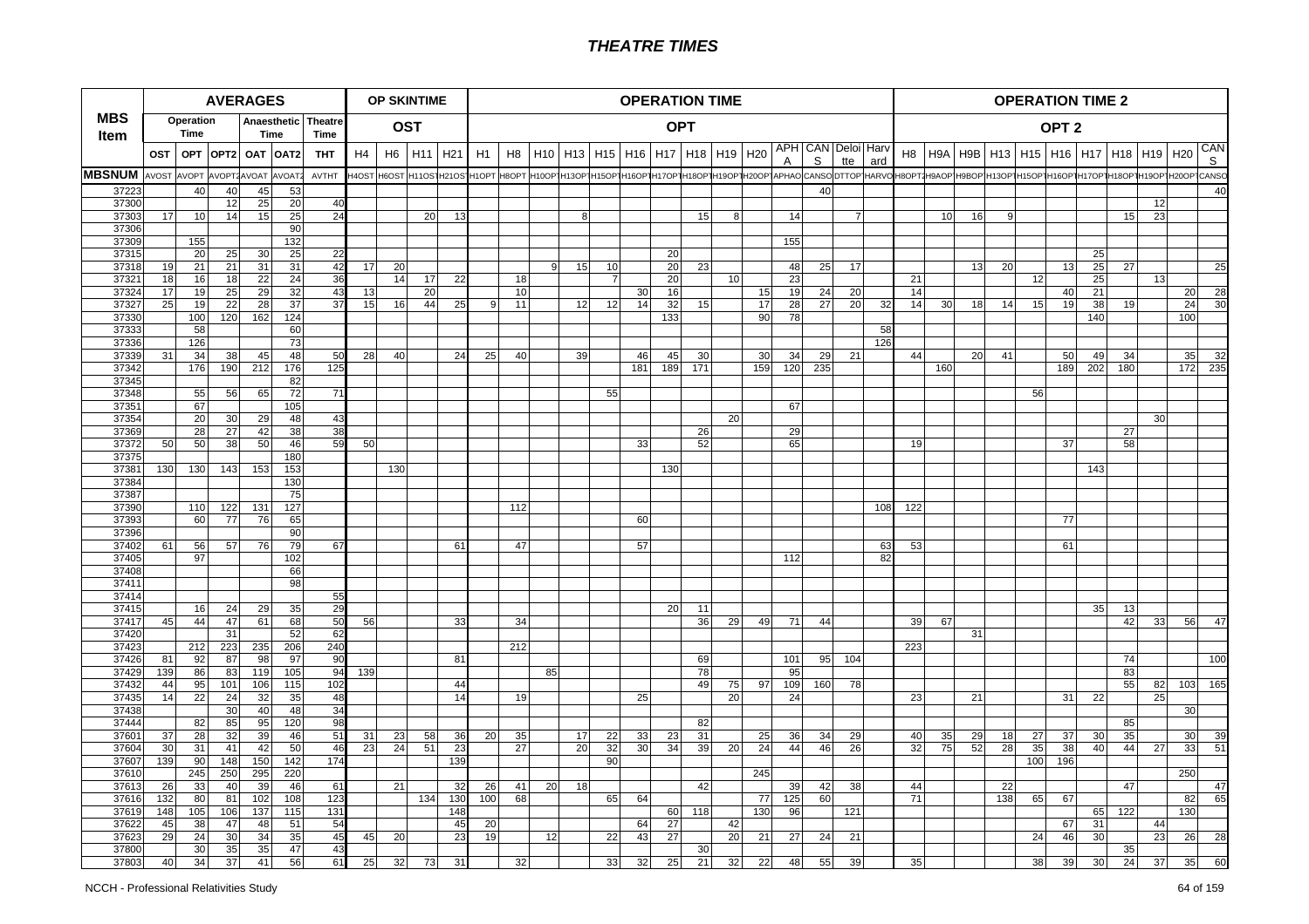# THEATRE TIMES

| MBS Item | AVERAGES | | | | | | OP SKINTIME | | | | OPERATION TIME | | | | | | | | | | | | | | | | OPERATION TIME 2 | | | | | | | | | | |
|---|---|---|---|---|---|---|---|---|---|---|---|---|---|---|---|---|---|---|---|---|---|---|---|---|---|---|---|---|---|---|---|---|---|---|---|---|---|
| | Operation Time | | | Anaesthetic Time | | Theatre Time | OST | | | | OPT | | | | | | | | | | | | | | | | OPT 2 | | | | | | | | | | |
| | OST | OPT | OPT2 | OAT | OAT2 | THT | H4 | H6 | H11 | H21 | H1 | H8 | H10 | H13 | H15 | H16 | H17 | H18 | H19 | H20 | APH A | CAN S | Deloi tte | Harv ard | H8 | H9A | H9B | H13 | H15 | H16 | H17 | H18 | H19 | H20 | CAN S |
| MBSNUM | AVOST | AVOPT | AVOPT2 | AVOAT | AVOAT2 | AVTHT | H4OST | H6OST | H11OST | H21OST | H1OPT | H8OPT | H10OPT | H13OPT | H15OPT | H16OPT | H17OPT | H18OPT | H19OPT | H20OPT | APHAO | CANSO | DTTOP | HARVO | H8OPT2 | H9AOP | H9BOP | H13OPT | H15OPT | H16OPT | H17OPT | H18OPT | H19OPT | H20OPT | CANSO |
| 37223 | | 40 | 40 | 45 | 53 | | | | | | | | | | | | | | | | | 40 | | | | | | | | | | | | | 40 |
| 37300 | | | 12 | 25 | 20 | 40 | | | | | | | | | | | | | | | | | | | | | | | | | | | 12 | | |
| 37303 | 17 | 10 | 14 | 15 | 25 | 24 | | | 20 | 13 | | | | 8 | | | | 15 | 8 | | 14 | | 7 | | | 10 | 16 | 9 | | | | 15 | 23 | | |
| 37306 | | | | | 90 | | | | | | | | | | | | | | | | | | | | | | | | | | | | | | |
| 37309 | | 155 | | | 132 | | | | | | | | | | | | | | | | 155 | | | | | | | | | | | | | | |
| 37315 | | 20 | 25 | 30 | 25 | 22 | | | | | | | | | | | 20 | | | | | | | | | | | | | | 25 | | | | |
| 37318 | 19 | 21 | 21 | 31 | 31 | 42 | 17 | 20 | | | | | 9 | 15 | 10 | | 20 | 23 | | | 48 | 25 | 17 | | | | 13 | 20 | | 13 | 25 | 27 | | | 25 |
| 37321 | 18 | 16 | 18 | 22 | 24 | 36 | | 14 | 17 | 22 | | 18 | | | 7 | | 20 | | 10 | | 23 | | | | 21 | | | | 12 | | 25 | | 13 | | |
| 37324 | 17 | 19 | 25 | 29 | 32 | 43 | 13 | | 20 | | | 10 | | | | 30 | 16 | | | 15 | 19 | 24 | 20 | | 14 | | | | | 40 | 21 | | | 20 | 28 |
| 37327 | 25 | 19 | 22 | 28 | 37 | 37 | 15 | 16 | 44 | 25 | 9 | 11 | | 12 | 12 | 14 | 32 | 15 | | 17 | 28 | 27 | 20 | 32 | 14 | 30 | 18 | 14 | 15 | 19 | 38 | 19 | | 24 | 30 |
| 37330 | | 100 | 120 | 162 | 124 | | | | | | | | | | | | 133 | | | 90 | 78 | | | | | | | | | | 140 | | | 100 | |
| 37333 | | 58 | | | 60 | | | | | | | | | | | | | | | | | | | 58 | | | | | | | | | | | |
| 37336 | | 126 | | | 73 | | | | | | | | | | | | | | | | | | | 126 | | | | | | | | | | | |
| 37339 | 31 | 34 | 38 | 45 | 48 | 50 | 28 | 40 | | 24 | 25 | 40 | | 39 | | 46 | 45 | 30 | | 30 | 34 | 29 | 21 | | 44 | | 20 | 41 | | 50 | 49 | 34 | | 35 | 32 |
| 37342 | | 176 | 190 | 212 | 176 | 125 | | | | | | | | | | 181 | 189 | 171 | | 159 | 120 | 235 | | | | 160 | | | | 189 | 202 | 180 | | 172 | 235 |
| 37345 | | | | | 82 | | | | | | | | | | | | | | | | | | | | | | | | | | | | | | |
| 37348 | | 55 | 56 | 65 | 72 | 71 | | | | | | | | | 55 | | | | | | | | | | | | | | 56 | | | | | | |
| 37351 | | 67 | | | 105 | | | | | | | | | | | | | | | | 67 | | | | | | | | | | | | | | |
| 37354 | | 20 | 30 | 29 | 48 | 43 | | | | | | | | | | | | | 20 | | | | | | | | | | | | | | 30 | | |
| 37369 | | 28 | 27 | 42 | 38 | 38 | | | | | | | | | | | | 26 | | | 29 | | | | | | | | | | | 27 | | | |
| 37372 | 50 | 50 | 38 | 50 | 46 | 59 | 50 | | | | | | | | | 33 | | 52 | | | 65 | | | | 19 | | | | | 37 | | 58 | | | |
| 37375 | | | | | 180 | | | | | | | | | | | | | | | | | | | | | | | | | | | | | | |
| 37381 | 130 | 130 | 143 | 153 | 153 | | | 130 | | | | | | | | | 130 | | | | | | | | | | | | | | 143 | | | | |
| 37384 | | | | | 130 | | | | | | | | | | | | | | | | | | | | | | | | | | | | | | |
| 37387 | | | | | 75 | | | | | | | | | | | | | | | | | | | | | | | | | | | | | | |
| 37390 | | 110 | 122 | 131 | 127 | | | | | | | 112 | | | | | | | | | | | | 108 | 122 | | | | | | | | | | |
| 37393 | | 60 | 77 | 76 | 65 | | | | | | | | | | | 60 | | | | | | | | | | | | | | 77 | | | | | |
| 37396 | | | | | 90 | | | | | | | | | | | | | | | | | | | | | | | | | | | | | | |
| 37402 | 61 | 56 | 57 | 76 | 79 | 67 | | | | 61 | | 47 | | | | 57 | | | | | | | | 63 | 53 | | | | | 61 | | | | | |
| 37405 | | 97 | | | 102 | | | | | | | | | | | | | | | | 112 | | | 82 | | | | | | | | | | | |
| 37408 | | | | | 66 | | | | | | | | | | | | | | | | | | | | | | | | | | | | | | |
| 37411 | | | | | 98 | | | | | | | | | | | | | | | | | | | | | | | | | | | | | | |
| 37414 | | | | | | 55 | | | | | | | | | | | | | | | | | | | | | | | | | | | | | |
| 37415 | | 16 | 24 | 29 | 35 | 29 | | | | | | | | | | | 20 | 11 | | | | | | | | | | | | | 35 | 13 | | | |
| 37417 | 45 | 44 | 47 | 61 | 68 | 50 | 56 | | | 33 | | 34 | | | | | | 36 | 29 | 49 | 71 | 44 | | | 39 | 67 | | | | | | 42 | 33 | 56 | 47 |
| 37420 | | | 31 | | 52 | 62 | | | | | | | | | | | | | | | | | | | | | 31 | | | | | | | | |
| 37423 | | 212 | 223 | 235 | 206 | 240 | | | | | | 212 | | | | | | | | | | | | | 223 | | | | | | | | | | |
| 37426 | 81 | 92 | 87 | 98 | 97 | 90 | | | | 81 | | | | | | | | 69 | | | 101 | 95 | 104 | | | | | | | | | 74 | | | 100 |
| 37429 | 139 | 86 | 83 | 119 | 105 | 94 | 139 | | | | | | 85 | | | | | 78 | | | 95 | | | | | | | | | | | 83 | | | |
| 37432 | 44 | 95 | 101 | 106 | 115 | 102 | | | | 44 | | | | | | | | 49 | 75 | 97 | 109 | 160 | 78 | | | | | | | | | 55 | 82 | 103 | 165 |
| 37435 | 14 | 22 | 24 | 32 | 35 | 48 | | | | 14 | | 19 | | | | 25 | | | 20 | | 24 | | | | 23 | | 21 | | | 31 | 22 | | 25 | | |
| 37438 | | | 30 | 40 | 48 | 34 | | | | | | | | | | | | | | | | | | | | | | | | | | | | 30 | |
| 37444 | | 82 | 85 | 95 | 120 | 98 | | | | | | | | | | | | 82 | | | | | | | | | | | | | | 85 | | | |
| 37601 | 37 | 28 | 32 | 39 | 46 | 51 | 31 | 23 | 58 | 36 | 20 | 35 | | 17 | 22 | 33 | 23 | 31 | | 25 | 36 | 34 | 29 | | 40 | 35 | 29 | 18 | 27 | 37 | 30 | 35 | | 30 | 39 |
| 37604 | 30 | 31 | 41 | 42 | 50 | 46 | 23 | 24 | 51 | 23 | | 27 | | 20 | 32 | 30 | 34 | 39 | 20 | 24 | 44 | 46 | 26 | | 32 | 75 | 52 | 28 | 35 | 38 | 40 | 44 | 27 | 33 | 51 |
| 37607 | 139 | 90 | 148 | 150 | 142 | 174 | | | | 139 | | | | | 90 | | | | | | | | | | | | | | 100 | 196 | | | | | |
| 37610 | | 245 | 250 | 295 | 220 | | | | | | | | | | | | | | | 245 | | | | | | | | | | | | | | 250 | |
| 37613 | 26 | 33 | 40 | 39 | 46 | 61 | | 21 | | 32 | 26 | 41 | 20 | 18 | | | | 42 | | | 39 | 42 | 38 | | 44 | | | 22 | | | | 47 | | | 47 |
| 37616 | 132 | 80 | 81 | 102 | 108 | 123 | | | 134 | 130 | 100 | 68 | | | 65 | 64 | | | | 77 | 125 | 60 | | | 71 | | | 138 | 65 | 67 | | | | 82 | 65 |
| 37619 | 148 | 105 | 106 | 137 | 115 | 131 | | | | 148 | | | | | | | 60 | 118 | | 130 | 96 | | 121 | | | | | | | | 65 | 122 | | 130 | |
| 37622 | 45 | 38 | 47 | 48 | 51 | 54 | | | | 45 | 20 | | | | | 64 | 27 | | 42 | | | | | | | | | | | 67 | 31 | | 44 | | |
| 37623 | 29 | 24 | 30 | 34 | 35 | 45 | 45 | 20 | | 23 | 19 | | 12 | | 22 | 43 | 27 | | 20 | 21 | 27 | 24 | 21 | | | | | | 24 | 46 | 30 | | 23 | 26 | 28 |
| 37800 | | 30 | 35 | 35 | 47 | 43 | | | | | | | | | | | | 30 | | | | | | | | | | | | | | 35 | | | |
| 37803 | 40 | 34 | 37 | 41 | 56 | 61 | 25 | 32 | 73 | 31 | | 32 | | | 33 | 32 | 25 | 21 | 32 | 22 | 48 | 55 | 39 | | 35 | | | | 38 | 39 | 30 | 24 | 37 | 35 | 60 |

NCCH - Professional Relativities Study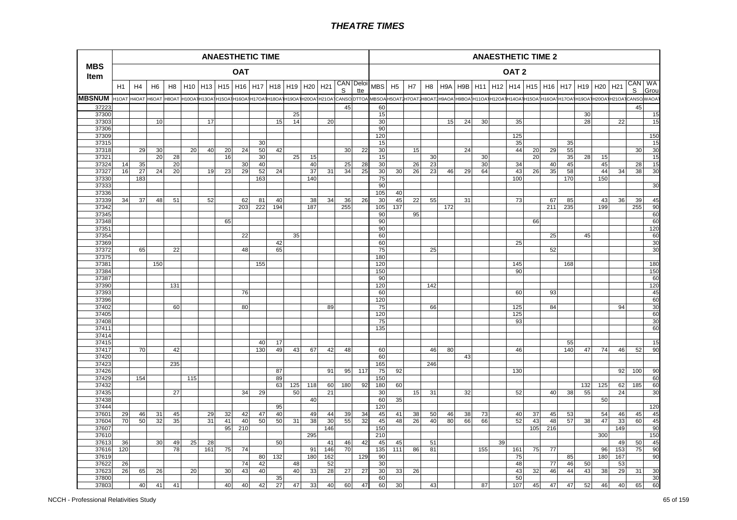| MBS Item | ANAESTHETIC TIME | | | | | | | | | | | | | | | ANAESTHETIC TIME 2 | | | | | | | | | | | | | | | | |
|---|---|---|---|---|---|---|---|---|---|---|---|---|---|---|---|---|---|---|---|---|---|---|---|---|---|---|---|---|---|---|---|---|
| | OAT | | | | | | | | | | | | | | | OAT 2 | | | | | | | | | | | | | | | | |
| | H1 | H4 | H6 | H8 | H10 | H13 | H15 | H16 | H17 | H18 | H19 | H20 | H21 | CANS | Deloitte | MBS | H5 | H7 | H8 | H9A | H9B | H11 | H12 | H14 | H15 | H16 | H17 | H19 | H20 | H21 | CANS | WA Group |
| MBSNUM | H1OAT | H4OAT | H6OAT | H8OAT | H10OAT | H13OAT | H15OAT | H16OAT | H17OAT | H18OAT | H19OAT | H20OAT | H21OAT | CANSO | DTTOA | MBSOA | H5OAT2 | H7OAT2 | H8OAT2 | H9AOA | H9BOA | H11OAT | H12OAT | H14OAT | H15OAT | H16OAT | H17OAT | H19OAT | H20OAT | H21OAT | CANSO | WAOAT |
| 37223 | | | | | | | | | | | | | | 45 | | 60 | | | | | | | | | | | | | | | 45 | |
| 37300 | | | | | | | | | | | 25 | | | | | 15 | | | | | | | | | | | | 30 | | | | 15 |
| 37303 | | | 10 | | | 17 | | | | 15 | 14 | | 20 | | | 30 | | | | 15 | 24 | 30 | | 35 | | | | 28 | | 22 | | 15 |
| 37306 | | | | | | | | | | | | | | | | 90 | | | | | | | | | | | | | | | | |
| 37309 | | | | | | | | | | | | | | | | 120 | | | | | | | | 125 | | | | | | | | 150 |
| 37315 | | | | | | | | | 30 | | | | | | | 15 | | | | | | | | 35 | | | 35 | | | | | 15 |
| 37318 | | 29 | 30 | | 20 | 40 | 20 | 24 | 50 | 42 | | | | 30 | 22 | 30 | | 15 | | | 24 | | | 44 | 20 | 29 | 55 | | | | 30 | 30 |
| 37321 | | | 20 | 28 | | | 16 | | 30 | | 25 | 15 | | | | 15 | | | 30 | | | 30 | | | 20 | | 35 | 28 | 15 | | | 15 |
| 37324 | 14 | 35 | | 20 | | | | 30 | 40 | | | 40 | | 25 | 28 | 30 | | 26 | 23 | | | 30 | | 34 | | 40 | 45 | | 45 | | 28 | 15 |
| 37327 | 16 | 27 | 24 | 20 | | 19 | 23 | 29 | 52 | 24 | | 37 | 31 | 34 | 25 | 30 | 30 | 26 | 23 | 46 | 29 | 64 | | 43 | 26 | 35 | 58 | | 44 | 34 | 38 | 30 |
| 37330 | | 183 | | | | | | | 163 | | | 140 | | | | 75 | | | | | | | | 100 | | | 170 | | 150 | | | |
| 37333 | | | | | | | | | | | | | | | | 90 | | | | | | | | | | | | | | | | 30 |
| 37336 | | | | | | | | | | | | | | | | 105 | 40 | | | | | | | | | | | | | | | |
| 37339 | 34 | 37 | 48 | 51 | | 52 | | 62 | 81 | 40 | | 38 | 34 | 36 | 26 | 30 | 45 | 22 | 55 | | 31 | | | 73 | | 67 | 85 | | 43 | 36 | 39 | 45 |
| 37342 | | | | | | | | 203 | 222 | 194 | | 187 | | 255 | | 105 | 137 | | | 172 | | | | | | 211 | 235 | | 199 | | 255 | 90 |
| 37345 | | | | | | | | | | | | | | | | 90 | | 95 | | | | | | | | | | | | | | 60 |
| 37348 | | | | | | | 65 | | | | | | | | | 90 | | | | | | | | | 66 | | | | | | | 60 |
| 37351 | | | | | | | | | | | | | | | | 90 | | | | | | | | | | | | | | | | 120 |
| 37354 | | | | | | | | 22 | | | 35 | | | | | 60 | | | | | | | | | | 25 | | 45 | | | | 60 |
| 37369 | | | | | | | | | | 42 | | | | | | 60 | | | | | | | | 25 | | | | | | | | 30 |
| 37372 | | 65 | | 22 | | | | 48 | | 65 | | | | | | 75 | | | 25 | | | | | | | 52 | | | | | | 30 |
| 37375 | | | | | | | | | | | | | | | | 180 | | | | | | | | | | | | | | | | |
| 37381 | | | 150 | | | | | | 155 | | | | | | | 120 | | | | | | | | 145 | | | 168 | | | | | 180 |
| 37384 | | | | | | | | | | | | | | | | 150 | | | | | | | | 90 | | | | | | | | 150 |
| 37387 | | | | | | | | | | | | | | | | 90 | | | | | | | | | | | | | | | | 60 |
| 37390 | | | | 131 | | | | | | | | | | | | 120 | | | 142 | | | | | | | | | | | | | 120 |
| 37393 | | | | | | | | 76 | | | | | | | | 60 | | | | | | | | 60 | | 93 | | | | | | 45 |
| 37396 | | | | | | | | | | | | | | | | 120 | | | | | | | | | | | | | | | | 60 |
| 37402 | | | | 60 | | | | 80 | | | | | 89 | | | 75 | | | 66 | | | | | 125 | | 84 | | | | 94 | | 30 |
| 37405 | | | | | | | | | | | | | | | | 120 | | | | | | | | 125 | | | | | | | | 60 |
| 37408 | | | | | | | | | | | | | | | | 75 | | | | | | | | 93 | | | | | | | | 30 |
| 37411 | | | | | | | | | | | | | | | | 135 | | | | | | | | | | | | | | | | 60 |
| 37414 | | | | | | | | | | | | | | | | | | | | | | | | | | | | | | | | |
| 37415 | | | | | | | | | 40 | 17 | | | | | | | | | | | | | | | | | 55 | | | | | 15 |
| 37417 | | 70 | | 42 | | | | | 130 | 49 | 43 | 67 | 42 | 48 | | 60 | | | 46 | 80 | | | | 46 | | | 140 | 47 | 74 | 46 | 52 | 90 |
| 37420 | | | | | | | | | | | | | | | | 60 | | | | | 43 | | | | | | | | | | | |
| 37423 | | | | 235 | | | | | | | | | | | | 165 | | | 246 | | | | | | | | | | | | | |
| 37426 | | | | | | | | | | 87 | | | 91 | 95 | 117 | 75 | 92 | | | | | | | 130 | | | | | | 92 | 100 | 90 |
| 37429 | | 154 | | | 115 | | | | | 89 | | | | | | 150 | | | | | | | | | | | | | | | | 60 |
| 37432 | | | | | | | | | | 63 | 125 | 118 | 60 | 180 | 92 | 180 | 60 | | | | | | | | | | | 132 | 125 | 62 | 185 | 60 |
| 37435 | | | | 27 | | | | 34 | 29 | | 50 | | 21 | | | 30 | | 15 | 31 | | 32 | | | 52 | | 40 | 38 | 55 | | 24 | | 30 |
| 37438 | | | | | | | | | | | | 40 | | | | 60 | 35 | | | | | | | | | | | | 50 | | | |
| 37444 | | | | | | | | | | 95 | | | | | | 120 | | | | | | | | | | | | | | | | 120 |
| 37601 | 29 | 46 | 31 | 45 | | 29 | 32 | 42 | 47 | 40 | | 49 | 44 | 39 | 34 | 45 | 41 | 38 | 50 | 46 | 38 | 73 | | 40 | 37 | 45 | 53 | | 54 | 46 | 45 | 45 |
| 37604 | 70 | 50 | 32 | 35 | | 31 | 41 | 40 | 50 | 50 | 31 | 38 | 30 | 55 | 32 | 45 | 48 | 26 | 40 | 80 | 66 | 66 | | 52 | 43 | 48 | 57 | 38 | 47 | 33 | 60 | 45 |
| 37607 | | | | | | | 95 | 210 | | | | | 146 | | | 150 | | | | | | | | | 105 | 216 | | | | 149 | | 90 |
| 37610 | | | | | | | | | | | | 295 | | | | 210 | | | | | | | | | | | | | 300 | | | 150 |
| 37613 | 36 | | 30 | 49 | 25 | 28 | | | | 50 | | | 41 | 46 | 42 | 45 | 45 | | 51 | | | | 39 | | | | | | | 49 | 50 | 45 |
| 37616 | 120 | | | 78 | | 161 | 75 | 74 | | | | 91 | 146 | 70 | | 135 | 111 | 86 | 81 | | | 155 | | 161 | 75 | 77 | | | 96 | 153 | 75 | 90 |
| 37619 | | | | | | | | | 80 | 132 | | 180 | 162 | | 129 | 90 | | | | | | | | 75 | | | 85 | | 180 | 167 | | 90 |
| 37622 | 26 | | | | | | | 74 | 42 | | 48 | | 52 | | | 30 | | | | | | | | 48 | | 77 | 46 | 50 | | 53 | | |
| 37623 | 26 | 65 | 26 | | 20 | | 30 | 43 | 40 | | 40 | 33 | 28 | 27 | 27 | 30 | 33 | 26 | | | | | | 43 | 32 | 46 | 44 | 43 | 38 | 29 | 31 | 30 |
| 37800 | | | | | | | | | | 35 | | | | | | 60 | | | | | | | | 50 | | | | | | | | 30 |
| 37803 | | 40 | 41 | 41 | | | 40 | 40 | 42 | 27 | 47 | 33 | 40 | 60 | 47 | 60 | 30 | | 43 | | | 87 | | 107 | 45 | 47 | 47 | 52 | 46 | 40 | 65 | 60 |

NCCH - Professional Relativities Study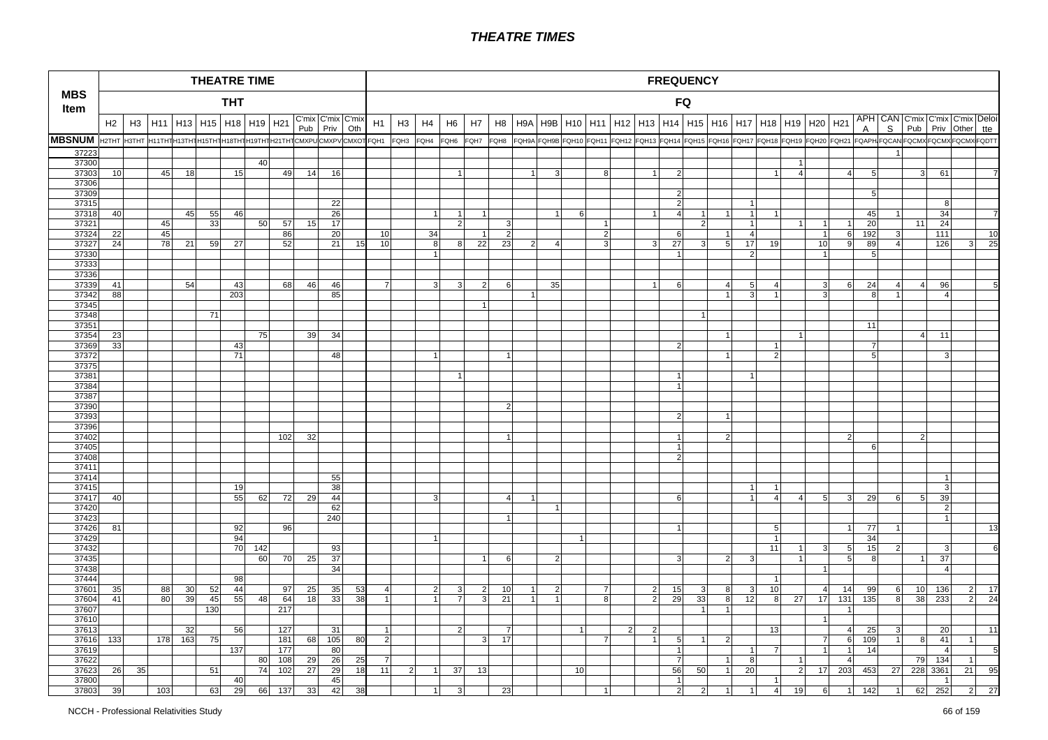# THEATRE TIMES

| MBS Item | THEATRE TIME THT | | | | | | | | | | | FREQUENCY FQ | | | | | | | | | | | | | | | | | | | | | | | | | |
|---|---|---|---|---|---|---|---|---|---|---|---|---|---|---|---|---|---|---|---|---|---|---|---|---|---|---|---|---|---|---|---|---|---|---|---|---|---|
| | H2 | H3 | H11 | H13 | H15 | H18 | H19 | H21 | C'mix Pub | C'mix Priv | C'mix Oth | H1 | H3 | H4 | H6 | H7 | H8 | H9A | H9B | H10 | H11 | H12 | H13 | H14 | H15 | H16 | H17 | H18 | H19 | H20 | H21 | APH A | CAN S | C'mix Pub | C'mix Priv | C'mix Other | Deloitte |
| MBSNUM | H2THT | H3THT | H11THT | H13THT | H15THT | H18THT | H19THT | H21THT | CMXPU | CMXPV | CMXOT | FQH1 | FQH3 | FQH4 | FQH6 | FQH7 | FQH8 | FQH9A | FQH9B | FQH10 | FQH11 | FQH12 | FQH13 | FQH14 | FQH15 | FQH16 | FQH17 | FQH18 | FQH19 | FQH20 | FQH21 | FQAPH | FQCAN | FQCMX | FQCMX | FQCMX | FQDTT |
| 37223 | | | | | | | | | | | | | | | | | | | | | | | | | | | | | | | | | 1 | | | | |
| 37300 | | | | | | | 40 | | | | | | | | | | | | | | | | | | | | | | 1 | | | | | | | | |
| 37303 | 10 | | 45 | 18 | | 15 | | 49 | 14 | 16 | | | | | 1 | | | 1 | 3 | | 8 | | 1 | 2 | | | | 1 | 4 | | 4 | 5 | | 3 | 61 | | 7 |
| 37306 | | | | | | | | | | | | | | | | | | | | | | | | | | | | | | | | | | | | | |
| 37309 | | | | | | | | | | | | | | | | | | | | | | | | 2 | | | | | | | | 5 | | | | | |
| 37315 | | | | | | | | | | 22 | | | | | | | | | | | | | | 2 | | | 1 | | | | | | | | 8 | | |
| 37318 | 40 | | | 45 | 55 | 46 | | | | 26 | | | | 1 | 1 | 1 | | | 1 | 6 | | | 1 | 4 | 1 | 1 | 1 | 1 | | | | 45 | 1 | | 34 | | 7 |
| 37321 | | | 45 | | 33 | | 50 | 57 | 15 | 17 | | | | | 2 | | 3 | | | | 1 | | | | 2 | | 1 | | 1 | 1 | 1 | 20 | | 11 | 24 | | |
| 37324 | 22 | | 45 | | | | | 86 | | 20 | | 10 | | 34 | | 1 | 2 | | | | 2 | | | 6 | | 1 | 4 | | | 1 | 6 | 192 | 3 | | 111 | | 10 |
| 37327 | 24 | | 78 | 21 | 59 | 27 | | 52 | | 21 | 15 | 10 | | 8 | 8 | 22 | 23 | 2 | 4 | | 3 | | 3 | 27 | 3 | 5 | 17 | 19 | | 10 | 9 | 89 | 4 | | 126 | 3 | 25 |
| 37330 | | | | | | | | | | | | | | 1 | | | | | | | | | | 1 | | | 2 | | | 1 | | 5 | | | | | |
| 37333 | | | | | | | | | | | | | | | | | | | | | | | | | | | | | | | | | | | | | |
| 37336 | | | | | | | | | | | | | | | | | | | | | | | | | | | | | | | | | | | | | |
| 37339 | 41 | | | 54 | | 43 | | 68 | 46 | 46 | | 7 | | 3 | 3 | 2 | 6 | | 35 | | | | 1 | 6 | | 4 | 5 | 4 | | 3 | 6 | 24 | 4 | 4 | 96 | | 5 |
| 37342 | 88 | | | | | 203 | | | | 85 | | | | | | | | 1 | | | | | | | | 1 | 3 | 1 | | 3 | | 8 | 1 | | 4 | | |
| 37345 | | | | | | | | | | | | | | | | 1 | | | | | | | | | | | | | | | | | | | | | |
| 37348 | | | | | 71 | | | | | | | | | | | | | | | | | | | | 1 | | | | | | | | | | | | |
| 37351 | | | | | | | | | | | | | | | | | | | | | | | | | | | | | | | | 11 | | | | | |
| 37354 | 23 | | | | | | 75 | | 39 | 34 | | | | | | | | | | | | | | | | 1 | | | 1 | | | | | 4 | 11 | | |
| 37369 | 33 | | | | | 43 | | | | | | | | | | | | | | | | | | 2 | | | | 1 | | | | 7 | | | | | |
| 37372 | | | | | | 71 | | | | 48 | | | | 1 | | | 1 | | | | | | | | | 1 | | 2 | | | | 5 | | | 3 | | |
| 37375 | | | | | | | | | | | | | | | | | | | | | | | | | | | | | | | | | | | | | |
| 37381 | | | | | | | | | | | | | | | 1 | | | | | | | | | 1 | | | 1 | | | | | | | | | | |
| 37384 | | | | | | | | | | | | | | | | | | | | | | | | 1 | | | | | | | | | | | | | |
| 37387 | | | | | | | | | | | | | | | | | | | | | | | | | | | | | | | | | | | | | |
| 37390 | | | | | | | | | | | | | | | | | 2 | | | | | | | | | | | | | | | | | | | | |
| 37393 | | | | | | | | | | | | | | | | | | | | | | | | 2 | | 1 | | | | | | | | | | | |
| 37396 | | | | | | | | | | | | | | | | | | | | | | | | | | | | | | | | | | | | | |
| 37402 | | | | | | | | 102 | 32 | | | | | | | | 1 | | | | | | | 1 | | 2 | | | | | 2 | | | 2 | | | |
| 37405 | | | | | | | | | | | | | | | | | | | | | | | | 1 | | | | | | | | 6 | | | | | |
| 37408 | | | | | | | | | | | | | | | | | | | | | | | | 2 | | | | | | | | | | | | | |
| 37411 | | | | | | | | | | | | | | | | | | | | | | | | | | | | | | | | | | | | | |
| 37414 | | | | | | | | | | 55 | | | | | | | | | | | | | | | | | | | | | | | | | 1 | | |
| 37415 | | | | | | 19 | | | | 38 | | | | | | | | | | | | | | | | | 1 | 1 | | | | | | | 3 | | |
| 37417 | 40 | | | | | 55 | 62 | 72 | 29 | 44 | | | | 3 | | | 4 | 1 | | | | | | 6 | | | 1 | 4 | 4 | 5 | 3 | 29 | 6 | 5 | 39 | | |
| 37420 | | | | | | | | | | 62 | | | | | | | | | 1 | | | | | | | | | | | | | | | | 2 | | |
| 37423 | | | | | | | | | | 240 | | | | | | | 1 | | | | | | | | | | | | | | | | | | 1 | | |
| 37426 | 81 | | | | | 92 | | 96 | | | | | | | | | | | | | | | | 1 | | | | 5 | | | 1 | 77 | 1 | | | | 13 |
| 37429 | | | | | | 94 | | | | | | | | 1 | | | | | | 1 | | | | | | | | 1 | | | | 34 | | | | | |
| 37432 | | | | | | 70 | 142 | | | 93 | | | | | | | | | | | | | | | | | | 11 | 1 | 3 | 5 | 15 | 2 | | 3 | | 6 |
| 37435 | | | | | | | 60 | 70 | 25 | 37 | | | | | | 1 | 6 | | 2 | | | | | 3 | | 2 | 3 | | 1 | | 5 | 8 | | 1 | 37 | | |
| 37438 | | | | | | | | | | 34 | | | | | | | | | | | | | | | | | | | | 1 | | | | | 4 | | |
| 37444 | | | | | | 98 | | | | | | | | | | | | | | | | | | | | | | 1 | | | | | | | | | |
| 37601 | 35 | | 88 | 30 | 52 | 44 | | 97 | 25 | 35 | 53 | 4 | | 2 | 3 | 2 | 10 | 1 | 2 | | 7 | | 2 | 15 | 3 | 8 | 3 | 10 | | 4 | 14 | 99 | 6 | 10 | 136 | 2 | 17 |
| 37604 | 41 | | 80 | 39 | 45 | 55 | 48 | 64 | 18 | 33 | 38 | 1 | | 1 | 7 | 3 | 21 | 1 | 1 | | 8 | | 2 | 29 | 33 | 8 | 12 | 8 | 27 | 17 | 131 | 135 | 8 | 38 | 233 | 2 | 24 |
| 37607 | | | | | 130 | | | 217 | | | | | | | | | | | | | | | | | 1 | 1 | | | | | 1 | | | | | | |
| 37610 | | | | | | | | | | | | | | | | | | | | | | | | | | | | | | 1 | | | | | | | |
| 37613 | | | | 32 | | 56 | | 127 | | 31 | | 1 | | | 2 | | 7 | | | 1 | | 2 | 2 | | | | | 13 | | | 4 | 25 | 3 | | 20 | | 11 |
| 37616 | 133 | | 178 | 163 | 75 | | | 181 | 68 | 105 | 80 | 2 | | | | 3 | 17 | | | | 7 | | 1 | 5 | 1 | 2 | | | | 7 | 6 | 109 | 1 | 8 | 41 | 1 | |
| 37619 | | | | | | 137 | | 177 | | 80 | | | | | | | | | | | | | | 1 | | | 1 | 7 | | 1 | 1 | 14 | | | 4 | | 5 |
| 37622 | | | | | | | 80 | 108 | 29 | 26 | 25 | 7 | | | | | | | | | | | | 7 | | 1 | 8 | | 1 | | 4 | | | 79 | 134 | 1 | |
| 37623 | 26 | 35 | | | 51 | | 74 | 102 | 27 | 29 | 18 | 11 | 2 | 1 | 37 | 13 | | | | 10 | | | | 56 | 50 | 1 | 20 | | 2 | 17 | 203 | 453 | 27 | 228 | 3361 | 21 | 95 |
| 37800 | | | | | | 40 | | | | 45 | | | | | | | | | | | | | | 1 | | | | 1 | | | | | | | 1 | | |
| 37803 | 39 | | 103 | | 63 | 29 | 66 | 137 | 33 | 42 | 38 | | | 1 | 3 | | 23 | | | | 1 | | | 2 | 2 | 1 | 1 | 4 | 19 | 6 | 1 | 142 | 1 | 62 | 252 | 2 | 27 |

NCCH - Professional Relativities Study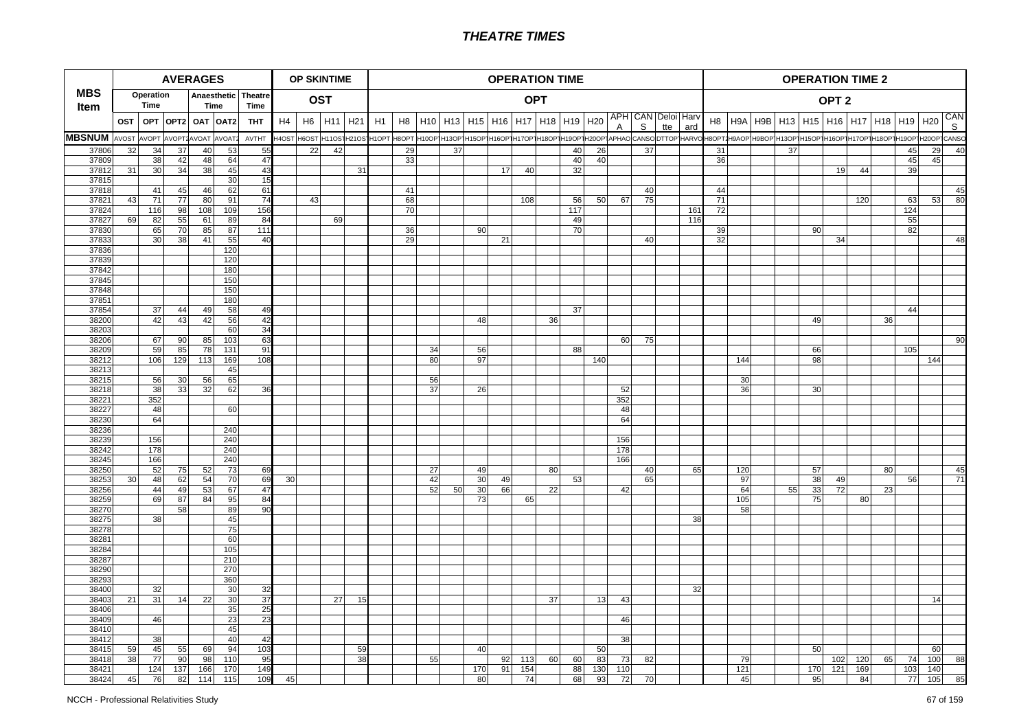# THEATRE TIMES

| MBS Item | AVERAGES | | | | | | OP SKINTIME | | | | OPERATION TIME | | | | | | | | | | | | | | OPERATION TIME 2 | | | | | | | | | | |
|---|---|---|---|---|---|---|---|---|---|---|---|---|---|---|---|---|---|---|---|---|---|---|---|---|---|---|---|---|---|---|---|---|---|---|---|
| | Operation Time | | Anaesthetic Time | | | Theatre Time | OST | | | | OPT | | | | | | | | | | | | | | OPT 2 | | | | | | | | | | |
| | OST | OPT | OPT2 | OAT | OAT2 | THT | H4 | H6 | H11 | H21 | H1 | H8 | H10 | H13 | H15 | H16 | H17 | H18 | H19 | H20 | APHA | CANS | Deloitte | Harvard | H8 | H9A | H9B | H13 | H15 | H16 | H17 | H18 | H19 | H20 | CANS |
| MBSNUM | AVOST | AVOPT | AVOPT2 | AVOAT | AVOAT2 | AVTHT | H4OST | H6OST | H11OST | H21OST | H1OPT | H8OPT | H10OPT | H13OPT | H15OPT | H16OPT | H17OPT | H18OPT | H19OPT | H20OPT | APHAO | CANSO | DTTOP | HARVO | H8OPT2 | H9AOP | H9BOP | H13OPT | H15OPT | H16OPT | H17OPT | H18OPT | H19OPT | H20OPT | CANSO |
| 37806 | 32 | 34 | 37 | 40 | 53 | 55 | | 22 | 42 | | | 29 | | 37 | | | | | 40 | 26 | | 37 | | | 31 | | | 37 | | | | | 45 | 29 | 40 |
| 37809 | | 38 | 42 | 48 | 64 | 47 | | | | | | 33 | | | | | | | 40 | 40 | | | | | 36 | | | | | | | | 45 | 45 | |
| 37812 | 31 | 30 | 34 | 38 | 45 | 43 | | | | 31 | | | | | | 17 | 40 | | 32 | | | | | | | | | | | 19 | 44 | | 39 | | |
| 37815 | | | | | 30 | 15 | | | | | | | | | | | | | | | | | | | | | | | | | | | | | |
| 37818 | | 41 | 45 | 46 | 62 | 61 | | | | | | 41 | | | | | | | | | | 40 | | | 44 | | | | | | | | | | 45 |
| 37821 | 43 | 71 | 77 | 80 | 91 | 74 | | 43 | | | | 68 | | | | | 108 | | 56 | 50 | 67 | 75 | | | 71 | | | | | | 120 | | 63 | 53 | 80 |
| 37824 | | 116 | 98 | 108 | 109 | 156 | | | | | | 70 | | | | | | | 117 | | | | | 161 | 72 | | | | | | | | 124 | | |
| 37827 | 69 | 82 | 55 | 61 | 89 | 84 | | | 69 | | | | | | | | | | 49 | | | | | 116 | | | | | | | | | 55 | | |
| 37830 | | 65 | 70 | 85 | 87 | 111 | | | | | | 36 | | | 90 | | | | 70 | | | | | | 39 | | | | 90 | | | | 82 | | |
| 37833 | | 30 | 38 | 41 | 55 | 40 | | | | | | 29 | | | | 21 | | | | | | 40 | | | 32 | | | | | 34 | | | | | 48 |
| 37836 | | | | | 120 | | | | | | | | | | | | | | | | | | | | | | | | | | | | | | |
| 37839 | | | | | 120 | | | | | | | | | | | | | | | | | | | | | | | | | | | | | | |
| 37842 | | | | | 180 | | | | | | | | | | | | | | | | | | | | | | | | | | | | | | |
| 37845 | | | | | 150 | | | | | | | | | | | | | | | | | | | | | | | | | | | | | | |
| 37848 | | | | | 150 | | | | | | | | | | | | | | | | | | | | | | | | | | | | | | |
| 37851 | | | | | 180 | | | | | | | | | | | | | | | | | | | | | | | | | | | | | | |
| 37854 | | 37 | 44 | 49 | 58 | 49 | | | | | | | | | | | | | 37 | | | | | | | | | | | | | | 44 | | |
| 38200 | | 42 | 43 | 42 | 56 | 42 | | | | | | | | | 48 | | | 36 | | | | | | | | | | | 49 | | | 36 | | | |
| 38203 | | | | | 60 | 34 | | | | | | | | | | | | | | | | | | | | | | | | | | | | | |
| 38206 | | 67 | 90 | 85 | 103 | 63 | | | | | | | | | | | | | | | 60 | 75 | | | | | | | | | | | | | 90 |
| 38209 | | 59 | 85 | 78 | 131 | 91 | | | | | | | 34 | | 56 | | | | 88 | | | | | | | | | | 66 | | | | 105 | | |
| 38212 | | 106 | 129 | 113 | 169 | 108 | | | | | | | 80 | | 97 | | | | | 140 | | | | | | 144 | | | 98 | | | | | 144 | |
| 38213 | | | | | 45 | | | | | | | | | | | | | | | | | | | | | | | | | | | | | | |
| 38215 | | 56 | 30 | 56 | 65 | | | | | | | | 56 | | | | | | | | | | | | | 30 | | | | | | | | | |
| 38218 | | 38 | 33 | 32 | 62 | 36 | | | | | | | 37 | | 26 | | | | | | 52 | | | | | 36 | | | 30 | | | | | | |
| 38221 | | 352 | | | | | | | | | | | | | | | | | | | 352 | | | | | | | | | | | | | | |
| 38227 | | 48 | | | 60 | | | | | | | | | | | | | | | | 48 | | | | | | | | | | | | | | |
| 38230 | | 64 | | | | | | | | | | | | | | | | | | | 64 | | | | | | | | | | | | | | |
| 38236 | | | | | 240 | | | | | | | | | | | | | | | | | | | | | | | | | | | | | | |
| 38239 | | 156 | | | 240 | | | | | | | | | | | | | | | | 156 | | | | | | | | | | | | | | |
| 38242 | | 178 | | | 240 | | | | | | | | | | | | | | | | 178 | | | | | | | | | | | | | | |
| 38245 | | 166 | | | 240 | | | | | | | | | | | | | | | | 166 | | | | | | | | | | | | | | |
| 38250 | | 52 | 75 | 52 | 73 | 69 | | | | | | | 27 | | 49 | | | 80 | | | | 40 | | 65 | | 120 | | | 57 | | | 80 | | | 45 |
| 38253 | 30 | 48 | 62 | 54 | 70 | 69 | 30 | | | | | | 42 | | 30 | 49 | | | 53 | | | 65 | | | | 97 | | | 38 | 49 | | | 56 | | 71 |
| 38256 | | 44 | 49 | 53 | 67 | 47 | | | | | | | 52 | 50 | 30 | 66 | | 22 | | | 42 | | | | | 64 | | 55 | 33 | 72 | | 23 | | | |
| 38259 | | 69 | 87 | 84 | 95 | 84 | | | | | | | | | 73 | | 65 | | | | | | | | | 105 | | | 75 | | 80 | | | | |
| 38270 | | | 58 | | 89 | 90 | | | | | | | | | | | | | | | | | | | | 58 | | | | | | | | | |
| 38275 | | 38 | | | 45 | | | | | | | | | | | | | | | | | | | 38 | | | | | | | | | | | |
| 38278 | | | | | 75 | | | | | | | | | | | | | | | | | | | | | | | | | | | | | | |
| 38281 | | | | | 60 | | | | | | | | | | | | | | | | | | | | | | | | | | | | | | |
| 38284 | | | | | 105 | | | | | | | | | | | | | | | | | | | | | | | | | | | | | | |
| 38287 | | | | | 210 | | | | | | | | | | | | | | | | | | | | | | | | | | | | | | |
| 38290 | | | | | 270 | | | | | | | | | | | | | | | | | | | | | | | | | | | | | | |
| 38293 | | | | | 360 | | | | | | | | | | | | | | | | | | | | | | | | | | | | | | |
| 38400 | | 32 | | | 30 | 32 | | | | | | | | | | | | | | | | | | 32 | | | | | | | | | | | |
| 38403 | 21 | 31 | 14 | 22 | 30 | 37 | | | 27 | 15 | | | | | | | | 37 | | 13 | 43 | | | | | | | | | | | | | 14 | |
| 38406 | | | | | 35 | 25 | | | | | | | | | | | | | | | | | | | | | | | | | | | | | |
| 38409 | | 46 | | | 23 | 23 | | | | | | | | | | | | | | | 46 | | | | | | | | | | | | | | |
| 38410 | | | | | 45 | | | | | | | | | | | | | | | | | | | | | | | | | | | | | | |
| 38412 | | 38 | | | 40 | 42 | | | | | | | | | | | | | | | 38 | | | | | | | | | | | | | | |
| 38415 | 59 | 45 | 55 | 69 | 94 | 103 | | | | 59 | | | | | 40 | | | | | 50 | | | | | | | | | 50 | | | | | 60 | |
| 38418 | 38 | 77 | 90 | 98 | 110 | 95 | | | | 38 | | | 55 | | | 92 | 113 | 60 | 60 | 83 | 73 | 82 | | | | 79 | | | | 102 | 120 | 65 | 74 | 100 | 88 |
| 38421 | | 124 | 137 | 166 | 170 | 149 | | | | | | | | | 170 | 91 | 154 | | 88 | 130 | 110 | | | | | 121 | | | 170 | 121 | 169 | | 103 | 140 | |
| 38424 | 45 | 76 | 82 | 114 | 115 | 109 | 45 | | | | | | | | 80 | | 74 | | 68 | 93 | 72 | 70 | | | | 45 | | | 95 | | 84 | | 77 | 105 | 85 |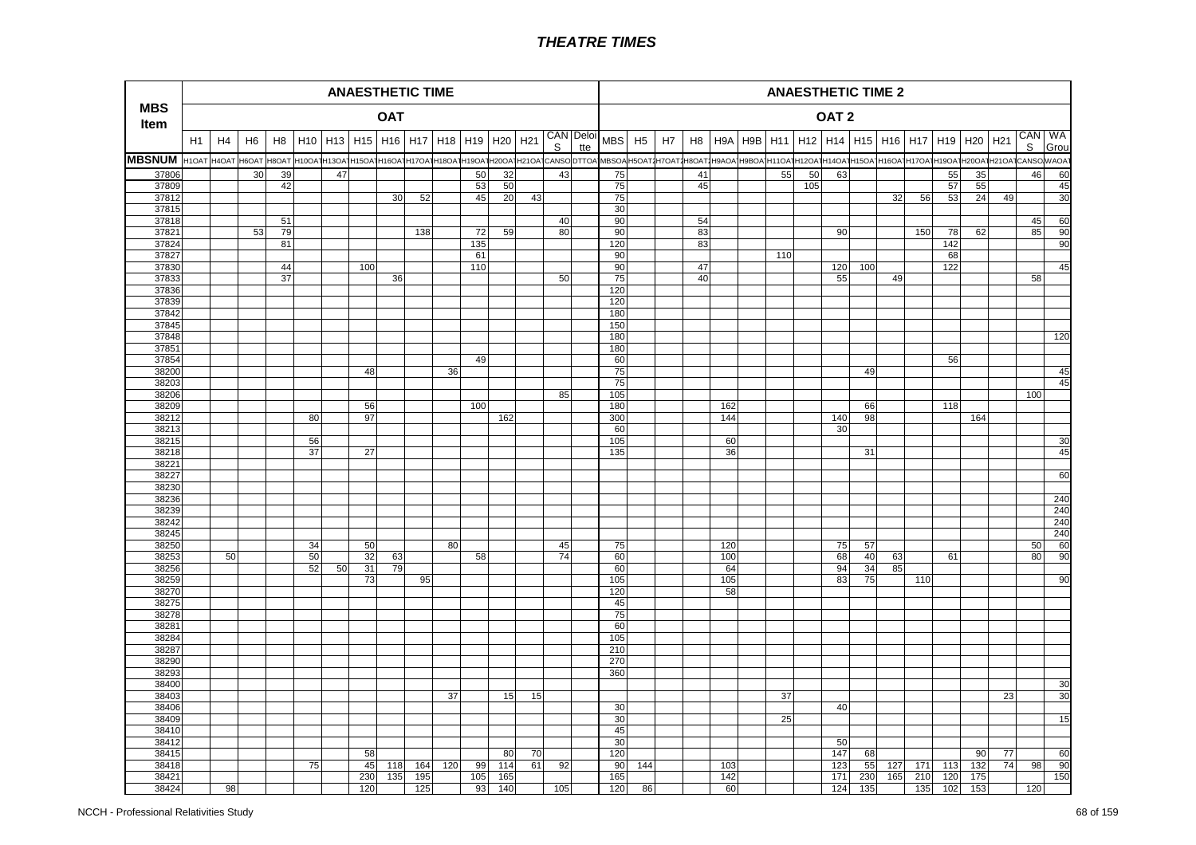# THEATRE TIMES

| MBS Item | ANAESTHETIC TIME | | | | | | | | | | | | | | | ANAESTHETIC TIME 2 | | | | | | | | | | | | | | | | |
|---|---|---|---|---|---|---|---|---|---|---|---|---|---|---|---|---|---|---|---|---|---|---|---|---|---|---|---|---|---|---|---|---|
| | OAT | | | | | | | | | | | | | | | OAT 2 | | | | | | | | | | | | | | | | |
| | H1 | H4 | H6 | H8 | H10 | H13 | H15 | H16 | H17 | H18 | H19 | H20 | H21 | CANS | Deloitte | MBS | H5 | H7 | H8 | H9A | H9B | H11 | H12 | H14 | H15 | H16 | H17 | H19 | H20 | H21 | CANS | WA Grou |
| MBSNUM | H1OAT | H4OAT | H6OAT | H8OAT | H10OAT | H13OAT | H15OAT | H16OAT | H17OAT | H18OAT | H19OAT | H20OAT | H21OAT | CANSO | DTTOA | MBSOA | H5OAT2 | H7OAT2 | H8OAT2 | H9AOA | H9BOA | H11OAT | H12OAT | H14OAT | H15OAT | H16OAT | H17OAT | H19OAT | H20OAT | H21OAT | CANSO | WAOAT |
| 37806 | | | 30 | 39 | | 47 | | | | | 50 | 32 | | 43 | | 75 | | | 41 | | | 55 | 50 | 63 | | | | 55 | 35 | | 46 | 60 |
| 37809 | | | | 42 | | | | | | | 53 | 50 | | | | 75 | | | 45 | | | | 105 | | | | | 57 | 55 | | | 45 |
| 37812 | | | | | | | | 30 | 52 | | 45 | 20 | 43 | | | 75 | | | | | | | | | | 32 | 56 | 53 | 24 | 49 | | 30 |
| 37815 | | | | | | | | | | | | | | | | 30 | | | | | | | | | | | | | | | | |
| 37818 | | | | 51 | | | | | | | | | | 40 | | 90 | | | 54 | | | | | | | | | | | | 45 | 60 |
| 37821 | | | 53 | 79 | | | | | | 138 | 72 | 59 | | 80 | | 90 | | | 83 | | | | | 90 | | | 150 | 78 | 62 | | 85 | 90 |
| 37824 | | | | 81 | | | | | | | 135 | | | | | 120 | | | 83 | | | | | | | | | 142 | | | | 90 |
| 37827 | | | | | | | | | | | 61 | | | | | 90 | | | | | | 110 | | | | | | 68 | | | | |
| 37830 | | | | 44 | | | 100 | | | | 110 | | | | | 90 | | | 47 | | | | | 120 | 100 | | | 122 | | | | 45 |
| 37833 | | | | 37 | | | | 36 | | | | | | 50 | | 75 | | | 40 | | | | | 55 | | 49 | | | | | 58 | |
| 37836 | | | | | | | | | | | | | | | | 120 | | | | | | | | | | | | | | | | |
| 37839 | | | | | | | | | | | | | | | | 120 | | | | | | | | | | | | | | | | |
| 37842 | | | | | | | | | | | | | | | | 180 | | | | | | | | | | | | | | | | |
| 37845 | | | | | | | | | | | | | | | | 150 | | | | | | | | | | | | | | | | |
| 37848 | | | | | | | | | | | | | | | | 180 | | | | | | | | | | | | | | | | 120 |
| 37851 | | | | | | | | | | | | | | | | 180 | | | | | | | | | | | | | | | | |
| 37854 | | | | | | | | | | | 49 | | | | | 60 | | | | | | | | | | | | 56 | | | | |
| 38200 | | | | | | | 48 | | | 36 | | | | | | 75 | | | | | | | | | 49 | | | | | | | 45 |
| 38203 | | | | | | | | | | | | | | | | 75 | | | | | | | | | | | | | | | | 45 |
| 38206 | | | | | | | | | | | | | | 85 | | 105 | | | | | | | | | | | | | | | 100 | |
| 38209 | | | | | | | 56 | | | | 100 | | | | | 180 | | | | 162 | | | | | 66 | | | 118 | | | | |
| 38212 | | | | | 80 | | 97 | | | | | 162 | | | | 300 | | | | 144 | | | | 140 | 98 | | | | 164 | | | |
| 38213 | | | | | | | | | | | | | | | | 60 | | | | | | | | 30 | | | | | | | | |
| 38215 | | | | | 56 | | | | | | | | | | | 105 | | | | 60 | | | | | | | | | | | | 30 |
| 38218 | | | | | 37 | | 27 | | | | | | | | | 135 | | | | 36 | | | | | 31 | | | | | | | 45 |
| 38221 | | | | | | | | | | | | | | | | | | | | | | | | | | | | | | | | |
| 38227 | | | | | | | | | | | | | | | | | | | | | | | | | | | | | | | | 60 |
| 38230 | | | | | | | | | | | | | | | | | | | | | | | | | | | | | | | | |
| 38236 | | | | | | | | | | | | | | | | | | | | | | | | | | | | | | | | 240 |
| 38239 | | | | | | | | | | | | | | | | | | | | | | | | | | | | | | | | 240 |
| 38242 | | | | | | | | | | | | | | | | | | | | | | | | | | | | | | | | 240 |
| 38245 | | | | | | | | | | | | | | | | | | | | | | | | | | | | | | | | 240 |
| 38250 | | | | | 34 | | 50 | | | 80 | | | | 45 | | 75 | | | | 120 | | | | 75 | 57 | | | | | | 50 | 60 |
| 38253 | | 50 | | | 50 | | 32 | 63 | | | 58 | | | 74 | | 60 | | | | 100 | | | | 68 | 40 | 63 | | 61 | | | 80 | 90 |
| 38256 | | | | | 52 | 50 | 31 | 79 | | | | | | | | 60 | | | | 64 | | | | 94 | 34 | 85 | | | | | | |
| 38259 | | | | | | | 73 | | 95 | | | | | | | 105 | | | | 105 | | | | 83 | 75 | | 110 | | | | | 90 |
| 38270 | | | | | | | | | | | | | | | | 120 | | | | 58 | | | | | | | | | | | | |
| 38275 | | | | | | | | | | | | | | | | 45 | | | | | | | | | | | | | | | | |
| 38278 | | | | | | | | | | | | | | | | 75 | | | | | | | | | | | | | | | | |
| 38281 | | | | | | | | | | | | | | | | 60 | | | | | | | | | | | | | | | | |
| 38284 | | | | | | | | | | | | | | | | 105 | | | | | | | | | | | | | | | | |
| 38287 | | | | | | | | | | | | | | | | 210 | | | | | | | | | | | | | | | | |
| 38290 | | | | | | | | | | | | | | | | 270 | | | | | | | | | | | | | | | | |
| 38293 | | | | | | | | | | | | | | | | 360 | | | | | | | | | | | | | | | | |
| 38400 | | | | | | | | | | | | | | | | | | | | | | | | | | | | | | | | 30 |
| 38403 | | | | | | | | | | 37 | | 15 | 15 | | | | | | | | | 37 | | | | | | | | 23 | | 30 |
| 38406 | | | | | | | | | | | | | | | | 30 | | | | | | | | 40 | | | | | | | | |
| 38409 | | | | | | | | | | | | | | | | 30 | | | | | | 25 | | | | | | | | | | 15 |
| 38410 | | | | | | | | | | | | | | | | 45 | | | | | | | | | | | | | | | | |
| 38412 | | | | | | | | | | | | | | | | 30 | | | | | | | | 50 | | | | | | | | |
| 38415 | | | | | | | 58 | | | | | 80 | 70 | | | 120 | | | | | | | | 147 | 68 | | | | 90 | 77 | | 60 |
| 38418 | | | | | 75 | | 45 | 118 | 164 | 120 | 99 | 114 | 61 | 92 | | 90 | 144 | | | 103 | | | | 123 | 55 | 127 | 171 | 113 | 132 | 74 | 98 | 90 |
| 38421 | | | | | | | 230 | 135 | 195 | | 105 | 165 | | | | 165 | | | | 142 | | | | 171 | 230 | 165 | 210 | 120 | 175 | | | 150 |
| 38424 | | 98 | | | | | 120 | | 125 | | 93 | 140 | | 105 | | 120 | 86 | | | 60 | | | | 124 | 135 | | 135 | 102 | 153 | | 120 | |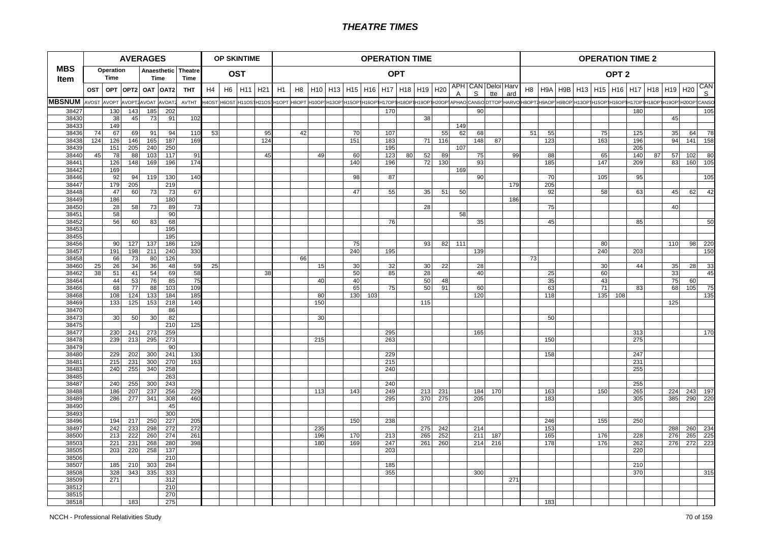# THEATRE TIMES

| MBS Item | AVERAGES | | | | | | OP SKINTIME | | | | OPERATION TIME | | | | | | | | | | | | | | OPERATION TIME 2 | | | | | | | | | | |
|---|---|---|---|---|---|---|---|---|---|---|---|---|---|---|---|---|---|---|---|---|---|---|---|---|---|---|---|---|---|---|---|---|---|---|---|
| | Operation Time | | Anaesthetic Time | | Theatre Time | | OST | | | | OPT | | | | | | | | | | | | | | OPT 2 | | | | | | | | | | |
| | OST | OPT | OPT2 | OAT | OAT2 | THT | H4 | H6 | H11 | H21 | H1 | H8 | H10 | H13 | H15 | H16 | H17 | H18 | H19 | H20 | APHA | CANS | Deloitte | Harvard | H8 | H9A | H9B | H13 | H15 | H16 | H17 | H18 | H19 | H20 | CANS |
| MBSNUM | AVOST | AVOPT | AVOPT2 | AVOAT | AVOAT2 | AVTHT | H4OST | H6OST | H11OST | H21OST | H1OPT | H8OPT | H10OPT | H13OPT | H15OPT | H16OPT | H17OPT | H18OPT | H19OPT | H20OPT | APHAO | CANSO | DTTOP | HARVO | H8OPT2 | H9AOP | H9BOP | H13OPT | H15OPT | H16OPT | H17OPT | H18OPT | H19OPT | H20OPT | CANSO |
| 38427 | | 130 | 143 | 185 | 202 | | | | | | | | | | | | 170 | | | | | 90 | | | | | | | | | 180 | | | | 105 |
| 38430 | | 38 | 45 | 73 | 91 | 102 | | | | | | | | | | | | | 38 | | | | | | | | | | | | | | 45 | | |
| 38433 | | 149 | | | | | | | | | | | | | | | | | | | 149 | | | | | | | | | | | | | | |
| 38436 | 74 | 67 | 69 | 91 | 94 | 110 | 53 | | | 95 | | 42 | | | 70 | | 107 | | | 55 | 62 | 68 | | | 51 | 55 | | | 75 | | 125 | | 35 | 64 | 78 |
| 38438 | 124 | 126 | 146 | 165 | 187 | 169 | | | | 124 | | | | | 151 | | 183 | | 71 | 116 | | 148 | 87 | | | 123 | | | 163 | | 196 | | 94 | 141 | 158 |
| 38439 | | 151 | 205 | 240 | 250 | | | | | | | | | | | | 195 | | | | 107 | | | | | | | | | | 205 | | | | |
| 38440 | 45 | 78 | 88 | 103 | 117 | 91 | | | | 45 | | | 49 | | 60 | | 123 | 80 | 52 | 89 | | 75 | | 99 | | 88 | | | 65 | | 140 | 87 | 57 | 102 | 80 |
| 38441 | | 126 | 148 | 169 | 196 | 174 | | | | | | | | | 140 | | 196 | | 72 | 130 | | 93 | | | | 185 | | | 147 | | 209 | | 83 | 160 | 105 |
| 38442 | | 169 | | | | | | | | | | | | | | | | | | | 169 | | | | | | | | | | | | | | |
| 38446 | | 92 | 94 | 119 | 130 | 140 | | | | | | | | | 98 | | 87 | | | | | 90 | | | | 70 | | | 105 | | 95 | | | | 105 |
| 38447 | | 179 | 205 | | 219 | | | | | | | | | | | | | | | | | | | 179 | | 205 | | | | | | | | | |
| 38448 | | 47 | 60 | 73 | 73 | 67 | | | | | | | | | 47 | | 55 | | 35 | 51 | 50 | | | | | 92 | | | 58 | | 63 | | 45 | 62 | 42 |
| 38449 | | 186 | | | 180 | | | | | | | | | | | | | | | | | | | 186 | | | | | | | | | | | |
| 38450 | | 28 | 58 | 73 | 89 | 73 | | | | | | | | | | | | | 28 | | | | | | | 75 | | | | | | | 40 | | |
| 38451 | | 58 | | | 90 | | | | | | | | | | | | | | | | 58 | | | | | | | | | | | | | | |
| 38452 | | 56 | 60 | 83 | 68 | | | | | | | | | | | | 76 | | | | | 35 | | | | 45 | | | | | 85 | | | | 50 |
| 38453 | | | | | 195 | | | | | | | | | | | | | | | | | | | | | | | | | | | | | | |
| 38455 | | | | | 195 | | | | | | | | | | | | | | | | | | | | | | | | | | | | | | |
| 38456 | | 90 | 127 | 137 | 186 | 129 | | | | | | | | | 75 | | | | 93 | 82 | 111 | | | | | | | | 80 | | | | 110 | 98 | 220 |
| 38457 | | 191 | 198 | 211 | 240 | 330 | | | | | | | | | 240 | | 195 | | | | | 139 | | | | | | | 240 | | 203 | | | | 150 |
| 38458 | | 66 | 73 | 80 | 126 | | | | | | | 66 | | | | | | | | | | | | | 73 | | | | | | | | | | |
| 38460 | 25 | 26 | 34 | 36 | 48 | 59 | 25 | | | | | | 15 | | 30 | | 32 | | 30 | 22 | | 28 | | | | | | | 30 | | 44 | | 35 | 28 | 33 |
| 38462 | 38 | 51 | 41 | 54 | 69 | 58 | | | | 38 | | | | | 50 | | 85 | | 28 | | | 40 | | | | 25 | | | 60 | | | | 33 | | 45 |
| 38464 | | 44 | 53 | 76 | 85 | 75 | | | | | | | 40 | | 40 | | | | 50 | 48 | | | | | | 35 | | | 43 | | | | 75 | 60 | |
| 38466 | | 68 | 77 | 88 | 103 | 109 | | | | | | | | | 65 | | 75 | | 50 | 91 | | 60 | | | | 63 | | | 71 | | 83 | | 68 | 105 | 75 |
| 38468 | | 108 | 124 | 133 | 184 | 185 | | | | | | | 80 | | 130 | 103 | | | | | | 120 | | | | 118 | | | 135 | 108 | | | | | 135 |
| 38469 | | 133 | 125 | 153 | 218 | 140 | | | | | | | 150 | | | | | | 115 | | | | | | | | | | | | | | 125 | | |
| 38470 | | | | | 86 | | | | | | | | | | | | | | | | | | | | | | | | | | | | | | |
| 38473 | | 30 | 50 | 30 | 82 | | | | | | | | 30 | | | | | | | | | | | | | 50 | | | | | | | | | |
| 38475 | | | | | 210 | 125 | | | | | | | | | | | | | | | | | | | | | | | | | | | | | |
| 38477 | | 230 | 241 | 273 | 259 | | | | | | | | | | | | 295 | | | | | 165 | | | | | | | | | 313 | | | | 170 |
| 38478 | | 239 | 213 | 295 | 273 | | | | | | | | 215 | | | | 263 | | | | | | | | | 150 | | | | | 275 | | | | |
| 38479 | | | | | 90 | | | | | | | | | | | | | | | | | | | | | | | | | | | | | | |
| 38480 | | 229 | 202 | 300 | 241 | 130 | | | | | | | | | | | 229 | | | | | | | | | 158 | | | | | 247 | | | | |
| 38481 | | 215 | 231 | 300 | 270 | 163 | | | | | | | | | | | 215 | | | | | | | | | | | | | | 231 | | | | |
| 38483 | | 240 | 255 | 340 | 258 | | | | | | | | | | | | 240 | | | | | | | | | | | | | | 255 | | | | |
| 38485 | | | | | 263 | | | | | | | | | | | | | | | | | | | | | | | | | | | | | | |
| 38487 | | 240 | 255 | 300 | 243 | | | | | | | | | | | | 240 | | | | | | | | | | | | | | 255 | | | | |
| 38488 | | 186 | 207 | 237 | 256 | 229 | | | | | | | 113 | | 143 | | 249 | | 213 | 231 | | 184 | 170 | | | 163 | | | 150 | | 265 | | 224 | 243 | 197 |
| 38489 | | 286 | 277 | 341 | 308 | 460 | | | | | | | | | | | 295 | | 370 | 275 | | 205 | | | | 183 | | | | | 305 | | 385 | 290 | 220 |
| 38490 | | | | | 45 | | | | | | | | | | | | | | | | | | | | | | | | | | | | | | |
| 38493 | | | | | 300 | | | | | | | | | | | | | | | | | | | | | | | | | | | | | | |
| 38496 | | 194 | 217 | 250 | 227 | 205 | | | | | | | | | 150 | | 238 | | | | | | | | | 246 | | | 155 | | 250 | | | | |
| 38497 | | 242 | 233 | 298 | 272 | 272 | | | | | | | 235 | | | | | | 275 | 242 | | 214 | | | | 153 | | | | | | | 288 | 260 | 234 |
| 38500 | | 213 | 222 | 260 | 274 | 261 | | | | | | | 196 | | 170 | | 213 | | 265 | 252 | | 211 | 187 | | | 165 | | | 176 | | 228 | | 276 | 265 | 225 |
| 38503 | | 221 | 231 | 268 | 280 | 398 | | | | | | | 180 | | 169 | | 247 | | 261 | 260 | | 214 | 216 | | | 178 | | | 176 | | 262 | | 276 | 272 | 223 |
| 38505 | | 203 | 220 | 258 | 137 | | | | | | | | | | | | 203 | | | | | | | | | | | | | | 220 | | | | |
| 38506 | | | | | 210 | | | | | | | | | | | | | | | | | | | | | | | | | | | | | | |
| 38507 | | 185 | 210 | 303 | 284 | | | | | | | | | | | | 185 | | | | | | | | | | | | | | 210 | | | | |
| 38508 | | 328 | 343 | 335 | 333 | | | | | | | | | | | | 355 | | | | | 300 | | | | | | | | | 370 | | | | 315 |
| 38509 | | 271 | | | 312 | | | | | | | | | | | | | | | | | | | 271 | | | | | | | | | | | |
| 38512 | | | | | 210 | | | | | | | | | | | | | | | | | | | | | | | | | | | | | | |
| 38515 | | | | | 270 | | | | | | | | | | | | | | | | | | | | | | | | | | | | | | |
| 38518 | | | 183 | | 275 | | | | | | | | | | | | | | | | | | | | | 183 | | | | | | | | | |

NCCH - Professional Relativities Study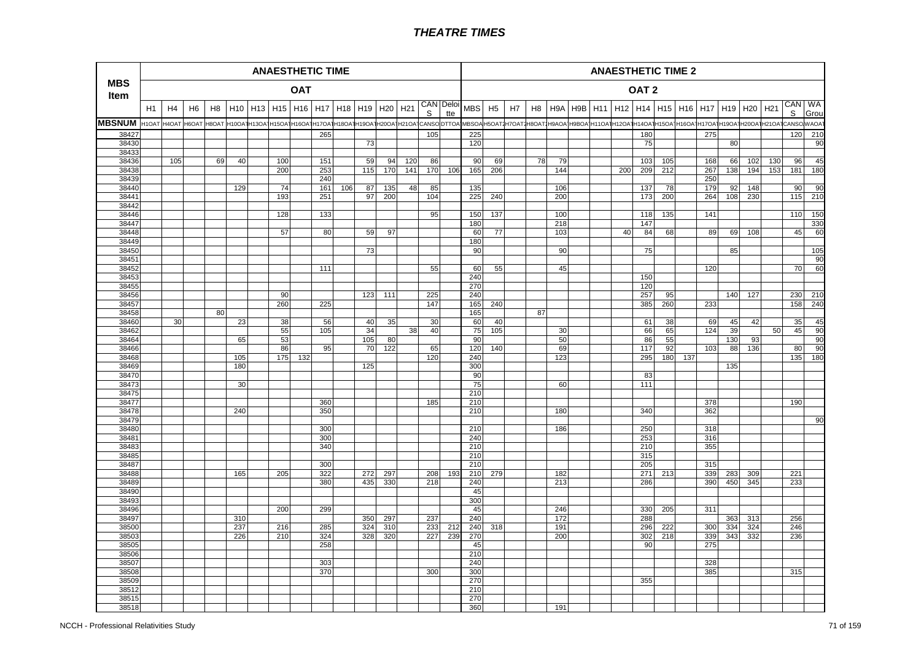# THEATRE TIMES

| MBS Item | ANAESTHETIC TIME | | | | | | | | | | | | | | | ANAESTHETIC TIME 2 | | | | | | | | | | | | | | | | | | | | |
|---|---|---|---|---|---|---|---|---|---|---|---|---|---|---|---|---|---|---|---|---|---|---|---|---|---|---|---|---|---|---|---|---|---|---|---|---|
| | OAT | | | | | | | | | | | | | | | OAT 2 | | | | | | | | | | | | | | | | | | | | |
| | H1 | H4 | H6 | H8 | H10 | H13 | H15 | H16 | H17 | H18 | H19 | H20 | H21 | CANS | Deloitte | MBS | H5 | H7 | H8 | H9A | H9B | H11 | H12 | H14 | H15 | H16 | H17 | H19 | H20 | H21 | CANS | WA Grou |
| MBSNUM | H1OAT | H4OAT | H6OAT | H8OAT | H10OAT | H13OAT | H15OAT | H16OAT | H17OAT | H18OAT | H19OAT | H20OAT | H21OAT | CANSO | DTTOA | MBSOA | H5OAT2 | H7OAT2 | H8OAT2 | H9AOA | H9BOA | H11OAT | H12OAT | H14OAT | H15OAT | H16OAT | H17OAT | H19OAT | H20OAT | H21OAT | CANSO | WAOAT |
| 38427 | | | | | | | | | 265 | | | | | 105 | | 225 | | | | | | | | 180 | | | 275 | | | | 120 | 210 |
| 38430 | | | | | | | | | | | 73 | | | | | 120 | | | | | | | | 75 | | | | 80 | | | | 90 |
| 38433 | | | | | | | | | | | | | | | | | | | | | | | | | | | | | | | | |
| 38436 | | 105 | | 69 | 40 | | 100 | | 151 | | 59 | 94 | 120 | 86 | | 90 | 69 | | 78 | 79 | | | | 103 | 105 | | 168 | 66 | 102 | 130 | 96 | 45 |
| 38438 | | | | | | | 200 | | 253 | | 115 | 170 | 141 | 170 | 106 | 165 | 206 | | | 144 | | | 200 | 209 | 212 | | 267 | 138 | 194 | 153 | 181 | 180 |
| 38439 | | | | | | | | | 240 | | | | | | | | | | | | | | | | | | 250 | | | | | |
| 38440 | | | | | 129 | | 74 | | 161 | 106 | 87 | 135 | 48 | 85 | | 135 | | | | 106 | | | | 137 | 78 | | 179 | 92 | 148 | | 90 | 90 |
| 38441 | | | | | | | 193 | | 251 | | 97 | 200 | | 104 | | 225 | 240 | | | 200 | | | | 173 | 200 | | 264 | 108 | 230 | | 115 | 210 |
| 38442 | | | | | | | | | | | | | | | | | | | | | | | | | | | | | | | | |
| 38446 | | | | | | | 128 | | 133 | | | | | 95 | | 150 | 137 | | | 100 | | | | 118 | 135 | | 141 | | | | 110 | 150 |
| 38447 | | | | | | | | | | | | | | | | 180 | | | | 218 | | | | 147 | | | | | | | | 330 |
| 38448 | | | | | | | 57 | | 80 | | 59 | 97 | | | | 60 | 77 | | | 103 | | | 40 | 84 | 68 | | 89 | 69 | 108 | | 45 | 60 |
| 38449 | | | | | | | | | | | | | | | | 180 | | | | | | | | | | | | | | | | |
| 38450 | | | | | | | | | | | 73 | | | | | 90 | | | | 90 | | | | 75 | | | | 85 | | | | 105 |
| 38451 | | | | | | | | | | | | | | | | | | | | | | | | | | | | | | | | 90 |
| 38452 | | | | | | | | | 111 | | | | | 55 | | 60 | 55 | | | 45 | | | | | | | 120 | | | | 70 | 60 |
| 38453 | | | | | | | | | | | | | | | | 240 | | | | | | | | 150 | | | | | | | | |
| 38455 | | | | | | | | | | | | | | | | 270 | | | | | | | | 120 | | | | | | | | |
| 38456 | | | | | | | 90 | | | | 123 | 111 | | 225 | | 240 | | | | | | | | 257 | 95 | | | 140 | 127 | | 230 | 210 |
| 38457 | | | | | | | 260 | | 225 | | | | | 147 | | 165 | 240 | | | | | | | 385 | 260 | | 233 | | | | 158 | 240 |
| 38458 | | | | 80 | | | | | | | | | | | | 165 | | | 87 | | | | | | | | | | | | | |
| 38460 | | 30 | | | 23 | | 38 | | 56 | | 40 | 35 | | 30 | | 60 | 40 | | | | | | | 61 | 38 | | 69 | 45 | 42 | | 35 | 45 |
| 38462 | | | | | | | 55 | | 105 | | 34 | | 38 | 40 | | 75 | 105 | | | 30 | | | | 66 | 65 | | 124 | 39 | | 50 | 45 | 90 |
| 38464 | | | | | 65 | | 53 | | | | 105 | 80 | | | | 90 | | | | 50 | | | | 86 | 55 | | | 130 | 93 | | | 90 |
| 38466 | | | | | | | 86 | | 95 | | 70 | 122 | | 65 | | 120 | 140 | | | 69 | | | | 117 | 92 | | 103 | 88 | 136 | | 80 | 90 |
| 38468 | | | | | 105 | | 175 | 132 | | | | | | 120 | | 240 | | | | 123 | | | | 295 | 180 | 137 | | | | | 135 | 180 |
| 38469 | | | | | 180 | | | | | | 125 | | | | | 300 | | | | | | | | | | | | 135 | | | | |
| 38470 | | | | | | | | | | | | | | | | 90 | | | | | | | | 83 | | | | | | | | |
| 38473 | | | | | 30 | | | | | | | | | | | 75 | | | | 60 | | | | 111 | | | | | | | | |
| 38475 | | | | | | | | | | | | | | | | 210 | | | | | | | | | | | | | | | | |
| 38477 | | | | | | | | | 360 | | | | | 185 | | 210 | | | | | | | | | | | 378 | | | | 190 | |
| 38478 | | | | | 240 | | | | 350 | | | | | | | 210 | | | | 180 | | | | 340 | | | 362 | | | | | |
| 38479 | | | | | | | | | | | | | | | | | | | | | | | | | | | | | | | | 90 |
| 38480 | | | | | | | | | 300 | | | | | | | 210 | | | | 186 | | | | 250 | | | 318 | | | | | |
| 38481 | | | | | | | | | 300 | | | | | | | 240 | | | | | | | | 253 | | | 316 | | | | | |
| 38483 | | | | | | | | | 340 | | | | | | | 210 | | | | | | | | 210 | | | 355 | | | | | |
| 38485 | | | | | | | | | | | | | | | | 210 | | | | | | | | 315 | | | | | | | | |
| 38487 | | | | | | | | | 300 | | | | | | | 210 | | | | | | | | 205 | | | 315 | | | | | |
| 38488 | | | | | 165 | | 205 | | 322 | | 272 | 297 | | 208 | 193 | 210 | 279 | | | 182 | | | | 271 | 213 | | 339 | 283 | 309 | | 221 | |
| 38489 | | | | | | | | | 380 | | 435 | 330 | | 218 | | 240 | | | | 213 | | | | 286 | | | 390 | 450 | 345 | | 233 | |
| 38490 | | | | | | | | | | | | | | | | 45 | | | | | | | | | | | | | | | | |
| 38493 | | | | | | | | | | | | | | | | 300 | | | | | | | | | | | | | | | | |
| 38496 | | | | | | | 200 | | 299 | | | | | | | 45 | | | | 246 | | | | 330 | 205 | | 311 | | | | | |
| 38497 | | | | | 310 | | | | | | 350 | 297 | | 237 | | 240 | | | | 172 | | | | 288 | | | | 363 | 313 | | 256 | |
| 38500 | | | | | 237 | | 216 | | 285 | | 324 | 310 | | 233 | 212 | 240 | 318 | | | 191 | | | | 296 | 222 | | 300 | 334 | 324 | | 246 | |
| 38503 | | | | | 226 | | 210 | | 324 | | 328 | 320 | | 227 | 239 | 270 | | | | 200 | | | | 302 | 218 | | 339 | 343 | 332 | | 236 | |
| 38505 | | | | | | | | | 258 | | | | | | | 45 | | | | | | | | 90 | | | 275 | | | | | |
| 38506 | | | | | | | | | | | | | | | | 210 | | | | | | | | | | | | | | | | |
| 38507 | | | | | | | | | 303 | | | | | | | 240 | | | | | | | | | | | 328 | | | | | |
| 38508 | | | | | | | | | 370 | | | | | 300 | | 300 | | | | | | | | | | | 385 | | | | 315 | |
| 38509 | | | | | | | | | | | | | | | | 270 | | | | | | | | 355 | | | | | | | | |
| 38512 | | | | | | | | | | | | | | | | 210 | | | | | | | | | | | | | | | | |
| 38515 | | | | | | | | | | | | | | | | 270 | | | | | | | | | | | | | | | | |
| 38518 | | | | | | | | | | | | | | | | 360 | | | | 191 | | | | | | | | | | | | |

NCCH - Professional Relativities Study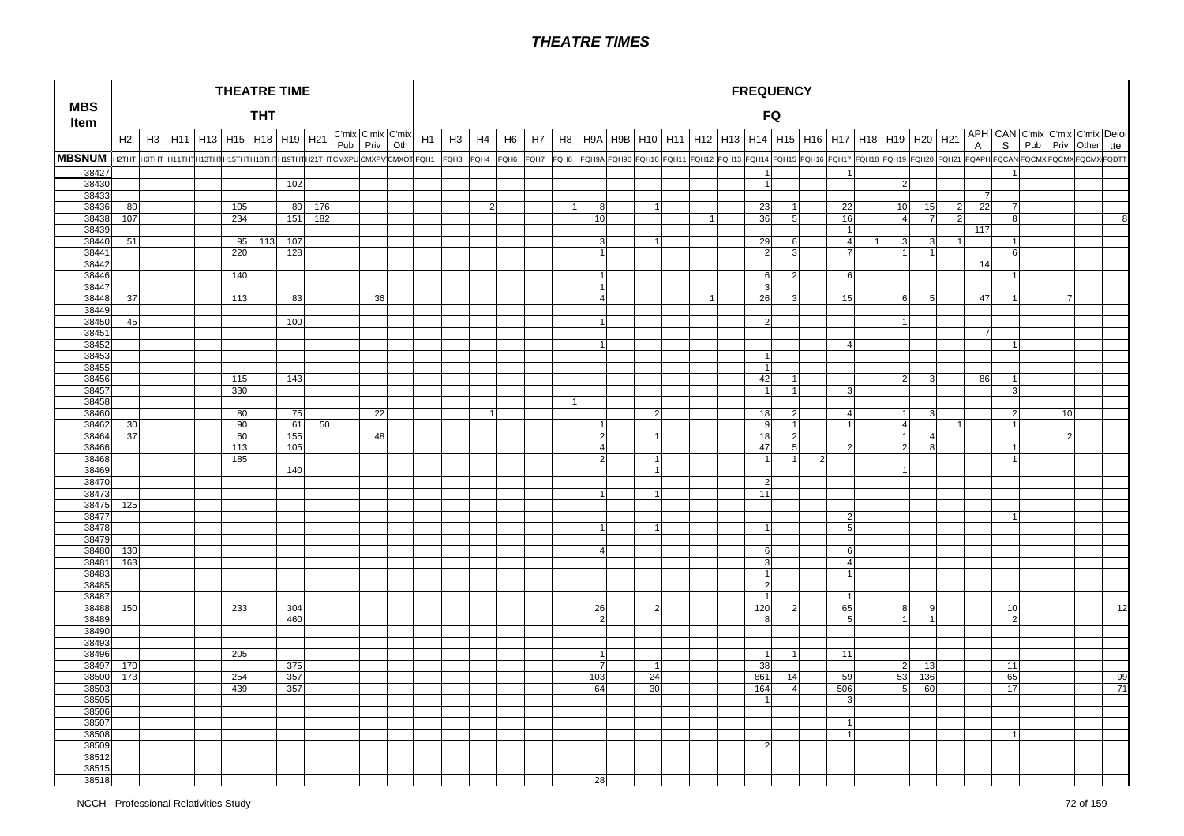# THEATRE TIMES

| MBS Item | THEATRE TIME | | | | | | | | | | | FREQUENCY | | | | | | | | | | | | | | | | | | | | | | | | | | |
|---|---|---|---|---|---|---|---|---|---|---|---|---|---|---|---|---|---|---|---|---|---|---|---|---|---|---|---|---|---|---|---|---|---|---|---|---|---|---|
| | THT | | | | | | | | | | | FQ | | | | | | | | | | | | | | | | | | | | | | | | | | |
| | H2 | H3 | H11 | H13 | H15 | H18 | H19 | H21 | C'mix Pub | C'mix Priv | C'mix Oth | H1 | H3 | H4 | H6 | H7 | H8 | H9A | H9B | H10 | H11 | H12 | H13 | H14 | H15 | H16 | H17 | H18 | H19 | H20 | H21 | APH A | CAN S | C'mix Pub | C'mix Priv | C'mix Other | Deloi tte |
| MBSNUM | H2THT | H3THT | H11THT | H13THT | H15THT | H18THT | H19THT | H21THT | CMXPUB | CMXPVT | CMXOTH | FQH1 | FQH3 | FQH4 | FQH6 | FQH7 | FQH8 | FQH9A | FQH9B | FQH10 | FQH11 | FQH12 | FQH13 | FQH14 | FQH15 | FQH16 | FQH17 | FQH18 | FQH19 | FQH20 | FQH21 | FQAPHA | FQCANS | FQCMXPUB | FQCMXPVT | FQCMXOTH | FQDTT |
| 38427 | | | | | | | | | | | | | | | | | | | | | | | | 1 | | | 1 | | | | | | 1 | | | | |
| 38430 | | | | | | | 102 | | | | | | | | | | | | | | | | | 1 | | | | | 2 | | | | | | | | |
| 38433 | | | | | | | | | | | | | | | | | | | | | | | | | | | | | | | | 7 | | | | | |
| 38436 | 80 | | | | 105 | | 80 | 176 | | | | | | 2 | | | 1 | 8 | | 1 | | | | 23 | 1 | | 22 | | 10 | 15 | 2 | 22 | 7 | | | | |
| 38438 | 107 | | | | 234 | | 151 | 182 | | | | | | | | | | 10 | | | | 1 | | 36 | 5 | | 16 | | 4 | 7 | 2 | | 8 | | | | 8 |
| 38439 | | | | | | | | | | | | | | | | | | | | | | | | | | | 1 | | | | | 117 | | | | | |
| 38440 | 51 | | | | 95 | 113 | 107 | | | | | | | | | | | 3 | | 1 | | | | 29 | 6 | | 4 | 1 | 3 | 3 | 1 | | 1 | | | | |
| 38441 | | | | | 220 | | 128 | | | | | | | | | | | 1 | | | | | | 2 | 3 | | 7 | | 1 | 1 | | | 6 | | | | |
| 38442 | | | | | | | | | | | | | | | | | | | | | | | | | | | | | | | | 14 | | | | | |
| 38446 | | | | | 140 | | | | | | | | | | | | | 1 | | | | | | 6 | 2 | | 6 | | | | | | 1 | | | | |
| 38447 | | | | | | | | | | | | | | | | | | 1 | | | | | | 3 | | | | | | | | | | | | | |
| 38448 | 37 | | | | 113 | | 83 | | | 36 | | | | | | | | 4 | | | | 1 | | 26 | 3 | | 15 | | 6 | 5 | | 47 | 1 | | 7 | | |
| 38449 | | | | | | | | | | | | | | | | | | | | | | | | | | | | | | | | | | | | | |
| 38450 | 45 | | | | | | 100 | | | | | | | | | | | 1 | | | | | | 2 | | | | | 1 | | | | | | | | |
| 38451 | | | | | | | | | | | | | | | | | | | | | | | | | | | | | | | | 7 | | | | | |
| 38452 | | | | | | | | | | | | | | | | | | 1 | | | | | | | | | 4 | | | | | | 1 | | | | |
| 38453 | | | | | | | | | | | | | | | | | | | | | | | | 1 | | | | | | | | | | | | | |
| 38455 | | | | | | | | | | | | | | | | | | | | | | | | 1 | | | | | | | | | | | | | |
| 38456 | | | | | 115 | | 143 | | | | | | | | | | | | | | | | | 42 | 1 | | | | 2 | 3 | | 86 | 1 | | | | |
| 38457 | | | | | 330 | | | | | | | | | | | | | | | | | | | 1 | 1 | | 3 | | | | | | 3 | | | | |
| 38458 | | | | | | | | | | | | | | | | | 1 | | | | | | | | | | | | | | | | | | | | |
| 38460 | | | | | 80 | | 75 | | | 22 | | | | 1 | | | | | | 2 | | | | 18 | 2 | | 4 | | 1 | 3 | | | 2 | | 10 | | |
| 38462 | 30 | | | | 90 | | 61 | 50 | | | | | | | | | | 1 | | | | | | 9 | 1 | | 1 | | 4 | | 1 | | 1 | | | | |
| 38464 | 37 | | | | 60 | | 155 | | | 48 | | | | | | | | 2 | | 1 | | | | 18 | 2 | | | | 1 | 4 | | | | | 2 | | |
| 38466 | | | | | 113 | | 105 | | | | | | | | | | | 4 | | | | | | 47 | 5 | | 2 | | 2 | 8 | | | 1 | | | | |
| 38468 | | | | | 185 | | | | | | | | | | | | | 2 | | 1 | | | | 1 | 1 | 2 | | | | | | | 1 | | | | |
| 38469 | | | | | | | 140 | | | | | | | | | | | | | 1 | | | | | | | | | 1 | | | | | | | | |
| 38470 | | | | | | | | | | | | | | | | | | | | | | | | 2 | | | | | | | | | | | | | |
| 38473 | | | | | | | | | | | | | | | | | | 1 | | 1 | | | | 11 | | | | | | | | | | | | | |
| 38475 | 125 | | | | | | | | | | | | | | | | | | | | | | | | | | | | | | | | | | | | |
| 38477 | | | | | | | | | | | | | | | | | | | | | | | | | | | 2 | | | | | | 1 | | | | |
| 38478 | | | | | | | | | | | | | | | | | | 1 | | 1 | | | | 1 | | | 5 | | | | | | | | | | |
| 38479 | | | | | | | | | | | | | | | | | | | | | | | | | | | | | | | | | | | | | |
| 38480 | 130 | | | | | | | | | | | | | | | | | 4 | | | | | | 6 | | | 6 | | | | | | | | | | |
| 38481 | 163 | | | | | | | | | | | | | | | | | | | | | | | 3 | | | 4 | | | | | | | | | | |
| 38483 | | | | | | | | | | | | | | | | | | | | | | | | 1 | | | 1 | | | | | | | | | | |
| 38485 | | | | | | | | | | | | | | | | | | | | | | | | 2 | | | | | | | | | | | | | |
| 38487 | | | | | | | | | | | | | | | | | | | | | | | | 1 | | | 1 | | | | | | | | | | |
| 38488 | 150 | | | | 233 | | 304 | | | | | | | | | | | 26 | | 2 | | | | 120 | 2 | | 65 | | 8 | 9 | | | 10 | | | | 12 |
| 38489 | | | | | | | 460 | | | | | | | | | | | 2 | | | | | | 8 | | | 5 | | 1 | 1 | | | 2 | | | | |
| 38490 | | | | | | | | | | | | | | | | | | | | | | | | | | | | | | | | | | | | | |
| 38493 | | | | | | | | | | | | | | | | | | | | | | | | | | | | | | | | | | | | | |
| 38496 | | | | | 205 | | | | | | | | | | | | | 1 | | | | | | 1 | 1 | | 11 | | | | | | | | | | |
| 38497 | 170 | | | | | | 375 | | | | | | | | | | | 7 | | 1 | | | | 38 | | | | | 2 | 13 | | | 11 | | | | |
| 38500 | 173 | | | | 254 | | 357 | | | | | | | | | | | 103 | | 24 | | | | 861 | 14 | | 59 | | 53 | 136 | | | 65 | | | | 99 |
| 38503 | | | | | 439 | | 357 | | | | | | | | | | | 64 | | 30 | | | | 164 | 4 | | 506 | | 5 | 60 | | | 17 | | | | 71 |
| 38505 | | | | | | | | | | | | | | | | | | | | | | | | 1 | | | 3 | | | | | | | | | | |
| 38506 | | | | | | | | | | | | | | | | | | | | | | | | | | | | | | | | | | | | | |
| 38507 | | | | | | | | | | | | | | | | | | | | | | | | | | | 1 | | | | | | | | | | |
| 38508 | | | | | | | | | | | | | | | | | | | | | | | | | | | 1 | | | | | | 1 | | | | |
| 38509 | | | | | | | | | | | | | | | | | | | | | | | | 2 | | | | | | | | | | | | | |
| 38512 | | | | | | | | | | | | | | | | | | | | | | | | | | | | | | | | | | | | | |
| 38515 | | | | | | | | | | | | | | | | | | | | | | | | | | | | | | | | | | | | | |
| 38518 | | | | | | | | | | | | | | | | | | 28 | | | | | | | | | | | | | | | | | | | |

NCCH - Professional Relativities Study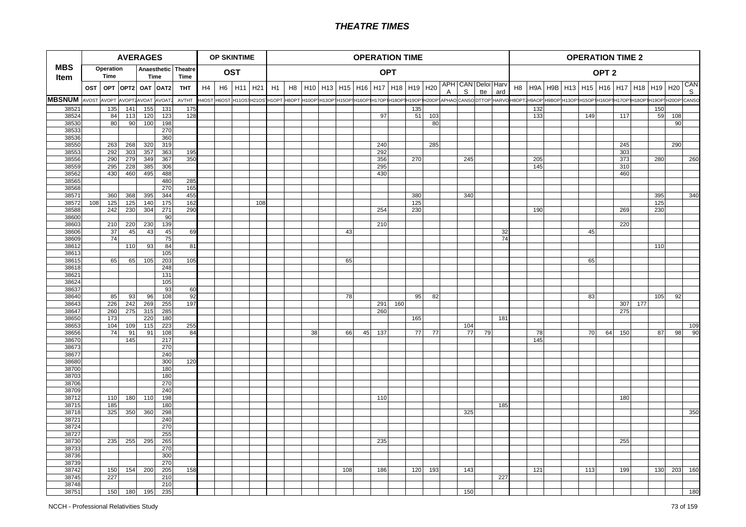# THEATRE TIMES

| MBS Item | AVERAGES | | | | | | OP SKINTIME | | | | OPERATION TIME | | | | | | | | | | | | | | OPERATION TIME 2 | | | | | | | | | | |
|---|---|---|---|---|---|---|---|---|---|---|---|---|---|---|---|---|---|---|---|---|---|---|---|---|---|---|---|---|---|---|---|---|---|---|---|
| | Operation Time | | Anaesthetic Time | | Theatre Time | | OST | | | | OPT | | | | | | | | | | | | | | OPT 2 | | | | | | | | | | |
| | OST | OPT | OPT2 | OAT | OAT2 | THT | H4 | H6 | H11 | H21 | H1 | H8 | H10 | H13 | H15 | H16 | H17 | H18 | H19 | H20 | APHA | CANS | Deloitte | Harvard | H8 | H9A | H9B | H13 | H15 | H16 | H17 | H18 | H19 | H20 | CANS |
| MBSNUM | AVOST | AVOPT | AVOPT2 | AVOAT | AVOAT2 | AVTHT | H4OST | H6OST | H11OS | H21OS | H1OPT | H8OPT | H10OP | H13OP | H15OP | H16OP | H17OP | H18OP | H19OP | H20OP | APHAO | CANSO | DTTOP | HARVO | H8OPT | H9AOP | H9BOP | H13OP | H15OP | H16OP | H17OP | H18OP | H19OP | H20OP | CANSO |
| 38521 | | 135 | 141 | 155 | 131 | 175 | | | | | | | | | | | | | 135 | | | | | | | 132 | | | | | | | 150 | | |
| 38524 | | 84 | 113 | 120 | 123 | 128 | | | | | | | | | | | 97 | | 51 | 103 | | | | | | 133 | | | 149 | | 117 | | 59 | 108 | |
| 38530 | | 80 | 90 | 100 | 198 | | | | | | | | | | | | | | | 80 | | | | | | | | | | | | | | 90 | |
| 38533 | | | | | 270 | | | | | | | | | | | | | | | | | | | | | | | | | | | | | | |
| 38536 | | | | | 360 | | | | | | | | | | | | | | | | | | | | | | | | | | | | | | |
| 38550 | | 263 | 268 | 320 | 319 | | | | | | | | | | | | 240 | | | 285 | | | | | | | | | | | 245 | | | 290 | |
| 38553 | | 292 | 303 | 357 | 363 | 195 | | | | | | | | | | | 292 | | | | | | | | | | | | | | 303 | | | | |
| 38556 | | 290 | 279 | 349 | 367 | 350 | | | | | | | | | | | 356 | | 270 | | | 245 | | | | 205 | | | | | 373 | | 280 | | 260 |
| 38559 | | 295 | 228 | 385 | 306 | | | | | | | | | | | | 295 | | | | | | | | | 145 | | | | | 310 | | | | |
| 38562 | | 430 | 460 | 495 | 488 | | | | | | | | | | | | 430 | | | | | | | | | | | | | | 460 | | | | |
| 38565 | | | | | 480 | 285 | | | | | | | | | | | | | | | | | | | | | | | | | | | | | |
| 38568 | | | | | 270 | 165 | | | | | | | | | | | | | | | | | | | | | | | | | | | | | |
| 38571 | | 360 | 368 | 395 | 344 | 455 | | | | | | | | | | | | | 380 | | | 340 | | | | | | | | | | | 395 | | 340 |
| 38572 | 108 | 125 | 125 | 140 | 175 | 162 | | | | 108 | | | | | | | | | 125 | | | | | | | | | | | | | | 125 | | |
| 38588 | | 242 | 230 | 304 | 271 | 290 | | | | | | | | | | | 254 | | 230 | | | | | | | 190 | | | | | 269 | | 230 | | |
| 38600 | | | | | 90 | | | | | | | | | | | | | | | | | | | | | | | | | | | | | | |
| 38603 | | 210 | 220 | 230 | 139 | | | | | | | | | | | | 210 | | | | | | | | | | | | | | 220 | | | | |
| 38606 | | 37 | 45 | 43 | 45 | 69 | | | | | | | | | 43 | | | | | | | | | 32 | | | | | 45 | | | | | | |
| 38609 | | 74 | | | 75 | | | | | | | | | | | | | | | | | | | 74 | | | | | | | | | | | |
| 38612 | | | 110 | 93 | 84 | 81 | | | | | | | | | | | | | | | | | | | | | | | | | | | 110 | | |
| 38613 | | | | | 105 | | | | | | | | | | | | | | | | | | | | | | | | | | | | | | |
| 38615 | | 65 | 65 | 105 | 203 | 105 | | | | | | | | | 65 | | | | | | | | | | | | | | 65 | | | | | | |
| 38618 | | | | | 248 | | | | | | | | | | | | | | | | | | | | | | | | | | | | | | |
| 38621 | | | | | 131 | | | | | | | | | | | | | | | | | | | | | | | | | | | | | | |
| 38624 | | | | | 105 | | | | | | | | | | | | | | | | | | | | | | | | | | | | | | |
| 38637 | | | | | 93 | 60 | | | | | | | | | | | | | | | | | | | | | | | | | | | | | |
| 38640 | | 85 | 93 | 96 | 108 | 92 | | | | | | | | | 78 | | | | 95 | 82 | | | | | | | | | 83 | | | | 105 | 92 | |
| 38643 | | 226 | 242 | 269 | 255 | 197 | | | | | | | | | | | 291 | 160 | | | | | | | | | | | | | 307 | 177 | | | |
| 38647 | | 260 | 275 | 315 | 285 | | | | | | | | | | | | 260 | | | | | | | | | | | | | | 275 | | | | |
| 38650 | | 173 | | 220 | 180 | | | | | | | | | | | | | | 165 | | | | | 181 | | | | | | | | | | | |
| 38653 | | 104 | 109 | 115 | 223 | 255 | | | | | | | | | | | | | | | | 104 | | | | | | | | | | | | | 109 |
| 38656 | | 74 | 91 | 91 | 108 | 84 | | | | | | | 38 | | 66 | 45 | 137 | | 77 | 77 | | 77 | 79 | | | 78 | | | 70 | 64 | 150 | | 87 | 98 | 90 |
| 38670 | | | 145 | | 217 | | | | | | | | | | | | | | | | | | | | | 145 | | | | | | | | | |
| 38673 | | | | | 270 | | | | | | | | | | | | | | | | | | | | | | | | | | | | | | |
| 38677 | | | | | 240 | | | | | | | | | | | | | | | | | | | | | | | | | | | | | | |
| 38680 | | | | | 300 | 120 | | | | | | | | | | | | | | | | | | | | | | | | | | | | | |
| 38700 | | | | | 180 | | | | | | | | | | | | | | | | | | | | | | | | | | | | | | |
| 38703 | | | | | 180 | | | | | | | | | | | | | | | | | | | | | | | | | | | | | | |
| 38706 | | | | | 270 | | | | | | | | | | | | | | | | | | | | | | | | | | | | | | |
| 38709 | | | | | 240 | | | | | | | | | | | | | | | | | | | | | | | | | | | | | | |
| 38712 | | 110 | 180 | 110 | 198 | | | | | | | | | | | | 110 | | | | | | | | | | | | | | 180 | | | | |
| 38715 | | 185 | | | 180 | | | | | | | | | | | | | | | | | | | 185 | | | | | | | | | | | |
| 38718 | | 325 | 350 | 360 | 298 | | | | | | | | | | | | | | | | | 325 | | | | | | | | | | | | | 350 |
| 38721 | | | | | 240 | | | | | | | | | | | | | | | | | | | | | | | | | | | | | | |
| 38724 | | | | | 270 | | | | | | | | | | | | | | | | | | | | | | | | | | | | | | |
| 38727 | | | | | 255 | | | | | | | | | | | | | | | | | | | | | | | | | | | | | | |
| 38730 | | 235 | 255 | 295 | 265 | | | | | | | | | | | | 235 | | | | | | | | | | | | | | 255 | | | | |
| 38733 | | | | | 270 | | | | | | | | | | | | | | | | | | | | | | | | | | | | | | |
| 38736 | | | | | 300 | | | | | | | | | | | | | | | | | | | | | | | | | | | | | | |
| 38739 | | | | | 270 | | | | | | | | | | | | | | | | | | | | | | | | | | | | | | |
| 38742 | | 150 | 154 | 200 | 205 | 158 | | | | | | | | | 108 | | 186 | | 120 | 193 | | 143 | | | | 121 | | | 113 | | 199 | | 130 | 203 | 160 |
| 38745 | | 227 | | | 210 | | | | | | | | | | | | | | | | | | | 227 | | | | | | | | | | | |
| 38748 | | | | | 210 | | | | | | | | | | | | | | | | | | | | | | | | | | | | | | |
| 38751 | | 150 | 180 | 195 | 235 | | | | | | | | | | | | | | | | | 150 | | | | | | | | | | | | | 180 |

NCCH - Professional Relativities Study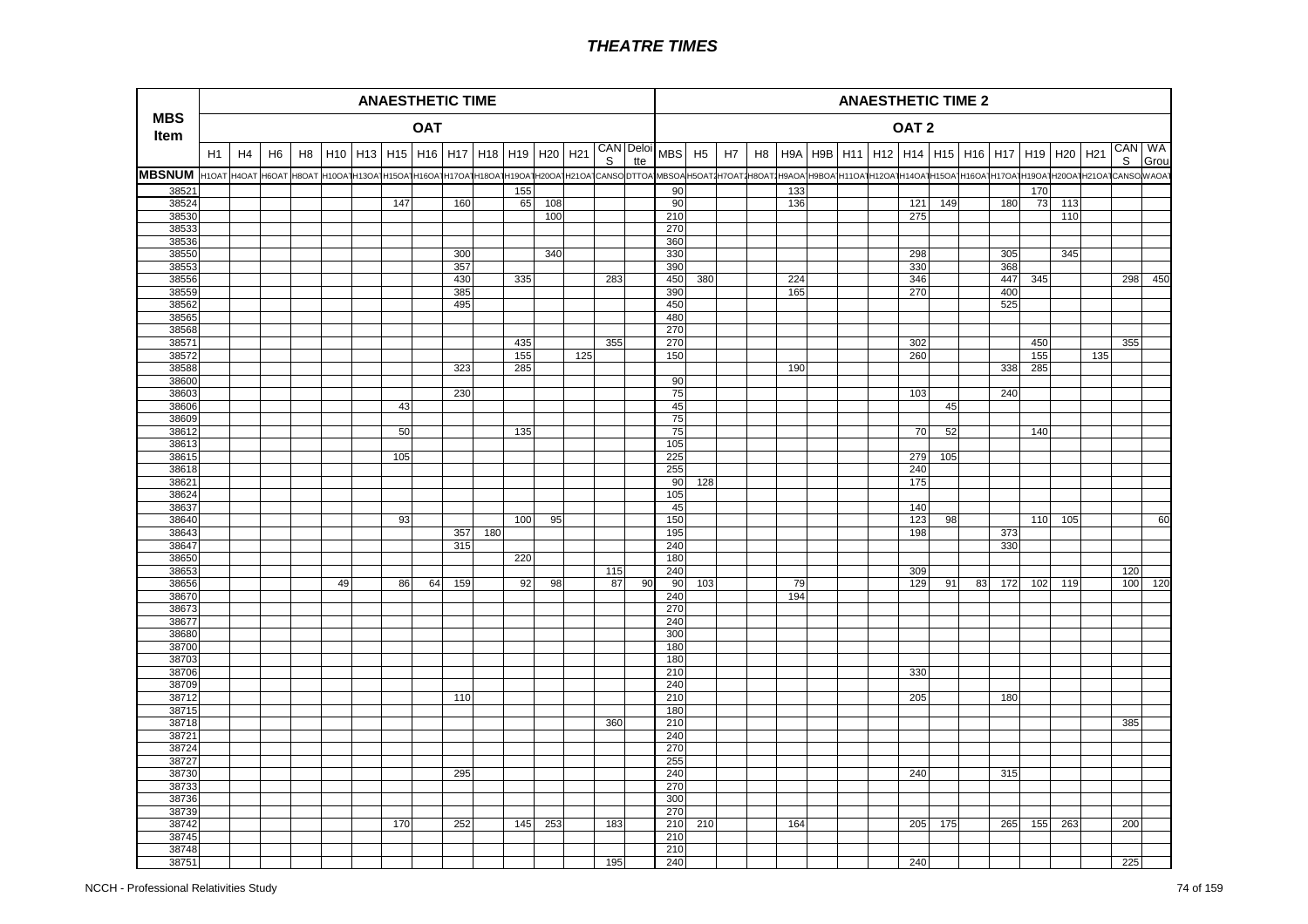# THEATRE TIMES

| MBS Item | ANAESTHETIC TIME | | | | | | | | | | | | | | | ANAESTHETIC TIME 2 | | | | | | | | | | | | | | | | | | |
|---|---|---|---|---|---|---|---|---|---|---|---|---|---|---|---|---|---|---|---|---|---|---|---|---|---|---|---|---|---|---|---|---|---|---|
| | OAT | | | | | | | | | | | | | | | OAT 2 | | | | | | | | | | | | | | | | | | |
| | H1 | H4 | H6 | H8 | H10 | H13 | H15 | H16 | H17 | H18 | H19 | H20 | H21 | CAN S | Deloitte | MBS | H5 | H7 | H8 | H9A | H9B | H11 | H12 | H14 | H15 | H16 | H17 | H19 | H20 | H21 | CAN S | WA Grou |
| MBSNUM | H1OAT | H4OAT | H6OAT | H8OAT | H10OAT | H13OAT | H15OAT | H16OAT | H17OAT | H18OAT | H19OAT | H20OAT | H21OAT | CANSO | DTTOA | MBSOA | H5OAT2 | H7OAT2 | H8OAT2 | H9AOA | H9BOA | H11OAT | H12OAT | H14OAT | H15OAT | H16OAT | H17OAT | H19OAT | H20OAT | H21OAT | CANSO | WAOAT |
| 38521 | | | | | | | | | | | 155 | | | | | 90 | | | | 133 | | | | | | | | 170 | | | | |
| 38524 | | | | | | | 147 | | 160 | | 65 | 108 | | | | 90 | | | | 136 | | | | 121 | 149 | | 180 | 73 | 113 | | | |
| 38530 | | | | | | | | | | | | 100 | | | | 210 | | | | | | | | 275 | | | | | 110 | | | |
| 38533 | | | | | | | | | | | | | | | | 270 | | | | | | | | | | | | | | | | |
| 38536 | | | | | | | | | | | | | | | | 360 | | | | | | | | | | | | | | | | |
| 38550 | | | | | | | | | 300 | | | 340 | | | | 330 | | | | | | | | 298 | | | 305 | | 345 | | | |
| 38553 | | | | | | | | | 357 | | | | | | | 390 | | | | | | | | 330 | | | 368 | | | | | |
| 38556 | | | | | | | | | 430 | | 335 | | | 283 | | 450 | 380 | | | 224 | | | | 346 | | | 447 | 345 | | | 298 | 450 |
| 38559 | | | | | | | | | 385 | | | | | | | 390 | | | | 165 | | | | 270 | | | 400 | | | | | |
| 38562 | | | | | | | | | 495 | | | | | | | 450 | | | | | | | | | | | 525 | | | | | |
| 38565 | | | | | | | | | | | | | | | | 480 | | | | | | | | | | | | | | | | |
| 38568 | | | | | | | | | | | | | | | | 270 | | | | | | | | | | | | | | | | |
| 38571 | | | | | | | | | | | 435 | | | 355 | | 270 | | | | | | | | 302 | | | | 450 | | | 355 | |
| 38572 | | | | | | | | | | | 155 | | 125 | | | 150 | | | | | | | | 260 | | | | 155 | | 135 | | |
| 38588 | | | | | | | | | 323 | | 285 | | | | | | | | | 190 | | | | | | | 338 | 285 | | | | |
| 38600 | | | | | | | | | | | | | | | | 90 | | | | | | | | | | | | | | | | |
| 38603 | | | | | | | | | 230 | | | | | | | 75 | | | | | | | | 103 | | | 240 | | | | | |
| 38606 | | | | | | | 43 | | | | | | | | | 45 | | | | | | | | | 45 | | | | | | | |
| 38609 | | | | | | | | | | | | | | | | 75 | | | | | | | | | | | | | | | | |
| 38612 | | | | | | | 50 | | | | 135 | | | | | 75 | | | | | | | | 70 | 52 | | | 140 | | | | |
| 38613 | | | | | | | | | | | | | | | | 105 | | | | | | | | | | | | | | | | |
| 38615 | | | | | | | 105 | | | | | | | | | 225 | | | | | | | | 279 | 105 | | | | | | | |
| 38618 | | | | | | | | | | | | | | | | 255 | | | | | | | | 240 | | | | | | | | |
| 38621 | | | | | | | | | | | | | | | | 90 | 128 | | | | | | | 175 | | | | | | | | |
| 38624 | | | | | | | | | | | | | | | | 105 | | | | | | | | | | | | | | | | |
| 38637 | | | | | | | | | | | | | | | | 45 | | | | | | | | 140 | | | | | | | | |
| 38640 | | | | | | | 93 | | | | 100 | 95 | | | | 150 | | | | | | | | 123 | 98 | | | 110 | 105 | | | 60 |
| 38643 | | | | | | | | | 357 | 180 | | | | | | 195 | | | | | | | | 198 | | | 373 | | | | | |
| 38647 | | | | | | | | | 315 | | | | | | | 240 | | | | | | | | | | | 330 | | | | | |
| 38650 | | | | | | | | | | | 220 | | | | | 180 | | | | | | | | | | | | | | | | |
| 38653 | | | | | | | | | | | | | | 115 | | 240 | | | | | | | | 309 | | | | | | | 120 | |
| 38656 | | | | | 49 | | 86 | 64 | 159 | | 92 | 98 | | 87 | 90 | 90 | 103 | | | 79 | | | | 129 | 91 | 83 | 172 | 102 | 119 | | 100 | 120 |
| 38670 | | | | | | | | | | | | | | | | 240 | | | | 194 | | | | | | | | | | | | |
| 38673 | | | | | | | | | | | | | | | | 270 | | | | | | | | | | | | | | | | |
| 38677 | | | | | | | | | | | | | | | | 240 | | | | | | | | | | | | | | | | |
| 38680 | | | | | | | | | | | | | | | | 300 | | | | | | | | | | | | | | | | |
| 38700 | | | | | | | | | | | | | | | | 180 | | | | | | | | | | | | | | | | |
| 38703 | | | | | | | | | | | | | | | | 180 | | | | | | | | | | | | | | | | |
| 38706 | | | | | | | | | | | | | | | | 210 | | | | | | | | 330 | | | | | | | | |
| 38709 | | | | | | | | | | | | | | | | 240 | | | | | | | | | | | | | | | | |
| 38712 | | | | | | | | | 110 | | | | | | | 210 | | | | | | | | 205 | | | 180 | | | | | |
| 38715 | | | | | | | | | | | | | | | | 180 | | | | | | | | | | | | | | | | |
| 38718 | | | | | | | | | | | | | | 360 | | 210 | | | | | | | | | | | | | | | 385 | |
| 38721 | | | | | | | | | | | | | | | | 240 | | | | | | | | | | | | | | | | |
| 38724 | | | | | | | | | | | | | | | | 270 | | | | | | | | | | | | | | | | |
| 38727 | | | | | | | | | | | | | | | | 255 | | | | | | | | | | | | | | | | |
| 38730 | | | | | | | | | 295 | | | | | | | 240 | | | | | | | | 240 | | | 315 | | | | | |
| 38733 | | | | | | | | | | | | | | | | 270 | | | | | | | | | | | | | | | | |
| 38736 | | | | | | | | | | | | | | | | 300 | | | | | | | | | | | | | | | | |
| 38739 | | | | | | | | | | | | | | | | 270 | | | | | | | | | | | | | | | | |
| 38742 | | | | | | | 170 | | 252 | | 145 | 253 | | 183 | | 210 | 210 | | | 164 | | | | 205 | 175 | | 265 | 155 | 263 | | 200 | |
| 38745 | | | | | | | | | | | | | | | | 210 | | | | | | | | | | | | | | | | |
| 38748 | | | | | | | | | | | | | | | | 210 | | | | | | | | | | | | | | | | |
| 38751 | | | | | | | | | | | | | | 195 | | 240 | | | | | | | | 240 | | | | | | | 225 | |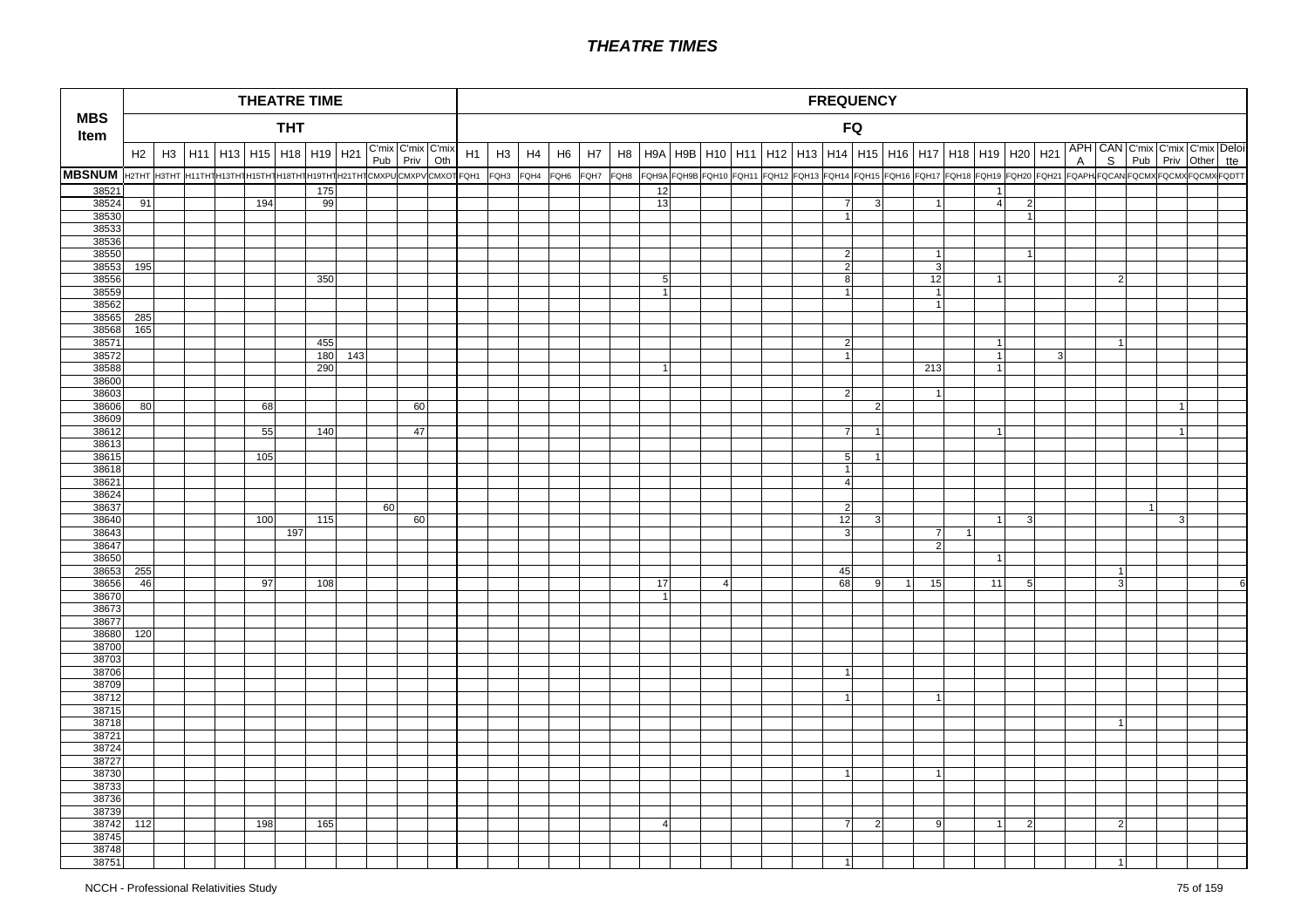# THEATRE TIMES

| MBS Item | THEATRE TIME | | | | | | | | | | | FREQUENCY | | | | | | | | | | | | | | | | | | | | | | | | | |
|---|---|---|---|---|---|---|---|---|---|---|---|---|---|---|---|---|---|---|---|---|---|---|---|---|---|---|---|---|---|---|---|---|---|---|---|---|---|
| | THT | | | | | | | | | | | FQ | | | | | | | | | | | | | | | | | | | | | | | | | |
| | H2 | H3 | H11 | H13 | H15 | H18 | H19 | H21 | C'mix Pub | C'mix Priv | C'mix Oth | H1 | H3 | H4 | H6 | H7 | H8 | H9A | H9B | H10 | H11 | H12 | H13 | H14 | H15 | H16 | H17 | H18 | H19 | H20 | H21 | APHA | CANS | C'mix Pub | C'mix Priv | C'mix Other | Deloitte |
| MBSNUM | H2THT | H3THT | H11THT | H13THT | H15THT | H18THT | H19THT | H21THT | CMXPU | CMXPV | CMXOT | FQH1 | FQH3 | FQH4 | FQH6 | FQH7 | FQH8 | FQH9A | FQH9B | FQH10 | FQH11 | FQH12 | FQH13 | FQH14 | FQH15 | FQH16 | FQH17 | FQH18 | FQH19 | FQH20 | FQH21 | FQAPH | FQCAN | FQCMX | FQCMX | FQCMX | FQDTT |
| 38521 | | | | | | | 175 | | | | | | | | | | | 12 | | | | | | | | | | | 1 | | | | | | | | |
| 38524 | 91 | | | | 194 | | 99 | | | | | | | | | | | 13 | | | | | | 7 | 3 | | 1 | | 4 | 2 | | | | | | | |
| 38530 | | | | | | | | | | | | | | | | | | | | | | | | 1 | | | | | | 1 | | | | | | | |
| 38533 | | | | | | | | | | | | | | | | | | | | | | | | | | | | | | | | | | | | | |
| 38536 | | | | | | | | | | | | | | | | | | | | | | | | | | | | | | | | | | | | | |
| 38550 | | | | | | | | | | | | | | | | | | | | | | | | 2 | | | 1 | | | 1 | | | | | | | |
| 38553 | 195 | | | | | | | | | | | | | | | | | | | | | | | 2 | | | 3 | | | | | | | | | | |
| 38556 | | | | | | | 350 | | | | | | | | | | | 5 | | | | | | 8 | | | 12 | | 1 | | | | 2 | | | | |
| 38559 | | | | | | | | | | | | | | | | | | 1 | | | | | | 1 | | | 1 | | | | | | | | | | |
| 38562 | | | | | | | | | | | | | | | | | | | | | | | | | | | 1 | | | | | | | | | | |
| 38565 | 285 | | | | | | | | | | | | | | | | | | | | | | | | | | | | | | | | | | | | |
| 38568 | 165 | | | | | | | | | | | | | | | | | | | | | | | | | | | | | | | | | | | | |
| 38571 | | | | | | | 455 | | | | | | | | | | | | | | | | | 2 | | | | | 1 | | | | 1 | | | | |
| 38572 | | | | | | | 180 | 143 | | | | | | | | | | | | | | | | 1 | | | | | 1 | | 3 | | | | | | |
| 38588 | | | | | | | 290 | | | | | | | | | | | 1 | | | | | | | | | 213 | | 1 | | | | | | | | |
| 38600 | | | | | | | | | | | | | | | | | | | | | | | | | | | | | | | | | | | | | |
| 38603 | | | | | | | | | | | | | | | | | | | | | | | | 2 | | | 1 | | | | | | | | | | |
| 38606 | 80 | | | | 68 | | | | | 60 | | | | | | | | | | | | | | | 2 | | | | | | | | | | 1 | | |
| 38609 | | | | | | | | | | | | | | | | | | | | | | | | | | | | | | | | | | | | | |
| 38612 | | | | | 55 | | 140 | | | 47 | | | | | | | | | | | | | | 7 | 1 | | | | 1 | | | | | | 1 | | |
| 38613 | | | | | | | | | | | | | | | | | | | | | | | | | | | | | | | | | | | | | |
| 38615 | | | | | 105 | | | | | | | | | | | | | | | | | | | 5 | 1 | | | | | | | | | | | | |
| 38618 | | | | | | | | | | | | | | | | | | | | | | | | 1 | | | | | | | | | | | | | |
| 38621 | | | | | | | | | | | | | | | | | | | | | | | | 4 | | | | | | | | | | | | | |
| 38624 | | | | | | | | | | | | | | | | | | | | | | | | | | | | | | | | | | | | | |
| 38637 | | | | | | | | | 60 | | | | | | | | | | | | | | | 2 | | | | | | | | | | 1 | | | |
| 38640 | | | | | 100 | | 115 | | | 60 | | | | | | | | | | | | | | 12 | 3 | | | | 1 | 3 | | | | | 3 | | |
| 38643 | | | | | | 197 | | | | | | | | | | | | | | | | | | 3 | | | 7 | 1 | | | | | | | | | |
| 38647 | | | | | | | | | | | | | | | | | | | | | | | | | | | 2 | | | | | | | | | | |
| 38650 | | | | | | | | | | | | | | | | | | | | | | | | | | | | | 1 | | | | | | | | |
| 38653 | 255 | | | | | | | | | | | | | | | | | | | | | | | 45 | | | | | | | | | 1 | | | | |
| 38656 | 46 | | | | 97 | | 108 | | | | | | | | | | | 17 | | 4 | | | | 68 | 9 | 1 | 15 | | 11 | 5 | | | 3 | | | | 6 |
| 38670 | | | | | | | | | | | | | | | | | | 1 | | | | | | | | | | | | | | | | | | | |
| 38673 | | | | | | | | | | | | | | | | | | | | | | | | | | | | | | | | | | | | | |
| 38677 | | | | | | | | | | | | | | | | | | | | | | | | | | | | | | | | | | | | | |
| 38680 | 120 | | | | | | | | | | | | | | | | | | | | | | | | | | | | | | | | | | | | |
| 38700 | | | | | | | | | | | | | | | | | | | | | | | | | | | | | | | | | | | | | |
| 38703 | | | | | | | | | | | | | | | | | | | | | | | | | | | | | | | | | | | | | |
| 38706 | | | | | | | | | | | | | | | | | | | | | | | | 1 | | | | | | | | | | | | | |
| 38709 | | | | | | | | | | | | | | | | | | | | | | | | | | | | | | | | | | | | | |
| 38712 | | | | | | | | | | | | | | | | | | | | | | | | 1 | | | 1 | | | | | | | | | | |
| 38715 | | | | | | | | | | | | | | | | | | | | | | | | | | | | | | | | | | | | | |
| 38718 | | | | | | | | | | | | | | | | | | | | | | | | | | | | | | | | | 1 | | | | |
| 38721 | | | | | | | | | | | | | | | | | | | | | | | | | | | | | | | | | | | | | |
| 38724 | | | | | | | | | | | | | | | | | | | | | | | | | | | | | | | | | | | | | |
| 38727 | | | | | | | | | | | | | | | | | | | | | | | | | | | | | | | | | | | | | |
| 38730 | | | | | | | | | | | | | | | | | | | | | | | | 1 | | | 1 | | | | | | | | | | |
| 38733 | | | | | | | | | | | | | | | | | | | | | | | | | | | | | | | | | | | | | |
| 38736 | | | | | | | | | | | | | | | | | | | | | | | | | | | | | | | | | | | | | |
| 38739 | | | | | | | | | | | | | | | | | | | | | | | | | | | | | | | | | | | | | |
| 38742 | 112 | | | | 198 | | 165 | | | | | | | | | | | 4 | | | | | | 7 | 2 | | 9 | | 1 | 2 | | | 2 | | | | |
| 38745 | | | | | | | | | | | | | | | | | | | | | | | | | | | | | | | | | | | | | |
| 38748 | | | | | | | | | | | | | | | | | | | | | | | | | | | | | | | | | | | | | |
| 38751 | | | | | | | | | | | | | | | | | | | | | | | | 1 | | | | | | | | | 1 | | | | |

NCCH - Professional Relativities Study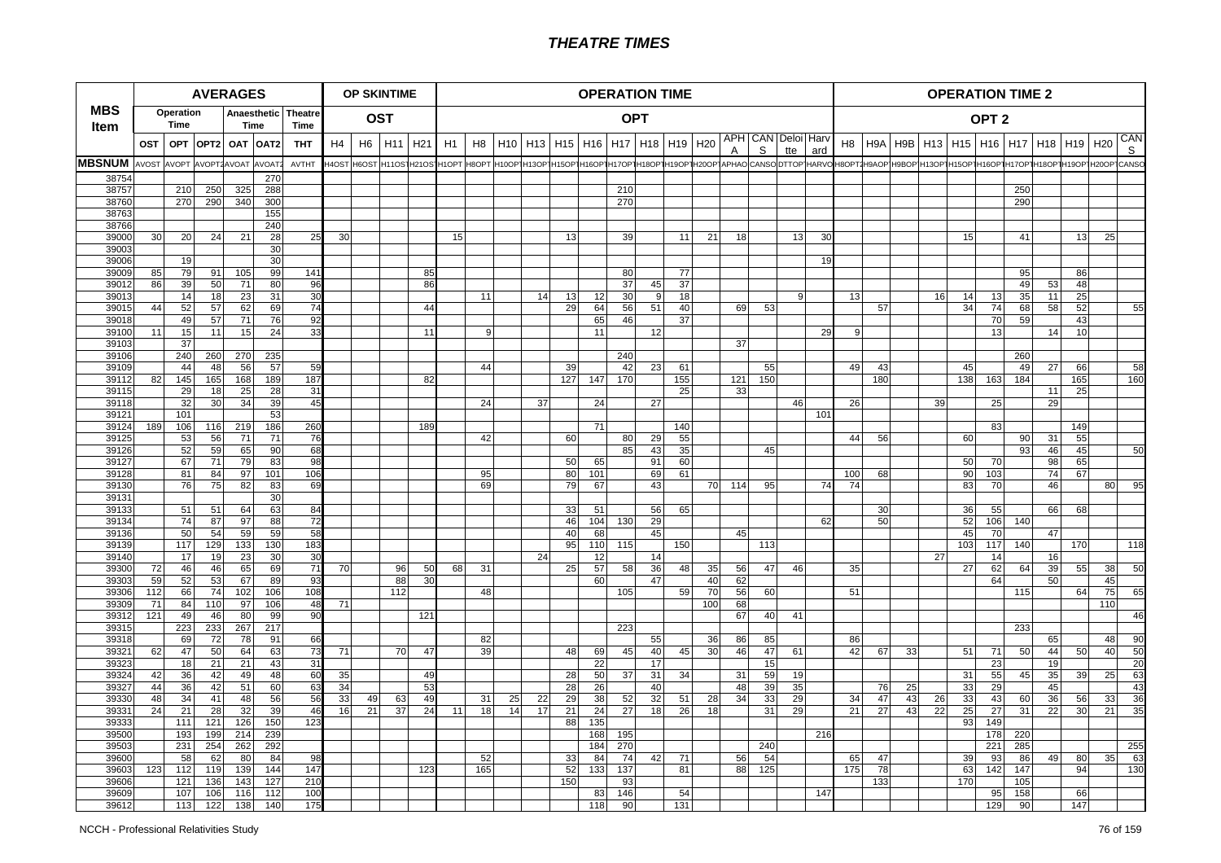| MBS Item | AVERAGES | | | | | | OP SKINTIME | | | | OPERATION TIME | | | | | | | | | | | | | | OPERATION TIME 2 | | | | | | | | | | |
|---|---|---|---|---|---|---|---|---|---|---|---|---|---|---|---|---|---|---|---|---|---|---|---|---|---|---|---|---|---|---|---|---|---|---|---|
| | Operation Time | | Anaesthetic Time | | Theatre Time | | OST | | | | OPT | | | | | | | | | | | | | | OPT 2 | | | | | | | | | | |
| | OST | OPT | OPT2 | OAT | OAT2 | THT | H4 | H6 | H11 | H21 | H1 | H8 | H10 | H13 | H15 | H16 | H17 | H18 | H19 | H20 | APHA | CAN S | Deloitte | Harvard | H8 | H9A | H9B | H13 | H15 | H16 | H17 | H18 | H19 | H20 | CAN S |
| MBSNUM | AVOST | AVOPT | AVOPT2 | AVOAT | AVOAT2 | AVTHT | H4OST | H6OST | H11OST | H21OST | H1OPT | H8OPT | H10OPT | H13OPT | H15OPT | H16OPT | H17OPT | H18OPT | H19OPT | H20OPT | APHAO | CANSO | DTTOP | HARVO | H8OPT2 | H9AOP | H9BOP | H13OPT | H15OPT | H16OPT | H17OPT | H18OPT | H19OPT | H20OPT | CANSO |
| 38754 | | | | | 270 | | | | | | | | | | | | | | | | | | | | | | | | | | | | | | |
| 38757 | | 210 | 250 | 325 | 288 | | | | | | | | | | | | 210 | | | | | | | | | | | | | | 250 | | | | |
| 38760 | | 270 | 290 | 340 | 300 | | | | | | | | | | | | 270 | | | | | | | | | | | | | | 290 | | | | |
| 38763 | | | | | 155 | | | | | | | | | | | | | | | | | | | | | | | | | | | | | | |
| 38766 | | | | | 240 | | | | | | | | | | | | | | | | | | | | | | | | | | | | | | |
| 39000 | 30 | 20 | 24 | 21 | 28 | 25 | 30 | | | | 15 | | | | 13 | | 39 | | 11 | 21 | 18 | | 13 | 30 | | | | | 15 | | 41 | | 13 | 25 | |
| 39003 | | | | | 30 | | | | | | | | | | | | | | | | | | | | | | | | | | | | | | |
| 39006 | | 19 | | | 30 | | | | | | | | | | | | | | | | | | | 19 | | | | | | | | | | | |
| 39009 | 85 | 79 | 91 | 105 | 99 | 141 | | | | 85 | | | | | | | 80 | | 77 | | | | | | | | | | | | 95 | | 86 | | |
| 39012 | 86 | 39 | 50 | 71 | 80 | 96 | | | | 86 | | | | | | | 37 | 45 | 37 | | | | | | | | | | | | 49 | 53 | 48 | | |
| 39013 | | 14 | 18 | 23 | 31 | 30 | | | | | | 11 | | 14 | 13 | 12 | 30 | 9 | 18 | | | | 9 | | 13 | | | 16 | 14 | 13 | 35 | 11 | 25 | | |
| 39015 | 44 | 52 | 57 | 62 | 69 | 74 | | | | 44 | | | | | 29 | 64 | 56 | 51 | 40 | | 69 | 53 | | | | 57 | | | 34 | 74 | 68 | 58 | 52 | | 55 |
| 39018 | | 49 | 57 | 71 | 76 | 92 | | | | | | | | | | 65 | 46 | | 37 | | | | | | | | | | | 70 | 59 | | 43 | | |
| 39100 | 11 | 15 | 11 | 15 | 24 | 33 | | | | 11 | | 9 | | | | 11 | | 12 | | | | | | 29 | 9 | | | | | 13 | | 14 | 10 | | |
| 39103 | | 37 | | | | | | | | | | | | | | | | | | | 37 | | | | | | | | | | | | | | |
| 39106 | | 240 | 260 | 270 | 235 | | | | | | | | | | | | 240 | | | | | | | | | | | | | | 260 | | | | |
| 39109 | | 44 | 48 | 56 | 57 | 59 | | | | | | 44 | | | 39 | | 42 | 23 | 61 | | | 55 | | | 49 | 43 | | | 45 | | 49 | 27 | 66 | | 58 |
| 39112 | 82 | 145 | 165 | 168 | 189 | 187 | | | | 82 | | | | | 127 | 147 | 170 | | 155 | | 121 | 150 | | | | 180 | | | 138 | 163 | 184 | | 165 | | 160 |
| 39115 | | 29 | 18 | 25 | 28 | 31 | | | | | | | | | | | | | 25 | | 33 | | | | | | | | | | | 11 | 25 | | |
| 39118 | | 32 | 30 | 34 | 39 | 45 | | | | | | 24 | | 37 | | 24 | | 27 | | | | | 46 | | 26 | | | 39 | | 25 | | 29 | | | |
| 39121 | | 101 | | | 53 | | | | | | | | | | | | | | | | | | | 101 | | | | | | | | | | | |
| 39124 | 189 | 106 | 116 | 219 | 186 | 260 | | | | 189 | | | | | | 71 | | | 140 | | | | | | | | | | | 83 | | | 149 | | |
| 39125 | | 53 | 56 | 71 | 71 | 76 | | | | | | 42 | | | 60 | | 80 | 29 | 55 | | | | | | 44 | 56 | | | 60 | | 90 | 31 | 55 | | |
| 39126 | | 52 | 59 | 65 | 90 | 68 | | | | | | | | | | | 85 | 43 | 35 | | | 45 | | | | | | | | | 93 | 46 | 45 | | 50 |
| 39127 | | 67 | 71 | 79 | 83 | 98 | | | | | | | | | 50 | 65 | | 91 | 60 | | | | | | | | | | 50 | 70 | | 98 | 65 | | |
| 39128 | | 81 | 84 | 97 | 101 | 106 | | | | | | 95 | | | 80 | 101 | | 69 | 61 | | | | | | 100 | 68 | | | 90 | 103 | | 74 | 67 | | |
| 39130 | | 76 | 75 | 82 | 83 | 69 | | | | | | 69 | | | 79 | 67 | | 43 | | 70 | 114 | 95 | | 74 | 74 | | | | 83 | 70 | | 46 | | 80 | 95 |
| 39131 | | | | | 30 | | | | | | | | | | | | | | | | | | | | | | | | | | | | | | |
| 39133 | | 51 | 51 | 64 | 63 | 84 | | | | | | | | | 33 | 51 | | 56 | 65 | | | | | | | 30 | | | 36 | 55 | | 66 | 68 | | |
| 39134 | | 74 | 87 | 97 | 88 | 72 | | | | | | | | | 46 | 104 | 130 | 29 | | | | | | 62 | | 50 | | | 52 | 106 | 140 | | | | |
| 39136 | | 50 | 54 | 59 | 59 | 58 | | | | | | | | | 40 | 68 | | 45 | | | 45 | | | | | | | | 45 | 70 | | 47 | | | |
| 39139 | | 117 | 129 | 133 | 130 | 183 | | | | | | | | | 95 | 110 | 115 | | 150 | | | 113 | | | | | | | 103 | 117 | 140 | | 170 | | 118 |
| 39140 | | 17 | 19 | 23 | 30 | 30 | | | | | | | | 24 | | 12 | | 14 | | | | | | | | | | 27 | | 14 | | 16 | | | |
| 39300 | 72 | 46 | 46 | 65 | 69 | 71 | 70 | | 96 | 50 | 68 | 31 | | | 25 | 57 | 58 | 36 | 48 | 35 | 56 | 47 | 46 | | 35 | | | | 27 | 62 | 64 | 39 | 55 | 38 | 50 |
| 39303 | 59 | 52 | 53 | 67 | 89 | 93 | | | 88 | 30 | | | | | | 60 | | 47 | | 40 | 62 | | | | | | | | | 64 | | 50 | | 45 | |
| 39306 | 112 | 66 | 74 | 102 | 106 | 108 | | | 112 | | | 48 | | | | | 105 | | 59 | 70 | 56 | 60 | | | 51 | | | | | | 115 | | 64 | 75 | 65 |
| 39309 | 71 | 84 | 110 | 97 | 106 | 48 | 71 | | | | | | | | | | | | | 100 | 68 | | | | | | | | | | | | | 110 | |
| 39312 | 121 | 49 | 46 | 80 | 99 | 90 | | | | 121 | | | | | | | | | | | 67 | 40 | 41 | | | | | | | | | | | | 46 |
| 39315 | | 223 | 233 | 267 | 217 | | | | | | | | | | | | 223 | | | | | | | | | | | | | | 233 | | | | |
| 39318 | | 69 | 72 | 78 | 91 | 66 | | | | | | 82 | | | | | | 55 | | 36 | 86 | 85 | | | 86 | | | | | | | 65 | | 48 | 90 |
| 39321 | 62 | 47 | 50 | 64 | 63 | 73 | 71 | | 70 | 47 | | 39 | | | 48 | 69 | 45 | 40 | 45 | 30 | 46 | 47 | 61 | | 42 | 67 | 33 | | 51 | 71 | 50 | 44 | 50 | 40 | 50 |
| 39323 | | 18 | 21 | 21 | 43 | 31 | | | | | | | | | | 22 | | 17 | | | | 15 | | | | | | | | 23 | | 19 | | | 20 |
| 39324 | 42 | 36 | 42 | 49 | 48 | 60 | 35 | | | 49 | | | | | 28 | 50 | 37 | 31 | 34 | | 31 | 59 | 19 | | | | | | 31 | 55 | 45 | 35 | 39 | 25 | 63 |
| 39327 | 44 | 36 | 42 | 51 | 60 | 63 | 34 | | | 53 | | | | | 28 | 26 | | 40 | | | 48 | 39 | 35 | | | 76 | 25 | | 33 | 29 | | 45 | | | 43 |
| 39330 | 48 | 34 | 41 | 48 | 56 | 56 | 33 | 49 | 63 | 49 | | 31 | 25 | 22 | 29 | 38 | 52 | 32 | 51 | 28 | 34 | 33 | 29 | | 34 | 47 | 43 | 26 | 33 | 43 | 60 | 36 | 56 | 33 | 36 |
| 39331 | 24 | 21 | 28 | 32 | 39 | 46 | 16 | 21 | 37 | 24 | 11 | 18 | 14 | 17 | 21 | 24 | 27 | 18 | 26 | 18 | | 31 | 29 | | 21 | 27 | 43 | 22 | 25 | 27 | 31 | 22 | 30 | 21 | 35 |
| 39333 | | 111 | 121 | 126 | 150 | 123 | | | | | | | | | 88 | 135 | | | | | | | | | | | | | 93 | 149 | | | | | |
| 39500 | | 193 | 199 | 214 | 239 | | | | | | | | | | | 168 | 195 | | | | | | | 216 | | | | | | 178 | 220 | | | | |
| 39503 | | 231 | 254 | 262 | 292 | | | | | | | | | | | 184 | 270 | | | | | 240 | | | | | | | | 221 | 285 | | | | 255 |
| 39600 | | 58 | 62 | 80 | 84 | 98 | | | | | | 52 | | | 33 | 84 | 74 | 42 | 71 | | 56 | 54 | | | 65 | 47 | | | 39 | 93 | 86 | 49 | 80 | 35 | 63 |
| 39603 | 123 | 112 | 119 | 139 | 144 | 147 | | | | 123 | | 165 | | | 52 | 133 | 137 | | 81 | | 88 | 125 | | | 175 | 78 | | | 63 | 142 | 147 | | 94 | | 130 |
| 39606 | | 121 | 136 | 143 | 127 | 210 | | | | | | | | | 150 | | 93 | | | | | | | | | 133 | | | 170 | | 105 | | | | |
| 39609 | | 107 | 106 | 116 | 112 | 100 | | | | | | | | | | 83 | 146 | | 54 | | | | | 147 | | | | | | 95 | 158 | | 66 | | |
| 39612 | | 113 | 122 | 138 | 140 | 175 | | | | | | | | | | 118 | 90 | | 131 | | | | | | | | | | | 129 | 90 | | 147 | | |

NCCH - Professional Relativities Study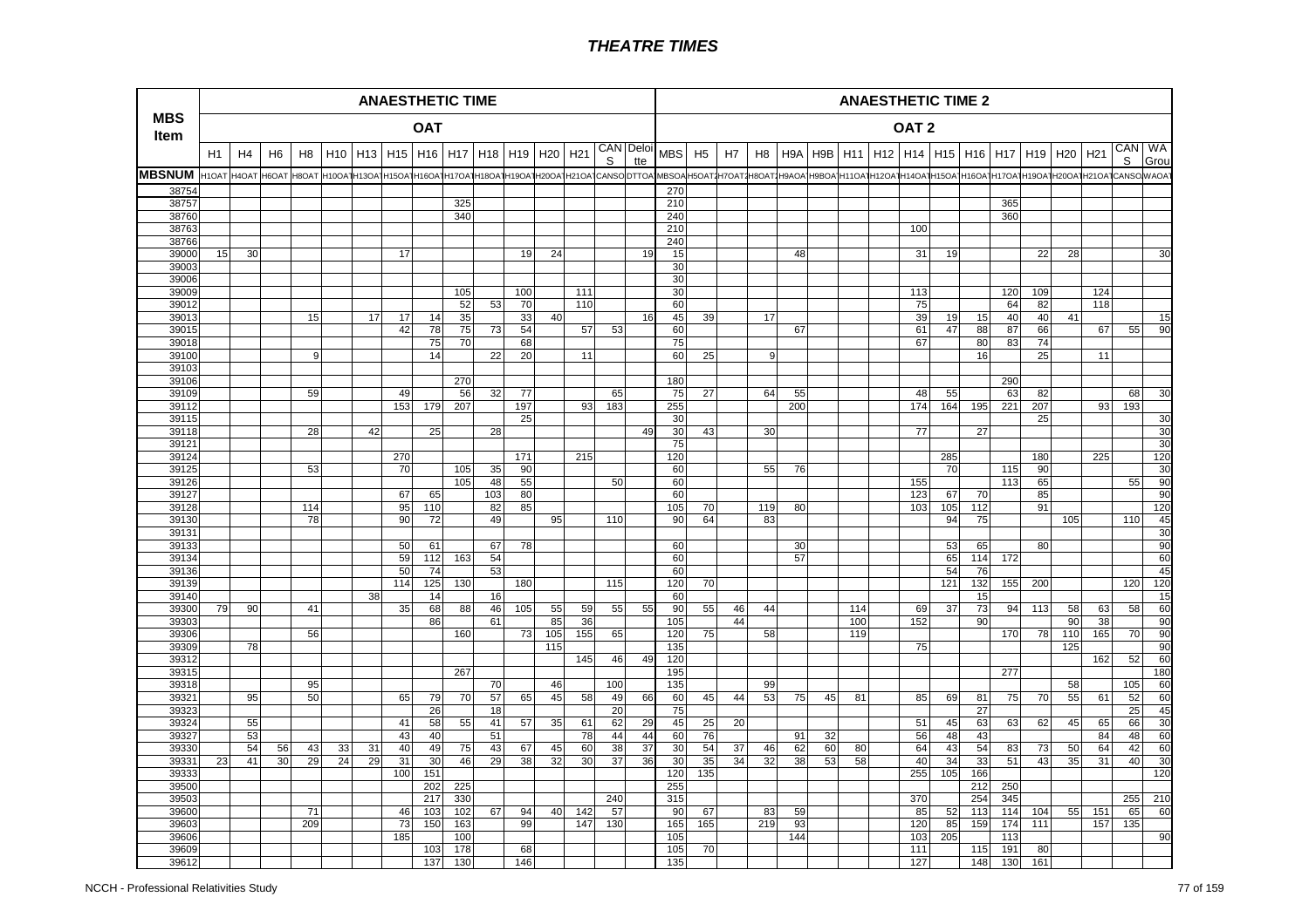# THEATRE TIMES

| MBS Item | ANAESTHETIC TIME | | | | | | | | | | | | | | | ANAESTHETIC TIME 2 | | | | | | | | | | | | | | | | | |
|---|---|---|---|---|---|---|---|---|---|---|---|---|---|---|---|---|---|---|---|---|---|---|---|---|---|---|---|---|---|---|---|---|---|
| | OAT | | | | | | | | | | | | | | | OAT 2 | | | | | | | | | | | | | | | | | |
| | H1 | H4 | H6 | H8 | H10 | H13 | H15 | H16 | H17 | H18 | H19 | H20 | H21 | CANS | Deloitte | MBS | H5 | H7 | H8 | H9A | H9B | H11 | H12 | H14 | H15 | H16 | H17 | H19 | H20 | H21 | CANS | WA Grou |
| MBSNUM | H1OAT | H4OAT | H6OAT | H8OAT | H10OAT | H13OAT | H15OAT | H16OAT | H17OAT | H18OAT | H19OAT | H20OAT | H21OAT | CANSO | DTTOA | MBSOA | H5OAT2 | H7OAT2 | H8OAT2 | H9AOA | H9BOA | H11OAT | H12OAT | H14OAT | H15OAT | H16OAT | H17OAT | H19OAT | H20OAT | H21OAT | CANSO | WAOAT |
| 38754 | | | | | | | | | | | | | | | | 270 | | | | | | | | | | | | | | | | |
| 38757 | | | | | | | | | 325 | | | | | | | 210 | | | | | | | | | | | 365 | | | | | |
| 38760 | | | | | | | | | 340 | | | | | | | 240 | | | | | | | | | | | 360 | | | | | |
| 38763 | | | | | | | | | | | | | | | | 210 | | | | | | | | 100 | | | | | | | | |
| 38766 | | | | | | | | | | | | | | | | 240 | | | | | | | | | | | | | | | | |
| 39000 | 15 | 30 | | | | | 17 | | | | 19 | 24 | | | 19 | 15 | | | | 48 | | | | 31 | 19 | | | 22 | 28 | | | 30 |
| 39003 | | | | | | | | | | | | | | | | 30 | | | | | | | | | | | | | | | | |
| 39006 | | | | | | | | | | | | | | | | 30 | | | | | | | | | | | | | | | | |
| 39009 | | | | | | | | | 105 | | 100 | | 111 | | | 30 | | | | | | | | 113 | | | 120 | 109 | | 124 | | |
| 39012 | | | | | | | | | 52 | 53 | 70 | | 110 | | | 60 | | | | | | | | 75 | | | 64 | 82 | | 118 | | |
| 39013 | | | | 15 | | 17 | 17 | 14 | 35 | | 33 | 40 | | | 16 | 45 | 39 | | 17 | | | | | 39 | 19 | 15 | 40 | 40 | 41 | | | 15 |
| 39015 | | | | | | | 42 | 78 | 75 | 73 | 54 | | 57 | 53 | | 60 | | | | 67 | | | | 61 | 47 | 88 | 87 | 66 | | 67 | 55 | 90 |
| 39018 | | | | | | | | 75 | 70 | | 68 | | | | | 75 | | | | | | | | 67 | | 80 | 83 | 74 | | | | |
| 39100 | | | | 9 | | | | 14 | | 22 | 20 | | 11 | | | 60 | 25 | | 9 | | | | | | | 16 | | 25 | | 11 | | |
| 39103 | | | | | | | | | | | | | | | | | | | | | | | | | | | | | | | | |
| 39106 | | | | | | | | | 270 | | | | | | | 180 | | | | | | | | | | | 290 | | | | | |
| 39109 | | | | 59 | | | 49 | | 56 | 32 | 77 | | | 65 | | 75 | 27 | | 64 | 55 | | | | 48 | 55 | | 63 | 82 | | | 68 | 30 |
| 39112 | | | | | | | 153 | 179 | 207 | | 197 | | 93 | 183 | | 255 | | | | 200 | | | | 174 | 164 | 195 | 221 | 207 | | 93 | 193 | |
| 39115 | | | | | | | | | | | 25 | | | | | 30 | | | | | | | | | | | | 25 | | | | 30 |
| 39118 | | | | 28 | | 42 | | 25 | | 28 | | | | | 49 | 30 | 43 | | 30 | | | | | 77 | | 27 | | | | | | 30 |
| 39121 | | | | | | | | | | | | | | | | 75 | | | | | | | | | | | | | | | | 30 |
| 39124 | | | | | | | 270 | | | | 171 | | 215 | | | 120 | | | | | | | | | 285 | | | 180 | | 225 | | 120 |
| 39125 | | | | 53 | | | 70 | | 105 | 35 | 90 | | | | | 60 | | | 55 | 76 | | | | | 70 | | 115 | 90 | | | | 30 |
| 39126 | | | | | | | | | 105 | 48 | 55 | | | 50 | | 60 | | | | | | | | 155 | | | 113 | 65 | | | 55 | 90 |
| 39127 | | | | | | | 67 | 65 | | 103 | 80 | | | | | 60 | | | | | | | | 123 | 67 | 70 | | 85 | | | | 90 |
| 39128 | | | | 114 | | | 95 | 110 | | 82 | 85 | | | | | 105 | 70 | | 119 | 80 | | | | 103 | 105 | 112 | | 91 | | | | 120 |
| 39130 | | | | 78 | | | 90 | 72 | | 49 | | 95 | | 110 | | 90 | 64 | | 83 | | | | | | 94 | 75 | | | 105 | | 110 | 45 |
| 39131 | | | | | | | | | | | | | | | | | | | | | | | | | | | | | | | | 30 |
| 39133 | | | | | | | 50 | 61 | | 67 | 78 | | | | | 60 | | | | 30 | | | | | 53 | 65 | | 80 | | | | 90 |
| 39134 | | | | | | | 59 | 112 | 163 | 54 | | | | | | 60 | | | | 57 | | | | | 65 | 114 | 172 | | | | | 60 |
| 39136 | | | | | | | 50 | 74 | | 53 | | | | | | 60 | | | | | | | | | 54 | 76 | | | | | | 45 |
| 39139 | | | | | | | 114 | 125 | 130 | | 180 | | | 115 | | 120 | 70 | | | | | | | | 121 | 132 | 155 | 200 | | | 120 | 120 |
| 39140 | | | | | | 38 | | 14 | | 16 | | | | | | 60 | | | | | | | | | | 15 | | | | | | 15 |
| 39300 | 79 | 90 | | 41 | | | 35 | 68 | 88 | 46 | 105 | 55 | 59 | 55 | 55 | 90 | 55 | 46 | 44 | | | 114 | | 69 | 37 | 73 | 94 | 113 | 58 | 63 | 58 | 60 |
| 39303 | | | | | | | | 86 | | 61 | | 85 | 36 | | | 105 | | 44 | | | | 100 | | 152 | | 90 | | | 90 | 38 | | 90 |
| 39306 | | | | 56 | | | | | 160 | | 73 | 105 | 155 | 65 | | 120 | 75 | | 58 | | | 119 | | | | | 170 | 78 | 110 | 165 | 70 | 90 |
| 39309 | | 78 | | | | | | | | | | 115 | | | | 135 | | | | | | | | 75 | | | | | 125 | | | 90 |
| 39312 | | | | | | | | | | | | | 145 | 46 | 49 | 120 | | | | | | | | | | | | | | 162 | 52 | 60 |
| 39315 | | | | | | | | | 267 | | | | | | | 195 | | | | | | | | | | | 277 | | | | | 180 |
| 39318 | | | | 95 | | | | | | 70 | | 46 | | 100 | | 135 | | | 99 | | | | | | | | | | 58 | | 105 | 60 |
| 39321 | | 95 | | 50 | | | 65 | 79 | 70 | 57 | 65 | 45 | 58 | 49 | 66 | 60 | 45 | 44 | 53 | 75 | 45 | 81 | | 85 | 69 | 81 | 75 | 70 | 55 | 61 | 52 | 60 |
| 39323 | | | | | | | | 26 | | 18 | | | | 20 | | 75 | | | | | | | | | | 27 | | | | | 25 | 45 |
| 39324 | | 55 | | | | | 41 | 58 | 55 | 41 | 57 | 35 | 61 | 62 | 29 | 45 | 25 | 20 | | | | | | 51 | 45 | 63 | 63 | 62 | 45 | 65 | 66 | 30 |
| 39327 | | 53 | | | | | 43 | 40 | | 51 | | | 78 | 44 | 44 | 60 | 76 | | | 91 | 32 | | | 56 | 48 | 43 | | | | 84 | 48 | 60 |
| 39330 | | 54 | 56 | 43 | 33 | 31 | 40 | 49 | 75 | 43 | 67 | 45 | 60 | 38 | 37 | 30 | 54 | 37 | 46 | 62 | 60 | 80 | | 64 | 43 | 54 | 83 | 73 | 50 | 64 | 42 | 60 |
| 39331 | 23 | 41 | 30 | 29 | 24 | 29 | 31 | 30 | 46 | 29 | 38 | 32 | 30 | 37 | 36 | 30 | 35 | 34 | 32 | 38 | 53 | 58 | | 40 | 34 | 33 | 51 | 43 | 35 | 31 | 40 | 30 |
| 39333 | | | | | | | 100 | 151 | | | | | | | | 120 | 135 | | | | | | | 255 | 105 | 166 | | | | | | 120 |
| 39500 | | | | | | | | 202 | 225 | | | | | | | 255 | | | | | | | | | | 212 | 250 | | | | | |
| 39503 | | | | | | | | 217 | 330 | | | | | 240 | | 315 | | | | | | | | 370 | | 254 | 345 | | | | 255 | 210 |
| 39600 | | | | 71 | | | 46 | 103 | 102 | 67 | 94 | 40 | 142 | 57 | | 90 | 67 | | 83 | 59 | | | | 85 | 52 | 113 | 114 | 104 | 55 | 151 | 65 | 60 |
| 39603 | | | | 209 | | | 73 | 150 | 163 | | 99 | | 147 | 130 | | 165 | 165 | | 219 | 93 | | | | 120 | 85 | 159 | 174 | 111 | | 157 | 135 | |
| 39606 | | | | | | | 185 | | 100 | | | | | | | 105 | | | | 144 | | | | 103 | 205 | | 113 | | | | | 90 |
| 39609 | | | | | | | | 103 | 178 | | 68 | | | | | 105 | 70 | | | | | | | 111 | | 115 | 191 | 80 | | | | |
| 39612 | | | | | | | | 137 | 130 | | 146 | | | | | 135 | | | | | | | | 127 | | 148 | 130 | 161 | | | | |

NCCH - Professional Relativities Study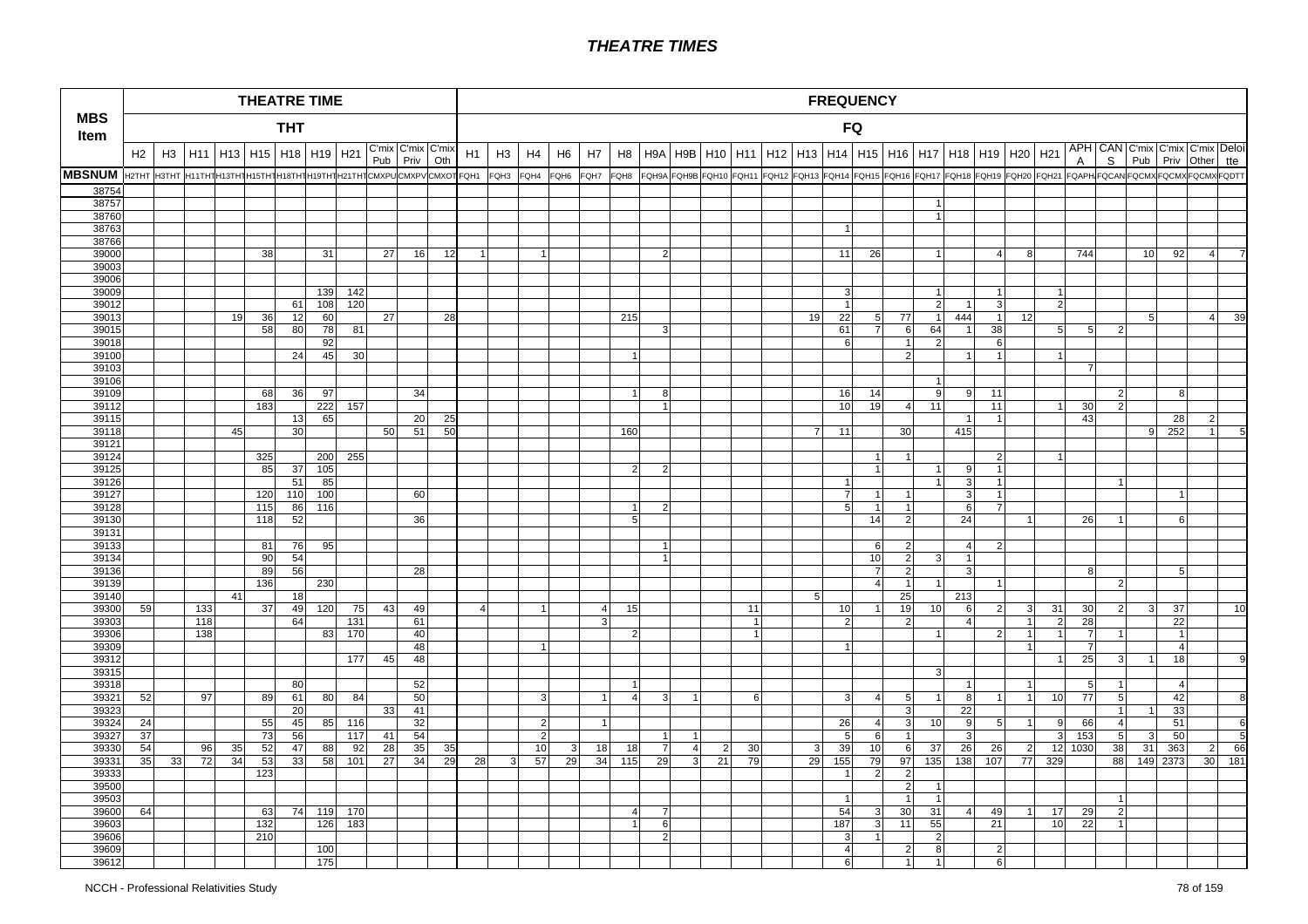# THEATRE TIMES

| MBS Item | THEATRE TIME | | | | | | | | | | | FREQUENCY | | | | | | | | | | | | | | | | | | | | | | | | | |
|---|---|---|---|---|---|---|---|---|---|---|---|---|---|---|---|---|---|---|---|---|---|---|---|---|---|---|---|---|---|---|---|---|---|---|---|---|---|
| | THT | | | | | | | | | | | FQ | | | | | | | | | | | | | | | | | | | | | | | | | |
| | H2 | H3 | H11 | H13 | H15 | H18 | H19 | H21 | C'mix Pub | C'mix Priv | C'mix Oth | H1 | H3 | H4 | H6 | H7 | H8 | H9A | H9B | H10 | H11 | H12 | H13 | H14 | H15 | H16 | H17 | H18 | H19 | H20 | H21 | APHA | CANS | C'mix Pub | C'mix Priv | C'mix Other | Deloitte |
| MBSNUM | H2THT | H3THT | H11THT | H13THT | H15THT | H18THT | H19THT | H21THT | CMXPU | CMXPV | CMXOT | FQH1 | FQH3 | FQH4 | FQH6 | FQH7 | FQH8 | FQH9A | FQH9B | FQH10 | FQH11 | FQH12 | FQH13 | FQH14 | FQH15 | FQH16 | FQH17 | FQH18 | FQH19 | FQH20 | FQH21 | FQAPH | FQCAN | FQCMX | FQCMX | FQCMX | FQDTT |
| 38754 | | | | | | | | | | | | | | | | | | | | | | | | | | | | | | | | | | | | | |
| 38757 | | | | | | | | | | | | | | | | | | | | | | | | | | | 1 | | | | | | | | | | |
| 38760 | | | | | | | | | | | | | | | | | | | | | | | | | | | 1 | | | | | | | | | | |
| 38763 | | | | | | | | | | | | | | | | | | | | | | | | 1 | | | | | | | | | | | | | |
| 38766 | | | | | | | | | | | | | | | | | | | | | | | | | | | | | | | | | | | | | |
| 39000 | | | | | 38 | | 31 | | 27 | 16 | 12 | 1 | | 1 | | | | 2 | | | | | | 11 | 26 | | 1 | | 4 | 8 | | 744 | | 10 | 92 | 4 | 7 |
| 39003 | | | | | | | | | | | | | | | | | | | | | | | | | | | | | | | | | | | | | |
| 39006 | | | | | | | | | | | | | | | | | | | | | | | | | | | | | | | | | | | | | |
| 39009 | | | | | | | 139 | 142 | | | | | | | | | | | | | | | | 3 | | | 1 | | 1 | | 1 | | | | | | |
| 39012 | | | | | | 61 | 108 | 120 | | | | | | | | | | | | | | | | 1 | | | 2 | 1 | 3 | | 2 | | | | | | |
| 39013 | | | | 19 | 36 | 12 | 60 | | 27 | | 28 | | | | | | 215 | | | | | | 19 | 22 | 5 | 77 | 1 | 444 | 1 | 12 | | | | 5 | | 4 | 39 |
| 39015 | | | | | 58 | 80 | 78 | 81 | | | | | | | | | | 3 | | | | | | 61 | 7 | 6 | 64 | 1 | 38 | | 5 | 5 | 2 | | | | |
| 39018 | | | | | | | 92 | | | | | | | | | | | | | | | | | 6 | | 1 | 2 | | 6 | | | | | | | | |
| 39100 | | | | | | 24 | 45 | 30 | | | | | | | | | 1 | | | | | | | | | 2 | | 1 | 1 | | 1 | | | | | | |
| 39103 | | | | | | | | | | | | | | | | | | | | | | | | | | | | | | | | 7 | | | | | |
| 39106 | | | | | | | | | | | | | | | | | | | | | | | | | | | 1 | | | | | | | | | | |
| 39109 | | | | | 68 | 36 | 97 | | | 34 | | | | | | | 1 | 8 | | | | | | 16 | 14 | | 9 | 9 | 11 | | | | 2 | | 8 | | |
| 39112 | | | | | 183 | | 222 | 157 | | | | | | | | | | 1 | | | | | | 10 | 19 | 4 | 11 | | 11 | | 1 | 30 | 2 | | | | |
| 39115 | | | | | | 13 | 65 | | | 20 | 25 | | | | | | | | | | | | | | | | | 1 | 1 | | | 43 | | | 28 | 2 | |
| 39118 | | | | 45 | | 30 | | | 50 | 51 | 50 | | | | | | 160 | | | | | | 7 | 11 | | 30 | | 415 | | | | | | 9 | 252 | 1 | 5 |
| 39121 | | | | | | | | | | | | | | | | | | | | | | | | | | | | | | | | | | | | | |
| 39124 | | | | | 325 | | 200 | 255 | | | | | | | | | | | | | | | | | 1 | 1 | | | 2 | | 1 | | | | | | |
| 39125 | | | | | 85 | 37 | 105 | | | | | | | | | | 2 | 2 | | | | | | | 1 | | 1 | 9 | 1 | | | | | | | | |
| 39126 | | | | | | 51 | 85 | | | | | | | | | | | | | | | | | 1 | | | 1 | 3 | 1 | | | | 1 | | | | |
| 39127 | | | | | 120 | 110 | 100 | | | 60 | | | | | | | | | | | | | | 7 | 1 | 1 | | 3 | 1 | | | | | | 1 | | |
| 39128 | | | | | 115 | 86 | 116 | | | | | | | | | | 1 | 2 | | | | | | 5 | 1 | 1 | | 6 | 7 | | | | | | | | |
| 39130 | | | | | 118 | 52 | | | | 36 | | | | | | | 5 | | | | | | | | 14 | 2 | | 24 | | 1 | | 26 | 1 | | 6 | | |
| 39131 | | | | | | | | | | | | | | | | | | | | | | | | | | | | | | | | | | | | | |
| 39133 | | | | | 81 | 76 | 95 | | | | | | | | | | | 1 | | | | | | | 6 | 2 | | 4 | 2 | | | | | | | | |
| 39134 | | | | | 90 | 54 | | | | | | | | | | | | 1 | | | | | | | 10 | 2 | 3 | 1 | | | | | | | | | |
| 39136 | | | | | 89 | 56 | | | | 28 | | | | | | | | | | | | | | | 7 | 2 | | 3 | | | | 8 | | | 5 | | |
| 39139 | | | | | 136 | | 230 | | | | | | | | | | | | | | | | | | 4 | 1 | 1 | | 1 | | | | 2 | | | | |
| 39140 | | | | 41 | | 18 | | | | | | | | | | | | | | | | | 5 | | | 25 | | 213 | | | | | | | | | |
| 39300 | 59 | | 133 | | 37 | 49 | 120 | 75 | 43 | 49 | | 4 | | 1 | | 4 | 15 | | | | 11 | | | 10 | 1 | 19 | 10 | 6 | 2 | 3 | 31 | 30 | 2 | 3 | 37 | | 10 |
| 39303 | | | 118 | | | 64 | | 131 | | 61 | | | | | | 3 | | | | | 1 | | | 2 | | 2 | | 4 | | 1 | 2 | 28 | | | 22 | | |
| 39306 | | | 138 | | | | 83 | 170 | | 40 | | | | | | | 2 | | | | 1 | | | | | | 1 | | 2 | 1 | 1 | 7 | 1 | | 1 | | |
| 39309 | | | | | | | | | | 48 | | | | 1 | | | | | | | | | | 1 | | | | | | 1 | | 7 | | | 4 | | |
| 39312 | | | | | | | | 177 | 45 | 48 | | | | | | | | | | | | | | | | | | | | | 1 | 25 | 3 | 1 | 18 | | 9 |
| 39315 | | | | | | | | | | | | | | | | | | | | | | | | | | | 3 | | | | | | | | | | |
| 39318 | | | | | | 80 | | | | 52 | | | | | | | 1 | | | | | | | | | | | 1 | | 1 | | 5 | 1 | | 4 | | |
| 39321 | 52 | | 97 | | 89 | 61 | 80 | 84 | | 50 | | | | 3 | | 1 | 4 | 3 | 1 | | 6 | | | 3 | 4 | 5 | 1 | 8 | 1 | 1 | 10 | 77 | 5 | | 42 | | 8 |
| 39323 | | | | | | 20 | | | 33 | 41 | | | | | | | | | | | | | | | | 3 | | 22 | | | | | 1 | 1 | 33 | | |
| 39324 | 24 | | | | 55 | 45 | 85 | 116 | | 32 | | | | 2 | | 1 | | | | | | | | 26 | 4 | 3 | 10 | 9 | 5 | 1 | 9 | 66 | 4 | | 51 | | 6 |
| 39327 | 37 | | | | 73 | 56 | | 117 | 41 | 54 | | | | 2 | | | | 1 | 1 | | | | | 5 | 6 | 1 | | 3 | | | 3 | 153 | 5 | 3 | 50 | | 5 |
| 39330 | 54 | | 96 | 35 | 52 | 47 | 88 | 92 | 28 | 35 | 35 | | | 10 | 3 | 18 | 18 | 7 | 4 | 2 | 30 | | 3 | 39 | 10 | 6 | 37 | 26 | 26 | 2 | 12 | 1030 | 38 | 31 | 363 | 2 | 66 |
| 39331 | 35 | 33 | 72 | 34 | 53 | 33 | 58 | 101 | 27 | 34 | 29 | 28 | 3 | 57 | 29 | 34 | 115 | 29 | 3 | 21 | 79 | | 29 | 155 | 79 | 97 | 135 | 138 | 107 | 77 | 329 | | 88 | 149 | 2373 | 30 | 181 |
| 39333 | | | | | 123 | | | | | | | | | | | | | | | | | | | 1 | 2 | 2 | | | | | | | | | | | |
| 39500 | | | | | | | | | | | | | | | | | | | | | | | | | | 2 | 1 | | | | | | | | | | |
| 39503 | | | | | | | | | | | | | | | | | | | | | | | | 1 | | 1 | 1 | | | | | | 1 | | | | |
| 39600 | 64 | | | | 63 | 74 | 119 | 170 | | | | | | | | | 4 | 7 | | | | | | 54 | 3 | 30 | 31 | 4 | 49 | 1 | 17 | 29 | 2 | | | | |
| 39603 | | | | | 132 | | 126 | 183 | | | | | | | | | 1 | 6 | | | | | | 187 | 3 | 11 | 55 | | 21 | | 10 | 22 | 1 | | | | |
| 39606 | | | | | 210 | | | | | | | | | | | | | 2 | | | | | | 3 | 1 | | 2 | | | | | | | | | | |
| 39609 | | | | | | | 100 | | | | | | | | | | | | | | | | | 4 | | 2 | 8 | | 2 | | | | | | | | |
| 39612 | | | | | | | 175 | | | | | | | | | | | | | | | | | 6 | | 1 | 1 | | 6 | | | | | | | | |

NCCH - Professional Relativities Study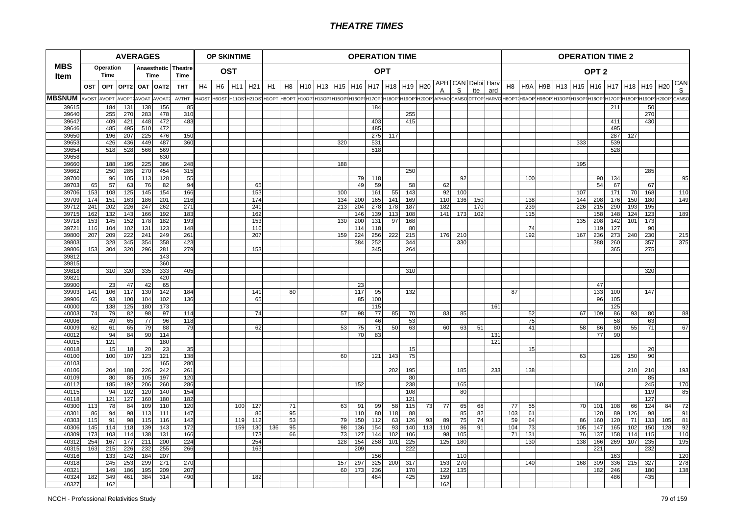# THEATRE TIMES

| MBS Item | AVERAGES | | | | | | OP SKINTIME | | | | OPERATION TIME | | | | | | | | | | | | | | OPERATION TIME 2 | | | | | | | | | | |
|---|---|---|---|---|---|---|---|---|---|---|---|---|---|---|---|---|---|---|---|---|---|---|---|---|---|---|---|---|---|---|---|---|---|---|---|
| | Operation Time | | Anaesthetic Time | | Theatre Time | | OST | | | | OPT | | | | | | | | | | | | | | OPT 2 | | | | | | | | | | |
| | OST | OPT | OPT2 | OAT | OAT2 | THT | H4 | H6 | H11 | H21 | H1 | H8 | H10 | H13 | H15 | H16 | H17 | H18 | H19 | H20 | APHA | CANS | Deloitte | Harvard | H8 | H9A | H9B | H13 | H15 | H16 | H17 | H18 | H19 | H20 | CANS |
| MBSNUM | AVOST | AVOPT | AVOPT2 | AVOAT | AVOAT2 | AVTHT | H4OST | H6OST | H11OST | H21OST | H1OPT | H8OPT | H10OPT | H13OPT | H15OPT | H16OPT | H17OPT | H18OPT | H19OPT | H20OPT | APHAO | CANSO | DTTOP | HARVO | H8OPT2 | H9AOP | H9BOP | H13OPT | H15OPT | H16OPT | H17OPT | H18OPT | H19OPT | H20OPT | CANSO |
| 39615 | | 184 | 131 | 138 | 156 | 85 | | | | | | | | | | | 184 | | | | | | | | | | | | | | 211 | | 50 | | |
| 39640 | | 255 | 270 | 283 | 478 | 310 | | | | | | | | | | | | | 255 | | | | | | | | | | | | | | 270 | | |
| 39642 | | 409 | 421 | 448 | 472 | 483 | | | | | | | | | | | 403 | | 415 | | | | | | | | | | | | 411 | | 430 | | |
| 39646 | | 485 | 495 | 510 | 472 | | | | | | | | | | | | 485 | | | | | | | | | | | | | | 495 | | | | |
| 39650 | | 196 | 207 | 225 | 476 | 150 | | | | | | | | | | | 275 | 117 | | | | | | | | | | | | | 287 | 127 | | | |
| 39653 | | 426 | 436 | 449 | 487 | 360 | | | | | | | | | 320 | | 531 | | | | | | | | | | | | 333 | | 539 | | | | |
| 39654 | | 518 | 528 | 566 | 569 | | | | | | | | | | | | 518 | | | | | | | | | | | | | | 528 | | | | |
| 39658 | | | | | 630 | | | | | | | | | | | | | | | | | | | | | | | | | | | | | | |
| 39660 | | 188 | 195 | 225 | 386 | 248 | | | | | | | | | 188 | | | | | | | | | | | | | | 195 | | | | | | |
| 39662 | | 250 | 285 | 270 | 454 | 315 | | | | | | | | | | | | | 250 | | | | | | | | | | | | | | 285 | | |
| 39700 | | 96 | 105 | 113 | 128 | 55 | | | | | | | | | | 79 | 118 | | | | | 92 | | | | 100 | | | | 90 | 134 | | | | 95 |
| 39703 | 65 | 57 | 63 | 76 | 82 | 94 | | | | 65 | | | | | | 49 | 59 | | 58 | | 62 | | | | | | | | | 54 | 67 | | 67 | | |
| 39706 | 153 | 108 | 125 | 145 | 154 | 166 | | | | 153 | | | | | 100 | | 161 | 55 | 143 | | 92 | 100 | | | | | | | 107 | | 171 | 70 | 168 | | 110 |
| 39709 | 174 | 151 | 163 | 186 | 201 | 216 | | | | 174 | | | | | 134 | 200 | 165 | 141 | 169 | | 110 | 136 | 150 | | | 138 | | | 144 | 208 | 176 | 150 | 180 | | 149 |
| 39712 | 241 | 202 | 226 | 247 | 262 | 271 | | | | 241 | | | | | 213 | 204 | 278 | 178 | 187 | | 182 | | 170 | | | 239 | | | 226 | 215 | 290 | 193 | 195 | | |
| 39715 | 162 | 132 | 143 | 166 | 192 | 183 | | | | 162 | | | | | | 146 | 139 | 113 | 108 | | 141 | 173 | 102 | | | 115 | | | | 158 | 148 | 124 | 123 | | 189 |
| 39718 | 153 | 145 | 152 | 178 | 182 | 193 | | | | 153 | | | | | 130 | 200 | 131 | 97 | 168 | | | | | | | | | | 135 | 208 | 142 | 101 | 173 | | |
| 39721 | 116 | 104 | 102 | 131 | 123 | 148 | | | | 116 | | | | | | 114 | 118 | | 80 | | | | | | | 74 | | | | 119 | 127 | | 90 | | |
| 39800 | 207 | 209 | 222 | 241 | 249 | 261 | | | | 207 | | | | | 159 | 224 | 256 | 222 | 215 | | 176 | 210 | | | | 192 | | | 167 | 236 | 273 | 240 | 230 | | 215 |
| 39803 | | 328 | 345 | 354 | 358 | 423 | | | | | | | | | | 384 | 252 | | 344 | | | 330 | | | | | | | | 388 | 260 | | 357 | | 375 |
| 39806 | 153 | 304 | 320 | 296 | 281 | 279 | | | | 153 | | | | | | | 345 | | 264 | | | | | | | | | | | | 365 | | 275 | | |
| 39812 | | | | | 143 | | | | | | | | | | | | | | | | | | | | | | | | | | | | | | |
| 39815 | | | | | 360 | | | | | | | | | | | | | | | | | | | | | | | | | | | | | | |
| 39818 | | 310 | 320 | 335 | 333 | 405 | | | | | | | | | | | | | 310 | | | | | | | | | | | | | | 320 | | |
| 39821 | | | | | 420 | | | | | | | | | | | | | | | | | | | | | | | | | | | | | | |
| 39900 | | 23 | 47 | 42 | 65 | | | | | | | | | | | 23 | | | | | | | | | | | | | | 47 | | | | | |
| 39903 | 141 | 106 | 117 | 130 | 142 | 184 | | | | 141 | | 80 | | | | 117 | 95 | | 132 | | | | | | 87 | | | | | 133 | 100 | | 147 | | |
| 39906 | 65 | 93 | 100 | 104 | 102 | 136 | | | | 65 | | | | | | 85 | 100 | | | | | | | | | | | | | 96 | 105 | | | | |
| 40000 | | 138 | 125 | 180 | 173 | | | | | | | | | | | | 115 | | | | | | | 161 | | | | | | | 125 | | | | |
| 40003 | 74 | 79 | 82 | 98 | 97 | 114 | | | | 74 | | | | | 57 | 98 | 77 | 85 | 70 | | 83 | 85 | | | | 52 | | | 67 | 109 | 86 | 93 | 80 | | 88 |
| 40006 | | 49 | 65 | 77 | 96 | 118 | | | | | | | | | | | 46 | | 53 | | | | | | | 75 | | | | | 58 | | 63 | | |
| 40009 | 62 | 61 | 65 | 79 | 88 | 79 | | | | 62 | | | | | 53 | 75 | 71 | 50 | 63 | | 60 | 63 | 51 | | | 41 | | | 58 | 86 | 80 | 55 | 71 | | 67 |
| 40012 | | 94 | 84 | 90 | 114 | | | | | | | | | | | 70 | 83 | | | | | | | 131 | | | | | | 77 | 90 | | | | |
| 40015 | | 121 | | | 180 | | | | | | | | | | | | | | | | | | | 121 | | | | | | | | | | | |
| 40018 | | 15 | 18 | 20 | 23 | 35 | | | | | | | | | | | | | 15 | | | | | | | 15 | | | | | | | 20 | | |
| 40100 | | 100 | 107 | 123 | 121 | 138 | | | | | | | | | 60 | | 121 | 143 | 75 | | | | | | | | | | 63 | | 126 | 150 | 90 | | |
| 40103 | | | | | 165 | 280 | | | | | | | | | | | | | | | | | | | | | | | | | | | | | |
| 40106 | | 204 | 188 | 226 | 242 | 261 | | | | | | | | | | | | 202 | 195 | | | 185 | | 233 | | 138 | | | | | | 210 | 210 | | 193 |
| 40109 | | 80 | 85 | 105 | 197 | 120 | | | | | | | | | | | | | 80 | | | | | | | | | | | | | | 85 | | |
| 40112 | | 185 | 192 | 206 | 260 | 286 | | | | | | | | | | 152 | | | 238 | | | 165 | | | | | | | | 160 | | | 245 | | 170 |
| 40115 | | 94 | 102 | 120 | 140 | 154 | | | | | | | | | | | | | 108 | | | 80 | | | | | | | | | | | 119 | | 85 |
| 40118 | | 121 | 127 | 160 | 180 | 182 | | | | | | | | | | | | | 121 | | | | | | | | | | | | | | 127 | | |
| 40300 | 113 | 78 | 84 | 109 | 110 | 120 | | | 100 | 127 | | 71 | | | 63 | 91 | 99 | 58 | 115 | 73 | 77 | 65 | 68 | | 77 | 55 | | | 70 | 101 | 108 | 66 | 124 | 84 | 72 |
| 40301 | 86 | 94 | 98 | 113 | 111 | 147 | | | | 86 | | 95 | | | | 110 | 80 | 118 | 88 | | | 85 | 82 | | 103 | 61 | | | | 120 | 89 | 126 | 98 | | 91 |
| 40303 | 115 | 91 | 98 | 115 | 116 | 142 | | | 119 | 112 | | 53 | | | 79 | 150 | 112 | 63 | 126 | 93 | 89 | 75 | 74 | | 59 | 64 | | | 86 | 160 | 120 | 71 | 133 | 105 | 81 |
| 40306 | 145 | 114 | 118 | 139 | 143 | 172 | | | 159 | 130 | 136 | 95 | | | 98 | 136 | 154 | 93 | 140 | 113 | 110 | 86 | 91 | | 104 | 73 | | | 105 | 147 | 165 | 102 | 150 | 128 | 92 |
| 40309 | 173 | 103 | 114 | 138 | 131 | 166 | | | | 173 | | 66 | | | 73 | 127 | 144 | 102 | 106 | | 98 | 105 | | | 71 | 131 | | | 76 | 137 | 158 | 114 | 115 | | 110 |
| 40312 | 254 | 167 | 177 | 211 | 200 | 224 | | | | 254 | | | | | 128 | 154 | 258 | 101 | 225 | | 125 | 180 | | | | 130 | | | 138 | 166 | 269 | 107 | 235 | | 195 |
| 40315 | 163 | 215 | 226 | 232 | 255 | 266 | | | | 163 | | | | | | 209 | | | 222 | | | | | | | | | | | 221 | | | 232 | | |
| 40316 | | 133 | 142 | 184 | 207 | | | | | | | | | | | | 156 | | | | | 110 | | | | | | | | | 163 | | | | 120 |
| 40318 | | 245 | 253 | 299 | 271 | 270 | | | | | | | | | 157 | 297 | 325 | 200 | 317 | | 153 | 270 | | | | 140 | | | 168 | 309 | 336 | 215 | 327 | | 278 |
| 40321 | | 149 | 186 | 195 | 209 | 207 | | | | | | | | | 60 | 173 | 236 | | 170 | | 122 | 135 | | | | | | | | 182 | 246 | | 180 | | 138 |
| 40324 | 182 | 349 | 461 | 384 | 314 | 490 | | | | 182 | | | | | | | 464 | | 425 | | 159 | | | | | | | | | | 486 | | 435 | | |
| 40327 | | 162 | | | | | | | | | | | | | | | | | | | 162 | | | | | | | | | | | | | | |

NCCH - Professional Relativities Study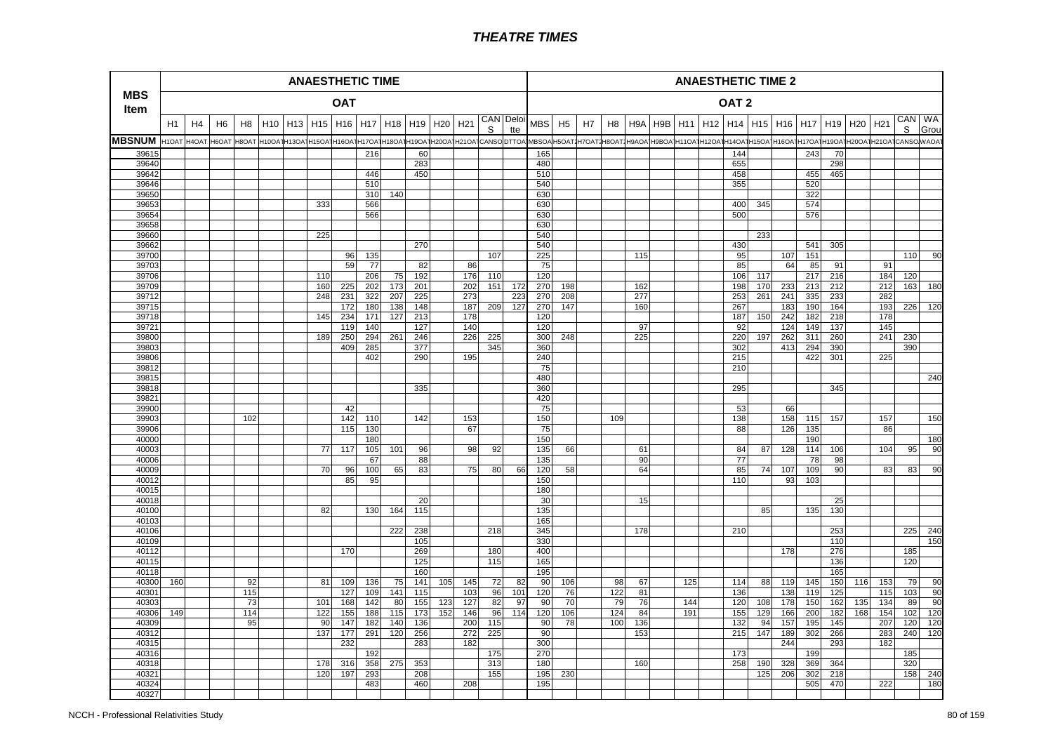| MBS Item | ANAESTHETIC TIME | | | | | | | | | | | | | | | ANAESTHETIC TIME 2 | | | | | | | | | | | | | | | | |
|---|---|---|---|---|---|---|---|---|---|---|---|---|---|---|---|---|---|---|---|---|---|---|---|---|---|---|---|---|---|---|---|---|
| | OAT | | | | | | | | | | | | | | | OAT 2 | | | | | | | | | | | | | | | | |
| | H1 | H4 | H6 | H8 | H10 | H13 | H15 | H16 | H17 | H18 | H19 | H20 | H21 | CANS | Deloitte | MBS | H5 | H7 | H8 | H9A | H9B | H11 | H12 | H14 | H15 | H16 | H17 | H19 | H20 | H21 | CANS | WA Grou |
| MBSNUM | H1OAT | H4OAT | H6OAT | H8OAT | H10OAT | H13OAT | H15OAT | H16OAT | H17OAT | H18OAT | H19OAT | H20OAT | H21OAT | CANSO | DTTOA | MBSOA | H5OAT2 | H7OAT2 | H8OAT2 | H9AOA | H9BOA | H11OAT | H12OAT | H14OAT | H15OAT | H16OAT | H17OAT | H19OAT | H20OAT | H21OAT | CANSO | WAOAT |
| 39615 | | | | | | | | | 216 | | 60 | | | | | 165 | | | | | | | | 144 | | | 243 | 70 | | | | |
| 39640 | | | | | | | | | | | 283 | | | | | 480 | | | | | | | | 655 | | | | 298 | | | | |
| 39642 | | | | | | | | | 446 | | 450 | | | | | 510 | | | | | | | | 458 | | | 455 | 465 | | | | |
| 39646 | | | | | | | | | 510 | | | | | | | 540 | | | | | | | | 355 | | | 520 | | | | | |
| 39650 | | | | | | | | | 310 | 140 | | | | | | 630 | | | | | | | | | | | 322 | | | | | |
| 39653 | | | | | | | 333 | | 566 | | | | | | | 630 | | | | | | | | 400 | 345 | | 574 | | | | | |
| 39654 | | | | | | | | | 566 | | | | | | | 630 | | | | | | | | 500 | | | 576 | | | | | |
| 39658 | | | | | | | | | | | | | | | | 630 | | | | | | | | | | | | | | | | |
| 39660 | | | | | | | 225 | | | | | | | | | 540 | | | | | | | | | 233 | | | | | | | |
| 39662 | | | | | | | | | | | 270 | | | | | 540 | | | | | | | | 430 | | | 541 | 305 | | | | |
| 39700 | | | | | | | | 96 | 135 | | | | | 107 | | 225 | | | | 115 | | | | 95 | | 107 | 151 | | | | 110 | 90 |
| 39703 | | | | | | | | 59 | 77 | | 82 | | 86 | | | 75 | | | | | | | | 85 | | 64 | 85 | 91 | | 91 | | |
| 39706 | | | | | | | 110 | | 206 | 75 | 192 | | 176 | 110 | | 120 | | | | | | | | 106 | 117 | | 217 | 216 | | 184 | 120 | |
| 39709 | | | | | | | 160 | 225 | 202 | 173 | 201 | | 202 | 151 | 172 | 270 | 198 | | | 162 | | | | 198 | 170 | 233 | 213 | 212 | | 212 | 163 | 180 |
| 39712 | | | | | | | 248 | 231 | 322 | 207 | 225 | | 273 | | 223 | 270 | 208 | | | 277 | | | | 253 | 261 | 241 | 335 | 233 | | 282 | | |
| 39715 | | | | | | | | 172 | 180 | 138 | 148 | | 187 | 209 | 127 | 270 | 147 | | | 160 | | | | 267 | | 183 | 190 | 164 | | 193 | 226 | 120 |
| 39718 | | | | | | | 145 | 234 | 171 | 127 | 213 | | 178 | | | 120 | | | | | | | | 187 | 150 | 242 | 182 | 218 | | 178 | | |
| 39721 | | | | | | | | 119 | 140 | | 127 | | 140 | | | 120 | | | | 97 | | | | 92 | | 124 | 149 | 137 | | 145 | | |
| 39800 | | | | | | | 189 | 250 | 294 | 261 | 246 | | 226 | 225 | | 300 | 248 | | | 225 | | | | 220 | 197 | 262 | 311 | 260 | | 241 | 230 | |
| 39803 | | | | | | | | 409 | 285 | | 377 | | | 345 | | 360 | | | | | | | | 302 | | 413 | 294 | 390 | | | 390 | |
| 39806 | | | | | | | | | 402 | | 290 | | 195 | | | 240 | | | | | | | | 215 | | | 422 | 301 | | 225 | | |
| 39812 | | | | | | | | | | | | | | | | 75 | | | | | | | | 210 | | | | | | | | |
| 39815 | | | | | | | | | | | | | | | | 480 | | | | | | | | | | | | | | | | 240 |
| 39818 | | | | | | | | | | | 335 | | | | | 360 | | | | | | | | 295 | | | | 345 | | | | |
| 39821 | | | | | | | | | | | | | | | | 420 | | | | | | | | | | | | | | | | |
| 39900 | | | | | | | | 42 | | | | | | | | 75 | | | | | | | | 53 | | 66 | | | | | | |
| 39903 | | | | 102 | | | | 142 | 110 | | 142 | | 153 | | | 150 | | | 109 | | | | | 138 | | 158 | 115 | 157 | | 157 | | 150 |
| 39906 | | | | | | | | 115 | 130 | | | | 67 | | | 75 | | | | | | | | 88 | | 126 | 135 | | | 86 | | |
| 40000 | | | | | | | | | 180 | | | | | | | 150 | | | | | | | | | | | 190 | | | | | 180 |
| 40003 | | | | | | | 77 | 117 | 105 | 101 | 96 | | 98 | 92 | | 135 | 66 | | | 61 | | | | 84 | 87 | 128 | 114 | 106 | | 104 | 95 | 90 |
| 40006 | | | | | | | | | 67 | | 88 | | | | | 135 | | | | 90 | | | | 77 | | | 78 | 98 | | | | |
| 40009 | | | | | | | 70 | 96 | 100 | 65 | 83 | | 75 | 80 | 66 | 120 | 58 | | | 64 | | | | 85 | 74 | 107 | 109 | 90 | | 83 | 83 | 90 |
| 40012 | | | | | | | | 85 | 95 | | | | | | | 150 | | | | | | | | 110 | | 93 | 103 | | | | | |
| 40015 | | | | | | | | | | | | | | | | 180 | | | | | | | | | | | | | | | | |
| 40018 | | | | | | | | | | | 20 | | | | | 30 | | | | 15 | | | | | | | | 25 | | | | |
| 40100 | | | | | | | 82 | | 130 | 164 | 115 | | | | | 135 | | | | | | | | | 85 | | 135 | 130 | | | | |
| 40103 | | | | | | | | | | | | | | | | 165 | | | | | | | | | | | | | | | | |
| 40106 | | | | | | | | | | 222 | 238 | | | 218 | | 345 | | | | 178 | | | | 210 | | | | 253 | | | 225 | 240 |
| 40109 | | | | | | | | | | | 105 | | | | | 330 | | | | | | | | | | | | 110 | | | | 150 |
| 40112 | | | | | | | | 170 | | | 269 | | | 180 | | 400 | | | | | | | | | | 178 | | 276 | | | 185 | |
| 40115 | | | | | | | | | | | 125 | | | 115 | | 165 | | | | | | | | | | | | 136 | | | 120 | |
| 40118 | | | | | | | | | | | 160 | | | | | 195 | | | | | | | | | | | | 165 | | | | |
| 40300 | 160 | | | 92 | | | 81 | 109 | 136 | 75 | 141 | 105 | 145 | 72 | 82 | 90 | 106 | | 98 | 67 | | 125 | | 114 | 88 | 119 | 145 | 150 | 116 | 153 | 79 | 90 |
| 40301 | | | | 115 | | | | 127 | 109 | 141 | 115 | | 103 | 96 | 101 | 120 | 76 | | 122 | 81 | | | | 136 | | 138 | 119 | 125 | | 115 | 103 | 90 |
| 40303 | | | | 73 | | | 101 | 168 | 142 | 80 | 155 | 123 | 127 | 82 | 97 | 90 | 70 | | 79 | 76 | | 144 | | 120 | 108 | 178 | 150 | 162 | 135 | 134 | 89 | 90 |
| 40306 | 149 | | | 114 | | | 122 | 155 | 188 | 115 | 173 | 152 | 146 | 96 | 114 | 120 | 106 | | 124 | 84 | | 191 | | 155 | 129 | 166 | 200 | 182 | 168 | 154 | 102 | 120 |
| 40309 | | | | 95 | | | 90 | 147 | 182 | 140 | 136 | | 200 | 115 | | 90 | 78 | | 100 | 136 | | | | 132 | 94 | 157 | 195 | 145 | | 207 | 120 | 120 |
| 40312 | | | | | | | 137 | 177 | 291 | 120 | 256 | | 272 | 225 | | 90 | | | | 153 | | | | 215 | 147 | 189 | 302 | 266 | | 283 | 240 | 120 |
| 40315 | | | | | | | | 232 | | | 283 | | 182 | | | 300 | | | | | | | | | | 244 | | 293 | | 182 | | |
| 40316 | | | | | | | | | 192 | | | | | 175 | | 270 | | | | | | | | 173 | | | 199 | | | | 185 | |
| 40318 | | | | | | | 178 | 316 | 358 | 275 | 353 | | | 313 | | 180 | | | | 160 | | | | 258 | 190 | 328 | 369 | 364 | | | 320 | |
| 40321 | | | | | | | 120 | 197 | 293 | | 208 | | | 155 | | 195 | 230 | | | | | | | | 125 | 206 | 302 | 218 | | | 158 | 240 |
| 40324 | | | | | | | | | 483 | | 460 | | 208 | | | 195 | | | | | | | | | | | 505 | 470 | | 222 | | 180 |
| 40327 | | | | | | | | | | | | | | | | | | | | | | | | | | | | | | | | |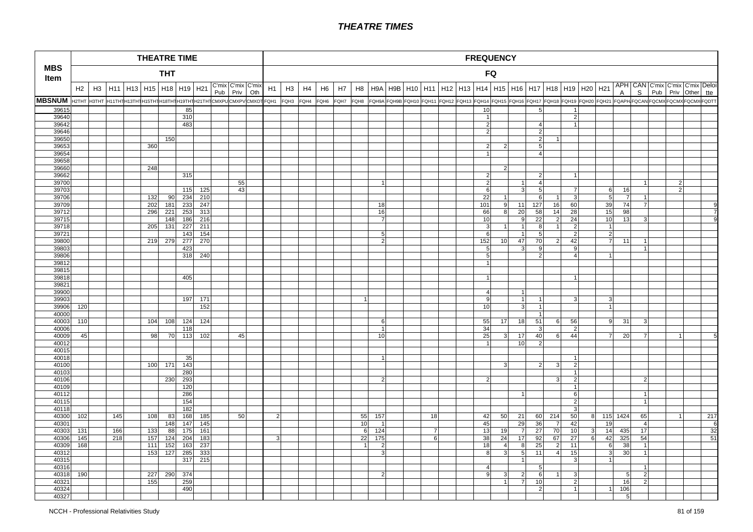# THEATRE TIMES

| MBS Item | THEATRE TIME | | | | | | | | | | | FREQUENCY | | | | | | | | | | | | | | | | | | | | | | | | | |
|---|---|---|---|---|---|---|---|---|---|---|---|---|---|---|---|---|---|---|---|---|---|---|---|---|---|---|---|---|---|---|---|---|---|---|---|---|---|
| | THT | | | | | | | | | | | FQ | | | | | | | | | | | | | | | | | | | | | | | | | |
| | H2 | H3 | H11 | H13 | H15 | H18 | H19 | H21 | C'mix Pub | C'mix Priv | C'mix Oth | H1 | H3 | H4 | H6 | H7 | H8 | H9A | H9B | H10 | H11 | H12 | H13 | H14 | H15 | H16 | H17 | H18 | H19 | H20 | H21 | APHA | CANS | C'mix Pub | C'mix Priv | C'mix Other | Deloitte |
| MBSNUM | H2THT | H3THT | H11THT | H13THT | H15THT | H18THT | H19THT | H21THT | CMXPU | CMXPV | CMXOT | FQH1 | FQH3 | FQH4 | FQH6 | FQH7 | FQH8 | FQH9A | FQH9B | FQH10 | FQH11 | FQH12 | FQH13 | FQH14 | FQH15 | FQH16 | FQH17 | FQH18 | FQH19 | FQH20 | FQH21 | FQAPHA | FQCANS | FQCMXPub | FQCMXPriv | FQCMXOther | FQDTT |
| 39615 | | | | | | | 85 | | | | | | | | | | | | | | | | | 10 | | | 5 | | 1 | | | | | | | | |
| 39640 | | | | | | | 310 | | | | | | | | | | | | | | | | | 1 | | | | | 2 | | | | | | | | |
| 39642 | | | | | | | 483 | | | | | | | | | | | | | | | | | 2 | | | 4 | | 1 | | | | | | | | |
| 39646 | | | | | | | | | | | | | | | | | | | | | | | | 2 | | | 2 | | | | | | | | | | |
| 39650 | | | | | | 150 | | | | | | | | | | | | | | | | | | | | | 2 | 1 | | | | | | | | | |
| 39653 | | | | | 360 | | | | | | | | | | | | | | | | | | | 2 | 2 | | 5 | | | | | | | | | | |
| 39654 | | | | | | | | | | | | | | | | | | | | | | | | 1 | | | 4 | | | | | | | | | | |
| 39658 | | | | | | | | | | | | | | | | | | | | | | | | | | | | | | | | | | | | | |
| 39660 | | | | | 248 | | | | | | | | | | | | | | | | | | | | 2 | | | | | | | | | | | | |
| 39662 | | | | | | | 315 | | | | | | | | | | | | | | | | | 2 | | | 2 | | 1 | | | | | | | | |
| 39700 | | | | | | | | | | 55 | | | | | | | | 1 | | | | | | 2 | | 1 | 4 | | | | | | 1 | | 2 | | |
| 39703 | | | | | | | 115 | 125 | | 43 | | | | | | | | | | | | | | 6 | | 3 | 5 | | 7 | | 6 | 16 | | | 2 | | |
| 39706 | | | | | 132 | 90 | 234 | 210 | | | | | | | | | | | | | | | | 22 | 1 | | 6 | 1 | 3 | | 5 | 7 | 1 | | | | |
| 39709 | | | | | 202 | 181 | 233 | 247 | | | | | | | | | | 18 | | | | | | 101 | 9 | 11 | 127 | 16 | 60 | | 39 | 74 | 7 | | | | 9 |
| 39712 | | | | | 296 | 221 | 253 | 313 | | | | | | | | | | 16 | | | | | | 66 | 8 | 20 | 58 | 14 | 28 | | 15 | 98 | | | | | 7 |
| 39715 | | | | | | 148 | 186 | 216 | | | | | | | | | | 7 | | | | | | 10 | | 9 | 22 | 2 | 24 | | 10 | 13 | 3 | | | | 9 |
| 39718 | | | | | 205 | 131 | 227 | 211 | | | | | | | | | | | | | | | | 3 | 1 | 1 | 8 | 1 | 2 | | 1 | | | | | | |
| 39721 | | | | | | | 143 | 154 | | | | | | | | | | 5 | | | | | | 6 | | 1 | 5 | | 2 | | 2 | | | | | | |
| 39800 | | | | | 219 | 279 | 277 | 270 | | | | | | | | | | 2 | | | | | | 152 | 10 | 47 | 70 | 2 | 42 | | 7 | 11 | 1 | | | | |
| 39803 | | | | | | | 423 | | | | | | | | | | | | | | | | | 5 | | 3 | 9 | | 9 | | | | 1 | | | | |
| 39806 | | | | | | | 318 | 240 | | | | | | | | | | | | | | | | 5 | | | 2 | | 4 | | 1 | | | | | | |
| 39812 | | | | | | | | | | | | | | | | | | | | | | | | 1 | | | | | | | | | | | | | |
| 39815 | | | | | | | | | | | | | | | | | | | | | | | | | | | | | | | | | | | | | |
| 39818 | | | | | | | 405 | | | | | | | | | | | | | | | | | 1 | | | | | 1 | | | | | | | | |
| 39821 | | | | | | | | | | | | | | | | | | | | | | | | | | | | | | | | | | | | | |
| 39900 | | | | | | | | | | | | | | | | | | | | | | | | 4 | | 1 | | | | | | | | | | | |
| 39903 | | | | | | | 197 | 171 | | | | | | | | | 1 | | | | | | | 9 | | 1 | 1 | | 3 | | 3 | | | | | | |
| 39906 | 120 | | | | | | | 152 | | | | | | | | | | | | | | | | 10 | | 3 | 1 | | | | 1 | | | | | | |
| 40000 | | | | | | | | | | | | | | | | | | | | | | | | | | | 1 | | | | | | | | | | |
| 40003 | 110 | | | | 104 | 108 | 124 | 124 | | | | | | | | | | 6 | | | | | | 55 | 17 | 18 | 51 | 6 | 56 | | 9 | 31 | 3 | | | | |
| 40006 | | | | | | | 118 | | | | | | | | | | | 1 | | | | | | 34 | | | 3 | | 2 | | | | | | | | |
| 40009 | 45 | | | | 98 | 70 | 113 | 102 | | 45 | | | | | | | | 10 | | | | | | 25 | 3 | 17 | 40 | 6 | 44 | | 7 | 20 | 7 | | 1 | | 5 |
| 40012 | | | | | | | | | | | | | | | | | | | | | | | | 1 | | 10 | 2 | | | | | | | | | | |
| 40015 | | | | | | | | | | | | | | | | | | | | | | | | | | | | | | | | | | | | | |
| 40018 | | | | | | | 35 | | | | | | | | | | | 1 | | | | | | | | | | | 1 | | | | | | | | |
| 40100 | | | | | 100 | 171 | 143 | | | | | | | | | | | | | | | | | | 3 | | 2 | 3 | 2 | | | | | | | | |
| 40103 | | | | | | | 280 | | | | | | | | | | | | | | | | | | | | | | 1 | | | | | | | | |
| 40106 | | | | | | 230 | 293 | | | | | | | | | | | 2 | | | | | | 2 | | | | 3 | 2 | | | | 2 | | | | |
| 40109 | | | | | | | 120 | | | | | | | | | | | | | | | | | | | | | | 1 | | | | | | | | |
| 40112 | | | | | | | 286 | | | | | | | | | | | | | | | | | | | 1 | | | 6 | | | | 1 | | | | |
| 40115 | | | | | | | 154 | | | | | | | | | | | | | | | | | | | | | | 2 | | | | 1 | | | | |
| 40118 | | | | | | | 182 | | | | | | | | | | | | | | | | | | | | | | 3 | | | | | | | | |
| 40300 | 102 | | 145 | | 108 | 83 | 168 | 185 | | 50 | | 2 | | | | | 55 | 157 | | | 18 | | | 42 | 50 | 21 | 60 | 214 | 50 | 8 | 115 | 1424 | 65 | | 1 | | 217 |
| 40301 | | | | | | 148 | 147 | 145 | | | | | | | | | 10 | 1 | | | | | | 45 | | 29 | 36 | 7 | 42 | | 19 | | 4 | | | | 6 |
| 40303 | 131 | | 166 | | 133 | 88 | 175 | 161 | | | | | | | | | 6 | 124 | | | 7 | | | 13 | 19 | 7 | 27 | 70 | 10 | 3 | 14 | 435 | 17 | | | | 32 |
| 40306 | 145 | | 218 | | 157 | 124 | 204 | 183 | | | | 3 | | | | | 22 | 175 | | | 6 | | | 38 | 24 | 17 | 92 | 67 | 27 | 6 | 42 | 325 | 54 | | | | 51 |
| 40309 | 168 | | | | 111 | 152 | 163 | 237 | | | | | | | | | 1 | 2 | | | | | | 18 | 4 | 8 | 25 | 2 | 11 | | 6 | 38 | 1 | | | | |
| 40312 | | | | | 153 | 127 | 285 | 333 | | | | | | | | | | 3 | | | | | | 8 | 3 | 5 | 11 | 4 | 15 | | 3 | 30 | 1 | | | | |
| 40315 | | | | | | | 317 | 215 | | | | | | | | | | | | | | | | | | 1 | | | 3 | | 1 | | | | | | |
| 40316 | | | | | | | | | | | | | | | | | | | | | | | | 4 | | | 5 | | | | | | 1 | | | | |
| 40318 | 190 | | | | 227 | 290 | 374 | | | | | | | | | | | 2 | | | | | | 9 | 3 | 2 | 6 | 1 | 3 | | | 5 | 2 | | | | |
| 40321 | | | | | 155 | | 259 | | | | | | | | | | | | | | | | | | 1 | 7 | 10 | | 2 | | | 16 | 2 | | | | |
| 40324 | | | | | | | 490 | | | | | | | | | | | | | | | | | | | | 2 | | 1 | | 1 | 106 | | | | | |
| 40327 | | | | | | | | | | | | | | | | | | | | | | | | | | | | | | | | 5 | | | | | |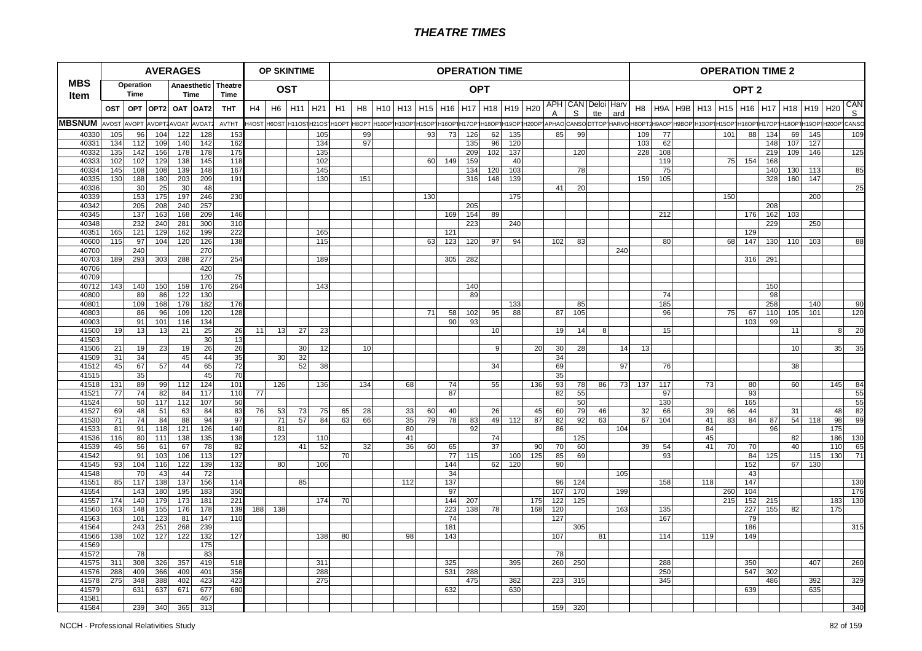# THEATRE TIMES

| MBS Item | AVERAGES | | | | | | OP SKINTIME | | | | OPERATION TIME | | | | | | | | | | | | | | OPERATION TIME 2 | | | | | | | | | | |
|---|---|---|---|---|---|---|---|---|---|---|---|---|---|---|---|---|---|---|---|---|---|---|---|---|---|---|---|---|---|---|---|---|---|---|---|
| | Operation Time | | Anaesthetic Time | | | Theatre Time | OST | | | | OPT | | | | | | | | | | | | | | OPT 2 | | | | | | | | | | |
| | OST | OPT | OPT2 | OAT | OAT2 | THT | H4 | H6 | H11 | H21 | H1 | H8 | H10 | H13 | H15 | H16 | H17 | H18 | H19 | H20 | APHA | CANS | Deloitte | Harvard | H8 | H9A | H9B | H13 | H15 | H16 | H17 | H18 | H19 | H20 | CANS |
| MBSNUM | AVOST | AVOPT | AVOPT2 | AVOAT | AVOAT2 | AVTHT | H4OST | H6OST | H11OST | H21OS | H1OPT | H8OPT | H10OPT | H13OPT | H15OPT | H16OPT | H17OPT | H18OPT | H19OPT | H20OPT | APHAO | CANSO | DTTOP | HARVO | H8OPT2 | H9AOP | H9BOP | H13OPT | H15OPT | H16OPT | H17OPT | H18OPT | H19OPT | H20OPT | CANSO |
| 40330 | 105 | 96 | 104 | 122 | 128 | 153 | | | | 105 | | 99 | | | 93 | 73 | 126 | 62 | 135 | | 85 | 99 | | | 109 | 77 | | | 101 | 88 | 134 | 69 | 145 | | 109 |
| 40331 | 134 | 112 | 109 | 140 | 142 | 162 | | | | 134 | | 97 | | | | | 135 | 96 | 120 | | | | | | 103 | 62 | | | | | 148 | 107 | 127 | | |
| 40332 | 135 | 142 | 156 | 178 | 178 | 175 | | | | 135 | | | | | | | 209 | 102 | 137 | | | 120 | | | 228 | 108 | | | | | 219 | 109 | 146 | | 125 |
| 40333 | 102 | 102 | 129 | 138 | 145 | 118 | | | | 102 | | | | | 60 | 149 | 159 | | 40 | | | | | | | 119 | | | 75 | 154 | 168 | | | | |
| 40334 | 145 | 108 | 108 | 139 | 148 | 167 | | | | 145 | | | | | | | 134 | 120 | 103 | | | 78 | | | | 75 | | | | | 140 | 130 | 113 | | 85 |
| 40335 | 130 | 188 | 180 | 203 | 209 | 191 | | | | 130 | | 151 | | | | | 316 | 148 | 139 | | | | | | 159 | 105 | | | | | 328 | 160 | 147 | | |
| 40336 | | 30 | 25 | 30 | 48 | | | | | | | | | | | | | | | | 41 | 20 | | | | | | | | | | | | | 25 |
| 40339 | | 153 | 175 | 197 | 246 | 230 | | | | | | | | | 130 | | | | 175 | | | | | | | | | | 150 | | | | 200 | | |
| 40342 | | 205 | 208 | 240 | 257 | | | | | | | | | | | | 205 | | | | | | | | | | | | | | 208 | | | | |
| 40345 | | 137 | 163 | 168 | 209 | 146 | | | | | | | | | | 169 | 154 | 89 | | | | | | | | 212 | | | | 176 | 162 | 103 | | | |
| 40348 | | 232 | 240 | 281 | 300 | 310 | | | | | | | | | | | 223 | | 240 | | | | | | | | | | | | 229 | | 250 | | |
| 40351 | 165 | 121 | 129 | 162 | 199 | 222 | | | | 165 | | | | | | 121 | | | | | | | | | | | | | | 129 | | | | | |
| 40600 | 115 | 97 | 104 | 120 | 126 | 138 | | | | 115 | | | | | 63 | 123 | 120 | 97 | 94 | | 102 | 83 | | | | 80 | | | 68 | 147 | 130 | 110 | 103 | | 88 |
| 40700 | | 240 | | | 270 | | | | | | | | | | | | | | | | | | | 240 | | | | | | | | | | | |
| 40703 | 189 | 293 | 303 | 288 | 277 | 254 | | | | 189 | | | | | | 305 | 282 | | | | | | | | | | | | | 316 | 291 | | | | |
| 40706 | | | | | 420 | | | | | | | | | | | | | | | | | | | | | | | | | | | | | | |
| 40709 | | | | | 120 | 75 | | | | | | | | | | | | | | | | | | | | | | | | | | | | | |
| 40712 | 143 | 140 | 150 | 159 | 176 | 264 | | | | 143 | | | | | | | 140 | | | | | | | | | | | | | | 150 | | | | |
| 40800 | | 89 | 86 | 122 | 130 | | | | | | | | | | | | 89 | | | | | | | | | 74 | | | | | 98 | | | | |
| 40801 | | 109 | 168 | 179 | 182 | 176 | | | | | | | | | | | | | 133 | | | 85 | | | | 185 | | | | | 258 | | 140 | | 90 |
| 40803 | | 86 | 96 | 109 | 120 | 128 | | | | | | | | | 71 | 58 | 102 | 95 | 88 | | 87 | 105 | | | | 96 | | | 75 | 67 | 110 | 105 | 101 | | 120 |
| 40903 | | 91 | 101 | 116 | 134 | | | | | | | | | | | 90 | 93 | | | | | | | | | | | | | 103 | 99 | | | | |
| 41500 | 19 | 13 | 13 | 21 | 25 | 26 | 11 | 13 | 27 | 23 | | | | | | | | 10 | | | 19 | 14 | 8 | | | 15 | | | | | | 11 | | 8 | 20 |
| 41503 | | | | | 30 | 13 | | | | | | | | | | | | | | | | | | | | | | | | | | | | | |
| 41506 | 21 | 19 | 23 | 19 | 26 | 26 | | | 30 | 12 | | 10 | | | | | | 9 | | 20 | 30 | 28 | | 14 | 13 | | | | | | | 10 | | 35 | 35 |
| 41509 | 31 | 34 | | 45 | 44 | 35 | | 30 | 32 | | | | | | | | | | | | 34 | | | | | | | | | | | | | | |
| 41512 | 45 | 67 | 57 | 44 | 65 | 72 | | | 52 | 38 | | | | | | | | 34 | | | 69 | | | 97 | | 76 | | | | | | 38 | | | |
| 41515 | | 35 | | | 45 | 70 | | | | | | | | | | | | | | | 35 | | | | | | | | | | | | | | |
| 41518 | 131 | 89 | 99 | 112 | 124 | 101 | | 126 | | 136 | | 134 | | 68 | | 74 | | 55 | | 136 | 93 | 78 | 86 | 73 | 137 | 117 | | 73 | | 80 | | 60 | | 145 | 84 |
| 41521 | 77 | 74 | 82 | 84 | 117 | 110 | 77 | | | | | | | | | 87 | | | | | 82 | 55 | | | | 97 | | | | 93 | | | | | 55 |
| 41524 | | 50 | 117 | 112 | 107 | 50 | | | | | | | | | | | | | | | | 50 | | | | 130 | | | | 165 | | | | | 55 |
| 41527 | 69 | 48 | 51 | 63 | 84 | 83 | 76 | 53 | 73 | 75 | 65 | 28 | | 33 | 60 | 40 | | 26 | | 45 | 60 | 79 | 46 | | 32 | 66 | | 39 | 66 | 44 | | 31 | | 48 | 82 |
| 41530 | 71 | 74 | 84 | 88 | 94 | 97 | | 71 | 57 | 84 | 63 | 66 | | 35 | 79 | 78 | 83 | 49 | 112 | 87 | 82 | 92 | 63 | | 67 | 104 | | 41 | 83 | 84 | 87 | 54 | 118 | 98 | 99 |
| 41533 | 81 | 91 | 118 | 121 | 126 | 140 | | 81 | | | | | | 80 | | | 92 | | | | 86 | | | 104 | | | | 84 | | | 96 | | | 175 | |
| 41536 | 116 | 80 | 111 | 138 | 135 | 138 | | 123 | | 110 | | | | 41 | | | | 74 | | | | 125 | | | | | | 45 | | | | 82 | | 186 | 130 |
| 41539 | 46 | 56 | 61 | 67 | 78 | 82 | | | 41 | 52 | | 32 | | 36 | 60 | 65 | | 37 | | 90 | 70 | 60 | | | 39 | 54 | | 41 | 70 | 70 | | 40 | | 110 | 65 |
| 41542 | | 91 | 103 | 106 | 113 | 127 | | | | | 70 | | | | | 77 | 115 | | 100 | 125 | 85 | 69 | | | | 93 | | | | 84 | 125 | | 115 | 130 | 71 |
| 41545 | 93 | 104 | 116 | 122 | 139 | 132 | | 80 | | 106 | | | | | | 144 | | 62 | 120 | | 90 | | | | | | | | | 152 | | 67 | 130 | | |
| 41548 | | 70 | 43 | 44 | 72 | | | | | | | | | | | 34 | | | | | | | | 105 | | | | | | 43 | | | | | |
| 41551 | 85 | 117 | 138 | 137 | 156 | 114 | | | 85 | | | | | 112 | | 137 | | | | | 96 | 124 | | | | 158 | | 118 | | 147 | | | | | 130 |
| 41554 | | 143 | 180 | 195 | 183 | 350 | | | | | | | | | | 97 | | | | | 107 | 170 | | 199 | | | | | 260 | 104 | | | | | 176 |
| 41557 | 174 | 140 | 179 | 173 | 181 | 221 | | | | 174 | 70 | | | | | 144 | 207 | | | 175 | 122 | 125 | | | | | | | 215 | 152 | 215 | | | 183 | 130 |
| 41560 | 163 | 148 | 155 | 176 | 178 | 139 | 188 | 138 | | | | | | | | 223 | 138 | 78 | | 168 | 120 | | | 163 | | 135 | | | | 227 | 155 | 82 | | 175 | |
| 41563 | | 101 | 123 | 81 | 147 | 110 | | | | | | | | | | 74 | | | | | 127 | | | | | 167 | | | | 79 | | | | | |
| 41564 | | 243 | 251 | 268 | 239 | | | | | | | | | | | 181 | | | | | | 305 | | | | | | | | 186 | | | | | 315 |
| 41566 | 138 | 102 | 127 | 122 | 132 | 127 | | | | 138 | 80 | | | 98 | | 143 | | | | | 107 | | 81 | | | 114 | | 119 | | 149 | | | | | |
| 41569 | | | | | 175 | | | | | | | | | | | | | | | | | | | | | | | | | | | | | | |
| 41572 | | 78 | | | 83 | | | | | | | | | | | | | | | | 78 | | | | | | | | | | | | | | |
| 41575 | 311 | 308 | 326 | 357 | 419 | 518 | | | | 311 | | | | | | 325 | | | 395 | | 260 | 250 | | | | 288 | | | | 350 | | | 407 | | 260 |
| 41576 | 288 | 409 | 366 | 409 | 401 | 356 | | | | 288 | | | | | | 531 | 288 | | | | | | | | | 250 | | | | 547 | 302 | | | | |
| 41578 | 275 | 348 | 388 | 402 | 423 | 423 | | | | 275 | | | | | | | 475 | | 382 | | 223 | 315 | | | | 345 | | | | | 486 | | 392 | | 329 |
| 41579 | | 631 | 637 | 671 | 677 | 680 | | | | | | | | | | 632 | | | 630 | | | | | | | | | | | 639 | | | 635 | | |
| 41581 | | | | | 467 | | | | | | | | | | | | | | | | | | | | | | | | | | | | | | |
| 41584 | | 239 | 340 | 365 | 313 | | | | | | | | | | | | | | | | 159 | 320 | | | | | | | | | | | | | 340 |

NCCH - Professional Relativities Study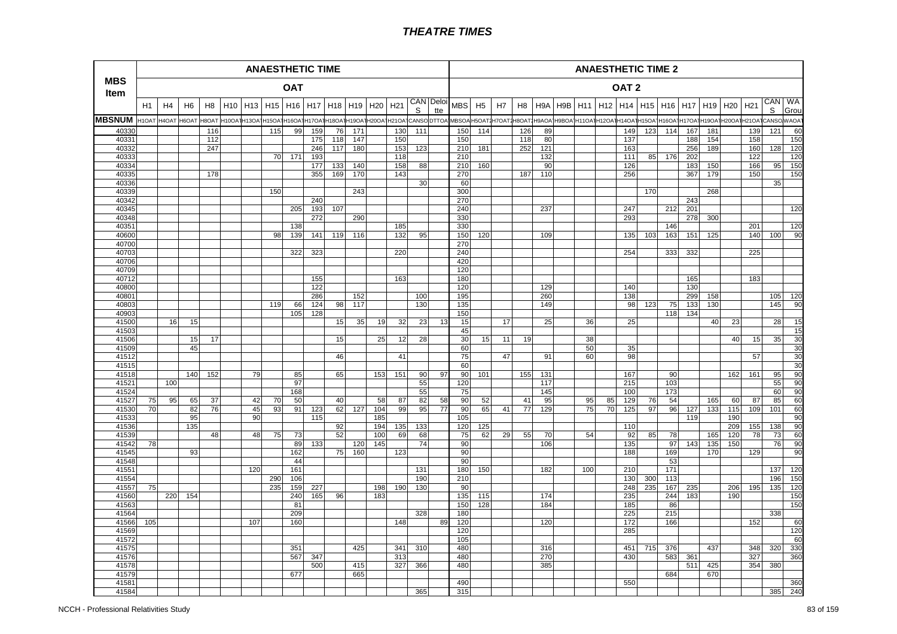# THEATRE TIMES

| MBS Item | ANAESTHETIC TIME | | | | | | | | | | | | | | | ANAESTHETIC TIME 2 | | | | | | | | | | | | | | | | |
|---|---|---|---|---|---|---|---|---|---|---|---|---|---|---|---|---|---|---|---|---|---|---|---|---|---|---|---|---|---|---|---|---|
| | OAT | | | | | | | | | | | | | | | OAT 2 | | | | | | | | | | | | | | | | |
| | H1 | H4 | H6 | H8 | H10 | H13 | H15 | H16 | H17 | H18 | H19 | H20 | H21 | CANS | Deloitte | MBS | H5 | H7 | H8 | H9A | H9B | H11 | H12 | H14 | H15 | H16 | H17 | H19 | H20 | H21 | CANS | WA Group |
| MBSNUM | H1OAT | H4OAT | H6OAT | H8OAT | H10OAT | H13OAT | H15OAT | H16OAT | H17OAT | H18OAT | H19OAT | H20OAT | H21OAT | CANSO | DTTOA | MBSOA | H5OAT2 | H7OAT2 | H8OAT2 | H9AOA | H9BOA | H11OAT | H12OAT | H14OAT | H15OAT | H16OAT | H17OAT | H19OAT | H20OAT | H21OAT | CANSO | WAOA |
| 40330 | | | | 116 | | | 115 | 99 | 159 | 76 | 171 | | 130 | 111 | | 150 | 114 | | 126 | 89 | | | | 149 | 123 | 114 | 167 | 181 | | 139 | 121 | 60 |
| 40331 | | | | 112 | | | | | 175 | 118 | 147 | | 150 | | | 150 | | | 118 | 80 | | | | 137 | | | 188 | 154 | | 158 | | 150 |
| 40332 | | | | 247 | | | | | 246 | 117 | 180 | | 153 | 123 | | 210 | 181 | | 252 | 121 | | | | 163 | | | 256 | 189 | | 160 | 128 | 120 |
| 40333 | | | | | | | 70 | 171 | 193 | | | | 118 | | | 210 | | | | 132 | | | | 111 | 85 | 176 | 202 | | | 122 | | 120 |
| 40334 | | | | | | | | | 177 | 133 | 140 | | 158 | 88 | | 210 | 160 | | | 90 | | | | 126 | | | 183 | 150 | | 166 | 95 | 150 |
| 40335 | | | | 178 | | | | | 355 | 169 | 170 | | 143 | | | 270 | | | 187 | 110 | | | | 256 | | | 367 | 179 | | 150 | | 150 |
| 40336 | | | | | | | | | | | | | | 30 | | 60 | | | | | | | | | | | | | | | 35 | |
| 40339 | | | | | | | 150 | | | | 243 | | | | | 300 | | | | | | | | | 170 | | | 268 | | | | |
| 40342 | | | | | | | | | 240 | | | | | | | 270 | | | | | | | | | | | 243 | | | | | |
| 40345 | | | | | | | | 205 | 193 | 107 | | | | | | 240 | | | | 237 | | | | 247 | | 212 | 201 | | | | | 120 |
| 40348 | | | | | | | | | 272 | | 290 | | | | | 330 | | | | | | | | 293 | | | 278 | 300 | | | | |
| 40351 | | | | | | | | 138 | | | | | 185 | | | 330 | | | | | | | | | | 146 | | | | 201 | | 120 |
| 40600 | | | | | | | 98 | 139 | 141 | 119 | 116 | | 132 | 95 | | 150 | 120 | | | 109 | | | | 135 | 103 | 163 | 151 | 125 | | 140 | 100 | 90 |
| 40700 | | | | | | | | | | | | | | | | 270 | | | | | | | | | | | | | | | | |
| 40703 | | | | | | | | 322 | 323 | | | | 220 | | | 240 | | | | | | | | 254 | | 333 | 332 | | | 225 | | |
| 40706 | | | | | | | | | | | | | | | | 420 | | | | | | | | | | | | | | | | |
| 40709 | | | | | | | | | | | | | | | | 120 | | | | | | | | | | | | | | | | |
| 40712 | | | | | | | | | 155 | | | | 163 | | | 180 | | | | | | | | | | | 165 | | | 183 | | |
| 40800 | | | | | | | | | 122 | | | | | | | 120 | | | | 129 | | | | 140 | | | 130 | | | | | |
| 40801 | | | | | | | | | 286 | | 152 | | | 100 | | 195 | | | | 260 | | | | 138 | | | 299 | 158 | | | 105 | 120 |
| 40803 | | | | | | | 119 | 66 | 124 | 98 | 117 | | | 130 | | 135 | | | | 149 | | | | 98 | 123 | 75 | 133 | 130 | | | 145 | 90 |
| 40903 | | | | | | | | 105 | 128 | | | | | | | 150 | | | | | | | | | | 118 | 134 | | | | | |
| 41500 | | 16 | 15 | | | | | | | 15 | 35 | 19 | 32 | 23 | 13 | 15 | | 17 | | 25 | | 36 | | 25 | | | | 40 | 23 | | 28 | 15 |
| 41503 | | | | | | | | | | | | | | | | 45 | | | | | | | | | | | | | | | | 15 |
| 41506 | | | 15 | 17 | | | | | | 15 | | 25 | 12 | 28 | | 30 | 15 | 11 | 19 | | | 38 | | | | | | | 40 | 15 | 35 | 30 |
| 41509 | | | 45 | | | | | | | | | | | | | 60 | | | | | | 50 | | 35 | | | | | | | | 30 |
| 41512 | | | | | | | | | | 46 | | | 41 | | | 75 | | 47 | | 91 | | 60 | | 98 | | | | | | 57 | | 30 |
| 41515 | | | | | | | | | | | | | | | | 60 | | | | | | | | | | | | | | | | 30 |
| 41518 | | | 140 | 152 | | 79 | | 85 | | 65 | | 153 | 151 | 90 | 97 | 90 | 101 | | 155 | 131 | | | | 167 | | 90 | | | 162 | 161 | 95 | 90 |
| 41521 | | 100 | | | | | | 97 | | | | | | 55 | | 120 | | | | 117 | | | | 215 | | 103 | | | | | 55 | 90 |
| 41524 | | | | | | | | 168 | | | | | | 55 | | 75 | | | | 145 | | | | 100 | | 173 | | | | | 60 | 90 |
| 41527 | 75 | 95 | 65 | 37 | | 42 | 70 | 50 | | 40 | | 58 | 87 | 82 | 58 | 90 | 52 | | 41 | 95 | | 95 | 85 | 129 | 76 | 54 | | 165 | 60 | 87 | 85 | 60 |
| 41530 | 70 | | 82 | 76 | | 45 | 93 | 91 | 123 | 62 | 127 | 104 | 99 | 95 | 77 | 90 | 65 | 41 | 77 | 129 | | 75 | 70 | 125 | 97 | 96 | 127 | 133 | 115 | 109 | 101 | 60 |
| 41533 | | | 95 | | | 90 | | | 115 | | | 185 | | | | 105 | | | | | | | | | | | 119 | | 190 | | | 90 |
| 41536 | | | 135 | | | | | | | 92 | | 194 | 135 | 133 | | 120 | 125 | | | | | | | 110 | | | | | 209 | 155 | 138 | 90 |
| 41539 | | | | 48 | | 48 | 75 | 73 | | 52 | | 100 | 69 | 68 | | 75 | 62 | 29 | 55 | 70 | | 54 | | 92 | 85 | 78 | | 165 | 120 | 78 | 73 | 60 |
| 41542 | 78 | | | | | | | 89 | 133 | | 120 | 145 | | 74 | | 90 | | | | 106 | | | | 135 | | 97 | 143 | 135 | 150 | | 76 | 90 |
| 41545 | | | 93 | | | | | 162 | | 75 | 160 | | 123 | | | 90 | | | | | | | | 188 | | 169 | | 170 | | 129 | | 90 |
| 41548 | | | | | | | | 44 | | | | | | | | 90 | | | | | | | | | | 53 | | | | | | |
| 41551 | | | | | | 120 | | 161 | | | | | | 131 | | 180 | 150 | | | 182 | | 100 | | 210 | | 171 | | | | | 137 | 120 |
| 41554 | | | | | | | 290 | 106 | | | | | | 190 | | 210 | | | | | | | | 130 | 300 | 113 | | | | | 196 | 150 |
| 41557 | 75 | | | | | | 235 | 159 | 227 | | | 198 | 190 | 130 | | 90 | | | | | | | | 248 | 235 | 167 | 235 | | 206 | 195 | 135 | 120 |
| 41560 | | 220 | 154 | | | | | 240 | 165 | 96 | | 183 | | | | 135 | 115 | | | 174 | | | | 235 | | 244 | 183 | | 190 | | | 150 |
| 41563 | | | | | | | | 81 | | | | | | | | 150 | 128 | | | 184 | | | | 185 | | 86 | | | | | | 150 |
| 41564 | | | | | | | | 209 | | | | | | 328 | | 180 | | | | | | | | 225 | | 215 | | | | | 338 | |
| 41566 | 105 | | | | | 107 | | 160 | | | | | 148 | | 89 | 120 | | | | 120 | | | | 172 | | 166 | | | | 152 | | 60 |
| 41569 | | | | | | | | | | | | | | | | 120 | | | | | | | | 285 | | | | | | | | 120 |
| 41572 | | | | | | | | | | | | | | | | 105 | | | | | | | | | | | | | | | | 60 |
| 41575 | | | | | | | | 351 | | | 425 | | 341 | 310 | | 480 | | | | 316 | | | | 451 | 715 | 376 | | 437 | | 348 | 320 | 330 |
| 41576 | | | | | | | | 567 | 347 | | | | 313 | | | 480 | | | | 270 | | | | 430 | | 583 | 361 | | | 327 | | 360 |
| 41578 | | | | | | | | | 500 | | 415 | | 327 | 366 | | 480 | | | | 385 | | | | | | | 511 | 425 | | 354 | 380 | |
| 41579 | | | | | | | | 677 | | | 665 | | | | | | | | | | | | | | | 684 | | 670 | | | | |
| 41581 | | | | | | | | | | | | | | | | 490 | | | | | | | | 550 | | | | | | | | 360 |
| 41584 | | | | | | | | | | | | | | 365 | | 315 | | | | | | | | | | | | | | | 385 | 240 |

NCCH - Professional Relativities Study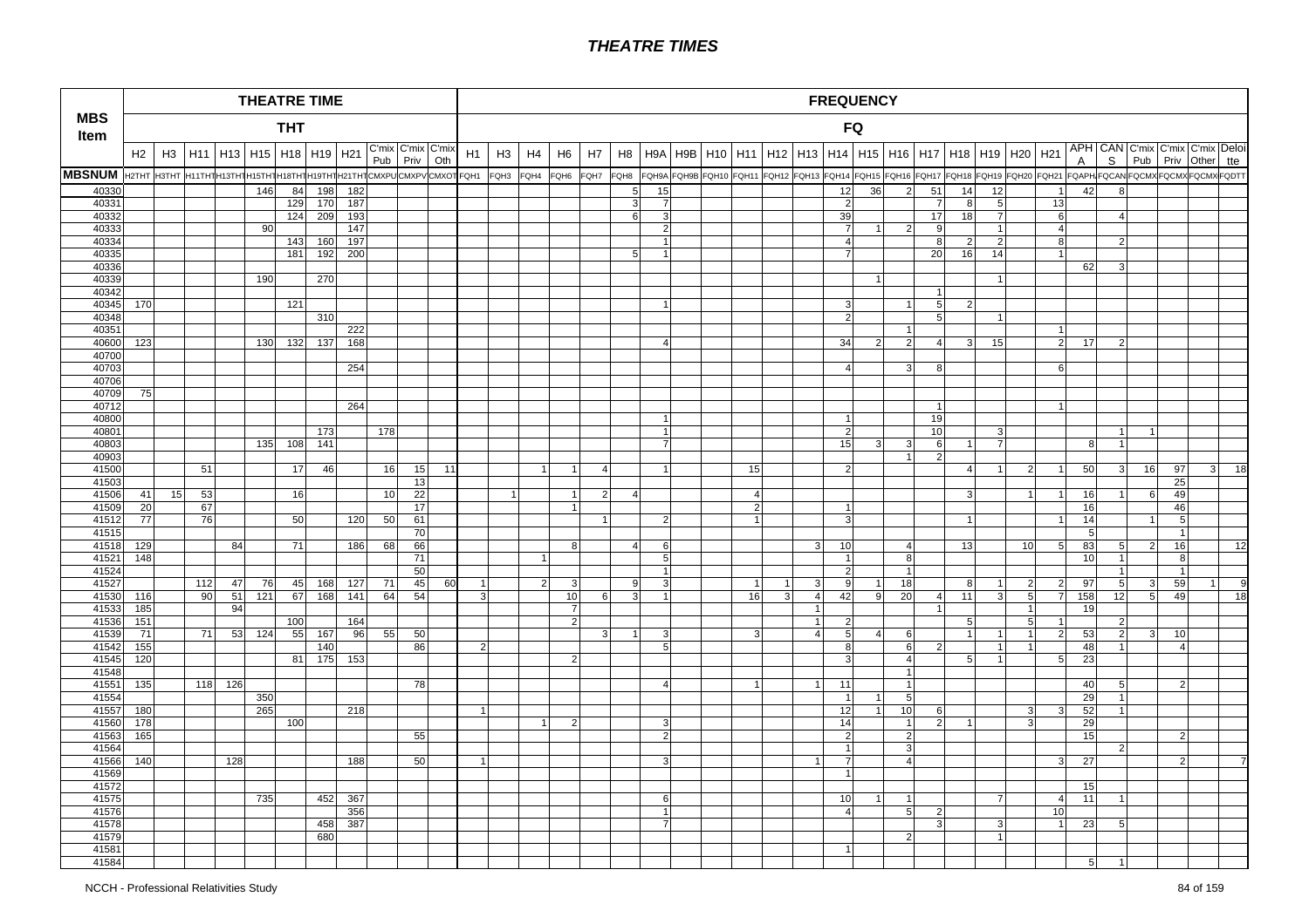# THEATRE TIMES

| MBS Item | THT H2 | THT H3 | THT H11 | THT H13 | THT H15 | THT H18 | THT H19 | THT H21 | THT C'mix Pub | THT C'mix Priv | THT C'mix Oth | FQ H1 | FQ H3 | FQ H4 | FQ H6 | FQ H7 | FQ H8 | FQ H9A | FQ H9B | FQ H10 | FQ H11 | FQ H12 | FQ H13 | FQ H14 | FQ H15 | FQ H16 | FQ H17 | FQ H18 | FQ H19 | FQ H20 | FQ H21 | FQ APHA | FQ CANS | FQ C'mix Pub | FQ C'mix Priv | FQ C'mix Other | FQ Deloitte |
|---|---|---|---|---|---|---|---|---|---|---|---|---|---|---|---|---|---|---|---|---|---|---|---|---|---|---|---|---|---|---|---|---|---|---|---|---|---|
| MBSNUM | H2THT | H3THT | H11THT | H13THT | H15THT | H18THT | H19THT | H21THT | CMXPU | CMXPV | CMXOT | FQH1 | FQH3 | FQH4 | FQH6 | FQH7 | FQH8 | FQH9A | FQH9B | FQH10 | FQH11 | FQH12 | FQH13 | FQH14 | FQH15 | FQH16 | FQH17 | FQH18 | FQH19 | FQH20 | FQH21 | FQAPHA | FQCANS | FQCMXPub | FQCMXPriv | FQCMXOther | FQDTT |
| 40330 | | | | | 146 | 84 | 198 | 182 | | | | | | | | | 5 | 15 | | | | | | 12 | 36 | 2 | 51 | 14 | 12 | | 1 | 42 | 8 | | | | |
| 40331 | | | | | | 129 | 170 | 187 | | | | | | | | | 3 | 7 | | | | | | 2 | | | 7 | 8 | 5 | | 13 | | | | | | |
| 40332 | | | | | | 124 | 209 | 193 | | | | | | | | | 6 | 3 | | | | | | 39 | | | 17 | 18 | 7 | | 6 | | 4 | | | | |
| 40333 | | | | | 90 | | | 147 | | | | | | | | | | 2 | | | | | | 7 | 1 | 2 | 9 | | 1 | | 4 | | | | | | |
| 40334 | | | | | | 143 | 160 | 197 | | | | | | | | | | 1 | | | | | | 4 | | | 8 | 2 | 2 | | 8 | | 2 | | | | |
| 40335 | | | | | | 181 | 192 | 200 | | | | | | | | | 5 | 1 | | | | | | 7 | | | 20 | 16 | 14 | | 1 | | | | | | |
| 40336 | | | | | | | | | | | | | | | | | | | | | | | | | | | | | | | | 62 | 3 | | | | |
| 40339 | | | | | 190 | | 270 | | | | | | | | | | | | | | | | | | 1 | | | | 1 | | | | | | | | |
| 40342 | | | | | | | | | | | | | | | | | | | | | | | | | | | 1 | | | | | | | | | | |
| 40345 | 170 | | | | | 121 | | | | | | | | | | | | 1 | | | | | | 3 | | 1 | 5 | 2 | | | | | | | | | |
| 40348 | | | | | | | 310 | | | | | | | | | | | | | | | | | 2 | | | 5 | | 1 | | | | | | | | |
| 40351 | | | | | | | | 222 | | | | | | | | | | | | | | | | | | 1 | | | | | 1 | | | | | | |
| 40600 | 123 | | | | 130 | 132 | 137 | 168 | | | | | | | | | | 4 | | | | | | 34 | 2 | 2 | 4 | 3 | 15 | | 2 | 17 | 2 | | | | |
| 40700 | | | | | | | | | | | | | | | | | | | | | | | | | | | | | | | | | | | | | |
| 40703 | | | | | | | | 254 | | | | | | | | | | | | | | | | 4 | | 3 | 8 | | | | 6 | | | | | | |
| 40706 | | | | | | | | | | | | | | | | | | | | | | | | | | | | | | | | | | | | | |
| 40709 | 75 | | | | | | | | | | | | | | | | | | | | | | | | | | | | | | | | | | | | |
| 40712 | | | | | | | | 264 | | | | | | | | | | | | | | | | | | | 1 | | | | 1 | | | | | | |
| 40800 | | | | | | | | | | | | | | | | | | 1 | | | | | | 1 | | | 19 | | | | | | | | | | |
| 40801 | | | | | | | 173 | | 178 | | | | | | | | | 1 | | | | | | 2 | | | 10 | | 3 | | | | 1 | 1 | | | |
| 40803 | | | | | 135 | 108 | 141 | | | | | | | | | | | 7 | | | | | | 15 | 3 | 3 | 6 | 1 | 7 | | | 8 | 1 | | | | |
| 40903 | | | | | | | | | | | | | | | | | | | | | | | | | | 1 | 2 | | | | | | | | | | |
| 41500 | | | 51 | | | 17 | 46 | | 16 | 15 | 11 | | | 1 | 1 | 4 | | 1 | | | 15 | | | 2 | | | | 4 | 1 | 2 | 1 | 50 | 3 | 16 | 97 | 3 | 18 |
| 41503 | | | | | | | | | | 13 | | | | | | | | | | | | | | | | | | | | | | | | | 25 | | |
| 41506 | 41 | 15 | 53 | | | 16 | | | 10 | 22 | | | 1 | | 1 | 2 | 4 | | | | 4 | | | | | | | 3 | | 1 | 1 | 16 | 1 | 6 | 49 | | |
| 41509 | 20 | | 67 | | | | | | | 17 | | | | | 1 | | | | | | 2 | | | 1 | | | | | | | | 16 | | | 46 | | |
| 41512 | 77 | | 76 | | | 50 | | 120 | 50 | 61 | | | | | | 1 | | 2 | | | 1 | | | 3 | | | | 1 | | | 1 | 14 | | 1 | 5 | | |
| 41515 | | | | | | | | | | 70 | | | | | | | | | | | | | | | | | | | | | | 5 | | | 1 | | |
| 41518 | 129 | | | 84 | | 71 | | 186 | 68 | 66 | | | | | 8 | | 4 | 6 | | | | | 3 | 10 | | 4 | | 13 | | 10 | 5 | 83 | 5 | 2 | 16 | | 12 |
| 41521 | 148 | | | | | | | | | 71 | | | | 1 | | | | 5 | | | | | | 1 | | 8 | | | | | | 10 | 1 | | 8 | | |
| 41524 | | | | | | | | | | 50 | | | | | | | | 1 | | | | | | 2 | | 1 | | | | | | | 1 | | 1 | | |
| 41527 | | | 112 | 47 | 76 | 45 | 168 | 127 | 71 | 45 | 60 | 1 | | 2 | 3 | | 9 | 3 | | | 1 | 1 | 3 | 9 | 1 | 18 | | 8 | 1 | 2 | 2 | 97 | 5 | 3 | 59 | 1 | 9 |
| 41530 | 116 | | 90 | 51 | 121 | 67 | 168 | 141 | 64 | 54 | | 3 | | | 10 | 6 | 3 | 1 | | | 16 | 3 | 4 | 42 | 9 | 20 | 4 | 11 | 3 | 5 | 7 | 158 | 12 | 5 | 49 | | 18 |
| 41533 | 185 | | | 94 | | | | | | | | | | | 7 | | | | | | | | 1 | | | | 1 | | | 1 | | 19 | | | | | |
| 41536 | 151 | | | | | 100 | | 164 | | | | | | | 2 | | | | | | | | 1 | 2 | | | | 5 | | 5 | 1 | | 2 | | | | |
| 41539 | 71 | | 71 | 53 | 124 | 55 | 167 | 96 | 55 | 50 | | | | | | 3 | 1 | 3 | | | 3 | | 4 | 5 | 4 | 6 | | 1 | 1 | 1 | 2 | 53 | 2 | 3 | 10 | | |
| 41542 | 155 | | | | | | 140 | | | 86 | | 2 | | | | | | 5 | | | | | | 8 | | 6 | 2 | | 1 | 1 | | 48 | 1 | | 4 | | |
| 41545 | 120 | | | | | 81 | 175 | 153 | | | | | | | 2 | | | | | | | | | 3 | | 4 | | 5 | 1 | | 5 | 23 | | | | | |
| 41548 | | | | | | | | | | | | | | | | | | | | | | | | | | 1 | | | | | | | | | | | |
| 41551 | 135 | | 118 | 126 | | | | | | 78 | | | | | | | | 4 | | | 1 | | 1 | 11 | | 1 | | | | | | 40 | 5 | | 2 | | |
| 41554 | | | | | 350 | | | | | | | | | | | | | | | | | | | 1 | 1 | 5 | | | | | | 29 | 1 | | | | |
| 41557 | 180 | | | | 265 | | | 218 | | | | 1 | | | | | | | | | | | | 12 | 1 | 10 | 6 | | | 3 | 3 | 52 | 1 | | | | |
| 41560 | 178 | | | | | 100 | | | | | | | | 1 | 2 | | | 3 | | | | | | 14 | | 1 | 2 | 1 | | 3 | | 29 | | | | | |
| 41563 | 165 | | | | | | | | | 55 | | | | | | | | 2 | | | | | | 2 | | 2 | | | | | | 15 | | | 2 | | |
| 41564 | | | | | | | | | | | | | | | | | | | | | | | | 1 | | 3 | | | | | | | 2 | | | | |
| 41566 | 140 | | | 128 | | | | 188 | | 50 | | 1 | | | | | | 3 | | | | | 1 | 7 | | 4 | | | | | 3 | 27 | | | 2 | | 7 |
| 41569 | | | | | | | | | | | | | | | | | | | | | | | | 1 | | | | | | | | | | | | | |
| 41572 | | | | | | | | | | | | | | | | | | | | | | | | | | | | | | | | 15 | | | | | |
| 41575 | | | | | 735 | | 452 | 367 | | | | | | | | | | 6 | | | | | | 10 | 1 | 1 | | | 7 | | 4 | 11 | 1 | | | | |
| 41576 | | | | | | | | 356 | | | | | | | | | | 1 | | | | | | 4 | | 5 | 2 | | | | 10 | | | | | | |
| 41578 | | | | | | | 458 | 387 | | | | | | | | | | 7 | | | | | | | | | 3 | | 3 | | 1 | 23 | 5 | | | | |
| 41579 | | | | | | | 680 | | | | | | | | | | | | | | | | | | | 2 | | | 1 | | | | | | | | |
| 41581 | | | | | | | | | | | | | | | | | | | | | | | | 1 | | | | | | | | | | | | | |
| 41584 | | | | | | | | | | | | | | | | | | | | | | | | | | | | | | | | 5 | 1 | | | | |

NCCH - Professional Relativities Study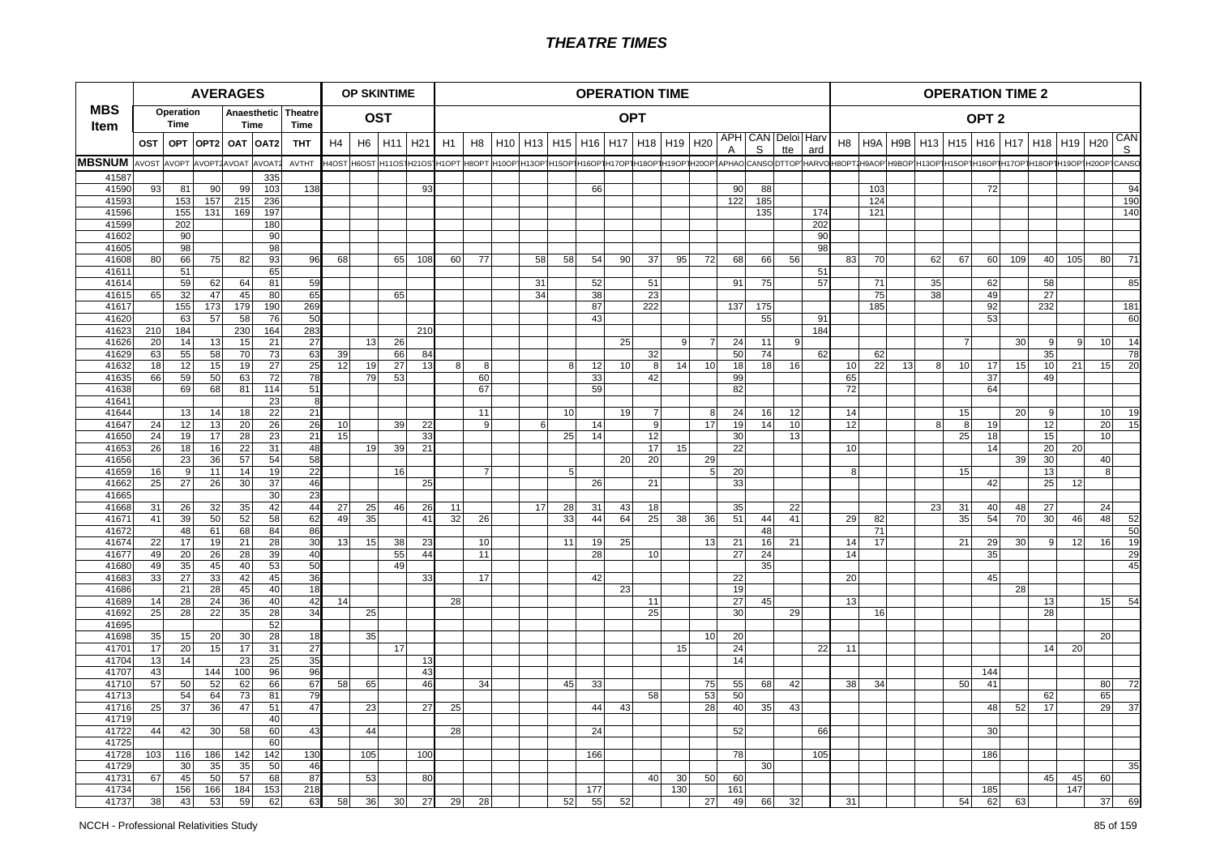# THEATRE TIMES

| MBS Item | AVERAGES | | | | | | OP SKINTIME | | | | OPERATION TIME | | | | | | | | | | | | | | OPERATION TIME 2 | | | | | | | | | | |
|---|---|---|---|---|---|---|---|---|---|---|---|---|---|---|---|---|---|---|---|---|---|---|---|---|---|---|---|---|---|---|---|---|---|---|---|
| | Operation Time | | | Anaesthetic Time | | Theatre Time | OST | | | | OPT | | | | | | | | | | | | | | OPT 2 | | | | | | | | | | |
| | OST | OPT | OPT2 | OAT | OAT2 | THT | H4 | H6 | H11 | H21 | H1 | H8 | H10 | H13 | H15 | H16 | H17 | H18 | H19 | H20 | APHA | CANS | Deloitte | Harvard | H8 | H9A | H9B | H13 | H15 | H16 | H17 | H18 | H19 | H20 | CANS |
| MBSNUM | AVOST | AVOPT | AVOPT2 | AVOAT | AVOAT2 | AVTHT | H4OST | H6OST | H11OST | H21OST | H1OPT | H8OPT | H10OPT | H13OPT | H15OPT | H16OPT | H17OPT | H18OPT | H19OPT | H20OPT | APHAO | CANSO | DTTOP | HARVO | H8OPT2 | H9AOP | H9BOP | H13OPT | H15OPT | H16OPT | H17OPT | H18OPT | H19OPT | H20OPT | CANSO |
| 41587 | | | | | 335 | | | | | | | | | | | | | | | | | | | | | | | | | | | | | | |
| 41590 | 93 | 81 | 90 | 99 | 103 | 138 | | | | 93 | | | | | | 66 | | | | | 90 | 88 | | | | 103 | | | | 72 | | | | | 94 |
| 41593 | | 153 | 157 | 215 | 236 | | | | | | | | | | | | | | | | 122 | 185 | | | | 124 | | | | | | | | | 190 |
| 41596 | | 155 | 131 | 169 | 197 | | | | | | | | | | | | | | | | | 135 | | 174 | | 121 | | | | | | | | | 140 |
| 41599 | | 202 | | | 180 | | | | | | | | | | | | | | | | | | | 202 | | | | | | | | | | | |
| 41602 | | 90 | | | 90 | | | | | | | | | | | | | | | | | | | 90 | | | | | | | | | | | |
| 41605 | | 98 | | | 98 | | | | | | | | | | | | | | | | | | | 98 | | | | | | | | | | | |
| 41608 | 80 | 66 | 75 | 82 | 93 | 96 | 68 | | 65 | 108 | 60 | 77 | | 58 | 58 | 54 | 90 | 37 | 95 | 72 | 68 | 66 | 56 | | 83 | 70 | | 62 | 67 | 60 | 109 | 40 | 105 | 80 | 71 |
| 41611 | | 51 | | | 65 | | | | | | | | | | | | | | | | | | | 51 | | | | | | | | | | | |
| 41614 | | 59 | 62 | 64 | 81 | 59 | | | | | | | | 31 | | 52 | | 51 | | | 91 | 75 | | 57 | | 71 | | 35 | | 62 | | 58 | | | 85 |
| 41615 | 65 | 32 | 47 | 45 | 80 | 65 | | | 65 | | | | | 34 | | 38 | | 23 | | | | | | | | 75 | | 38 | | 49 | | 27 | | | |
| 41617 | | 155 | 173 | 179 | 190 | 269 | | | | | | | | | | 87 | | 222 | | | 137 | 175 | | | | 185 | | | | 92 | | 232 | | | 181 |
| 41620 | | 63 | 57 | 58 | 76 | 50 | | | | | | | | | | 43 | | | | | | 55 | | 91 | | | | | | 53 | | | | | 60 |
| 41623 | 210 | 184 | | 230 | 164 | 283 | | | | 210 | | | | | | | | | | | | | | 184 | | | | | | | | | | | |
| 41626 | 20 | 14 | 13 | 15 | 21 | 27 | | 13 | 26 | | | | | | | | 25 | | 9 | 7 | 24 | 11 | 9 | | | | | | 7 | | 30 | 9 | 9 | 10 | 14 |
| 41629 | 63 | 55 | 58 | 70 | 73 | 63 | 39 | | 66 | 84 | | | | | | | | 32 | | | 50 | 74 | | 62 | | 62 | | | | | | 35 | | | 78 |
| 41632 | 18 | 12 | 15 | 19 | 27 | 25 | 12 | 19 | 27 | 13 | 8 | 8 | | | 8 | 12 | 10 | 8 | 14 | 10 | 18 | 18 | 16 | | 10 | 22 | 13 | 8 | 10 | 17 | 15 | 10 | 21 | 15 | 20 |
| 41635 | 66 | 59 | 50 | 63 | 72 | 78 | | 79 | 53 | | | 60 | | | | 33 | | 42 | | | 99 | | | | 65 | | | | | 37 | | 49 | | | |
| 41638 | | 69 | 68 | 81 | 114 | 51 | | | | | | 67 | | | | 59 | | | | | 82 | | | | 72 | | | | | 64 | | | | | |
| 41641 | | | | | 23 | 8 | | | | | | | | | | | | | | | | | | | | | | | | | | | | | |
| 41644 | | 13 | 14 | 18 | 22 | 21 | | | | | | 11 | | | 10 | | 19 | 7 | | 8 | 24 | 16 | 12 | | 14 | | | | 15 | | 20 | 9 | | 10 | 19 |
| 41647 | 24 | 12 | 13 | 20 | 26 | 26 | 10 | | 39 | 22 | | 9 | | 6 | | 14 | | 9 | | 17 | 19 | 14 | 10 | | 12 | | | 8 | 8 | 19 | | 12 | | 20 | 15 |
| 41650 | 24 | 19 | 17 | 28 | 23 | 21 | 15 | | | 33 | | | | | 25 | 14 | | 12 | | | 30 | | 13 | | | | | | 25 | 18 | | 15 | | 10 | |
| 41653 | 26 | 18 | 16 | 22 | 31 | 48 | | 19 | 39 | 21 | | | | | | | | 17 | 15 | | 22 | | | | 10 | | | | | 14 | | 20 | 20 | | |
| 41656 | | 23 | 36 | 57 | 54 | 58 | | | | | | | | | | | 20 | 20 | | 29 | | | | | | | | | | | 39 | 30 | | 40 | |
| 41659 | 16 | 9 | 11 | 14 | 19 | 22 | | | 16 | | | 7 | | | 5 | | | | | 5 | 20 | | | | 8 | | | | 15 | | | 13 | | 8 | |
| 41662 | 25 | 27 | 26 | 30 | 37 | 46 | | | | 25 | | | | | | 26 | | 21 | | | 33 | | | | | | | | | 42 | | 25 | 12 | | |
| 41665 | | | | | 30 | 23 | | | | | | | | | | | | | | | | | | | | | | | | | | | | | |
| 41668 | 31 | 26 | 32 | 35 | 42 | 44 | 27 | 25 | 46 | 26 | 11 | | | 17 | 28 | 31 | 43 | 18 | | | 35 | | 22 | | | | | 23 | 31 | 40 | 48 | 27 | | 24 | |
| 41671 | 41 | 39 | 50 | 52 | 58 | 62 | 49 | 35 | | 41 | 32 | 26 | | | 33 | 44 | 64 | 25 | 38 | 36 | 51 | 44 | 41 | | 29 | 82 | | | 35 | 54 | 70 | 30 | 46 | 48 | 52 |
| 41672 | | 48 | 61 | 68 | 84 | 86 | | | | | | | | | | | | | | | | 48 | | | | 71 | | | | | | | | | 50 |
| 41674 | 22 | 17 | 19 | 21 | 28 | 30 | 13 | 15 | 38 | 23 | | 10 | | | 11 | 19 | 25 | | | 13 | 21 | 16 | 21 | | 14 | 17 | | | 21 | 29 | 30 | 9 | 12 | 16 | 19 |
| 41677 | 49 | 20 | 26 | 28 | 39 | 40 | | | 55 | 44 | | 11 | | | | 28 | | 10 | | | 27 | 24 | | | 14 | | | | | 35 | | | | | 29 |
| 41680 | 49 | 35 | 45 | 40 | 53 | 50 | | | 49 | | | | | | | | | | | | | 35 | | | | | | | | | | | | | 45 |
| 41683 | 33 | 27 | 33 | 42 | 45 | 36 | | | | 33 | | 17 | | | | 42 | | | | | 22 | | | | 20 | | | | | 45 | | | | | |
| 41686 | | 21 | 28 | 45 | 40 | 18 | | | | | | | | | | | 23 | | | | 19 | | | | | | | | | | 28 | | | | |
| 41689 | 14 | 28 | 24 | 36 | 40 | 42 | 14 | | | | 28 | | | | | | | 11 | | | 27 | 45 | | | 13 | | | | | | | 13 | | 15 | 54 |
| 41692 | 25 | 28 | 22 | 35 | 28 | 34 | | 25 | | | | | | | | | | 25 | | | 30 | | 29 | | | 16 | | | | | | 28 | | | |
| 41695 | | | | | 52 | | | | | | | | | | | | | | | | | | | | | | | | | | | | | | |
| 41698 | 35 | 15 | 20 | 30 | 28 | 18 | | 35 | | | | | | | | | | | | 10 | 20 | | | | | | | | | | | | | 20 | |
| 41701 | 17 | 20 | 15 | 17 | 31 | 27 | | | 17 | | | | | | | | | | 15 | | 24 | | | 22 | 11 | | | | | | | 14 | 20 | | |
| 41704 | 13 | 14 | | 23 | 25 | 35 | | | | 13 | | | | | | | | | | | 14 | | | | | | | | | | | | | | |
| 41707 | 43 | | 144 | 100 | 96 | 96 | | | | 43 | | | | | | | | | | | | | | | | | | | | 144 | | | | | |
| 41710 | 57 | 50 | 52 | 62 | 66 | 67 | 58 | 65 | | 46 | | 34 | | | 45 | 33 | | | | 75 | 55 | 68 | 42 | | 38 | 34 | | | 50 | 41 | | | | 80 | 72 |
| 41713 | | 54 | 64 | 73 | 81 | 79 | | | | | | | | | | | | 58 | | 53 | 50 | | | | | | | | | | | 62 | | 65 | |
| 41716 | 25 | 37 | 36 | 47 | 51 | 47 | | 23 | | 27 | 25 | | | | | 44 | 43 | | | 28 | 40 | 35 | 43 | | | | | | | 48 | 52 | 17 | | 29 | 37 |
| 41719 | | | | | 40 | | | | | | | | | | | | | | | | | | | | | | | | | | | | | | |
| 41722 | 44 | 42 | 30 | 58 | 60 | 43 | | 44 | | | 28 | | | | | 24 | | | | | 52 | | | 66 | | | | | | 30 | | | | | |
| 41725 | | | | | 60 | | | | | | | | | | | | | | | | | | | | | | | | | | | | | | |
| 41728 | 103 | 116 | 186 | 142 | 142 | 130 | | 105 | | 100 | | | | | | 166 | | | | | 78 | | | 105 | | | | | | 186 | | | | | |
| 41729 | | 30 | 35 | 35 | 50 | 46 | | | | | | | | | | | | | | | | 30 | | | | | | | | | | | | | 35 |
| 41731 | 67 | 45 | 50 | 57 | 68 | 87 | | 53 | | 80 | | | | | | | | 40 | 30 | 50 | 60 | | | | | | | | | | | 45 | 45 | 60 | |
| 41734 | | 156 | 166 | 184 | 153 | 218 | | | | | | | | | | 177 | | | 130 | | 161 | | | | | | | | | 185 | | | 147 | | |
| 41737 | 38 | 43 | 53 | 59 | 62 | 63 | 58 | 36 | 30 | 27 | 29 | 28 | | | 52 | 55 | 52 | | | 27 | 49 | 66 | 32 | | 31 | | | | 54 | 62 | 63 | | | 37 | 69 |

NCCH - Professional Relativities Study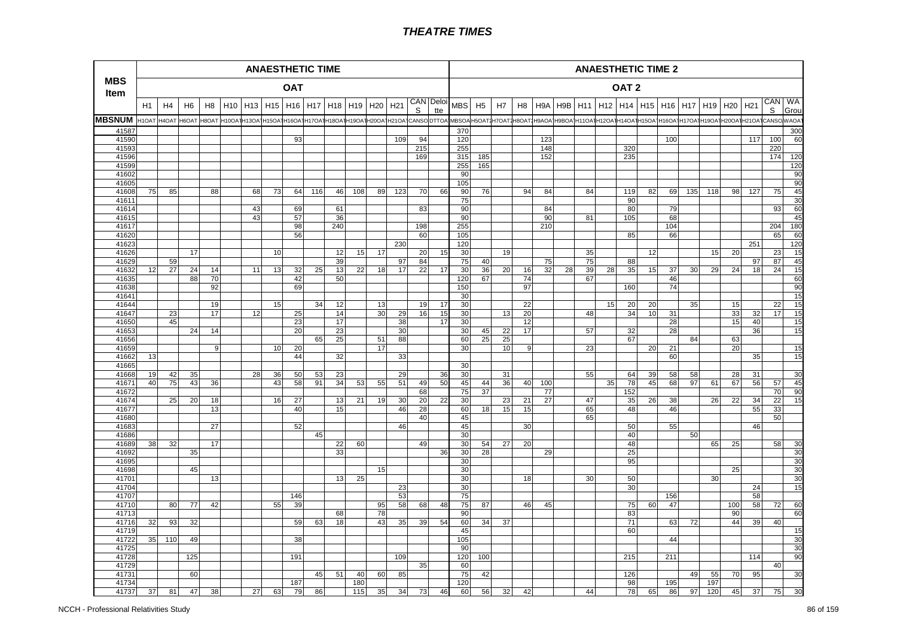| MBS Item | ANAESTHETIC TIME – OAT | | | | | | | | | | | | | | | ANAESTHETIC TIME 2 – OAT 2 | | | | | | | | | | | | | | | | |
|---|---|---|---|---|---|---|---|---|---|---|---|---|---|---|---|---|---|---|---|---|---|---|---|---|---|---|---|---|---|---|---|---|
| | H1 | H4 | H6 | H8 | H10 | H13 | H15 | H16 | H17 | H18 | H19 | H20 | H21 | CANS | Deloitte | MBS | H5 | H7 | H8 | H9A | H9B | H11 | H12 | H14 | H15 | H16 | H17 | H19 | H20 | H21 | CANS | WA Grou |
| MBSNUM | H1OAT | H4OAT | H6OAT | H8OAT | H10OAT | H13OAT | H15OAT | H16OAT | H17OAT | H18OAT | H19OAT | H20OAT | H21OAT | CANSO | DTTOA | MBSOA | H5OAT2 | H7OAT2 | H8OAT2 | H9AOA | H9BOA | H11OAT | H12OAT | H14OAT | H15OAT | H16OAT | H17OAT | H19OAT | H20OAT | H21OAT | CANSO | WAOAT |
| 41587 | | | | | | | | | | | | | | | | 370 | | | | | | | | | | | | | | | | 300 |
| 41590 | | | | | | | | 93 | | | | | 109 | 94 | | 120 | | | | 123 | | | | | | 100 | | | | 117 | 100 | 60 |
| 41593 | | | | | | | | | | | | | | 215 | | 255 | | | | 148 | | | | 320 | | | | | | | 220 | |
| 41596 | | | | | | | | | | | | | | 169 | | 315 | 185 | | | 152 | | | | 235 | | | | | | | 174 | 120 |
| 41599 | | | | | | | | | | | | | | | | 255 | 165 | | | | | | | | | | | | | | | 120 |
| 41602 | | | | | | | | | | | | | | | | 90 | | | | | | | | | | | | | | | | 90 |
| 41605 | | | | | | | | | | | | | | | | 105 | | | | | | | | | | | | | | | | 90 |
| 41608 | 75 | 85 | | 88 | | 68 | 73 | 64 | 116 | 46 | 108 | 89 | 123 | 70 | 66 | 90 | 76 | | 94 | 84 | | 84 | | 119 | 82 | 69 | 135 | 118 | 98 | 127 | 75 | 45 |
| 41611 | | | | | | | | | | | | | | | | 75 | | | | | | | | 90 | | | | | | | | 30 |
| 41614 | | | | | | 43 | | 69 | | 61 | | | | 83 | | 90 | | | | 84 | | | | 80 | | 79 | | | | | 93 | 60 |
| 41615 | | | | | | 43 | | 57 | | 36 | | | | | | 90 | | | | 90 | | 81 | | 105 | | 68 | | | | | | 45 |
| 41617 | | | | | | | | 98 | | 240 | | | | 198 | | 255 | | | | 210 | | | | | | 104 | | | | | 204 | 180 |
| 41620 | | | | | | | | 56 | | | | | | 60 | | 105 | | | | | | | | 85 | | 66 | | | | | 65 | 60 |
| 41623 | | | | | | | | | | | | | 230 | | | 120 | | | | | | | | | | | | | | 251 | | 120 |
| 41626 | | | 17 | | | | 10 | | | 12 | 15 | 17 | | 20 | 15 | 30 | | 19 | | | | 35 | | | 12 | | | 15 | 20 | | 23 | 15 |
| 41629 | | 59 | | | | | | | | 39 | | | 97 | 84 | | 75 | 40 | | | 75 | | 75 | | 88 | | | | | | 97 | 87 | 45 |
| 41632 | 12 | 27 | 24 | 14 | | 11 | 13 | 32 | 25 | 13 | 22 | 18 | 17 | 22 | 17 | 30 | 36 | 20 | 16 | 32 | 28 | 39 | 28 | 35 | 15 | 37 | 30 | 29 | 24 | 18 | 24 | 15 |
| 41635 | | | 88 | 70 | | | | 42 | | 50 | | | | | | 120 | 67 | | 74 | | | 67 | | | | 46 | | | | | | 60 |
| 41638 | | | | 92 | | | | 69 | | | | | | | | 150 | | | 97 | | | | | 160 | | 74 | | | | | | 90 |
| 41641 | | | | | | | | | | | | | | | | 30 | | | | | | | | | | | | | | | | 15 |
| 41644 | | | | 19 | | | 15 | | 34 | 12 | | 13 | | 19 | 17 | 30 | | | 22 | | | | 15 | 20 | 20 | | 35 | | 15 | | 22 | 15 |
| 41647 | | 23 | | 17 | | 12 | | 25 | | 14 | | 30 | 29 | 16 | 15 | 30 | | 13 | 20 | | | 48 | | 34 | 10 | 31 | | | 33 | 32 | 17 | 15 |
| 41650 | | 45 | | | | | | 23 | | 17 | | | 38 | | 17 | 30 | | | 12 | | | | | | | 28 | | | 15 | 40 | | 15 |
| 41653 | | | 24 | 14 | | | | 20 | | 23 | | | 30 | | | 30 | 45 | 22 | 17 | | | 57 | | 32 | | 28 | | | | 36 | | 15 |
| 41656 | | | | | | | | | 65 | 25 | | 51 | 88 | | | 60 | 25 | 25 | | | | | | 67 | | | 84 | | 63 | | | |
| 41659 | | | | 9 | | | 10 | 20 | | | | 17 | | | | 30 | | 10 | 9 | | | 23 | | | 20 | 21 | | | 20 | | | 15 |
| 41662 | 13 | | | | | | | 44 | | 32 | | | 33 | | | | | | | | | | | | | 60 | | | | 35 | | 15 |
| 41665 | | | | | | | | | | | | | | | | 30 | | | | | | | | | | | | | | | | |
| 41668 | 19 | 42 | 35 | | | 28 | 36 | 50 | 53 | 23 | | | 29 | | 36 | 30 | | 31 | | | | 55 | | 64 | 39 | 58 | 58 | | 28 | 31 | | 30 |
| 41671 | 40 | 75 | 43 | 36 | | | 43 | 58 | 91 | 34 | 53 | 55 | 51 | 49 | 50 | 45 | 44 | 36 | 40 | 100 | | | 35 | 78 | 45 | 68 | 97 | 61 | 67 | 56 | 57 | 45 |
| 41672 | | | | | | | | | | | | | | 68 | | 75 | 37 | | | 77 | | | | 152 | | | | | | | 70 | 90 |
| 41674 | | 25 | 20 | 18 | | | 16 | 27 | | 13 | 21 | 19 | 30 | 20 | 22 | 30 | | 23 | 21 | 27 | | 47 | | 35 | 26 | 38 | | 26 | 22 | 34 | 22 | 15 |
| 41677 | | | | 13 | | | | 40 | | 15 | | | 46 | 28 | | 60 | 18 | 15 | 15 | | | 65 | | 48 | | 46 | | | | 55 | 33 | |
| 41680 | | | | | | | | | | | | | | 40 | | 45 | | | | | | 65 | | | | | | | | | 50 | |
| 41683 | | | | 27 | | | | 52 | | | | | 46 | | | 45 | | | 30 | | | | | 50 | | 55 | | | | 46 | | |
| 41686 | | | | | | | | | 45 | | | | | | | 30 | | | | | | | | 40 | | | 50 | | | | | |
| 41689 | 38 | 32 | | 17 | | | | | | 22 | 60 | | | 49 | | 30 | 54 | 27 | 20 | | | | | 48 | | | | 65 | 25 | | 58 | 30 |
| 41692 | | | 35 | | | | | | | 33 | | | | | 36 | 30 | 28 | | | 29 | | | | 25 | | | | | | | | 30 |
| 41695 | | | | | | | | | | | | | | | | 30 | | | | | | | | 95 | | | | | | | | 30 |
| 41698 | | | 45 | | | | | | | | | 15 | | | | 30 | | | | | | | | | | | | | 25 | | | 30 |
| 41701 | | | | 13 | | | | | | 13 | 25 | | | | | 30 | | | 18 | | | 30 | | 50 | | | | 30 | | | | 30 |
| 41704 | | | | | | | | | | | | | 23 | | | 30 | | | | | | | | 30 | | | | | | 24 | | 15 |
| 41707 | | | | | | | | 146 | | | | | 53 | | | 75 | | | | | | | | | | 156 | | | | 58 | | |
| 41710 | | 80 | 77 | 42 | | | 55 | 39 | | | | 95 | 58 | 68 | 48 | 75 | 87 | | 46 | 45 | | | | 75 | 60 | 47 | | | 100 | 58 | 72 | 60 |
| 41713 | | | | | | | | | | 68 | | 78 | | | | 90 | | | | | | | | 83 | | | | | 90 | | | 60 |
| 41716 | 32 | 93 | 32 | | | | | 59 | 63 | 18 | | 43 | 35 | 39 | 54 | 60 | 34 | 37 | | | | | | 71 | | 63 | 72 | | 44 | 39 | 40 | |
| 41719 | | | | | | | | | | | | | | | | 45 | | | | | | | | 60 | | | | | | | | 15 |
| 41722 | 35 | 110 | 49 | | | | | 38 | | | | | | | | 105 | | | | | | | | | | 44 | | | | | | 30 |
| 41725 | | | | | | | | | | | | | | | | 90 | | | | | | | | | | | | | | | | 30 |
| 41728 | | | 125 | | | | | 191 | | | | | 109 | | | 120 | 100 | | | | | | | 215 | | 211 | | | | 114 | | 90 |
| 41729 | | | | | | | | | | | | | | 35 | | 60 | | | | | | | | | | | | | | | 40 | |
| 41731 | | | 60 | | | | | | 45 | 51 | 40 | 60 | 85 | | | 75 | 42 | | | | | | | 126 | | | 49 | 55 | 70 | 95 | | 30 |
| 41734 | | | | | | | | 187 | | | 180 | | | | | 120 | | | | | | | | 98 | | 195 | | 197 | | | | |
| 41737 | 37 | 81 | 47 | 38 | | 27 | 63 | 79 | 86 | | 115 | 35 | 34 | 73 | 46 | 60 | 56 | 32 | 42 | | | 44 | | 78 | 65 | 86 | 97 | 120 | 45 | 37 | 75 | 30 |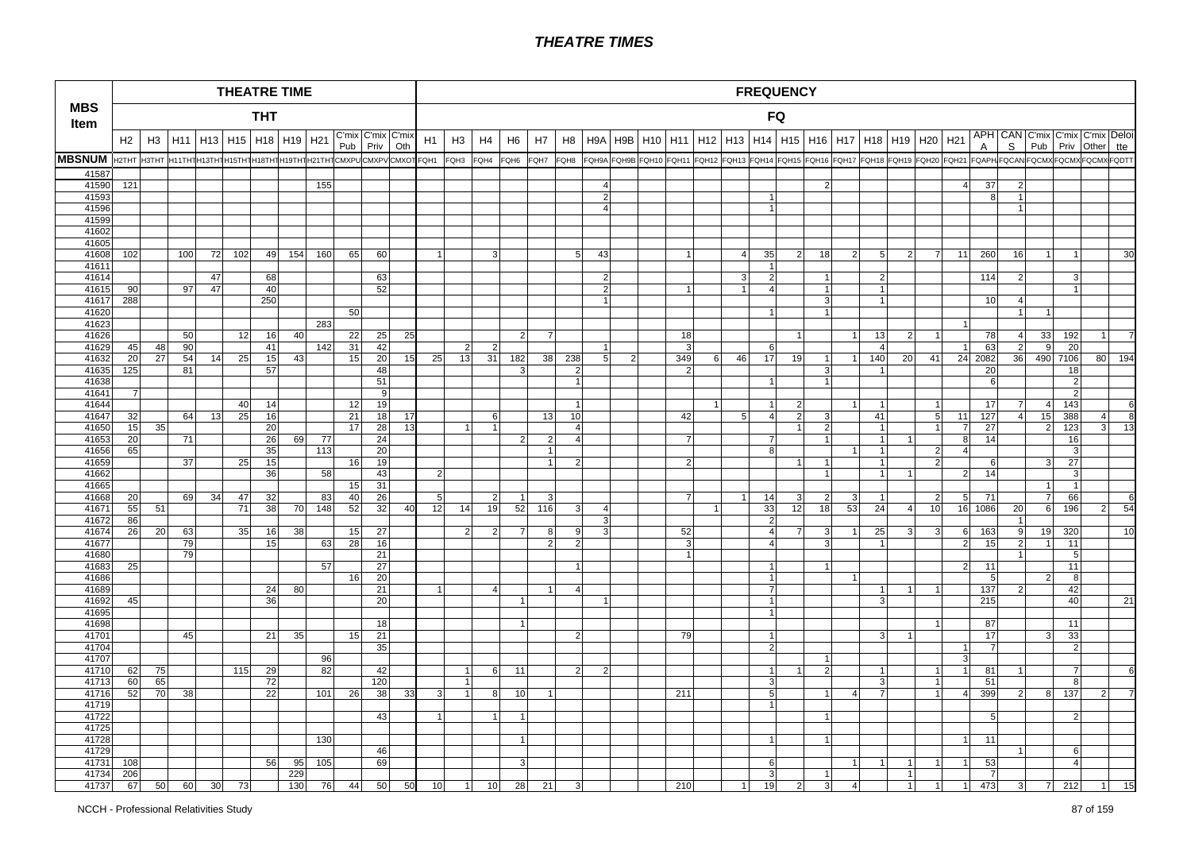# THEATRE TIMES

| MBS Item | THEATRE TIME THT | | | | | | | | | | | FREQUENCY FQ | | | | | | | | | | | | | | | | | | | | | | | | | |
|---|---|---|---|---|---|---|---|---|---|---|---|---|---|---|---|---|---|---|---|---|---|---|---|---|---|---|---|---|---|---|---|---|---|---|---|---|---|
| | H2 | H3 | H11 | H13 | H15 | H18 | H19 | H21 | C'mix Pub | C'mix Priv | C'mix Oth | H1 | H3 | H4 | H6 | H7 | H8 | H9A | H9B | H10 | H11 | H12 | H13 | H14 | H15 | H16 | H17 | H18 | H19 | H20 | H21 | APHA | CANS | C'mix Pub | C'mix Priv | C'mix Other | Deloitte |
| MBSNUM | H2THT | H3THT | H11THT | H13THT | H15THT | H18THT | H19THT | H21THT | CMXPU | CMXPV | CMXOT | FQH1 | FQH3 | FQH4 | FQH6 | FQH7 | FQH8 | FQH9A | FQH9B | FQH10 | FQH11 | FQH12 | FQH13 | FQH14 | FQH15 | FQH16 | FQH17 | FQH18 | FQH19 | FQH20 | FQH21 | FQAPHA | FQCANS | FQCMXPU | FQCMXPV | FQCMXOT | FQDTT |
| 41587 | | | | | | | | | | | | | | | | | | | | | | | | | | | | | | | | | | | | | |
| 41590 | 121 | | | | | | | 155 | | | | | | | | | | 4 | | | | | | | | 2 | | | | | 4 | 37 | 2 | | | | |
| 41593 | | | | | | | | | | | | | | | | | | 2 | | | | | | 1 | | | | | | | | 8 | 1 | | | | |
| 41596 | | | | | | | | | | | | | | | | | | 4 | | | | | | 1 | | | | | | | | | 1 | | | | |
| 41599 | | | | | | | | | | | | | | | | | | | | | | | | | | | | | | | | | | | | | |
| 41602 | | | | | | | | | | | | | | | | | | | | | | | | | | | | | | | | | | | | | |
| 41605 | | | | | | | | | | | | | | | | | | | | | | | | | | | | | | | | | | | | | |
| 41608 | 102 | | 100 | 72 | 102 | 49 | 154 | 160 | 65 | 60 | | 1 | | 3 | | | 5 | 43 | | | 1 | | 4 | 35 | 2 | 18 | 2 | 5 | 2 | 7 | 11 | 260 | 16 | 1 | 1 | | 30 |
| 41611 | | | | | | | | | | | | | | | | | | | | | | | | 1 | | | | | | | | | | | | | |
| 41614 | | | | 47 | | 68 | | | | 63 | | | | | | | | 2 | | | | | 3 | 2 | | 1 | | 2 | | | | 114 | 2 | | 3 | | |
| 41615 | 90 | | 97 | 47 | | 40 | | | | 52 | | | | | | | | 2 | | | 1 | | 1 | 4 | | 1 | | 1 | | | | | | | 1 | | |
| 41617 | 288 | | | | | 250 | | | | | | | | | | | | 1 | | | | | | | | 3 | | 1 | | | | 10 | 4 | | | | |
| 41620 | | | | | | | | | 50 | | | | | | | | | | | | | | | 1 | | 1 | | | | | | | 1 | 1 | | | |
| 41623 | | | | | | | | 283 | | | | | | | | | | | | | | | | | | | | | | | 1 | | | | | | |
| 41626 | | | 50 | | 12 | 16 | 40 | | 22 | 25 | 25 | | | | 2 | 7 | | | | | 18 | | | | 1 | | 1 | 13 | 2 | 1 | | 78 | 4 | 33 | 192 | 1 | 7 |
| 41629 | 45 | 48 | 90 | | | 41 | | 142 | 31 | 42 | | | 2 | 2 | | | | 1 | | | 3 | | | 6 | | | | 4 | | | 1 | 63 | 2 | 9 | 20 | | |
| 41632 | 20 | 27 | 54 | 14 | 25 | 15 | 43 | | 15 | 20 | 15 | 25 | 13 | 31 | 182 | 38 | 238 | 5 | 2 | | 349 | 6 | 46 | 17 | 19 | 1 | 1 | 140 | 20 | 41 | 24 | 2082 | 36 | 490 | 7106 | 80 | 194 |
| 41635 | 125 | | 81 | | | 57 | | | | 48 | | | | | 3 | | 2 | | | | 2 | | | | | 3 | | 1 | | | | 20 | | | 18 | | |
| 41638 | | | | | | | | | | 51 | | | | | | | 1 | | | | | | | 1 | | 1 | | | | | | 6 | | | 2 | | |
| 41641 | 7 | | | | | | | | | 9 | | | | | | | | | | | | | | | | | | | | | | | | | 2 | | |
| 41644 | | | | | 40 | 14 | | | 12 | 19 | | | | | | | 1 | | | | | 1 | | 1 | 2 | | 1 | 1 | | 1 | | 17 | 7 | 4 | 143 | | 6 |
| 41647 | 32 | | 64 | 13 | 25 | 16 | | | 21 | 18 | 17 | | | 6 | | 13 | 10 | | | | 42 | | 5 | 4 | 2 | 3 | | 41 | | 5 | 11 | 127 | 4 | 15 | 388 | 4 | 8 |
| 41650 | 15 | 35 | | | | 20 | | | 17 | 28 | 13 | | 1 | 1 | | | 4 | | | | | | | | 1 | 2 | | 1 | | 1 | 7 | 27 | | 2 | 123 | 3 | 13 |
| 41653 | 20 | | 71 | | | 26 | 69 | 77 | | 24 | | | | | 2 | 2 | 4 | | | | 7 | | | 7 | | 1 | | 1 | 1 | | 8 | 14 | | | 16 | | |
| 41656 | 65 | | | | | 35 | | 113 | | 20 | | | | | | 1 | | | | | | | | 8 | | | 1 | 1 | | 2 | 4 | | | | 3 | | |
| 41659 | | | 37 | | 25 | 15 | | | 16 | 19 | | | | | | 1 | 2 | | | | 2 | | | | 1 | 1 | | 1 | | 2 | | 6 | | 3 | 27 | | |
| 41662 | | | | | | 36 | | 58 | | 43 | | 2 | | | | | | | | | | | | | | 1 | | 1 | 1 | | 2 | 14 | | | 3 | | |
| 41665 | | | | | | | | | 15 | 31 | | | | | | | | | | | | | | | | | | | | | | | | 1 | 1 | | |
| 41668 | 20 | | 69 | 34 | 47 | 32 | | 83 | 40 | 26 | | 5 | | 2 | 1 | 3 | | | | | 7 | | 1 | 14 | 3 | 2 | 3 | 1 | | 2 | 5 | 71 | | 7 | 66 | | 6 |
| 41671 | 55 | 51 | | | 71 | 38 | 70 | 148 | 52 | 32 | 40 | 12 | 14 | 19 | 52 | 116 | 3 | 4 | | | | 1 | | 33 | 12 | 18 | 53 | 24 | 4 | 10 | 16 | 1086 | 20 | 6 | 196 | 2 | 54 |
| 41672 | 86 | | | | | | | | | | | | | | | | | 3 | | | | | | 2 | | | | | | | | | 1 | | | | |
| 41674 | 26 | 20 | 63 | | 35 | 16 | 38 | | 15 | 27 | | | 2 | 2 | 7 | 8 | 9 | 3 | | | 52 | | | 4 | 7 | 3 | 1 | 25 | 3 | 3 | 6 | 163 | 9 | 19 | 320 | | 10 |
| 41677 | | | 79 | | | 15 | | 63 | 28 | 16 | | | | | | 2 | 2 | | | | 3 | | | 4 | | 3 | | 1 | | | 2 | 15 | 2 | 1 | 11 | | |
| 41680 | | | 79 | | | | | | | 21 | | | | | | | | | | | 1 | | | | | | | | | | | | 1 | | 5 | | |
| 41683 | 25 | | | | | | | 57 | | 27 | | | | | | | 1 | | | | | | | 1 | | 1 | | | | | 2 | 11 | | | 11 | | |
| 41686 | | | | | | | | | 16 | 20 | | | | | | | | | | | | | | 1 | | | 1 | | | | | 5 | | 2 | 8 | | |
| 41689 | | | | | | 24 | 80 | | | 21 | | 1 | | 4 | | 1 | 4 | | | | | | | 7 | | | | 1 | 1 | 1 | | 137 | 2 | | 42 | | |
| 41692 | 45 | | | | | 36 | | | | 20 | | | | | 1 | | | 1 | | | | | | 1 | | | | 3 | | | | 215 | | | 40 | | 21 |
| 41695 | | | | | | | | | | | | | | | | | | | | | | | | 1 | | | | | | | | | | | | | |
| 41698 | | | | | | | | | | 18 | | | | | 1 | | | | | | | | | | | | | | | 1 | | 87 | | | 11 | | |
| 41701 | | | 45 | | | 21 | 35 | | 15 | 21 | | | | | | | 2 | | | | 79 | | | 1 | | | | 3 | 1 | | | 17 | | 3 | 33 | | |
| 41704 | | | | | | | | | | 35 | | | | | | | | | | | | | | 2 | | | | | | | 1 | 7 | | | 2 | | |
| 41707 | | | | | | | | 96 | | | | | | | | | | | | | | | | | | 1 | | | | | 3 | | | | | | |
| 41710 | 62 | 75 | | | 115 | 29 | | 82 | | 42 | | | 1 | 6 | 11 | | 2 | 2 | | | | | | 1 | 1 | 2 | | 1 | | 1 | 1 | 81 | 1 | | 7 | | 6 |
| 41713 | 60 | 65 | | | | 72 | | | | 120 | | | 1 | | | | | | | | | | | 3 | | | | 3 | | 1 | | 51 | | | 8 | | |
| 41716 | 52 | 70 | 38 | | | 22 | | 101 | 26 | 38 | 33 | 3 | 1 | 8 | 10 | 1 | | | | | 211 | | | 5 | | 1 | 4 | 7 | | 1 | 4 | 399 | 2 | 8 | 137 | 2 | 7 |
| 41719 | | | | | | | | | | | | | | | | | | | | | | | | 1 | | | | | | | | | | | | | |
| 41722 | | | | | | | | | | 43 | | 1 | | 1 | 1 | | | | | | | | | | | 1 | | | | | | 5 | | | 2 | | |
| 41725 | | | | | | | | | | | | | | | | | | | | | | | | | | | | | | | | | | | | | |
| 41728 | | | | | | | | 130 | | | | | | | 1 | | | | | | | | | 1 | | 1 | | | | | 1 | 11 | | | | | |
| 41729 | | | | | | | | | | 46 | | | | | | | | | | | | | | | | | | | | | | | 1 | | 6 | | |
| 41731 | 108 | | | | | 56 | 95 | 105 | | 69 | | | | | 3 | | | | | | | | | 6 | | | 1 | 1 | 1 | 1 | 1 | 53 | | | 4 | | |
| 41734 | 206 | | | | | | 229 | | | | | | | | | | | | | | | | | 3 | | 1 | | | 1 | | | 7 | | | | | |
| 41737 | 67 | 50 | 60 | 30 | 73 | | 130 | 76 | 44 | 50 | 50 | 10 | 1 | 10 | 28 | 21 | 3 | | | | 210 | | 1 | 19 | 2 | 3 | 4 | | 1 | 1 | 1 | 473 | 3 | 7 | 212 | 1 | 15 |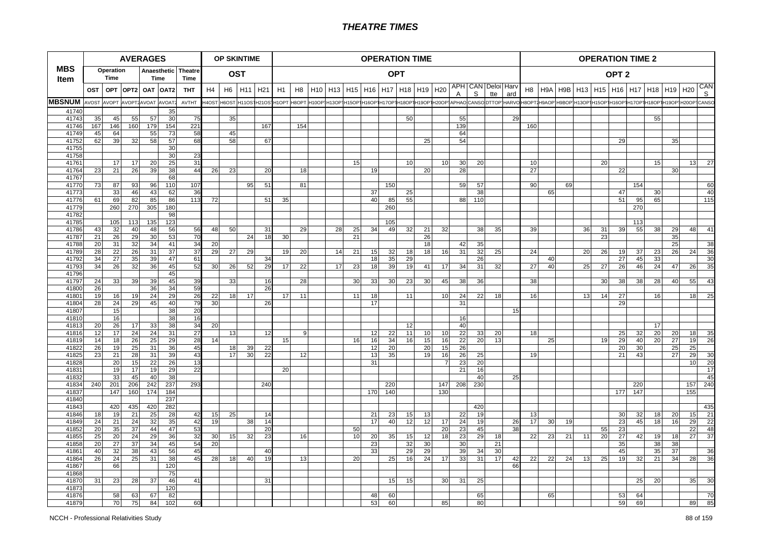# THEATRE TIMES

| MBS Item | AVERAGES | | | | | | OP SKINTIME | | | | OPERATION TIME | | | | | | | | | | | | | | OPERATION TIME 2 | | | | | | | | | | |
|---|---|---|---|---|---|---|---|---|---|---|---|---|---|---|---|---|---|---|---|---|---|---|---|---|---|---|---|---|---|---|---|---|---|---|---|
| | Operation Time | | Anaesthetic Time | | | Theatre Time | OST | | | | OPT | | | | | | | | | | | | | | OPT 2 | | | | | | | | | | |
| | OST | OPT | OPT2 | OAT | OAT2 | THT | H4 | H6 | H11 | H21 | H1 | H8 | H10 | H13 | H15 | H16 | H17 | H18 | H19 | H20 | APHA | CANS | Deloitte | Harvard | H8 | H9A | H9B | H13 | H15 | H16 | H17 | H18 | H19 | H20 | CANS |
| MBSNUM | AVOST | AVOPT | AVOPT2 | AVOAT | AVOAT2 | AVTHT | H4OST | H6OST | H11OST | H21OST | H1OPT | H8OPT | H10OPT | H13OPT | H15OPT | H16OPT | H17OPT | H18OPT | H19OPT | H20OPT | APHAO | CANSO | DTTOP | HARVO | H8OPT2 | H9AOP | H9BOP | H13OP | H15OP | H16OP | H17OP | H18OP | H19OP | H20OP | CANSO |
| 41740 | | | | | 35 | | | | | | | | | | | | | | | | | | | | | | | | | | | | | | |
| 41743 | 35 | 45 | 55 | 57 | 30 | 75 | | 35 | | | | | | | | | | 50 | | | 55 | | | 29 | | | | | | | | 55 | | | |
| 41746 | 167 | 146 | 160 | 179 | 154 | 221 | | | | 167 | | 154 | | | | | | | | | 139 | | | | 160 | | | | | | | | | | |
| 41749 | 45 | 64 | | 55 | 73 | 58 | | 45 | | | | | | | | | | | | | 64 | | | | | | | | | | | | | | |
| 41752 | 62 | 39 | 32 | 58 | 57 | 68 | | 58 | | 67 | | | | | | | | | 25 | | 54 | | | | | | | | | 29 | | | 35 | | |
| 41755 | | | | | 30 | | | | | | | | | | | | | | | | | | | | | | | | | | | | | | |
| 41758 | | | | | 30 | 23 | | | | | | | | | | | | | | | | | | | | | | | | | | | | | |
| 41761 | | 17 | 17 | 20 | 25 | 31 | | | | | | | | | 15 | | | 10 | | 10 | 30 | 20 | | | 10 | | | | 20 | | | 15 | | 13 | 27 |
| 41764 | 23 | 21 | 26 | 39 | 38 | 44 | 26 | 23 | | 20 | | 18 | | | | 19 | | | 20 | | 28 | | | | 27 | | | | | 22 | | | 30 | | |
| 41767 | | | | | 68 | | | | | | | | | | | | | | | | | | | | | | | | | | | | | | |
| 41770 | 73 | 87 | 93 | 96 | 110 | 107 | | | 95 | 51 | | 81 | | | | | 150 | | | | 59 | 57 | | | 90 | | 69 | | | | 154 | | | | 60 |
| 41773 | | 33 | 46 | 43 | 62 | 36 | | | | | | | | | | 37 | | 25 | | | | 38 | | | | 65 | | | | 47 | | 30 | | | 40 |
| 41776 | 61 | 69 | 82 | 85 | 86 | 113 | 72 | | | 51 | 35 | | | | | 40 | 85 | 55 | | | 88 | 110 | | | | | | | | 51 | 95 | 65 | | | 115 |
| 41779 | | 260 | 270 | 305 | 180 | | | | | | | | | | | | 260 | | | | | | | | | | | | | | 270 | | | | |
| 41782 | | | | | 98 | | | | | | | | | | | | | | | | | | | | | | | | | | | | | | |
| 41785 | | 105 | 113 | 135 | 123 | | | | | | | | | | | | 105 | | | | | | | | | | | | | | 113 | | | | |
| 41786 | 43 | 32 | 40 | 48 | 56 | 56 | 48 | 50 | | 31 | | 29 | | 28 | 25 | 34 | 49 | 32 | 21 | 32 | | 38 | 35 | | 39 | | | 36 | 31 | 39 | 55 | 38 | 29 | 48 | 41 |
| 41787 | 21 | 26 | 29 | 30 | 53 | 70 | | | 24 | 18 | 30 | | | | 21 | | | | 26 | | | | | | | | | | 23 | | | | 35 | | |
| 41788 | 20 | 31 | 32 | 34 | 41 | 34 | 20 | | | | | | | | | | | | 18 | | 42 | 35 | | | | | | | | | | | 25 | | 38 |
| 41789 | 28 | 22 | 26 | 31 | 37 | 37 | 29 | 27 | 29 | | 19 | 20 | | 14 | 21 | 15 | 32 | 18 | 18 | 16 | 31 | 32 | 25 | | 24 | | | 20 | 26 | 19 | 37 | 23 | 26 | 24 | 36 |
| 41792 | 34 | 27 | 35 | 39 | 47 | 61 | | | | 34 | | | | | | 18 | 35 | 29 | | | | 26 | | | | 40 | | | | 27 | 45 | 33 | | | 30 |
| 41793 | 34 | 26 | 32 | 36 | 45 | 52 | 30 | 26 | 52 | 29 | 17 | 22 | | 17 | 23 | 18 | 39 | 19 | 41 | 17 | 34 | 31 | 32 | | 27 | 40 | | 25 | 27 | 26 | 46 | 24 | 47 | 26 | 35 |
| 41796 | | | | | 45 | | | | | | | | | | | | | | | | | | | | | | | | | | | | | | |
| 41797 | 24 | 33 | 39 | 39 | 45 | 39 | | 33 | | 16 | | 28 | | | 30 | 33 | 30 | 23 | 30 | 45 | 38 | 36 | | | 38 | | | | 30 | 38 | 38 | 28 | 40 | 55 | 43 |
| 41800 | 26 | | | 36 | 34 | 59 | | | | 26 | | | | | | | | | | | | | | | | | | | | | | | | | |
| 41801 | 19 | 16 | 19 | 24 | 29 | 26 | 22 | 18 | 17 | | 17 | 11 | | | 11 | 18 | | 11 | | 10 | 24 | 22 | 18 | | 16 | | | 13 | 14 | 27 | | 16 | | 18 | 25 |
| 41804 | 28 | 24 | 29 | 45 | 40 | 79 | 30 | | | 26 | | | | | | 17 | | | | | 31 | | | | | | | | | 29 | | | | | |
| 41807 | | 15 | | | 38 | 20 | | | | | | | | | | | | | | | | | | 15 | | | | | | | | | | | |
| 41810 | | 16 | | | 38 | 16 | | | | | | | | | | | | | | | 16 | | | | | | | | | | | | | | |
| 41813 | 20 | 26 | 17 | 33 | 38 | 34 | 20 | | | | | | | | | | | 12 | | | 40 | | | | | | | | | | | 17 | | | |
| 41816 | 12 | 17 | 24 | 24 | 31 | 27 | | 13 | | 12 | | 9 | | | | 12 | 22 | 11 | 10 | 10 | 22 | 33 | 20 | | 18 | | | | | 25 | 32 | 20 | 20 | 18 | 35 |
| 41819 | 14 | 18 | 26 | 25 | 29 | 28 | 14 | | | | 15 | | | | 16 | 16 | 34 | 16 | 15 | 16 | 22 | 20 | 13 | | | 25 | | | 19 | 29 | 40 | 20 | 27 | 19 | 26 |
| 41822 | 26 | 19 | 25 | 31 | 36 | 45 | | 18 | 39 | 22 | | | | | | 12 | 20 | | 20 | 15 | 26 | | | | | | | | | 20 | 30 | | 25 | 25 | |
| 41825 | 23 | 21 | 28 | 31 | 39 | 43 | | 17 | 30 | 22 | | 12 | | | | 13 | 35 | | 19 | 16 | 26 | 25 | | | 19 | | | | | 21 | 43 | | 27 | 29 | 30 |
| 41828 | | 20 | 15 | 22 | 26 | 13 | | | | | | | | | | 31 | | | | 7 | 23 | 20 | | | | | | | | | | | | 10 | 20 |
| 41831 | | 19 | 17 | 19 | 29 | 22 | | | | | 20 | | | | | | | | | | 21 | 16 | | | | | | | | | | | | | 17 |
| 41832 | | 33 | 45 | 40 | 38 | | | | | | | | | | | | | | | | | 40 | | 25 | | | | | | | | | | | 45 |
| 41834 | 240 | 201 | 206 | 242 | 237 | 293 | | | | 240 | | | | | | | 220 | | | 147 | 208 | 230 | | | | | | | | | 220 | | | 157 | 240 |
| 41837 | | 147 | 160 | 174 | 184 | | | | | | | | | | | 170 | 140 | | | 130 | | | | | | | | | | 177 | 147 | | | 155 | |
| 41840 | | | | | 237 | | | | | | | | | | | | | | | | | | | | | | | | | | | | | | |
| 41843 | | 420 | 435 | 420 | 282 | | | | | | | | | | | | | | | | | 420 | | | | | | | | | | | | | 435 |
| 41846 | 18 | 19 | 21 | 25 | 28 | 42 | 15 | 25 | | 14 | | | | | | 21 | 23 | 15 | 13 | | 22 | 19 | | | 13 | | | | | 30 | 32 | 18 | 20 | 15 | 21 |
| 41849 | 24 | 21 | 24 | 32 | 35 | 42 | 19 | | 38 | 14 | | | | | | 17 | 40 | 12 | 12 | 17 | 24 | 19 | | 26 | 17 | 30 | 19 | | | 23 | 45 | 18 | 16 | 29 | 22 |
| 41852 | 20 | 35 | 37 | 44 | 47 | 53 | | | | 20 | | | | | 50 | | | | | 20 | 23 | 45 | | 38 | | | | | 55 | 23 | | | | 22 | 48 |
| 41855 | 25 | 20 | 24 | 29 | 36 | 32 | 30 | 15 | 32 | 23 | | 16 | | | 10 | 20 | 35 | 15 | 12 | 18 | 23 | 29 | 18 | | 22 | 23 | 21 | 11 | 20 | 27 | 42 | 19 | 18 | 27 | 37 |
| 41858 | 20 | 27 | 37 | 34 | 45 | 54 | 20 | | | | | | | | | 23 | | 32 | 30 | | 30 | | 21 | | | | | | | 35 | | 38 | 38 | | |
| 41861 | 40 | 32 | 38 | 43 | 56 | 45 | | | | 40 | | | | | | 33 | | 29 | 29 | | 39 | 34 | 30 | | | | | | | 45 | | 35 | 37 | | 36 |
| 41864 | 26 | 24 | 25 | 31 | 38 | 45 | 28 | 18 | 40 | 19 | | 13 | | | 20 | | 25 | 16 | 24 | 17 | 33 | 31 | 17 | 42 | 22 | 22 | 24 | 13 | 25 | 19 | 32 | 21 | 34 | 28 | 36 |
| 41867 | | 66 | | | 120 | | | | | | | | | | | | | | | | | | | 66 | | | | | | | | | | | |
| 41868 | | | | | 75 | | | | | | | | | | | | | | | | | | | | | | | | | | | | | | |
| 41870 | 31 | 23 | 28 | 37 | 46 | 41 | | | | 31 | | | | | | | 15 | 15 | | 30 | 31 | 25 | | | | | | | | | 25 | 20 | | 35 | 30 |
| 41873 | | | | | 120 | | | | | | | | | | | | | | | | | | | | | | | | | | | | | | |
| 41876 | | 58 | 63 | 67 | 82 | | | | | | | | | | | 48 | 60 | | | | | 65 | | | | 65 | | | | 53 | 64 | | | | 70 |
| 41879 | | 70 | 75 | 84 | 102 | 60 | | | | | | | | | | 53 | 60 | | | 85 | | 80 | | | | | | | | 59 | 69 | | | 89 | 85 |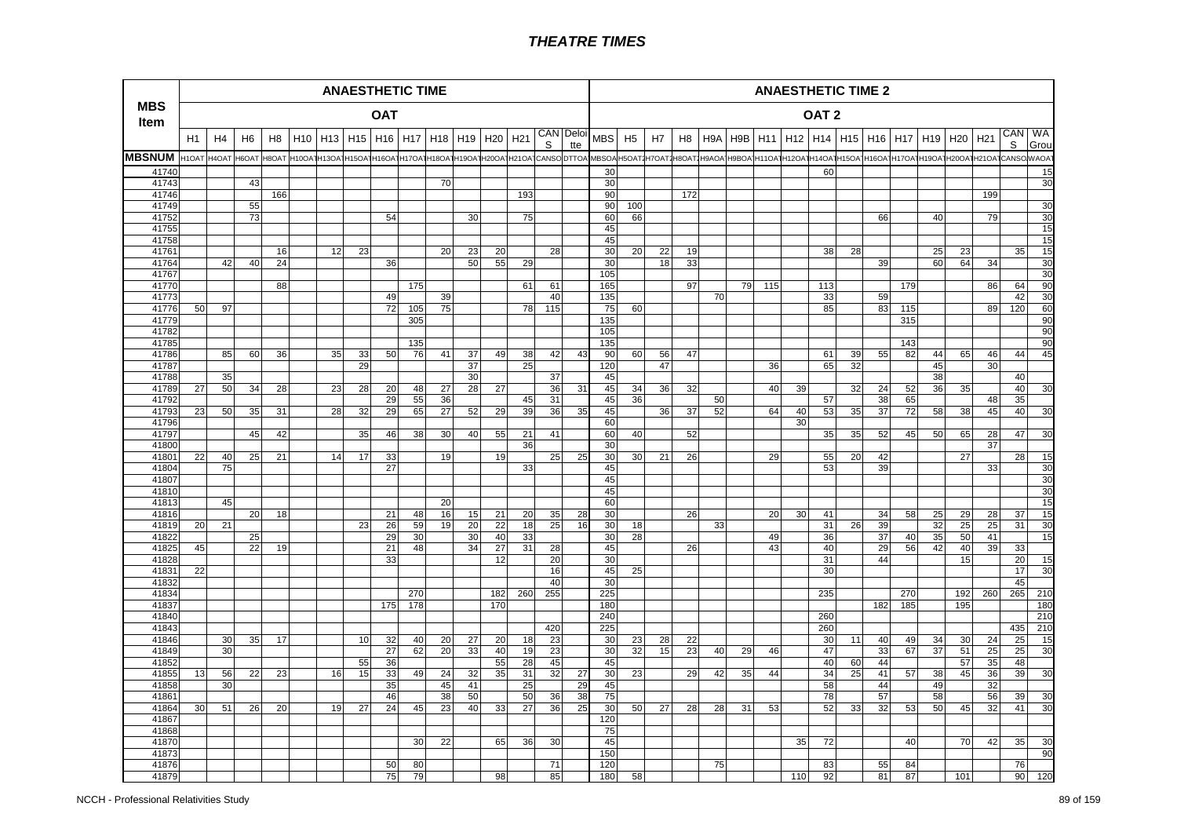# THEATRE TIMES

| MBS Item | ANAESTHETIC TIME | | | | | | | | | | | | | | | ANAESTHETIC TIME 2 | | | | | | | | | | | | | | | | |
|---|---|---|---|---|---|---|---|---|---|---|---|---|---|---|---|---|---|---|---|---|---|---|---|---|---|---|---|---|---|---|---|---|
| | OAT | | | | | | | | | | | | | | | OAT 2 | | | | | | | | | | | | | | | | |
| | H1 | H4 | H6 | H8 | H10 | H13 | H15 | H16 | H17 | H18 | H19 | H20 | H21 | CANS | Deloitte | MBS | H5 | H7 | H8 | H9A | H9B | H11 | H12 | H14 | H15 | H16 | H17 | H19 | H20 | H21 | CANS | WA Grou |
| MBSNUM | H1OAT | H4OAT | H6OAT | H8OAT | H10OAT | H13OAT | H15OAT | H16OAT | H17OAT | H18OAT | H19OAT | H20OAT | H21OAT | CANSO | DTTOA | MBSOA | H5OAT2 | H7OAT2 | H8OAT2 | H9AOA | H9BOA | H11OAT | H12OAT | H14OAT | H15OAT | H16OAT | H17OAT | H19OAT | H20OAT | H21OAT | CANSO | WAOAT |
| 41740 | | | | | | | | | | | | | | | | 30 | | | | | | | | 60 | | | | | | | | 15 |
| 41743 | | | 43 | | | | | | | 70 | | | | | | 30 | | | | | | | | | | | | | | | | 30 |
| 41746 | | | | 166 | | | | | | | | | 193 | | | 90 | | | 172 | | | | | | | | | | | 199 | | |
| 41749 | | | 55 | | | | | | | | | | | | | 90 | 100 | | | | | | | | | | | | | | | 30 |
| 41752 | | | 73 | | | | | 54 | | | 30 | | 75 | | | 60 | 66 | | | | | | | | | 66 | | 40 | | 79 | | 30 |
| 41755 | | | | | | | | | | | | | | | | 45 | | | | | | | | | | | | | | | | 15 |
| 41758 | | | | | | | | | | | | | | | | 45 | | | | | | | | | | | | | | | | 15 |
| 41761 | | | | 16 | | 12 | 23 | | | 20 | 23 | 20 | | 28 | | 30 | 20 | 22 | 19 | | | | | 38 | 28 | | | 25 | 23 | | 35 | 15 |
| 41764 | | 42 | 40 | 24 | | | | 36 | | | 50 | 55 | 29 | | | 30 | | 18 | 33 | | | | | | | 39 | | 60 | 64 | 34 | | 30 |
| 41767 | | | | | | | | | | | | | | | | 105 | | | | | | | | | | | | | | | | 30 |
| 41770 | | | | 88 | | | | | 175 | | | | 61 | 61 | | 165 | | | 97 | | 79 | 115 | | 113 | | | 179 | | | 86 | 64 | 90 |
| 41773 | | | | | | | | 49 | | 39 | | | | 40 | | 135 | | | | 70 | | | | 33 | | 59 | | | | | 42 | 30 |
| 41776 | 50 | 97 | | | | | | 72 | 105 | 75 | | | 78 | 115 | | 75 | 60 | | | | | | | 85 | | 83 | 115 | | | 89 | 120 | 60 |
| 41779 | | | | | | | | | 305 | | | | | | | 135 | | | | | | | | | | | 315 | | | | | 90 |
| 41782 | | | | | | | | | | | | | | | | 105 | | | | | | | | | | | | | | | | 90 |
| 41785 | | | | | | | | | 135 | | | | | | | 135 | | | | | | | | | | | 143 | | | | | 90 |
| 41786 | | 85 | 60 | 36 | | 35 | 33 | 50 | 76 | 41 | 37 | 49 | 38 | 42 | 43 | 90 | 60 | 56 | 47 | | | | | 61 | 39 | 55 | 82 | 44 | 65 | 46 | 44 | 45 |
| 41787 | | | | | | | 29 | | | | 37 | | 25 | | | 120 | | 47 | | | | 36 | | 65 | 32 | | | 45 | | 30 | | |
| 41788 | | 35 | | | | | | | | | 30 | | | 37 | | 45 | | | | | | | | | | | | 38 | | | 40 | |
| 41789 | 27 | 50 | 34 | 28 | | 23 | 28 | 20 | 48 | 27 | 28 | 27 | | 36 | 31 | 45 | 34 | 36 | 32 | | | 40 | 39 | | 32 | 24 | 52 | 36 | 35 | | 40 | 30 |
| 41792 | | | | | | | | 29 | 55 | 36 | | | 45 | 31 | | 45 | 36 | | | 50 | | | | 57 | | 38 | 65 | | | 48 | 35 | |
| 41793 | 23 | 50 | 35 | 31 | | 28 | 32 | 29 | 65 | 27 | 52 | 29 | 39 | 36 | 35 | 45 | | 36 | 37 | 52 | | 64 | 40 | 53 | 35 | 37 | 72 | 58 | 38 | 45 | 40 | 30 |
| 41796 | | | | | | | | | | | | | | | | 60 | | | | | | | 30 | | | | | | | | | |
| 41797 | | | 45 | 42 | | | 35 | 46 | 38 | 30 | 40 | 55 | 21 | 41 | | 60 | 40 | | 52 | | | | | 35 | 35 | 52 | 45 | 50 | 65 | 28 | 47 | 30 |
| 41800 | | | | | | | | | | | | | 36 | | | 30 | | | | | | | | | | | | | | 37 | | |
| 41801 | 22 | 40 | 25 | 21 | | 14 | 17 | 33 | | 19 | | 19 | | 25 | 25 | 30 | 30 | 21 | 26 | | | 29 | | 55 | 20 | 42 | | | 27 | | 28 | 15 |
| 41804 | | 75 | | | | | | 27 | | | | | 33 | | | 45 | | | | | | | | 53 | | 39 | | | | 33 | | 30 |
| 41807 | | | | | | | | | | | | | | | | 45 | | | | | | | | | | | | | | | | 30 |
| 41810 | | | | | | | | | | | | | | | | 45 | | | | | | | | | | | | | | | | 30 |
| 41813 | | 45 | | | | | | | | 20 | | | | | | 60 | | | | | | | | | | | | | | | | 15 |
| 41816 | | | 20 | 18 | | | | 21 | 48 | 16 | 15 | 21 | 20 | 35 | 28 | 30 | | | 26 | | | 20 | 30 | 41 | | 34 | 58 | 25 | 29 | 28 | 37 | 15 |
| 41819 | 20 | 21 | | | | | 23 | 26 | 59 | 19 | 20 | 22 | 18 | 25 | 16 | 30 | 18 | | | 33 | | | | 31 | 26 | 39 | | 32 | 25 | 25 | 31 | 30 |
| 41822 | | | 25 | | | | | 29 | 30 | | 30 | 40 | 33 | | | 30 | 28 | | | | | 49 | | 36 | | 37 | 40 | 35 | 50 | 41 | | 15 |
| 41825 | 45 | | 22 | 19 | | | | 21 | 48 | | 34 | 27 | 31 | 28 | | 45 | | | 26 | | | 43 | | 40 | | 29 | 56 | 42 | 40 | 39 | 33 | |
| 41828 | | | | | | | | 33 | | | | 12 | | 20 | | 30 | | | | | | | | 31 | | 44 | | | 15 | | 20 | 15 |
| 41831 | 22 | | | | | | | | | | | | | 16 | | 45 | 25 | | | | | | | 30 | | | | | | | 17 | 30 |
| 41832 | | | | | | | | | | | | | | 40 | | 30 | | | | | | | | | | | | | | | 45 | |
| 41834 | | | | | | | | | 270 | | | 182 | 260 | 255 | | 225 | | | | | | | | 235 | | | 270 | | 192 | 260 | 265 | 210 |
| 41837 | | | | | | | | 175 | 178 | | | 170 | | | | 180 | | | | | | | | | | 182 | 185 | | 195 | | | 180 |
| 41840 | | | | | | | | | | | | | | | | 240 | | | | | | | | 260 | | | | | | | | 210 |
| 41843 | | | | | | | | | | | | | | 420 | | 225 | | | | | | | | 260 | | | | | | | 435 | 210 |
| 41846 | | 30 | 35 | 17 | | | 10 | 32 | 40 | 20 | 27 | 20 | 18 | 23 | | 30 | 23 | 28 | 22 | | | | | 30 | 11 | 40 | 49 | 34 | 30 | 24 | 25 | 15 |
| 41849 | | 30 | | | | | | 27 | 62 | 20 | 33 | 40 | 19 | 23 | | 30 | 32 | 15 | 23 | 40 | 29 | 46 | | 47 | | 33 | 67 | 37 | 51 | 25 | 25 | 30 |
| 41852 | | | | | | | 55 | 36 | | | | 55 | 28 | 45 | | 45 | | | | | | | | 40 | 60 | 44 | | | 57 | 35 | 48 | |
| 41855 | 13 | 56 | 22 | 23 | | 16 | 15 | 33 | 49 | 24 | 32 | 35 | 31 | 32 | 27 | 30 | 23 | | 29 | 42 | 35 | 44 | | 34 | 25 | 41 | 57 | 38 | 45 | 36 | 39 | 30 |
| 41858 | | 30 | | | | | | 35 | | 45 | 41 | | 25 | | 29 | 45 | | | | | | | | 58 | | 44 | | 49 | | 32 | | |
| 41861 | | | | | | | | 46 | | 38 | 50 | | 50 | 36 | 38 | 75 | | | | | | | | 78 | | 57 | | 58 | | 56 | 39 | 30 |
| 41864 | 30 | 51 | 26 | 20 | | 19 | 27 | 24 | 45 | 23 | 40 | 33 | 27 | 36 | 25 | 30 | 50 | 27 | 28 | 28 | 31 | 53 | | 52 | 33 | 32 | 53 | 50 | 45 | 32 | 41 | 30 |
| 41867 | | | | | | | | | | | | | | | | 120 | | | | | | | | | | | | | | | | |
| 41868 | | | | | | | | | | | | | | | | 75 | | | | | | | | | | | | | | | | |
| 41870 | | | | | | | | | 30 | 22 | | 65 | 36 | 30 | | 45 | | | | | | | 35 | 72 | | | 40 | | 70 | 42 | 35 | 30 |
| 41873 | | | | | | | | | | | | | | | | 150 | | | | | | | | | | | | | | | | 90 |
| 41876 | | | | | | | | 50 | 80 | | | | | 71 | | 120 | | | | 75 | | | | 83 | | 55 | 84 | | | | 76 | |
| 41879 | | | | | | | | 75 | 79 | | | 98 | | 85 | | 180 | 58 | | | | | | 110 | 92 | | 81 | 87 | | 101 | | 90 | 120 |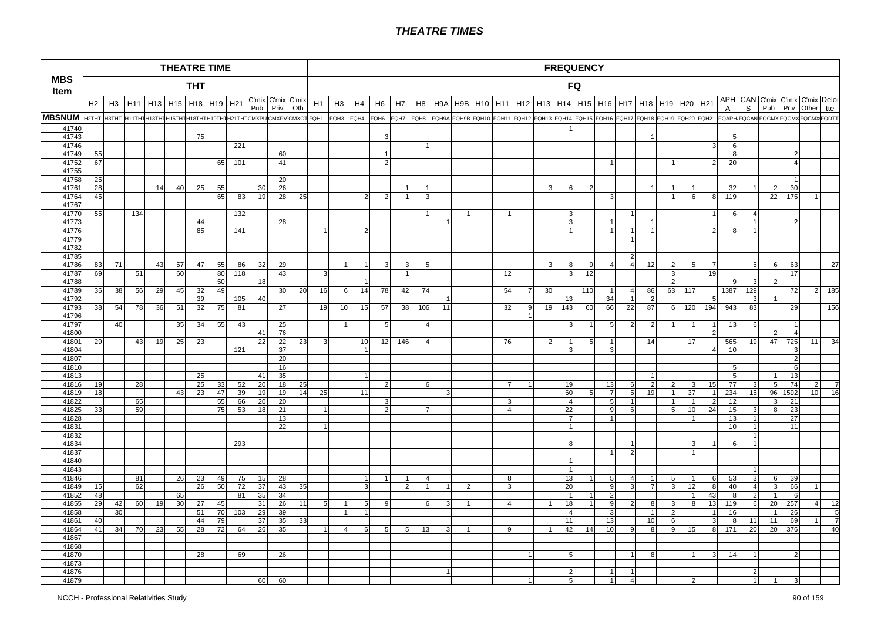# THEATRE TIMES

| MBS Item | THEATRE TIME | | | | | | | | | | | FREQUENCY | | | | | | | | | | | | | | | | | | | | | | | | | | | |
|---|---|---|---|---|---|---|---|---|---|---|---|---|---|---|---|---|---|---|---|---|---|---|---|---|---|---|---|---|---|---|---|---|---|---|---|---|---|---|---|
| | THT | | | | | | | | | | | FQ | | | | | | | | | | | | | | | | | | | | | | | | | | | |
| | H2 | H3 | H11 | H13 | H15 | H18 | H19 | H21 | C'mix Pub | C'mix Priv | C'mix Oth | H1 | H3 | H4 | H6 | H7 | H8 | H9A | H9B | H10 | H11 | H12 | H13 | H14 | H15 | H16 | H17 | H18 | H19 | H20 | H21 | APH A | CAN S | C'mix Pub | C'mix Priv | C'mix Other | Deloitte |
| MBSNUM | H2THT | H3THT | H11THT | H13THT | H15THT | H18THT | H19THT | H21THT | CMXPU | CMXPV | CMXOT | FQH1 | FQH3 | FQH4 | FQH6 | FQH7 | FQH8 | FQH9A | FQH9B | FQH10 | FQH11 | FQH12 | FQH13 | FQH14 | FQH15 | FQH16 | FQH17 | FQH18 | FQH19 | FQH20 | FQH21 | FQAPH | FQCAN | FQCMX | FQCMX | FQCMX | FQDTT |
| 41740 | | | | | | | | | | | | | | | | | | | | | | | | 1 | | | | | | | | | | | | | |
| 41743 | | | | | | 75 | | | | | | | | | 3 | | | | | | | | | | | | | 1 | | | | 5 | | | | | |
| 41746 | | | | | | | | 221 | | | | | | | | | 1 | | | | | | | | | | | | | | 3 | 6 | | | | | |
| 41749 | 55 | | | | | | | | | 60 | | | | | 1 | | | | | | | | | | | | | | | | | 8 | | | 2 | | |
| 41752 | 67 | | | | | | 65 | 101 | | 41 | | | | | 2 | | | | | | | | | | | 1 | | | 1 | | 2 | 20 | | | 4 | | |
| 41755 | | | | | | | | | | | | | | | | | | | | | | | | | | | | | | | | | | | | | |
| 41758 | 25 | | | | | | | | | 20 | | | | | | | | | | | | | | | | | | | | | | | | | 1 | | |
| 41761 | 28 | | | 14 | 40 | 25 | 55 | | 30 | 26 | | | | | | 1 | 1 | | | | | | 3 | 6 | 2 | | | 1 | 1 | 1 | | 32 | 1 | 2 | 30 | | |
| 41764 | 45 | | | | | | 65 | 83 | 19 | 28 | 25 | | | 2 | 2 | 1 | 3 | | | | | | | | | 3 | | | 1 | 6 | 8 | 119 | | 22 | 175 | 1 | |
| 41767 | | | | | | | | | | | | | | | | | | | | | | | | | | | | | | | | | | | | | |
| 41770 | 55 | | 134 | | | | | 132 | | | | | | | | | 1 | | 1 | | 1 | | | 3 | | | 1 | | | | 1 | 6 | 4 | | | | |
| 41773 | | | | | | 44 | | | | 28 | | | | | | | | 1 | | | | | | 3 | | 1 | | 1 | | | | | 1 | | 2 | | |
| 41776 | | | | | | 85 | | 141 | | | | 1 | | 2 | | | | | | | | | | 1 | | 1 | 1 | 1 | | | 2 | 8 | 1 | | | | |
| 41779 | | | | | | | | | | | | | | | | | | | | | | | | | | | 1 | | | | | | | | | | |
| 41782 | | | | | | | | | | | | | | | | | | | | | | | | | | | | | | | | | | | | | |
| 41785 | | | | | | | | | | | | | | | | | | | | | | | | | | | 2 | | | | | | | | | | |
| 41786 | 83 | 71 | | 43 | 57 | 47 | 55 | 86 | 32 | 29 | | | 1 | 1 | 3 | 3 | 5 | | | | | | 3 | 8 | 9 | 4 | 4 | 12 | 2 | 5 | 7 | | 5 | 6 | 63 | | 27 |
| 41787 | 69 | | 51 | | 60 | | 80 | 118 | | 43 | | 3 | | | | 1 | | | | | 12 | | | 3 | 12 | | | | 3 | | 19 | | | | 17 | | |
| 41788 | | | | | | | 50 | | 18 | | | | | 1 | | | | | | | | | | | | | | | 2 | | | 9 | 3 | 2 | | | |
| 41789 | 36 | 38 | 56 | 29 | 45 | 32 | 49 | | | 30 | 20 | 16 | 6 | 14 | 78 | 42 | 74 | | | | 54 | 7 | 30 | | 110 | 1 | 4 | 86 | 63 | 117 | | 1387 | 129 | | 72 | 2 | 185 |
| 41792 | | | | | | 39 | | 105 | 40 | | | | | | | | | 1 | | | | | | 13 | | 34 | 1 | 2 | | | 5 | | 3 | 1 | | | |
| 41793 | 38 | 54 | 78 | 36 | 51 | 32 | 75 | 81 | | 27 | | 19 | 10 | 15 | 57 | 38 | 106 | 11 | | | 32 | 9 | 19 | 143 | 60 | 66 | 22 | 87 | 6 | 120 | 194 | 943 | 83 | | 29 | | 156 |
| 41796 | | | | | | | | | | | | | | | | | | | | | | 1 | | | | | | | | | | | | | | | |
| 41797 | | 40 | | | 35 | 34 | 55 | 43 | | 25 | | | 1 | | 5 | | 4 | | | | | | | 3 | 1 | 5 | 2 | 2 | 1 | 1 | 1 | 13 | 6 | | 1 | | |
| 41800 | | | | | | | | | 41 | 76 | | | | | | | | | | | | | | | | | | | | | 2 | | | 2 | 4 | | |
| 41801 | 29 | | 43 | 19 | 25 | 23 | | | 22 | 22 | 23 | 3 | | 10 | 12 | 146 | 4 | | | | 76 | | 2 | 1 | 5 | 1 | | 14 | | 17 | | 565 | 19 | 47 | 725 | 11 | 34 |
| 41804 | | | | | | | | 121 | | 37 | | | | 1 | | | | | | | | | | 3 | | 3 | | | | | 4 | 10 | | | 3 | | |
| 41807 | | | | | | | | | | 20 | | | | | | | | | | | | | | | | | | | | | | | | | 2 | | |
| 41810 | | | | | | | | | | 16 | | | | | | | | | | | | | | | | | | | | | | 5 | | | 6 | | |
| 41813 | | | | | | 25 | | | 41 | 35 | | | | 1 | | | | | | | | | | | | | | 1 | | | | 5 | | 1 | 13 | | |
| 41816 | 19 | | 28 | | | 25 | 33 | 52 | 20 | 18 | 25 | | | | 2 | | 6 | | | | 7 | 1 | | 19 | | 13 | 6 | 2 | 2 | 3 | 15 | 77 | 3 | 5 | 74 | 2 | 7 |
| 41819 | 18 | | | | 43 | 23 | 47 | 39 | 19 | 19 | 14 | 25 | | 11 | | | | | 3 | | | | | 60 | 5 | 7 | 5 | 19 | 1 | 37 | 1 | 234 | 15 | 96 | 1592 | 10 | 16 |
| 41822 | | | 65 | | | | 55 | 66 | 20 | 20 | | | | | 3 | | | | | | 3 | | | 4 | | 5 | 1 | | 1 | 1 | 2 | 12 | | 3 | 21 | | |
| 41825 | 33 | | 59 | | | | 75 | 53 | 18 | 21 | | 1 | | | 2 | | 7 | | | | 4 | | | 22 | | 9 | 6 | | 5 | 10 | 24 | 15 | 3 | 8 | 23 | | |
| 41828 | | | | | | | | | | 13 | | | | | | | | | | | | | | 7 | | 1 | | | | 1 | | 13 | 1 | | 27 | | |
| 41831 | | | | | | | | | | 22 | | 1 | | | | | | | | | | | | 1 | | | | | | | | 10 | 1 | | 11 | | |
| 41832 | | | | | | | | | | | | | | | | | | | | | | | | | | | | | | | | | 1 | | | | |
| 41834 | | | | | | | | 293 | | | | | | | | | | | | | | | | 8 | | | 1 | | | 3 | 1 | 6 | 1 | | | | |
| 41837 | | | | | | | | | | | | | | | | | | | | | | | | | | 1 | 2 | | | 1 | | | | | | | |
| 41840 | | | | | | | | | | | | | | | | | | | | | | | | 1 | | | | | | | | | | | | | |
| 41843 | | | | | | | | | | | | | | | | | | | | | | | | 1 | | | | | | | | | 1 | | | | |
| 41846 | | | 81 | | 26 | 23 | 49 | 75 | 15 | 28 | | | | 1 | 1 | 1 | 4 | | | | 8 | | | 13 | 1 | 5 | 4 | 1 | 5 | 1 | 6 | 53 | 3 | 6 | 39 | | |
| 41849 | 15 | | 62 | | | 26 | 50 | 72 | 37 | 43 | 35 | | | 3 | | 2 | 1 | 1 | 2 | | 3 | | | 20 | | 9 | 3 | 7 | 3 | 12 | 8 | 40 | 4 | 3 | 66 | 1 | |
| 41852 | 48 | | | | 65 | | | 81 | 35 | 34 | | | | | | | | | | | | | | 1 | 1 | 2 | | | | 1 | 43 | 8 | 2 | 1 | 6 | | |
| 41855 | 29 | 42 | 60 | 19 | 30 | 27 | 45 | | 31 | 26 | 11 | 5 | 1 | 5 | 9 | | 6 | 3 | 1 | | 4 | | 1 | 18 | 1 | 9 | 2 | 8 | 3 | 8 | 13 | 119 | 6 | 20 | 257 | 4 | 12 |
| 41858 | | 30 | | | | 51 | 70 | 103 | 29 | 39 | | | 1 | 1 | | | | | | | | | | 4 | | 3 | | 1 | 2 | | 1 | 16 | | 1 | 26 | | 5 |
| 41861 | 40 | | | | | 44 | 79 | | 37 | 35 | 33 | | | | | | | | | | | | | 11 | | 13 | | 10 | 6 | | 3 | 8 | 11 | 11 | 69 | 1 | 7 |
| 41864 | 41 | 34 | 70 | 23 | 55 | 28 | 72 | 64 | 26 | 35 | | 1 | 4 | 6 | 5 | 5 | 13 | 3 | 1 | | 9 | | 1 | 42 | 14 | 10 | 9 | 8 | 9 | 15 | 8 | 171 | 20 | 20 | 376 | | 40 |
| 41867 | | | | | | | | | | | | | | | | | | | | | | | | | | | | | | | | | | | | | |
| 41868 | | | | | | | | | | | | | | | | | | | | | | | | | | | | | | | | | | | | | |
| 41870 | | | | | | 28 | | 69 | | 26 | | | | | | | | | | | | 1 | | 5 | | | 1 | 8 | | 1 | 3 | 14 | 1 | | 2 | | |
| 41873 | | | | | | | | | | | | | | | | | | | | | | | | | | | | | | | | | | | | | |
| 41876 | | | | | | | | | | | | | | | | | | 1 | | | | | | 2 | | 1 | 1 | | | | | | 2 | | | | |
| 41879 | | | | | | | | | 60 | 60 | | | | | | | | | | | | 1 | | 5 | | 1 | 4 | | | 2 | | | 1 | 1 | 3 | | |

NCCH - Professional Relativities Study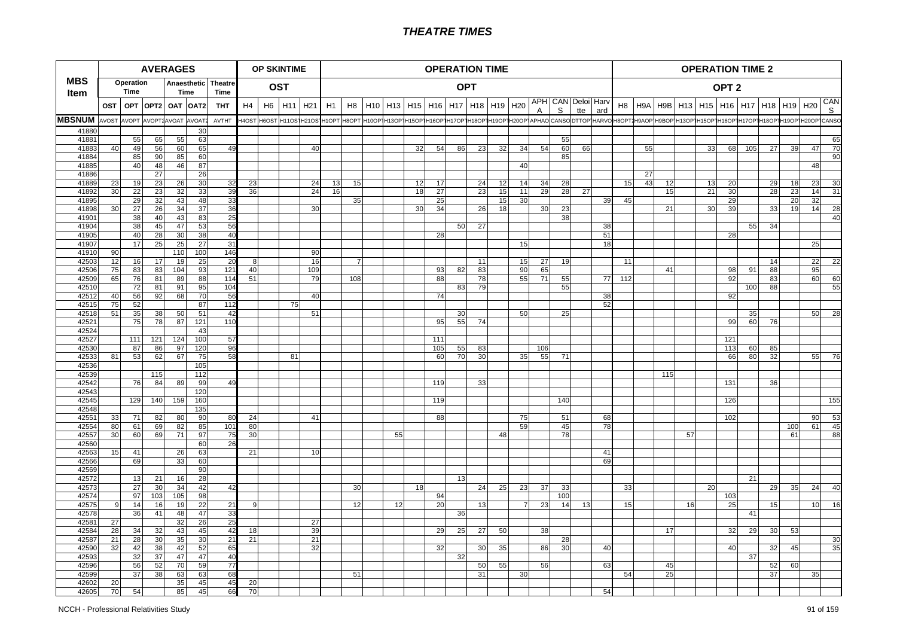# THEATRE TIMES

| MBS Item | AVERAGES | | | | | | OP SKINTIME | | | | OPERATION TIME | | | | | | | | | | | | | | OPERATION TIME 2 | | | | | | | | | | |
|---|---|---|---|---|---|---|---|---|---|---|---|---|---|---|---|---|---|---|---|---|---|---|---|---|---|---|---|---|---|---|---|---|---|---|---|
| | Operation Time | | Anaesthetic Time | | | Theatre Time | OST | | | | OPT | | | | | | | | | | | | | | OPT 2 | | | | | | | | | | |
| | OST | OPT | OPT2 | OAT | OAT2 | THT | H4 | H6 | H11 | H21 | H1 | H8 | H10 | H13 | H15 | H16 | H17 | H18 | H19 | H20 | APHA | CANS | Deloitte | Harvard | H8 | H9A | H9B | H13 | H15 | H16 | H17 | H18 | H19 | H20 | CANS |
| MBSNUM | AVOST | AVOPT | AVOPT2 | AVOAT | AVOAT2 | AVTHT | H4OST | H6OST | H11OST | H21OST | H1OPT | H8OPT | H10OPT | H13OPT | H15OPT | H16OPT | H17OPT | H18OPT | H19OPT | H20OPT | APHAO | CANSO | DTTOP | HARVO | H8OPT2 | H9AOP | H9BOP | H13OPT | H15OPT | H16OPT | H17OPT | H18OPT | H19OPT | H20OPT | CANSO |
| 41880 | | | | | 30 | | | | | | | | | | | | | | | | | | | | | | | | | | | | | | |
| 41881 | | 55 | 65 | 55 | 63 | | | | | | | | | | | | | | | | | 55 | | | | | | | | | | | | | 65 |
| 41883 | 40 | 49 | 56 | 60 | 65 | 49 | | | | 40 | | | | | 32 | 54 | 86 | 23 | 32 | 34 | 54 | 60 | 66 | | | 55 | | | 33 | 68 | 105 | 27 | 39 | 47 | 70 |
| 41884 | | 85 | 90 | 85 | 60 | | | | | | | | | | | | | | | | | 85 | | | | | | | | | | | | | 90 |
| 41885 | | 40 | 48 | 46 | 87 | | | | | | | | | | | | | | | 40 | | | | | | | | | | | | | | 48 | |
| 41886 | | | 27 | | 26 | | | | | | | | | | | | | | | | | | | | | 27 | | | | | | | | | |
| 41889 | 23 | 19 | 23 | 26 | 30 | 32 | 23 | | | 24 | 13 | 15 | | | 12 | 17 | | 24 | 12 | 14 | 34 | 28 | | | 15 | 43 | 12 | | 13 | 20 | | 29 | 18 | 23 | 30 |
| 41892 | 30 | 22 | 23 | 32 | 33 | 39 | 36 | | | 24 | 16 | | | | 18 | 27 | | 23 | 15 | 11 | 29 | 28 | 27 | | | | 15 | | 21 | 30 | | 28 | 23 | 14 | 31 |
| 41895 | | 29 | 32 | 43 | 48 | 33 | | | | | | 35 | | | | 25 | | | 15 | 30 | | | | 39 | 45 | | | | | 29 | | | 20 | 32 | |
| 41898 | 30 | 27 | 26 | 34 | 37 | 36 | | | | 30 | | | | | 30 | 34 | | 26 | 18 | | 30 | 23 | | | | | 21 | | 30 | 39 | | 33 | 19 | 14 | 28 |
| 41901 | | 38 | 40 | 43 | 83 | 25 | | | | | | | | | | | | | | | | 38 | | | | | | | | | | | | | 40 |
| 41904 | | 38 | 45 | 47 | 53 | 56 | | | | | | | | | | | 50 | 27 | | | | | | 38 | | | | | | | 55 | 34 | | | |
| 41905 | | 40 | 28 | 30 | 38 | 40 | | | | | | | | | | 28 | | | | | | | | 51 | | | | | | 28 | | | | | |
| 41907 | | 17 | 25 | 25 | 27 | 31 | | | | | | | | | | | | | | 15 | | | | 18 | | | | | | | | | | 25 | |
| 41910 | 90 | | | 110 | 100 | 146 | | | | 90 | | | | | | | | | | | | | | | | | | | | | | | | | |
| 42503 | 12 | 16 | 17 | 19 | 25 | 20 | 8 | | | 16 | | 7 | | | | | | 11 | | 15 | 27 | 19 | | | 11 | | | | | | | 14 | | 22 | 22 |
| 42506 | 75 | 83 | 83 | 104 | 93 | 121 | 40 | | | 109 | | | | | | 93 | 82 | 83 | | 90 | 65 | | | | | | 41 | | | 98 | 91 | 88 | | 95 | |
| 42509 | 65 | 76 | 81 | 89 | 88 | 114 | 51 | | | 79 | | 108 | | | | 88 | | 78 | | 55 | 71 | 55 | | 77 | 112 | | | | | 92 | | 83 | | 60 | 60 |
| 42510 | | 72 | 81 | 91 | 95 | 104 | | | | | | | | | | | 83 | 79 | | | | 55 | | | | | | | | | 100 | 88 | | | 55 |
| 42512 | 40 | 56 | 92 | 68 | 70 | 56 | | | | 40 | | | | | | 74 | | | | | | | | 38 | | | | | | 92 | | | | | |
| 42515 | 75 | 52 | | | 87 | 112 | | | 75 | | | | | | | | | | | | | | | 52 | | | | | | | | | | | |
| 42518 | 51 | 35 | 38 | 50 | 51 | 42 | | | | 51 | | | | | | | 30 | | | 50 | | 25 | | | | | | | | | 35 | | | 50 | 28 |
| 42521 | | 75 | 78 | 87 | 121 | 110 | | | | | | | | | | 95 | 55 | 74 | | | | | | | | | | | | 99 | 60 | 76 | | | |
| 42524 | | | | | 43 | | | | | | | | | | | | | | | | | | | | | | | | | | | | | | |
| 42527 | | 111 | 121 | 124 | 100 | 57 | | | | | | | | | | 111 | | | | | | | | | | | | | | 121 | | | | | |
| 42530 | | 87 | 86 | 97 | 120 | 96 | | | | | | | | | | 105 | 55 | 83 | | | 106 | | | | | | | | | 113 | 60 | 85 | | | |
| 42533 | 81 | 53 | 62 | 67 | 75 | 58 | | | 81 | | | | | | | 60 | 70 | 30 | | 35 | 55 | 71 | | | | | | | | 66 | 80 | 32 | | 55 | 76 |
| 42536 | | | | | 105 | | | | | | | | | | | | | | | | | | | | | | | | | | | | | | |
| 42539 | | | 115 | | 112 | | | | | | | | | | | | | | | | | | | | | | 115 | | | | | | | | |
| 42542 | | 76 | 84 | 89 | 99 | 49 | | | | | | | | | | 119 | | 33 | | | | | | | | | | | | 131 | | 36 | | | |
| 42543 | | | | | 120 | | | | | | | | | | | | | | | | | | | | | | | | | | | | | | |
| 42545 | | 129 | 140 | 159 | 160 | | | | | | | | | | | 119 | | | | | | 140 | | | | | | | | 126 | | | | | 155 |
| 42548 | | | | | 135 | | | | | | | | | | | | | | | | | | | | | | | | | | | | | | |
| 42551 | 33 | 71 | 82 | 80 | 90 | 80 | 24 | | | 41 | | | | | | 88 | | | | 75 | | 51 | | 68 | | | | | | 102 | | | | 90 | 53 |
| 42554 | 80 | 61 | 69 | 82 | 85 | 101 | 80 | | | | | | | | | | | | | 59 | | 45 | | 78 | | | | | | | | | 100 | 61 | 45 |
| 42557 | 30 | 60 | 69 | 71 | 97 | 75 | 30 | | | | | | | 55 | | | | | 48 | | | 78 | | | | | | 57 | | | | | 61 | | 88 |
| 42560 | | | | | 60 | 26 | | | | | | | | | | | | | | | | | | | | | | | | | | | | | |
| 42563 | 15 | 41 | | 26 | 63 | | 21 | | | 10 | | | | | | | | | | | | | | 41 | | | | | | | | | | | |
| 42566 | | 69 | | 33 | 60 | | | | | | | | | | | | | | | | | | | 69 | | | | | | | | | | | |
| 42569 | | | | | 90 | | | | | | | | | | | | | | | | | | | | | | | | | | | | | | |
| 42572 | | 13 | 21 | 16 | 28 | | | | | | | | | | | | 13 | | | | | | | | | | | | | | 21 | | | | |
| 42573 | | 27 | 30 | 34 | 42 | 42 | | | | | | 30 | | | 18 | | | 24 | 25 | 23 | 37 | 33 | | | 33 | | | | 20 | | | 29 | 35 | 24 | 40 |
| 42574 | | 97 | 103 | 105 | 98 | | | | | | | | | | | 94 | | | | | | 100 | | | | | | | | 103 | | | | | |
| 42575 | 9 | 14 | 16 | 19 | 22 | 21 | 9 | | | | | 12 | | 12 | | 20 | | 13 | | 7 | 23 | 14 | 13 | | 15 | | | 16 | | 25 | | 15 | | 10 | 16 |
| 42578 | | 36 | 41 | 48 | 47 | 33 | | | | | | | | | | | 36 | | | | | | | | | | | | | | 41 | | | | |
| 42581 | 27 | | | 32 | 26 | 25 | | | | 27 | | | | | | | | | | | | | | | | | | | | | | | | | |
| 42584 | 28 | 34 | 32 | 43 | 45 | 42 | 18 | | | 39 | | | | | | 29 | 25 | 27 | 50 | | 38 | | | | | | 17 | | | 32 | 29 | 30 | 53 | | |
| 42587 | 21 | 28 | 30 | 35 | 30 | 21 | 21 | | | 21 | | | | | | | | | | | | 28 | | | | | | | | | | | | | 30 |
| 42590 | 32 | 42 | 38 | 42 | 52 | 65 | | | | 32 | | | | | | 32 | | 30 | 35 | | 86 | 30 | | 40 | | | | | | 40 | | 32 | 45 | | 35 |
| 42593 | | 32 | 37 | 47 | 47 | 40 | | | | | | | | | | | 32 | | | | | | | | | | | | | | 37 | | | | |
| 42596 | | 56 | 52 | 70 | 59 | 77 | | | | | | | | | | | | 50 | 55 | | 56 | | | 63 | | | 45 | | | | | 52 | 60 | | |
| 42599 | | 37 | 38 | 63 | 63 | 68 | | | | | | 51 | | | | | | 31 | | 30 | | | | | 54 | | 25 | | | | | 37 | | 35 | |
| 42602 | 20 | | | 35 | 45 | 45 | 20 | | | | | | | | | | | | | | | | | | | | | | | | | | | | |
| 42605 | 70 | 54 | | 85 | 45 | 66 | 70 | | | | | | | | | | | | | | | | | 54 | | | | | | | | | | | |

NCCH - Professional Relativities Study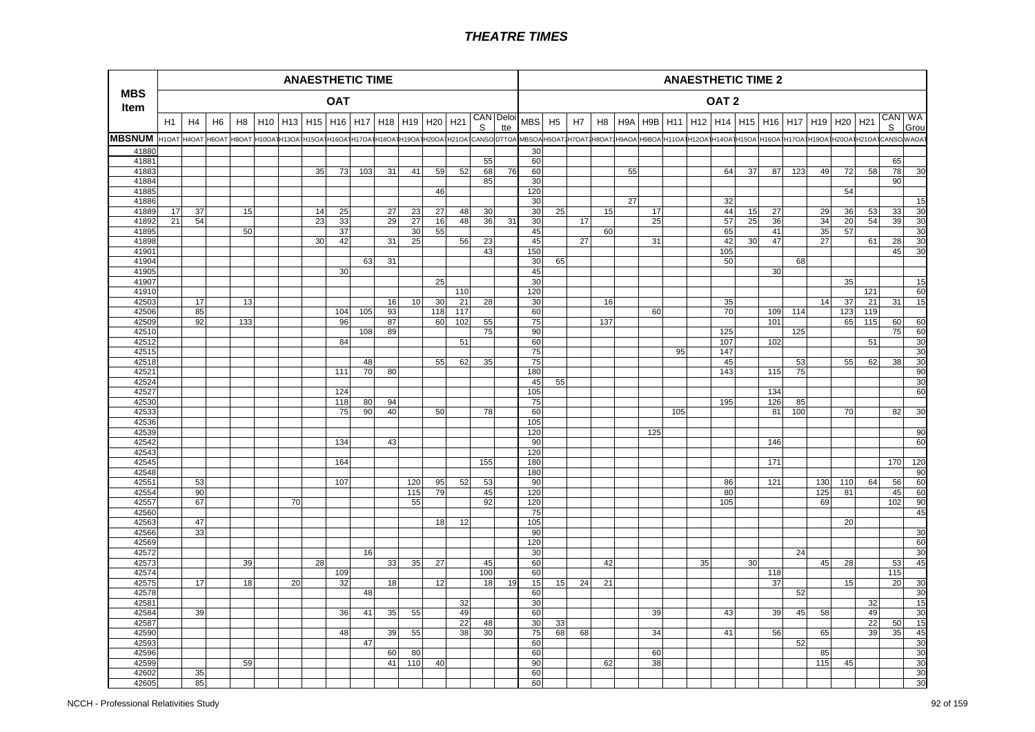# THEATRE TIMES

| MBS Item | ANAESTHETIC TIME | | | | | | | | | | | | | | | ANAESTHETIC TIME 2 | | | | | | | | | | | | | | | | |
|---|---|---|---|---|---|---|---|---|---|---|---|---|---|---|---|---|---|---|---|---|---|---|---|---|---|---|---|---|---|---|---|---|
| | OAT | | | | | | | | | | | | | | | OAT 2 | | | | | | | | | | | | | | | | |
| | H1 | H4 | H6 | H8 | H10 | H13 | H15 | H16 | H17 | H18 | H19 | H20 | H21 | CANS | Deloitte | MBS | H5 | H7 | H8 | H9A | H9B | H11 | H12 | H14 | H15 | H16 | H17 | H19 | H20 | H21 | CANS | WA Group |
| MBSNUM | H1OAT | H4OAT | H6OAT | H8OAT | H10OAT | H13OAT | H15OAT | H16OAT | H17OAT | H18OAT | H19OAT | H20OAT | H21OAT | CANSO | DTTOA | MBSOA | H5OAT2 | H7OAT2 | H8OAT2 | H9AOA | H9BOA | H11OAT | H12OAT | H14OAT | H15OAT | H16OAT | H17OAT | H19OAT | H20OAT | H21OAT | CANSO | WAOAT |
| 41880 | | | | | | | | | | | | | | | | 30 | | | | | | | | | | | | | | | | |
| 41881 | | | | | | | | | | | | | | 55 | | 60 | | | | | | | | | | | | | | | 65 | |
| 41883 | | | | | | | 35 | 73 | 103 | 31 | 41 | 59 | 52 | 68 | 76 | 60 | | | | 55 | | | | 64 | 37 | 87 | 123 | 49 | 72 | 58 | 78 | 30 |
| 41884 | | | | | | | | | | | | | | 85 | | 30 | | | | | | | | | | | | | | | 90 | |
| 41885 | | | | | | | | | | | | 46 | | | | 120 | | | | | | | | | | | | | 54 | | | |
| 41886 | | | | | | | | | | | | | | | | 30 | | | | 27 | | | | 32 | | | | | | | | 15 |
| 41889 | 17 | 37 | | 15 | | | 14 | 25 | | 27 | 23 | 27 | 48 | 30 | | 30 | 25 | | 15 | | 17 | | | 44 | 15 | 27 | | 29 | 36 | 53 | 33 | 30 |
| 41892 | 21 | 54 | | | | | 23 | 33 | | 29 | 27 | 16 | 48 | 36 | 31 | 30 | | 17 | | | 25 | | | 57 | 25 | 36 | | 34 | 20 | 54 | 39 | 30 |
| 41895 | | | | 50 | | | | 37 | | | 30 | 55 | | | | 45 | | | 60 | | | | | 65 | | 41 | | 35 | 57 | | | 30 |
| 41898 | | | | | | | 30 | 42 | | 31 | 25 | | 56 | 23 | | 45 | | 27 | | | 31 | | | 42 | 30 | 47 | | 27 | | 61 | 28 | 30 |
| 41901 | | | | | | | | | | | | | | 43 | | 150 | | | | | | | | 105 | | | | | | | 45 | 30 |
| 41904 | | | | | | | | | 63 | 31 | | | | | | 30 | 65 | | | | | | | 50 | | | 68 | | | | | |
| 41905 | | | | | | | | 30 | | | | | | | | 45 | | | | | | | | | | 30 | | | | | | |
| 41907 | | | | | | | | | | | | 25 | | | | 30 | | | | | | | | | | | | | 35 | | | 15 |
| 41910 | | | | | | | | | | | | | 110 | | | 120 | | | | | | | | | | | | | | 121 | | 60 |
| 42503 | | 17 | | 13 | | | | | | 16 | 10 | 30 | 21 | 28 | | 30 | | | 16 | | | | | 35 | | | | 14 | 37 | 21 | 31 | 15 |
| 42506 | | 85 | | | | | | 104 | 105 | 93 | | 118 | 117 | | | 60 | | | | | 60 | | | 70 | | 109 | 114 | | 123 | 119 | | |
| 42509 | | 92 | | 133 | | | | 96 | | 87 | | 60 | 102 | 55 | | 75 | | | 137 | | | | | | | 101 | | | 65 | 115 | 60 | 60 |
| 42510 | | | | | | | | | 108 | 89 | | | | 75 | | 90 | | | | | | | | 125 | | | 125 | | | | 75 | 60 |
| 42512 | | | | | | | | 84 | | | | | 51 | | | 60 | | | | | | | | 107 | | 102 | | | | 51 | | 30 |
| 42515 | | | | | | | | | | | | | | | | 75 | | | | | | 95 | | 147 | | | | | | | | 30 |
| 42518 | | | | | | | | | 48 | | | 55 | 62 | 35 | | 75 | | | | | | | | 45 | | | 53 | | 55 | 62 | 38 | 30 |
| 42521 | | | | | | | | 111 | 70 | 80 | | | | | | 180 | | | | | | | | 143 | | 115 | 75 | | | | | 90 |
| 42524 | | | | | | | | | | | | | | | | 45 | 55 | | | | | | | | | | | | | | | 30 |
| 42527 | | | | | | | | 124 | | | | | | | | 105 | | | | | | | | | | 134 | | | | | | 60 |
| 42530 | | | | | | | | 118 | 80 | 94 | | | | | | 75 | | | | | | | | 195 | | 126 | 85 | | | | | |
| 42533 | | | | | | | | 75 | 90 | 40 | | 50 | | 78 | | 60 | | | | | | 105 | | | | 81 | 100 | | 70 | | 82 | 30 |
| 42536 | | | | | | | | | | | | | | | | 105 | | | | | | | | | | | | | | | | |
| 42539 | | | | | | | | | | | | | | | | 120 | | | | | 125 | | | | | | | | | | | 90 |
| 42542 | | | | | | | | 134 | | 43 | | | | | | 90 | | | | | | | | | | 146 | | | | | | 60 |
| 42543 | | | | | | | | | | | | | | | | 120 | | | | | | | | | | | | | | | | |
| 42545 | | | | | | | | 164 | | | | | | 155 | | 180 | | | | | | | | | | 171 | | | | | 170 | 120 |
| 42548 | | | | | | | | | | | | | | | | 180 | | | | | | | | | | | | | | | | 90 |
| 42551 | | 53 | | | | | | 107 | | | 120 | 95 | 52 | 53 | | 90 | | | | | | | | 86 | | 121 | | 130 | 110 | 64 | 56 | 60 |
| 42554 | | 90 | | | | | | | | | 115 | 79 | | 45 | | 120 | | | | | | | | 80 | | | | 125 | 81 | | 45 | 60 |
| 42557 | | 67 | | | | 70 | | | | | 55 | | | 92 | | 120 | | | | | | | | 105 | | | | 69 | | | 102 | 90 |
| 42560 | | | | | | | | | | | | | | | | 75 | | | | | | | | | | | | | | | | 45 |
| 42563 | | 47 | | | | | | | | | | 18 | 12 | | | 105 | | | | | | | | | | | | | 20 | | | |
| 42566 | | 33 | | | | | | | | | | | | | | 90 | | | | | | | | | | | | | | | | 30 |
| 42569 | | | | | | | | | | | | | | | | 120 | | | | | | | | | | | | | | | | 60 |
| 42572 | | | | | | | | | 16 | | | | | | | 30 | | | | | | | | | | | 24 | | | | | 30 |
| 42573 | | | | 39 | | | 28 | | | 33 | 35 | 27 | | 45 | | 60 | | | 42 | | | | 35 | | 30 | | | 45 | 28 | | 53 | 45 |
| 42574 | | | | | | | | 109 | | | | | | 100 | | 60 | | | | | | | | | | 118 | | | | | 115 | |
| 42575 | | 17 | | 18 | | 20 | | 32 | | 18 | | 12 | | 18 | 19 | 15 | 15 | 24 | 21 | | | | | | | 37 | | | 15 | | 20 | 30 |
| 42578 | | | | | | | | | 48 | | | | | | | 60 | | | | | | | | | | | 52 | | | | | 30 |
| 42581 | | | | | | | | | | | | | 32 | | | 30 | | | | | | | | | | | | | | 32 | | 15 |
| 42584 | | 39 | | | | | | 36 | 41 | 35 | 55 | | 49 | | | 60 | | | | | 39 | | | 43 | | 39 | 45 | 58 | | 49 | | 30 |
| 42587 | | | | | | | | | | | | | 22 | 48 | | 30 | 33 | | | | | | | | | | | | | 22 | 50 | 15 |
| 42590 | | | | | | | | 48 | | 39 | 55 | | 38 | 30 | | 75 | 68 | 68 | | | 34 | | | 41 | | 56 | | 65 | | 39 | 35 | 45 |
| 42593 | | | | | | | | | 47 | | | | | | | 60 | | | | | | | | | | | 52 | | | | | 30 |
| 42596 | | | | | | | | | | 60 | 80 | | | | | 60 | | | | | 60 | | | | | | | 85 | | | | 30 |
| 42599 | | | | 59 | | | | | | 41 | 110 | 40 | | | | 90 | | | 62 | | 38 | | | | | | | 115 | 45 | | | 30 |
| 42602 | | 35 | | | | | | | | | | | | | | 60 | | | | | | | | | | | | | | | | 30 |
| 42605 | | 85 | | | | | | | | | | | | | | 60 | | | | | | | | | | | | | | | | 30 |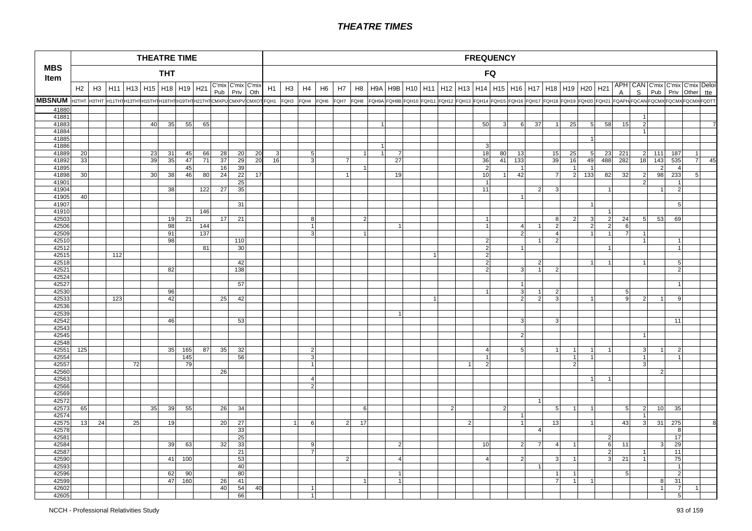# THEATRE TIMES

| MBS Item | THEATRE TIME | | | | | | | | | | | FREQUENCY | | | | | | | | | | | | | | | | | | | | | | | | | | | |
|---|---|---|---|---|---|---|---|---|---|---|---|---|---|---|---|---|---|---|---|---|---|---|---|---|---|---|---|---|---|---|---|---|---|---|---|---|---|---|---|
| | THT | | | | | | | | | | | FQ | | | | | | | | | | | | | | | | | | | | | | | | | | | |
| | H2 | H3 | H11 | H13 | H15 | H18 | H19 | H21 | C'mix Pub | C'mix Priv | C'mix Oth | H1 | H3 | H4 | H6 | H7 | H8 | H9A | H9B | H10 | H11 | H12 | H13 | H14 | H15 | H16 | H17 | H18 | H19 | H20 | H21 | APH A | CAN S | C'mix Pub | C'mix Priv | C'mix Other | Deloitte |
| MBSNUM | H2THT | H3THT | H11THT | H13THT | H15THT | H18THT | H19THT | H21THT | CMXPUB | CMXPV | CMXOT | FQH1 | FQH3 | FQH4 | FQH6 | FQH7 | FQH8 | FQH9A | FQH9B | FQH10 | FQH11 | FQH12 | FQH13 | FQH14 | FQH15 | FQH16 | FQH17 | FQH18 | FQH19 | FQH20 | FQH21 | FQAPH | FQCAN | FQCMX | FQCMX | FQCMX | FQDTT |
| 41880 | | | | | | | | | | | | | | | | | | | | | | | | | | | | | | | | | | | | | |
| 41881 | | | | | | | | | | | | | | | | | | | | | | | | | | | | | | | | | 1 | | | | |
| 41883 | | | | | 40 | 35 | 55 | 65 | | | | | | | | | | 1 | | | | | | 50 | 3 | 6 | 37 | 1 | 25 | 5 | 58 | 15 | 2 | | | | 7 |
| 41884 | | | | | | | | | | | | | | | | | | | | | | | | | | | | | | | | | 1 | | | | |
| 41885 | | | | | | | | | | | | | | | | | | | | | | | | | | | | | | 1 | | | | | | | |
| 41886 | | | | | | | | | | | | | | | | | | 1 | | | | | | 3 | | | | | | | | | | | | | |
| 41889 | 20 | | | | 23 | 31 | 45 | 66 | 28 | 20 | 20 | 3 | | 5 | | | 1 | 1 | 7 | | | | | 18 | 80 | 13 | | 15 | 25 | 5 | 23 | 221 | 2 | 111 | 187 | 1 | |
| 41892 | 33 | | | | 39 | 35 | 47 | 71 | 37 | 29 | 20 | 16 | | 3 | | 7 | | | 27 | | | | | 36 | 41 | 133 | | 39 | 16 | 49 | 488 | 282 | 18 | 143 | 535 | 7 | 45 |
| 41895 | | | | | | | 45 | | 16 | 39 | | | | | | | 1 | | | | | | | 2 | | 1 | | | 1 | 1 | | | | 2 | 4 | | |
| 41898 | 30 | | | | 30 | 38 | 46 | 80 | 24 | 22 | 17 | | | | | 1 | | | 19 | | | | | 10 | 1 | 42 | | 7 | 2 | 133 | 82 | 32 | 2 | 98 | 233 | 5 | |
| 41901 | | | | | | | | | | 25 | | | | | | | | | | | | | | 1 | | | | | | | | | 2 | | 1 | | |
| 41904 | | | | | | 38 | | 122 | 27 | 35 | | | | | | | | | | | | | | 11 | | | 2 | 3 | | | 1 | | | 1 | 2 | | |
| 41905 | 40 | | | | | | | | | | | | | | | | | | | | | | | | | 1 | | | | | | | | | | | |
| 41907 | | | | | | | | | | 31 | | | | | | | | | | | | | | | | | | | | 1 | | | | | 5 | | |
| 41910 | | | | | | | | 146 | | | | | | | | | | | | | | | | | | | | | | | 1 | | | | | | |
| 42503 | | | | | | 19 | 21 | | 17 | 21 | | | | 8 | | | 2 | | | | | | | 1 | | | | 8 | 2 | 3 | 2 | 24 | 5 | 53 | 69 | | |
| 42506 | | | | | | 98 | | 144 | | | | | | 1 | | | | | 1 | | | | | 1 | | 4 | 1 | 2 | | 2 | 2 | 6 | | | | | |
| 42509 | | | | | | 91 | | 137 | | | | | | 3 | | | 1 | | | | | | | | | 2 | | 4 | | 1 | 1 | 7 | 1 | | | | |
| 42510 | | | | | | 98 | | | | 110 | | | | | | | | | | | | | | 2 | | | 1 | 2 | | | | | 1 | | 1 | | |
| 42512 | | | | | | | | 81 | | 30 | | | | | | | | | | | | | | 2 | | 1 | | | | | 1 | | | | 1 | | |
| 42515 | | | 112 | | | | | | | | | | | | | | | | | | 1 | | | 2 | | | | | | | | | | | | | |
| 42518 | | | | | | | | | | 42 | | | | | | | | | | | | | | 2 | | | 2 | | | 1 | 1 | | 1 | | 5 | | |
| 42521 | | | | | | 82 | | | | 138 | | | | | | | | | | | | | | 2 | | 3 | 1 | 2 | | | | | | | 2 | | |
| 42524 | | | | | | | | | | | | | | | | | | | | | | | | | | | | | | | | | | | | | |
| 42527 | | | | | | | | | | 57 | | | | | | | | | | | | | | | | 1 | | | | | | | | | 1 | | |
| 42530 | | | | | | 96 | | | | | | | | | | | | | | | | | | 1 | | 3 | 1 | 2 | | | | 5 | | | | | |
| 42533 | | | 123 | | | 42 | | | 25 | 42 | | | | | | | | | | | 1 | | | | | 2 | 2 | 3 | | 1 | | 9 | 2 | 1 | 9 | | |
| 42536 | | | | | | | | | | | | | | | | | | | | | | | | | | | | | | | | | | | | | |
| 42539 | | | | | | | | | | | | | | | | | | | 1 | | | | | | | | | | | | | | | | | | |
| 42542 | | | | | | 46 | | | | 53 | | | | | | | | | | | | | | | | 3 | | 3 | | | | | | | 11 | | |
| 42543 | | | | | | | | | | | | | | | | | | | | | | | | | | | | | | | | | | | | | |
| 42545 | | | | | | | | | | | | | | | | | | | | | | | | | | 2 | | | | | | | 1 | | | | |
| 42548 | | | | | | | | | | | | | | | | | | | | | | | | | | | | | | | | | | | | | |
| 42551 | 125 | | | | | 35 | 165 | 87 | 35 | 32 | | | | 2 | | | | | | | | | | 4 | | 5 | | 1 | 1 | 1 | 1 | | 3 | 1 | 2 | | |
| 42554 | | | | | | | 145 | | | 56 | | | | 3 | | | | | | | | | | 1 | | | | | 1 | 1 | | | 1 | | 1 | | |
| 42557 | | | | 72 | | | 79 | | | | | | | 1 | | | | | | | | | 1 | 2 | | | | | 2 | | | | 3 | | | | |
| 42560 | | | | | | | | | 26 | | | | | | | | | | | | | | | | | | | | | | | | | 2 | | | |
| 42563 | | | | | | | | | | | | | | 4 | | | | | | | | | | | | | | | | 1 | 1 | | | | | | |
| 42566 | | | | | | | | | | | | | | 2 | | | | | | | | | | | | | | | | | | | | | | | |
| 42569 | | | | | | | | | | | | | | | | | | | | | | | | | | | | | | | | | | | | | |
| 42572 | | | | | | | | | | | | | | | | | | | | | | | | | | | 1 | | | | | | | | | | |
| 42573 | 65 | | | | 35 | 39 | 55 | | 26 | 34 | | | | | | | 6 | | | | | 2 | | | 2 | | | 5 | 1 | 1 | | 5 | 2 | 10 | 35 | | |
| 42574 | | | | | | | | | | | | | | | | | | | | | | | | | | 1 | | | | | | | 1 | | | | |
| 42575 | 13 | 24 | | 25 | | 19 | | | 20 | 27 | | | 1 | 6 | | 2 | 17 | | | | | | 2 | | | 1 | | 13 | | 1 | | 43 | 3 | 31 | 275 | | 8 |
| 42578 | | | | | | | | | | 33 | | | | | | | | | | | | | | | | | 4 | | | | | | | | 8 | | |
| 42581 | | | | | | | | | | 25 | | | | | | | | | | | | | | | | | | | | | 2 | | | | 17 | | |
| 42584 | | | | | | 39 | 63 | | 32 | 33 | | | | 9 | | | | | 2 | | | | | 10 | | 2 | 7 | 4 | 1 | | 6 | 11 | | 3 | 29 | | |
| 42587 | | | | | | | | | | 21 | | | | 7 | | | | | | | | | | | | | | | | | 2 | | 1 | | 11 | | |
| 42590 | | | | | | 41 | 100 | | | 53 | | | | | | 2 | | | 4 | | | | | 4 | | 2 | | 3 | 1 | | 3 | 21 | 1 | | 75 | | |
| 42593 | | | | | | | | | | 40 | | | | | | | | | | | | | | | | | 1 | | | | | | | | 1 | | |
| 42596 | | | | | | 62 | 90 | | | 80 | | | | | | | | | 1 | | | | | | | | | 1 | 1 | | | 5 | | | 2 | | |
| 42599 | | | | | | 47 | 160 | | 26 | 41 | | | | | | | 1 | | 1 | | | | | | | | | 7 | 1 | 1 | | | | 8 | 31 | | |
| 42602 | | | | | | | | | 40 | 54 | 40 | | | 1 | | | | | | | | | | | | | | | | | | | | 1 | 7 | 1 | |
| 42605 | | | | | | | | | | 66 | | | | 1 | | | | | | | | | | | | | | | | | | | | | 5 | | |

NCCH - Professional Relativities Study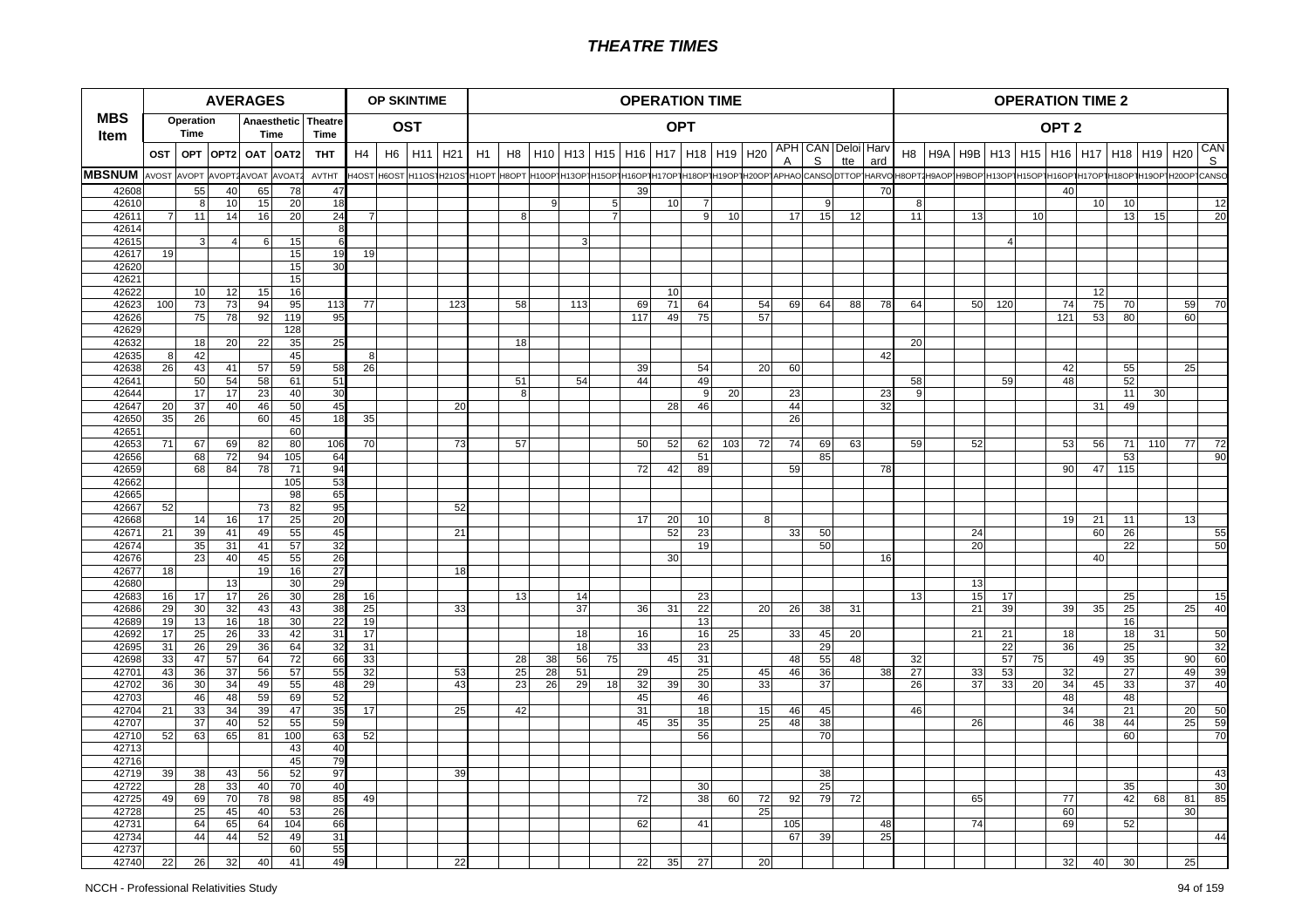# THEATRE TIMES

| MBS Item | AVERAGES | | | | | | OP SKINTIME | | | | OPERATION TIME | | | | | | | | | | | | | | OPERATION TIME 2 | | | | | | | | | | |
|---|---|---|---|---|---|---|---|---|---|---|---|---|---|---|---|---|---|---|---|---|---|---|---|---|---|---|---|---|---|---|---|---|---|---|---|
| | Operation Time | | Anaesthetic Time | | Theatre Time | | OST | | | | OPT | | | | | | | | | | | | | | OPT 2 | | | | | | | | | | |
| | OST | OPT | OPT2 | OAT | OAT2 | THT | H4 | H6 | H11 | H21 | H1 | H8 | H10 | H13 | H15 | H16 | H17 | H18 | H19 | H20 | APHA | CANS | Deloitte | Harvard | H8 | H9A | H9B | H13 | H15 | H16 | H17 | H18 | H19 | H20 | CANS |
| MBSNUM | AVOST | AVOPT | AVOPT2 | AVOAT | AVOAT2 | AVTHT | H4OST | H6OST | H11OST | H21OST | H1OPT | H8OPT | H10OPT | H13OPT | H15OPT | H16OPT | H17OPT | H18OPT | H19OPT | H20OPT | APHAO | CANSO | DTTOP | HARVO | H8OPT2 | H9AOP | H9BOP | H13OPT | H15OPT | H16OPT | H17OPT | H18OPT | H19OPT | H20OPT | CANSO |
| 42608 | | 55 | 40 | 65 | 78 | 47 | | | | | | | | | | 39 | | | | | | | | 70 | | | | | | 40 | | | | | |
| 42610 | | 8 | 10 | 15 | 20 | 18 | | | | | | | 9 | | 5 | | 10 | 7 | | | | 9 | | | 8 | | | | | | 10 | 10 | | | 12 |
| 42611 | 7 | 11 | 14 | 16 | 20 | 24 | 7 | | | | | 8 | | | 7 | | | 9 | 10 | | 17 | 15 | 12 | | 11 | | 13 | | 10 | | | 13 | 15 | | 20 |
| 42614 | | | | | | 8 | | | | | | | | | | | | | | | | | | | | | | | | | | | | | |
| 42615 | | 3 | 4 | 6 | 15 | 6 | | | | | | | | 3 | | | | | | | | | | | | | | 4 | | | | | | | |
| 42617 | 19 | | | | 15 | 19 | 19 | | | | | | | | | | | | | | | | | | | | | | | | | | | | |
| 42620 | | | | | 15 | 30 | | | | | | | | | | | | | | | | | | | | | | | | | | | | | |
| 42621 | | | | | 15 | | | | | | | | | | | | | | | | | | | | | | | | | | | | | | |
| 42622 | | 10 | 12 | 15 | 16 | | | | | | | | | | | | 10 | | | | | | | | | | | | | | 12 | | | | |
| 42623 | 100 | 73 | 73 | 94 | 95 | 113 | 77 | | | 123 | | 58 | | 113 | | 69 | 71 | 64 | | 54 | 69 | 64 | 88 | 78 | 64 | | 50 | 120 | | 74 | 75 | 70 | | 59 | 70 |
| 42626 | | 75 | 78 | 92 | 119 | 95 | | | | | | | | | | 117 | 49 | 75 | | 57 | | | | | | | | | | 121 | 53 | 80 | | 60 | |
| 42629 | | | | | 128 | | | | | | | | | | | | | | | | | | | | | | | | | | | | | | |
| 42632 | | 18 | 20 | 22 | 35 | 25 | | | | | | 18 | | | | | | | | | | | | | 20 | | | | | | | | | | |
| 42635 | 8 | 42 | | | 45 | | 8 | | | | | | | | | | | | | | | | | 42 | | | | | | | | | | | |
| 42638 | 26 | 43 | 41 | 57 | 59 | 58 | 26 | | | | | | | | | 39 | | 54 | | 20 | 60 | | | | | | | | | 42 | | 55 | | 25 | |
| 42641 | | 50 | 54 | 58 | 61 | 51 | | | | | | 51 | | 54 | | 44 | | 49 | | | | | | | 58 | | | 59 | | 48 | | 52 | | | |
| 42644 | | 17 | 17 | 23 | 40 | 30 | | | | | | 8 | | | | | | 9 | 20 | | 23 | | | 23 | 9 | | | | | | | 11 | 30 | | |
| 42647 | 20 | 37 | 40 | 46 | 50 | 45 | | | | 20 | | | | | | | 28 | 46 | | | 44 | | | 32 | | | | | | | 31 | 49 | | | |
| 42650 | 35 | 26 | | 60 | 45 | 18 | 35 | | | | | | | | | | | | | | 26 | | | | | | | | | | | | | | |
| 42651 | | | | | 60 | | | | | | | | | | | | | | | | | | | | | | | | | | | | | | |
| 42653 | 71 | 67 | 69 | 82 | 80 | 106 | 70 | | | 73 | | 57 | | | | 50 | 52 | 62 | 103 | 72 | 74 | 69 | 63 | | 59 | | 52 | | | 53 | 56 | 71 | 110 | 77 | 72 |
| 42656 | | 68 | 72 | 94 | 105 | 64 | | | | | | | | | | | | 51 | | | | 85 | | | | | | | | | | 53 | | | 90 |
| 42659 | | 68 | 84 | 78 | 71 | 94 | | | | | | | | | | 72 | 42 | 89 | | | 59 | | | 78 | | | | | | 90 | 47 | 115 | | | |
| 42662 | | | | | 105 | 53 | | | | | | | | | | | | | | | | | | | | | | | | | | | | | |
| 42665 | | | | | 98 | 65 | | | | | | | | | | | | | | | | | | | | | | | | | | | | | |
| 42667 | 52 | | | 73 | 82 | 95 | | | | 52 | | | | | | | | | | | | | | | | | | | | | | | | | |
| 42668 | | 14 | 16 | 17 | 25 | 20 | | | | | | | | | | 17 | 20 | 10 | | 8 | | | | | | | | | | 19 | 21 | 11 | | 13 | |
| 42671 | 21 | 39 | 41 | 49 | 55 | 45 | | | | 21 | | | | | | | 52 | 23 | | | 33 | 50 | | | | | 24 | | | | 60 | 26 | | | 55 |
| 42674 | | 35 | 31 | 41 | 57 | 32 | | | | | | | | | | | | 19 | | | | 50 | | | | | 20 | | | | | 22 | | | 50 |
| 42676 | | 23 | 40 | 45 | 55 | 26 | | | | | | | | | | | 30 | | | | | | | 16 | | | | | | | 40 | | | | |
| 42677 | 18 | | | 19 | 16 | 27 | | | | 18 | | | | | | | | | | | | | | | | | | | | | | | | | |
| 42680 | | | 13 | | 30 | 29 | | | | | | | | | | | | | | | | | | | | | 13 | | | | | | | | |
| 42683 | 16 | 17 | 17 | 26 | 30 | 28 | 16 | | | | | 13 | | 14 | | | | 23 | | | | | | | 13 | | 15 | 17 | | | | 25 | | | 15 |
| 42686 | 29 | 30 | 32 | 43 | 43 | 38 | 25 | | | 33 | | | | 37 | | 36 | 31 | 22 | | 20 | 26 | 38 | 31 | | | | 21 | 39 | | 39 | 35 | 25 | | 25 | 40 |
| 42689 | 19 | 13 | 16 | 18 | 30 | 22 | 19 | | | | | | | | | | | 13 | | | | | | | | | | | | | | 16 | | | |
| 42692 | 17 | 25 | 26 | 33 | 42 | 31 | 17 | | | | | | | 18 | | 16 | | 16 | 25 | | 33 | 45 | 20 | | | | 21 | 21 | | 18 | | 18 | 31 | | 50 |
| 42695 | 31 | 26 | 29 | 36 | 64 | 32 | 31 | | | | | | | 18 | | 33 | | 23 | | | | 29 | | | | | | 22 | | 36 | | 25 | | | 32 |
| 42698 | 33 | 47 | 57 | 64 | 72 | 66 | 33 | | | | | 28 | 38 | 56 | 75 | | 45 | 31 | | | 48 | 55 | 48 | | 32 | | | 57 | 75 | | 49 | 35 | | 90 | 60 |
| 42701 | 43 | 36 | 37 | 56 | 57 | 55 | 32 | | | 53 | | 25 | 28 | 51 | | 29 | | 25 | | 45 | 46 | 36 | | 38 | 27 | | 33 | 53 | | 32 | | 27 | | 49 | 39 |
| 42702 | 36 | 30 | 34 | 49 | 55 | 48 | 29 | | | 43 | | 23 | 26 | 29 | 18 | 32 | 39 | 30 | | 33 | | 37 | | | 26 | | 37 | 33 | 20 | 34 | 45 | 33 | | 37 | 40 |
| 42703 | | 46 | 48 | 59 | 69 | 52 | | | | | | | | | | 45 | | 46 | | | | | | | | | | | | 48 | | 48 | | | |
| 42704 | 21 | 33 | 34 | 39 | 47 | 35 | 17 | | | 25 | | 42 | | | | 31 | | 18 | | 15 | 46 | 45 | | | 46 | | | | | 34 | | 21 | | 20 | 50 |
| 42707 | | 37 | 40 | 52 | 55 | 59 | | | | | | | | | | 45 | 35 | 35 | | 25 | 48 | 38 | | | | | 26 | | | 46 | 38 | 44 | | 25 | 59 |
| 42710 | 52 | 63 | 65 | 81 | 100 | 63 | 52 | | | | | | | | | | | 56 | | | | 70 | | | | | | | | | | 60 | | | 70 |
| 42713 | | | | | 43 | 40 | | | | | | | | | | | | | | | | | | | | | | | | | | | | | |
| 42716 | | | | | 45 | 79 | | | | | | | | | | | | | | | | | | | | | | | | | | | | | |
| 42719 | 39 | 38 | 43 | 56 | 52 | 97 | | | | 39 | | | | | | | | | | | | 38 | | | | | | | | | | | | | 43 |
| 42722 | | 28 | 33 | 40 | 70 | 40 | | | | | | | | | | | | 30 | | | | 25 | | | | | | | | | | 35 | | | 30 |
| 42725 | 49 | 69 | 70 | 78 | 98 | 85 | 49 | | | | | | | | | 72 | | 38 | 60 | 72 | 92 | 79 | 72 | | | | 65 | | | 77 | | 42 | 68 | 81 | 85 |
| 42728 | | 25 | 45 | 40 | 53 | 26 | | | | | | | | | | | | | | 25 | | | | | | | | | | 60 | | | | 30 | |
| 42731 | | 64 | 65 | 64 | 104 | 66 | | | | | | | | | | 62 | | 41 | | | 105 | | | 48 | | | 74 | | | 69 | | 52 | | | |
| 42734 | | 44 | 44 | 52 | 49 | 31 | | | | | | | | | | | | | | | 67 | 39 | | 25 | | | | | | | | | | | 44 |
| 42737 | | | | | 60 | 55 | | | | | | | | | | | | | | | | | | | | | | | | | | | | | |
| 42740 | 22 | 26 | 32 | 40 | 41 | 49 | | | | 22 | | | | | | 22 | 35 | 27 | | 20 | | | | | | | | | | 32 | 40 | 30 | | 25 | |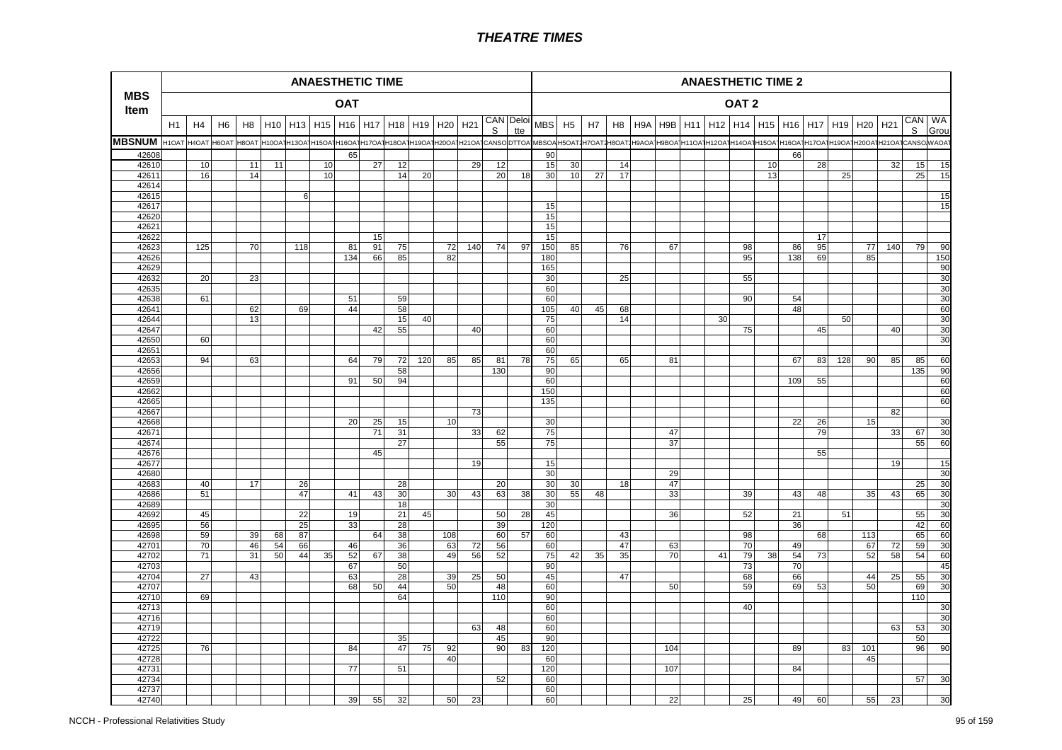# THEATRE TIMES

| MBS Item | ANAESTHETIC TIME | | | | | | | | | | | | | | | ANAESTHETIC TIME 2 | | | | | | | | | | | | | | | | |
|---|---|---|---|---|---|---|---|---|---|---|---|---|---|---|---|---|---|---|---|---|---|---|---|---|---|---|---|---|---|---|---|---|
| | OAT | | | | | | | | | | | | | | | OAT 2 | | | | | | | | | | | | | | | | |
| | H1 | H4 | H6 | H8 | H10 | H13 | H15 | H16 | H17 | H18 | H19 | H20 | H21 | CANS | Deloitte | MBS | H5 | H7 | H8 | H9A | H9B | H11 | H12 | H14 | H15 | H16 | H17 | H19 | H20 | H21 | CANS | WA Grou |
| MBSNUM | H1OAT | H4OAT | H6OAT | H8OAT | H10OA | H13OA | H15OA | H16OA | H17OA | H18OA | H19OA | H20OA | H21OA | CANSO | DTTOA | MBSOA | H5OAT2 | H7OAT2 | H8OAT2 | H9AOA | H9BOA | H11OA | H12OA | H14OA | H15OA | H16OA | H17OA | H19OA | H20OA | H21OA | CANSO | WAOA |
| 42608 | | | | | | | | 65 | | | | | | | | 90 | | | | | | | | | | 66 | | | | | | |
| 42610 | | 10 | | 11 | 11 | | 10 | | 27 | 12 | | | 29 | 12 | | 15 | 30 | | 14 | | | | | | 10 | | 28 | | | 32 | 15 | 15 |
| 42611 | | 16 | | 14 | | | 10 | | | 14 | 20 | | | 20 | 18 | 30 | 10 | 27 | 17 | | | | | | 13 | | | 25 | | | 25 | 15 |
| 42614 | | | | | | | | | | | | | | | | | | | | | | | | | | | | | | | | |
| 42615 | | | | | | 6 | | | | | | | | | | | | | | | | | | | | | | | | | | 15 |
| 42617 | | | | | | | | | | | | | | | | 15 | | | | | | | | | | | | | | | | 15 |
| 42620 | | | | | | | | | | | | | | | | 15 | | | | | | | | | | | | | | | | |
| 42621 | | | | | | | | | | | | | | | | 15 | | | | | | | | | | | | | | | | |
| 42622 | | | | | | | | | 15 | | | | | | | 15 | | | | | | | | | | | 17 | | | | | |
| 42623 | | 125 | | 70 | | 118 | | 81 | 91 | 75 | | 72 | 140 | 74 | 97 | 150 | 85 | | 76 | | 67 | | | 98 | | 86 | 95 | | 77 | 140 | 79 | 90 |
| 42626 | | | | | | | | 134 | 66 | 85 | | 82 | | | | 180 | | | | | | | | 95 | | 138 | 69 | | 85 | | | 150 |
| 42629 | | | | | | | | | | | | | | | | 165 | | | | | | | | | | | | | | | | 90 |
| 42632 | | 20 | | 23 | | | | | | | | | | | | 30 | | | 25 | | | | | 55 | | | | | | | | 30 |
| 42635 | | | | | | | | | | | | | | | | 60 | | | | | | | | | | | | | | | | 30 |
| 42638 | | 61 | | | | | | 51 | | 59 | | | | | | 60 | | | | | | | | 90 | | 54 | | | | | | 30 |
| 42641 | | | | 62 | | 69 | | 44 | | 58 | | | | | | 105 | 40 | 45 | 68 | | | | | | | 48 | | | | | | 60 |
| 42644 | | | | 13 | | | | | | 15 | 40 | | | | | 75 | | | 14 | | | | 30 | | | | | 50 | | | | 30 |
| 42647 | | | | | | | | | 42 | 55 | | | 40 | | | 60 | | | | | | | | 75 | | | 45 | | | 40 | | 30 |
| 42650 | | 60 | | | | | | | | | | | | | | 60 | | | | | | | | | | | | | | | | 30 |
| 42651 | | | | | | | | | | | | | | | | 60 | | | | | | | | | | | | | | | | |
| 42653 | | 94 | | 63 | | | | 64 | 79 | 72 | 120 | 85 | 85 | 81 | 78 | 75 | 65 | | 65 | | 81 | | | | | 67 | 83 | 128 | 90 | 85 | 85 | 60 |
| 42656 | | | | | | | | | | 58 | | | | 130 | | 90 | | | | | | | | | | | | | | | 135 | 90 |
| 42659 | | | | | | | | 91 | 50 | 94 | | | | | | 60 | | | | | | | | | | 109 | 55 | | | | | 60 |
| 42662 | | | | | | | | | | | | | | | | 150 | | | | | | | | | | | | | | | | 60 |
| 42665 | | | | | | | | | | | | | | | | 135 | | | | | | | | | | | | | | | | 60 |
| 42667 | | | | | | | | | | | | | 73 | | | | | | | | | | | | | | | | | 82 | | |
| 42668 | | | | | | | | 20 | 25 | 15 | | 10 | | | | 30 | | | | | | | | | | 22 | 26 | | 15 | | | 30 |
| 42671 | | | | | | | | | 71 | 31 | | | 33 | 62 | | 75 | | | | | 47 | | | | | | 79 | | | 33 | 67 | 30 |
| 42674 | | | | | | | | | | 27 | | | | 55 | | 75 | | | | | 37 | | | | | | | | | | 55 | 60 |
| 42676 | | | | | | | | | 45 | | | | | | | | | | | | | | | | | | 55 | | | | | |
| 42677 | | | | | | | | | | | | | 19 | | | 15 | | | | | | | | | | | | | | 19 | | 15 |
| 42680 | | | | | | | | | | | | | | | | 30 | | | | | 29 | | | | | | | | | | | 30 |
| 42683 | | 40 | | 17 | | 26 | | | | 28 | | | | 20 | | 30 | 30 | | 18 | | 47 | | | | | | | | | | 25 | 30 |
| 42686 | | 51 | | | | 47 | | 41 | 43 | 30 | | 30 | 43 | 63 | 38 | 30 | 55 | 48 | | | 33 | | | 39 | | 43 | 48 | | 35 | 43 | 65 | 30 |
| 42689 | | | | | | | | | | 18 | | | | | | 30 | | | | | | | | | | | | | | | | 30 |
| 42692 | | 45 | | | | 22 | | 19 | | 21 | 45 | | | 50 | 28 | 45 | | | | | 36 | | | 52 | | 21 | | 51 | | | 55 | 30 |
| 42695 | | 56 | | | | 25 | | 33 | | 28 | | | | 39 | | 120 | | | | | | | | | | 36 | | | | | 42 | 60 |
| 42698 | | 59 | | 39 | 68 | 87 | | | 64 | 38 | | 108 | | 60 | 57 | 60 | | | 43 | | | | | 98 | | | 68 | | 113 | | 65 | 60 |
| 42701 | | 70 | | 46 | 54 | 66 | | 46 | | 36 | | 63 | 72 | 56 | | 60 | | | 47 | | 63 | | | 70 | | 49 | | | 67 | 72 | 59 | 30 |
| 42702 | | 71 | | 31 | 50 | 44 | 35 | 52 | 67 | 38 | | 49 | 56 | 52 | | 75 | 42 | 35 | 35 | | 70 | | 41 | 79 | 38 | 54 | 73 | | 52 | 58 | 54 | 60 |
| 42703 | | | | | | | | 67 | | 50 | | | | | | 90 | | | | | | | | 73 | | 70 | | | | | | 45 |
| 42704 | | 27 | | 43 | | | | 63 | | 28 | | 39 | 25 | 50 | | 45 | | | 47 | | | | | 68 | | 66 | | | 44 | 25 | 55 | 30 |
| 42707 | | | | | | | | 68 | 50 | 44 | | 50 | | 48 | | 60 | | | | | 50 | | | 59 | | 69 | 53 | | 50 | | 69 | 30 |
| 42710 | | 69 | | | | | | | | 64 | | | | 110 | | 90 | | | | | | | | | | | | | | | 110 | |
| 42713 | | | | | | | | | | | | | | | | 60 | | | | | | | | 40 | | | | | | | | 30 |
| 42716 | | | | | | | | | | | | | | | | 60 | | | | | | | | | | | | | | | | 30 |
| 42719 | | | | | | | | | | | | | 63 | 48 | | 60 | | | | | | | | | | | | | | 63 | 53 | 30 |
| 42722 | | | | | | | | | | 35 | | | | 45 | | 90 | | | | | | | | | | | | | | | 50 | |
| 42725 | | 76 | | | | | | 84 | | 47 | 75 | 92 | | 90 | 83 | 120 | | | | | 104 | | | | | 89 | | 83 | 101 | | 96 | 90 |
| 42728 | | | | | | | | | | | | 40 | | | | 60 | | | | | | | | | | | | | 45 | | | |
| 42731 | | | | | | | | 77 | | 51 | | | | | | 120 | | | | | 107 | | | | | 84 | | | | | | |
| 42734 | | | | | | | | | | | | | | 52 | | 60 | | | | | | | | | | | | | | | 57 | 30 |
| 42737 | | | | | | | | | | | | | | | | 60 | | | | | | | | | | | | | | | | |
| 42740 | | | | | | | | 39 | 55 | 32 | | 50 | 23 | | | 60 | | | | | 22 | | | 25 | | 49 | 60 | | 55 | 23 | | 30 |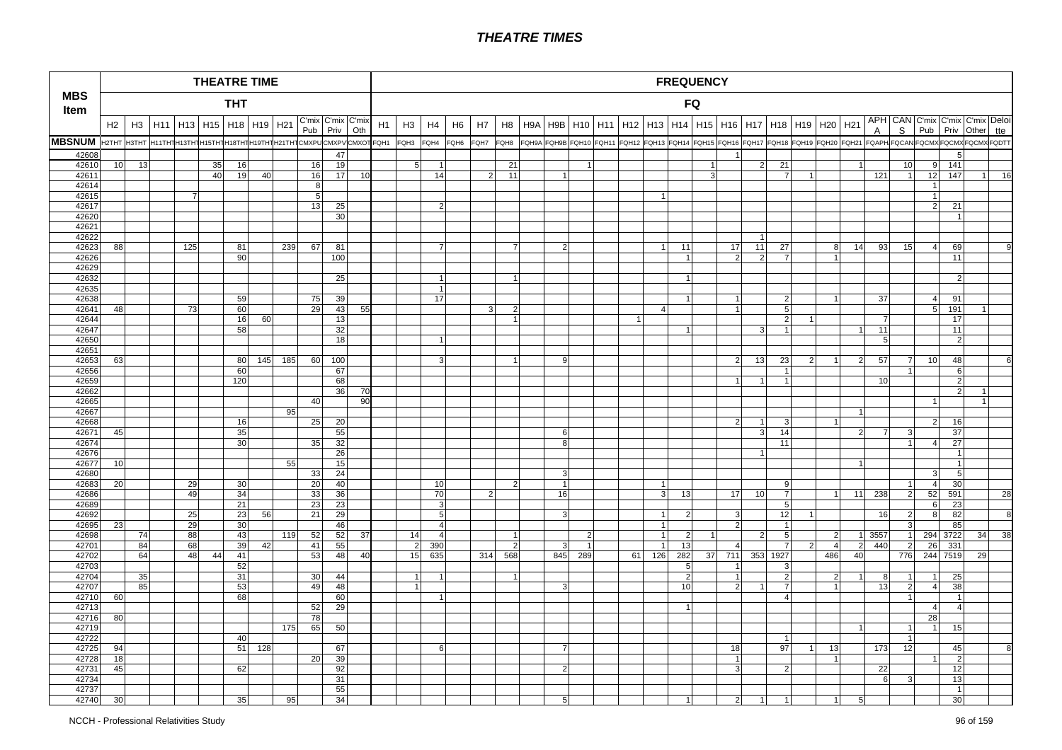# THEATRE TIMES

| MBS Item | THEATRE TIME THT | | | | | | | | | | | FREQUENCY FQ | | | | | | | | | | | | | | | | | | | | | | | | | |
|---|---|---|---|---|---|---|---|---|---|---|---|---|---|---|---|---|---|---|---|---|---|---|---|---|---|---|---|---|---|---|---|---|---|---|---|---|---|
| | H2 | H3 | H11 | H13 | H15 | H18 | H19 | H21 | C'mix Pub | C'mix Priv | C'mix Oth | H1 | H3 | H4 | H6 | H7 | H8 | H9A | H9B | H10 | H11 | H12 | H13 | H14 | H15 | H16 | H17 | H18 | H19 | H20 | H21 | APH A | CAN S | C'mix Pub | C'mix Priv | C'mix Other | Deloitte |
| MBSNUM | H2THT | H3THT | H11THT | H13THT | H15THT | H18THT | H19THT | H21THT | CMXPU | CMXPV | CMXOT | FQH1 | FQH3 | FQH4 | FQH6 | FQH7 | FQH8 | FQH9A | FQH9B | FQH10 | FQH11 | FQH12 | FQH13 | FQH14 | FQH15 | FQH16 | FQH17 | FQH18 | FQH19 | FQH20 | FQH21 | FQAPH | FQCAN | FQCMX | FQCMX | FQCMX | FQDTT |
| 42608 | | | | | | | | | | 47 | | | | | | | | | | | | | | | | 1 | | | | | | | | | 5 | | |
| 42610 | 10 | 13 | | | 35 | 16 | | | 16 | 19 | | | 5 | 1 | | | 21 | | | 1 | | | | | 1 | | 2 | 21 | | | 1 | | 10 | 9 | 141 | | |
| 42611 | | | | | 40 | 19 | 40 | | 16 | 17 | 10 | | | 14 | | 2 | 11 | | 1 | | | | | | 3 | | | 7 | 1 | | | 121 | 1 | 12 | 147 | 1 | 16 |
| 42614 | | | | | | | | | 8 | | | | | | | | | | | | | | | | | | | | | | | | | 1 | | | |
| 42615 | | | | 7 | | | | | 5 | | | | | | | | | | | | | | 1 | | | | | | | | | | | 1 | | | |
| 42617 | | | | | | | | | 13 | 25 | | | | 2 | | | | | | | | | | | | | | | | | | | | 2 | 21 | | |
| 42620 | | | | | | | | | | 30 | | | | | | | | | | | | | | | | | | | | | | | | | 1 | | |
| 42621 | | | | | | | | | | | | | | | | | | | | | | | | | | | | | | | | | | | | | |
| 42622 | | | | | | | | | | | | | | | | | | | | | | | | | | | 1 | | | | | | | | | | |
| 42623 | 88 | | | 125 | | 81 | | 239 | 67 | 81 | | | | 7 | | | 7 | | 2 | | | | 1 | 11 | | 17 | 11 | 27 | | 8 | 14 | 93 | 15 | 4 | 69 | | 9 |
| 42626 | | | | | | 90 | | | | 100 | | | | | | | | | | | | | | 1 | | 2 | 2 | 7 | | 1 | | | | | 11 | | |
| 42629 | | | | | | | | | | | | | | | | | | | | | | | | | | | | | | | | | | | | | |
| 42632 | | | | | | | | | | 25 | | | | 1 | | | 1 | | | | | | | 1 | | | | | | | | | | | 2 | | |
| 42635 | | | | | | | | | | | | | | 1 | | | | | | | | | | | | | | | | | | | | | | | |
| 42638 | | | | | | 59 | | | 75 | 39 | | | | 17 | | | | | | | | | | 1 | | 1 | | 2 | | 1 | | 37 | | 4 | 91 | | |
| 42641 | 48 | | | 73 | | 60 | | | 29 | 43 | 55 | | | | | 3 | 2 | | | | | | 4 | | | 1 | | 5 | | | | | | 5 | 191 | 1 | |
| 42644 | | | | | | 16 | 60 | | | 13 | | | | | | | 1 | | | | | 1 | | | | | | 2 | 1 | | | 7 | | | 17 | | |
| 42647 | | | | | | 58 | | | | 32 | | | | | | | | | | | | | | 1 | | | 3 | 1 | | | 1 | 11 | | | 11 | | |
| 42650 | | | | | | | | | | 18 | | | | 1 | | | | | | | | | | | | | | | | | | 5 | | | 2 | | |
| 42651 | | | | | | | | | | | | | | | | | | | | | | | | | | | | | | | | | | | | | |
| 42653 | 63 | | | | | 80 | 145 | 185 | 60 | 100 | | | | 3 | | | 1 | | 9 | | | | | | | 2 | 13 | 23 | 2 | 1 | 2 | 57 | 7 | 10 | 48 | | 6 |
| 42656 | | | | | | 60 | | | | 67 | | | | | | | | | | | | | | | | | | 1 | | | | | 1 | | 6 | | |
| 42659 | | | | | | 120 | | | | 68 | | | | | | | | | | | | | | | | 1 | 1 | 1 | | | | 10 | | | 2 | | |
| 42662 | | | | | | | | | | 36 | 70 | | | | | | | | | | | | | | | | | | | | | | | | 2 | 1 | |
| 42665 | | | | | | | | | 40 | | 90 | | | | | | | | | | | | | | | | | | | | | | | 1 | | 1 | |
| 42667 | | | | | | | | 95 | | | | | | | | | | | | | | | | | | | | | | | 1 | | | | | | |
| 42668 | | | | | | 16 | | | 25 | 20 | | | | | | | | | | | | | | | | 2 | 1 | 3 | | 1 | | | | 2 | 16 | | |
| 42671 | 45 | | | | | 35 | | | | 55 | | | | | | | | | 6 | | | | | | | | 3 | 14 | | | 2 | 7 | 3 | | 37 | | |
| 42674 | | | | | | 30 | | | 35 | 32 | | | | | | | | | 8 | | | | | | | | | 11 | | | | | 1 | 4 | 27 | | |
| 42676 | | | | | | | | | | 26 | | | | | | | | | | | | | | | | | 1 | | | | | | | | 1 | | |
| 42677 | 10 | | | | | | | 55 | | 15 | | | | | | | | | | | | | | | | | | | | | 1 | | | | 1 | | |
| 42680 | | | | | | | | | 33 | 24 | | | | | | | | | 3 | | | | | | | | | | | | | | | 3 | 5 | | |
| 42683 | 20 | | | 29 | | 30 | | | 20 | 40 | | | | 10 | | | 2 | | 1 | | | | 1 | | | | | 9 | | | | | 1 | 4 | 30 | | |
| 42686 | | | | 49 | | 34 | | | 33 | 36 | | | | 70 | | 2 | | | 16 | | | | 3 | 13 | | 17 | 10 | 7 | | 1 | 11 | 238 | 2 | 52 | 591 | | 28 |
| 42689 | | | | | | 21 | | | 23 | 23 | | | | 3 | | | | | | | | | | | | | | 5 | | | | | | 6 | 23 | | |
| 42692 | | | | 25 | | 23 | 56 | | 21 | 29 | | | | 5 | | | | | 3 | | | | 1 | 2 | | 3 | | 12 | 1 | | | 16 | 2 | 8 | 82 | | 8 |
| 42695 | 23 | | | 29 | | 30 | | | | 46 | | | | 4 | | | | | | | | | 1 | | | 2 | | 1 | | | | | 3 | | 85 | | |
| 42698 | | 74 | | 88 | | 43 | | 119 | 52 | 52 | 37 | | 14 | 4 | | | 1 | | | 2 | | | 1 | 2 | 1 | | 2 | 5 | | 2 | 1 | 3557 | 1 | 294 | 3722 | 34 | 38 |
| 42701 | | 84 | | 68 | | 39 | 42 | | 41 | 55 | | | 2 | 390 | | | 2 | | 3 | 1 | | | 1 | 13 | | 4 | | 7 | 2 | 4 | 2 | 440 | 2 | 26 | 331 | | |
| 42702 | | 64 | | 48 | 44 | 41 | | | 53 | 48 | 40 | | 15 | 635 | | 314 | 568 | | 845 | 289 | | 61 | 126 | 282 | 37 | 711 | 353 | 1927 | | 486 | 40 | | 776 | 244 | 7519 | 29 | |
| 42703 | | | | | | 52 | | | | | | | | | | | | | | | | | | 5 | | 1 | | 3 | | | | | | | | | |
| 42704 | | 35 | | | | 31 | | | 30 | 44 | | | 1 | 1 | | | 1 | | | | | | | 2 | | 1 | | 2 | | 2 | 1 | 8 | 1 | 1 | 25 | | |
| 42707 | | 85 | | | | 53 | | | 49 | 48 | | | 1 | | | | | | 3 | | | | | 10 | | 2 | 1 | 7 | | 1 | | 13 | 2 | 4 | 38 | | |
| 42710 | 60 | | | | | 68 | | | | 60 | | | | 1 | | | | | | | | | | | | | | 4 | | | | | 1 | | 1 | | |
| 42713 | | | | | | | | | 52 | 29 | | | | | | | | | | | | | | 1 | | | | | | | | | | 4 | 4 | | |
| 42716 | 80 | | | | | | | | 78 | | | | | | | | | | | | | | | | | | | | | | | | | 28 | | | |
| 42719 | | | | | | | | 175 | 65 | 50 | | | | | | | | | | | | | | | | | | | | | 1 | | 1 | 1 | 15 | | |
| 42722 | | | | | | 40 | | | | | | | | | | | | | | | | | | | | | | 1 | | | | | 1 | | | | |
| 42725 | 94 | | | | | 51 | 128 | | | 67 | | | | 6 | | | | | 7 | | | | | | | 18 | | 97 | 1 | 13 | | 173 | 12 | | 45 | | 8 |
| 42728 | 18 | | | | | | | | 20 | 39 | | | | | | | | | | | | | | | | 1 | | | | 1 | | | | 1 | 2 | | |
| 42731 | 45 | | | | | 62 | | | | 92 | | | | | | | | | 2 | | | | | | | 3 | | 2 | | | | 22 | | | 12 | | |
| 42734 | | | | | | | | | | 31 | | | | | | | | | | | | | | | | | | | | | | 6 | 3 | | 13 | | |
| 42737 | | | | | | | | | | 55 | | | | | | | | | | | | | | | | | | | | | | | | | 1 | | |
| 42740 | 30 | | | | | 35 | | 95 | | 34 | | | | | | | | | 5 | | | | | 1 | | 2 | 1 | 1 | | 1 | 5 | | | | 30 | | |

NCCH - Professional Relativities Study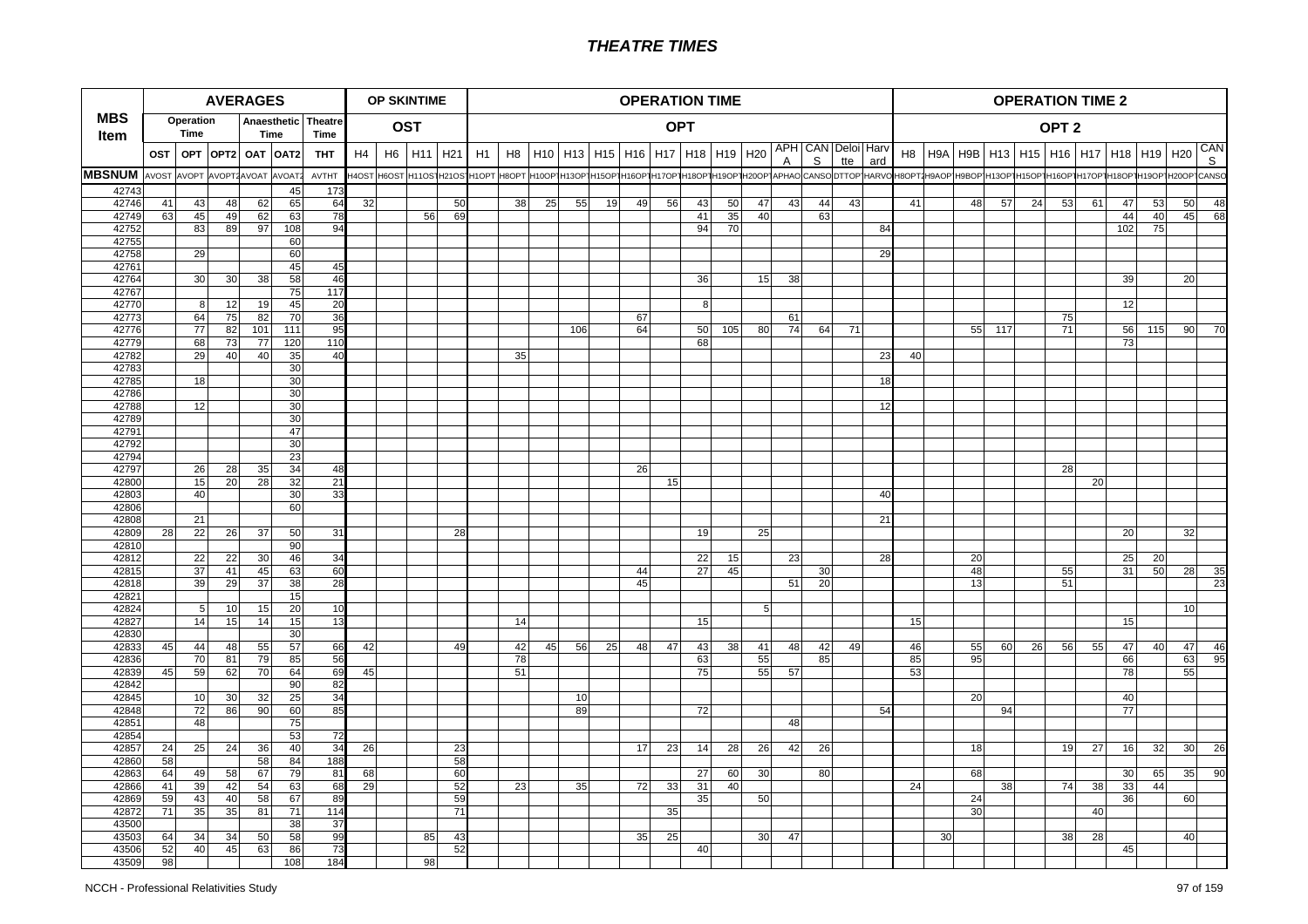# THEATRE TIMES

| MBS Item | AVERAGES | | | | | | OP SKINTIME | | | | OPERATION TIME | | | | | | | | | | | | | | OPERATION TIME 2 | | | | | | | | | | |
|---|---|---|---|---|---|---|---|---|---|---|---|---|---|---|---|---|---|---|---|---|---|---|---|---|---|---|---|---|---|---|---|---|---|---|---|
| | Operation Time | | Anaesthetic Time | | Theatre Time | | OST | | | | OPT | | | | | | | | | | | | | | OPT 2 | | | | | | | | | | |
| | OST | OPT | OPT2 | OAT | OAT2 | THT | H4 | H6 | H11 | H21 | H1 | H8 | H10 | H13 | H15 | H16 | H17 | H18 | H19 | H20 | APHA | CANS | Deloitte | Harvard | H8 | H9A | H9B | H13 | H15 | H16 | H17 | H18 | H19 | H20 | CANS |
| MBSNUM | AVOST | AVOPT | AVOPT2 | AVOAT | AVOAT2 | AVTHT | H4OST | H6OST | H11OST | H21OST | H1OPT | H8OPT | H10OPT | H13OPT | H15OPT | H16OPT | H17OPT | H18OPT | H19OPT | H20OPT | APHAO | CANSO | DTTOP | HARVO | H8OPT2 | H9AOP | H9BOP | H13OPT | H15OPT | H16OPT | H17OPT | H18OPT | H19OPT | H20OPT | CANSO |
| 42743 | | | | | 45 | 173 | | | | | | | | | | | | | | | | | | | | | | | | | | | | | |
| 42746 | 41 | 43 | 48 | 62 | 65 | 64 | 32 | | | 50 | | 38 | 25 | 55 | 19 | 49 | 56 | 43 | 50 | 47 | 43 | 44 | 43 | | 41 | | 48 | 57 | 24 | 53 | 61 | 47 | 53 | 50 | 48 |
| 42749 | 63 | 45 | 49 | 62 | 63 | 78 | | | 56 | 69 | | | | | | | | 41 | 35 | 40 | | 63 | | | | | | | | | | 44 | 40 | 45 | 68 |
| 42752 | | 83 | 89 | 97 | 108 | 94 | | | | | | | | | | | | 94 | 70 | | | | | 84 | | | | | | | | 102 | 75 | | |
| 42755 | | | | | 60 | | | | | | | | | | | | | | | | | | | | | | | | | | | | | | |
| 42758 | | 29 | | | 60 | | | | | | | | | | | | | | | | | | | 29 | | | | | | | | | | | |
| 42761 | | | | | 45 | 45 | | | | | | | | | | | | | | | | | | | | | | | | | | | | | |
| 42764 | | 30 | 30 | 38 | 58 | 46 | | | | | | | | | | | | 36 | | 15 | 38 | | | | | | | | | | | 39 | | 20 | |
| 42767 | | | | | 75 | 117 | | | | | | | | | | | | | | | | | | | | | | | | | | | | | |
| 42770 | | 8 | 12 | 19 | 45 | 20 | | | | | | | | | | | | 8 | | | | | | | | | | | | | | 12 | | | |
| 42773 | | 64 | 75 | 82 | 70 | 36 | | | | | | | | | | 67 | | | | | 61 | | | | | | | | | 75 | | | | | |
| 42776 | | 77 | 82 | 101 | 111 | 95 | | | | | | | | 106 | | 64 | | 50 | 105 | 80 | 74 | 64 | 71 | | | | 55 | 117 | | 71 | | 56 | 115 | 90 | 70 |
| 42779 | | 68 | 73 | 77 | 120 | 110 | | | | | | | | | | | | 68 | | | | | | | | | | | | | | 73 | | | |
| 42782 | | 29 | 40 | 40 | 35 | 40 | | | | | | 35 | | | | | | | | | | | | 23 | 40 | | | | | | | | | | |
| 42783 | | | | | 30 | | | | | | | | | | | | | | | | | | | | | | | | | | | | | | |
| 42785 | | 18 | | | 30 | | | | | | | | | | | | | | | | | | | 18 | | | | | | | | | | | |
| 42786 | | | | | 30 | | | | | | | | | | | | | | | | | | | | | | | | | | | | | | |
| 42788 | | 12 | | | 30 | | | | | | | | | | | | | | | | | | | 12 | | | | | | | | | | | |
| 42789 | | | | | 30 | | | | | | | | | | | | | | | | | | | | | | | | | | | | | | |
| 42791 | | | | | 47 | | | | | | | | | | | | | | | | | | | | | | | | | | | | | | |
| 42792 | | | | | 30 | | | | | | | | | | | | | | | | | | | | | | | | | | | | | | |
| 42794 | | | | | 23 | | | | | | | | | | | | | | | | | | | | | | | | | | | | | | |
| 42797 | | 26 | 28 | 35 | 34 | 48 | | | | | | | | | | 26 | | | | | | | | | | | | | | 28 | | | | | |
| 42800 | | 15 | 20 | 28 | 32 | 21 | | | | | | | | | | | 15 | | | | | | | | | | | | | | 20 | | | | |
| 42803 | | 40 | | | 30 | 33 | | | | | | | | | | | | | | | | | | 40 | | | | | | | | | | | |
| 42806 | | | | | 60 | | | | | | | | | | | | | | | | | | | | | | | | | | | | | | |
| 42808 | | 21 | | | | | | | | | | | | | | | | | | | | | | 21 | | | | | | | | | | | |
| 42809 | 28 | 22 | 26 | 37 | 50 | 31 | | | | 28 | | | | | | | | 19 | | 25 | | | | | | | | | | | | 20 | | 32 | |
| 42810 | | | | | 90 | | | | | | | | | | | | | | | | | | | | | | | | | | | | | | |
| 42812 | | 22 | 22 | 30 | 46 | 34 | | | | | | | | | | | | 22 | 15 | | 23 | | | 28 | | | 20 | | | | | 25 | 20 | | |
| 42815 | | 37 | 41 | 45 | 63 | 60 | | | | | | | | | | 44 | | 27 | 45 | | | 30 | | | | | 48 | | | 55 | | 31 | 50 | 28 | 35 |
| 42818 | | 39 | 29 | 37 | 38 | 28 | | | | | | | | | | 45 | | | | | 51 | 20 | | | | | 13 | | | 51 | | | | | 23 |
| 42821 | | | | | 15 | | | | | | | | | | | | | | | | | | | | | | | | | | | | | | |
| 42824 | | 5 | 10 | 15 | 20 | 10 | | | | | | | | | | | | | | 5 | | | | | | | | | | | | | | 10 | |
| 42827 | | 14 | 15 | 14 | 15 | 13 | | | | | | 14 | | | | | | 15 | | | | | | | 15 | | | | | | | 15 | | | |
| 42830 | | | | | 30 | | | | | | | | | | | | | | | | | | | | | | | | | | | | | | |
| 42833 | 45 | 44 | 48 | 55 | 57 | 66 | 42 | | | 49 | | 42 | 45 | 56 | 25 | 48 | 47 | 43 | 38 | 41 | 48 | 42 | 49 | | 46 | | 55 | 60 | 26 | 56 | 55 | 47 | 40 | 47 | 46 |
| 42836 | | 70 | 81 | 79 | 85 | 56 | | | | | | 78 | | | | | | 63 | | 55 | | 85 | | | 85 | | 95 | | | | | 66 | | 63 | 95 |
| 42839 | 45 | 59 | 62 | 70 | 64 | 69 | 45 | | | | | 51 | | | | | | 75 | | 55 | 57 | | | | 53 | | | | | | | 78 | | 55 | |
| 42842 | | | | | 90 | 82 | | | | | | | | | | | | | | | | | | | | | | | | | | | | | |
| 42845 | | 10 | 30 | 32 | 25 | 34 | | | | | | | | 10 | | | | | | | | | | | | | 20 | | | | | 40 | | | |
| 42848 | | 72 | 86 | 90 | 60 | 85 | | | | | | | | 89 | | | | 72 | | | | | | 54 | | | | 94 | | | | 77 | | | |
| 42851 | | 48 | | | 75 | | | | | | | | | | | | | | | | 48 | | | | | | | | | | | | | | |
| 42854 | | | | | 53 | 72 | | | | | | | | | | | | | | | | | | | | | | | | | | | | | |
| 42857 | 24 | 25 | 24 | 36 | 40 | 34 | 26 | | | 23 | | | | | | 17 | 23 | 14 | 28 | 26 | 42 | 26 | | | | | 18 | | | 19 | 27 | 16 | 32 | 30 | 26 |
| 42860 | 58 | | | 58 | 84 | 188 | | | | 58 | | | | | | | | | | | | | | | | | | | | | | | | | |
| 42863 | 64 | 49 | 58 | 67 | 79 | 81 | 68 | | | 60 | | | | | | | | 27 | 60 | 30 | | 80 | | | | | 68 | | | | | 30 | 65 | 35 | 90 |
| 42866 | 41 | 39 | 42 | 54 | 63 | 68 | 29 | | | 52 | | 23 | | 35 | | 72 | 33 | 31 | 40 | | | | | | 24 | | | 38 | | 74 | 38 | 33 | 44 | | |
| 42869 | 59 | 43 | 40 | 58 | 67 | 89 | | | | 59 | | | | | | | | 35 | | 50 | | | | | | | 24 | | | | | 36 | | 60 | |
| 42872 | 71 | 35 | 35 | 81 | 71 | 114 | | | | 71 | | | | | | | 35 | | | | | | | | | | 30 | | | | 40 | | | | |
| 43500 | | | | | 38 | 37 | | | | | | | | | | | | | | | | | | | | | | | | | | | | | |
| 43503 | 64 | 34 | 34 | 50 | 58 | 99 | | | 85 | 43 | | | | | | 35 | 25 | | | 30 | 47 | | | | | 30 | | | | 38 | 28 | | | 40 | |
| 43506 | 52 | 40 | 45 | 63 | 86 | 73 | | | | 52 | | | | | | | | 40 | | | | | | | | | | | | | | 45 | | | |
| 43509 | 98 | | | | 108 | 184 | | | 98 | | | | | | | | | | | | | | | | | | | | | | | | | | |

NCCH - Professional Relativities Study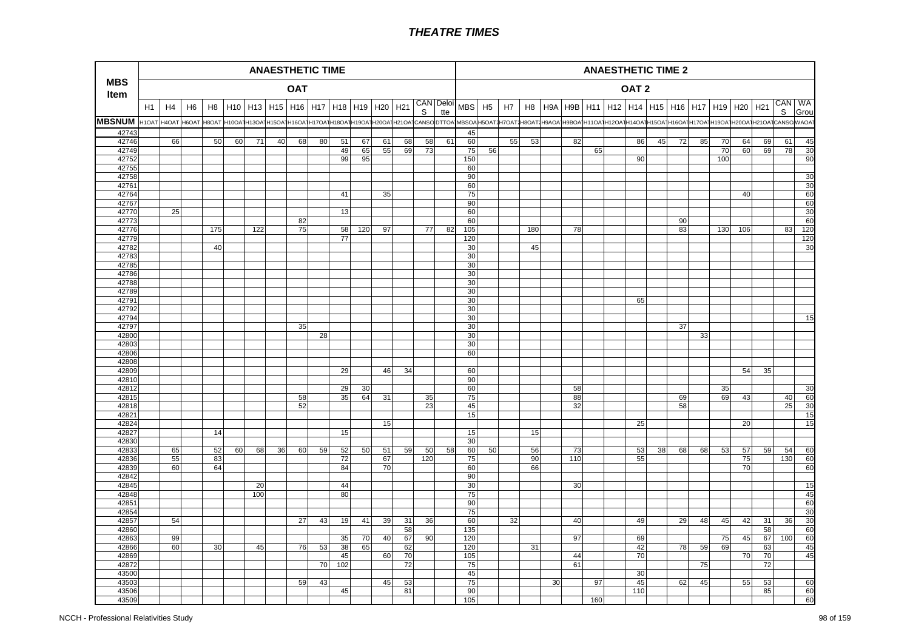# THEATRE TIMES

| MBS Item | ANAESTHETIC TIME | | | | | | | | | | | | | | | ANAESTHETIC TIME 2 | | | | | | | | | | | | | | | | |
|---|---|---|---|---|---|---|---|---|---|---|---|---|---|---|---|---|---|---|---|---|---|---|---|---|---|---|---|---|---|---|---|---|
| | OAT | | | | | | | | | | | | | | | OAT 2 | | | | | | | | | | | | | | | | |
| | H1 | H4 | H6 | H8 | H10 | H13 | H15 | H16 | H17 | H18 | H19 | H20 | H21 | CANS | Deloitte | MBS | H5 | H7 | H8 | H9A | H9B | H11 | H12 | H14 | H15 | H16 | H17 | H19 | H20 | H21 | CANS | WA Group |
| **MBSNUM** | H1OAT | H4OAT | H6OAT | H8OAT | H10OAT | H13OAT | H15OAT | H16OAT | H17OAT | H18OAT | H19OAT | H20OAT | H21OAT | CANSO | DTTOA | MBSOA | H5OAT2 | H7OAT2 | H8OAT2 | H9AOA | H9BOA | H11OAT | H12OAT | H14OAT | H15OAT | H16OAT | H17OAT | H19OAT | H20OAT | H21OAT | CANSO | WAOAT |
| 42743 | | | | | | | | | | | | | | | | 45 | | | | | | | | | | | | | | | | |
| 42746 | | 66 | | 50 | 60 | 71 | 40 | 68 | 80 | 51 | 67 | 61 | 68 | 58 | 61 | 60 | | 55 | 53 | | 82 | | | 86 | 45 | 72 | 85 | 70 | 64 | 69 | 61 | 45 |
| 42749 | | | | | | | | | | 49 | 65 | 55 | 69 | 73 | | 75 | 56 | | | | | 65 | | | | | | 70 | 60 | 69 | 78 | 30 |
| 42752 | | | | | | | | | | 99 | 95 | | | | | 150 | | | | | | | | 90 | | | | 100 | | | | 90 |
| 42755 | | | | | | | | | | | | | | | | 60 | | | | | | | | | | | | | | | | |
| 42758 | | | | | | | | | | | | | | | | 90 | | | | | | | | | | | | | | | | 30 |
| 42761 | | | | | | | | | | | | | | | | 60 | | | | | | | | | | | | | | | | 30 |
| 42764 | | | | | | | | | | 41 | | 35 | | | | 75 | | | | | | | | | | | | | 40 | | | 60 |
| 42767 | | | | | | | | | | | | | | | | 90 | | | | | | | | | | | | | | | | 60 |
| 42770 | | 25 | | | | | | | | 13 | | | | | | 60 | | | | | | | | | | | | | | | | 30 |
| 42773 | | | | | | | | 82 | | | | | | | | 60 | | | | | | | | | | 90 | | | | | | 60 |
| 42776 | | | | 175 | | 122 | | 75 | | 58 | 120 | 97 | | 77 | 82 | 105 | | | 180 | | 78 | | | | | 83 | | 130 | 106 | | 83 | 120 |
| 42779 | | | | | | | | | | 77 | | | | | | 120 | | | | | | | | | | | | | | | | 120 |
| 42782 | | | | 40 | | | | | | | | | | | | 30 | | | 45 | | | | | | | | | | | | | 30 |
| 42783 | | | | | | | | | | | | | | | | 30 | | | | | | | | | | | | | | | | |
| 42785 | | | | | | | | | | | | | | | | 30 | | | | | | | | | | | | | | | | |
| 42786 | | | | | | | | | | | | | | | | 30 | | | | | | | | | | | | | | | | |
| 42788 | | | | | | | | | | | | | | | | 30 | | | | | | | | | | | | | | | | |
| 42789 | | | | | | | | | | | | | | | | 30 | | | | | | | | | | | | | | | | |
| 42791 | | | | | | | | | | | | | | | | 30 | | | | | | | | 65 | | | | | | | | |
| 42792 | | | | | | | | | | | | | | | | 30 | | | | | | | | | | | | | | | | |
| 42794 | | | | | | | | | | | | | | | | 30 | | | | | | | | | | | | | | | | 15 |
| 42797 | | | | | | | | 35 | | | | | | | | 30 | | | | | | | | | | 37 | | | | | | |
| 42800 | | | | | | | | | 28 | | | | | | | 30 | | | | | | | | | | | 33 | | | | | |
| 42803 | | | | | | | | | | | | | | | | 30 | | | | | | | | | | | | | | | | |
| 42806 | | | | | | | | | | | | | | | | 60 | | | | | | | | | | | | | | | | |
| 42808 | | | | | | | | | | | | | | | | | | | | | | | | | | | | | | | | |
| 42809 | | | | | | | | | | 29 | | 46 | 34 | | | 60 | | | | | | | | | | | | | 54 | 35 | | |
| 42810 | | | | | | | | | | | | | | | | 90 | | | | | | | | | | | | | | | | |
| 42812 | | | | | | | | | | 29 | 30 | | | | | 60 | | | | | 58 | | | | | | | 35 | | | | 30 |
| 42815 | | | | | | | | 58 | | 35 | 64 | 31 | | 35 | | 75 | | | | | 88 | | | | | 69 | | 69 | 43 | | 40 | 60 |
| 42818 | | | | | | | | 52 | | | | | | 23 | | 45 | | | | | 32 | | | | | 58 | | | | | 25 | 30 |
| 42821 | | | | | | | | | | | | | | | | 15 | | | | | | | | | | | | | | | | 15 |
| 42824 | | | | | | | | | | | | 15 | | | | | | | | | | | | 25 | | | | | 20 | | | 15 |
| 42827 | | | | 14 | | | | | | 15 | | | | | | 15 | | | 15 | | | | | | | | | | | | | |
| 42830 | | | | | | | | | | | | | | | | 30 | | | | | | | | | | | | | | | | |
| 42833 | | 65 | | 52 | 60 | 68 | 36 | 60 | 59 | 52 | 50 | 51 | 59 | 50 | 58 | 60 | 50 | | 56 | | 73 | | | 53 | 38 | 68 | 68 | 53 | 57 | 59 | 54 | 60 |
| 42836 | | 55 | | 83 | | | | | | 72 | | 67 | | 120 | | 75 | | | 90 | | 110 | | | 55 | | | | | 75 | | 130 | 60 |
| 42839 | | 60 | | 64 | | | | | | 84 | | 70 | | | | 60 | | | 66 | | | | | | | | | | 70 | | | 60 |
| 42842 | | | | | | | | | | | | | | | | 90 | | | | | | | | | | | | | | | | |
| 42845 | | | | | | 20 | | | | 44 | | | | | | 30 | | | | | 30 | | | | | | | | | | | 15 |
| 42848 | | | | | | 100 | | | | 80 | | | | | | 75 | | | | | | | | | | | | | | | | 45 |
| 42851 | | | | | | | | | | | | | | | | 90 | | | | | | | | | | | | | | | | 60 |
| 42854 | | | | | | | | | | | | | | | | 75 | | | | | | | | | | | | | | | | 30 |
| 42857 | | 54 | | | | | | 27 | 43 | 19 | 41 | 39 | 31 | 36 | | 60 | | 32 | | | 40 | | | 49 | | 29 | 48 | 45 | 42 | 31 | 36 | 30 |
| 42860 | | | | | | | | | | | | | 58 | | | 135 | | | | | | | | | | | | | | 58 | | 60 |
| 42863 | | 99 | | | | | | | | 35 | 70 | 40 | 67 | 90 | | 120 | | | | | 97 | | | 69 | | | | 75 | 45 | 67 | 100 | 60 |
| 42866 | | 60 | | 30 | | 45 | | 76 | 53 | 38 | 65 | | 62 | | | 120 | | | 31 | | | | | 42 | | 78 | 59 | 69 | | 63 | | 45 |
| 42869 | | | | | | | | | | 45 | | 60 | 70 | | | 105 | | | | | 44 | | | 70 | | | | | 70 | 70 | | 45 |
| 42872 | | | | | | | | | 70 | 102 | | | 72 | | | 75 | | | | | 61 | | | | | | 75 | | | 72 | | |
| 43500 | | | | | | | | | | | | | | | | 45 | | | | | | | | 30 | | | | | | | | |
| 43503 | | | | | | | | 59 | 43 | | | 45 | 53 | | | 75 | | | | 30 | | 97 | | 45 | | 62 | 45 | | 55 | 53 | | 60 |
| 43506 | | | | | | | | | | 45 | | | 81 | | | 90 | | | | | | | | 110 | | | | | | 85 | | 60 |
| 43509 | | | | | | | | | | | | | | | | 105 | | | | | | 160 | | | | | | | | | | 60 |

NCCH - Professional Relativities Study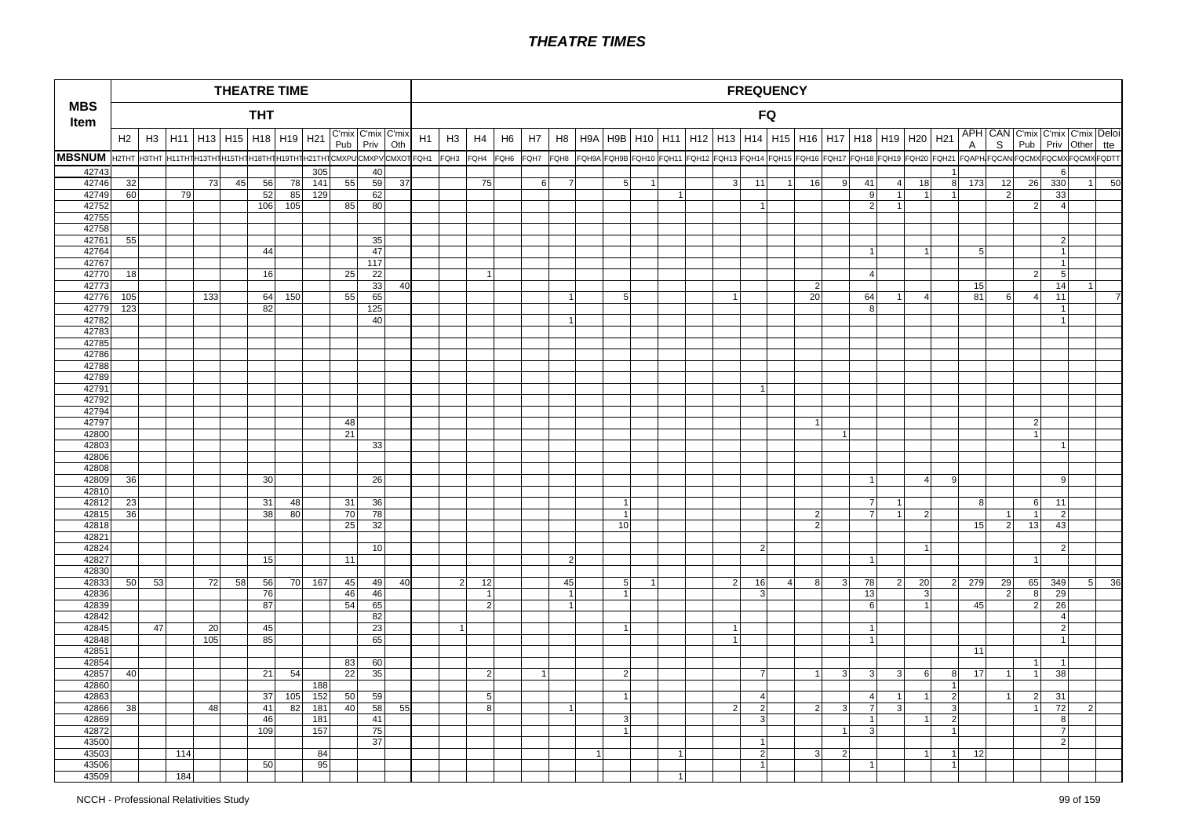# THEATRE TIMES

| MBS Item | THEATRE TIME | | | | | | | | | | | FREQUENCY | | | | | | | | | | | | | | | | | | | | | | | | | |
|---|---|---|---|---|---|---|---|---|---|---|---|---|---|---|---|---|---|---|---|---|---|---|---|---|---|---|---|---|---|---|---|---|---|---|---|---|---|
| | THT | | | | | | | | | | | FQ | | | | | | | | | | | | | | | | | | | | | | | | | |
| | H2 | H3 | H11 | H13 | H15 | H18 | H19 | H21 | C'mix Pub | C'mix Priv | C'mix Oth | H1 | H3 | H4 | H6 | H7 | H8 | H9A | H9B | H10 | H11 | H12 | H13 | H14 | H15 | H16 | H17 | H18 | H19 | H20 | H21 | APHA | CANS | C'mix Pub | C'mix Priv | C'mix Other | Deloitte |
| MBSNUM | H2THT | H3THT | H11THT | H13THT | H15THT | H18THT | H19THT | H21THT | CMXPUB | CMXPV | CMXOTH | FQH1 | FQH3 | FQH4 | FQH6 | FQH7 | FQH8 | FQH9A | FQH9B | FQH10 | FQH11 | FQH12 | FQH13 | FQH14 | FQH15 | FQH16 | FQH17 | FQH18 | FQH19 | FQH20 | FQH21 | FQAPHA | FQCANS | FQCMXPUB | FQCMXPV | FQCMXOTH | FQDTT |
| 42743 | | | | | | | | 305 | | 40 | | | | | | | | | | | | | | | | | | | | | 1 | | | | 6 | | |
| 42746 | 32 | | | 73 | 45 | 56 | 78 | 141 | 55 | 59 | 37 | | | 75 | | 6 | 7 | | 5 | 1 | | | 3 | 11 | 1 | 16 | 9 | 41 | 4 | 18 | 8 | 173 | 12 | 26 | 330 | 1 | 50 |
| 42749 | 60 | | 79 | | | 52 | 85 | 129 | | 62 | | | | | | | | | | | | 1 | | | | | | 9 | 1 | 1 | 1 | | 2 | | 33 | | |
| 42752 | | | | | | 106 | 105 | | 85 | 80 | | | | | | | | | | | | | | 1 | | | | 2 | 1 | | | | | 2 | 4 | | |
| 42755 | | | | | | | | | | | | | | | | | | | | | | | | | | | | | | | | | | | | | |
| 42758 | | | | | | | | | | | | | | | | | | | | | | | | | | | | | | | | | | | | | |
| 42761 | 55 | | | | | | | | | 35 | | | | | | | | | | | | | | | | | | | | | | | | | 2 | | |
| 42764 | | | | | | 44 | | | | 47 | | | | | | | | | | | | | | | | | | 1 | | 1 | | 5 | | | 1 | | |
| 42767 | | | | | | | | | | 117 | | | | | | | | | | | | | | | | | | | | | | | | | 1 | | |
| 42770 | 18 | | | | | 16 | | | 25 | 22 | | | | 1 | | | | | | | | | | | | | | 4 | | | | | | 2 | 5 | | |
| 42773 | | | | | | | | | | 33 | 40 | | | | | | | | | | | | | | | 2 | | | | | | 15 | | | 14 | 1 | |
| 42776 | 105 | | | 133 | | 64 | 150 | | 55 | 65 | | | | | | | 1 | | 5 | | | | 1 | | | 20 | | 64 | 1 | 4 | | 81 | 6 | 4 | 11 | | 7 |
| 42779 | 123 | | | | | 82 | | | | 125 | | | | | | | | | | | | | | | | | | 8 | | | | | | | 1 | | |
| 42782 | | | | | | | | | | 40 | | | | | | | 1 | | | | | | | | | | | | | | | | | | 1 | | |
| 42783 | | | | | | | | | | | | | | | | | | | | | | | | | | | | | | | | | | | | | |
| 42785 | | | | | | | | | | | | | | | | | | | | | | | | | | | | | | | | | | | | | |
| 42786 | | | | | | | | | | | | | | | | | | | | | | | | | | | | | | | | | | | | | |
| 42788 | | | | | | | | | | | | | | | | | | | | | | | | | | | | | | | | | | | | | |
| 42789 | | | | | | | | | | | | | | | | | | | | | | | | | | | | | | | | | | | | | |
| 42791 | | | | | | | | | | | | | | | | | | | | | | | | 1 | | | | | | | | | | | | | |
| 42792 | | | | | | | | | | | | | | | | | | | | | | | | | | | | | | | | | | | | | |
| 42794 | | | | | | | | | | | | | | | | | | | | | | | | | | | | | | | | | | | | | |
| 42797 | | | | | | | | | 48 | | | | | | | | | | | | | | | | | 1 | | | | | | | | 2 | | | |
| 42800 | | | | | | | | | 21 | | | | | | | | | | | | | | | | | | 1 | | | | | | | 1 | | | |
| 42803 | | | | | | | | | | 33 | | | | | | | | | | | | | | | | | | | | | | | | | 1 | | |
| 42806 | | | | | | | | | | | | | | | | | | | | | | | | | | | | | | | | | | | | | |
| 42808 | | | | | | | | | | | | | | | | | | | | | | | | | | | | | | | | | | | | | |
| 42809 | 36 | | | | | 30 | | | | 26 | | | | | | | | | | | | | | | | | | 1 | | 4 | 9 | | | | 9 | | |
| 42810 | | | | | | | | | | | | | | | | | | | | | | | | | | | | | | | | | | | | | |
| 42812 | 23 | | | | | 31 | 48 | | 31 | 36 | | | | | | | | | 1 | | | | | | | | | 7 | 1 | | | 8 | | 6 | 11 | | |
| 42815 | 36 | | | | | 38 | 80 | | 70 | 78 | | | | | | | | | 1 | | | | | | | 2 | | 7 | 1 | 2 | | | 1 | 1 | 2 | | |
| 42818 | | | | | | | | | 25 | 32 | | | | | | | | | 10 | | | | | | | 2 | | | | | | 15 | 2 | 13 | 43 | | |
| 42821 | | | | | | | | | | | | | | | | | | | | | | | | | | | | | | | | | | | | | |
| 42824 | | | | | | | | | | 10 | | | | | | | | | | | | | | 2 | | | | | | 1 | | | | | 2 | | |
| 42827 | | | | | | 15 | | | 11 | | | | | | | | 2 | | | | | | | | | | | 1 | | | | | | 1 | | | |
| 42830 | | | | | | | | | | | | | | | | | | | | | | | | | | | | | | | | | | | | | |
| 42833 | 50 | 53 | | 72 | 58 | 56 | 70 | 167 | 45 | 49 | 40 | | 2 | 12 | | | 45 | | 5 | 1 | | | 2 | 16 | 4 | 8 | 3 | 78 | 2 | 20 | 2 | 279 | 29 | 65 | 349 | 5 | 36 |
| 42836 | | | | | | 76 | | | 46 | 46 | | | | 1 | | | 1 | | 1 | | | | | 3 | | | | 13 | | 3 | | | 2 | 8 | 29 | | |
| 42839 | | | | | | 87 | | | 54 | 65 | | | | 2 | | | 1 | | | | | | | | | | | 6 | | 1 | | 45 | | 2 | 26 | | |
| 42842 | | | | | | | | | | 82 | | | | | | | | | | | | | | | | | | | | | | | | | 4 | | |
| 42845 | | 47 | | 20 | | 45 | | | | 23 | | | 1 | | | | | | 1 | | | | 1 | | | | | 1 | | | | | | | 2 | | |
| 42848 | | | | 105 | | 85 | | | | 65 | | | | | | | | | | | | | 1 | | | | | 1 | | | | | | | 1 | | |
| 42851 | | | | | | | | | | | | | | | | | | | | | | | | | | | | | | | | 11 | | | | | |
| 42854 | | | | | | | | | 83 | 60 | | | | | | | | | | | | | | | | | | | | | | | | 1 | 1 | | |
| 42857 | 40 | | | | | 21 | 54 | | 22 | 35 | | | | 2 | | 1 | | | 2 | | | | | 7 | | 1 | 3 | 3 | 3 | 6 | 8 | 17 | 1 | 1 | 38 | | |
| 42860 | | | | | | | | 188 | | | | | | | | | | | | | | | | | | | | | | | 1 | | | | | | |
| 42863 | | | | | | 37 | 105 | 152 | 50 | 59 | | | | 5 | | | | | 1 | | | | | 4 | | | | 4 | 1 | 1 | 2 | | 1 | 2 | 31 | | |
| 42866 | 38 | | | 48 | | 41 | 82 | 181 | 40 | 58 | 55 | | | 8 | | | 1 | | | | | | 2 | 2 | | 2 | 3 | 7 | 3 | | 3 | | | 1 | 72 | 2 | |
| 42869 | | | | | | 46 | | 181 | | 41 | | | | | | | | | 3 | | | | | 3 | | | | 1 | | 1 | 2 | | | | 8 | | |
| 42872 | | | | | | 109 | | 157 | | 75 | | | | | | | | | 1 | | | | | | | | 1 | 3 | | | 1 | | | | 7 | | |
| 43500 | | | | | | | | | | 37 | | | | | | | | | | | | | | 1 | | | | | | | | | | | 2 | | |
| 43503 | | | 114 | | | | | 84 | | | | | | | | | | 1 | | | 1 | | | 2 | | 3 | 2 | | | 1 | 1 | 12 | | | | | |
| 43506 | | | | | | 50 | | 95 | | | | | | | | | | | | | | | | 1 | | | | 1 | | | 1 | | | | | | |
| 43509 | | | 184 | | | | | | | | | | | | | | | | | | 1 | | | | | | | | | | | | | | | | |

NCCH - Professional Relativities Study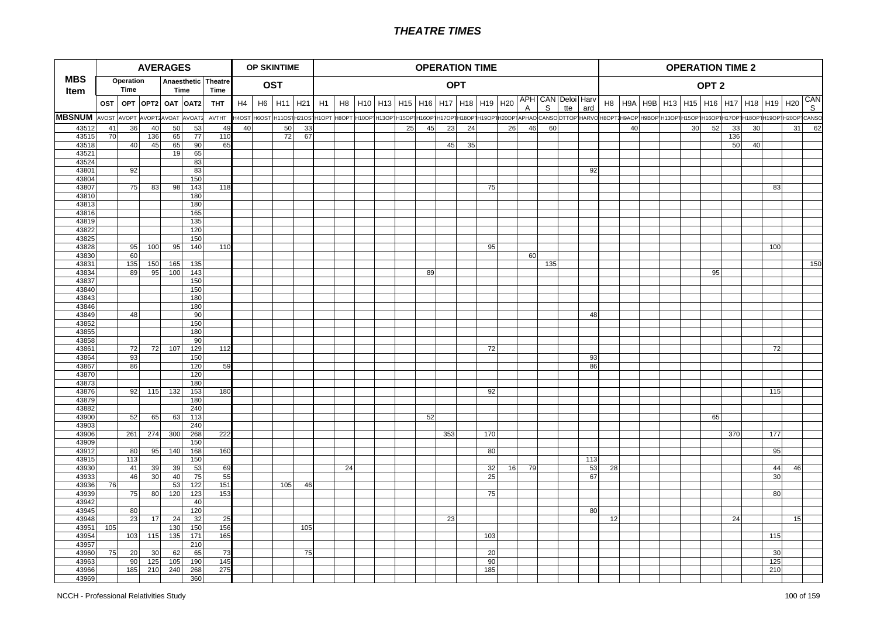# THEATRE TIMES

| MBS Item | AVERAGES | | | | | | OP SKINTIME | | | | OPERATION TIME | | | | | | | | | | | | | | OPERATION TIME 2 | | | | | | | | | | |
|---|---|---|---|---|---|---|---|---|---|---|---|---|---|---|---|---|---|---|---|---|---|---|---|---|---|---|---|---|---|---|---|---|---|---|---|
| | Operation Time | | Anaesthetic Time | | Theatre Time | | OST | | | | OPT | | | | | | | | | | | | | | OPT 2 | | | | | | | | | | |
| | OST | OPT | OPT2 | OAT | OAT2 | THT | H4 | H6 | H11 | H21 | H1 | H8 | H10 | H13 | H15 | H16 | H17 | H18 | H19 | H20 | APHA | CANS | Deloitte | Harvard | H8 | H9A | H9B | H13 | H15 | H16 | H17 | H18 | H19 | H20 | CANS |
| MBSNUM | AVOST | AVOPT | AVOPT2 | AVOAT | AVOAT2 | AVTHT | H4OST | H6OST | H11OST | H21OST | H1OPT | H8OPT | H10OPT | H13OPT | H15OPT | H16OPT | H17OPT | H18OPT | H19OPT | H20OPT | APHAO | CANSO | DTTOP | HARVO | H8OPT2 | H9AOP | H9BOP | H13OPT | H15OPT | H16OPT | H17OPT | H18OPT | H19OPT | H20OPT | CANSO |
| 43512 | 41 | 36 | 40 | 50 | 53 | 49 | 40 | | 50 | 33 | | | | | 25 | 45 | 23 | 24 | | 26 | 46 | 60 | | | | 40 | | | 30 | 52 | 33 | 30 | | 31 | 62 |
| 43515 | 70 | | 136 | 65 | 77 | 110 | | | 72 | 67 | | | | | | | | | | | | | | | | | | | | | 136 | | | | |
| 43518 | | 40 | 45 | 65 | 90 | 65 | | | | | | | | | | | 45 | 35 | | | | | | | | | | | | | 50 | 40 | | | |
| 43521 | | | | 19 | 65 | | | | | | | | | | | | | | | | | | | | | | | | | | | | | | |
| 43524 | | | | | 83 | | | | | | | | | | | | | | | | | | | | | | | | | | | | | | |
| 43801 | | 92 | | | 83 | | | | | | | | | | | | | | | | | | | 92 | | | | | | | | | | | |
| 43804 | | | | | 150 | | | | | | | | | | | | | | | | | | | | | | | | | | | | | | |
| 43807 | | 75 | 83 | 98 | 143 | 118 | | | | | | | | | | | | | 75 | | | | | | | | | | | | | | 83 | | |
| 43810 | | | | | 180 | | | | | | | | | | | | | | | | | | | | | | | | | | | | | | |
| 43813 | | | | | 180 | | | | | | | | | | | | | | | | | | | | | | | | | | | | | | |
| 43816 | | | | | 165 | | | | | | | | | | | | | | | | | | | | | | | | | | | | | | |
| 43819 | | | | | 135 | | | | | | | | | | | | | | | | | | | | | | | | | | | | | | |
| 43822 | | | | | 120 | | | | | | | | | | | | | | | | | | | | | | | | | | | | | | |
| 43825 | | | | | 150 | | | | | | | | | | | | | | | | | | | | | | | | | | | | | | |
| 43828 | | 95 | 100 | 95 | 140 | 110 | | | | | | | | | | | | | 95 | | | | | | | | | | | | | | 100 | | |
| 43830 | | 60 | | | | | | | | | | | | | | | | | | | 60 | | | | | | | | | | | | | | |
| 43831 | | 135 | 150 | 165 | 135 | | | | | | | | | | | | | | | | | 135 | | | | | | | | | | | | | 150 |
| 43834 | | 89 | 95 | 100 | 143 | | | | | | | | | | | 89 | | | | | | | | | | | | | | 95 | | | | | |
| 43837 | | | | | 150 | | | | | | | | | | | | | | | | | | | | | | | | | | | | | | |
| 43840 | | | | | 150 | | | | | | | | | | | | | | | | | | | | | | | | | | | | | | |
| 43843 | | | | | 180 | | | | | | | | | | | | | | | | | | | | | | | | | | | | | | |
| 43846 | | | | | 180 | | | | | | | | | | | | | | | | | | | | | | | | | | | | | | |
| 43849 | | 48 | | | 90 | | | | | | | | | | | | | | | | | | | 48 | | | | | | | | | | | |
| 43852 | | | | | 150 | | | | | | | | | | | | | | | | | | | | | | | | | | | | | | |
| 43855 | | | | | 180 | | | | | | | | | | | | | | | | | | | | | | | | | | | | | | |
| 43858 | | | | | 90 | | | | | | | | | | | | | | | | | | | | | | | | | | | | | | |
| 43861 | | 72 | 72 | 107 | 129 | 112 | | | | | | | | | | | | | 72 | | | | | | | | | | | | | | 72 | | |
| 43864 | | 93 | | | 150 | | | | | | | | | | | | | | | | | | | 93 | | | | | | | | | | | |
| 43867 | | 86 | | | 120 | 59 | | | | | | | | | | | | | | | | | | 86 | | | | | | | | | | | |
| 43870 | | | | | 120 | | | | | | | | | | | | | | | | | | | | | | | | | | | | | | |
| 43873 | | | | | 180 | | | | | | | | | | | | | | | | | | | | | | | | | | | | | | |
| 43876 | | 92 | 115 | 132 | 153 | 180 | | | | | | | | | | | | | 92 | | | | | | | | | | | | | | 115 | | |
| 43879 | | | | | 180 | | | | | | | | | | | | | | | | | | | | | | | | | | | | | | |
| 43882 | | | | | 240 | | | | | | | | | | | | | | | | | | | | | | | | | | | | | | |
| 43900 | | 52 | 65 | 63 | 113 | | | | | | | | | | | 52 | | | | | | | | | | | | | | 65 | | | | | |
| 43903 | | | | | 240 | | | | | | | | | | | | | | | | | | | | | | | | | | | | | | |
| 43906 | | 261 | 274 | 300 | 268 | 222 | | | | | | | | | | | 353 | | 170 | | | | | | | | | | | | 370 | | 177 | | |
| 43909 | | | | | 150 | | | | | | | | | | | | | | | | | | | | | | | | | | | | | | |
| 43912 | | 80 | 95 | 140 | 168 | 160 | | | | | | | | | | | | | 80 | | | | | | | | | | | | | | 95 | | |
| 43915 | | 113 | | | 150 | | | | | | | | | | | | | | | | | | | 113 | | | | | | | | | | | |
| 43930 | | 41 | 39 | 39 | 53 | 69 | | | | | | 24 | | | | | | | 32 | 16 | 79 | | | 53 | 28 | | | | | | | | 44 | 46 | |
| 43933 | | 46 | 30 | 40 | 75 | 55 | | | | | | | | | | | | | 25 | | | | | 67 | | | | | | | | | 30 | | |
| 43936 | 76 | | | 53 | 122 | 151 | | | 105 | 46 | | | | | | | | | | | | | | | | | | | | | | | | | |
| 43939 | | 75 | 80 | 120 | 123 | 153 | | | | | | | | | | | | | 75 | | | | | | | | | | | | | | 80 | | |
| 43942 | | | | | 40 | | | | | | | | | | | | | | | | | | | | | | | | | | | | | | |
| 43945 | | 80 | | | 120 | | | | | | | | | | | | | | | | | | | 80 | | | | | | | | | | | |
| 43948 | | 23 | 17 | 24 | 32 | 25 | | | | | | | | | | | 23 | | | | | | | | 12 | | | | | | 24 | | | 15 | |
| 43951 | 105 | | | 130 | 150 | 156 | | | | 105 | | | | | | | | | | | | | | | | | | | | | | | | | |
| 43954 | | 103 | 115 | 135 | 171 | 165 | | | | | | | | | | | | | 103 | | | | | | | | | | | | | | 115 | | |
| 43957 | | | | | 210 | | | | | | | | | | | | | | | | | | | | | | | | | | | | | | |
| 43960 | 75 | 20 | 30 | 62 | 65 | 73 | | | | 75 | | | | | | | | | 20 | | | | | | | | | | | | | | 30 | | |
| 43963 | | 90 | 125 | 105 | 190 | 145 | | | | | | | | | | | | | 90 | | | | | | | | | | | | | | 125 | | |
| 43966 | | 185 | 210 | 240 | 268 | 275 | | | | | | | | | | | | | 185 | | | | | | | | | | | | | | 210 | | |
| 43969 | | | | | 360 | | | | | | | | | | | | | | | | | | | | | | | | | | | | | | |

NCCH - Professional Relativities Study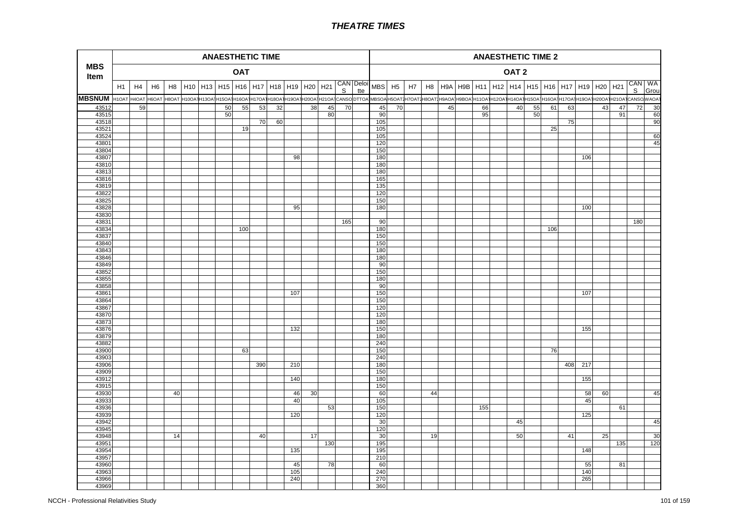# *THEATRE TIMES*

| MBS Item | ANAESTHETIC TIME | | | | | | | | | | | | | | | ANAESTHETIC TIME 2 | | | | | | | | | | | | | | | | |
|---|---|---|---|---|---|---|---|---|---|---|---|---|---|---|---|---|---|---|---|---|---|---|---|---|---|---|---|---|---|---|---|---|
| | OAT | | | | | | | | | | | | | | | OAT 2 | | | | | | | | | | | | | | | | |
| | H1 | H4 | H6 | H8 | H10 | H13 | H15 | H16 | H17 | H18 | H19 | H20 | H21 | CANS | Deloitte | MBS | H5 | H7 | H8 | H9A | H9B | H11 | H12 | H14 | H15 | H16 | H17 | H19 | H20 | H21 | CANS | WA Grou |
| MBSNUM | H1OAT | H4OAT | H6OAT | H8OAT | H10OAT | H13OAT | H15OAT | H16OAT | H17OAT | H18OAT | H19OAT | H20OAT | H21OAT | CANSO | DTTOA | MBSOA | H5OAT2 | H7OAT2 | H8OAT2 | H9AOA | H9BOA | H11OAT | H12OAT | H14OAT | H15OAT | H16OAT | H17OAT | H19OAT | H20OAT | H21OAT | CANSO | WAOAT |
| 43512 | | 59 | | | | | 50 | 55 | 53 | 32 | | 38 | 45 | 70 | | 45 | 70 | | | 45 | | 66 | | 40 | 55 | 61 | 63 | | 43 | 47 | 72 | 30 |
| 43515 | | | | | | | 50 | | | | | | 80 | | | 90 | | | | | | 95 | | | 50 | | | | | 91 | | 60 |
| 43518 | | | | | | | | | 70 | 60 | | | | | | 105 | | | | | | | | | | | 75 | | | | | 90 |
| 43521 | | | | | | | | 19 | | | | | | | | 105 | | | | | | | | | | 25 | | | | | | |
| 43524 | | | | | | | | | | | | | | | | 105 | | | | | | | | | | | | | | | | 60 |
| 43801 | | | | | | | | | | | | | | | | 120 | | | | | | | | | | | | | | | | 45 |
| 43804 | | | | | | | | | | | | | | | | 150 | | | | | | | | | | | | | | | | |
| 43807 | | | | | | | | | | | 98 | | | | | 180 | | | | | | | | | | | | 106 | | | | |
| 43810 | | | | | | | | | | | | | | | | 180 | | | | | | | | | | | | | | | | |
| 43813 | | | | | | | | | | | | | | | | 180 | | | | | | | | | | | | | | | | |
| 43816 | | | | | | | | | | | | | | | | 165 | | | | | | | | | | | | | | | | |
| 43819 | | | | | | | | | | | | | | | | 135 | | | | | | | | | | | | | | | | |
| 43822 | | | | | | | | | | | | | | | | 120 | | | | | | | | | | | | | | | | |
| 43825 | | | | | | | | | | | | | | | | 150 | | | | | | | | | | | | | | | | |
| 43828 | | | | | | | | | | | 95 | | | | | 180 | | | | | | | | | | | | 100 | | | | |
| 43830 | | | | | | | | | | | | | | | | | | | | | | | | | | | | | | | | |
| 43831 | | | | | | | | | | | | | | 165 | | 90 | | | | | | | | | | | | | | | 180 | |
| 43834 | | | | | | | | 100 | | | | | | | | 180 | | | | | | | | | | 106 | | | | | | |
| 43837 | | | | | | | | | | | | | | | | 150 | | | | | | | | | | | | | | | | |
| 43840 | | | | | | | | | | | | | | | | 150 | | | | | | | | | | | | | | | | |
| 43843 | | | | | | | | | | | | | | | | 180 | | | | | | | | | | | | | | | | |
| 43846 | | | | | | | | | | | | | | | | 180 | | | | | | | | | | | | | | | | |
| 43849 | | | | | | | | | | | | | | | | 90 | | | | | | | | | | | | | | | | |
| 43852 | | | | | | | | | | | | | | | | 150 | | | | | | | | | | | | | | | | |
| 43855 | | | | | | | | | | | | | | | | 180 | | | | | | | | | | | | | | | | |
| 43858 | | | | | | | | | | | | | | | | 90 | | | | | | | | | | | | | | | | |
| 43861 | | | | | | | | | | | 107 | | | | | 150 | | | | | | | | | | | | 107 | | | | |
| 43864 | | | | | | | | | | | | | | | | 150 | | | | | | | | | | | | | | | | |
| 43867 | | | | | | | | | | | | | | | | 120 | | | | | | | | | | | | | | | | |
| 43870 | | | | | | | | | | | | | | | | 120 | | | | | | | | | | | | | | | | |
| 43873 | | | | | | | | | | | | | | | | 180 | | | | | | | | | | | | | | | | |
| 43876 | | | | | | | | | | | 132 | | | | | 150 | | | | | | | | | | | | 155 | | | | |
| 43879 | | | | | | | | | | | | | | | | 180 | | | | | | | | | | | | | | | | |
| 43882 | | | | | | | | | | | | | | | | 240 | | | | | | | | | | | | | | | | |
| 43900 | | | | | | | | 63 | | | | | | | | 150 | | | | | | | | | | 76 | | | | | | |
| 43903 | | | | | | | | | | | | | | | | 240 | | | | | | | | | | | | | | | | |
| 43906 | | | | | | | | | 390 | | 210 | | | | | 180 | | | | | | | | | | | 408 | 217 | | | | |
| 43909 | | | | | | | | | | | | | | | | 150 | | | | | | | | | | | | | | | | |
| 43912 | | | | | | | | | | | 140 | | | | | 180 | | | | | | | | | | | | 155 | | | | |
| 43915 | | | | | | | | | | | | | | | | 150 | | | | | | | | | | | | | | | | |
| 43930 | | | | 40 | | | | | | | 46 | 30 | | | | 60 | | | 44 | | | | | | | | | 58 | 60 | | | 45 |
| 43933 | | | | | | | | | | | 40 | | | | | 105 | | | | | | | | | | | | 45 | | | | |
| 43936 | | | | | | | | | | | | | 53 | | | 150 | | | | | | 155 | | | | | | | | 61 | | |
| 43939 | | | | | | | | | | | 120 | | | | | 120 | | | | | | | | | | | | 125 | | | | |
| 43942 | | | | | | | | | | | | | | | | 30 | | | | | | | | 45 | | | | | | | | 45 |
| 43945 | | | | | | | | | | | | | | | | 120 | | | | | | | | | | | | | | | | |
| 43948 | | | | 14 | | | | | 40 | | | 17 | | | | 30 | | | 19 | | | | | 50 | | | 41 | | 25 | | | 30 |
| 43951 | | | | | | | | | | | | | 130 | | | 195 | | | | | | | | | | | | | | 135 | | 120 |
| 43954 | | | | | | | | | | | 135 | | | | | 195 | | | | | | | | | | | | 148 | | | | |
| 43957 | | | | | | | | | | | | | | | | 210 | | | | | | | | | | | | | | | | |
| 43960 | | | | | | | | | | | 45 | | 78 | | | 60 | | | | | | | | | | | | 55 | | 81 | | |
| 43963 | | | | | | | | | | | 105 | | | | | 240 | | | | | | | | | | | | 140 | | | | |
| 43966 | | | | | | | | | | | 240 | | | | | 270 | | | | | | | | | | | | 265 | | | | |
| 43969 | | | | | | | | | | | | | | | | 360 | | | | | | | | | | | | | | | | |

NCCH - Professional Relativities Study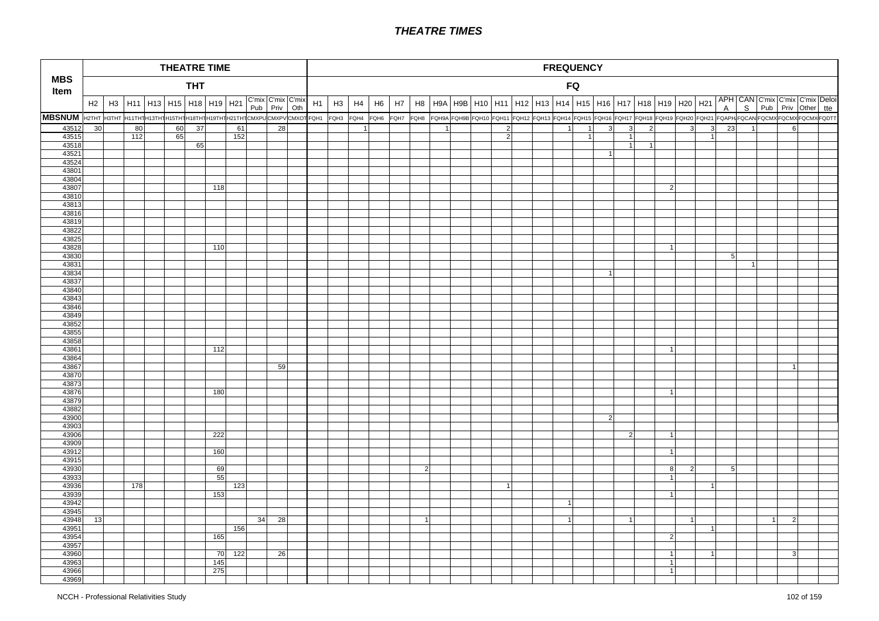# THEATRE TIMES

| MBS Item | THEATRE TIME THT | | | | | | | | | | | FREQUENCY FQ | | | | | | | | | | | | | | | | | | | | | | | | | |
|---|---|---|---|---|---|---|---|---|---|---|---|---|---|---|---|---|---|---|---|---|---|---|---|---|---|---|---|---|---|---|---|---|---|---|---|---|---|
| | H2 | H3 | H11 | H13 | H15 | H18 | H19 | H21 | C'mix Pub | C'mix Priv | C'mix Oth | H1 | H3 | H4 | H6 | H7 | H8 | H9A | H9B | H10 | H11 | H12 | H13 | H14 | H15 | H16 | H17 | H18 | H19 | H20 | H21 | APHA | CANS | C'mix Pub | C'mix Priv | C'mix Other | Deloitte |
| MBSNUM | H2THT | H3THT | H11THT | H13THT | H15THT | H18THT | H19THT | H21THT | CMXPU | CMXPV | CMXOT | FQH1 | FQH3 | FQH4 | FQH6 | FQH7 | FQH8 | FQH9A | FQH9B | FQH10 | FQH11 | FQH12 | FQH13 | FQH14 | FQH15 | FQH16 | FQH17 | FQH18 | FQH19 | FQH20 | FQH21 | FQAPH | FQCAN | FQCMX | FQCMX | FQCMX | FQDTT |
| 43512 | 30 | | 80 | | 60 | 37 | | 61 | | 28 | | | | 1 | | | | 1 | | | 2 | | | 1 | 1 | 3 | 3 | 2 | | 3 | 3 | 23 | 1 | | 6 | | |
| 43515 | | | 112 | | 65 | | | 152 | | | | | | | | | | | | | 2 | | | | 1 | | 1 | | | | 1 | | | | | | |
| 43518 | | | | | | 65 | | | | | | | | | | | | | | | | | | | | | 1 | 1 | | | | | | | | | |
| 43521 | | | | | | | | | | | | | | | | | | | | | | | | | | 1 | | | | | | | | | | | |
| 43524 | | | | | | | | | | | | | | | | | | | | | | | | | | | | | | | | | | | | | |
| 43801 | | | | | | | | | | | | | | | | | | | | | | | | | | | | | | | | | | | | | |
| 43804 | | | | | | | | | | | | | | | | | | | | | | | | | | | | | | | | | | | | | |
| 43807 | | | | | | | 118 | | | | | | | | | | | | | | | | | | | | | | 2 | | | | | | | | |
| 43810 | | | | | | | | | | | | | | | | | | | | | | | | | | | | | | | | | | | | | |
| 43813 | | | | | | | | | | | | | | | | | | | | | | | | | | | | | | | | | | | | | |
| 43816 | | | | | | | | | | | | | | | | | | | | | | | | | | | | | | | | | | | | | |
| 43819 | | | | | | | | | | | | | | | | | | | | | | | | | | | | | | | | | | | | | |
| 43822 | | | | | | | | | | | | | | | | | | | | | | | | | | | | | | | | | | | | | |
| 43825 | | | | | | | | | | | | | | | | | | | | | | | | | | | | | | | | | | | | | |
| 43828 | | | | | | | 110 | | | | | | | | | | | | | | | | | | | | | | 1 | | | | | | | | |
| 43830 | | | | | | | | | | | | | | | | | | | | | | | | | | | | | | | | 5 | | | | | |
| 43831 | | | | | | | | | | | | | | | | | | | | | | | | | | | | | | | | | 1 | | | | |
| 43834 | | | | | | | | | | | | | | | | | | | | | | | | | | 1 | | | | | | | | | | | |
| 43837 | | | | | | | | | | | | | | | | | | | | | | | | | | | | | | | | | | | | | |
| 43840 | | | | | | | | | | | | | | | | | | | | | | | | | | | | | | | | | | | | | |
| 43843 | | | | | | | | | | | | | | | | | | | | | | | | | | | | | | | | | | | | | |
| 43846 | | | | | | | | | | | | | | | | | | | | | | | | | | | | | | | | | | | | | |
| 43849 | | | | | | | | | | | | | | | | | | | | | | | | | | | | | | | | | | | | | |
| 43852 | | | | | | | | | | | | | | | | | | | | | | | | | | | | | | | | | | | | | |
| 43855 | | | | | | | | | | | | | | | | | | | | | | | | | | | | | | | | | | | | | |
| 43858 | | | | | | | | | | | | | | | | | | | | | | | | | | | | | | | | | | | | | |
| 43861 | | | | | | | 112 | | | | | | | | | | | | | | | | | | | | | | 1 | | | | | | | | |
| 43864 | | | | | | | | | | | | | | | | | | | | | | | | | | | | | | | | | | | | | |
| 43867 | | | | | | | | | | 59 | | | | | | | | | | | | | | | | | | | | | | | | | 1 | | |
| 43870 | | | | | | | | | | | | | | | | | | | | | | | | | | | | | | | | | | | | | |
| 43873 | | | | | | | | | | | | | | | | | | | | | | | | | | | | | | | | | | | | | |
| 43876 | | | | | | | 180 | | | | | | | | | | | | | | | | | | | | | | 1 | | | | | | | | |
| 43879 | | | | | | | | | | | | | | | | | | | | | | | | | | | | | | | | | | | | | |
| 43882 | | | | | | | | | | | | | | | | | | | | | | | | | | | | | | | | | | | | | |
| 43900 | | | | | | | | | | | | | | | | | | | | | | | | | | 2 | | | | | | | | | | | |
| 43903 | | | | | | | | | | | | | | | | | | | | | | | | | | | | | | | | | | | | | |
| 43906 | | | | | | | 222 | | | | | | | | | | | | | | | | | | | | 2 | | 1 | | | | | | | | |
| 43909 | | | | | | | | | | | | | | | | | | | | | | | | | | | | | | | | | | | | | |
| 43912 | | | | | | | 160 | | | | | | | | | | | | | | | | | | | | | | 1 | | | | | | | | |
| 43915 | | | | | | | | | | | | | | | | | | | | | | | | | | | | | | | | | | | | | |
| 43930 | | | | | | | 69 | | | | | | | | | | 2 | | | | | | | | | | | | 8 | 2 | | 5 | | | | | |
| 43933 | | | | | | | 55 | | | | | | | | | | | | | | | | | | | | | | 1 | | | | | | | | |
| 43936 | | | 178 | | | | | 123 | | | | | | | | | | | | | 1 | | | | | | | | | | 1 | | | | | | |
| 43939 | | | | | | | 153 | | | | | | | | | | | | | | | | | | | | | | 1 | | | | | | | | |
| 43942 | | | | | | | | | | | | | | | | | | | | | | | | 1 | | | | | | | | | | | | | |
| 43945 | | | | | | | | | | | | | | | | | | | | | | | | | | | | | | | | | | | | | |
| 43948 | 13 | | | | | | | | 34 | 28 | | | | | | | 1 | | | | | | | 1 | | | 1 | | | 1 | | | | 1 | 2 | | |
| 43951 | | | | | | | | 156 | | | | | | | | | | | | | | | | | | | | | | | 1 | | | | | | |
| 43954 | | | | | | | 165 | | | | | | | | | | | | | | | | | | | | | | 2 | | | | | | | | |
| 43957 | | | | | | | | | | | | | | | | | | | | | | | | | | | | | | | | | | | | | |
| 43960 | | | | | | | 70 | 122 | | 26 | | | | | | | | | | | | | | | | | | | 1 | | 1 | | | | 3 | | |
| 43963 | | | | | | | 145 | | | | | | | | | | | | | | | | | | | | | | 1 | | | | | | | | |
| 43966 | | | | | | | 275 | | | | | | | | | | | | | | | | | | | | | | 1 | | | | | | | | |
| 43969 | | | | | | | | | | | | | | | | | | | | | | | | | | | | | | | | | | | | | |

NCCH - Professional Relativities Study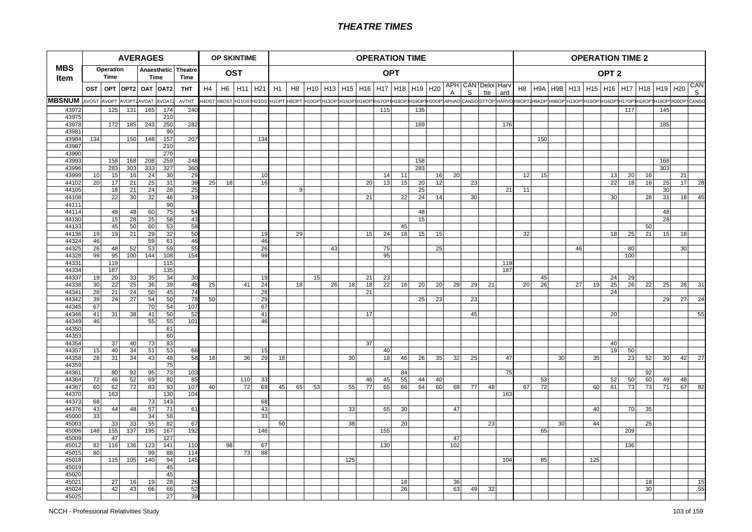## THEATRE TIMES

| MBS Item | AVERAGES | | | | | | OP SKINTIME | | | | OPERATION TIME | | | | | | | | | | | | | | OPERATION TIME 2 | | | | | | | | | | |
|---|---|---|---|---|---|---|---|---|---|---|---|---|---|---|---|---|---|---|---|---|---|---|---|---|---|---|---|---|---|---|---|---|---|---|---|
| | Operation Time | | Anaesthetic Time | | | Theatre Time | OST | | | | OPT | | | | | | | | | | | | | | OPT 2 | | | | | | | | | | |
| | OST | OPT | OPT2 | OAT | OAT2 | THT | H4 | H6 | H11 | H21 | H1 | H8 | H10 | H13 | H15 | H16 | H17 | H18 | H19 | H20 | APHA | CANS | Deloitte | Harvard | H8 | H9A | H9B | H13 | H15 | H16 | H17 | H18 | H19 | H20 | CANS |
| MBSNUM | AVOST | AVOPT | AVOPT2 | AVOAT | AVOAT2 | AVTHT | H4OST | H6OST | H11OST | H21OST | H1OPT | H8OPT | H10OPT | H13OPT | H15OPT | H16OPT | H17OPT | H18OPT | H19OPT | H20OPT | APHAO | CANSO | DTTOP | HARVO | H8OPT2 | H9AOP | H9BOP | H13OPT | H15OPT | H16OPT | H17OPT | H18OPT | H19OPT | H20OPT | CANSO |
| 43972 | | 125 | 131 | 165 | 174 | 240 | | | | | | | | | | | 115 | | 135 | | | | | | | | | | | | 117 | | 145 | | |
| 43975 | | | | | 210 | | | | | | | | | | | | | | | | | | | | | | | | | | | | | | |
| 43978 | | 172 | 185 | 243 | 250 | 282 | | | | | | | | | | | | | 169 | | | | | 176 | | | | | | | | | 185 | | |
| 43981 | | | | | 90 | | | | | | | | | | | | | | | | | | | | | | | | | | | | | | |
| 43984 | 134 | | 150 | 148 | 157 | 207 | | | | 134 | | | | | | | | | | | | | | | | 150 | | | | | | | | | |
| 43987 | | | | | 210 | | | | | | | | | | | | | | | | | | | | | | | | | | | | | | |
| 43990 | | | | | 270 | | | | | | | | | | | | | | | | | | | | | | | | | | | | | | |
| 43993 | | 158 | 168 | 208 | 259 | 248 | | | | | | | | | | | | | 158 | | | | | | | | | | | | | | 168 | | |
| 43996 | | 283 | 303 | 333 | 327 | 360 | | | | | | | | | | | | | 283 | | | | | | | | | | | | | | 303 | | |
| 43999 | 10 | 15 | 16 | 24 | 30 | 29 | | | | 10 | | | | | | | 14 | 11 | | 16 | 20 | | | | 12 | 15 | | | | 13 | 20 | 16 | | 21 | |
| 44102 | 20 | 17 | 21 | 25 | 31 | 39 | 25 | 18 | | 16 | | | | | | 20 | 13 | 15 | 20 | 12 | | 23 | | | | | | | | 22 | 18 | 16 | 25 | 17 | 28 |
| 44105 | | 18 | 21 | 24 | 28 | 25 | | | | | | 9 | | | | | | | 25 | | | | | 21 | 11 | | | | | | | | 30 | | |
| 44108 | | 22 | 30 | 32 | 46 | 39 | | | | | | | | | | 21 | | 22 | 24 | 14 | | 30 | | | | | | | | 30 | | 28 | 31 | 18 | 45 |
| 44111 | | | | | 90 | | | | | | | | | | | | | | | | | | | | | | | | | | | | | | |
| 44114 | | 48 | 48 | 60 | 75 | 54 | | | | | | | | | | | | | 48 | | | | | | | | | | | | | | 48 | | |
| 44130 | | 15 | 28 | 25 | 58 | 43 | | | | | | | | | | | | | 15 | | | | | | | | | | | | | | 28 | | |
| 44133 | | 45 | 50 | 60 | 53 | 58 | | | | | | | | | | | | 45 | | | | | | | | | | | | | | 50 | | | |
| 44136 | 19 | 19 | 21 | 29 | 32 | 50 | | | | 19 | | 29 | | | | 15 | 24 | 18 | 15 | 15 | | | | | 32 | | | | | 18 | 25 | 21 | 15 | 18 | |
| 44324 | 46 | | | 59 | 61 | 46 | | | | 46 | | | | | | | | | | | | | | | | | | | | | | | | | |
| 44325 | 26 | 48 | 52 | 53 | 59 | 55 | | | | 26 | | | | 43 | | | 75 | | | 25 | | | | | | | | 46 | | | 80 | | | 30 | |
| 44328 | 99 | 95 | 100 | 144 | 108 | 154 | | | | 99 | | | | | | | 95 | | | | | | | | | | | | | | 100 | | | | |
| 44331 | | 119 | | | 115 | | | | | | | | | | | | | | | | | | | 119 | | | | | | | | | | | |
| 44334 | | 187 | | | 135 | | | | | | | | | | | | | | | | | | | 187 | | | | | | | | | | | |
| 44337 | 19 | 20 | 33 | 35 | 34 | 30 | | | | 19 | | | 15 | | | 21 | 23 | | | | | | | | | 45 | | | | 24 | 29 | | | | |
| 44338 | 30 | 22 | 25 | 36 | 39 | 48 | 25 | | 41 | 24 | | 18 | | 26 | 18 | 18 | 22 | 16 | 20 | 20 | 29 | 29 | 21 | | 20 | 26 | | 27 | 19 | 25 | 26 | 22 | 25 | 26 | 31 |
| 44341 | 28 | 21 | 24 | 50 | 45 | 74 | | | | 28 | | | | | | 21 | | | | | | | | | | | | | | 24 | | | | | |
| 44342 | 39 | 24 | 27 | 54 | 50 | 78 | 50 | | | 29 | | | | | | | | | 25 | 23 | | 23 | | | | | | | | | | | 29 | 27 | 24 |
| 44345 | 67 | | | 70 | 54 | 107 | | | | 67 | | | | | | | | | | | | | | | | | | | | | | | | | |
| 44346 | 41 | 31 | 38 | 41 | 50 | 52 | | | | 41 | | | | | | 17 | | | | | | 45 | | | | | | | | 20 | | | | | 55 |
| 44349 | 46 | | | 55 | 55 | 101 | | | | 46 | | | | | | | | | | | | | | | | | | | | | | | | | |
| 44350 | | | | | 61 | | | | | | | | | | | | | | | | | | | | | | | | | | | | | | |
| 44353 | | | | | 60 | | | | | | | | | | | | | | | | | | | | | | | | | | | | | | |
| 44354 | | 37 | 40 | 73 | 83 | | | | | | | | | | | 37 | | | | | | | | | | | | | | 40 | | | | | |
| 44357 | 15 | 40 | 34 | 51 | 53 | 66 | | | | 15 | | | | | | | 40 | | | | | | | | | | | | | 19 | 50 | | | | |
| 44358 | 28 | 31 | 34 | 43 | 48 | 58 | 18 | | 36 | 29 | 18 | | | | 30 | | 18 | 46 | 26 | 35 | 32 | 25 | | 47 | | | 30 | | 35 | | 23 | 52 | 30 | 42 | 27 |
| 44359 | | | | | 75 | | | | | | | | | | | | | | | | | | | | | | | | | | | | | | |
| 44361 | | 80 | 92 | 95 | 73 | 103 | | | | | | | | | | | | 84 | | | | | | 75 | | | | | | | | 92 | | | |
| 44364 | 72 | 46 | 52 | 69 | 80 | 85 | | | 110 | 33 | | | | | | 46 | 45 | 55 | 44 | 40 | | | | | | 53 | | | | 52 | 50 | 60 | 49 | 48 | |
| 44367 | 60 | 62 | 72 | 83 | 93 | 107 | 40 | | 72 | 69 | 45 | 65 | 53 | | 55 | 77 | 65 | 66 | 64 | 60 | 69 | 77 | 48 | | 67 | 72 | | | 60 | 81 | 73 | 73 | 71 | 67 | 82 |
| 44370 | | 163 | | | 130 | 104 | | | | | | | | | | | | | | | | | | 163 | | | | | | | | | | | |
| 44373 | 68 | | | 73 | 143 | | | | | 68 | | | | | | | | | | | | | | | | | | | | | | | | | |
| 44376 | 43 | 44 | 48 | 57 | 71 | 61 | | | | 43 | | | | | 33 | | 65 | 30 | | | 47 | | | | | | | | 40 | | 70 | 35 | | | |
| 45000 | 33 | | | 34 | 58 | | | | | 33 | | | | | | | | | | | | | | | | | | | | | | | | | |
| 45003 | | 33 | 33 | 55 | 82 | 67 | | | | | 50 | | | | 38 | | | 20 | | | | | 23 | | | | 30 | | 44 | | | 25 | | | |
| 45006 | 148 | 155 | 137 | 195 | 167 | 192 | | | | 148 | | | | | | | 155 | | | | | | | | | 65 | | | | | 209 | | | | |
| 45009 | | 47 | | | 127 | | | | | | | | | | | | | | | | 47 | | | | | | | | | | | | | | |
| 45012 | 82 | 116 | 136 | 123 | 141 | 110 | | 98 | | 67 | | | | | | | 130 | | | | 102 | | | | | | | | | | 136 | | | | |
| 45015 | 80 | | | 99 | 88 | 114 | | | 73 | 88 | | | | | | | | | | | | | | | | | | | | | | | | | |
| 45018 | | 115 | 105 | 140 | 94 | 145 | | | | | | | | | 125 | | | | | | | | | 104 | | 85 | | | 125 | | | | | | |
| 45019 | | | | | 45 | | | | | | | | | | | | | | | | | | | | | | | | | | | | | | |
| 45020 | | | | | 45 | | | | | | | | | | | | | | | | | | | | | | | | | | | | | | |
| 45021 | | 27 | 16 | 19 | 28 | 26 | | | | | | | | | | | | 18 | | | 36 | | | | | | | | | | | 18 | | | 15 |
| 45024 | | 42 | 43 | 66 | 66 | 52 | | | | | | | | | | | | 26 | | | 63 | 49 | 32 | | | | | | | | | 30 | | | 55 |
| 45025 | | | | | 27 | 39 | | | | | | | | | | | | | | | | | | | | | | | | | | | | | |

NCCH - Professional Relativities Study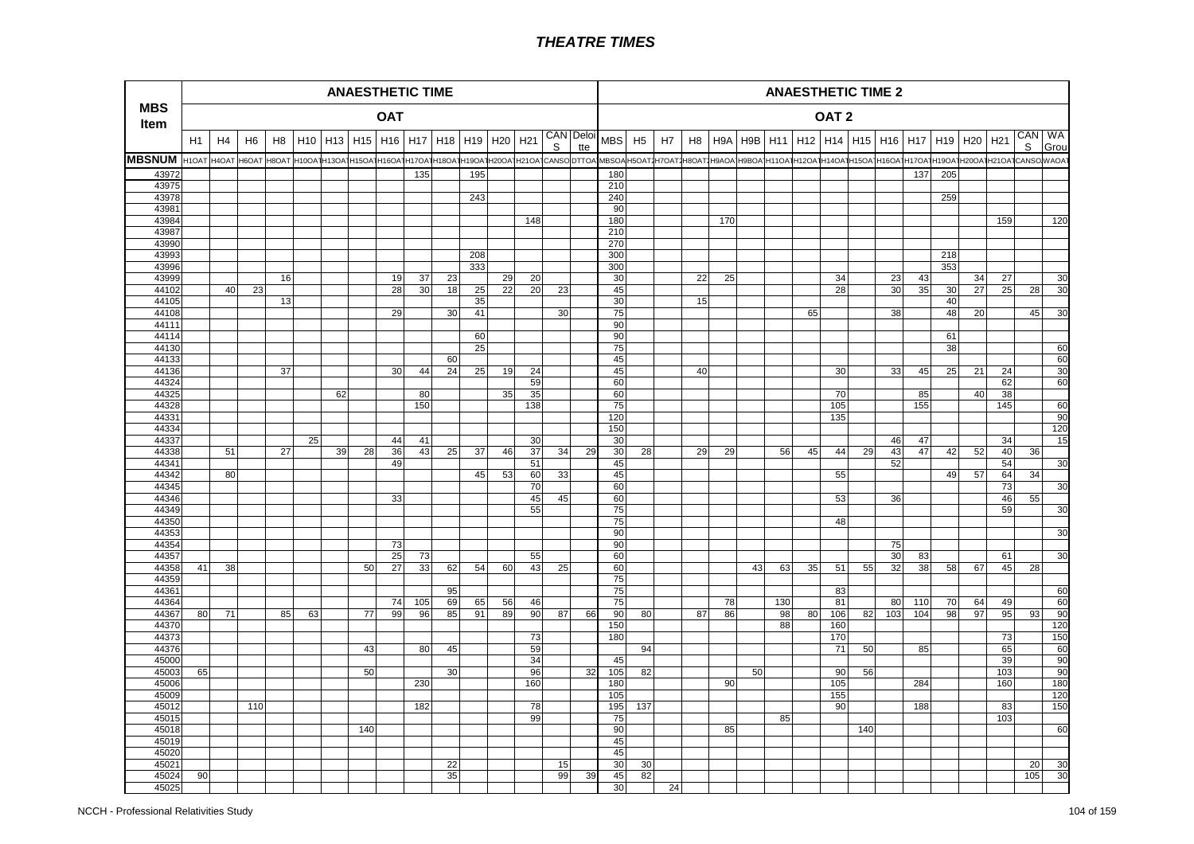# THEATRE TIMES

| MBS Item | ANAESTHETIC TIME | | | | | | | | | | | | | | | ANAESTHETIC TIME 2 | | | | | | | | | | | | | | | | |
|---|---|---|---|---|---|---|---|---|---|---|---|---|---|---|---|---|---|---|---|---|---|---|---|---|---|---|---|---|---|---|---|---|
| | OAT | | | | | | | | | | | | | | | OAT 2 | | | | | | | | | | | | | | | | |
| | H1 | H4 | H6 | H8 | H10 | H13 | H15 | H16 | H17 | H18 | H19 | H20 | H21 | CANS | Deloitte | MBS | H5 | H7 | H8 | H9A | H9B | H11 | H12 | H14 | H15 | H16 | H17 | H19 | H20 | H21 | CANS | WA Grou |
| MBSNUM | H1OAT | H4OAT | H6OAT | H8OAT | H10OAT | H13OAT | H15OAT | H16OAT | H17OAT | H18OAT | H19OAT | H20OAT | H21OAT | CANSO | DTTOA | MBSOA | H5OAT2 | H7OAT2 | H8OAT2 | H9AOA | H9BOA | H11OAT | H12OAT | H14OAT | H15OAT | H16OAT | H17OAT | H19OAT | H20OAT | H21OAT | CANSO | WAOAT |
| 43972 | | | | | | | | | 135 | | 195 | | | | | 180 | | | | | | | | | | | 137 | 205 | | | | |
| 43975 | | | | | | | | | | | | | | | | 210 | | | | | | | | | | | | | | | | |
| 43978 | | | | | | | | | | | 243 | | | | | 240 | | | | | | | | | | | | 259 | | | | |
| 43981 | | | | | | | | | | | | | | | | 90 | | | | | | | | | | | | | | | | |
| 43984 | | | | | | | | | | | | | 148 | | | 180 | | | | 170 | | | | | | | | | | 159 | | 120 |
| 43987 | | | | | | | | | | | | | | | | 210 | | | | | | | | | | | | | | | | |
| 43990 | | | | | | | | | | | | | | | | 270 | | | | | | | | | | | | | | | | |
| 43993 | | | | | | | | | | | 208 | | | | | 300 | | | | | | | | | | | | 218 | | | | |
| 43996 | | | | | | | | | | | 333 | | | | | 300 | | | | | | | | | | | | 353 | | | | |
| 43999 | | | | 16 | | | | 19 | 37 | 23 | | 29 | 20 | | | 30 | | | 22 | 25 | | | | 34 | | 23 | 43 | | 34 | 27 | | 30 |
| 44102 | | 40 | 23 | | | | | 28 | 30 | 18 | 25 | 22 | 20 | 23 | | 45 | | | | | | | | 28 | | 30 | 35 | 30 | 27 | 25 | 28 | 30 |
| 44105 | | | | 13 | | | | | | | 35 | | | | | 30 | | | 15 | | | | | | | | | 40 | | | | |
| 44108 | | | | | | | | 29 | | 30 | 41 | | | 30 | | 75 | | | | | | | 65 | | | 38 | | 48 | 20 | | 45 | 30 |
| 44111 | | | | | | | | | | | | | | | | 90 | | | | | | | | | | | | | | | | |
| 44114 | | | | | | | | | | | 60 | | | | | 90 | | | | | | | | | | | | 61 | | | | |
| 44130 | | | | | | | | | | | 25 | | | | | 75 | | | | | | | | | | | | 38 | | | | 60 |
| 44133 | | | | | | | | | | 60 | | | | | | 45 | | | | | | | | | | | | | | | | 60 |
| 44136 | | | | 37 | | | | 30 | 44 | 24 | 25 | 19 | 24 | | | 45 | | | 40 | | | | | 30 | | 33 | 45 | 25 | 21 | 24 | | 30 |
| 44324 | | | | | | | | | | | | | 59 | | | 60 | | | | | | | | | | | | | | 62 | | 60 |
| 44325 | | | | | | 62 | | | 80 | | | 35 | 35 | | | 60 | | | | | | | | 70 | | | 85 | | 40 | 38 | | |
| 44328 | | | | | | | | | 150 | | | | 138 | | | 75 | | | | | | | | 105 | | | 155 | | | 145 | | 60 |
| 44331 | | | | | | | | | | | | | | | | 120 | | | | | | | | 135 | | | | | | | | 90 |
| 44334 | | | | | | | | | | | | | | | | 150 | | | | | | | | | | | | | | | | 120 |
| 44337 | | | | | 25 | | | 44 | 41 | | | | 30 | | | 30 | | | | | | | | | | 46 | 47 | | | 34 | | 15 |
| 44338 | | 51 | | 27 | | 39 | 28 | 36 | 43 | 25 | 37 | 46 | 37 | 34 | 29 | 30 | 28 | | 29 | 29 | | 56 | 45 | 44 | 29 | 43 | 47 | 42 | 52 | 40 | 36 | |
| 44341 | | | | | | | | 49 | | | | | 51 | | | 45 | | | | | | | | | | 52 | | | | 54 | | 30 |
| 44342 | | 80 | | | | | | | | | 45 | 53 | 60 | 33 | | 45 | | | | | | | | 55 | | | | 49 | 57 | 64 | 34 | |
| 44345 | | | | | | | | | | | | | 70 | | | 60 | | | | | | | | | | | | | | 73 | | 30 |
| 44346 | | | | | | | | 33 | | | | | 45 | 45 | | 60 | | | | | | | | 53 | | 36 | | | | 46 | 55 | |
| 44349 | | | | | | | | | | | | | 55 | | | 75 | | | | | | | | | | | | | | 59 | | 30 |
| 44350 | | | | | | | | | | | | | | | | 75 | | | | | | | | 48 | | | | | | | | |
| 44353 | | | | | | | | | | | | | | | | 90 | | | | | | | | | | | | | | | | 30 |
| 44354 | | | | | | | | 73 | | | | | | | | 90 | | | | | | | | | | 75 | | | | | | |
| 44357 | | | | | | | | 25 | 73 | | | | 55 | | | 60 | | | | | | | | | | 30 | 83 | | | 61 | | 30 |
| 44358 | 41 | 38 | | | | | 50 | 27 | 33 | 62 | 54 | 60 | 43 | 25 | | 60 | | | | | 43 | 63 | 35 | 51 | 55 | 32 | 38 | 58 | 67 | 45 | 28 | |
| 44359 | | | | | | | | | | | | | | | | 75 | | | | | | | | | | | | | | | | |
| 44361 | | | | | | | | | | 95 | | | | | | 75 | | | | | | | | 83 | | | | | | | | 60 |
| 44364 | | | | | | | | 74 | 105 | 69 | 65 | 56 | 46 | | | 75 | | | | 78 | | 130 | | 81 | | 80 | 110 | 70 | 64 | 49 | | 60 |
| 44367 | 80 | 71 | | 85 | 63 | | 77 | 99 | 96 | 85 | 91 | 89 | 90 | 87 | 66 | 90 | 80 | | 87 | 86 | | 98 | 80 | 106 | 82 | 103 | 104 | 98 | 97 | 95 | 93 | 90 |
| 44370 | | | | | | | | | | | | | | | | 150 | | | | | | 88 | | 160 | | | | | | | | 120 |
| 44373 | | | | | | | | | | | | | 73 | | | 180 | | | | | | | | 170 | | | | | | 73 | | 150 |
| 44376 | | | | | | | 43 | | 80 | 45 | | | 59 | | | | 94 | | | | | | | 71 | 50 | | 85 | | | 65 | | 60 |
| 45000 | | | | | | | | | | | | | 34 | | | 45 | | | | | | | | | | | | | | 39 | | 90 |
| 45003 | 65 | | | | | | 50 | | | 30 | | | 96 | | 32 | 105 | 82 | | | | 50 | | | 90 | 56 | | | | | 103 | | 90 |
| 45006 | | | | | | | | | 230 | | | | 160 | | | 180 | | | | 90 | | | | 105 | | | 284 | | | 160 | | 180 |
| 45009 | | | | | | | | | | | | | | | | 105 | | | | | | | | 155 | | | | | | | | 120 |
| 45012 | | | 110 | | | | | | 182 | | | | 78 | | | 195 | 137 | | | | | | | 90 | | | 188 | | | 83 | | 150 |
| 45015 | | | | | | | | | | | | | 99 | | | 75 | | | | | | 85 | | | | | | | | 103 | | |
| 45018 | | | | | | | 140 | | | | | | | | | 90 | | | | 85 | | | | | 140 | | | | | | | 60 |
| 45019 | | | | | | | | | | | | | | | | 45 | | | | | | | | | | | | | | | | |
| 45020 | | | | | | | | | | | | | | | | 45 | | | | | | | | | | | | | | | | |
| 45021 | | | | | | | | | | 22 | | | | 15 | | 30 | 30 | | | | | | | | | | | | | | 20 | 30 |
| 45024 | 90 | | | | | | | | | 35 | | | | 99 | 39 | 45 | 82 | | | | | | | | | | | | | | 105 | 30 |
| 45025 | | | | | | | | | | | | | | | | 30 | | 24 | | | | | | | | | | | | | | |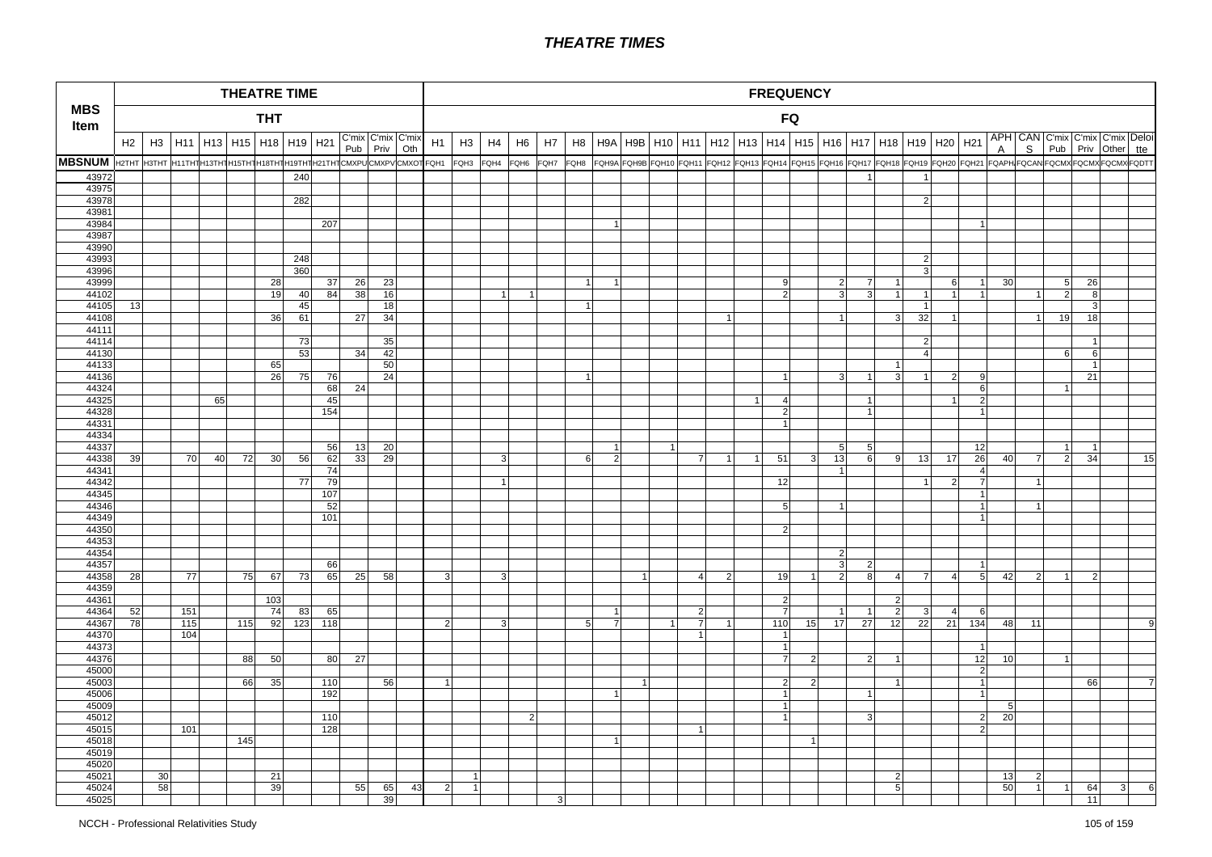# THEATRE TIMES

| MBS Item | THEATRE TIME (THT) | | | | | | | | | | | FREQUENCY (FQ) | | | | | | | | | | | | | | | | | | | | | | | | | |
|---|---|---|---|---|---|---|---|---|---|---|---|---|---|---|---|---|---|---|---|---|---|---|---|---|---|---|---|---|---|---|---|---|---|---|---|---|---|
| | H2 | H3 | H11 | H13 | H15 | H18 | H19 | H21 | C'mix Pub | C'mix Priv | C'mix Oth | H1 | H3 | H4 | H6 | H7 | H8 | H9A | H9B | H10 | H11 | H12 | H13 | H14 | H15 | H16 | H17 | H18 | H19 | H20 | H21 | APH A | CAN S | C'mix Pub | C'mix Priv | C'mix Other | Deloitte |
| MBSNUM | H2THT | H3THT | H11THT | H13THT | H15THT | H18THT | H19THT | H21THT | CMXPU | CMXPV | CMXOT | FQH1 | FQH3 | FQH4 | FQH6 | FQH7 | FQH8 | FQH9A | FQH9B | FQH10 | FQH11 | FQH12 | FQH13 | FQH14 | FQH15 | FQH16 | FQH17 | FQH18 | FQH19 | FQH20 | FQH21 | FQAPH | FQCAN | FQCMX | FQCMX | FQCMX | FQDTT |
| 43972 | | | | | | | 240 | | | | | | | | | | | | | | | | | | | | 1 | | 1 | | | | | | | | |
| 43975 | | | | | | | | | | | | | | | | | | | | | | | | | | | | | | | | | | | | | |
| 43978 | | | | | | | 282 | | | | | | | | | | | | | | | | | | | | | | 2 | | | | | | | | |
| 43981 | | | | | | | | | | | | | | | | | | | | | | | | | | | | | | | | | | | | | |
| 43984 | | | | | | | | 207 | | | | | | | | | | 1 | | | | | | | | | | | | | 1 | | | | | | |
| 43987 | | | | | | | | | | | | | | | | | | | | | | | | | | | | | | | | | | | | | |
| 43990 | | | | | | | | | | | | | | | | | | | | | | | | | | | | | | | | | | | | | |
| 43993 | | | | | | | 248 | | | | | | | | | | | | | | | | | | | | | | 2 | | | | | | | | |
| 43996 | | | | | | | 360 | | | | | | | | | | | | | | | | | | | | | | 3 | | | | | | | | |
| 43999 | | | | | | 28 | | 37 | 26 | 23 | | | | | | | 1 | 1 | | | | | | 9 | | 2 | 7 | 1 | | 6 | 1 | 30 | | 5 | 26 | | |
| 44102 | | | | | | 19 | 40 | 84 | 38 | 16 | | | | 1 | 1 | | | | | | | | | 2 | | 3 | 3 | 1 | 1 | 1 | 1 | | 1 | 2 | 8 | | |
| 44105 | 13 | | | | | | 45 | | | 18 | | | | | | | 1 | | | | | | | | | | | | 1 | | | | | | 3 | | |
| 44108 | | | | | | 36 | 61 | | 27 | 34 | | | | | | | | | | | | 1 | | | | 1 | | 3 | 32 | 1 | | | 1 | 19 | 18 | | |
| 44111 | | | | | | | | | | | | | | | | | | | | | | | | | | | | | | | | | | | | | |
| 44114 | | | | | | | 73 | | | 35 | | | | | | | | | | | | | | | | | | | 2 | | | | | | 1 | | |
| 44130 | | | | | | | 53 | | 34 | 42 | | | | | | | | | | | | | | | | | | | 4 | | | | | 6 | 6 | | |
| 44133 | | | | | | 65 | | | | 50 | | | | | | | | | | | | | | | | | | 1 | | | | | | | 1 | | |
| 44136 | | | | | | 26 | 75 | 76 | | 24 | | | | | | | 1 | | | | | | | 1 | | 3 | 1 | 3 | 1 | 2 | 9 | | | | 21 | | |
| 44324 | | | | | | | | 68 | 24 | | | | | | | | | | | | | | | | | | | | | | 6 | | | 1 | | | |
| 44325 | | | | 65 | | | | 45 | | | | | | | | | | | | | | | 1 | 4 | | | 1 | | | 1 | 2 | | | | | | |
| 44328 | | | | | | | | 154 | | | | | | | | | | | | | | | | 2 | | | 1 | | | | 1 | | | | | | |
| 44331 | | | | | | | | | | | | | | | | | | | | | | | | 1 | | | | | | | | | | | | | |
| 44334 | | | | | | | | | | | | | | | | | | | | | | | | | | | | | | | | | | | | | |
| 44337 | | | | | | | | 56 | 13 | 20 | | | | | | | | 1 | | 1 | | | | | | 5 | 5 | | | | 12 | | | 1 | 1 | | |
| 44338 | 39 | | 70 | 40 | 72 | 30 | 56 | 62 | 33 | 29 | | | | 3 | | | 6 | 2 | | | 7 | 1 | 1 | 51 | 3 | 13 | 6 | 9 | 13 | 17 | 26 | 40 | 7 | 2 | 34 | | 15 |
| 44341 | | | | | | | | 74 | | | | | | | | | | | | | | | | | | 1 | | | | | 4 | | | | | | |
| 44342 | | | | | | | 77 | 79 | | | | | | 1 | | | | | | | | | | 12 | | | | | 1 | 2 | 7 | | 1 | | | | |
| 44345 | | | | | | | | 107 | | | | | | | | | | | | | | | | | | | | | | | 1 | | | | | | |
| 44346 | | | | | | | | 52 | | | | | | | | | | | | | | | | 5 | | 1 | | | | | 1 | | 1 | | | | |
| 44349 | | | | | | | | 101 | | | | | | | | | | | | | | | | | | | | | | | 1 | | | | | | |
| 44350 | | | | | | | | | | | | | | | | | | | | | | | | 2 | | | | | | | | | | | | | |
| 44353 | | | | | | | | | | | | | | | | | | | | | | | | | | | | | | | | | | | | | |
| 44354 | | | | | | | | | | | | | | | | | | | | | | | | | | 2 | | | | | | | | | | | |
| 44357 | | | | | | | | 66 | | | | | | | | | | | | | | | | | | 3 | 2 | | | | 1 | | | | | | |
| 44358 | 28 | | 77 | | 75 | 67 | 73 | 65 | 25 | 58 | | 3 | | 3 | | | | | 1 | | 4 | 2 | | 19 | 1 | 2 | 8 | 4 | 7 | 4 | 5 | 42 | 2 | 1 | 2 | | |
| 44359 | | | | | | | | | | | | | | | | | | | | | | | | | | | | | | | | | | | | | |
| 44361 | | | | | | 103 | | | | | | | | | | | | | | | | | | 2 | | | | 2 | | | | | | | | | |
| 44364 | 52 | | 151 | | | 74 | 83 | 65 | | | | | | | | | | 1 | | | 2 | | | 7 | | 1 | 1 | 2 | 3 | 4 | 6 | | | | | | |
| 44367 | 78 | | 115 | | 115 | 92 | 123 | 118 | | | | 2 | | 3 | | | 5 | 7 | | 1 | 7 | 1 | | 110 | 15 | 17 | 27 | 12 | 22 | 21 | 134 | 48 | 11 | | | | 9 |
| 44370 | | | 104 | | | | | | | | | | | | | | | | | | 1 | | | 1 | | | | | | | | | | | | | |
| 44373 | | | | | | | | | | | | | | | | | | | | | | | | 1 | | | | | | | 1 | | | | | | |
| 44376 | | | | | 88 | 50 | | 80 | 27 | | | | | | | | | | | | | | | 7 | 2 | | 2 | 1 | | | 12 | 10 | | 1 | | | |
| 45000 | | | | | | | | | | | | | | | | | | | | | | | | | | | | | | | 2 | | | | | | |
| 45003 | | | | | 66 | 35 | | 110 | | 56 | | 1 | | | | | | | 1 | | | | | 2 | 2 | | | 1 | | | 1 | | | | 66 | | 7 |
| 45006 | | | | | | | | 192 | | | | | | | | | | 1 | | | | | | 1 | | | 1 | | | | 1 | | | | | | |
| 45009 | | | | | | | | | | | | | | | | | | | | | | | | 1 | | | | | | | | 5 | | | | | |
| 45012 | | | | | | | | 110 | | | | | | | 2 | | | | | | | | | 1 | | | 3 | | | | 2 | 20 | | | | | |
| 45015 | | | 101 | | | | | 128 | | | | | | | | | | | | | 1 | | | | | | | | | | 2 | | | | | | |
| 45018 | | | | | 145 | | | | | | | | | | | | | 1 | | | | | | | 1 | | | | | | | | | | | | |
| 45019 | | | | | | | | | | | | | | | | | | | | | | | | | | | | | | | | | | | | | |
| 45020 | | | | | | | | | | | | | | | | | | | | | | | | | | | | | | | | | | | | | |
| 45021 | | 30 | | | | 21 | | | | | | | 1 | | | | | | | | | | | | | | | 2 | | | | 13 | 2 | | | | |
| 45024 | | 58 | | | | 39 | | | 55 | 65 | 43 | 2 | 1 | | | | | | | | | | | | | | | 5 | | | | 50 | 1 | 1 | 64 | 3 | 6 |
| 45025 | | | | | | | | | | 39 | | | | | | 3 | | | | | | | | | | | | | | | | | | | 11 | | |

NCCH - Professional Relativities Study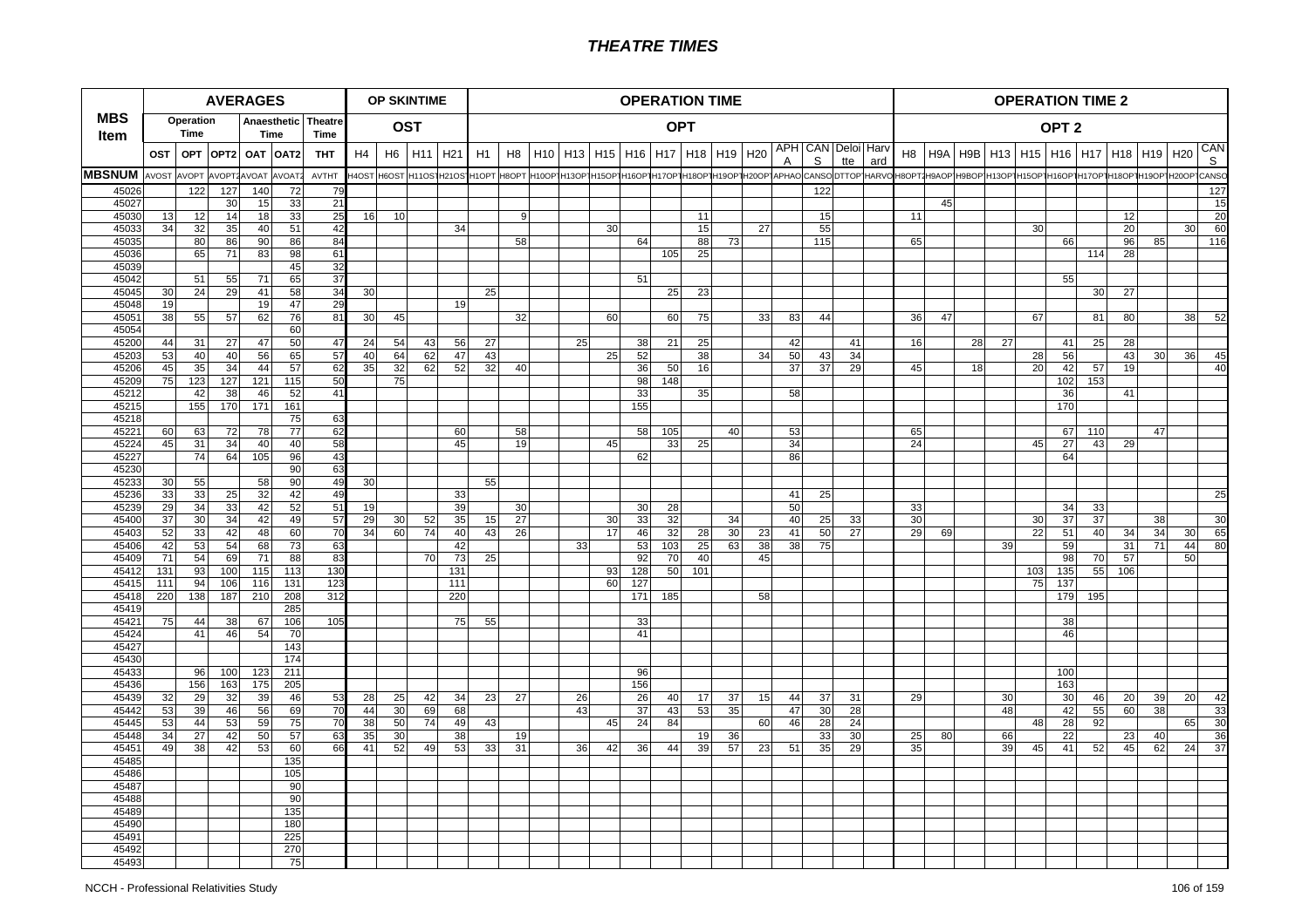# THEATRE TIMES

| MBS Item | AVERAGES | | | | | | OP SKINTIME | | | | OPERATION TIME | | | | | | | | | | | | | | OPERATION TIME 2 | | | | | | | | | | |
|---|---|---|---|---|---|---|---|---|---|---|---|---|---|---|---|---|---|---|---|---|---|---|---|---|---|---|---|---|---|---|---|---|---|---|---|
| | Operation Time | | | Anaesthetic Time | | Theatre Time | OST | | | | OPT | | | | | | | | | | | | | | OPT 2 | | | | | | | | | | |
| | OST | OPT | OPT2 | OAT | OAT2 | THT | H4 | H6 | H11 | H21 | H1 | H8 | H10 | H13 | H15 | H16 | H17 | H18 | H19 | H20 | APHA | CANS | Deloitte | Harvard | H8 | H9A | H9B | H13 | H15 | H16 | H17 | H18 | H19 | H20 | CANS |
| MBSNUM | AVOST | AVOPT | AVOPT2 | AVOAT | AVOAT2 | AVTHT | H4OST | H6OST | H11OST | H21OST | H1OPT | H8OPT | H10OPT | H13OPT | H15OPT | H16OPT | H17OPT | H18OPT | H19OPT | H20OPT | APHAO | CANSO | DTTOP | HARVO | H8OPT2 | H9AOP | H9BOP | H13OPT | H15OPT | H16OPT | H17OPT | H18OPT | H19OPT | H20OPT | CANSO |
| 45026 | | 122 | 127 | 140 | 72 | 79 | | | | | | | | | | | | | | | | 122 | | | | | | | | | | | | | 127 |
| 45027 | | | 30 | 15 | 33 | 21 | | | | | | | | | | | | | | | | | | | | 45 | | | | | | | | | 15 |
| 45030 | 13 | 12 | 14 | 18 | 33 | 25 | 16 | 10 | | | | 9 | | | | | | 11 | | | | 15 | | | 11 | | | | | | | 12 | | | 20 |
| 45033 | 34 | 32 | 35 | 40 | 51 | 42 | | | | 34 | | | | | 30 | | | 15 | | 27 | | 55 | | | | | | | 30 | | | 20 | | 30 | 60 |
| 45035 | | 80 | 86 | 90 | 86 | 84 | | | | | | 58 | | | | 64 | | 88 | 73 | | | 115 | | | 65 | | | | | 66 | | 96 | 85 | | 116 |
| 45036 | | 65 | 71 | 83 | 98 | 61 | | | | | | | | | | | 105 | 25 | | | | | | | | | | | | | 114 | 28 | | | |
| 45039 | | | | | 45 | 32 | | | | | | | | | | | | | | | | | | | | | | | | | | | | | |
| 45042 | | 51 | 55 | 71 | 65 | 37 | | | | | | | | | | 51 | | | | | | | | | | | | | | 55 | | | | | |
| 45045 | 30 | 24 | 29 | 41 | 58 | 34 | 30 | | | | 25 | | | | | | 25 | 23 | | | | | | | | | | | | | 30 | 27 | | | |
| 45048 | 19 | | | 19 | 47 | 29 | | | | 19 | | | | | | | | | | | | | | | | | | | | | | | | | |
| 45051 | 38 | 55 | 57 | 62 | 76 | 81 | 30 | 45 | | | | 32 | | | 60 | | 60 | 75 | | 33 | 83 | 44 | | | 36 | 47 | | | 67 | | 81 | 80 | | 38 | 52 |
| 45054 | | | | | 60 | | | | | | | | | | | | | | | | | | | | | | | | | | | | | | |
| 45200 | 44 | 31 | 27 | 47 | 50 | 47 | 24 | 54 | 43 | 56 | 27 | | | 25 | | 38 | 21 | 25 | | | 42 | | 41 | | 16 | | 28 | 27 | | 41 | 25 | 28 | | | |
| 45203 | 53 | 40 | 40 | 56 | 65 | 57 | 40 | 64 | 62 | 47 | 43 | | | | 25 | 52 | | 38 | | 34 | 50 | 43 | 34 | | | | | | 28 | 56 | | 43 | 30 | 36 | 45 |
| 45206 | 45 | 35 | 34 | 44 | 57 | 62 | 35 | 32 | 62 | 52 | 32 | 40 | | | | 36 | 50 | 16 | | | 37 | 37 | 29 | | 45 | | 18 | | 20 | 42 | 57 | 19 | | | 40 |
| 45209 | 75 | 123 | 127 | 121 | 115 | 50 | | 75 | | | | | | | | 98 | 148 | | | | | | | | | | | | | 102 | 153 | | | | |
| 45212 | | 42 | 38 | 46 | 52 | 41 | | | | | | | | | | 33 | | 35 | | | 58 | | | | | | | | | 36 | | 41 | | | |
| 45215 | | 155 | 170 | 171 | 161 | | | | | | | | | | | 155 | | | | | | | | | | | | | | 170 | | | | | |
| 45218 | | | | | 75 | 63 | | | | | | | | | | | | | | | | | | | | | | | | | | | | | |
| 45221 | 60 | 63 | 72 | 78 | 77 | 62 | | | | 60 | | 58 | | | | 58 | 105 | | 40 | | 53 | | | | 65 | | | | | 67 | 110 | | 47 | | |
| 45224 | 45 | 31 | 34 | 40 | 40 | 58 | | | | 45 | | 19 | | | 45 | | 33 | 25 | | | 34 | | | | 24 | | | | 45 | 27 | 43 | 29 | | | |
| 45227 | | 74 | 64 | 105 | 96 | 43 | | | | | | | | | | 62 | | | | | 86 | | | | | | | | | 64 | | | | | |
| 45230 | | | | | 90 | 63 | | | | | | | | | | | | | | | | | | | | | | | | | | | | | |
| 45233 | 30 | 55 | | 58 | 90 | 49 | 30 | | | | 55 | | | | | | | | | | | | | | | | | | | | | | | | |
| 45236 | 33 | 33 | 25 | 32 | 42 | 49 | | | | 33 | | | | | | | | | | | 41 | 25 | | | | | | | | | | | | | 25 |
| 45239 | 29 | 34 | 33 | 42 | 52 | 51 | 19 | | | 39 | | 30 | | | | 30 | 28 | | | | 50 | | | | 33 | | | | | 34 | 33 | | | | |
| 45400 | 37 | 30 | 34 | 42 | 49 | 57 | 29 | 30 | 52 | 35 | 15 | 27 | | | 30 | 33 | 32 | | 34 | | 40 | 25 | 33 | | 30 | | | | 30 | 37 | 37 | | 38 | | 30 |
| 45403 | 52 | 33 | 42 | 48 | 60 | 70 | 34 | 60 | 74 | 40 | 43 | 26 | | | 17 | 46 | 32 | 28 | 30 | 23 | 41 | 50 | 27 | | 29 | 69 | | | 22 | 51 | 40 | 34 | 34 | 30 | 65 |
| 45406 | 42 | 53 | 54 | 68 | 73 | 63 | | | | 42 | | | | 33 | | 53 | 103 | 25 | 63 | 38 | 38 | 75 | | | | | | 39 | | 59 | | 31 | 71 | 44 | 80 |
| 45409 | 71 | 54 | 69 | 71 | 88 | 83 | | | 70 | 73 | 25 | | | | | 92 | 70 | 40 | | 45 | | | | | | | | | | 98 | 70 | 57 | | 50 | |
| 45412 | 131 | 93 | 100 | 115 | 113 | 130 | | | | 131 | | | | | 93 | 128 | 50 | 101 | | | | | | | | | | | 103 | 135 | 55 | 106 | | | |
| 45415 | 111 | 94 | 106 | 116 | 131 | 123 | | | | 111 | | | | | 60 | 127 | | | | | | | | | | | | | 75 | 137 | | | | | |
| 45418 | 220 | 138 | 187 | 210 | 208 | 312 | | | | 220 | | | | | | 171 | 185 | | | 58 | | | | | | | | | | 179 | 195 | | | | |
| 45419 | | | | | 285 | | | | | | | | | | | | | | | | | | | | | | | | | | | | | | |
| 45421 | 75 | 44 | 38 | 67 | 106 | 105 | | | | 75 | 55 | | | | | 33 | | | | | | | | | | | | | | 38 | | | | | |
| 45424 | | 41 | 46 | 54 | 70 | | | | | | | | | | | 41 | | | | | | | | | | | | | | 46 | | | | | |
| 45427 | | | | | 143 | | | | | | | | | | | | | | | | | | | | | | | | | | | | | | |
| 45430 | | | | | 174 | | | | | | | | | | | | | | | | | | | | | | | | | | | | | | |
| 45433 | | 96 | 100 | 123 | 211 | | | | | | | | | | | 96 | | | | | | | | | | | | | | 100 | | | | | |
| 45436 | | 156 | 163 | 175 | 205 | | | | | | | | | | | 156 | | | | | | | | | | | | | | 163 | | | | | |
| 45439 | 32 | 29 | 32 | 39 | 46 | 53 | 28 | 25 | 42 | 34 | 23 | 27 | | 26 | | 26 | 40 | 17 | 37 | 15 | 44 | 37 | 31 | | 29 | | | 30 | | 30 | 46 | 20 | 39 | 20 | 42 |
| 45442 | 53 | 39 | 46 | 56 | 69 | 70 | 44 | 30 | 69 | 68 | | | | 43 | | 37 | 43 | 53 | 35 | | 47 | 30 | 28 | | | | | 48 | | 42 | 55 | 60 | 38 | | 33 |
| 45445 | 53 | 44 | 53 | 59 | 75 | 70 | 38 | 50 | 74 | 49 | 43 | | | | 45 | 24 | 84 | | | 60 | 46 | 28 | 24 | | | | | | 48 | 28 | 92 | | | 65 | 30 |
| 45448 | 34 | 27 | 42 | 50 | 57 | 63 | 35 | 30 | | 38 | | 19 | | | | | | 19 | 36 | | | 33 | 30 | | 25 | 80 | | 66 | | 22 | | 23 | 40 | | 36 |
| 45451 | 49 | 38 | 42 | 53 | 60 | 66 | 41 | 52 | 49 | 53 | 33 | 31 | | 36 | 42 | 36 | 44 | 39 | 57 | 23 | 51 | 35 | 29 | | 35 | | | 39 | 45 | 41 | 52 | 45 | 62 | 24 | 37 |
| 45485 | | | | | 135 | | | | | | | | | | | | | | | | | | | | | | | | | | | | | | |
| 45486 | | | | | 105 | | | | | | | | | | | | | | | | | | | | | | | | | | | | | | |
| 45487 | | | | | 90 | | | | | | | | | | | | | | | | | | | | | | | | | | | | | | |
| 45488 | | | | | 90 | | | | | | | | | | | | | | | | | | | | | | | | | | | | | | |
| 45489 | | | | | 135 | | | | | | | | | | | | | | | | | | | | | | | | | | | | | | |
| 45490 | | | | | 180 | | | | | | | | | | | | | | | | | | | | | | | | | | | | | | |
| 45491 | | | | | 225 | | | | | | | | | | | | | | | | | | | | | | | | | | | | | | |
| 45492 | | | | | 270 | | | | | | | | | | | | | | | | | | | | | | | | | | | | | | |
| 45493 | | | | | 75 | | | | | | | | | | | | | | | | | | | | | | | | | | | | | | |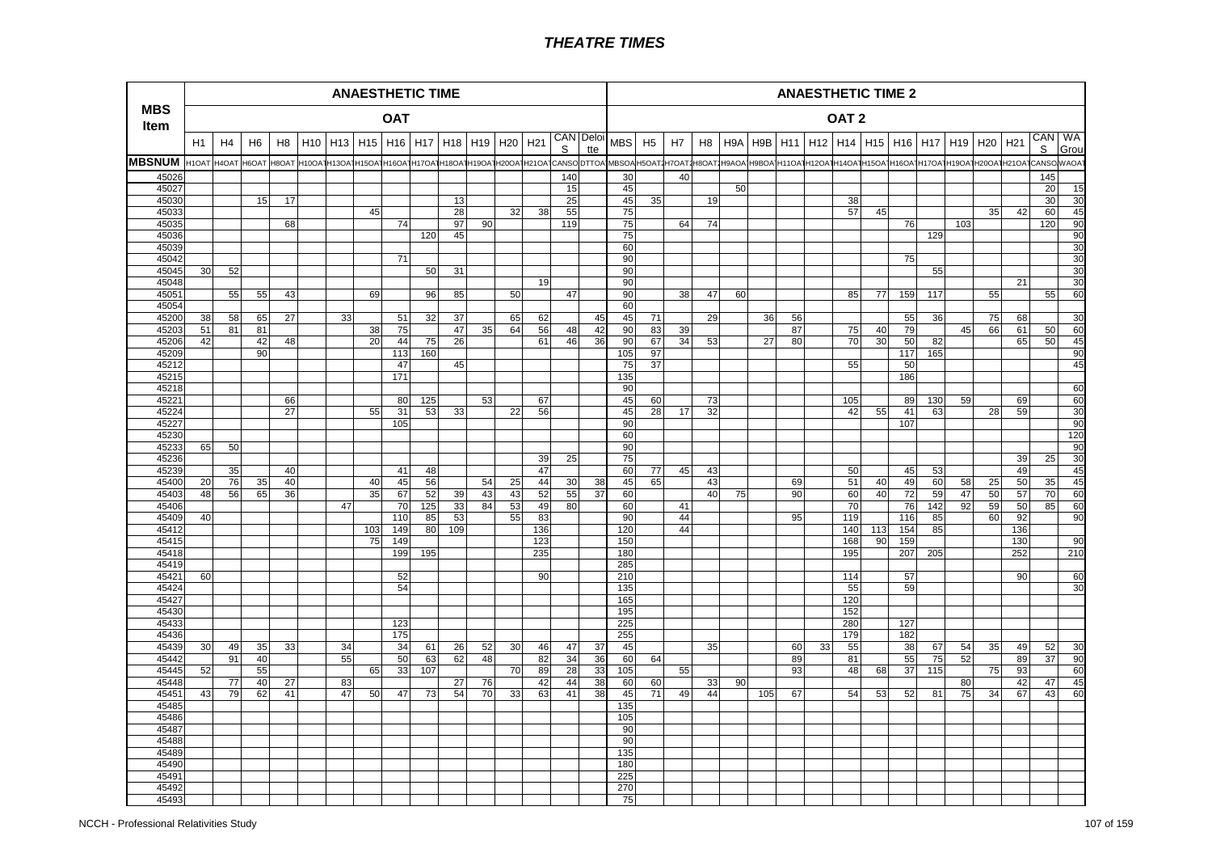# THEATRE TIMES

| MBS Item | ANAESTHETIC TIME | | | | | | | | | | | | | | | ANAESTHETIC TIME 2 | | | | | | | | | | | | | | | | |
|---|---|---|---|---|---|---|---|---|---|---|---|---|---|---|---|---|---|---|---|---|---|---|---|---|---|---|---|---|---|---|---|---|
| | OAT | | | | | | | | | | | | | | | OAT 2 | | | | | | | | | | | | | | | | |
| | H1 | H4 | H6 | H8 | H10 | H13 | H15 | H16 | H17 | H18 | H19 | H20 | H21 | CANS | Deloitte | MBS | H5 | H7 | H8 | H9A | H9B | H11 | H12 | H14 | H15 | H16 | H17 | H19 | H20 | H21 | CANS | WA Group |
| MBSNUM | H1OAT | H4OAT | H6OAT | H8OAT | H10OAT | H13OAT | H15OAT | H16OAT | H17OAT | H18OAT | H19OAT | H20OAT | H21OAT | CANSO | DTTOA | MBSOA | H5OAT | H7OAT | H8OAT | H9AOA | H9BOA | H11OAT | H12OAT | H14OAT | H15OAT | H16OAT | H17OAT | H19OAT | H20OAT | H21OAT | CANSO | WAOAT |
| 45026 | | | | | | | | | | | | | | 140 | | 30 | | 40 | | | | | | | | | | | | | 145 | |
| 45027 | | | | | | | | | | | | | | 15 | | 45 | | | | 50 | | | | | | | | | | | 20 | 15 |
| 45030 | | | 15 | 17 | | | | | | 13 | | | | 25 | | 45 | 35 | | 19 | | | | | 38 | | | | | | | 30 | 30 |
| 45033 | | | | | | | 45 | | | 28 | | 32 | 38 | 55 | | 75 | | | | | | | | 57 | 45 | | | | 35 | 42 | 60 | 45 |
| 45035 | | | | 68 | | | | 74 | | 97 | 90 | | | 119 | | 75 | | 64 | 74 | | | | | | | 76 | | 103 | | | 120 | 90 |
| 45036 | | | | | | | | | 120 | 45 | | | | | | 75 | | | | | | | | | | | 129 | | | | | 90 |
| 45039 | | | | | | | | | | | | | | | | 60 | | | | | | | | | | | | | | | | 30 |
| 45042 | | | | | | | | 71 | | | | | | | | 90 | | | | | | | | | | 75 | | | | | | 30 |
| 45045 | 30 | 52 | | | | | | | 50 | 31 | | | | | | 90 | | | | | | | | | | | 55 | | | | | 30 |
| 45048 | | | | | | | | | | | | | 19 | | | 90 | | | | | | | | | | | | | | 21 | | 30 |
| 45051 | | 55 | 55 | 43 | | | 69 | | 96 | 85 | | 50 | | 47 | | 90 | | 38 | 47 | 60 | | | | 85 | 77 | 159 | 117 | | 55 | | 55 | 60 |
| 45054 | | | | | | | | | | | | | | | | 60 | | | | | | | | | | | | | | | | |
| 45200 | 38 | 58 | 65 | 27 | | 33 | | 51 | 32 | 37 | | 65 | 62 | | 45 | 45 | 71 | | 29 | | 36 | 56 | | | | 55 | 36 | | 75 | 68 | | 30 |
| 45203 | 51 | 81 | 81 | | | | 38 | 75 | | 47 | 35 | 64 | 56 | 48 | 42 | 90 | 83 | 39 | | | | 87 | | 75 | 40 | 79 | | 45 | 66 | 61 | 50 | 60 |
| 45206 | 42 | | 42 | 48 | | | 20 | 44 | 75 | 26 | | | 61 | 46 | 36 | 90 | 67 | 34 | 53 | | 27 | 80 | | 70 | 30 | 50 | 82 | | | 65 | 50 | 45 |
| 45209 | | | 90 | | | | | 113 | 160 | | | | | | | 105 | 97 | | | | | | | | | 117 | 165 | | | | | 90 |
| 45212 | | | | | | | | 47 | | 45 | | | | | | 75 | 37 | | | | | | | 55 | | 50 | | | | | | 45 |
| 45215 | | | | | | | | 171 | | | | | | | | 135 | | | | | | | | | | 186 | | | | | | |
| 45218 | | | | | | | | | | | | | | | | 90 | | | | | | | | | | | | | | | | 60 |
| 45221 | | | | 66 | | | | 80 | 125 | | 53 | | 67 | | | 45 | 60 | | 73 | | | | | 105 | | 89 | 130 | 59 | | 69 | | 60 |
| 45224 | | | | 27 | | | 55 | 31 | 53 | 33 | | 22 | 56 | | | 45 | 28 | 17 | 32 | | | | | 42 | 55 | 41 | 63 | | 28 | 59 | | 30 |
| 45227 | | | | | | | | 105 | | | | | | | | 90 | | | | | | | | | | 107 | | | | | | 90 |
| 45230 | | | | | | | | | | | | | | | | 60 | | | | | | | | | | | | | | | | 120 |
| 45233 | 65 | 50 | | | | | | | | | | | | | | 90 | | | | | | | | | | | | | | | | 90 |
| 45236 | | | | | | | | | | | | | 39 | 25 | | 75 | | | | | | | | | | | | | | 39 | 25 | 30 |
| 45239 | | 35 | | 40 | | | | 41 | 48 | | | | 47 | | | 60 | 77 | 45 | 43 | | | | | 50 | | 45 | 53 | | | 49 | | 45 |
| 45400 | 20 | 76 | 35 | 40 | | | 40 | 45 | 56 | | 54 | 25 | 44 | 30 | 38 | 45 | 65 | | 43 | | | 69 | | 51 | 40 | 49 | 60 | 58 | 25 | 50 | 35 | 45 |
| 45403 | 48 | 56 | 65 | 36 | | | 35 | 67 | 52 | 39 | 43 | 43 | 52 | 55 | 37 | 60 | | | 40 | 75 | | 90 | | 60 | 40 | 72 | 59 | 47 | 50 | 57 | 70 | 60 |
| 45406 | | | | | | 47 | | 70 | 125 | 33 | 84 | 53 | 49 | 80 | | 60 | | 41 | | | | | | 70 | | 76 | 142 | 92 | 59 | 50 | 85 | 60 |
| 45409 | 40 | | | | | | | 110 | 85 | 53 | | 55 | 83 | | | 90 | | 44 | | | | 95 | | 119 | | 116 | 85 | | 60 | 92 | | 90 |
| 45412 | | | | | | | 103 | 149 | 80 | 109 | | | 136 | | | 120 | | 44 | | | | | | 140 | 113 | 154 | 85 | | | 136 | | |
| 45415 | | | | | | | 75 | 149 | | | | | 123 | | | 150 | | | | | | | | 168 | 90 | 159 | | | | 130 | | 90 |
| 45418 | | | | | | | | 199 | 195 | | | | 235 | | | 180 | | | | | | | | 195 | | 207 | 205 | | | 252 | | 210 |
| 45419 | | | | | | | | | | | | | | | | 285 | | | | | | | | | | | | | | | | |
| 45421 | 60 | | | | | | | 52 | | | | | 90 | | | 210 | | | | | | | | 114 | | 57 | | | | 90 | | 60 |
| 45424 | | | | | | | | 54 | | | | | | | | 135 | | | | | | | | 55 | | 59 | | | | | | 30 |
| 45427 | | | | | | | | | | | | | | | | 165 | | | | | | | | 120 | | | | | | | | |
| 45430 | | | | | | | | | | | | | | | | 195 | | | | | | | | 152 | | | | | | | | |
| 45433 | | | | | | | | 123 | | | | | | | | 225 | | | | | | | | 280 | | 127 | | | | | | |
| 45436 | | | | | | | | 175 | | | | | | | | 255 | | | | | | | | 179 | | 182 | | | | | | |
| 45439 | 30 | 49 | 35 | 33 | | 34 | | 34 | 61 | 26 | 52 | 30 | 46 | 47 | 37 | 45 | | | 35 | | | 60 | 33 | 55 | | 38 | 67 | 54 | 35 | 49 | 52 | 30 |
| 45442 | | 91 | 40 | | | 55 | | 50 | 63 | 62 | 48 | | 82 | 34 | 36 | 60 | 64 | | | | | 89 | | 81 | | 55 | 75 | 52 | | 89 | 37 | 90 |
| 45445 | 52 | | 55 | | | | 65 | 33 | 107 | | | 70 | 89 | 28 | 33 | 105 | | 55 | | | | 93 | | 48 | 68 | 37 | 115 | | 75 | 93 | | 60 |
| 45448 | | 77 | 40 | 27 | | 83 | | | | 27 | 76 | | 42 | 44 | 38 | 60 | 60 | | 33 | 90 | | | | | | | | 80 | | 42 | 47 | 45 |
| 45451 | 43 | 79 | 62 | 41 | | 47 | 50 | 47 | 73 | 54 | 70 | 33 | 63 | 41 | 38 | 45 | 71 | 49 | 44 | | 105 | 67 | | 54 | 53 | 52 | 81 | 75 | 34 | 67 | 43 | 60 |
| 45485 | | | | | | | | | | | | | | | | 135 | | | | | | | | | | | | | | | | |
| 45486 | | | | | | | | | | | | | | | | 105 | | | | | | | | | | | | | | | | |
| 45487 | | | | | | | | | | | | | | | | 90 | | | | | | | | | | | | | | | | |
| 45488 | | | | | | | | | | | | | | | | 90 | | | | | | | | | | | | | | | | |
| 45489 | | | | | | | | | | | | | | | | 135 | | | | | | | | | | | | | | | | |
| 45490 | | | | | | | | | | | | | | | | 180 | | | | | | | | | | | | | | | | |
| 45491 | | | | | | | | | | | | | | | | 225 | | | | | | | | | | | | | | | | |
| 45492 | | | | | | | | | | | | | | | | 270 | | | | | | | | | | | | | | | | |
| 45493 | | | | | | | | | | | | | | | | 75 | | | | | | | | | | | | | | | | |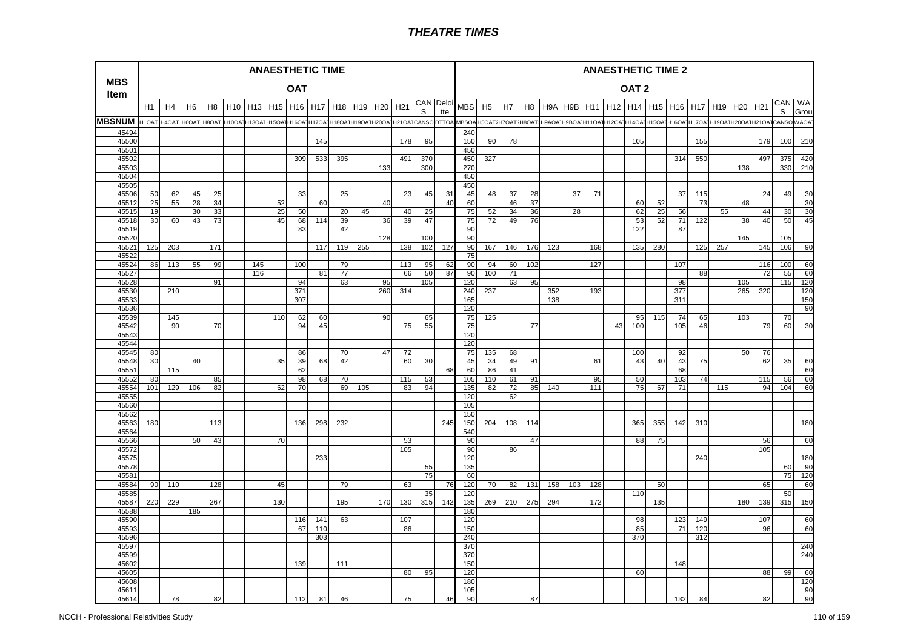# THEATRE TIMES

| MBS Item | ANAESTHETIC TIME | | | | | | | | | | | | | | | ANAESTHETIC TIME 2 | | | | | | | | | | | | | | | | | | |
|---|---|---|---|---|---|---|---|---|---|---|---|---|---|---|---|---|---|---|---|---|---|---|---|---|---|---|---|---|---|---|---|---|---|---|
| | OAT | | | | | | | | | | | | | | | OAT 2 | | | | | | | | | | | | | | | | | | |
| | H1 | H4 | H6 | H8 | H10 | H13 | H15 | H16 | H17 | H18 | H19 | H20 | H21 | CANS | Deloitte | MBS | H5 | H7 | H8 | H9A | H9B | H11 | H12 | H14 | H15 | H16 | H17 | H19 | H20 | H21 | CANS | WA Grou |
| MBSNUM | H1OAT | H4OAT | H6OAT | H8OAT | H10OAT | H13OAT | H15OAT | H16OAT | H17OAT | H18OAT | H19OAT | H20OAT | H21OAT | CANSO | DTTOA | MBSOA | H5OAT2 | H7OAT2 | H8OAT2 | H9AOA | H9BOA | H11OAT | H12OAT | H14OAT | H15OAT | H16OAT | H17OAT | H19OAT | H20OAT | H21OAT | CANSO | WAOAT |
| 45494 | | | | | | | | | | | | | | | | 240 | | | | | | | | | | | | | | | | |
| 45500 | | | | | | | | | 145 | | | | 178 | 95 | | 150 | 90 | 78 | | | | | | 105 | | | 155 | | | 179 | 100 | 210 |
| 45501 | | | | | | | | | | | | | | | | 450 | | | | | | | | | | | | | | | | |
| 45502 | | | | | | | | 309 | 533 | 395 | | | 491 | 370 | | 450 | 327 | | | | | | | | | 314 | 550 | | | 497 | 375 | 420 |
| 45503 | | | | | | | | | | | | 133 | | 300 | | 270 | | | | | | | | | | | | | 138 | | 330 | 210 |
| 45504 | | | | | | | | | | | | | | | | 450 | | | | | | | | | | | | | | | | |
| 45505 | | | | | | | | | | | | | | | | 450 | | | | | | | | | | | | | | | | |
| 45506 | 50 | 62 | 45 | 25 | | | | 33 | | 25 | | | 23 | 45 | 31 | 45 | 48 | 37 | 28 | | 37 | 71 | | | | 37 | 115 | | | 24 | 49 | 30 |
| 45512 | 25 | 55 | 28 | 34 | | | 52 | | 60 | | | 40 | | | 40 | 60 | | 46 | 37 | | | | | 60 | 52 | | 73 | | 48 | | | 30 |
| 45515 | 19 | | 30 | 33 | | | 25 | 50 | | 20 | 45 | | 40 | 25 | | 75 | 52 | 34 | 36 | | 28 | | | 62 | 25 | 56 | | 55 | | 44 | 30 | 30 |
| 45518 | 30 | 60 | 43 | 73 | | | 45 | 68 | 114 | 39 | | 36 | 39 | 47 | | 75 | 72 | 49 | 76 | | | | | 53 | 52 | 71 | 122 | | 38 | 40 | 50 | 45 |
| 45519 | | | | | | | | 83 | | 42 | | | | | | 90 | | | | | | | | 122 | | 87 | | | | | | |
| 45520 | | | | | | | | | | | | 128 | | 100 | | 90 | | | | | | | | | | | | | 145 | | 105 | |
| 45521 | 125 | 203 | | 171 | | | | | 117 | 119 | 255 | | 138 | 102 | 127 | 90 | 167 | 146 | 176 | 123 | | 168 | | 135 | 280 | | 125 | 257 | | 145 | 106 | 90 |
| 45522 | | | | | | | | | | | | | | | | 75 | | | | | | | | | | | | | | | | |
| 45524 | 86 | 113 | 55 | 99 | | 145 | | 100 | | 79 | | | 113 | 95 | 62 | 90 | 94 | 60 | 102 | | | 127 | | | | 107 | | | | 116 | 100 | 60 |
| 45527 | | | | | | 116 | | | 81 | 77 | | | 66 | 50 | 87 | 90 | 100 | 71 | | | | | | | | | 88 | | | 72 | 55 | 60 |
| 45528 | | | | 91 | | | | 94 | | 63 | | 95 | | 105 | | 120 | | 63 | 95 | | | | | | | 98 | | | 105 | | 115 | 120 |
| 45530 | | 210 | | | | | | 371 | | | | 260 | 314 | | | 240 | 237 | | | 352 | | 193 | | | | 377 | | | 265 | 320 | | 120 |
| 45533 | | | | | | | | 307 | | | | | | | | 165 | | | | 138 | | | | | | 311 | | | | | | 150 |
| 45536 | | | | | | | | | | | | | | | | 120 | | | | | | | | | | | | | | | | 90 |
| 45539 | | 145 | | | | | 110 | 62 | 60 | | | 90 | | 65 | | 75 | 125 | | | | | | | 95 | 115 | 74 | 65 | | 103 | | 70 | |
| 45542 | | 90 | | 70 | | | | 94 | 45 | | | | 75 | 55 | | 75 | | | 77 | | | | 43 | 100 | | 105 | 46 | | | 79 | 60 | 30 |
| 45543 | | | | | | | | | | | | | | | | 120 | | | | | | | | | | | | | | | | |
| 45544 | | | | | | | | | | | | | | | | 120 | | | | | | | | | | | | | | | | |
| 45545 | 80 | | | | | | | 86 | | 70 | | 47 | 72 | | | 75 | 135 | 68 | | | | | | 100 | | 92 | | | 50 | 76 | | |
| 45548 | 30 | | 40 | | | | 35 | 39 | 68 | 42 | | | 60 | 30 | | 45 | 34 | 49 | 91 | | | 61 | | 43 | 40 | 43 | 75 | | | 62 | 35 | 60 |
| 45551 | | 115 | | | | | | 62 | | | | | | | 68 | 60 | 86 | 41 | | | | | | | | 68 | | | | | | 60 |
| 45552 | 80 | | | 85 | | | | 98 | 68 | 70 | | | 115 | 53 | | 105 | 110 | 61 | 91 | | | 95 | | 50 | | 103 | 74 | | | 115 | 56 | 60 |
| 45554 | 101 | 129 | 106 | 82 | | | 62 | 70 | | 69 | 105 | | 83 | 94 | | 135 | 82 | 72 | 85 | 140 | | 111 | | 75 | 67 | 71 | | 115 | | 94 | 104 | 60 |
| 45555 | | | | | | | | | | | | | | | | 120 | | 62 | | | | | | | | | | | | | | |
| 45560 | | | | | | | | | | | | | | | | 105 | | | | | | | | | | | | | | | | |
| 45562 | | | | | | | | | | | | | | | | 150 | | | | | | | | | | | | | | | | |
| 45563 | 180 | | | 113 | | | | 136 | 298 | 232 | | | | | 245 | 150 | 204 | 108 | 114 | | | | | 365 | 355 | 142 | 310 | | | | | 180 |
| 45564 | | | | | | | | | | | | | | | | 540 | | | | | | | | | | | | | | | | |
| 45566 | | | 50 | 43 | | | 70 | | | | | | 53 | | | 90 | | | 47 | | | | | 88 | 75 | | | | | 56 | | 60 |
| 45572 | | | | | | | | | | | | | 105 | | | 90 | | 86 | | | | | | | | | | | | 105 | | |
| 45575 | | | | | | | | | 233 | | | | | | | 120 | | | | | | | | | | | 240 | | | | | 180 |
| 45578 | | | | | | | | | | | | | | 55 | | 135 | | | | | | | | | | | | | | | 60 | 90 |
| 45581 | | | | | | | | | | | | | | 75 | | 60 | | | | | | | | | | | | | | | 75 | 120 |
| 45584 | 90 | 110 | | 128 | | | 45 | | | 79 | | | 63 | | 76 | 120 | 70 | 82 | 131 | 158 | 103 | 128 | | | 50 | | | | | 65 | | 60 |
| 45585 | | | | | | | | | | | | | | 35 | | 120 | | | | | | | | 110 | | | | | | | 50 | |
| 45587 | 220 | 229 | | 267 | | | 130 | | | 195 | | 170 | 130 | 315 | 142 | 135 | 269 | 210 | 275 | 294 | | 172 | | | 135 | | | | 180 | 139 | 315 | 150 |
| 45588 | | | 185 | | | | | | | | | | | | | 180 | | | | | | | | | | | | | | | | |
| 45590 | | | | | | | | 116 | 141 | 63 | | | 107 | | | 120 | | | | | | | | 98 | | 123 | 149 | | | 107 | | 60 |
| 45593 | | | | | | | | 67 | 110 | | | | 86 | | | 150 | | | | | | | | 85 | | 71 | 120 | | | 96 | | 60 |
| 45596 | | | | | | | | | 303 | | | | | | | 240 | | | | | | | | 370 | | | 312 | | | | | |
| 45597 | | | | | | | | | | | | | | | | 370 | | | | | | | | | | | | | | | | 240 |
| 45599 | | | | | | | | | | | | | | | | 370 | | | | | | | | | | | | | | | | 240 |
| 45602 | | | | | | | | 139 | | 111 | | | | | | 150 | | | | | | | | | | 148 | | | | | | |
| 45605 | | | | | | | | | | | | | 80 | 95 | | 120 | | | | | | | | 60 | | | | | | 88 | 99 | 60 |
| 45608 | | | | | | | | | | | | | | | | 180 | | | | | | | | | | | | | | | | 120 |
| 45611 | | | | | | | | | | | | | | | | 105 | | | | | | | | | | | | | | | | 90 |
| 45614 | | 78 | | 82 | | | | 112 | 81 | 46 | | | 75 | | 46 | 90 | | | 87 | | | | | | | 132 | 84 | | | 82 | | 90 |

NCCH - Professional Relativities Study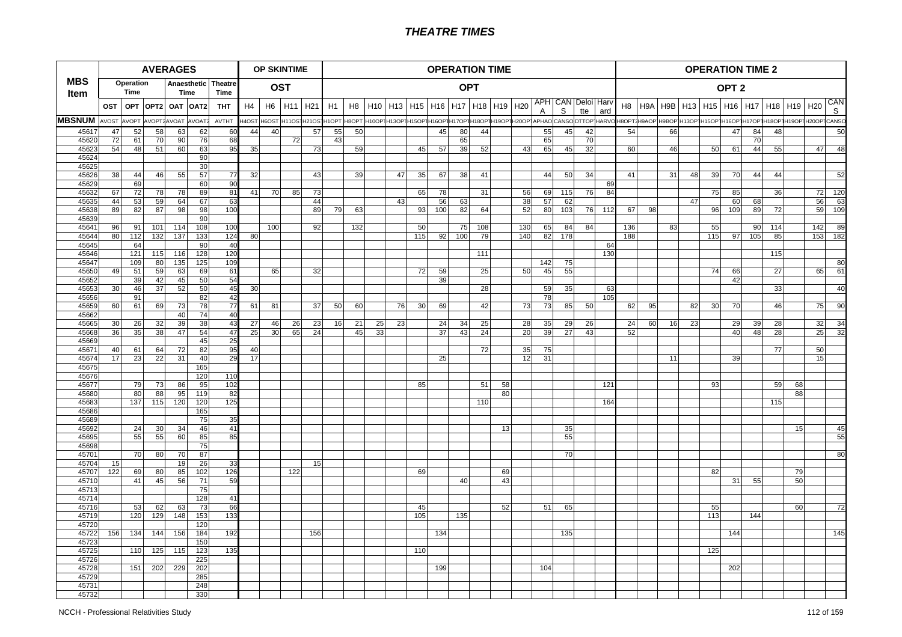# THEATRE TIMES

| MBS Item | AVERAGES | | | | | | OP SKINTIME | | | | OPERATION TIME | | | | | | | | | | | | | | OPERATION TIME 2 | | | | | | | | | | |
|---|---|---|---|---|---|---|---|---|---|---|---|---|---|---|---|---|---|---|---|---|---|---|---|---|---|---|---|---|---|---|---|---|---|---|---|
| | Operation Time | | Anaesthetic Time | | | Theatre Time | OST | | | | OPT | | | | | | | | | | | | | | OPT 2 | | | | | | | | | | |
| | OST | OPT | OPT2 | OAT | OAT2 | THT | H4 | H6 | H11 | H21 | H1 | H8 | H10 | H13 | H15 | H16 | H17 | H18 | H19 | H20 | APHA | CANS | Deloitte | Harvard | H8 | H9A | H9B | H13 | H15 | H16 | H17 | H18 | H19 | H20 | CANS |
| MBSNUM | AVOST | AVOPT | AVOPT2 | AVOAT | AVOAT2 | AVTHT | H4OST | H6OST | H11OST | H21OST | H1OPT | H8OPT | H10OPT | H13OPT | H15OPT | H16OPT | H17OPT | H18OPT | H19OPT | H20OPT | APHAO | CANSO | DTTOP | HARVO | H8OPT2 | H9AOP | H9BOP | H13OPT | H15OPT | H16OPT | H17OPT | H18OPT | H19OPT | H20OPT | CANSO |
| 45617 | 47 | 52 | 58 | 63 | 62 | 60 | 44 | 40 | | 57 | 55 | 50 | | | | 45 | 80 | 44 | | | 55 | 45 | 42 | | 54 | | 66 | | | 47 | 84 | 48 | | | 50 |
| 45620 | 72 | 61 | 70 | 90 | 76 | 68 | | | 72 | | 43 | | | | | | 65 | | | | 65 | | 70 | | | | | | | | 70 | | | | |
| 45623 | 54 | 48 | 51 | 60 | 63 | 95 | 35 | | | 73 | | 59 | | | 45 | 57 | 39 | 52 | | 43 | 65 | 45 | 32 | | 60 | | 46 | | 50 | 61 | 44 | 55 | | 47 | 48 |
| 45624 | | | | | 90 | | | | | | | | | | | | | | | | | | | | | | | | | | | | | | |
| 45625 | | | | | 30 | | | | | | | | | | | | | | | | | | | | | | | | | | | | | | |
| 45626 | 38 | 44 | 46 | 55 | 57 | 77 | 32 | | | 43 | | 39 | | 47 | 35 | 67 | 38 | 41 | | | 44 | 50 | 34 | | 41 | | 31 | 48 | 39 | 70 | 44 | 44 | | | 52 |
| 45629 | | 69 | | | 60 | 90 | | | | | | | | | | | | | | | | | | 69 | | | | | | | | | | | |
| 45632 | 67 | 72 | 78 | 78 | 89 | 81 | 41 | 70 | 85 | 73 | | | | | 65 | 78 | | 31 | | 56 | 69 | 115 | 76 | 84 | | | | | 75 | 85 | | 36 | | 72 | 120 |
| 45635 | 44 | 53 | 59 | 64 | 67 | 63 | | | | 44 | | | | 43 | | 56 | 63 | | | 38 | 57 | 62 | | | | | | 47 | | 60 | 68 | | | 56 | 63 |
| 45638 | 89 | 82 | 87 | 98 | 98 | 100 | | | | 89 | 79 | 63 | | | 93 | 100 | 82 | 64 | | 52 | 80 | 103 | 76 | 112 | 67 | 98 | | | 96 | 109 | 89 | 72 | | 59 | 109 |
| 45639 | | | | | 90 | | | | | | | | | | | | | | | | | | | | | | | | | | | | | | |
| 45641 | 96 | 91 | 101 | 114 | 108 | 100 | | 100 | | 92 | | 132 | | | 50 | | 75 | 108 | | 130 | 65 | 84 | 84 | | 136 | | 83 | | 55 | | 90 | 114 | | 142 | 89 |
| 45644 | 80 | 112 | 132 | 137 | 133 | 124 | 80 | | | | | | | | 115 | 92 | 100 | 79 | | 140 | 82 | 178 | | | 188 | | | | 115 | 97 | 105 | 85 | | 153 | 182 |
| 45645 | | 64 | | | 90 | 40 | | | | | | | | | | | | | | | | | | 64 | | | | | | | | | | | |
| 45646 | | 121 | 115 | 116 | 128 | 120 | | | | | | | | | | | | 111 | | | | | | 130 | | | | | | | | 115 | | | |
| 45647 | | 109 | 80 | 135 | 125 | 109 | | | | | | | | | | | | | | | 142 | 75 | | | | | | | | | | | | | 80 |
| 45650 | 49 | 51 | 59 | 63 | 69 | 61 | | 65 | | 32 | | | | | 72 | 59 | | 25 | | 50 | 45 | 55 | | | | | | | 74 | 66 | | 27 | | 65 | 61 |
| 45652 | | 39 | 42 | 45 | 50 | 54 | | | | | | | | | | 39 | | | | | | | | | | | | | | 42 | | | | | |
| 45653 | 30 | 46 | 37 | 52 | 50 | 45 | 30 | | | | | | | | | | | 28 | | | 59 | 35 | | 63 | | | | | | | | 33 | | | 40 |
| 45656 | | 91 | | | 82 | 42 | | | | | | | | | | | | | | | 78 | | | 105 | | | | | | | | | | | |
| 45659 | 60 | 61 | 69 | 73 | 78 | 77 | 61 | 81 | | 37 | 50 | 60 | | 76 | 30 | 69 | | 42 | | 73 | 73 | 85 | 50 | | 62 | 95 | | 82 | 30 | 70 | | 46 | | 75 | 90 |
| 45662 | | | | 40 | 74 | 40 | | | | | | | | | | | | | | | | | | | | | | | | | | | | | |
| 45665 | 30 | 26 | 32 | 39 | 38 | 43 | 27 | 46 | 26 | 23 | 16 | 21 | 25 | 23 | | 24 | 34 | 25 | | 28 | 35 | 29 | 26 | | 24 | 60 | 16 | 23 | | 29 | 39 | 28 | | 32 | 34 |
| 45668 | 36 | 35 | 38 | 47 | 54 | 47 | 25 | 30 | 65 | 24 | | 45 | 33 | | | 37 | 43 | 24 | | 20 | 39 | 27 | 43 | | 52 | | | | | 40 | 48 | 28 | | 25 | 32 |
| 45669 | | | | | 45 | 25 | | | | | | | | | | | | | | | | | | | | | | | | | | | | | |
| 45671 | 40 | 61 | 64 | 72 | 82 | 95 | 40 | | | | | | | | | | | 72 | | 35 | 75 | | | | | | | | | | | 77 | | 50 | |
| 45674 | 17 | 23 | 22 | 31 | 40 | 29 | 17 | | | | | | | | | 25 | | | | 12 | 31 | | | | | | 11 | | | 39 | | | | 15 | |
| 45675 | | | | | 165 | | | | | | | | | | | | | | | | | | | | | | | | | | | | | | |
| 45676 | | | | | 120 | 110 | | | | | | | | | | | | | | | | | | | | | | | | | | | | | |
| 45677 | | 79 | 73 | 86 | 95 | 102 | | | | | | | | | 85 | | | 51 | 58 | | | | | 121 | | | | | 93 | | | 59 | 68 | | |
| 45680 | | 80 | 88 | 95 | 119 | 82 | | | | | | | | | | | | | 80 | | | | | | | | | | | | | | 88 | | |
| 45683 | | 137 | 115 | 120 | 120 | 125 | | | | | | | | | | | | 110 | | | | | | 164 | | | | | | | | 115 | | | |
| 45686 | | | | | 165 | | | | | | | | | | | | | | | | | | | | | | | | | | | | | | |
| 45689 | | | | | 75 | 35 | | | | | | | | | | | | | | | | | | | | | | | | | | | | | |
| 45692 | | 24 | 30 | 34 | 46 | 41 | | | | | | | | | | | | | 13 | | | 35 | | | | | | | | | | | 15 | | 45 |
| 45695 | | 55 | 55 | 60 | 85 | 85 | | | | | | | | | | | | | | | | 55 | | | | | | | | | | | | | 55 |
| 45698 | | | | | 75 | | | | | | | | | | | | | | | | | | | | | | | | | | | | | | |
| 45701 | | 70 | 80 | 70 | 87 | | | | | | | | | | | | | | | | | 70 | | | | | | | | | | | | | 80 |
| 45704 | 15 | | | 19 | 26 | 33 | | | | 15 | | | | | | | | | | | | | | | | | | | | | | | | | |
| 45707 | 122 | 69 | 80 | 85 | 102 | 126 | | | 122 | | | | | | 69 | | | | 69 | | | | | | | | | | 82 | | | | 79 | | |
| 45710 | | 41 | 45 | 56 | 71 | 59 | | | | | | | | | | | 40 | | 43 | | | | | | | | | | | 31 | 55 | | 50 | | |
| 45713 | | | | | 75 | | | | | | | | | | | | | | | | | | | | | | | | | | | | | | |
| 45714 | | | | | 128 | 41 | | | | | | | | | | | | | | | | | | | | | | | | | | | | | |
| 45716 | | 53 | 62 | 63 | 73 | 66 | | | | | | | | | 45 | | | | 52 | | 51 | 65 | | | | | | | 55 | | | | 60 | | 72 |
| 45719 | | 120 | 129 | 148 | 153 | 133 | | | | | | | | | 105 | | 135 | | | | | | | | | | | | 113 | | 144 | | | | |
| 45720 | | | | | 120 | | | | | | | | | | | | | | | | | | | | | | | | | | | | | | |
| 45722 | 156 | 134 | 144 | 156 | 184 | 192 | | | | 156 | | | | | | 134 | | | | | | 135 | | | | | | | | 144 | | | | | 145 |
| 45723 | | | | | 150 | | | | | | | | | | | | | | | | | | | | | | | | | | | | | | |
| 45725 | | 110 | 125 | 115 | 123 | 135 | | | | | | | | | 110 | | | | | | | | | | | | | | 125 | | | | | | |
| 45726 | | | | | 225 | | | | | | | | | | | | | | | | | | | | | | | | | | | | | | |
| 45728 | | 151 | 202 | 229 | 202 | | | | | | | | | | | 199 | | | | | 104 | | | | | | | | | 202 | | | | | |
| 45729 | | | | | 285 | | | | | | | | | | | | | | | | | | | | | | | | | | | | | | |
| 45731 | | | | | 248 | | | | | | | | | | | | | | | | | | | | | | | | | | | | | | |
| 45732 | | | | | 330 | | | | | | | | | | | | | | | | | | | | | | | | | | | | | | |

NCCH - Professional Relativities Study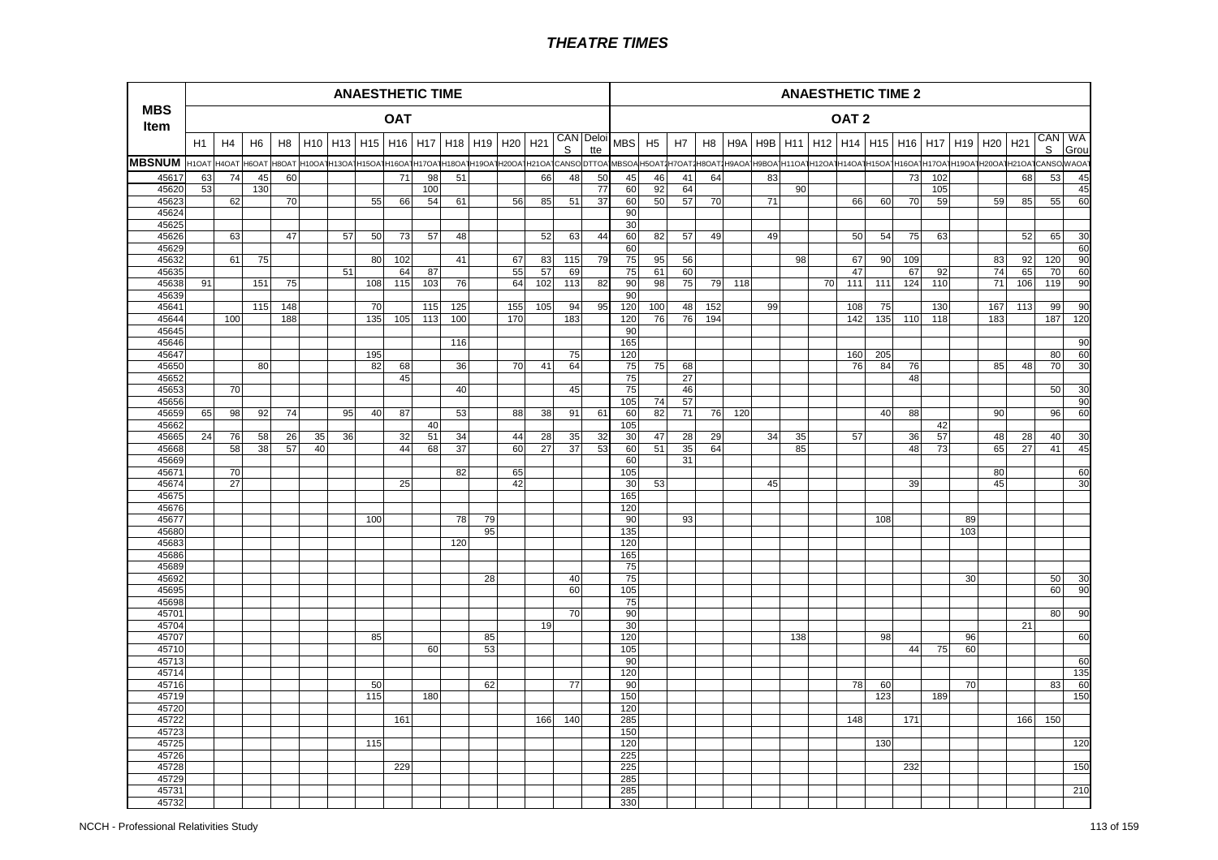# THEATRE TIMES

| MBS Item | ANAESTHETIC TIME OAT | | | | | | | | | | | | | | | ANAESTHETIC TIME 2 OAT 2 | | | | | | | | | | | | | | | | |
|---|---|---|---|---|---|---|---|---|---|---|---|---|---|---|---|---|---|---|---|---|---|---|---|---|---|---|---|---|---|---|---|---|
| | H1 | H4 | H6 | H8 | H10 | H13 | H15 | H16 | H17 | H18 | H19 | H20 | H21 | CAN S | Deloitte | MBS | H5 | H7 | H8 | H9A | H9B | H11 | H12 | H14 | H15 | H16 | H17 | H19 | H20 | H21 | CAN S | WA Grou |
| MBSNUM | H1OAT | H4OAT | H6OAT | H8OAT | H10OAT | H13OAT | H15OAT | H16OAT | H17OAT | H18OAT | H19OAT | H20OAT | H21OAT | CANSO | DTTOA | MBSOA | H5OAT2 | H7OAT2 | H8OAT2 | H9AOA | H9BOA | H11OAT | H12OAT | H14OAT | H15OAT | H16OAT | H17OAT | H19OAT | H20OAT | H21OAT | CANSO | WAOAT |
| 45617 | 63 | 74 | 45 | 60 | | | | 71 | 98 | 51 | | | 66 | 48 | 50 | 45 | 46 | 41 | 64 | | 83 | | | | | 73 | 102 | | | 68 | 53 | 45 |
| 45620 | 53 | | 130 | | | | | | 100 | | | | | | 77 | 60 | 92 | 64 | | | | 90 | | | | | 105 | | | | | 45 |
| 45623 | | 62 | | 70 | | | 55 | 66 | 54 | 61 | | 56 | 85 | 51 | 37 | 60 | 50 | 57 | 70 | | 71 | | | 66 | 60 | 70 | 59 | | 59 | 85 | 55 | 60 |
| 45624 | | | | | | | | | | | | | | | | 90 | | | | | | | | | | | | | | | | |
| 45625 | | | | | | | | | | | | | | | | 30 | | | | | | | | | | | | | | | | |
| 45626 | | 63 | | 47 | | 57 | 50 | 73 | 57 | 48 | | | 52 | 63 | 44 | 60 | 82 | 57 | 49 | | 49 | | | 50 | 54 | 75 | 63 | | | 52 | 65 | 30 |
| 45629 | | | | | | | | | | | | | | | | 60 | | | | | | | | | | | | | | | | 60 |
| 45632 | | 61 | 75 | | | | 80 | 102 | | 41 | | 67 | 83 | 115 | 79 | 75 | 95 | 56 | | | | 98 | | 67 | 90 | 109 | | | 83 | 92 | 120 | 90 |
| 45635 | | | | | | 51 | | 64 | 87 | | | 55 | 57 | 69 | | 75 | 61 | 60 | | | | | | 47 | | 67 | 92 | | 74 | 65 | 70 | 60 |
| 45638 | 91 | | 151 | 75 | | | 108 | 115 | 103 | 76 | | 64 | 102 | 113 | 82 | 90 | 98 | 75 | 79 | 118 | | | 70 | 111 | 111 | 124 | 110 | | 71 | 106 | 119 | 90 |
| 45639 | | | | | | | | | | | | | | | | 90 | | | | | | | | | | | | | | | | |
| 45641 | | | 115 | 148 | | | 70 | | 115 | 125 | | 155 | 105 | 94 | 95 | 120 | 100 | 48 | 152 | | 99 | | | 108 | 75 | | 130 | | 167 | 113 | 99 | 90 |
| 45644 | | 100 | | 188 | | | 135 | 105 | 113 | 100 | | 170 | | 183 | | 120 | 76 | 76 | 194 | | | | | 142 | 135 | 110 | 118 | | 183 | | 187 | 120 |
| 45645 | | | | | | | | | | | | | | | | 90 | | | | | | | | | | | | | | | | |
| 45646 | | | | | | | | | | 116 | | | | | | 165 | | | | | | | | | | | | | | | | 90 |
| 45647 | | | | | | | 195 | | | | | | | 75 | | 120 | | | | | | | | 160 | 205 | | | | | | 80 | 60 |
| 45650 | | | 80 | | | | 82 | 68 | | 36 | | 70 | 41 | 64 | | 75 | 75 | 68 | | | | | | 76 | 84 | 76 | | | 85 | 48 | 70 | 30 |
| 45652 | | | | | | | | 45 | | | | | | | | 75 | | 27 | | | | | | | | 48 | | | | | | |
| 45653 | | 70 | | | | | | | | 40 | | | | 45 | | 75 | | 46 | | | | | | | | | | | | | 50 | 30 |
| 45656 | | | | | | | | | | | | | | | | 105 | 74 | 57 | | | | | | | | | | | | | | 90 |
| 45659 | 65 | 98 | 92 | 74 | | 95 | 40 | 87 | | 53 | | 88 | 38 | 91 | 61 | 60 | 82 | 71 | 76 | 120 | | | | | 40 | 88 | | | 90 | | 96 | 60 |
| 45662 | | | | | | | | | 40 | | | | | | | 105 | | | | | | | | | | | 42 | | | | | |
| 45665 | 24 | 76 | 58 | 26 | 35 | 36 | | 32 | 51 | 34 | | 44 | 28 | 35 | 32 | 30 | 47 | 28 | 29 | | 34 | 35 | | 57 | | 36 | 57 | | 48 | 28 | 40 | 30 |
| 45668 | | 58 | 38 | 57 | 40 | | | 44 | 68 | 37 | | 60 | 27 | 37 | 53 | 60 | 51 | 35 | 64 | | | 85 | | | | 48 | 73 | | 65 | 27 | 41 | 45 |
| 45669 | | | | | | | | | | | | | | | | 60 | | 31 | | | | | | | | | | | | | | |
| 45671 | | 70 | | | | | | | | 82 | | 65 | | | | 105 | | | | | | | | | | | | | 80 | | | 60 |
| 45674 | | 27 | | | | | | 25 | | | | 42 | | | | 30 | 53 | | | | 45 | | | | | 39 | | | 45 | | | 30 |
| 45675 | | | | | | | | | | | | | | | | 165 | | | | | | | | | | | | | | | | |
| 45676 | | | | | | | | | | | | | | | | 120 | | | | | | | | | | | | | | | | |
| 45677 | | | | | | | 100 | | | 78 | 79 | | | | | 90 | | 93 | | | | | | | 108 | | | 89 | | | | |
| 45680 | | | | | | | | | | | 95 | | | | | 135 | | | | | | | | | | | | 103 | | | | |
| 45683 | | | | | | | | | | 120 | | | | | | 120 | | | | | | | | | | | | | | | | |
| 45686 | | | | | | | | | | | | | | | | 165 | | | | | | | | | | | | | | | | |
| 45689 | | | | | | | | | | | | | | | | 75 | | | | | | | | | | | | | | | | |
| 45692 | | | | | | | | | | | 28 | | | 40 | | 75 | | | | | | | | | | | | 30 | | | 50 | 30 |
| 45695 | | | | | | | | | | | | | | 60 | | 105 | | | | | | | | | | | | | | | 60 | 90 |
| 45698 | | | | | | | | | | | | | | | | 75 | | | | | | | | | | | | | | | | |
| 45701 | | | | | | | | | | | | | | 70 | | 90 | | | | | | | | | | | | | | | 80 | 90 |
| 45704 | | | | | | | | | | | | | 19 | | | 30 | | | | | | | | | | | | | | 21 | | |
| 45707 | | | | | | | 85 | | | | 85 | | | | | 120 | | | | | | 138 | | | 98 | | | 96 | | | | 60 |
| 45710 | | | | | | | | | 60 | | 53 | | | | | 105 | | | | | | | | | | 44 | 75 | 60 | | | | |
| 45713 | | | | | | | | | | | | | | | | 90 | | | | | | | | | | | | | | | | 60 |
| 45714 | | | | | | | | | | | | | | | | 120 | | | | | | | | | | | | | | | | 135 |
| 45716 | | | | | | | 50 | | | | 62 | | | 77 | | 90 | | | | | | | | 78 | 60 | | | 70 | | | 83 | 60 |
| 45719 | | | | | | | 115 | | 180 | | | | | | | 150 | | | | | | | | | 123 | | 189 | | | | | 150 |
| 45720 | | | | | | | | | | | | | | | | 120 | | | | | | | | | | | | | | | | |
| 45722 | | | | | | | | 161 | | | | | 166 | 140 | | 285 | | | | | | | | 148 | | 171 | | | | 166 | 150 | |
| 45723 | | | | | | | | | | | | | | | | 150 | | | | | | | | | | | | | | | | |
| 45725 | | | | | | | 115 | | | | | | | | | 120 | | | | | | | | | 130 | | | | | | | 120 |
| 45726 | | | | | | | | | | | | | | | | 225 | | | | | | | | | | | | | | | | |
| 45728 | | | | | | | | 229 | | | | | | | | 225 | | | | | | | | | | 232 | | | | | | 150 |
| 45729 | | | | | | | | | | | | | | | | 285 | | | | | | | | | | | | | | | | |
| 45731 | | | | | | | | | | | | | | | | 285 | | | | | | | | | | | | | | | | 210 |
| 45732 | | | | | | | | | | | | | | | | 330 | | | | | | | | | | | | | | | | |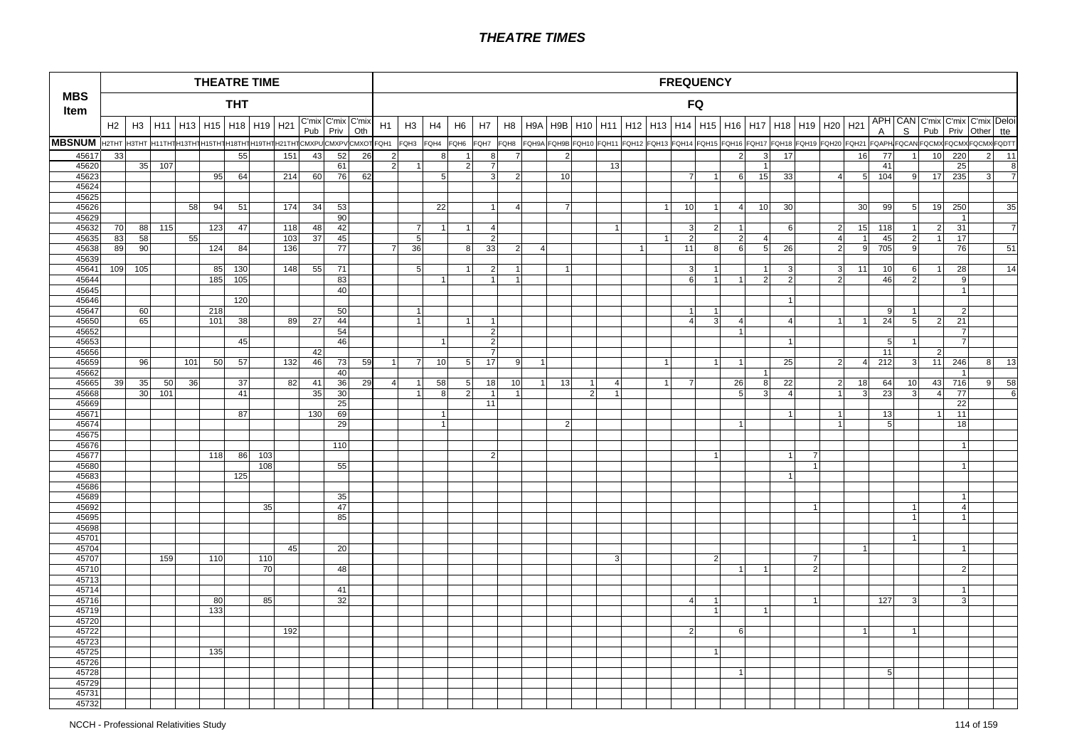# THEATRE TIMES

| MBS Item | THEATRE TIME THT | | | | | | | | | | | FREQUENCY FQ | | | | | | | | | | | | | | | | | | | | | | | | | |
|---|---|---|---|---|---|---|---|---|---|---|---|---|---|---|---|---|---|---|---|---|---|---|---|---|---|---|---|---|---|---|---|---|---|---|---|---|---|
| | H2 | H3 | H11 | H13 | H15 | H18 | H19 | H21 | C'mix Pub | C'mix Priv | C'mix Oth | H1 | H3 | H4 | H6 | H7 | H8 | H9A | H9B | H10 | H11 | H12 | H13 | H14 | H15 | H16 | H17 | H18 | H19 | H20 | H21 | APH A | CAN S | C'mix Pub | C'mix Priv | C'mix Other | Deloitte |
| MBSNUM | H2THT | H3THT | H11THT | H13THT | H15THT | H18THT | H19THT | H21THT | CMXPU | CMXPV | CMXOT | FQH1 | FQH3 | FQH4 | FQH6 | FQH7 | FQH8 | FQH9A | FQH9B | FQH10 | FQH11 | FQH12 | FQH13 | FQH14 | FQH15 | FQH16 | FQH17 | FQH18 | FQH19 | FQH20 | FQH21 | FQAPH | FQCAN | FQCMX | FQCMX | FQCMX | FQDTT |
| 45617 | 33 | | | | | 55 | | 151 | 43 | 52 | 26 | 2 | | 8 | 1 | 8 | 7 | | 2 | | | | | | | 2 | 3 | 17 | | | 16 | 77 | 1 | 10 | 220 | 2 | 11 |
| 45620 | | 35 | 107 | | | | | | | 61 | | 2 | 1 | | 2 | 7 | | | | | 13 | | | | | | 1 | | | | | 41 | | | 25 | | 8 |
| 45623 | | | | | 95 | 64 | | 214 | 60 | 76 | 62 | | | 5 | | 3 | 2 | | 10 | | | | | 7 | 1 | 6 | 15 | 33 | | 4 | 5 | 104 | 9 | 17 | 235 | 3 | 7 |
| 45624 | | | | | | | | | | | | | | | | | | | | | | | | | | | | | | | | | | | | | |
| 45625 | | | | | | | | | | | | | | | | | | | | | | | | | | | | | | | | | | | | | |
| 45626 | | | | 58 | 94 | 51 | | 174 | 34 | 53 | | | | 22 | | 1 | 4 | | 7 | | | | 1 | 10 | 1 | 4 | 10 | 30 | | | 30 | 99 | 5 | 19 | 250 | | 35 |
| 45629 | | | | | | | | | | 90 | | | | | | | | | | | | | | | | | | | | | | | | | 1 | | |
| 45632 | 70 | 88 | 115 | | 123 | 47 | | 118 | 48 | 42 | | | 7 | 1 | 1 | 4 | | | | | 1 | | | 3 | 2 | 1 | | 6 | | 2 | 15 | 118 | 1 | 2 | 31 | | 7 |
| 45635 | 83 | 58 | | 55 | | | | 103 | 37 | 45 | | | 5 | | | 2 | | | | | | | 1 | 2 | | 2 | 4 | | | 4 | 1 | 45 | 2 | 1 | 17 | | |
| 45638 | 89 | 90 | | | 124 | 84 | | 136 | | 77 | | 7 | 36 | | 8 | 33 | 2 | 4 | | | | 1 | | 11 | 8 | 6 | 5 | 26 | | 2 | 9 | 705 | 9 | | 76 | | 51 |
| 45639 | | | | | | | | | | | | | | | | | | | | | | | | | | | | | | | | | | | | | |
| 45641 | 109 | 105 | | | 85 | 130 | | 148 | 55 | 71 | | | 5 | | 1 | 2 | 1 | | 1 | | | | | 3 | 1 | | 1 | 3 | | 3 | 11 | 10 | 6 | 1 | 28 | | 14 |
| 45644 | | | | | 185 | 105 | | | | 83 | | | | 1 | | 1 | 1 | | | | | | | 6 | 1 | 1 | 2 | 2 | | 2 | | 46 | 2 | | 9 | | |
| 45645 | | | | | | | | | | 40 | | | | | | | | | | | | | | | | | | | | | | | | | 1 | | |
| 45646 | | | | | | 120 | | | | | | | | | | | | | | | | | | | | | | 1 | | | | | | | | | |
| 45647 | | 60 | | | 218 | | | | | 50 | | | 1 | | | | | | | | | | | 1 | 1 | | | | | | | 9 | 1 | | 2 | | |
| 45650 | | 65 | | | 101 | 38 | | 89 | 27 | 44 | | | 1 | | 1 | 1 | | | | | | | | 4 | 3 | 4 | | 4 | | 1 | 1 | 24 | 5 | 2 | 21 | | |
| 45652 | | | | | | | | | | 54 | | | | | | 2 | | | | | | | | | | 1 | | | | | | | | | 7 | | |
| 45653 | | | | | | 45 | | | | 46 | | | | 1 | | 2 | | | | | | | | | | | | 1 | | | | 5 | 1 | | 7 | | |
| 45656 | | | | | | | | | 42 | | | | | | | 7 | | | | | | | | | | | | | | | | 11 | | 2 | | | |
| 45659 | | 96 | | 101 | 50 | 57 | | 132 | 46 | 73 | 59 | 1 | 7 | 10 | 5 | 17 | 9 | 1 | | | | | 1 | | 1 | 1 | | 25 | | 2 | 4 | 212 | 3 | 11 | 246 | 8 | 13 |
| 45662 | | | | | | | | | | 40 | | | | | | | | | | | | | | | | | 1 | | | | | | | | 1 | | |
| 45665 | 39 | 35 | 50 | 36 | | 37 | | 82 | 41 | 36 | 29 | 4 | 1 | 58 | 5 | 18 | 10 | 1 | 13 | 1 | 4 | | 1 | 7 | | 26 | 8 | 22 | | 2 | 18 | 64 | 10 | 43 | 716 | 9 | 58 |
| 45668 | | 30 | 101 | | | 41 | | | 35 | 30 | | | 1 | 8 | 2 | 1 | 1 | | | 2 | 1 | | | | | 5 | 3 | 4 | | 1 | 3 | 23 | 3 | 4 | 77 | | 6 |
| 45669 | | | | | | | | | | 25 | | | | | | 11 | | | | | | | | | | | | | | | | | | | 22 | | |
| 45671 | | | | | | 87 | | | 130 | 69 | | | | 1 | | | | | | | | | | | | | | 1 | | 1 | | 13 | | 1 | 11 | | |
| 45674 | | | | | | | | | | 29 | | | | 1 | | | | | 2 | | | | | | | 1 | | | | 1 | | 5 | | | 18 | | |
| 45675 | | | | | | | | | | | | | | | | | | | | | | | | | | | | | | | | | | | | | |
| 45676 | | | | | | | | | | 110 | | | | | | | | | | | | | | | | | | | | | | | | | 1 | | |
| 45677 | | | | | 118 | 86 | 103 | | | | | | | | | 2 | | | | | | | | | 1 | | | 1 | 7 | | | | | | | | |
| 45680 | | | | | | | 108 | | | 55 | | | | | | | | | | | | | | | | | | | 1 | | | | | | 1 | | |
| 45683 | | | | | | 125 | | | | | | | | | | | | | | | | | | | | | | 1 | | | | | | | | | |
| 45686 | | | | | | | | | | | | | | | | | | | | | | | | | | | | | | | | | | | | | |
| 45689 | | | | | | | | | | 35 | | | | | | | | | | | | | | | | | | | | | | | | | 1 | | |
| 45692 | | | | | | | 35 | | | 47 | | | | | | | | | | | | | | | | | | | 1 | | | | 1 | | 4 | | |
| 45695 | | | | | | | | | | 85 | | | | | | | | | | | | | | | | | | | | | | | 1 | | 1 | | |
| 45698 | | | | | | | | | | | | | | | | | | | | | | | | | | | | | | | | | | | | | |
| 45701 | | | | | | | | | | | | | | | | | | | | | | | | | | | | | | | | | 1 | | | | |
| 45704 | | | | | | | | 45 | | 20 | | | | | | | | | | | | | | | | | | | | | 1 | | | | 1 | | |
| 45707 | | | 159 | | 110 | | 110 | | | | | | | | | | | | | | 3 | | | | 2 | | | | 7 | | | | | | | | |
| 45710 | | | | | | | 70 | | | 48 | | | | | | | | | | | | | | | | 1 | 1 | | 2 | | | | | | 2 | | |
| 45713 | | | | | | | | | | | | | | | | | | | | | | | | | | | | | | | | | | | | | |
| 45714 | | | | | | | | | | 41 | | | | | | | | | | | | | | | | | | | | | | | | | 1 | | |
| 45716 | | | | | 80 | | 85 | | | 32 | | | | | | | | | | | | | | 4 | 1 | | | | 1 | | | 127 | 3 | | 3 | | |
| 45719 | | | | | 133 | | | | | | | | | | | | | | | | | | | | 1 | | 1 | | | | | | | | | | |
| 45720 | | | | | | | | | | | | | | | | | | | | | | | | | | | | | | | | | | | | | |
| 45722 | | | | | | | | 192 | | | | | | | | | | | | | | | | 2 | | 6 | | | | | 1 | | 1 | | | | |
| 45723 | | | | | | | | | | | | | | | | | | | | | | | | | | | | | | | | | | | | | |
| 45725 | | | | | 135 | | | | | | | | | | | | | | | | | | | | 1 | | | | | | | | | | | | |
| 45726 | | | | | | | | | | | | | | | | | | | | | | | | | | | | | | | | | | | | | |
| 45728 | | | | | | | | | | | | | | | | | | | | | | | | | | 1 | | | | | | 5 | | | | | |
| 45729 | | | | | | | | | | | | | | | | | | | | | | | | | | | | | | | | | | | | | |
| 45731 | | | | | | | | | | | | | | | | | | | | | | | | | | | | | | | | | | | | | |
| 45732 | | | | | | | | | | | | | | | | | | | | | | | | | | | | | | | | | | | | | |

NCCH - Professional Relativities Study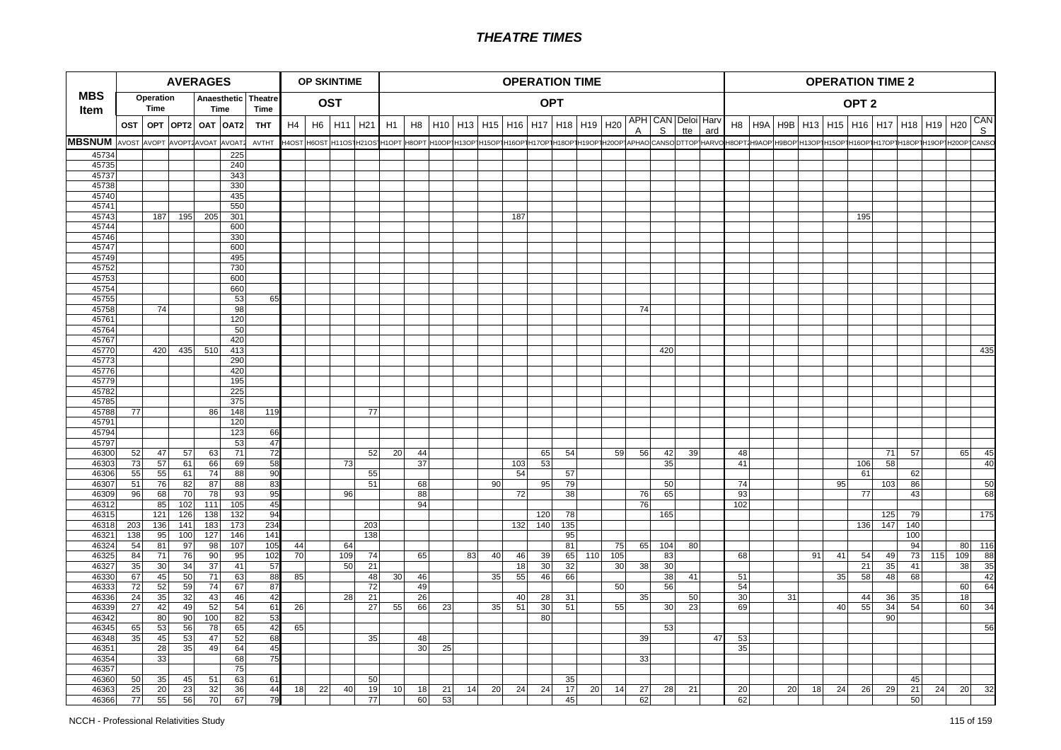# THEATRE TIMES

| MBS Item | AVERAGES | | | | | | OP SKINTIME | | | | OPERATION TIME | | | | | | | | | | | | | | | | OPERATION TIME 2 | | | | | | | | | | |
|---|---|---|---|---|---|---|---|---|---|---|---|---|---|---|---|---|---|---|---|---|---|---|---|---|---|---|---|---|---|---|---|---|---|---|---|---|---|
| | Operation Time | | Anaesthetic Time | | Theatre Time | | OST | | | | OPT | | | | | | | | | | | | | | | | OPT 2 | | | | | | | | | | |
| | OST | OPT | OPT2 | OAT | OAT2 | THT | H4 | H6 | H11 | H21 | H1 | H8 | H10 | H13 | H15 | H16 | H17 | H18 | H19 | H20 | APHA | CANS | Deloitte | Harvard | H8 | H9A | H9B | H13 | H15 | H16 | H17 | H18 | H19 | H20 | CANS |
| MBSNUM | AVOST | AVOPT | AVOPT2 | AVOAT | AVOAT2 | AVTHT | H4OST | H6OST | H11OST | H21OST | H1OPT | H8OPT | H10OPT | H13OPT | H15OPT | H16OPT | H17OPT | H18OPT | H19OPT | H20OPT | APHAO | CANSO | DTTOPT | HARVO | H8OPT2 | H9AOP | H9BOP | H13OPT | H15OPT | H16OPT | H17OPT | H18OPT | H19OPT | H20OPT | CANSO |
| 45734 | | | | | 225 | | | | | | | | | | | | | | | | | | | | | | | | | | | | | | |
| 45735 | | | | | 240 | | | | | | | | | | | | | | | | | | | | | | | | | | | | | | |
| 45737 | | | | | 343 | | | | | | | | | | | | | | | | | | | | | | | | | | | | | | |
| 45738 | | | | | 330 | | | | | | | | | | | | | | | | | | | | | | | | | | | | | | |
| 45740 | | | | | 435 | | | | | | | | | | | | | | | | | | | | | | | | | | | | | | |
| 45741 | | | | | 550 | | | | | | | | | | | | | | | | | | | | | | | | | | | | | | |
| 45743 | | 187 | 195 | 205 | 301 | | | | | | | | | | | 187 | | | | | | | | | | | | | | 195 | | | | | |
| 45744 | | | | | 600 | | | | | | | | | | | | | | | | | | | | | | | | | | | | | | |
| 45746 | | | | | 330 | | | | | | | | | | | | | | | | | | | | | | | | | | | | | | |
| 45747 | | | | | 600 | | | | | | | | | | | | | | | | | | | | | | | | | | | | | | |
| 45749 | | | | | 495 | | | | | | | | | | | | | | | | | | | | | | | | | | | | | | |
| 45752 | | | | | 730 | | | | | | | | | | | | | | | | | | | | | | | | | | | | | | |
| 45753 | | | | | 600 | | | | | | | | | | | | | | | | | | | | | | | | | | | | | | |
| 45754 | | | | | 660 | | | | | | | | | | | | | | | | | | | | | | | | | | | | | | |
| 45755 | | | | | 53 | 65 | | | | | | | | | | | | | | | | | | | | | | | | | | | | | |
| 45758 | | 74 | | | 98 | | | | | | | | | | | | | | | | 74 | | | | | | | | | | | | | | |
| 45761 | | | | | 120 | | | | | | | | | | | | | | | | | | | | | | | | | | | | | | |
| 45764 | | | | | 50 | | | | | | | | | | | | | | | | | | | | | | | | | | | | | | |
| 45767 | | | | | 420 | | | | | | | | | | | | | | | | | | | | | | | | | | | | | | |
| 45770 | | 420 | 435 | 510 | 413 | | | | | | | | | | | | | | | | | 420 | | | | | | | | | | | | | 435 |
| 45773 | | | | | 290 | | | | | | | | | | | | | | | | | | | | | | | | | | | | | | |
| 45776 | | | | | 420 | | | | | | | | | | | | | | | | | | | | | | | | | | | | | | |
| 45779 | | | | | 195 | | | | | | | | | | | | | | | | | | | | | | | | | | | | | | |
| 45782 | | | | | 225 | | | | | | | | | | | | | | | | | | | | | | | | | | | | | | |
| 45785 | | | | | 375 | | | | | | | | | | | | | | | | | | | | | | | | | | | | | | |
| 45788 | 77 | | | 86 | 148 | 119 | | | | 77 | | | | | | | | | | | | | | | | | | | | | | | | | |
| 45791 | | | | | 120 | | | | | | | | | | | | | | | | | | | | | | | | | | | | | | |
| 45794 | | | | | 123 | 66 | | | | | | | | | | | | | | | | | | | | | | | | | | | | | |
| 45797 | | | | | 53 | 47 | | | | | | | | | | | | | | | | | | | | | | | | | | | | | |
| 46300 | 52 | 47 | 57 | 63 | 71 | 72 | | | | 52 | 20 | 44 | | | | | 65 | 54 | | 59 | 56 | 42 | 39 | | 48 | | | | | | 71 | 57 | | 65 | 45 |
| 46303 | 73 | 57 | 61 | 66 | 69 | 58 | | | 73 | | | 37 | | | | 103 | 53 | | | | | 35 | | | 41 | | | | | 106 | 58 | | | | 40 |
| 46306 | 55 | 55 | 61 | 74 | 88 | 90 | | | | 55 | | | | | | 54 | | 57 | | | | | | | | | | | | 61 | | 62 | | | |
| 46307 | 51 | 76 | 82 | 87 | 88 | 83 | | | | 51 | | 68 | | | 90 | | 95 | 79 | | | | 50 | | | 74 | | | | 95 | | 103 | 86 | | | 50 |
| 46309 | 96 | 68 | 70 | 78 | 93 | 95 | | | 96 | | | 88 | | | | 72 | | 38 | | | 76 | 65 | | | 93 | | | | | 77 | | 43 | | | 68 |
| 46312 | | 85 | 102 | 111 | 105 | 45 | | | | | | 94 | | | | | | | | | 76 | | | | 102 | | | | | | | | | | |
| 46315 | | 121 | 126 | 138 | 132 | 94 | | | | | | | | | | | 120 | 78 | | | | 165 | | | | | | | | | 125 | 79 | | | 175 |
| 46318 | 203 | 136 | 141 | 183 | 173 | 234 | | | | 203 | | | | | | 132 | 140 | 135 | | | | | | | | | | | | 136 | 147 | 140 | | | |
| 46321 | 138 | 95 | 100 | 127 | 146 | 141 | | | | 138 | | | | | | | | 95 | | | | | | | | | | | | | | 100 | | | |
| 46324 | 54 | 81 | 97 | 98 | 107 | 105 | 44 | | 64 | | | | | | | | | 81 | | 75 | 65 | 104 | 80 | | | | | | | | | 94 | | 80 | 116 |
| 46325 | 84 | 71 | 76 | 90 | 95 | 102 | 70 | | 109 | 74 | | 65 | | 83 | 40 | 46 | 39 | 65 | 110 | 105 | | 83 | | | 68 | | | 91 | 41 | 54 | 49 | 73 | 115 | 109 | 88 |
| 46327 | 35 | 30 | 34 | 37 | 41 | 57 | | | 50 | 21 | | | | | | 18 | 30 | 32 | | 30 | 38 | 30 | | | | | | | | 21 | 35 | 41 | | 38 | 35 |
| 46330 | 67 | 45 | 50 | 71 | 63 | 88 | 85 | | | 48 | 30 | 46 | | | 35 | 55 | 46 | 66 | | | | 38 | 41 | | 51 | | | | 35 | 58 | 48 | 68 | | | 42 |
| 46333 | 72 | 52 | 59 | 74 | 67 | 87 | | | | 72 | | 49 | | | | | | | | 50 | | 56 | | | 54 | | | | | | | | | 60 | 64 |
| 46336 | 24 | 35 | 32 | 43 | 46 | 42 | | | 28 | 21 | | 26 | | | | 40 | 28 | 31 | | | 35 | | 50 | | 30 | | 31 | | | 44 | 36 | 35 | | 18 | |
| 46339 | 27 | 42 | 49 | 52 | 54 | 61 | 26 | | | 27 | 55 | 66 | 23 | | 35 | 51 | 30 | 51 | | 55 | | 30 | 23 | | 69 | | | | 40 | 55 | 34 | 54 | | 60 | 34 |
| 46342 | | 80 | 90 | 100 | 82 | 53 | | | | | | | | | | | 80 | | | | | | | | | | | | | | 90 | | | | |
| 46345 | 65 | 53 | 56 | 78 | 65 | 42 | 65 | | | | | | | | | | | | | | | 53 | | | | | | | | | | | | | 56 |
| 46348 | 35 | 45 | 53 | 47 | 52 | 68 | | | | 35 | | 48 | | | | | | | | | 39 | | | 47 | 53 | | | | | | | | | | |
| 46351 | | 28 | 35 | 49 | 64 | 45 | | | | | | 30 | 25 | | | | | | | | | | | | 35 | | | | | | | | | | |
| 46354 | | 33 | | | 68 | 75 | | | | | | | | | | | | | | | 33 | | | | | | | | | | | | | | |
| 46357 | | | | | 75 | | | | | | | | | | | | | | | | | | | | | | | | | | | | | | |
| 46360 | 50 | 35 | 45 | 51 | 63 | 61 | | | | 50 | | | | | | | | 35 | | | | | | | | | | | | | | 45 | | | |
| 46363 | 25 | 20 | 23 | 32 | 36 | 44 | 18 | 22 | 40 | 19 | 10 | 18 | 21 | 14 | 20 | 24 | 24 | 17 | 20 | 14 | 27 | 28 | 21 | | 20 | | 20 | 18 | 24 | 26 | 29 | 21 | 24 | 20 | 32 |
| 46366 | 77 | 55 | 56 | 70 | 67 | 79 | | | | 77 | | 60 | 53 | | | | | 45 | | | 62 | | | | 62 | | | | | | | 50 | | | |

NCCH - Professional Relativities Study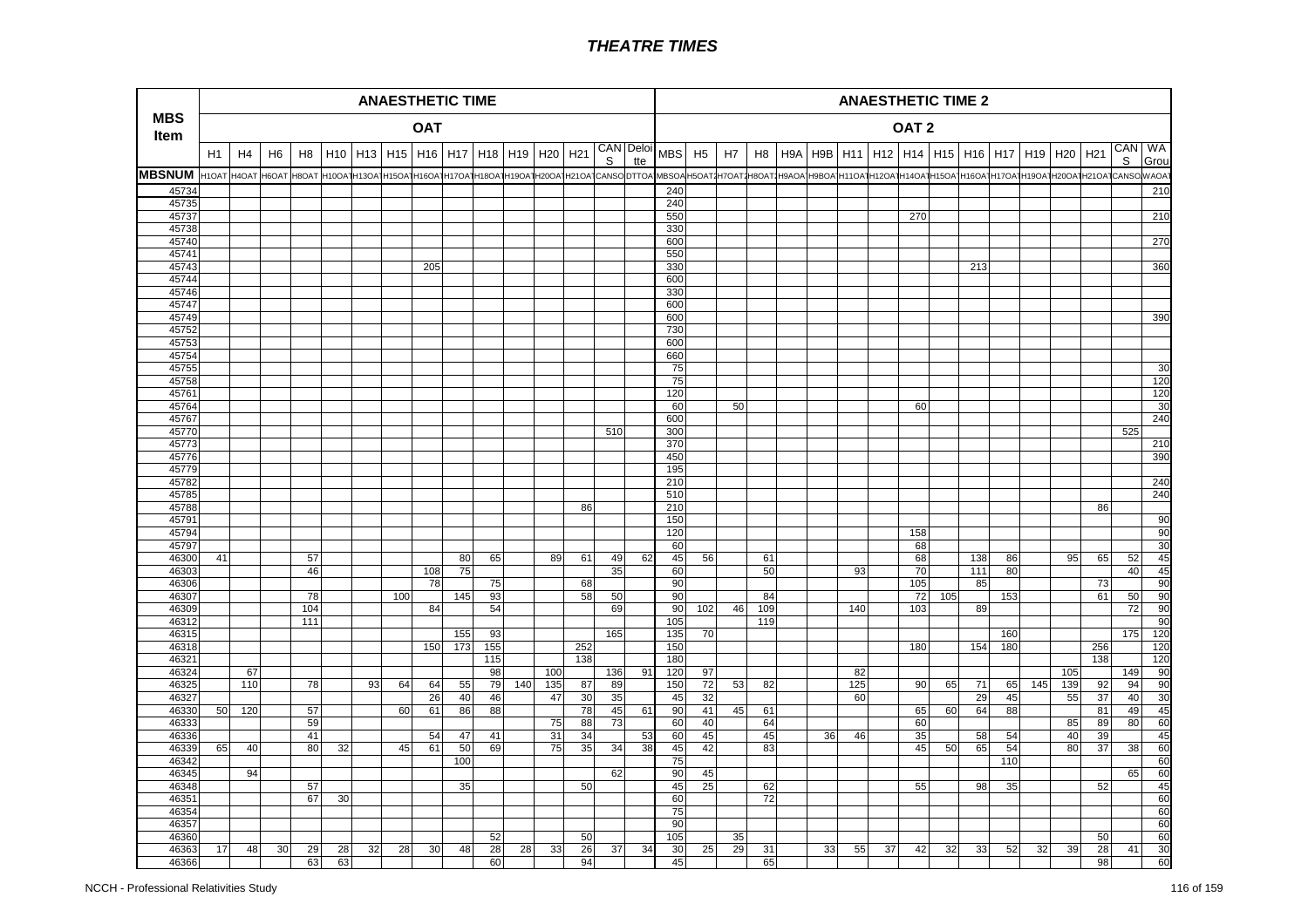# THEATRE TIMES

| MBS Item | ANAESTHETIC TIME | | | | | | | | | | | | | | | ANAESTHETIC TIME 2 | | | | | | | | | | | | | | | | |
|---|---|---|---|---|---|---|---|---|---|---|---|---|---|---|---|---|---|---|---|---|---|---|---|---|---|---|---|---|---|---|---|---|
| | OAT | | | | | | | | | | | | | | | OAT 2 | | | | | | | | | | | | | | | | |
| | H1 | H4 | H6 | H8 | H10 | H13 | H15 | H16 | H17 | H18 | H19 | H20 | H21 | CANS | Deloitte | MBS | H5 | H7 | H8 | H9A | H9B | H11 | H12 | H14 | H15 | H16 | H17 | H19 | H20 | H21 | CANS | WA Grou |
| MBSNUM | H1OAT | H4OAT | H6OAT | H8OAT | H10OAT | H13OAT | H15OAT | H16OAT | H17OAT | H18OAT | H19OAT | H20OAT | H21OAT | CANSO | DTTOA | MBSOA | H5OAT2 | H7OAT2 | H8OAT2 | H9AOA | H9BOA | H11OAT | H12OAT | H14OAT | H15OAT | H16OAT | H17OAT | H19OAT | H20OAT | H21OAT | CANSO | WAOAT |
| 45734 | | | | | | | | | | | | | | | | 240 | | | | | | | | | | | | | | | | 210 |
| 45735 | | | | | | | | | | | | | | | | 240 | | | | | | | | | | | | | | | | |
| 45737 | | | | | | | | | | | | | | | | 550 | | | | | | | | 270 | | | | | | | | 210 |
| 45738 | | | | | | | | | | | | | | | | 330 | | | | | | | | | | | | | | | | |
| 45740 | | | | | | | | | | | | | | | | 600 | | | | | | | | | | | | | | | | 270 |
| 45741 | | | | | | | | | | | | | | | | 550 | | | | | | | | | | | | | | | | |
| 45743 | | | | | | | | 205 | | | | | | | | 330 | | | | | | | | | | 213 | | | | | | 360 |
| 45744 | | | | | | | | | | | | | | | | 600 | | | | | | | | | | | | | | | | |
| 45746 | | | | | | | | | | | | | | | | 330 | | | | | | | | | | | | | | | | |
| 45747 | | | | | | | | | | | | | | | | 600 | | | | | | | | | | | | | | | | |
| 45749 | | | | | | | | | | | | | | | | 600 | | | | | | | | | | | | | | | | 390 |
| 45752 | | | | | | | | | | | | | | | | 730 | | | | | | | | | | | | | | | | |
| 45753 | | | | | | | | | | | | | | | | 600 | | | | | | | | | | | | | | | | |
| 45754 | | | | | | | | | | | | | | | | 660 | | | | | | | | | | | | | | | | |
| 45755 | | | | | | | | | | | | | | | | 75 | | | | | | | | | | | | | | | | 30 |
| 45758 | | | | | | | | | | | | | | | | 75 | | | | | | | | | | | | | | | | 120 |
| 45761 | | | | | | | | | | | | | | | | 120 | | | | | | | | | | | | | | | | 120 |
| 45764 | | | | | | | | | | | | | | | | 60 | | 50 | | | | | | 60 | | | | | | | | 30 |
| 45767 | | | | | | | | | | | | | | | | 600 | | | | | | | | | | | | | | | | 240 |
| 45770 | | | | | | | | | | | | | | 510 | | 300 | | | | | | | | | | | | | | | 525 | |
| 45773 | | | | | | | | | | | | | | | | 370 | | | | | | | | | | | | | | | | 210 |
| 45776 | | | | | | | | | | | | | | | | 450 | | | | | | | | | | | | | | | | 390 |
| 45779 | | | | | | | | | | | | | | | | 195 | | | | | | | | | | | | | | | | |
| 45782 | | | | | | | | | | | | | | | | 210 | | | | | | | | | | | | | | | | 240 |
| 45785 | | | | | | | | | | | | | | | | 510 | | | | | | | | | | | | | | | | 240 |
| 45788 | | | | | | | | | | | | | 86 | | | 210 | | | | | | | | | | | | | | 86 | | |
| 45791 | | | | | | | | | | | | | | | | 150 | | | | | | | | | | | | | | | | 90 |
| 45794 | | | | | | | | | | | | | | | | 120 | | | | | | | | 158 | | | | | | | | 90 |
| 45797 | | | | | | | | | | | | | | | | 60 | | | | | | | | 68 | | | | | | | | 30 |
| 46300 | 41 | | | 57 | | | | | 80 | 65 | | 89 | 61 | 49 | 62 | 45 | 56 | | 61 | | | | | 68 | | 138 | 86 | | 95 | 65 | 52 | 45 |
| 46303 | | | | 46 | | | | 108 | 75 | | | | | 35 | | 60 | | | 50 | | | 93 | | 70 | | 111 | 80 | | | | 40 | 45 |
| 46306 | | | | | | | | 78 | | 75 | | | 68 | | | 90 | | | | | | | | 105 | | 85 | | | | 73 | | 90 |
| 46307 | | | | 78 | | | 100 | | 145 | 93 | | | 58 | 50 | | 90 | | | 84 | | | | | 72 | 105 | | 153 | | | 61 | 50 | 90 |
| 46309 | | | | 104 | | | | 84 | | 54 | | | | 69 | | 90 | 102 | 46 | 109 | | | 140 | | 103 | | 89 | | | | | 72 | 90 |
| 46312 | | | | 111 | | | | | | | | | | | | 105 | | | 119 | | | | | | | | | | | | | 90 |
| 46315 | | | | | | | | | 155 | 93 | | | | 165 | | 135 | 70 | | | | | | | | | | 160 | | | | 175 | 120 |
| 46318 | | | | | | | | 150 | 173 | 155 | | | 252 | | | 150 | | | | | | | | 180 | | 154 | 180 | | | 256 | | 120 |
| 46321 | | | | | | | | | | 115 | | | 138 | | | 180 | | | | | | | | | | | | | | 138 | | 120 |
| 46324 | | 67 | | | | | | | | 98 | | 100 | | 136 | 91 | 120 | 97 | | | | | 82 | | | | | | | 105 | | 149 | 90 |
| 46325 | | 110 | | 78 | | 93 | 64 | 64 | 55 | 79 | 140 | 135 | 87 | 89 | | 150 | 72 | 53 | 82 | | | 125 | | 90 | 65 | 71 | 65 | 145 | 139 | 92 | 94 | 90 |
| 46327 | | | | | | | | 26 | 40 | 46 | | 47 | 30 | 35 | | 45 | 32 | | | | | 60 | | | | 29 | 45 | | 55 | 37 | 40 | 30 |
| 46330 | 50 | 120 | | 57 | | | 60 | 61 | 86 | 88 | | | 78 | 45 | 61 | 90 | 41 | 45 | 61 | | | | | 65 | 60 | 64 | 88 | | | 81 | 49 | 45 |
| 46333 | | | | 59 | | | | | | | | 75 | 88 | 73 | | 60 | 40 | | 64 | | | | | 60 | | | | | 85 | 89 | 80 | 60 |
| 46336 | | | | 41 | | | | 54 | 47 | 41 | | 31 | 34 | | 53 | 60 | 45 | | 45 | | 36 | 46 | | 35 | | 58 | 54 | | 40 | 39 | | 45 |
| 46339 | 65 | 40 | | 80 | 32 | | 45 | 61 | 50 | 69 | | 75 | 35 | 34 | 38 | 45 | 42 | | 83 | | | | | 45 | 50 | 65 | 54 | | 80 | 37 | 38 | 60 |
| 46342 | | | | | | | | | 100 | | | | | | | 75 | | | | | | | | | | | 110 | | | | | 60 |
| 46345 | | 94 | | | | | | | | | | | | 62 | | 90 | 45 | | | | | | | | | | | | | | 65 | 60 |
| 46348 | | | | 57 | | | | | 35 | | | | 50 | | | 45 | 25 | | 62 | | | | | 55 | | 98 | 35 | | | 52 | | 45 |
| 46351 | | | | 67 | 30 | | | | | | | | | | | 60 | | | 72 | | | | | | | | | | | | | 60 |
| 46354 | | | | | | | | | | | | | | | | 75 | | | | | | | | | | | | | | | | 60 |
| 46357 | | | | | | | | | | | | | | | | 90 | | | | | | | | | | | | | | | | 60 |
| 46360 | | | | | | | | | | 52 | | | 50 | | | 105 | | 35 | | | | | | | | | | | | 50 | | 60 |
| 46363 | 17 | 48 | 30 | 29 | 28 | 32 | 28 | 30 | 48 | 28 | 28 | 33 | 26 | 37 | 34 | 30 | 25 | 29 | 31 | | 33 | 55 | 37 | 42 | 32 | 33 | 52 | 32 | 39 | 28 | 41 | 30 |
| 46366 | | | | 63 | 63 | | | | | 60 | | | 94 | | | 45 | | | 65 | | | | | | | | | | | 98 | | 60 |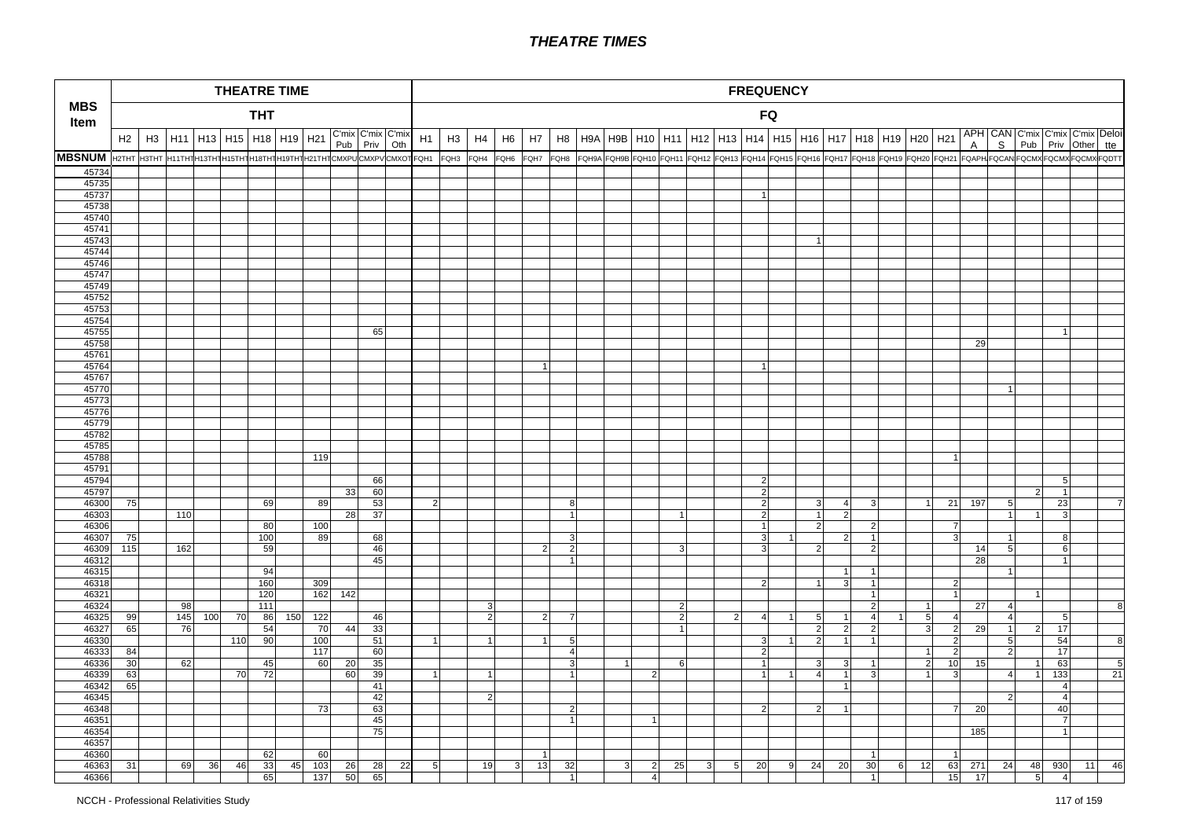# THEATRE TIMES

| MBS Item | THEATRE TIME | | | | | | | | | | | FREQUENCY | | | | | | | | | | | | | | | | | | | | | | | | | |
|---|---|---|---|---|---|---|---|---|---|---|---|---|---|---|---|---|---|---|---|---|---|---|---|---|---|---|---|---|---|---|---|---|---|---|---|---|---|
| | THT | | | | | | | | | | | FQ | | | | | | | | | | | | | | | | | | | | | | | | | |
| | H2 | H3 | H11 | H13 | H15 | H18 | H19 | H21 | C'mix Pub | C'mix Priv | C'mix Oth | H1 | H3 | H4 | H6 | H7 | H8 | H9A | H9B | H10 | H11 | H12 | H13 | H14 | H15 | H16 | H17 | H18 | H19 | H20 | H21 | APH A | CAN S | C'mix Pub | C'mix Priv | C'mix Other | Deloi tte |
| MBSNUM | H2THT | H3THT | H11THT | H13THT | H15THT | H18THT | H19THT | H21THT | CMXPU | CMXPV | CMXOT | FQH1 | FQH3 | FQH4 | FQH6 | FQH7 | FQH8 | FQH9A | FQH9B | FQH10 | FQH11 | FQH12 | FQH13 | FQH14 | FQH15 | FQH16 | FQH17 | FQH18 | FQH19 | FQH20 | FQH21 | FQAPH | FQCAN | FQCMX | FQCMX | FQCMX | FQDTT |
| 45734 | | | | | | | | | | | | | | | | | | | | | | | | | | | | | | | | | | | | | |
| 45735 | | | | | | | | | | | | | | | | | | | | | | | | | | | | | | | | | | | | | |
| 45737 | | | | | | | | | | | | | | | | | | | | | | | | 1 | | | | | | | | | | | | | |
| 45738 | | | | | | | | | | | | | | | | | | | | | | | | | | | | | | | | | | | | | |
| 45740 | | | | | | | | | | | | | | | | | | | | | | | | | | | | | | | | | | | | | |
| 45741 | | | | | | | | | | | | | | | | | | | | | | | | | | | | | | | | | | | | | |
| 45743 | | | | | | | | | | | | | | | | | | | | | | | | | | 1 | | | | | | | | | | | |
| 45744 | | | | | | | | | | | | | | | | | | | | | | | | | | | | | | | | | | | | | |
| 45746 | | | | | | | | | | | | | | | | | | | | | | | | | | | | | | | | | | | | | |
| 45747 | | | | | | | | | | | | | | | | | | | | | | | | | | | | | | | | | | | | | |
| 45749 | | | | | | | | | | | | | | | | | | | | | | | | | | | | | | | | | | | | | |
| 45752 | | | | | | | | | | | | | | | | | | | | | | | | | | | | | | | | | | | | | |
| 45753 | | | | | | | | | | | | | | | | | | | | | | | | | | | | | | | | | | | | | |
| 45754 | | | | | | | | | | | | | | | | | | | | | | | | | | | | | | | | | | | | | |
| 45755 | | | | | | | | | | 65 | | | | | | | | | | | | | | | | | | | | | | | | | 1 | | |
| 45758 | | | | | | | | | | | | | | | | | | | | | | | | | | | | | | | | 29 | | | | | |
| 45761 | | | | | | | | | | | | | | | | | | | | | | | | | | | | | | | | | | | | | |
| 45764 | | | | | | | | | | | | | | | | 1 | | | | | | | | 1 | | | | | | | | | | | | | |
| 45767 | | | | | | | | | | | | | | | | | | | | | | | | | | | | | | | | | | | | | |
| 45770 | | | | | | | | | | | | | | | | | | | | | | | | | | | | | | | | | 1 | | | | |
| 45773 | | | | | | | | | | | | | | | | | | | | | | | | | | | | | | | | | | | | | |
| 45776 | | | | | | | | | | | | | | | | | | | | | | | | | | | | | | | | | | | | | |
| 45779 | | | | | | | | | | | | | | | | | | | | | | | | | | | | | | | | | | | | | |
| 45782 | | | | | | | | | | | | | | | | | | | | | | | | | | | | | | | | | | | | | |
| 45785 | | | | | | | | | | | | | | | | | | | | | | | | | | | | | | | | | | | | | |
| 45788 | | | | | | | | 119 | | | | | | | | | | | | | | | | | | | | | | | 1 | | | | | | |
| 45791 | | | | | | | | | | | | | | | | | | | | | | | | | | | | | | | | | | | | | |
| 45794 | | | | | | | | | | 66 | | | | | | | | | | | | | | 2 | | | | | | | | | | | 5 | | |
| 45797 | | | | | | | | | 33 | 60 | | | | | | | | | | | | | | 2 | | | | | | | | | | 2 | 1 | | |
| 46300 | 75 | | | | | 69 | | 89 | | 53 | | 2 | | | | | 8 | | | | | | | 2 | | 3 | 4 | 3 | | 1 | 21 | 197 | 5 | | 23 | | 7 |
| 46303 | | | 110 | | | | | | 28 | 37 | | | | | | | 1 | | | | | 1 | | 2 | | 1 | 2 | | | | | | 1 | 1 | 3 | | |
| 46306 | | | | | | 80 | | 100 | | | | | | | | | | | | | | | | 1 | | 2 | | 2 | | | 7 | | | | | | |
| 46307 | 75 | | | | | 100 | | 89 | | 68 | | | | | | | 3 | | | | | | | 3 | 1 | | 2 | 1 | | | 3 | | 1 | | 8 | | |
| 46309 | 115 | | 162 | | | 59 | | | | 46 | | | | | | 2 | 2 | | | | 3 | | | 3 | | 2 | | 2 | | | | 14 | 5 | | 6 | | |
| 46312 | | | | | | | | | | 45 | | | | | | | 1 | | | | | | | | | | | | | | | 28 | | | 1 | | |
| 46315 | | | | | | 94 | | | | | | | | | | | | | | | | | | | | | 1 | 1 | | | | | 1 | | | | |
| 46318 | | | | | | 160 | | 309 | | | | | | | | | | | | | | | | 2 | | 1 | 3 | 1 | | | 2 | | | | | | |
| 46321 | | | | | | 120 | | 162 | 142 | | | | | | | | | | | | | | | | | | | 1 | | | 1 | | | 1 | | | |
| 46324 | | | 98 | | | 111 | | | | | | | | 3 | | | | | | | 2 | | | | | | | 2 | | 1 | | 27 | 4 | | | | 8 |
| 46325 | 99 | | 145 | 100 | 70 | 86 | 150 | 122 | | 46 | | | | 2 | | 2 | 7 | | | | 2 | | 2 | 4 | 1 | 5 | 1 | 4 | 1 | 5 | 4 | | 4 | | 5 | | |
| 46327 | 65 | | 76 | | | 54 | | 70 | 44 | 33 | | | | | | | | | | | 1 | | | | | 2 | 2 | 2 | | 3 | 2 | 29 | 1 | 2 | 17 | | |
| 46330 | | | | | 110 | 90 | | 100 | | 51 | | 1 | | 1 | | 1 | 5 | | | | | | | 3 | 1 | 2 | 1 | 1 | | | 2 | | 5 | | 54 | | 8 |
| 46333 | 84 | | | | | | | 117 | | 60 | | | | | | | 4 | | | | | | | 2 | | | | | | 1 | 2 | | 2 | | 17 | | |
| 46336 | 30 | | 62 | | | 45 | | 60 | 20 | 35 | | | | | | | 3 | | 1 | | 6 | | | 1 | | 3 | 3 | 1 | | 2 | 10 | 15 | | 1 | 63 | | 5 |
| 46339 | 63 | | | | 70 | 72 | | | 60 | 39 | | 1 | | 1 | | | 1 | | | 2 | | | | 1 | 1 | 4 | 1 | 3 | | 1 | 3 | | 4 | 1 | 133 | | 21 |
| 46342 | 65 | | | | | | | | | 41 | | | | | | | | | | | | | | | | | 1 | | | | | | | | 4 | | |
| 46345 | | | | | | | | | | 42 | | | | 2 | | | | | | | | | | | | | | | | | | | 2 | | 4 | | |
| 46348 | | | | | | | | 73 | | 63 | | | | | | | 2 | | | | | | | 2 | | 2 | 1 | | | | 7 | 20 | | | 40 | | |
| 46351 | | | | | | | | | | 45 | | | | | | | 1 | | | 1 | | | | | | | | | | | | | | | 7 | | |
| 46354 | | | | | | | | | | 75 | | | | | | | | | | | | | | | | | | | | | | 185 | | | 1 | | |
| 46357 | | | | | | | | | | | | | | | | | | | | | | | | | | | | | | | | | | | | | |
| 46360 | | | | | | 62 | | 60 | | | | | | | | 1 | | | | | | | | | | | | 1 | | | 1 | | | | | | |
| 46363 | 31 | | 69 | 36 | 46 | 33 | 45 | 103 | 26 | 28 | 22 | 5 | | 19 | 3 | 13 | 32 | | 3 | 2 | 25 | 3 | 5 | 20 | 9 | 24 | 20 | 30 | 6 | 12 | 63 | 271 | 24 | 48 | 930 | 11 | 46 |
| 46366 | | | | | | 65 | | 137 | 50 | 65 | | | | | | | 1 | | | 4 | | | | | | | | 1 | | | 15 | 17 | | 5 | 4 | | |

NCCH - Professional Relativities Study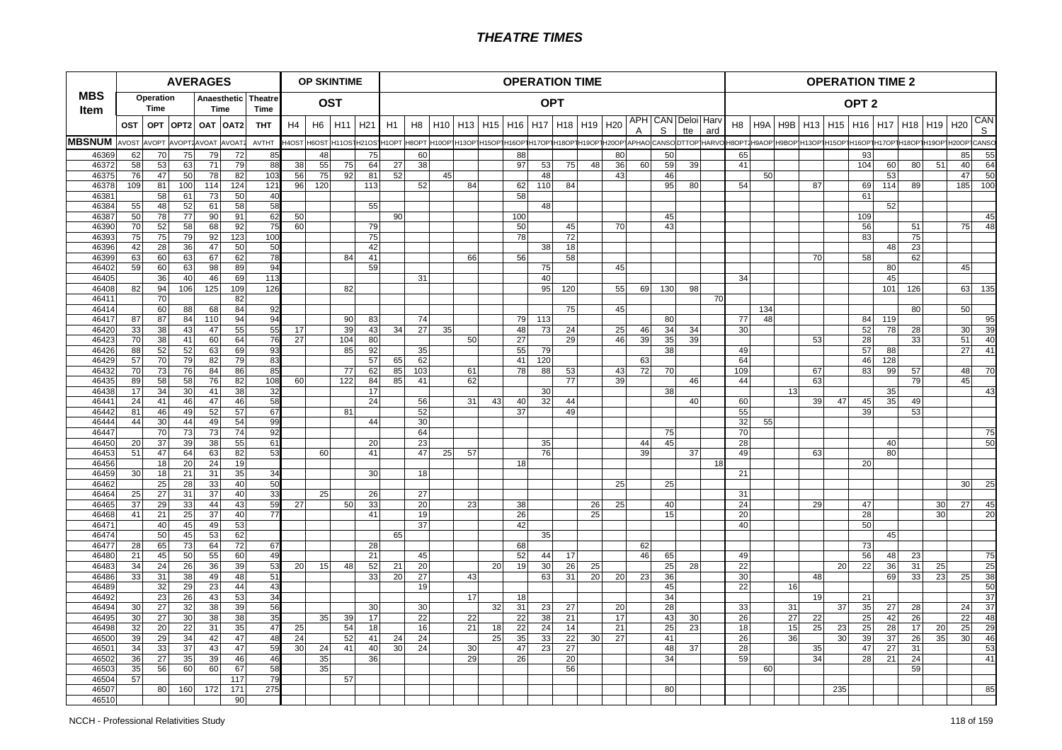# THEATRE TIMES

| MBS Item | AVERAGES | | | | | | OP SKINTIME | | | | OPERATION TIME | | | | | | | | | | | | | | OPERATION TIME 2 | | | | | | | | | | |
|---|---|---|---|---|---|---|---|---|---|---|---|---|---|---|---|---|---|---|---|---|---|---|---|---|---|---|---|---|---|---|---|---|---|---|---|
| | Operation Time | | Anaesthetic Time | | Theatre Time | | OST | | | | OPT | | | | | | | | | | | | | | OPT 2 | | | | | | | | | | |
| | OST | OPT | OPT2 | OAT | OAT2 | THT | H4 | H6 | H11 | H21 | H1 | H8 | H10 | H13 | H15 | H16 | H17 | H18 | H19 | H20 | APHA | CANS | Deloitte | Harvard | H8 | H9A | H9B | H13 | H15 | H16 | H17 | H18 | H19 | H20 | CANS |
| MBSNUM | AVOST | AVOPT | AVOPT2 | AVOAT | AVOAT2 | AVTHT | H4OST | H6OST | H11OST | H21OST | H1OPT | H8OPT | H10OPT | H13OPT | H15OPT | H16OPT | H17OPT | H18OPT | H19OPT | H20OPT | APHAO | CANSO | DTTOP | HARVO | H8OPT2 | H9AOP | H9BOP | H13OPT | H15OPT | H16OPT | H17OPT | H18OPT | H19OPT | H20OPT | CANSO |
| 46369 | 62 | 70 | 75 | 79 | 72 | 85 | | 48 | | 75 | | 60 | | | | 88 | | | | 80 | | 50 | | | 65 | | | | | 93 | | | | 85 | 55 |
| 46372 | 58 | 53 | 63 | 71 | 79 | 88 | 38 | 55 | 75 | 64 | 27 | 38 | | | | 97 | 53 | 75 | 48 | 36 | 60 | 59 | 39 | | 41 | | | | | 104 | 60 | 80 | 51 | 40 | 64 |
| 46375 | 76 | 47 | 50 | 78 | 82 | 103 | 56 | 75 | 92 | 81 | 52 | | 45 | | | | 48 | | | 43 | | 46 | | | | 50 | | | | | 53 | | | 47 | 50 |
| 46378 | 109 | 81 | 100 | 114 | 124 | 121 | 96 | 120 | | 113 | | 52 | | 84 | | 62 | 110 | 84 | | | | 95 | 80 | | 54 | | | 87 | | 69 | 114 | 89 | | 185 | 100 |
| 46381 | | 58 | 61 | 73 | 50 | 40 | | | | | | | | | | 58 | | | | | | | | | | | | | | 61 | | | | | |
| 46384 | 55 | 48 | 52 | 61 | 58 | 58 | | | | 55 | | | | | | | 48 | | | | | | | | | | | | | | 52 | | | | |
| 46387 | 50 | 78 | 77 | 90 | 91 | 62 | 50 | | | | 90 | | | | | 100 | | | | | | 45 | | | | | | | | 109 | | | | | 45 |
| 46390 | 70 | 52 | 58 | 68 | 92 | 75 | 60 | | | 79 | | | | | | 50 | | 45 | | 70 | | 43 | | | | | | | | 56 | | 51 | | 75 | 48 |
| 46393 | 75 | 75 | 79 | 92 | 123 | 100 | | | | 75 | | | | | | 78 | | 72 | | | | | | | | | | | | 83 | | 75 | | | |
| 46396 | 42 | 28 | 36 | 47 | 50 | 50 | | | | 42 | | | | | | | 38 | 18 | | | | | | | | | | | | | 48 | 23 | | | |
| 46399 | 63 | 60 | 63 | 67 | 62 | 78 | | | 84 | 41 | | | | 66 | | 56 | | 58 | | | | | | | | | | 70 | | 58 | | 62 | | | |
| 46402 | 59 | 60 | 63 | 98 | 89 | 94 | | | | 59 | | | | | | | 75 | | | 45 | | | | | | | | | | | 80 | | | 45 | |
| 46405 | | 36 | 40 | 46 | 69 | 113 | | | | | | 31 | | | | | 40 | | | | | | | | 34 | | | | | | 45 | | | | |
| 46408 | 82 | 94 | 106 | 125 | 109 | 126 | | | 82 | | | | | | | | 95 | 120 | | 55 | 69 | 130 | 98 | | | | | | | | 101 | 126 | | 63 | 135 |
| 46411 | | 70 | | | 82 | | | | | | | | | | | | | | | | | | | 70 | | | | | | | | | | | |
| 46414 | | 60 | 88 | 68 | 84 | 92 | | | | | | | | | | | | 75 | | 45 | | | | | | 134 | | | | | | 80 | | 50 | |
| 46417 | 87 | 87 | 84 | 110 | 94 | 94 | | | 90 | 83 | | 74 | | | | 79 | 113 | | | | | 80 | | | 77 | 48 | | | | 84 | 119 | | | | 95 |
| 46420 | 33 | 38 | 43 | 47 | 55 | 55 | 17 | | 39 | 43 | 34 | 27 | 35 | | | 48 | 73 | 24 | | 25 | 46 | 34 | 34 | | 30 | | | | | 52 | 78 | 28 | | 30 | 39 |
| 46423 | 70 | 38 | 41 | 60 | 64 | 76 | 27 | | 104 | 80 | | | | 50 | | 27 | | 29 | | 46 | 39 | 35 | 39 | | | | | 53 | | 28 | | 33 | | 51 | 40 |
| 46426 | 88 | 52 | 52 | 63 | 69 | 93 | | | 85 | 92 | | 35 | | | | 55 | 79 | | | | | 38 | | | 49 | | | | | 57 | 88 | | | 27 | 41 |
| 46429 | 57 | 70 | 79 | 82 | 79 | 83 | | | | 57 | 65 | 62 | | | | 41 | 120 | | | | 63 | | | | 64 | | | | | 46 | 128 | | | | |
| 46432 | 70 | 73 | 76 | 84 | 86 | 85 | | | 77 | 62 | 85 | 103 | | 61 | | 78 | 88 | 53 | | 43 | 72 | 70 | | | 109 | | | 67 | | 83 | 99 | 57 | | 48 | 70 |
| 46435 | 89 | 58 | 58 | 76 | 82 | 108 | 60 | | 122 | 84 | 85 | 41 | | 62 | | | | 77 | | 39 | | | 46 | | 44 | | | 63 | | | | 79 | | 45 | |
| 46438 | 17 | 34 | 30 | 41 | 38 | 32 | | | | 17 | | | | | | | 30 | | | | | 38 | | | | | 13 | | | | 35 | | | | 43 |
| 46441 | 24 | 41 | 46 | 47 | 46 | 58 | | | | 24 | | 56 | | 31 | 43 | 40 | 32 | 44 | | | | | 40 | | 60 | | | 39 | 47 | 45 | 35 | 49 | | | |
| 46442 | 81 | 46 | 49 | 52 | 57 | 67 | | | 81 | | | 52 | | | | 37 | | 49 | | | | | | | 55 | | | | | 39 | | 53 | | | |
| 46444 | 44 | 30 | 44 | 49 | 54 | 99 | | | | 44 | | 30 | | | | | | | | | | | | | 32 | 55 | | | | | | | | | |
| 46447 | | 70 | 73 | 73 | 74 | 92 | | | | | | 64 | | | | | | | | | | 75 | | | 70 | | | | | | | | | | 75 |
| 46450 | 20 | 37 | 39 | 38 | 55 | 61 | | | | 20 | | 23 | | | | | 35 | | | | 44 | 45 | | | 28 | | | | | | 40 | | | | 50 |
| 46453 | 51 | 47 | 64 | 63 | 82 | 53 | | 60 | | 41 | | 47 | 25 | 57 | | | 76 | | | | 39 | | 37 | | 49 | | | 63 | | | 80 | | | | |
| 46456 | | 18 | 20 | 24 | 19 | | | | | | | | | | | 18 | | | | | | | | 18 | | | | | | 20 | | | | | |
| 46459 | 30 | 18 | 21 | 31 | 35 | 34 | | | | 30 | | 18 | | | | | | | | | | | | | 21 | | | | | | | | | | |
| 46462 | | 25 | 28 | 33 | 40 | 50 | | | | | | | | | | | | | | 25 | | 25 | | | | | | | | | | | | 30 | 25 |
| 46464 | 25 | 27 | 31 | 37 | 40 | 33 | | 25 | | 26 | | 27 | | | | | | | | | | | | | 31 | | | | | | | | | | |
| 46465 | 37 | 29 | 33 | 44 | 43 | 59 | 27 | | 50 | 33 | | 20 | | 23 | | 38 | | | 26 | 25 | | 40 | | | 24 | | | 29 | | 47 | | | 30 | 27 | 45 |
| 46468 | 41 | 21 | 25 | 37 | 40 | 77 | | | | 41 | | 19 | | | | 26 | | | 25 | | | 15 | | | 20 | | | | | 28 | | | 30 | | 20 |
| 46471 | | 40 | 45 | 49 | 53 | | | | | | | 37 | | | | 42 | | | | | | | | | 40 | | | | | 50 | | | | | |
| 46474 | | 50 | 45 | 53 | 62 | | | | | | 65 | | | | | | 35 | | | | | | | | | | | | | | 45 | | | | |
| 46477 | 28 | 65 | 73 | 64 | 72 | 67 | | | | 28 | | | | | | 68 | | | | | 62 | | | | | | | | | 73 | | | | | |
| 46480 | 21 | 45 | 50 | 55 | 60 | 49 | | | | 21 | | 45 | | | | 52 | 44 | 17 | | | 46 | 65 | | | 49 | | | | | 56 | 48 | 23 | | | 75 |
| 46483 | 34 | 24 | 26 | 36 | 39 | 53 | 20 | 15 | 48 | 52 | 21 | 20 | | | 20 | 19 | 30 | 26 | 25 | | | 25 | 28 | | 22 | | | | 20 | 22 | 36 | 31 | 25 | | 25 |
| 46486 | 33 | 31 | 38 | 49 | 48 | 51 | | | | 33 | 20 | 27 | | 43 | | | 63 | 31 | 20 | 20 | 23 | 36 | | | 30 | | | 48 | | | 69 | 33 | 23 | 25 | 38 |
| 46489 | | 32 | 29 | 23 | 44 | 43 | | | | | | 19 | | | | | | | | | | 45 | | | 22 | | 16 | | | | | | | | 50 |
| 46492 | | 23 | 26 | 43 | 53 | 34 | | | | | | | | 17 | | 18 | | | | | | 34 | | | | | | 19 | | 21 | | | | | 37 |
| 46494 | 30 | 27 | 32 | 38 | 39 | 56 | | | | 30 | | 30 | | | 32 | 31 | 23 | 27 | | 20 | | 28 | | | 33 | | 31 | | 37 | 35 | 27 | 28 | | 24 | 37 |
| 46495 | 30 | 27 | 30 | 38 | 38 | 35 | | 35 | 39 | 17 | | 22 | | 22 | | 22 | 38 | 21 | | 17 | | 43 | 30 | | 26 | | 27 | 22 | | 25 | 42 | 26 | | 22 | 48 |
| 46498 | 32 | 20 | 22 | 31 | 35 | 47 | 25 | | 54 | 18 | | 16 | | 21 | 18 | 22 | 24 | 14 | | 21 | | 25 | 23 | | 18 | | 15 | 25 | 23 | 25 | 28 | 17 | 20 | 25 | 29 |
| 46500 | 39 | 29 | 34 | 42 | 47 | 48 | 24 | | 52 | 41 | 24 | 24 | | | 25 | 35 | 33 | 22 | 30 | 27 | | 41 | | | 26 | | 36 | | 30 | 39 | 37 | 26 | 35 | 30 | 46 |
| 46501 | 34 | 33 | 37 | 43 | 47 | 59 | 30 | 24 | 41 | 40 | 30 | 24 | | 30 | | 47 | 23 | 27 | | | | 48 | 37 | | 28 | | | 35 | | 47 | 27 | 31 | | | 53 |
| 46502 | 36 | 27 | 35 | 39 | 46 | 46 | | 35 | | 36 | | | | 29 | | 26 | | 20 | | | | 34 | | | 59 | | | 34 | | 28 | 21 | 24 | | | 41 |
| 46503 | 35 | 56 | 60 | 60 | 67 | 58 | | 35 | | | | | | | | | | 56 | | | | | | | | 60 | | | | | | 59 | | | |
| 46504 | 57 | | | | 117 | 79 | | | 57 | | | | | | | | | | | | | | | | | | | | | | | | | | |
| 46507 | | 80 | 160 | 172 | 171 | 275 | | | | | | | | | | | | | | | | 80 | | | | | | | 235 | | | | | | 85 |
| 46510 | | | | | 90 | | | | | | | | | | | | | | | | | | | | | | | | | | | | | | |

NCCH - Professional Relativities Study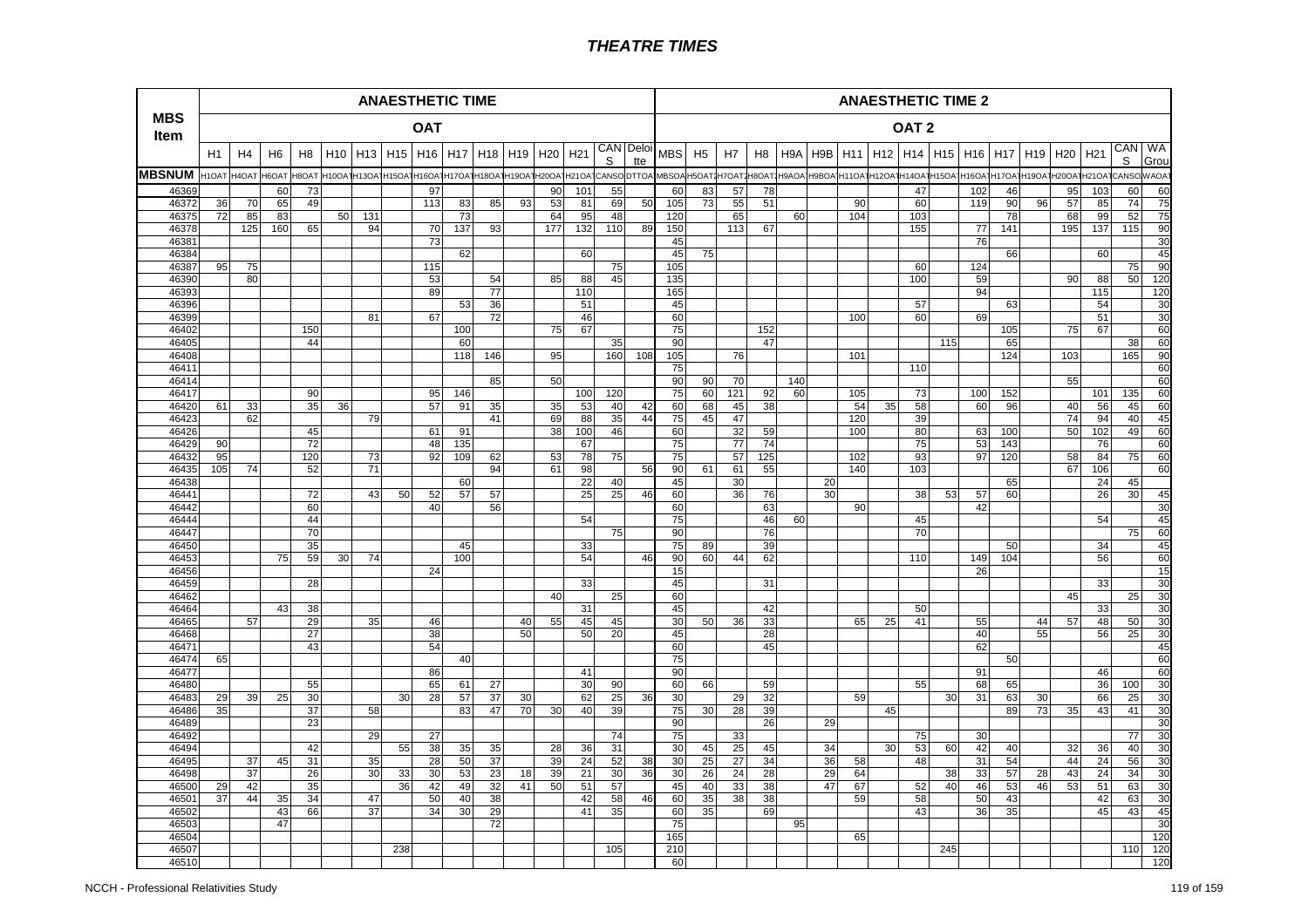| MBS Item | ANAESTHETIC TIME | | | | | | | | | | | | | | | ANAESTHETIC TIME 2 | | | | | | | | | | | | | | | | |
|---|---|---|---|---|---|---|---|---|---|---|---|---|---|---|---|---|---|---|---|---|---|---|---|---|---|---|---|---|---|---|---|---|
| | OAT | | | | | | | | | | | | | | | OAT 2 | | | | | | | | | | | | | | | | |
| | H1 | H4 | H6 | H8 | H10 | H13 | H15 | H16 | H17 | H18 | H19 | H20 | H21 | CANS | Deloitte | MBS | H5 | H7 | H8 | H9A | H9B | H11 | H12 | H14 | H15 | H16 | H17 | H19 | H20 | H21 | CANS | WA Group |
| MBSNUM | H1OAT | H4OAT | H6OAT | H8OAT | H10OAT | H13OAT | H15OAT | H16OAT | H17OAT | H18OAT | H19OAT | H20OAT | H21OAT | CANSO | DTTOA | MBSOA | H5OAT2 | H7OAT2 | H8OAT2 | H9AOA | H9BOA | H11OAT | H12OAT | H14OAT | H15OAT | H16OAT | H17OAT | H19OAT | H20OAT | H21OAT | CANSO | WAOAT |
| 46369 | | | 60 | 73 | | | | 97 | | | | 90 | 101 | 55 | | 60 | 83 | 57 | 78 | | | | | 47 | | 102 | 46 | | 95 | 103 | 60 | 60 |
| 46372 | 36 | 70 | 65 | 49 | | | | 113 | 83 | 85 | 93 | 53 | 81 | 69 | 50 | 105 | 73 | 55 | 51 | | | 90 | | 60 | | 119 | 90 | 96 | 57 | 85 | 74 | 75 |
| 46375 | 72 | 85 | 83 | | 50 | 131 | | | 73 | | | 64 | 95 | 48 | | 120 | | 65 | | 60 | | 104 | | 103 | | | 78 | | 68 | 99 | 52 | 75 |
| 46378 | | 125 | 160 | 65 | | 94 | | 70 | 137 | 93 | | 177 | 132 | 110 | 89 | 150 | | 113 | 67 | | | | | 155 | | 77 | 141 | | 195 | 137 | 115 | 90 |
| 46381 | | | | | | | | 73 | | | | | | | | 45 | | | | | | | | | | 76 | | | | | | 30 |
| 46384 | | | | | | | | | 62 | | | | 60 | | | 45 | 75 | | | | | | | | | | 66 | | | 60 | | 45 |
| 46387 | 95 | 75 | | | | | | 115 | | | | | | 75 | | 105 | | | | | | | | 60 | | 124 | | | | | 75 | 90 |
| 46390 | | 80 | | | | | | 53 | | 54 | | 85 | 88 | 45 | | 135 | | | | | | | | 100 | | 59 | | | 90 | 88 | 50 | 120 |
| 46393 | | | | | | | | 89 | | 77 | | | 110 | | | 165 | | | | | | | | | | 94 | | | | 115 | | 120 |
| 46396 | | | | | | | | | 53 | 36 | | | 51 | | | 45 | | | | | | | | 57 | | | 63 | | | 54 | | 30 |
| 46399 | | | | | | 81 | | 67 | | 72 | | | 46 | | | 60 | | | | | | 100 | | 60 | | 69 | | | | 51 | | 30 |
| 46402 | | | | 150 | | | | | 100 | | | 75 | 67 | | | 75 | | | 152 | | | | | | | | 105 | | 75 | 67 | | 60 |
| 46405 | | | | 44 | | | | | 60 | | | | | 35 | | 90 | | | 47 | | | | | | 115 | | 65 | | | | 38 | 60 |
| 46408 | | | | | | | | | 118 | 146 | | 95 | | 160 | 108 | 105 | | 76 | | | | 101 | | | | | 124 | | 103 | | 165 | 90 |
| 46411 | | | | | | | | | | | | | | | | 75 | | | | | | | | 110 | | | | | | | | 60 |
| 46414 | | | | | | | | | | 85 | | 50 | | | | 90 | 90 | 70 | | 140 | | | | | | | | | 55 | | | 60 |
| 46417 | | | | 90 | | | | 95 | 146 | | | | 100 | 120 | | 75 | 60 | 121 | 92 | 60 | | 105 | | 73 | | 100 | 152 | | | 101 | 135 | 60 |
| 46420 | 61 | 33 | | 35 | 36 | | | 57 | 91 | 35 | | 35 | 53 | 40 | 42 | 60 | 68 | 45 | 38 | | | 54 | 35 | 58 | | 60 | 96 | | 40 | 56 | 45 | 60 |
| 46423 | | 62 | | | | 79 | | | | 41 | | 69 | 88 | 35 | 44 | 75 | 45 | 47 | | | | 120 | | 39 | | | | | 74 | 94 | 40 | 45 |
| 46426 | | | | 45 | | | | 61 | 91 | | | 38 | 100 | 46 | | 60 | | 32 | 59 | | | 100 | | 80 | | 63 | 100 | | 50 | 102 | 49 | 60 |
| 46429 | 90 | | | 72 | | | | 48 | 135 | | | | 67 | | | 75 | | 77 | 74 | | | | | 75 | | 53 | 143 | | | 76 | | 60 |
| 46432 | 95 | | | 120 | | 73 | | 92 | 109 | 62 | | 53 | 78 | 75 | | 75 | | 57 | 125 | | | 102 | | 93 | | 97 | 120 | | 58 | 84 | 75 | 60 |
| 46435 | 105 | 74 | | 52 | | 71 | | | | 94 | | 61 | 98 | | 56 | 90 | 61 | 61 | 55 | | | 140 | | 103 | | | | | 67 | 106 | | 60 |
| 46438 | | | | | | | | | 60 | | | | 22 | 40 | | 45 | | 30 | | | 20 | | | | | | 65 | | | 24 | 45 | |
| 46441 | | | | 72 | | 43 | 50 | 52 | 57 | 57 | | | 25 | 25 | 46 | 60 | | 36 | 76 | | 30 | | | 38 | 53 | 57 | 60 | | | 26 | 30 | 45 |
| 46442 | | | | 60 | | | | 40 | | 56 | | | | | | 60 | | | 63 | | | 90 | | | | 42 | | | | | | 30 |
| 46444 | | | | 44 | | | | | | | | | 54 | | | 75 | | | 46 | 60 | | | | 45 | | | | | | 54 | | 45 |
| 46447 | | | | 70 | | | | | | | | | | 75 | | 90 | | | 76 | | | | | 70 | | | | | | | 75 | 60 |
| 46450 | | | | 35 | | | | | 45 | | | | 33 | | | 75 | 89 | | 39 | | | | | | | | 50 | | | 34 | | 45 |
| 46453 | | | 75 | 59 | 30 | 74 | | | 100 | | | | 54 | | 46 | 90 | 60 | 44 | 62 | | | | | 110 | | 149 | 104 | | | 56 | | 60 |
| 46456 | | | | | | | | 24 | | | | | | | | 15 | | | | | | | | | | 26 | | | | | | 15 |
| 46459 | | | | 28 | | | | | | | | | 33 | | | 45 | | | 31 | | | | | | | | | | | 33 | | 30 |
| 46462 | | | | | | | | | | | | 40 | | 25 | | 60 | | | | | | | | | | | | | 45 | | 25 | 30 |
| 46464 | | | 43 | 38 | | | | | | | | | 31 | | | 45 | | | 42 | | | | | 50 | | | | | | 33 | | 30 |
| 46465 | | 57 | | 29 | | 35 | | 46 | | | 40 | 55 | 45 | 45 | | 30 | 50 | 36 | 33 | | | 65 | 25 | 41 | | 55 | | 44 | 57 | 48 | 50 | 30 |
| 46468 | | | | 27 | | | | 38 | | | 50 | | 50 | 20 | | 45 | | | 28 | | | | | | | 40 | | 55 | | 56 | 25 | 30 |
| 46471 | | | | 43 | | | | 54 | | | | | | | | 60 | | | 45 | | | | | | | 62 | | | | | | 45 |
| 46474 | 65 | | | | | | | | 40 | | | | | | | 75 | | | | | | | | | | | 50 | | | | | 60 |
| 46477 | | | | | | | | 86 | | | | | 41 | | | 90 | | | | | | | | | | 91 | | | | 46 | | 60 |
| 46480 | | | | 55 | | | | 65 | 61 | 27 | | | 30 | 90 | | 60 | 66 | | 59 | | | | | 55 | | 68 | 65 | | | 36 | 100 | 30 |
| 46483 | 29 | 39 | 25 | 30 | | | 30 | 28 | 57 | 37 | 30 | | 62 | 25 | 36 | 30 | | 29 | 32 | | | 59 | | | 30 | 31 | 63 | 30 | | 66 | 25 | 30 |
| 46486 | 35 | | | 37 | | 58 | | | 83 | 47 | 70 | 30 | 40 | 39 | | 75 | 30 | 28 | 39 | | | | 45 | | | | 89 | 73 | 35 | 43 | 41 | 30 |
| 46489 | | | | 23 | | | | | | | | | | | | 90 | | | 26 | | 29 | | | | | | | | | | | 30 |
| 46492 | | | | | | 29 | | 27 | | | | | | 74 | | 75 | | 33 | | | | | | 75 | | 30 | | | | | 77 | 30 |
| 46494 | | | | 42 | | | 55 | 38 | 35 | 35 | | 28 | 36 | 31 | | 30 | 45 | 25 | 45 | | 34 | | 30 | 53 | 60 | 42 | 40 | | 32 | 36 | 40 | 30 |
| 46495 | | 37 | 45 | 31 | | 35 | | 28 | 50 | 37 | | 39 | 24 | 52 | 38 | 30 | 25 | 27 | 34 | | 36 | 58 | | 48 | | 31 | 54 | | 44 | 24 | 56 | 30 |
| 46498 | | 37 | | 26 | | 30 | 33 | 30 | 53 | 23 | 18 | 39 | 21 | 30 | 36 | 30 | 26 | 24 | 28 | | 29 | 64 | | | 38 | 33 | 57 | 28 | 43 | 24 | 34 | 30 |
| 46500 | 29 | 42 | | 35 | | | 36 | 42 | 49 | 32 | 41 | 50 | 51 | 57 | | 45 | 40 | 33 | 38 | | 47 | 67 | | 52 | 40 | 46 | 53 | 46 | 53 | 51 | 63 | 30 |
| 46501 | 37 | 44 | 35 | 34 | | 47 | | 50 | 40 | 38 | | | 42 | 58 | 46 | 60 | 35 | 38 | 38 | | | 59 | | 58 | | 50 | 43 | | | 42 | 63 | 30 |
| 46502 | | | 43 | 66 | | 37 | | 34 | 30 | 29 | | | 41 | 35 | | 60 | 35 | | 69 | | | | | 43 | | 36 | 35 | | | 45 | 43 | 45 |
| 46503 | | | 47 | | | | | | | 72 | | | | | | 75 | | | | 95 | | | | | | | | | | | | 30 |
| 46504 | | | | | | | | | | | | | | | | 165 | | | | | | 65 | | | | | | | | | | 120 |
| 46507 | | | | | | | 238 | | | | | | | 105 | | 210 | | | | | | | | | 245 | | | | | | 110 | 120 |
| 46510 | | | | | | | | | | | | | | | | 60 | | | | | | | | | | | | | | | | 120 |

NCCH - Professional Relativities Study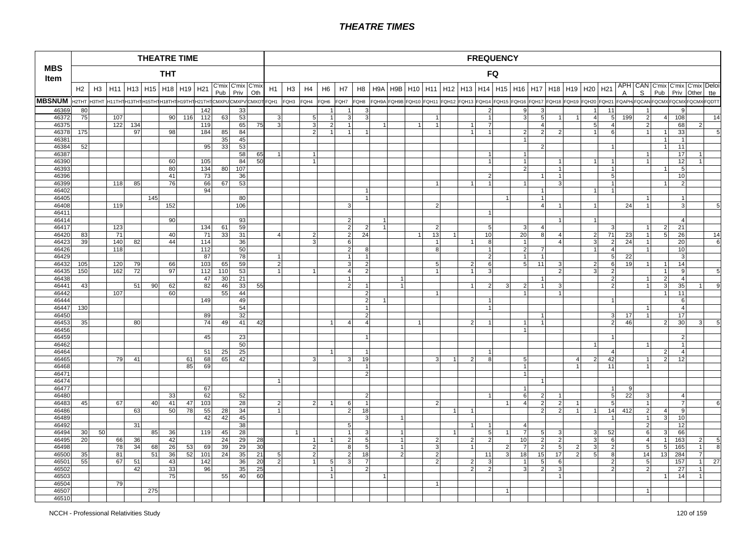# THEATRE TIMES

| MBS Item | THEATRE TIME | | | | | | | | | | | FREQUENCY | | | | | | | | | | | | | | | | | | | | | | | | | |
|---|---|---|---|---|---|---|---|---|---|---|---|---|---|---|---|---|---|---|---|---|---|---|---|---|---|---|---|---|---|---|---|---|---|---|---|---|---|
| | THT | | | | | | | | | | | FQ | | | | | | | | | | | | | | | | | | | | | | | | | |
| | H2 | H3 | H11 | H13 | H15 | H18 | H19 | H21 | C'mix Pub | C'mix Priv | C'mix Oth | H1 | H3 | H4 | H6 | H7 | H8 | H9A | H9B | H10 | H11 | H12 | H13 | H14 | H15 | H16 | H17 | H18 | H19 | H20 | H21 | APH A | CAN S | C'mix Pub | C'mix Priv | C'mix Other | Deloitte |
| MBSNUM | H2THT | H3THT | H11THT | H13THT | H15THT | H18THT | H19THT | H21THT | CMXPUB | CMXPV | CMXOT | FQH1 | FQH3 | FQH4 | FQH6 | FQH7 | FQH8 | FQH9A | FQH9B | FQH10 | FQH11 | FQH12 | FQH13 | FQH14 | FQH15 | FQH16 | FQH17 | FQH18 | FQH19 | FQH20 | FQH21 | FQAPH | FQCAN | FQCMX | FQCMX | FQCMX | FQDTT |
| 46369 | 80 | | | | | | | 142 | | 33 | | | | | 1 | 1 | 3 | | | | | | | 2 | | 9 | 3 | | | 1 | 11 | | 1 | | 9 | | |
| 46372 | 75 | | 107 | | | 90 | 116 | 112 | 63 | 53 | | 3 | | 5 | 1 | 3 | 3 | | | | 1 | | | 1 | | 3 | 5 | 1 | 1 | 4 | 5 | 199 | 2 | 4 | 108 | | 14 |
| 46375 | | | 122 | 134 | | | | 119 | | 65 | 75 | 3 | | 3 | 2 | 1 | | 1 | | 1 | 1 | | 1 | 7 | | | 4 | | | 5 | 4 | | 2 | | 68 | 2 | |
| 46378 | 175 | | | 97 | | 98 | | 184 | 85 | 84 | | | | 2 | 1 | 1 | 1 | | | | | | 1 | 1 | | 2 | 2 | 2 | | 1 | 6 | | 1 | 1 | 33 | | 5 |
| 46381 | | | | | | | | | 35 | 45 | | | | | | | | | | | | | | | | 1 | | | | | | | | 1 | 1 | | |
| 46384 | 52 | | | | | | | 95 | 33 | 53 | | | | | | | | | | | | | | | | | 2 | | | | 1 | | | 1 | 11 | | |
| 46387 | | | | | | | | | | 58 | 65 | 1 | | 1 | | | | | | | | | | 1 | | 1 | | | | | | | 1 | | 17 | 1 | |
| 46390 | | | | | | 60 | | 105 | | 84 | 50 | | | 1 | | | | | | | | | | 1 | | 1 | | 1 | | 1 | 1 | | 1 | | 12 | 1 | |
| 46393 | | | | | | 80 | | 134 | 80 | 107 | | | | | | | | | | | | | | | | 2 | | 1 | | | 1 | | | 1 | 5 | | |
| 46396 | | | | | | 41 | | 73 | | 36 | | | | | | | | | | | | | | 2 | | | 1 | 1 | | | 5 | | | | 10 | | |
| 46399 | | | 118 | 85 | | 76 | | 66 | 67 | 53 | | | | | | | | | | | 1 | | 1 | 1 | | 1 | | 3 | | | 1 | | | 1 | 2 | | |
| 46402 | | | | | | | | 94 | | | | | | | | | 1 | | | | | | | | | | 1 | | | 1 | 1 | | | | | | |
| 46405 | | | | | 145 | | | | | 80 | | | | | | | 1 | | | | | | | | 1 | | 1 | | | | | | 1 | | 1 | | |
| 46408 | | | 119 | | | 152 | | | | 106 | | | | | | 3 | | | | | 2 | | | | | | 4 | 1 | | 1 | | 24 | 1 | | 3 | | 5 |
| 46411 | | | | | | | | | | | | | | | | | | | | | | | | 1 | | | | | | | | | | | | | |
| 46414 | | | | | | 90 | | | | 93 | | | | | | 2 | | 1 | | | | | | | | | | 1 | | 1 | | | | | 4 | | |
| 46417 | | | 123 | | | | | 134 | 61 | 59 | | | | | | 2 | 2 | 1 | | | 2 | | | 5 | | 3 | 4 | | | | 3 | | 1 | 2 | 21 | | |
| 46420 | 83 | | 71 | | | 40 | | 71 | 33 | 31 | | 4 | | 2 | | 2 | 24 | | | 1 | 13 | 1 | | 10 | | 20 | 8 | 4 | | 2 | 71 | 23 | 1 | 5 | 26 | | 14 |
| 46423 | 39 | | 140 | 82 | | 44 | | 114 | | 36 | | | | 3 | | 6 | | | | | 1 | | 1 | 8 | | 1 | | 4 | | 3 | 2 | 24 | 1 | | 20 | | 6 |
| 46426 | | | 118 | | | | | 112 | | 50 | | | | | | 2 | 8 | | | | 8 | | | 1 | | 2 | 7 | | | 1 | 4 | | 1 | | 10 | | |
| 46429 | | | | | | | | 87 | | 78 | | 1 | | | | 1 | 1 | | | | | | | 2 | | 1 | 1 | | | | 5 | 22 | | | 3 | | |
| 46432 | 105 | | 120 | 79 | | 66 | | 103 | 65 | 59 | | 2 | | | | 3 | 2 | | | | 5 | | 2 | 6 | | 5 | 11 | 3 | | 2 | 6 | 19 | 1 | 1 | 14 | | |
| 46435 | 150 | | 162 | 72 | | 97 | | 112 | 110 | 53 | | 1 | | 1 | | 4 | 2 | | | | 1 | | 1 | 3 | | | | 2 | | 3 | 2 | | | 1 | 9 | | 5 |
| 46438 | | | | | | | | 47 | 30 | 21 | | | | | | 1 | | | 1 | | | | | | | | 1 | | | | 2 | | 1 | 2 | 4 | | |
| 46441 | 43 | | | 51 | 90 | 62 | | 82 | 46 | 33 | 55 | | | | | 2 | 1 | | 1 | | | | 1 | 2 | 3 | 2 | 1 | 3 | | | 2 | | 1 | 3 | 35 | 1 | 9 |
| 46442 | | | 107 | | | 60 | | | 55 | 44 | | | | | | | 2 | | | | 1 | | | | | 1 | | 1 | | | | | | 1 | 11 | | |
| 46444 | | | | | | | | 149 | | 49 | | | | | | | 2 | 1 | | | | | | 1 | | | | | | | 1 | | | | 6 | | |
| 46447 | 130 | | | | | | | | | 54 | | | | | | | 1 | | | | | | | 1 | | | | | | | | | 1 | | 4 | | |
| 46450 | | | | | | | | 89 | | 32 | | | | | | | 2 | | | | | | | | | | 1 | | | | 3 | 17 | 1 | | 17 | | |
| 46453 | 35 | | | 80 | | | | 74 | 49 | 41 | 42 | | | | 1 | 4 | 4 | | | 1 | | | 2 | 1 | | 1 | 1 | | | | 2 | 46 | | 2 | 30 | 3 | 5 |
| 46456 | | | | | | | | | | | | | | | | | | | | | | | | | | 1 | | | | | | | | | | | |
| 46459 | | | | | | | | 45 | | 23 | | | | | | | 1 | | | | | | | | | | | | | | 1 | | | | 2 | | |
| 46462 | | | | | | | | | | 50 | | | | | | | | | | | | | | | | | | | | 1 | | | 1 | | 1 | | |
| 46464 | | | | | | | | 51 | 25 | 25 | | | | | 1 | | 1 | | | | | | | 1 | | | | | | | 4 | | | 2 | 4 | | |
| 46465 | | | 79 | 41 | | | 61 | 68 | 65 | 42 | | | | 3 | | 3 | 19 | | | | 3 | 1 | 2 | 8 | | 5 | | | 4 | 2 | 42 | | 1 | 2 | 12 | | |
| 46468 | | | | | | | 85 | 69 | | | | | | | | | 1 | | | | | | | | | 1 | | | 1 | | 11 | | 1 | | | | |
| 46471 | | | | | | | | | | | | | | | | | 2 | | | | | | | | | 1 | | | | | | | | | | | |
| 46474 | | | | | | | | | | | | 1 | | | | | | | | | | | | | | | 1 | | | | | | | | | | |
| 46477 | | | | | | | | 67 | | | | | | | | | | | | | | | | | | 1 | | | | | 1 | 9 | | | | | |
| 46480 | | | | | | 33 | | 62 | | 52 | | | | | | | 2 | | | | | | | 1 | | 6 | 2 | 1 | | | 5 | 22 | 3 | | 4 | | |
| 46483 | 45 | | 67 | | 40 | 41 | 47 | 103 | | 28 | | 2 | | 2 | 1 | 6 | 1 | | | | 2 | | | | 1 | 4 | 2 | 2 | 1 | | 5 | | 1 | | 7 | | 6 |
| 46486 | | | | 63 | | 50 | 78 | 55 | 28 | 34 | | 1 | | | | 2 | 18 | | | | | 1 | 1 | | | | 2 | 2 | 1 | 1 | 14 | 412 | 2 | 4 | 9 | | |
| 46489 | | | | | | | | 42 | 42 | 45 | | | | | | | 3 | | 1 | | | | | | | | | | | | 1 | | 1 | 3 | 10 | | |
| 46492 | | | | 31 | | | | | | 38 | | | | | | 5 | | | | | | | 1 | 1 | | 4 | | | | | | | 2 | | 12 | | |
| 46494 | 30 | 50 | | | 85 | 36 | | 119 | 45 | 28 | | | 1 | | | 1 | 3 | | 1 | | | 1 | | 5 | 1 | 7 | 5 | 3 | | 3 | 52 | | 6 | 3 | 66 | | |
| 46495 | 20 | | 66 | 36 | | 42 | | | 24 | 29 | 28 | | | 1 | 1 | 2 | 5 | | 1 | | 2 | | 2 | 2 | | 10 | 2 | 2 | | 3 | 6 | | 4 | 1 | 163 | 2 | 5 |
| 46498 | | | 78 | 34 | 68 | 26 | 53 | 69 | 39 | 29 | 30 | | | 2 | | 8 | 5 | | 1 | | 3 | | 1 | | 2 | 7 | 2 | 5 | 2 | 3 | 2 | | 5 | 5 | 165 | 1 | 8 |
| 46500 | 35 | | 81 | | 51 | 36 | 52 | 101 | 24 | 35 | 21 | 5 | | 2 | | 2 | 18 | | 2 | | 2 | | | 11 | 3 | 18 | 15 | 17 | 2 | 5 | 8 | | 14 | 13 | 284 | 7 | |
| 46501 | 55 | | 67 | 51 | | 43 | | 142 | | 36 | 20 | 2 | | 1 | 5 | 3 | 7 | | | | 2 | | 2 | 3 | | 1 | 5 | 6 | | | 2 | | 5 | | 157 | 1 | 27 |
| 46502 | | | | 42 | | 33 | | 96 | | 35 | 25 | | | | 1 | | 2 | | | | | | 2 | 2 | | 3 | 2 | 3 | | | 2 | | 2 | | 27 | 1 | |
| 46503 | | | | | | 75 | | | 55 | 40 | 60 | | | | 1 | | | 1 | | | | | | | | | | 1 | | | | | | 1 | 14 | 1 | |
| 46504 | | | 79 | | | | | | | | | | | | | | | | | | 1 | | | | | | | | | | | | | | | | |
| 46507 | | | | | 275 | | | | | | | | | | | | | | | | | | | | 1 | | | | | | | | 1 | | | | |
| 46510 | | | | | | | | | | | | | | | | | | | | | | | | | | | | | | | | | | | | | |

NCCH - Professional Relativities Study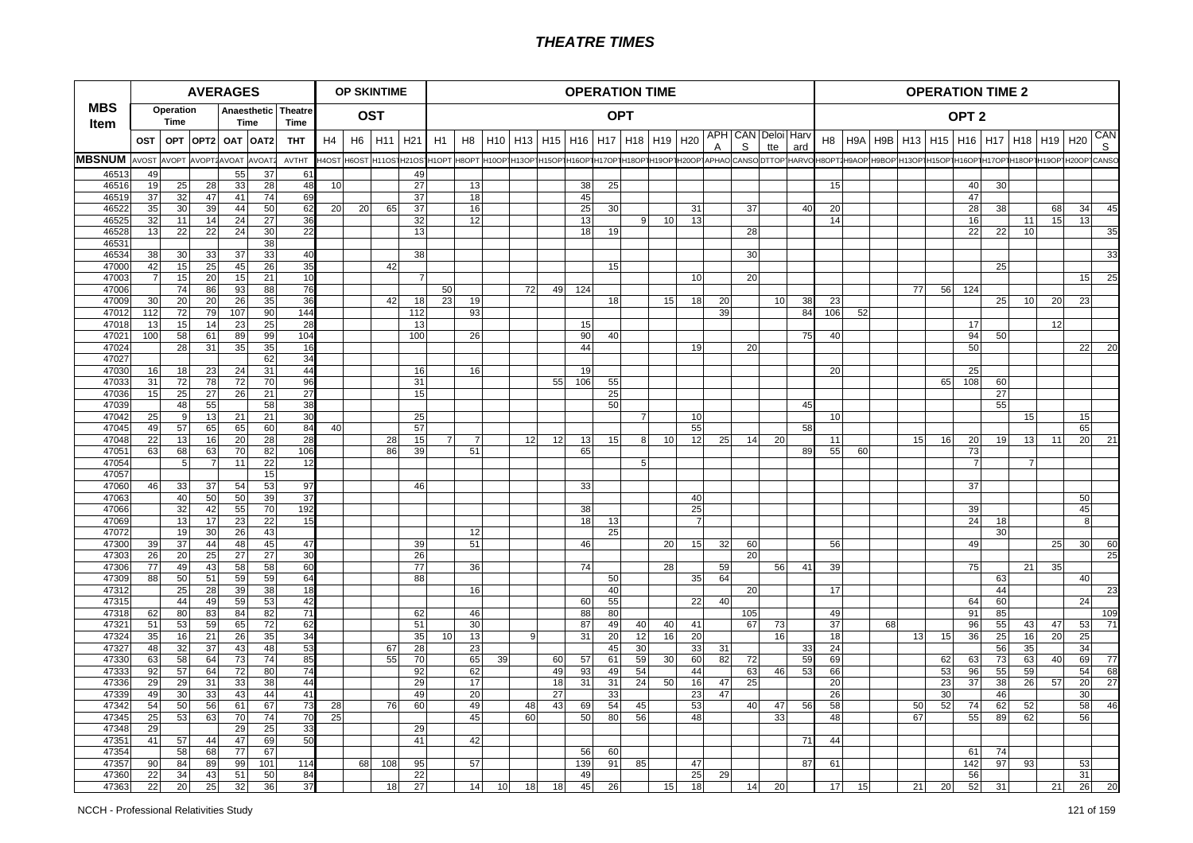# THEATRE TIMES

| MBS Item | AVERAGES | | | | | | OP SKINTIME | | | | OPERATION TIME | | | | | | | | | | | | | | | | OPERATION TIME 2 | | | | | | | | | | | |
|---|---|---|---|---|---|---|---|---|---|---|---|---|---|---|---|---|---|---|---|---|---|---|---|---|---|---|---|---|---|---|---|---|---|---|---|---|---|---|
| | Operation Time | | | Anaesthetic Time | | Theatre Time | OST | | | | OPT | | | | | | | | | | | | | | | | OPT 2 | | | | | | | | | | | |
| | OST | OPT | OPT2 | OAT | OAT2 | THT | H4 | H6 | H11 | H21 | H1 | H8 | H10 | H13 | H15 | H16 | H17 | H18 | H19 | H20 | APHA | CANS | Deloitte | Harvard | H8 | H9A | H9B | H13 | H15 | H16 | H17 | H18 | H19 | H20 | CANS |
| MBSNUM | AVOST | AVOPT | AVOPT2 | AVOAT | AVOAT2 | AVTHT | H4OST | H6OST | H11OST | H21OST | H1OPT | H8OPT | H10OPT | H13OPT | H15OPT | H16OPT | H17OPT | H18OPT | H19OPT | H20OPT | APHAOPT | CANSOPT | DTTOPT | HARVOPT | H8OPT2 | H9AOPT2 | H9BOPT2 | H13OPT2 | H15OPT2 | H16OPT2 | H17OPT2 | H18OPT2 | H19OPT2 | H20OPT2 | CANSOPT2 |
| 46513 | 49 | | | 55 | 37 | 61 | | | | 49 | | | | | | | | | | | | | | | | | | | | | | | | | |
| 46516 | 19 | 25 | 28 | 33 | 28 | 48 | 10 | | | 27 | | 13 | | | | 38 | 25 | | | | | | | | 15 | | | | | 40 | 30 | | | | |
| 46519 | 37 | 32 | 47 | 41 | 74 | 69 | | | | 37 | | 18 | | | | 45 | | | | | | | | | | | | | | 47 | | | | | |
| 46522 | 35 | 30 | 39 | 44 | 50 | 62 | 20 | 20 | 65 | 37 | | 16 | | | | 25 | 30 | | | | | 37 | | 40 | 20 | | | | | 28 | 38 | | 68 | 34 | 45 |
| 46525 | 32 | 11 | 14 | 24 | 27 | 36 | | | | 32 | | 12 | | | | 13 | | 9 | 10 | 13 | | | | | 14 | | | | | 16 | | 11 | 15 | 13 | |
| 46528 | 13 | 22 | 22 | 24 | 30 | 22 | | | | 13 | | | | | | 18 | 19 | | | | | 28 | | | | | | | | 22 | 22 | 10 | | | 35 |
| 46531 | | | | | 38 | | | | | | | | | | | | | | | | | | | | | | | | | | | | | | |
| 46534 | 38 | 30 | 33 | 37 | 33 | 40 | | | | 38 | | | | | | | | | | | | 30 | | | | | | | | | | | | | 33 |
| 47000 | 42 | 15 | 25 | 45 | 26 | 35 | | | 42 | | | | | | | | 15 | | | | | | | | | | | | | | 25 | | | | |
| 47003 | 7 | 15 | 20 | 15 | 21 | 10 | | | | 7 | | | | | | | | | | 10 | | 20 | | | | | | | | | | | | 15 | 25 |
| 47006 | | 74 | 86 | 93 | 88 | 76 | | | | | 50 | | | 72 | 49 | 124 | | | | | | | | | | | | 77 | 56 | 124 | | | | | |
| 47009 | 30 | 20 | 20 | 26 | 35 | 36 | | | 42 | 18 | 23 | 19 | | | | | 18 | | 15 | 18 | 20 | | 10 | 38 | 23 | | | | | | 25 | 10 | 20 | 23 | |
| 47012 | 112 | 72 | 79 | 107 | 90 | 144 | | | | 112 | | 93 | | | | | | | | | 39 | | | 84 | 106 | 52 | | | | | | | | | |
| 47018 | 13 | 15 | 14 | 23 | 25 | 28 | | | | 13 | | | | | | 15 | | | | | | | | | | | | | | 17 | | | 12 | | |
| 47021 | 100 | 58 | 61 | 89 | 99 | 104 | | | | 100 | | 26 | | | | 90 | 40 | | | | | | | 75 | 40 | | | | | 94 | 50 | | | | |
| 47024 | | 28 | 31 | 35 | 35 | 16 | | | | | | | | | | 44 | | | | 19 | | 20 | | | | | | | | 50 | | | | 22 | 20 |
| 47027 | | | | | 62 | 34 | | | | | | | | | | | | | | | | | | | | | | | | | | | | | |
| 47030 | 16 | 18 | 23 | 24 | 31 | 44 | | | | 16 | | 16 | | | | 19 | | | | | | | | | 20 | | | | | 25 | | | | | |
| 47033 | 31 | 72 | 78 | 72 | 70 | 96 | | | | 31 | | | | | 55 | 106 | 55 | | | | | | | | | | | | 65 | 108 | 60 | | | | |
| 47036 | 15 | 25 | 27 | 26 | 21 | 27 | | | | 15 | | | | | | | 25 | | | | | | | | | | | | | | 27 | | | | |
| 47039 | | 48 | 55 | | 58 | 38 | | | | | | | | | | | 50 | | | | | | | 45 | | | | | | | 55 | | | | |
| 47042 | 25 | 9 | 13 | 21 | 21 | 30 | | | | 25 | | | | | | | | 7 | | 10 | | | | | 10 | | | | | | | 15 | | 15 | |
| 47045 | 49 | 57 | 65 | 65 | 60 | 84 | 40 | | | 57 | | | | | | | | | | 55 | | | | 58 | | | | | | | | | | 65 | |
| 47048 | 22 | 13 | 16 | 20 | 28 | 28 | | | 28 | 15 | 7 | 7 | | 12 | 12 | 13 | 15 | 8 | 10 | 12 | 25 | 14 | 20 | | 11 | | | 15 | 16 | 20 | 19 | 13 | 11 | 20 | 21 |
| 47051 | 63 | 68 | 63 | 70 | 82 | 106 | | | 86 | 39 | | 51 | | | | 65 | | | | | | | | 89 | 55 | 60 | | | | 73 | | | | | |
| 47054 | | 5 | 7 | 11 | 22 | 12 | | | | | | | | | | | | 5 | | | | | | | | | | | | 7 | | 7 | | | |
| 47057 | | | | | 15 | | | | | | | | | | | | | | | | | | | | | | | | | | | | | | |
| 47060 | 46 | 33 | 37 | 54 | 53 | 97 | | | | 46 | | | | | | 33 | | | | | | | | | | | | | | 37 | | | | | |
| 47063 | | 40 | 50 | 50 | 39 | 37 | | | | | | | | | | | | | | 40 | | | | | | | | | | | | | | 50 | |
| 47066 | | 32 | 42 | 55 | 70 | 192 | | | | | | | | | | 38 | | | | 25 | | | | | | | | | | 39 | | | | 45 | |
| 47069 | | 13 | 17 | 23 | 22 | 15 | | | | | | | | | | 18 | 13 | | | 7 | | | | | | | | | | 24 | 18 | | | 8 | |
| 47072 | | 19 | 30 | 26 | 43 | | | | | | | 12 | | | | | 25 | | | | | | | | | | | | | | 30 | | | | |
| 47300 | 39 | 37 | 44 | 48 | 45 | 47 | | | | 39 | | 51 | | | | 46 | | | 20 | 15 | 32 | 60 | | | 56 | | | | | 49 | | | 25 | 30 | 60 |
| 47303 | 26 | 20 | 25 | 27 | 27 | 30 | | | | 26 | | | | | | | | | | | | 20 | | | | | | | | | | | | | 25 |
| 47306 | 77 | 49 | 43 | 58 | 58 | 60 | | | | 77 | | 36 | | | | 74 | | | 28 | | 59 | | 56 | 41 | 39 | | | | | 75 | | 21 | 35 | | |
| 47309 | 88 | 50 | 51 | 59 | 59 | 64 | | | | 88 | | | | | | | 50 | | | 35 | 64 | | | | | | | | | | 63 | | | 40 | |
| 47312 | | 25 | 28 | 39 | 38 | 18 | | | | | | 16 | | | | | 40 | | | | | 20 | | | 17 | | | | | | 44 | | | | 23 |
| 47315 | | 44 | 49 | 59 | 53 | 42 | | | | | | | | | | 60 | 55 | | | 22 | 40 | | | | | | | | | 64 | 60 | | | 24 | |
| 47318 | 62 | 80 | 83 | 84 | 82 | 71 | | | | 62 | | 46 | | | | 88 | 80 | | | | | 105 | | | 49 | | | | | 91 | 85 | | | | 109 |
| 47321 | 51 | 53 | 59 | 65 | 72 | 62 | | | | 51 | | 30 | | | | 87 | 49 | 40 | 40 | 41 | | 67 | 73 | | 37 | | 68 | | | 96 | 55 | 43 | 47 | 53 | 71 |
| 47324 | 35 | 16 | 21 | 26 | 35 | 34 | | | | 35 | 10 | 13 | | 9 | | 31 | 20 | 12 | 16 | 20 | | | 16 | | 18 | | | 13 | 15 | 36 | 25 | 16 | 20 | 25 | |
| 47327 | 48 | 32 | 37 | 43 | 48 | 53 | | | 67 | 28 | | 23 | | | | | 45 | 30 | | 33 | 31 | | | 33 | 24 | | | | | | 56 | 35 | | 34 | |
| 47330 | 63 | 58 | 64 | 73 | 74 | 85 | | | 55 | 70 | | 65 | 39 | | 60 | 57 | 61 | 59 | 30 | 60 | 82 | 72 | | 59 | 69 | | | | 62 | 63 | 73 | 63 | 40 | 69 | 77 |
| 47333 | 92 | 57 | 64 | 72 | 80 | 74 | | | | 92 | | 62 | | | 49 | 93 | 49 | 54 | | 44 | | 63 | 46 | 53 | 66 | | | | 53 | 96 | 55 | 59 | | 54 | 68 |
| 47336 | 29 | 29 | 31 | 33 | 38 | 44 | | | | 29 | | 17 | | | 18 | 31 | 31 | 24 | 50 | 16 | 47 | 25 | | | 20 | | | | 23 | 37 | 38 | 26 | 57 | 20 | 27 |
| 47339 | 49 | 30 | 33 | 43 | 44 | 41 | | | | 49 | | 20 | | | 27 | | 33 | | | 23 | 47 | | | | 26 | | | | 30 | | 46 | | | 30 | |
| 47342 | 54 | 50 | 56 | 61 | 67 | 73 | 28 | | 76 | 60 | | 49 | | 48 | 43 | 69 | 54 | 45 | | 53 | | 40 | 47 | 56 | 58 | | | 50 | 52 | 74 | 62 | 52 | | 58 | 46 |
| 47345 | 25 | 53 | 63 | 70 | 74 | 70 | 25 | | | | | 45 | | 60 | | 50 | 80 | 56 | | 48 | | | 33 | | 48 | | | 67 | | 55 | 89 | 62 | | 56 | |
| 47348 | 29 | | | 29 | 25 | 33 | | | | 29 | | | | | | | | | | | | | | | | | | | | | | | | | |
| 47351 | 41 | 57 | 44 | 47 | 69 | 50 | | | | 41 | | 42 | | | | | | | | | | | | 71 | 44 | | | | | | | | | | |
| 47354 | | 58 | 68 | 77 | 67 | | | | | | | | | | | 56 | 60 | | | | | | | | | | | | | 61 | 74 | | | | |
| 47357 | 90 | 84 | 89 | 99 | 101 | 114 | | 68 | 108 | 95 | | 57 | | | | 139 | 91 | 85 | | 47 | | | | 87 | 61 | | | | | 142 | 97 | 93 | | 53 | |
| 47360 | 22 | 34 | 43 | 51 | 50 | 84 | | | | 22 | | | | | | 49 | | | | 25 | 29 | | | | | | | | | 56 | | | | 31 | |
| 47363 | 22 | 20 | 25 | 32 | 36 | 37 | | | 18 | 27 | | 14 | 10 | 18 | 18 | 45 | 26 | | 15 | 18 | | 14 | 20 | | 17 | 15 | | 21 | 20 | 52 | 31 | | 21 | 26 | 20 |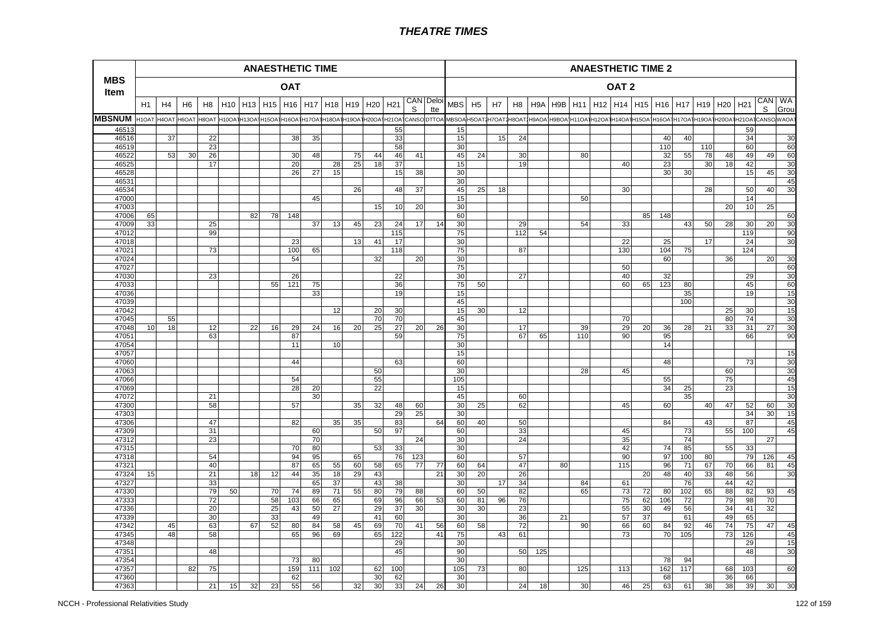# THEATRE TIMES

| MBS Item | ANAESTHETIC TIME | | | | | | | | | | | | | | | ANAESTHETIC TIME 2 | | | | | | | | | | | | | | | | |
|---|---|---|---|---|---|---|---|---|---|---|---|---|---|---|---|---|---|---|---|---|---|---|---|---|---|---|---|---|---|---|---|---|
| | OAT | | | | | | | | | | | | | | | OAT 2 | | | | | | | | | | | | | | | | |
| | H1 | H4 | H6 | H8 | H10 | H13 | H15 | H16 | H17 | H18 | H19 | H20 | H21 | CANS | Deloitte | MBS | H5 | H7 | H8 | H9A | H9B | H11 | H12 | H14 | H15 | H16 | H17 | H19 | H20 | H21 | CANS | WA Grou |
| MBSNUM | H1OAT | H4OAT | H6OAT | H8OAT | H10OAT | H13OAT | H15OAT | H16OAT | H17OAT | H18OAT | H19OAT | H20OAT | H21OAT | CANSO | DTTOA | MBSOA | H5OAT2 | H7OAT2 | H8OAT2 | H9AOA | H9BOA | H11OA | H12OA | H14OA | H15OA | H16OA | H17OA | H19OA | H20OA | H21OA | CANSO | WAOA |
| 46513 | | | | | | | | | | | | | 55 | | | 15 | | | | | | | | | | | | | | 59 | | |
| 46516 | | 37 | | 22 | | | | 38 | 35 | | | | 33 | | | 15 | | 15 | 24 | | | | | | | 40 | 40 | | | 34 | | 30 |
| 46519 | | | | 23 | | | | | | | | | 58 | | | 30 | | | | | | | | | | 110 | | 110 | | 60 | | 60 |
| 46522 | | 53 | 30 | 26 | | | | 30 | 48 | | 75 | 44 | 46 | 41 | | 45 | 24 | | 30 | | | 80 | | | | 32 | 55 | 78 | 48 | 49 | 49 | 60 |
| 46525 | | | | 17 | | | | 20 | | 28 | 25 | 18 | 37 | | | 15 | | | 19 | | | | | 40 | | 23 | | 30 | 18 | 42 | | 30 |
| 46528 | | | | | | | | 26 | 27 | 15 | | | 15 | 38 | | 30 | | | | | | | | | | 30 | 30 | | | 15 | 45 | 30 |
| 46531 | | | | | | | | | | | | | | | | 30 | | | | | | | | | | | | | | | | 45 |
| 46534 | | | | | | | | | | | 26 | | 48 | 37 | | 45 | 25 | 18 | | | | | | 30 | | | | 28 | | 50 | 40 | 30 |
| 47000 | | | | | | | | | 45 | | | | | | | 15 | | | | | | 50 | | | | | | | | 14 | | |
| 47003 | | | | | | | | | | | | 15 | 10 | 20 | | 30 | | | | | | | | | | | | | 20 | 10 | 25 | |
| 47006 | 65 | | | | | 82 | 78 | 148 | | | | | | | | 60 | | | | | | | | | 85 | 148 | | | | | | 60 |
| 47009 | 33 | | | 25 | | | | | 37 | 13 | 45 | 23 | 24 | 17 | 14 | 30 | | | 29 | | | 54 | | 33 | | | 43 | 50 | 28 | 30 | 20 | 30 |
| 47012 | | | | 99 | | | | | | | | | 115 | | | 75 | | | 112 | 54 | | | | | | | | | | 119 | | 90 |
| 47018 | | | | | | | | 23 | | | 13 | 41 | 17 | | | 30 | | | | | | | | 22 | | 25 | | 17 | | 24 | | 30 |
| 47021 | | | | 73 | | | | 100 | 65 | | | | 118 | | | 75 | | | 87 | | | | | 130 | | 104 | 75 | | | 124 | | |
| 47024 | | | | | | | | 54 | | | | 32 | | 20 | | 30 | | | | | | | | | | 60 | | | 36 | | 20 | 30 |
| 47027 | | | | | | | | | | | | | | | | 75 | | | | | | | | 50 | | | | | | | | 60 |
| 47030 | | | | 23 | | | | 26 | | | | | 22 | | | 30 | | | 27 | | | | | 40 | | 32 | | | | 29 | | 30 |
| 47033 | | | | | | | 55 | 121 | 75 | | | | 36 | | | 75 | 50 | | | | | | | 60 | 65 | 123 | 80 | | | 45 | | 60 |
| 47036 | | | | | | | | | 33 | | | | 19 | | | 15 | | | | | | | | | | | 35 | | | 19 | | 15 |
| 47039 | | | | | | | | | | | | | | | | 45 | | | | | | | | | | | 100 | | | | | 30 |
| 47042 | | | | | | | | | | 12 | | 20 | 30 | | | 15 | 30 | | 12 | | | | | | | | | | 25 | 30 | | 15 |
| 47045 | | 55 | | | | | | | | | | 70 | 70 | | | 45 | | | | | | | | 70 | | | | | 80 | 74 | | 30 |
| 47048 | 10 | 18 | | 12 | | 22 | 16 | 29 | 24 | 16 | 20 | 25 | 27 | 20 | 26 | 30 | | | 17 | | | 39 | | 29 | 20 | 36 | 28 | 21 | 33 | 31 | 27 | 30 |
| 47051 | | | | 63 | | | | 87 | | | | | 59 | | | 75 | | | 67 | 65 | | 110 | | 90 | | 95 | | | | 66 | | 90 |
| 47054 | | | | | | | | 11 | | 10 | | | | | | 30 | | | | | | | | | | 14 | | | | | | |
| 47057 | | | | | | | | | | | | | | | | 15 | | | | | | | | | | | | | | | | 15 |
| 47060 | | | | | | | | 44 | | | | | 63 | | | 60 | | | | | | | | | | 48 | | | | 73 | | 30 |
| 47063 | | | | | | | | | | | | 50 | | | | 30 | | | | | | 28 | | 45 | | | | | 60 | | | 30 |
| 47066 | | | | | | | | 54 | | | | 55 | | | | 105 | | | | | | | | | | 55 | | | 75 | | | 45 |
| 47069 | | | | | | | | 28 | 20 | | | 22 | | | | 15 | | | | | | | | | | 34 | 25 | | 23 | | | 15 |
| 47072 | | | | 21 | | | | | 30 | | | | | | | 45 | | | 60 | | | | | | | | 35 | | | | | 30 |
| 47300 | | | | 58 | | | | 57 | | | 35 | 32 | 48 | 60 | | 30 | 25 | | 62 | | | | | 45 | | 60 | | 40 | 47 | 52 | 60 | 30 |
| 47303 | | | | | | | | | | | | | 29 | 25 | | 30 | | | | | | | | | | | | | | 34 | 30 | 15 |
| 47306 | | | | 47 | | | | 82 | | 35 | 35 | | 83 | | 64 | 60 | 40 | | 50 | | | | | | | 84 | | 43 | | 87 | | 45 |
| 47309 | | | | 31 | | | | | 60 | | | 50 | 97 | | | 60 | | | 33 | | | | | 45 | | | 73 | | 55 | 100 | | 45 |
| 47312 | | | | 23 | | | | | 70 | | | | | 24 | | 30 | | | 24 | | | | | 35 | | | 74 | | | | 27 | |
| 47315 | | | | | | | | 70 | 80 | | | 53 | 33 | | | 30 | | | | | | | | 42 | | 74 | 85 | | 55 | 33 | | |
| 47318 | | | | 54 | | | | 94 | 95 | | 65 | | 76 | 123 | | 60 | | | 57 | | | | | 90 | | 97 | 100 | 80 | | 79 | 126 | 45 |
| 47321 | | | | 40 | | | | 87 | 65 | 55 | 60 | 58 | 65 | 77 | 77 | 60 | 64 | | 47 | | 80 | | | 115 | | 96 | 71 | 67 | 70 | 66 | 81 | 45 |
| 47324 | 15 | | | 21 | | 18 | 12 | 44 | 35 | 18 | 29 | 43 | | | 21 | 30 | 20 | | 26 | | | | | | 20 | 48 | 40 | 33 | 48 | 56 | | 30 |
| 47327 | | | | 33 | | | | | 65 | 37 | | 43 | 38 | | | 30 | | 17 | 34 | | | 84 | | 61 | | | 76 | | 44 | 42 | | |
| 47330 | | | | 79 | 50 | | 70 | 74 | 89 | 71 | 55 | 80 | 79 | 88 | | 60 | 50 | | 82 | | | 65 | | 73 | 72 | 80 | 102 | 65 | 88 | 82 | 93 | 45 |
| 47333 | | | | 72 | | | 58 | 103 | 66 | 65 | | 69 | 96 | 66 | 53 | 60 | 81 | 96 | 76 | | | | | 75 | 62 | 106 | 72 | | 79 | 98 | 70 | |
| 47336 | | | | 20 | | | 25 | 43 | 50 | 27 | | 29 | 37 | 30 | | 30 | 30 | | 23 | | | | | 55 | 30 | 49 | 56 | | 34 | 41 | 32 | |
| 47339 | | | | 30 | | | 33 | | 49 | | | 41 | 60 | | | 30 | | | 36 | | 21 | | | 57 | 37 | | 61 | | 49 | 65 | | |
| 47342 | | 45 | | 63 | | 67 | 52 | 80 | 84 | 58 | 45 | 69 | 70 | 41 | 56 | 60 | 58 | | 72 | | | 90 | | 66 | 60 | 84 | 92 | 46 | 74 | 75 | 47 | 45 |
| 47345 | | 48 | | 58 | | | | 65 | 96 | 69 | | 65 | 122 | | 41 | 75 | | 43 | 61 | | | | | 73 | | 70 | 105 | | 73 | 126 | | 45 |
| 47348 | | | | | | | | | | | | | 29 | | | 30 | | | | | | | | | | | | | | 29 | | 15 |
| 47351 | | | | 48 | | | | | | | | | 45 | | | 90 | | | 50 | 125 | | | | | | | | | | 48 | | 30 |
| 47354 | | | | | | | | 73 | 80 | | | | | | | 30 | | | | | | | | | | 78 | 94 | | | | | |
| 47357 | | | 82 | 75 | | | | 159 | 111 | 102 | | 62 | 100 | | | 105 | 73 | | 80 | | | 125 | | 113 | | 162 | 117 | | 68 | 103 | | 60 |
| 47360 | | | | | | | | 62 | | | | 30 | 62 | | | 30 | | | | | | | | | | 68 | | | 36 | 66 | | |
| 47363 | | | | 21 | 15 | 32 | 23 | 55 | 56 | | 32 | 30 | 33 | 24 | 26 | 30 | | | 24 | 18 | | 30 | | 46 | 25 | 63 | 61 | 38 | 38 | 39 | 30 | 30 |

NCCH - Professional Relativities Study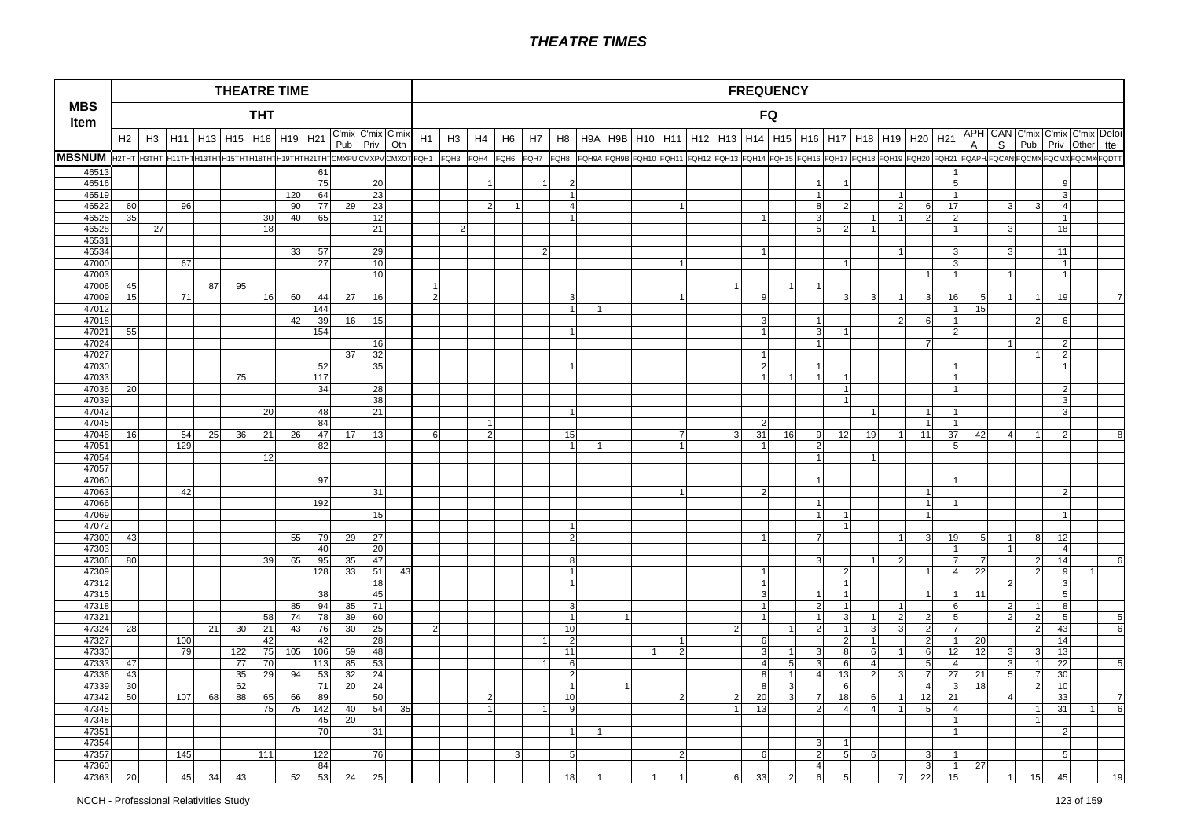# THEATRE TIMES

| MBS Item | THEATRE TIME | | | | | | | | | | | FREQUENCY | | | | | | | | | | | | | | | | | | | | | | | | | |
|---|---|---|---|---|---|---|---|---|---|---|---|---|---|---|---|---|---|---|---|---|---|---|---|---|---|---|---|---|---|---|---|---|---|---|---|---|---|
| | THT | | | | | | | | | | | FQ | | | | | | | | | | | | | | | | | | | | | | | | | |
| | H2 | H3 | H11 | H13 | H15 | H18 | H19 | H21 | C'mix Pub | C'mix Priv | C'mix Oth | H1 | H3 | H4 | H6 | H7 | H8 | H9A | H9B | H10 | H11 | H12 | H13 | H14 | H15 | H16 | H17 | H18 | H19 | H20 | H21 | APHA | CANS | C'mix Pub | C'mix Priv | C'mix Other | Deloitte |
| MBSNUM | H2THT | H3THT | H11THT | H13THT | H15THT | H18THT | H19THT | H21THT | CMXPU | CMXPV | CMXOT | FQH1 | FQH3 | FQH4 | FQH6 | FQH7 | FQH8 | FQH9A | FQH9B | FQH10 | FQH11 | FQH12 | FQH13 | FQH14 | FQH15 | FQH16 | FQH17 | FQH18 | FQH19 | FQH20 | FQH21 | FQAPH | FQCAN | FQCMX | FQCMX | FQCMX | FQDTT |
| 46513 | | | | | | | | 61 | | | | | | | | | | | | | | | | | | | | | | | 1 | | | | | | |
| 46516 | | | | | | | | 75 | | 20 | | | | 1 | | 1 | 2 | | | | | | | | | 1 | 1 | | | | 5 | | | | 9 | | |
| 46519 | | | | | | | 120 | 64 | | 23 | | | | | | | 1 | | | | | | | | | 1 | | | 1 | | 1 | | | | 3 | | |
| 46522 | 60 | | 96 | | | | 90 | 77 | 29 | 23 | | | | 2 | 1 | | 4 | | | | 1 | | | | | 8 | 2 | | 2 | 6 | 17 | | 3 | 3 | 4 | | |
| 46525 | 35 | | | | | 30 | 40 | 65 | | 12 | | | | | | | 1 | | | | | | | 1 | | 3 | | 1 | 1 | 2 | 2 | | | | 1 | | |
| 46528 | | 27 | | | | 18 | | | | 21 | | | 2 | | | | | | | | | | | | | 5 | 2 | 1 | | | 1 | | 3 | | 18 | | |
| 46531 | | | | | | | | | | | | | | | | | | | | | | | | | | | | | | | | | | | | | |
| 46534 | | | | | | | 33 | 57 | | 29 | | | | | | 2 | | | | | | | | 1 | | | | | 1 | | 3 | | 3 | | 11 | | |
| 47000 | | | 67 | | | | | 27 | | 10 | | | | | | | | | | | 1 | | | | | | 1 | | | | 3 | | | | 1 | | |
| 47003 | | | | | | | | | | 10 | | | | | | | | | | | | | | | | | | | | 1 | 1 | | 1 | | 1 | | |
| 47006 | 45 | | | 87 | 95 | | | | | | | 1 | | | | | | | | | | | 1 | | 1 | 1 | | | | | | | | | | | |
| 47009 | 15 | | 71 | | | 16 | 60 | 44 | 27 | 16 | | 2 | | | | | 3 | | | | 1 | | | 9 | | | 3 | 3 | 1 | 3 | 16 | 5 | 1 | 1 | 19 | | 7 |
| 47012 | | | | | | | | 144 | | | | | | | | | 1 | 1 | | | | | | | | | | | | | 1 | 15 | | | | | |
| 47018 | | | | | | | 42 | 39 | 16 | 15 | | | | | | | | | | | | | | 3 | | 1 | | | 2 | 6 | 1 | | | 2 | 6 | | |
| 47021 | 55 | | | | | | | 154 | | | | | | | | | 1 | | | | | | | 1 | | 3 | 1 | | | | 2 | | | | | | |
| 47024 | | | | | | | | | | 16 | | | | | | | | | | | | | | | | 1 | | | | 7 | | | 1 | | 2 | | |
| 47027 | | | | | | | | | 37 | 32 | | | | | | | | | | | | | | 1 | | | | | | | | | | 1 | 2 | | |
| 47030 | | | | | | | | 52 | | 35 | | | | | | | 1 | | | | | | | 2 | | 1 | | | | | 1 | | | | 1 | | |
| 47033 | | | | | 75 | | | 117 | | | | | | | | | | | | | | | | 1 | 1 | 1 | 1 | | | | 1 | | | | | | |
| 47036 | 20 | | | | | | | 34 | | 28 | | | | | | | | | | | | | | | | | 1 | | | | 1 | | | | 2 | | |
| 47039 | | | | | | | | | | 38 | | | | | | | | | | | | | | | | | 1 | | | | | | | | 3 | | |
| 47042 | | | | | | 20 | | 48 | | 21 | | | | | | | 1 | | | | | | | | | | | 1 | | 1 | 1 | | | | 3 | | |
| 47045 | | | | | | | | 84 | | | | | | 1 | | | | | | | | | | 2 | | | | | | 1 | 1 | | | | | | |
| 47048 | 16 | | 54 | 25 | 36 | 21 | 26 | 47 | 17 | 13 | | 6 | | 2 | | | 15 | | | | 7 | | 3 | 31 | 16 | 9 | 12 | 19 | 1 | 11 | 37 | 42 | 4 | 1 | 2 | | 8 |
| 47051 | | | 129 | | | | | 82 | | | | | | | | | 1 | 1 | | | 1 | | | 1 | | 2 | | | | | 5 | | | | | | |
| 47054 | | | | | | 12 | | | | | | | | | | | | | | | | | | | | 1 | | 1 | | | | | | | | | |
| 47057 | | | | | | | | | | | | | | | | | | | | | | | | | | | | | | | | | | | | | |
| 47060 | | | | | | | | 97 | | | | | | | | | | | | | | | | | | 1 | | | | | 1 | | | | | | |
| 47063 | | | 42 | | | | | | | 31 | | | | | | | | | | | 1 | | | 2 | | | | | | 1 | | | | | 2 | | |
| 47066 | | | | | | | | 192 | | | | | | | | | | | | | | | | | | 1 | | | | 1 | 1 | | | | | | |
| 47069 | | | | | | | | | | 15 | | | | | | | | | | | | | | | | 1 | 1 | | | 1 | | | | | 1 | | |
| 47072 | | | | | | | | | | | | | | | | | 1 | | | | | | | | | | 1 | | | | | | | | | | |
| 47300 | 43 | | | | | | 55 | 79 | 29 | 27 | | | | | | | 2 | | | | | | | 1 | | 7 | | | 1 | 3 | 19 | 5 | 1 | 8 | 12 | | |
| 47303 | | | | | | | | 40 | | 20 | | | | | | | | | | | | | | | | | | | | | 1 | | 1 | | 4 | | |
| 47306 | 80 | | | | | 39 | 65 | 95 | 35 | 47 | | | | | | | 8 | | | | | | | | | 3 | | 1 | 2 | | 7 | 7 | | 2 | 14 | | 6 |
| 47309 | | | | | | | | 128 | 33 | 51 | 43 | | | | | | 1 | | | | | | | 1 | | | 2 | | | 1 | 4 | 22 | | 2 | 9 | 1 | |
| 47312 | | | | | | | | | | 18 | | | | | | | 1 | | | | | | | 1 | | | 1 | | | | | | 2 | | 3 | | |
| 47315 | | | | | | | | 38 | | 45 | | | | | | | | | | | | | | 3 | | 1 | 1 | | | 1 | 1 | 11 | | | 5 | | |
| 47318 | | | | | | | 85 | 94 | 35 | 71 | | | | | | | 3 | | | | | | | 1 | | 2 | 1 | | 1 | | 6 | | 2 | 1 | 8 | | |
| 47321 | | | | | | 58 | 74 | 78 | 39 | 60 | | | | | | | 1 | | 1 | | | | | 1 | | 1 | 3 | 1 | 2 | 2 | 5 | | 2 | 2 | 5 | | 5 |
| 47324 | 28 | | | 21 | 30 | 21 | 43 | 76 | 30 | 25 | | 2 | | | | | 10 | | | | | | 2 | | 1 | 2 | 1 | 3 | 3 | 2 | 7 | | | 2 | 43 | | 6 |
| 47327 | | | 100 | | | 42 | | 42 | | 28 | | | | | | 1 | 2 | | | | 1 | | | 6 | | | 2 | 1 | | 2 | 1 | 20 | | | 14 | | |
| 47330 | | | 79 | | 122 | 75 | 105 | 106 | 59 | 48 | | | | | | | 11 | | | 1 | 2 | | | 3 | 1 | 3 | 8 | 6 | 1 | 6 | 12 | 12 | 3 | 3 | 13 | | |
| 47333 | 47 | | | | 77 | 70 | | 113 | 85 | 53 | | | | | | 1 | 6 | | | | | | | 4 | 5 | 3 | 6 | 4 | | 5 | 4 | | 3 | 1 | 22 | | 5 |
| 47336 | 43 | | | | 35 | 29 | 94 | 53 | 32 | 24 | | | | | | | 2 | | | | | | | 8 | 1 | 4 | 13 | 2 | 3 | 7 | 27 | 21 | 5 | 7 | 30 | | |
| 47339 | 30 | | | | 62 | | | 71 | 20 | 24 | | | | | | | 1 | | 1 | | | | | 8 | 3 | | 6 | | | 4 | 3 | 18 | | 2 | 10 | | |
| 47342 | 50 | | 107 | 68 | 88 | 65 | 66 | 89 | | 50 | | | | 2 | | | 10 | | | | 2 | | 2 | 20 | 3 | 7 | 18 | 6 | 1 | 12 | 21 | | 4 | | 33 | | 7 |
| 47345 | | | | | | 75 | 75 | 142 | 40 | 54 | 35 | | | 1 | | 1 | 9 | | | | | | 1 | 13 | | 2 | 4 | 4 | 1 | 5 | 4 | | | 1 | 31 | 1 | 6 |
| 47348 | | | | | | | | 45 | 20 | | | | | | | | | | | | | | | | | | | | | | 1 | | | 1 | | | |
| 47351 | | | | | | | | 70 | | 31 | | | | | | | 1 | 1 | | | | | | | | | | | | | 1 | | | | 2 | | |
| 47354 | | | | | | | | | | | | | | | | | | | | | | | | | | 3 | 1 | | | | | | | | | | |
| 47357 | | | 145 | | | 111 | | 122 | | 76 | | | | | 3 | | 5 | | | | 2 | | | 6 | | 2 | 5 | 6 | | 3 | 1 | | | | 5 | | |
| 47360 | | | | | | | | 84 | | | | | | | | | | | | | | | | | | 4 | | | | 3 | 1 | 27 | | | | | |
| 47363 | 20 | | 45 | 34 | 43 | | 52 | 53 | 24 | 25 | | | | | | | 18 | 1 | | 1 | 1 | | 6 | 33 | 2 | 6 | 5 | | 7 | 22 | 15 | | 1 | 15 | 45 | | 19 |

NCCH - Professional Relativities Study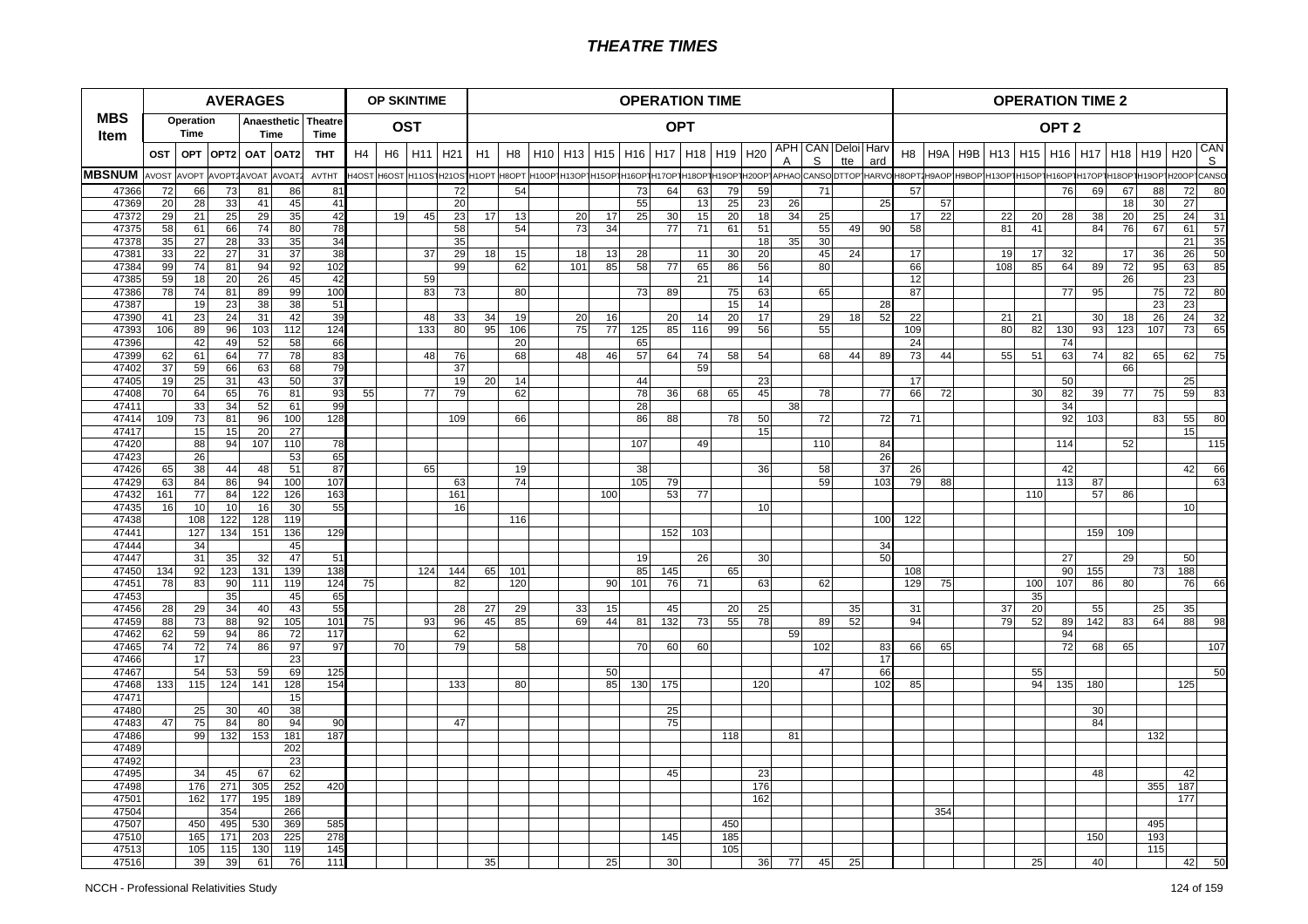# THEATRE TIMES

| MBS Item | AVERAGES | | | | | | OP SKINTIME | | | | OPERATION TIME | | | | | | | | | | | | | | | OPERATION TIME 2 | | | | | | | | | | |
|---|---|---|---|---|---|---|---|---|---|---|---|---|---|---|---|---|---|---|---|---|---|---|---|---|---|---|---|---|---|---|---|---|---|---|---|---|
| | Operation Time | | | Anaesthetic Time | | Theatre Time | OST | | | | OPT | | | | | | | | | | | | | | | OPT 2 | | | | | | | | | | |
| | OST | OPT | OPT2 | OAT | OAT2 | THT | H4 | H6 | H11 | H21 | H1 | H8 | H10 | H13 | H15 | H16 | H17 | H18 | H19 | H20 | APHA | CANS | Deloitte | Harvard | H8 | H9A | H9B | H13 | H15 | H16 | H17 | H18 | H19 | H20 | CANS |
| MBSNUM | AVOST | AVOPT | AVOPT2 | AVOAT | AVOAT2 | AVTHT | H4OST | H6OST | H11OST | H21OST | H1OPT | H8OPT | H10OPT | H13OPT | H15OPT | H16OPT | H17OPT | H18OPT | H19OPT | H20OPT | APHAO | CANSO | DTTOP | HARVO | H8OPT2 | H9AOP | H9BOP | H13OPT | H15OPT | H16OPT | H17OPT | H18OPT | H19OPT | H20OPT | CANSO |
| 47366 | 72 | 66 | 73 | 81 | 86 | 81 | | | | 72 | | 54 | | | | 73 | 64 | 63 | 79 | 59 | | 71 | | | 57 | | | | | 76 | 69 | 67 | 88 | 72 | 80 |
| 47369 | 20 | 28 | 33 | 41 | 45 | 41 | | | | 20 | | | | | | 55 | | 13 | 25 | 23 | 26 | | | 25 | | 57 | | | | | | 18 | 30 | 27 | |
| 47372 | 29 | 21 | 25 | 29 | 35 | 42 | | 19 | 45 | 23 | 17 | 13 | | 20 | 17 | 25 | 30 | 15 | 20 | 18 | 34 | 25 | | | 17 | 22 | | 22 | 20 | 28 | 38 | 20 | 25 | 24 | 31 |
| 47375 | 58 | 61 | 66 | 74 | 80 | 78 | | | | 58 | | 54 | | 73 | 34 | | 77 | 71 | 61 | 51 | | 55 | 49 | 90 | 58 | | | 81 | 41 | | 84 | 76 | 67 | 61 | 57 |
| 47378 | 35 | 27 | 28 | 33 | 35 | 34 | | | | 35 | | | | | | | | | | 18 | 35 | 30 | | | | | | | | | | | | 21 | 35 |
| 47381 | 33 | 22 | 27 | 31 | 37 | 38 | | | 37 | 29 | 18 | 15 | | 18 | 13 | 28 | | 11 | 30 | 20 | | 45 | 24 | | 17 | | | 19 | 17 | 32 | | 17 | 36 | 26 | 50 |
| 47384 | 99 | 74 | 81 | 94 | 92 | 102 | | | | 99 | | 62 | | 101 | 85 | 58 | 77 | 65 | 86 | 56 | | 80 | | | 66 | | | 108 | 85 | 64 | 89 | 72 | 95 | 63 | 85 |
| 47385 | 59 | 18 | 20 | 26 | 45 | 42 | | | 59 | | | | | | | | | 21 | | 14 | | | | | 12 | | | | | | | 26 | | 23 | |
| 47386 | 78 | 74 | 81 | 89 | 99 | 100 | | | 83 | 73 | | 80 | | | | 73 | 89 | | 75 | 63 | | 65 | | | 87 | | | | | 77 | 95 | | 75 | 72 | 80 |
| 47387 | | 19 | 23 | 38 | 38 | 51 | | | | | | | | | | | | | 15 | 14 | | | | 28 | | | | | | | | | 23 | 23 | |
| 47390 | 41 | 23 | 24 | 31 | 42 | 39 | | | 48 | 33 | 34 | 19 | | 20 | 16 | | 20 | 14 | 20 | 17 | | 29 | 18 | 52 | 22 | | | 21 | 21 | | 30 | 18 | 26 | 24 | 32 |
| 47393 | 106 | 89 | 96 | 103 | 112 | 124 | | | 133 | 80 | 95 | 106 | | 75 | 77 | 125 | 85 | 116 | 99 | 56 | | 55 | | | 109 | | | 80 | 82 | 130 | 93 | 123 | 107 | 73 | 65 |
| 47396 | | 42 | 49 | 52 | 58 | 66 | | | | | | 20 | | | | 65 | | | | | | | | | 24 | | | | | 74 | | | | | |
| 47399 | 62 | 61 | 64 | 77 | 78 | 83 | | | 48 | 76 | | 68 | | 48 | 46 | 57 | 64 | 74 | 58 | 54 | | 68 | 44 | 89 | 73 | 44 | | 55 | 51 | 63 | 74 | 82 | 65 | 62 | 75 |
| 47402 | 37 | 59 | 66 | 63 | 68 | 79 | | | | 37 | | | | | | | | 59 | | | | | | | | | | | | | | 66 | | | |
| 47405 | 19 | 25 | 31 | 43 | 50 | 37 | | | | 19 | 20 | 14 | | | | 44 | | | | 23 | | | | | 17 | | | | | 50 | | | | 25 | |
| 47408 | 70 | 64 | 65 | 76 | 81 | 93 | 55 | | 77 | 79 | | 62 | | | | 78 | 36 | 68 | 65 | 45 | | 78 | | 77 | 66 | 72 | | | 30 | 82 | 39 | 77 | 75 | 59 | 83 |
| 47411 | | 33 | 34 | 52 | 61 | 99 | | | | | | | | | | 28 | | | | | 38 | | | | | | | | | 34 | | | | | |
| 47414 | 109 | 73 | 81 | 96 | 100 | 128 | | | | 109 | | 66 | | | | 86 | 88 | | 78 | 50 | | 72 | | 72 | 71 | | | | | 92 | 103 | | 83 | 55 | 80 |
| 47417 | | 15 | 15 | 20 | 27 | | | | | | | | | | | | | | | 15 | | | | | | | | | | | | | | 15 | |
| 47420 | | 88 | 94 | 107 | 110 | 78 | | | | | | | | | | 107 | | 49 | | | | 110 | | 84 | | | | | | 114 | | 52 | | | 115 |
| 47423 | | 26 | | | 53 | 65 | | | | | | | | | | | | | | | | | | 26 | | | | | | | | | | | |
| 47426 | 65 | 38 | 44 | 48 | 51 | 87 | | | 65 | | | 19 | | | | 38 | | | | 36 | | 58 | | 37 | 26 | | | | | 42 | | | | 42 | 66 |
| 47429 | 63 | 84 | 86 | 94 | 100 | 107 | | | | 63 | | 74 | | | | 105 | 79 | | | | | 59 | | 103 | 79 | 88 | | | | 113 | 87 | | | | 63 |
| 47432 | 161 | 77 | 84 | 122 | 126 | 163 | | | | 161 | | | | | 100 | | 53 | 77 | | | | | | | | | | | 110 | | 57 | 86 | | | |
| 47435 | 16 | 10 | 10 | 16 | 30 | 55 | | | | 16 | | | | | | | | | | 10 | | | | | | | | | | | | | | 10 | |
| 47438 | | 108 | 122 | 128 | 119 | | | | | | | 116 | | | | | | | | | | | | 100 | 122 | | | | | | | | | | |
| 47441 | | 127 | 134 | 151 | 136 | 129 | | | | | | | | | | | 152 | 103 | | | | | | | | | | | | | 159 | 109 | | | |
| 47444 | | 34 | | | 45 | | | | | | | | | | | | | | | | | | | 34 | | | | | | | | | | | |
| 47447 | | 31 | 35 | 32 | 47 | 51 | | | | | | | | | | 19 | | 26 | | 30 | | | | 50 | | | | | | 27 | | 29 | | 50 | |
| 47450 | 134 | 92 | 123 | 131 | 139 | 138 | | | 124 | 144 | 65 | 101 | | | | 85 | 145 | | 65 | | | | | | 108 | | | | | 90 | 155 | | 73 | 188 | |
| 47451 | 78 | 83 | 90 | 111 | 119 | 124 | 75 | | | 82 | | 120 | | | 90 | 101 | 76 | 71 | | 63 | | 62 | | | 129 | 75 | | | 100 | 107 | 86 | 80 | | 76 | 66 |
| 47453 | | | 35 | | 45 | 65 | | | | | | | | | | | | | | | | | | | | | | | 35 | | | | | | |
| 47456 | 28 | 29 | 34 | 40 | 43 | 55 | | | | 28 | 27 | 29 | | 33 | 15 | | 45 | | 20 | 25 | | | 35 | | 31 | | | 37 | 20 | | 55 | | 25 | 35 | |
| 47459 | 88 | 73 | 88 | 92 | 105 | 101 | 75 | | 93 | 96 | 45 | 85 | | 69 | 44 | 81 | 132 | 73 | 55 | 78 | | 89 | 52 | | 94 | | | 79 | 52 | 89 | 142 | 83 | 64 | 88 | 98 |
| 47462 | 62 | 59 | 94 | 86 | 72 | 117 | | | | 62 | | | | | | | | | | | 59 | | | | | | | | | 94 | | | | | |
| 47465 | 74 | 72 | 74 | 86 | 97 | 97 | | 70 | | 79 | | 58 | | | | 70 | 60 | 60 | | | | 102 | | 83 | 66 | 65 | | | | 72 | 68 | 65 | | | 107 |
| 47466 | | 17 | | | 23 | | | | | | | | | | | | | | | | | | | 17 | | | | | | | | | | | |
| 47467 | | 54 | 53 | 59 | 69 | 125 | | | | | | | | | 50 | | | | | | | 47 | | 66 | | | | | 55 | | | | | | 50 |
| 47468 | 133 | 115 | 124 | 141 | 128 | 154 | | | | 133 | | 80 | | | 85 | 130 | 175 | | | 120 | | | | 102 | 85 | | | | 94 | 135 | 180 | | | 125 | |
| 47471 | | | | | 15 | | | | | | | | | | | | | | | | | | | | | | | | | | | | | | |
| 47480 | | 25 | 30 | 40 | 38 | | | | | | | | | | | | 25 | | | | | | | | | | | | | | 30 | | | | |
| 47483 | 47 | 75 | 84 | 80 | 94 | 90 | | | | 47 | | | | | | | 75 | | | | | | | | | | | | | | 84 | | | | |
| 47486 | | 99 | 132 | 153 | 181 | 187 | | | | | | | | | | | | | 118 | | 81 | | | | | | | | | | | | 132 | | |
| 47489 | | | | | 202 | | | | | | | | | | | | | | | | | | | | | | | | | | | | | | |
| 47492 | | | | | 23 | | | | | | | | | | | | | | | | | | | | | | | | | | | | | | |
| 47495 | | 34 | 45 | 67 | 62 | | | | | | | | | | | | 45 | | | 23 | | | | | | | | | | | 48 | | | 42 | |
| 47498 | | 176 | 271 | 305 | 252 | 420 | | | | | | | | | | | | | | 176 | | | | | | | | | | | | | 355 | 187 | |
| 47501 | | 162 | 177 | 195 | 189 | | | | | | | | | | | | | | | 162 | | | | | | | | | | | | | | 177 | |
| 47504 | | | 354 | | 266 | | | | | | | | | | | | | | | | | | | | | 354 | | | | | | | | | |
| 47507 | | 450 | 495 | 530 | 369 | 585 | | | | | | | | | | | | | 450 | | | | | | | | | | | | | | 495 | | |
| 47510 | | 165 | 171 | 203 | 225 | 278 | | | | | | | | | | | 145 | | 185 | | | | | | | | | | | | 150 | | 193 | | |
| 47513 | | 105 | 115 | 130 | 119 | 145 | | | | | | | | | | | | | 105 | | | | | | | | | | | | | | 115 | | |
| 47516 | | 39 | 39 | 61 | 76 | 111 | | | | | 35 | | | | 25 | | 30 | | | 36 | 77 | 45 | 25 | | | | | | 25 | | 40 | | | 42 | 50 |

NCCH - Professional Relativities Study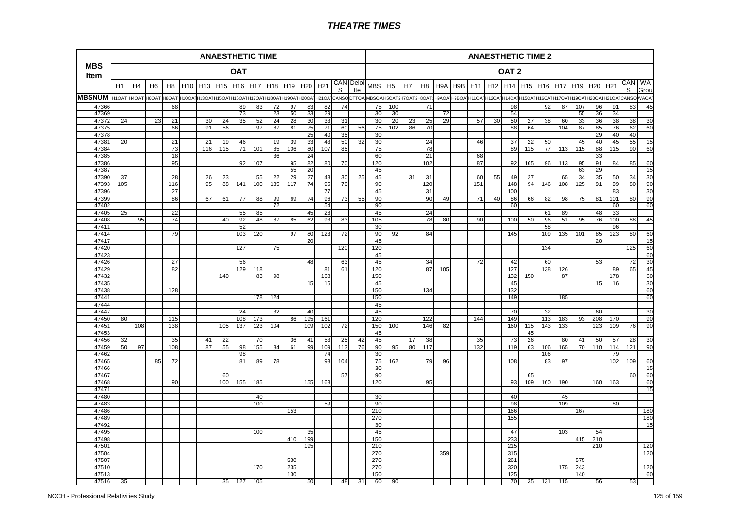# THEATRE TIMES

| MBS Item | ANAESTHETIC TIME | | | | | | | | | | | | | | | ANAESTHETIC TIME 2 | | | | | | | | | | | | | | | | | | |
|---|---|---|---|---|---|---|---|---|---|---|---|---|---|---|---|---|---|---|---|---|---|---|---|---|---|---|---|---|---|---|---|---|---|---|
| | OAT | | | | | | | | | | | | | | | OAT 2 | | | | | | | | | | | | | | | | | | |
| | H1 | H4 | H6 | H8 | H10 | H13 | H15 | H16 | H17 | H18 | H19 | H20 | H21 | CANS | Deloitte | MBS | H5 | H7 | H8 | H9A | H9B | H11 | H12 | H14 | H15 | H16 | H17 | H19 | H20 | H21 | CANS | WA Grou |
| MBSNUM | H1OAT | H4OAT | H6OAT | H8OAT | H10OAT | H13OAT | H15OAT | H16OAT | H17OAT | H18OAT | H19OAT | H20OAT | H21OAT | CANSO | DTTOA | MBSOA | H5OAT2 | H7OAT2 | H8OAT2 | H9AOA | H9BOA | H11OAT | H12OAT | H14OAT | H15OAT | H16OAT | H17OAT | H19OAT | H20OAT | H21OAT | CANSO | WAOAT |
| 47366 | | | | 68 | | | | 89 | 83 | 72 | 97 | 83 | 82 | 74 | | 75 | 100 | | 71 | | | | | 98 | | 92 | 87 | 107 | 96 | 91 | 83 | 45 |
| 47369 | | | | | | | | 73 | | 23 | 50 | 33 | 29 | | | 30 | 30 | | | 72 | | | | 54 | | | | 55 | 36 | 34 | | |
| 47372 | 24 | | 23 | 21 | | 30 | 24 | 35 | 52 | 24 | 28 | 30 | 33 | 31 | | 30 | 20 | 23 | 25 | 29 | | 57 | 30 | 50 | 27 | 38 | 60 | 33 | 36 | 38 | 38 | 30 |
| 47375 | | | | 66 | | 91 | 56 | | 97 | 87 | 81 | 75 | 71 | 60 | 56 | 75 | 102 | 86 | 70 | | | | | 88 | 64 | | 104 | 87 | 85 | 76 | 62 | 60 |
| 47378 | | | | | | | | | | | | 25 | 40 | 35 | | 30 | | | | | | | | | | | | | 29 | 40 | 40 | |
| 47381 | 20 | | | 21 | | 21 | 19 | 46 | | 19 | 39 | 33 | 43 | 50 | 32 | 30 | | | 24 | | | 46 | | 37 | 22 | 50 | | 45 | 40 | 45 | 55 | 15 |
| 47384 | | | | 73 | | 116 | 115 | 71 | 101 | 85 | 106 | 80 | 107 | 85 | | 75 | | | 78 | | | | | 89 | 115 | 77 | 113 | 115 | 88 | 115 | 90 | 60 |
| 47385 | | | | 18 | | | | | | 36 | | 24 | | | | 60 | | | 21 | | | 68 | | | | | | | 33 | | | |
| 47386 | | | | 95 | | | | 92 | 107 | | 95 | 82 | 80 | 70 | | 120 | | | 102 | | | 87 | | 92 | 165 | 96 | 113 | 95 | 91 | 84 | 85 | 60 |
| 47387 | | | | | | | | | | | 55 | 20 | | | | 45 | | | | | | | | | | | | 63 | 29 | | | 15 |
| 47390 | 37 | | | 28 | | 26 | 23 | | 55 | 22 | 29 | 27 | 43 | 30 | 25 | 45 | | 31 | 31 | | | 60 | 55 | 49 | 27 | | 65 | 34 | 35 | 50 | 34 | 30 |
| 47393 | 105 | | | 116 | | 95 | 88 | 141 | 100 | 135 | 117 | 74 | 95 | 70 | | 90 | | | 120 | | | 151 | | 148 | 94 | 146 | 108 | 125 | 91 | 99 | 80 | 90 |
| 47396 | | | | 27 | | | | | | | | | 77 | | | 45 | | | 31 | | | | | 100 | | | | | | 83 | | 30 |
| 47399 | | | | 86 | | 67 | 61 | 77 | 88 | 99 | 69 | 74 | 96 | 73 | 55 | 90 | | | 90 | 49 | | 71 | 40 | 86 | 66 | 82 | 98 | 75 | 81 | 101 | 80 | 90 |
| 47402 | | | | | | | | | | 72 | | | 54 | | | 90 | | | | | | | | 60 | | | | | | 60 | | 60 |
| 47405 | 25 | | | 22 | | | | 55 | 85 | | | 45 | 28 | | | 45 | | | 24 | | | | | | | 61 | 89 | | 48 | 33 | | |
| 47408 | | 95 | | 74 | | | 40 | 92 | 48 | 87 | 85 | 62 | 93 | 83 | | 105 | | | 78 | 80 | | 90 | | 100 | 50 | 96 | 51 | 95 | 76 | 100 | 88 | 45 |
| 47411 | | | | | | | | 52 | | | | | | | | 30 | | | | | | | | | | 58 | | | | 96 | | |
| 47414 | | | | 79 | | | | 103 | 120 | | 97 | 80 | 123 | 72 | | 90 | 92 | | 84 | | | | | 145 | | 109 | 135 | 101 | 85 | 123 | 80 | 60 |
| 47417 | | | | | | | | | | | | 20 | | | | 45 | | | | | | | | | | | | | 20 | | | 15 |
| 47420 | | | | | | | | 127 | | 75 | | | | 120 | | 120 | | | | | | | | | | 134 | | | | | 125 | 60 |
| 47423 | | | | | | | | | | | | | | | | 45 | | | | | | | | | | | | | | | | 60 |
| 47426 | | | | 27 | | | | 56 | | | | 48 | | 63 | | 45 | | | 34 | | | 72 | | 42 | | 60 | | | 53 | | 72 | 30 |
| 47429 | | | | 82 | | | | 129 | 118 | | | | 81 | 61 | | 120 | | | 87 | 105 | | | | 127 | | 138 | 126 | | | 89 | 65 | 45 |
| 47432 | | | | | | | 140 | | 83 | 98 | | | 168 | | | 150 | | | | | | | | 132 | 150 | | 87 | | | 178 | | 60 |
| 47435 | | | | | | | | | | | | 15 | 16 | | | 45 | | | | | | | | 45 | | | | | 15 | 16 | | 30 |
| 47438 | | | | 128 | | | | | | | | | | | | 150 | | | 134 | | | | | 132 | | | | | | | | 60 |
| 47441 | | | | | | | | | 178 | 124 | | | | | | 150 | | | | | | | | 149 | | | 185 | | | | | 60 |
| 47444 | | | | | | | | | | | | | | | | 45 | | | | | | | | | | | | | | | | |
| 47447 | | | | | | | | 24 | | 32 | | 40 | | | | 45 | | | | | | | | 70 | | 32 | | | 60 | | | 30 |
| 47450 | 80 | | | 115 | | | | 108 | 173 | | 86 | 195 | 161 | | | 120 | | | 122 | | | 144 | | 149 | | 113 | 183 | 93 | 208 | 170 | | 90 |
| 47451 | | 108 | | 138 | | | 105 | 137 | 123 | 104 | | 109 | 102 | 72 | | 150 | 100 | | 146 | 82 | | | | 160 | 115 | 143 | 133 | | 123 | 109 | 76 | 90 |
| 47453 | | | | | | | | | | | | | | | | 45 | | | | | | | | | 45 | | | | | | | |
| 47456 | 32 | | | 35 | | 41 | 22 | | 70 | | 36 | 41 | 53 | 25 | 42 | 45 | | 17 | 38 | | | 35 | | 73 | 26 | | 80 | 41 | 50 | 57 | 28 | 30 |
| 47459 | 50 | 97 | | 108 | | 87 | 55 | 98 | 155 | 84 | 61 | 99 | 109 | 113 | 76 | 90 | 95 | 80 | 117 | | | 132 | | 119 | 63 | 106 | 165 | 70 | 110 | 114 | 121 | 90 |
| 47462 | | | | | | | | 98 | | | | | 74 | | | 30 | | | | | | | | | | 106 | | | | 79 | | |
| 47465 | | | 85 | 72 | | | | 81 | 89 | 78 | | | 93 | 104 | | 75 | 162 | | 79 | 96 | | | | 108 | | 83 | 97 | | | 102 | 109 | 60 |
| 47466 | | | | | | | | | | | | | | | | 30 | | | | | | | | | | | | | | | | 15 |
| 47467 | | | | | | | 60 | | | | | | | 57 | | 90 | | | | | | | | | 65 | | | | | | 60 | 60 |
| 47468 | | | | 90 | | | 100 | 155 | 185 | | | 155 | 163 | | | 120 | | | 95 | | | | | 93 | 109 | 160 | 190 | | 160 | 163 | | 60 |
| 47471 | | | | | | | | | | | | | | | | | | | | | | | | | | | | | | | | 15 |
| 47480 | | | | | | | | | 40 | | | | | | | 30 | | | | | | | | 40 | | | 45 | | | | | |
| 47483 | | | | | | | | | 100 | | | | 59 | | | 90 | | | | | | | | 98 | | | 109 | | | 80 | | |
| 47486 | | | | | | | | | | | 153 | | | | | 210 | | | | | | | | 166 | | | | 167 | | | | 180 |
| 47489 | | | | | | | | | | | | | | | | 270 | | | | | | | | 155 | | | | | | | | 180 |
| 47492 | | | | | | | | | | | | | | | | 30 | | | | | | | | | | | | | | | | 15 |
| 47495 | | | | | | | | | 100 | | | 35 | | | | 45 | | | | | | | | 47 | | | 103 | | 54 | | | |
| 47498 | | | | | | | | | | | 410 | 199 | | | | 150 | | | | | | | | 233 | | | | 415 | 210 | | | |
| 47501 | | | | | | | | | | | | 195 | | | | 210 | | | | | | | | 215 | | | | | 210 | | | 120 |
| 47504 | | | | | | | | | | | | | | | | 270 | | | | 359 | | | | 315 | | | | | | | | 120 |
| 47507 | | | | | | | | | | | 530 | | | | | 270 | | | | | | | | 261 | | | | 575 | | | | |
| 47510 | | | | | | | | | 170 | | 235 | | | | | 270 | | | | | | | | 320 | | | 175 | 243 | | | | 120 |
| 47513 | | | | | | | | | | | 130 | | | | | 150 | | | | | | | | 125 | | | | 140 | | | | 60 |
| 47516 | 35 | | | | | | 35 | 127 | 105 | | | 50 | | 48 | 31 | 60 | 90 | | | | | | | 70 | 35 | 131 | 115 | | 56 | | 53 | |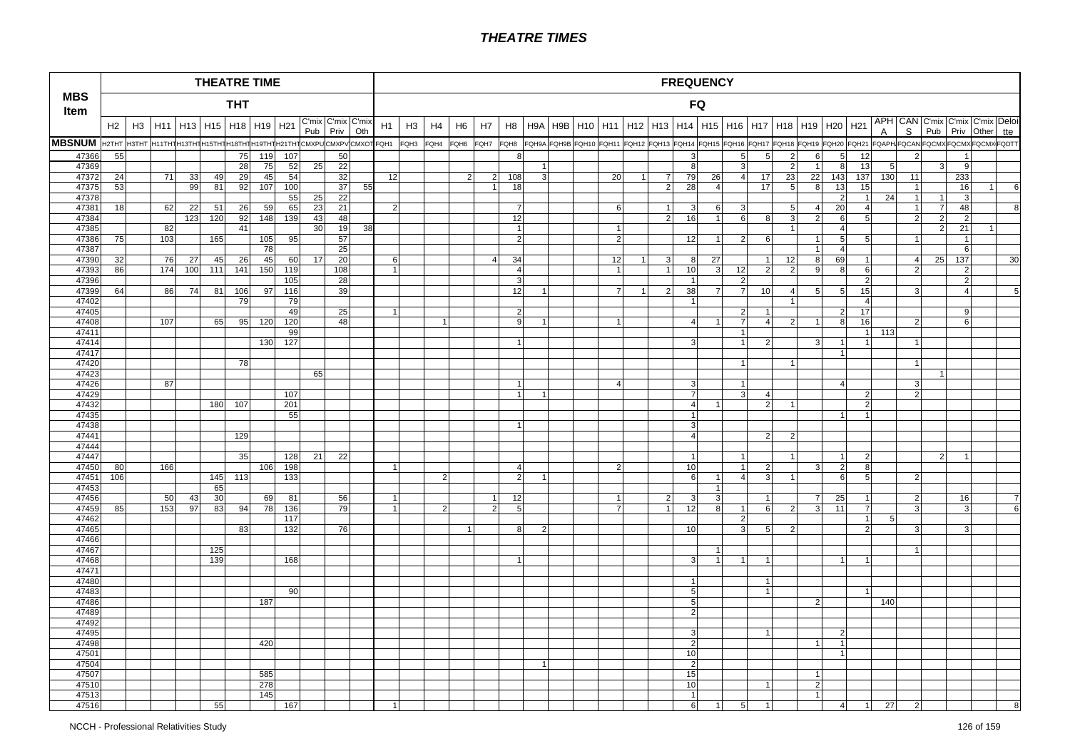# THEATRE TIMES

| MBS Item | THEATRE TIME THT | | | | | | | | | | | FREQUENCY FQ | | | | | | | | | | | | | | | | | | | | | | | | | |
|---|---|---|---|---|---|---|---|---|---|---|---|---|---|---|---|---|---|---|---|---|---|---|---|---|---|---|---|---|---|---|---|---|---|---|---|---|---|
| | H2 | H3 | H11 | H13 | H15 | H18 | H19 | H21 | C'mix Pub | C'mix Priv | C'mix Oth | H1 | H3 | H4 | H6 | H7 | H8 | H9A | H9B | H10 | H11 | H12 | H13 | H14 | H15 | H16 | H17 | H18 | H19 | H20 | H21 | APHA | CANS | C'mix Pub | C'mix Priv | C'mix Other | Deloitte |
| MBSNUM | H2THT | H3THT | H11THT | H13THT | H15THT | H18THT | H19THT | H21THT | CMXPU | CMXPV | CMXOT | FQH1 | FQH3 | FQH4 | FQH6 | FQH7 | FQH8 | FQH9A | FQH9B | FQH10 | FQH11 | FQH12 | FQH13 | FQH14 | FQH15 | FQH16 | FQH17 | FQH18 | FQH19 | FQH20 | FQH21 | FQAPH | FQCAN | FQCMX | FQCMX | FQCMX | FQDTT |
| 47366 | 55 | | | | | 75 | 119 | 107 | | 50 | | | | | | | 8 | | | | | | | 3 | | 5 | 5 | 2 | 6 | 5 | 12 | | 2 | | 1 | | |
| 47369 | | | | | | 28 | 75 | 52 | 25 | 22 | | | | | | | | 1 | | | | | | 8 | | 3 | | 2 | 1 | 8 | 13 | 5 | | 3 | 9 | | |
| 47372 | 24 | | 71 | 33 | 49 | 29 | 45 | 54 | | 32 | | 12 | | | 2 | 2 | 108 | 3 | | | 20 | 1 | 7 | 79 | 26 | 4 | 17 | 23 | 22 | 143 | 137 | 130 | 11 | | 233 | | |
| 47375 | 53 | | | 99 | 81 | 92 | 107 | 100 | | 37 | 55 | | | | | 1 | 18 | | | | | | 2 | 28 | 4 | | 17 | 5 | 8 | 13 | 15 | | 1 | | 16 | 1 | 6 |
| 47378 | | | | | | | | 55 | 25 | 22 | | | | | | | | | | | | | | | | | | | | 2 | 1 | 24 | 1 | 1 | 3 | | |
| 47381 | 18 | | 62 | 22 | 51 | 26 | 59 | 65 | 23 | 21 | | 2 | | | | | 7 | | | | 6 | | 1 | 3 | 6 | 3 | | 5 | 4 | 20 | 4 | | 1 | 7 | 48 | | 8 |
| 47384 | | | | 123 | 120 | 92 | 148 | 139 | 43 | 48 | | | | | | | 12 | | | | | | 2 | 16 | 1 | 6 | 8 | 3 | 2 | 6 | 5 | | 2 | 2 | 2 | | |
| 47385 | | | 82 | | | 41 | | | 30 | 19 | 38 | | | | | | 1 | | | | 1 | | | | | | | 1 | | 4 | | | | 2 | 21 | 1 | |
| 47386 | 75 | | 103 | | 165 | | 105 | 95 | | 57 | | | | | | | 2 | | | | 2 | | | 12 | 1 | 2 | 6 | | 1 | 5 | 5 | | 1 | | 1 | | |
| 47387 | | | | | | | 78 | | | 25 | | | | | | | | | | | | | | | | | | | 1 | 4 | | | | | 6 | | |
| 47390 | 32 | | 76 | 27 | 45 | 26 | 45 | 60 | 17 | 20 | | 6 | | | | 4 | 34 | | | | 12 | 1 | 3 | 8 | 27 | | 1 | 12 | 8 | 69 | 1 | | 4 | 25 | 137 | | 30 |
| 47393 | 86 | | 174 | 100 | 111 | 141 | 150 | 119 | | 108 | | 1 | | | | | 4 | | | | 1 | | 1 | 10 | 3 | 12 | 2 | 2 | 9 | 8 | 6 | | 2 | | 2 | | |
| 47396 | | | | | | | | 105 | | 28 | | | | | | | 3 | | | | | | | 1 | | 2 | | | | | 2 | | | | 2 | | |
| 47399 | 64 | | 86 | 74 | 81 | 106 | 97 | 116 | | 39 | | | | | | | 12 | 1 | | | 7 | 1 | 2 | 38 | 7 | 7 | 10 | 4 | 5 | 5 | 15 | | 3 | | 4 | | 5 |
| 47402 | | | | | | 79 | | 79 | | | | | | | | | | | | | | | | 1 | | | | 1 | | | 4 | | | | | | |
| 47405 | | | | | | | | 49 | | 25 | | 1 | | | | | 2 | | | | | | | | | 2 | 1 | | | 2 | 17 | | | | 9 | | |
| 47408 | | | 107 | | 65 | 95 | 120 | 120 | | 48 | | | | 1 | | | 9 | 1 | | | 1 | | | 4 | 1 | 7 | 4 | 2 | 1 | 8 | 16 | | 2 | | 6 | | |
| 47411 | | | | | | | | 99 | | | | | | | | | | | | | | | | | | 1 | | | | | 1 | 113 | | | | | |
| 47414 | | | | | | | 130 | 127 | | | | | | | | | 1 | | | | | | | 3 | | 1 | 2 | | 3 | 1 | 1 | | 1 | | | | |
| 47417 | | | | | | | | | | | | | | | | | | | | | | | | | | | | | | 1 | | | | | | | |
| 47420 | | | | | | 78 | | | | | | | | | | | | | | | | | | | | 1 | | 1 | | | | | 1 | | | | |
| 47423 | | | | | | | | | 65 | | | | | | | | | | | | | | | | | | | | | | | | | 1 | | | |
| 47426 | | | 87 | | | | | | | | | | | | | | 1 | | | | 4 | | | 3 | | 1 | | | | 4 | | | 3 | | | | |
| 47429 | | | | | | | | 107 | | | | | | | | | 1 | 1 | | | | | | 7 | | 3 | 4 | | | | 2 | | 2 | | | | |
| 47432 | | | | | 180 | 107 | | 201 | | | | | | | | | | | | | | | | 4 | 1 | | 2 | 1 | | | 2 | | | | | | |
| 47435 | | | | | | | | 55 | | | | | | | | | | | | | | | | 1 | | | | | | 1 | 1 | | | | | | |
| 47438 | | | | | | | | | | | | | | | | | 1 | | | | | | | 3 | | | | | | | | | | | | | |
| 47441 | | | | | | 129 | | | | | | | | | | | | | | | | | | 4 | | | 2 | 2 | | | | | | | | | |
| 47444 | | | | | | | | | | | | | | | | | | | | | | | | | | | | | | | | | | | | | |
| 47447 | | | | | | 35 | | 128 | 21 | 22 | | | | | | | | | | | | | | 1 | | 1 | | 1 | | 1 | 2 | | | 2 | 1 | | |
| 47450 | 80 | | 166 | | | | 106 | 198 | | | | 1 | | | | | 4 | | | | 2 | | | 10 | | 1 | 2 | | 3 | 2 | 8 | | | | | | |
| 47451 | 106 | | | | 145 | 113 | | 133 | | | | | | 2 | | | 2 | 1 | | | | | | 6 | 1 | 4 | 3 | 1 | | 6 | 5 | | 2 | | | | |
| 47453 | | | | | 65 | | | | | | | | | | | | | | | | | | | | 1 | | | | | | | | | | | | |
| 47456 | | | 50 | 43 | 30 | | 69 | 81 | | 56 | | 1 | | | | 1 | 12 | | | | 1 | | 2 | 3 | 3 | | 1 | | 7 | 25 | 1 | | 2 | | 16 | | 7 |
| 47459 | 85 | | 153 | 97 | 83 | 94 | 78 | 136 | | 79 | | 1 | | 2 | | 2 | 5 | | | | 7 | | 1 | 12 | 8 | 1 | 6 | 2 | 3 | 11 | 7 | | 3 | | 3 | | 6 |
| 47462 | | | | | | | | 117 | | | | | | | | | | | | | | | | | | 2 | | | | | 1 | 5 | | | | | |
| 47465 | | | | | | 83 | | 132 | | 76 | | | | | 1 | | 8 | 2 | | | | | | 10 | | 3 | 5 | 2 | | | 2 | | 3 | | 3 | | |
| 47466 | | | | | | | | | | | | | | | | | | | | | | | | | | | | | | | | | | | | | |
| 47467 | | | | | 125 | | | | | | | | | | | | | | | | | | | | 1 | | | | | | | | 1 | | | | |
| 47468 | | | | | 139 | | | 168 | | | | | | | | | 1 | | | | | | | 3 | 1 | 1 | 1 | | | 1 | 1 | | | | | | |
| 47471 | | | | | | | | | | | | | | | | | | | | | | | | | | | | | | | | | | | | | |
| 47480 | | | | | | | | | | | | | | | | | | | | | | | | 1 | | | 1 | | | | | | | | | | |
| 47483 | | | | | | | | 90 | | | | | | | | | | | | | | | | 5 | | | 1 | | | | 1 | | | | | | |
| 47486 | | | | | | | 187 | | | | | | | | | | | | | | | | | 5 | | | | | 2 | | | 140 | | | | | |
| 47489 | | | | | | | | | | | | | | | | | | | | | | | | 2 | | | | | | | | | | | | | |
| 47492 | | | | | | | | | | | | | | | | | | | | | | | | | | | | | | | | | | | | | |
| 47495 | | | | | | | | | | | | | | | | | | | | | | | | 3 | | | 1 | | | 2 | | | | | | | |
| 47498 | | | | | | | 420 | | | | | | | | | | | | | | | | | 2 | | | | | 1 | 1 | | | | | | | |
| 47501 | | | | | | | | | | | | | | | | | | | | | | | | 10 | | | | | | 1 | | | | | | | |
| 47504 | | | | | | | | | | | | | | | | | | 1 | | | | | | 2 | | | | | | | | | | | | | |
| 47507 | | | | | | | 585 | | | | | | | | | | | | | | | | | 15 | | | | | 1 | | | | | | | | |
| 47510 | | | | | | | 278 | | | | | | | | | | | | | | | | | 10 | | | 1 | | 2 | | | | | | | | |
| 47513 | | | | | | | 145 | | | | | | | | | | | | | | | | | 1 | | | | | 1 | | | | | | | | |
| 47516 | | | | | 55 | | | 167 | | | | 1 | | | | | | | | | | | | 6 | 1 | 5 | 1 | | | 4 | 1 | 27 | 2 | | | | 8 |

NCCH - Professional Relativities Study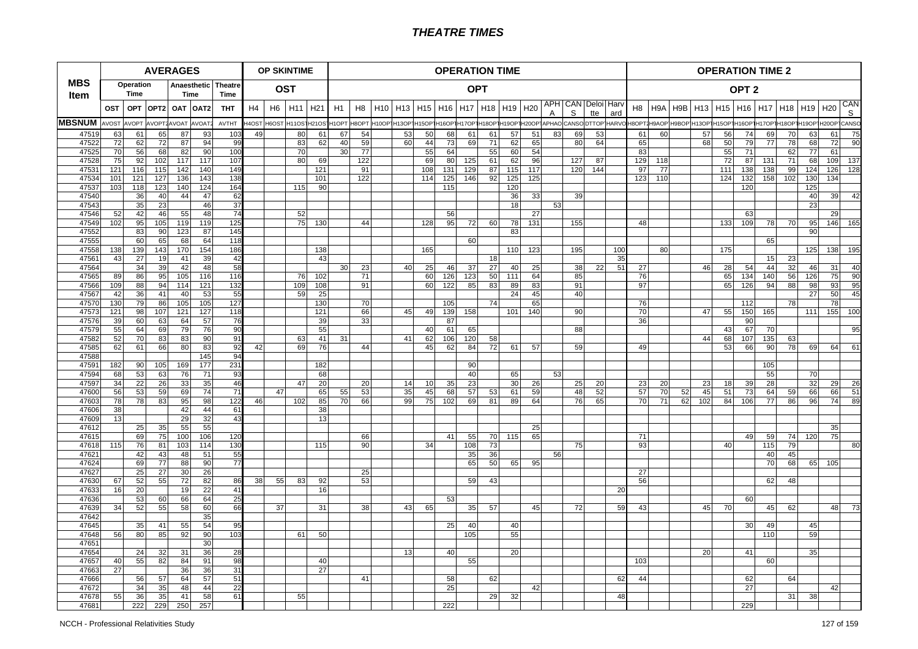# THEATRE TIMES

| MBS Item | AVERAGES | | | | | | OP SKINTIME | | | | OPERATION TIME | | | | | | | | | | | | | | | OPERATION TIME 2 | | | | | | | | | | | |
|---|---|---|---|---|---|---|---|---|---|---|---|---|---|---|---|---|---|---|---|---|---|---|---|---|---|---|---|---|---|---|---|---|---|---|---|---|---|
| | Operation Time | | Anaesthetic Time | | Theatre Time | | OST | | | | OPT | | | | | | | | | | | | | | | OPT 2 | | | | | | | | | | | |
| | OST | OPT | OPT2 | OAT | OAT2 | THT | H4 | H6 | H11 | H21 | H1 | H8 | H10 | H13 | H15 | H16 | H17 | H18 | H19 | H20 | APHA | CANS | Deloitte | Harvard | H8 | H9A | H9B | H13 | H15 | H16 | H17 | H18 | H19 | H20 | CANS |
| MBSNUM | AVOST | AVOPT | AVOPT2 | AVOAT | AVOAT2 | AVTHT | H4OST | H6OST | H11OST | H21OST | H1OPT | H8OPT | H10OPT | H13OPT | H15OPT | H16OPT | H17OPT | H18OPT | H19OPT | H20OPT | APHAO | CANSO | DTTOPT | HARVO | H8OPT2 | H9AOP | H9BOP | H13OPT | H15OPT | H16OPT | H17OPT | H18OPT | H19OPT | H20OPT | CANSO |
| 47519 | 63 | 61 | 65 | 87 | 93 | 103 | 49 | | 80 | 61 | 67 | 54 | | 53 | 50 | 68 | 61 | 61 | 57 | 51 | 83 | 69 | 53 | | 61 | 60 | | 57 | 56 | 74 | 69 | 70 | 63 | 61 | 75 |
| 47522 | 72 | 62 | 72 | 87 | 94 | 99 | | | 83 | 62 | 40 | 59 | | 60 | 44 | 73 | 69 | 71 | 62 | 65 | | 80 | 64 | | 65 | | | 68 | 50 | 79 | 77 | 78 | 68 | 72 | 90 |
| 47525 | 70 | 56 | 68 | 82 | 90 | 100 | | | 70 | | 30 | 77 | | | 55 | 64 | | 55 | 60 | 54 | | | | | 83 | | | | 55 | 71 | | 62 | 77 | 61 | |
| 47528 | 75 | 92 | 102 | 117 | 117 | 107 | | | 80 | 69 | | 122 | | | 69 | 80 | 125 | 61 | 62 | 96 | | 127 | 87 | | 129 | 118 | | | 72 | 87 | 131 | 71 | 68 | 109 | 137 |
| 47531 | 121 | 116 | 115 | 142 | 140 | 149 | | | | 121 | | 91 | | | 108 | 131 | 129 | 87 | 115 | 117 | | 120 | 144 | | 97 | 77 | | | 111 | 138 | 138 | 99 | 124 | 126 | 128 |
| 47534 | 101 | 121 | 127 | 136 | 143 | 138 | | | | 101 | | 122 | | | 114 | 125 | 146 | 92 | 125 | 125 | | | | | 123 | 110 | | | 124 | 132 | 158 | 102 | 130 | 134 | |
| 47537 | 103 | 118 | 123 | 140 | 124 | 164 | | | 115 | 90 | | | | | | 115 | | | 120 | | | | | | | | | | | 120 | | | 125 | | |
| 47540 | | 36 | 40 | 44 | 47 | 62 | | | | | | | | | | | | | 36 | 33 | | 39 | | | | | | | | | | | 40 | 39 | 42 |
| 47543 | | 35 | 23 | | 46 | 37 | | | | | | | | | | | | | 18 | | 53 | | | | | | | | | | | | 23 | | |
| 47546 | 52 | 42 | 46 | 55 | 48 | 74 | | | 52 | | | | | | | 56 | | | | 27 | | | | | | | | | | 63 | | | | 29 | |
| 47549 | 102 | 95 | 105 | 119 | 119 | 125 | | | 75 | 130 | | 44 | | | 128 | 95 | 72 | 60 | 78 | 131 | | 155 | | | 48 | | | | 133 | 109 | 78 | 70 | 95 | 146 | 165 |
| 47552 | | 83 | 90 | 123 | 87 | 145 | | | | | | | | | | | | | 83 | | | | | | | | | | | | | | 90 | | |
| 47555 | | 60 | 65 | 68 | 64 | 118 | | | | | | | | | | | 60 | | | | | | | | | | | | | | 65 | | | | |
| 47558 | 138 | 139 | 143 | 170 | 154 | 186 | | | | 138 | | | | | 165 | | | | 110 | 123 | | 195 | | 100 | | 80 | | | 175 | | | | 125 | 138 | 195 |
| 47561 | 43 | 27 | 19 | 41 | 39 | 42 | | | | 43 | | | | | | | | 18 | | | | | | 35 | | | | | | | 15 | 23 | | | |
| 47564 | | 34 | 39 | 42 | 48 | 58 | | | | | 30 | 23 | | 40 | 25 | 46 | 37 | 27 | 40 | 25 | | 38 | 22 | 51 | 27 | | | 46 | 28 | 54 | 44 | 32 | 46 | 31 | 40 |
| 47565 | 89 | 86 | 95 | 105 | 116 | 116 | | | 76 | 102 | | 71 | | | 60 | 126 | 123 | 50 | 111 | 64 | | 85 | | | 76 | | | | 65 | 134 | 140 | 56 | 126 | 75 | 90 |
| 47566 | 109 | 88 | 94 | 114 | 121 | 132 | | | 109 | 108 | | 91 | | | 60 | 122 | 85 | 83 | 89 | 83 | | 91 | | | 97 | | | | 65 | 126 | 94 | 88 | 98 | 93 | 95 |
| 47567 | 42 | 36 | 41 | 40 | 53 | 55 | | | 59 | 25 | | | | | | | | | 24 | 45 | | 40 | | | | | | | | | | | 27 | 50 | 45 |
| 47570 | 130 | 79 | 86 | 105 | 105 | 127 | | | | 130 | | 70 | | | | 105 | | 74 | | 65 | | | | | 76 | | | | | 112 | | 78 | | 78 | |
| 47573 | 121 | 98 | 107 | 121 | 127 | 118 | | | | 121 | | 66 | | 45 | 49 | 139 | 158 | | 101 | 140 | | 90 | | | 70 | | | 47 | 55 | 150 | 165 | | 111 | 155 | 100 |
| 47576 | 39 | 60 | 63 | 64 | 57 | 76 | | | | 39 | | 33 | | | | 87 | | | | | | | | | 36 | | | | | 90 | | | | | |
| 47579 | 55 | 64 | 69 | 79 | 76 | 90 | | | | 55 | | | | | 40 | 61 | 65 | | | | | 88 | | | | | | | 43 | 67 | 70 | | | | 95 |
| 47582 | 52 | 70 | 83 | 83 | 90 | 91 | | | 63 | 41 | 31 | | | 41 | 62 | 106 | 120 | 58 | | | | | | | | | | 44 | 68 | 107 | 135 | 63 | | | |
| 47585 | 62 | 61 | 66 | 80 | 83 | 92 | 42 | | 69 | 76 | | 44 | | | 45 | 62 | 84 | 72 | 61 | 57 | | 59 | | | 49 | | | | 53 | 66 | 90 | 78 | 69 | 64 | 61 |
| 47588 | | | | | 145 | 94 | | | | | | | | | | | | | | | | | | | | | | | | | | | | | |
| 47591 | 182 | 90 | 105 | 169 | 177 | 231 | | | | 182 | | | | | | | 90 | | | | | | | | | | | | | | 105 | | | | |
| 47594 | 68 | 53 | 63 | 76 | 71 | 93 | | | | 68 | | | | | | | 40 | | 65 | | 53 | | | | | | | | | | 55 | | 70 | | |
| 47597 | 34 | 22 | 26 | 33 | 35 | 46 | | | 47 | 20 | | 20 | | 14 | 10 | 35 | 23 | | 30 | 26 | | 25 | 20 | | 23 | 20 | | 23 | 18 | 39 | 28 | | 32 | 29 | 26 |
| 47600 | 56 | 53 | 59 | 69 | 74 | 71 | | 47 | | 65 | 55 | 53 | | 35 | 45 | 68 | 57 | 53 | 61 | 59 | | 48 | 52 | | 57 | 70 | 52 | 45 | 51 | 73 | 64 | 59 | 66 | 66 | 51 |
| 47603 | 78 | 78 | 83 | 95 | 98 | 122 | 46 | | 102 | 85 | 70 | 66 | | 99 | 75 | 102 | 69 | 81 | 89 | 64 | | 76 | 65 | | 70 | 71 | 62 | 102 | 84 | 106 | 77 | 86 | 96 | 74 | 89 |
| 47606 | 38 | | | 42 | 44 | 61 | | | | 38 | | | | | | | | | | | | | | | | | | | | | | | | | |
| 47609 | 13 | | | 29 | 32 | 43 | | | | 13 | | | | | | | | | | | | | | | | | | | | | | | | | |
| 47612 | | 25 | 35 | 55 | 55 | | | | | | | | | | | | | | | 25 | | | | | | | | | | | | | | 35 | |
| 47615 | | 69 | 75 | 100 | 106 | 120 | | | | | | 66 | | | | 41 | 55 | 70 | 115 | 65 | | | | | 71 | | | | | 49 | 59 | 74 | 120 | 75 | |
| 47618 | 115 | 76 | 81 | 103 | 114 | 130 | | | | 115 | | 90 | | | 34 | | 108 | 73 | | | | 75 | | | 93 | | | | 40 | | 115 | 79 | | | 80 |
| 47621 | | 42 | 43 | 48 | 51 | 55 | | | | | | | | | | | 35 | 36 | | | 56 | | | | | | | | | | 40 | 45 | | | |
| 47624 | | 69 | 77 | 88 | 90 | 77 | | | | | | | | | | | 65 | 50 | 65 | 95 | | | | | | | | | | | 70 | 68 | 65 | 105 | |
| 47627 | | 25 | 27 | 30 | 26 | | | | | | | 25 | | | | | | | | | | | | | 27 | | | | | | | | | | |
| 47630 | 67 | 52 | 55 | 72 | 82 | 86 | 38 | 55 | 83 | 92 | | 53 | | | | | 59 | 43 | | | | | | | 56 | | | | | | 62 | 48 | | | |
| 47633 | 16 | 20 | | 19 | 22 | 41 | | | | 16 | | | | | | | | | | | | | | 20 | | | | | | | | | | | |
| 47636 | | 53 | 60 | 66 | 64 | 25 | | | | | | | | | | 53 | | | | | | | | | | | | | | 60 | | | | | |
| 47639 | 34 | 52 | 55 | 58 | 60 | 66 | | 37 | | 31 | | 38 | | 43 | 65 | | 35 | 57 | | 45 | | 72 | | 59 | 43 | | | 45 | 70 | | 45 | 62 | | 48 | 73 |
| 47642 | | | | | 35 | | | | | | | | | | | | | | | | | | | | | | | | | | | | | | |
| 47645 | | 35 | 41 | 55 | 54 | 95 | | | | | | | | | | 25 | 40 | | 40 | | | | | | | | | | | 30 | 49 | | 45 | | |
| 47648 | 56 | 80 | 85 | 92 | 90 | 103 | | | 61 | 50 | | | | | | | 105 | | 55 | | | | | | | | | | | | 110 | | 59 | | |
| 47651 | | | | | 30 | | | | | | | | | | | | | | | | | | | | | | | | | | | | | | |
| 47654 | | 24 | 32 | 31 | 36 | 28 | | | | | | | | 13 | | 40 | | | 20 | | | | | | | | | 20 | | 41 | | | 35 | | |
| 47657 | 40 | 55 | 82 | 84 | 91 | 98 | | | | 40 | | | | | | | 55 | | | | | | | | 103 | | | | | | 60 | | | | |
| 47663 | 27 | | | 36 | 36 | 31 | | | | 27 | | | | | | | | | | | | | | | | | | | | | | | | | |
| 47666 | | 56 | 57 | 64 | 57 | 51 | | | | | | 41 | | | | 58 | | 62 | | | | | | 62 | 44 | | | | | 62 | | 64 | | | |
| 47672 | | 34 | 35 | 48 | 44 | 22 | | | | | | | | | | 25 | | | | 42 | | | | | | | | | | 27 | | | | 42 | |
| 47678 | 55 | 36 | 35 | 41 | 58 | 61 | | | 55 | | | | | | | | | 29 | 32 | | | | | 48 | | | | | | | | 31 | 38 | | |
| 47681 | | 222 | 229 | 250 | 257 | | | | | | | | | | | 222 | | | | | | | | | | | | | | 229 | | | | | |

NCCH - Professional Relativities Study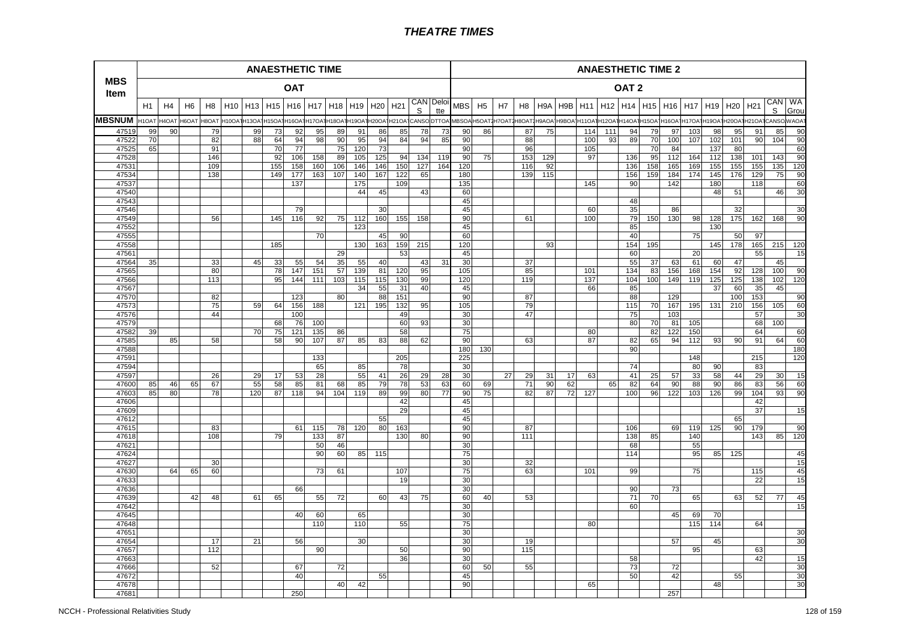# THEATRE TIMES

| MBS Item | ANAESTHETIC TIME | | | | | | | | | | | | | | | ANAESTHETIC TIME 2 | | | | | | | | | | | | | | | | | |
|---|---|---|---|---|---|---|---|---|---|---|---|---|---|---|---|---|---|---|---|---|---|---|---|---|---|---|---|---|---|---|---|---|---|
| | OAT | | | | | | | | | | | | | | | OAT 2 | | | | | | | | | | | | | | | | | |
| | H1 | H4 | H6 | H8 | H10 | H13 | H15 | H16 | H17 | H18 | H19 | H20 | H21 | CANS | Deloitte | MBS | H5 | H7 | H8 | H9A | H9B | H11 | H12 | H14 | H15 | H16 | H17 | H19 | H20 | H21 | CANS | WA Grou |
| MBSNUM | H1OAT | H4OAT | H6OAT | H8OAT | H10OAT | H13OAT | H15OAT | H16OAT | H17OAT | H18OAT | H19OAT | H20OAT | H21OAT | CANSO | DTTOA | MBSOA | H5OAT2 | H7OAT2 | H8OAT2 | H9AOA | H9BOA | H11OAT | H12OAT | H14OAT | H15OAT | H16OAT | H17OAT | H19OAT | H20OAT | H21OAT | CANSO | WAOA |
| 47519 | 99 | 90 | | 79 | | 99 | 73 | 92 | 95 | 89 | 91 | 86 | 85 | 78 | 73 | 90 | 86 | | 87 | 75 | | 114 | 111 | 94 | 79 | 97 | 103 | 98 | 95 | 91 | 85 | 90 |
| 47522 | 70 | | | 82 | | 88 | 64 | 94 | 98 | 90 | 95 | 94 | 84 | 94 | 85 | 90 | | | 88 | | | 100 | 93 | 89 | 70 | 100 | 107 | 102 | 101 | 90 | 104 | 90 |
| 47525 | 65 | | | 91 | | | 70 | 77 | | 75 | 120 | 73 | | | | 90 | | | 96 | | | 105 | | | 70 | 84 | | 137 | 80 | | | 60 |
| 47528 | | | | 146 | | | 92 | 106 | 158 | 89 | 105 | 125 | 94 | 134 | 119 | 90 | 75 | | 153 | 129 | | 97 | | 136 | 95 | 112 | 164 | 112 | 138 | 101 | 143 | 90 |
| 47531 | | | | 109 | | | 155 | 158 | 160 | 106 | 146 | 146 | 150 | 127 | 164 | 120 | | | 116 | 92 | | | | 136 | 158 | 165 | 169 | 155 | 155 | 155 | 135 | 120 |
| 47534 | | | | 138 | | | 149 | 177 | 163 | 107 | 140 | 167 | 122 | 65 | | 180 | | | 139 | 115 | | | | 156 | 159 | 184 | 174 | 145 | 176 | 129 | 75 | 90 |
| 47537 | | | | | | | | 137 | | | 175 | | 109 | | | 135 | | | | | | 145 | | 90 | | 142 | | 180 | | 118 | | 60 |
| 47540 | | | | | | | | | | | 44 | 45 | | 43 | | 60 | | | | | | | | | | | | 48 | 51 | | 46 | 30 |
| 47543 | | | | | | | | | | | | | | | | 45 | | | | | | | | 48 | | | | | | | | |
| 47546 | | | | | | | | 79 | | | | 30 | | | | 45 | | | | | | 60 | | 35 | | 86 | | | 32 | | | 30 |
| 47549 | | | | 56 | | | 145 | 116 | 92 | 75 | 112 | 160 | 155 | 158 | | 90 | | | 61 | | | 100 | | 79 | 150 | 130 | 98 | 128 | 175 | 162 | 168 | 90 |
| 47552 | | | | | | | | | | | 123 | | | | | 45 | | | | | | | | 85 | | | | 130 | | | | |
| 47555 | | | | | | | | | 70 | | | 45 | 90 | | | 60 | | | | | | | | 40 | | | 75 | | 50 | 97 | | |
| 47558 | | | | | | | 185 | | | | 130 | 163 | 159 | 215 | | 120 | | | | 93 | | | | 154 | 195 | | | 145 | 178 | 165 | 215 | 120 |
| 47561 | | | | | | | | | | 29 | | | 53 | | | 45 | | | | | | | | 60 | | | 20 | | | 55 | | 15 |
| 47564 | 35 | | | 33 | | 45 | 33 | 55 | 54 | 35 | 55 | 40 | | 43 | 31 | 30 | | | 37 | | | | | 55 | 37 | 63 | 61 | 60 | 47 | | 45 | |
| 47565 | | | | 80 | | | 78 | 147 | 151 | 57 | 139 | 81 | 120 | 95 | | 105 | | | 85 | | | 101 | | 134 | 83 | 156 | 168 | 154 | 92 | 128 | 100 | 90 |
| 47566 | | | | 113 | | | 95 | 144 | 111 | 103 | 115 | 115 | 130 | 99 | | 120 | | | 119 | | | 137 | | 104 | 100 | 149 | 119 | 125 | 125 | 138 | 102 | 120 |
| 47567 | | | | | | | | | | | 34 | 55 | 31 | 40 | | 45 | | | | | | 66 | | 85 | | | | 37 | 60 | 35 | 45 | |
| 47570 | | | | 82 | | | | 123 | | 80 | | 88 | 151 | | | 90 | | | 87 | | | | | 88 | | 129 | | | 100 | 153 | | 90 |
| 47573 | | | | 75 | | 59 | 64 | 156 | 188 | | 121 | 195 | 132 | 95 | | 105 | | | 79 | | | | | 115 | 70 | 167 | 195 | 131 | 210 | 156 | 105 | 60 |
| 47576 | | | | 44 | | | | 100 | | | | | 49 | | | 30 | | | 47 | | | | | 75 | | 103 | | | | 57 | | 30 |
| 47579 | | | | | | | 68 | 76 | 100 | | | | 60 | 93 | | 30 | | | | | | | | 80 | 70 | 81 | 105 | | | 68 | 100 | |
| 47582 | 39 | | | | | 70 | 75 | 121 | 135 | 86 | | | 58 | | | 75 | | | | | | 80 | | | 82 | 122 | 150 | | | 64 | | 60 |
| 47585 | | 85 | | 58 | | | 58 | 90 | 107 | 87 | 85 | 83 | 88 | 62 | | 90 | | | 63 | | | 87 | | 82 | 65 | 94 | 112 | 93 | 90 | 91 | 64 | 60 |
| 47588 | | | | | | | | | | | | | | | | 180 | 130 | | | | | | | 90 | | | | | | | | 180 |
| 47591 | | | | | | | | | 133 | | | | 205 | | | 225 | | | | | | | | | | | 148 | | | 215 | | 120 |
| 47594 | | | | | | | | | 65 | | 85 | | 78 | | | 30 | | | | | | | | 74 | | | 80 | 90 | | 83 | | |
| 47597 | | | | 26 | | 29 | 17 | 53 | 28 | | 55 | 41 | 26 | 29 | 28 | 30 | | 27 | 29 | 31 | 17 | 63 | | 41 | 25 | 57 | 33 | 58 | 44 | 29 | 30 | 15 |
| 47600 | 85 | 46 | 65 | 67 | | 55 | 58 | 85 | 81 | 68 | 85 | 79 | 78 | 53 | 63 | 60 | 69 | | 71 | 90 | 62 | | 65 | 82 | 64 | 90 | 88 | 90 | 86 | 83 | 56 | 60 |
| 47603 | 85 | 80 | | 78 | | 120 | 87 | 118 | 94 | 104 | 119 | 89 | 99 | 80 | 77 | 90 | 75 | | 82 | 87 | 72 | 127 | | 100 | 96 | 122 | 103 | 126 | 99 | 104 | 93 | 90 |
| 47606 | | | | | | | | | | | | | 42 | | | 45 | | | | | | | | | | | | | | 42 | | |
| 47609 | | | | | | | | | | | | | 29 | | | 45 | | | | | | | | | | | | | | 37 | | 15 |
| 47612 | | | | | | | | | | | | 55 | | | | 45 | | | | | | | | | | | | | 65 | | | |
| 47615 | | | | 83 | | | | 61 | 115 | 78 | 120 | 80 | 163 | | | 90 | | | 87 | | | | | 106 | | 69 | 119 | 125 | 90 | 179 | | 90 |
| 47618 | | | | 108 | | | 79 | | 133 | 87 | | | 130 | 80 | | 90 | | | 111 | | | | | 138 | 85 | | 140 | | | 143 | 85 | 120 |
| 47621 | | | | | | | | | 50 | 46 | | | | | | 30 | | | | | | | | 68 | | | 55 | | | | | |
| 47624 | | | | | | | | | 90 | 60 | 85 | 115 | | | | 75 | | | | | | | | 114 | | | 95 | 85 | 125 | | | 45 |
| 47627 | | | | 30 | | | | | | | | | | | | 30 | | | 32 | | | | | | | | | | | | | 15 |
| 47630 | | 64 | 65 | 60 | | | | | 73 | 61 | | | 107 | | | 75 | | | 63 | | | 101 | | 99 | | | 75 | | | 115 | | 45 |
| 47633 | | | | | | | | | | | | | 19 | | | 30 | | | | | | | | | | | | | | 22 | | 15 |
| 47636 | | | | | | | | 66 | | | | | | | | 30 | | | | | | | | 90 | | 73 | | | | | | |
| 47639 | | | 42 | 48 | | 61 | 65 | | 55 | 72 | | 60 | 43 | 75 | | 60 | 40 | | 53 | | | | | 71 | 70 | | 65 | | 63 | 52 | 77 | 45 |
| 47642 | | | | | | | | | | | | | | | | 30 | | | | | | | | 60 | | | | | | | | 15 |
| 47645 | | | | | | | | 40 | 60 | | 65 | | | | | 30 | | | | | | | | | | 45 | 69 | 70 | | | | |
| 47648 | | | | | | | | | 110 | | 110 | | 55 | | | 75 | | | | | | 80 | | | | | 115 | 114 | | 64 | | |
| 47651 | | | | | | | | | | | | | | | | 30 | | | | | | | | | | | | | | | | 30 |
| 47654 | | | | 17 | | 21 | | 56 | | | 30 | | | | | 30 | | | 19 | | | | | | | 57 | | 45 | | | | 30 |
| 47657 | | | | 112 | | | | | 90 | | | | 50 | | | 90 | | | 115 | | | | | | | | 95 | | | 63 | | |
| 47663 | | | | | | | | | | | | | 36 | | | 30 | | | | | | | | 58 | | | | | | 42 | | 15 |
| 47666 | | | | 52 | | | | 67 | | 72 | | | | | | 60 | 50 | | 55 | | | | | 73 | | 72 | | | | | | 30 |
| 47672 | | | | | | | | 40 | | | | 55 | | | | 45 | | | | | | | | 50 | | 42 | | | 55 | | | 30 |
| 47678 | | | | | | | | | | 40 | 42 | | | | | 90 | | | | | | 65 | | | | | | 48 | | | | 30 |
| 47681 | | | | | | | | 250 | | | | | | | | | | | | | | | | | | 257 | | | | | | |

NCCH - Professional Relativities Study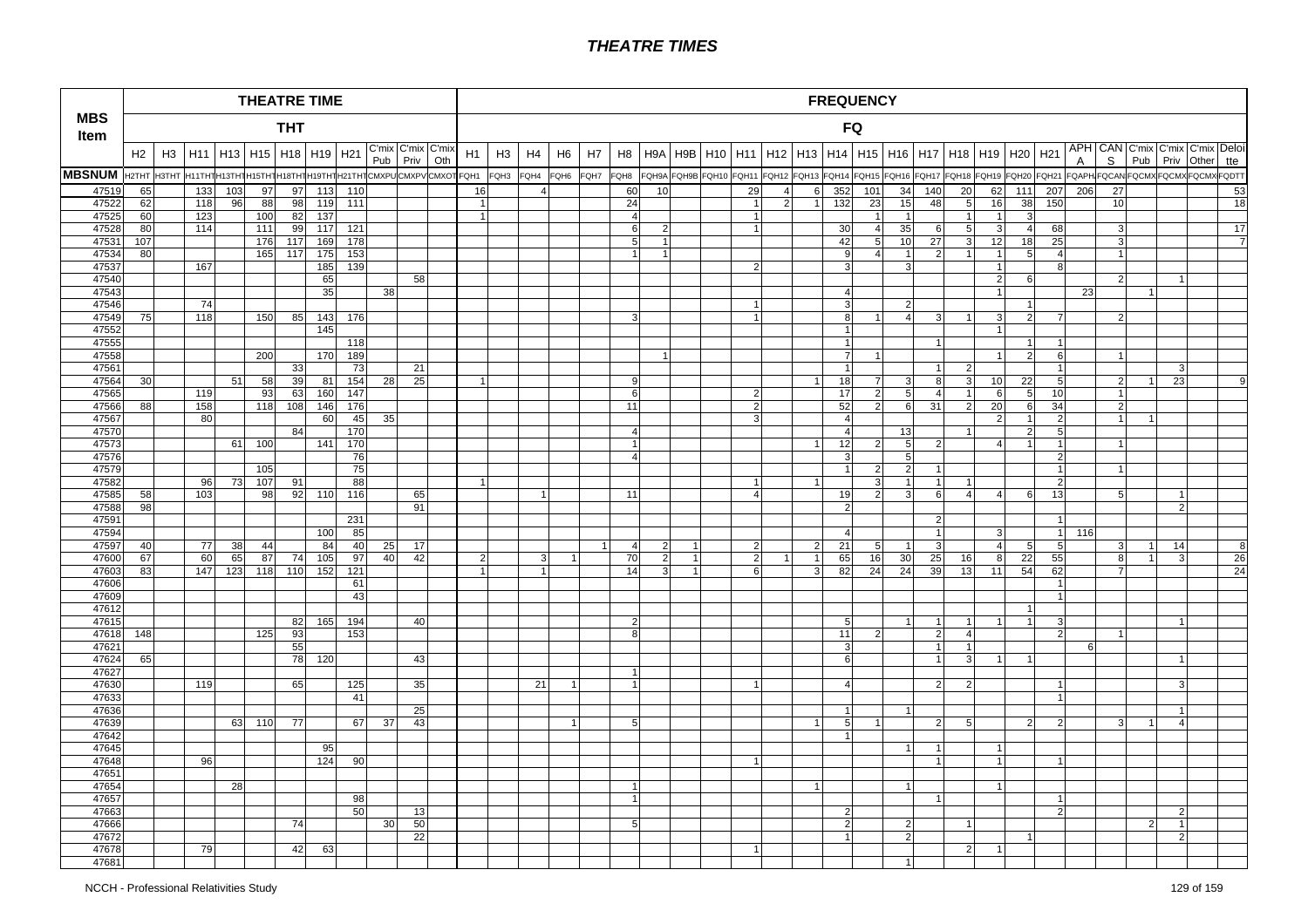# THEATRE TIMES

| MBS Item | THEATRE TIME | | | | | | | | | | | FREQUENCY | | | | | | | | | | | | | | | | | | | | | | | | | |
|---|---|---|---|---|---|---|---|---|---|---|---|---|---|---|---|---|---|---|---|---|---|---|---|---|---|---|---|---|---|---|---|---|---|---|---|---|---|
| | THT | | | | | | | | | | | FQ | | | | | | | | | | | | | | | | | | | | | | | | | |
| | H2 | H3 | H11 | H13 | H15 | H18 | H19 | H21 | C'mix Pub | C'mix Priv | C'mix Oth | H1 | H3 | H4 | H6 | H7 | H8 | H9A | H9B | H10 | H11 | H12 | H13 | H14 | H15 | H16 | H17 | H18 | H19 | H20 | H21 | APHA | CANS | C'mix Pub | C'mix Priv | C'mix Other | Deloitte |
| MBSNUM | H2THT | H3THT | H11THT | H13THT | H15THT | H18THT | H19THT | H21THT | CMXPU | CMXPV | CMXOT | FQH1 | FQH3 | FQH4 | FQH6 | FQH7 | FQH8 | FQH9A | FQH9B | FQH10 | FQH11 | FQH12 | FQH13 | FQH14 | FQH15 | FQH16 | FQH17 | FQH18 | FQH19 | FQH20 | FQH21 | FQAPHA | FQCANS | FQCMX | FQCMX | FQCMX | FQDTT |
| 47519 | 65 | | 133 | 103 | 97 | 97 | 113 | 110 | | | | 16 | | 4 | | | 60 | 10 | | | 29 | 4 | 6 | 352 | 101 | 34 | 140 | 20 | 62 | 111 | 207 | 206 | 27 | | | | 53 |
| 47522 | 62 | | 118 | 96 | 88 | 98 | 119 | 111 | | | | 1 | | | | | 24 | | | | 1 | 2 | 1 | 132 | 23 | 15 | 48 | 5 | 16 | 38 | 150 | | 10 | | | | 18 |
| 47525 | 60 | | 123 | | 100 | 82 | 137 | | | | | 1 | | | | | 4 | | | | 1 | | | | 1 | 1 | | 1 | 1 | 3 | | | | | | | |
| 47528 | 80 | | 114 | | 111 | 99 | 117 | 121 | | | | | | | | | 6 | 2 | | | 1 | | | 30 | 4 | 35 | 6 | 5 | 3 | 4 | 68 | | 3 | | | | 17 |
| 47531 | 107 | | | | 176 | 117 | 169 | 178 | | | | | | | | | 5 | 1 | | | | | | 42 | 5 | 10 | 27 | 3 | 12 | 18 | 25 | | 3 | | | | 7 |
| 47534 | 80 | | | | 165 | 117 | 175 | 153 | | | | | | | | | 1 | 1 | | | | | | 9 | 4 | 1 | 2 | 1 | 1 | 5 | 4 | | 1 | | | | |
| 47537 | | | 167 | | | | 185 | 139 | | | | | | | | | | | | | 2 | | | 3 | | 3 | | | 1 | | 8 | | | | | | |
| 47540 | | | | | | | 65 | | | 58 | | | | | | | | | | | | | | | | | | | 2 | 6 | | | 2 | | 1 | | |
| 47543 | | | | | | | 35 | | 38 | | | | | | | | | | | | | | | 4 | | | | | 1 | | | 23 | | 1 | | | |
| 47546 | | | 74 | | | | | | | | | | | | | | | | | | 1 | | | 3 | | 2 | | | | 1 | | | | | | | |
| 47549 | 75 | | 118 | | 150 | 85 | 143 | 176 | | | | | | | | | 3 | | | | 1 | | | 8 | 1 | 4 | 3 | 1 | 3 | 2 | 7 | | 2 | | | | |
| 47552 | | | | | | | 145 | | | | | | | | | | | | | | | | | 1 | | | | | 1 | | | | | | | | |
| 47555 | | | | | | | | 118 | | | | | | | | | | | | | | | | 1 | | | 1 | | | 1 | 1 | | | | | | |
| 47558 | | | | | 200 | | 170 | 189 | | | | | | | | | | 1 | | | | | | 7 | 1 | | | | 1 | 2 | 6 | | 1 | | | | |
| 47561 | | | | | | 33 | | 73 | | 21 | | | | | | | | | | | | | | 1 | | | 1 | 2 | | | 1 | | | | 3 | | |
| 47564 | 30 | | | 51 | 58 | 39 | 81 | 154 | 28 | 25 | | 1 | | | | | 9 | | | | | | 1 | 18 | 7 | 3 | 8 | 3 | 10 | 22 | 5 | | 2 | 1 | 23 | | 9 |
| 47565 | | | 119 | | 93 | 63 | 160 | 147 | | | | | | | | | 6 | | | | 2 | | | 17 | 2 | 5 | 4 | 1 | 6 | 5 | 10 | | 1 | | | | |
| 47566 | 88 | | 158 | | 118 | 108 | 146 | 176 | | | | | | | | | 11 | | | | 2 | | | 52 | 2 | 6 | 31 | 2 | 20 | 6 | 34 | | 2 | | | | |
| 47567 | | | 80 | | | | 60 | 45 | 35 | | | | | | | | | | | | 3 | | | 4 | | | | | 2 | 1 | 2 | | 1 | 1 | | | |
| 47570 | | | | | | 84 | | 170 | | | | | | | | | 4 | | | | | | | 4 | | 13 | | 1 | | 2 | 5 | | | | | | |
| 47573 | | | | 61 | 100 | | 141 | 170 | | | | | | | | | 1 | | | | | | 1 | 12 | 2 | 5 | 2 | | 4 | 1 | 1 | | 1 | | | | |
| 47576 | | | | | | | | 76 | | | | | | | | | 4 | | | | | | | 3 | | 5 | | | | | 2 | | | | | | |
| 47579 | | | | | 105 | | | 75 | | | | | | | | | | | | | | | | 1 | 2 | 2 | 1 | | | | 1 | | 1 | | | | |
| 47582 | | | 96 | 73 | 107 | 91 | | 88 | | | | 1 | | | | | | | | | 1 | | 1 | | | 3 | 1 | 1 | | | 2 | | | | | | |
| 47585 | 58 | | 103 | | 98 | 92 | 110 | 116 | | 65 | | | | 1 | | | 11 | | | | 4 | | | 19 | 2 | 3 | 6 | 4 | 4 | 6 | 13 | | 5 | | 1 | | |
| 47588 | 98 | | | | | | | | | 91 | | | | | | | | | | | | | | 2 | | | | | | | | | | | 2 | | |
| 47591 | | | | | | | | 231 | | | | | | | | | | | | | | | | | | | 2 | | | | 1 | | | | | | |
| 47594 | | | | | | | 100 | 85 | | | | | | | | | | | | | | | | 4 | | | 1 | | 3 | | 1 | 116 | | | | | |
| 47597 | 40 | | 77 | 38 | 44 | | 84 | 40 | 25 | 17 | | | | | | 1 | 4 | 2 | 1 | | 2 | | 2 | 21 | 5 | 1 | 3 | | 4 | 5 | 5 | | 3 | 1 | 14 | | 8 |
| 47600 | 67 | | 60 | 65 | 87 | 74 | 105 | 97 | 40 | 42 | | 2 | | 3 | 1 | | 70 | 2 | 1 | | 2 | 1 | 1 | 65 | 16 | 30 | 25 | 16 | 8 | 22 | 55 | | 8 | 1 | 3 | | 26 |
| 47603 | 83 | | 147 | 123 | 118 | 110 | 152 | 121 | | | | 1 | | 1 | | | 14 | 3 | 1 | | 6 | | 3 | 82 | 24 | 24 | 39 | 13 | 11 | 54 | 62 | | 7 | | | | 24 |
| 47606 | | | | | | | | 61 | | | | | | | | | | | | | | | | | | | | | | | 1 | | | | | | |
| 47609 | | | | | | | | 43 | | | | | | | | | | | | | | | | | | | | | | | 1 | | | | | | |
| 47612 | | | | | | | | | | | | | | | | | | | | | | | | | | | | | | 1 | | | | | | | |
| 47615 | | | | | | 82 | 165 | 194 | | 40 | | | | | | | 2 | | | | | | | 5 | | 1 | 1 | 1 | 1 | 1 | 3 | | | | 1 | | |
| 47618 | 148 | | | | 125 | 93 | | 153 | | | | | | | | | 8 | | | | | | | 11 | 2 | | 2 | 4 | | | 2 | | 1 | | | | |
| 47621 | | | | | | 55 | | | | | | | | | | | | | | | | | | 3 | | | 1 | 1 | | | | 6 | | | | | |
| 47624 | 65 | | | | | 78 | 120 | | | 43 | | | | | | | | | | | | | | 6 | | | 1 | 3 | 1 | 1 | | | | | 1 | | |
| 47627 | | | | | | | | | | | | | | | | | 1 | | | | | | | | | | | | | | | | | | | | |
| 47630 | | | 119 | | | 65 | | 125 | | 35 | | | | 21 | 1 | | 1 | | | | 1 | | | 4 | | | 2 | 2 | | | 1 | | | | 3 | | |
| 47633 | | | | | | | | 41 | | | | | | | | | | | | | | | | | | | | | | | 1 | | | | | | |
| 47636 | | | | | | | | | | 25 | | | | | | | | | | | | | | 1 | | 1 | | | | | | | | | 1 | | |
| 47639 | | | | 63 | 110 | 77 | | 67 | 37 | 43 | | | | | 1 | | 5 | | | | | | 1 | 5 | 1 | | 2 | 5 | | 2 | 2 | | 3 | 1 | 4 | | |
| 47642 | | | | | | | | | | | | | | | | | | | | | | | | 1 | | | | | | | | | | | | | |
| 47645 | | | | | | | 95 | | | | | | | | | | | | | | | | | | | 1 | 1 | | 1 | | | | | | | | |
| 47648 | | | 96 | | | | 124 | 90 | | | | | | | | | | | | | 1 | | | | | | 1 | | 1 | | 1 | | | | | | |
| 47651 | | | | | | | | | | | | | | | | | | | | | | | | | | | | | | | | | | | | | |
| 47654 | | | | 28 | | | | | | | | | | | | | 1 | | | | | | 1 | | | 1 | | | 1 | | | | | | | | |
| 47657 | | | | | | | | 98 | | | | | | | | | 1 | | | | | | | | | | 1 | | | | 1 | | | | | | |
| 47663 | | | | | | | | 50 | | 13 | | | | | | | | | | | | | | 2 | | | | | | | 2 | | | | 2 | | |
| 47666 | | | | | | 74 | | | 30 | 50 | | | | | | | 5 | | | | | | | 2 | | 2 | | 1 | | | | | | 2 | 1 | | |
| 47672 | | | | | | | | | | 22 | | | | | | | | | | | | | | 1 | | 2 | | | | 1 | | | | | 2 | | |
| 47678 | | | 79 | | | 42 | 63 | | | | | | | | | | | | | | 1 | | | | | | | 2 | 1 | | | | | | | | |
| 47681 | | | | | | | | | | | | | | | | | | | | | | | | | | 1 | | | | | | | | | | | |

NCCH - Professional Relativities Study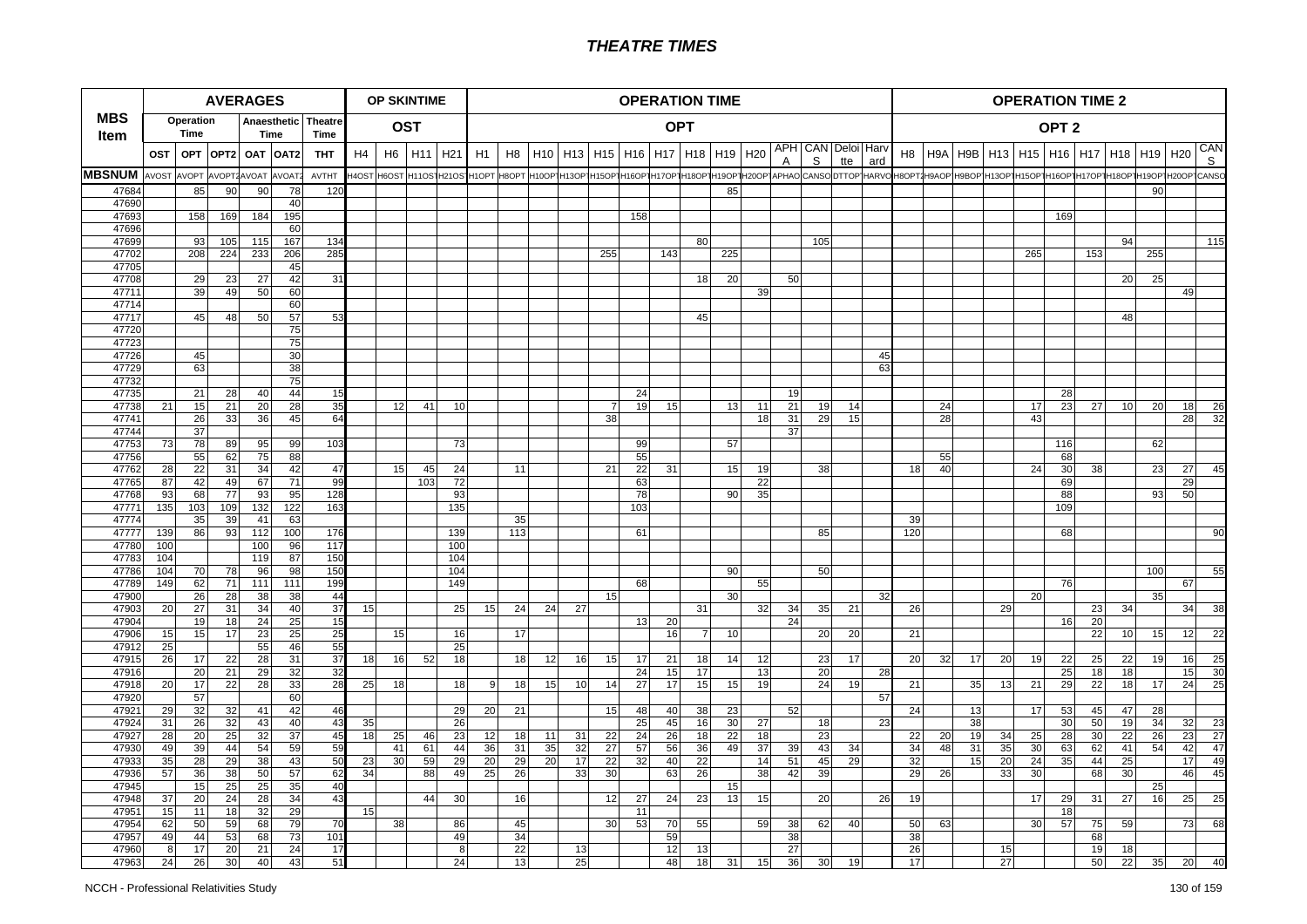# THEATRE TIMES

| MBS Item | AVERAGES | | | | | | OP SKINTIME | | | | OPERATION TIME | | | | | | | | | | | | | | OPERATION TIME 2 | | | | | | | | | | |
|---|---|---|---|---|---|---|---|---|---|---|---|---|---|---|---|---|---|---|---|---|---|---|---|---|---|---|---|---|---|---|---|---|---|---|---|
| | Operation Time | | Anaesthetic Time | | | Theatre Time | OST | | | | OPT | | | | | | | | | | | | | | OPT 2 | | | | | | | | | | |
| | OST | OPT | OPT2 | OAT | OAT2 | THT | H4 | H6 | H11 | H21 | H1 | H8 | H10 | H13 | H15 | H16 | H17 | H18 | H19 | H20 | APHA | CANS | Deloitte | Harvard | H8 | H9A | H9B | H13 | H15 | H16 | H17 | H18 | H19 | H20 | CANS |
| MBSNUM | AVOST | AVOPT | AVOPT2 | AVOAT | AVOAT2 | AVTHT | H4OST | H6OST | H11OST | H21OST | H1OPT | H8OPT | H10OPT | H13OPT | H15OPT | H16OPT | H17OPT | H18OPT | H19OPT | H20OPT | APHAO | CANSO | DTTOP | HARVO | H8OPT2 | H9AOP | H9BOP | H13OPT | H15OPT | H16OPT | H17OPT | H18OPT | H19OPT | H20OPT | CANSO |
| 47684 | | 85 | 90 | 90 | 78 | 120 | | | | | | | | | | | | | 85 | | | | | | | | | | | | | | 90 | | |
| 47690 | | | | | 40 | | | | | | | | | | | | | | | | | | | | | | | | | | | | | | |
| 47693 | | 158 | 169 | 184 | 195 | | | | | | | | | | | 158 | | | | | | | | | | | | | | 169 | | | | | |
| 47696 | | | | | 60 | | | | | | | | | | | | | | | | | | | | | | | | | | | | | | |
| 47699 | | 93 | 105 | 115 | 167 | 134 | | | | | | | | | | | | 80 | | | | 105 | | | | | | | | | | 94 | | | 115 |
| 47702 | | 208 | 224 | 233 | 206 | 285 | | | | | | | | | 255 | | 143 | | 225 | | | | | | | | | | 265 | | 153 | | 255 | | |
| 47705 | | | | | 45 | | | | | | | | | | | | | | | | | | | | | | | | | | | | | | |
| 47708 | | 29 | 23 | 27 | 42 | 31 | | | | | | | | | | | | 18 | 20 | | 50 | | | | | | | | | | | 20 | 25 | | |
| 47711 | | 39 | 49 | 50 | 60 | | | | | | | | | | | | | | | 39 | | | | | | | | | | | | | | 49 | |
| 47714 | | | | | 60 | | | | | | | | | | | | | | | | | | | | | | | | | | | | | | |
| 47717 | | 45 | 48 | 50 | 57 | 53 | | | | | | | | | | | | 45 | | | | | | | | | | | | | | 48 | | | |
| 47720 | | | | | 75 | | | | | | | | | | | | | | | | | | | | | | | | | | | | | | |
| 47723 | | | | | 75 | | | | | | | | | | | | | | | | | | | | | | | | | | | | | | |
| 47726 | | 45 | | | 30 | | | | | | | | | | | | | | | | | | | 45 | | | | | | | | | | | |
| 47729 | | 63 | | | 38 | | | | | | | | | | | | | | | | | | | 63 | | | | | | | | | | | |
| 47732 | | | | | 75 | | | | | | | | | | | | | | | | | | | | | | | | | | | | | | |
| 47735 | | 21 | 28 | 40 | 44 | 15 | | | | | | | | | | 24 | | | | | 19 | | | | | | | | | 28 | | | | | |
| 47738 | 21 | 15 | 21 | 20 | 28 | 35 | | 12 | 41 | 10 | | | | | 7 | 19 | 15 | | 13 | 11 | 21 | 19 | 14 | | | 24 | | | 17 | 23 | 27 | 10 | 20 | 18 | 26 |
| 47741 | | 26 | 33 | 36 | 45 | 64 | | | | | | | | | 38 | | | | | 18 | 31 | 29 | 15 | | | 28 | | | 43 | | | | | 28 | 32 |
| 47744 | | 37 | | | | | | | | | | | | | | | | | | | 37 | | | | | | | | | | | | | | |
| 47753 | 73 | 78 | 89 | 95 | 99 | 103 | | | | 73 | | | | | | 99 | | | 57 | | | | | | | | | | | 116 | | | 62 | | |
| 47756 | | 55 | 62 | 75 | 88 | | | | | | | | | | | 55 | | | | | | | | | | 55 | | | | 68 | | | | | |
| 47762 | 28 | 22 | 31 | 34 | 42 | 47 | | 15 | 45 | 24 | | 11 | | | 21 | 22 | 31 | | 15 | 19 | | 38 | | | 18 | 40 | | | 24 | 30 | 38 | | 23 | 27 | 45 |
| 47765 | 87 | 42 | 49 | 67 | 71 | 99 | | | 103 | 72 | | | | | | 63 | | | | 22 | | | | | | | | | | 69 | | | | 29 | |
| 47768 | 93 | 68 | 77 | 93 | 95 | 128 | | | | 93 | | | | | | 78 | | | 90 | 35 | | | | | | | | | | 88 | | | 93 | 50 | |
| 47771 | 135 | 103 | 109 | 132 | 122 | 163 | | | | 135 | | | | | | 103 | | | | | | | | | | | | | | 109 | | | | | |
| 47774 | | 35 | 39 | 41 | 63 | | | | | | | 35 | | | | | | | | | | | | | 39 | | | | | | | | | | |
| 47777 | 139 | 86 | 93 | 112 | 100 | 176 | | | | 139 | | 113 | | | | 61 | | | | | | 85 | | | 120 | | | | | 68 | | | | | 90 |
| 47780 | 100 | | | 100 | 96 | 117 | | | | 100 | | | | | | | | | | | | | | | | | | | | | | | | | |
| 47783 | 104 | | | 119 | 87 | 150 | | | | 104 | | | | | | | | | | | | | | | | | | | | | | | | | |
| 47786 | 104 | 70 | 78 | 96 | 98 | 150 | | | | 104 | | | | | | | | | 90 | | | 50 | | | | | | | | | | | 100 | | 55 |
| 47789 | 149 | 62 | 71 | 111 | 111 | 199 | | | | 149 | | | | | | 68 | | | | 55 | | | | | | | | | | 76 | | | | 67 | |
| 47900 | | 26 | 28 | 38 | 38 | 44 | | | | | | | | | 15 | | | | 30 | | | | | 32 | | | | | 20 | | | | 35 | | |
| 47903 | 20 | 27 | 31 | 34 | 40 | 37 | 15 | | | 25 | 15 | 24 | 24 | 27 | | | | 31 | | 32 | 34 | 35 | 21 | | 26 | | | 29 | | | 23 | 34 | | 34 | 38 |
| 47904 | | 19 | 18 | 24 | 25 | 15 | | | | | | | | | | 13 | 20 | | | | 24 | | | | | | | | | 16 | 20 | | | | |
| 47906 | 15 | 15 | 17 | 23 | 25 | 25 | | 15 | | 16 | | 17 | | | | | 16 | 7 | 10 | | | 20 | 20 | | 21 | | | | | | 22 | 10 | 15 | 12 | 22 |
| 47912 | 25 | | | 55 | 46 | 55 | | | | 25 | | | | | | | | | | | | | | | | | | | | | | | | | |
| 47915 | 26 | 17 | 22 | 28 | 31 | 37 | 18 | 16 | 52 | 18 | | 18 | 12 | 16 | 15 | 17 | 21 | 18 | 14 | 12 | | 23 | 17 | | 20 | 32 | 17 | 20 | 19 | 22 | 25 | 22 | 19 | 16 | 25 |
| 47916 | | 20 | 21 | 29 | 32 | 32 | | | | | | | | | | 24 | 15 | 17 | | 13 | | 20 | | 28 | | | | | | 25 | 18 | 18 | | 15 | 30 |
| 47918 | 20 | 17 | 22 | 28 | 33 | 28 | 25 | 18 | | 18 | 9 | 18 | 15 | 10 | 14 | 27 | 17 | 15 | 15 | 19 | | 24 | 19 | | 21 | | 35 | 13 | 21 | 29 | 22 | 18 | 17 | 24 | 25 |
| 47920 | | 57 | | | 60 | | | | | | | | | | | | | | | | | | | 57 | | | | | | | | | | | |
| 47921 | 29 | 32 | 32 | 41 | 42 | 46 | | | | 29 | 20 | 21 | | | 15 | 48 | 40 | 38 | 23 | | 52 | | | | 24 | | 13 | | 17 | 53 | 45 | 47 | 28 | | |
| 47924 | 31 | 26 | 32 | 43 | 40 | 43 | 35 | | | 26 | | | | | | 25 | 45 | 16 | 30 | 27 | | 18 | | 23 | | | 38 | | | 30 | 50 | 19 | 34 | 32 | 23 |
| 47927 | 28 | 20 | 25 | 32 | 37 | 45 | 18 | 25 | 46 | 23 | 12 | 18 | 11 | 31 | 22 | 24 | 26 | 18 | 22 | 18 | | 23 | | | 22 | 20 | 19 | 34 | 25 | 28 | 30 | 22 | 26 | 23 | 27 |
| 47930 | 49 | 39 | 44 | 54 | 59 | 59 | | 41 | 61 | 44 | 36 | 31 | 35 | 32 | 27 | 57 | 56 | 36 | 49 | 37 | 39 | 43 | 34 | | 34 | 48 | 31 | 35 | 30 | 63 | 62 | 41 | 54 | 42 | 47 |
| 47933 | 35 | 28 | 29 | 38 | 43 | 50 | 23 | 30 | 59 | 29 | 20 | 29 | 20 | 17 | 22 | 32 | 40 | 22 | | 14 | 51 | 45 | 29 | | 32 | | 15 | 20 | 24 | 35 | 44 | 25 | | 17 | 49 |
| 47936 | 57 | 36 | 38 | 50 | 57 | 62 | 34 | | 88 | 49 | 25 | 26 | | 33 | 30 | | 63 | 26 | | 38 | 42 | 39 | | | 29 | 26 | | 33 | 30 | | 68 | 30 | | 46 | 45 |
| 47945 | | 15 | 25 | 25 | 35 | 40 | | | | | | | | | | | | | 15 | | | | | | | | | | | | | | 25 | | |
| 47948 | 37 | 20 | 24 | 28 | 34 | 43 | | | 44 | 30 | | 16 | | | 12 | 27 | 24 | 23 | 13 | 15 | | 20 | | 26 | 19 | | | | 17 | 29 | 31 | 27 | 16 | 25 | 25 |
| 47951 | 15 | 11 | 18 | 32 | 29 | | 15 | | | | | | | | | 11 | | | | | | | | | | | | | | 18 | | | | | |
| 47954 | 62 | 50 | 59 | 68 | 79 | 70 | | 38 | | 86 | | 45 | | | 30 | 53 | 70 | 55 | | 59 | 38 | 62 | 40 | | 50 | 63 | | | 30 | 57 | 75 | 59 | | 73 | 68 |
| 47957 | 49 | 44 | 53 | 68 | 73 | 101 | | | | 49 | | 34 | | | | | 59 | | | | 38 | | | | 38 | | | | | | 68 | | | | |
| 47960 | 8 | 17 | 20 | 21 | 24 | 17 | | | | 8 | | 22 | | 13 | | | 12 | 13 | | | 27 | | | | 26 | | | 15 | | | 19 | 18 | | | |
| 47963 | 24 | 26 | 30 | 40 | 43 | 51 | | | | 24 | | 13 | | 25 | | | 48 | 18 | 31 | 15 | 36 | 30 | 19 | | 17 | | | 27 | | | 50 | 22 | 35 | 20 | 40 |

NCCH - Professional Relativities Study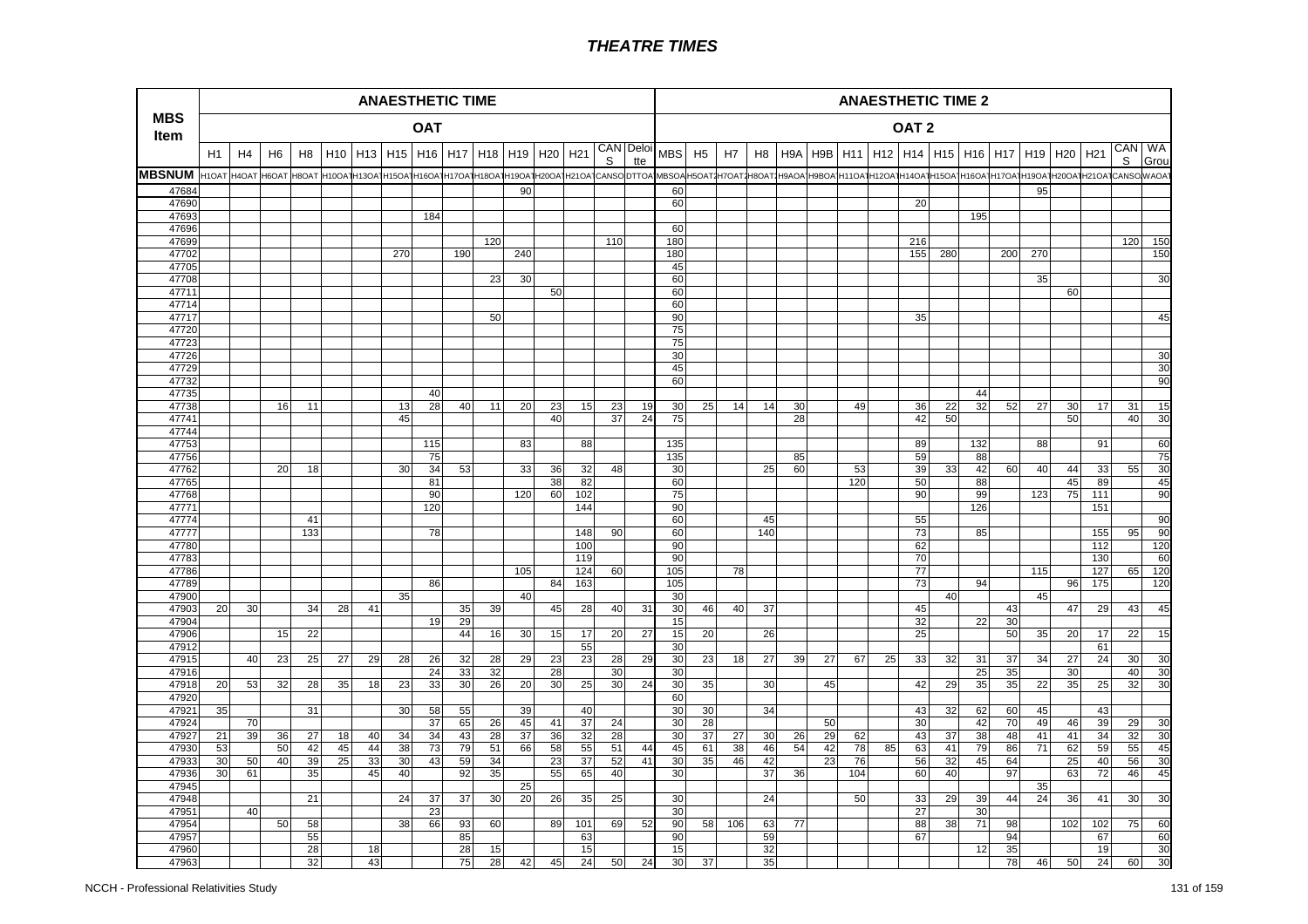# THEATRE TIMES

| MBS Item | ANAESTHETIC TIME | | | | | | | | | | | | | | | ANAESTHETIC TIME 2 | | | | | | | | | | | | | | | | |
|---|---|---|---|---|---|---|---|---|---|---|---|---|---|---|---|---|---|---|---|---|---|---|---|---|---|---|---|---|---|---|---|---|
| | OAT | | | | | | | | | | | | | | | OAT 2 | | | | | | | | | | | | | | | | |
| | H1 | H4 | H6 | H8 | H10 | H13 | H15 | H16 | H17 | H18 | H19 | H20 | H21 | CANS | Deloitte | MBS | H5 | H7 | H8 | H9A | H9B | H11 | H12 | H14 | H15 | H16 | H17 | H19 | H20 | H21 | CANS | WA Group |
| MBSNUM | H1OAT | H4OAT | H6OAT | H8OAT | H10OAT | H13OAT | H15OAT | H16OAT | H17OAT | H18OAT | H19OAT | H20OAT | H21OAT | CANSO | DTTOA | MBSOA | H5OAT2 | H7OAT2 | H8OAT2 | H9AOA | H9BOA | H11OAT | H12OAT | H14OAT | H15OAT | H16OAT | H17OAT | H19OAT | H20OAT | H21OAT | CANSO | WAOAT |
| 47684 | | | | | | | | | | | 90 | | | | | 60 | | | | | | | | | | | | 95 | | | | |
| 47690 | | | | | | | | | | | | | | | | 60 | | | | | | | | 20 | | | | | | | | |
| 47693 | | | | | | | | 184 | | | | | | | | | | | | | | | | | | 195 | | | | | | |
| 47696 | | | | | | | | | | | | | | | | 60 | | | | | | | | | | | | | | | | |
| 47699 | | | | | | | | | | 120 | | | | 110 | | 180 | | | | | | | | 216 | | | | | | | 120 | 150 |
| 47702 | | | | | | | 270 | | 190 | | 240 | | | | | 180 | | | | | | | | 155 | 280 | | 200 | 270 | | | | 150 |
| 47705 | | | | | | | | | | | | | | | | 45 | | | | | | | | | | | | | | | | |
| 47708 | | | | | | | | | | 23 | 30 | | | | | 60 | | | | | | | | | | | | 35 | | | | 30 |
| 47711 | | | | | | | | | | | | 50 | | | | 60 | | | | | | | | | | | | | 60 | | | |
| 47714 | | | | | | | | | | | | | | | | 60 | | | | | | | | | | | | | | | | |
| 47717 | | | | | | | | | | 50 | | | | | | 90 | | | | | | | | 35 | | | | | | | | 45 |
| 47720 | | | | | | | | | | | | | | | | 75 | | | | | | | | | | | | | | | | |
| 47723 | | | | | | | | | | | | | | | | 75 | | | | | | | | | | | | | | | | |
| 47726 | | | | | | | | | | | | | | | | 30 | | | | | | | | | | | | | | | | 30 |
| 47729 | | | | | | | | | | | | | | | | 45 | | | | | | | | | | | | | | | | 30 |
| 47732 | | | | | | | | | | | | | | | | 60 | | | | | | | | | | | | | | | | 90 |
| 47735 | | | | | | | | 40 | | | | | | | | | | | | | | | | | | 44 | | | | | | |
| 47738 | | | 16 | 11 | | | 13 | 28 | 40 | 11 | 20 | 23 | 15 | 23 | 19 | 30 | 25 | 14 | 14 | 30 | | 49 | | 36 | 22 | 32 | 52 | 27 | 30 | 17 | 31 | 15 |
| 47741 | | | | | | | 45 | | | | | 40 | | 37 | 24 | 75 | | | | 28 | | | | 42 | 50 | | | | 50 | | 40 | 30 |
| 47744 | | | | | | | | | | | | | | | | | | | | | | | | | | | | | | | | |
| 47753 | | | | | | | | 115 | | | 83 | | 88 | | | 135 | | | | | | | | 89 | | 132 | | 88 | | 91 | | 60 |
| 47756 | | | | | | | | 75 | | | | | | | | 135 | | | | 85 | | | | 59 | | 88 | | | | | | 75 |
| 47762 | | | 20 | 18 | | | 30 | 34 | 53 | | 33 | 36 | 32 | 48 | | 30 | | | 25 | 60 | | 53 | | 39 | 33 | 42 | 60 | 40 | 44 | 33 | 55 | 30 |
| 47765 | | | | | | | | 81 | | | | 38 | 82 | | | 60 | | | | | | 120 | | 50 | | 88 | | | 45 | 89 | | 45 |
| 47768 | | | | | | | | 90 | | | 120 | 60 | 102 | | | 75 | | | | | | | | 90 | | 99 | | 123 | 75 | 111 | | 90 |
| 47771 | | | | | | | | 120 | | | | | 144 | | | 90 | | | | | | | | | | 126 | | | | 151 | | |
| 47774 | | | | 41 | | | | | | | | | | | | 60 | | | 45 | | | | | 55 | | | | | | | | 90 |
| 47777 | | | | 133 | | | | 78 | | | | | 148 | 90 | | 60 | | | 140 | | | | | 73 | | 85 | | | | 155 | 95 | 90 |
| 47780 | | | | | | | | | | | | | 100 | | | 90 | | | | | | | | 62 | | | | | | 112 | | 120 |
| 47783 | | | | | | | | | | | | | 119 | | | 90 | | | | | | | | 70 | | | | | | 130 | | 60 |
| 47786 | | | | | | | | | | | 105 | | 124 | 60 | | 105 | | 78 | | | | | | 77 | | | | 115 | | 127 | 65 | 120 |
| 47789 | | | | | | | | 86 | | | | 84 | 163 | | | 105 | | | | | | | | 73 | | 94 | | | 96 | 175 | | 120 |
| 47900 | | | | | | | 35 | | | | 40 | | | | | 30 | | | | | | | | | 40 | | | 45 | | | | |
| 47903 | 20 | 30 | | 34 | 28 | 41 | | | 35 | 39 | | 45 | 28 | 40 | 31 | 30 | 46 | 40 | 37 | | | | | 45 | | | 43 | | 47 | 29 | 43 | 45 |
| 47904 | | | | | | | | 19 | 29 | | | | | | | 15 | | | | | | | | 32 | | 22 | 30 | | | | | |
| 47906 | | | 15 | 22 | | | | | 44 | 16 | 30 | 15 | 17 | 20 | 27 | 15 | 20 | | 26 | | | | | 25 | | | 50 | 35 | 20 | 17 | 22 | 15 |
| 47912 | | | | | | | | | | | | | 55 | | | 30 | | | | | | | | | | | | | | 61 | | |
| 47915 | | 40 | 23 | 25 | 27 | 29 | 28 | 26 | 32 | 28 | 29 | 23 | 23 | 28 | 29 | 30 | 23 | 18 | 27 | 39 | 27 | 67 | 25 | 33 | 32 | 31 | 37 | 34 | 27 | 24 | 30 | 30 |
| 47916 | | | | | | | | 24 | 33 | 32 | | 28 | | 30 | | 30 | | | | | | | | | | 25 | 35 | | 30 | | 40 | 30 |
| 47918 | 20 | 53 | 32 | 28 | 35 | 18 | 23 | 33 | 30 | 26 | 20 | 30 | 25 | 30 | 24 | 30 | 35 | | 30 | | 45 | | | 42 | 29 | 35 | 35 | 22 | 35 | 25 | 32 | 30 |
| 47920 | | | | | | | | | | | | | | | | 60 | | | | | | | | | | | | | | | | |
| 47921 | 35 | | | 31 | | | 30 | 58 | 55 | | 39 | | 40 | | | 30 | 30 | | 34 | | | | | 43 | 32 | 62 | 60 | 45 | | 43 | | |
| 47924 | | 70 | | | | | | 37 | 65 | 26 | 45 | 41 | 37 | 24 | | 30 | 28 | | | | 50 | | | 30 | | 42 | 70 | 49 | 46 | 39 | 29 | 30 |
| 47927 | 21 | 39 | 36 | 27 | 18 | 40 | 34 | 34 | 43 | 28 | 37 | 36 | 32 | 28 | | 30 | 37 | 27 | 30 | 26 | 29 | 62 | | 43 | 37 | 38 | 48 | 41 | 41 | 34 | 32 | 30 |
| 47930 | 53 | | 50 | 42 | 45 | 44 | 38 | 73 | 79 | 51 | 66 | 58 | 55 | 51 | 44 | 45 | 61 | 38 | 46 | 54 | 42 | 78 | 85 | 63 | 41 | 79 | 86 | 71 | 62 | 59 | 55 | 45 |
| 47933 | 30 | 50 | 40 | 39 | 25 | 33 | 30 | 43 | 59 | 34 | | 23 | 37 | 52 | 41 | 30 | 35 | 46 | 42 | | 23 | 76 | | 56 | 32 | 45 | 64 | | 25 | 40 | 56 | 30 |
| 47936 | 30 | 61 | | 35 | | 45 | 40 | | 92 | 35 | | 55 | 65 | 40 | | 30 | | | 37 | 36 | | 104 | | 60 | 40 | | 97 | | 63 | 72 | 46 | 45 |
| 47945 | | | | | | | | | | | 25 | | | | | | | | | | | | | | | | | 35 | | | | |
| 47948 | | | | 21 | | | 24 | 37 | 37 | 30 | 20 | 26 | 35 | 25 | | 30 | | | 24 | | | 50 | | 33 | 29 | 39 | 44 | 24 | 36 | 41 | 30 | 30 |
| 47951 | | 40 | | | | | | 23 | | | | | | | | 30 | | | | | | | | 27 | | 30 | | | | | | |
| 47954 | | | 50 | 58 | | | 38 | 66 | 93 | 60 | | 89 | 101 | 69 | 52 | 90 | 58 | 106 | 63 | 77 | | | | 88 | 38 | 71 | 98 | | 102 | 102 | 75 | 60 |
| 47957 | | | | 55 | | | | | 85 | | | | 63 | | | 90 | | | 59 | | | | | 67 | | | 94 | | | 67 | | 60 |
| 47960 | | | | 28 | | 18 | | | 28 | 15 | | | 15 | | | 15 | | | 32 | | | | | | | 12 | 35 | | | 19 | | 30 |
| 47963 | | | | 32 | | 43 | | | 75 | 28 | 42 | 45 | 24 | 50 | 24 | 30 | 37 | | 35 | | | | | | | | 78 | 46 | 50 | 24 | 60 | 30 |

NCCH - Professional Relativities Study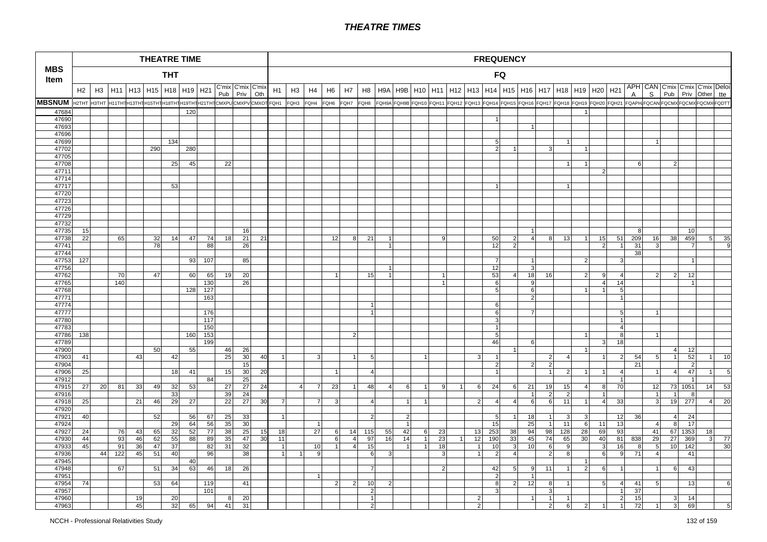| MBS Item | THEATRE TIME | | | | | | | | | | | FREQUENCY | | | | | | | | | | | | | | | | | | | | | | | | | |
|---|---|---|---|---|---|---|---|---|---|---|---|---|---|---|---|---|---|---|---|---|---|---|---|---|---|---|---|---|---|---|---|---|---|---|---|---|---|
| | THT | | | | | | | | | | | FQ | | | | | | | | | | | | | | | | | | | | | | | | | |
| | H2 | H3 | H11 | H13 | H15 | H18 | H19 | H21 | C'mix Pub | C'mix Priv | C'mix Oth | H1 | H3 | H4 | H6 | H7 | H8 | H9A | H9B | H10 | H11 | H12 | H13 | H14 | H15 | H16 | H17 | H18 | H19 | H20 | H21 | APHA | CANS | C'mix Pub | C'mix Priv | C'mix Other | Deloitte |
| MBSNUM | H2THT | H3THT | H11THT | H13THT | H15THT | H18THT | H19THT | H21THT | CMXPU | CMXPV | CMXOT | FQH1 | FQH3 | FQH4 | FQH6 | FQH7 | FQH8 | FQH9A | FQH9B | FQH10 | FQH11 | FQH12 | FQH13 | FQH14 | FQH15 | FQH16 | FQH17 | FQH18 | FQH19 | FQH20 | FQH21 | FQAPHA | FQCANS | FQCMX | FQCMX | FQCMX | FQDTT |
| 47684 | | | | | | | 120 | | | | | | | | | | | | | | | | | | | | | | 1 | | | | | | | | |
| 47690 | | | | | | | | | | | | | | | | | | | | | | | | 1 | | | | | | | | | | | | | |
| 47693 | | | | | | | | | | | | | | | | | | | | | | | | | | 1 | | | | | | | | | | | |
| 47696 | | | | | | | | | | | | | | | | | | | | | | | | | | | | | | | | | | | | | |
| 47699 | | | | | | 134 | | | | | | | | | | | | | | | | | | 5 | | | | 1 | | | | | 1 | | | | |
| 47702 | | | | | 290 | | 280 | | | | | | | | | | | | | | | | | 2 | 1 | | 3 | | 1 | | | | | | | | |
| 47705 | | | | | | | | | | | | | | | | | | | | | | | | | | | | | | | | | | | | | |
| 47708 | | | | | | 25 | 45 | | 22 | | | | | | | | | | | | | | | | | | | 1 | 1 | | | 6 | | 2 | | | |
| 47711 | | | | | | | | | | | | | | | | | | | | | | | | | | | | | | 2 | | | | | | | |
| 47714 | | | | | | | | | | | | | | | | | | | | | | | | | | | | | | | | | | | | | |
| 47717 | | | | | | 53 | | | | | | | | | | | | | | | | | | 1 | | | | 1 | | | | | | | | | |
| 47720 | | | | | | | | | | | | | | | | | | | | | | | | | | | | | | | | | | | | | |
| 47723 | | | | | | | | | | | | | | | | | | | | | | | | | | | | | | | | | | | | | |
| 47726 | | | | | | | | | | | | | | | | | | | | | | | | | | | | | | | | | | | | | |
| 47729 | | | | | | | | | | | | | | | | | | | | | | | | | | | | | | | | | | | | | |
| 47732 | | | | | | | | | | | | | | | | | | | | | | | | | | | | | | | | | | | | | |
| 47735 | 15 | | | | | | | | | 16 | | | | | | | | | | | | | | | | 1 | | | | | | 8 | | | 10 | | |
| 47738 | 22 | | 65 | | 32 | 14 | 47 | 74 | 18 | 21 | 21 | | | | 12 | 8 | 21 | 1 | | | 9 | | | 50 | 2 | 4 | 8 | 13 | 1 | 15 | 51 | 209 | 16 | 38 | 459 | 5 | 35 |
| 47741 | | | | | 78 | | | 88 | | 26 | | | | | | | | 1 | | | | | | 12 | 2 | | | | | 2 | 1 | 31 | 3 | | 7 | | 9 |
| 47744 | | | | | | | | | | | | | | | | | | | | | | | | | | | | | | | | 38 | | | | | |
| 47753 | 127 | | | | | | 93 | 107 | | 85 | | | | | | | | | | | | | | 7 | | 1 | | | 2 | | 3 | | | | 1 | | |
| 47756 | | | | | | | | | | | | | | | | | | 1 | | | | | | 12 | | 3 | | | | | | | | | | | |
| 47762 | | | 70 | | 47 | | 60 | 65 | 19 | 20 | | | | | 1 | | 15 | 1 | | | 1 | | | 53 | 4 | 18 | 16 | | 2 | 9 | 4 | | 2 | 2 | 12 | | |
| 47765 | | | 140 | | | | | 130 | | 26 | | | | | | | | | | | 1 | | | 6 | | 9 | | | | 4 | 14 | | | | 1 | | |
| 47768 | | | | | | | 128 | 127 | | | | | | | | | | | | | | | | 5 | | 6 | | | 1 | 1 | 5 | | | | | | |
| 47771 | | | | | | | | 163 | | | | | | | | | | | | | | | | | | 2 | | | | | 1 | | | | | | |
| 47774 | | | | | | | | | | | | | | | | | 1 | | | | | | | 6 | | | | | | | | | | | | | |
| 47777 | | | | | | | | 176 | | | | | | | | | 1 | | | | | | | 6 | | 7 | | | | | 5 | | 1 | | | | |
| 47780 | | | | | | | | 117 | | | | | | | | | | | | | | | | 3 | | | | | | | 1 | | | | | | |
| 47783 | | | | | | | | 150 | | | | | | | | | | | | | | | | 1 | | | | | | | 4 | | | | | | |
| 47786 | 138 | | | | | | 160 | 153 | | | | | | | | 2 | | | | | | | | 5 | | | | | 1 | | 8 | | 1 | | | | |
| 47789 | | | | | | | | 199 | | | | | | | | | | | | | | | | 46 | | 6 | | | | 3 | 18 | | | | | | |
| 47900 | | | | | 50 | | 55 | | 46 | 26 | | | | | | | | | | | | | | | 1 | | | | 1 | | | | | 4 | 12 | | |
| 47903 | 41 | | | 43 | | 42 | | | 25 | 30 | 40 | 1 | | 3 | | 1 | 5 | | | 1 | | | 3 | 1 | | | 2 | 4 | | 1 | 2 | 54 | 5 | 1 | 52 | 1 | 10 |
| 47904 | | | | | | | | | | 15 | | | | | | | | | | | | | | 2 | | 2 | 2 | | | | | 21 | | | 2 | | |
| 47906 | 25 | | | | | 18 | 41 | | 15 | 30 | 20 | | | | 1 | | 4 | | | | | | | 1 | | | 1 | 2 | 1 | 1 | 4 | | 1 | 4 | 47 | 1 | 5 |
| 47912 | | | | | | | | 84 | | 25 | | | | | | | | | | | | | | | | | | | | | 1 | | | | 1 | | |
| 47915 | 27 | 20 | 81 | 33 | 49 | 32 | 53 | | 27 | 27 | 24 | | 4 | 7 | 23 | 1 | 48 | 4 | 6 | 1 | 9 | 1 | 6 | 24 | 6 | 21 | 19 | 15 | 4 | 8 | 70 | | 12 | 73 | 1051 | 14 | 53 |
| 47916 | | | | | | 33 | | | 39 | 24 | | | | | | | | | | | | | | | | 1 | 2 | 2 | | 1 | | | 1 | 1 | 8 | | |
| 47918 | 25 | | | 21 | 46 | 29 | 27 | | 22 | 27 | 30 | 7 | | 7 | 3 | | 4 | | 1 | 1 | | | 2 | 4 | 4 | 6 | 6 | 11 | 1 | 4 | 33 | | 3 | 19 | 277 | 4 | 20 |
| 47920 | | | | | | | | | | | | | | | | | | | | | | | | | | | | | | | | | | | | | |
| 47921 | 40 | | | | 52 | | 56 | 67 | 25 | 33 | | 1 | | | | | 2 | | 2 | | | | | 5 | 1 | 18 | 1 | 3 | 3 | | 12 | 36 | | 4 | 24 | | |
| 47924 | | | | | | 29 | 64 | 56 | 35 | 30 | | | | 1 | | | | | 1 | | | | | 15 | | 25 | 1 | 11 | 6 | 11 | 13 | | 4 | 8 | 17 | | |
| 47927 | 24 | | 76 | 43 | 65 | 32 | 52 | 77 | 38 | 25 | 15 | 18 | | 27 | 6 | 14 | 115 | 55 | 42 | 6 | 23 | | 13 | 253 | 38 | 94 | 98 | 128 | 28 | 69 | 93 | | 41 | 67 | 1353 | 18 | |
| 47930 | 44 | | 93 | 46 | 62 | 55 | 88 | 89 | 35 | 47 | 30 | 11 | | | 6 | 4 | 97 | 16 | 14 | 1 | 23 | 1 | 12 | 190 | 33 | 45 | 74 | 65 | 30 | 40 | 81 | 838 | 29 | 27 | 369 | 3 | 77 |
| 47933 | 45 | | 91 | 36 | 47 | 37 | | 82 | 31 | 32 | | 1 | | 10 | 1 | 4 | 15 | | 1 | 1 | 18 | | 1 | 10 | 3 | 10 | 6 | 9 | | 3 | 16 | 8 | 5 | 10 | 142 | | 30 |
| 47936 | | 44 | 122 | 45 | 51 | 40 | | 96 | | 38 | | 1 | 1 | 9 | | | 6 | 3 | | | 3 | | 1 | 2 | 4 | | 2 | 8 | | 6 | 9 | 71 | 4 | | 41 | | |
| 47945 | | | | | | 40 | | | | | | | | | | | | | | | | | | | | | | | 1 | | | | | | | | |
| 47948 | | | 67 | | 51 | 34 | 63 | 46 | 18 | 26 | | | | | | | 7 | | | | 2 | | | 42 | 5 | 9 | 11 | 1 | 2 | 6 | 1 | | 1 | 6 | 43 | | |
| 47951 | | | | | | | | | | | | | | 1 | | | | | | | | | | 2 | | 1 | | | | | | | | | | | |
| 47954 | 74 | | | | 53 | 64 | | 119 | | 41 | | | | | 2 | 2 | 10 | 2 | | | | | | 8 | 2 | 12 | 8 | 1 | | 5 | 4 | 41 | 5 | | 13 | | 6 |
| 47957 | | | | | | | | 101 | | | | | | | | | 2 | | | | | | | 3 | | | 3 | | | | 1 | 37 | | | | | |
| 47960 | | | | 19 | | 20 | | | 8 | 20 | | | | | | | 1 | | | | | | 2 | | | 1 | 1 | 1 | | | 2 | 15 | | 3 | 14 | | |
| 47963 | | | | 45 | | 32 | 65 | 94 | 41 | 31 | | | | | | | 2 | | | | | | 2 | | | | 2 | 6 | 2 | 1 | 1 | 72 | 1 | 3 | 69 | | 5 |

NCCH - Professional Relativities Study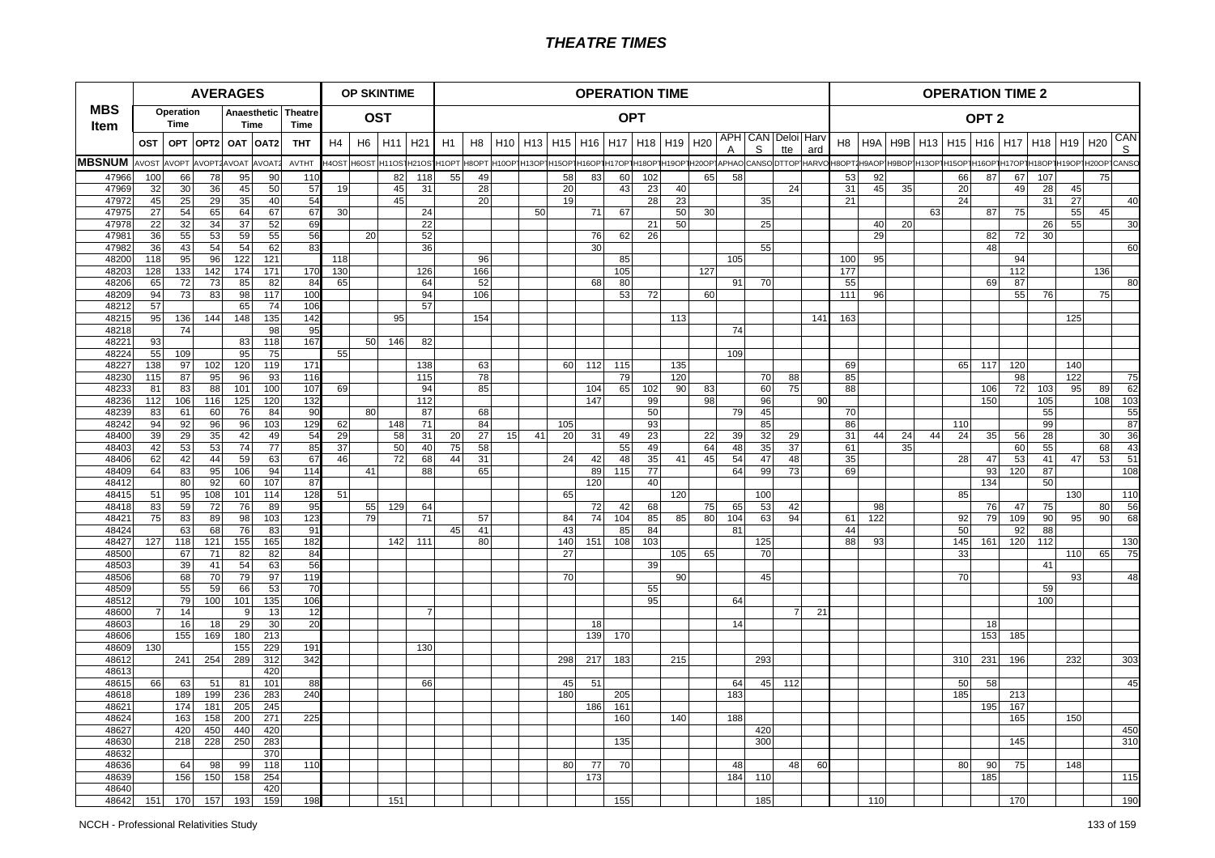# THEATRE TIMES

| MBS Item | AVERAGES | | | | | | OP SKINTIME | | | | OPERATION TIME | | | | | | | | | | | | | | | | OPERATION TIME 2 | | | | | | | | | | | |
|---|---|---|---|---|---|---|---|---|---|---|---|---|---|---|---|---|---|---|---|---|---|---|---|---|---|---|---|---|---|---|---|---|---|---|---|---|---|---|
| | Operation Time | | | Anaesthetic Time | | Theatre Time | OST | | | | OPT | | | | | | | | | | | | | | | | OPT 2 | | | | | | | | | | | |
| | OST | OPT | OPT2 | OAT | OAT2 | THT | H4 | H6 | H11 | H21 | H1 | H8 | H10 | H13 | H15 | H16 | H17 | H18 | H19 | H20 | APH A | CAN S | Deloi tte | Harv ard | H8 | H9A | H9B | H13 | H15 | H16 | H17 | H18 | H19 | H20 | CAN S |
| MBSNUM | AVOST | AVOPT | AVOPT2 | AVOAT | AVOAT2 | AVTHT | H4OST | H6OST | H11OST | H21OST | H1OPT | H8OPT | H10OPT | H13OPT | H15OPT | H16OPT | H17OPT | H18OPT | H19OPT | H20OPT | APHAO | CANSO | DTTOP | HARVO | H8OPT2 | H9AOP | H9BOP | H13OPT | H15OPT | H16OPT | H17OPT | H18OPT | H19OPT | H20OPT | CANSO |
| 47966 | 100 | 66 | 78 | 95 | 90 | 110 | | | 82 | 118 | 55 | 49 | | | 58 | 83 | 60 | 102 | | 65 | 58 | | | | 53 | 92 | | | 66 | 87 | 67 | 107 | | 75 | |
| 47969 | 32 | 30 | 36 | 45 | 50 | 57 | 19 | | 45 | 31 | | 28 | | | 20 | | 43 | 23 | 40 | | | | 24 | | 31 | 45 | 35 | | 20 | | 49 | 28 | 45 | | |
| 47972 | 45 | 25 | 29 | 35 | 40 | 54 | | | 45 | | | 20 | | | 19 | | | 28 | 23 | | | 35 | | | 21 | | | | 24 | | | 31 | 27 | | 40 |
| 47975 | 27 | 54 | 65 | 64 | 67 | 67 | 30 | | | 24 | | | | 50 | | 71 | 67 | | 50 | 30 | | | | | | | | 63 | | 87 | 75 | | 55 | 45 | |
| 47978 | 22 | 32 | 34 | 37 | 52 | 69 | | | | 22 | | | | | | | | 21 | 50 | | | 25 | | | | 40 | 20 | | | | | 26 | 55 | | 30 |
| 47981 | 36 | 55 | 53 | 59 | 55 | 56 | | 20 | | 52 | | | | | | 76 | 62 | 26 | | | | | | | | 29 | | | | 82 | 72 | 30 | | | |
| 47982 | 36 | 43 | 54 | 54 | 62 | 83 | | | | 36 | | | | | | 30 | | | | | | 55 | | | | | | | | 48 | | | | | 60 |
| 48200 | 118 | 95 | 96 | 122 | 121 | | 118 | | | | | 96 | | | | | 85 | | | | 105 | | | | 100 | 95 | | | | | 94 | | | | |
| 48203 | 128 | 133 | 142 | 174 | 171 | 170 | 130 | | | 126 | | 166 | | | | | 105 | | | 127 | | | | | 177 | | | | | | 112 | | | 136 | |
| 48206 | 65 | 72 | 73 | 85 | 82 | 84 | 65 | | | 64 | | 52 | | | | 68 | 80 | | | | 91 | 70 | | | 55 | | | | | 69 | 87 | | | | 80 |
| 48209 | 94 | 73 | 83 | 98 | 117 | 100 | | | | 94 | | 106 | | | | | 53 | 72 | | 60 | | | | | 111 | 96 | | | | | 55 | 76 | | 75 | |
| 48212 | 57 | | | 65 | 74 | 106 | | | | 57 | | | | | | | | | | | | | | | | | | | | | | | | | |
| 48215 | 95 | 136 | 144 | 148 | 135 | 142 | | | 95 | | | 154 | | | | | | | 113 | | | | | 141 | 163 | | | | | | | | 125 | | |
| 48218 | | 74 | | | 98 | 95 | | | | | | | | | | | | | | | 74 | | | | | | | | | | | | | | |
| 48221 | 93 | | | 83 | 118 | 167 | | 50 | 146 | 82 | | | | | | | | | | | | | | | | | | | | | | | | | |
| 48224 | 55 | 109 | | 95 | 75 | | 55 | | | | | | | | | | | | | | 109 | | | | | | | | | | | | | | |
| 48227 | 138 | 97 | 102 | 120 | 119 | 171 | | | | 138 | | 63 | | | 60 | 112 | 115 | | 135 | | | | | | 69 | | | | 65 | 117 | 120 | | 140 | | |
| 48230 | 115 | 87 | 95 | 96 | 93 | 116 | | | | 115 | | 78 | | | | | 79 | | 120 | | | 70 | 88 | | 85 | | | | | | 98 | | 122 | | 75 |
| 48233 | 81 | 83 | 88 | 101 | 100 | 107 | 69 | | | 94 | | 85 | | | | 104 | 65 | 102 | 90 | 83 | | 60 | 75 | | 88 | | | | | 106 | 72 | 103 | 95 | 89 | 62 |
| 48236 | 112 | 106 | 116 | 125 | 120 | 132 | | | | 112 | | | | | | 147 | | 99 | | 98 | | 96 | | 90 | | | | | | 150 | | 105 | | 108 | 103 |
| 48239 | 83 | 61 | 60 | 76 | 84 | 90 | | 80 | | 87 | | 68 | | | | | | 50 | | | 79 | 45 | | | 70 | | | | | | | 55 | | | 55 |
| 48242 | 94 | 92 | 96 | 96 | 103 | 129 | 62 | | 148 | 71 | | 84 | | | 105 | | | 93 | | | | 85 | | | 86 | | | | 110 | | | 99 | | | 87 |
| 48400 | 39 | 29 | 35 | 42 | 49 | 54 | 29 | | 58 | 31 | 20 | 27 | 15 | 41 | 20 | 31 | 49 | 23 | | 22 | 39 | 32 | 29 | | 31 | 44 | 24 | 44 | 24 | 35 | 56 | 28 | | 30 | 36 |
| 48403 | 42 | 53 | 53 | 74 | 77 | 85 | 37 | | 50 | 40 | 75 | 58 | | | | | 55 | 49 | | 64 | 48 | 35 | 37 | | 61 | | 35 | | | | 60 | 55 | | 68 | 43 |
| 48406 | 62 | 42 | 44 | 59 | 63 | 67 | 46 | | 72 | 68 | 44 | 31 | | | 24 | 42 | 48 | 35 | 41 | 45 | 54 | 47 | 48 | | 35 | | | | 28 | 47 | 53 | 41 | 47 | 53 | 51 |
| 48409 | 64 | 83 | 95 | 106 | 94 | 114 | | 41 | | 88 | | 65 | | | | 89 | 115 | 77 | | | 64 | 99 | 73 | | 69 | | | | | 93 | 120 | 87 | | | 108 |
| 48412 | | 80 | 92 | 60 | 107 | 87 | | | | | | | | | | 120 | | 40 | | | | | | | | | | | | 134 | | 50 | | | |
| 48415 | 51 | 95 | 108 | 101 | 114 | 128 | 51 | | | | | | | | 65 | | | | 120 | | | 100 | | | | | | | 85 | | | | 130 | | 110 |
| 48418 | 83 | 59 | 72 | 76 | 89 | 95 | | 55 | 129 | 64 | | | | | | 72 | 42 | 68 | | 75 | 65 | 53 | 42 | | | 98 | | | | 76 | 47 | 75 | | 80 | 56 |
| 48421 | 75 | 83 | 89 | 98 | 103 | 123 | | 79 | | 71 | | 57 | | | 84 | 74 | 104 | 85 | 85 | 80 | 104 | 63 | 94 | | 61 | 122 | | | 92 | 79 | 109 | 90 | 95 | 90 | 68 |
| 48424 | | 63 | 68 | 76 | 83 | 91 | | | | | 45 | 41 | | | 43 | | 85 | 84 | | | 81 | | | | 44 | | | | 50 | | 92 | 88 | | | |
| 48427 | 127 | 118 | 121 | 155 | 165 | 182 | | | 142 | 111 | | 80 | | | 140 | 151 | 108 | 103 | | | | 125 | | | 88 | 93 | | | 145 | 161 | 120 | 112 | | | 130 |
| 48500 | | 67 | 71 | 82 | 82 | 84 | | | | | | | | | 27 | | | | 105 | 65 | | 70 | | | | | | | 33 | | | | 110 | 65 | 75 |
| 48503 | | 39 | 41 | 54 | 63 | 56 | | | | | | | | | | | | 39 | | | | | | | | | | | | | | 41 | | | |
| 48506 | | 68 | 70 | 79 | 97 | 119 | | | | | | | | | 70 | | | | 90 | | | 45 | | | | | | | 70 | | | | 93 | | 48 |
| 48509 | | 55 | 59 | 66 | 53 | 70 | | | | | | | | | | | | 55 | | | | | | | | | | | | | | 59 | | | |
| 48512 | | 79 | 100 | 101 | 135 | 106 | | | | | | | | | | | | 95 | | | 64 | | | | | | | | | | | 100 | | | |
| 48600 | 7 | 14 | | 9 | 13 | 12 | | | | 7 | | | | | | | | | | | | | 7 | 21 | | | | | | | | | | | |
| 48603 | | 16 | 18 | 29 | 30 | 20 | | | | | | | | | | 18 | | | | | 14 | | | | | | | | | 18 | | | | | |
| 48606 | | 155 | 169 | 180 | 213 | | | | | | | | | | | 139 | 170 | | | | | | | | | | | | | 153 | 185 | | | | |
| 48609 | 130 | | | 155 | 229 | 191 | | | | 130 | | | | | | | | | | | | | | | | | | | | | | | | | |
| 48612 | | 241 | 254 | 289 | 312 | 342 | | | | | | | | | 298 | 217 | 183 | | 215 | | | 293 | | | | | | | 310 | 231 | 196 | | 232 | | 303 |
| 48613 | | | | | 420 | | | | | | | | | | | | | | | | | | | | | | | | | | | | | | |
| 48615 | 66 | 63 | 51 | 81 | 101 | 88 | | | | 66 | | | | | 45 | 51 | | | | | 64 | 45 | 112 | | | | | | 50 | 58 | | | | | 45 |
| 48618 | | 189 | 199 | 236 | 283 | 240 | | | | | | | | | 180 | | 205 | | | | 183 | | | | | | | | 185 | | 213 | | | | |
| 48621 | | 174 | 181 | 205 | 245 | | | | | | | | | | | 186 | 161 | | | | | | | | | | | | | 195 | 167 | | | | |
| 48624 | | 163 | 158 | 200 | 271 | 225 | | | | | | | | | | | 160 | | 140 | | 188 | | | | | | | | | | 165 | | 150 | | |
| 48627 | | 420 | 450 | 440 | 420 | | | | | | | | | | | | | | | | | 420 | | | | | | | | | | | | | 450 |
| 48630 | | 218 | 228 | 250 | 283 | | | | | | | | | | | | 135 | | | | | 300 | | | | | | | | | 145 | | | | 310 |
| 48632 | | | | | 370 | | | | | | | | | | | | | | | | | | | | | | | | | | | | | | |
| 48636 | | 64 | 98 | 99 | 118 | 110 | | | | | | | | | 80 | 77 | 70 | | | | 48 | | 48 | 60 | | | | | 80 | 90 | 75 | | 148 | | |
| 48639 | | 156 | 150 | 158 | 254 | | | | | | | | | | | 173 | | | | | 184 | 110 | | | | | | | | 185 | | | | | 115 |
| 48640 | | | | | 420 | | | | | | | | | | | | | | | | | | | | | | | | | | | | | | |
| 48642 | 151 | 170 | 157 | 193 | 159 | 198 | | | 151 | | | | | | | | 155 | | | | | 185 | | | | 110 | | | | | 170 | | | | 190 |

NCCH - Professional Relativities Study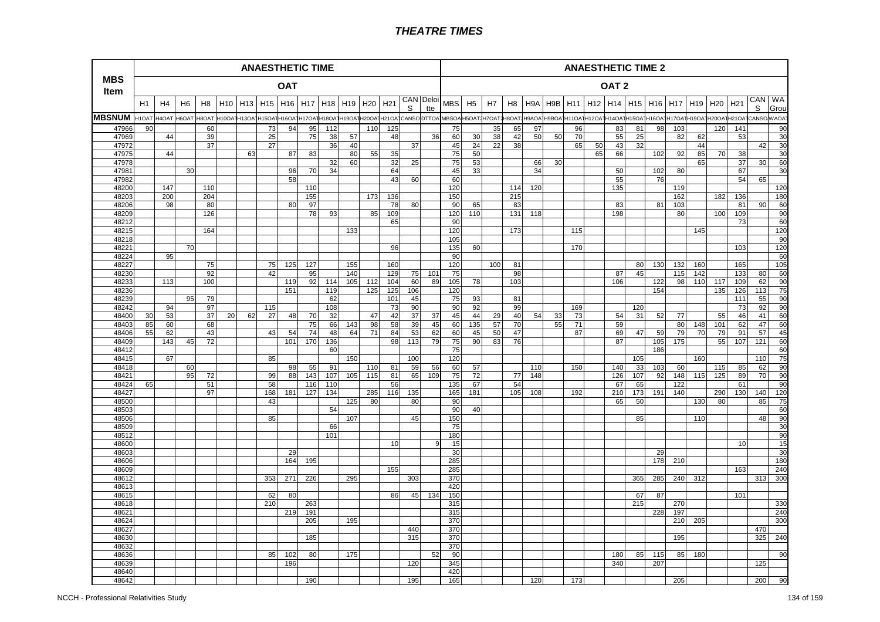# THEATRE TIMES

| MBS Item | ANAESTHETIC TIME | | | | | | | | | | | | | | | | ANAESTHETIC TIME 2 | | | | | | | | | | | | | | | | | |
|---|---|---|---|---|---|---|---|---|---|---|---|---|---|---|---|---|---|---|---|---|---|---|---|---|---|---|---|---|---|---|---|---|---|---|
| | OAT | | | | | | | | | | | | | | | | OAT 2 | | | | | | | | | | | | | | | | | |
| | H1 | H4 | H6 | H8 | H10 | H13 | H15 | H16 | H17 | H18 | H19 | H20 | H21 | CANS | Deloitte | MBS | H5 | H7 | H8 | H9A | H9B | H11 | H12 | H14 | H15 | H16 | H17 | H19 | H20 | H21 | CANS | WA Grou |
| MBSNUM | H1OAT | H4OAT | H6OAT | H8OAT | H10OAT | H13OAT | H15OAT | H16OAT | H17OAT | H18OAT | H19OAT | H20OAT | H21OAT | CANSOAT | DTTOAT | MBSOAT | H5OAT2 | H7OAT2 | H8OAT2 | H9AOAT | H9BOAT | H11OAT | H12OAT | H14OAT | H15OAT | H16OAT | H17OAT | H19OAT | H20OAT | H21OAT | CANSOAT | WAOAT |
| 47966 | 90 | | | 60 | | | 73 | 94 | 95 | 112 | | 110 | 125 | | | 75 | | 35 | 65 | 97 | | 96 | | 83 | 81 | 98 | 103 | | 120 | 141 | | 90 |
| 47969 | | 44 | | 39 | | | 25 | | 75 | 38 | 57 | | 48 | | 36 | 60 | 30 | 38 | 42 | 50 | 50 | 70 | | 55 | 25 | | 82 | 62 | | 53 | | 30 |
| 47972 | | | | 37 | | | 27 | | | 36 | 40 | | | 37 | | 45 | 24 | 22 | 38 | | | 65 | 50 | 43 | 32 | | | 44 | | | 42 | 30 |
| 47975 | | 44 | | | | 63 | | 87 | 83 | | 80 | 55 | 35 | | | 75 | 50 | | | | | | 65 | 66 | | 102 | 92 | 85 | 70 | 38 | | 30 |
| 47978 | | | | | | | | | | 32 | 60 | | 32 | 25 | | 75 | 53 | | | 66 | 30 | | | | | | | 65 | | 37 | 30 | 60 |
| 47981 | | | 30 | | | | | 96 | 70 | 34 | | | 64 | | | 45 | 33 | | | 34 | | | | 50 | | 102 | 80 | | | 67 | | 30 |
| 47982 | | | | | | | | 58 | | | | | 43 | 60 | | 60 | | | | | | | | 55 | | 76 | | | | 54 | 65 | |
| 48200 | | 147 | | 110 | | | | | 110 | | | | | | | 120 | | | 114 | 120 | | | | 135 | | | 119 | | | | | 120 |
| 48203 | | 200 | | 204 | | | | | 155 | | | 173 | 136 | | | 150 | | | 215 | | | | | | | | 162 | | 182 | 136 | | 180 |
| 48206 | | 98 | | 80 | | | | 80 | 97 | | | | 78 | 80 | | 90 | 65 | | 83 | | | | | 83 | | 81 | 103 | | | 81 | 90 | 60 |
| 48209 | | | | 126 | | | | | 78 | 93 | | 85 | 109 | | | 120 | 110 | | 131 | 118 | | | | 198 | | | 80 | | 100 | 109 | | 90 |
| 48212 | | | | | | | | | | | | | 65 | | | 90 | | | | | | | | | | | | | | 73 | | 60 |
| 48215 | | | | 164 | | | | | | | 133 | | | | | 120 | | | 173 | | | 115 | | | | | | 145 | | | | 120 |
| 48218 | | | | | | | | | | | | | | | | 105 | | | | | | | | | | | | | | | | 90 |
| 48221 | | | 70 | | | | | | | | | | 96 | | | 135 | 60 | | | | | 170 | | | | | | | | 103 | | 120 |
| 48224 | | 95 | | | | | | | | | | | | | | 90 | | | | | | | | | | | | | | | | 60 |
| 48227 | | | | 75 | | | 75 | 125 | 127 | | 155 | | 160 | | | 120 | | 100 | 81 | | | | | | 80 | 130 | 132 | 160 | | 165 | | 105 |
| 48230 | | | | 92 | | | 42 | | 95 | | 140 | | 129 | 75 | 101 | 75 | | | 98 | | | | | 87 | 45 | | 115 | 142 | | 133 | 80 | 60 |
| 48233 | | 113 | | 100 | | | | 119 | 92 | 114 | 105 | 112 | 104 | 60 | 89 | 105 | 78 | | 103 | | | | | 106 | | 122 | 98 | 110 | 117 | 109 | 62 | 90 |
| 48236 | | | | | | | | 151 | | 119 | | 125 | 125 | 106 | | 120 | | | | | | | | | | 154 | | | 135 | 126 | 113 | 75 |
| 48239 | | | 95 | 79 | | | | | | 62 | | | 101 | 45 | | 75 | 93 | | 81 | | | | | | | | | | | 111 | 55 | 90 |
| 48242 | | 94 | | 97 | | | 115 | | | 108 | | | 73 | 90 | | 90 | 92 | | 99 | | | 169 | | | 120 | | | | | 73 | 92 | 90 |
| 48400 | 30 | 53 | | 37 | 20 | 62 | 27 | 48 | 70 | 32 | | 47 | 42 | 37 | 37 | 45 | 44 | 29 | 40 | 54 | 33 | 73 | | 54 | 31 | 52 | 77 | | 55 | 46 | 41 | 60 |
| 48403 | 85 | 60 | | 68 | | | | | 75 | 66 | 143 | 98 | 58 | 39 | 45 | 60 | 135 | 57 | 70 | | 55 | 71 | | 59 | | | 80 | 148 | 101 | 62 | 47 | 60 |
| 48406 | 55 | 62 | | 43 | | | 43 | 54 | 74 | 48 | 64 | 71 | 84 | 53 | 62 | 60 | 45 | 50 | 47 | | | 87 | | 69 | 47 | 59 | 79 | 70 | 79 | 91 | 57 | 45 |
| 48409 | | 143 | 45 | 72 | | | | 101 | 170 | 136 | | | 98 | 113 | 79 | 75 | 90 | 83 | 76 | | | | | 87 | | 105 | 175 | | 55 | 107 | 121 | 60 |
| 48412 | | | | | | | | | | 60 | | | | | | 75 | | | | | | | | | | 186 | | | | | | 60 |
| 48415 | | 67 | | | | | 85 | | | | 150 | | | 100 | | 120 | | | | | | | | | 105 | | | 160 | | | 110 | 75 |
| 48418 | | | 60 | | | | | 98 | 55 | 91 | | 110 | 81 | 59 | 56 | 60 | 57 | | | 110 | | 150 | | 140 | 33 | 103 | 60 | | 115 | 85 | 62 | 90 |
| 48421 | | | 95 | 72 | | | 99 | 88 | 143 | 107 | 105 | 115 | 81 | 65 | 109 | 75 | 72 | | 77 | 148 | | | | 126 | 107 | 92 | 148 | 115 | 125 | 89 | 70 | 90 |
| 48424 | 65 | | | 51 | | | 58 | | 116 | 110 | | | 56 | | | 135 | 67 | | 54 | | | | | 67 | 65 | | 122 | | | 61 | | 90 |
| 48427 | | | | 97 | | | 168 | 181 | 127 | 134 | | 285 | 116 | 135 | | 165 | 181 | | 105 | 108 | | 192 | | 210 | 173 | 191 | 140 | | 290 | 130 | 140 | 120 |
| 48500 | | | | | | | 43 | | | | 125 | 80 | | 80 | | 90 | | | | | | | | 65 | 50 | | | 130 | 80 | | 85 | 75 |
| 48503 | | | | | | | | | | 54 | | | | | | 90 | 40 | | | | | | | | | | | | | | | 60 |
| 48506 | | | | | | | 85 | | | | 107 | | | 45 | | 150 | | | | | | | | | 85 | | | 110 | | | 48 | 90 |
| 48509 | | | | | | | | | | 66 | | | | | | 75 | | | | | | | | | | | | | | | | 30 |
| 48512 | | | | | | | | | | 101 | | | | | | 180 | | | | | | | | | | | | | | | | 90 |
| 48600 | | | | | | | | | | | | | 10 | | 9 | 15 | | | | | | | | | | | | | | 10 | | 15 |
| 48603 | | | | | | | | 29 | | | | | | | | 30 | | | | | | | | | | 29 | | | | | | 30 |
| 48606 | | | | | | | | 164 | 195 | | | | | | | 285 | | | | | | | | | | 178 | 210 | | | | | 180 |
| 48609 | | | | | | | | | | | | | 155 | | | 285 | | | | | | | | | | | | | | 163 | | 240 |
| 48612 | | | | | | | 353 | 271 | 226 | | 295 | | | 303 | | 370 | | | | | | | | | 365 | 285 | 240 | 312 | | | 313 | 300 |
| 48613 | | | | | | | | | | | | | | | | 420 | | | | | | | | | | | | | | | | |
| 48615 | | | | | | | 62 | 80 | | | | | 86 | 45 | 134 | 150 | | | | | | | | | 67 | 87 | | | | 101 | | |
| 48618 | | | | | | | 210 | | 263 | | | | | | | 315 | | | | | | | | | 215 | | 270 | | | | | 330 |
| 48621 | | | | | | | | 219 | 191 | | | | | | | 315 | | | | | | | | | | 228 | 197 | | | | | 240 |
| 48624 | | | | | | | | | 205 | | 195 | | | | | 370 | | | | | | | | | | | 210 | 205 | | | | 300 |
| 48627 | | | | | | | | | | | | | | 440 | | 370 | | | | | | | | | | | | | | | 470 | |
| 48630 | | | | | | | | | 185 | | | | | 315 | | 370 | | | | | | | | | | | 195 | | | | 325 | 240 |
| 48632 | | | | | | | | | | | | | | | | 370 | | | | | | | | | | | | | | | | |
| 48636 | | | | | | | 85 | 102 | 80 | | 175 | | | | 52 | 90 | | | | | | | | 180 | 85 | 115 | 85 | 180 | | | | 90 |
| 48639 | | | | | | | | 196 | | | | | | 120 | | 345 | | | | | | | | 340 | | 207 | | | | | 125 | |
| 48640 | | | | | | | | | | | | | | | | 420 | | | | | | | | | | | | | | | | |
| 48642 | | | | | | | | | 190 | | | | | 195 | | 165 | | | | 120 | | 173 | | | | | 205 | | | | 200 | 90 |

NCCH - Professional Relativities Study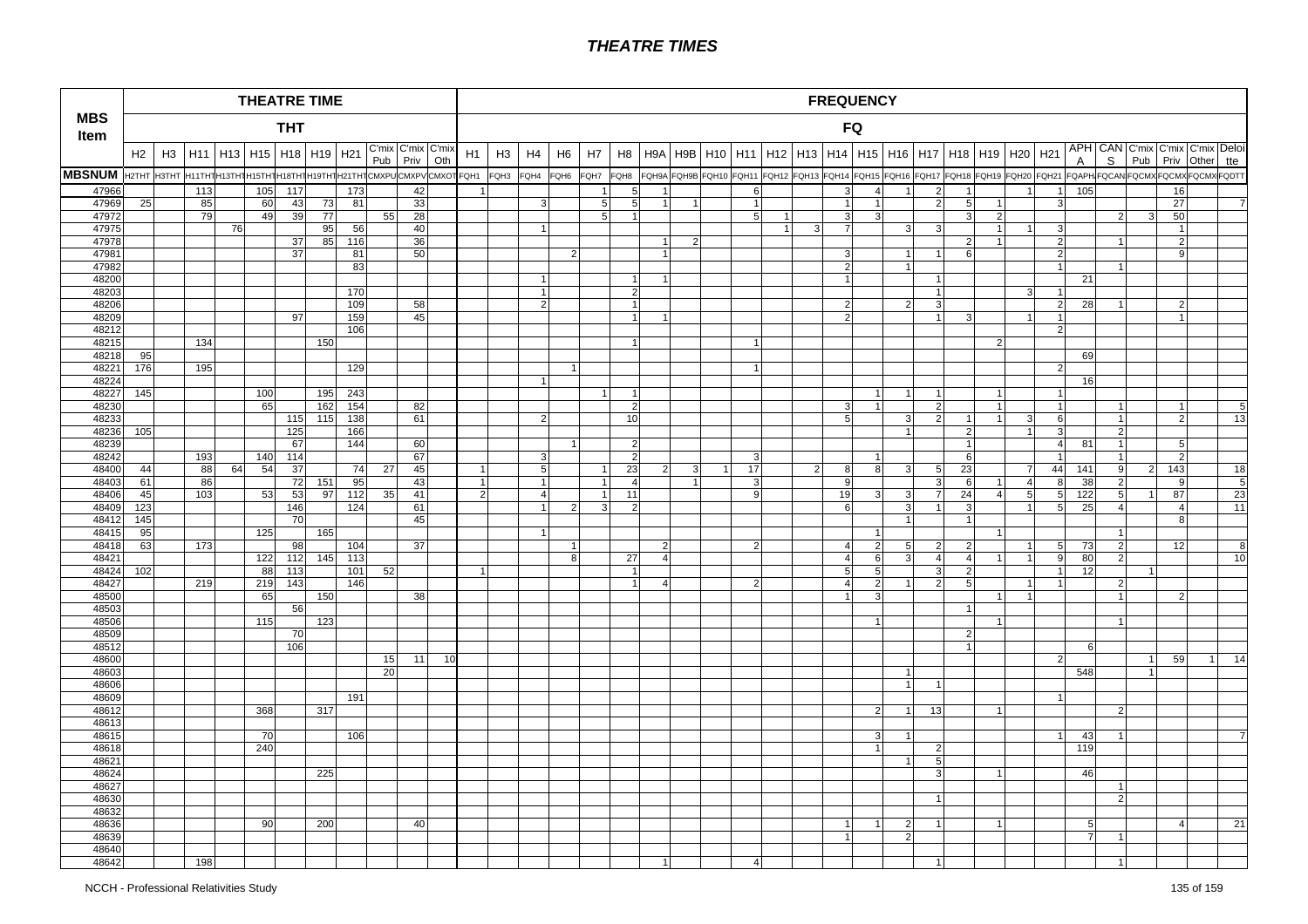# THEATRE TIMES

| MBS Item | THEATRE TIME | | | | | | | | | | | FREQUENCY | | | | | | | | | | | | | | | | | | | | | | | | | |
|---|---|---|---|---|---|---|---|---|---|---|---|---|---|---|---|---|---|---|---|---|---|---|---|---|---|---|---|---|---|---|---|---|---|---|---|---|---|
| | THT | | | | | | | | | | | FQ | | | | | | | | | | | | | | | | | | | | | | | | | |
| | H2 | H3 | H11 | H13 | H15 | H18 | H19 | H21 | C'mix Pub | C'mix Priv | C'mix Oth | H1 | H3 | H4 | H6 | H7 | H8 | H9A | H9B | H10 | H11 | H12 | H13 | H14 | H15 | H16 | H17 | H18 | H19 | H20 | H21 | APH A | CAN S | C'mix Pub | C'mix Priv | C'mix Other | Deloitte |
| MBSNUM | H2THT | H3THT | H11THT | H13THT | H15THT | H18THT | H19THT | H21THT | CMXPU | CMXPV | CMXOT | FQH1 | FQH3 | FQH4 | FQH6 | FQH7 | FQH8 | FQH9A | FQH9B | FQH10 | FQH11 | FQH12 | FQH13 | FQH14 | FQH15 | FQH16 | FQH17 | FQH18 | FQH19 | FQH20 | FQH21 | FQAPH | FQCAN | FQCMX | FQCMX | FQCMX | FQDTT |
| 47966 | | | 113 | | 105 | 117 | | 173 | | 42 | | 1 | | | | 1 | 5 | 1 | | | 6 | | | 3 | 4 | 1 | 2 | 1 | | 1 | 1 | 105 | | | 16 | | |
| 47969 | 25 | | 85 | | 60 | 43 | 73 | 81 | | 33 | | | | 3 | | 5 | 5 | 1 | 1 | | 1 | | | 1 | 1 | | 2 | 5 | 1 | | 3 | | | | 27 | | 7 |
| 47972 | | | 79 | | 49 | 39 | 77 | | 55 | 28 | | | | | | 5 | 1 | | | | 5 | 1 | | 3 | 3 | | | 3 | 2 | | | | 2 | 3 | 50 | | |
| 47975 | | | | 76 | | | 95 | 56 | | 40 | | | | 1 | | | | | | | | 1 | 3 | 7 | | 3 | 3 | | 1 | 1 | 3 | | | | 1 | | |
| 47978 | | | | | | 37 | 85 | 116 | | 36 | | | | | | | | 1 | 2 | | | | | | | | | 2 | 1 | | 2 | | 1 | | 2 | | |
| 47981 | | | | | | 37 | | 81 | | 50 | | | | | 2 | | | 1 | | | | | | 3 | | 1 | 1 | 6 | | | 2 | | | | 9 | | |
| 47982 | | | | | | | | 83 | | | | | | | | | | | | | | | | 2 | | 1 | | | | | 1 | | 1 | | | | |
| 48200 | | | | | | | | | | | | | | 1 | | | 1 | 1 | | | | | | 1 | | | 1 | | | | | 21 | | | | | |
| 48203 | | | | | | | | 170 | | | | | | 1 | | | 2 | | | | | | | | | | 1 | | | 3 | 1 | | | | | | |
| 48206 | | | | | | | | 109 | | 58 | | | | 2 | | | 1 | | | | | | | 2 | | 2 | 3 | | | | 2 | 28 | 1 | | 2 | | |
| 48209 | | | | | | 97 | | 159 | | 45 | | | | | | | 1 | 1 | | | | | | 2 | | | 1 | 3 | | 1 | 1 | | | | 1 | | |
| 48212 | | | | | | | | 106 | | | | | | | | | | | | | | | | | | | | | | | 2 | | | | | | |
| 48215 | | | 134 | | | | 150 | | | | | | | | | | 1 | | | | 1 | | | | | | | | 2 | | | | | | | | |
| 48218 | 95 | | | | | | | | | | | | | | | | | | | | | | | | | | | | | | | 69 | | | | | |
| 48221 | 176 | | 195 | | | | | 129 | | | | | | | 1 | | | | | | 1 | | | | | | | | | | 2 | | | | | | |
| 48224 | | | | | | | | | | | | | | 1 | | | | | | | | | | | | | | | | | | 16 | | | | | |
| 48227 | 145 | | | | 100 | | 195 | 243 | | | | | | | | 1 | 1 | | | | | | | | 1 | 1 | 1 | | 1 | | 1 | | | | | | |
| 48230 | | | | | 65 | | 162 | 154 | | 82 | | | | | | | 2 | | | | | | | 3 | 1 | | 2 | | 1 | | 1 | | 1 | | 1 | | 5 |
| 48233 | | | | | | 115 | 115 | 138 | | 61 | | | | 2 | | | 10 | | | | | | | 5 | | 3 | 2 | 1 | 1 | 3 | 6 | | 1 | | 2 | | 13 |
| 48236 | 105 | | | | | 125 | | 166 | | | | | | | | | | | | | | | | | | 1 | | 2 | | 1 | 3 | | 2 | | | | |
| 48239 | | | | | | 67 | | 144 | | 60 | | | | | 1 | | 2 | | | | | | | | | | | 1 | | | 4 | 81 | 1 | | 5 | | |
| 48242 | | | 193 | | 140 | 114 | | | | 67 | | | | 3 | | | 2 | | | | 3 | | | | 1 | | | 6 | | | 1 | | 1 | | 2 | | |
| 48400 | 44 | | 88 | 64 | 54 | 37 | | 74 | 27 | 45 | | 1 | | 5 | | 1 | 23 | 2 | 3 | 1 | 17 | | 2 | 8 | 8 | 3 | 5 | 23 | | 7 | 44 | 141 | 9 | 2 | 143 | | 18 |
| 48403 | 61 | | 86 | | | 72 | 151 | 95 | | 43 | | 1 | | 1 | | 1 | 4 | | 1 | | 3 | | | 9 | | | 3 | 6 | 1 | 4 | 8 | 38 | 2 | | 9 | | 5 |
| 48406 | 45 | | 103 | | 53 | 53 | 97 | 112 | 35 | 41 | | 2 | | 4 | | 1 | 11 | | | | 9 | | | 19 | 3 | 3 | 7 | 24 | 4 | 5 | 5 | 122 | 5 | 1 | 87 | | 23 |
| 48409 | 123 | | | | | 146 | | 124 | | 61 | | | | 1 | 2 | 3 | 2 | | | | | | | 6 | | 3 | 1 | 3 | | 1 | 5 | 25 | 4 | | 4 | | 11 |
| 48412 | 145 | | | | | 70 | | | | 45 | | | | | | | | | | | | | | | | 1 | | 1 | | | | | | | 8 | | |
| 48415 | 95 | | | | 125 | | 165 | | | | | | | 1 | | | | | | | | | | | 1 | | | | 1 | | | | 1 | | | | |
| 48418 | 63 | | 173 | | | 98 | | 104 | | 37 | | | | | 1 | | | 2 | | | 2 | | | 4 | 2 | 5 | 2 | 2 | | 1 | 5 | 73 | 2 | | 12 | | 8 |
| 48421 | | | | | 122 | 112 | 145 | 113 | | | | | | | 8 | | 27 | 4 | | | | | | 4 | 6 | 3 | 4 | 4 | 1 | 1 | 9 | 80 | 2 | | | | 10 |
| 48424 | 102 | | | | 88 | 113 | | 101 | 52 | | | 1 | | | | | 1 | | | | | | | 5 | 5 | | 3 | 2 | | | 1 | 12 | | 1 | | | |
| 48427 | | | 219 | | 219 | 143 | | 146 | | | | | | | | | 1 | 4 | | | 2 | | | 4 | 2 | 1 | 2 | 5 | | 1 | 1 | | 2 | | | | |
| 48500 | | | | | 65 | | 150 | | | 38 | | | | | | | | | | | | | | 1 | 3 | | | | 1 | 1 | | | 1 | | 2 | | |
| 48503 | | | | | | 56 | | | | | | | | | | | | | | | | | | | | | | 1 | | | | | | | | | |
| 48506 | | | | | 115 | | 123 | | | | | | | | | | | | | | | | | | 1 | | | | 1 | | | | 1 | | | | |
| 48509 | | | | | | 70 | | | | | | | | | | | | | | | | | | | | | | 2 | | | | | | | | | |
| 48512 | | | | | | 106 | | | | | | | | | | | | | | | | | | | | | | 1 | | | | 6 | | | | | |
| 48600 | | | | | | | | | 15 | 11 | 10 | | | | | | | | | | | | | | | | | | | | 2 | | | 1 | 59 | 1 | 14 |
| 48603 | | | | | | | | | 20 | | | | | | | | | | | | | | | | | 1 | | | | | | 548 | | 1 | | | |
| 48606 | | | | | | | | | | | | | | | | | | | | | | | | | | 1 | 1 | | | | | | | | | | |
| 48609 | | | | | | | | 191 | | | | | | | | | | | | | | | | | | | | | | | 1 | | | | | | |
| 48612 | | | | | 368 | | 317 | | | | | | | | | | | | | | | | | | 2 | 1 | 13 | | 1 | | | | 2 | | | | |
| 48613 | | | | | | | | | | | | | | | | | | | | | | | | | | | | | | | | | | | | | |
| 48615 | | | | | 70 | | | 106 | | | | | | | | | | | | | | | | | 3 | 1 | | | | | 1 | 43 | 1 | | | | 7 |
| 48618 | | | | | 240 | | | | | | | | | | | | | | | | | | | | 1 | | 2 | | | | | 119 | | | | | |
| 48621 | | | | | | | | | | | | | | | | | | | | | | | | | | 1 | 5 | | | | | | | | | | |
| 48624 | | | | | | | 225 | | | | | | | | | | | | | | | | | | | | 3 | | 1 | | | 46 | | | | | |
| 48627 | | | | | | | | | | | | | | | | | | | | | | | | | | | | | | | | | 1 | | | | |
| 48630 | | | | | | | | | | | | | | | | | | | | | | | | | | | 1 | | | | | | 2 | | | | |
| 48632 | | | | | | | | | | | | | | | | | | | | | | | | | | | | | | | | | | | | | |
| 48636 | | | | | 90 | | 200 | | | 40 | | | | | | | | | | | | | | 1 | 1 | 2 | 1 | | 1 | | | 5 | | | 4 | | 21 |
| 48639 | | | | | | | | | | | | | | | | | | | | | | | | 1 | | 2 | | | | | | 7 | 1 | | | | |
| 48640 | | | | | | | | | | | | | | | | | | | | | | | | | | | | | | | | | | | | | |
| 48642 | | | 198 | | | | | | | | | | | | | | | 1 | | | 4 | | | | | | 1 | | | | | | 1 | | | | |

NCCH - Professional Relativities Study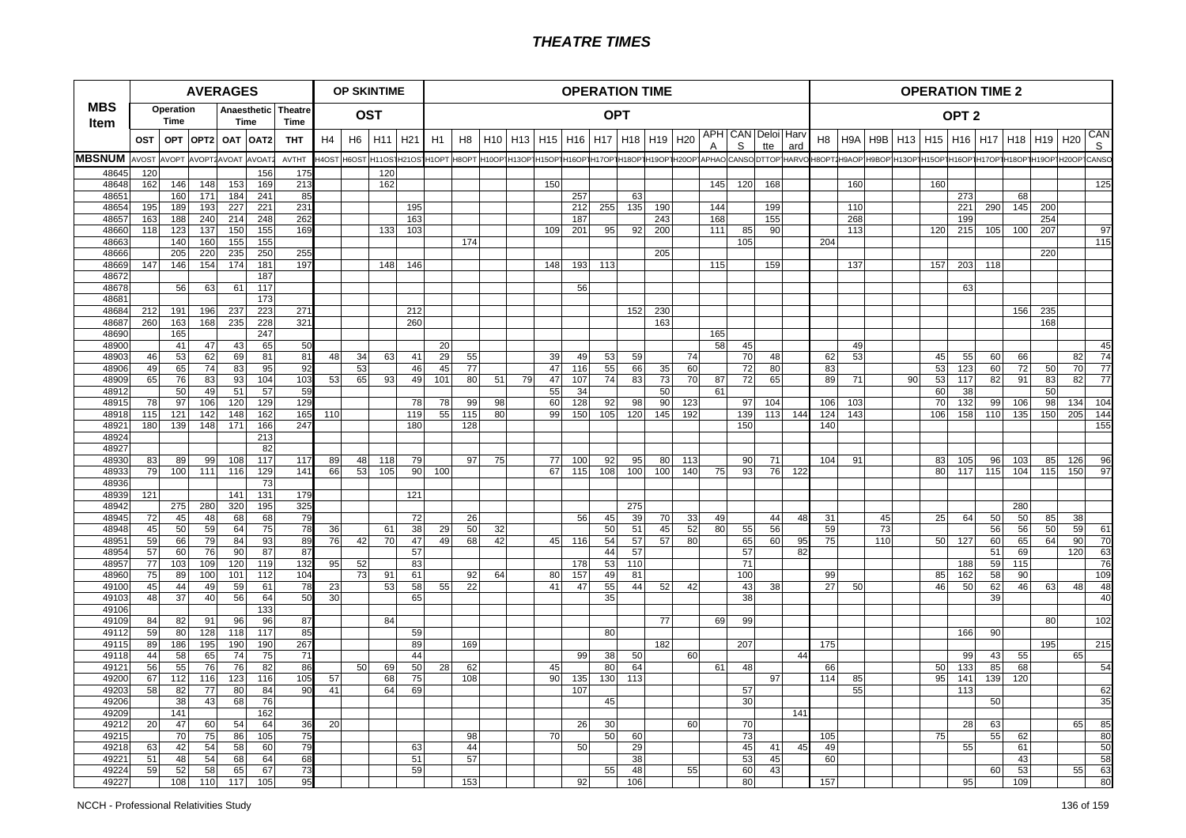# THEATRE TIMES

| MBS Item | AVERAGES | | | | | | OP SKINTIME | | | | OPERATION TIME | | | | | | | | | | | | | | OPERATION TIME 2 | | | | | | | | | | |
|---|---|---|---|---|---|---|---|---|---|---|---|---|---|---|---|---|---|---|---|---|---|---|---|---|---|---|---|---|---|---|---|---|---|---|---|
| | Operation Time | | Anaesthetic Time | | Theatre Time | | OST | | | | OPT | | | | | | | | | | | | | | OPT 2 | | | | | | | | | | |
| | OST | OPT | OPT2 | OAT | OAT2 | THT | H4 | H6 | H11 | H21 | H1 | H8 | H10 | H13 | H15 | H16 | H17 | H18 | H19 | H20 | APHA | CANS | Deloitte | Harvard | H8 | H9A | H9B | H13 | H15 | H16 | H17 | H18 | H19 | H20 | CANS |
| MBSNUM | AVOST | AVOPT | AVOPT2 | AVOAT | AVOAT2 | AVTHT | H4OST | H6OST | H11OST | H21OST | H1OPT | H8OPT | H10OPT | H13OPT | H15OPT | H16OPT | H17OPT | H18OPT | H19OPT | H20OPT | APHAOPT | CANSOPT | DTTOPT | HARVOPT | H8OPT2 | H9AOPT2 | H9BOPT2 | H13OPT2 | H15OPT2 | H16OPT2 | H17OPT2 | H18OPT2 | H19OPT2 | H20OPT2 | CANSOPT2 |
| 48645 | 120 | | | | 156 | 175 | | | 120 | | | | | | | | | | | | | | | | | | | | | | | | | | |
| 48648 | 162 | 146 | 148 | 153 | 169 | 213 | | | 162 | | | | | | 150 | | | | | | 145 | 120 | 168 | | | 160 | | | 160 | | | | | | 125 |
| 48651 | | 160 | 171 | 184 | 241 | 85 | | | | | | | | | | 257 | | 63 | | | | | | | | | | | | 273 | | 68 | | | |
| 48654 | 195 | 189 | 193 | 227 | 221 | 231 | | | | 195 | | | | | | 212 | 255 | 135 | 190 | | 144 | | 199 | | | 110 | | | | 221 | 290 | 145 | 200 | | |
| 48657 | 163 | 188 | 240 | 214 | 248 | 262 | | | | 163 | | | | | | 187 | | | 243 | | 168 | | 155 | | | 268 | | | | 199 | | | 254 | | |
| 48660 | 118 | 123 | 137 | 150 | 155 | 169 | | | 133 | 103 | | | | | 109 | 201 | 95 | 92 | 200 | | 111 | 85 | 90 | | | 113 | | | 120 | 215 | 105 | 100 | 207 | | 97 |
| 48663 | | 140 | 160 | 155 | 155 | | | | | | | 174 | | | | | | | | | | 105 | | | 204 | | | | | | | | | | 115 |
| 48666 | | 205 | 220 | 235 | 250 | 255 | | | | | | | | | | | | | 205 | | | | | | | | | | | | | | 220 | | |
| 48669 | 147 | 146 | 154 | 174 | 181 | 197 | | | 148 | 146 | | | | | 148 | 193 | 113 | | | | 115 | | 159 | | | 137 | | | 157 | 203 | 118 | | | | |
| 48672 | | | | | 187 | | | | | | | | | | | | | | | | | | | | | | | | | | | | | | |
| 48678 | | 56 | 63 | 61 | 117 | | | | | | | | | | | 56 | | | | | | | | | | | | | | 63 | | | | | |
| 48681 | | | | | 173 | | | | | | | | | | | | | | | | | | | | | | | | | | | | | | |
| 48684 | 212 | 191 | 196 | 237 | 223 | 271 | | | | 212 | | | | | | | | 152 | 230 | | | | | | | | | | | | | 156 | 235 | | |
| 48687 | 260 | 163 | 168 | 235 | 228 | 321 | | | | 260 | | | | | | | | | 163 | | | | | | | | | | | | | | 168 | | |
| 48690 | | 165 | | | 247 | | | | | | | | | | | | | | | | 165 | | | | | | | | | | | | | | |
| 48900 | | 41 | 47 | 43 | 65 | 50 | | | | | 20 | | | | | | | | | | 58 | 45 | | | | 49 | | | | | | | | | 45 |
| 48903 | 46 | 53 | 62 | 69 | 81 | 81 | 48 | 34 | 63 | 41 | 29 | 55 | | | 39 | 49 | 53 | 59 | | 74 | | 70 | 48 | | 62 | 53 | | | 45 | 55 | 60 | 66 | | 82 | 74 |
| 48906 | 49 | 65 | 74 | 83 | 95 | 92 | | 53 | | 46 | 45 | 77 | | | 47 | 116 | 55 | 66 | 35 | 60 | | 72 | 80 | | 83 | | | | 53 | 123 | 60 | 72 | 50 | 70 | 77 |
| 48909 | 65 | 76 | 83 | 93 | 104 | 103 | 53 | 65 | 93 | 49 | 101 | 80 | 51 | 79 | 47 | 107 | 74 | 83 | 73 | 70 | 87 | 72 | 65 | | 89 | 71 | | 90 | 53 | 117 | 82 | 91 | 83 | 82 | 77 |
| 48912 | | 50 | 49 | 51 | 57 | 59 | | | | | | | | | 55 | 34 | | | 50 | | 61 | | | | | | | | 60 | 38 | | | 50 | | |
| 48915 | 78 | 97 | 106 | 120 | 129 | 129 | | | | 78 | 78 | 99 | 98 | | 60 | 128 | 92 | 98 | 90 | 123 | | 97 | 104 | | 106 | 103 | | | 70 | 132 | 99 | 106 | 98 | 134 | 104 |
| 48918 | 115 | 121 | 142 | 148 | 162 | 165 | 110 | | | 119 | 55 | 115 | 80 | | 99 | 150 | 105 | 120 | 145 | 192 | | 139 | 113 | 144 | 124 | 143 | | | 106 | 158 | 110 | 135 | 150 | 205 | 144 |
| 48921 | 180 | 139 | 148 | 171 | 166 | 247 | | | | 180 | | 128 | | | | | | | | | | 150 | | | 140 | | | | | | | | | | 155 |
| 48924 | | | | | 213 | | | | | | | | | | | | | | | | | | | | | | | | | | | | | | |
| 48927 | | | | | 82 | | | | | | | | | | | | | | | | | | | | | | | | | | | | | | |
| 48930 | 83 | 89 | 99 | 108 | 117 | 117 | 89 | 48 | 118 | 79 | | 97 | 75 | | 77 | 100 | 92 | 95 | 80 | 113 | | 90 | 71 | | 104 | 91 | | | 83 | 105 | 96 | 103 | 85 | 126 | 96 |
| 48933 | 79 | 100 | 111 | 116 | 129 | 141 | 66 | 53 | 105 | 90 | 100 | | | | 67 | 115 | 108 | 100 | 100 | 140 | 75 | 93 | 76 | 122 | | | | | 80 | 117 | 115 | 104 | 115 | 150 | 97 |
| 48936 | | | | | 73 | | | | | | | | | | | | | | | | | | | | | | | | | | | | | | |
| 48939 | 121 | | | 141 | 131 | 179 | | | | 121 | | | | | | | | | | | | | | | | | | | | | | | | | |
| 48942 | | 275 | 280 | 320 | 195 | 325 | | | | | | | | | | | | 275 | | | | | | | | | | | | | | 280 | | | |
| 48945 | 72 | 45 | 48 | 68 | 68 | 79 | | | | 72 | | 26 | | | | 56 | 45 | 39 | 70 | 33 | 49 | | 44 | 48 | 31 | | 45 | | 25 | 64 | 50 | 50 | 85 | 38 | |
| 48948 | 45 | 50 | 59 | 64 | 75 | 78 | 36 | | 61 | 38 | 29 | 50 | 32 | | | | 50 | 51 | 45 | 52 | 80 | 55 | 56 | | 59 | | 73 | | | | 56 | 56 | 50 | 59 | 61 |
| 48951 | 59 | 66 | 79 | 84 | 93 | 89 | 76 | 42 | 70 | 47 | 49 | 68 | 42 | | 45 | 116 | 54 | 57 | 57 | 80 | | 65 | 60 | 95 | 75 | | 110 | | 50 | 127 | 60 | 65 | 64 | 90 | 70 |
| 48954 | 57 | 60 | 76 | 90 | 87 | 87 | | | | 57 | | | | | | | 44 | 57 | | | | 57 | | 82 | | | | | | | 51 | 69 | | 120 | 63 |
| 48957 | 77 | 103 | 109 | 120 | 119 | 132 | 95 | 52 | | 83 | | | | | | 178 | 53 | 110 | | | | 71 | | | | | | | | 188 | 59 | 115 | | | 76 |
| 48960 | 75 | 89 | 100 | 101 | 112 | 104 | | 73 | 91 | 61 | | 92 | 64 | | 80 | 157 | 49 | 81 | | | | 100 | | | 99 | | | | 85 | 162 | 58 | 90 | | | 109 |
| 49100 | 45 | 44 | 49 | 59 | 61 | 78 | 23 | | 53 | 58 | 55 | 22 | | | 41 | 47 | 55 | 44 | 52 | 42 | | 43 | 38 | | 27 | 50 | | | 46 | 50 | 62 | 46 | 63 | 48 | 48 |
| 49103 | 48 | 37 | 40 | 56 | 64 | 50 | 30 | | | 65 | | | | | | | 35 | | | | | 38 | | | | | | | | | 39 | | | | 40 |
| 49106 | | | | | 133 | | | | | | | | | | | | | | | | | | | | | | | | | | | | | | |
| 49109 | 84 | 82 | 91 | 96 | 96 | 87 | | | 84 | | | | | | | | | | 77 | | 69 | 99 | | | | | | | | | | | 80 | | 102 |
| 49112 | 59 | 80 | 128 | 118 | 117 | 85 | | | | 59 | | | | | | | 80 | | | | | | | | | | | | | 166 | 90 | | | | |
| 49115 | 89 | 186 | 195 | 190 | 190 | 267 | | | | 89 | | 169 | | | | | | | 182 | | | 207 | | | 175 | | | | | | | | 195 | | 215 |
| 49118 | 44 | 58 | 65 | 74 | 75 | 71 | | | | 44 | | | | | | 99 | 38 | 50 | | 60 | | | | 44 | | | | | | 99 | 43 | 55 | | 65 | |
| 49121 | 56 | 55 | 76 | 76 | 82 | 86 | | 50 | 69 | 50 | 28 | 62 | | | 45 | | 80 | 64 | | | 61 | 48 | | | 66 | | | | 50 | 133 | 85 | 68 | | | 54 |
| 49200 | 67 | 112 | 116 | 123 | 116 | 105 | 57 | | 68 | 75 | | 108 | | | 90 | 135 | 130 | 113 | | | | | 97 | | 114 | 85 | | | 95 | 141 | 139 | 120 | | | |
| 49203 | 58 | 82 | 77 | 80 | 84 | 90 | 41 | | 64 | 69 | | | | | | 107 | | | | | | 57 | | | | 55 | | | | 113 | | | | | 62 |
| 49206 | | 38 | 43 | 68 | 76 | | | | | | | | | | | | 45 | | | | | 30 | | | | | | | | | 50 | | | | 35 |
| 49209 | | 141 | | | 162 | | | | | | | | | | | | | | | | | | | 141 | | | | | | | | | | | |
| 49212 | 20 | 47 | 60 | 54 | 64 | 36 | 20 | | | | | | | | | 26 | 30 | | | 60 | | 70 | | | | | | | | 28 | 63 | | | 65 | 85 |
| 49215 | | 70 | 75 | 86 | 105 | 75 | | | | | | 98 | | | 70 | | 50 | 60 | | | | 73 | | | 105 | | | | 75 | | 55 | 62 | | | 80 |
| 49218 | 63 | 42 | 54 | 58 | 60 | 79 | | | | 63 | | 44 | | | | 50 | | 29 | | | | 45 | 41 | 45 | 49 | | | | | 55 | | 61 | | | 50 |
| 49221 | 51 | 48 | 54 | 68 | 64 | 68 | | | | 51 | | 57 | | | | | | 38 | | | | 53 | 45 | | 60 | | | | | | | 43 | | | 58 |
| 49224 | 59 | 52 | 58 | 65 | 67 | 73 | | | | 59 | | | | | | | 55 | 48 | | 55 | | 60 | 43 | | | | | | | | 60 | 53 | | 55 | 63 |
| 49227 | | 108 | 110 | 117 | 105 | 95 | | | | | | 153 | | | | 92 | | 106 | | | | 80 | | | 157 | | | | | 95 | | 109 | | | 80 |

NCCH - Professional Relativities Study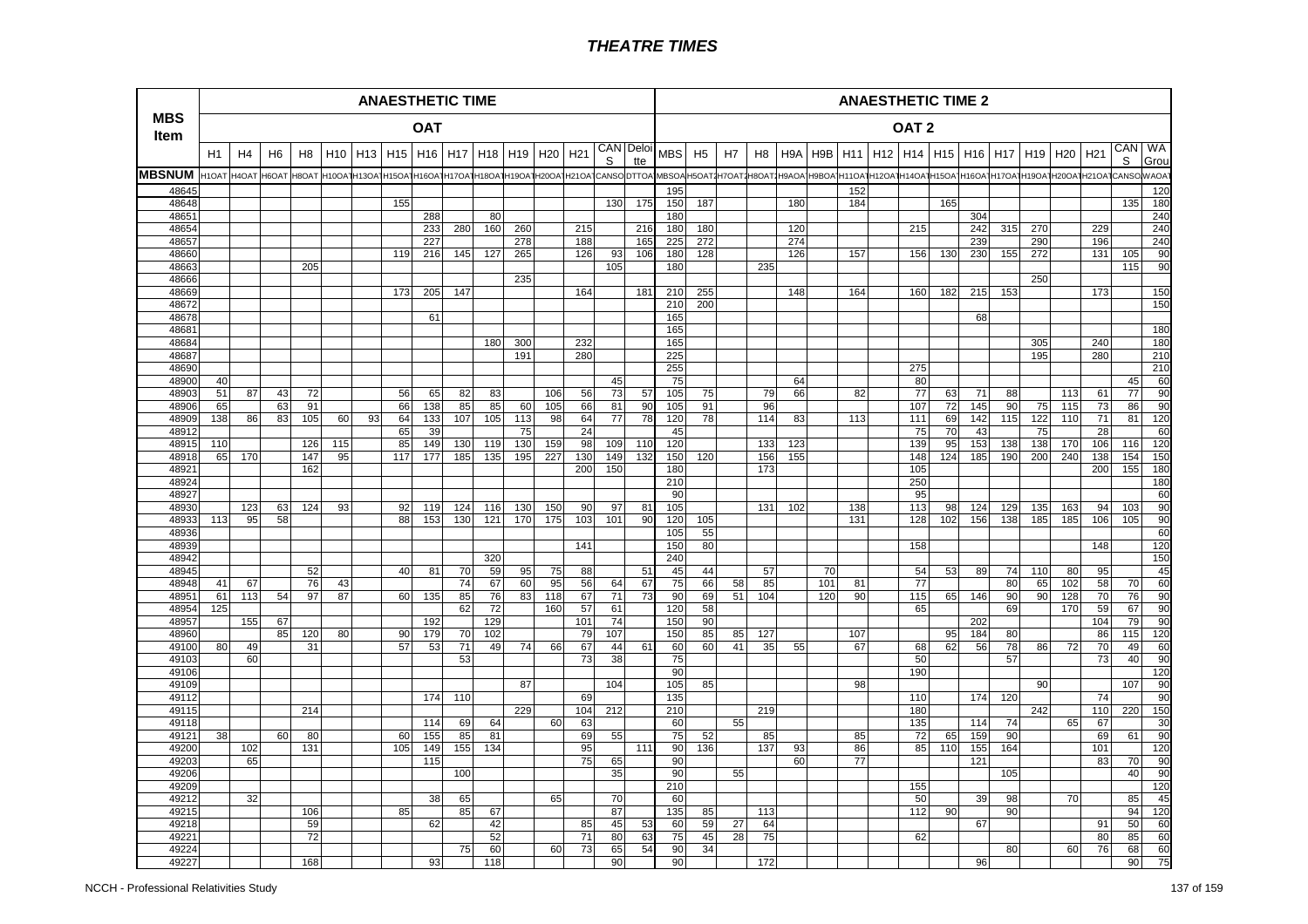# THEATRE TIMES

| MBS Item | ANAESTHETIC TIME | | | | | | | | | | | | | | | ANAESTHETIC TIME 2 | | | | | | | | | | | | | | | | |
|---|---|---|---|---|---|---|---|---|---|---|---|---|---|---|---|---|---|---|---|---|---|---|---|---|---|---|---|---|---|---|---|---|
| | OAT | | | | | | | | | | | | | | | OAT 2 | | | | | | | | | | | | | | | | |
| | H1 | H4 | H6 | H8 | H10 | H13 | H15 | H16 | H17 | H18 | H19 | H20 | H21 | CANS | Deloitte | MBS | H5 | H7 | H8 | H9A | H9B | H11 | H12 | H14 | H15 | H16 | H17 | H19 | H20 | H21 | CANS | WA Group |
| MBSNUM | H1OAT | H4OAT | H6OAT | H8OAT | H10OAT | H13OAT | H15OAT | H16OAT | H17OAT | H18OAT | H19OAT | H20OAT | H21OAT | CANSO | DTTOA | MBSOA | H5OAT2 | H7OAT2 | H8OAT2 | H9AOA | H9BOA | H11OAT | H12OAT | H14OAT | H15OAT | H16OAT | H17OAT | H19OAT | H20OAT | H21OAT | CANSO | WAOAT |
| 48645 | | | | | | | | | | | | | | | | 195 | | | | | | 152 | | | | | | | | | | 120 |
| 48648 | | | | | | | 155 | | | | | | | 130 | 175 | 150 | 187 | | | 180 | | 184 | | | 165 | | | | | | 135 | 180 |
| 48651 | | | | | | | | 288 | | 80 | | | | | | 180 | | | | | | | | | | 304 | | | | | | 240 |
| 48654 | | | | | | | | 233 | 280 | 160 | 260 | | 215 | | 216 | 180 | 180 | | | 120 | | | | 215 | | 242 | 315 | 270 | | 229 | | 240 |
| 48657 | | | | | | | | 227 | | | 278 | | 188 | | 165 | 225 | 272 | | | 274 | | | | | | 239 | | 290 | | 196 | | 240 |
| 48660 | | | | | | | 119 | 216 | 145 | 127 | 265 | | 126 | 93 | 106 | 180 | 128 | | | 126 | | 157 | | 156 | 130 | 230 | 155 | 272 | | 131 | 105 | 90 |
| 48663 | | | | 205 | | | | | | | | | | 105 | | 180 | | | 235 | | | | | | | | | | | | 115 | 90 |
| 48666 | | | | | | | | | | | 235 | | | | | | | | | | | | | | | | | 250 | | | | |
| 48669 | | | | | | | 173 | 205 | 147 | | | | 164 | | 181 | 210 | 255 | | | 148 | | 164 | | 160 | 182 | 215 | 153 | | | 173 | | 150 |
| 48672 | | | | | | | | | | | | | | | | 210 | 200 | | | | | | | | | | | | | | | 150 |
| 48678 | | | | | | | | 61 | | | | | | | | 165 | | | | | | | | | | 68 | | | | | | |
| 48681 | | | | | | | | | | | | | | | | 165 | | | | | | | | | | | | | | | | 180 |
| 48684 | | | | | | | | | | 180 | 300 | | 232 | | | 165 | | | | | | | | | | | | 305 | | 240 | | 180 |
| 48687 | | | | | | | | | | | 191 | | 280 | | | 225 | | | | | | | | | | | | 195 | | 280 | | 210 |
| 48690 | | | | | | | | | | | | | | | | 255 | | | | | | | | 275 | | | | | | | | 210 |
| 48900 | 40 | | | | | | | | | | | | | 45 | | 75 | | | | 64 | | | | 80 | | | | | | | 45 | 60 |
| 48903 | 51 | 87 | 43 | 72 | | | 56 | 65 | 82 | 83 | | 106 | 56 | 73 | 57 | 105 | 75 | | 79 | 66 | | 82 | | 77 | 63 | 71 | 88 | | 113 | 61 | 77 | 90 |
| 48906 | 65 | | 63 | 91 | | | 66 | 138 | 85 | 85 | 60 | 105 | 66 | 81 | 90 | 105 | 91 | | 96 | | | | | 107 | 72 | 145 | 90 | 75 | 115 | 73 | 86 | 90 |
| 48909 | 138 | 86 | 83 | 105 | 60 | 93 | 64 | 133 | 107 | 105 | 113 | 98 | 64 | 77 | 78 | 120 | 78 | | 114 | 83 | | 113 | | 111 | 69 | 142 | 115 | 122 | 110 | 71 | 81 | 120 |
| 48912 | | | | | | | 65 | 39 | | | 75 | | 24 | | | 45 | | | | | | | | 75 | 70 | 43 | | 75 | | 28 | | 60 |
| 48915 | 110 | | | 126 | 115 | | 85 | 149 | 130 | 119 | 130 | 159 | 98 | 109 | 110 | 120 | | | 133 | 123 | | | | 139 | 95 | 153 | 138 | 138 | 170 | 106 | 116 | 120 |
| 48918 | 65 | 170 | | 147 | 95 | | 117 | 177 | 185 | 135 | 195 | 227 | 130 | 149 | 132 | 150 | 120 | | 156 | 155 | | | | 148 | 124 | 185 | 190 | 200 | 240 | 138 | 154 | 150 |
| 48921 | | | | 162 | | | | | | | | | 200 | 150 | | 180 | | | 173 | | | | | 105 | | | | | | 200 | 155 | 180 |
| 48924 | | | | | | | | | | | | | | | | 210 | | | | | | | | 250 | | | | | | | | 180 |
| 48927 | | | | | | | | | | | | | | | | 90 | | | | | | | | 95 | | | | | | | | 60 |
| 48930 | | 123 | 63 | 124 | 93 | | 92 | 119 | 124 | 116 | 130 | 150 | 90 | 97 | 81 | 105 | | | 131 | 102 | | 138 | | 113 | 98 | 124 | 129 | 135 | 163 | 94 | 103 | 90 |
| 48933 | 113 | 95 | 58 | | | | 88 | 153 | 130 | 121 | 170 | 175 | 103 | 101 | 90 | 120 | 105 | | | | | 131 | | 128 | 102 | 156 | 138 | 185 | 185 | 106 | 105 | 90 |
| 48936 | | | | | | | | | | | | | | | | 105 | 55 | | | | | | | | | | | | | | | 60 |
| 48939 | | | | | | | | | | | | | 141 | | | 150 | 80 | | | | | | | 158 | | | | | | 148 | | 120 |
| 48942 | | | | | | | | | | 320 | | | | | | 240 | | | | | | | | | | | | | | | | 150 |
| 48945 | | | | 52 | | | 40 | 81 | 70 | 59 | 95 | 75 | 88 | | 51 | 45 | 44 | | 57 | | 70 | | | 54 | 53 | 89 | 74 | 110 | 80 | 95 | | 45 |
| 48948 | 41 | 67 | | 76 | 43 | | | | 74 | 67 | 60 | 95 | 56 | 64 | 67 | 75 | 66 | 58 | 85 | | 101 | 81 | | 77 | | | 80 | 65 | 102 | 58 | 70 | 60 |
| 48951 | 61 | 113 | 54 | 97 | 87 | | 60 | 135 | 85 | 76 | 83 | 118 | 67 | 71 | 73 | 90 | 69 | 51 | 104 | | 120 | 90 | | 115 | 65 | 146 | 90 | 90 | 128 | 70 | 76 | 90 |
| 48954 | 125 | | | | | | | | 62 | 72 | | 160 | 57 | 61 | | 120 | 58 | | | | | | | 65 | | | 69 | | 170 | 59 | 67 | 90 |
| 48957 | | 155 | 67 | | | | | 192 | | 129 | | | 101 | 74 | | 150 | 90 | | | | | | | | | 202 | | | | 104 | 79 | 90 |
| 48960 | | | 85 | 120 | 80 | | 90 | 179 | 70 | 102 | | | 79 | 107 | | 150 | 85 | 85 | 127 | | | 107 | | | 95 | 184 | 80 | | | 86 | 115 | 120 |
| 49100 | 80 | 49 | | 31 | | | 57 | 53 | 71 | 49 | 74 | 66 | 67 | 44 | 61 | 60 | 60 | 41 | 35 | 55 | | 67 | | 68 | 62 | 56 | 78 | 86 | 72 | 70 | 49 | 60 |
| 49103 | | 60 | | | | | | | 53 | | | | 73 | 38 | | 75 | | | | | | | | 50 | | | 57 | | | 73 | 40 | 90 |
| 49106 | | | | | | | | | | | | | | | | 90 | | | | | | | | 190 | | | | | | | | 120 |
| 49109 | | | | | | | | | | | 87 | | | 104 | | 105 | 85 | | | | | 98 | | | | | | 90 | | | 107 | 90 |
| 49112 | | | | | | | | 174 | 110 | | | | 69 | | | 135 | | | | | | | | 110 | | 174 | 120 | | | 74 | | 90 |
| 49115 | | | | 214 | | | | | | | 229 | | 104 | 212 | | 210 | | | 219 | | | | | 180 | | | | 242 | | 110 | 220 | 150 |
| 49118 | | | | | | | | 114 | 69 | 64 | | 60 | 63 | | | 60 | | 55 | | | | | | 135 | | 114 | 74 | | 65 | 67 | | 30 |
| 49121 | 38 | | 60 | 80 | | | 60 | 155 | 85 | 81 | | | 69 | 55 | | 75 | 52 | | 85 | | | 85 | | 72 | 65 | 159 | 90 | | | 69 | 61 | 90 |
| 49200 | | 102 | | 131 | | | 105 | 149 | 155 | 134 | | | 95 | | 111 | 90 | 136 | | 137 | 93 | | 86 | | 85 | 110 | 155 | 164 | | | 101 | | 120 |
| 49203 | | 65 | | | | | | 115 | | | | | 75 | 65 | | 90 | | | | 60 | | 77 | | | | 121 | | | | 83 | 70 | 90 |
| 49206 | | | | | | | | | 100 | | | | | 35 | | 90 | | 55 | | | | | | | | | 105 | | | | 40 | 90 |
| 49209 | | | | | | | | | | | | | | | | 210 | | | | | | | | 155 | | | | | | | | 120 |
| 49212 | | 32 | | | | | | 38 | 65 | | | 65 | | 70 | | 60 | | | | | | | | 50 | | 39 | 98 | | 70 | | 85 | 45 |
| 49215 | | | | 106 | | | 85 | | 85 | 67 | | | | 87 | | 135 | 85 | | 113 | | | | | 112 | 90 | | 90 | | | | 94 | 120 |
| 49218 | | | | 59 | | | | 62 | | 42 | | | 85 | 45 | 53 | 60 | 59 | 27 | 64 | | | | | | | 67 | | | | 91 | 50 | 60 |
| 49221 | | | | 72 | | | | | | 52 | | | 71 | 80 | 63 | 75 | 45 | 28 | 75 | | | | | 62 | | | | | | 80 | 85 | 60 |
| 49224 | | | | | | | | | 75 | 60 | | 60 | 73 | 65 | 54 | 90 | 34 | | | | | | | | | | 80 | | 60 | 76 | 68 | 60 |
| 49227 | | | | 168 | | | | 93 | | 118 | | | | 90 | | 90 | | | 172 | | | | | | | 96 | | | | | 90 | 75 |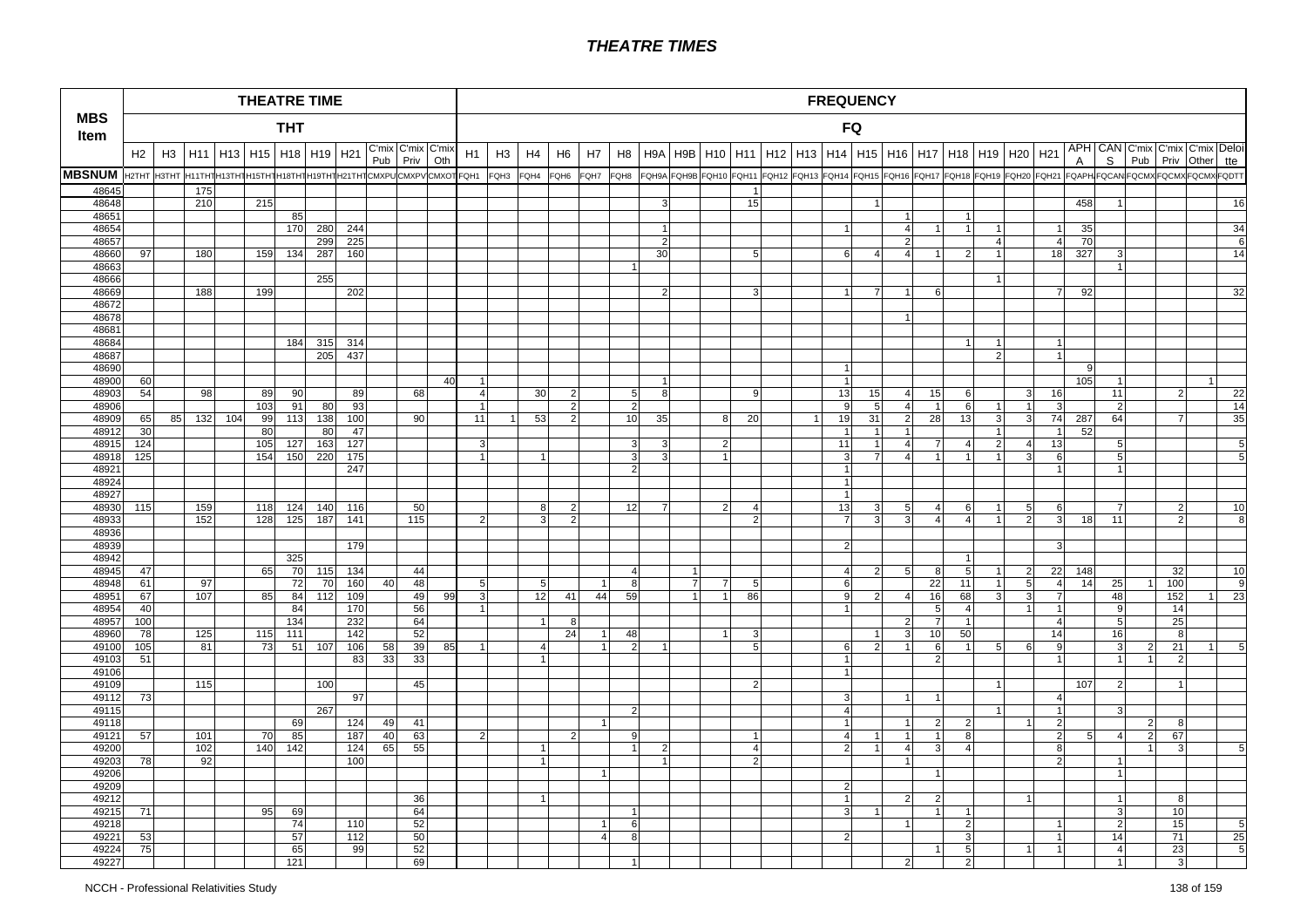# THEATRE TIMES

| MBS Item | THEATRE TIME THT | | | | | | | | | | | FREQUENCY FQ | | | | | | | | | | | | | | | | | | | | | | | | | |
|---|---|---|---|---|---|---|---|---|---|---|---|---|---|---|---|---|---|---|---|---|---|---|---|---|---|---|---|---|---|---|---|---|---|---|---|---|---|
| | H2 | H3 | H11 | H13 | H15 | H18 | H19 | H21 | C'mix Pub | C'mix Priv | C'mix Oth | H1 | H3 | H4 | H6 | H7 | H8 | H9A | H9B | H10 | H11 | H12 | H13 | H14 | H15 | H16 | H17 | H18 | H19 | H20 | H21 | APHA | CANS | C'mix Pub | C'mix Priv | C'mix Other | Deloitte |
| MBSNUM | H2THT | H3THT | H11THT | H13THT | H15THT | H18THT | H19THT | H21THT | CMXPU | CMXPV | CMXOT | FQH1 | FQH3 | FQH4 | FQH6 | FQH7 | FQH8 | FQH9A | FQH9B | FQH10 | FQH11 | FQH12 | FQH13 | FQH14 | FQH15 | FQH16 | FQH17 | FQH18 | FQH19 | FQH20 | FQH21 | FQAPHA | FQCANS | FQCMXPU | FQCMXPV | FQCMXOT | FQDTT |
| 48645 | | | 175 | | | | | | | | | | | | | | | | | | 1 | | | | | | | | | | | | | | | | |
| 48648 | | | 210 | | 215 | | | | | | | | | | | | | 3 | | | 15 | | | | 1 | | | | | | | 458 | 1 | | | | 16 |
| 48651 | | | | | | 85 | | | | | | | | | | | | | | | | | | | | 1 | | 1 | | | | | | | | | |
| 48654 | | | | | | 170 | 280 | 244 | | | | | | | | | | 1 | | | | | | 1 | | 4 | 1 | 1 | 1 | | 1 | 35 | | | | | 34 |
| 48657 | | | | | | | 299 | 225 | | | | | | | | | | 2 | | | | | | | | 2 | | | 4 | | 4 | 70 | | | | | 6 |
| 48660 | 97 | | 180 | | 159 | 134 | 287 | 160 | | | | | | | | | | 30 | | | 5 | | | 6 | 4 | 4 | 1 | 2 | 1 | | 18 | 327 | 3 | | | | 14 |
| 48663 | | | | | | | | | | | | | | | | | 1 | | | | | | | | | | | | | | | | 1 | | | | |
| 48666 | | | | | | | 255 | | | | | | | | | | | | | | | | | | | | | | 1 | | | | | | | | |
| 48669 | | | 188 | | 199 | | | 202 | | | | | | | | | | 2 | | | 3 | | | 1 | 7 | 1 | 6 | | | | 7 | 92 | | | | | 32 |
| 48672 | | | | | | | | | | | | | | | | | | | | | | | | | | | | | | | | | | | | | |
| 48678 | | | | | | | | | | | | | | | | | | | | | | | | | | 1 | | | | | | | | | | | |
| 48681 | | | | | | | | | | | | | | | | | | | | | | | | | | | | | | | | | | | | | |
| 48684 | | | | | | 184 | 315 | 314 | | | | | | | | | | | | | | | | | | | | 1 | 1 | | 1 | | | | | | |
| 48687 | | | | | | | 205 | 437 | | | | | | | | | | | | | | | | | | | | | 2 | | 1 | | | | | | |
| 48690 | | | | | | | | | | | | | | | | | | | | | | | | 1 | | | | | | | | 9 | | | | | |
| 48900 | 60 | | | | | | | | | | 40 | 1 | | | | | | 1 | | | | | | 1 | | | | | | | | 105 | 1 | | | 1 | |
| 48903 | 54 | | 98 | | 89 | 90 | | 89 | | 68 | | 4 | | 30 | 2 | | 5 | 8 | | | 9 | | | 13 | 15 | 4 | 15 | 6 | | 3 | 16 | | 11 | | 2 | | 22 |
| 48906 | | | | | 103 | 91 | 80 | 93 | | | | 1 | | | 2 | | 2 | | | | | | | 9 | 5 | 4 | 1 | 6 | 1 | 1 | 3 | | 2 | | | | 14 |
| 48909 | 65 | 85 | 132 | 104 | 99 | 113 | 138 | 100 | | 90 | | 11 | 1 | 53 | 2 | | 10 | 35 | | 8 | 20 | | 1 | 19 | 31 | 2 | 28 | 13 | 3 | 3 | 74 | 287 | 64 | | 7 | | 35 |
| 48912 | 30 | | | | 80 | | 80 | 47 | | | | | | | | | | | | | | | | 1 | 1 | 1 | | | 1 | | 1 | 52 | | | | | |
| 48915 | 124 | | | | 105 | 127 | 163 | 127 | | | | 3 | | | | | 3 | 3 | | 2 | | | | 11 | 1 | 4 | 7 | 4 | 2 | 4 | 13 | | 5 | | | | 5 |
| 48918 | 125 | | | | 154 | 150 | 220 | 175 | | | | 1 | | 1 | | | 3 | 3 | | 1 | | | | 3 | 7 | 4 | 1 | 1 | 1 | 3 | 6 | | 5 | | | | 5 |
| 48921 | | | | | | | | 247 | | | | | | | | | 2 | | | | | | | 1 | | | | | | | 1 | | 1 | | | | |
| 48924 | | | | | | | | | | | | | | | | | | | | | | | | 1 | | | | | | | | | | | | | |
| 48927 | | | | | | | | | | | | | | | | | | | | | | | | 1 | | | | | | | | | | | | | |
| 48930 | 115 | | 159 | | 118 | 124 | 140 | 116 | | 50 | | | | 8 | 2 | | 12 | 7 | | 2 | 4 | | | 13 | 3 | 5 | 4 | 6 | 1 | 5 | 6 | | 7 | | 2 | | 10 |
| 48933 | | | 152 | | 128 | 125 | 187 | 141 | | 115 | | 2 | | 3 | 2 | | | | | | 2 | | | 7 | 3 | 3 | 4 | 4 | 1 | 2 | 3 | 18 | 11 | | 2 | | 8 |
| 48936 | | | | | | | | | | | | | | | | | | | | | | | | | | | | | | | | | | | | | |
| 48939 | | | | | | | | 179 | | | | | | | | | | | | | | | | 2 | | | | | | | 3 | | | | | | |
| 48942 | | | | | | 325 | | | | | | | | | | | | | | | | | | | | | | 1 | | | | | | | | | |
| 48945 | 47 | | | | 65 | 70 | 115 | 134 | | 44 | | | | | | | 4 | | 1 | | | | | 4 | 2 | 5 | 8 | 5 | 1 | 2 | 22 | 148 | | | 32 | | 10 |
| 48948 | 61 | | 97 | | | 72 | 70 | 160 | 40 | 48 | | 5 | | 5 | | 1 | 8 | | 7 | 7 | 5 | | | 6 | | | 22 | 11 | 1 | 5 | 4 | 14 | 25 | 1 | 100 | | 9 |
| 48951 | 67 | | 107 | | 85 | 84 | 112 | 109 | | 49 | 99 | 3 | | 12 | 41 | 44 | 59 | | 1 | 1 | 86 | | | 9 | 2 | 4 | 16 | 68 | 3 | 3 | 7 | | 48 | | 152 | 1 | 23 |
| 48954 | 40 | | | | | 84 | | 170 | | 56 | | 1 | | | | | | | | | | | | 1 | | | 5 | 4 | | 1 | 1 | | 9 | | 14 | | |
| 48957 | 100 | | | | | 134 | | 232 | | 64 | | | | 1 | 8 | | | | | | | | | | | 2 | 7 | 1 | | | 4 | | 5 | | 25 | | |
| 48960 | 78 | | 125 | | 115 | 111 | | 142 | | 52 | | | | | 24 | 1 | 48 | | | 1 | 3 | | | | 1 | 3 | 10 | 50 | | | 14 | | 16 | | 8 | | |
| 49100 | 105 | | 81 | | 73 | 51 | 107 | 106 | 58 | 39 | 85 | 1 | | 4 | | 1 | 2 | 1 | | | 5 | | | 6 | 2 | 1 | 6 | 1 | 5 | 6 | 9 | | 3 | 2 | 21 | 1 | 5 |
| 49103 | 51 | | | | | | | 83 | 33 | 33 | | | | 1 | | | | | | | | | | 1 | | | 2 | | | | 1 | | 1 | 1 | 2 | | |
| 49106 | | | | | | | | | | | | | | | | | | | | | | | | 1 | | | | | | | | | | | | | |
| 49109 | | | 115 | | | | 100 | | | 45 | | | | | | | | | | | 2 | | | | | | | | 1 | | | 107 | 2 | | 1 | | |
| 49112 | 73 | | | | | | | 97 | | | | | | | | | | | | | | | | 3 | | 1 | 1 | | | | 4 | | | | | | |
| 49115 | | | | | | | 267 | | | | | | | | | | 2 | | | | | | | 4 | | | | | 1 | | 1 | | 3 | | | | |
| 49118 | | | | | | 69 | | 124 | 49 | 41 | | | | | | 1 | | | | | | | | 1 | | 1 | 2 | 2 | | 1 | 2 | | | 2 | 8 | | |
| 49121 | 57 | | 101 | | 70 | 85 | | 187 | 40 | 63 | | 2 | | | 2 | | 9 | | | | 1 | | | 4 | 1 | 1 | 1 | 8 | | | 2 | 5 | 4 | 2 | 67 | | |
| 49200 | | | 102 | | 140 | 142 | | 124 | 65 | 55 | | | | 1 | | | 1 | 2 | | | 4 | | | 2 | 1 | 4 | 3 | 4 | | | 8 | | | 1 | 3 | | 5 |
| 49203 | 78 | | 92 | | | | | 100 | | | | | | 1 | | | | 1 | | | 2 | | | | | 1 | | | | | 2 | | 1 | | | | |
| 49206 | | | | | | | | | | | | | | | | 1 | | | | | | | | | | | 1 | | | | | | 1 | | | | |
| 49209 | | | | | | | | | | | | | | | | | | | | | | | | 2 | | | | | | | | | | | | | |
| 49212 | | | | | | | | | | 36 | | | | 1 | | | | | | | | | | 1 | | 2 | 2 | | | 1 | | | 1 | | 8 | | |
| 49215 | 71 | | | | 95 | 69 | | | | 64 | | | | | | | 1 | | | | | | | 3 | 1 | | 1 | 1 | | | | | 3 | | 10 | | |
| 49218 | | | | | | 74 | | 110 | | 52 | | | | | | 1 | 6 | | | | | | | | | 1 | | 2 | | | 1 | | 2 | | 15 | | 5 |
| 49221 | 53 | | | | | 57 | | 112 | | 50 | | | | | | 4 | 8 | | | | | | | 2 | | | | 3 | | | 1 | | 14 | | 71 | | 25 |
| 49224 | 75 | | | | | 65 | | 99 | | 52 | | | | | | | | | | | | | | | | | 1 | 5 | | 1 | 1 | | 4 | | 23 | | 5 |
| 49227 | | | | | | 121 | | | | 69 | | | | | | | 1 | | | | | | | | | 2 | | 2 | | | | | 1 | | 3 | | |

NCCH - Professional Relativities Study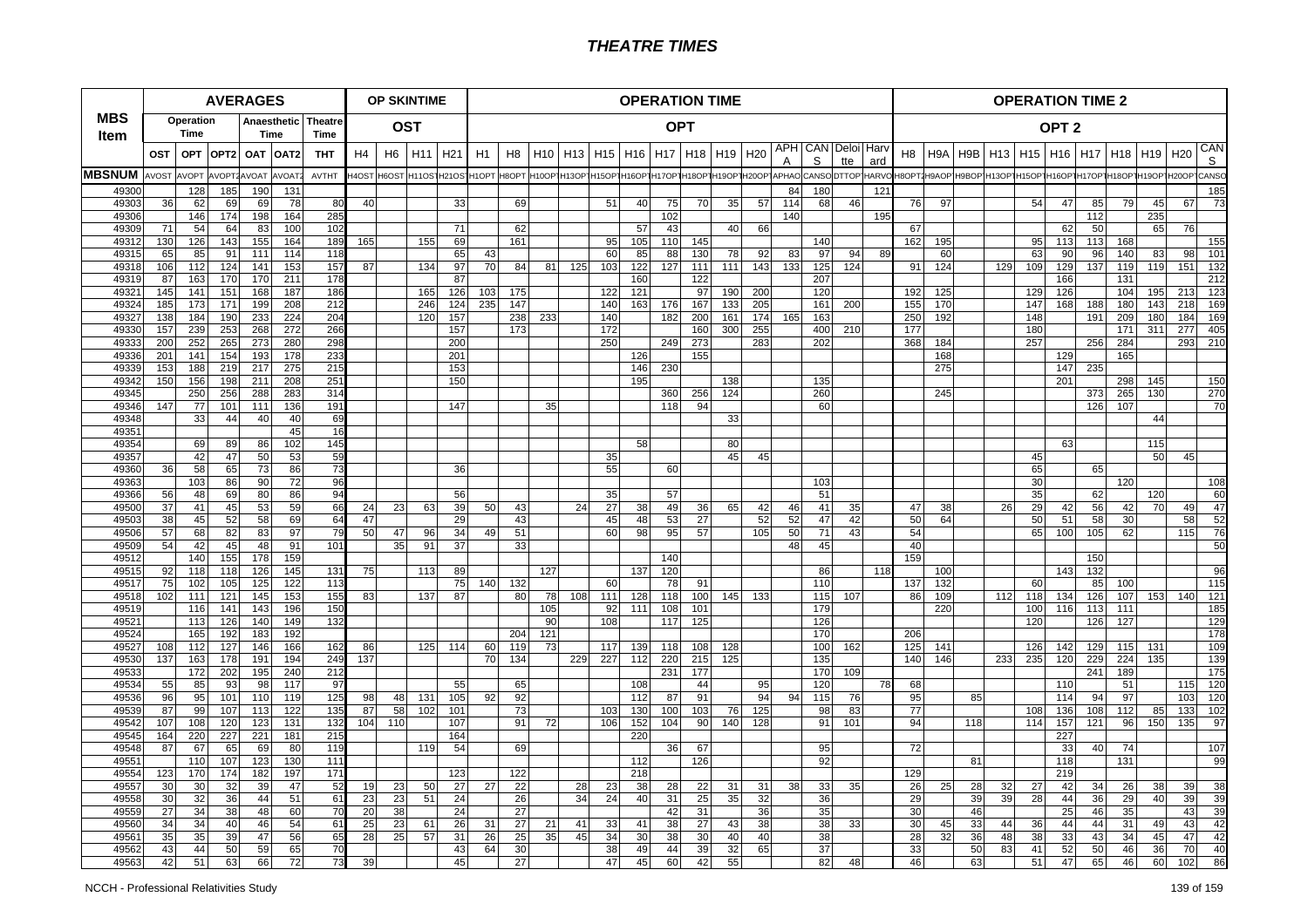# THEATRE TIMES

| MBS Item | AVERAGES | | | | | | OP SKINTIME | | | | OPERATION TIME | | | | | | | | | | | | | | OPERATION TIME 2 | | | | | | | | | | |
|---|---|---|---|---|---|---|---|---|---|---|---|---|---|---|---|---|---|---|---|---|---|---|---|---|---|---|---|---|---|---|---|---|---|---|---|
| | Operation Time | | | Anaesthetic Time | | Theatre Time | OST | | | | OPT | | | | | | | | | | | | | | OPT 2 | | | | | | | | | | |
| | OST | OPT | OPT2 | OAT | OAT2 | THT | H4 | H6 | H11 | H21 | H1 | H8 | H10 | H13 | H15 | H16 | H17 | H18 | H19 | H20 | APHA | CANS | Deloitte | Harvard | H8 | H9A | H9B | H13 | H15 | H16 | H17 | H18 | H19 | H20 | CANS |
| MBSNUM | AVOST | AVOPT | AVOPT2 | AVOAT | AVOAT2 | AVTHT | H4OST | H6OST | H11OST | H21OST | H1OPT | H8OPT | H10OPT | H13OPT | H15OPT | H16OPT | H17OPT | H18OPT | H19OPT | H20OPT | APHAO | CANSO | DTTOP | HARVO | H8OPT2 | H9AOP | H9BOP | H13OP | H15OP | H16OP | H17OP | H18OP | H19OP | H20OP | CANSO |
| 49300 | | 128 | 185 | 190 | 131 | | | | | | | | | | | | | | | | 84 | 180 | | 121 | | | | | | | | | | | 185 |
| 49303 | 36 | 62 | 69 | 69 | 78 | 80 | 40 | | | 33 | | 69 | | | 51 | 40 | 75 | 70 | 35 | 57 | 114 | 68 | 46 | | 76 | 97 | | | 54 | 47 | 85 | 79 | 45 | 67 | 73 |
| 49306 | | 146 | 174 | 198 | 164 | 285 | | | | | | | | | | | 102 | | | | 140 | | | 195 | | | | | | | 112 | | 235 | | |
| 49309 | 71 | 54 | 64 | 83 | 100 | 102 | | | | 71 | | 62 | | | | 57 | 43 | | 40 | 66 | | | | | 67 | | | | | 62 | 50 | | 65 | 76 | |
| 49312 | 130 | 126 | 143 | 155 | 164 | 189 | 165 | | 155 | 69 | | 161 | | | 95 | 105 | 110 | 145 | | | | 140 | | | 162 | 195 | | | 95 | 113 | 113 | 168 | | | 155 |
| 49315 | 65 | 85 | 91 | 111 | 114 | 118 | | | | 65 | 43 | | | | 60 | 85 | 88 | 130 | 78 | 92 | 83 | 97 | 94 | 89 | | 60 | | | 63 | 90 | 96 | 140 | 83 | 98 | 101 |
| 49318 | 106 | 112 | 124 | 141 | 153 | 157 | 87 | | 134 | 97 | 70 | 84 | 81 | 125 | 103 | 122 | 127 | 111 | 111 | 143 | 133 | 125 | 124 | | 91 | 124 | | 129 | 109 | 129 | 137 | 119 | 119 | 151 | 132 |
| 49319 | 87 | 163 | 170 | 170 | 211 | 178 | | | | | | | | | | 160 | | 122 | | | | 207 | | | | | | | | 166 | | 131 | | | 212 |
| 49321 | 145 | 141 | 151 | 168 | 187 | 186 | | | 165 | 126 | 103 | 175 | | | 122 | 121 | | 97 | 190 | 200 | | 120 | | | 192 | 125 | | | 129 | 126 | | 104 | 195 | 213 | 123 |
| 49324 | 185 | 173 | 171 | 199 | 208 | 212 | | | 246 | 124 | 235 | 147 | | | 140 | 163 | 176 | 167 | 133 | 205 | | 161 | 200 | | 155 | 170 | | | 147 | 168 | 188 | 180 | 143 | 218 | 169 |
| 49327 | 138 | 184 | 190 | 233 | 224 | 204 | | | 120 | 157 | | 238 | 233 | | 140 | | 182 | 200 | 161 | 174 | 165 | 163 | | | 250 | 192 | | | 148 | | 191 | 209 | 180 | 184 | 169 |
| 49330 | 157 | 239 | 253 | 268 | 272 | 266 | | | | 157 | | 173 | | | 172 | | | 160 | 300 | 255 | | 400 | 210 | | 177 | | | | 180 | | | 171 | 311 | 277 | 405 |
| 49333 | 200 | 252 | 265 | 273 | 280 | 298 | | | | 200 | | | | | 250 | | 249 | 273 | | 283 | | 202 | | | 368 | 184 | | | 257 | | 256 | 284 | | 293 | 210 |
| 49336 | 201 | 141 | 154 | 193 | 178 | 233 | | | | 201 | | | | | | 126 | | 155 | | | | | | | | 168 | | | | 129 | | 165 | | | |
| 49339 | 153 | 188 | 219 | 217 | 275 | 215 | | | | 153 | | | | | | 146 | 230 | | | | | | | | | 275 | | | | 147 | 235 | | | | |
| 49342 | 150 | 156 | 198 | 211 | 208 | 251 | | | | 150 | | | | | | 195 | | | 138 | | | 135 | | | | | | | | 201 | | 298 | 145 | | 150 |
| 49345 | | 250 | 256 | 288 | 283 | 314 | | | | | | | | | | | 360 | 256 | 124 | | | 260 | | | | 245 | | | | | 373 | 265 | 130 | | 270 |
| 49346 | 147 | 77 | 101 | 111 | 136 | 191 | | | | 147 | | | 35 | | | 118 | 94 | | | | | 60 | | | | | | | | | 126 | 107 | | | 70 |
| 49348 | | 33 | 44 | 40 | 40 | 69 | | | | | | | | | | | | | 33 | | | | | | | | | | | | | | 44 | | |
| 49351 | | | | | 45 | 16 | | | | | | | | | | | | | | | | | | | | | | | | | | | | | |
| 49354 | | 69 | 89 | 86 | 102 | 145 | | | | | | | | | | 58 | | | 80 | | | | | | | | | | | 63 | | | 115 | | |
| 49357 | | 42 | 47 | 50 | 53 | 59 | | | | | | | | | 35 | | | | 45 | 45 | | | | | | | | | 45 | | | | 50 | 45 | |
| 49360 | 36 | 58 | 65 | 73 | 86 | 73 | | | | 36 | | | | | 55 | | 60 | | | | | | | | | | | | 65 | | 65 | | | | |
| 49363 | | 103 | 86 | 90 | 72 | 96 | | | | | | | | | | | | | | | | 103 | | | | | | | 30 | | | 120 | | | 108 |
| 49366 | 56 | 48 | 69 | 80 | 86 | 94 | | | | 56 | | | | | 35 | | 57 | | | | | 51 | | | | | | | 35 | | 62 | | 120 | | 60 |
| 49500 | 37 | 41 | 45 | 53 | 59 | 66 | 24 | 23 | 63 | 39 | 50 | 43 | | 24 | 27 | 38 | 49 | 36 | 65 | 42 | 46 | 41 | 35 | | 47 | 38 | | 26 | 29 | 42 | 56 | 42 | 70 | 49 | 47 |
| 49503 | 38 | 45 | 52 | 58 | 69 | 64 | 47 | | | 29 | | 43 | | | 45 | 48 | 53 | 27 | | 52 | 52 | 47 | 42 | | 50 | 64 | | | 50 | 51 | 58 | 30 | | 58 | 52 |
| 49506 | 57 | 68 | 82 | 83 | 97 | 79 | 50 | 47 | 96 | 34 | 49 | 51 | | | 60 | 98 | 95 | 57 | | 105 | 50 | 71 | 43 | | 54 | | | | 65 | 100 | 105 | 62 | | 115 | 76 |
| 49509 | 54 | 42 | 45 | 48 | 91 | 101 | | 35 | 91 | 37 | | 33 | | | | | | | | | 48 | 45 | | | 40 | | | | | | | | | | 50 |
| 49512 | | 140 | 155 | 178 | 159 | | | | | | | | | | | | 140 | | | | | | | | 159 | | | | | | 150 | | | | |
| 49515 | 92 | 118 | 118 | 126 | 145 | 131 | 75 | | 113 | 89 | | | 127 | | | 137 | 120 | | | | | 86 | | 118 | | 100 | | | | 143 | 132 | | | | 96 |
| 49517 | 75 | 102 | 105 | 125 | 122 | 113 | | | | 75 | 140 | 132 | | | 60 | | 78 | 91 | | | | 110 | | | 137 | 132 | | | 60 | | 85 | 100 | | | 115 |
| 49518 | 102 | 111 | 121 | 145 | 153 | 155 | 83 | | 137 | 87 | | 80 | 78 | 108 | 111 | 128 | 118 | 100 | 145 | 133 | | 115 | 107 | | 86 | 109 | | 112 | 118 | 134 | 126 | 107 | 153 | 140 | 121 |
| 49519 | | 116 | 141 | 143 | 196 | 150 | | | | | | | 105 | | 92 | 111 | 108 | 101 | | | | 179 | | | | 220 | | | 100 | 116 | 113 | 111 | | | 185 |
| 49521 | | 113 | 126 | 140 | 149 | 132 | | | | | | | 90 | | 108 | | 117 | 125 | | | | 126 | | | | | | | 120 | | 126 | 127 | | | 129 |
| 49524 | | 165 | 192 | 183 | 192 | | | | | | | 204 | 121 | | | | | | | | | 170 | | | 206 | | | | | | | | | | 178 |
| 49527 | 108 | 112 | 127 | 146 | 166 | 162 | 86 | | 125 | 114 | 60 | 119 | 73 | | 117 | 139 | 118 | 108 | 128 | | | 100 | 162 | | 125 | 141 | | | 126 | 142 | 129 | 115 | 131 | | 109 |
| 49530 | 137 | 163 | 178 | 191 | 194 | 249 | 137 | | | | 70 | 134 | | 229 | 227 | 112 | 220 | 215 | 125 | | | 135 | | | 140 | 146 | | 233 | 235 | 120 | 229 | 224 | 135 | | 139 |
| 49533 | | 172 | 202 | 195 | 240 | 212 | | | | | | | | | | | 231 | 177 | | | | 170 | 109 | | | | | | | | 241 | 189 | | | 175 |
| 49534 | 55 | 85 | 93 | 98 | 117 | 97 | | | | 55 | | 65 | | | | 108 | | 44 | | 95 | | 120 | | 78 | 68 | | | | | 110 | | 51 | | 115 | 120 |
| 49536 | 96 | 95 | 101 | 110 | 119 | 125 | 98 | 48 | 131 | 105 | 92 | 92 | | | | 112 | 87 | 91 | | 94 | 94 | 115 | 76 | | 95 | | 85 | | | 114 | 94 | 97 | | 103 | 120 |
| 49539 | 87 | 99 | 107 | 113 | 122 | 135 | 87 | 58 | 102 | 101 | | 73 | | | 103 | 130 | 100 | 103 | 76 | 125 | | 98 | 83 | | 77 | | | | 108 | 136 | 108 | 112 | 85 | 133 | 102 |
| 49542 | 107 | 108 | 120 | 123 | 131 | 132 | 104 | 110 | | 107 | | 91 | 72 | | 106 | 152 | 104 | 90 | 140 | 128 | | 91 | 101 | | 94 | | 118 | | 114 | 157 | 121 | 96 | 150 | 135 | 97 |
| 49545 | 164 | 220 | 227 | 221 | 181 | 215 | | | | 164 | | | | | | 220 | | | | | | | | | | | | | | 227 | | | | | |
| 49548 | 87 | 67 | 65 | 69 | 80 | 119 | | | 119 | 54 | | 69 | | | | | 36 | 67 | | | | 95 | | | 72 | | | | | 33 | 40 | 74 | | | 107 |
| 49551 | | 110 | 107 | 123 | 130 | 111 | | | | | | | | | | 112 | | 126 | | | | 92 | | | | | 81 | | | 118 | | 131 | | | 99 |
| 49554 | 123 | 170 | 174 | 182 | 197 | 171 | | | | 123 | | 122 | | | | 218 | | | | | | | | | 129 | | | | | 219 | | | | | |
| 49557 | 30 | 30 | 32 | 39 | 47 | 52 | 19 | 23 | 50 | 27 | 27 | 22 | | 28 | 23 | 38 | 28 | 22 | 31 | 31 | 38 | 33 | 35 | | 26 | 25 | 28 | 32 | 27 | 42 | 34 | 26 | 38 | 39 | 38 |
| 49558 | 30 | 32 | 36 | 44 | 51 | 61 | 23 | 23 | 51 | 24 | | 26 | | 34 | 24 | 40 | 31 | 25 | 35 | 32 | | 36 | | | 29 | | 39 | 39 | 28 | 44 | 36 | 29 | 40 | 39 | 39 |
| 49559 | 27 | 34 | 38 | 48 | 60 | 70 | 20 | 38 | | 24 | | 27 | | | | | 42 | 31 | | 36 | | 35 | | | 30 | | 46 | | | 25 | 46 | 35 | | 43 | 39 |
| 49560 | 34 | 34 | 40 | 46 | 54 | 61 | 25 | 23 | 61 | 26 | 31 | 27 | 21 | 41 | 33 | 41 | 38 | 27 | 43 | 38 | | 38 | 33 | | 30 | 45 | 33 | 44 | 36 | 44 | 44 | 31 | 49 | 43 | 42 |
| 49561 | 35 | 35 | 39 | 47 | 56 | 65 | 28 | 25 | 57 | 31 | 26 | 25 | 35 | 45 | 34 | 30 | 38 | 30 | 40 | 40 | | 38 | | | 28 | 32 | 36 | 48 | 38 | 33 | 43 | 34 | 45 | 47 | 42 |
| 49562 | 43 | 44 | 50 | 59 | 65 | 70 | | | | 43 | 64 | 30 | | | 38 | 49 | 44 | 39 | 32 | 65 | | 37 | | | 33 | | 50 | 83 | 41 | 52 | 50 | 46 | 36 | 70 | 40 |
| 49563 | 42 | 51 | 63 | 66 | 72 | 73 | 39 | | | 45 | | 27 | | | 47 | 45 | 60 | 42 | 55 | | | 82 | 48 | | 46 | | 63 | | 51 | 47 | 65 | 46 | 60 | 102 | 86 |

NCCH - Professional Relativities Study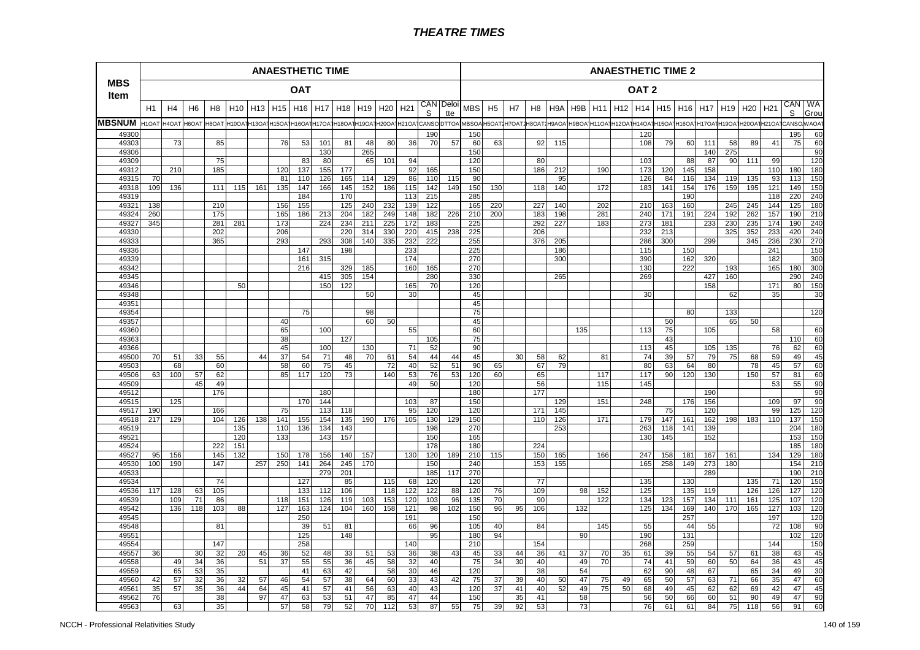# THEATRE TIMES

| MBS Item | ANAESTHETIC TIME | | | | | | | | | | | | | | | ANAESTHETIC TIME 2 | | | | | | | | | | | | | | | | |
|---|---|---|---|---|---|---|---|---|---|---|---|---|---|---|---|---|---|---|---|---|---|---|---|---|---|---|---|---|---|---|---|---|
| | OAT | | | | | | | | | | | | | | | OAT 2 | | | | | | | | | | | | | | | | |
| | H1 | H4 | H6 | H8 | H10 | H13 | H15 | H16 | H17 | H18 | H19 | H20 | H21 | CANS | Deloitte | MBS | H5 | H7 | H8 | H9A | H9B | H11 | H12 | H14 | H15 | H16 | H17 | H19 | H20 | H21 | CANS | WA Group |
| MBSNUM | H1OAT | H4OAT | H6OAT | H8OAT | H10OAT | H13OAT | H15OAT | H16OAT | H17OAT | H18OAT | H19OAT | H20OAT | H21OAT | CANSO | DTTOA | MBSOA | H5OAT2 | H7OAT2 | H8OAT2 | H9AOA | H9BOA | H11OAT | H12OAT | H14OAT | H15OAT | H16OAT | H17OAT | H19OAT | H20OAT | H21OAT | CANSO | WAOAT |
| 49300 | | | | | | | | | | | | | | 190 | | 150 | | | | | | | | 120 | | | | | | | 195 | 60 |
| 49303 | | 73 | | 85 | | | 76 | 53 | 101 | 81 | 48 | 80 | 36 | 70 | 57 | 60 | 63 | | 92 | 115 | | | | 108 | 79 | 60 | 111 | 58 | 89 | 41 | 75 | 60 |
| 49306 | | | | | | | | | 130 | | 265 | | | | | 150 | | | | | | | | | | | 140 | 275 | | | | 90 |
| 49309 | | | | 75 | | | | 83 | 80 | | 65 | 101 | 94 | | | 120 | | | 80 | | | | | 103 | | 88 | 87 | 90 | 111 | 99 | | 120 |
| 49312 | | 210 | | 185 | | | 120 | 137 | 155 | 177 | | | 92 | 165 | | 150 | | | 186 | 212 | | 190 | | 173 | 120 | 145 | 158 | | | 110 | 180 | 180 |
| 49315 | 70 | | | | | | 81 | 110 | 126 | 165 | 114 | 129 | 86 | 110 | 115 | 90 | | | | 95 | | | | 126 | 84 | 116 | 134 | 119 | 135 | 93 | 113 | 150 |
| 49318 | 109 | 136 | | 111 | 115 | 161 | 135 | 147 | 166 | 145 | 152 | 186 | 115 | 142 | 149 | 150 | 130 | | 118 | 140 | | 172 | | 183 | 141 | 154 | 176 | 159 | 195 | 121 | 149 | 150 |
| 49319 | | | | | | | | 184 | | 170 | | | 113 | 215 | | 285 | | | | | | | | | | 190 | | | | 118 | 220 | 240 |
| 49321 | 138 | | | 210 | | | 156 | 155 | | 125 | 240 | 232 | 139 | 122 | | 165 | 220 | | 227 | 140 | | 202 | | 210 | 163 | 160 | | 245 | 245 | 144 | 125 | 180 |
| 49324 | 260 | | | 175 | | | 165 | 186 | 213 | 204 | 182 | 249 | 148 | 182 | 226 | 210 | 200 | | 183 | 198 | | 281 | | 240 | 171 | 191 | 224 | 192 | 262 | 157 | 190 | 210 |
| 49327 | 345 | | | 281 | 281 | | 173 | | 224 | 234 | 211 | 225 | 172 | 183 | | 225 | | | 292 | 227 | | 183 | | 273 | 181 | | 233 | 230 | 235 | 174 | 190 | 240 |
| 49330 | | | | 202 | | | 206 | | | 220 | 314 | 330 | 220 | 415 | 238 | 225 | | | 206 | | | | | 232 | 213 | | | 325 | 352 | 233 | 420 | 240 |
| 49333 | | | | 365 | | | 293 | | 293 | 308 | 140 | 335 | 232 | 222 | | 255 | | | 376 | 205 | | | | 286 | 300 | | 299 | | 345 | 236 | 230 | 270 |
| 49336 | | | | | | | | 147 | | 198 | | | 233 | | | 225 | | | | 186 | | | | 115 | | 150 | | | | 241 | | 150 |
| 49339 | | | | | | | | 161 | 315 | | | | 174 | | | 270 | | | | 300 | | | | 390 | | 162 | 320 | | | 182 | | 300 |
| 49342 | | | | | | | | 216 | | 329 | 185 | | 160 | 165 | | 270 | | | | | | | | 130 | | 222 | | 193 | | 165 | 180 | 300 |
| 49345 | | | | | | | | | 415 | 305 | 154 | | | 280 | | 330 | | | | 265 | | | | 269 | | | 427 | 160 | | | 290 | 240 |
| 49346 | | | | | 50 | | | | 150 | 122 | | | 165 | 70 | | 120 | | | | | | | | | | | 158 | | | 171 | 80 | 150 |
| 49348 | | | | | | | | | | | 50 | | 30 | | | 45 | | | | | | | | 30 | | | | 62 | | 35 | | 30 |
| 49351 | | | | | | | | | | | | | | | | 45 | | | | | | | | | | | | | | | | |
| 49354 | | | | | | | | 75 | | | 98 | | | | | 75 | | | | | | | | | | 80 | | 133 | | | | 120 |
| 49357 | | | | | | | 40 | | | | 60 | 50 | | | | 45 | | | | | | | | | 50 | | | 65 | 50 | | | |
| 49360 | | | | | | | 65 | | 100 | | | | 55 | | | 60 | | | | | 135 | | | 113 | 75 | | 105 | | | 58 | | 60 |
| 49363 | | | | | | | 38 | | | 127 | | | | 105 | | 75 | | | | | | | | | 43 | | | | | | 110 | 60 |
| 49366 | | | | | | | 45 | | 100 | | 130 | | 71 | 52 | | 90 | | | | | | | | 113 | 45 | | 105 | 135 | | 76 | 62 | 60 |
| 49500 | 70 | 51 | 33 | 55 | | 44 | 37 | 54 | 71 | 48 | 70 | 61 | 54 | 44 | 44 | 45 | | 30 | 58 | 62 | | 81 | | 74 | 39 | 57 | 79 | 75 | 68 | 59 | 49 | 45 |
| 49503 | | 68 | | 60 | | | 58 | 60 | 75 | 45 | | 72 | 40 | 52 | 51 | 90 | 65 | | 67 | 79 | | | | 80 | 63 | 64 | 80 | | 78 | 45 | 57 | 60 |
| 49506 | 63 | 100 | 57 | 62 | | | 85 | 117 | 120 | 73 | | 140 | 53 | 76 | 53 | 120 | 60 | | 65 | | | 117 | | 117 | 90 | 120 | 130 | | 150 | 57 | 81 | 60 |
| 49509 | | | 45 | 49 | | | | | | | | | 49 | 50 | | 120 | | | 56 | | | 115 | | 145 | | | | | | 53 | 55 | 90 |
| 49512 | | | | 176 | | | | | 180 | | | | | | | 180 | | | 177 | | | | | | | | 190 | | | | | 90 |
| 49515 | | 125 | | | | | | 170 | 144 | | | | 103 | 87 | | 150 | | | | 129 | | 151 | | 248 | | 176 | 156 | | | 109 | 97 | 90 |
| 49517 | 190 | | | 166 | | | 75 | | 113 | 118 | | | 95 | 120 | | 120 | | | 171 | 145 | | | | | 75 | | 120 | | | 99 | 125 | 120 |
| 49518 | 217 | 129 | | 104 | 126 | 138 | 141 | 155 | 154 | 135 | 190 | 176 | 105 | 130 | 129 | 150 | | | 110 | 126 | | 171 | | 179 | 147 | 161 | 162 | 198 | 183 | 110 | 137 | 150 |
| 49519 | | | | | 135 | | 110 | 136 | 134 | 143 | | | | 198 | | 270 | | | | 253 | | | | 263 | 118 | 141 | 139 | | | | 204 | 180 |
| 49521 | | | | | 120 | | 133 | | 143 | 157 | | | | 150 | | 165 | | | | | | | | 130 | 145 | | 152 | | | | 153 | 150 |
| 49524 | | | | 222 | 151 | | | | | | | | | 178 | | 180 | | | 224 | | | | | | | | | | | | 185 | 180 |
| 49527 | 95 | 156 | | 145 | 132 | | 150 | 178 | 156 | 140 | 157 | | 130 | 120 | 189 | 210 | 115 | | 150 | 165 | | 166 | | 247 | 158 | 181 | 167 | 161 | | 134 | 129 | 180 |
| 49530 | 100 | 190 | | 147 | | 257 | 250 | 141 | 264 | 245 | 170 | | | 150 | | 240 | | | 153 | 155 | | | | 165 | 258 | 149 | 273 | 180 | | | 154 | 210 |
| 49533 | | | | | | | | | 279 | 201 | | | | 185 | 117 | 270 | | | | | | | | | | | 289 | | | | 190 | 210 |
| 49534 | | | | 74 | | | | 127 | | 85 | | 115 | 68 | 120 | | 120 | | | 77 | | | | | 135 | | 130 | | | 135 | 71 | 120 | 150 |
| 49536 | 117 | 128 | 63 | 105 | | | | 133 | 112 | 106 | | 118 | 122 | 122 | 88 | 120 | 76 | | 109 | | 98 | 152 | | 125 | | 135 | 119 | | 126 | 126 | 127 | 120 |
| 49539 | | 109 | 71 | 86 | | | 118 | 151 | 126 | 119 | 103 | 153 | 120 | 103 | 96 | 135 | 70 | | 90 | | | 122 | | 134 | 123 | 157 | 134 | 111 | 161 | 125 | 107 | 120 |
| 49542 | | 136 | 118 | 103 | 88 | | 127 | 163 | 124 | 104 | 160 | 158 | 121 | 98 | 102 | 150 | 96 | 95 | 106 | | 132 | | | 125 | 134 | 169 | 140 | 170 | 165 | 127 | 103 | 120 |
| 49545 | | | | | | | | 250 | | | | | 191 | | | 150 | | | | | | | | | | 257 | | | | 197 | | 120 |
| 49548 | | | | 81 | | | | 39 | 51 | 81 | | | 66 | 96 | | 105 | 40 | | 84 | | | 145 | | 55 | | 44 | 55 | | | 72 | 108 | 90 |
| 49551 | | | | | | | | 125 | | 148 | | | | 95 | | 180 | 94 | | | | 90 | | | 190 | | 131 | | | | | 102 | 120 |
| 49554 | | | | 147 | | | | 258 | | | | | 140 | | | 210 | | | 154 | | | | | 268 | | 259 | | | | 144 | | 150 |
| 49557 | 36 | | 30 | 32 | 20 | 45 | 36 | 52 | 48 | 33 | 51 | 53 | 36 | 38 | 43 | 45 | 33 | 44 | 36 | 41 | 37 | 70 | 35 | 61 | 39 | 55 | 54 | 57 | 61 | 38 | 43 | 45 |
| 49558 | | 49 | 34 | 36 | | 51 | 37 | 55 | 55 | 36 | 45 | 58 | 32 | 40 | | 75 | 34 | 30 | 40 | | 49 | 70 | | 74 | 41 | 59 | 60 | 50 | 64 | 36 | 43 | 45 |
| 49559 | | 65 | 53 | 35 | | | | 41 | 63 | 42 | | 58 | 30 | 46 | | 120 | | | 38 | | 54 | | | 62 | 90 | 48 | 67 | | 65 | 34 | 49 | 30 |
| 49560 | 42 | 57 | 32 | 36 | 32 | 57 | 46 | 54 | 57 | 38 | 64 | 60 | 33 | 43 | 42 | 75 | 37 | 39 | 40 | 50 | 47 | 75 | 49 | 65 | 50 | 57 | 63 | 71 | 66 | 35 | 47 | 60 |
| 49561 | 35 | 57 | 35 | 36 | 44 | 64 | 45 | 41 | 57 | 41 | 56 | 63 | 40 | 43 | | 120 | 37 | 41 | 40 | 52 | 49 | 75 | 50 | 68 | 49 | 45 | 62 | 62 | 69 | 42 | 47 | 45 |
| 49562 | 76 | | | 38 | | 97 | 47 | 63 | 53 | 51 | 47 | 85 | 47 | 44 | | 150 | | 35 | 41 | | 58 | | | 56 | 50 | 66 | 60 | 51 | 90 | 49 | 47 | 90 |
| 49563 | | 63 | | 35 | | | 57 | 58 | 79 | 52 | 70 | 112 | 53 | 87 | 55 | 75 | 39 | 92 | 53 | | 73 | | | 76 | 61 | 61 | 84 | 75 | 118 | 56 | 91 | 60 |

NCCH - Professional Relativities Study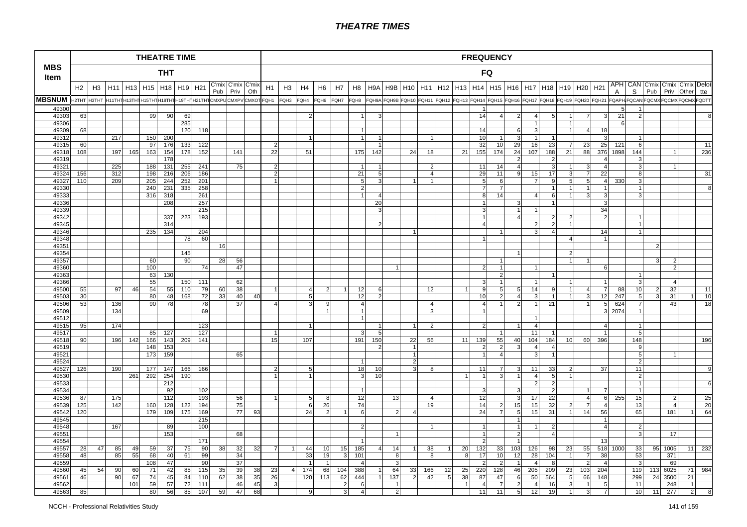# THEATRE TIMES

| MBS Item | THEATRE TIME THT | | | | | | | | | | | FREQUENCY FQ | | | | | | | | | | | | | | | | | | | | | | | | | |
|---|---|---|---|---|---|---|---|---|---|---|---|---|---|---|---|---|---|---|---|---|---|---|---|---|---|---|---|---|---|---|---|---|---|---|---|---|---|
| | H2 | H3 | H11 | H13 | H15 | H18 | H19 | H21 | C'mix Pub | C'mix Priv | C'mix Oth | H1 | H3 | H4 | H6 | H7 | H8 | H9A | H9B | H10 | H11 | H12 | H13 | H14 | H15 | H16 | H17 | H18 | H19 | H20 | H21 | APHA | CANS | C'mix Pub | C'mix Priv | C'mix Other | Deloitte |
| MBSNUM | H2THT | H3THT | H11THT | H13THT | H15THT | H18THT | H19THT | H21THT | CMXPU | CMXPV | CMXOT | FQH1 | FQH3 | FQH4 | FQH6 | FQH7 | FQH8 | FQH9A | FQH9B | FQH10 | FQH11 | FQH12 | FQH13 | FQH14 | FQH15 | FQH16 | FQH17 | FQH18 | FQH19 | FQH20 | FQH21 | FQAPHA | FQCANS | FQCMXPU | FQCMXPV | FQCMXOTHER | FQDTT |
| 49300 | | | | | | | | | | | | | | | | | | | | | | | | 1 | | | | | | | | 5 | 1 | | | | |
| 49303 | 63 | | | | 99 | 90 | 69 | | | | | | | 2 | | | 1 | 3 | | | | | | 14 | 4 | 2 | 4 | 5 | 1 | 7 | 3 | 21 | 2 | | | | 8 |
| 49306 | | | | | | | 285 | | | | | | | | | | | | | | | | | | | | 1 | | 1 | | | 6 | | | | | |
| 49309 | 68 | | | | | | 120 | 118 | | | | | | | | | 1 | | | | | | | 14 | | 6 | 3 | | 1 | 4 | 18 | | | | | | |
| 49312 | | | 217 | | 150 | 200 | | | | | | | | 1 | | | 1 | 1 | | | 1 | | | 10 | 1 | 3 | 1 | 1 | | | 3 | | 1 | | | | |
| 49315 | 60 | | | | 97 | 176 | 133 | 122 | | | | 2 | | | | | | 1 | | | | | | 32 | 10 | 29 | 16 | 23 | 7 | 23 | 25 | 121 | 6 | | | | 11 |
| 49318 | 108 | | 197 | 165 | 163 | 154 | 178 | 152 | | 141 | | 22 | | 51 | | | 175 | 142 | | 24 | 18 | | 21 | 155 | 174 | 24 | 107 | 188 | 21 | 88 | 376 | 1898 | 144 | | 1 | | 236 |
| 49319 | | | | | | 178 | | | | | | | | | | | | | | | | | | | | 2 | | 2 | | | 4 | | 3 | | | | |
| 49321 | | | 225 | | 188 | 131 | 255 | 241 | | 75 | | 2 | | | | | 1 | 1 | | | 2 | | | 11 | 14 | 4 | | 3 | 1 | 3 | 4 | | 3 | | 1 | | |
| 49324 | 156 | | 312 | | 198 | 216 | 206 | 186 | | | | 2 | | | | | 21 | 5 | | | 4 | | | 29 | 11 | 9 | 15 | 17 | 3 | 7 | 22 | | 8 | | | | 31 |
| 49327 | 110 | | 209 | | 205 | 244 | 252 | 201 | | | | 1 | | | | | 5 | 3 | | 1 | 1 | | | 5 | 6 | | 7 | 9 | 5 | 5 | 4 | 330 | 3 | | | | |
| 49330 | | | | | 240 | 231 | 335 | 258 | | | | | | | | | 2 | | | | | | | 7 | 7 | | | 1 | 1 | 1 | 1 | | 1 | | | | 8 |
| 49333 | | | | | 316 | 318 | | 261 | | | | | | | | | 1 | 4 | | | | | | 8 | 14 | | 4 | 6 | 1 | 3 | 3 | | 3 | | | | |
| 49336 | | | | | | 208 | | 257 | | | | | | | | | | 20 | | | | | | 1 | | 3 | | 1 | | | 3 | | | | | | |
| 49339 | | | | | | | | 215 | | | | | | | | | | 3 | | | | | | 3 | | 1 | 1 | | | | 34 | | | | | | |
| 49342 | | | | | | 337 | 223 | 193 | | | | | | | | | | | | | | | | 1 | | 4 | | 2 | 2 | | 2 | | 1 | | | | |
| 49345 | | | | | | 314 | | | | | | | | | | | | 2 | | | | | | 4 | | | 2 | 2 | 1 | | | | 1 | | | | |
| 49346 | | | | | 235 | 134 | | 204 | | | | | | | | | | | | 1 | | | | | 1 | | 3 | 4 | | | 14 | | 1 | | | | |
| 49348 | | | | | | | 78 | 60 | | | | | | | | | | | | | | | | 1 | | | | | 4 | | 1 | | | | | | |
| 49351 | | | | | | | | | 16 | | | | | | | | | | | | | | | | | | | | | | | | | 2 | | | |
| 49354 | | | | | | | 145 | | | | | | | | | | | | | | | | | | | 1 | | | 2 | | | | | | | | |
| 49357 | | | | | 60 | | 90 | | 28 | 56 | | | | | | | | | | | | | | | 1 | | | | 1 | 1 | | | | 3 | 2 | | |
| 49360 | | | | | 100 | | | 74 | | 47 | | | | | | | | | 1 | | | | | 2 | 1 | | 1 | | | | 6 | | | | 2 | | |
| 49363 | | | | | 63 | 130 | | | | | | | | | | | | | | | | | | | 2 | | | 1 | | | | | 1 | | | | |
| 49366 | | | | | 55 | | 150 | 111 | | 62 | | | | | | | | | | | | | | 3 | 1 | | 1 | | 1 | | 1 | | 3 | | 4 | | |
| 49500 | 55 | | 97 | 46 | 54 | 55 | 110 | 79 | 60 | 38 | | 1 | | 4 | 2 | 1 | 12 | 6 | | | 12 | | 1 | 9 | 5 | 5 | 14 | 9 | 1 | 4 | 7 | 88 | 10 | 2 | 32 | | 11 |
| 49503 | 30 | | | | 80 | 48 | 168 | 72 | 33 | 40 | 40 | | | 5 | | | 12 | 2 | | | | | | 10 | 2 | 4 | 3 | 1 | 1 | 3 | 12 | 247 | 5 | 3 | 31 | 1 | 10 |
| 49506 | 53 | | 136 | | 90 | 78 | | 78 | | 37 | | 4 | | 3 | 9 | | 4 | | | | 4 | | | 4 | 1 | 2 | 1 | 21 | | 1 | 5 | 624 | 7 | | 43 | | 18 |
| 49509 | | | 134 | | | | | 69 | | | | | | | 1 | | 1 | | | | 3 | | | 1 | | | | | | | 3 | 2074 | 1 | | | | |
| 49512 | | | | | | | | | | | | | | | | | 1 | | | | | | | | | | 1 | | | | | | | | | | |
| 49515 | 95 | | 174 | | | | | 123 | | | | | | 1 | | | | 1 | | 1 | 2 | | | 2 | | 1 | 4 | | | | 4 | | 1 | | | | |
| 49517 | | | | | 85 | 127 | | 127 | | | | 1 | | | | | 3 | 5 | | | | | | | 1 | | 11 | 1 | | | 1 | | 5 | | | | |
| 49518 | 90 | | 196 | 142 | 166 | 143 | 209 | 141 | | | | 15 | | 107 | | | 191 | 150 | | 22 | 56 | | 11 | 139 | 55 | 40 | 104 | 184 | 10 | 60 | 396 | | 148 | | | | 196 |
| 49519 | | | | | 148 | 153 | | | | | | | | | | | | | 2 | 1 | | | | 2 | 2 | 3 | 4 | 4 | | | | | 9 | | | | |
| 49521 | | | | | 173 | 159 | | | | 65 | | | | | | | | | | 1 | | | | 1 | 4 | | 3 | 1 | | | | | 5 | | 1 | | |
| 49524 | | | | | | | | | | | | | | | | | 1 | | | 2 | | | | | | | | | | | | | 2 | | | | |
| 49527 | 126 | | 190 | | 177 | 147 | 166 | 166 | | | | 2 | | 5 | | | 18 | 10 | | 3 | 8 | | | 11 | 7 | 3 | 11 | 33 | 2 | | 37 | | 11 | | | | 9 |
| 49530 | | | | 261 | 292 | 254 | 190 | | | | | 1 | | 1 | | | 3 | 10 | | | | | 1 | 1 | 3 | 1 | 4 | 5 | 1 | | | | 2 | | | | |
| 49533 | | | | | | 212 | | | | | | | | | | | | | | | | | | | | | 2 | 2 | | | | | 1 | | | | 6 |
| 49534 | | | | | | 92 | | 102 | | | | | | | | | 1 | | | | | | | 3 | | 3 | | 2 | | 1 | 7 | | 1 | | | | |
| 49536 | 87 | | 175 | | | 112 | | 193 | | 56 | | 1 | | 5 | 8 | | 12 | | 13 | | 4 | | | 12 | | 3 | 17 | 22 | | 4 | 6 | 255 | 15 | | 2 | | 25 |
| 49539 | 125 | | 142 | | 160 | 128 | 122 | 194 | | 75 | | | | 6 | 26 | | 74 | | | | 19 | | | 14 | 2 | 15 | 15 | 32 | 2 | 7 | 4 | | 13 | | 4 | | 20 |
| 49542 | 120 | | | | 179 | 109 | 175 | 169 | | 77 | 93 | | | 24 | 2 | 1 | 6 | | 2 | 4 | | | | 24 | 7 | 5 | 15 | 31 | 1 | 14 | 56 | | 65 | | 181 | 1 | 64 |
| 49545 | | | | | | | | 215 | | | | | | | | | | | | | | | | | | 1 | | | | | 1 | | | | | | |
| 49548 | | | 167 | | | 89 | | 100 | | | | | | | | | 2 | | | | 1 | | | 1 | | 1 | 1 | 2 | | | 4 | | 2 | | | | |
| 49551 | | | | | | 153 | | | | 68 | | | | | | | | | 1 | | | | | 1 | | 2 | | 4 | | | | | 3 | | 17 | | |
| 49554 | | | | | | | | 171 | | | | | | | | | 1 | | | | | | | 2 | | 1 | | | | | 13 | | | | | | |
| 49557 | 28 | 47 | 85 | 49 | 59 | 37 | 75 | 90 | 38 | 32 | 32 | 7 | 1 | 44 | 10 | 15 | 185 | 4 | 14 | 1 | 38 | 1 | 20 | 132 | 33 | 103 | 126 | 98 | 23 | 55 | 518 | 1000 | 33 | 95 | 1005 | 11 | 232 |
| 49558 | 48 | | 85 | 55 | 68 | 40 | 61 | 99 | | 34 | | | | 33 | 19 | 3 | 101 | | 8 | | 8 | | 8 | 17 | 10 | 12 | 28 | 104 | 1 | 7 | 38 | | 53 | | 371 | | |
| 49559 | | | | | 108 | 47 | | 90 | | 37 | | | | 1 | 1 | | 4 | | 3 | | | | | 2 | 2 | 1 | 4 | 8 | | 2 | 4 | | 3 | | 69 | | |
| 49560 | 45 | 54 | 90 | 60 | 71 | 42 | 85 | 115 | 35 | 39 | 38 | 23 | 4 | 174 | 68 | 104 | 388 | 1 | 64 | 33 | 166 | 12 | 25 | 220 | 128 | 46 | 205 | 209 | 23 | 103 | 204 | | 119 | 113 | 6025 | 71 | 984 |
| 49561 | 46 | | 90 | 67 | 74 | 45 | 84 | 110 | 62 | 38 | 35 | 26 | | 120 | 113 | 62 | 444 | 1 | 137 | 2 | 42 | 5 | 38 | 87 | 47 | 6 | 50 | 564 | 5 | 66 | 148 | | 299 | 24 | 3500 | 21 | |
| 49562 | | | | 101 | 59 | 57 | 72 | 111 | | 46 | 45 | 3 | | | | 2 | 6 | | 1 | | | | 1 | 4 | 7 | 2 | 4 | 16 | 3 | 1 | 5 | | 11 | | 248 | 1 | |
| 49563 | 85 | | | | 80 | 56 | 85 | 107 | 59 | 47 | 68 | | | 9 | | 3 | 4 | | 2 | | | | | 11 | 11 | 5 | 12 | 19 | 1 | 3 | 7 | | 10 | 11 | 277 | 2 | 8 |

NCCH - Professional Relativities Study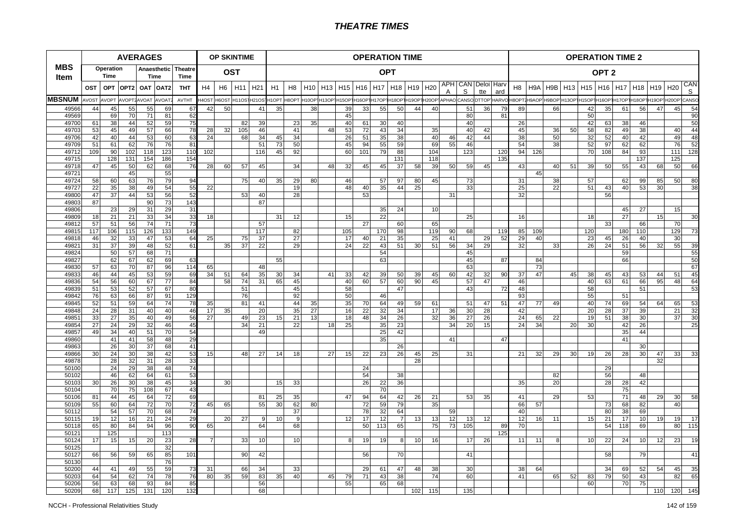| MBS Item | AVERAGES | | | | | | OP SKINTIME | | | | OPERATION TIME | | | | | | | | | | | | | | OPERATION TIME 2 | | | | | | | | | | |
|---|---|---|---|---|---|---|---|---|---|---|---|---|---|---|---|---|---|---|---|---|---|---|---|---|---|---|---|---|---|---|---|---|---|---|---|
| | Operation Time | | | Anaesthetic Time | | Theatre Time | OST | | | | OPT | | | | | | | | | | | | | | OPT 2 | | | | | | | | | | |
| | OST | OPT | OPT2 | OAT | OAT2 | THT | H4 | H6 | H11 | H21 | H1 | H8 | H10 | H13 | H15 | H16 | H17 | H18 | H19 | H20 | APHA | CANS | Deloitte | Harvard | H8 | H9A | H9B | H13 | H15 | H16 | H17 | H18 | H19 | H20 | CANS |
| MBSNUM | AVOST | AVOPT | AVOPT2 | AVOAT | AVOAT2 | AVTHT | H4OST | H6OST | H11OST | H21OST | H1OPT | H8OPT | H10OPT | H13OPT | H15OPT | H16OPT | H17OPT | H18OPT | H19OPT | H20OPT | APHAO | CANSO | DTTOP | HARVO | H8OPT2 | H9AOP | H9BOP | H13OP | H15OP | H16OP | H17OP | H18OP | H19OP | H20OP | CANSO |
| 49566 | 44 | 45 | 55 | 55 | 69 | 67 | 42 | 50 | | 41 | 35 | | 38 | | 39 | 33 | 55 | 50 | 44 | 40 | | 51 | 36 | 79 | 89 | | 66 | | 42 | 35 | 61 | 56 | 47 | 45 | 54 |
| 49569 | | 69 | 70 | 71 | 81 | 62 | | | | | | | | | 45 | | | | | | | 80 | | 81 | | | | | 50 | | | | | | 90 |
| 49700 | 61 | 38 | 44 | 52 | 59 | 75 | | | 82 | 39 | | 23 | 35 | | 40 | 61 | 30 | 40 | | | | 40 | | | 26 | | | | 42 | 63 | 38 | 46 | | | 50 |
| 49703 | 53 | 45 | 49 | 57 | 66 | 78 | 28 | 32 | 105 | 46 | | 41 | | 48 | 53 | 72 | 43 | 34 | | 35 | | 40 | 42 | | 45 | | 36 | 50 | 58 | 82 | 49 | 38 | | 40 | 44 |
| 49706 | 42 | 40 | 44 | 53 | 60 | 63 | 24 | | 68 | 34 | 45 | 34 | | | 26 | 51 | 35 | 38 | | 40 | 46 | 42 | 44 | | 38 | | 50 | | 32 | 52 | 40 | 42 | | 49 | 48 |
| 49709 | 51 | 61 | 62 | 76 | 76 | 81 | | | | 51 | 73 | 50 | | | 45 | 94 | 55 | 59 | | 69 | 55 | 46 | | | 54 | | 38 | | 52 | 97 | 62 | 62 | | 76 | 52 |
| 49712 | 109 | 90 | 102 | 118 | 123 | 110 | 102 | | | 116 | 45 | 92 | | | 60 | 101 | 79 | 88 | | 104 | | 123 | | 120 | 94 | 126 | | | 70 | 108 | 84 | 93 | | 111 | 128 |
| 49715 | | 128 | 131 | 154 | 186 | 154 | | | | | | | | | | | | 131 | | 118 | | | | 135 | | | | | | | | 137 | | 125 | |
| 49718 | 47 | 45 | 50 | 62 | 68 | 76 | 28 | 60 | 57 | 45 | | 34 | | 48 | 32 | 45 | 45 | 37 | 58 | 39 | 50 | 59 | 45 | | 43 | | 40 | 51 | 39 | 50 | 55 | 43 | 68 | 50 | 66 |
| 49721 | | | 45 | | 55 | | | | | | | | | | | | | | | | | | | | | 45 | | | | | | | | | |
| 49724 | 58 | 60 | 63 | 76 | 79 | 94 | | | 75 | 40 | 35 | 29 | 80 | | 46 | | 57 | 97 | 80 | 45 | | 73 | | | 31 | | 38 | | 57 | | 62 | 99 | 85 | 50 | 80 |
| 49727 | 22 | 35 | 38 | 49 | 54 | 55 | 22 | | | | | 19 | | | 48 | 40 | 35 | 44 | 25 | | | 33 | | | 25 | | 22 | | 51 | 43 | 40 | 53 | 30 | | 38 |
| 49800 | 47 | 37 | 44 | 53 | 56 | 52 | | | 53 | 40 | | 28 | | | | 53 | | | | | 31 | | | | 32 | | | | | 56 | | | | | |
| 49803 | 87 | | | 90 | 73 | 143 | | | | 87 | | | | | | | | | | | | | | | | | | | | | | | | | |
| 49806 | | 23 | 29 | 31 | 29 | 31 | | | | | | | | | | | 35 | 24 | | 10 | | | | | | | | | | | 45 | 27 | | 15 | |
| 49809 | 18 | 21 | 21 | 33 | 34 | 33 | 18 | | | | 31 | 12 | | | 15 | | 22 | | | | | 25 | | | 16 | | | | 18 | | 27 | | 15 | | 30 |
| 49812 | 57 | 51 | 56 | 74 | 71 | 73 | | | | 57 | | | | | | 27 | | 60 | | 65 | | | | | | | | | | 33 | | 66 | | 70 | |
| 49815 | 117 | 106 | 115 | 126 | 133 | 149 | | | | 117 | | 82 | | | 105 | | 170 | 98 | | 119 | 90 | 68 | | 119 | 85 | 109 | | | 120 | | 180 | 110 | | 129 | 73 |
| 49818 | 46 | 32 | 33 | 47 | 53 | 64 | 25 | | 75 | 37 | | 27 | | | 17 | 40 | 21 | 35 | | 25 | 41 | | 29 | 52 | 29 | 40 | | | 23 | 45 | 26 | 40 | | 30 | |
| 49821 | 31 | 37 | 39 | 48 | 52 | 61 | | 35 | 37 | 22 | | 29 | | | 24 | 22 | 43 | 51 | 30 | 51 | 56 | 34 | 29 | | 32 | | 33 | | 26 | 24 | 51 | 56 | 32 | 55 | 39 |
| 49824 | | 50 | 57 | 68 | 71 | | | | | | | | | | | | | 54 | | | | 45 | | | | | | | | | 59 | | | | 55 |
| 49827 | | 62 | 67 | 62 | 69 | 63 | | | | | 55 | | | | | | 63 | | | | | 45 | | 87 | | 84 | | | | | 66 | | | | 50 |
| 49830 | 57 | 63 | 70 | 87 | 96 | 114 | 65 | | | 48 | | | | | | | | | | | | 63 | | | | 73 | | | | | | | | | 67 |
| 49833 | 46 | 44 | 45 | 53 | 59 | 69 | 34 | 51 | 64 | 35 | 30 | 34 | | 41 | 33 | 42 | 39 | 50 | 39 | 45 | 60 | 42 | 32 | 90 | 37 | 47 | | 45 | 38 | 45 | 43 | 53 | 44 | 51 | 45 |
| 49836 | 54 | 56 | 60 | 67 | 77 | 84 | | 58 | 74 | 31 | 65 | 45 | | | 40 | 60 | 57 | 60 | 90 | 45 | | 57 | 47 | | 46 | | | | 40 | 63 | 61 | 66 | 95 | 48 | 64 |
| 49839 | 51 | 53 | 52 | 57 | 67 | 80 | | | 51 | | | 45 | | | 58 | | | 47 | | | | 43 | | 72 | 48 | | | | 58 | | | 51 | | | 53 |
| 49842 | 76 | 63 | 66 | 87 | 91 | 129 | | | 76 | | | 92 | | | 50 | | 46 | | | | | | | | 93 | | | | 55 | | 51 | | | | |
| 49845 | 52 | 51 | 59 | 64 | 74 | 78 | 35 | | 81 | 41 | | 44 | 35 | | 35 | 70 | 64 | 49 | 59 | 61 | | 51 | 47 | 51 | 47 | 77 | 49 | | 40 | 74 | 69 | 54 | 64 | 65 | 53 |
| 49848 | 24 | 28 | 31 | 40 | 40 | 46 | 17 | 35 | | 20 | | 35 | 27 | | 16 | 22 | 32 | 34 | | 17 | 36 | 30 | 28 | | 42 | | | | 20 | 28 | 37 | 39 | | 21 | 32 |
| 49851 | 33 | 27 | 35 | 40 | 49 | 56 | 27 | | 49 | 23 | 15 | 21 | 13 | | 18 | 48 | 34 | 26 | | 32 | 36 | 27 | 26 | | 24 | 65 | 22 | | 19 | 51 | 38 | 30 | | 37 | 30 |
| 49854 | 27 | 24 | 29 | 32 | 46 | 45 | | | 34 | 21 | | 22 | | 18 | 25 | | 35 | 23 | | | 34 | 20 | 15 | | 24 | 34 | | 20 | 30 | | 42 | 26 | | | 25 |
| 49857 | 49 | 34 | 40 | 51 | 70 | 54 | | | | 49 | | | | | | | 25 | 42 | | | | | | | | | | | | | 35 | 44 | | | |
| 49860 | | 41 | 41 | 58 | 48 | 29 | | | | | | | | | | | 35 | | | | 41 | | | 47 | | | | | | | 41 | | | | |
| 49863 | | 26 | 30 | 37 | 68 | 41 | | | | | | | | | | | | 26 | | | | | | | | | | | | | | 30 | | | |
| 49866 | 30 | 24 | 30 | 38 | 42 | 53 | 15 | | 48 | 27 | 14 | 18 | | 27 | 15 | 22 | 23 | 26 | 45 | 25 | | 31 | | | 21 | 32 | 29 | 30 | 19 | 26 | 28 | 30 | 47 | 33 | 33 |
| 49878 | | 28 | 32 | 31 | 28 | 33 | | | | | | | | | | | | | 28 | | | | | | | | | | | | | | 32 | | |
| 50100 | | 24 | 29 | 38 | 48 | 74 | | | | | | | | | | 24 | | | | | | | | | | | | | | 29 | | | | | |
| 50102 | | 46 | 62 | 64 | 61 | 53 | | | | | | | | | | 54 | | 38 | | | | | | | | | 82 | | | 56 | | 48 | | | |
| 50103 | 30 | 26 | 30 | 38 | 45 | 34 | | 30 | | | 15 | 33 | | | | 26 | 22 | 36 | | | | | | | 35 | | 20 | | | 28 | 28 | 42 | | | |
| 50104 | | 70 | 75 | 108 | 67 | 43 | | | | | | | | | | | 70 | | | | | | | | | | | | | | 75 | | | | |
| 50106 | 81 | 44 | 45 | 64 | 72 | 69 | | | | 81 | 25 | 35 | | | 47 | 94 | 64 | 42 | 26 | 21 | | 53 | 35 | | 41 | | 29 | | 53 | | 71 | 48 | 29 | 30 | 58 |
| 50109 | 55 | 60 | 64 | 72 | 70 | 72 | 45 | 65 | | 55 | 30 | 62 | 80 | | | 72 | 59 | 79 | | 35 | | | | | 66 | 57 | | | | 73 | 68 | 82 | | 40 | |
| 50112 | | 54 | 57 | 70 | 68 | 74 | | | | | | 37 | | | | 78 | 32 | 64 | | | 59 | | | | 40 | | | | | 80 | 38 | 69 | | | |
| 50115 | 19 | 12 | 16 | 21 | 24 | 29 | | 20 | 27 | 9 | 10 | 9 | | | 12 | 17 | 12 | 7 | 13 | 13 | 12 | 13 | 12 | | 12 | 16 | 11 | | 15 | 21 | 17 | 10 | 19 | 19 | 17 |
| 50118 | 65 | 80 | 84 | 94 | 96 | 90 | 65 | | | 64 | | 68 | | | | 50 | 113 | 65 | | 75 | 73 | 105 | | 89 | 70 | | | | | 54 | 118 | 69 | | 80 | 115 |
| 50121 | | 125 | | | 113 | | | | | | | | | | | | | | | | | | | 125 | | | | | | | | | | | |
| 50124 | 17 | 15 | 15 | 20 | 23 | 28 | 7 | | 33 | 10 | | 10 | | | 8 | 19 | 19 | 8 | 10 | 16 | | 17 | 26 | | 11 | 11 | 8 | | 10 | 22 | 24 | 10 | 12 | 23 | 19 |
| 50125 | | | | | 32 | | | | | | | | | | | | | | | | | | | | | | | | | | | | | | |
| 50127 | 66 | 56 | 59 | 65 | 85 | 101 | | | 90 | 42 | | | | | | 56 | | 70 | | | | 41 | | | | | | | | 58 | | 79 | | | 41 |
| 50130 | | | | | 76 | | | | | | | | | | | | | | | | | | | | | | | | | | | | | | |
| 50200 | 44 | 41 | 49 | 55 | 59 | 73 | 31 | | 66 | 34 | | 33 | | | | 29 | 61 | 47 | 48 | 38 | | 30 | | | 38 | 64 | | | | 34 | 69 | 52 | 54 | 45 | 35 |
| 50203 | 64 | 54 | 62 | 74 | 78 | 76 | 80 | 35 | 59 | 83 | 35 | 40 | | 45 | 79 | 71 | 43 | 38 | | 74 | | 60 | | | 41 | | 65 | 52 | 83 | 79 | 50 | 43 | | 82 | 65 |
| 50206 | 56 | 63 | 68 | 93 | 84 | 85 | | | | 56 | | | | | 55 | | 65 | 68 | | | | | | | | | | | 60 | | 70 | 75 | | | |
| 50209 | 68 | 117 | 125 | 131 | 120 | 132 | | | | 68 | | | | | | | | | 102 | 115 | | 135 | | | | | | | | | | | 110 | 120 | 145 |

NCCH - Professional Relativities Study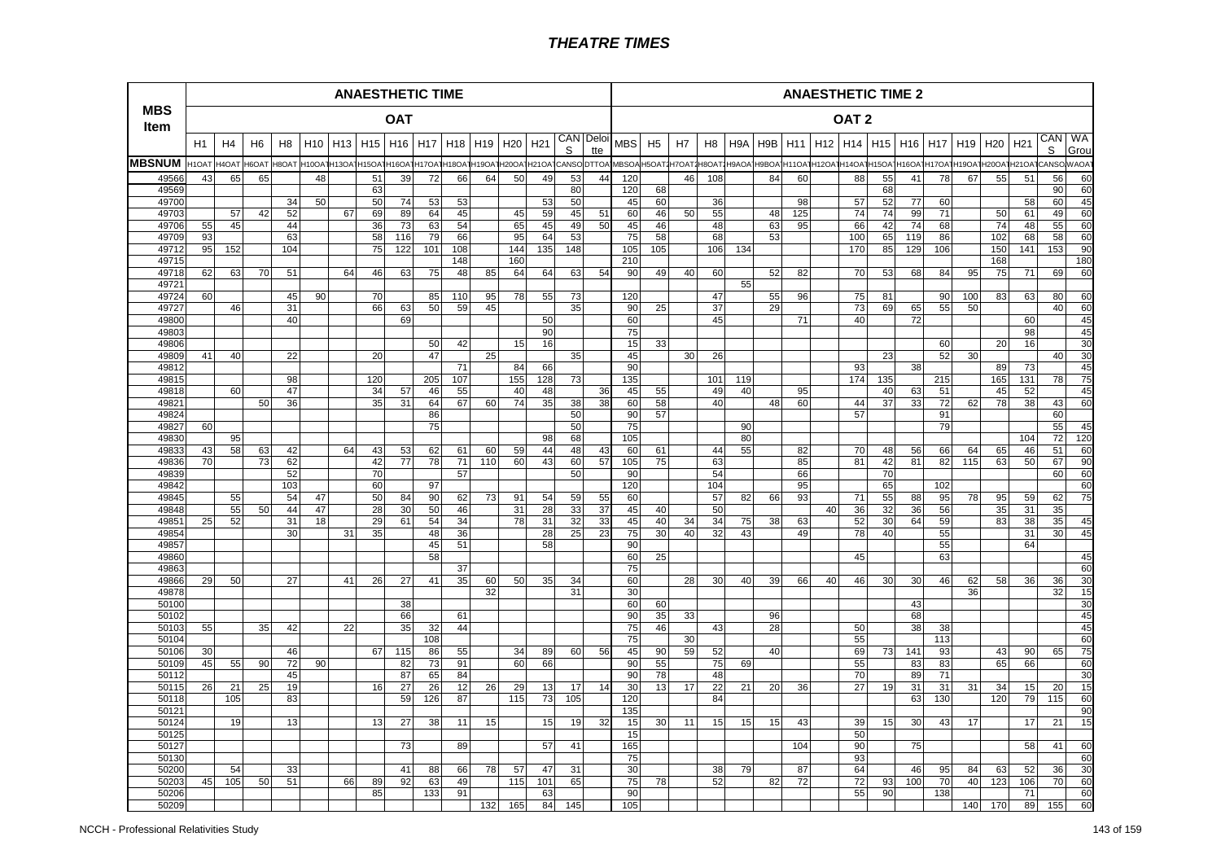# THEATRE TIMES

| MBS Item | ANAESTHETIC TIME | | | | | | | | | | | | | | | ANAESTHETIC TIME 2 | | | | | | | | | | | | | | | | |
|---|---|---|---|---|---|---|---|---|---|---|---|---|---|---|---|---|---|---|---|---|---|---|---|---|---|---|---|---|---|---|---|---|
| | OAT | | | | | | | | | | | | | | | OAT 2 | | | | | | | | | | | | | | | | |
| | H1 | H4 | H6 | H8 | H10 | H13 | H15 | H16 | H17 | H18 | H19 | H20 | H21 | CANS | Deloitte | MBS | H5 | H7 | H8 | H9A | H9B | H11 | H12 | H14 | H15 | H16 | H17 | H19 | H20 | H21 | CANS | WA Grou |
| MBSNUM | H1OAT | H4OAT | H6OAT | H8OAT | H10OAT | H13OAT | H15OAT | H16OAT | H17OAT | H18OAT | H19OAT | H20OAT | H21OAT | CANSO | DTTOA | MBSOA | H5OAT2 | H7OAT2 | H8OAT2 | H9AOA | H9BOA | H11OAT | H12OAT | H14OAT | H15OAT | H16OAT | H17OAT | H19OAT | H20OAT | H21OAT | CANSO | WAOAT |
| 49566 | 43 | 65 | 65 | | 48 | | 51 | 39 | 72 | 66 | 64 | 50 | 49 | 53 | 44 | 120 | | 46 | 108 | | 84 | 60 | | 88 | 55 | 41 | 78 | 67 | 55 | 51 | 56 | 60 |
| 49569 | | | | | | | 63 | | | | | | | 80 | | 120 | 68 | | | | | | | | 68 | | | | | | 90 | 60 |
| 49700 | | | | 34 | 50 | | 50 | 74 | 53 | 53 | | | 53 | 50 | | 45 | 60 | | 36 | | | 98 | | 57 | 52 | 77 | 60 | | | 58 | 60 | 45 |
| 49703 | | 57 | 42 | 52 | | 67 | 69 | 89 | 64 | 45 | | 45 | 59 | 45 | 51 | 60 | 46 | 50 | 55 | | 48 | 125 | | 74 | 74 | 99 | 71 | | 50 | 61 | 49 | 60 |
| 49706 | 55 | 45 | | 44 | | | 36 | 73 | 63 | 54 | | 65 | 45 | 49 | 50 | 45 | 46 | | 48 | | 63 | 95 | | 66 | 42 | 74 | 68 | | 74 | 48 | 55 | 60 |
| 49709 | 93 | | | 63 | | | 58 | 116 | 79 | 66 | | 95 | 64 | 53 | | 75 | 58 | | 68 | | 53 | | | 100 | 65 | 119 | 86 | | 102 | 68 | 58 | 60 |
| 49712 | 95 | 152 | | 104 | | | 75 | 122 | 101 | 108 | | 144 | 135 | 148 | | 105 | 105 | | 106 | 134 | | | | 170 | 85 | 129 | 106 | | 150 | 141 | 153 | 90 |
| 49715 | | | | | | | | | | 148 | | 160 | | | | 210 | | | | | | | | | | | | | 168 | | | 180 |
| 49718 | 62 | 63 | 70 | 51 | | 64 | 46 | 63 | 75 | 48 | 85 | 64 | 64 | 63 | 54 | 90 | 49 | 40 | 60 | | 52 | 82 | | 70 | 53 | 68 | 84 | 95 | 75 | 71 | 69 | 60 |
| 49721 | | | | | | | | | | | | | | | | | | | | 55 | | | | | | | | | | | | |
| 49724 | 60 | | | 45 | 90 | | 70 | | 85 | 110 | 95 | 78 | 55 | 73 | | 120 | | | 47 | | 55 | 96 | | 75 | 81 | | 90 | 100 | 83 | 63 | 80 | 60 |
| 49727 | | 46 | | 31 | | | 66 | 63 | 50 | 59 | 45 | | | 35 | | 90 | 25 | | 37 | | 29 | | | 73 | 69 | 65 | 55 | 50 | | | 40 | 60 |
| 49800 | | | | 40 | | | | 69 | | | | | 50 | | | 60 | | | 45 | | | 71 | | 40 | | 72 | | | | 60 | | 45 |
| 49803 | | | | | | | | | | | | | 90 | | | 75 | | | | | | | | | | | | | | 98 | | 45 |
| 49806 | | | | | | | | | 50 | 42 | | 15 | 16 | | | 15 | 33 | | | | | | | | | | 60 | | 20 | 16 | | 30 |
| 49809 | 41 | 40 | | 22 | | | 20 | | 47 | | 25 | | | 35 | | 45 | | 30 | 26 | | | | | | 23 | | 52 | 30 | | | 40 | 30 |
| 49812 | | | | | | | | | | 71 | | 84 | 66 | | | 90 | | | | | | | | 93 | | 38 | | | 89 | 73 | | 45 |
| 49815 | | | | 98 | | | 120 | | 205 | 107 | | 155 | 128 | 73 | | 135 | | | 101 | 119 | | | | 174 | 135 | | 215 | | 165 | 131 | 78 | 75 |
| 49818 | | 60 | | 47 | | | 34 | 57 | 46 | 55 | | 40 | 48 | | 36 | 45 | 55 | | 49 | 40 | | 95 | | | 40 | 63 | 51 | | 45 | 52 | | 45 |
| 49821 | | | 50 | 36 | | | 35 | 31 | 64 | 67 | 60 | 74 | 35 | 38 | 38 | 60 | 58 | | 40 | | 48 | 60 | | 44 | 37 | 33 | 72 | 62 | 78 | 38 | 43 | 60 |
| 49824 | | | | | | | | | 86 | | | | | 50 | | 90 | 57 | | | | | | | 57 | | | 91 | | | | 60 | |
| 49827 | 60 | | | | | | | | 75 | | | | | 50 | | 75 | | | | 90 | | | | | | | 79 | | | | 55 | 45 |
| 49830 | | 95 | | | | | | | | | | | 98 | 68 | | 105 | | | | 80 | | | | | | | | | | 104 | 72 | 120 |
| 49833 | 43 | 58 | 63 | 42 | | 64 | 43 | 53 | 62 | 61 | 60 | 59 | 44 | 48 | 43 | 60 | 61 | | 44 | 55 | | 82 | | 70 | 48 | 56 | 66 | 64 | 65 | 46 | 51 | 60 |
| 49836 | 70 | | 73 | 62 | | | 42 | 77 | 78 | 71 | 110 | 60 | 43 | 60 | 57 | 105 | 75 | | 63 | | | 85 | | 81 | 42 | 81 | 82 | 115 | 63 | 50 | 67 | 90 |
| 49839 | | | | 52 | | | 70 | | | 57 | | | | 50 | | 90 | | | 54 | | | 66 | | | 70 | | | | | | 60 | 60 |
| 49842 | | | | 103 | | | 60 | | 97 | | | | | | | 120 | | | 104 | | | 95 | | | 65 | | 102 | | | | | 60 |
| 49845 | | 55 | | 54 | 47 | | 50 | 84 | 90 | 62 | 73 | 91 | 54 | 59 | 55 | 60 | | | 57 | 82 | 66 | 93 | | 71 | 55 | 88 | 95 | 78 | 95 | 59 | 62 | 75 |
| 49848 | | 55 | 50 | 44 | 47 | | 28 | 30 | 50 | 46 | | 31 | 28 | 33 | 37 | 45 | 40 | | 50 | | | | 40 | 36 | 32 | 36 | 56 | | 35 | 31 | 35 | |
| 49851 | 25 | 52 | | 31 | 18 | | 29 | 61 | 54 | 34 | | 78 | 31 | 32 | 33 | 45 | 40 | 34 | 34 | 75 | 38 | 63 | | 52 | 30 | 64 | 59 | | 83 | 38 | 35 | 45 |
| 49854 | | | | 30 | | 31 | 35 | | 48 | 36 | | | 28 | 25 | 23 | 75 | 30 | 40 | 32 | 43 | | 49 | | 78 | 40 | | 55 | | | 31 | 30 | 45 |
| 49857 | | | | | | | | | 45 | 51 | | | 58 | | | 90 | | | | | | | | | | | 55 | | | 64 | | |
| 49860 | | | | | | | | | 58 | | | | | | | 60 | 25 | | | | | | | 45 | | | 63 | | | | | 45 |
| 49863 | | | | | | | | | | 37 | | | | | | 75 | | | | | | | | | | | | | | | | 60 |
| 49866 | 29 | 50 | | 27 | | 41 | 26 | 27 | 41 | 35 | 60 | 50 | 35 | 34 | | 60 | | 28 | 30 | 40 | 39 | 66 | 40 | 46 | 30 | 30 | 46 | 62 | 58 | 36 | 36 | 30 |
| 49878 | | | | | | | | | | | 32 | | | 31 | | 30 | | | | | | | | | | | | 36 | | | 32 | 15 |
| 50100 | | | | | | | | 38 | | | | | | | | 60 | 60 | | | | | | | | | 43 | | | | | | 30 |
| 50102 | | | | | | | | 66 | | 61 | | | | | | 90 | 35 | 33 | | | 96 | | | | | 68 | | | | | | 45 |
| 50103 | 55 | | 35 | 42 | | 22 | | 35 | 32 | 44 | | | | | | 75 | 46 | | 43 | | 28 | | | 50 | | 38 | 38 | | | | | 45 |
| 50104 | | | | | | | | | 108 | | | | | | | 75 | | 30 | | | | | | 55 | | | 113 | | | | | 60 |
| 50106 | 30 | | | 46 | | | 67 | 115 | 86 | 55 | | 34 | 89 | 60 | 56 | 45 | 90 | 59 | 52 | | 40 | | | 69 | 73 | 141 | 93 | | 43 | 90 | 65 | 75 |
| 50109 | 45 | 55 | 90 | 72 | 90 | | | 82 | 73 | 91 | | 60 | 66 | | | 90 | 55 | | 75 | 69 | | | | 55 | | 83 | 83 | | 65 | 66 | | 60 |
| 50112 | | | | 45 | | | | 87 | 65 | 84 | | | | | | 90 | 78 | | 48 | | | | | 70 | | 89 | 71 | | | | | 30 |
| 50115 | 26 | 21 | 25 | 19 | | | 16 | 27 | 26 | 12 | 26 | 29 | 13 | 17 | 14 | 30 | 13 | 17 | 22 | 21 | 20 | 36 | | 27 | 19 | 31 | 31 | 31 | 34 | 15 | 20 | 15 |
| 50118 | | 105 | | 83 | | | | 59 | 126 | 87 | | 115 | 73 | 105 | | 120 | | | 84 | | | | | | | 63 | 130 | | 120 | 79 | 115 | 60 |
| 50121 | | | | | | | | | | | | | | | | 135 | | | | | | | | | | | | | | | | 90 |
| 50124 | | 19 | | 13 | | | 13 | 27 | 38 | 11 | 15 | | 15 | 19 | 32 | 15 | 30 | 11 | 15 | 15 | 15 | 43 | | 39 | 15 | 30 | 43 | 17 | | 17 | 21 | 15 |
| 50125 | | | | | | | | | | | | | | | | 15 | | | | | | | | 50 | | | | | | | | |
| 50127 | | | | | | | | 73 | | 89 | | | 57 | 41 | | 165 | | | | | | 104 | | 90 | | 75 | | | | 58 | 41 | 60 |
| 50130 | | | | | | | | | | | | | | | | 75 | | | | | | | | 93 | | | | | | | | 60 |
| 50200 | | 54 | | 33 | | | | 41 | 88 | 66 | 78 | 57 | 47 | 31 | | 30 | | | 38 | 79 | | 87 | | 64 | | 46 | 95 | 84 | 63 | 52 | 36 | 30 |
| 50203 | 45 | 105 | 50 | 51 | | 66 | 89 | 92 | 63 | 49 | | 115 | 101 | 65 | | 75 | 78 | | 52 | | 82 | 72 | | 72 | 93 | 100 | 70 | 40 | 123 | 106 | 70 | 60 |
| 50206 | | | | | | | 85 | | 133 | 91 | | | 63 | | | 90 | | | | | | | | 55 | 90 | | 138 | | | 71 | | 60 |
| 50209 | | | | | | | | | | | 132 | 165 | 84 | 145 | | 105 | | | | | | | | | | | | 140 | 170 | 89 | 155 | 60 |

NCCH - Professional Relativities Study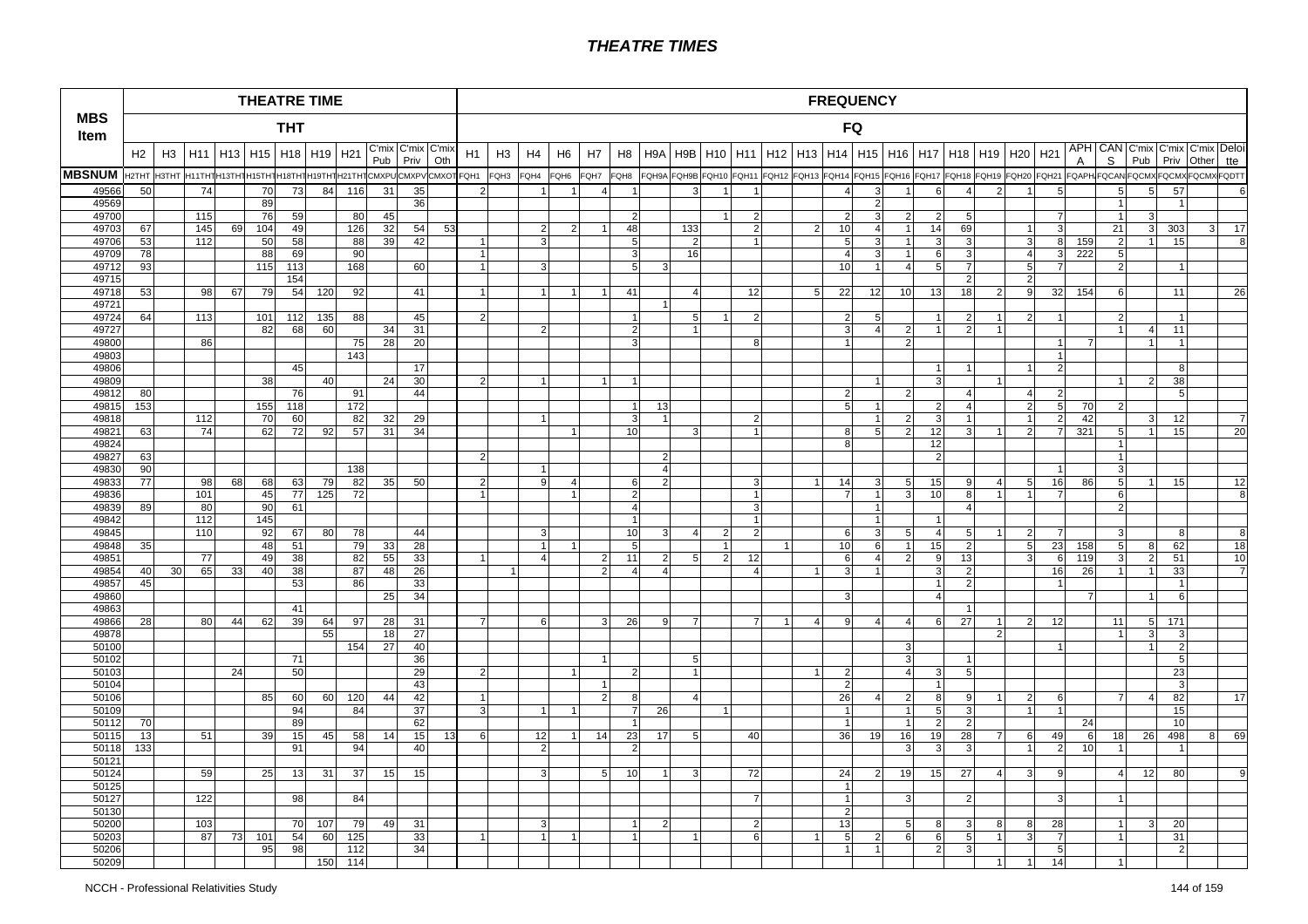# THEATRE TIMES

| MBS Item | THEATRE TIME | | | | | | | | | | | FREQUENCY | | | | | | | | | | | | | | | | | | | | | | | | | |
|---|---|---|---|---|---|---|---|---|---|---|---|---|---|---|---|---|---|---|---|---|---|---|---|---|---|---|---|---|---|---|---|---|---|---|---|---|---|
| | THT | | | | | | | | | | | FQ | | | | | | | | | | | | | | | | | | | | | | | | | |
| | H2 | H3 | H11 | H13 | H15 | H18 | H19 | H21 | C'mix Pub | C'mix Priv | C'mix Oth | H1 | H3 | H4 | H6 | H7 | H8 | H9A | H9B | H10 | H11 | H12 | H13 | H14 | H15 | H16 | H17 | H18 | H19 | H20 | H21 | APH A | CAN S | C'mix Pub | C'mix Priv | C'mix Other | Deloitte |
| MBSNUM | H2THT | H3THT | H11THT | H13THT | H15THT | H18THT | H19THT | H21THT | CMXPU | CMXPV | CMXOT | FQH1 | FQH3 | FQH4 | FQH6 | FQH7 | FQH8 | FQH9A | FQH9B | FQH10 | FQH11 | FQH12 | FQH13 | FQH14 | FQH15 | FQH16 | FQH17 | FQH18 | FQH19 | FQH20 | FQH21 | FQAPH | FQCAN | FQCMX | FQCMX | FQCMX | FQDTT |
| 49566 | 50 | | 74 | | 70 | 73 | 84 | 116 | 31 | 35 | | 2 | | 1 | 1 | 4 | 1 | | 3 | 1 | 1 | | | 4 | 3 | 1 | 6 | 4 | 2 | 1 | 5 | | 5 | 5 | 57 | | 6 |
| 49569 | | | | | 89 | | | | | 36 | | | | | | | | | | | | | | | 2 | | | | | | | | 1 | | 1 | | |
| 49700 | | | 115 | | 76 | 59 | | 80 | 45 | | | | | | | | 2 | | | 1 | 2 | | | 2 | 3 | 2 | 2 | 5 | | | 7 | | 1 | 3 | | | |
| 49703 | 67 | | 145 | 69 | 104 | 49 | | 126 | 32 | 54 | 53 | | | 2 | 2 | 1 | 48 | | 133 | | 2 | | 2 | 10 | 4 | 1 | 14 | 69 | | 1 | 3 | | 21 | 3 | 303 | 3 | 17 |
| 49706 | 53 | | 112 | | 50 | 58 | | 88 | 39 | 42 | | 1 | | 3 | | | 5 | | 2 | | 1 | | | 5 | 3 | 1 | 3 | 3 | | 3 | 8 | 159 | 2 | 1 | 15 | | 8 |
| 49709 | 78 | | | | 88 | 69 | | 90 | | | | 1 | | | | | 3 | | 16 | | | | | 4 | 3 | 1 | 6 | 3 | | 4 | 3 | 222 | 5 | | | | |
| 49712 | 93 | | | | 115 | 113 | | 168 | | 60 | | 1 | | 3 | | | 5 | 3 | | | | | | 10 | 1 | 4 | 5 | 7 | | 5 | 7 | | 2 | | 1 | | |
| 49715 | | | | | | 154 | | | | | | | | | | | | | | | | | | | | | | 2 | | 2 | | | | | | | |
| 49718 | 53 | | 98 | 67 | 79 | 54 | 120 | 92 | | 41 | | 1 | | 1 | 1 | 1 | 41 | | 4 | | 12 | | 5 | 22 | 12 | 10 | 13 | 18 | 2 | 9 | 32 | 154 | 6 | | 11 | | 26 |
| 49721 | | | | | | | | | | | | | | | | | | 1 | | | | | | | | | | | | | | | | | | | |
| 49724 | 64 | | 113 | | 101 | 112 | 135 | 88 | | 45 | | 2 | | | | | 1 | | 5 | 1 | 2 | | | 2 | 5 | | 1 | 2 | 1 | 2 | 1 | | 2 | | 1 | | |
| 49727 | | | | | 82 | 68 | 60 | | 34 | 31 | | | | 2 | | | 2 | | 1 | | | | | 3 | 4 | 2 | 1 | 2 | 1 | | | | 1 | 4 | 11 | | |
| 49800 | | | 86 | | | | | 75 | 28 | 20 | | | | | | | 3 | | | | 8 | | | 1 | | 2 | | | | | 1 | 7 | | 1 | 1 | | |
| 49803 | | | | | | | | 143 | | | | | | | | | | | | | | | | | | | | | | | 1 | | | | | | |
| 49806 | | | | | | 45 | | | | 17 | | | | | | | | | | | | | | | | | 1 | 1 | | 1 | 2 | | | | 8 | | |
| 49809 | | | | | 38 | | 40 | | 24 | 30 | | 2 | | 1 | | 1 | 1 | | | | | | | | 1 | | 3 | | 1 | | | | 1 | 2 | 38 | | |
| 49812 | 80 | | | | | 76 | | 91 | | 44 | | | | | | | | | | | | | | 2 | | 2 | | 4 | | 4 | 2 | | | | 5 | | |
| 49815 | 153 | | | | 155 | 118 | | 172 | | | | | | | | | 1 | 13 | | | | | | 5 | 1 | | 2 | 4 | | 2 | 5 | 70 | 2 | | | | |
| 49818 | | | 112 | | 70 | 60 | | 82 | 32 | 29 | | | | 1 | | | 3 | 1 | | | 2 | | | | 1 | 2 | 3 | 1 | | 1 | 2 | 42 | | 3 | 12 | | 7 |
| 49821 | 63 | | 74 | | 62 | 72 | 92 | 57 | 31 | 34 | | | | | 1 | | 10 | | 3 | | 1 | | | 8 | 5 | 2 | 12 | 3 | 1 | 2 | 7 | 321 | 5 | 1 | 15 | | 20 |
| 49824 | | | | | | | | | | | | | | | | | | | | | | | | 8 | | | 12 | | | | | | | | | | |
| 49827 | 63 | | | | | | | | | | | 2 | | | | | | 2 | | | | | | | | | 2 | | | | | | 1 | | | | |
| 49830 | 90 | | | | | | | 138 | | | | | | 1 | | | | 4 | | | | | | | | | | | | | 1 | | 3 | | | | |
| 49833 | 77 | | 98 | 68 | 68 | 63 | 79 | 82 | 35 | 50 | | 2 | | 9 | 4 | | 6 | 2 | | | 3 | | 1 | 14 | 3 | 5 | 15 | 9 | 4 | 5 | 16 | 86 | 5 | 1 | 15 | | 12 |
| 49836 | | | 101 | | 45 | 77 | 125 | 72 | | | | 1 | | | 1 | | 2 | | | | 1 | | | 7 | 1 | 3 | 10 | 8 | 1 | 1 | 7 | | 6 | | | | 8 |
| 49839 | 89 | | 80 | | 90 | 61 | | | | | | | | | | | 4 | | | | 3 | | | | 1 | | | 4 | | | | | 2 | | | | |
| 49842 | | | 112 | | 145 | | | | | | | | | | | | 1 | | | | 1 | | | | 1 | | 1 | | | | | | | | | | |
| 49845 | | | 110 | | 92 | 67 | 80 | 78 | | 44 | | | | 3 | | | 10 | 3 | 4 | 2 | 2 | | | 6 | 3 | 5 | 4 | 5 | 1 | 2 | 7 | | 3 | | 8 | | 8 |
| 49848 | 35 | | | | 48 | 51 | | 79 | 33 | 28 | | | | 1 | 1 | | 5 | | | 1 | | 1 | | 10 | 6 | 1 | 15 | 2 | | 5 | 23 | 158 | 5 | 8 | 62 | | 18 |
| 49851 | | | 77 | | 49 | 38 | | 82 | 55 | 33 | | 1 | | 4 | | 2 | 11 | 2 | 5 | 2 | 12 | | | 6 | 4 | 2 | 9 | 13 | | 3 | 6 | 119 | 3 | 2 | 51 | | 10 |
| 49854 | 40 | 30 | 65 | 33 | 40 | 38 | | 87 | 48 | 26 | | | 1 | | | 2 | 4 | 4 | | | 4 | | 1 | 3 | 1 | | 3 | 2 | | | 16 | 26 | 1 | 1 | 33 | | 7 |
| 49857 | 45 | | | | | 53 | | 86 | | 33 | | | | | | | | | | | | | | | | | 1 | 2 | | | 1 | | | | 1 | | |
| 49860 | | | | | | | | | 25 | 34 | | | | | | | | | | | | | | 3 | | | 4 | | | | | 7 | | 1 | 6 | | |
| 49863 | | | | | | 41 | | | | | | | | | | | | | | | | | | | | | | 1 | | | | | | | | | |
| 49866 | 28 | | 80 | 44 | 62 | 39 | 64 | 97 | 28 | 31 | | 7 | | 6 | | 3 | 26 | 9 | 7 | | 7 | 1 | 4 | 9 | 4 | 4 | 6 | 27 | 1 | 2 | 12 | | 11 | 5 | 171 | | |
| 49878 | | | | | | | 55 | | 18 | 27 | | | | | | | | | | | | | | | | | | | 2 | | | | 1 | 3 | 3 | | |
| 50100 | | | | | | | | 154 | 27 | 40 | | | | | | | | | | | | | | | | 3 | | | | | 1 | | | 1 | 2 | | |
| 50102 | | | | | | 71 | | | | 36 | | | | | | 1 | | | 5 | | | | | | | 3 | | 1 | | | | | | | 5 | | |
| 50103 | | | | 24 | | 50 | | | | 29 | | 2 | | | 1 | | 2 | | 1 | | | | 1 | 2 | | 4 | 3 | 5 | | | | | | | 23 | | |
| 50104 | | | | | | | | | | 43 | | | | | | 1 | | | | | | | | 2 | | 1 | | | | | | | | | 3 | | |
| 50106 | | | | | 85 | 60 | 60 | 120 | 44 | 42 | | 1 | | | | 2 | 8 | | 4 | | | | | 26 | 4 | 2 | 8 | 9 | 1 | 2 | 6 | | 7 | 4 | 82 | | 17 |
| 50109 | | | | | | 94 | | 84 | | 37 | | 3 | | 1 | 1 | | 7 | 26 | | 1 | | | | 1 | | 1 | 5 | 3 | | 1 | 1 | | | | 15 | | |
| 50112 | 70 | | | | | 89 | | | | 62 | | | | | | | 1 | | | | | | | 1 | | 1 | 2 | 2 | | | | 24 | | | 10 | | |
| 50115 | 13 | | 51 | | 39 | 15 | 45 | 58 | 14 | 15 | 13 | 6 | | 12 | 1 | 14 | 23 | 17 | 5 | | 40 | | | 36 | 19 | 16 | 19 | 28 | 7 | 6 | 49 | 6 | 18 | 26 | 498 | 8 | 69 |
| 50118 | 133 | | | | | 91 | | 94 | | 40 | | | | 2 | | | 2 | | | | | | | | | 3 | 3 | 3 | | 1 | 2 | 10 | 1 | | 1 | | |
| 50121 | | | | | | | | | | | | | | | | | | | | | | | | | | | | | | | | | | | | | |
| 50124 | | | 59 | | 25 | 13 | 31 | 37 | 15 | 15 | | | | 3 | | 5 | 10 | 1 | 3 | | 72 | | | 24 | 2 | 19 | 15 | 27 | 4 | 3 | 9 | | 4 | 12 | 80 | | 9 |
| 50125 | | | | | | | | | | | | | | | | | | | | | | | | 1 | | | | | | | | | | | | | |
| 50127 | | | 122 | | | 98 | | 84 | | | | | | | | | | | | | 7 | | | 1 | | 3 | | 2 | | | 3 | | 1 | | | | |
| 50130 | | | | | | | | | | | | | | | | | | | | | | | | 2 | | | | | | | | | | | | | |
| 50200 | | | 103 | | | 70 | 107 | 79 | 49 | 31 | | | | 3 | | | 1 | 2 | | | 2 | | | 13 | | 5 | 8 | 3 | 8 | 8 | 28 | | 1 | 3 | 20 | | |
| 50203 | | | 87 | 73 | 101 | 54 | 60 | 125 | | 33 | | 1 | | 1 | 1 | | 1 | | 1 | | 6 | | 1 | 5 | 2 | 6 | 6 | 5 | 1 | 3 | 7 | | 1 | | 31 | | |
| 50206 | | | | | 95 | 98 | | 112 | | 34 | | | | | | | | | | | | | | 1 | 1 | | 2 | 3 | | | 5 | | | | 2 | | |
| 50209 | | | | | | | 150 | 114 | | | | | | | | | | | | | | | | | | | | | 1 | 1 | 14 | | 1 | | | | |

NCCH - Professional Relativities Study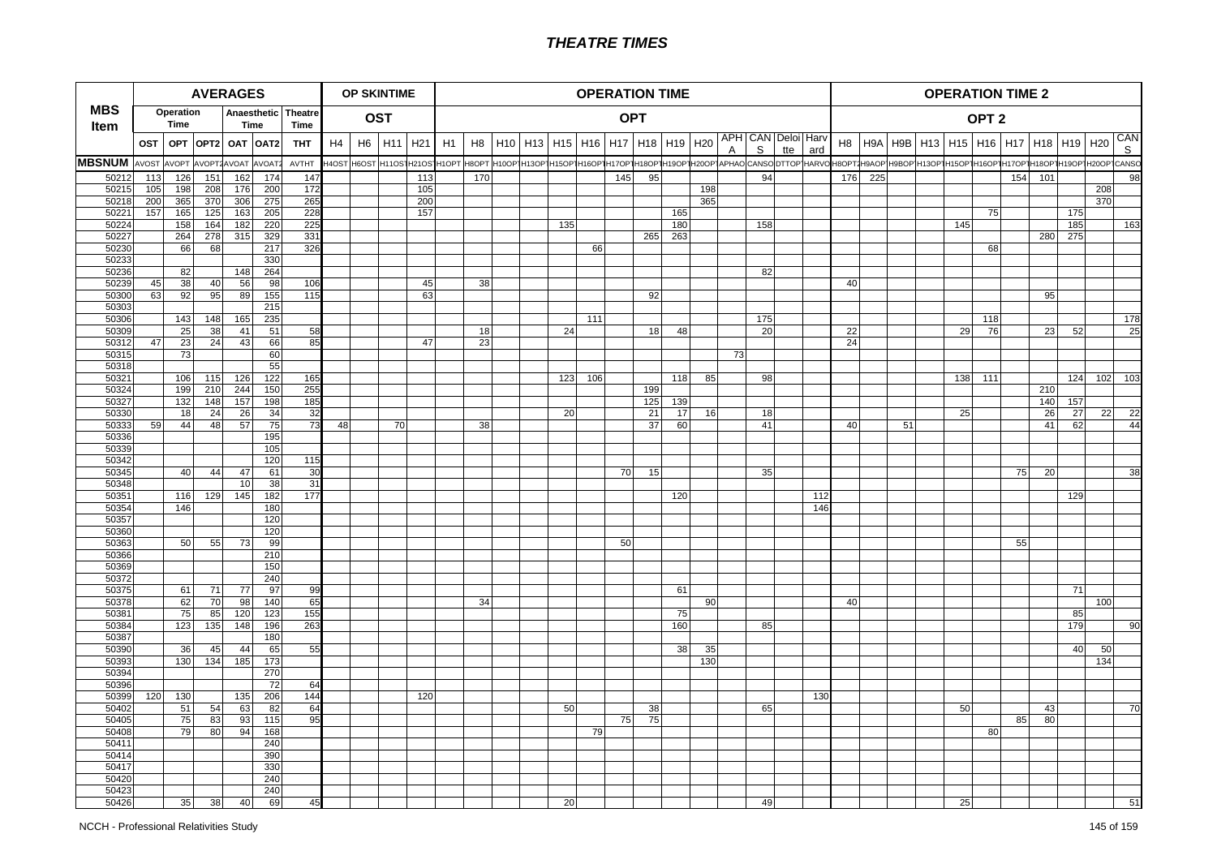# THEATRE TIMES

| MBS Item | AVERAGES | | | | | | OP SKINTIME | | | | OPERATION TIME | | | | | | | | | | | | | | OPERATION TIME 2 | | | | | | | | | | |
|---|---|---|---|---|---|---|---|---|---|---|---|---|---|---|---|---|---|---|---|---|---|---|---|---|---|---|---|---|---|---|---|---|---|---|---|
| | Operation Time | | Anaesthetic Time | | | Theatre Time | OST | | | | OPT | | | | | | | | | | | | | | OPT 2 | | | | | | | | | | |
| | OST | OPT | OPT2 | OAT | OAT2 | THT | H4 | H6 | H11 | H21 | H1 | H8 | H10 | H13 | H15 | H16 | H17 | H18 | H19 | H20 | APHA | CANS | Deloitte | Harvard | H8 | H9A | H9B | H13 | H15 | H16 | H17 | H18 | H19 | H20 | CANS |
| MBSNUM | AVOST | AVOPT | AVOPT2 | AVOAT | AVOAT2 | AVTHT | H4OST | H6OST | H11OST | H21OST | H1OPT | H8OPT | H10OPT | H13OPT | H15OPT | H16OPT | H17OPT | H18OPT | H19OPT | H20OPT | APHAO | CANSO | DTTOP | HARVO | H8OPT2 | H9AOP | H9BOP | H13OPT | H15OPT | H16OPT | H17OPT | H18OPT | H19OPT | H20OPT | CANSO |
| 50212 | 113 | 126 | 151 | 162 | 174 | 147 | | | | 113 | | 170 | | | | | 145 | 95 | | | | 94 | | | 176 | 225 | | | | | 154 | 101 | | | 98 |
| 50215 | 105 | 198 | 208 | 176 | 200 | 172 | | | | 105 | | | | | | | | | | 198 | | | | | | | | | | | | | | 208 | |
| 50218 | 200 | 365 | 370 | 306 | 275 | 265 | | | | 200 | | | | | | | | | | 365 | | | | | | | | | | | | | | 370 | |
| 50221 | 157 | 165 | 125 | 163 | 205 | 228 | | | | 157 | | | | | | | | | 165 | | | | | | | | | | | 75 | | | 175 | | |
| 50224 | | 158 | 164 | 182 | 220 | 225 | | | | | | | | | 135 | | | | 180 | | | 158 | | | | | | | 145 | | | | 185 | | 163 |
| 50227 | | 264 | 278 | 315 | 329 | 331 | | | | | | | | | | | | 265 | 263 | | | | | | | | | | | | | 280 | 275 | | |
| 50230 | | 66 | 68 | | 217 | 326 | | | | | | | | | | 66 | | | | | | | | | | | | | | 68 | | | | | |
| 50233 | | | | | 330 | | | | | | | | | | | | | | | | | | | | | | | | | | | | | | |
| 50236 | | 82 | | 148 | 264 | | | | | | | | | | | | | | | | | 82 | | | | | | | | | | | | | |
| 50239 | 45 | 38 | 40 | 56 | 98 | 106 | | | | 45 | | 38 | | | | | | | | | | | | | 40 | | | | | | | | | | |
| 50300 | 63 | 92 | 95 | 89 | 155 | 115 | | | | 63 | | | | | | | | 92 | | | | | | | | | | | | | | 95 | | | |
| 50303 | | | | | 215 | | | | | | | | | | | | | | | | | | | | | | | | | | | | | | |
| 50306 | | 143 | 148 | 165 | 235 | | | | | | | | | | | 111 | | | | | | 175 | | | | | | | | 118 | | | | | 178 |
| 50309 | | 25 | 38 | 41 | 51 | 58 | | | | | | 18 | | | 24 | | | 18 | 48 | | | 20 | | | 22 | | | | 29 | 76 | | 23 | 52 | | 25 |
| 50312 | 47 | 23 | 24 | 43 | 66 | 85 | | | | 47 | | 23 | | | | | | | | | | | | | 24 | | | | | | | | | | |
| 50315 | | 73 | | | 60 | | | | | | | | | | | | | | | | 73 | | | | | | | | | | | | | | |
| 50318 | | | | | 55 | | | | | | | | | | | | | | | | | | | | | | | | | | | | | | |
| 50321 | | 106 | 115 | 126 | 122 | 165 | | | | | | | | | 123 | 106 | | | 118 | 85 | | 98 | | | | | | | 138 | 111 | | | 124 | 102 | 103 |
| 50324 | | 199 | 210 | 244 | 150 | 255 | | | | | | | | | | | | 199 | | | | | | | | | | | | | | 210 | | | |
| 50327 | | 132 | 148 | 157 | 198 | 185 | | | | | | | | | | | | 125 | 139 | | | | | | | | | | | | | 140 | 157 | | |
| 50330 | | 18 | 24 | 26 | 34 | 32 | | | | | | | | | 20 | | | 21 | 17 | 16 | | 18 | | | | | | | 25 | | | 26 | 27 | 22 | 22 |
| 50333 | 59 | 44 | 48 | 57 | 75 | 73 | 48 | | 70 | | | 38 | | | | | | 37 | 60 | | | 41 | | | 40 | | 51 | | | | | 41 | 62 | | 44 |
| 50336 | | | | | 195 | | | | | | | | | | | | | | | | | | | | | | | | | | | | | | |
| 50339 | | | | | 105 | | | | | | | | | | | | | | | | | | | | | | | | | | | | | | |
| 50342 | | | | | 120 | 115 | | | | | | | | | | | | | | | | | | | | | | | | | | | | | |
| 50345 | | 40 | 44 | 47 | 61 | 30 | | | | | | | | | | | 70 | 15 | | | | 35 | | | | | | | | | 75 | 20 | | | 38 |
| 50348 | | | | 10 | 38 | 31 | | | | | | | | | | | | | | | | | | | | | | | | | | | | | |
| 50351 | | 116 | 129 | 145 | 182 | 177 | | | | | | | | | | | | | 120 | | | | | 112 | | | | | | | | | 129 | | |
| 50354 | | 146 | | | 180 | | | | | | | | | | | | | | | | | | | 146 | | | | | | | | | | | |
| 50357 | | | | | 120 | | | | | | | | | | | | | | | | | | | | | | | | | | | | | | |
| 50360 | | | | | 120 | | | | | | | | | | | | | | | | | | | | | | | | | | | | | | |
| 50363 | | 50 | 55 | 73 | 99 | | | | | | | | | | | | 50 | | | | | | | | | | | | | | 55 | | | | |
| 50366 | | | | | 210 | | | | | | | | | | | | | | | | | | | | | | | | | | | | | | |
| 50369 | | | | | 150 | | | | | | | | | | | | | | | | | | | | | | | | | | | | | | |
| 50372 | | | | | 240 | | | | | | | | | | | | | | | | | | | | | | | | | | | | | | |
| 50375 | | 61 | 71 | 77 | 97 | 99 | | | | | | | | | | | | | 61 | | | | | | | | | | | | | | 71 | | |
| 50378 | | 62 | 70 | 98 | 140 | 65 | | | | | | 34 | | | | | | | | 90 | | | | | 40 | | | | | | | | | 100 | |
| 50381 | | 75 | 85 | 120 | 123 | 155 | | | | | | | | | | | | | 75 | | | | | | | | | | | | | | 85 | | |
| 50384 | | 123 | 135 | 148 | 196 | 263 | | | | | | | | | | | | | 160 | | | 85 | | | | | | | | | | | 179 | | 90 |
| 50387 | | | | | 180 | | | | | | | | | | | | | | | | | | | | | | | | | | | | | | |
| 50390 | | 36 | 45 | 44 | 65 | 55 | | | | | | | | | | | | | 38 | 35 | | | | | | | | | | | | | 40 | 50 | |
| 50393 | | 130 | 134 | 185 | 173 | | | | | | | | | | | | | | | 130 | | | | | | | | | | | | | | 134 | |
| 50394 | | | | | 270 | | | | | | | | | | | | | | | | | | | | | | | | | | | | | | |
| 50396 | | | | | 72 | 64 | | | | | | | | | | | | | | | | | | | | | | | | | | | | | |
| 50399 | 120 | 130 | | 135 | 206 | 144 | | | | 120 | | | | | | | | | | | | | | 130 | | | | | | | | | | | |
| 50402 | | 51 | 54 | 63 | 82 | 64 | | | | | | | | | 50 | | | 38 | | | | 65 | | | | | | | 50 | | | 43 | | | 70 |
| 50405 | | 75 | 83 | 93 | 115 | 95 | | | | | | | | | | | 75 | 75 | | | | | | | | | | | | | 85 | 80 | | | |
| 50408 | | 79 | 80 | 94 | 168 | | | | | | | | | | | 79 | | | | | | | | | | | | | | 80 | | | | | |
| 50411 | | | | | 240 | | | | | | | | | | | | | | | | | | | | | | | | | | | | | | |
| 50414 | | | | | 390 | | | | | | | | | | | | | | | | | | | | | | | | | | | | | | |
| 50417 | | | | | 330 | | | | | | | | | | | | | | | | | | | | | | | | | | | | | | |
| 50420 | | | | | 240 | | | | | | | | | | | | | | | | | | | | | | | | | | | | | | |
| 50423 | | | | | 240 | | | | | | | | | | | | | | | | | | | | | | | | | | | | | | |
| 50426 | | 35 | 38 | 40 | 69 | 45 | | | | | | | | | 20 | | | | | | | 49 | | | | | | | 25 | | | | | | 51 |

NCCH - Professional Relativities Study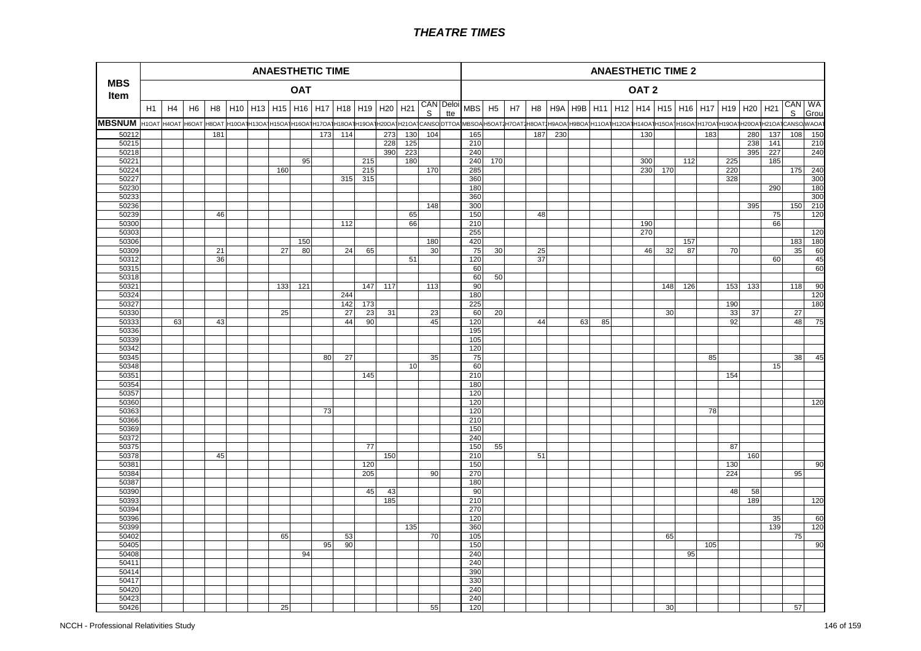# THEATRE TIMES

| MBS Item | ANAESTHETIC TIME – OAT | | | | | | | | | | | | | | | ANAESTHETIC TIME 2 – OAT 2 | | | | | | | | | | | | | | | | |
|---|---|---|---|---|---|---|---|---|---|---|---|---|---|---|---|---|---|---|---|---|---|---|---|---|---|---|---|---|---|---|---|---|
| | H1 | H4 | H6 | H8 | H10 | H13 | H15 | H16 | H17 | H18 | H19 | H20 | H21 | CANS | Deloitte | MBS | H5 | H7 | H8 | H9A | H9B | H11 | H12 | H14 | H15 | H16 | H17 | H19 | H20 | H21 | CANS | WA Grou |
| MBSNUM | H1OAT | H4OAT | H6OAT | H8OAT | H10OAT | H13OAT | H15OAT | H16OAT | H17OAT | H18OAT | H19OAT | H20OAT | H21OAT | CANSO | DTTOA | MBSOA | H5OAT2 | H7OAT2 | H8OAT2 | H9AOA | H9BOA | H11OAT | H12OAT | H14OAT | H15OAT | H16OAT | H17OAT | H19OAT | H20OAT | H21OAT | CANSO | WAOAT |
| 50212 | | | | 181 | | | | | 173 | 114 | | 273 | 130 | 104 | | 165 | | | 187 | 230 | | | | 130 | | | 183 | | 280 | 137 | 108 | 150 |
| 50215 | | | | | | | | | | | | 228 | 125 | | | 210 | | | | | | | | | | | | | 238 | 141 | | 210 |
| 50218 | | | | | | | | | | | | 390 | 223 | | | 240 | | | | | | | | | | | | | 395 | 227 | | 240 |
| 50221 | | | | | | | | 95 | | | 215 | | 180 | | | 240 | 170 | | | | | | | 300 | | 112 | | 225 | | 185 | | |
| 50224 | | | | | | | 160 | | | | 215 | | | 170 | | 285 | | | | | | | | 230 | 170 | | | 220 | | | 175 | 240 |
| 50227 | | | | | | | | | | 315 | 315 | | | | | 360 | | | | | | | | | | | | 328 | | | | 300 |
| 50230 | | | | | | | | | | | | | | | | 180 | | | | | | | | | | | | | | 290 | | 180 |
| 50233 | | | | | | | | | | | | | | | | 360 | | | | | | | | | | | | | | | | 300 |
| 50236 | | | | | | | | | | | | | | 148 | | 300 | | | | | | | | | | | | | 395 | | 150 | 210 |
| 50239 | | | | 46 | | | | | | | | | 65 | | | 150 | | | 48 | | | | | | | | | | | 75 | | 120 |
| 50300 | | | | | | | | | | 112 | | | 66 | | | 210 | | | | | | | | 190 | | | | | | 66 | | |
| 50303 | | | | | | | | | | | | | | | | 255 | | | | | | | | 270 | | | | | | | | 120 |
| 50306 | | | | | | | | 150 | | | | | | 180 | | 420 | | | | | | | | | | 157 | | | | | 183 | 180 |
| 50309 | | | | 21 | | | 27 | 80 | | 24 | 65 | | | 30 | | 75 | 30 | | 25 | | | | | 46 | 32 | 87 | | 70 | | | 35 | 60 |
| 50312 | | | | 36 | | | | | | | | | 51 | | | 120 | | | 37 | | | | | | | | | | | 60 | | 45 |
| 50315 | | | | | | | | | | | | | | | | 60 | | | | | | | | | | | | | | | | 60 |
| 50318 | | | | | | | | | | | | | | | | 60 | 50 | | | | | | | | | | | | | | | |
| 50321 | | | | | | | 133 | 121 | | | 147 | 117 | | 113 | | 90 | | | | | | | | | 148 | 126 | | 153 | 133 | | 118 | 90 |
| 50324 | | | | | | | | | | 244 | | | | | | 180 | | | | | | | | | | | | | | | | 120 |
| 50327 | | | | | | | | | | 142 | 173 | | | | | 225 | | | | | | | | | | | | 190 | | | | 180 |
| 50330 | | | | | | | 25 | | | 27 | 23 | 31 | | 23 | | 60 | 20 | | | | | | | | 30 | | | 33 | 37 | | 27 | |
| 50333 | | 63 | | 43 | | | | | | 44 | 90 | | | 45 | | 120 | | | 44 | | 63 | 85 | | | | | | 92 | | | 48 | 75 |
| 50336 | | | | | | | | | | | | | | | | 195 | | | | | | | | | | | | | | | | |
| 50339 | | | | | | | | | | | | | | | | 105 | | | | | | | | | | | | | | | | |
| 50342 | | | | | | | | | | | | | | | | 120 | | | | | | | | | | | | | | | | |
| 50345 | | | | | | | | | 80 | 27 | | | | 35 | | 75 | | | | | | | | | | | 85 | | | | 38 | 45 |
| 50348 | | | | | | | | | | | | | 10 | | | 60 | | | | | | | | | | | | | | 15 | | |
| 50351 | | | | | | | | | | | 145 | | | | | 210 | | | | | | | | | | | | 154 | | | | |
| 50354 | | | | | | | | | | | | | | | | 180 | | | | | | | | | | | | | | | | |
| 50357 | | | | | | | | | | | | | | | | 120 | | | | | | | | | | | | | | | | |
| 50360 | | | | | | | | | | | | | | | | 120 | | | | | | | | | | | | | | | | 120 |
| 50363 | | | | | | | | | 73 | | | | | | | 120 | | | | | | | | | | | 78 | | | | | |
| 50366 | | | | | | | | | | | | | | | | 210 | | | | | | | | | | | | | | | | |
| 50369 | | | | | | | | | | | | | | | | 150 | | | | | | | | | | | | | | | | |
| 50372 | | | | | | | | | | | | | | | | 240 | | | | | | | | | | | | | | | | |
| 50375 | | | | | | | | | | | 77 | | | | | 150 | 55 | | | | | | | | | | | 87 | | | | |
| 50378 | | | | 45 | | | | | | | | 150 | | | | 210 | | | 51 | | | | | | | | | | 160 | | | |
| 50381 | | | | | | | | | | | 120 | | | | | 150 | | | | | | | | | | | | 130 | | | | 90 |
| 50384 | | | | | | | | | | | 205 | | | 90 | | 270 | | | | | | | | | | | | 224 | | | 95 | |
| 50387 | | | | | | | | | | | | | | | | 180 | | | | | | | | | | | | | | | | |
| 50390 | | | | | | | | | | | 45 | 43 | | | | 90 | | | | | | | | | | | | 48 | 58 | | | |
| 50393 | | | | | | | | | | | | 185 | | | | 210 | | | | | | | | | | | | | 189 | | | 120 |
| 50394 | | | | | | | | | | | | | | | | 270 | | | | | | | | | | | | | | | | |
| 50396 | | | | | | | | | | | | | | | | 120 | | | | | | | | | | | | | | 35 | | 60 |
| 50399 | | | | | | | | | | | | | 135 | | | 360 | | | | | | | | | | | | | | 139 | | 120 |
| 50402 | | | | | | | 65 | | | 53 | | | | 70 | | 105 | | | | | | | | | 65 | | | | | | 75 | |
| 50405 | | | | | | | | | 95 | 90 | | | | | | 150 | | | | | | | | | | | 105 | | | | | 90 |
| 50408 | | | | | | | | 94 | | | | | | | | 240 | | | | | | | | | | 95 | | | | | | |
| 50411 | | | | | | | | | | | | | | | | 240 | | | | | | | | | | | | | | | | |
| 50414 | | | | | | | | | | | | | | | | 390 | | | | | | | | | | | | | | | | |
| 50417 | | | | | | | | | | | | | | | | 330 | | | | | | | | | | | | | | | | |
| 50420 | | | | | | | | | | | | | | | | 240 | | | | | | | | | | | | | | | | |
| 50423 | | | | | | | | | | | | | | | | 240 | | | | | | | | | | | | | | | | |
| 50426 | | | | | | | 25 | | | | | | | 55 | | 120 | | | | | | | | | 30 | | | | | | 57 | |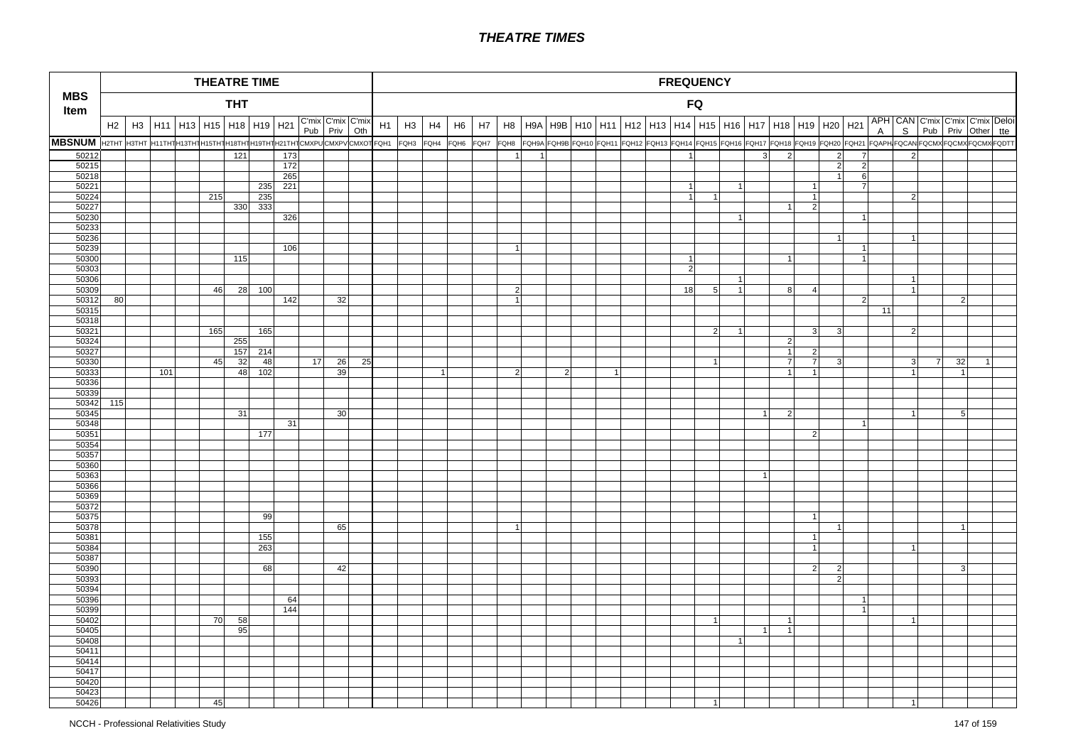# THEATRE TIMES

| MBS Item | THEATRE TIME | | | | | | | | | | | FREQUENCY | | | | | | | | | | | | | | | | | | | | | | | | | |
|---|---|---|---|---|---|---|---|---|---|---|---|---|---|---|---|---|---|---|---|---|---|---|---|---|---|---|---|---|---|---|---|---|---|---|---|---|---|
| | THT | | | | | | | | | | | FQ | | | | | | | | | | | | | | | | | | | | | | | | | |
| | H2 | H3 | H11 | H13 | H15 | H18 | H19 | H21 | C'mix Pub | C'mix Priv | C'mix Oth | H1 | H3 | H4 | H6 | H7 | H8 | H9A | H9B | H10 | H11 | H12 | H13 | H14 | H15 | H16 | H17 | H18 | H19 | H20 | H21 | APHA | CANS | C'mix Pub | C'mix Priv | C'mix Other | Deloitte |
| MBSNUM | H2THT | H3THT | H11THT | H13THT | H15THT | H18THT | H19THT | H21THT | CMXPU | CMXPV | CMXOT | FQH1 | FQH3 | FQH4 | FQH6 | FQH7 | FQH8 | FQH9A | FQH9B | FQH10 | FQH11 | FQH12 | FQH13 | FQH14 | FQH15 | FQH16 | FQH17 | FQH18 | FQH19 | FQH20 | FQH21 | FQAPHA | FQCANS | FQCMX | FQCMX | FQCMX | FQDTT |
| 50212 | | | | | | 121 | | 173 | | | | | | | | | 1 | 1 | | | | | | 1 | | | 3 | 2 | | 2 | 7 | | 2 | | | | |
| 50215 | | | | | | | | 172 | | | | | | | | | | | | | | | | | | | | | | 2 | 2 | | | | | | |
| 50218 | | | | | | | | 265 | | | | | | | | | | | | | | | | | | | | | | 1 | 6 | | | | | | |
| 50221 | | | | | | | 235 | 221 | | | | | | | | | | | | | | | | 1 | | 1 | | | 1 | | 7 | | | | | | |
| 50224 | | | | | 215 | | 235 | | | | | | | | | | | | | | | | | 1 | 1 | | | | 1 | | | | 2 | | | | |
| 50227 | | | | | | 330 | 333 | | | | | | | | | | | | | | | | | | | | | 1 | 2 | | | | | | | | |
| 50230 | | | | | | | | 326 | | | | | | | | | | | | | | | | | | 1 | | | | | 1 | | | | | | |
| 50233 | | | | | | | | | | | | | | | | | | | | | | | | | | | | | | | | | | | | | |
| 50236 | | | | | | | | | | | | | | | | | | | | | | | | | | | | | | 1 | | | 1 | | | | |
| 50239 | | | | | | | | 106 | | | | | | | | | 1 | | | | | | | | | | | | | | 1 | | | | | | |
| 50300 | | | | | | 115 | | | | | | | | | | | | | | | | | | 1 | | | | 1 | | | 1 | | | | | | |
| 50303 | | | | | | | | | | | | | | | | | | | | | | | | 2 | | | | | | | | | | | | | |
| 50306 | | | | | | | | | | | | | | | | | | | | | | | | | | 1 | | | | | | | 1 | | | | |
| 50309 | | | | | 46 | 28 | 100 | | | | | | | | | | 2 | | | | | | | 18 | 5 | 1 | | 8 | 4 | | | | 1 | | | | |
| 50312 | 80 | | | | | | | 142 | | 32 | | | | | | | 1 | | | | | | | | | | | | | | 2 | | | | 2 | | |
| 50315 | | | | | | | | | | | | | | | | | | | | | | | | | | | | | | | | 11 | | | | | |
| 50318 | | | | | | | | | | | | | | | | | | | | | | | | | | | | | | | | | | | | | |
| 50321 | | | | | 165 | | 165 | | | | | | | | | | | | | | | | | | 2 | 1 | | | 3 | 3 | | | 2 | | | | |
| 50324 | | | | | | 255 | | | | | | | | | | | | | | | | | | | | | | 2 | | | | | | | | | |
| 50327 | | | | | | 157 | 214 | | | | | | | | | | | | | | | | | | | | | 1 | 2 | | | | | | | | |
| 50330 | | | | | 45 | 32 | 48 | | 17 | 26 | 25 | | | | | | | | | | | | | | 1 | | | 7 | 7 | 3 | | | 3 | 7 | 32 | 1 | |
| 50333 | | | 101 | | | 48 | 102 | | | 39 | | | | 1 | | | 2 | | 2 | | 1 | | | | | | | 1 | 1 | | | | 1 | | 1 | | |
| 50336 | | | | | | | | | | | | | | | | | | | | | | | | | | | | | | | | | | | | | |
| 50339 | | | | | | | | | | | | | | | | | | | | | | | | | | | | | | | | | | | | | |
| 50342 | 115 | | | | | | | | | | | | | | | | | | | | | | | | | | | | | | | | | | | | |
| 50345 | | | | | | 31 | | | | 30 | | | | | | | | | | | | | | | | | 1 | 2 | | | | | 1 | | 5 | | |
| 50348 | | | | | | | | 31 | | | | | | | | | | | | | | | | | | | | | | | 1 | | | | | | |
| 50351 | | | | | | | 177 | | | | | | | | | | | | | | | | | | | | | | 2 | | | | | | | | |
| 50354 | | | | | | | | | | | | | | | | | | | | | | | | | | | | | | | | | | | | | |
| 50357 | | | | | | | | | | | | | | | | | | | | | | | | | | | | | | | | | | | | | |
| 50360 | | | | | | | | | | | | | | | | | | | | | | | | | | | | | | | | | | | | | |
| 50363 | | | | | | | | | | | | | | | | | | | | | | | | | | | 1 | | | | | | | | | | |
| 50366 | | | | | | | | | | | | | | | | | | | | | | | | | | | | | | | | | | | | | |
| 50369 | | | | | | | | | | | | | | | | | | | | | | | | | | | | | | | | | | | | | |
| 50372 | | | | | | | | | | | | | | | | | | | | | | | | | | | | | | | | | | | | | |
| 50375 | | | | | | | 99 | | | | | | | | | | | | | | | | | | | | | | 1 | | | | | | | | |
| 50378 | | | | | | | | | | 65 | | | | | | | 1 | | | | | | | | | | | | | 1 | | | | | 1 | | |
| 50381 | | | | | | | 155 | | | | | | | | | | | | | | | | | | | | | | 1 | | | | | | | | |
| 50384 | | | | | | | 263 | | | | | | | | | | | | | | | | | | | | | | 1 | | | | 1 | | | | |
| 50387 | | | | | | | | | | | | | | | | | | | | | | | | | | | | | | | | | | | | | |
| 50390 | | | | | | | 68 | | | 42 | | | | | | | | | | | | | | | | | | | 2 | 2 | | | | | 3 | | |
| 50393 | | | | | | | | | | | | | | | | | | | | | | | | | | | | | | 2 | | | | | | | |
| 50394 | | | | | | | | | | | | | | | | | | | | | | | | | | | | | | | | | | | | | |
| 50396 | | | | | | | | 64 | | | | | | | | | | | | | | | | | | | | | | | 1 | | | | | | |
| 50399 | | | | | | | | 144 | | | | | | | | | | | | | | | | | | | | | | | 1 | | | | | | |
| 50402 | | | | | 70 | 58 | | | | | | | | | | | | | | | | | | | 1 | | | 1 | | | | | 1 | | | | |
| 50405 | | | | | | 95 | | | | | | | | | | | | | | | | | | | | | 1 | 1 | | | | | | | | | |
| 50408 | | | | | | | | | | | | | | | | | | | | | | | | | | 1 | | | | | | | | | | | |
| 50411 | | | | | | | | | | | | | | | | | | | | | | | | | | | | | | | | | | | | | |
| 50414 | | | | | | | | | | | | | | | | | | | | | | | | | | | | | | | | | | | | | |
| 50417 | | | | | | | | | | | | | | | | | | | | | | | | | | | | | | | | | | | | | |
| 50420 | | | | | | | | | | | | | | | | | | | | | | | | | | | | | | | | | | | | | |
| 50423 | | | | | | | | | | | | | | | | | | | | | | | | | | | | | | | | | | | | | |
| 50426 | | | | | 45 | | | | | | | | | | | | | | | | | | | | 1 | | | | | | | | 1 | | | | |

NCCH - Professional Relativities Study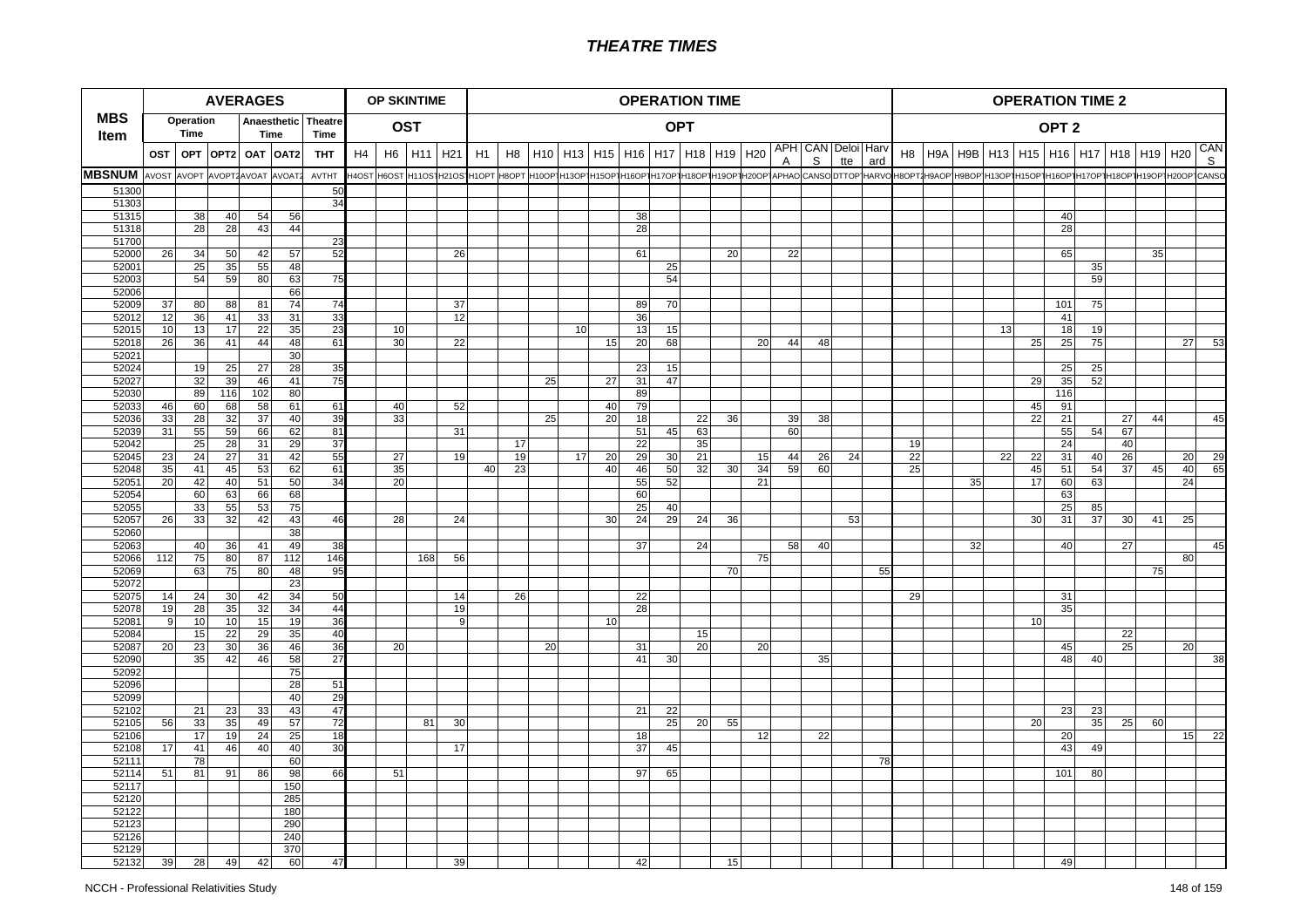# THEATRE TIMES

| MBS Item | AVERAGES | | | | | | OP SKINTIME | | | | OPERATION TIME | | | | | | | | | | | | | | OPERATION TIME 2 | | | | | | | | | | |
|---|---|---|---|---|---|---|---|---|---|---|---|---|---|---|---|---|---|---|---|---|---|---|---|---|---|---|---|---|---|---|---|---|---|---|---|
| | Operation Time | | Anaesthetic Time | | Theatre Time | | OST | | | | OPT | | | | | | | | | | | | | | OPT 2 | | | | | | | | | | |
| | OST | OPT | OPT2 | OAT | OAT2 | THT | H4 | H6 | H11 | H21 | H1 | H8 | H10 | H13 | H15 | H16 | H17 | H18 | H19 | H20 | APHA | CANS | Deloitte | Harvard | H8 | H9A | H9B | H13 | H15 | H16 | H17 | H18 | H19 | H20 | CANS |
| MBSNUM | AVOST | AVOPT | AVOPT2 | AVOAT | AVOAT2 | AVTHT | H4OST | H6OST | H11OST | H21OST | H1OPT | H8OPT | H10OPT | H13OPT | H15OPT | H16OPT | H17OPT | H18OPT | H19OPT | H20OPT | APHAO | CANSO | DTTOP | HARVO | H8OPT2 | H9AOP | H9BOP | H13OPT | H15OPT | H16OPT | H17OPT | H18OPT | H19OPT | H20OPT | CANSO |
| 51300 | | | | | | 50 | | | | | | | | | | | | | | | | | | | | | | | | | | | | | |
| 51303 | | | | | | 34 | | | | | | | | | | | | | | | | | | | | | | | | | | | | | |
| 51315 | | 38 | 40 | 54 | 56 | | | | | | | | | | | 38 | | | | | | | | | | | | | | 40 | | | | | |
| 51318 | | 28 | 28 | 43 | 44 | | | | | | | | | | | 28 | | | | | | | | | | | | | | 28 | | | | | |
| 51700 | | | | | | 23 | | | | | | | | | | | | | | | | | | | | | | | | | | | | | |
| 52000 | 26 | 34 | 50 | 42 | 57 | 52 | | | | 26 | | | | | | 61 | | | 20 | | 22 | | | | | | | | | 65 | | | 35 | | |
| 52001 | | 25 | 35 | 55 | 48 | | | | | | | | | | | | 25 | | | | | | | | | | | | | | 35 | | | | |
| 52003 | | 54 | 59 | 80 | 63 | 75 | | | | | | | | | | | 54 | | | | | | | | | | | | | | 59 | | | | |
| 52006 | | | | | 66 | | | | | | | | | | | | | | | | | | | | | | | | | | | | | | |
| 52009 | 37 | 80 | 88 | 81 | 74 | 74 | | | | 37 | | | | | | 89 | 70 | | | | | | | | | | | | | 101 | 75 | | | | |
| 52012 | 12 | 36 | 41 | 33 | 31 | 33 | | | | 12 | | | | | | 36 | | | | | | | | | | | | | | 41 | | | | | |
| 52015 | 10 | 13 | 17 | 22 | 35 | 23 | | 10 | | | | | | 10 | | 13 | 15 | | | | | | | | | | | 13 | | 18 | 19 | | | | |
| 52018 | 26 | 36 | 41 | 44 | 48 | 61 | | 30 | | 22 | | | | | 15 | 20 | 68 | | | 20 | 44 | 48 | | | | | | | 25 | 25 | 75 | | | 27 | 53 |
| 52021 | | | | | 30 | | | | | | | | | | | | | | | | | | | | | | | | | | | | | | |
| 52024 | | 19 | 25 | 27 | 28 | 35 | | | | | | | | | | 23 | 15 | | | | | | | | | | | | | 25 | 25 | | | | |
| 52027 | | 32 | 39 | 46 | 41 | 75 | | | | | | | 25 | | 27 | 31 | 47 | | | | | | | | | | | | 29 | 35 | 52 | | | | |
| 52030 | | 89 | 116 | 102 | 80 | | | | | | | | | | | 89 | | | | | | | | | | | | | | 116 | | | | | |
| 52033 | 46 | 60 | 68 | 58 | 61 | 61 | | 40 | | 52 | | | | | 40 | 79 | | | | | | | | | | | | | 45 | 91 | | | | | |
| 52036 | 33 | 28 | 32 | 37 | 40 | 39 | | 33 | | | | | 25 | | 20 | 18 | | 22 | 36 | | 39 | 38 | | | | | | | 22 | 21 | | 27 | 44 | | 45 |
| 52039 | 31 | 55 | 59 | 66 | 62 | 81 | | | | 31 | | | | | | 51 | 45 | 63 | | | 60 | | | | | | | | | 55 | 54 | 67 | | | |
| 52042 | | 25 | 28 | 31 | 29 | 37 | | | | | | 17 | | | | 22 | | 35 | | | | | | | 19 | | | | | 24 | | 40 | | | |
| 52045 | 23 | 24 | 27 | 31 | 42 | 55 | | 27 | | 19 | | 19 | | 17 | 20 | 29 | 30 | 21 | | 15 | 44 | 26 | 24 | | 22 | | | 22 | 22 | 31 | 40 | 26 | | 20 | 29 |
| 52048 | 35 | 41 | 45 | 53 | 62 | 61 | | 35 | | | 40 | 23 | | | 40 | 46 | 50 | 32 | 30 | 34 | 59 | 60 | | | 25 | | | | 45 | 51 | 54 | 37 | 45 | 40 | 65 |
| 52051 | 20 | 42 | 40 | 51 | 50 | 34 | | 20 | | | | | | | | 55 | 52 | | | 21 | | | | | | | 35 | | 17 | 60 | 63 | | | 24 | |
| 52054 | | 60 | 63 | 66 | 68 | | | | | | | | | | | 60 | | | | | | | | | | | | | | 63 | | | | | |
| 52055 | | 33 | 55 | 53 | 75 | | | | | | | | | | | 25 | 40 | | | | | | | | | | | | | 25 | 85 | | | | |
| 52057 | 26 | 33 | 32 | 42 | 43 | 46 | | 28 | | 24 | | | | | 30 | 24 | 29 | 24 | 36 | | | | 53 | | | | | | 30 | 31 | 37 | 30 | 41 | 25 | |
| 52060 | | | | | 38 | | | | | | | | | | | | | | | | | | | | | | | | | | | | | | |
| 52063 | | 40 | 36 | 41 | 49 | 38 | | | | | | | | | | 37 | | 24 | | | 58 | 40 | | | | | 32 | | | 40 | | 27 | | | 45 |
| 52066 | 112 | 75 | 80 | 87 | 112 | 146 | | | 168 | 56 | | | | | | | | | | 75 | | | | | | | | | | | | | | 80 | |
| 52069 | | 63 | 75 | 80 | 48 | 95 | | | | | | | | | | | | | 70 | | | | | 55 | | | | | | | | | 75 | | |
| 52072 | | | | | 23 | | | | | | | | | | | | | | | | | | | | | | | | | | | | | | |
| 52075 | 14 | 24 | 30 | 42 | 34 | 50 | | | | 14 | | 26 | | | | 22 | | | | | | | | | 29 | | | | | 31 | | | | | |
| 52078 | 19 | 28 | 35 | 32 | 34 | 44 | | | | 19 | | | | | | 28 | | | | | | | | | | | | | | 35 | | | | | |
| 52081 | 9 | 10 | 10 | 15 | 19 | 36 | | | | 9 | | | | | 10 | | | | | | | | | | | | | | 10 | | | | | | |
| 52084 | | 15 | 22 | 29 | 35 | 40 | | | | | | | | | | | | 15 | | | | | | | | | | | | | | 22 | | | |
| 52087 | 20 | 23 | 30 | 36 | 46 | 36 | | 20 | | | | | 20 | | | 31 | | 20 | | 20 | | | | | | | | | | 45 | | 25 | | 20 | |
| 52090 | | 35 | 42 | 46 | 58 | 27 | | | | | | | | | | 41 | 30 | | | | | 35 | | | | | | | | 48 | 40 | | | | 38 |
| 52092 | | | | | 75 | | | | | | | | | | | | | | | | | | | | | | | | | | | | | | |
| 52096 | | | | | 28 | 51 | | | | | | | | | | | | | | | | | | | | | | | | | | | | | |
| 52099 | | | | | 40 | 29 | | | | | | | | | | | | | | | | | | | | | | | | | | | | | |
| 52102 | | 21 | 23 | 33 | 43 | 47 | | | | | | | | | | 21 | 22 | | | | | | | | | | | | | 23 | 23 | | | | |
| 52105 | 56 | 33 | 35 | 49 | 57 | 72 | | | 81 | 30 | | | | | | | 25 | 20 | 55 | | | | | | | | | | 20 | | 35 | 25 | 60 | | |
| 52106 | | 17 | 19 | 24 | 25 | 18 | | | | | | | | | | 18 | | | | 12 | | 22 | | | | | | | | 20 | | | | 15 | 22 |
| 52108 | 17 | 41 | 46 | 40 | 40 | 30 | | | | 17 | | | | | | 37 | 45 | | | | | | | | | | | | | 43 | 49 | | | | |
| 52111 | | 78 | | | 60 | | | | | | | | | | | | | | | | | | | 78 | | | | | | | | | | | |
| 52114 | 51 | 81 | 91 | 86 | 98 | 66 | | 51 | | | | | | | | 97 | 65 | | | | | | | | | | | | | 101 | 80 | | | | |
| 52117 | | | | | 150 | | | | | | | | | | | | | | | | | | | | | | | | | | | | | | |
| 52120 | | | | | 285 | | | | | | | | | | | | | | | | | | | | | | | | | | | | | | |
| 52122 | | | | | 180 | | | | | | | | | | | | | | | | | | | | | | | | | | | | | | |
| 52123 | | | | | 290 | | | | | | | | | | | | | | | | | | | | | | | | | | | | | | |
| 52126 | | | | | 240 | | | | | | | | | | | | | | | | | | | | | | | | | | | | | | |
| 52129 | | | | | 370 | | | | | | | | | | | | | | | | | | | | | | | | | | | | | | |
| 52132 | 39 | 28 | 49 | 42 | 60 | 47 | | | | 39 | | | | | | 42 | | | 15 | | | | | | | | | | | 49 | | | | | |

NCCH - Professional Relativities Study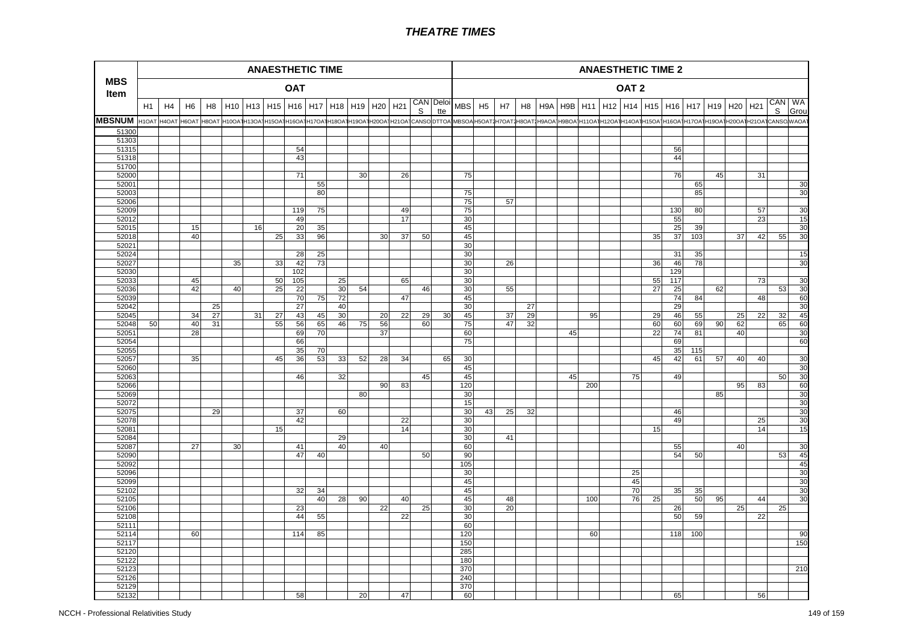# THEATRE TIMES

| MBS Item | ANAESTHETIC TIME | | | | | | | | | | | | | | | ANAESTHETIC TIME 2 | | | | | | | | | | | | | | | | |
|---|---|---|---|---|---|---|---|---|---|---|---|---|---|---|---|---|---|---|---|---|---|---|---|---|---|---|---|---|---|---|---|---|
| | OAT | | | | | | | | | | | | | | | OAT 2 | | | | | | | | | | | | | | | | |
| | H1 | H4 | H6 | H8 | H10 | H13 | H15 | H16 | H17 | H18 | H19 | H20 | H21 | CANS | Deloitte | MBS | H5 | H7 | H8 | H9A | H9B | H11 | H12 | H14 | H15 | H16 | H17 | H19 | H20 | H21 | CANS | WA Grou |
| MBSNUM | H1OAT | H4OAT | H6OAT | H8OAT | H10OAT | H13OAT | H15OAT | H16OAT | H17OAT | H18OAT | H19OAT | H20OAT | H21OAT | CANSOAT | DTTOAT | MBSOAT | H5OAT2 | H7OAT2 | H8OAT2 | H9AOAT | H9BOAT | H11OAT | H12OAT | H14OAT | H15OAT | H16OAT | H17OAT | H19OAT | H20OAT | H21OAT | CANSOAT | WAOAT |
| 51300 | | | | | | | | | | | | | | | | | | | | | | | | | | | | | | | | |
| 51303 | | | | | | | | | | | | | | | | | | | | | | | | | | | | | | | | |
| 51315 | | | | | | | | 54 | | | | | | | | | | | | | | | | | | 56 | | | | | | |
| 51318 | | | | | | | | 43 | | | | | | | | | | | | | | | | | | 44 | | | | | | |
| 51700 | | | | | | | | | | | | | | | | | | | | | | | | | | | | | | | | |
| 52000 | | | | | | | | 71 | | | 30 | | 26 | | | 75 | | | | | | | | | | 76 | | 45 | | 31 | | |
| 52001 | | | | | | | | | 55 | | | | | | | | | | | | | | | | | | 65 | | | | | 30 |
| 52003 | | | | | | | | | 80 | | | | | | | 75 | | | | | | | | | | | 85 | | | | | 30 |
| 52006 | | | | | | | | | | | | | | | | 75 | | 57 | | | | | | | | | | | | | | |
| 52009 | | | | | | | | 119 | 75 | | | | 49 | | | 75 | | | | | | | | | | 130 | 80 | | | 57 | | 30 |
| 52012 | | | | | | | | 49 | | | | | 17 | | | 30 | | | | | | | | | | 55 | | | | 23 | | 15 |
| 52015 | | | 15 | | | 16 | | 20 | 35 | | | | | | | 45 | | | | | | | | | | 25 | 39 | | | | | 30 |
| 52018 | | | 40 | | | | 25 | 33 | 96 | | | 30 | 37 | 50 | | 45 | | | | | | | | | 35 | 37 | 103 | | 37 | 42 | 55 | 30 |
| 52021 | | | | | | | | | | | | | | | | 30 | | | | | | | | | | | | | | | | |
| 52024 | | | | | | | | 28 | 25 | | | | | | | 30 | | | | | | | | | | 31 | 35 | | | | | 15 |
| 52027 | | | | | 35 | | 33 | 42 | 73 | | | | | | | 30 | | 26 | | | | | | | 36 | 46 | 78 | | | | | 30 |
| 52030 | | | | | | | | 102 | | | | | | | | 30 | | | | | | | | | | 129 | | | | | | |
| 52033 | | | 45 | | | | 50 | 105 | | 25 | | | 65 | | | 30 | | | | | | | | | 55 | 117 | | | | 73 | | 30 |
| 52036 | | | 42 | | 40 | | 25 | 22 | | 30 | 54 | | | 46 | | 30 | | 55 | | | | | | | 27 | 25 | | 62 | | | 53 | 30 |
| 52039 | | | | | | | | 70 | 75 | 72 | | | 47 | | | 45 | | | | | | | | | | 74 | 84 | | | 48 | | 60 |
| 52042 | | | | 25 | | | | 27 | | 40 | | | | | | 30 | | | 27 | | | | | | | 29 | | | | | | 30 |
| 52045 | | | 34 | 27 | | 31 | 27 | 43 | 45 | 30 | | 20 | 22 | 29 | 30 | 45 | | 37 | 29 | | | 95 | | | 29 | 46 | 55 | | 25 | 22 | 32 | 45 |
| 52048 | 50 | | 40 | 31 | | | 55 | 56 | 65 | 46 | 75 | 56 | | 60 | | 75 | | 47 | 32 | | | | | | 60 | 60 | 69 | 90 | 62 | | 65 | 60 |
| 52051 | | | 28 | | | | | 69 | 70 | | | 37 | | | | 60 | | | | | 45 | | | | 22 | 74 | 81 | | 40 | | | 30 |
| 52054 | | | | | | | | 66 | | | | | | | | 75 | | | | | | | | | | 69 | | | | | | 60 |
| 52055 | | | | | | | | 35 | 70 | | | | | | | | | | | | | | | | | 35 | 115 | | | | | |
| 52057 | | | 35 | | | | 45 | 36 | 53 | 33 | 52 | 28 | 34 | | 65 | 30 | | | | | | | | | 45 | 42 | 61 | 57 | 40 | 40 | | 30 |
| 52060 | | | | | | | | | | | | | | | | 45 | | | | | | | | | | | | | | | | 30 |
| 52063 | | | | | | | | 46 | | 32 | | | | 45 | | 45 | | | | | 45 | | | 75 | | 49 | | | | | 50 | 30 |
| 52066 | | | | | | | | | | | | 90 | 83 | | | 120 | | | | | | 200 | | | | | | | 95 | 83 | | 60 |
| 52069 | | | | | | | | | | | 80 | | | | | 30 | | | | | | | | | | | | 85 | | | | 30 |
| 52072 | | | | | | | | | | | | | | | | 15 | | | | | | | | | | | | | | | | 30 |
| 52075 | | | | 29 | | | | 37 | | 60 | | | | | | 30 | 43 | 25 | 32 | | | | | | | 46 | | | | | | 30 |
| 52078 | | | | | | | | 42 | | | | | 22 | | | 30 | | | | | | | | | | 49 | | | | 25 | | 30 |
| 52081 | | | | | | | 15 | | | | | | 14 | | | 30 | | | | | | | | | 15 | | | | | 14 | | 15 |
| 52084 | | | | | | | | | | 29 | | | | | | 30 | | 41 | | | | | | | | | | | | | | |
| 52087 | | | 27 | | 30 | | | 41 | | 40 | | 40 | | | | 60 | | | | | | | | | | 55 | | | 40 | | | 30 |
| 52090 | | | | | | | | 47 | 40 | | | | | 50 | | 90 | | | | | | | | | | 54 | 50 | | | | 53 | 45 |
| 52092 | | | | | | | | | | | | | | | | 105 | | | | | | | | | | | | | | | | 45 |
| 52096 | | | | | | | | | | | | | | | | 30 | | | | | | | | 25 | | | | | | | | 30 |
| 52099 | | | | | | | | | | | | | | | | 45 | | | | | | | | 45 | | | | | | | | 30 |
| 52102 | | | | | | | | 32 | 34 | | | | | | | 45 | | | | | | | | 70 | | 35 | 35 | | | | | 30 |
| 52105 | | | | | | | | | 40 | 28 | 90 | | 40 | | | 45 | | 48 | | | | 100 | | 76 | 25 | | 50 | 95 | | 44 | | 30 |
| 52106 | | | | | | | | 23 | | | | 22 | | 25 | | 30 | | 20 | | | | | | | | 26 | | | 25 | | 25 | |
| 52108 | | | | | | | | 44 | 55 | | | | 22 | | | 30 | | | | | | | | | | 50 | 59 | | | 22 | | |
| 52111 | | | | | | | | | | | | | | | | 60 | | | | | | | | | | | | | | | | |
| 52114 | | | 60 | | | | | 114 | 85 | | | | | | | 120 | | | | | | 60 | | | | 118 | 100 | | | | | 90 |
| 52117 | | | | | | | | | | | | | | | | 150 | | | | | | | | | | | | | | | | 150 |
| 52120 | | | | | | | | | | | | | | | | 285 | | | | | | | | | | | | | | | | |
| 52122 | | | | | | | | | | | | | | | | 180 | | | | | | | | | | | | | | | | |
| 52123 | | | | | | | | | | | | | | | | 370 | | | | | | | | | | | | | | | | 210 |
| 52126 | | | | | | | | | | | | | | | | 240 | | | | | | | | | | | | | | | | |
| 52129 | | | | | | | | | | | | | | | | 370 | | | | | | | | | | | | | | | | |
| 52132 | | | | | | | | 58 | | | 20 | | 47 | | | 60 | | | | | | | | | | 65 | | | | 56 | | |

NCCH - Professional Relativities Study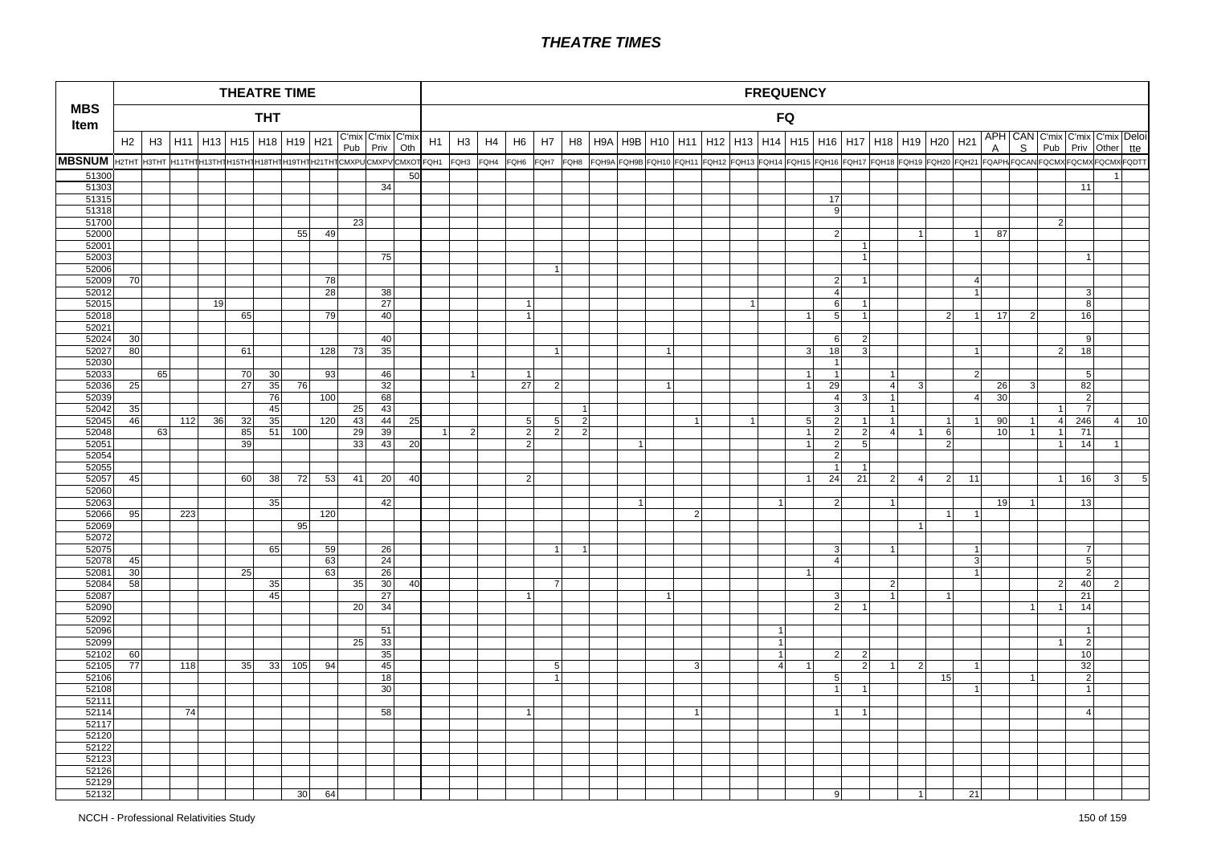# THEATRE TIMES

| MBS Item | THEATRE TIME | | | | | | | | | | | FREQUENCY | | | | | | | | | | | | | | | | | | | | | | | | | |
|---|---|---|---|---|---|---|---|---|---|---|---|---|---|---|---|---|---|---|---|---|---|---|---|---|---|---|---|---|---|---|---|---|---|---|---|---|---|
| | THT | | | | | | | | | | | FQ | | | | | | | | | | | | | | | | | | | | | | | | | |
| | H2 | H3 | H11 | H13 | H15 | H18 | H19 | H21 | C'mix Pub | C'mix Priv | C'mix Oth | H1 | H3 | H4 | H6 | H7 | H8 | H9A | H9B | H10 | H11 | H12 | H13 | H14 | H15 | H16 | H17 | H18 | H19 | H20 | H21 | APHA | CANS | C'mix Pub | C'mix Priv | C'mix Other | Deloitte |
| MBSNUM | H2THT | H3THT | H11THT | H13THT | H15THT | H18THT | H19THT | H21THT | CMXPU | CMXPV | CMXOT | FQH1 | FQH3 | FQH4 | FQH6 | FQH7 | FQH8 | FQH9A | FQH9B | FQH10 | FQH11 | FQH12 | FQH13 | FQH14 | FQH15 | FQH16 | FQH17 | FQH18 | FQH19 | FQH20 | FQH21 | FQAPH | FQCAN | FQCMX | FQCMX | FQCMX | FQDTT |
| 51300 | | | | | | | | | | | 50 | | | | | | | | | | | | | | | | | | | | | | | | | 1 | |
| 51303 | | | | | | | | | | 34 | | | | | | | | | | | | | | | | | | | | | | | | | 11 | | |
| 51315 | | | | | | | | | | | | | | | | | | | | | | | | | | 17 | | | | | | | | | | | |
| 51318 | | | | | | | | | | | | | | | | | | | | | | | | | | 9 | | | | | | | | | | | |
| 51700 | | | | | | | | | 23 | | | | | | | | | | | | | | | | | | | | | | | | | 2 | | | |
| 52000 | | | | | | | 55 | 49 | | | | | | | | | | | | | | | | | | 2 | | | 1 | | 1 | 87 | | | | | |
| 52001 | | | | | | | | | | | | | | | | | | | | | | | | | | | 1 | | | | | | | | | | |
| 52003 | | | | | | | | | | 75 | | | | | | | | | | | | | | | | | 1 | | | | | | | | 1 | | |
| 52006 | | | | | | | | | | | | | | | | 1 | | | | | | | | | | | | | | | | | | | | | |
| 52009 | 70 | | | | | | | 78 | | | | | | | | | | | | | | | | | | 2 | 1 | | | | 4 | | | | | | |
| 52012 | | | | | | | | 28 | | 38 | | | | | | | | | | | | | | | | 4 | | | | | 1 | | | | 3 | | |
| 52015 | | | | 19 | | | | | | 27 | | | | | 1 | | | | | | | | 1 | | | 6 | 1 | | | | | | | | 8 | | |
| 52018 | | | | | 65 | | | 79 | | 40 | | | | | 1 | | | | | | | | | | 1 | 5 | 1 | | | 2 | 1 | 17 | 2 | | 16 | | |
| 52021 | | | | | | | | | | | | | | | | | | | | | | | | | | | | | | | | | | | | | |
| 52024 | 30 | | | | | | | | | 40 | | | | | | | | | | | | | | | | 6 | 2 | | | | | | | | 9 | | |
| 52027 | 80 | | | | 61 | | | 128 | 73 | 35 | | | | | | 1 | | | | 1 | | | | | 3 | 18 | 3 | | | | 1 | | | 2 | 18 | | |
| 52030 | | | | | | | | | | | | | | | | | | | | | | | | | | 1 | | | | | | | | | | | |
| 52033 | | 65 | | | 70 | 30 | | 93 | | 46 | | | 1 | | 1 | | | | | | | | | | 1 | 1 | | 1 | | | 2 | | | | 5 | | |
| 52036 | 25 | | | | 27 | 35 | 76 | | | 32 | | | | | 27 | 2 | | | | 1 | | | | | 1 | 29 | | 4 | 3 | | | 26 | 3 | | 82 | | |
| 52039 | | | | | | 76 | | 100 | | 68 | | | | | | | | | | | | | | | | 4 | 3 | 1 | | | 4 | 30 | | | 2 | | |
| 52042 | 35 | | | | | 45 | | | 25 | 43 | | | | | | | 1 | | | | | | | | | 3 | | 1 | | | | | | 1 | 7 | | |
| 52045 | 46 | | 112 | 36 | 32 | 35 | | 120 | 43 | 44 | 25 | | | | 5 | 5 | 2 | | | | 1 | | 1 | | 5 | 2 | 1 | 1 | | 1 | 1 | 90 | 1 | 4 | 246 | 4 | 10 |
| 52048 | | 63 | | | 85 | 51 | 100 | | 29 | 39 | | 1 | 2 | | 2 | 2 | 2 | | | | | | | | 1 | 2 | 2 | 4 | 1 | 6 | | 10 | 1 | 1 | 71 | | |
| 52051 | | | | | 39 | | | | 33 | 43 | 20 | | | | 2 | | | | 1 | | | | | | 1 | 2 | 5 | | | 2 | | | | 1 | 14 | 1 | |
| 52054 | | | | | | | | | | | | | | | | | | | | | | | | | | 2 | | | | | | | | | | | |
| 52055 | | | | | | | | | | | | | | | | | | | | | | | | | | 1 | 1 | | | | | | | | | | |
| 52057 | 45 | | | | 60 | 38 | 72 | 53 | 41 | 20 | 40 | | | | 2 | | | | | | | | | | 1 | 24 | 21 | 2 | 4 | 2 | 11 | | | 1 | 16 | 3 | 5 |
| 52060 | | | | | | | | | | | | | | | | | | | | | | | | | | | | | | | | | | | | | |
| 52063 | | | | | | 35 | | | | 42 | | | | | | | | | 1 | | | | | 1 | | 2 | | 1 | | | | 19 | 1 | | 13 | | |
| 52066 | 95 | | 223 | | | | | 120 | | | | | | | | | | | | | 2 | | | | | | | | | 1 | 1 | | | | | | |
| 52069 | | | | | | | 95 | | | | | | | | | | | | | | | | | | | | | | 1 | | | | | | | | |
| 52072 | | | | | | | | | | | | | | | | | | | | | | | | | | | | | | | | | | | | | |
| 52075 | | | | | | 65 | | 59 | | 26 | | | | | | 1 | 1 | | | | | | | | | 3 | | 1 | | | 1 | | | | 7 | | |
| 52078 | 45 | | | | | | | 63 | | 24 | | | | | | | | | | | | | | | | 4 | | | | | 3 | | | | 5 | | |
| 52081 | 30 | | | | 25 | | | 63 | | 26 | | | | | | | | | | | | | | | 1 | | | | | | 1 | | | | 2 | | |
| 52084 | 58 | | | | | 35 | | | 35 | 30 | 40 | | | | | 7 | | | | | | | | | | | | 2 | | | | | | 2 | 40 | 2 | |
| 52087 | | | | | | 45 | | | | 27 | | | | | 1 | | | | | 1 | | | | | | 3 | | 1 | | 1 | | | | | 21 | | |
| 52090 | | | | | | | | | 20 | 34 | | | | | | | | | | | | | | | | 2 | 1 | | | | | | 1 | 1 | 14 | | |
| 52092 | | | | | | | | | | | | | | | | | | | | | | | | | | | | | | | | | | | | | |
| 52096 | | | | | | | | | | 51 | | | | | | | | | | | | | | 1 | | | | | | | | | | | 1 | | |
| 52099 | | | | | | | | | 25 | 33 | | | | | | | | | | | | | | 1 | | | | | | | | | | 1 | 2 | | |
| 52102 | 60 | | | | | | | | | 35 | | | | | | | | | | | | | | 1 | | 2 | 2 | | | | | | | | 10 | | |
| 52105 | 77 | | 118 | | 35 | 33 | 105 | 94 | | 45 | | | | | | 5 | | | | | 3 | | | 4 | 1 | | 2 | 1 | 2 | | 1 | | | | 32 | | |
| 52106 | | | | | | | | | | 18 | | | | | | 1 | | | | | | | | | | 5 | | | | 15 | | | 1 | | 2 | | |
| 52108 | | | | | | | | | | 30 | | | | | | | | | | | | | | | | 1 | 1 | | | | 1 | | | | 1 | | |
| 52111 | | | | | | | | | | | | | | | | | | | | | | | | | | | | | | | | | | | | | |
| 52114 | | | 74 | | | | | | | 58 | | | | | 1 | | | | | | 1 | | | | | 1 | 1 | | | | | | | | 4 | | |
| 52117 | | | | | | | | | | | | | | | | | | | | | | | | | | | | | | | | | | | | | |
| 52120 | | | | | | | | | | | | | | | | | | | | | | | | | | | | | | | | | | | | | |
| 52122 | | | | | | | | | | | | | | | | | | | | | | | | | | | | | | | | | | | | | |
| 52123 | | | | | | | | | | | | | | | | | | | | | | | | | | | | | | | | | | | | | |
| 52126 | | | | | | | | | | | | | | | | | | | | | | | | | | | | | | | | | | | | | |
| 52129 | | | | | | | | | | | | | | | | | | | | | | | | | | | | | | | | | | | | | |
| 52132 | | | | | | | 30 | 64 | | | | | | | | | | | | | | | | | | 9 | | | 1 | | 21 | | | | | | |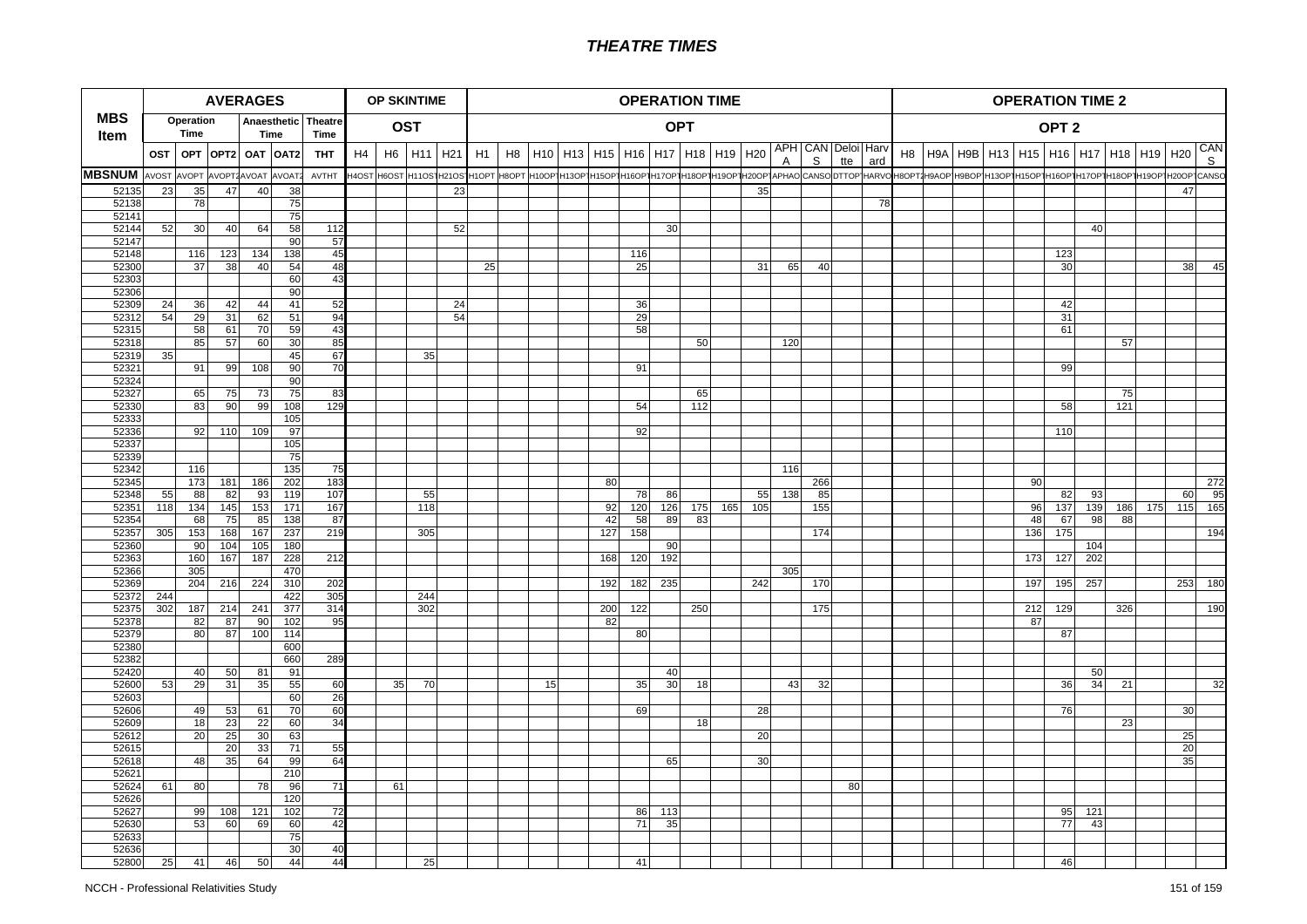# THEATRE TIMES

| MBS Item | AVERAGES | | | | | | OP SKINTIME | | | | OPERATION TIME | | | | | | | | | | | | | | OPERATION TIME 2 | | | | | | | | | | |
|---|---|---|---|---|---|---|---|---|---|---|---|---|---|---|---|---|---|---|---|---|---|---|---|---|---|---|---|---|---|---|---|---|---|---|---|
| | Operation Time | | Anaesthetic Time | | Theatre Time | | OST | | | | OPT | | | | | | | | | | | | | | OPT 2 | | | | | | | | | | |
| | OST | OPT | OPT2 | OAT | OAT2 | THT | H4 | H6 | H11 | H21 | H1 | H8 | H10 | H13 | H15 | H16 | H17 | H18 | H19 | H20 | APHA | CANS | Deloitte | Harvard | H8 | H9A | H9B | H13 | H15 | H16 | H17 | H18 | H19 | H20 | CANS |
| MBSNUM | AVOST | AVOPT | AVOPT2 | AVOAT | AVOAT2 | AVTHT | H4OST | H6OST | H11OST | H21OST | H1OPT | H8OPT | H10OPT | H13OPT | H15OPT | H16OPT | H17OPT | H18OPT | H19OPT | H20OPT | APHAO | CANSO | DTTOP | HARVO | H8OPT2 | H9AOP | H9BOP | H13OP | H15OP | H16OP | H17OP | H18OP | H19OP | H20OP | CANSO |
| 52135 | 23 | 35 | 47 | 40 | 38 | | | | | 23 | | | | | | | | | | 35 | | | | | | | | | | | | | | 47 | |
| 52138 | | 78 | | | 75 | | | | | | | | | | | | | | | | | | | 78 | | | | | | | | | | | |
| 52141 | | | | | 75 | | | | | | | | | | | | | | | | | | | | | | | | | | | | | | |
| 52144 | 52 | 30 | 40 | 64 | 58 | 112 | | | | 52 | | | | | | | 30 | | | | | | | | | | | | | | 40 | | | | |
| 52147 | | | | | 90 | 57 | | | | | | | | | | | | | | | | | | | | | | | | | | | | | |
| 52148 | | 116 | 123 | 134 | 138 | 45 | | | | | | | | | | 116 | | | | | | | | | | | | | | 123 | | | | | |
| 52300 | | 37 | 38 | 40 | 54 | 48 | | | | | 25 | | | | | 25 | | | | 31 | 65 | 40 | | | | | | | | 30 | | | | 38 | 45 |
| 52303 | | | | | 60 | 43 | | | | | | | | | | | | | | | | | | | | | | | | | | | | | |
| 52306 | | | | | 90 | | | | | | | | | | | | | | | | | | | | | | | | | | | | | | |
| 52309 | 24 | 36 | 42 | 44 | 41 | 52 | | | | 24 | | | | | | 36 | | | | | | | | | | | | | | 42 | | | | | |
| 52312 | 54 | 29 | 31 | 62 | 51 | 94 | | | | 54 | | | | | | 29 | | | | | | | | | | | | | | 31 | | | | | |
| 52315 | | 58 | 61 | 70 | 59 | 43 | | | | | | | | | | 58 | | | | | | | | | | | | | | 61 | | | | | |
| 52318 | | 85 | 57 | 60 | 30 | 85 | | | | | | | | | | | | 50 | | | 120 | | | | | | | | | | | 57 | | | |
| 52319 | 35 | | | | 45 | 67 | | | 35 | | | | | | | | | | | | | | | | | | | | | | | | | | |
| 52321 | | 91 | 99 | 108 | 90 | 70 | | | | | | | | | | 91 | | | | | | | | | | | | | | 99 | | | | | |
| 52324 | | | | | 90 | | | | | | | | | | | | | | | | | | | | | | | | | | | | | | |
| 52327 | | 65 | 75 | 73 | 75 | 83 | | | | | | | | | | | | 65 | | | | | | | | | | | | | | 75 | | | |
| 52330 | | 83 | 90 | 99 | 108 | 129 | | | | | | | | | | 54 | | 112 | | | | | | | | | | | | 58 | | 121 | | | |
| 52333 | | | | | 105 | | | | | | | | | | | | | | | | | | | | | | | | | | | | | | |
| 52336 | | 92 | 110 | 109 | 97 | | | | | | | | | | | 92 | | | | | | | | | | | | | | 110 | | | | | |
| 52337 | | | | | 105 | | | | | | | | | | | | | | | | | | | | | | | | | | | | | | |
| 52339 | | | | | 75 | | | | | | | | | | | | | | | | | | | | | | | | | | | | | | |
| 52342 | | 116 | | | 135 | 75 | | | | | | | | | | | | | | | 116 | | | | | | | | | | | | | | |
| 52345 | | 173 | 181 | 186 | 202 | 183 | | | | | | | | | 80 | | | | | | | 266 | | | | | | | 90 | | | | | | 272 |
| 52348 | 55 | 88 | 82 | 93 | 119 | 107 | | | 55 | | | | | | | 78 | 86 | | | 55 | 138 | 85 | | | | | | | | 82 | 93 | | | 60 | 95 |
| 52351 | 118 | 134 | 145 | 153 | 171 | 167 | | | 118 | | | | | | 92 | 120 | 126 | 175 | 165 | 105 | | 155 | | | | | | | 96 | 137 | 139 | 186 | 175 | 115 | 165 |
| 52354 | | 68 | 75 | 85 | 138 | 87 | | | | | | | | | 42 | 58 | 89 | 83 | | | | | | | | | | | 48 | 67 | 98 | 88 | | | |
| 52357 | 305 | 153 | 168 | 167 | 237 | 219 | | | 305 | | | | | | 127 | 158 | | | | | | 174 | | | | | | | 136 | 175 | | | | | 194 |
| 52360 | | 90 | 104 | 105 | 180 | | | | | | | | | | | | 90 | | | | | | | | | | | | | | 104 | | | | |
| 52363 | | 160 | 167 | 187 | 228 | 212 | | | | | | | | | 168 | 120 | 192 | | | | | | | | | | | | 173 | 127 | 202 | | | | |
| 52366 | | 305 | | | 470 | | | | | | | | | | | | | | | | 305 | | | | | | | | | | | | | | |
| 52369 | | 204 | 216 | 224 | 310 | 202 | | | | | | | | | 192 | 182 | 235 | | | 242 | | 170 | | | | | | | 197 | 195 | 257 | | | 253 | 180 |
| 52372 | 244 | | | | 422 | 305 | | | 244 | | | | | | | | | | | | | | | | | | | | | | | | | | |
| 52375 | 302 | 187 | 214 | 241 | 377 | 314 | | | 302 | | | | | | 200 | 122 | | 250 | | | | 175 | | | | | | | 212 | 129 | | 326 | | | 190 |
| 52378 | | 82 | 87 | 90 | 102 | 95 | | | | | | | | | 82 | | | | | | | | | | | | | | 87 | | | | | | |
| 52379 | | 80 | 87 | 100 | 114 | | | | | | | | | | | 80 | | | | | | | | | | | | | | 87 | | | | | |
| 52380 | | | | | 600 | | | | | | | | | | | | | | | | | | | | | | | | | | | | | | |
| 52382 | | | | | 660 | 289 | | | | | | | | | | | | | | | | | | | | | | | | | | | | | |
| 52420 | | 40 | 50 | 81 | 91 | | | | | | | | | | | | 40 | | | | | | | | | | | | | | 50 | | | | |
| 52600 | 53 | 29 | 31 | 35 | 55 | 60 | | 35 | 70 | | | | 15 | | | 35 | 30 | 18 | | | 43 | 32 | | | | | | | | 36 | 34 | 21 | | | 32 |
| 52603 | | | | | 60 | 26 | | | | | | | | | | | | | | | | | | | | | | | | | | | | | |
| 52606 | | 49 | 53 | 61 | 70 | 60 | | | | | | | | | | 69 | | | | 28 | | | | | | | | | | 76 | | | | 30 | |
| 52609 | | 18 | 23 | 22 | 60 | 34 | | | | | | | | | | | | 18 | | | | | | | | | | | | | | 23 | | | |
| 52612 | | 20 | 25 | 30 | 63 | | | | | | | | | | | | | | | 20 | | | | | | | | | | | | | | 25 | |
| 52615 | | | 20 | 33 | 71 | 55 | | | | | | | | | | | | | | | | | | | | | | | | | | | | 20 | |
| 52618 | | 48 | 35 | 64 | 99 | 64 | | | | | | | | | | | 65 | | | 30 | | | | | | | | | | | | | | 35 | |
| 52621 | | | | | 210 | | | | | | | | | | | | | | | | | | | | | | | | | | | | | | |
| 52624 | 61 | 80 | | 78 | 96 | 71 | | 61 | | | | | | | | | | | | | | | 80 | | | | | | | | | | | | |
| 52626 | | | | | 120 | | | | | | | | | | | | | | | | | | | | | | | | | | | | | | |
| 52627 | | 99 | 108 | 121 | 102 | 72 | | | | | | | | | | 86 | 113 | | | | | | | | | | | | | 95 | 121 | | | | |
| 52630 | | 53 | 60 | 69 | 60 | 42 | | | | | | | | | | 71 | 35 | | | | | | | | | | | | | 77 | 43 | | | | |
| 52633 | | | | | 75 | | | | | | | | | | | | | | | | | | | | | | | | | | | | | | |
| 52636 | | | | | 30 | 40 | | | | | | | | | | | | | | | | | | | | | | | | | | | | | |
| 52800 | 25 | 41 | 46 | 50 | 44 | 44 | | | 25 | | | | | | | 41 | | | | | | | | | | | | | | 46 | | | | | |

NCCH - Professional Relativities Study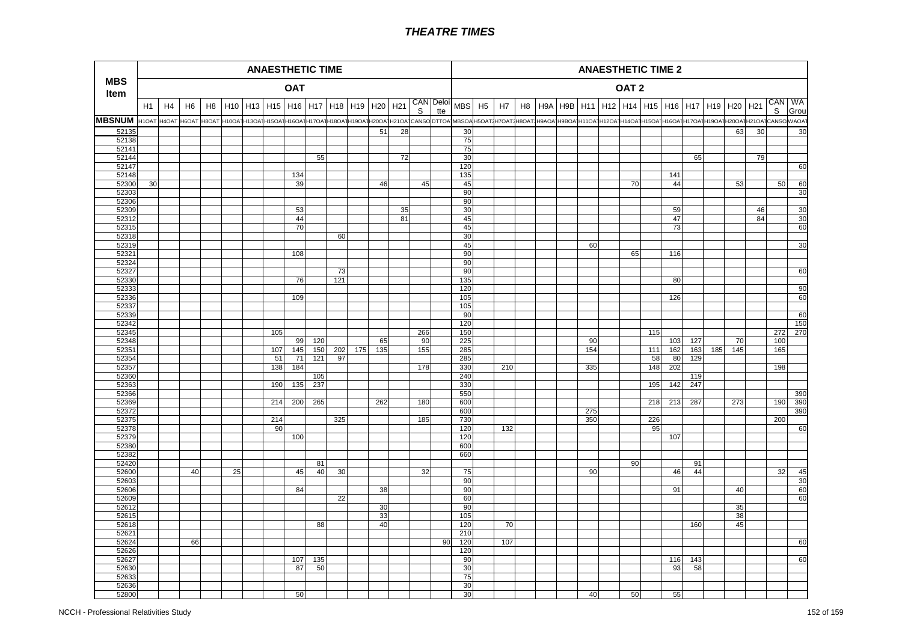# THEATRE TIMES

| MBS Item | ANAESTHETIC TIME | | | | | | | | | | | | | | | ANAESTHETIC TIME 2 | | | | | | | | | | | | | | | | |
|---|---|---|---|---|---|---|---|---|---|---|---|---|---|---|---|---|---|---|---|---|---|---|---|---|---|---|---|---|---|---|---|---|
| | OAT | | | | | | | | | | | | | | | OAT 2 | | | | | | | | | | | | | | | | |
| | H1 | H4 | H6 | H8 | H10 | H13 | H15 | H16 | H17 | H18 | H19 | H20 | H21 | CANS | Deloitte | MBS | H5 | H7 | H8 | H9A | H9B | H11 | H12 | H14 | H15 | H16 | H17 | H19 | H20 | H21 | CANS | WA Group |
| MBSNUM | H1OAT | H4OAT | H6OAT | H8OAT | H10OAT | H13OAT | H15OAT | H16OAT | H17OAT | H18OAT | H19OAT | H20OAT | H21OAT | CANSO | DTTOA | MBSOA | H5OAT2 | H7OAT2 | H8OAT2 | H9AOA | H9BOA | H11OAT | H12OAT | H14OAT | H15OAT | H16OAT | H17OAT | H19OAT | H20OAT | H21OAT | CANSO | WAOAT |
| 52135 | | | | | | | | | | | | 51 | 28 | | | 30 | | | | | | | | | | | | | 63 | 30 | | 30 |
| 52138 | | | | | | | | | | | | | | | | 75 | | | | | | | | | | | | | | | | |
| 52141 | | | | | | | | | | | | | | | | 75 | | | | | | | | | | | | | | | | |
| 52144 | | | | | | | | | 55 | | | | 72 | | | 30 | | | | | | | | | | | 65 | | | 79 | | |
| 52147 | | | | | | | | | | | | | | | | 120 | | | | | | | | | | | | | | | | 60 |
| 52148 | | | | | | | | 134 | | | | | | | | 135 | | | | | | | | | | 141 | | | | | | |
| 52300 | 30 | | | | | | | 39 | | | | 46 | | 45 | | 45 | | | | | | | | 70 | | 44 | | | 53 | | 50 | 60 |
| 52303 | | | | | | | | | | | | | | | | 90 | | | | | | | | | | | | | | | | 30 |
| 52306 | | | | | | | | | | | | | | | | 90 | | | | | | | | | | | | | | | | |
| 52309 | | | | | | | | 53 | | | | | 35 | | | 30 | | | | | | | | | | 59 | | | | 46 | | 30 |
| 52312 | | | | | | | | 44 | | | | | 81 | | | 45 | | | | | | | | | | 47 | | | | 84 | | 30 |
| 52315 | | | | | | | | 70 | | | | | | | | 45 | | | | | | | | | | 73 | | | | | | 60 |
| 52318 | | | | | | | | | | 60 | | | | | | 30 | | | | | | | | | | | | | | | | |
| 52319 | | | | | | | | | | | | | | | | 45 | | | | | | 60 | | | | | | | | | | 30 |
| 52321 | | | | | | | | 108 | | | | | | | | 90 | | | | | | | | 65 | | 116 | | | | | | |
| 52324 | | | | | | | | | | | | | | | | 90 | | | | | | | | | | | | | | | | |
| 52327 | | | | | | | | | | 73 | | | | | | 90 | | | | | | | | | | | | | | | | 60 |
| 52330 | | | | | | | | 76 | | 121 | | | | | | 135 | | | | | | | | | | 80 | | | | | | |
| 52333 | | | | | | | | | | | | | | | | 120 | | | | | | | | | | | | | | | | 90 |
| 52336 | | | | | | | | 109 | | | | | | | | 105 | | | | | | | | | | 126 | | | | | | 60 |
| 52337 | | | | | | | | | | | | | | | | 105 | | | | | | | | | | | | | | | | |
| 52339 | | | | | | | | | | | | | | | | 90 | | | | | | | | | | | | | | | | 60 |
| 52342 | | | | | | | | | | | | | | | | 120 | | | | | | | | | | | | | | | | 150 |
| 52345 | | | | | | | 105 | | | | | | | 266 | | 150 | | | | | | | | | 115 | | | | | | 272 | 270 |
| 52348 | | | | | | | | 99 | 120 | | | 65 | | 90 | | 225 | | | | | | 90 | | | | 103 | 127 | | 70 | | 100 | |
| 52351 | | | | | | | 107 | 145 | 150 | 202 | 175 | 135 | | 155 | | 285 | | | | | | 154 | | | 111 | 162 | 163 | 185 | 145 | | 165 | |
| 52354 | | | | | | | 51 | 71 | 121 | 97 | | | | | | 285 | | | | | | | | | 58 | 80 | 129 | | | | | |
| 52357 | | | | | | | 138 | 184 | | | | | | 178 | | 330 | | 210 | | | | 335 | | | 148 | 202 | | | | | 198 | |
| 52360 | | | | | | | | | 105 | | | | | | | 240 | | | | | | | | | | | 119 | | | | | |
| 52363 | | | | | | | 190 | 135 | 237 | | | | | | | 330 | | | | | | | | | 195 | 142 | 247 | | | | | |
| 52366 | | | | | | | | | | | | | | | | 550 | | | | | | | | | | | | | | | | 390 |
| 52369 | | | | | | | 214 | 200 | 265 | | | 262 | | 180 | | 600 | | | | | | | | | 218 | 213 | 287 | | 273 | | 190 | 390 |
| 52372 | | | | | | | | | | | | | | | | 600 | | | | | | 275 | | | | | | | | | | 390 |
| 52375 | | | | | | | 214 | | | 325 | | | | 185 | | 730 | | | | | | 350 | | | 226 | | | | | | 200 | |
| 52378 | | | | | | | 90 | | | | | | | | | 120 | | 132 | | | | | | | 95 | | | | | | | 60 |
| 52379 | | | | | | | | 100 | | | | | | | | 120 | | | | | | | | | | 107 | | | | | | |
| 52380 | | | | | | | | | | | | | | | | 600 | | | | | | | | | | | | | | | | |
| 52382 | | | | | | | | | | | | | | | | 660 | | | | | | | | | | | | | | | | |
| 52420 | | | | | | | | | 81 | | | | | | | | | | | | | | | 90 | | | 91 | | | | | |
| 52600 | | | 40 | | 25 | | | 45 | 40 | 30 | | | | 32 | | 75 | | | | | | 90 | | | | 46 | 44 | | | | 32 | 45 |
| 52603 | | | | | | | | | | | | | | | | 90 | | | | | | | | | | | | | | | | 30 |
| 52606 | | | | | | | | 84 | | | | 38 | | | | 90 | | | | | | | | | | 91 | | | 40 | | | 60 |
| 52609 | | | | | | | | | | 22 | | | | | | 60 | | | | | | | | | | | | | | | | 60 |
| 52612 | | | | | | | | | | | | 30 | | | | 90 | | | | | | | | | | | | | 35 | | | |
| 52615 | | | | | | | | | | | | 33 | | | | 105 | | | | | | | | | | | | | 38 | | | |
| 52618 | | | | | | | | | 88 | | | 40 | | | | 120 | | 70 | | | | | | | | | 160 | | 45 | | | |
| 52621 | | | | | | | | | | | | | | | | 210 | | | | | | | | | | | | | | | | |
| 52624 | | | 66 | | | | | | | | | | | | 90 | 120 | | 107 | | | | | | | | | | | | | | 60 |
| 52626 | | | | | | | | | | | | | | | | 120 | | | | | | | | | | | | | | | | |
| 52627 | | | | | | | | 107 | 135 | | | | | | | 90 | | | | | | | | | | 116 | 143 | | | | | 60 |
| 52630 | | | | | | | | 87 | 50 | | | | | | | 30 | | | | | | | | | | 93 | 58 | | | | | |
| 52633 | | | | | | | | | | | | | | | | 75 | | | | | | | | | | | | | | | | |
| 52636 | | | | | | | | | | | | | | | | 30 | | | | | | | | | | | | | | | | |
| 52800 | | | | | | | | 50 | | | | | | | | 30 | | | | | | 40 | | 50 | | 55 | | | | | | |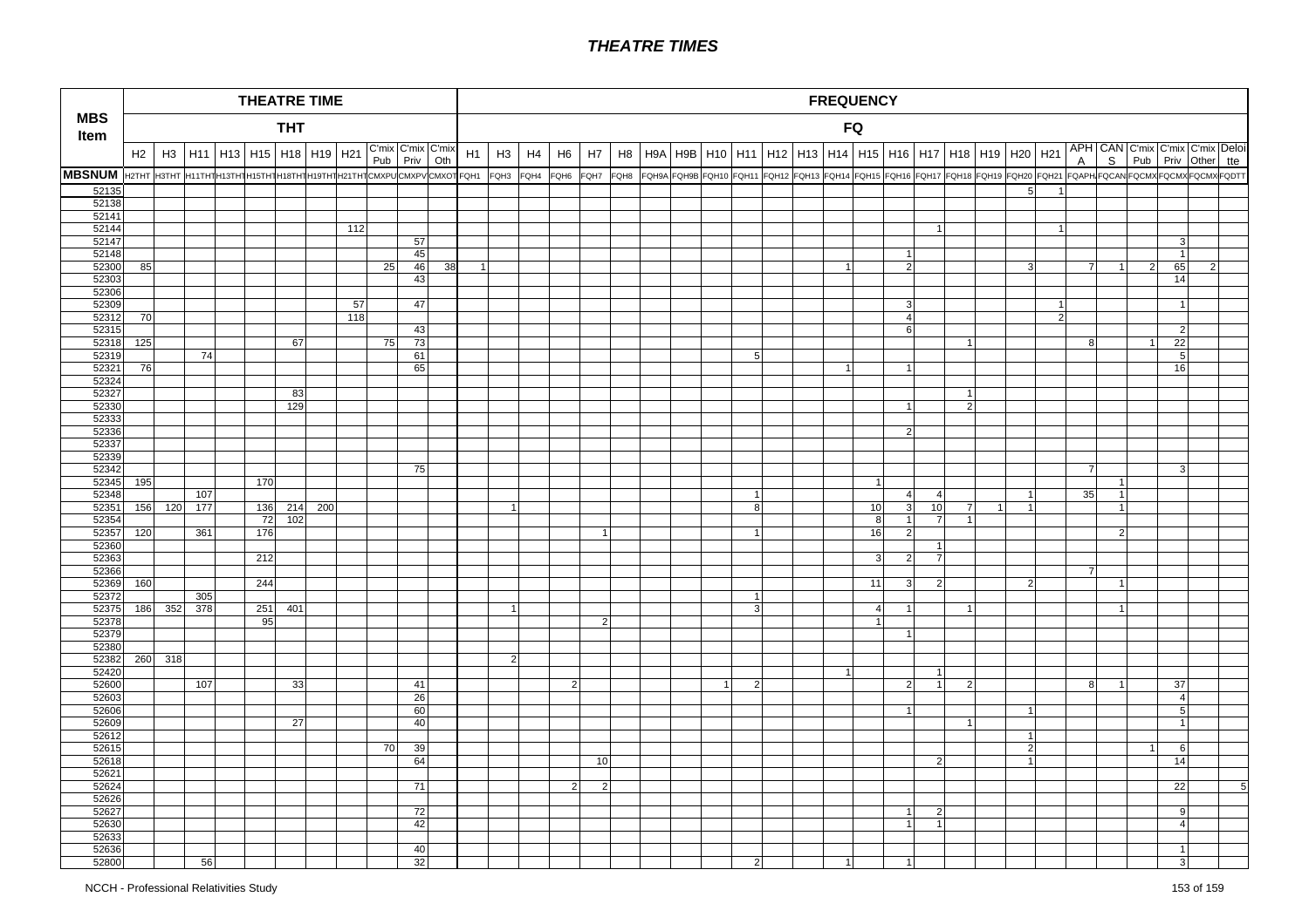# THEATRE TIMES

| MBS Item | THEATRE TIME THT | | | | | | | | | | | FREQUENCY FQ | | | | | | | | | | | | | | | | | | | | | | | | | |
|---|---|---|---|---|---|---|---|---|---|---|---|---|---|---|---|---|---|---|---|---|---|---|---|---|---|---|---|---|---|---|---|---|---|---|---|---|---|
| | H2 | H3 | H11 | H13 | H15 | H18 | H19 | H21 | C'mix Pub | C'mix Priv | C'mix Oth | H1 | H3 | H4 | H6 | H7 | H8 | H9A | H9B | H10 | H11 | H12 | H13 | H14 | H15 | H16 | H17 | H18 | H19 | H20 | H21 | APHA | CANS | C'mix Pub | C'mix Priv | C'mix Other | Deloitte |
| MBSNUM | H2THT | H3THT | H11THT | H13THT | H15THT | H18THT | H19THT | H21THT | CMXPU | CMXPV | CMXOT | FQH1 | FQH3 | FQH4 | FQH6 | FQH7 | FQH8 | FQH9A | FQH9B | FQH10 | FQH11 | FQH12 | FQH13 | FQH14 | FQH15 | FQH16 | FQH17 | FQH18 | FQH19 | FQH20 | FQH21 | FQAPHA | FQCANS | FQCMXPU | FQCMXPV | FQCMXOT | FQDTT |
| 52135 | | | | | | | | | | | | | | | | | | | | | | | | | | | | | | 5 | 1 | | | | | | |
| 52138 | | | | | | | | | | | | | | | | | | | | | | | | | | | | | | | | | | | | | |
| 52141 | | | | | | | | | | | | | | | | | | | | | | | | | | | | | | | | | | | | | |
| 52144 | | | | | | | | 112 | | | | | | | | | | | | | | | | | | | 1 | | | | 1 | | | | | | |
| 52147 | | | | | | | | | | 57 | | | | | | | | | | | | | | | | | | | | | | | | | 3 | | |
| 52148 | | | | | | | | | | 45 | | | | | | | | | | | | | | | | 1 | | | | | | | | | 1 | | |
| 52300 | 85 | | | | | | | | 25 | 46 | 38 | 1 | | | | | | | | | | | | 1 | | 2 | | | | 3 | | 7 | 1 | 2 | 65 | 2 | |
| 52303 | | | | | | | | | | 43 | | | | | | | | | | | | | | | | | | | | | | | | | 14 | | |
| 52306 | | | | | | | | | | | | | | | | | | | | | | | | | | | | | | | | | | | | | |
| 52309 | | | | | | | | 57 | | 47 | | | | | | | | | | | | | | | | 3 | | | | | 1 | | | | 1 | | |
| 52312 | 70 | | | | | | | 118 | | | | | | | | | | | | | | | | | | 4 | | | | | 2 | | | | | | |
| 52315 | | | | | | | | | | 43 | | | | | | | | | | | | | | | | 6 | | | | | | | | | 2 | | |
| 52318 | 125 | | | | | 67 | | | 75 | 73 | | | | | | | | | | | | | | | | | | 1 | | | | 8 | | 1 | 22 | | |
| 52319 | | | 74 | | | | | | | 61 | | | | | | | | | | | 5 | | | | | | | | | | | | | | 5 | | |
| 52321 | 76 | | | | | | | | | 65 | | | | | | | | | | | | | | 1 | | 1 | | | | | | | | | 16 | | |
| 52324 | | | | | | | | | | | | | | | | | | | | | | | | | | | | | | | | | | | | | |
| 52327 | | | | | | 83 | | | | | | | | | | | | | | | | | | | | | | 1 | | | | | | | | | |
| 52330 | | | | | | 129 | | | | | | | | | | | | | | | | | | | | 1 | | 2 | | | | | | | | | |
| 52333 | | | | | | | | | | | | | | | | | | | | | | | | | | | | | | | | | | | | | |
| 52336 | | | | | | | | | | | | | | | | | | | | | | | | | | 2 | | | | | | | | | | | |
| 52337 | | | | | | | | | | | | | | | | | | | | | | | | | | | | | | | | | | | | | |
| 52339 | | | | | | | | | | | | | | | | | | | | | | | | | | | | | | | | | | | | | |
| 52342 | | | | | | | | | | 75 | | | | | | | | | | | | | | | | | | | | | | 7 | | | 3 | | |
| 52345 | 195 | | | | 170 | | | | | | | | | | | | | | | | | | | | 1 | | | | | | | | 1 | | | | |
| 52348 | | | 107 | | | | | | | | | | | | | | | | | | 1 | | | | | 4 | 4 | | | 1 | | 35 | 1 | | | | |
| 52351 | 156 | 120 | 177 | | 136 | 214 | 200 | | | | | | 1 | | | | | | | | 8 | | | | 10 | 3 | 10 | 7 | 1 | 1 | | | 1 | | | | |
| 52354 | | | | | 72 | 102 | | | | | | | | | | | | | | | | | | | 8 | 1 | 7 | 1 | | | | | | | | | |
| 52357 | 120 | | 361 | | 176 | | | | | | | | | | | 1 | | | | | 1 | | | | 16 | 2 | | | | | | | 2 | | | | |
| 52360 | | | | | | | | | | | | | | | | | | | | | | | | | | | 1 | | | | | | | | | | |
| 52363 | | | | | 212 | | | | | | | | | | | | | | | | | | | | 3 | 2 | 7 | | | | | | | | | | |
| 52366 | | | | | | | | | | | | | | | | | | | | | | | | | | | | | | | | 7 | | | | | |
| 52369 | 160 | | | | 244 | | | | | | | | | | | | | | | | | | | | 11 | 3 | 2 | | | 2 | | | 1 | | | | |
| 52372 | | | 305 | | | | | | | | | | | | | | | | | | 1 | | | | | | | | | | | | | | | | |
| 52375 | 186 | 352 | 378 | | 251 | 401 | | | | | | | 1 | | | | | | | | 3 | | | | 4 | 1 | | 1 | | | | | 1 | | | | |
| 52378 | | | | | 95 | | | | | | | | | | | 2 | | | | | | | | | 1 | | | | | | | | | | | | |
| 52379 | | | | | | | | | | | | | | | | | | | | | | | | | | 1 | | | | | | | | | | | |
| 52380 | | | | | | | | | | | | | | | | | | | | | | | | | | | | | | | | | | | | | |
| 52382 | 260 | 318 | | | | | | | | | | | 2 | | | | | | | | | | | | | | | | | | | | | | | | |
| 52420 | | | | | | | | | | | | | | | | | | | | | | | | 1 | | | 1 | | | | | | | | | | |
| 52600 | | | 107 | | | 33 | | | | 41 | | | | | 2 | | | | | 1 | 2 | | | | | 2 | 1 | 2 | | | | 8 | 1 | | 37 | | |
| 52603 | | | | | | | | | | 26 | | | | | | | | | | | | | | | | | | | | | | | | | 4 | | |
| 52606 | | | | | | | | | | 60 | | | | | | | | | | | | | | | | 1 | | | | 1 | | | | | 5 | | |
| 52609 | | | | | | 27 | | | | 40 | | | | | | | | | | | | | | | | | | 1 | | | | | | | 1 | | |
| 52612 | | | | | | | | | | | | | | | | | | | | | | | | | | | | | | 1 | | | | | | | |
| 52615 | | | | | | | | | 70 | 39 | | | | | | | | | | | | | | | | | | | | 2 | | | | 1 | 6 | | |
| 52618 | | | | | | | | | | 64 | | | | | | 10 | | | | | | | | | | | 2 | | | 1 | | | | | 14 | | |
| 52621 | | | | | | | | | | | | | | | | | | | | | | | | | | | | | | | | | | | | | |
| 52624 | | | | | | | | | | 71 | | | | | 2 | 2 | | | | | | | | | | | | | | | | | | | 22 | | 5 |
| 52626 | | | | | | | | | | | | | | | | | | | | | | | | | | | | | | | | | | | | | |
| 52627 | | | | | | | | | | 72 | | | | | | | | | | | | | | | | 1 | 2 | | | | | | | | 9 | | |
| 52630 | | | | | | | | | | 42 | | | | | | | | | | | | | | | | 1 | 1 | | | | | | | | 4 | | |
| 52633 | | | | | | | | | | | | | | | | | | | | | | | | | | | | | | | | | | | | | |
| 52636 | | | | | | | | | | 40 | | | | | | | | | | | | | | | | | | | | | | | | | 1 | | |
| 52800 | | | 56 | | | | | | | 32 | | | | | | | | | | | 2 | | | 1 | | 1 | | | | | | | | | 3 | | |

NCCH - Professional Relativities Study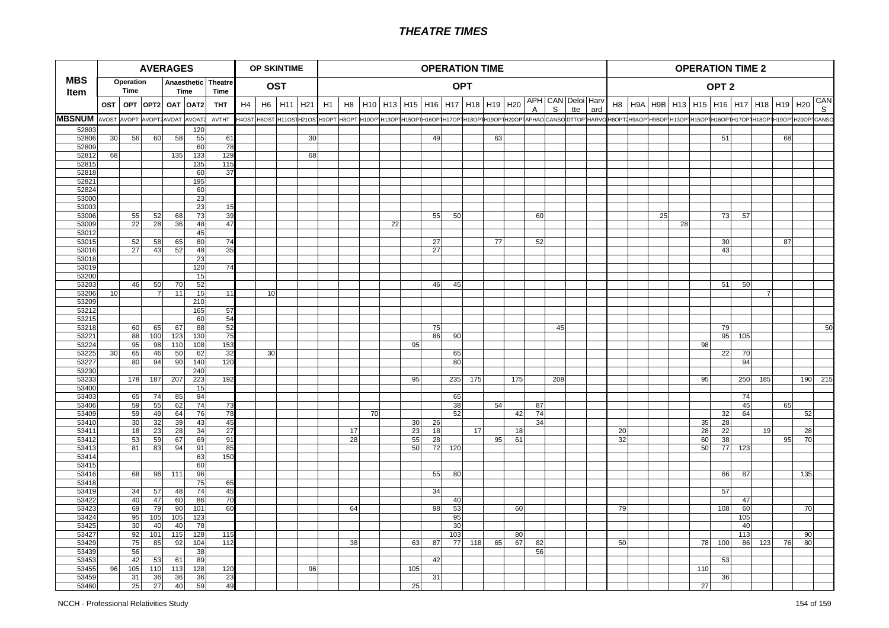# THEATRE TIMES

| MBS Item | AVERAGES | | | | | | OP SKINTIME | | | | OPERATION TIME | | | | | | | | | | | | | | OPERATION TIME 2 | | | | | | | | | | |
|---|---|---|---|---|---|---|---|---|---|---|---|---|---|---|---|---|---|---|---|---|---|---|---|---|---|---|---|---|---|---|---|---|---|---|---|
| | Operation Time | | Anaesthetic Time | | | Theatre Time | OST | | | | OPT | | | | | | | | | | | | | | OPT 2 | | | | | | | | | | |
| | OST | OPT | OPT2 | OAT | OAT2 | THT | H4 | H6 | H11 | H21 | H1 | H8 | H10 | H13 | H15 | H16 | H17 | H18 | H19 | H20 | APHA | CANS | Deloitte | Harvard | H8 | H9A | H9B | H13 | H15 | H16 | H17 | H18 | H19 | H20 | CANS |
| MBSNUM | AVOST | AVOPT | AVOPT2 | AVOAT | AVOAT2 | AVTHT | H4OST | H6OST | H11OST | H21OST | H1OPT | H8OPT | H10OPT | H13OPT | H15OPT | H16OPT | H17OPT | H18OPT | H19OPT | H20OPT | APHAO | CANSO | DTTOP | HARVO | H8OPT2 | H9AOP | H9BOP | H13OP | H15OP | H16OP | H17OP | H18OP | H19OP | H20OP | CANSO |
| 52803 | | | | | 120 | | | | | | | | | | | | | | | | | | | | | | | | | | | | | | |
| 52806 | 30 | 56 | 60 | 58 | 55 | 61 | | | | 30 | | | | | | 49 | | | 63 | | | | | | | | | | | 51 | | | 68 | | |
| 52809 | | | | | 60 | 78 | | | | | | | | | | | | | | | | | | | | | | | | | | | | | |
| 52812 | 68 | | | 135 | 133 | 129 | | | | 68 | | | | | | | | | | | | | | | | | | | | | | | | | |
| 52815 | | | | | 135 | 115 | | | | | | | | | | | | | | | | | | | | | | | | | | | | | |
| 52818 | | | | | 60 | 37 | | | | | | | | | | | | | | | | | | | | | | | | | | | | | |
| 52821 | | | | | 195 | | | | | | | | | | | | | | | | | | | | | | | | | | | | | | |
| 52824 | | | | | 60 | | | | | | | | | | | | | | | | | | | | | | | | | | | | | | |
| 53000 | | | | | 23 | | | | | | | | | | | | | | | | | | | | | | | | | | | | | | |
| 53003 | | | | | 23 | 15 | | | | | | | | | | | | | | | | | | | | | | | | | | | | | |
| 53006 | | 55 | 52 | 68 | 73 | 39 | | | | | | | | | | 55 | 50 | | | | 60 | | | | | | 25 | | | 73 | 57 | | | | |
| 53009 | | 22 | 28 | 36 | 48 | 47 | | | | | | | | 22 | | | | | | | | | | | | | | 28 | | | | | | | |
| 53012 | | | | | 45 | | | | | | | | | | | | | | | | | | | | | | | | | | | | | | |
| 53015 | | 52 | 58 | 65 | 80 | 74 | | | | | | | | | | 27 | | | 77 | | 52 | | | | | | | | | 30 | | | 87 | | |
| 53016 | | 27 | 43 | 52 | 48 | 35 | | | | | | | | | | 27 | | | | | | | | | | | | | | 43 | | | | | |
| 53018 | | | | | 23 | | | | | | | | | | | | | | | | | | | | | | | | | | | | | | |
| 53019 | | | | | 120 | 74 | | | | | | | | | | | | | | | | | | | | | | | | | | | | | |
| 53200 | | | | | 15 | | | | | | | | | | | | | | | | | | | | | | | | | | | | | | |
| 53203 | | 46 | 50 | 70 | 52 | | | | | | | | | | | 46 | 45 | | | | | | | | | | | | | 51 | 50 | | | | |
| 53206 | 10 | | 7 | 11 | 15 | 11 | | 10 | | | | | | | | | | | | | | | | | | | | | | | | 7 | | | |
| 53209 | | | | | 210 | | | | | | | | | | | | | | | | | | | | | | | | | | | | | | |
| 53212 | | | | | 165 | 57 | | | | | | | | | | | | | | | | | | | | | | | | | | | | | |
| 53215 | | | | | 60 | 54 | | | | | | | | | | | | | | | | | | | | | | | | | | | | | |
| 53218 | | 60 | 65 | 67 | 88 | 52 | | | | | | | | | | 75 | | | | | | 45 | | | | | | | | 79 | | | | | 50 |
| 53221 | | 88 | 100 | 123 | 130 | 75 | | | | | | | | | | 86 | 90 | | | | | | | | | | | | | 95 | 105 | | | | |
| 53224 | | 95 | 98 | 110 | 108 | 153 | | | | | | | | | 95 | | | | | | | | | | | | | | 98 | | | | | | |
| 53225 | 30 | 65 | 46 | 50 | 62 | 32 | | 30 | | | | | | | | | 65 | | | | | | | | | | | | | 22 | 70 | | | | |
| 53227 | | 80 | 94 | 90 | 140 | 120 | | | | | | | | | | | 80 | | | | | | | | | | | | | | 94 | | | | |
| 53230 | | | | | 240 | | | | | | | | | | | | | | | | | | | | | | | | | | | | | | |
| 53233 | | 178 | 187 | 207 | 223 | 192 | | | | | | | | | 95 | | 235 | 175 | | 175 | | 208 | | | | | | | 95 | | 250 | 185 | | 190 | 215 |
| 53400 | | | | | 15 | | | | | | | | | | | | | | | | | | | | | | | | | | | | | | |
| 53403 | | 65 | 74 | 85 | 94 | | | | | | | | | | | | 65 | | | | | | | | | | | | | | 74 | | | | |
| 53406 | | 59 | 55 | 62 | 74 | 73 | | | | | | | | | | | 38 | | 54 | | 87 | | | | | | | | | | 45 | | 65 | | |
| 53409 | | 59 | 49 | 64 | 76 | 78 | | | | | | | 70 | | | | 52 | | | 42 | 74 | | | | | | | | | 32 | 64 | | | 52 | |
| 53410 | | 30 | 32 | 39 | 43 | 45 | | | | | | | | | 30 | 26 | | | | | 34 | | | | | | | | 35 | 28 | | | | | |
| 53411 | | 18 | 23 | 28 | 34 | 27 | | | | | | 17 | | | 23 | 18 | | 17 | | 18 | | | | | 20 | | | | 28 | 22 | | 19 | | 28 | |
| 53412 | | 53 | 59 | 67 | 69 | 91 | | | | | | 28 | | | 55 | 28 | | | 95 | 61 | | | | | 32 | | | | 60 | 38 | | | 95 | 70 | |
| 53413 | | 81 | 83 | 94 | 91 | 85 | | | | | | | | | 50 | 72 | 120 | | | | | | | | | | | | 50 | 77 | 123 | | | | |
| 53414 | | | | | 63 | 150 | | | | | | | | | | | | | | | | | | | | | | | | | | | | | |
| 53415 | | | | | 60 | | | | | | | | | | | | | | | | | | | | | | | | | | | | | | |
| 53416 | | 68 | 96 | 111 | 96 | | | | | | | | | | | 55 | 80 | | | | | | | | | | | | | 66 | 87 | | | 135 | |
| 53418 | | | | | 75 | 65 | | | | | | | | | | | | | | | | | | | | | | | | | | | | | |
| 53419 | | 34 | 57 | 48 | 74 | 45 | | | | | | | | | | 34 | | | | | | | | | | | | | | 57 | | | | | |
| 53422 | | 40 | 47 | 60 | 86 | 70 | | | | | | | | | | | 40 | | | | | | | | | | | | | | 47 | | | | |
| 53423 | | 69 | 79 | 90 | 101 | 60 | | | | | | 64 | | | | 98 | 53 | | | 60 | | | | | 79 | | | | | 108 | 60 | | | 70 | |
| 53424 | | 95 | 105 | 105 | 123 | | | | | | | | | | | | 95 | | | | | | | | | | | | | | 105 | | | | |
| 53425 | | 30 | 40 | 40 | 78 | | | | | | | | | | | | 30 | | | | | | | | | | | | | | 40 | | | | |
| 53427 | | 92 | 101 | 115 | 128 | 115 | | | | | | | | | | | 103 | | | 80 | | | | | | | | | | | 113 | | | 90 | |
| 53429 | | 75 | 85 | 92 | 104 | 112 | | | | | | 38 | | | 63 | 87 | 77 | 118 | 65 | 67 | 82 | | | | 50 | | | | 78 | 100 | 86 | 123 | 76 | 80 | |
| 53439 | | 56 | | | 38 | | | | | | | | | | | | | | | | 56 | | | | | | | | | | | | | | |
| 53453 | | 42 | 53 | 61 | 89 | | | | | | | | | | | 42 | | | | | | | | | | | | | | 53 | | | | | |
| 53455 | 96 | 105 | 110 | 113 | 128 | 120 | | | | 96 | | | | | 105 | | | | | | | | | | | | | | 110 | | | | | | |
| 53459 | | 31 | 36 | 36 | 36 | 23 | | | | | | | | | | 31 | | | | | | | | | | | | | | 36 | | | | | |
| 53460 | | 25 | 27 | 40 | 59 | 49 | | | | | | | | | 25 | | | | | | | | | | | | | | 27 | | | | | | |

NCCH - Professional Relativities Study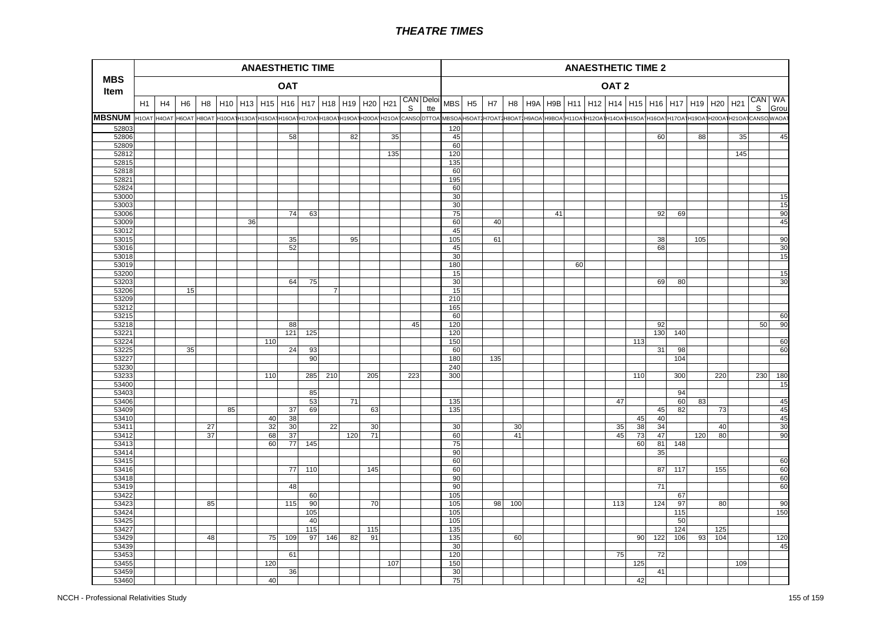# THEATRE TIMES

| MBS Item | ANAESTHETIC TIME | | | | | | | | | | | | | | | ANAESTHETIC TIME 2 | | | | | | | | | | | | | | | | |
|---|---|---|---|---|---|---|---|---|---|---|---|---|---|---|---|---|---|---|---|---|---|---|---|---|---|---|---|---|---|---|---|---|
| | OAT | | | | | | | | | | | | | | | OAT 2 | | | | | | | | | | | | | | | | |
| | H1 | H4 | H6 | H8 | H10 | H13 | H15 | H16 | H17 | H18 | H19 | H20 | H21 | CANS | Deloitte | MBS | H5 | H7 | H8 | H9A | H9B | H11 | H12 | H14 | H15 | H16 | H17 | H19 | H20 | H21 | CANS | WA Group |
| MBSNUM | H1OAT | H4OAT | H6OAT | H8OAT | H10OAT | H13OAT | H15OAT | H16OAT | H17OAT | H18OAT | H19OAT | H20OAT | H21OAT | CANSO | DTTOA | MBSOA | H5OAT2 | H7OAT2 | H8OAT2 | H9AOA | H9BOA | H11OAT | H12OAT | H14OAT | H15OAT | H16OAT | H17OAT | H19OAT | H20OAT | H21OAT | CANSO | WAOAT |
| 52803 | | | | | | | | | | | | | | | | 120 | | | | | | | | | | | | | | | | |
| 52806 | | | | | | | | 58 | | | 82 | | 35 | | | 45 | | | | | | | | | | 60 | | 88 | | 35 | | 45 |
| 52809 | | | | | | | | | | | | | | | | 60 | | | | | | | | | | | | | | | | |
| 52812 | | | | | | | | | | | | | 135 | | | 120 | | | | | | | | | | | | | | 145 | | |
| 52815 | | | | | | | | | | | | | | | | 135 | | | | | | | | | | | | | | | | |
| 52818 | | | | | | | | | | | | | | | | 60 | | | | | | | | | | | | | | | | |
| 52821 | | | | | | | | | | | | | | | | 195 | | | | | | | | | | | | | | | | |
| 52824 | | | | | | | | | | | | | | | | 60 | | | | | | | | | | | | | | | | |
| 53000 | | | | | | | | | | | | | | | | 30 | | | | | | | | | | | | | | | | 15 |
| 53003 | | | | | | | | | | | | | | | | 30 | | | | | | | | | | | | | | | | 15 |
| 53006 | | | | | | | | 74 | 63 | | | | | | | 75 | | | | | 41 | | | | | 92 | 69 | | | | | 90 |
| 53009 | | | | | | 36 | | | | | | | | | | 60 | | 40 | | | | | | | | | | | | | | 45 |
| 53012 | | | | | | | | | | | | | | | | 45 | | | | | | | | | | | | | | | | |
| 53015 | | | | | | | | 35 | | | 95 | | | | | 105 | | 61 | | | | | | | | 38 | | 105 | | | | 90 |
| 53016 | | | | | | | | 52 | | | | | | | | 45 | | | | | | | | | | 68 | | | | | | 30 |
| 53018 | | | | | | | | | | | | | | | | 30 | | | | | | | | | | | | | | | | 15 |
| 53019 | | | | | | | | | | | | | | | | 180 | | | | | | 60 | | | | | | | | | | |
| 53200 | | | | | | | | | | | | | | | | 15 | | | | | | | | | | | | | | | | 15 |
| 53203 | | | | | | | | 64 | 75 | | | | | | | 30 | | | | | | | | | | 69 | 80 | | | | | 30 |
| 53206 | | | 15 | | | | | | | 7 | | | | | | 15 | | | | | | | | | | | | | | | | |
| 53209 | | | | | | | | | | | | | | | | 210 | | | | | | | | | | | | | | | | |
| 53212 | | | | | | | | | | | | | | | | 165 | | | | | | | | | | | | | | | | |
| 53215 | | | | | | | | | | | | | | | | 60 | | | | | | | | | | | | | | | | 60 |
| 53218 | | | | | | | | 88 | | | | | | 45 | | 120 | | | | | | | | | | 92 | | | | | 50 | 90 |
| 53221 | | | | | | | | 121 | 125 | | | | | | | 120 | | | | | | | | | | 130 | 140 | | | | | |
| 53224 | | | | | | | 110 | | | | | | | | | 150 | | | | | | | | | 113 | | | | | | | 60 |
| 53225 | | | 35 | | | | | 24 | 93 | | | | | | | 60 | | | | | | | | | | 31 | 98 | | | | | 60 |
| 53227 | | | | | | | | | 90 | | | | | | | 180 | | 135 | | | | | | | | | 104 | | | | | |
| 53230 | | | | | | | | | | | | | | | | 240 | | | | | | | | | | | | | | | | |
| 53233 | | | | | | | 110 | | 285 | 210 | | 205 | | 223 | | 300 | | | | | | | | | 110 | | 300 | | 220 | | 230 | 180 |
| 53400 | | | | | | | | | | | | | | | | | | | | | | | | | | | | | | | | 15 |
| 53403 | | | | | | | | | 85 | | | | | | | | | | | | | | | | | | 94 | | | | | |
| 53406 | | | | | | | | | 53 | | 71 | | | | | 135 | | | | | | | | 47 | | | 60 | 83 | | | | 45 |
| 53409 | | | | | 85 | | | 37 | 69 | | | 63 | | | | 135 | | | | | | | | | | 45 | 82 | | 73 | | | 45 |
| 53410 | | | | | | | 40 | 38 | | | | | | | | | | | | | | | | | 45 | 40 | | | | | | 45 |
| 53411 | | | | 27 | | | 32 | 30 | | 22 | | 30 | | | | 30 | | | 30 | | | | | 35 | 38 | 34 | | | 40 | | | 30 |
| 53412 | | | | 37 | | | 68 | 37 | | | 120 | 71 | | | | 60 | | | 41 | | | | | 45 | 73 | 47 | | 120 | 80 | | | 90 |
| 53413 | | | | | | | 60 | 77 | 145 | | | | | | | 75 | | | | | | | | | 60 | 81 | 148 | | | | | |
| 53414 | | | | | | | | | | | | | | | | 90 | | | | | | | | | | 35 | | | | | | |
| 53415 | | | | | | | | | | | | | | | | 60 | | | | | | | | | | | | | | | | 60 |
| 53416 | | | | | | | | 77 | 110 | | | 145 | | | | 60 | | | | | | | | | | 87 | 117 | | 155 | | | 60 |
| 53418 | | | | | | | | | | | | | | | | 90 | | | | | | | | | | | | | | | | 60 |
| 53419 | | | | | | | | 48 | | | | | | | | 90 | | | | | | | | | | 71 | | | | | | 60 |
| 53422 | | | | | | | | | 60 | | | | | | | 105 | | | | | | | | | | | 67 | | | | | |
| 53423 | | | | 85 | | | | 115 | 90 | | | 70 | | | | 105 | | 98 | 100 | | | | | 113 | | 124 | 97 | | 80 | | | 90 |
| 53424 | | | | | | | | | 105 | | | | | | | 105 | | | | | | | | | | | 115 | | | | | 150 |
| 53425 | | | | | | | | | 40 | | | | | | | 105 | | | | | | | | | | | 50 | | | | | |
| 53427 | | | | | | | | | 115 | | | 115 | | | | 135 | | | | | | | | | | | 124 | | 125 | | | |
| 53429 | | | | 48 | | | 75 | 109 | 97 | 146 | 82 | 91 | | | | 135 | | | 60 | | | | | | 90 | 122 | 106 | 93 | 104 | | | 120 |
| 53439 | | | | | | | | | | | | | | | | 30 | | | | | | | | | | | | | | | | 45 |
| 53453 | | | | | | | | 61 | | | | | | | | 120 | | | | | | | | 75 | | 72 | | | | | | |
| 53455 | | | | | | | 120 | | | | | | 107 | | | 150 | | | | | | | | | 125 | | | | | 109 | | |
| 53459 | | | | | | | | 36 | | | | | | | | 30 | | | | | | | | | | 41 | | | | | | |
| 53460 | | | | | | | 40 | | | | | | | | | 75 | | | | | | | | | 42 | | | | | | | |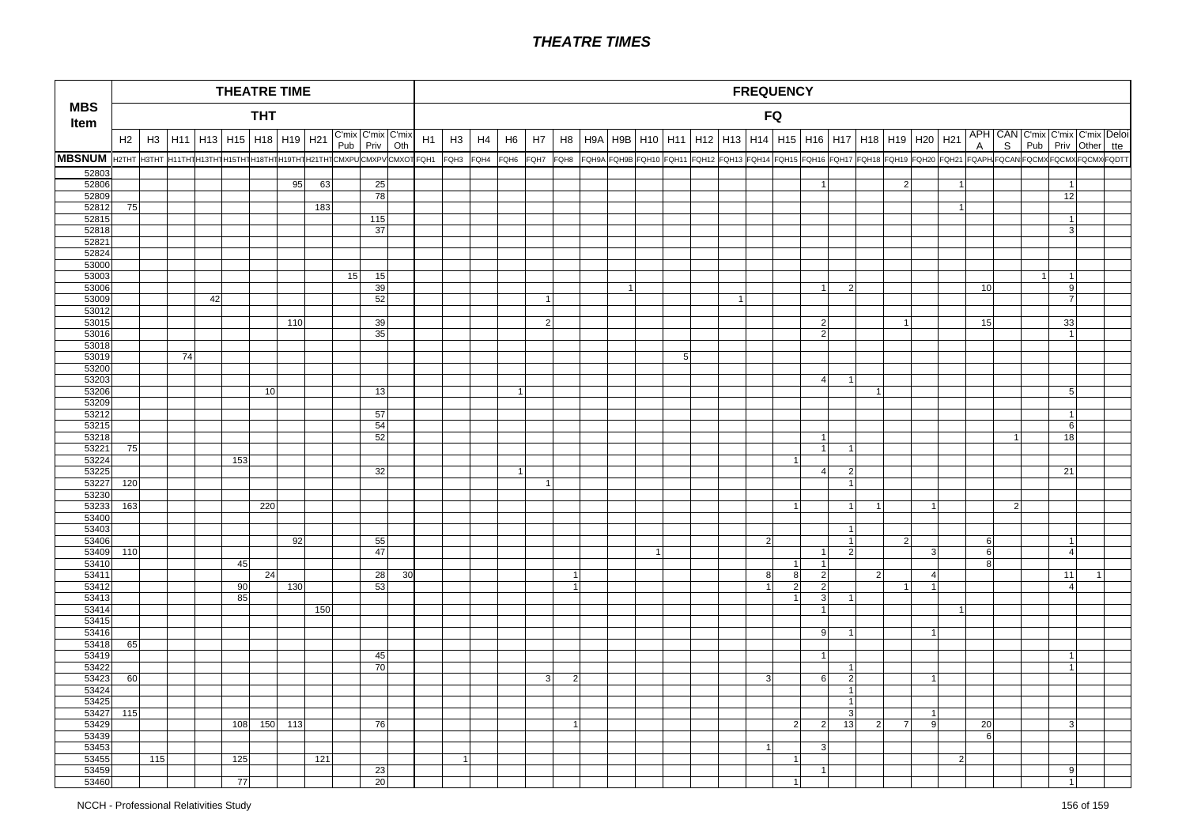# THEATRE TIMES

| MBS Item | THEATRE TIME | | | | | | | | | | | FREQUENCY | | | | | | | | | | | | | | | | | | | | | | | | | |
|---|---|---|---|---|---|---|---|---|---|---|---|---|---|---|---|---|---|---|---|---|---|---|---|---|---|---|---|---|---|---|---|---|---|---|---|---|---|
| | THT | | | | | | | | | | | FQ | | | | | | | | | | | | | | | | | | | | | | | | | |
| | H2 | H3 | H11 | H13 | H15 | H18 | H19 | H21 | C'mix Pub | C'mix Priv | C'mix Oth | H1 | H3 | H4 | H6 | H7 | H8 | H9A | H9B | H10 | H11 | H12 | H13 | H14 | H15 | H16 | H17 | H18 | H19 | H20 | H21 | APHA | CANS | C'mix Pub | C'mix Priv | C'mix Other | Deloitte |
| MBSNUM | H2THT | H3THT | H11THT | H13THT | H15THT | H18THT | H19THT | H21THT | CMXPU | CMXPV | CMXOT | FQH1 | FQH3 | FQH4 | FQH6 | FQH7 | FQH8 | FQH9A | FQH9B | FQH10 | FQH11 | FQH12 | FQH13 | FQH14 | FQH15 | FQH16 | FQH17 | FQH18 | FQH19 | FQH20 | FQH21 | FQAPHA | FQCANS | FQCMX | FQCMX | FQCMX | FQDTT |
| 52803 | | | | | | | | | | | | | | | | | | | | | | | | | | | | | | | | | | | | | |
| 52806 | | | | | | | 95 | 63 | | 25 | | | | | | | | | | | | | | | | 1 | | | 2 | | 1 | | | | 1 | | |
| 52809 | | | | | | | | | | 78 | | | | | | | | | | | | | | | | | | | | | | | | | 12 | | |
| 52812 | 75 | | | | | | | 183 | | | | | | | | | | | | | | | | | | | | | | | 1 | | | | | | |
| 52815 | | | | | | | | | | 115 | | | | | | | | | | | | | | | | | | | | | | | | | 1 | | |
| 52818 | | | | | | | | | | 37 | | | | | | | | | | | | | | | | | | | | | | | | | 3 | | |
| 52821 | | | | | | | | | | | | | | | | | | | | | | | | | | | | | | | | | | | | | |
| 52824 | | | | | | | | | | | | | | | | | | | | | | | | | | | | | | | | | | | | | |
| 53000 | | | | | | | | | | | | | | | | | | | | | | | | | | | | | | | | | | | | | |
| 53003 | | | | | | | | | 15 | 15 | | | | | | | | | | | | | | | | | | | | | | | | 1 | 1 | | |
| 53006 | | | | | | | | | | 39 | | | | | | | | | 1 | | | | | | | 1 | 2 | | | | | 10 | | | 9 | | |
| 53009 | | | | 42 | | | | | | 52 | | | | | | 1 | | | | | | | 1 | | | | | | | | | | | | 7 | | |
| 53012 | | | | | | | | | | | | | | | | | | | | | | | | | | | | | | | | | | | | | |
| 53015 | | | | | | | 110 | | | 39 | | | | | | 2 | | | | | | | | | | 2 | | | 1 | | | 15 | | | 33 | | |
| 53016 | | | | | | | | | | 35 | | | | | | | | | | | | | | | | 2 | | | | | | | | | 1 | | |
| 53018 | | | | | | | | | | | | | | | | | | | | | | | | | | | | | | | | | | | | | |
| 53019 | | | 74 | | | | | | | | | | | | | | | | | | 5 | | | | | | | | | | | | | | | | |
| 53200 | | | | | | | | | | | | | | | | | | | | | | | | | | | | | | | | | | | | | |
| 53203 | | | | | | | | | | | | | | | | | | | | | | | | | | 4 | 1 | | | | | | | | | | |
| 53206 | | | | | | 10 | | | | 13 | | | | | 1 | | | | | | | | | | | | | 1 | | | | | | | 5 | | |
| 53209 | | | | | | | | | | | | | | | | | | | | | | | | | | | | | | | | | | | | | |
| 53212 | | | | | | | | | | 57 | | | | | | | | | | | | | | | | | | | | | | | | | 1 | | |
| 53215 | | | | | | | | | | 54 | | | | | | | | | | | | | | | | | | | | | | | | | 6 | | |
| 53218 | | | | | | | | | | 52 | | | | | | | | | | | | | | | | 1 | | | | | | | 1 | | 18 | | |
| 53221 | 75 | | | | | | | | | | | | | | | | | | | | | | | | | 1 | 1 | | | | | | | | | | |
| 53224 | | | | | 153 | | | | | | | | | | | | | | | | | | | | 1 | | | | | | | | | | | | |
| 53225 | | | | | | | | | | 32 | | | | | 1 | | | | | | | | | | | 4 | 2 | | | | | | | | 21 | | |
| 53227 | 120 | | | | | | | | | | | | | | | 1 | | | | | | | | | | | 1 | | | | | | | | | | |
| 53230 | | | | | | | | | | | | | | | | | | | | | | | | | | | | | | | | | | | | | |
| 53233 | 163 | | | | | 220 | | | | | | | | | | | | | | | | | | | 1 | | 1 | 1 | | 1 | | | 2 | | | | |
| 53400 | | | | | | | | | | | | | | | | | | | | | | | | | | | | | | | | | | | | | |
| 53403 | | | | | | | | | | | | | | | | | | | | | | | | | | | 1 | | | | | | | | | | |
| 53406 | | | | | | | 92 | | | 55 | | | | | | | | | | | | | | 2 | | | 1 | | 2 | | | 6 | | | 1 | | |
| 53409 | 110 | | | | | | | | | 47 | | | | | | | | | | 1 | | | | | | 1 | 2 | | | 3 | | 6 | | | 4 | | |
| 53410 | | | | | 45 | | | | | | | | | | | | | | | | | | | | 1 | 1 | | | | | | 8 | | | | | |
| 53411 | | | | | | 24 | | | | 28 | 30 | | | | | | 1 | | | | | | | 8 | 8 | 2 | | 2 | | 4 | | | | | 11 | 1 | |
| 53412 | | | | | 90 | | 130 | | | 53 | | | | | | | 1 | | | | | | | 1 | 2 | 2 | | | 1 | 1 | | | | | 4 | | |
| 53413 | | | | | 85 | | | | | | | | | | | | | | | | | | | | 1 | 3 | 1 | | | | | | | | | | |
| 53414 | | | | | | | | 150 | | | | | | | | | | | | | | | | | | 1 | | | | | 1 | | | | | | |
| 53415 | | | | | | | | | | | | | | | | | | | | | | | | | | | | | | | | | | | | | |
| 53416 | | | | | | | | | | | | | | | | | | | | | | | | | | 9 | 1 | | | 1 | | | | | | | |
| 53418 | 65 | | | | | | | | | | | | | | | | | | | | | | | | | | | | | | | | | | | | |
| 53419 | | | | | | | | | | 45 | | | | | | | | | | | | | | | | 1 | | | | | | | | | 1 | | |
| 53422 | | | | | | | | | | 70 | | | | | | | | | | | | | | | | | 1 | | | | | | | | 1 | | |
| 53423 | 60 | | | | | | | | | | | | | | | 3 | 2 | | | | | | | 3 | | 6 | 2 | | | 1 | | | | | | | |
| 53424 | | | | | | | | | | | | | | | | | | | | | | | | | | | 1 | | | | | | | | | | |
| 53425 | | | | | | | | | | | | | | | | | | | | | | | | | | | 1 | | | | | | | | | | |
| 53427 | 115 | | | | | | | | | | | | | | | | | | | | | | | | | | 3 | | | 1 | | | | | | | |
| 53429 | | | | | 108 | 150 | 113 | | | 76 | | | | | | | 1 | | | | | | | | 2 | 2 | 13 | 2 | 7 | 9 | | 20 | | | 3 | | |
| 53439 | | | | | | | | | | | | | | | | | | | | | | | | | | | | | | | | 6 | | | | | |
| 53453 | | | | | | | | | | | | | | | | | | | | | | | | 1 | | 3 | | | | | | | | | | | |
| 53455 | | 115 | | | 125 | | | 121 | | | | | 1 | | | | | | | | | | | | 1 | | | | | | 2 | | | | | | |
| 53459 | | | | | | | | | | 23 | | | | | | | | | | | | | | | | 1 | | | | | | | | | 9 | | |
| 53460 | | | | | 77 | | | | | 20 | | | | | | | | | | | | | | | 1 | | | | | | | | | | 1 | | |

NCCH - Professional Relativities Study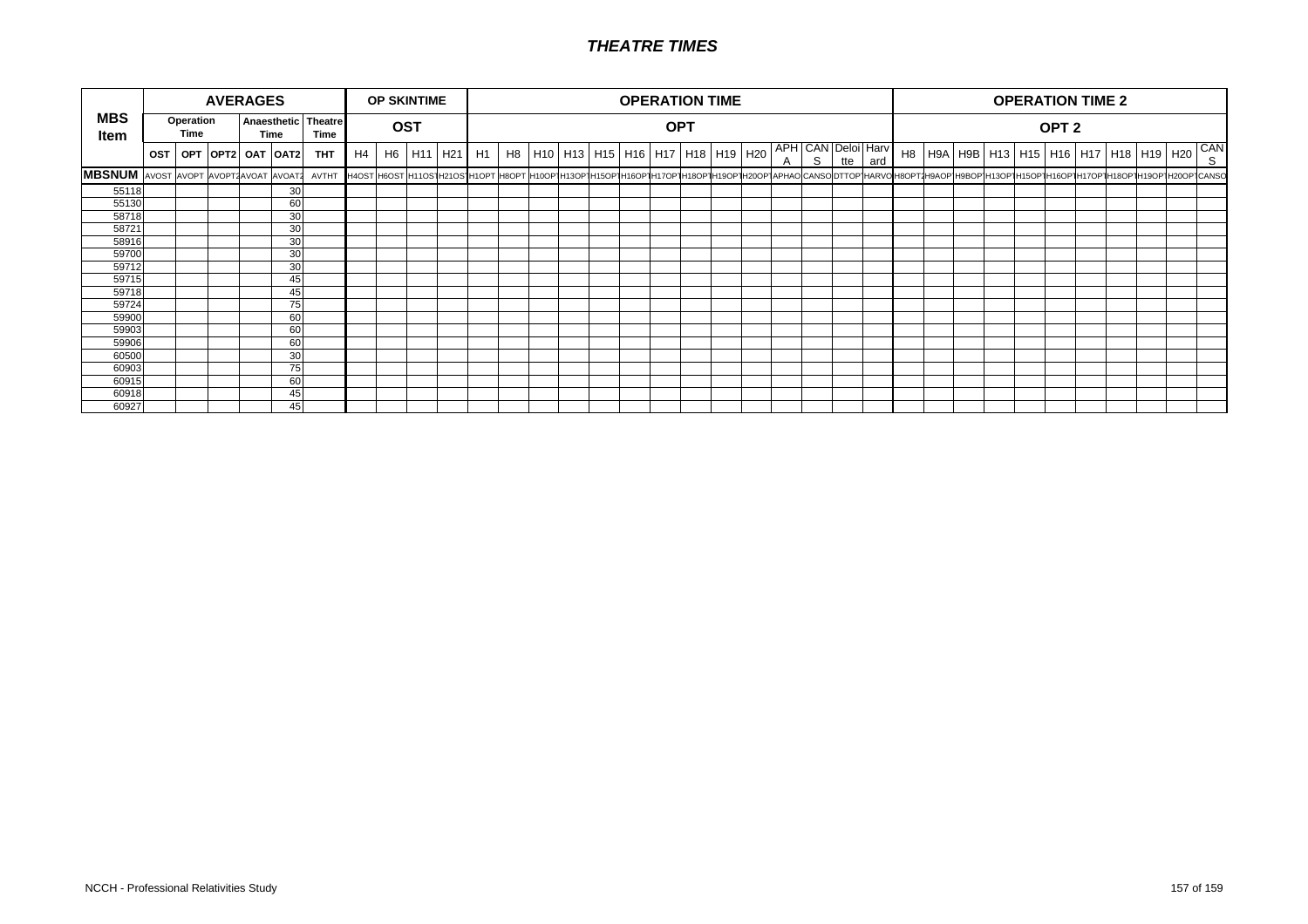# THEATRE TIMES

| MBS Item | AVERAGES | | | | | | OP SKINTIME | | | | OPERATION TIME | | | | | | | | | | | | | | OPERATION TIME 2 | | | | | | | | | | |
|---|---|---|---|---|---|---|---|---|---|---|---|---|---|---|---|---|---|---|---|---|---|---|---|---|---|---|---|---|---|---|---|---|---|---|---|
| | Operation Time | | | Anaesthetic Time | | Theatre Time | OST | | | | OPT | | | | | | | | | | | | | | OPT 2 | | | | | | | | | | |
| | OST | OPT | OPT2 | OAT | OAT2 | THT | H4 | H6 | H11 | H21 | H1 | H8 | H10 | H13 | H15 | H16 | H17 | H18 | H19 | H20 | APHA | CANS | Deloitte | Harvard | H8 | H9A | H9B | H13 | H15 | H16 | H17 | H18 | H19 | H20 | CANS |
| MBSNUM | AVOST | AVOPT | AVOPT2 | AVOAT | AVOAT2 | AVTHT | H4OST | H6OST | H11OST | H21OST | H1OPT | H8OPT | H10OPT | H13OPT | H15OPT | H16OPT | H17OPT | H18OPT | H19OPT | H20OPT | APHAO | CANSO | DTTOP | HARVO | H8OPT2 | H9AOP | H9BOP | H13OP | H15OP | H16OP | H17OP | H18OP | H19OP | H20OP | CANSO |
| 55118 | | | | | 30 | | | | | | | | | | | | | | | | | | | | | | | | | | | | | | |
| 55130 | | | | | 60 | | | | | | | | | | | | | | | | | | | | | | | | | | | | | | |
| 58718 | | | | | 30 | | | | | | | | | | | | | | | | | | | | | | | | | | | | | | |
| 58721 | | | | | 30 | | | | | | | | | | | | | | | | | | | | | | | | | | | | | | |
| 58916 | | | | | 30 | | | | | | | | | | | | | | | | | | | | | | | | | | | | | | |
| 59700 | | | | | 30 | | | | | | | | | | | | | | | | | | | | | | | | | | | | | | |
| 59712 | | | | | 30 | | | | | | | | | | | | | | | | | | | | | | | | | | | | | | |
| 59715 | | | | | 45 | | | | | | | | | | | | | | | | | | | | | | | | | | | | | | |
| 59718 | | | | | 45 | | | | | | | | | | | | | | | | | | | | | | | | | | | | | | |
| 59724 | | | | | 75 | | | | | | | | | | | | | | | | | | | | | | | | | | | | | | |
| 59900 | | | | | 60 | | | | | | | | | | | | | | | | | | | | | | | | | | | | | | |
| 59903 | | | | | 60 | | | | | | | | | | | | | | | | | | | | | | | | | | | | | | |
| 59906 | | | | | 60 | | | | | | | | | | | | | | | | | | | | | | | | | | | | | | |
| 60500 | | | | | 30 | | | | | | | | | | | | | | | | | | | | | | | | | | | | | | |
| 60903 | | | | | 75 | | | | | | | | | | | | | | | | | | | | | | | | | | | | | | |
| 60915 | | | | | 60 | | | | | | | | | | | | | | | | | | | | | | | | | | | | | | |
| 60918 | | | | | 45 | | | | | | | | | | | | | | | | | | | | | | | | | | | | | | |
| 60927 | | | | | 45 | | | | | | | | | | | | | | | | | | | | | | | | | | | | | | |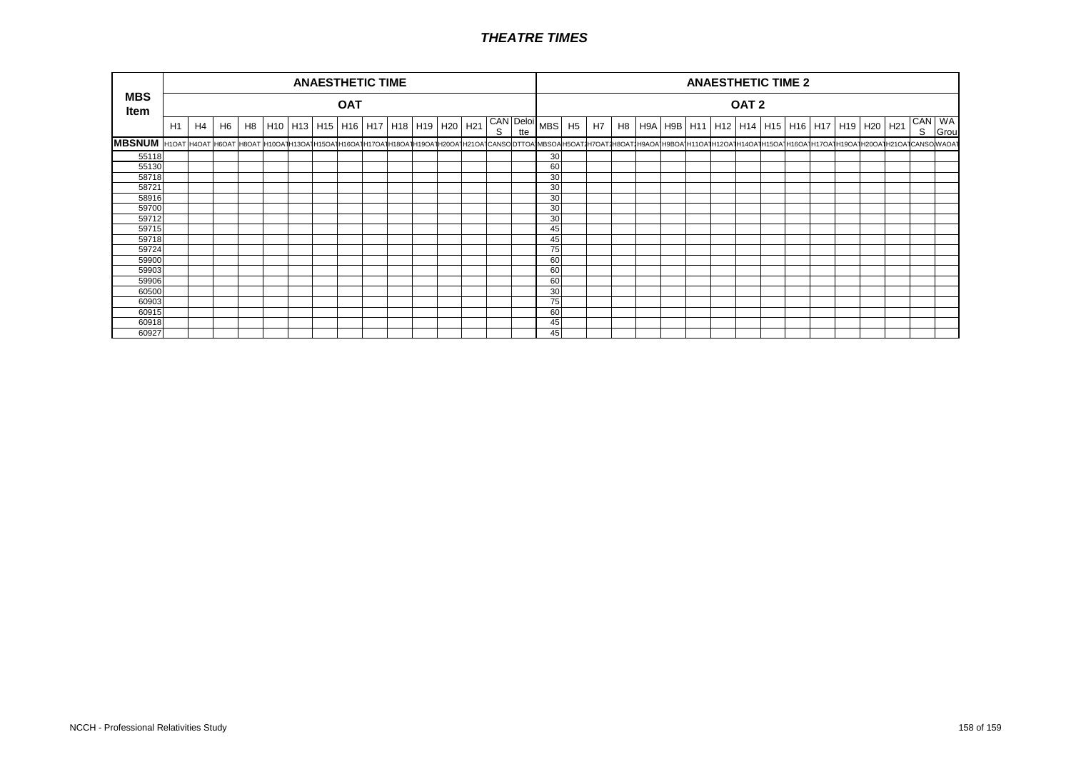# *THEATRE TIMES*

| MBS Item | ANAESTHETIC TIME | | | | | | | | | | | | | | | ANAESTHETIC TIME 2 | | | | | | | | | | | | | | | | |
|---|---|---|---|---|---|---|---|---|---|---|---|---|---|---|---|---|---|---|---|---|---|---|---|---|---|---|---|---|---|---|---|---|
| | OAT | | | | | | | | | | | | | | | OAT 2 | | | | | | | | | | | | | | | | |
| | H1 | H4 | H6 | H8 | H10 | H13 | H15 | H16 | H17 | H18 | H19 | H20 | H21 | CANS | Deloitte | MBS | H5 | H7 | H8 | H9A | H9B | H11 | H12 | H14 | H15 | H16 | H17 | H19 | H20 | H21 | CANS | WA Grou |
| **MBSNUM** | H1OAT | H4OAT | H6OAT | H8OAT | H10OA | H13OA | H15OA | H16OA | H17OA | H18OA | H19OA | H20OA | H21OA | CANSO | DTTOA | MBSOA | H5OAT2 | H7OAT2 | H8OAT2 | H9AOA | H9BOA | H11OA | H12OA | H14OA | H15OA | H16OA | H17OA | H19OA | H20OA | H21OA | CANSO | WAOA |
| 55118 | | | | | | | | | | | | | | | | 30 | | | | | | | | | | | | | | | | |
| 55130 | | | | | | | | | | | | | | | | 60 | | | | | | | | | | | | | | | | |
| 58718 | | | | | | | | | | | | | | | | 30 | | | | | | | | | | | | | | | | |
| 58721 | | | | | | | | | | | | | | | | 30 | | | | | | | | | | | | | | | | |
| 58916 | | | | | | | | | | | | | | | | 30 | | | | | | | | | | | | | | | | |
| 59700 | | | | | | | | | | | | | | | | 30 | | | | | | | | | | | | | | | | |
| 59712 | | | | | | | | | | | | | | | | 30 | | | | | | | | | | | | | | | | |
| 59715 | | | | | | | | | | | | | | | | 45 | | | | | | | | | | | | | | | | |
| 59718 | | | | | | | | | | | | | | | | 45 | | | | | | | | | | | | | | | | |
| 59724 | | | | | | | | | | | | | | | | 75 | | | | | | | | | | | | | | | | |
| 59900 | | | | | | | | | | | | | | | | 60 | | | | | | | | | | | | | | | | |
| 59903 | | | | | | | | | | | | | | | | 60 | | | | | | | | | | | | | | | | |
| 59906 | | | | | | | | | | | | | | | | 60 | | | | | | | | | | | | | | | | |
| 60500 | | | | | | | | | | | | | | | | 30 | | | | | | | | | | | | | | | | |
| 60903 | | | | | | | | | | | | | | | | 75 | | | | | | | | | | | | | | | | |
| 60915 | | | | | | | | | | | | | | | | 60 | | | | | | | | | | | | | | | | |
| 60918 | | | | | | | | | | | | | | | | 45 | | | | | | | | | | | | | | | | |
| 60927 | | | | | | | | | | | | | | | | 45 | | | | | | | | | | | | | | | | |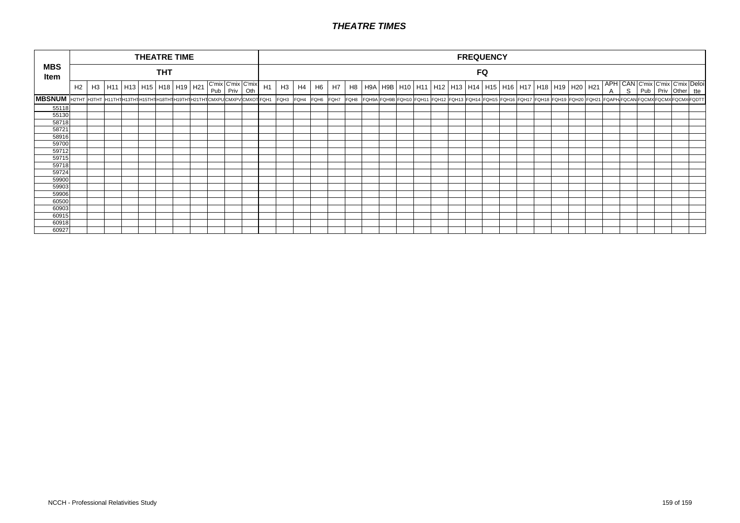# THEATRE TIMES

| MBS Item | THEATRE TIME | | | | | | | | | | | FREQUENCY | | | | | | | | | | | | | | | | | | | | | | | | | | | | |
|---|---|---|---|---|---|---|---|---|---|---|---|---|---|---|---|---|---|---|---|---|---|---|---|---|---|---|---|---|---|---|---|---|---|---|---|---|---|---|---|---|
| | THT | | | | | | | | | | | FQ | | | | | | | | | | | | | | | | | | | | | | | | | | | | |
| | H2 | H3 | H11 | H13 | H15 | H18 | H19 | H21 | C'mix Pub | C'mix Priv | C'mix Oth | H1 | H3 | H4 | H6 | H7 | H8 | H9A | H9B | H10 | H11 | H12 | H13 | H14 | H15 | H16 | H17 | H18 | H19 | H20 | H21 | APHA | CANS | C'mix Pub | C'mix Priv | C'mix Other | Deloitte |
| **MBSNUM** | H2THT | H3THT | H11THT | H13THT | H15THT | H18THT | H19THT | H21THT | CMXPU | CMXPV | CMXOT | FQH1 | FQH3 | FQH4 | FQH6 | FQH7 | FQH8 | FQH9A | FQH9B | FQH10 | FQH11 | FQH12 | FQH13 | FQH14 | FQH15 | FQH16 | FQH17 | FQH18 | FQH19 | FQH20 | FQH21 | FQAPHA | FQCANS | FQCMX | FQCMX | FQCMX | FQDTT |
| 55118 | | | | | | | | | | | | | | | | | | | | | | | | | | | | | | | | | | | | | |
| 55130 | | | | | | | | | | | | | | | | | | | | | | | | | | | | | | | | | | | | | |
| 58718 | | | | | | | | | | | | | | | | | | | | | | | | | | | | | | | | | | | | | |
| 58721 | | | | | | | | | | | | | | | | | | | | | | | | | | | | | | | | | | | | | |
| 58916 | | | | | | | | | | | | | | | | | | | | | | | | | | | | | | | | | | | | | |
| 59700 | | | | | | | | | | | | | | | | | | | | | | | | | | | | | | | | | | | | | |
| 59712 | | | | | | | | | | | | | | | | | | | | | | | | | | | | | | | | | | | | | |
| 59715 | | | | | | | | | | | | | | | | | | | | | | | | | | | | | | | | | | | | | |
| 59718 | | | | | | | | | | | | | | | | | | | | | | | | | | | | | | | | | | | | | |
| 59724 | | | | | | | | | | | | | | | | | | | | | | | | | | | | | | | | | | | | | |
| 59900 | | | | | | | | | | | | | | | | | | | | | | | | | | | | | | | | | | | | | |
| 59903 | | | | | | | | | | | | | | | | | | | | | | | | | | | | | | | | | | | | | |
| 59906 | | | | | | | | | | | | | | | | | | | | | | | | | | | | | | | | | | | | | |
| 60500 | | | | | | | | | | | | | | | | | | | | | | | | | | | | | | | | | | | | | |
| 60903 | | | | | | | | | | | | | | | | | | | | | | | | | | | | | | | | | | | | | |
| 60915 | | | | | | | | | | | | | | | | | | | | | | | | | | | | | | | | | | | | | |
| 60918 | | | | | | | | | | | | | | | | | | | | | | | | | | | | | | | | | | | | | |
| 60927 | | | | | | | | | | | | | | | | | | | | | | | | | | | | | | | | | | | | | |